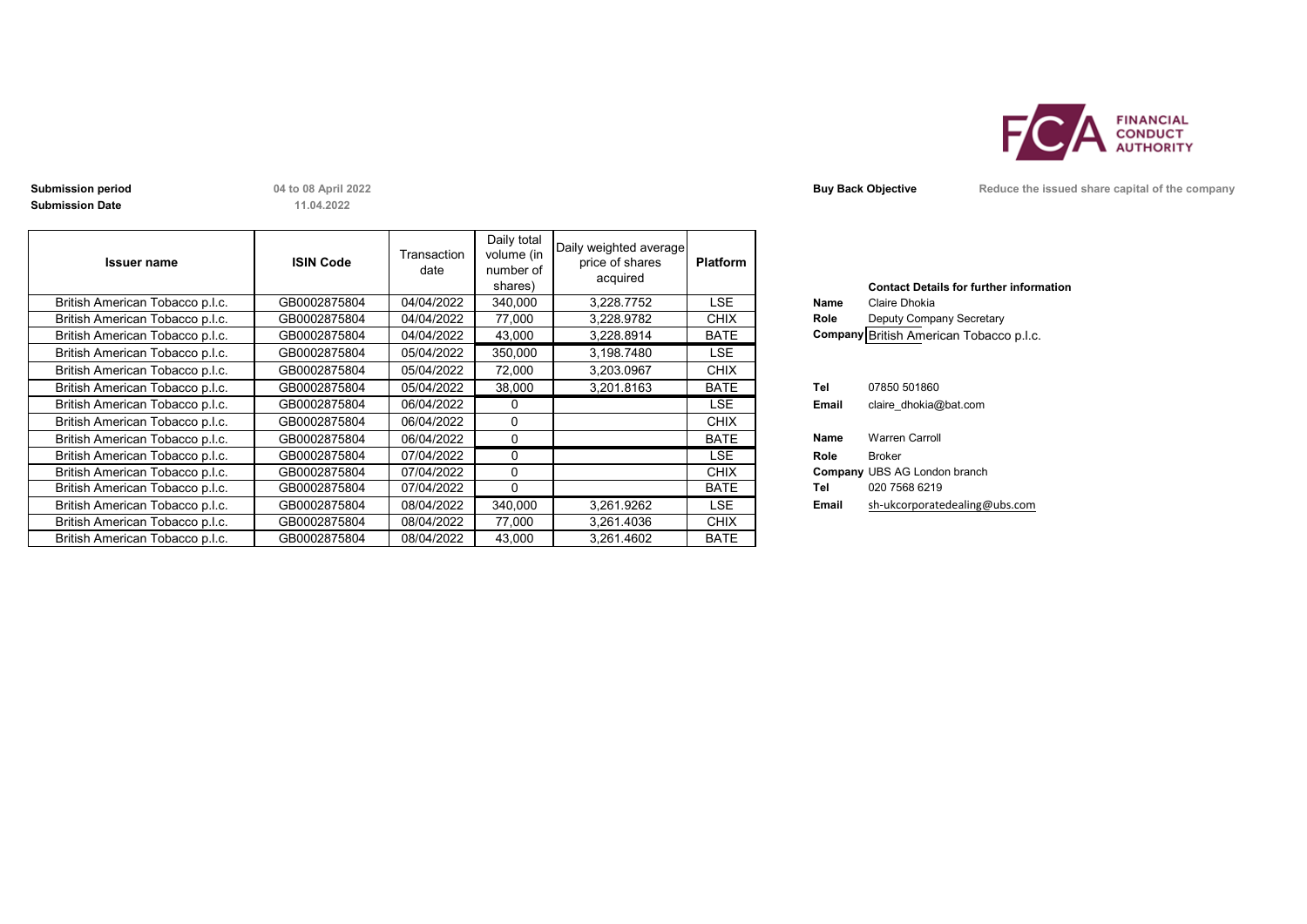**Submission period** 04 to 08 April 2022

**Submission Date** 11.04.2022

**Buy Back Objective** Reduce the issued share capital of the company

| Issuer name | ISIN Code | Transaction date | Daily total volume (in number of shares) | Daily weighted average price of shares acquired | Platform |
|---|---|---|---|---|---|
| British American Tobacco p.l.c. | GB0002875804 | 04/04/2022 | 340,000 | 3,228.7752 | LSE |
| British American Tobacco p.l.c. | GB0002875804 | 04/04/2022 | 77,000 | 3,228.9782 | CHIX |
| British American Tobacco p.l.c. | GB0002875804 | 04/04/2022 | 43,000 | 3,228.8914 | BATE |
| British American Tobacco p.l.c. | GB0002875804 | 05/04/2022 | 350,000 | 3,198.7480 | LSE |
| British American Tobacco p.l.c. | GB0002875804 | 05/04/2022 | 72,000 | 3,203.0967 | CHIX |
| British American Tobacco p.l.c. | GB0002875804 | 05/04/2022 | 38,000 | 3,201.8163 | BATE |
| British American Tobacco p.l.c. | GB0002875804 | 06/04/2022 | 0 | | LSE |
| British American Tobacco p.l.c. | GB0002875804 | 06/04/2022 | 0 | | CHIX |
| British American Tobacco p.l.c. | GB0002875804 | 06/04/2022 | 0 | | BATE |
| British American Tobacco p.l.c. | GB0002875804 | 07/04/2022 | 0 | | LSE |
| British American Tobacco p.l.c. | GB0002875804 | 07/04/2022 | 0 | | CHIX |
| British American Tobacco p.l.c. | GB0002875804 | 07/04/2022 | 0 | | BATE |
| British American Tobacco p.l.c. | GB0002875804 | 08/04/2022 | 340,000 | 3,261.9262 | LSE |
| British American Tobacco p.l.c. | GB0002875804 | 08/04/2022 | 77,000 | 3,261.4036 | CHIX |
| British American Tobacco p.l.c. | GB0002875804 | 08/04/2022 | 43,000 | 3,261.4602 | BATE |

**Contact Details for further information**

**Name** Claire Dhokia
**Role** Deputy Company Secretary
**Company** British American Tobacco p.l.c.

**Tel** 07850 501860
**Email** claire_dhokia@bat.com

**Name** Warren Carroll
**Role** Broker
**Company** UBS AG London branch
**Tel** 020 7568 6219
**Email** sh-ukcorporatedealing@ubs.com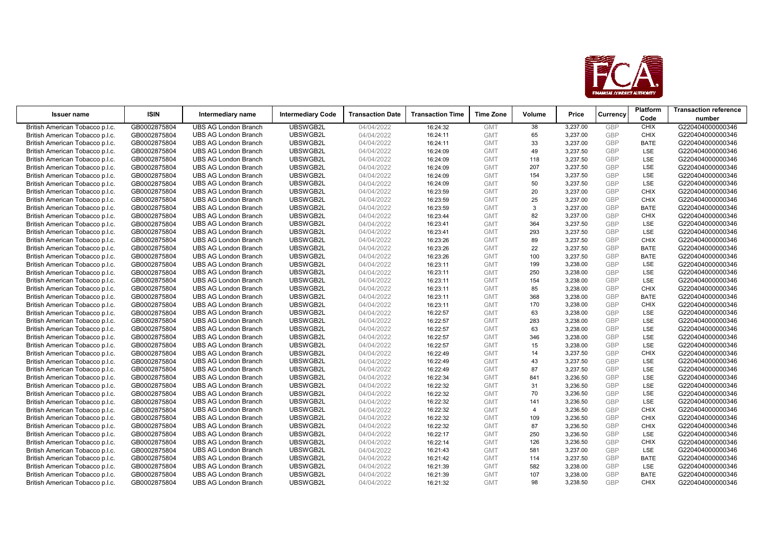| Issuer name | ISIN | Intermediary name | Intermediary Code | Transaction Date | Transaction Time | Time Zone | Volume | Price | Currency | Platform Code | Transaction reference number |
|---|---|---|---|---|---|---|---|---|---|---|---|
| British American Tobacco p.l.c. | GB0002875804 | UBS AG London Branch | UBSWGB2L | 04/04/2022 | 16:24:32 | GMT | 38 | 3,237.00 | GBP | CHIX | G220404000000346 |
| British American Tobacco p.l.c. | GB0002875804 | UBS AG London Branch | UBSWGB2L | 04/04/2022 | 16:24:11 | GMT | 65 | 3,237.00 | GBP | CHIX | G220404000000346 |
| British American Tobacco p.l.c. | GB0002875804 | UBS AG London Branch | UBSWGB2L | 04/04/2022 | 16:24:11 | GMT | 33 | 3,237.00 | GBP | BATE | G220404000000346 |
| British American Tobacco p.l.c. | GB0002875804 | UBS AG London Branch | UBSWGB2L | 04/04/2022 | 16:24:09 | GMT | 49 | 3,237.50 | GBP | LSE | G220404000000346 |
| British American Tobacco p.l.c. | GB0002875804 | UBS AG London Branch | UBSWGB2L | 04/04/2022 | 16:24:09 | GMT | 118 | 3,237.50 | GBP | LSE | G220404000000346 |
| British American Tobacco p.l.c. | GB0002875804 | UBS AG London Branch | UBSWGB2L | 04/04/2022 | 16:24:09 | GMT | 207 | 3,237.50 | GBP | LSE | G220404000000346 |
| British American Tobacco p.l.c. | GB0002875804 | UBS AG London Branch | UBSWGB2L | 04/04/2022 | 16:24:09 | GMT | 154 | 3,237.50 | GBP | LSE | G220404000000346 |
| British American Tobacco p.l.c. | GB0002875804 | UBS AG London Branch | UBSWGB2L | 04/04/2022 | 16:24:09 | GMT | 50 | 3,237.50 | GBP | LSE | G220404000000346 |
| British American Tobacco p.l.c. | GB0002875804 | UBS AG London Branch | UBSWGB2L | 04/04/2022 | 16:23:59 | GMT | 20 | 3,237.00 | GBP | CHIX | G220404000000346 |
| British American Tobacco p.l.c. | GB0002875804 | UBS AG London Branch | UBSWGB2L | 04/04/2022 | 16:23:59 | GMT | 25 | 3,237.00 | GBP | CHIX | G220404000000346 |
| British American Tobacco p.l.c. | GB0002875804 | UBS AG London Branch | UBSWGB2L | 04/04/2022 | 16:23:59 | GMT | 3 | 3,237.00 | GBP | BATE | G220404000000346 |
| British American Tobacco p.l.c. | GB0002875804 | UBS AG London Branch | UBSWGB2L | 04/04/2022 | 16:23:44 | GMT | 82 | 3,237.00 | GBP | CHIX | G220404000000346 |
| British American Tobacco p.l.c. | GB0002875804 | UBS AG London Branch | UBSWGB2L | 04/04/2022 | 16:23:41 | GMT | 364 | 3,237.50 | GBP | LSE | G220404000000346 |
| British American Tobacco p.l.c. | GB0002875804 | UBS AG London Branch | UBSWGB2L | 04/04/2022 | 16:23:41 | GMT | 293 | 3,237.50 | GBP | LSE | G220404000000346 |
| British American Tobacco p.l.c. | GB0002875804 | UBS AG London Branch | UBSWGB2L | 04/04/2022 | 16:23:26 | GMT | 89 | 3,237.50 | GBP | CHIX | G220404000000346 |
| British American Tobacco p.l.c. | GB0002875804 | UBS AG London Branch | UBSWGB2L | 04/04/2022 | 16:23:26 | GMT | 22 | 3,237.50 | GBP | BATE | G220404000000346 |
| British American Tobacco p.l.c. | GB0002875804 | UBS AG London Branch | UBSWGB2L | 04/04/2022 | 16:23:26 | GMT | 100 | 3,237.50 | GBP | BATE | G220404000000346 |
| British American Tobacco p.l.c. | GB0002875804 | UBS AG London Branch | UBSWGB2L | 04/04/2022 | 16:23:11 | GMT | 199 | 3,238.00 | GBP | LSE | G220404000000346 |
| British American Tobacco p.l.c. | GB0002875804 | UBS AG London Branch | UBSWGB2L | 04/04/2022 | 16:23:11 | GMT | 250 | 3,238.00 | GBP | LSE | G220404000000346 |
| British American Tobacco p.l.c. | GB0002875804 | UBS AG London Branch | UBSWGB2L | 04/04/2022 | 16:23:11 | GMT | 154 | 3,238.00 | GBP | LSE | G220404000000346 |
| British American Tobacco p.l.c. | GB0002875804 | UBS AG London Branch | UBSWGB2L | 04/04/2022 | 16:23:11 | GMT | 85 | 3,238.00 | GBP | CHIX | G220404000000346 |
| British American Tobacco p.l.c. | GB0002875804 | UBS AG London Branch | UBSWGB2L | 04/04/2022 | 16:23:11 | GMT | 368 | 3,238.00 | GBP | BATE | G220404000000346 |
| British American Tobacco p.l.c. | GB0002875804 | UBS AG London Branch | UBSWGB2L | 04/04/2022 | 16:23:11 | GMT | 170 | 3,238.00 | GBP | CHIX | G220404000000346 |
| British American Tobacco p.l.c. | GB0002875804 | UBS AG London Branch | UBSWGB2L | 04/04/2022 | 16:22:57 | GMT | 63 | 3,238.00 | GBP | LSE | G220404000000346 |
| British American Tobacco p.l.c. | GB0002875804 | UBS AG London Branch | UBSWGB2L | 04/04/2022 | 16:22:57 | GMT | 283 | 3,238.00 | GBP | LSE | G220404000000346 |
| British American Tobacco p.l.c. | GB0002875804 | UBS AG London Branch | UBSWGB2L | 04/04/2022 | 16:22:57 | GMT | 63 | 3,238.00 | GBP | LSE | G220404000000346 |
| British American Tobacco p.l.c. | GB0002875804 | UBS AG London Branch | UBSWGB2L | 04/04/2022 | 16:22:57 | GMT | 346 | 3,238.00 | GBP | LSE | G220404000000346 |
| British American Tobacco p.l.c. | GB0002875804 | UBS AG London Branch | UBSWGB2L | 04/04/2022 | 16:22:57 | GMT | 15 | 3,238.00 | GBP | LSE | G220404000000346 |
| British American Tobacco p.l.c. | GB0002875804 | UBS AG London Branch | UBSWGB2L | 04/04/2022 | 16:22:49 | GMT | 14 | 3,237.50 | GBP | CHIX | G220404000000346 |
| British American Tobacco p.l.c. | GB0002875804 | UBS AG London Branch | UBSWGB2L | 04/04/2022 | 16:22:49 | GMT | 43 | 3,237.50 | GBP | LSE | G220404000000346 |
| British American Tobacco p.l.c. | GB0002875804 | UBS AG London Branch | UBSWGB2L | 04/04/2022 | 16:22:49 | GMT | 87 | 3,237.50 | GBP | LSE | G220404000000346 |
| British American Tobacco p.l.c. | GB0002875804 | UBS AG London Branch | UBSWGB2L | 04/04/2022 | 16:22:34 | GMT | 841 | 3,236.50 | GBP | LSE | G220404000000346 |
| British American Tobacco p.l.c. | GB0002875804 | UBS AG London Branch | UBSWGB2L | 04/04/2022 | 16:22:32 | GMT | 31 | 3,236.50 | GBP | LSE | G220404000000346 |
| British American Tobacco p.l.c. | GB0002875804 | UBS AG London Branch | UBSWGB2L | 04/04/2022 | 16:22:32 | GMT | 70 | 3,236.50 | GBP | LSE | G220404000000346 |
| British American Tobacco p.l.c. | GB0002875804 | UBS AG London Branch | UBSWGB2L | 04/04/2022 | 16:22:32 | GMT | 141 | 3,236.50 | GBP | LSE | G220404000000346 |
| British American Tobacco p.l.c. | GB0002875804 | UBS AG London Branch | UBSWGB2L | 04/04/2022 | 16:22:32 | GMT | 4 | 3,236.50 | GBP | CHIX | G220404000000346 |
| British American Tobacco p.l.c. | GB0002875804 | UBS AG London Branch | UBSWGB2L | 04/04/2022 | 16:22:32 | GMT | 109 | 3,236.50 | GBP | CHIX | G220404000000346 |
| British American Tobacco p.l.c. | GB0002875804 | UBS AG London Branch | UBSWGB2L | 04/04/2022 | 16:22:32 | GMT | 87 | 3,236.50 | GBP | CHIX | G220404000000346 |
| British American Tobacco p.l.c. | GB0002875804 | UBS AG London Branch | UBSWGB2L | 04/04/2022 | 16:22:17 | GMT | 250 | 3,236.50 | GBP | LSE | G220404000000346 |
| British American Tobacco p.l.c. | GB0002875804 | UBS AG London Branch | UBSWGB2L | 04/04/2022 | 16:22:14 | GMT | 126 | 3,236.50 | GBP | CHIX | G220404000000346 |
| British American Tobacco p.l.c. | GB0002875804 | UBS AG London Branch | UBSWGB2L | 04/04/2022 | 16:21:43 | GMT | 581 | 3,237.00 | GBP | LSE | G220404000000346 |
| British American Tobacco p.l.c. | GB0002875804 | UBS AG London Branch | UBSWGB2L | 04/04/2022 | 16:21:42 | GMT | 114 | 3,237.50 | GBP | BATE | G220404000000346 |
| British American Tobacco p.l.c. | GB0002875804 | UBS AG London Branch | UBSWGB2L | 04/04/2022 | 16:21:39 | GMT | 582 | 3,238.00 | GBP | LSE | G220404000000346 |
| British American Tobacco p.l.c. | GB0002875804 | UBS AG London Branch | UBSWGB2L | 04/04/2022 | 16:21:39 | GMT | 107 | 3,238.00 | GBP | BATE | G220404000000346 |
| British American Tobacco p.l.c. | GB0002875804 | UBS AG London Branch | UBSWGB2L | 04/04/2022 | 16:21:32 | GMT | 98 | 3,238.50 | GBP | CHIX | G220404000000346 |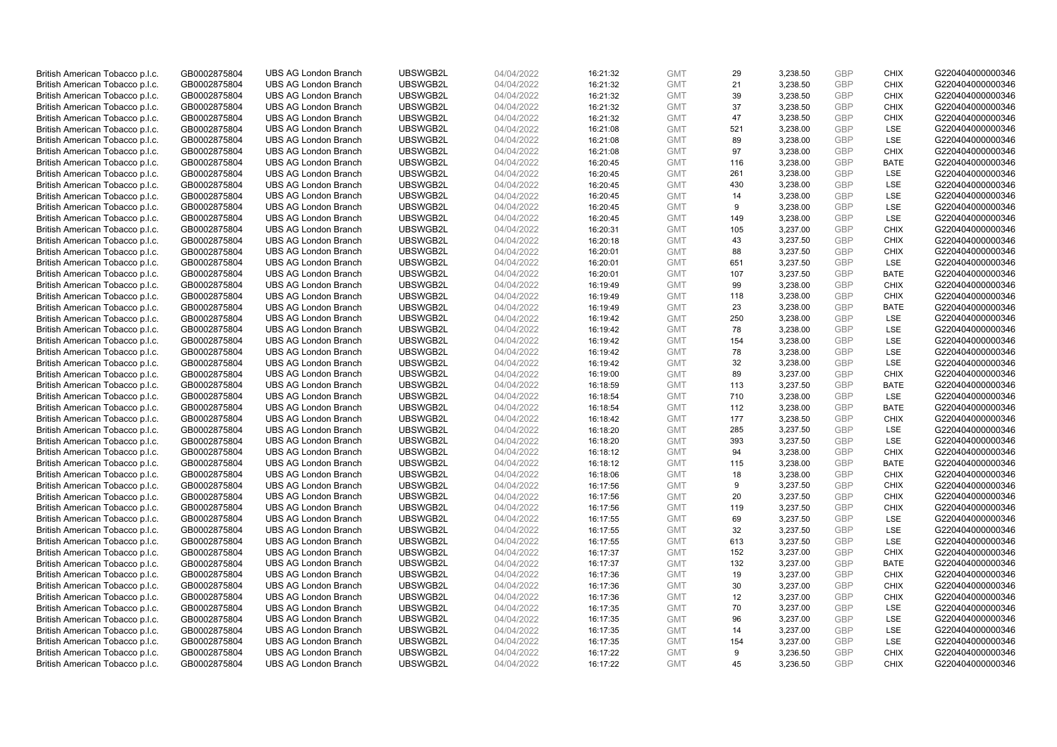| British American Tobacco p.l.c. | GB0002875804 | UBS AG London Branch | UBSWGB2L | 04/04/2022 | 16:21:32 | GMT | 29 | 3,238.50 | GBP | CHIX | G220404000000346 |
|---|---|---|---|---|---|---|---|---|---|---|---|
| British American Tobacco p.l.c. | GB0002875804 | UBS AG London Branch | UBSWGB2L | 04/04/2022 | 16:21:32 | GMT | 21 | 3,238.50 | GBP | CHIX | G220404000000346 |
| British American Tobacco p.l.c. | GB0002875804 | UBS AG London Branch | UBSWGB2L | 04/04/2022 | 16:21:32 | GMT | 39 | 3,238.50 | GBP | CHIX | G220404000000346 |
| British American Tobacco p.l.c. | GB0002875804 | UBS AG London Branch | UBSWGB2L | 04/04/2022 | 16:21:32 | GMT | 37 | 3,238.50 | GBP | CHIX | G220404000000346 |
| British American Tobacco p.l.c. | GB0002875804 | UBS AG London Branch | UBSWGB2L | 04/04/2022 | 16:21:32 | GMT | 47 | 3,238.50 | GBP | CHIX | G220404000000346 |
| British American Tobacco p.l.c. | GB0002875804 | UBS AG London Branch | UBSWGB2L | 04/04/2022 | 16:21:08 | GMT | 521 | 3,238.00 | GBP | LSE | G220404000000346 |
| British American Tobacco p.l.c. | GB0002875804 | UBS AG London Branch | UBSWGB2L | 04/04/2022 | 16:21:08 | GMT | 89 | 3,238.00 | GBP | LSE | G220404000000346 |
| British American Tobacco p.l.c. | GB0002875804 | UBS AG London Branch | UBSWGB2L | 04/04/2022 | 16:21:08 | GMT | 97 | 3,238.00 | GBP | CHIX | G220404000000346 |
| British American Tobacco p.l.c. | GB0002875804 | UBS AG London Branch | UBSWGB2L | 04/04/2022 | 16:20:45 | GMT | 116 | 3,238.00 | GBP | BATE | G220404000000346 |
| British American Tobacco p.l.c. | GB0002875804 | UBS AG London Branch | UBSWGB2L | 04/04/2022 | 16:20:45 | GMT | 261 | 3,238.00 | GBP | LSE | G220404000000346 |
| British American Tobacco p.l.c. | GB0002875804 | UBS AG London Branch | UBSWGB2L | 04/04/2022 | 16:20:45 | GMT | 430 | 3,238.00 | GBP | LSE | G220404000000346 |
| British American Tobacco p.l.c. | GB0002875804 | UBS AG London Branch | UBSWGB2L | 04/04/2022 | 16:20:45 | GMT | 14 | 3,238.00 | GBP | LSE | G220404000000346 |
| British American Tobacco p.l.c. | GB0002875804 | UBS AG London Branch | UBSWGB2L | 04/04/2022 | 16:20:45 | GMT | 9 | 3,238.00 | GBP | LSE | G220404000000346 |
| British American Tobacco p.l.c. | GB0002875804 | UBS AG London Branch | UBSWGB2L | 04/04/2022 | 16:20:45 | GMT | 149 | 3,238.00 | GBP | LSE | G220404000000346 |
| British American Tobacco p.l.c. | GB0002875804 | UBS AG London Branch | UBSWGB2L | 04/04/2022 | 16:20:31 | GMT | 105 | 3,237.00 | GBP | CHIX | G220404000000346 |
| British American Tobacco p.l.c. | GB0002875804 | UBS AG London Branch | UBSWGB2L | 04/04/2022 | 16:20:18 | GMT | 43 | 3,237.50 | GBP | CHIX | G220404000000346 |
| British American Tobacco p.l.c. | GB0002875804 | UBS AG London Branch | UBSWGB2L | 04/04/2022 | 16:20:01 | GMT | 88 | 3,237.50 | GBP | CHIX | G220404000000346 |
| British American Tobacco p.l.c. | GB0002875804 | UBS AG London Branch | UBSWGB2L | 04/04/2022 | 16:20:01 | GMT | 651 | 3,237.50 | GBP | LSE | G220404000000346 |
| British American Tobacco p.l.c. | GB0002875804 | UBS AG London Branch | UBSWGB2L | 04/04/2022 | 16:20:01 | GMT | 107 | 3,237.50 | GBP | BATE | G220404000000346 |
| British American Tobacco p.l.c. | GB0002875804 | UBS AG London Branch | UBSWGB2L | 04/04/2022 | 16:19:49 | GMT | 99 | 3,238.00 | GBP | CHIX | G220404000000346 |
| British American Tobacco p.l.c. | GB0002875804 | UBS AG London Branch | UBSWGB2L | 04/04/2022 | 16:19:49 | GMT | 118 | 3,238.00 | GBP | CHIX | G220404000000346 |
| British American Tobacco p.l.c. | GB0002875804 | UBS AG London Branch | UBSWGB2L | 04/04/2022 | 16:19:49 | GMT | 23 | 3,238.00 | GBP | BATE | G220404000000346 |
| British American Tobacco p.l.c. | GB0002875804 | UBS AG London Branch | UBSWGB2L | 04/04/2022 | 16:19:42 | GMT | 250 | 3,238.00 | GBP | LSE | G220404000000346 |
| British American Tobacco p.l.c. | GB0002875804 | UBS AG London Branch | UBSWGB2L | 04/04/2022 | 16:19:42 | GMT | 78 | 3,238.00 | GBP | LSE | G220404000000346 |
| British American Tobacco p.l.c. | GB0002875804 | UBS AG London Branch | UBSWGB2L | 04/04/2022 | 16:19:42 | GMT | 154 | 3,238.00 | GBP | LSE | G220404000000346 |
| British American Tobacco p.l.c. | GB0002875804 | UBS AG London Branch | UBSWGB2L | 04/04/2022 | 16:19:42 | GMT | 78 | 3,238.00 | GBP | LSE | G220404000000346 |
| British American Tobacco p.l.c. | GB0002875804 | UBS AG London Branch | UBSWGB2L | 04/04/2022 | 16:19:42 | GMT | 32 | 3,238.00 | GBP | LSE | G220404000000346 |
| British American Tobacco p.l.c. | GB0002875804 | UBS AG London Branch | UBSWGB2L | 04/04/2022 | 16:19:00 | GMT | 89 | 3,237.00 | GBP | CHIX | G220404000000346 |
| British American Tobacco p.l.c. | GB0002875804 | UBS AG London Branch | UBSWGB2L | 04/04/2022 | 16:18:59 | GMT | 113 | 3,237.50 | GBP | BATE | G220404000000346 |
| British American Tobacco p.l.c. | GB0002875804 | UBS AG London Branch | UBSWGB2L | 04/04/2022 | 16:18:54 | GMT | 710 | 3,238.00 | GBP | LSE | G220404000000346 |
| British American Tobacco p.l.c. | GB0002875804 | UBS AG London Branch | UBSWGB2L | 04/04/2022 | 16:18:54 | GMT | 112 | 3,238.00 | GBP | BATE | G220404000000346 |
| British American Tobacco p.l.c. | GB0002875804 | UBS AG London Branch | UBSWGB2L | 04/04/2022 | 16:18:42 | GMT | 177 | 3,238.50 | GBP | CHIX | G220404000000346 |
| British American Tobacco p.l.c. | GB0002875804 | UBS AG London Branch | UBSWGB2L | 04/04/2022 | 16:18:20 | GMT | 285 | 3,237.50 | GBP | LSE | G220404000000346 |
| British American Tobacco p.l.c. | GB0002875804 | UBS AG London Branch | UBSWGB2L | 04/04/2022 | 16:18:20 | GMT | 393 | 3,237.50 | GBP | LSE | G220404000000346 |
| British American Tobacco p.l.c. | GB0002875804 | UBS AG London Branch | UBSWGB2L | 04/04/2022 | 16:18:12 | GMT | 94 | 3,238.00 | GBP | CHIX | G220404000000346 |
| British American Tobacco p.l.c. | GB0002875804 | UBS AG London Branch | UBSWGB2L | 04/04/2022 | 16:18:12 | GMT | 115 | 3,238.00 | GBP | BATE | G220404000000346 |
| British American Tobacco p.l.c. | GB0002875804 | UBS AG London Branch | UBSWGB2L | 04/04/2022 | 16:18:06 | GMT | 18 | 3,238.00 | GBP | CHIX | G220404000000346 |
| British American Tobacco p.l.c. | GB0002875804 | UBS AG London Branch | UBSWGB2L | 04/04/2022 | 16:17:56 | GMT | 9 | 3,237.50 | GBP | CHIX | G220404000000346 |
| British American Tobacco p.l.c. | GB0002875804 | UBS AG London Branch | UBSWGB2L | 04/04/2022 | 16:17:56 | GMT | 20 | 3,237.50 | GBP | CHIX | G220404000000346 |
| British American Tobacco p.l.c. | GB0002875804 | UBS AG London Branch | UBSWGB2L | 04/04/2022 | 16:17:56 | GMT | 119 | 3,237.50 | GBP | CHIX | G220404000000346 |
| British American Tobacco p.l.c. | GB0002875804 | UBS AG London Branch | UBSWGB2L | 04/04/2022 | 16:17:55 | GMT | 69 | 3,237.50 | GBP | LSE | G220404000000346 |
| British American Tobacco p.l.c. | GB0002875804 | UBS AG London Branch | UBSWGB2L | 04/04/2022 | 16:17:55 | GMT | 32 | 3,237.50 | GBP | LSE | G220404000000346 |
| British American Tobacco p.l.c. | GB0002875804 | UBS AG London Branch | UBSWGB2L | 04/04/2022 | 16:17:55 | GMT | 613 | 3,237.50 | GBP | LSE | G220404000000346 |
| British American Tobacco p.l.c. | GB0002875804 | UBS AG London Branch | UBSWGB2L | 04/04/2022 | 16:17:37 | GMT | 152 | 3,237.00 | GBP | CHIX | G220404000000346 |
| British American Tobacco p.l.c. | GB0002875804 | UBS AG London Branch | UBSWGB2L | 04/04/2022 | 16:17:37 | GMT | 132 | 3,237.00 | GBP | BATE | G220404000000346 |
| British American Tobacco p.l.c. | GB0002875804 | UBS AG London Branch | UBSWGB2L | 04/04/2022 | 16:17:36 | GMT | 19 | 3,237.00 | GBP | CHIX | G220404000000346 |
| British American Tobacco p.l.c. | GB0002875804 | UBS AG London Branch | UBSWGB2L | 04/04/2022 | 16:17:36 | GMT | 30 | 3,237.00 | GBP | CHIX | G220404000000346 |
| British American Tobacco p.l.c. | GB0002875804 | UBS AG London Branch | UBSWGB2L | 04/04/2022 | 16:17:36 | GMT | 12 | 3,237.00 | GBP | CHIX | G220404000000346 |
| British American Tobacco p.l.c. | GB0002875804 | UBS AG London Branch | UBSWGB2L | 04/04/2022 | 16:17:35 | GMT | 70 | 3,237.00 | GBP | LSE | G220404000000346 |
| British American Tobacco p.l.c. | GB0002875804 | UBS AG London Branch | UBSWGB2L | 04/04/2022 | 16:17:35 | GMT | 96 | 3,237.00 | GBP | LSE | G220404000000346 |
| British American Tobacco p.l.c. | GB0002875804 | UBS AG London Branch | UBSWGB2L | 04/04/2022 | 16:17:35 | GMT | 14 | 3,237.00 | GBP | LSE | G220404000000346 |
| British American Tobacco p.l.c. | GB0002875804 | UBS AG London Branch | UBSWGB2L | 04/04/2022 | 16:17:35 | GMT | 154 | 3,237.00 | GBP | LSE | G220404000000346 |
| British American Tobacco p.l.c. | GB0002875804 | UBS AG London Branch | UBSWGB2L | 04/04/2022 | 16:17:22 | GMT | 9 | 3,236.50 | GBP | CHIX | G220404000000346 |
| British American Tobacco p.l.c. | GB0002875804 | UBS AG London Branch | UBSWGB2L | 04/04/2022 | 16:17:22 | GMT | 45 | 3,236.50 | GBP | CHIX | G220404000000346 |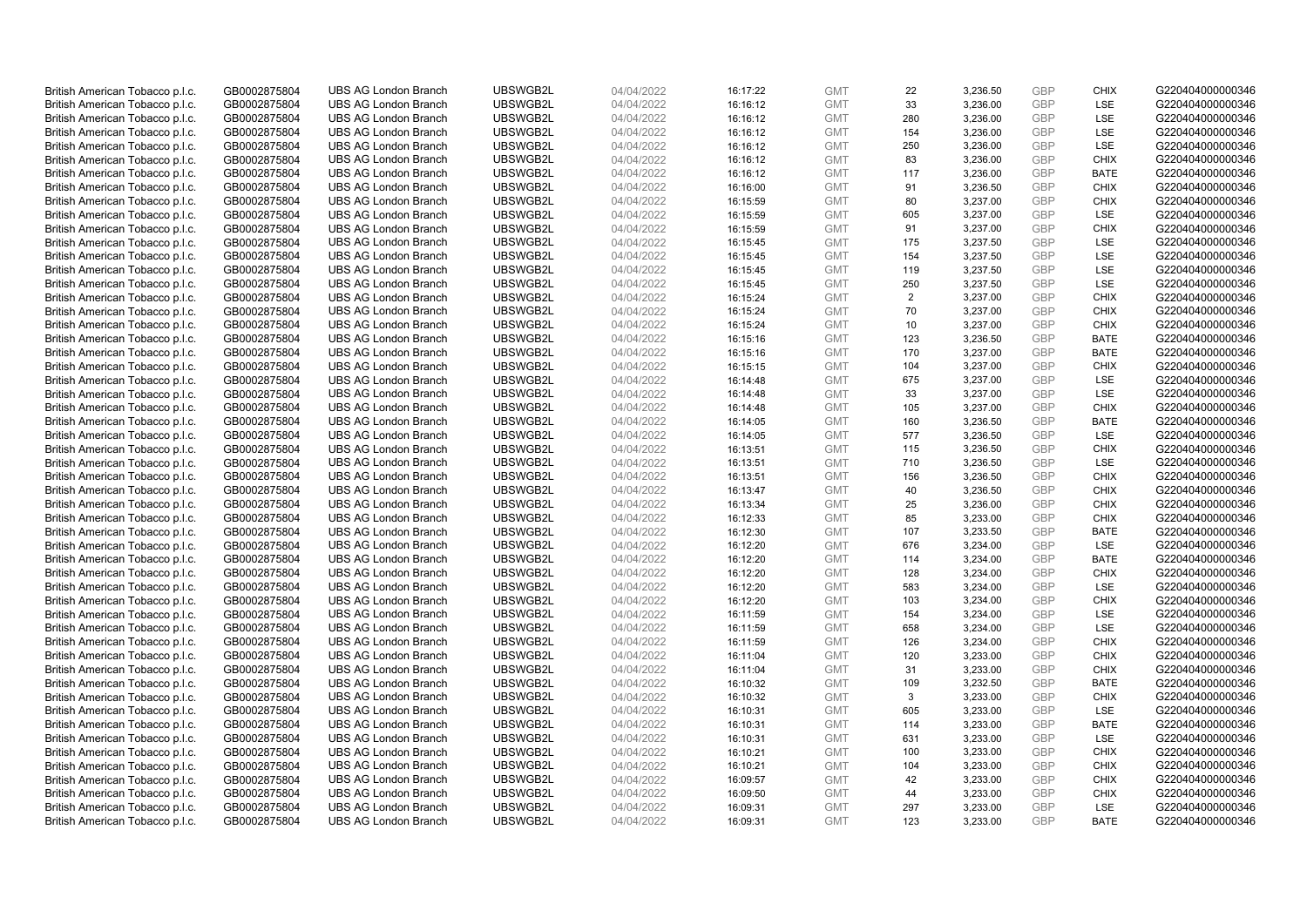| | | | | | | | | | | | |
|---|---|---|---|---|---|---|---|---|---|---|---|
| British American Tobacco p.l.c. | GB0002875804 | UBS AG London Branch | UBSWGB2L | 04/04/2022 | 16:17:22 | GMT | 22 | 3,236.50 | GBP | CHIX | G220404000000346 |
| British American Tobacco p.l.c. | GB0002875804 | UBS AG London Branch | UBSWGB2L | 04/04/2022 | 16:16:12 | GMT | 33 | 3,236.00 | GBP | LSE | G220404000000346 |
| British American Tobacco p.l.c. | GB0002875804 | UBS AG London Branch | UBSWGB2L | 04/04/2022 | 16:16:12 | GMT | 280 | 3,236.00 | GBP | LSE | G220404000000346 |
| British American Tobacco p.l.c. | GB0002875804 | UBS AG London Branch | UBSWGB2L | 04/04/2022 | 16:16:12 | GMT | 154 | 3,236.00 | GBP | LSE | G220404000000346 |
| British American Tobacco p.l.c. | GB0002875804 | UBS AG London Branch | UBSWGB2L | 04/04/2022 | 16:16:12 | GMT | 250 | 3,236.00 | GBP | LSE | G220404000000346 |
| British American Tobacco p.l.c. | GB0002875804 | UBS AG London Branch | UBSWGB2L | 04/04/2022 | 16:16:12 | GMT | 83 | 3,236.00 | GBP | CHIX | G220404000000346 |
| British American Tobacco p.l.c. | GB0002875804 | UBS AG London Branch | UBSWGB2L | 04/04/2022 | 16:16:12 | GMT | 117 | 3,236.00 | GBP | BATE | G220404000000346 |
| British American Tobacco p.l.c. | GB0002875804 | UBS AG London Branch | UBSWGB2L | 04/04/2022 | 16:16:00 | GMT | 91 | 3,236.50 | GBP | CHIX | G220404000000346 |
| British American Tobacco p.l.c. | GB0002875804 | UBS AG London Branch | UBSWGB2L | 04/04/2022 | 16:15:59 | GMT | 80 | 3,237.00 | GBP | CHIX | G220404000000346 |
| British American Tobacco p.l.c. | GB0002875804 | UBS AG London Branch | UBSWGB2L | 04/04/2022 | 16:15:59 | GMT | 605 | 3,237.00 | GBP | LSE | G220404000000346 |
| British American Tobacco p.l.c. | GB0002875804 | UBS AG London Branch | UBSWGB2L | 04/04/2022 | 16:15:59 | GMT | 91 | 3,237.00 | GBP | CHIX | G220404000000346 |
| British American Tobacco p.l.c. | GB0002875804 | UBS AG London Branch | UBSWGB2L | 04/04/2022 | 16:15:45 | GMT | 175 | 3,237.50 | GBP | LSE | G220404000000346 |
| British American Tobacco p.l.c. | GB0002875804 | UBS AG London Branch | UBSWGB2L | 04/04/2022 | 16:15:45 | GMT | 154 | 3,237.50 | GBP | LSE | G220404000000346 |
| British American Tobacco p.l.c. | GB0002875804 | UBS AG London Branch | UBSWGB2L | 04/04/2022 | 16:15:45 | GMT | 119 | 3,237.50 | GBP | LSE | G220404000000346 |
| British American Tobacco p.l.c. | GB0002875804 | UBS AG London Branch | UBSWGB2L | 04/04/2022 | 16:15:45 | GMT | 250 | 3,237.50 | GBP | LSE | G220404000000346 |
| British American Tobacco p.l.c. | GB0002875804 | UBS AG London Branch | UBSWGB2L | 04/04/2022 | 16:15:24 | GMT | 2 | 3,237.00 | GBP | CHIX | G220404000000346 |
| British American Tobacco p.l.c. | GB0002875804 | UBS AG London Branch | UBSWGB2L | 04/04/2022 | 16:15:24 | GMT | 70 | 3,237.00 | GBP | CHIX | G220404000000346 |
| British American Tobacco p.l.c. | GB0002875804 | UBS AG London Branch | UBSWGB2L | 04/04/2022 | 16:15:24 | GMT | 10 | 3,237.00 | GBP | CHIX | G220404000000346 |
| British American Tobacco p.l.c. | GB0002875804 | UBS AG London Branch | UBSWGB2L | 04/04/2022 | 16:15:16 | GMT | 123 | 3,236.50 | GBP | BATE | G220404000000346 |
| British American Tobacco p.l.c. | GB0002875804 | UBS AG London Branch | UBSWGB2L | 04/04/2022 | 16:15:16 | GMT | 170 | 3,237.00 | GBP | BATE | G220404000000346 |
| British American Tobacco p.l.c. | GB0002875804 | UBS AG London Branch | UBSWGB2L | 04/04/2022 | 16:15:15 | GMT | 104 | 3,237.00 | GBP | CHIX | G220404000000346 |
| British American Tobacco p.l.c. | GB0002875804 | UBS AG London Branch | UBSWGB2L | 04/04/2022 | 16:14:48 | GMT | 675 | 3,237.00 | GBP | LSE | G220404000000346 |
| British American Tobacco p.l.c. | GB0002875804 | UBS AG London Branch | UBSWGB2L | 04/04/2022 | 16:14:48 | GMT | 33 | 3,237.00 | GBP | LSE | G220404000000346 |
| British American Tobacco p.l.c. | GB0002875804 | UBS AG London Branch | UBSWGB2L | 04/04/2022 | 16:14:48 | GMT | 105 | 3,237.00 | GBP | CHIX | G220404000000346 |
| British American Tobacco p.l.c. | GB0002875804 | UBS AG London Branch | UBSWGB2L | 04/04/2022 | 16:14:05 | GMT | 160 | 3,236.50 | GBP | BATE | G220404000000346 |
| British American Tobacco p.l.c. | GB0002875804 | UBS AG London Branch | UBSWGB2L | 04/04/2022 | 16:14:05 | GMT | 577 | 3,236.50 | GBP | LSE | G220404000000346 |
| British American Tobacco p.l.c. | GB0002875804 | UBS AG London Branch | UBSWGB2L | 04/04/2022 | 16:13:51 | GMT | 115 | 3,236.50 | GBP | CHIX | G220404000000346 |
| British American Tobacco p.l.c. | GB0002875804 | UBS AG London Branch | UBSWGB2L | 04/04/2022 | 16:13:51 | GMT | 710 | 3,236.50 | GBP | LSE | G220404000000346 |
| British American Tobacco p.l.c. | GB0002875804 | UBS AG London Branch | UBSWGB2L | 04/04/2022 | 16:13:51 | GMT | 156 | 3,236.50 | GBP | CHIX | G220404000000346 |
| British American Tobacco p.l.c. | GB0002875804 | UBS AG London Branch | UBSWGB2L | 04/04/2022 | 16:13:47 | GMT | 40 | 3,236.50 | GBP | CHIX | G220404000000346 |
| British American Tobacco p.l.c. | GB0002875804 | UBS AG London Branch | UBSWGB2L | 04/04/2022 | 16:13:34 | GMT | 25 | 3,236.00 | GBP | CHIX | G220404000000346 |
| British American Tobacco p.l.c. | GB0002875804 | UBS AG London Branch | UBSWGB2L | 04/04/2022 | 16:12:33 | GMT | 85 | 3,233.00 | GBP | CHIX | G220404000000346 |
| British American Tobacco p.l.c. | GB0002875804 | UBS AG London Branch | UBSWGB2L | 04/04/2022 | 16:12:30 | GMT | 107 | 3,233.50 | GBP | BATE | G220404000000346 |
| British American Tobacco p.l.c. | GB0002875804 | UBS AG London Branch | UBSWGB2L | 04/04/2022 | 16:12:20 | GMT | 676 | 3,234.00 | GBP | LSE | G220404000000346 |
| British American Tobacco p.l.c. | GB0002875804 | UBS AG London Branch | UBSWGB2L | 04/04/2022 | 16:12:20 | GMT | 114 | 3,234.00 | GBP | BATE | G220404000000346 |
| British American Tobacco p.l.c. | GB0002875804 | UBS AG London Branch | UBSWGB2L | 04/04/2022 | 16:12:20 | GMT | 128 | 3,234.00 | GBP | CHIX | G220404000000346 |
| British American Tobacco p.l.c. | GB0002875804 | UBS AG London Branch | UBSWGB2L | 04/04/2022 | 16:12:20 | GMT | 583 | 3,234.00 | GBP | LSE | G220404000000346 |
| British American Tobacco p.l.c. | GB0002875804 | UBS AG London Branch | UBSWGB2L | 04/04/2022 | 16:12:20 | GMT | 103 | 3,234.00 | GBP | CHIX | G220404000000346 |
| British American Tobacco p.l.c. | GB0002875804 | UBS AG London Branch | UBSWGB2L | 04/04/2022 | 16:11:59 | GMT | 154 | 3,234.00 | GBP | LSE | G220404000000346 |
| British American Tobacco p.l.c. | GB0002875804 | UBS AG London Branch | UBSWGB2L | 04/04/2022 | 16:11:59 | GMT | 658 | 3,234.00 | GBP | LSE | G220404000000346 |
| British American Tobacco p.l.c. | GB0002875804 | UBS AG London Branch | UBSWGB2L | 04/04/2022 | 16:11:59 | GMT | 126 | 3,234.00 | GBP | CHIX | G220404000000346 |
| British American Tobacco p.l.c. | GB0002875804 | UBS AG London Branch | UBSWGB2L | 04/04/2022 | 16:11:04 | GMT | 120 | 3,233.00 | GBP | CHIX | G220404000000346 |
| British American Tobacco p.l.c. | GB0002875804 | UBS AG London Branch | UBSWGB2L | 04/04/2022 | 16:11:04 | GMT | 31 | 3,233.00 | GBP | CHIX | G220404000000346 |
| British American Tobacco p.l.c. | GB0002875804 | UBS AG London Branch | UBSWGB2L | 04/04/2022 | 16:10:32 | GMT | 109 | 3,232.50 | GBP | BATE | G220404000000346 |
| British American Tobacco p.l.c. | GB0002875804 | UBS AG London Branch | UBSWGB2L | 04/04/2022 | 16:10:32 | GMT | 3 | 3,233.00 | GBP | CHIX | G220404000000346 |
| British American Tobacco p.l.c. | GB0002875804 | UBS AG London Branch | UBSWGB2L | 04/04/2022 | 16:10:31 | GMT | 605 | 3,233.00 | GBP | LSE | G220404000000346 |
| British American Tobacco p.l.c. | GB0002875804 | UBS AG London Branch | UBSWGB2L | 04/04/2022 | 16:10:31 | GMT | 114 | 3,233.00 | GBP | BATE | G220404000000346 |
| British American Tobacco p.l.c. | GB0002875804 | UBS AG London Branch | UBSWGB2L | 04/04/2022 | 16:10:31 | GMT | 631 | 3,233.00 | GBP | LSE | G220404000000346 |
| British American Tobacco p.l.c. | GB0002875804 | UBS AG London Branch | UBSWGB2L | 04/04/2022 | 16:10:21 | GMT | 100 | 3,233.00 | GBP | CHIX | G220404000000346 |
| British American Tobacco p.l.c. | GB0002875804 | UBS AG London Branch | UBSWGB2L | 04/04/2022 | 16:10:21 | GMT | 104 | 3,233.00 | GBP | CHIX | G220404000000346 |
| British American Tobacco p.l.c. | GB0002875804 | UBS AG London Branch | UBSWGB2L | 04/04/2022 | 16:09:57 | GMT | 42 | 3,233.00 | GBP | CHIX | G220404000000346 |
| British American Tobacco p.l.c. | GB0002875804 | UBS AG London Branch | UBSWGB2L | 04/04/2022 | 16:09:50 | GMT | 44 | 3,233.00 | GBP | CHIX | G220404000000346 |
| British American Tobacco p.l.c. | GB0002875804 | UBS AG London Branch | UBSWGB2L | 04/04/2022 | 16:09:31 | GMT | 297 | 3,233.00 | GBP | LSE | G220404000000346 |
| British American Tobacco p.l.c. | GB0002875804 | UBS AG London Branch | UBSWGB2L | 04/04/2022 | 16:09:31 | GMT | 123 | 3,233.00 | GBP | BATE | G220404000000346 |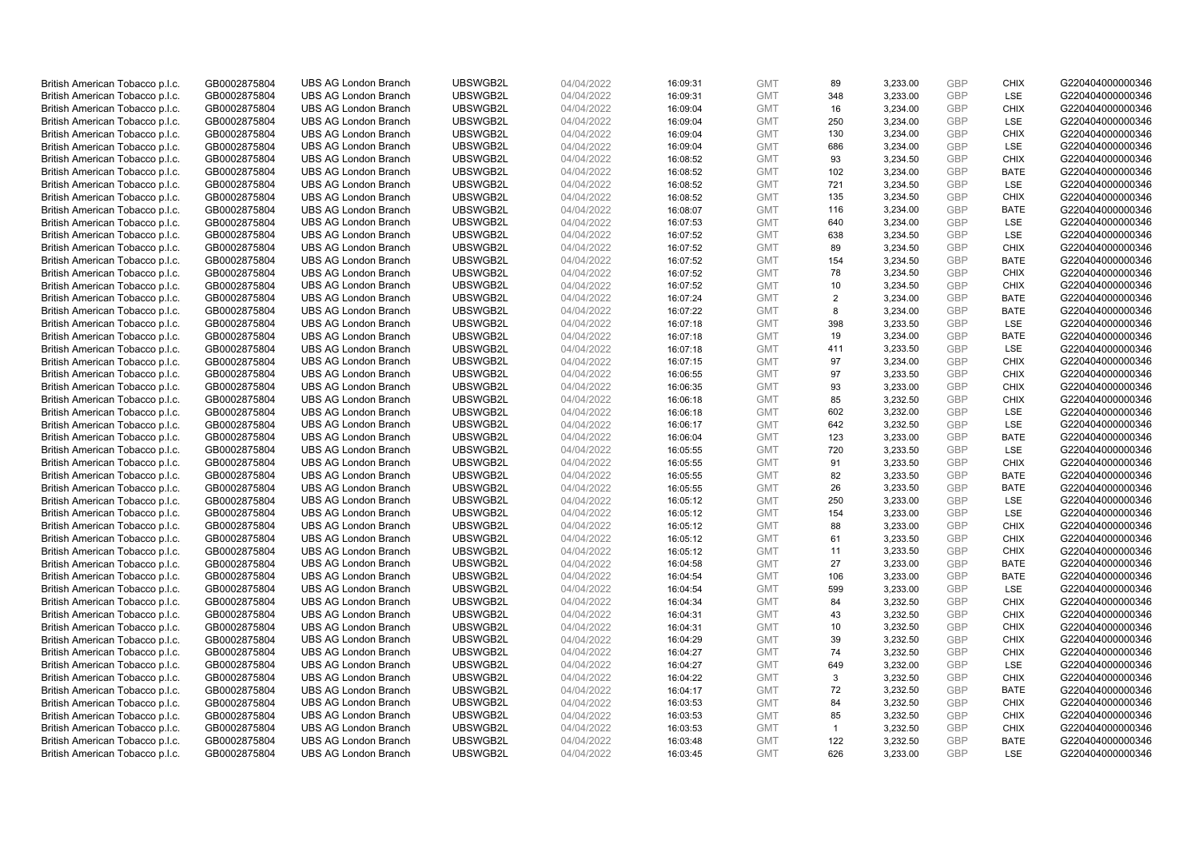| | | | | | | | | | | | |
|---|---|---|---|---|---|---|---|---|---|---|---|
| British American Tobacco p.l.c. | GB0002875804 | UBS AG London Branch | UBSWGB2L | 04/04/2022 | 16:09:31 | GMT | 89 | 3,233.00 | GBP | CHIX | G220404000000346 |
| British American Tobacco p.l.c. | GB0002875804 | UBS AG London Branch | UBSWGB2L | 04/04/2022 | 16:09:31 | GMT | 348 | 3,233.00 | GBP | LSE | G220404000000346 |
| British American Tobacco p.l.c. | GB0002875804 | UBS AG London Branch | UBSWGB2L | 04/04/2022 | 16:09:04 | GMT | 16 | 3,234.00 | GBP | CHIX | G220404000000346 |
| British American Tobacco p.l.c. | GB0002875804 | UBS AG London Branch | UBSWGB2L | 04/04/2022 | 16:09:04 | GMT | 250 | 3,234.00 | GBP | LSE | G220404000000346 |
| British American Tobacco p.l.c. | GB0002875804 | UBS AG London Branch | UBSWGB2L | 04/04/2022 | 16:09:04 | GMT | 130 | 3,234.00 | GBP | CHIX | G220404000000346 |
| British American Tobacco p.l.c. | GB0002875804 | UBS AG London Branch | UBSWGB2L | 04/04/2022 | 16:09:04 | GMT | 686 | 3,234.00 | GBP | LSE | G220404000000346 |
| British American Tobacco p.l.c. | GB0002875804 | UBS AG London Branch | UBSWGB2L | 04/04/2022 | 16:08:52 | GMT | 93 | 3,234.50 | GBP | CHIX | G220404000000346 |
| British American Tobacco p.l.c. | GB0002875804 | UBS AG London Branch | UBSWGB2L | 04/04/2022 | 16:08:52 | GMT | 102 | 3,234.00 | GBP | BATE | G220404000000346 |
| British American Tobacco p.l.c. | GB0002875804 | UBS AG London Branch | UBSWGB2L | 04/04/2022 | 16:08:52 | GMT | 721 | 3,234.50 | GBP | LSE | G220404000000346 |
| British American Tobacco p.l.c. | GB0002875804 | UBS AG London Branch | UBSWGB2L | 04/04/2022 | 16:08:52 | GMT | 135 | 3,234.50 | GBP | CHIX | G220404000000346 |
| British American Tobacco p.l.c. | GB0002875804 | UBS AG London Branch | UBSWGB2L | 04/04/2022 | 16:08:07 | GMT | 116 | 3,234.00 | GBP | BATE | G220404000000346 |
| British American Tobacco p.l.c. | GB0002875804 | UBS AG London Branch | UBSWGB2L | 04/04/2022 | 16:07:53 | GMT | 640 | 3,234.00 | GBP | LSE | G220404000000346 |
| British American Tobacco p.l.c. | GB0002875804 | UBS AG London Branch | UBSWGB2L | 04/04/2022 | 16:07:52 | GMT | 638 | 3,234.50 | GBP | LSE | G220404000000346 |
| British American Tobacco p.l.c. | GB0002875804 | UBS AG London Branch | UBSWGB2L | 04/04/2022 | 16:07:52 | GMT | 89 | 3,234.50 | GBP | CHIX | G220404000000346 |
| British American Tobacco p.l.c. | GB0002875804 | UBS AG London Branch | UBSWGB2L | 04/04/2022 | 16:07:52 | GMT | 154 | 3,234.50 | GBP | BATE | G220404000000346 |
| British American Tobacco p.l.c. | GB0002875804 | UBS AG London Branch | UBSWGB2L | 04/04/2022 | 16:07:52 | GMT | 78 | 3,234.50 | GBP | CHIX | G220404000000346 |
| British American Tobacco p.l.c. | GB0002875804 | UBS AG London Branch | UBSWGB2L | 04/04/2022 | 16:07:52 | GMT | 10 | 3,234.50 | GBP | CHIX | G220404000000346 |
| British American Tobacco p.l.c. | GB0002875804 | UBS AG London Branch | UBSWGB2L | 04/04/2022 | 16:07:24 | GMT | 2 | 3,234.00 | GBP | BATE | G220404000000346 |
| British American Tobacco p.l.c. | GB0002875804 | UBS AG London Branch | UBSWGB2L | 04/04/2022 | 16:07:22 | GMT | 8 | 3,234.00 | GBP | BATE | G220404000000346 |
| British American Tobacco p.l.c. | GB0002875804 | UBS AG London Branch | UBSWGB2L | 04/04/2022 | 16:07:18 | GMT | 398 | 3,233.50 | GBP | LSE | G220404000000346 |
| British American Tobacco p.l.c. | GB0002875804 | UBS AG London Branch | UBSWGB2L | 04/04/2022 | 16:07:18 | GMT | 19 | 3,234.00 | GBP | BATE | G220404000000346 |
| British American Tobacco p.l.c. | GB0002875804 | UBS AG London Branch | UBSWGB2L | 04/04/2022 | 16:07:18 | GMT | 411 | 3,233.50 | GBP | LSE | G220404000000346 |
| British American Tobacco p.l.c. | GB0002875804 | UBS AG London Branch | UBSWGB2L | 04/04/2022 | 16:07:15 | GMT | 97 | 3,234.00 | GBP | CHIX | G220404000000346 |
| British American Tobacco p.l.c. | GB0002875804 | UBS AG London Branch | UBSWGB2L | 04/04/2022 | 16:06:55 | GMT | 97 | 3,233.50 | GBP | CHIX | G220404000000346 |
| British American Tobacco p.l.c. | GB0002875804 | UBS AG London Branch | UBSWGB2L | 04/04/2022 | 16:06:35 | GMT | 93 | 3,233.00 | GBP | CHIX | G220404000000346 |
| British American Tobacco p.l.c. | GB0002875804 | UBS AG London Branch | UBSWGB2L | 04/04/2022 | 16:06:18 | GMT | 85 | 3,232.50 | GBP | CHIX | G220404000000346 |
| British American Tobacco p.l.c. | GB0002875804 | UBS AG London Branch | UBSWGB2L | 04/04/2022 | 16:06:18 | GMT | 602 | 3,232.00 | GBP | LSE | G220404000000346 |
| British American Tobacco p.l.c. | GB0002875804 | UBS AG London Branch | UBSWGB2L | 04/04/2022 | 16:06:17 | GMT | 642 | 3,232.50 | GBP | LSE | G220404000000346 |
| British American Tobacco p.l.c. | GB0002875804 | UBS AG London Branch | UBSWGB2L | 04/04/2022 | 16:06:04 | GMT | 123 | 3,233.00 | GBP | BATE | G220404000000346 |
| British American Tobacco p.l.c. | GB0002875804 | UBS AG London Branch | UBSWGB2L | 04/04/2022 | 16:05:55 | GMT | 720 | 3,233.50 | GBP | LSE | G220404000000346 |
| British American Tobacco p.l.c. | GB0002875804 | UBS AG London Branch | UBSWGB2L | 04/04/2022 | 16:05:55 | GMT | 91 | 3,233.50 | GBP | CHIX | G220404000000346 |
| British American Tobacco p.l.c. | GB0002875804 | UBS AG London Branch | UBSWGB2L | 04/04/2022 | 16:05:55 | GMT | 82 | 3,233.50 | GBP | BATE | G220404000000346 |
| British American Tobacco p.l.c. | GB0002875804 | UBS AG London Branch | UBSWGB2L | 04/04/2022 | 16:05:55 | GMT | 26 | 3,233.50 | GBP | BATE | G220404000000346 |
| British American Tobacco p.l.c. | GB0002875804 | UBS AG London Branch | UBSWGB2L | 04/04/2022 | 16:05:12 | GMT | 250 | 3,233.00 | GBP | LSE | G220404000000346 |
| British American Tobacco p.l.c. | GB0002875804 | UBS AG London Branch | UBSWGB2L | 04/04/2022 | 16:05:12 | GMT | 154 | 3,233.00 | GBP | LSE | G220404000000346 |
| British American Tobacco p.l.c. | GB0002875804 | UBS AG London Branch | UBSWGB2L | 04/04/2022 | 16:05:12 | GMT | 88 | 3,233.00 | GBP | CHIX | G220404000000346 |
| British American Tobacco p.l.c. | GB0002875804 | UBS AG London Branch | UBSWGB2L | 04/04/2022 | 16:05:12 | GMT | 61 | 3,233.50 | GBP | CHIX | G220404000000346 |
| British American Tobacco p.l.c. | GB0002875804 | UBS AG London Branch | UBSWGB2L | 04/04/2022 | 16:05:12 | GMT | 11 | 3,233.50 | GBP | CHIX | G220404000000346 |
| British American Tobacco p.l.c. | GB0002875804 | UBS AG London Branch | UBSWGB2L | 04/04/2022 | 16:04:58 | GMT | 27 | 3,233.00 | GBP | BATE | G220404000000346 |
| British American Tobacco p.l.c. | GB0002875804 | UBS AG London Branch | UBSWGB2L | 04/04/2022 | 16:04:54 | GMT | 106 | 3,233.00 | GBP | BATE | G220404000000346 |
| British American Tobacco p.l.c. | GB0002875804 | UBS AG London Branch | UBSWGB2L | 04/04/2022 | 16:04:54 | GMT | 599 | 3,233.00 | GBP | LSE | G220404000000346 |
| British American Tobacco p.l.c. | GB0002875804 | UBS AG London Branch | UBSWGB2L | 04/04/2022 | 16:04:34 | GMT | 84 | 3,232.50 | GBP | CHIX | G220404000000346 |
| British American Tobacco p.l.c. | GB0002875804 | UBS AG London Branch | UBSWGB2L | 04/04/2022 | 16:04:31 | GMT | 43 | 3,232.50 | GBP | CHIX | G220404000000346 |
| British American Tobacco p.l.c. | GB0002875804 | UBS AG London Branch | UBSWGB2L | 04/04/2022 | 16:04:31 | GMT | 10 | 3,232.50 | GBP | CHIX | G220404000000346 |
| British American Tobacco p.l.c. | GB0002875804 | UBS AG London Branch | UBSWGB2L | 04/04/2022 | 16:04:29 | GMT | 39 | 3,232.50 | GBP | CHIX | G220404000000346 |
| British American Tobacco p.l.c. | GB0002875804 | UBS AG London Branch | UBSWGB2L | 04/04/2022 | 16:04:27 | GMT | 74 | 3,232.50 | GBP | CHIX | G220404000000346 |
| British American Tobacco p.l.c. | GB0002875804 | UBS AG London Branch | UBSWGB2L | 04/04/2022 | 16:04:27 | GMT | 649 | 3,232.00 | GBP | LSE | G220404000000346 |
| British American Tobacco p.l.c. | GB0002875804 | UBS AG London Branch | UBSWGB2L | 04/04/2022 | 16:04:22 | GMT | 3 | 3,232.50 | GBP | CHIX | G220404000000346 |
| British American Tobacco p.l.c. | GB0002875804 | UBS AG London Branch | UBSWGB2L | 04/04/2022 | 16:04:17 | GMT | 72 | 3,232.50 | GBP | BATE | G220404000000346 |
| British American Tobacco p.l.c. | GB0002875804 | UBS AG London Branch | UBSWGB2L | 04/04/2022 | 16:03:53 | GMT | 84 | 3,232.50 | GBP | CHIX | G220404000000346 |
| British American Tobacco p.l.c. | GB0002875804 | UBS AG London Branch | UBSWGB2L | 04/04/2022 | 16:03:53 | GMT | 85 | 3,232.50 | GBP | CHIX | G220404000000346 |
| British American Tobacco p.l.c. | GB0002875804 | UBS AG London Branch | UBSWGB2L | 04/04/2022 | 16:03:53 | GMT | 1 | 3,232.50 | GBP | CHIX | G220404000000346 |
| British American Tobacco p.l.c. | GB0002875804 | UBS AG London Branch | UBSWGB2L | 04/04/2022 | 16:03:48 | GMT | 122 | 3,232.50 | GBP | BATE | G220404000000346 |
| British American Tobacco p.l.c. | GB0002875804 | UBS AG London Branch | UBSWGB2L | 04/04/2022 | 16:03:45 | GMT | 626 | 3,233.00 | GBP | LSE | G220404000000346 |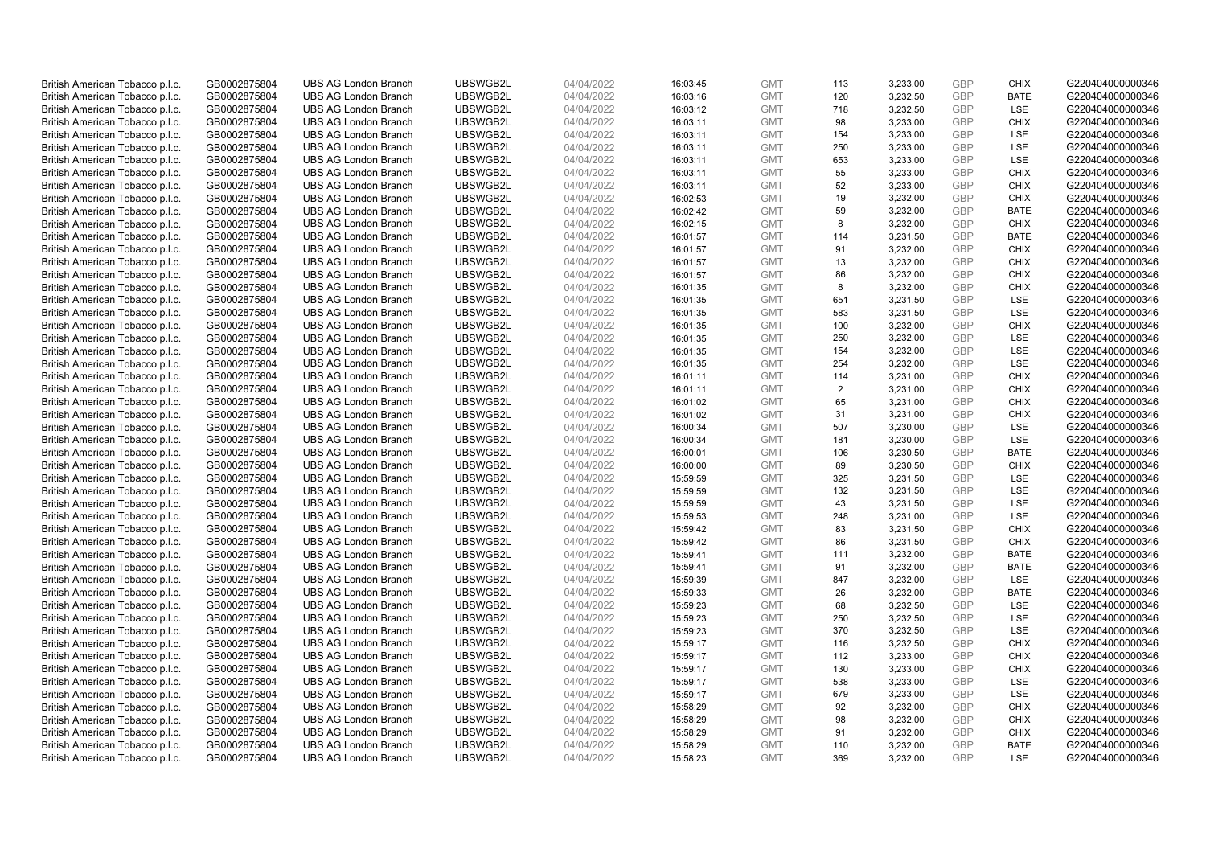| British American Tobacco p.l.c. | GB0002875804 | UBS AG London Branch | UBSWGB2L | 04/04/2022 | 16:03:45 | GMT | 113 | 3,233.00 | GBP | CHIX | G220404000000346 |
|---|---|---|---|---|---|---|---|---|---|---|---|
| British American Tobacco p.l.c. | GB0002875804 | UBS AG London Branch | UBSWGB2L | 04/04/2022 | 16:03:16 | GMT | 120 | 3,232.50 | GBP | BATE | G220404000000346 |
| British American Tobacco p.l.c. | GB0002875804 | UBS AG London Branch | UBSWGB2L | 04/04/2022 | 16:03:12 | GMT | 718 | 3,232.50 | GBP | LSE | G220404000000346 |
| British American Tobacco p.l.c. | GB0002875804 | UBS AG London Branch | UBSWGB2L | 04/04/2022 | 16:03:11 | GMT | 98 | 3,233.00 | GBP | CHIX | G220404000000346 |
| British American Tobacco p.l.c. | GB0002875804 | UBS AG London Branch | UBSWGB2L | 04/04/2022 | 16:03:11 | GMT | 154 | 3,233.00 | GBP | LSE | G220404000000346 |
| British American Tobacco p.l.c. | GB0002875804 | UBS AG London Branch | UBSWGB2L | 04/04/2022 | 16:03:11 | GMT | 250 | 3,233.00 | GBP | LSE | G220404000000346 |
| British American Tobacco p.l.c. | GB0002875804 | UBS AG London Branch | UBSWGB2L | 04/04/2022 | 16:03:11 | GMT | 653 | 3,233.00 | GBP | LSE | G220404000000346 |
| British American Tobacco p.l.c. | GB0002875804 | UBS AG London Branch | UBSWGB2L | 04/04/2022 | 16:03:11 | GMT | 55 | 3,233.00 | GBP | CHIX | G220404000000346 |
| British American Tobacco p.l.c. | GB0002875804 | UBS AG London Branch | UBSWGB2L | 04/04/2022 | 16:03:11 | GMT | 52 | 3,233.00 | GBP | CHIX | G220404000000346 |
| British American Tobacco p.l.c. | GB0002875804 | UBS AG London Branch | UBSWGB2L | 04/04/2022 | 16:02:53 | GMT | 19 | 3,232.00 | GBP | CHIX | G220404000000346 |
| British American Tobacco p.l.c. | GB0002875804 | UBS AG London Branch | UBSWGB2L | 04/04/2022 | 16:02:42 | GMT | 59 | 3,232.00 | GBP | BATE | G220404000000346 |
| British American Tobacco p.l.c. | GB0002875804 | UBS AG London Branch | UBSWGB2L | 04/04/2022 | 16:02:15 | GMT | 8 | 3,232.00 | GBP | CHIX | G220404000000346 |
| British American Tobacco p.l.c. | GB0002875804 | UBS AG London Branch | UBSWGB2L | 04/04/2022 | 16:01:57 | GMT | 114 | 3,231.50 | GBP | BATE | G220404000000346 |
| British American Tobacco p.l.c. | GB0002875804 | UBS AG London Branch | UBSWGB2L | 04/04/2022 | 16:01:57 | GMT | 91 | 3,232.00 | GBP | CHIX | G220404000000346 |
| British American Tobacco p.l.c. | GB0002875804 | UBS AG London Branch | UBSWGB2L | 04/04/2022 | 16:01:57 | GMT | 13 | 3,232.00 | GBP | CHIX | G220404000000346 |
| British American Tobacco p.l.c. | GB0002875804 | UBS AG London Branch | UBSWGB2L | 04/04/2022 | 16:01:57 | GMT | 86 | 3,232.00 | GBP | CHIX | G220404000000346 |
| British American Tobacco p.l.c. | GB0002875804 | UBS AG London Branch | UBSWGB2L | 04/04/2022 | 16:01:35 | GMT | 8 | 3,232.00 | GBP | CHIX | G220404000000346 |
| British American Tobacco p.l.c. | GB0002875804 | UBS AG London Branch | UBSWGB2L | 04/04/2022 | 16:01:35 | GMT | 651 | 3,231.50 | GBP | LSE | G220404000000346 |
| British American Tobacco p.l.c. | GB0002875804 | UBS AG London Branch | UBSWGB2L | 04/04/2022 | 16:01:35 | GMT | 583 | 3,231.50 | GBP | LSE | G220404000000346 |
| British American Tobacco p.l.c. | GB0002875804 | UBS AG London Branch | UBSWGB2L | 04/04/2022 | 16:01:35 | GMT | 100 | 3,232.00 | GBP | CHIX | G220404000000346 |
| British American Tobacco p.l.c. | GB0002875804 | UBS AG London Branch | UBSWGB2L | 04/04/2022 | 16:01:35 | GMT | 250 | 3,232.00 | GBP | LSE | G220404000000346 |
| British American Tobacco p.l.c. | GB0002875804 | UBS AG London Branch | UBSWGB2L | 04/04/2022 | 16:01:35 | GMT | 154 | 3,232.00 | GBP | LSE | G220404000000346 |
| British American Tobacco p.l.c. | GB0002875804 | UBS AG London Branch | UBSWGB2L | 04/04/2022 | 16:01:35 | GMT | 254 | 3,232.00 | GBP | LSE | G220404000000346 |
| British American Tobacco p.l.c. | GB0002875804 | UBS AG London Branch | UBSWGB2L | 04/04/2022 | 16:01:11 | GMT | 114 | 3,231.00 | GBP | CHIX | G220404000000346 |
| British American Tobacco p.l.c. | GB0002875804 | UBS AG London Branch | UBSWGB2L | 04/04/2022 | 16:01:11 | GMT | 2 | 3,231.00 | GBP | CHIX | G220404000000346 |
| British American Tobacco p.l.c. | GB0002875804 | UBS AG London Branch | UBSWGB2L | 04/04/2022 | 16:01:02 | GMT | 65 | 3,231.00 | GBP | CHIX | G220404000000346 |
| British American Tobacco p.l.c. | GB0002875804 | UBS AG London Branch | UBSWGB2L | 04/04/2022 | 16:01:02 | GMT | 31 | 3,231.00 | GBP | CHIX | G220404000000346 |
| British American Tobacco p.l.c. | GB0002875804 | UBS AG London Branch | UBSWGB2L | 04/04/2022 | 16:00:34 | GMT | 507 | 3,230.00 | GBP | LSE | G220404000000346 |
| British American Tobacco p.l.c. | GB0002875804 | UBS AG London Branch | UBSWGB2L | 04/04/2022 | 16:00:34 | GMT | 181 | 3,230.00 | GBP | LSE | G220404000000346 |
| British American Tobacco p.l.c. | GB0002875804 | UBS AG London Branch | UBSWGB2L | 04/04/2022 | 16:00:01 | GMT | 106 | 3,230.50 | GBP | BATE | G220404000000346 |
| British American Tobacco p.l.c. | GB0002875804 | UBS AG London Branch | UBSWGB2L | 04/04/2022 | 16:00:00 | GMT | 89 | 3,230.50 | GBP | CHIX | G220404000000346 |
| British American Tobacco p.l.c. | GB0002875804 | UBS AG London Branch | UBSWGB2L | 04/04/2022 | 15:59:59 | GMT | 325 | 3,231.50 | GBP | LSE | G220404000000346 |
| British American Tobacco p.l.c. | GB0002875804 | UBS AG London Branch | UBSWGB2L | 04/04/2022 | 15:59:59 | GMT | 132 | 3,231.50 | GBP | LSE | G220404000000346 |
| British American Tobacco p.l.c. | GB0002875804 | UBS AG London Branch | UBSWGB2L | 04/04/2022 | 15:59:59 | GMT | 43 | 3,231.50 | GBP | LSE | G220404000000346 |
| British American Tobacco p.l.c. | GB0002875804 | UBS AG London Branch | UBSWGB2L | 04/04/2022 | 15:59:53 | GMT | 248 | 3,231.00 | GBP | LSE | G220404000000346 |
| British American Tobacco p.l.c. | GB0002875804 | UBS AG London Branch | UBSWGB2L | 04/04/2022 | 15:59:42 | GMT | 83 | 3,231.50 | GBP | CHIX | G220404000000346 |
| British American Tobacco p.l.c. | GB0002875804 | UBS AG London Branch | UBSWGB2L | 04/04/2022 | 15:59:42 | GMT | 86 | 3,231.50 | GBP | CHIX | G220404000000346 |
| British American Tobacco p.l.c. | GB0002875804 | UBS AG London Branch | UBSWGB2L | 04/04/2022 | 15:59:41 | GMT | 111 | 3,232.00 | GBP | BATE | G220404000000346 |
| British American Tobacco p.l.c. | GB0002875804 | UBS AG London Branch | UBSWGB2L | 04/04/2022 | 15:59:41 | GMT | 91 | 3,232.00 | GBP | BATE | G220404000000346 |
| British American Tobacco p.l.c. | GB0002875804 | UBS AG London Branch | UBSWGB2L | 04/04/2022 | 15:59:39 | GMT | 847 | 3,232.00 | GBP | LSE | G220404000000346 |
| British American Tobacco p.l.c. | GB0002875804 | UBS AG London Branch | UBSWGB2L | 04/04/2022 | 15:59:33 | GMT | 26 | 3,232.00 | GBP | BATE | G220404000000346 |
| British American Tobacco p.l.c. | GB0002875804 | UBS AG London Branch | UBSWGB2L | 04/04/2022 | 15:59:23 | GMT | 68 | 3,232.50 | GBP | LSE | G220404000000346 |
| British American Tobacco p.l.c. | GB0002875804 | UBS AG London Branch | UBSWGB2L | 04/04/2022 | 15:59:23 | GMT | 250 | 3,232.50 | GBP | LSE | G220404000000346 |
| British American Tobacco p.l.c. | GB0002875804 | UBS AG London Branch | UBSWGB2L | 04/04/2022 | 15:59:23 | GMT | 370 | 3,232.50 | GBP | LSE | G220404000000346 |
| British American Tobacco p.l.c. | GB0002875804 | UBS AG London Branch | UBSWGB2L | 04/04/2022 | 15:59:17 | GMT | 116 | 3,232.50 | GBP | CHIX | G220404000000346 |
| British American Tobacco p.l.c. | GB0002875804 | UBS AG London Branch | UBSWGB2L | 04/04/2022 | 15:59:17 | GMT | 112 | 3,233.00 | GBP | CHIX | G220404000000346 |
| British American Tobacco p.l.c. | GB0002875804 | UBS AG London Branch | UBSWGB2L | 04/04/2022 | 15:59:17 | GMT | 130 | 3,233.00 | GBP | CHIX | G220404000000346 |
| British American Tobacco p.l.c. | GB0002875804 | UBS AG London Branch | UBSWGB2L | 04/04/2022 | 15:59:17 | GMT | 538 | 3,233.00 | GBP | LSE | G220404000000346 |
| British American Tobacco p.l.c. | GB0002875804 | UBS AG London Branch | UBSWGB2L | 04/04/2022 | 15:59:17 | GMT | 679 | 3,233.00 | GBP | LSE | G220404000000346 |
| British American Tobacco p.l.c. | GB0002875804 | UBS AG London Branch | UBSWGB2L | 04/04/2022 | 15:58:29 | GMT | 92 | 3,232.00 | GBP | CHIX | G220404000000346 |
| British American Tobacco p.l.c. | GB0002875804 | UBS AG London Branch | UBSWGB2L | 04/04/2022 | 15:58:29 | GMT | 98 | 3,232.00 | GBP | CHIX | G220404000000346 |
| British American Tobacco p.l.c. | GB0002875804 | UBS AG London Branch | UBSWGB2L | 04/04/2022 | 15:58:29 | GMT | 91 | 3,232.00 | GBP | CHIX | G220404000000346 |
| British American Tobacco p.l.c. | GB0002875804 | UBS AG London Branch | UBSWGB2L | 04/04/2022 | 15:58:29 | GMT | 110 | 3,232.00 | GBP | BATE | G220404000000346 |
| British American Tobacco p.l.c. | GB0002875804 | UBS AG London Branch | UBSWGB2L | 04/04/2022 | 15:58:23 | GMT | 369 | 3,232.00 | GBP | LSE | G220404000000346 |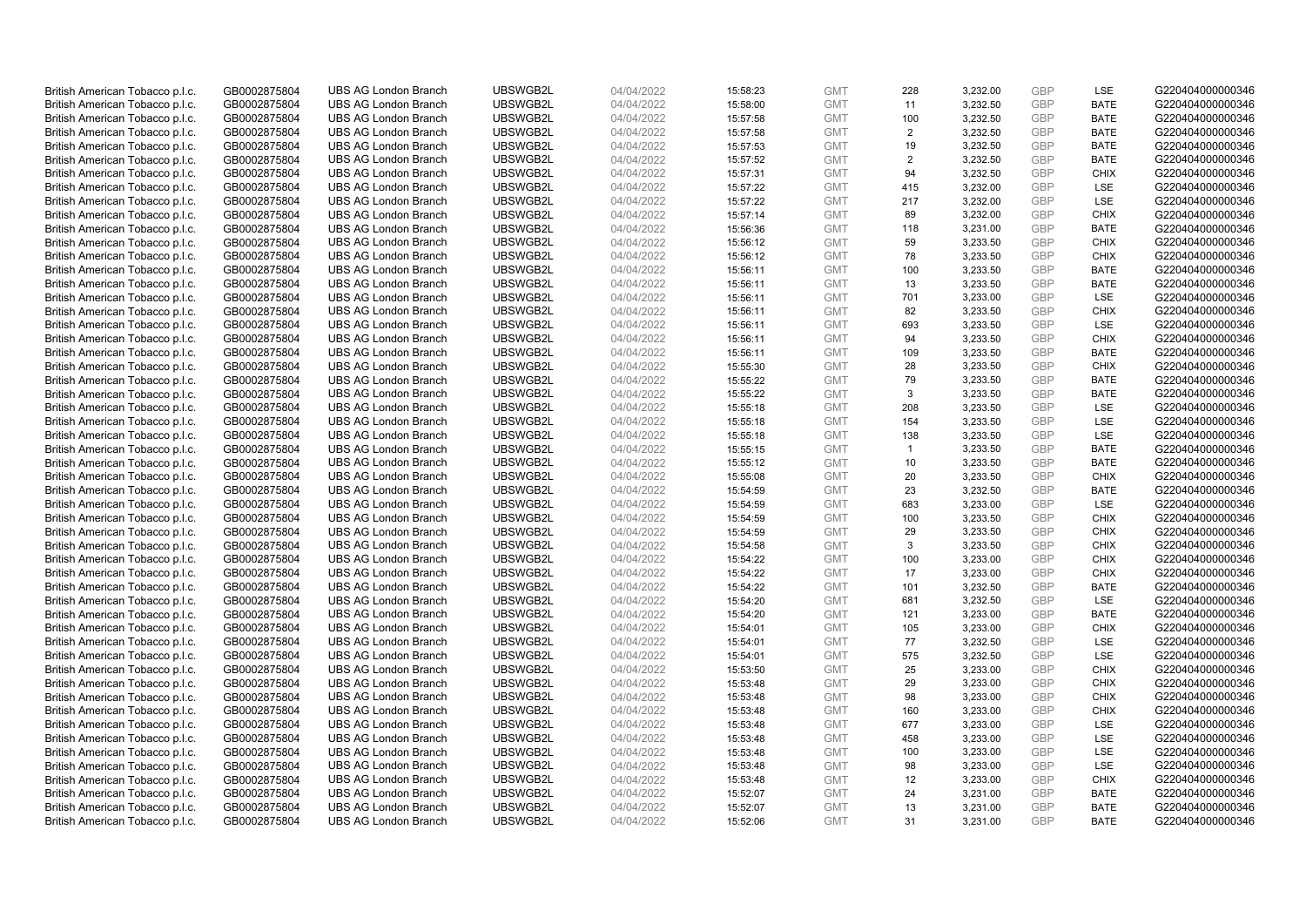| British American Tobacco p.l.c. | GB0002875804 | UBS AG London Branch | UBSWGB2L | 04/04/2022 | 15:58:23 | GMT | 228 | 3,232.00 | GBP | LSE | G220404000000346 |
|---|---|---|---|---|---|---|---|---|---|---|---|
| British American Tobacco p.l.c. | GB0002875804 | UBS AG London Branch | UBSWGB2L | 04/04/2022 | 15:58:00 | GMT | 11 | 3,232.50 | GBP | BATE | G220404000000346 |
| British American Tobacco p.l.c. | GB0002875804 | UBS AG London Branch | UBSWGB2L | 04/04/2022 | 15:57:58 | GMT | 100 | 3,232.50 | GBP | BATE | G220404000000346 |
| British American Tobacco p.l.c. | GB0002875804 | UBS AG London Branch | UBSWGB2L | 04/04/2022 | 15:57:58 | GMT | 2 | 3,232.50 | GBP | BATE | G220404000000346 |
| British American Tobacco p.l.c. | GB0002875804 | UBS AG London Branch | UBSWGB2L | 04/04/2022 | 15:57:53 | GMT | 19 | 3,232.50 | GBP | BATE | G220404000000346 |
| British American Tobacco p.l.c. | GB0002875804 | UBS AG London Branch | UBSWGB2L | 04/04/2022 | 15:57:52 | GMT | 2 | 3,232.50 | GBP | BATE | G220404000000346 |
| British American Tobacco p.l.c. | GB0002875804 | UBS AG London Branch | UBSWGB2L | 04/04/2022 | 15:57:31 | GMT | 94 | 3,232.50 | GBP | CHIX | G220404000000346 |
| British American Tobacco p.l.c. | GB0002875804 | UBS AG London Branch | UBSWGB2L | 04/04/2022 | 15:57:22 | GMT | 415 | 3,232.00 | GBP | LSE | G220404000000346 |
| British American Tobacco p.l.c. | GB0002875804 | UBS AG London Branch | UBSWGB2L | 04/04/2022 | 15:57:22 | GMT | 217 | 3,232.00 | GBP | LSE | G220404000000346 |
| British American Tobacco p.l.c. | GB0002875804 | UBS AG London Branch | UBSWGB2L | 04/04/2022 | 15:57:14 | GMT | 89 | 3,232.00 | GBP | CHIX | G220404000000346 |
| British American Tobacco p.l.c. | GB0002875804 | UBS AG London Branch | UBSWGB2L | 04/04/2022 | 15:56:36 | GMT | 118 | 3,231.00 | GBP | BATE | G220404000000346 |
| British American Tobacco p.l.c. | GB0002875804 | UBS AG London Branch | UBSWGB2L | 04/04/2022 | 15:56:12 | GMT | 59 | 3,233.50 | GBP | CHIX | G220404000000346 |
| British American Tobacco p.l.c. | GB0002875804 | UBS AG London Branch | UBSWGB2L | 04/04/2022 | 15:56:12 | GMT | 78 | 3,233.50 | GBP | CHIX | G220404000000346 |
| British American Tobacco p.l.c. | GB0002875804 | UBS AG London Branch | UBSWGB2L | 04/04/2022 | 15:56:11 | GMT | 100 | 3,233.50 | GBP | BATE | G220404000000346 |
| British American Tobacco p.l.c. | GB0002875804 | UBS AG London Branch | UBSWGB2L | 04/04/2022 | 15:56:11 | GMT | 13 | 3,233.50 | GBP | BATE | G220404000000346 |
| British American Tobacco p.l.c. | GB0002875804 | UBS AG London Branch | UBSWGB2L | 04/04/2022 | 15:56:11 | GMT | 701 | 3,233.00 | GBP | LSE | G220404000000346 |
| British American Tobacco p.l.c. | GB0002875804 | UBS AG London Branch | UBSWGB2L | 04/04/2022 | 15:56:11 | GMT | 82 | 3,233.50 | GBP | CHIX | G220404000000346 |
| British American Tobacco p.l.c. | GB0002875804 | UBS AG London Branch | UBSWGB2L | 04/04/2022 | 15:56:11 | GMT | 693 | 3,233.50 | GBP | LSE | G220404000000346 |
| British American Tobacco p.l.c. | GB0002875804 | UBS AG London Branch | UBSWGB2L | 04/04/2022 | 15:56:11 | GMT | 94 | 3,233.50 | GBP | CHIX | G220404000000346 |
| British American Tobacco p.l.c. | GB0002875804 | UBS AG London Branch | UBSWGB2L | 04/04/2022 | 15:56:11 | GMT | 109 | 3,233.50 | GBP | BATE | G220404000000346 |
| British American Tobacco p.l.c. | GB0002875804 | UBS AG London Branch | UBSWGB2L | 04/04/2022 | 15:55:30 | GMT | 28 | 3,233.50 | GBP | CHIX | G220404000000346 |
| British American Tobacco p.l.c. | GB0002875804 | UBS AG London Branch | UBSWGB2L | 04/04/2022 | 15:55:22 | GMT | 79 | 3,233.50 | GBP | BATE | G220404000000346 |
| British American Tobacco p.l.c. | GB0002875804 | UBS AG London Branch | UBSWGB2L | 04/04/2022 | 15:55:22 | GMT | 3 | 3,233.50 | GBP | BATE | G220404000000346 |
| British American Tobacco p.l.c. | GB0002875804 | UBS AG London Branch | UBSWGB2L | 04/04/2022 | 15:55:18 | GMT | 208 | 3,233.50 | GBP | LSE | G220404000000346 |
| British American Tobacco p.l.c. | GB0002875804 | UBS AG London Branch | UBSWGB2L | 04/04/2022 | 15:55:18 | GMT | 154 | 3,233.50 | GBP | LSE | G220404000000346 |
| British American Tobacco p.l.c. | GB0002875804 | UBS AG London Branch | UBSWGB2L | 04/04/2022 | 15:55:18 | GMT | 138 | 3,233.50 | GBP | LSE | G220404000000346 |
| British American Tobacco p.l.c. | GB0002875804 | UBS AG London Branch | UBSWGB2L | 04/04/2022 | 15:55:15 | GMT | 1 | 3,233.50 | GBP | BATE | G220404000000346 |
| British American Tobacco p.l.c. | GB0002875804 | UBS AG London Branch | UBSWGB2L | 04/04/2022 | 15:55:12 | GMT | 10 | 3,233.50 | GBP | BATE | G220404000000346 |
| British American Tobacco p.l.c. | GB0002875804 | UBS AG London Branch | UBSWGB2L | 04/04/2022 | 15:55:08 | GMT | 20 | 3,233.50 | GBP | CHIX | G220404000000346 |
| British American Tobacco p.l.c. | GB0002875804 | UBS AG London Branch | UBSWGB2L | 04/04/2022 | 15:54:59 | GMT | 23 | 3,232.50 | GBP | BATE | G220404000000346 |
| British American Tobacco p.l.c. | GB0002875804 | UBS AG London Branch | UBSWGB2L | 04/04/2022 | 15:54:59 | GMT | 683 | 3,233.00 | GBP | LSE | G220404000000346 |
| British American Tobacco p.l.c. | GB0002875804 | UBS AG London Branch | UBSWGB2L | 04/04/2022 | 15:54:59 | GMT | 100 | 3,233.50 | GBP | CHIX | G220404000000346 |
| British American Tobacco p.l.c. | GB0002875804 | UBS AG London Branch | UBSWGB2L | 04/04/2022 | 15:54:59 | GMT | 29 | 3,233.50 | GBP | CHIX | G220404000000346 |
| British American Tobacco p.l.c. | GB0002875804 | UBS AG London Branch | UBSWGB2L | 04/04/2022 | 15:54:58 | GMT | 3 | 3,233.50 | GBP | CHIX | G220404000000346 |
| British American Tobacco p.l.c. | GB0002875804 | UBS AG London Branch | UBSWGB2L | 04/04/2022 | 15:54:22 | GMT | 100 | 3,233.00 | GBP | CHIX | G220404000000346 |
| British American Tobacco p.l.c. | GB0002875804 | UBS AG London Branch | UBSWGB2L | 04/04/2022 | 15:54:22 | GMT | 17 | 3,233.00 | GBP | CHIX | G220404000000346 |
| British American Tobacco p.l.c. | GB0002875804 | UBS AG London Branch | UBSWGB2L | 04/04/2022 | 15:54:22 | GMT | 101 | 3,232.50 | GBP | BATE | G220404000000346 |
| British American Tobacco p.l.c. | GB0002875804 | UBS AG London Branch | UBSWGB2L | 04/04/2022 | 15:54:20 | GMT | 681 | 3,232.50 | GBP | LSE | G220404000000346 |
| British American Tobacco p.l.c. | GB0002875804 | UBS AG London Branch | UBSWGB2L | 04/04/2022 | 15:54:20 | GMT | 121 | 3,233.00 | GBP | BATE | G220404000000346 |
| British American Tobacco p.l.c. | GB0002875804 | UBS AG London Branch | UBSWGB2L | 04/04/2022 | 15:54:01 | GMT | 105 | 3,233.00 | GBP | CHIX | G220404000000346 |
| British American Tobacco p.l.c. | GB0002875804 | UBS AG London Branch | UBSWGB2L | 04/04/2022 | 15:54:01 | GMT | 77 | 3,232.50 | GBP | LSE | G220404000000346 |
| British American Tobacco p.l.c. | GB0002875804 | UBS AG London Branch | UBSWGB2L | 04/04/2022 | 15:54:01 | GMT | 575 | 3,232.50 | GBP | LSE | G220404000000346 |
| British American Tobacco p.l.c. | GB0002875804 | UBS AG London Branch | UBSWGB2L | 04/04/2022 | 15:53:50 | GMT | 25 | 3,233.00 | GBP | CHIX | G220404000000346 |
| British American Tobacco p.l.c. | GB0002875804 | UBS AG London Branch | UBSWGB2L | 04/04/2022 | 15:53:48 | GMT | 29 | 3,233.00 | GBP | CHIX | G220404000000346 |
| British American Tobacco p.l.c. | GB0002875804 | UBS AG London Branch | UBSWGB2L | 04/04/2022 | 15:53:48 | GMT | 98 | 3,233.00 | GBP | CHIX | G220404000000346 |
| British American Tobacco p.l.c. | GB0002875804 | UBS AG London Branch | UBSWGB2L | 04/04/2022 | 15:53:48 | GMT | 160 | 3,233.00 | GBP | CHIX | G220404000000346 |
| British American Tobacco p.l.c. | GB0002875804 | UBS AG London Branch | UBSWGB2L | 04/04/2022 | 15:53:48 | GMT | 677 | 3,233.00 | GBP | LSE | G220404000000346 |
| British American Tobacco p.l.c. | GB0002875804 | UBS AG London Branch | UBSWGB2L | 04/04/2022 | 15:53:48 | GMT | 458 | 3,233.00 | GBP | LSE | G220404000000346 |
| British American Tobacco p.l.c. | GB0002875804 | UBS AG London Branch | UBSWGB2L | 04/04/2022 | 15:53:48 | GMT | 100 | 3,233.00 | GBP | LSE | G220404000000346 |
| British American Tobacco p.l.c. | GB0002875804 | UBS AG London Branch | UBSWGB2L | 04/04/2022 | 15:53:48 | GMT | 98 | 3,233.00 | GBP | LSE | G220404000000346 |
| British American Tobacco p.l.c. | GB0002875804 | UBS AG London Branch | UBSWGB2L | 04/04/2022 | 15:53:48 | GMT | 12 | 3,233.00 | GBP | CHIX | G220404000000346 |
| British American Tobacco p.l.c. | GB0002875804 | UBS AG London Branch | UBSWGB2L | 04/04/2022 | 15:52:07 | GMT | 24 | 3,231.00 | GBP | BATE | G220404000000346 |
| British American Tobacco p.l.c. | GB0002875804 | UBS AG London Branch | UBSWGB2L | 04/04/2022 | 15:52:07 | GMT | 13 | 3,231.00 | GBP | BATE | G220404000000346 |
| British American Tobacco p.l.c. | GB0002875804 | UBS AG London Branch | UBSWGB2L | 04/04/2022 | 15:52:06 | GMT | 31 | 3,231.00 | GBP | BATE | G220404000000346 |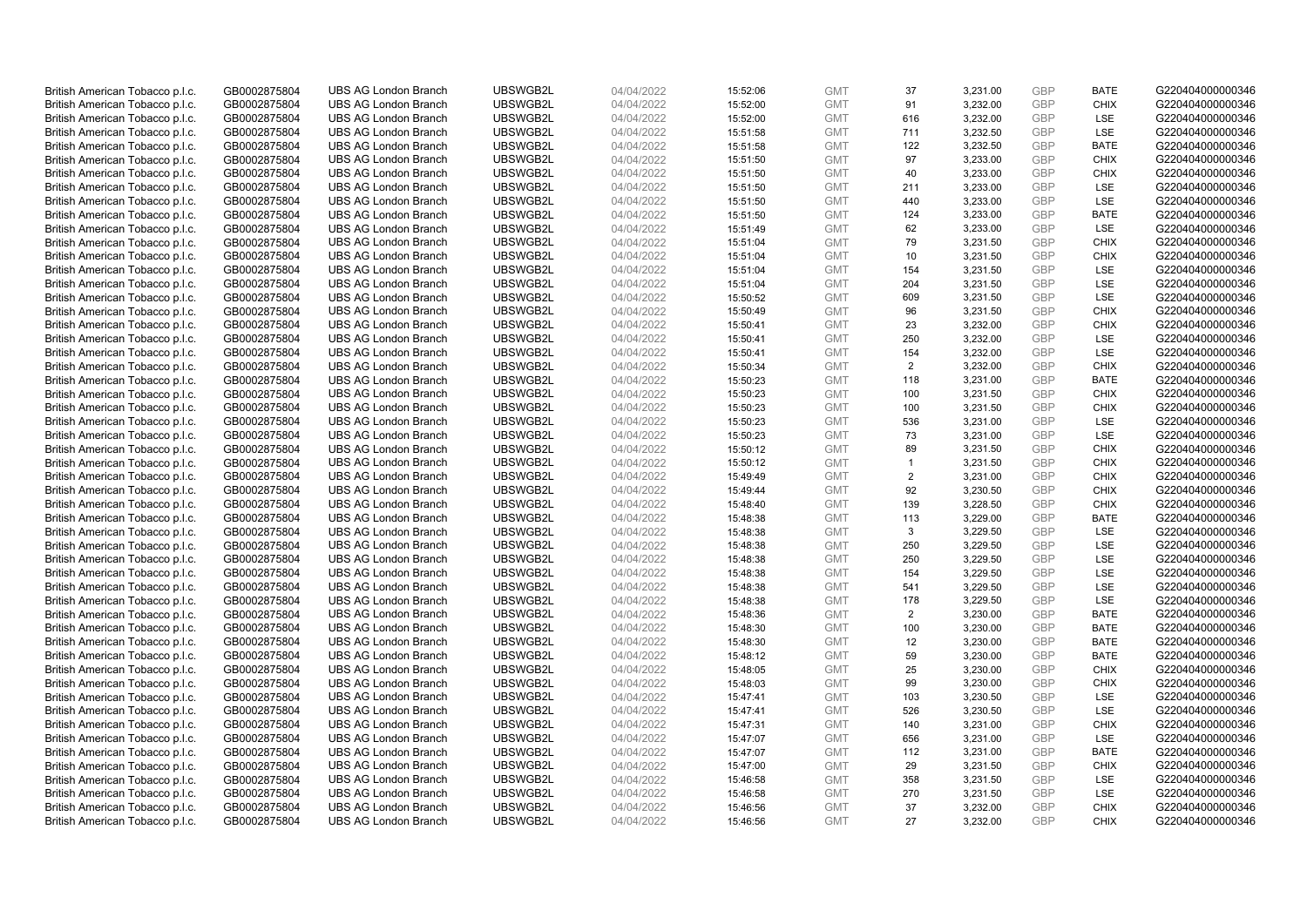| | | | | | | | | | | | |
|---|---|---|---|---|---|---|---|---|---|---|---|
| British American Tobacco p.l.c. | GB0002875804 | UBS AG London Branch | UBSWGB2L | 04/04/2022 | 15:52:06 | GMT | 37 | 3,231.00 | GBP | BATE | G220404000000346 |
| British American Tobacco p.l.c. | GB0002875804 | UBS AG London Branch | UBSWGB2L | 04/04/2022 | 15:52:00 | GMT | 91 | 3,232.00 | GBP | CHIX | G220404000000346 |
| British American Tobacco p.l.c. | GB0002875804 | UBS AG London Branch | UBSWGB2L | 04/04/2022 | 15:52:00 | GMT | 616 | 3,232.00 | GBP | LSE | G220404000000346 |
| British American Tobacco p.l.c. | GB0002875804 | UBS AG London Branch | UBSWGB2L | 04/04/2022 | 15:51:58 | GMT | 711 | 3,232.50 | GBP | LSE | G220404000000346 |
| British American Tobacco p.l.c. | GB0002875804 | UBS AG London Branch | UBSWGB2L | 04/04/2022 | 15:51:58 | GMT | 122 | 3,232.50 | GBP | BATE | G220404000000346 |
| British American Tobacco p.l.c. | GB0002875804 | UBS AG London Branch | UBSWGB2L | 04/04/2022 | 15:51:50 | GMT | 97 | 3,233.00 | GBP | CHIX | G220404000000346 |
| British American Tobacco p.l.c. | GB0002875804 | UBS AG London Branch | UBSWGB2L | 04/04/2022 | 15:51:50 | GMT | 40 | 3,233.00 | GBP | CHIX | G220404000000346 |
| British American Tobacco p.l.c. | GB0002875804 | UBS AG London Branch | UBSWGB2L | 04/04/2022 | 15:51:50 | GMT | 211 | 3,233.00 | GBP | LSE | G220404000000346 |
| British American Tobacco p.l.c. | GB0002875804 | UBS AG London Branch | UBSWGB2L | 04/04/2022 | 15:51:50 | GMT | 440 | 3,233.00 | GBP | LSE | G220404000000346 |
| British American Tobacco p.l.c. | GB0002875804 | UBS AG London Branch | UBSWGB2L | 04/04/2022 | 15:51:50 | GMT | 124 | 3,233.00 | GBP | BATE | G220404000000346 |
| British American Tobacco p.l.c. | GB0002875804 | UBS AG London Branch | UBSWGB2L | 04/04/2022 | 15:51:49 | GMT | 62 | 3,233.00 | GBP | LSE | G220404000000346 |
| British American Tobacco p.l.c. | GB0002875804 | UBS AG London Branch | UBSWGB2L | 04/04/2022 | 15:51:04 | GMT | 79 | 3,231.50 | GBP | CHIX | G220404000000346 |
| British American Tobacco p.l.c. | GB0002875804 | UBS AG London Branch | UBSWGB2L | 04/04/2022 | 15:51:04 | GMT | 10 | 3,231.50 | GBP | CHIX | G220404000000346 |
| British American Tobacco p.l.c. | GB0002875804 | UBS AG London Branch | UBSWGB2L | 04/04/2022 | 15:51:04 | GMT | 154 | 3,231.50 | GBP | LSE | G220404000000346 |
| British American Tobacco p.l.c. | GB0002875804 | UBS AG London Branch | UBSWGB2L | 04/04/2022 | 15:51:04 | GMT | 204 | 3,231.50 | GBP | LSE | G220404000000346 |
| British American Tobacco p.l.c. | GB0002875804 | UBS AG London Branch | UBSWGB2L | 04/04/2022 | 15:50:52 | GMT | 609 | 3,231.50 | GBP | LSE | G220404000000346 |
| British American Tobacco p.l.c. | GB0002875804 | UBS AG London Branch | UBSWGB2L | 04/04/2022 | 15:50:49 | GMT | 96 | 3,231.50 | GBP | CHIX | G220404000000346 |
| British American Tobacco p.l.c. | GB0002875804 | UBS AG London Branch | UBSWGB2L | 04/04/2022 | 15:50:41 | GMT | 23 | 3,232.00 | GBP | CHIX | G220404000000346 |
| British American Tobacco p.l.c. | GB0002875804 | UBS AG London Branch | UBSWGB2L | 04/04/2022 | 15:50:41 | GMT | 250 | 3,232.00 | GBP | LSE | G220404000000346 |
| British American Tobacco p.l.c. | GB0002875804 | UBS AG London Branch | UBSWGB2L | 04/04/2022 | 15:50:41 | GMT | 154 | 3,232.00 | GBP | LSE | G220404000000346 |
| British American Tobacco p.l.c. | GB0002875804 | UBS AG London Branch | UBSWGB2L | 04/04/2022 | 15:50:34 | GMT | 2 | 3,232.00 | GBP | CHIX | G220404000000346 |
| British American Tobacco p.l.c. | GB0002875804 | UBS AG London Branch | UBSWGB2L | 04/04/2022 | 15:50:23 | GMT | 118 | 3,231.00 | GBP | BATE | G220404000000346 |
| British American Tobacco p.l.c. | GB0002875804 | UBS AG London Branch | UBSWGB2L | 04/04/2022 | 15:50:23 | GMT | 100 | 3,231.50 | GBP | CHIX | G220404000000346 |
| British American Tobacco p.l.c. | GB0002875804 | UBS AG London Branch | UBSWGB2L | 04/04/2022 | 15:50:23 | GMT | 100 | 3,231.50 | GBP | CHIX | G220404000000346 |
| British American Tobacco p.l.c. | GB0002875804 | UBS AG London Branch | UBSWGB2L | 04/04/2022 | 15:50:23 | GMT | 536 | 3,231.00 | GBP | LSE | G220404000000346 |
| British American Tobacco p.l.c. | GB0002875804 | UBS AG London Branch | UBSWGB2L | 04/04/2022 | 15:50:23 | GMT | 73 | 3,231.00 | GBP | LSE | G220404000000346 |
| British American Tobacco p.l.c. | GB0002875804 | UBS AG London Branch | UBSWGB2L | 04/04/2022 | 15:50:12 | GMT | 89 | 3,231.50 | GBP | CHIX | G220404000000346 |
| British American Tobacco p.l.c. | GB0002875804 | UBS AG London Branch | UBSWGB2L | 04/04/2022 | 15:50:12 | GMT | 1 | 3,231.50 | GBP | CHIX | G220404000000346 |
| British American Tobacco p.l.c. | GB0002875804 | UBS AG London Branch | UBSWGB2L | 04/04/2022 | 15:49:49 | GMT | 2 | 3,231.00 | GBP | CHIX | G220404000000346 |
| British American Tobacco p.l.c. | GB0002875804 | UBS AG London Branch | UBSWGB2L | 04/04/2022 | 15:49:44 | GMT | 92 | 3,230.50 | GBP | CHIX | G220404000000346 |
| British American Tobacco p.l.c. | GB0002875804 | UBS AG London Branch | UBSWGB2L | 04/04/2022 | 15:48:40 | GMT | 139 | 3,228.50 | GBP | CHIX | G220404000000346 |
| British American Tobacco p.l.c. | GB0002875804 | UBS AG London Branch | UBSWGB2L | 04/04/2022 | 15:48:38 | GMT | 113 | 3,229.00 | GBP | BATE | G220404000000346 |
| British American Tobacco p.l.c. | GB0002875804 | UBS AG London Branch | UBSWGB2L | 04/04/2022 | 15:48:38 | GMT | 3 | 3,229.50 | GBP | LSE | G220404000000346 |
| British American Tobacco p.l.c. | GB0002875804 | UBS AG London Branch | UBSWGB2L | 04/04/2022 | 15:48:38 | GMT | 250 | 3,229.50 | GBP | LSE | G220404000000346 |
| British American Tobacco p.l.c. | GB0002875804 | UBS AG London Branch | UBSWGB2L | 04/04/2022 | 15:48:38 | GMT | 250 | 3,229.50 | GBP | LSE | G220404000000346 |
| British American Tobacco p.l.c. | GB0002875804 | UBS AG London Branch | UBSWGB2L | 04/04/2022 | 15:48:38 | GMT | 154 | 3,229.50 | GBP | LSE | G220404000000346 |
| British American Tobacco p.l.c. | GB0002875804 | UBS AG London Branch | UBSWGB2L | 04/04/2022 | 15:48:38 | GMT | 541 | 3,229.50 | GBP | LSE | G220404000000346 |
| British American Tobacco p.l.c. | GB0002875804 | UBS AG London Branch | UBSWGB2L | 04/04/2022 | 15:48:38 | GMT | 178 | 3,229.50 | GBP | LSE | G220404000000346 |
| British American Tobacco p.l.c. | GB0002875804 | UBS AG London Branch | UBSWGB2L | 04/04/2022 | 15:48:36 | GMT | 2 | 3,230.00 | GBP | BATE | G220404000000346 |
| British American Tobacco p.l.c. | GB0002875804 | UBS AG London Branch | UBSWGB2L | 04/04/2022 | 15:48:30 | GMT | 100 | 3,230.00 | GBP | BATE | G220404000000346 |
| British American Tobacco p.l.c. | GB0002875804 | UBS AG London Branch | UBSWGB2L | 04/04/2022 | 15:48:30 | GMT | 12 | 3,230.00 | GBP | BATE | G220404000000346 |
| British American Tobacco p.l.c. | GB0002875804 | UBS AG London Branch | UBSWGB2L | 04/04/2022 | 15:48:12 | GMT | 59 | 3,230.00 | GBP | BATE | G220404000000346 |
| British American Tobacco p.l.c. | GB0002875804 | UBS AG London Branch | UBSWGB2L | 04/04/2022 | 15:48:05 | GMT | 25 | 3,230.00 | GBP | CHIX | G220404000000346 |
| British American Tobacco p.l.c. | GB0002875804 | UBS AG London Branch | UBSWGB2L | 04/04/2022 | 15:48:03 | GMT | 99 | 3,230.00 | GBP | CHIX | G220404000000346 |
| British American Tobacco p.l.c. | GB0002875804 | UBS AG London Branch | UBSWGB2L | 04/04/2022 | 15:47:41 | GMT | 103 | 3,230.50 | GBP | LSE | G220404000000346 |
| British American Tobacco p.l.c. | GB0002875804 | UBS AG London Branch | UBSWGB2L | 04/04/2022 | 15:47:41 | GMT | 526 | 3,230.50 | GBP | LSE | G220404000000346 |
| British American Tobacco p.l.c. | GB0002875804 | UBS AG London Branch | UBSWGB2L | 04/04/2022 | 15:47:31 | GMT | 140 | 3,231.00 | GBP | CHIX | G220404000000346 |
| British American Tobacco p.l.c. | GB0002875804 | UBS AG London Branch | UBSWGB2L | 04/04/2022 | 15:47:07 | GMT | 656 | 3,231.00 | GBP | LSE | G220404000000346 |
| British American Tobacco p.l.c. | GB0002875804 | UBS AG London Branch | UBSWGB2L | 04/04/2022 | 15:47:07 | GMT | 112 | 3,231.00 | GBP | BATE | G220404000000346 |
| British American Tobacco p.l.c. | GB0002875804 | UBS AG London Branch | UBSWGB2L | 04/04/2022 | 15:47:00 | GMT | 29 | 3,231.50 | GBP | CHIX | G220404000000346 |
| British American Tobacco p.l.c. | GB0002875804 | UBS AG London Branch | UBSWGB2L | 04/04/2022 | 15:46:58 | GMT | 358 | 3,231.50 | GBP | LSE | G220404000000346 |
| British American Tobacco p.l.c. | GB0002875804 | UBS AG London Branch | UBSWGB2L | 04/04/2022 | 15:46:58 | GMT | 270 | 3,231.50 | GBP | LSE | G220404000000346 |
| British American Tobacco p.l.c. | GB0002875804 | UBS AG London Branch | UBSWGB2L | 04/04/2022 | 15:46:56 | GMT | 37 | 3,232.00 | GBP | CHIX | G220404000000346 |
| British American Tobacco p.l.c. | GB0002875804 | UBS AG London Branch | UBSWGB2L | 04/04/2022 | 15:46:56 | GMT | 27 | 3,232.00 | GBP | CHIX | G220404000000346 |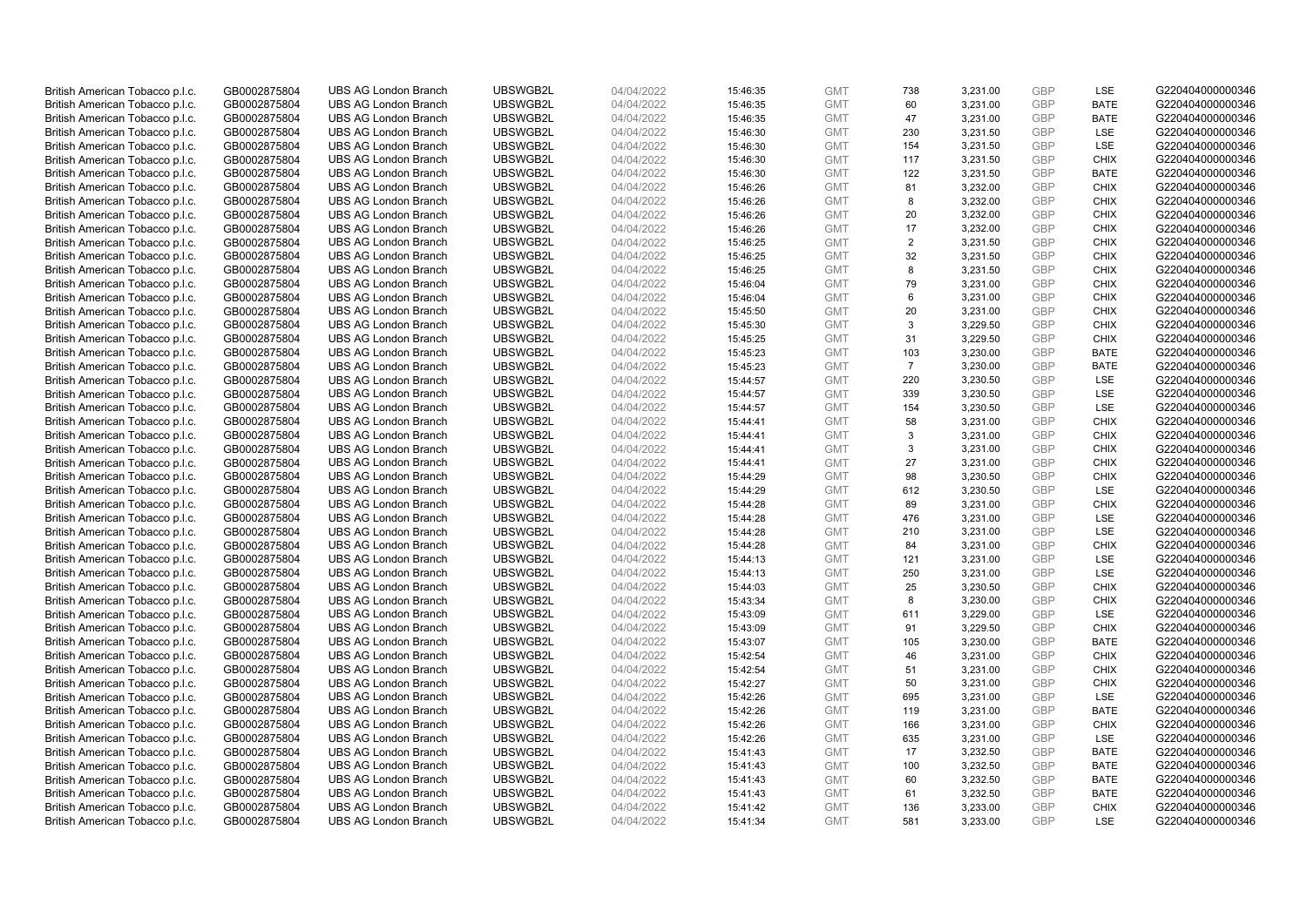| | | | | | | | | | | | |
|---|---|---|---|---|---|---|---|---|---|---|---|
| British American Tobacco p.l.c. | GB0002875804 | UBS AG London Branch | UBSWGB2L | 04/04/2022 | 15:46:35 | GMT | 738 | 3,231.00 | GBP | LSE | G220404000000346 |
| British American Tobacco p.l.c. | GB0002875804 | UBS AG London Branch | UBSWGB2L | 04/04/2022 | 15:46:35 | GMT | 60 | 3,231.00 | GBP | BATE | G220404000000346 |
| British American Tobacco p.l.c. | GB0002875804 | UBS AG London Branch | UBSWGB2L | 04/04/2022 | 15:46:35 | GMT | 47 | 3,231.00 | GBP | BATE | G220404000000346 |
| British American Tobacco p.l.c. | GB0002875804 | UBS AG London Branch | UBSWGB2L | 04/04/2022 | 15:46:30 | GMT | 230 | 3,231.50 | GBP | LSE | G220404000000346 |
| British American Tobacco p.l.c. | GB0002875804 | UBS AG London Branch | UBSWGB2L | 04/04/2022 | 15:46:30 | GMT | 154 | 3,231.50 | GBP | LSE | G220404000000346 |
| British American Tobacco p.l.c. | GB0002875804 | UBS AG London Branch | UBSWGB2L | 04/04/2022 | 15:46:30 | GMT | 117 | 3,231.50 | GBP | CHIX | G220404000000346 |
| British American Tobacco p.l.c. | GB0002875804 | UBS AG London Branch | UBSWGB2L | 04/04/2022 | 15:46:30 | GMT | 122 | 3,231.50 | GBP | BATE | G220404000000346 |
| British American Tobacco p.l.c. | GB0002875804 | UBS AG London Branch | UBSWGB2L | 04/04/2022 | 15:46:26 | GMT | 81 | 3,232.00 | GBP | CHIX | G220404000000346 |
| British American Tobacco p.l.c. | GB0002875804 | UBS AG London Branch | UBSWGB2L | 04/04/2022 | 15:46:26 | GMT | 8 | 3,232.00 | GBP | CHIX | G220404000000346 |
| British American Tobacco p.l.c. | GB0002875804 | UBS AG London Branch | UBSWGB2L | 04/04/2022 | 15:46:26 | GMT | 20 | 3,232.00 | GBP | CHIX | G220404000000346 |
| British American Tobacco p.l.c. | GB0002875804 | UBS AG London Branch | UBSWGB2L | 04/04/2022 | 15:46:26 | GMT | 17 | 3,232.00 | GBP | CHIX | G220404000000346 |
| British American Tobacco p.l.c. | GB0002875804 | UBS AG London Branch | UBSWGB2L | 04/04/2022 | 15:46:25 | GMT | 2 | 3,231.50 | GBP | CHIX | G220404000000346 |
| British American Tobacco p.l.c. | GB0002875804 | UBS AG London Branch | UBSWGB2L | 04/04/2022 | 15:46:25 | GMT | 32 | 3,231.50 | GBP | CHIX | G220404000000346 |
| British American Tobacco p.l.c. | GB0002875804 | UBS AG London Branch | UBSWGB2L | 04/04/2022 | 15:46:25 | GMT | 8 | 3,231.50 | GBP | CHIX | G220404000000346 |
| British American Tobacco p.l.c. | GB0002875804 | UBS AG London Branch | UBSWGB2L | 04/04/2022 | 15:46:04 | GMT | 79 | 3,231.00 | GBP | CHIX | G220404000000346 |
| British American Tobacco p.l.c. | GB0002875804 | UBS AG London Branch | UBSWGB2L | 04/04/2022 | 15:46:04 | GMT | 6 | 3,231.00 | GBP | CHIX | G220404000000346 |
| British American Tobacco p.l.c. | GB0002875804 | UBS AG London Branch | UBSWGB2L | 04/04/2022 | 15:45:50 | GMT | 20 | 3,231.00 | GBP | CHIX | G220404000000346 |
| British American Tobacco p.l.c. | GB0002875804 | UBS AG London Branch | UBSWGB2L | 04/04/2022 | 15:45:30 | GMT | 3 | 3,229.50 | GBP | CHIX | G220404000000346 |
| British American Tobacco p.l.c. | GB0002875804 | UBS AG London Branch | UBSWGB2L | 04/04/2022 | 15:45:25 | GMT | 31 | 3,229.50 | GBP | CHIX | G220404000000346 |
| British American Tobacco p.l.c. | GB0002875804 | UBS AG London Branch | UBSWGB2L | 04/04/2022 | 15:45:23 | GMT | 103 | 3,230.00 | GBP | BATE | G220404000000346 |
| British American Tobacco p.l.c. | GB0002875804 | UBS AG London Branch | UBSWGB2L | 04/04/2022 | 15:45:23 | GMT | 7 | 3,230.00 | GBP | BATE | G220404000000346 |
| British American Tobacco p.l.c. | GB0002875804 | UBS AG London Branch | UBSWGB2L | 04/04/2022 | 15:44:57 | GMT | 220 | 3,230.50 | GBP | LSE | G220404000000346 |
| British American Tobacco p.l.c. | GB0002875804 | UBS AG London Branch | UBSWGB2L | 04/04/2022 | 15:44:57 | GMT | 339 | 3,230.50 | GBP | LSE | G220404000000346 |
| British American Tobacco p.l.c. | GB0002875804 | UBS AG London Branch | UBSWGB2L | 04/04/2022 | 15:44:57 | GMT | 154 | 3,230.50 | GBP | LSE | G220404000000346 |
| British American Tobacco p.l.c. | GB0002875804 | UBS AG London Branch | UBSWGB2L | 04/04/2022 | 15:44:41 | GMT | 58 | 3,231.00 | GBP | CHIX | G220404000000346 |
| British American Tobacco p.l.c. | GB0002875804 | UBS AG London Branch | UBSWGB2L | 04/04/2022 | 15:44:41 | GMT | 3 | 3,231.00 | GBP | CHIX | G220404000000346 |
| British American Tobacco p.l.c. | GB0002875804 | UBS AG London Branch | UBSWGB2L | 04/04/2022 | 15:44:41 | GMT | 3 | 3,231.00 | GBP | CHIX | G220404000000346 |
| British American Tobacco p.l.c. | GB0002875804 | UBS AG London Branch | UBSWGB2L | 04/04/2022 | 15:44:41 | GMT | 27 | 3,231.00 | GBP | CHIX | G220404000000346 |
| British American Tobacco p.l.c. | GB0002875804 | UBS AG London Branch | UBSWGB2L | 04/04/2022 | 15:44:29 | GMT | 98 | 3,230.50 | GBP | CHIX | G220404000000346 |
| British American Tobacco p.l.c. | GB0002875804 | UBS AG London Branch | UBSWGB2L | 04/04/2022 | 15:44:29 | GMT | 612 | 3,230.50 | GBP | LSE | G220404000000346 |
| British American Tobacco p.l.c. | GB0002875804 | UBS AG London Branch | UBSWGB2L | 04/04/2022 | 15:44:28 | GMT | 89 | 3,231.00 | GBP | CHIX | G220404000000346 |
| British American Tobacco p.l.c. | GB0002875804 | UBS AG London Branch | UBSWGB2L | 04/04/2022 | 15:44:28 | GMT | 476 | 3,231.00 | GBP | LSE | G220404000000346 |
| British American Tobacco p.l.c. | GB0002875804 | UBS AG London Branch | UBSWGB2L | 04/04/2022 | 15:44:28 | GMT | 210 | 3,231.00 | GBP | LSE | G220404000000346 |
| British American Tobacco p.l.c. | GB0002875804 | UBS AG London Branch | UBSWGB2L | 04/04/2022 | 15:44:28 | GMT | 84 | 3,231.00 | GBP | CHIX | G220404000000346 |
| British American Tobacco p.l.c. | GB0002875804 | UBS AG London Branch | UBSWGB2L | 04/04/2022 | 15:44:13 | GMT | 121 | 3,231.00 | GBP | LSE | G220404000000346 |
| British American Tobacco p.l.c. | GB0002875804 | UBS AG London Branch | UBSWGB2L | 04/04/2022 | 15:44:13 | GMT | 250 | 3,231.00 | GBP | LSE | G220404000000346 |
| British American Tobacco p.l.c. | GB0002875804 | UBS AG London Branch | UBSWGB2L | 04/04/2022 | 15:44:03 | GMT | 25 | 3,230.50 | GBP | CHIX | G220404000000346 |
| British American Tobacco p.l.c. | GB0002875804 | UBS AG London Branch | UBSWGB2L | 04/04/2022 | 15:43:34 | GMT | 8 | 3,230.00 | GBP | CHIX | G220404000000346 |
| British American Tobacco p.l.c. | GB0002875804 | UBS AG London Branch | UBSWGB2L | 04/04/2022 | 15:43:09 | GMT | 611 | 3,229.00 | GBP | LSE | G220404000000346 |
| British American Tobacco p.l.c. | GB0002875804 | UBS AG London Branch | UBSWGB2L | 04/04/2022 | 15:43:09 | GMT | 91 | 3,229.50 | GBP | CHIX | G220404000000346 |
| British American Tobacco p.l.c. | GB0002875804 | UBS AG London Branch | UBSWGB2L | 04/04/2022 | 15:43:07 | GMT | 105 | 3,230.00 | GBP | BATE | G220404000000346 |
| British American Tobacco p.l.c. | GB0002875804 | UBS AG London Branch | UBSWGB2L | 04/04/2022 | 15:42:54 | GMT | 46 | 3,231.00 | GBP | CHIX | G220404000000346 |
| British American Tobacco p.l.c. | GB0002875804 | UBS AG London Branch | UBSWGB2L | 04/04/2022 | 15:42:54 | GMT | 51 | 3,231.00 | GBP | CHIX | G220404000000346 |
| British American Tobacco p.l.c. | GB0002875804 | UBS AG London Branch | UBSWGB2L | 04/04/2022 | 15:42:27 | GMT | 50 | 3,231.00 | GBP | CHIX | G220404000000346 |
| British American Tobacco p.l.c. | GB0002875804 | UBS AG London Branch | UBSWGB2L | 04/04/2022 | 15:42:26 | GMT | 695 | 3,231.00 | GBP | LSE | G220404000000346 |
| British American Tobacco p.l.c. | GB0002875804 | UBS AG London Branch | UBSWGB2L | 04/04/2022 | 15:42:26 | GMT | 119 | 3,231.00 | GBP | BATE | G220404000000346 |
| British American Tobacco p.l.c. | GB0002875804 | UBS AG London Branch | UBSWGB2L | 04/04/2022 | 15:42:26 | GMT | 166 | 3,231.00 | GBP | CHIX | G220404000000346 |
| British American Tobacco p.l.c. | GB0002875804 | UBS AG London Branch | UBSWGB2L | 04/04/2022 | 15:42:26 | GMT | 635 | 3,231.00 | GBP | LSE | G220404000000346 |
| British American Tobacco p.l.c. | GB0002875804 | UBS AG London Branch | UBSWGB2L | 04/04/2022 | 15:41:43 | GMT | 17 | 3,232.50 | GBP | BATE | G220404000000346 |
| British American Tobacco p.l.c. | GB0002875804 | UBS AG London Branch | UBSWGB2L | 04/04/2022 | 15:41:43 | GMT | 100 | 3,232.50 | GBP | BATE | G220404000000346 |
| British American Tobacco p.l.c. | GB0002875804 | UBS AG London Branch | UBSWGB2L | 04/04/2022 | 15:41:43 | GMT | 60 | 3,232.50 | GBP | BATE | G220404000000346 |
| British American Tobacco p.l.c. | GB0002875804 | UBS AG London Branch | UBSWGB2L | 04/04/2022 | 15:41:43 | GMT | 61 | 3,232.50 | GBP | BATE | G220404000000346 |
| British American Tobacco p.l.c. | GB0002875804 | UBS AG London Branch | UBSWGB2L | 04/04/2022 | 15:41:42 | GMT | 136 | 3,233.00 | GBP | CHIX | G220404000000346 |
| British American Tobacco p.l.c. | GB0002875804 | UBS AG London Branch | UBSWGB2L | 04/04/2022 | 15:41:34 | GMT | 581 | 3,233.00 | GBP | LSE | G220404000000346 |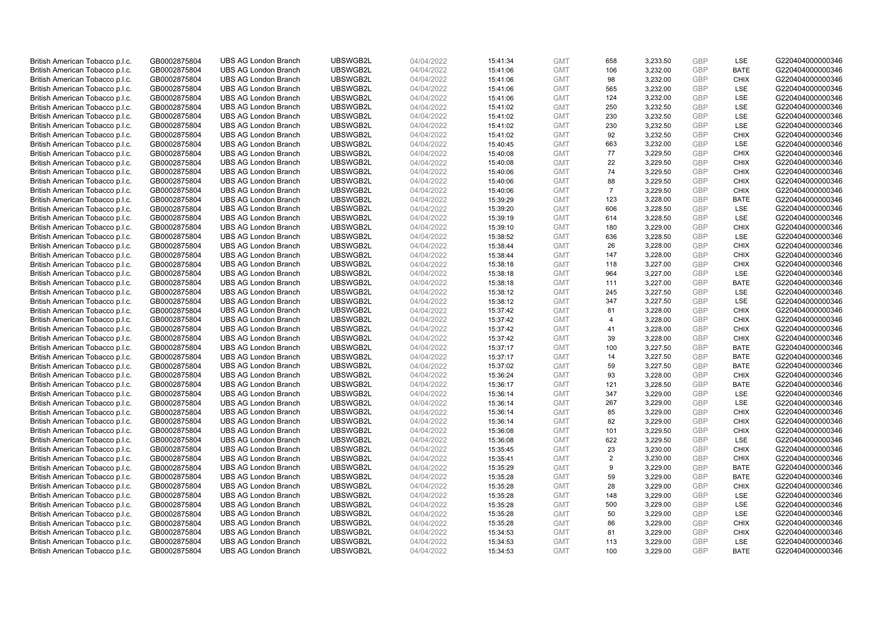| British American Tobacco p.l.c. | GB0002875804 | UBS AG London Branch | UBSWGB2L | 04/04/2022 | 15:41:34 | GMT | 658 | 3,233.50 | GBP | LSE | G220404000000346 |
|---|---|---|---|---|---|---|---|---|---|---|---|
| British American Tobacco p.l.c. | GB0002875804 | UBS AG London Branch | UBSWGB2L | 04/04/2022 | 15:41:06 | GMT | 106 | 3,232.00 | GBP | BATE | G220404000000346 |
| British American Tobacco p.l.c. | GB0002875804 | UBS AG London Branch | UBSWGB2L | 04/04/2022 | 15:41:06 | GMT | 98 | 3,232.00 | GBP | CHIX | G220404000000346 |
| British American Tobacco p.l.c. | GB0002875804 | UBS AG London Branch | UBSWGB2L | 04/04/2022 | 15:41:06 | GMT | 565 | 3,232.00 | GBP | LSE | G220404000000346 |
| British American Tobacco p.l.c. | GB0002875804 | UBS AG London Branch | UBSWGB2L | 04/04/2022 | 15:41:06 | GMT | 124 | 3,232.00 | GBP | LSE | G220404000000346 |
| British American Tobacco p.l.c. | GB0002875804 | UBS AG London Branch | UBSWGB2L | 04/04/2022 | 15:41:02 | GMT | 250 | 3,232.50 | GBP | LSE | G220404000000346 |
| British American Tobacco p.l.c. | GB0002875804 | UBS AG London Branch | UBSWGB2L | 04/04/2022 | 15:41:02 | GMT | 230 | 3,232.50 | GBP | LSE | G220404000000346 |
| British American Tobacco p.l.c. | GB0002875804 | UBS AG London Branch | UBSWGB2L | 04/04/2022 | 15:41:02 | GMT | 230 | 3,232.50 | GBP | LSE | G220404000000346 |
| British American Tobacco p.l.c. | GB0002875804 | UBS AG London Branch | UBSWGB2L | 04/04/2022 | 15:41:02 | GMT | 92 | 3,232.50 | GBP | CHIX | G220404000000346 |
| British American Tobacco p.l.c. | GB0002875804 | UBS AG London Branch | UBSWGB2L | 04/04/2022 | 15:40:45 | GMT | 663 | 3,232.00 | GBP | LSE | G220404000000346 |
| British American Tobacco p.l.c. | GB0002875804 | UBS AG London Branch | UBSWGB2L | 04/04/2022 | 15:40:08 | GMT | 77 | 3,229.50 | GBP | CHIX | G220404000000346 |
| British American Tobacco p.l.c. | GB0002875804 | UBS AG London Branch | UBSWGB2L | 04/04/2022 | 15:40:08 | GMT | 22 | 3,229.50 | GBP | CHIX | G220404000000346 |
| British American Tobacco p.l.c. | GB0002875804 | UBS AG London Branch | UBSWGB2L | 04/04/2022 | 15:40:06 | GMT | 74 | 3,229.50 | GBP | CHIX | G220404000000346 |
| British American Tobacco p.l.c. | GB0002875804 | UBS AG London Branch | UBSWGB2L | 04/04/2022 | 15:40:06 | GMT | 88 | 3,229.50 | GBP | CHIX | G220404000000346 |
| British American Tobacco p.l.c. | GB0002875804 | UBS AG London Branch | UBSWGB2L | 04/04/2022 | 15:40:06 | GMT | 7 | 3,229.50 | GBP | CHIX | G220404000000346 |
| British American Tobacco p.l.c. | GB0002875804 | UBS AG London Branch | UBSWGB2L | 04/04/2022 | 15:39:29 | GMT | 123 | 3,228.00 | GBP | BATE | G220404000000346 |
| British American Tobacco p.l.c. | GB0002875804 | UBS AG London Branch | UBSWGB2L | 04/04/2022 | 15:39:20 | GMT | 606 | 3,228.50 | GBP | LSE | G220404000000346 |
| British American Tobacco p.l.c. | GB0002875804 | UBS AG London Branch | UBSWGB2L | 04/04/2022 | 15:39:19 | GMT | 614 | 3,228.50 | GBP | LSE | G220404000000346 |
| British American Tobacco p.l.c. | GB0002875804 | UBS AG London Branch | UBSWGB2L | 04/04/2022 | 15:39:10 | GMT | 180 | 3,229.00 | GBP | CHIX | G220404000000346 |
| British American Tobacco p.l.c. | GB0002875804 | UBS AG London Branch | UBSWGB2L | 04/04/2022 | 15:38:52 | GMT | 636 | 3,228.50 | GBP | LSE | G220404000000346 |
| British American Tobacco p.l.c. | GB0002875804 | UBS AG London Branch | UBSWGB2L | 04/04/2022 | 15:38:44 | GMT | 26 | 3,228.00 | GBP | CHIX | G220404000000346 |
| British American Tobacco p.l.c. | GB0002875804 | UBS AG London Branch | UBSWGB2L | 04/04/2022 | 15:38:44 | GMT | 147 | 3,228.00 | GBP | CHIX | G220404000000346 |
| British American Tobacco p.l.c. | GB0002875804 | UBS AG London Branch | UBSWGB2L | 04/04/2022 | 15:38:18 | GMT | 118 | 3,227.00 | GBP | CHIX | G220404000000346 |
| British American Tobacco p.l.c. | GB0002875804 | UBS AG London Branch | UBSWGB2L | 04/04/2022 | 15:38:18 | GMT | 964 | 3,227.00 | GBP | LSE | G220404000000346 |
| British American Tobacco p.l.c. | GB0002875804 | UBS AG London Branch | UBSWGB2L | 04/04/2022 | 15:38:18 | GMT | 111 | 3,227.00 | GBP | BATE | G220404000000346 |
| British American Tobacco p.l.c. | GB0002875804 | UBS AG London Branch | UBSWGB2L | 04/04/2022 | 15:38:12 | GMT | 245 | 3,227.50 | GBP | LSE | G220404000000346 |
| British American Tobacco p.l.c. | GB0002875804 | UBS AG London Branch | UBSWGB2L | 04/04/2022 | 15:38:12 | GMT | 347 | 3,227.50 | GBP | LSE | G220404000000346 |
| British American Tobacco p.l.c. | GB0002875804 | UBS AG London Branch | UBSWGB2L | 04/04/2022 | 15:37:42 | GMT | 81 | 3,228.00 | GBP | CHIX | G220404000000346 |
| British American Tobacco p.l.c. | GB0002875804 | UBS AG London Branch | UBSWGB2L | 04/04/2022 | 15:37:42 | GMT | 4 | 3,228.00 | GBP | CHIX | G220404000000346 |
| British American Tobacco p.l.c. | GB0002875804 | UBS AG London Branch | UBSWGB2L | 04/04/2022 | 15:37:42 | GMT | 41 | 3,228.00 | GBP | CHIX | G220404000000346 |
| British American Tobacco p.l.c. | GB0002875804 | UBS AG London Branch | UBSWGB2L | 04/04/2022 | 15:37:42 | GMT | 39 | 3,228.00 | GBP | CHIX | G220404000000346 |
| British American Tobacco p.l.c. | GB0002875804 | UBS AG London Branch | UBSWGB2L | 04/04/2022 | 15:37:17 | GMT | 100 | 3,227.50 | GBP | BATE | G220404000000346 |
| British American Tobacco p.l.c. | GB0002875804 | UBS AG London Branch | UBSWGB2L | 04/04/2022 | 15:37:17 | GMT | 14 | 3,227.50 | GBP | BATE | G220404000000346 |
| British American Tobacco p.l.c. | GB0002875804 | UBS AG London Branch | UBSWGB2L | 04/04/2022 | 15:37:02 | GMT | 59 | 3,227.50 | GBP | BATE | G220404000000346 |
| British American Tobacco p.l.c. | GB0002875804 | UBS AG London Branch | UBSWGB2L | 04/04/2022 | 15:36:24 | GMT | 93 | 3,228.00 | GBP | CHIX | G220404000000346 |
| British American Tobacco p.l.c. | GB0002875804 | UBS AG London Branch | UBSWGB2L | 04/04/2022 | 15:36:17 | GMT | 121 | 3,228.50 | GBP | BATE | G220404000000346 |
| British American Tobacco p.l.c. | GB0002875804 | UBS AG London Branch | UBSWGB2L | 04/04/2022 | 15:36:14 | GMT | 347 | 3,229.00 | GBP | LSE | G220404000000346 |
| British American Tobacco p.l.c. | GB0002875804 | UBS AG London Branch | UBSWGB2L | 04/04/2022 | 15:36:14 | GMT | 267 | 3,229.00 | GBP | LSE | G220404000000346 |
| British American Tobacco p.l.c. | GB0002875804 | UBS AG London Branch | UBSWGB2L | 04/04/2022 | 15:36:14 | GMT | 85 | 3,229.00 | GBP | CHIX | G220404000000346 |
| British American Tobacco p.l.c. | GB0002875804 | UBS AG London Branch | UBSWGB2L | 04/04/2022 | 15:36:14 | GMT | 82 | 3,229.00 | GBP | CHIX | G220404000000346 |
| British American Tobacco p.l.c. | GB0002875804 | UBS AG London Branch | UBSWGB2L | 04/04/2022 | 15:36:08 | GMT | 101 | 3,229.50 | GBP | CHIX | G220404000000346 |
| British American Tobacco p.l.c. | GB0002875804 | UBS AG London Branch | UBSWGB2L | 04/04/2022 | 15:36:08 | GMT | 622 | 3,229.50 | GBP | LSE | G220404000000346 |
| British American Tobacco p.l.c. | GB0002875804 | UBS AG London Branch | UBSWGB2L | 04/04/2022 | 15:35:45 | GMT | 23 | 3,230.00 | GBP | CHIX | G220404000000346 |
| British American Tobacco p.l.c. | GB0002875804 | UBS AG London Branch | UBSWGB2L | 04/04/2022 | 15:35:41 | GMT | 2 | 3,230.00 | GBP | CHIX | G220404000000346 |
| British American Tobacco p.l.c. | GB0002875804 | UBS AG London Branch | UBSWGB2L | 04/04/2022 | 15:35:29 | GMT | 9 | 3,229.00 | GBP | BATE | G220404000000346 |
| British American Tobacco p.l.c. | GB0002875804 | UBS AG London Branch | UBSWGB2L | 04/04/2022 | 15:35:28 | GMT | 59 | 3,229.00 | GBP | BATE | G220404000000346 |
| British American Tobacco p.l.c. | GB0002875804 | UBS AG London Branch | UBSWGB2L | 04/04/2022 | 15:35:28 | GMT | 28 | 3,229.00 | GBP | CHIX | G220404000000346 |
| British American Tobacco p.l.c. | GB0002875804 | UBS AG London Branch | UBSWGB2L | 04/04/2022 | 15:35:28 | GMT | 148 | 3,229.00 | GBP | LSE | G220404000000346 |
| British American Tobacco p.l.c. | GB0002875804 | UBS AG London Branch | UBSWGB2L | 04/04/2022 | 15:35:28 | GMT | 500 | 3,229.00 | GBP | LSE | G220404000000346 |
| British American Tobacco p.l.c. | GB0002875804 | UBS AG London Branch | UBSWGB2L | 04/04/2022 | 15:35:28 | GMT | 50 | 3,229.00 | GBP | LSE | G220404000000346 |
| British American Tobacco p.l.c. | GB0002875804 | UBS AG London Branch | UBSWGB2L | 04/04/2022 | 15:35:28 | GMT | 86 | 3,229.00 | GBP | CHIX | G220404000000346 |
| British American Tobacco p.l.c. | GB0002875804 | UBS AG London Branch | UBSWGB2L | 04/04/2022 | 15:34:53 | GMT | 81 | 3,229.00 | GBP | CHIX | G220404000000346 |
| British American Tobacco p.l.c. | GB0002875804 | UBS AG London Branch | UBSWGB2L | 04/04/2022 | 15:34:53 | GMT | 113 | 3,229.00 | GBP | LSE | G220404000000346 |
| British American Tobacco p.l.c. | GB0002875804 | UBS AG London Branch | UBSWGB2L | 04/04/2022 | 15:34:53 | GMT | 100 | 3,229.00 | GBP | BATE | G220404000000346 |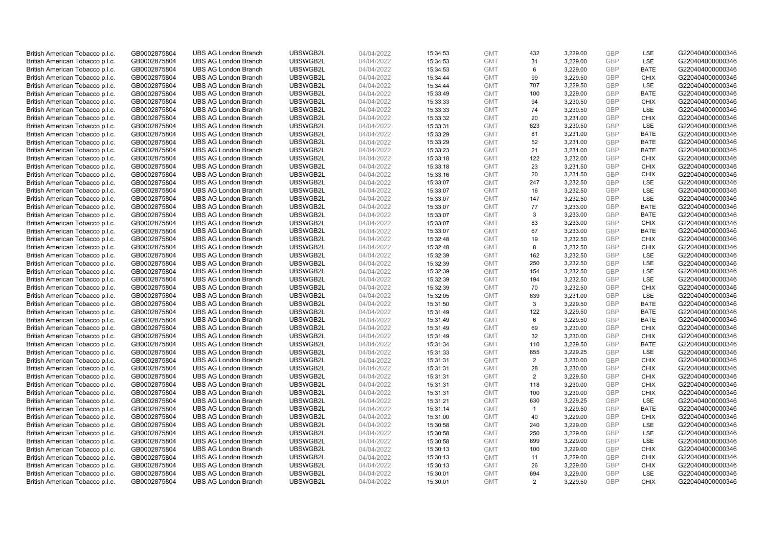| British American Tobacco p.l.c. | GB0002875804 | UBS AG London Branch | UBSWGB2L | 04/04/2022 | 15:34:53 | GMT | 432 | 3,229.00 | GBP | LSE | G220404000000346 |
|---|---|---|---|---|---|---|---|---|---|---|---|
| British American Tobacco p.l.c. | GB0002875804 | UBS AG London Branch | UBSWGB2L | 04/04/2022 | 15:34:53 | GMT | 31 | 3,229.00 | GBP | LSE | G220404000000346 |
| British American Tobacco p.l.c. | GB0002875804 | UBS AG London Branch | UBSWGB2L | 04/04/2022 | 15:34:53 | GMT | 6 | 3,229.00 | GBP | BATE | G220404000000346 |
| British American Tobacco p.l.c. | GB0002875804 | UBS AG London Branch | UBSWGB2L | 04/04/2022 | 15:34:44 | GMT | 99 | 3,229.50 | GBP | CHIX | G220404000000346 |
| British American Tobacco p.l.c. | GB0002875804 | UBS AG London Branch | UBSWGB2L | 04/04/2022 | 15:34:44 | GMT | 707 | 3,229.50 | GBP | LSE | G220404000000346 |
| British American Tobacco p.l.c. | GB0002875804 | UBS AG London Branch | UBSWGB2L | 04/04/2022 | 15:33:49 | GMT | 100 | 3,229.00 | GBP | BATE | G220404000000346 |
| British American Tobacco p.l.c. | GB0002875804 | UBS AG London Branch | UBSWGB2L | 04/04/2022 | 15:33:33 | GMT | 94 | 3,230.50 | GBP | CHIX | G220404000000346 |
| British American Tobacco p.l.c. | GB0002875804 | UBS AG London Branch | UBSWGB2L | 04/04/2022 | 15:33:33 | GMT | 74 | 3,230.50 | GBP | LSE | G220404000000346 |
| British American Tobacco p.l.c. | GB0002875804 | UBS AG London Branch | UBSWGB2L | 04/04/2022 | 15:33:32 | GMT | 20 | 3,231.00 | GBP | CHIX | G220404000000346 |
| British American Tobacco p.l.c. | GB0002875804 | UBS AG London Branch | UBSWGB2L | 04/04/2022 | 15:33:31 | GMT | 623 | 3,230.50 | GBP | LSE | G220404000000346 |
| British American Tobacco p.l.c. | GB0002875804 | UBS AG London Branch | UBSWGB2L | 04/04/2022 | 15:33:29 | GMT | 81 | 3,231.00 | GBP | BATE | G220404000000346 |
| British American Tobacco p.l.c. | GB0002875804 | UBS AG London Branch | UBSWGB2L | 04/04/2022 | 15:33:29 | GMT | 52 | 3,231.00 | GBP | BATE | G220404000000346 |
| British American Tobacco p.l.c. | GB0002875804 | UBS AG London Branch | UBSWGB2L | 04/04/2022 | 15:33:23 | GMT | 21 | 3,231.00 | GBP | BATE | G220404000000346 |
| British American Tobacco p.l.c. | GB0002875804 | UBS AG London Branch | UBSWGB2L | 04/04/2022 | 15:33:18 | GMT | 122 | 3,232.00 | GBP | CHIX | G220404000000346 |
| British American Tobacco p.l.c. | GB0002875804 | UBS AG London Branch | UBSWGB2L | 04/04/2022 | 15:33:18 | GMT | 23 | 3,231.50 | GBP | CHIX | G220404000000346 |
| British American Tobacco p.l.c. | GB0002875804 | UBS AG London Branch | UBSWGB2L | 04/04/2022 | 15:33:16 | GMT | 20 | 3,231.50 | GBP | CHIX | G220404000000346 |
| British American Tobacco p.l.c. | GB0002875804 | UBS AG London Branch | UBSWGB2L | 04/04/2022 | 15:33:07 | GMT | 247 | 3,232.50 | GBP | LSE | G220404000000346 |
| British American Tobacco p.l.c. | GB0002875804 | UBS AG London Branch | UBSWGB2L | 04/04/2022 | 15:33:07 | GMT | 16 | 3,232.50 | GBP | LSE | G220404000000346 |
| British American Tobacco p.l.c. | GB0002875804 | UBS AG London Branch | UBSWGB2L | 04/04/2022 | 15:33:07 | GMT | 147 | 3,232.50 | GBP | LSE | G220404000000346 |
| British American Tobacco p.l.c. | GB0002875804 | UBS AG London Branch | UBSWGB2L | 04/04/2022 | 15:33:07 | GMT | 77 | 3,233.00 | GBP | BATE | G220404000000346 |
| British American Tobacco p.l.c. | GB0002875804 | UBS AG London Branch | UBSWGB2L | 04/04/2022 | 15:33:07 | GMT | 3 | 3,233.00 | GBP | BATE | G220404000000346 |
| British American Tobacco p.l.c. | GB0002875804 | UBS AG London Branch | UBSWGB2L | 04/04/2022 | 15:33:07 | GMT | 83 | 3,233.00 | GBP | CHIX | G220404000000346 |
| British American Tobacco p.l.c. | GB0002875804 | UBS AG London Branch | UBSWGB2L | 04/04/2022 | 15:33:07 | GMT | 67 | 3,233.00 | GBP | BATE | G220404000000346 |
| British American Tobacco p.l.c. | GB0002875804 | UBS AG London Branch | UBSWGB2L | 04/04/2022 | 15:32:48 | GMT | 19 | 3,232.50 | GBP | CHIX | G220404000000346 |
| British American Tobacco p.l.c. | GB0002875804 | UBS AG London Branch | UBSWGB2L | 04/04/2022 | 15:32:48 | GMT | 8 | 3,232.50 | GBP | CHIX | G220404000000346 |
| British American Tobacco p.l.c. | GB0002875804 | UBS AG London Branch | UBSWGB2L | 04/04/2022 | 15:32:39 | GMT | 162 | 3,232.50 | GBP | LSE | G220404000000346 |
| British American Tobacco p.l.c. | GB0002875804 | UBS AG London Branch | UBSWGB2L | 04/04/2022 | 15:32:39 | GMT | 250 | 3,232.50 | GBP | LSE | G220404000000346 |
| British American Tobacco p.l.c. | GB0002875804 | UBS AG London Branch | UBSWGB2L | 04/04/2022 | 15:32:39 | GMT | 154 | 3,232.50 | GBP | LSE | G220404000000346 |
| British American Tobacco p.l.c. | GB0002875804 | UBS AG London Branch | UBSWGB2L | 04/04/2022 | 15:32:39 | GMT | 194 | 3,232.50 | GBP | LSE | G220404000000346 |
| British American Tobacco p.l.c. | GB0002875804 | UBS AG London Branch | UBSWGB2L | 04/04/2022 | 15:32:39 | GMT | 70 | 3,232.50 | GBP | CHIX | G220404000000346 |
| British American Tobacco p.l.c. | GB0002875804 | UBS AG London Branch | UBSWGB2L | 04/04/2022 | 15:32:05 | GMT | 639 | 3,231.00 | GBP | LSE | G220404000000346 |
| British American Tobacco p.l.c. | GB0002875804 | UBS AG London Branch | UBSWGB2L | 04/04/2022 | 15:31:50 | GMT | 3 | 3,229.50 | GBP | BATE | G220404000000346 |
| British American Tobacco p.l.c. | GB0002875804 | UBS AG London Branch | UBSWGB2L | 04/04/2022 | 15:31:49 | GMT | 122 | 3,229.50 | GBP | BATE | G220404000000346 |
| British American Tobacco p.l.c. | GB0002875804 | UBS AG London Branch | UBSWGB2L | 04/04/2022 | 15:31:49 | GMT | 6 | 3,229.50 | GBP | BATE | G220404000000346 |
| British American Tobacco p.l.c. | GB0002875804 | UBS AG London Branch | UBSWGB2L | 04/04/2022 | 15:31:49 | GMT | 69 | 3,230.00 | GBP | CHIX | G220404000000346 |
| British American Tobacco p.l.c. | GB0002875804 | UBS AG London Branch | UBSWGB2L | 04/04/2022 | 15:31:49 | GMT | 32 | 3,230.00 | GBP | CHIX | G220404000000346 |
| British American Tobacco p.l.c. | GB0002875804 | UBS AG London Branch | UBSWGB2L | 04/04/2022 | 15:31:34 | GMT | 110 | 3,229.50 | GBP | BATE | G220404000000346 |
| British American Tobacco p.l.c. | GB0002875804 | UBS AG London Branch | UBSWGB2L | 04/04/2022 | 15:31:33 | GMT | 655 | 3,229.25 | GBP | LSE | G220404000000346 |
| British American Tobacco p.l.c. | GB0002875804 | UBS AG London Branch | UBSWGB2L | 04/04/2022 | 15:31:31 | GMT | 2 | 3,230.00 | GBP | CHIX | G220404000000346 |
| British American Tobacco p.l.c. | GB0002875804 | UBS AG London Branch | UBSWGB2L | 04/04/2022 | 15:31:31 | GMT | 28 | 3,230.00 | GBP | CHIX | G220404000000346 |
| British American Tobacco p.l.c. | GB0002875804 | UBS AG London Branch | UBSWGB2L | 04/04/2022 | 15:31:31 | GMT | 2 | 3,229.50 | GBP | CHIX | G220404000000346 |
| British American Tobacco p.l.c. | GB0002875804 | UBS AG London Branch | UBSWGB2L | 04/04/2022 | 15:31:31 | GMT | 118 | 3,230.00 | GBP | CHIX | G220404000000346 |
| British American Tobacco p.l.c. | GB0002875804 | UBS AG London Branch | UBSWGB2L | 04/04/2022 | 15:31:31 | GMT | 100 | 3,230.00 | GBP | CHIX | G220404000000346 |
| British American Tobacco p.l.c. | GB0002875804 | UBS AG London Branch | UBSWGB2L | 04/04/2022 | 15:31:21 | GMT | 630 | 3,229.25 | GBP | LSE | G220404000000346 |
| British American Tobacco p.l.c. | GB0002875804 | UBS AG London Branch | UBSWGB2L | 04/04/2022 | 15:31:14 | GMT | 1 | 3,229.50 | GBP | BATE | G220404000000346 |
| British American Tobacco p.l.c. | GB0002875804 | UBS AG London Branch | UBSWGB2L | 04/04/2022 | 15:31:00 | GMT | 40 | 3,229.00 | GBP | CHIX | G220404000000346 |
| British American Tobacco p.l.c. | GB0002875804 | UBS AG London Branch | UBSWGB2L | 04/04/2022 | 15:30:58 | GMT | 240 | 3,229.00 | GBP | LSE | G220404000000346 |
| British American Tobacco p.l.c. | GB0002875804 | UBS AG London Branch | UBSWGB2L | 04/04/2022 | 15:30:58 | GMT | 250 | 3,229.00 | GBP | LSE | G220404000000346 |
| British American Tobacco p.l.c. | GB0002875804 | UBS AG London Branch | UBSWGB2L | 04/04/2022 | 15:30:58 | GMT | 699 | 3,229.00 | GBP | LSE | G220404000000346 |
| British American Tobacco p.l.c. | GB0002875804 | UBS AG London Branch | UBSWGB2L | 04/04/2022 | 15:30:13 | GMT | 100 | 3,229.00 | GBP | CHIX | G220404000000346 |
| British American Tobacco p.l.c. | GB0002875804 | UBS AG London Branch | UBSWGB2L | 04/04/2022 | 15:30:13 | GMT | 11 | 3,229.00 | GBP | CHIX | G220404000000346 |
| British American Tobacco p.l.c. | GB0002875804 | UBS AG London Branch | UBSWGB2L | 04/04/2022 | 15:30:13 | GMT | 26 | 3,229.00 | GBP | CHIX | G220404000000346 |
| British American Tobacco p.l.c. | GB0002875804 | UBS AG London Branch | UBSWGB2L | 04/04/2022 | 15:30:01 | GMT | 694 | 3,229.00 | GBP | LSE | G220404000000346 |
| British American Tobacco p.l.c. | GB0002875804 | UBS AG London Branch | UBSWGB2L | 04/04/2022 | 15:30:01 | GMT | 2 | 3,229.50 | GBP | CHIX | G220404000000346 |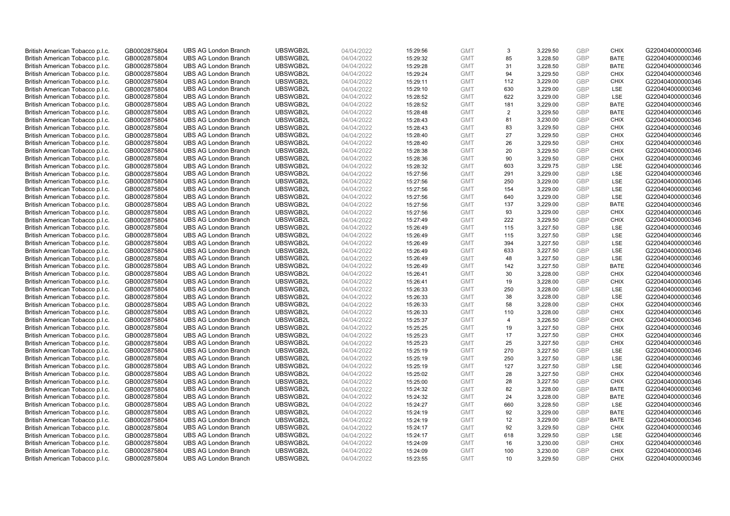| | | | | | | | | | | | |
|---|---|---|---|---|---|---|---|---|---|---|---|
| British American Tobacco p.l.c. | GB0002875804 | UBS AG London Branch | UBSWGB2L | 04/04/2022 | 15:29:56 | GMT | 3 | 3,229.50 | GBP | CHIX | G220404000000346 |
| British American Tobacco p.l.c. | GB0002875804 | UBS AG London Branch | UBSWGB2L | 04/04/2022 | 15:29:32 | GMT | 85 | 3,228.50 | GBP | BATE | G220404000000346 |
| British American Tobacco p.l.c. | GB0002875804 | UBS AG London Branch | UBSWGB2L | 04/04/2022 | 15:29:28 | GMT | 31 | 3,228.50 | GBP | BATE | G220404000000346 |
| British American Tobacco p.l.c. | GB0002875804 | UBS AG London Branch | UBSWGB2L | 04/04/2022 | 15:29:24 | GMT | 94 | 3,229.50 | GBP | CHIX | G220404000000346 |
| British American Tobacco p.l.c. | GB0002875804 | UBS AG London Branch | UBSWGB2L | 04/04/2022 | 15:29:11 | GMT | 112 | 3,229.00 | GBP | CHIX | G220404000000346 |
| British American Tobacco p.l.c. | GB0002875804 | UBS AG London Branch | UBSWGB2L | 04/04/2022 | 15:29:10 | GMT | 630 | 3,229.00 | GBP | LSE | G220404000000346 |
| British American Tobacco p.l.c. | GB0002875804 | UBS AG London Branch | UBSWGB2L | 04/04/2022 | 15:28:52 | GMT | 622 | 3,229.00 | GBP | LSE | G220404000000346 |
| British American Tobacco p.l.c. | GB0002875804 | UBS AG London Branch | UBSWGB2L | 04/04/2022 | 15:28:52 | GMT | 181 | 3,229.00 | GBP | BATE | G220404000000346 |
| British American Tobacco p.l.c. | GB0002875804 | UBS AG London Branch | UBSWGB2L | 04/04/2022 | 15:28:48 | GMT | 2 | 3,229.50 | GBP | BATE | G220404000000346 |
| British American Tobacco p.l.c. | GB0002875804 | UBS AG London Branch | UBSWGB2L | 04/04/2022 | 15:28:43 | GMT | 81 | 3,230.00 | GBP | CHIX | G220404000000346 |
| British American Tobacco p.l.c. | GB0002875804 | UBS AG London Branch | UBSWGB2L | 04/04/2022 | 15:28:43 | GMT | 83 | 3,229.50 | GBP | CHIX | G220404000000346 |
| British American Tobacco p.l.c. | GB0002875804 | UBS AG London Branch | UBSWGB2L | 04/04/2022 | 15:28:40 | GMT | 27 | 3,229.50 | GBP | CHIX | G220404000000346 |
| British American Tobacco p.l.c. | GB0002875804 | UBS AG London Branch | UBSWGB2L | 04/04/2022 | 15:28:40 | GMT | 26 | 3,229.50 | GBP | CHIX | G220404000000346 |
| British American Tobacco p.l.c. | GB0002875804 | UBS AG London Branch | UBSWGB2L | 04/04/2022 | 15:28:38 | GMT | 20 | 3,229.50 | GBP | CHIX | G220404000000346 |
| British American Tobacco p.l.c. | GB0002875804 | UBS AG London Branch | UBSWGB2L | 04/04/2022 | 15:28:36 | GMT | 90 | 3,229.50 | GBP | CHIX | G220404000000346 |
| British American Tobacco p.l.c. | GB0002875804 | UBS AG London Branch | UBSWGB2L | 04/04/2022 | 15:28:32 | GMT | 603 | 3,229.75 | GBP | LSE | G220404000000346 |
| British American Tobacco p.l.c. | GB0002875804 | UBS AG London Branch | UBSWGB2L | 04/04/2022 | 15:27:56 | GMT | 291 | 3,229.00 | GBP | LSE | G220404000000346 |
| British American Tobacco p.l.c. | GB0002875804 | UBS AG London Branch | UBSWGB2L | 04/04/2022 | 15:27:56 | GMT | 250 | 3,229.00 | GBP | LSE | G220404000000346 |
| British American Tobacco p.l.c. | GB0002875804 | UBS AG London Branch | UBSWGB2L | 04/04/2022 | 15:27:56 | GMT | 154 | 3,229.00 | GBP | LSE | G220404000000346 |
| British American Tobacco p.l.c. | GB0002875804 | UBS AG London Branch | UBSWGB2L | 04/04/2022 | 15:27:56 | GMT | 640 | 3,229.00 | GBP | LSE | G220404000000346 |
| British American Tobacco p.l.c. | GB0002875804 | UBS AG London Branch | UBSWGB2L | 04/04/2022 | 15:27:56 | GMT | 137 | 3,229.00 | GBP | BATE | G220404000000346 |
| British American Tobacco p.l.c. | GB0002875804 | UBS AG London Branch | UBSWGB2L | 04/04/2022 | 15:27:56 | GMT | 93 | 3,229.00 | GBP | CHIX | G220404000000346 |
| British American Tobacco p.l.c. | GB0002875804 | UBS AG London Branch | UBSWGB2L | 04/04/2022 | 15:27:49 | GMT | 222 | 3,229.50 | GBP | CHIX | G220404000000346 |
| British American Tobacco p.l.c. | GB0002875804 | UBS AG London Branch | UBSWGB2L | 04/04/2022 | 15:26:49 | GMT | 115 | 3,227.50 | GBP | LSE | G220404000000346 |
| British American Tobacco p.l.c. | GB0002875804 | UBS AG London Branch | UBSWGB2L | 04/04/2022 | 15:26:49 | GMT | 115 | 3,227.50 | GBP | LSE | G220404000000346 |
| British American Tobacco p.l.c. | GB0002875804 | UBS AG London Branch | UBSWGB2L | 04/04/2022 | 15:26:49 | GMT | 394 | 3,227.50 | GBP | LSE | G220404000000346 |
| British American Tobacco p.l.c. | GB0002875804 | UBS AG London Branch | UBSWGB2L | 04/04/2022 | 15:26:49 | GMT | 633 | 3,227.50 | GBP | LSE | G220404000000346 |
| British American Tobacco p.l.c. | GB0002875804 | UBS AG London Branch | UBSWGB2L | 04/04/2022 | 15:26:49 | GMT | 48 | 3,227.50 | GBP | LSE | G220404000000346 |
| British American Tobacco p.l.c. | GB0002875804 | UBS AG London Branch | UBSWGB2L | 04/04/2022 | 15:26:49 | GMT | 142 | 3,227.50 | GBP | BATE | G220404000000346 |
| British American Tobacco p.l.c. | GB0002875804 | UBS AG London Branch | UBSWGB2L | 04/04/2022 | 15:26:41 | GMT | 30 | 3,228.00 | GBP | CHIX | G220404000000346 |
| British American Tobacco p.l.c. | GB0002875804 | UBS AG London Branch | UBSWGB2L | 04/04/2022 | 15:26:41 | GMT | 19 | 3,228.00 | GBP | CHIX | G220404000000346 |
| British American Tobacco p.l.c. | GB0002875804 | UBS AG London Branch | UBSWGB2L | 04/04/2022 | 15:26:33 | GMT | 250 | 3,228.00 | GBP | LSE | G220404000000346 |
| British American Tobacco p.l.c. | GB0002875804 | UBS AG London Branch | UBSWGB2L | 04/04/2022 | 15:26:33 | GMT | 38 | 3,228.00 | GBP | LSE | G220404000000346 |
| British American Tobacco p.l.c. | GB0002875804 | UBS AG London Branch | UBSWGB2L | 04/04/2022 | 15:26:33 | GMT | 58 | 3,228.00 | GBP | CHIX | G220404000000346 |
| British American Tobacco p.l.c. | GB0002875804 | UBS AG London Branch | UBSWGB2L | 04/04/2022 | 15:26:33 | GMT | 110 | 3,228.00 | GBP | CHIX | G220404000000346 |
| British American Tobacco p.l.c. | GB0002875804 | UBS AG London Branch | UBSWGB2L | 04/04/2022 | 15:25:37 | GMT | 4 | 3,226.50 | GBP | CHIX | G220404000000346 |
| British American Tobacco p.l.c. | GB0002875804 | UBS AG London Branch | UBSWGB2L | 04/04/2022 | 15:25:25 | GMT | 19 | 3,227.50 | GBP | CHIX | G220404000000346 |
| British American Tobacco p.l.c. | GB0002875804 | UBS AG London Branch | UBSWGB2L | 04/04/2022 | 15:25:23 | GMT | 17 | 3,227.50 | GBP | CHIX | G220404000000346 |
| British American Tobacco p.l.c. | GB0002875804 | UBS AG London Branch | UBSWGB2L | 04/04/2022 | 15:25:23 | GMT | 25 | 3,227.50 | GBP | CHIX | G220404000000346 |
| British American Tobacco p.l.c. | GB0002875804 | UBS AG London Branch | UBSWGB2L | 04/04/2022 | 15:25:19 | GMT | 270 | 3,227.50 | GBP | LSE | G220404000000346 |
| British American Tobacco p.l.c. | GB0002875804 | UBS AG London Branch | UBSWGB2L | 04/04/2022 | 15:25:19 | GMT | 250 | 3,227.50 | GBP | LSE | G220404000000346 |
| British American Tobacco p.l.c. | GB0002875804 | UBS AG London Branch | UBSWGB2L | 04/04/2022 | 15:25:19 | GMT | 127 | 3,227.50 | GBP | LSE | G220404000000346 |
| British American Tobacco p.l.c. | GB0002875804 | UBS AG London Branch | UBSWGB2L | 04/04/2022 | 15:25:02 | GMT | 28 | 3,227.50 | GBP | CHIX | G220404000000346 |
| British American Tobacco p.l.c. | GB0002875804 | UBS AG London Branch | UBSWGB2L | 04/04/2022 | 15:25:00 | GMT | 28 | 3,227.50 | GBP | CHIX | G220404000000346 |
| British American Tobacco p.l.c. | GB0002875804 | UBS AG London Branch | UBSWGB2L | 04/04/2022 | 15:24:32 | GMT | 82 | 3,228.00 | GBP | BATE | G220404000000346 |
| British American Tobacco p.l.c. | GB0002875804 | UBS AG London Branch | UBSWGB2L | 04/04/2022 | 15:24:32 | GMT | 24 | 3,228.00 | GBP | BATE | G220404000000346 |
| British American Tobacco p.l.c. | GB0002875804 | UBS AG London Branch | UBSWGB2L | 04/04/2022 | 15:24:27 | GMT | 660 | 3,228.50 | GBP | LSE | G220404000000346 |
| British American Tobacco p.l.c. | GB0002875804 | UBS AG London Branch | UBSWGB2L | 04/04/2022 | 15:24:19 | GMT | 92 | 3,229.00 | GBP | BATE | G220404000000346 |
| British American Tobacco p.l.c. | GB0002875804 | UBS AG London Branch | UBSWGB2L | 04/04/2022 | 15:24:19 | GMT | 12 | 3,229.00 | GBP | BATE | G220404000000346 |
| British American Tobacco p.l.c. | GB0002875804 | UBS AG London Branch | UBSWGB2L | 04/04/2022 | 15:24:17 | GMT | 92 | 3,229.50 | GBP | CHIX | G220404000000346 |
| British American Tobacco p.l.c. | GB0002875804 | UBS AG London Branch | UBSWGB2L | 04/04/2022 | 15:24:17 | GMT | 618 | 3,229.50 | GBP | LSE | G220404000000346 |
| British American Tobacco p.l.c. | GB0002875804 | UBS AG London Branch | UBSWGB2L | 04/04/2022 | 15:24:09 | GMT | 16 | 3,230.00 | GBP | CHIX | G220404000000346 |
| British American Tobacco p.l.c. | GB0002875804 | UBS AG London Branch | UBSWGB2L | 04/04/2022 | 15:24:09 | GMT | 100 | 3,230.00 | GBP | CHIX | G220404000000346 |
| British American Tobacco p.l.c. | GB0002875804 | UBS AG London Branch | UBSWGB2L | 04/04/2022 | 15:23:55 | GMT | 10 | 3,229.50 | GBP | CHIX | G220404000000346 |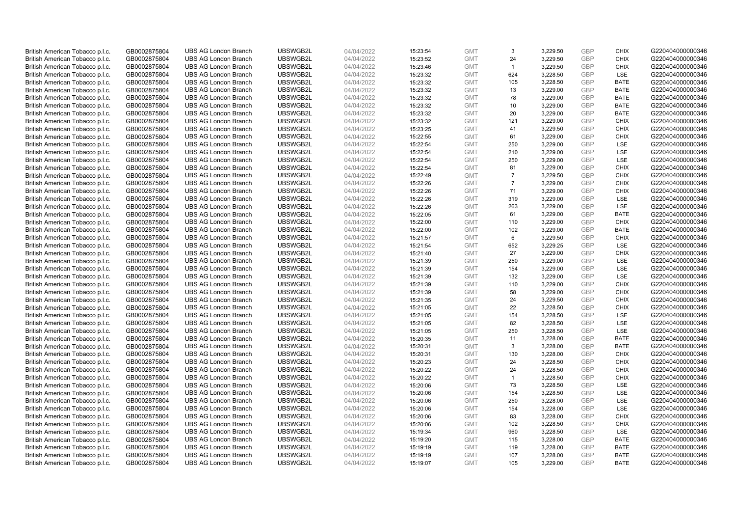| British American Tobacco p.l.c. | GB0002875804 | UBS AG London Branch | UBSWGB2L | 04/04/2022 | 15:23:54 | GMT | 3 | 3,229.50 | GBP | CHIX | G220404000000346 |
|---|---|---|---|---|---|---|---|---|---|---|---|
| British American Tobacco p.l.c. | GB0002875804 | UBS AG London Branch | UBSWGB2L | 04/04/2022 | 15:23:52 | GMT | 24 | 3,229.50 | GBP | CHIX | G220404000000346 |
| British American Tobacco p.l.c. | GB0002875804 | UBS AG London Branch | UBSWGB2L | 04/04/2022 | 15:23:46 | GMT | 1 | 3,229.50 | GBP | CHIX | G220404000000346 |
| British American Tobacco p.l.c. | GB0002875804 | UBS AG London Branch | UBSWGB2L | 04/04/2022 | 15:23:32 | GMT | 624 | 3,228.50 | GBP | LSE | G220404000000346 |
| British American Tobacco p.l.c. | GB0002875804 | UBS AG London Branch | UBSWGB2L | 04/04/2022 | 15:23:32 | GMT | 105 | 3,228.50 | GBP | BATE | G220404000000346 |
| British American Tobacco p.l.c. | GB0002875804 | UBS AG London Branch | UBSWGB2L | 04/04/2022 | 15:23:32 | GMT | 13 | 3,229.00 | GBP | BATE | G220404000000346 |
| British American Tobacco p.l.c. | GB0002875804 | UBS AG London Branch | UBSWGB2L | 04/04/2022 | 15:23:32 | GMT | 78 | 3,229.00 | GBP | BATE | G220404000000346 |
| British American Tobacco p.l.c. | GB0002875804 | UBS AG London Branch | UBSWGB2L | 04/04/2022 | 15:23:32 | GMT | 10 | 3,229.00 | GBP | BATE | G220404000000346 |
| British American Tobacco p.l.c. | GB0002875804 | UBS AG London Branch | UBSWGB2L | 04/04/2022 | 15:23:32 | GMT | 20 | 3,229.00 | GBP | BATE | G220404000000346 |
| British American Tobacco p.l.c. | GB0002875804 | UBS AG London Branch | UBSWGB2L | 04/04/2022 | 15:23:32 | GMT | 121 | 3,229.00 | GBP | CHIX | G220404000000346 |
| British American Tobacco p.l.c. | GB0002875804 | UBS AG London Branch | UBSWGB2L | 04/04/2022 | 15:23:25 | GMT | 41 | 3,229.50 | GBP | CHIX | G220404000000346 |
| British American Tobacco p.l.c. | GB0002875804 | UBS AG London Branch | UBSWGB2L | 04/04/2022 | 15:22:55 | GMT | 61 | 3,229.00 | GBP | CHIX | G220404000000346 |
| British American Tobacco p.l.c. | GB0002875804 | UBS AG London Branch | UBSWGB2L | 04/04/2022 | 15:22:54 | GMT | 250 | 3,229.00 | GBP | LSE | G220404000000346 |
| British American Tobacco p.l.c. | GB0002875804 | UBS AG London Branch | UBSWGB2L | 04/04/2022 | 15:22:54 | GMT | 210 | 3,229.00 | GBP | LSE | G220404000000346 |
| British American Tobacco p.l.c. | GB0002875804 | UBS AG London Branch | UBSWGB2L | 04/04/2022 | 15:22:54 | GMT | 250 | 3,229.00 | GBP | LSE | G220404000000346 |
| British American Tobacco p.l.c. | GB0002875804 | UBS AG London Branch | UBSWGB2L | 04/04/2022 | 15:22:54 | GMT | 81 | 3,229.00 | GBP | CHIX | G220404000000346 |
| British American Tobacco p.l.c. | GB0002875804 | UBS AG London Branch | UBSWGB2L | 04/04/2022 | 15:22:49 | GMT | 7 | 3,229.50 | GBP | CHIX | G220404000000346 |
| British American Tobacco p.l.c. | GB0002875804 | UBS AG London Branch | UBSWGB2L | 04/04/2022 | 15:22:26 | GMT | 7 | 3,229.00 | GBP | CHIX | G220404000000346 |
| British American Tobacco p.l.c. | GB0002875804 | UBS AG London Branch | UBSWGB2L | 04/04/2022 | 15:22:26 | GMT | 71 | 3,229.00 | GBP | CHIX | G220404000000346 |
| British American Tobacco p.l.c. | GB0002875804 | UBS AG London Branch | UBSWGB2L | 04/04/2022 | 15:22:26 | GMT | 319 | 3,229.00 | GBP | LSE | G220404000000346 |
| British American Tobacco p.l.c. | GB0002875804 | UBS AG London Branch | UBSWGB2L | 04/04/2022 | 15:22:26 | GMT | 263 | 3,229.00 | GBP | LSE | G220404000000346 |
| British American Tobacco p.l.c. | GB0002875804 | UBS AG London Branch | UBSWGB2L | 04/04/2022 | 15:22:05 | GMT | 61 | 3,229.00 | GBP | BATE | G220404000000346 |
| British American Tobacco p.l.c. | GB0002875804 | UBS AG London Branch | UBSWGB2L | 04/04/2022 | 15:22:00 | GMT | 110 | 3,229.00 | GBP | CHIX | G220404000000346 |
| British American Tobacco p.l.c. | GB0002875804 | UBS AG London Branch | UBSWGB2L | 04/04/2022 | 15:22:00 | GMT | 102 | 3,229.00 | GBP | BATE | G220404000000346 |
| British American Tobacco p.l.c. | GB0002875804 | UBS AG London Branch | UBSWGB2L | 04/04/2022 | 15:21:57 | GMT | 6 | 3,229.50 | GBP | CHIX | G220404000000346 |
| British American Tobacco p.l.c. | GB0002875804 | UBS AG London Branch | UBSWGB2L | 04/04/2022 | 15:21:54 | GMT | 652 | 3,229.25 | GBP | LSE | G220404000000346 |
| British American Tobacco p.l.c. | GB0002875804 | UBS AG London Branch | UBSWGB2L | 04/04/2022 | 15:21:40 | GMT | 27 | 3,229.00 | GBP | CHIX | G220404000000346 |
| British American Tobacco p.l.c. | GB0002875804 | UBS AG London Branch | UBSWGB2L | 04/04/2022 | 15:21:39 | GMT | 250 | 3,229.00 | GBP | LSE | G220404000000346 |
| British American Tobacco p.l.c. | GB0002875804 | UBS AG London Branch | UBSWGB2L | 04/04/2022 | 15:21:39 | GMT | 154 | 3,229.00 | GBP | LSE | G220404000000346 |
| British American Tobacco p.l.c. | GB0002875804 | UBS AG London Branch | UBSWGB2L | 04/04/2022 | 15:21:39 | GMT | 132 | 3,229.00 | GBP | LSE | G220404000000346 |
| British American Tobacco p.l.c. | GB0002875804 | UBS AG London Branch | UBSWGB2L | 04/04/2022 | 15:21:39 | GMT | 110 | 3,229.00 | GBP | CHIX | G220404000000346 |
| British American Tobacco p.l.c. | GB0002875804 | UBS AG London Branch | UBSWGB2L | 04/04/2022 | 15:21:39 | GMT | 58 | 3,229.00 | GBP | CHIX | G220404000000346 |
| British American Tobacco p.l.c. | GB0002875804 | UBS AG London Branch | UBSWGB2L | 04/04/2022 | 15:21:35 | GMT | 24 | 3,229.50 | GBP | CHIX | G220404000000346 |
| British American Tobacco p.l.c. | GB0002875804 | UBS AG London Branch | UBSWGB2L | 04/04/2022 | 15:21:05 | GMT | 22 | 3,228.50 | GBP | CHIX | G220404000000346 |
| British American Tobacco p.l.c. | GB0002875804 | UBS AG London Branch | UBSWGB2L | 04/04/2022 | 15:21:05 | GMT | 154 | 3,228.50 | GBP | LSE | G220404000000346 |
| British American Tobacco p.l.c. | GB0002875804 | UBS AG London Branch | UBSWGB2L | 04/04/2022 | 15:21:05 | GMT | 82 | 3,228.50 | GBP | LSE | G220404000000346 |
| British American Tobacco p.l.c. | GB0002875804 | UBS AG London Branch | UBSWGB2L | 04/04/2022 | 15:21:05 | GMT | 250 | 3,228.50 | GBP | LSE | G220404000000346 |
| British American Tobacco p.l.c. | GB0002875804 | UBS AG London Branch | UBSWGB2L | 04/04/2022 | 15:20:35 | GMT | 11 | 3,228.00 | GBP | BATE | G220404000000346 |
| British American Tobacco p.l.c. | GB0002875804 | UBS AG London Branch | UBSWGB2L | 04/04/2022 | 15:20:31 | GMT | 3 | 3,228.00 | GBP | BATE | G220404000000346 |
| British American Tobacco p.l.c. | GB0002875804 | UBS AG London Branch | UBSWGB2L | 04/04/2022 | 15:20:31 | GMT | 130 | 3,228.00 | GBP | CHIX | G220404000000346 |
| British American Tobacco p.l.c. | GB0002875804 | UBS AG London Branch | UBSWGB2L | 04/04/2022 | 15:20:23 | GMT | 24 | 3,228.50 | GBP | CHIX | G220404000000346 |
| British American Tobacco p.l.c. | GB0002875804 | UBS AG London Branch | UBSWGB2L | 04/04/2022 | 15:20:22 | GMT | 24 | 3,228.50 | GBP | CHIX | G220404000000346 |
| British American Tobacco p.l.c. | GB0002875804 | UBS AG London Branch | UBSWGB2L | 04/04/2022 | 15:20:22 | GMT | 1 | 3,228.50 | GBP | CHIX | G220404000000346 |
| British American Tobacco p.l.c. | GB0002875804 | UBS AG London Branch | UBSWGB2L | 04/04/2022 | 15:20:06 | GMT | 73 | 3,228.50 | GBP | LSE | G220404000000346 |
| British American Tobacco p.l.c. | GB0002875804 | UBS AG London Branch | UBSWGB2L | 04/04/2022 | 15:20:06 | GMT | 154 | 3,228.50 | GBP | LSE | G220404000000346 |
| British American Tobacco p.l.c. | GB0002875804 | UBS AG London Branch | UBSWGB2L | 04/04/2022 | 15:20:06 | GMT | 250 | 3,228.00 | GBP | LSE | G220404000000346 |
| British American Tobacco p.l.c. | GB0002875804 | UBS AG London Branch | UBSWGB2L | 04/04/2022 | 15:20:06 | GMT | 154 | 3,228.00 | GBP | LSE | G220404000000346 |
| British American Tobacco p.l.c. | GB0002875804 | UBS AG London Branch | UBSWGB2L | 04/04/2022 | 15:20:06 | GMT | 83 | 3,228.00 | GBP | CHIX | G220404000000346 |
| British American Tobacco p.l.c. | GB0002875804 | UBS AG London Branch | UBSWGB2L | 04/04/2022 | 15:20:06 | GMT | 102 | 3,228.50 | GBP | CHIX | G220404000000346 |
| British American Tobacco p.l.c. | GB0002875804 | UBS AG London Branch | UBSWGB2L | 04/04/2022 | 15:19:34 | GMT | 960 | 3,228.50 | GBP | LSE | G220404000000346 |
| British American Tobacco p.l.c. | GB0002875804 | UBS AG London Branch | UBSWGB2L | 04/04/2022 | 15:19:20 | GMT | 115 | 3,228.00 | GBP | BATE | G220404000000346 |
| British American Tobacco p.l.c. | GB0002875804 | UBS AG London Branch | UBSWGB2L | 04/04/2022 | 15:19:19 | GMT | 119 | 3,228.00 | GBP | BATE | G220404000000346 |
| British American Tobacco p.l.c. | GB0002875804 | UBS AG London Branch | UBSWGB2L | 04/04/2022 | 15:19:19 | GMT | 107 | 3,228.00 | GBP | BATE | G220404000000346 |
| British American Tobacco p.l.c. | GB0002875804 | UBS AG London Branch | UBSWGB2L | 04/04/2022 | 15:19:07 | GMT | 105 | 3,229.00 | GBP | BATE | G220404000000346 |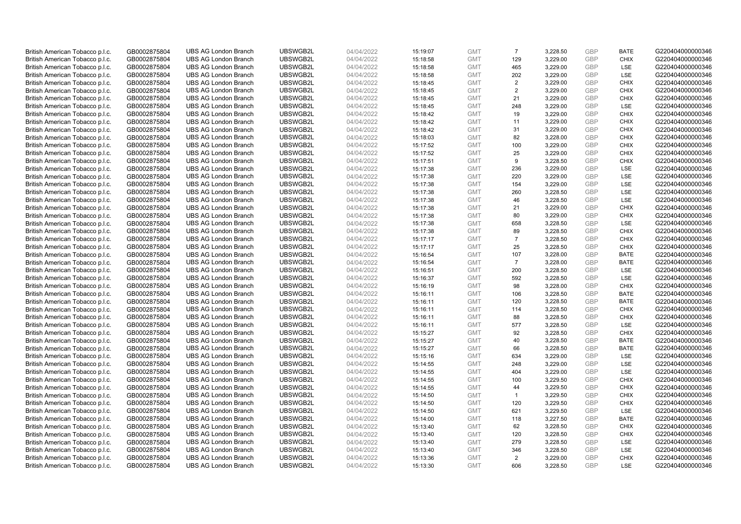| British American Tobacco p.l.c. | GB0002875804 | UBS AG London Branch | UBSWGB2L | 04/04/2022 | 15:19:07 | GMT | 7 | 3,228.50 | GBP | BATE | G220404000000346 |
|---|---|---|---|---|---|---|---|---|---|---|---|
| British American Tobacco p.l.c. | GB0002875804 | UBS AG London Branch | UBSWGB2L | 04/04/2022 | 15:18:58 | GMT | 129 | 3,229.00 | GBP | CHIX | G220404000000346 |
| British American Tobacco p.l.c. | GB0002875804 | UBS AG London Branch | UBSWGB2L | 04/04/2022 | 15:18:58 | GMT | 465 | 3,229.00 | GBP | LSE | G220404000000346 |
| British American Tobacco p.l.c. | GB0002875804 | UBS AG London Branch | UBSWGB2L | 04/04/2022 | 15:18:58 | GMT | 202 | 3,229.00 | GBP | LSE | G220404000000346 |
| British American Tobacco p.l.c. | GB0002875804 | UBS AG London Branch | UBSWGB2L | 04/04/2022 | 15:18:45 | GMT | 2 | 3,229.00 | GBP | CHIX | G220404000000346 |
| British American Tobacco p.l.c. | GB0002875804 | UBS AG London Branch | UBSWGB2L | 04/04/2022 | 15:18:45 | GMT | 2 | 3,229.00 | GBP | CHIX | G220404000000346 |
| British American Tobacco p.l.c. | GB0002875804 | UBS AG London Branch | UBSWGB2L | 04/04/2022 | 15:18:45 | GMT | 21 | 3,229.00 | GBP | CHIX | G220404000000346 |
| British American Tobacco p.l.c. | GB0002875804 | UBS AG London Branch | UBSWGB2L | 04/04/2022 | 15:18:45 | GMT | 248 | 3,229.00 | GBP | LSE | G220404000000346 |
| British American Tobacco p.l.c. | GB0002875804 | UBS AG London Branch | UBSWGB2L | 04/04/2022 | 15:18:42 | GMT | 19 | 3,229.00 | GBP | CHIX | G220404000000346 |
| British American Tobacco p.l.c. | GB0002875804 | UBS AG London Branch | UBSWGB2L | 04/04/2022 | 15:18:42 | GMT | 11 | 3,229.00 | GBP | CHIX | G220404000000346 |
| British American Tobacco p.l.c. | GB0002875804 | UBS AG London Branch | UBSWGB2L | 04/04/2022 | 15:18:42 | GMT | 31 | 3,229.00 | GBP | CHIX | G220404000000346 |
| British American Tobacco p.l.c. | GB0002875804 | UBS AG London Branch | UBSWGB2L | 04/04/2022 | 15:18:03 | GMT | 82 | 3,228.00 | GBP | CHIX | G220404000000346 |
| British American Tobacco p.l.c. | GB0002875804 | UBS AG London Branch | UBSWGB2L | 04/04/2022 | 15:17:52 | GMT | 100 | 3,229.00 | GBP | CHIX | G220404000000346 |
| British American Tobacco p.l.c. | GB0002875804 | UBS AG London Branch | UBSWGB2L | 04/04/2022 | 15:17:52 | GMT | 25 | 3,229.00 | GBP | CHIX | G220404000000346 |
| British American Tobacco p.l.c. | GB0002875804 | UBS AG London Branch | UBSWGB2L | 04/04/2022 | 15:17:51 | GMT | 9 | 3,228.50 | GBP | CHIX | G220404000000346 |
| British American Tobacco p.l.c. | GB0002875804 | UBS AG London Branch | UBSWGB2L | 04/04/2022 | 15:17:38 | GMT | 236 | 3,229.00 | GBP | LSE | G220404000000346 |
| British American Tobacco p.l.c. | GB0002875804 | UBS AG London Branch | UBSWGB2L | 04/04/2022 | 15:17:38 | GMT | 220 | 3,229.00 | GBP | LSE | G220404000000346 |
| British American Tobacco p.l.c. | GB0002875804 | UBS AG London Branch | UBSWGB2L | 04/04/2022 | 15:17:38 | GMT | 154 | 3,229.00 | GBP | LSE | G220404000000346 |
| British American Tobacco p.l.c. | GB0002875804 | UBS AG London Branch | UBSWGB2L | 04/04/2022 | 15:17:38 | GMT | 260 | 3,228.50 | GBP | LSE | G220404000000346 |
| British American Tobacco p.l.c. | GB0002875804 | UBS AG London Branch | UBSWGB2L | 04/04/2022 | 15:17:38 | GMT | 46 | 3,228.50 | GBP | LSE | G220404000000346 |
| British American Tobacco p.l.c. | GB0002875804 | UBS AG London Branch | UBSWGB2L | 04/04/2022 | 15:17:38 | GMT | 21 | 3,229.00 | GBP | CHIX | G220404000000346 |
| British American Tobacco p.l.c. | GB0002875804 | UBS AG London Branch | UBSWGB2L | 04/04/2022 | 15:17:38 | GMT | 80 | 3,229.00 | GBP | CHIX | G220404000000346 |
| British American Tobacco p.l.c. | GB0002875804 | UBS AG London Branch | UBSWGB2L | 04/04/2022 | 15:17:38 | GMT | 658 | 3,228.50 | GBP | LSE | G220404000000346 |
| British American Tobacco p.l.c. | GB0002875804 | UBS AG London Branch | UBSWGB2L | 04/04/2022 | 15:17:38 | GMT | 89 | 3,228.50 | GBP | CHIX | G220404000000346 |
| British American Tobacco p.l.c. | GB0002875804 | UBS AG London Branch | UBSWGB2L | 04/04/2022 | 15:17:17 | GMT | 7 | 3,228.50 | GBP | CHIX | G220404000000346 |
| British American Tobacco p.l.c. | GB0002875804 | UBS AG London Branch | UBSWGB2L | 04/04/2022 | 15:17:17 | GMT | 25 | 3,228.50 | GBP | CHIX | G220404000000346 |
| British American Tobacco p.l.c. | GB0002875804 | UBS AG London Branch | UBSWGB2L | 04/04/2022 | 15:16:54 | GMT | 107 | 3,228.00 | GBP | BATE | G220404000000346 |
| British American Tobacco p.l.c. | GB0002875804 | UBS AG London Branch | UBSWGB2L | 04/04/2022 | 15:16:54 | GMT | 7 | 3,228.00 | GBP | BATE | G220404000000346 |
| British American Tobacco p.l.c. | GB0002875804 | UBS AG London Branch | UBSWGB2L | 04/04/2022 | 15:16:51 | GMT | 200 | 3,228.50 | GBP | LSE | G220404000000346 |
| British American Tobacco p.l.c. | GB0002875804 | UBS AG London Branch | UBSWGB2L | 04/04/2022 | 15:16:37 | GMT | 592 | 3,228.50 | GBP | LSE | G220404000000346 |
| British American Tobacco p.l.c. | GB0002875804 | UBS AG London Branch | UBSWGB2L | 04/04/2022 | 15:16:19 | GMT | 98 | 3,228.00 | GBP | CHIX | G220404000000346 |
| British American Tobacco p.l.c. | GB0002875804 | UBS AG London Branch | UBSWGB2L | 04/04/2022 | 15:16:11 | GMT | 106 | 3,228.50 | GBP | BATE | G220404000000346 |
| British American Tobacco p.l.c. | GB0002875804 | UBS AG London Branch | UBSWGB2L | 04/04/2022 | 15:16:11 | GMT | 120 | 3,228.50 | GBP | BATE | G220404000000346 |
| British American Tobacco p.l.c. | GB0002875804 | UBS AG London Branch | UBSWGB2L | 04/04/2022 | 15:16:11 | GMT | 114 | 3,228.50 | GBP | CHIX | G220404000000346 |
| British American Tobacco p.l.c. | GB0002875804 | UBS AG London Branch | UBSWGB2L | 04/04/2022 | 15:16:11 | GMT | 88 | 3,228.50 | GBP | CHIX | G220404000000346 |
| British American Tobacco p.l.c. | GB0002875804 | UBS AG London Branch | UBSWGB2L | 04/04/2022 | 15:16:11 | GMT | 577 | 3,228.50 | GBP | LSE | G220404000000346 |
| British American Tobacco p.l.c. | GB0002875804 | UBS AG London Branch | UBSWGB2L | 04/04/2022 | 15:15:27 | GMT | 92 | 3,228.50 | GBP | CHIX | G220404000000346 |
| British American Tobacco p.l.c. | GB0002875804 | UBS AG London Branch | UBSWGB2L | 04/04/2022 | 15:15:27 | GMT | 40 | 3,228.50 | GBP | BATE | G220404000000346 |
| British American Tobacco p.l.c. | GB0002875804 | UBS AG London Branch | UBSWGB2L | 04/04/2022 | 15:15:27 | GMT | 66 | 3,228.50 | GBP | BATE | G220404000000346 |
| British American Tobacco p.l.c. | GB0002875804 | UBS AG London Branch | UBSWGB2L | 04/04/2022 | 15:15:16 | GMT | 634 | 3,229.00 | GBP | LSE | G220404000000346 |
| British American Tobacco p.l.c. | GB0002875804 | UBS AG London Branch | UBSWGB2L | 04/04/2022 | 15:14:55 | GMT | 248 | 3,229.00 | GBP | LSE | G220404000000346 |
| British American Tobacco p.l.c. | GB0002875804 | UBS AG London Branch | UBSWGB2L | 04/04/2022 | 15:14:55 | GMT | 404 | 3,229.00 | GBP | LSE | G220404000000346 |
| British American Tobacco p.l.c. | GB0002875804 | UBS AG London Branch | UBSWGB2L | 04/04/2022 | 15:14:55 | GMT | 100 | 3,229.50 | GBP | CHIX | G220404000000346 |
| British American Tobacco p.l.c. | GB0002875804 | UBS AG London Branch | UBSWGB2L | 04/04/2022 | 15:14:55 | GMT | 44 | 3,229.50 | GBP | CHIX | G220404000000346 |
| British American Tobacco p.l.c. | GB0002875804 | UBS AG London Branch | UBSWGB2L | 04/04/2022 | 15:14:50 | GMT | 1 | 3,229.50 | GBP | CHIX | G220404000000346 |
| British American Tobacco p.l.c. | GB0002875804 | UBS AG London Branch | UBSWGB2L | 04/04/2022 | 15:14:50 | GMT | 120 | 3,229.50 | GBP | CHIX | G220404000000346 |
| British American Tobacco p.l.c. | GB0002875804 | UBS AG London Branch | UBSWGB2L | 04/04/2022 | 15:14:50 | GMT | 621 | 3,229.50 | GBP | LSE | G220404000000346 |
| British American Tobacco p.l.c. | GB0002875804 | UBS AG London Branch | UBSWGB2L | 04/04/2022 | 15:14:00 | GMT | 118 | 3,227.50 | GBP | BATE | G220404000000346 |
| British American Tobacco p.l.c. | GB0002875804 | UBS AG London Branch | UBSWGB2L | 04/04/2022 | 15:13:40 | GMT | 62 | 3,228.50 | GBP | CHIX | G220404000000346 |
| British American Tobacco p.l.c. | GB0002875804 | UBS AG London Branch | UBSWGB2L | 04/04/2022 | 15:13:40 | GMT | 120 | 3,228.50 | GBP | CHIX | G220404000000346 |
| British American Tobacco p.l.c. | GB0002875804 | UBS AG London Branch | UBSWGB2L | 04/04/2022 | 15:13:40 | GMT | 279 | 3,228.50 | GBP | LSE | G220404000000346 |
| British American Tobacco p.l.c. | GB0002875804 | UBS AG London Branch | UBSWGB2L | 04/04/2022 | 15:13:40 | GMT | 346 | 3,228.50 | GBP | LSE | G220404000000346 |
| British American Tobacco p.l.c. | GB0002875804 | UBS AG London Branch | UBSWGB2L | 04/04/2022 | 15:13:36 | GMT | 2 | 3,229.00 | GBP | CHIX | G220404000000346 |
| British American Tobacco p.l.c. | GB0002875804 | UBS AG London Branch | UBSWGB2L | 04/04/2022 | 15:13:30 | GMT | 606 | 3,228.50 | GBP | LSE | G220404000000346 |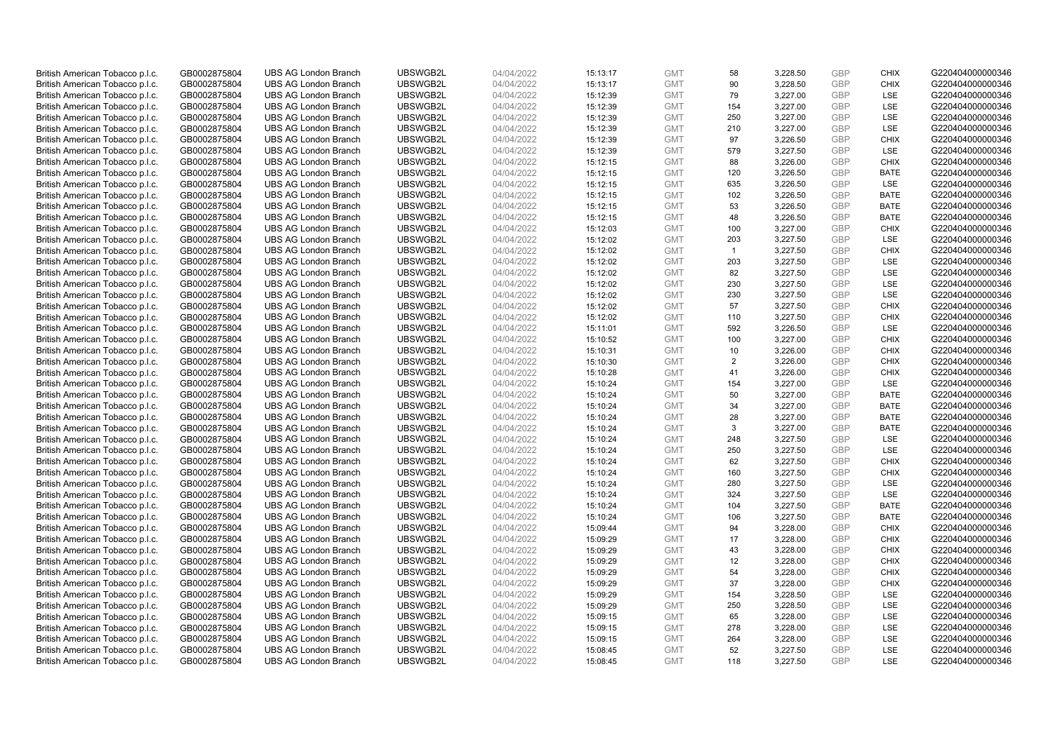| | | | | | | | | | | | |
|---|---|---|---|---|---|---|---|---|---|---|---|
| British American Tobacco p.l.c. | GB0002875804 | UBS AG London Branch | UBSWGB2L | 04/04/2022 | 15:13:17 | GMT | 58 | 3,228.50 | GBP | CHIX | G220404000000346 |
| British American Tobacco p.l.c. | GB0002875804 | UBS AG London Branch | UBSWGB2L | 04/04/2022 | 15:13:17 | GMT | 90 | 3,228.50 | GBP | CHIX | G220404000000346 |
| British American Tobacco p.l.c. | GB0002875804 | UBS AG London Branch | UBSWGB2L | 04/04/2022 | 15:12:39 | GMT | 79 | 3,227.00 | GBP | LSE | G220404000000346 |
| British American Tobacco p.l.c. | GB0002875804 | UBS AG London Branch | UBSWGB2L | 04/04/2022 | 15:12:39 | GMT | 154 | 3,227.00 | GBP | LSE | G220404000000346 |
| British American Tobacco p.l.c. | GB0002875804 | UBS AG London Branch | UBSWGB2L | 04/04/2022 | 15:12:39 | GMT | 250 | 3,227.00 | GBP | LSE | G220404000000346 |
| British American Tobacco p.l.c. | GB0002875804 | UBS AG London Branch | UBSWGB2L | 04/04/2022 | 15:12:39 | GMT | 210 | 3,227.00 | GBP | LSE | G220404000000346 |
| British American Tobacco p.l.c. | GB0002875804 | UBS AG London Branch | UBSWGB2L | 04/04/2022 | 15:12:39 | GMT | 97 | 3,226.50 | GBP | CHIX | G220404000000346 |
| British American Tobacco p.l.c. | GB0002875804 | UBS AG London Branch | UBSWGB2L | 04/04/2022 | 15:12:39 | GMT | 579 | 3,227.50 | GBP | LSE | G220404000000346 |
| British American Tobacco p.l.c. | GB0002875804 | UBS AG London Branch | UBSWGB2L | 04/04/2022 | 15:12:15 | GMT | 88 | 3,226.00 | GBP | CHIX | G220404000000346 |
| British American Tobacco p.l.c. | GB0002875804 | UBS AG London Branch | UBSWGB2L | 04/04/2022 | 15:12:15 | GMT | 120 | 3,226.50 | GBP | BATE | G220404000000346 |
| British American Tobacco p.l.c. | GB0002875804 | UBS AG London Branch | UBSWGB2L | 04/04/2022 | 15:12:15 | GMT | 635 | 3,226.50 | GBP | LSE | G220404000000346 |
| British American Tobacco p.l.c. | GB0002875804 | UBS AG London Branch | UBSWGB2L | 04/04/2022 | 15:12:15 | GMT | 102 | 3,226.50 | GBP | BATE | G220404000000346 |
| British American Tobacco p.l.c. | GB0002875804 | UBS AG London Branch | UBSWGB2L | 04/04/2022 | 15:12:15 | GMT | 53 | 3,226.50 | GBP | BATE | G220404000000346 |
| British American Tobacco p.l.c. | GB0002875804 | UBS AG London Branch | UBSWGB2L | 04/04/2022 | 15:12:15 | GMT | 48 | 3,226.50 | GBP | BATE | G220404000000346 |
| British American Tobacco p.l.c. | GB0002875804 | UBS AG London Branch | UBSWGB2L | 04/04/2022 | 15:12:03 | GMT | 100 | 3,227.00 | GBP | CHIX | G220404000000346 |
| British American Tobacco p.l.c. | GB0002875804 | UBS AG London Branch | UBSWGB2L | 04/04/2022 | 15:12:02 | GMT | 203 | 3,227.50 | GBP | LSE | G220404000000346 |
| British American Tobacco p.l.c. | GB0002875804 | UBS AG London Branch | UBSWGB2L | 04/04/2022 | 15:12:02 | GMT | 1 | 3,227.50 | GBP | CHIX | G220404000000346 |
| British American Tobacco p.l.c. | GB0002875804 | UBS AG London Branch | UBSWGB2L | 04/04/2022 | 15:12:02 | GMT | 203 | 3,227.50 | GBP | LSE | G220404000000346 |
| British American Tobacco p.l.c. | GB0002875804 | UBS AG London Branch | UBSWGB2L | 04/04/2022 | 15:12:02 | GMT | 82 | 3,227.50 | GBP | LSE | G220404000000346 |
| British American Tobacco p.l.c. | GB0002875804 | UBS AG London Branch | UBSWGB2L | 04/04/2022 | 15:12:02 | GMT | 230 | 3,227.50 | GBP | LSE | G220404000000346 |
| British American Tobacco p.l.c. | GB0002875804 | UBS AG London Branch | UBSWGB2L | 04/04/2022 | 15:12:02 | GMT | 230 | 3,227.50 | GBP | LSE | G220404000000346 |
| British American Tobacco p.l.c. | GB0002875804 | UBS AG London Branch | UBSWGB2L | 04/04/2022 | 15:12:02 | GMT | 57 | 3,227.50 | GBP | CHIX | G220404000000346 |
| British American Tobacco p.l.c. | GB0002875804 | UBS AG London Branch | UBSWGB2L | 04/04/2022 | 15:12:02 | GMT | 110 | 3,227.50 | GBP | CHIX | G220404000000346 |
| British American Tobacco p.l.c. | GB0002875804 | UBS AG London Branch | UBSWGB2L | 04/04/2022 | 15:11:01 | GMT | 592 | 3,226.50 | GBP | LSE | G220404000000346 |
| British American Tobacco p.l.c. | GB0002875804 | UBS AG London Branch | UBSWGB2L | 04/04/2022 | 15:10:52 | GMT | 100 | 3,227.00 | GBP | CHIX | G220404000000346 |
| British American Tobacco p.l.c. | GB0002875804 | UBS AG London Branch | UBSWGB2L | 04/04/2022 | 15:10:31 | GMT | 10 | 3,226.00 | GBP | CHIX | G220404000000346 |
| British American Tobacco p.l.c. | GB0002875804 | UBS AG London Branch | UBSWGB2L | 04/04/2022 | 15:10:30 | GMT | 2 | 3,226.00 | GBP | CHIX | G220404000000346 |
| British American Tobacco p.l.c. | GB0002875804 | UBS AG London Branch | UBSWGB2L | 04/04/2022 | 15:10:28 | GMT | 41 | 3,226.00 | GBP | CHIX | G220404000000346 |
| British American Tobacco p.l.c. | GB0002875804 | UBS AG London Branch | UBSWGB2L | 04/04/2022 | 15:10:24 | GMT | 154 | 3,227.00 | GBP | LSE | G220404000000346 |
| British American Tobacco p.l.c. | GB0002875804 | UBS AG London Branch | UBSWGB2L | 04/04/2022 | 15:10:24 | GMT | 50 | 3,227.00 | GBP | BATE | G220404000000346 |
| British American Tobacco p.l.c. | GB0002875804 | UBS AG London Branch | UBSWGB2L | 04/04/2022 | 15:10:24 | GMT | 34 | 3,227.00 | GBP | BATE | G220404000000346 |
| British American Tobacco p.l.c. | GB0002875804 | UBS AG London Branch | UBSWGB2L | 04/04/2022 | 15:10:24 | GMT | 28 | 3,227.00 | GBP | BATE | G220404000000346 |
| British American Tobacco p.l.c. | GB0002875804 | UBS AG London Branch | UBSWGB2L | 04/04/2022 | 15:10:24 | GMT | 3 | 3,227.00 | GBP | BATE | G220404000000346 |
| British American Tobacco p.l.c. | GB0002875804 | UBS AG London Branch | UBSWGB2L | 04/04/2022 | 15:10:24 | GMT | 248 | 3,227.50 | GBP | LSE | G220404000000346 |
| British American Tobacco p.l.c. | GB0002875804 | UBS AG London Branch | UBSWGB2L | 04/04/2022 | 15:10:24 | GMT | 250 | 3,227.50 | GBP | LSE | G220404000000346 |
| British American Tobacco p.l.c. | GB0002875804 | UBS AG London Branch | UBSWGB2L | 04/04/2022 | 15:10:24 | GMT | 62 | 3,227.50 | GBP | CHIX | G220404000000346 |
| British American Tobacco p.l.c. | GB0002875804 | UBS AG London Branch | UBSWGB2L | 04/04/2022 | 15:10:24 | GMT | 160 | 3,227.50 | GBP | CHIX | G220404000000346 |
| British American Tobacco p.l.c. | GB0002875804 | UBS AG London Branch | UBSWGB2L | 04/04/2022 | 15:10:24 | GMT | 280 | 3,227.50 | GBP | LSE | G220404000000346 |
| British American Tobacco p.l.c. | GB0002875804 | UBS AG London Branch | UBSWGB2L | 04/04/2022 | 15:10:24 | GMT | 324 | 3,227.50 | GBP | LSE | G220404000000346 |
| British American Tobacco p.l.c. | GB0002875804 | UBS AG London Branch | UBSWGB2L | 04/04/2022 | 15:10:24 | GMT | 104 | 3,227.50 | GBP | BATE | G220404000000346 |
| British American Tobacco p.l.c. | GB0002875804 | UBS AG London Branch | UBSWGB2L | 04/04/2022 | 15:10:24 | GMT | 106 | 3,227.50 | GBP | BATE | G220404000000346 |
| British American Tobacco p.l.c. | GB0002875804 | UBS AG London Branch | UBSWGB2L | 04/04/2022 | 15:09:44 | GMT | 94 | 3,228.00 | GBP | CHIX | G220404000000346 |
| British American Tobacco p.l.c. | GB0002875804 | UBS AG London Branch | UBSWGB2L | 04/04/2022 | 15:09:29 | GMT | 17 | 3,228.00 | GBP | CHIX | G220404000000346 |
| British American Tobacco p.l.c. | GB0002875804 | UBS AG London Branch | UBSWGB2L | 04/04/2022 | 15:09:29 | GMT | 43 | 3,228.00 | GBP | CHIX | G220404000000346 |
| British American Tobacco p.l.c. | GB0002875804 | UBS AG London Branch | UBSWGB2L | 04/04/2022 | 15:09:29 | GMT | 12 | 3,228.00 | GBP | CHIX | G220404000000346 |
| British American Tobacco p.l.c. | GB0002875804 | UBS AG London Branch | UBSWGB2L | 04/04/2022 | 15:09:29 | GMT | 54 | 3,228.00 | GBP | CHIX | G220404000000346 |
| British American Tobacco p.l.c. | GB0002875804 | UBS AG London Branch | UBSWGB2L | 04/04/2022 | 15:09:29 | GMT | 37 | 3,228.00 | GBP | CHIX | G220404000000346 |
| British American Tobacco p.l.c. | GB0002875804 | UBS AG London Branch | UBSWGB2L | 04/04/2022 | 15:09:29 | GMT | 154 | 3,228.50 | GBP | LSE | G220404000000346 |
| British American Tobacco p.l.c. | GB0002875804 | UBS AG London Branch | UBSWGB2L | 04/04/2022 | 15:09:29 | GMT | 250 | 3,228.50 | GBP | LSE | G220404000000346 |
| British American Tobacco p.l.c. | GB0002875804 | UBS AG London Branch | UBSWGB2L | 04/04/2022 | 15:09:15 | GMT | 65 | 3,228.00 | GBP | LSE | G220404000000346 |
| British American Tobacco p.l.c. | GB0002875804 | UBS AG London Branch | UBSWGB2L | 04/04/2022 | 15:09:15 | GMT | 278 | 3,228.00 | GBP | LSE | G220404000000346 |
| British American Tobacco p.l.c. | GB0002875804 | UBS AG London Branch | UBSWGB2L | 04/04/2022 | 15:09:15 | GMT | 264 | 3,228.00 | GBP | LSE | G220404000000346 |
| British American Tobacco p.l.c. | GB0002875804 | UBS AG London Branch | UBSWGB2L | 04/04/2022 | 15:08:45 | GMT | 52 | 3,227.50 | GBP | LSE | G220404000000346 |
| British American Tobacco p.l.c. | GB0002875804 | UBS AG London Branch | UBSWGB2L | 04/04/2022 | 15:08:45 | GMT | 118 | 3,227.50 | GBP | LSE | G220404000000346 |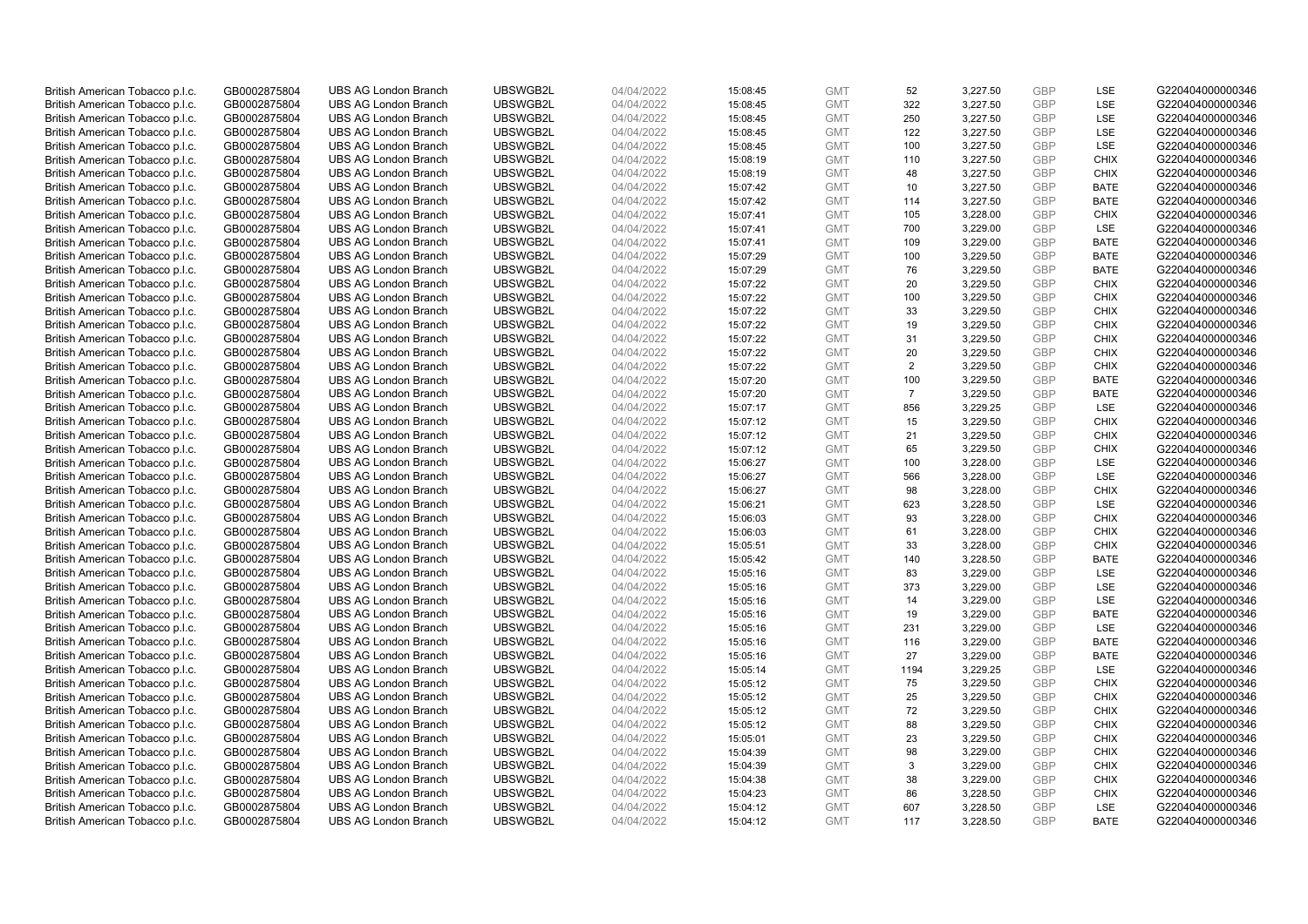| British American Tobacco p.l.c. | GB0002875804 | UBS AG London Branch | UBSWGB2L | 04/04/2022 | 15:08:45 | GMT | 52 | 3,227.50 | GBP | LSE | G220404000000346 |
|---|---|---|---|---|---|---|---|---|---|---|---|
| British American Tobacco p.l.c. | GB0002875804 | UBS AG London Branch | UBSWGB2L | 04/04/2022 | 15:08:45 | GMT | 322 | 3,227.50 | GBP | LSE | G220404000000346 |
| British American Tobacco p.l.c. | GB0002875804 | UBS AG London Branch | UBSWGB2L | 04/04/2022 | 15:08:45 | GMT | 250 | 3,227.50 | GBP | LSE | G220404000000346 |
| British American Tobacco p.l.c. | GB0002875804 | UBS AG London Branch | UBSWGB2L | 04/04/2022 | 15:08:45 | GMT | 122 | 3,227.50 | GBP | LSE | G220404000000346 |
| British American Tobacco p.l.c. | GB0002875804 | UBS AG London Branch | UBSWGB2L | 04/04/2022 | 15:08:45 | GMT | 100 | 3,227.50 | GBP | LSE | G220404000000346 |
| British American Tobacco p.l.c. | GB0002875804 | UBS AG London Branch | UBSWGB2L | 04/04/2022 | 15:08:19 | GMT | 110 | 3,227.50 | GBP | CHIX | G220404000000346 |
| British American Tobacco p.l.c. | GB0002875804 | UBS AG London Branch | UBSWGB2L | 04/04/2022 | 15:08:19 | GMT | 48 | 3,227.50 | GBP | CHIX | G220404000000346 |
| British American Tobacco p.l.c. | GB0002875804 | UBS AG London Branch | UBSWGB2L | 04/04/2022 | 15:07:42 | GMT | 10 | 3,227.50 | GBP | BATE | G220404000000346 |
| British American Tobacco p.l.c. | GB0002875804 | UBS AG London Branch | UBSWGB2L | 04/04/2022 | 15:07:42 | GMT | 114 | 3,227.50 | GBP | BATE | G220404000000346 |
| British American Tobacco p.l.c. | GB0002875804 | UBS AG London Branch | UBSWGB2L | 04/04/2022 | 15:07:41 | GMT | 105 | 3,228.00 | GBP | CHIX | G220404000000346 |
| British American Tobacco p.l.c. | GB0002875804 | UBS AG London Branch | UBSWGB2L | 04/04/2022 | 15:07:41 | GMT | 700 | 3,229.00 | GBP | LSE | G220404000000346 |
| British American Tobacco p.l.c. | GB0002875804 | UBS AG London Branch | UBSWGB2L | 04/04/2022 | 15:07:41 | GMT | 109 | 3,229.00 | GBP | BATE | G220404000000346 |
| British American Tobacco p.l.c. | GB0002875804 | UBS AG London Branch | UBSWGB2L | 04/04/2022 | 15:07:29 | GMT | 100 | 3,229.50 | GBP | BATE | G220404000000346 |
| British American Tobacco p.l.c. | GB0002875804 | UBS AG London Branch | UBSWGB2L | 04/04/2022 | 15:07:29 | GMT | 76 | 3,229.50 | GBP | BATE | G220404000000346 |
| British American Tobacco p.l.c. | GB0002875804 | UBS AG London Branch | UBSWGB2L | 04/04/2022 | 15:07:22 | GMT | 20 | 3,229.50 | GBP | CHIX | G220404000000346 |
| British American Tobacco p.l.c. | GB0002875804 | UBS AG London Branch | UBSWGB2L | 04/04/2022 | 15:07:22 | GMT | 100 | 3,229.50 | GBP | CHIX | G220404000000346 |
| British American Tobacco p.l.c. | GB0002875804 | UBS AG London Branch | UBSWGB2L | 04/04/2022 | 15:07:22 | GMT | 33 | 3,229.50 | GBP | CHIX | G220404000000346 |
| British American Tobacco p.l.c. | GB0002875804 | UBS AG London Branch | UBSWGB2L | 04/04/2022 | 15:07:22 | GMT | 19 | 3,229.50 | GBP | CHIX | G220404000000346 |
| British American Tobacco p.l.c. | GB0002875804 | UBS AG London Branch | UBSWGB2L | 04/04/2022 | 15:07:22 | GMT | 31 | 3,229.50 | GBP | CHIX | G220404000000346 |
| British American Tobacco p.l.c. | GB0002875804 | UBS AG London Branch | UBSWGB2L | 04/04/2022 | 15:07:22 | GMT | 20 | 3,229.50 | GBP | CHIX | G220404000000346 |
| British American Tobacco p.l.c. | GB0002875804 | UBS AG London Branch | UBSWGB2L | 04/04/2022 | 15:07:22 | GMT | 2 | 3,229.50 | GBP | CHIX | G220404000000346 |
| British American Tobacco p.l.c. | GB0002875804 | UBS AG London Branch | UBSWGB2L | 04/04/2022 | 15:07:20 | GMT | 100 | 3,229.50 | GBP | BATE | G220404000000346 |
| British American Tobacco p.l.c. | GB0002875804 | UBS AG London Branch | UBSWGB2L | 04/04/2022 | 15:07:20 | GMT | 7 | 3,229.50 | GBP | BATE | G220404000000346 |
| British American Tobacco p.l.c. | GB0002875804 | UBS AG London Branch | UBSWGB2L | 04/04/2022 | 15:07:17 | GMT | 856 | 3,229.25 | GBP | LSE | G220404000000346 |
| British American Tobacco p.l.c. | GB0002875804 | UBS AG London Branch | UBSWGB2L | 04/04/2022 | 15:07:12 | GMT | 15 | 3,229.50 | GBP | CHIX | G220404000000346 |
| British American Tobacco p.l.c. | GB0002875804 | UBS AG London Branch | UBSWGB2L | 04/04/2022 | 15:07:12 | GMT | 21 | 3,229.50 | GBP | CHIX | G220404000000346 |
| British American Tobacco p.l.c. | GB0002875804 | UBS AG London Branch | UBSWGB2L | 04/04/2022 | 15:07:12 | GMT | 65 | 3,229.50 | GBP | CHIX | G220404000000346 |
| British American Tobacco p.l.c. | GB0002875804 | UBS AG London Branch | UBSWGB2L | 04/04/2022 | 15:06:27 | GMT | 100 | 3,228.00 | GBP | LSE | G220404000000346 |
| British American Tobacco p.l.c. | GB0002875804 | UBS AG London Branch | UBSWGB2L | 04/04/2022 | 15:06:27 | GMT | 566 | 3,228.00 | GBP | LSE | G220404000000346 |
| British American Tobacco p.l.c. | GB0002875804 | UBS AG London Branch | UBSWGB2L | 04/04/2022 | 15:06:27 | GMT | 98 | 3,228.00 | GBP | CHIX | G220404000000346 |
| British American Tobacco p.l.c. | GB0002875804 | UBS AG London Branch | UBSWGB2L | 04/04/2022 | 15:06:21 | GMT | 623 | 3,228.50 | GBP | LSE | G220404000000346 |
| British American Tobacco p.l.c. | GB0002875804 | UBS AG London Branch | UBSWGB2L | 04/04/2022 | 15:06:03 | GMT | 93 | 3,228.00 | GBP | CHIX | G220404000000346 |
| British American Tobacco p.l.c. | GB0002875804 | UBS AG London Branch | UBSWGB2L | 04/04/2022 | 15:06:03 | GMT | 61 | 3,228.00 | GBP | CHIX | G220404000000346 |
| British American Tobacco p.l.c. | GB0002875804 | UBS AG London Branch | UBSWGB2L | 04/04/2022 | 15:05:51 | GMT | 33 | 3,228.00 | GBP | CHIX | G220404000000346 |
| British American Tobacco p.l.c. | GB0002875804 | UBS AG London Branch | UBSWGB2L | 04/04/2022 | 15:05:42 | GMT | 140 | 3,228.50 | GBP | BATE | G220404000000346 |
| British American Tobacco p.l.c. | GB0002875804 | UBS AG London Branch | UBSWGB2L | 04/04/2022 | 15:05:16 | GMT | 83 | 3,229.00 | GBP | LSE | G220404000000346 |
| British American Tobacco p.l.c. | GB0002875804 | UBS AG London Branch | UBSWGB2L | 04/04/2022 | 15:05:16 | GMT | 373 | 3,229.00 | GBP | LSE | G220404000000346 |
| British American Tobacco p.l.c. | GB0002875804 | UBS AG London Branch | UBSWGB2L | 04/04/2022 | 15:05:16 | GMT | 14 | 3,229.00 | GBP | LSE | G220404000000346 |
| British American Tobacco p.l.c. | GB0002875804 | UBS AG London Branch | UBSWGB2L | 04/04/2022 | 15:05:16 | GMT | 19 | 3,229.00 | GBP | BATE | G220404000000346 |
| British American Tobacco p.l.c. | GB0002875804 | UBS AG London Branch | UBSWGB2L | 04/04/2022 | 15:05:16 | GMT | 231 | 3,229.00 | GBP | LSE | G220404000000346 |
| British American Tobacco p.l.c. | GB0002875804 | UBS AG London Branch | UBSWGB2L | 04/04/2022 | 15:05:16 | GMT | 116 | 3,229.00 | GBP | BATE | G220404000000346 |
| British American Tobacco p.l.c. | GB0002875804 | UBS AG London Branch | UBSWGB2L | 04/04/2022 | 15:05:16 | GMT | 27 | 3,229.00 | GBP | BATE | G220404000000346 |
| British American Tobacco p.l.c. | GB0002875804 | UBS AG London Branch | UBSWGB2L | 04/04/2022 | 15:05:14 | GMT | 1194 | 3,229.25 | GBP | LSE | G220404000000346 |
| British American Tobacco p.l.c. | GB0002875804 | UBS AG London Branch | UBSWGB2L | 04/04/2022 | 15:05:12 | GMT | 75 | 3,229.50 | GBP | CHIX | G220404000000346 |
| British American Tobacco p.l.c. | GB0002875804 | UBS AG London Branch | UBSWGB2L | 04/04/2022 | 15:05:12 | GMT | 25 | 3,229.50 | GBP | CHIX | G220404000000346 |
| British American Tobacco p.l.c. | GB0002875804 | UBS AG London Branch | UBSWGB2L | 04/04/2022 | 15:05:12 | GMT | 72 | 3,229.50 | GBP | CHIX | G220404000000346 |
| British American Tobacco p.l.c. | GB0002875804 | UBS AG London Branch | UBSWGB2L | 04/04/2022 | 15:05:12 | GMT | 88 | 3,229.50 | GBP | CHIX | G220404000000346 |
| British American Tobacco p.l.c. | GB0002875804 | UBS AG London Branch | UBSWGB2L | 04/04/2022 | 15:05:01 | GMT | 23 | 3,229.50 | GBP | CHIX | G220404000000346 |
| British American Tobacco p.l.c. | GB0002875804 | UBS AG London Branch | UBSWGB2L | 04/04/2022 | 15:04:39 | GMT | 98 | 3,229.00 | GBP | CHIX | G220404000000346 |
| British American Tobacco p.l.c. | GB0002875804 | UBS AG London Branch | UBSWGB2L | 04/04/2022 | 15:04:39 | GMT | 3 | 3,229.00 | GBP | CHIX | G220404000000346 |
| British American Tobacco p.l.c. | GB0002875804 | UBS AG London Branch | UBSWGB2L | 04/04/2022 | 15:04:38 | GMT | 38 | 3,229.00 | GBP | CHIX | G220404000000346 |
| British American Tobacco p.l.c. | GB0002875804 | UBS AG London Branch | UBSWGB2L | 04/04/2022 | 15:04:23 | GMT | 86 | 3,228.50 | GBP | CHIX | G220404000000346 |
| British American Tobacco p.l.c. | GB0002875804 | UBS AG London Branch | UBSWGB2L | 04/04/2022 | 15:04:12 | GMT | 607 | 3,228.50 | GBP | LSE | G220404000000346 |
| British American Tobacco p.l.c. | GB0002875804 | UBS AG London Branch | UBSWGB2L | 04/04/2022 | 15:04:12 | GMT | 117 | 3,228.50 | GBP | BATE | G220404000000346 |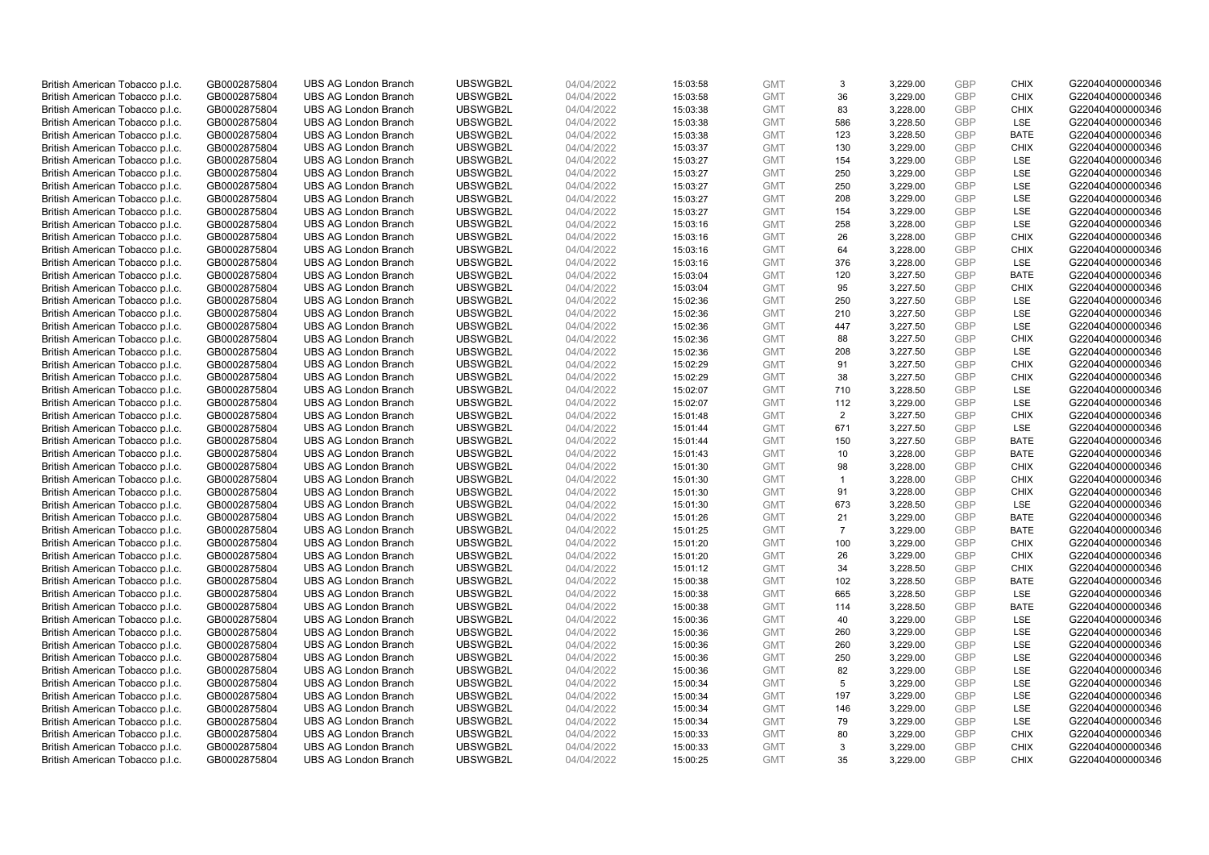| | | | | | | | | | | | |
|---|---|---|---|---|---|---|---|---|---|---|---|
| British American Tobacco p.l.c. | GB0002875804 | UBS AG London Branch | UBSWGB2L | 04/04/2022 | 15:03:58 | GMT | 3 | 3,229.00 | GBP | CHIX | G220404000000346 |
| British American Tobacco p.l.c. | GB0002875804 | UBS AG London Branch | UBSWGB2L | 04/04/2022 | 15:03:58 | GMT | 36 | 3,229.00 | GBP | CHIX | G220404000000346 |
| British American Tobacco p.l.c. | GB0002875804 | UBS AG London Branch | UBSWGB2L | 04/04/2022 | 15:03:38 | GMT | 83 | 3,228.00 | GBP | CHIX | G220404000000346 |
| British American Tobacco p.l.c. | GB0002875804 | UBS AG London Branch | UBSWGB2L | 04/04/2022 | 15:03:38 | GMT | 586 | 3,228.50 | GBP | LSE | G220404000000346 |
| British American Tobacco p.l.c. | GB0002875804 | UBS AG London Branch | UBSWGB2L | 04/04/2022 | 15:03:38 | GMT | 123 | 3,228.50 | GBP | BATE | G220404000000346 |
| British American Tobacco p.l.c. | GB0002875804 | UBS AG London Branch | UBSWGB2L | 04/04/2022 | 15:03:37 | GMT | 130 | 3,229.00 | GBP | CHIX | G220404000000346 |
| British American Tobacco p.l.c. | GB0002875804 | UBS AG London Branch | UBSWGB2L | 04/04/2022 | 15:03:27 | GMT | 154 | 3,229.00 | GBP | LSE | G220404000000346 |
| British American Tobacco p.l.c. | GB0002875804 | UBS AG London Branch | UBSWGB2L | 04/04/2022 | 15:03:27 | GMT | 250 | 3,229.00 | GBP | LSE | G220404000000346 |
| British American Tobacco p.l.c. | GB0002875804 | UBS AG London Branch | UBSWGB2L | 04/04/2022 | 15:03:27 | GMT | 250 | 3,229.00 | GBP | LSE | G220404000000346 |
| British American Tobacco p.l.c. | GB0002875804 | UBS AG London Branch | UBSWGB2L | 04/04/2022 | 15:03:27 | GMT | 208 | 3,229.00 | GBP | LSE | G220404000000346 |
| British American Tobacco p.l.c. | GB0002875804 | UBS AG London Branch | UBSWGB2L | 04/04/2022 | 15:03:27 | GMT | 154 | 3,229.00 | GBP | LSE | G220404000000346 |
| British American Tobacco p.l.c. | GB0002875804 | UBS AG London Branch | UBSWGB2L | 04/04/2022 | 15:03:16 | GMT | 258 | 3,228.00 | GBP | LSE | G220404000000346 |
| British American Tobacco p.l.c. | GB0002875804 | UBS AG London Branch | UBSWGB2L | 04/04/2022 | 15:03:16 | GMT | 26 | 3,228.00 | GBP | CHIX | G220404000000346 |
| British American Tobacco p.l.c. | GB0002875804 | UBS AG London Branch | UBSWGB2L | 04/04/2022 | 15:03:16 | GMT | 64 | 3,228.00 | GBP | CHIX | G220404000000346 |
| British American Tobacco p.l.c. | GB0002875804 | UBS AG London Branch | UBSWGB2L | 04/04/2022 | 15:03:16 | GMT | 376 | 3,228.00 | GBP | LSE | G220404000000346 |
| British American Tobacco p.l.c. | GB0002875804 | UBS AG London Branch | UBSWGB2L | 04/04/2022 | 15:03:04 | GMT | 120 | 3,227.50 | GBP | BATE | G220404000000346 |
| British American Tobacco p.l.c. | GB0002875804 | UBS AG London Branch | UBSWGB2L | 04/04/2022 | 15:03:04 | GMT | 95 | 3,227.50 | GBP | CHIX | G220404000000346 |
| British American Tobacco p.l.c. | GB0002875804 | UBS AG London Branch | UBSWGB2L | 04/04/2022 | 15:02:36 | GMT | 250 | 3,227.50 | GBP | LSE | G220404000000346 |
| British American Tobacco p.l.c. | GB0002875804 | UBS AG London Branch | UBSWGB2L | 04/04/2022 | 15:02:36 | GMT | 210 | 3,227.50 | GBP | LSE | G220404000000346 |
| British American Tobacco p.l.c. | GB0002875804 | UBS AG London Branch | UBSWGB2L | 04/04/2022 | 15:02:36 | GMT | 447 | 3,227.50 | GBP | LSE | G220404000000346 |
| British American Tobacco p.l.c. | GB0002875804 | UBS AG London Branch | UBSWGB2L | 04/04/2022 | 15:02:36 | GMT | 88 | 3,227.50 | GBP | CHIX | G220404000000346 |
| British American Tobacco p.l.c. | GB0002875804 | UBS AG London Branch | UBSWGB2L | 04/04/2022 | 15:02:36 | GMT | 208 | 3,227.50 | GBP | LSE | G220404000000346 |
| British American Tobacco p.l.c. | GB0002875804 | UBS AG London Branch | UBSWGB2L | 04/04/2022 | 15:02:29 | GMT | 91 | 3,227.50 | GBP | CHIX | G220404000000346 |
| British American Tobacco p.l.c. | GB0002875804 | UBS AG London Branch | UBSWGB2L | 04/04/2022 | 15:02:29 | GMT | 38 | 3,227.50 | GBP | CHIX | G220404000000346 |
| British American Tobacco p.l.c. | GB0002875804 | UBS AG London Branch | UBSWGB2L | 04/04/2022 | 15:02:07 | GMT | 710 | 3,228.50 | GBP | LSE | G220404000000346 |
| British American Tobacco p.l.c. | GB0002875804 | UBS AG London Branch | UBSWGB2L | 04/04/2022 | 15:02:07 | GMT | 112 | 3,229.00 | GBP | LSE | G220404000000346 |
| British American Tobacco p.l.c. | GB0002875804 | UBS AG London Branch | UBSWGB2L | 04/04/2022 | 15:01:48 | GMT | 2 | 3,227.50 | GBP | CHIX | G220404000000346 |
| British American Tobacco p.l.c. | GB0002875804 | UBS AG London Branch | UBSWGB2L | 04/04/2022 | 15:01:44 | GMT | 671 | 3,227.50 | GBP | LSE | G220404000000346 |
| British American Tobacco p.l.c. | GB0002875804 | UBS AG London Branch | UBSWGB2L | 04/04/2022 | 15:01:44 | GMT | 150 | 3,227.50 | GBP | BATE | G220404000000346 |
| British American Tobacco p.l.c. | GB0002875804 | UBS AG London Branch | UBSWGB2L | 04/04/2022 | 15:01:43 | GMT | 10 | 3,228.00 | GBP | BATE | G220404000000346 |
| British American Tobacco p.l.c. | GB0002875804 | UBS AG London Branch | UBSWGB2L | 04/04/2022 | 15:01:30 | GMT | 98 | 3,228.00 | GBP | CHIX | G220404000000346 |
| British American Tobacco p.l.c. | GB0002875804 | UBS AG London Branch | UBSWGB2L | 04/04/2022 | 15:01:30 | GMT | 1 | 3,228.00 | GBP | CHIX | G220404000000346 |
| British American Tobacco p.l.c. | GB0002875804 | UBS AG London Branch | UBSWGB2L | 04/04/2022 | 15:01:30 | GMT | 91 | 3,228.00 | GBP | CHIX | G220404000000346 |
| British American Tobacco p.l.c. | GB0002875804 | UBS AG London Branch | UBSWGB2L | 04/04/2022 | 15:01:30 | GMT | 673 | 3,228.50 | GBP | LSE | G220404000000346 |
| British American Tobacco p.l.c. | GB0002875804 | UBS AG London Branch | UBSWGB2L | 04/04/2022 | 15:01:26 | GMT | 21 | 3,229.00 | GBP | BATE | G220404000000346 |
| British American Tobacco p.l.c. | GB0002875804 | UBS AG London Branch | UBSWGB2L | 04/04/2022 | 15:01:25 | GMT | 7 | 3,229.00 | GBP | BATE | G220404000000346 |
| British American Tobacco p.l.c. | GB0002875804 | UBS AG London Branch | UBSWGB2L | 04/04/2022 | 15:01:20 | GMT | 100 | 3,229.00 | GBP | CHIX | G220404000000346 |
| British American Tobacco p.l.c. | GB0002875804 | UBS AG London Branch | UBSWGB2L | 04/04/2022 | 15:01:20 | GMT | 26 | 3,229.00 | GBP | CHIX | G220404000000346 |
| British American Tobacco p.l.c. | GB0002875804 | UBS AG London Branch | UBSWGB2L | 04/04/2022 | 15:01:12 | GMT | 34 | 3,228.50 | GBP | CHIX | G220404000000346 |
| British American Tobacco p.l.c. | GB0002875804 | UBS AG London Branch | UBSWGB2L | 04/04/2022 | 15:00:38 | GMT | 102 | 3,228.50 | GBP | BATE | G220404000000346 |
| British American Tobacco p.l.c. | GB0002875804 | UBS AG London Branch | UBSWGB2L | 04/04/2022 | 15:00:38 | GMT | 665 | 3,228.50 | GBP | LSE | G220404000000346 |
| British American Tobacco p.l.c. | GB0002875804 | UBS AG London Branch | UBSWGB2L | 04/04/2022 | 15:00:38 | GMT | 114 | 3,228.50 | GBP | BATE | G220404000000346 |
| British American Tobacco p.l.c. | GB0002875804 | UBS AG London Branch | UBSWGB2L | 04/04/2022 | 15:00:36 | GMT | 40 | 3,229.00 | GBP | LSE | G220404000000346 |
| British American Tobacco p.l.c. | GB0002875804 | UBS AG London Branch | UBSWGB2L | 04/04/2022 | 15:00:36 | GMT | 260 | 3,229.00 | GBP | LSE | G220404000000346 |
| British American Tobacco p.l.c. | GB0002875804 | UBS AG London Branch | UBSWGB2L | 04/04/2022 | 15:00:36 | GMT | 260 | 3,229.00 | GBP | LSE | G220404000000346 |
| British American Tobacco p.l.c. | GB0002875804 | UBS AG London Branch | UBSWGB2L | 04/04/2022 | 15:00:36 | GMT | 250 | 3,229.00 | GBP | LSE | G220404000000346 |
| British American Tobacco p.l.c. | GB0002875804 | UBS AG London Branch | UBSWGB2L | 04/04/2022 | 15:00:36 | GMT | 82 | 3,229.00 | GBP | LSE | G220404000000346 |
| British American Tobacco p.l.c. | GB0002875804 | UBS AG London Branch | UBSWGB2L | 04/04/2022 | 15:00:34 | GMT | 5 | 3,229.00 | GBP | LSE | G220404000000346 |
| British American Tobacco p.l.c. | GB0002875804 | UBS AG London Branch | UBSWGB2L | 04/04/2022 | 15:00:34 | GMT | 197 | 3,229.00 | GBP | LSE | G220404000000346 |
| British American Tobacco p.l.c. | GB0002875804 | UBS AG London Branch | UBSWGB2L | 04/04/2022 | 15:00:34 | GMT | 146 | 3,229.00 | GBP | LSE | G220404000000346 |
| British American Tobacco p.l.c. | GB0002875804 | UBS AG London Branch | UBSWGB2L | 04/04/2022 | 15:00:34 | GMT | 79 | 3,229.00 | GBP | LSE | G220404000000346 |
| British American Tobacco p.l.c. | GB0002875804 | UBS AG London Branch | UBSWGB2L | 04/04/2022 | 15:00:33 | GMT | 80 | 3,229.00 | GBP | CHIX | G220404000000346 |
| British American Tobacco p.l.c. | GB0002875804 | UBS AG London Branch | UBSWGB2L | 04/04/2022 | 15:00:33 | GMT | 3 | 3,229.00 | GBP | CHIX | G220404000000346 |
| British American Tobacco p.l.c. | GB0002875804 | UBS AG London Branch | UBSWGB2L | 04/04/2022 | 15:00:25 | GMT | 35 | 3,229.00 | GBP | CHIX | G220404000000346 |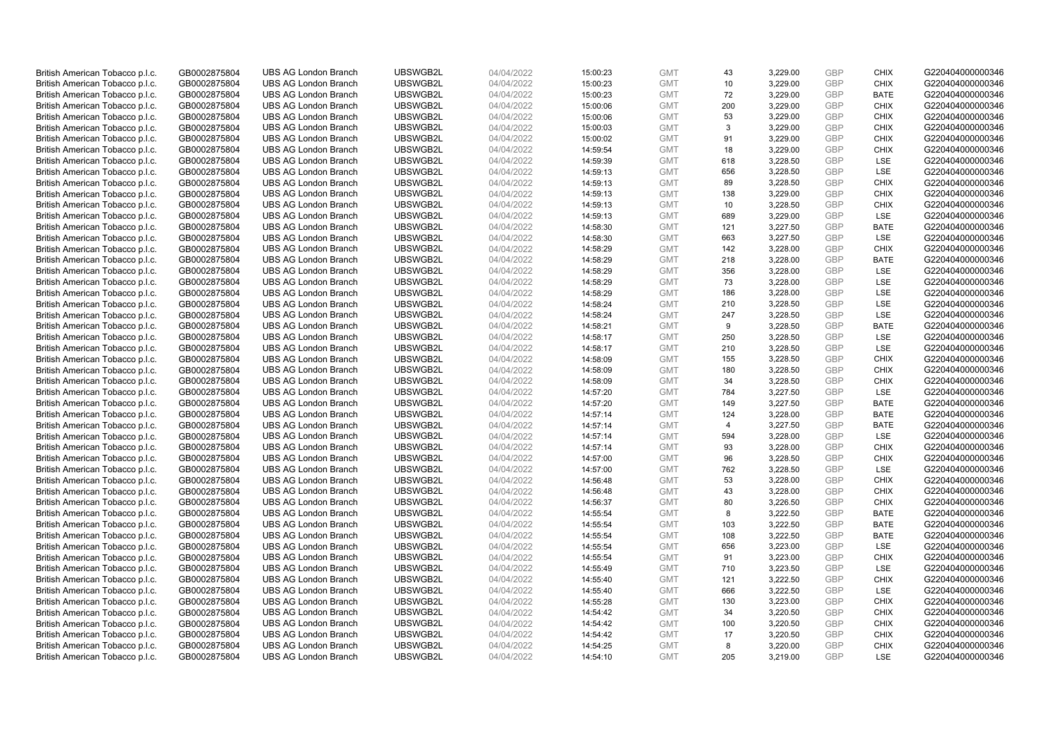| | | | | | | | | | | | |
|---|---|---|---|---|---|---|---|---|---|---|---|
| British American Tobacco p.l.c. | GB0002875804 | UBS AG London Branch | UBSWGB2L | 04/04/2022 | 15:00:23 | GMT | 43 | 3,229.00 | GBP | CHIX | G220404000000346 |
| British American Tobacco p.l.c. | GB0002875804 | UBS AG London Branch | UBSWGB2L | 04/04/2022 | 15:00:23 | GMT | 10 | 3,229.00 | GBP | CHIX | G220404000000346 |
| British American Tobacco p.l.c. | GB0002875804 | UBS AG London Branch | UBSWGB2L | 04/04/2022 | 15:00:23 | GMT | 72 | 3,229.00 | GBP | BATE | G220404000000346 |
| British American Tobacco p.l.c. | GB0002875804 | UBS AG London Branch | UBSWGB2L | 04/04/2022 | 15:00:06 | GMT | 200 | 3,229.00 | GBP | CHIX | G220404000000346 |
| British American Tobacco p.l.c. | GB0002875804 | UBS AG London Branch | UBSWGB2L | 04/04/2022 | 15:00:06 | GMT | 53 | 3,229.00 | GBP | CHIX | G220404000000346 |
| British American Tobacco p.l.c. | GB0002875804 | UBS AG London Branch | UBSWGB2L | 04/04/2022 | 15:00:03 | GMT | 3 | 3,229.00 | GBP | CHIX | G220404000000346 |
| British American Tobacco p.l.c. | GB0002875804 | UBS AG London Branch | UBSWGB2L | 04/04/2022 | 15:00:02 | GMT | 91 | 3,229.00 | GBP | CHIX | G220404000000346 |
| British American Tobacco p.l.c. | GB0002875804 | UBS AG London Branch | UBSWGB2L | 04/04/2022 | 14:59:54 | GMT | 18 | 3,229.00 | GBP | CHIX | G220404000000346 |
| British American Tobacco p.l.c. | GB0002875804 | UBS AG London Branch | UBSWGB2L | 04/04/2022 | 14:59:39 | GMT | 618 | 3,228.50 | GBP | LSE | G220404000000346 |
| British American Tobacco p.l.c. | GB0002875804 | UBS AG London Branch | UBSWGB2L | 04/04/2022 | 14:59:13 | GMT | 656 | 3,228.50 | GBP | LSE | G220404000000346 |
| British American Tobacco p.l.c. | GB0002875804 | UBS AG London Branch | UBSWGB2L | 04/04/2022 | 14:59:13 | GMT | 89 | 3,228.50 | GBP | CHIX | G220404000000346 |
| British American Tobacco p.l.c. | GB0002875804 | UBS AG London Branch | UBSWGB2L | 04/04/2022 | 14:59:13 | GMT | 138 | 3,229.00 | GBP | CHIX | G220404000000346 |
| British American Tobacco p.l.c. | GB0002875804 | UBS AG London Branch | UBSWGB2L | 04/04/2022 | 14:59:13 | GMT | 10 | 3,228.50 | GBP | CHIX | G220404000000346 |
| British American Tobacco p.l.c. | GB0002875804 | UBS AG London Branch | UBSWGB2L | 04/04/2022 | 14:59:13 | GMT | 689 | 3,229.00 | GBP | LSE | G220404000000346 |
| British American Tobacco p.l.c. | GB0002875804 | UBS AG London Branch | UBSWGB2L | 04/04/2022 | 14:58:30 | GMT | 121 | 3,227.50 | GBP | BATE | G220404000000346 |
| British American Tobacco p.l.c. | GB0002875804 | UBS AG London Branch | UBSWGB2L | 04/04/2022 | 14:58:30 | GMT | 663 | 3,227.50 | GBP | LSE | G220404000000346 |
| British American Tobacco p.l.c. | GB0002875804 | UBS AG London Branch | UBSWGB2L | 04/04/2022 | 14:58:29 | GMT | 142 | 3,228.00 | GBP | CHIX | G220404000000346 |
| British American Tobacco p.l.c. | GB0002875804 | UBS AG London Branch | UBSWGB2L | 04/04/2022 | 14:58:29 | GMT | 218 | 3,228.00 | GBP | BATE | G220404000000346 |
| British American Tobacco p.l.c. | GB0002875804 | UBS AG London Branch | UBSWGB2L | 04/04/2022 | 14:58:29 | GMT | 356 | 3,228.00 | GBP | LSE | G220404000000346 |
| British American Tobacco p.l.c. | GB0002875804 | UBS AG London Branch | UBSWGB2L | 04/04/2022 | 14:58:29 | GMT | 73 | 3,228.00 | GBP | LSE | G220404000000346 |
| British American Tobacco p.l.c. | GB0002875804 | UBS AG London Branch | UBSWGB2L | 04/04/2022 | 14:58:29 | GMT | 186 | 3,228.00 | GBP | LSE | G220404000000346 |
| British American Tobacco p.l.c. | GB0002875804 | UBS AG London Branch | UBSWGB2L | 04/04/2022 | 14:58:24 | GMT | 210 | 3,228.50 | GBP | LSE | G220404000000346 |
| British American Tobacco p.l.c. | GB0002875804 | UBS AG London Branch | UBSWGB2L | 04/04/2022 | 14:58:24 | GMT | 247 | 3,228.50 | GBP | LSE | G220404000000346 |
| British American Tobacco p.l.c. | GB0002875804 | UBS AG London Branch | UBSWGB2L | 04/04/2022 | 14:58:21 | GMT | 9 | 3,228.50 | GBP | BATE | G220404000000346 |
| British American Tobacco p.l.c. | GB0002875804 | UBS AG London Branch | UBSWGB2L | 04/04/2022 | 14:58:17 | GMT | 250 | 3,228.50 | GBP | LSE | G220404000000346 |
| British American Tobacco p.l.c. | GB0002875804 | UBS AG London Branch | UBSWGB2L | 04/04/2022 | 14:58:17 | GMT | 210 | 3,228.50 | GBP | LSE | G220404000000346 |
| British American Tobacco p.l.c. | GB0002875804 | UBS AG London Branch | UBSWGB2L | 04/04/2022 | 14:58:09 | GMT | 155 | 3,228.50 | GBP | CHIX | G220404000000346 |
| British American Tobacco p.l.c. | GB0002875804 | UBS AG London Branch | UBSWGB2L | 04/04/2022 | 14:58:09 | GMT | 180 | 3,228.50 | GBP | CHIX | G220404000000346 |
| British American Tobacco p.l.c. | GB0002875804 | UBS AG London Branch | UBSWGB2L | 04/04/2022 | 14:58:09 | GMT | 34 | 3,228.50 | GBP | CHIX | G220404000000346 |
| British American Tobacco p.l.c. | GB0002875804 | UBS AG London Branch | UBSWGB2L | 04/04/2022 | 14:57:20 | GMT | 784 | 3,227.50 | GBP | LSE | G220404000000346 |
| British American Tobacco p.l.c. | GB0002875804 | UBS AG London Branch | UBSWGB2L | 04/04/2022 | 14:57:20 | GMT | 149 | 3,227.50 | GBP | BATE | G220404000000346 |
| British American Tobacco p.l.c. | GB0002875804 | UBS AG London Branch | UBSWGB2L | 04/04/2022 | 14:57:14 | GMT | 124 | 3,228.00 | GBP | BATE | G220404000000346 |
| British American Tobacco p.l.c. | GB0002875804 | UBS AG London Branch | UBSWGB2L | 04/04/2022 | 14:57:14 | GMT | 4 | 3,227.50 | GBP | BATE | G220404000000346 |
| British American Tobacco p.l.c. | GB0002875804 | UBS AG London Branch | UBSWGB2L | 04/04/2022 | 14:57:14 | GMT | 594 | 3,228.00 | GBP | LSE | G220404000000346 |
| British American Tobacco p.l.c. | GB0002875804 | UBS AG London Branch | UBSWGB2L | 04/04/2022 | 14:57:14 | GMT | 93 | 3,228.00 | GBP | CHIX | G220404000000346 |
| British American Tobacco p.l.c. | GB0002875804 | UBS AG London Branch | UBSWGB2L | 04/04/2022 | 14:57:00 | GMT | 96 | 3,228.50 | GBP | CHIX | G220404000000346 |
| British American Tobacco p.l.c. | GB0002875804 | UBS AG London Branch | UBSWGB2L | 04/04/2022 | 14:57:00 | GMT | 762 | 3,228.50 | GBP | LSE | G220404000000346 |
| British American Tobacco p.l.c. | GB0002875804 | UBS AG London Branch | UBSWGB2L | 04/04/2022 | 14:56:48 | GMT | 53 | 3,228.00 | GBP | CHIX | G220404000000346 |
| British American Tobacco p.l.c. | GB0002875804 | UBS AG London Branch | UBSWGB2L | 04/04/2022 | 14:56:48 | GMT | 43 | 3,228.00 | GBP | CHIX | G220404000000346 |
| British American Tobacco p.l.c. | GB0002875804 | UBS AG London Branch | UBSWGB2L | 04/04/2022 | 14:56:37 | GMT | 80 | 3,226.50 | GBP | CHIX | G220404000000346 |
| British American Tobacco p.l.c. | GB0002875804 | UBS AG London Branch | UBSWGB2L | 04/04/2022 | 14:55:54 | GMT | 8 | 3,222.50 | GBP | BATE | G220404000000346 |
| British American Tobacco p.l.c. | GB0002875804 | UBS AG London Branch | UBSWGB2L | 04/04/2022 | 14:55:54 | GMT | 103 | 3,222.50 | GBP | BATE | G220404000000346 |
| British American Tobacco p.l.c. | GB0002875804 | UBS AG London Branch | UBSWGB2L | 04/04/2022 | 14:55:54 | GMT | 108 | 3,222.50 | GBP | BATE | G220404000000346 |
| British American Tobacco p.l.c. | GB0002875804 | UBS AG London Branch | UBSWGB2L | 04/04/2022 | 14:55:54 | GMT | 656 | 3,223.00 | GBP | LSE | G220404000000346 |
| British American Tobacco p.l.c. | GB0002875804 | UBS AG London Branch | UBSWGB2L | 04/04/2022 | 14:55:54 | GMT | 91 | 3,223.00 | GBP | CHIX | G220404000000346 |
| British American Tobacco p.l.c. | GB0002875804 | UBS AG London Branch | UBSWGB2L | 04/04/2022 | 14:55:49 | GMT | 710 | 3,223.50 | GBP | LSE | G220404000000346 |
| British American Tobacco p.l.c. | GB0002875804 | UBS AG London Branch | UBSWGB2L | 04/04/2022 | 14:55:40 | GMT | 121 | 3,222.50 | GBP | CHIX | G220404000000346 |
| British American Tobacco p.l.c. | GB0002875804 | UBS AG London Branch | UBSWGB2L | 04/04/2022 | 14:55:40 | GMT | 666 | 3,222.50 | GBP | LSE | G220404000000346 |
| British American Tobacco p.l.c. | GB0002875804 | UBS AG London Branch | UBSWGB2L | 04/04/2022 | 14:55:28 | GMT | 130 | 3,223.00 | GBP | CHIX | G220404000000346 |
| British American Tobacco p.l.c. | GB0002875804 | UBS AG London Branch | UBSWGB2L | 04/04/2022 | 14:54:42 | GMT | 34 | 3,220.50 | GBP | CHIX | G220404000000346 |
| British American Tobacco p.l.c. | GB0002875804 | UBS AG London Branch | UBSWGB2L | 04/04/2022 | 14:54:42 | GMT | 100 | 3,220.50 | GBP | CHIX | G220404000000346 |
| British American Tobacco p.l.c. | GB0002875804 | UBS AG London Branch | UBSWGB2L | 04/04/2022 | 14:54:42 | GMT | 17 | 3,220.50 | GBP | CHIX | G220404000000346 |
| British American Tobacco p.l.c. | GB0002875804 | UBS AG London Branch | UBSWGB2L | 04/04/2022 | 14:54:25 | GMT | 8 | 3,220.00 | GBP | CHIX | G220404000000346 |
| British American Tobacco p.l.c. | GB0002875804 | UBS AG London Branch | UBSWGB2L | 04/04/2022 | 14:54:10 | GMT | 205 | 3,219.00 | GBP | LSE | G220404000000346 |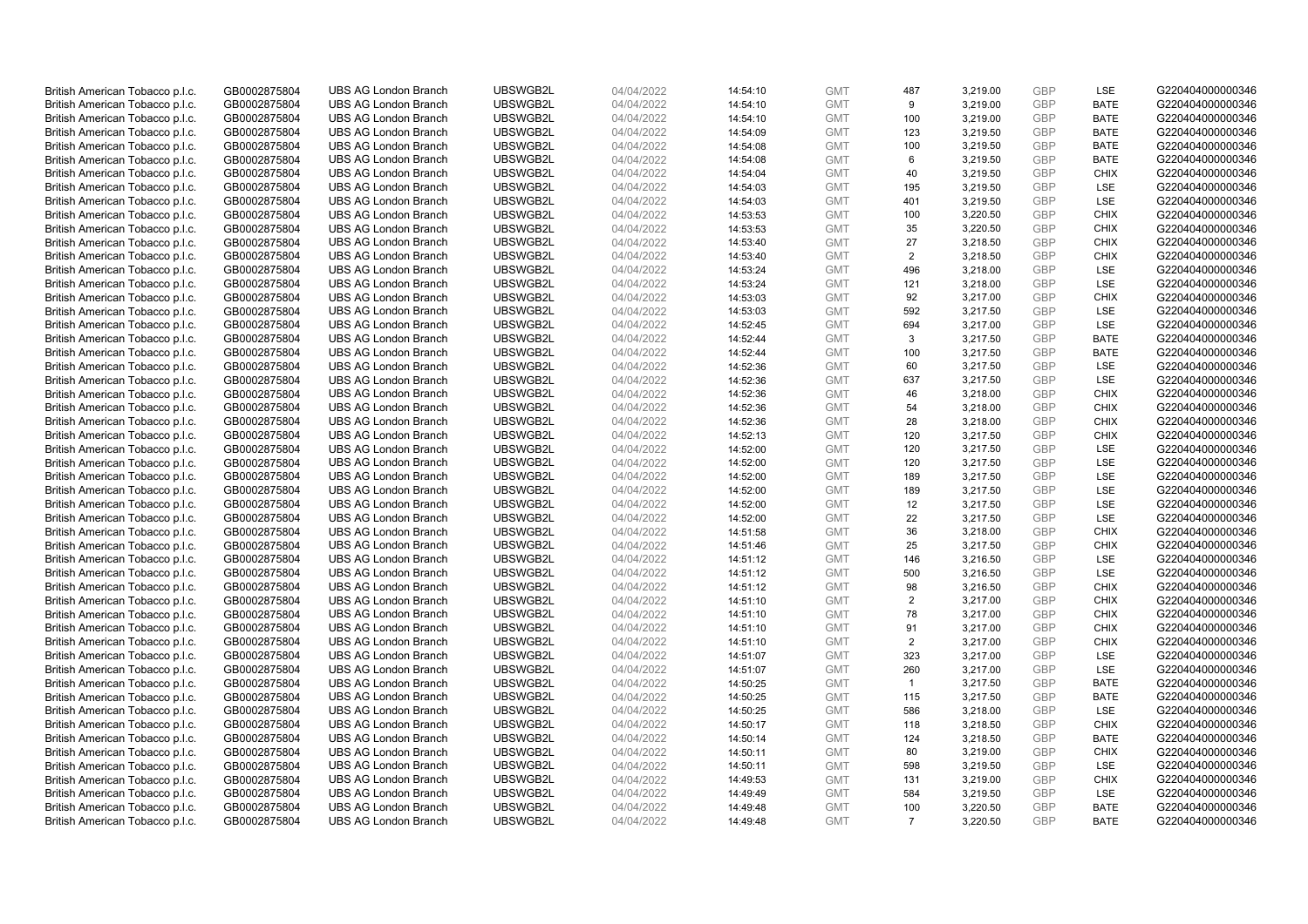| British American Tobacco p.l.c. | GB0002875804 | UBS AG London Branch | UBSWGB2L | 04/04/2022 | 14:54:10 | GMT | 487 | 3,219.00 | GBP | LSE | G220404000000346 |
|---|---|---|---|---|---|---|---|---|---|---|---|
| British American Tobacco p.l.c. | GB0002875804 | UBS AG London Branch | UBSWGB2L | 04/04/2022 | 14:54:10 | GMT | 9 | 3,219.00 | GBP | BATE | G220404000000346 |
| British American Tobacco p.l.c. | GB0002875804 | UBS AG London Branch | UBSWGB2L | 04/04/2022 | 14:54:10 | GMT | 100 | 3,219.00 | GBP | BATE | G220404000000346 |
| British American Tobacco p.l.c. | GB0002875804 | UBS AG London Branch | UBSWGB2L | 04/04/2022 | 14:54:09 | GMT | 123 | 3,219.50 | GBP | BATE | G220404000000346 |
| British American Tobacco p.l.c. | GB0002875804 | UBS AG London Branch | UBSWGB2L | 04/04/2022 | 14:54:08 | GMT | 100 | 3,219.50 | GBP | BATE | G220404000000346 |
| British American Tobacco p.l.c. | GB0002875804 | UBS AG London Branch | UBSWGB2L | 04/04/2022 | 14:54:08 | GMT | 6 | 3,219.50 | GBP | BATE | G220404000000346 |
| British American Tobacco p.l.c. | GB0002875804 | UBS AG London Branch | UBSWGB2L | 04/04/2022 | 14:54:04 | GMT | 40 | 3,219.50 | GBP | CHIX | G220404000000346 |
| British American Tobacco p.l.c. | GB0002875804 | UBS AG London Branch | UBSWGB2L | 04/04/2022 | 14:54:03 | GMT | 195 | 3,219.50 | GBP | LSE | G220404000000346 |
| British American Tobacco p.l.c. | GB0002875804 | UBS AG London Branch | UBSWGB2L | 04/04/2022 | 14:54:03 | GMT | 401 | 3,219.50 | GBP | LSE | G220404000000346 |
| British American Tobacco p.l.c. | GB0002875804 | UBS AG London Branch | UBSWGB2L | 04/04/2022 | 14:53:53 | GMT | 100 | 3,220.50 | GBP | CHIX | G220404000000346 |
| British American Tobacco p.l.c. | GB0002875804 | UBS AG London Branch | UBSWGB2L | 04/04/2022 | 14:53:53 | GMT | 35 | 3,220.50 | GBP | CHIX | G220404000000346 |
| British American Tobacco p.l.c. | GB0002875804 | UBS AG London Branch | UBSWGB2L | 04/04/2022 | 14:53:40 | GMT | 27 | 3,218.50 | GBP | CHIX | G220404000000346 |
| British American Tobacco p.l.c. | GB0002875804 | UBS AG London Branch | UBSWGB2L | 04/04/2022 | 14:53:40 | GMT | 2 | 3,218.50 | GBP | CHIX | G220404000000346 |
| British American Tobacco p.l.c. | GB0002875804 | UBS AG London Branch | UBSWGB2L | 04/04/2022 | 14:53:24 | GMT | 496 | 3,218.00 | GBP | LSE | G220404000000346 |
| British American Tobacco p.l.c. | GB0002875804 | UBS AG London Branch | UBSWGB2L | 04/04/2022 | 14:53:24 | GMT | 121 | 3,218.00 | GBP | LSE | G220404000000346 |
| British American Tobacco p.l.c. | GB0002875804 | UBS AG London Branch | UBSWGB2L | 04/04/2022 | 14:53:03 | GMT | 92 | 3,217.00 | GBP | CHIX | G220404000000346 |
| British American Tobacco p.l.c. | GB0002875804 | UBS AG London Branch | UBSWGB2L | 04/04/2022 | 14:53:03 | GMT | 592 | 3,217.50 | GBP | LSE | G220404000000346 |
| British American Tobacco p.l.c. | GB0002875804 | UBS AG London Branch | UBSWGB2L | 04/04/2022 | 14:52:45 | GMT | 694 | 3,217.00 | GBP | LSE | G220404000000346 |
| British American Tobacco p.l.c. | GB0002875804 | UBS AG London Branch | UBSWGB2L | 04/04/2022 | 14:52:44 | GMT | 3 | 3,217.50 | GBP | BATE | G220404000000346 |
| British American Tobacco p.l.c. | GB0002875804 | UBS AG London Branch | UBSWGB2L | 04/04/2022 | 14:52:44 | GMT | 100 | 3,217.50 | GBP | BATE | G220404000000346 |
| British American Tobacco p.l.c. | GB0002875804 | UBS AG London Branch | UBSWGB2L | 04/04/2022 | 14:52:36 | GMT | 60 | 3,217.50 | GBP | LSE | G220404000000346 |
| British American Tobacco p.l.c. | GB0002875804 | UBS AG London Branch | UBSWGB2L | 04/04/2022 | 14:52:36 | GMT | 637 | 3,217.50 | GBP | LSE | G220404000000346 |
| British American Tobacco p.l.c. | GB0002875804 | UBS AG London Branch | UBSWGB2L | 04/04/2022 | 14:52:36 | GMT | 46 | 3,218.00 | GBP | CHIX | G220404000000346 |
| British American Tobacco p.l.c. | GB0002875804 | UBS AG London Branch | UBSWGB2L | 04/04/2022 | 14:52:36 | GMT | 54 | 3,218.00 | GBP | CHIX | G220404000000346 |
| British American Tobacco p.l.c. | GB0002875804 | UBS AG London Branch | UBSWGB2L | 04/04/2022 | 14:52:36 | GMT | 28 | 3,218.00 | GBP | CHIX | G220404000000346 |
| British American Tobacco p.l.c. | GB0002875804 | UBS AG London Branch | UBSWGB2L | 04/04/2022 | 14:52:13 | GMT | 120 | 3,217.50 | GBP | CHIX | G220404000000346 |
| British American Tobacco p.l.c. | GB0002875804 | UBS AG London Branch | UBSWGB2L | 04/04/2022 | 14:52:00 | GMT | 120 | 3,217.50 | GBP | LSE | G220404000000346 |
| British American Tobacco p.l.c. | GB0002875804 | UBS AG London Branch | UBSWGB2L | 04/04/2022 | 14:52:00 | GMT | 120 | 3,217.50 | GBP | LSE | G220404000000346 |
| British American Tobacco p.l.c. | GB0002875804 | UBS AG London Branch | UBSWGB2L | 04/04/2022 | 14:52:00 | GMT | 189 | 3,217.50 | GBP | LSE | G220404000000346 |
| British American Tobacco p.l.c. | GB0002875804 | UBS AG London Branch | UBSWGB2L | 04/04/2022 | 14:52:00 | GMT | 189 | 3,217.50 | GBP | LSE | G220404000000346 |
| British American Tobacco p.l.c. | GB0002875804 | UBS AG London Branch | UBSWGB2L | 04/04/2022 | 14:52:00 | GMT | 12 | 3,217.50 | GBP | LSE | G220404000000346 |
| British American Tobacco p.l.c. | GB0002875804 | UBS AG London Branch | UBSWGB2L | 04/04/2022 | 14:52:00 | GMT | 22 | 3,217.50 | GBP | LSE | G220404000000346 |
| British American Tobacco p.l.c. | GB0002875804 | UBS AG London Branch | UBSWGB2L | 04/04/2022 | 14:51:58 | GMT | 36 | 3,218.00 | GBP | CHIX | G220404000000346 |
| British American Tobacco p.l.c. | GB0002875804 | UBS AG London Branch | UBSWGB2L | 04/04/2022 | 14:51:46 | GMT | 25 | 3,217.50 | GBP | CHIX | G220404000000346 |
| British American Tobacco p.l.c. | GB0002875804 | UBS AG London Branch | UBSWGB2L | 04/04/2022 | 14:51:12 | GMT | 146 | 3,216.50 | GBP | LSE | G220404000000346 |
| British American Tobacco p.l.c. | GB0002875804 | UBS AG London Branch | UBSWGB2L | 04/04/2022 | 14:51:12 | GMT | 500 | 3,216.50 | GBP | LSE | G220404000000346 |
| British American Tobacco p.l.c. | GB0002875804 | UBS AG London Branch | UBSWGB2L | 04/04/2022 | 14:51:12 | GMT | 98 | 3,216.50 | GBP | CHIX | G220404000000346 |
| British American Tobacco p.l.c. | GB0002875804 | UBS AG London Branch | UBSWGB2L | 04/04/2022 | 14:51:10 | GMT | 2 | 3,217.00 | GBP | CHIX | G220404000000346 |
| British American Tobacco p.l.c. | GB0002875804 | UBS AG London Branch | UBSWGB2L | 04/04/2022 | 14:51:10 | GMT | 78 | 3,217.00 | GBP | CHIX | G220404000000346 |
| British American Tobacco p.l.c. | GB0002875804 | UBS AG London Branch | UBSWGB2L | 04/04/2022 | 14:51:10 | GMT | 91 | 3,217.00 | GBP | CHIX | G220404000000346 |
| British American Tobacco p.l.c. | GB0002875804 | UBS AG London Branch | UBSWGB2L | 04/04/2022 | 14:51:10 | GMT | 2 | 3,217.00 | GBP | CHIX | G220404000000346 |
| British American Tobacco p.l.c. | GB0002875804 | UBS AG London Branch | UBSWGB2L | 04/04/2022 | 14:51:07 | GMT | 323 | 3,217.00 | GBP | LSE | G220404000000346 |
| British American Tobacco p.l.c. | GB0002875804 | UBS AG London Branch | UBSWGB2L | 04/04/2022 | 14:51:07 | GMT | 260 | 3,217.00 | GBP | LSE | G220404000000346 |
| British American Tobacco p.l.c. | GB0002875804 | UBS AG London Branch | UBSWGB2L | 04/04/2022 | 14:50:25 | GMT | 1 | 3,217.50 | GBP | BATE | G220404000000346 |
| British American Tobacco p.l.c. | GB0002875804 | UBS AG London Branch | UBSWGB2L | 04/04/2022 | 14:50:25 | GMT | 115 | 3,217.50 | GBP | BATE | G220404000000346 |
| British American Tobacco p.l.c. | GB0002875804 | UBS AG London Branch | UBSWGB2L | 04/04/2022 | 14:50:25 | GMT | 586 | 3,218.00 | GBP | LSE | G220404000000346 |
| British American Tobacco p.l.c. | GB0002875804 | UBS AG London Branch | UBSWGB2L | 04/04/2022 | 14:50:17 | GMT | 118 | 3,218.50 | GBP | CHIX | G220404000000346 |
| British American Tobacco p.l.c. | GB0002875804 | UBS AG London Branch | UBSWGB2L | 04/04/2022 | 14:50:14 | GMT | 124 | 3,218.50 | GBP | BATE | G220404000000346 |
| British American Tobacco p.l.c. | GB0002875804 | UBS AG London Branch | UBSWGB2L | 04/04/2022 | 14:50:11 | GMT | 80 | 3,219.00 | GBP | CHIX | G220404000000346 |
| British American Tobacco p.l.c. | GB0002875804 | UBS AG London Branch | UBSWGB2L | 04/04/2022 | 14:50:11 | GMT | 598 | 3,219.50 | GBP | LSE | G220404000000346 |
| British American Tobacco p.l.c. | GB0002875804 | UBS AG London Branch | UBSWGB2L | 04/04/2022 | 14:49:53 | GMT | 131 | 3,219.00 | GBP | CHIX | G220404000000346 |
| British American Tobacco p.l.c. | GB0002875804 | UBS AG London Branch | UBSWGB2L | 04/04/2022 | 14:49:49 | GMT | 584 | 3,219.50 | GBP | LSE | G220404000000346 |
| British American Tobacco p.l.c. | GB0002875804 | UBS AG London Branch | UBSWGB2L | 04/04/2022 | 14:49:48 | GMT | 100 | 3,220.50 | GBP | BATE | G220404000000346 |
| British American Tobacco p.l.c. | GB0002875804 | UBS AG London Branch | UBSWGB2L | 04/04/2022 | 14:49:48 | GMT | 7 | 3,220.50 | GBP | BATE | G220404000000346 |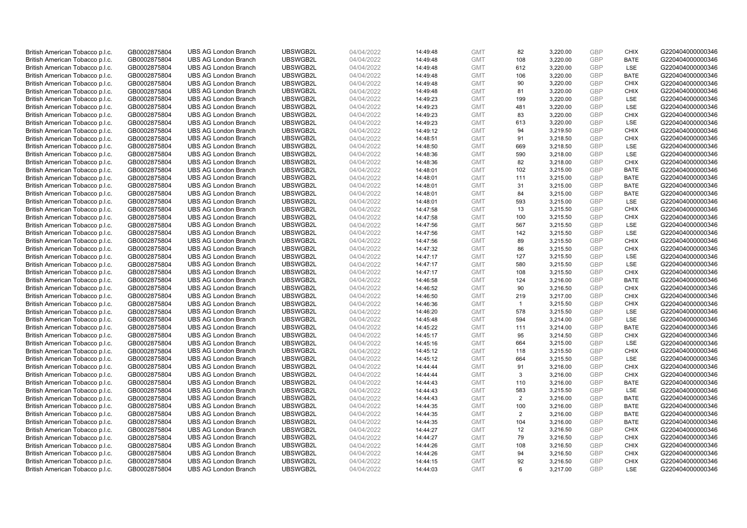| British American Tobacco p.l.c. | GB0002875804 | UBS AG London Branch | UBSWGB2L | 04/04/2022 | 14:49:48 | GMT | 82 | 3,220.00 | GBP | CHIX | G220404000000346 |
|---|---|---|---|---|---|---|---|---|---|---|---|
| British American Tobacco p.l.c. | GB0002875804 | UBS AG London Branch | UBSWGB2L | 04/04/2022 | 14:49:48 | GMT | 108 | 3,220.00 | GBP | BATE | G220404000000346 |
| British American Tobacco p.l.c. | GB0002875804 | UBS AG London Branch | UBSWGB2L | 04/04/2022 | 14:49:48 | GMT | 612 | 3,220.00 | GBP | LSE | G220404000000346 |
| British American Tobacco p.l.c. | GB0002875804 | UBS AG London Branch | UBSWGB2L | 04/04/2022 | 14:49:48 | GMT | 106 | 3,220.00 | GBP | BATE | G220404000000346 |
| British American Tobacco p.l.c. | GB0002875804 | UBS AG London Branch | UBSWGB2L | 04/04/2022 | 14:49:48 | GMT | 90 | 3,220.00 | GBP | CHIX | G220404000000346 |
| British American Tobacco p.l.c. | GB0002875804 | UBS AG London Branch | UBSWGB2L | 04/04/2022 | 14:49:48 | GMT | 81 | 3,220.00 | GBP | CHIX | G220404000000346 |
| British American Tobacco p.l.c. | GB0002875804 | UBS AG London Branch | UBSWGB2L | 04/04/2022 | 14:49:23 | GMT | 199 | 3,220.00 | GBP | LSE | G220404000000346 |
| British American Tobacco p.l.c. | GB0002875804 | UBS AG London Branch | UBSWGB2L | 04/04/2022 | 14:49:23 | GMT | 481 | 3,220.00 | GBP | LSE | G220404000000346 |
| British American Tobacco p.l.c. | GB0002875804 | UBS AG London Branch | UBSWGB2L | 04/04/2022 | 14:49:23 | GMT | 83 | 3,220.00 | GBP | CHIX | G220404000000346 |
| British American Tobacco p.l.c. | GB0002875804 | UBS AG London Branch | UBSWGB2L | 04/04/2022 | 14:49:23 | GMT | 613 | 3,220.00 | GBP | LSE | G220404000000346 |
| British American Tobacco p.l.c. | GB0002875804 | UBS AG London Branch | UBSWGB2L | 04/04/2022 | 14:49:12 | GMT | 94 | 3,219.50 | GBP | CHIX | G220404000000346 |
| British American Tobacco p.l.c. | GB0002875804 | UBS AG London Branch | UBSWGB2L | 04/04/2022 | 14:48:51 | GMT | 91 | 3,218.50 | GBP | CHIX | G220404000000346 |
| British American Tobacco p.l.c. | GB0002875804 | UBS AG London Branch | UBSWGB2L | 04/04/2022 | 14:48:50 | GMT | 669 | 3,218.50 | GBP | LSE | G220404000000346 |
| British American Tobacco p.l.c. | GB0002875804 | UBS AG London Branch | UBSWGB2L | 04/04/2022 | 14:48:36 | GMT | 590 | 3,218.00 | GBP | LSE | G220404000000346 |
| British American Tobacco p.l.c. | GB0002875804 | UBS AG London Branch | UBSWGB2L | 04/04/2022 | 14:48:36 | GMT | 82 | 3,218.00 | GBP | CHIX | G220404000000346 |
| British American Tobacco p.l.c. | GB0002875804 | UBS AG London Branch | UBSWGB2L | 04/04/2022 | 14:48:01 | GMT | 102 | 3,215.00 | GBP | BATE | G220404000000346 |
| British American Tobacco p.l.c. | GB0002875804 | UBS AG London Branch | UBSWGB2L | 04/04/2022 | 14:48:01 | GMT | 111 | 3,215.00 | GBP | BATE | G220404000000346 |
| British American Tobacco p.l.c. | GB0002875804 | UBS AG London Branch | UBSWGB2L | 04/04/2022 | 14:48:01 | GMT | 31 | 3,215.00 | GBP | BATE | G220404000000346 |
| British American Tobacco p.l.c. | GB0002875804 | UBS AG London Branch | UBSWGB2L | 04/04/2022 | 14:48:01 | GMT | 84 | 3,215.00 | GBP | BATE | G220404000000346 |
| British American Tobacco p.l.c. | GB0002875804 | UBS AG London Branch | UBSWGB2L | 04/04/2022 | 14:48:01 | GMT | 593 | 3,215.00 | GBP | LSE | G220404000000346 |
| British American Tobacco p.l.c. | GB0002875804 | UBS AG London Branch | UBSWGB2L | 04/04/2022 | 14:47:58 | GMT | 13 | 3,215.50 | GBP | CHIX | G220404000000346 |
| British American Tobacco p.l.c. | GB0002875804 | UBS AG London Branch | UBSWGB2L | 04/04/2022 | 14:47:58 | GMT | 100 | 3,215.50 | GBP | CHIX | G220404000000346 |
| British American Tobacco p.l.c. | GB0002875804 | UBS AG London Branch | UBSWGB2L | 04/04/2022 | 14:47:56 | GMT | 567 | 3,215.50 | GBP | LSE | G220404000000346 |
| British American Tobacco p.l.c. | GB0002875804 | UBS AG London Branch | UBSWGB2L | 04/04/2022 | 14:47:56 | GMT | 142 | 3,215.50 | GBP | LSE | G220404000000346 |
| British American Tobacco p.l.c. | GB0002875804 | UBS AG London Branch | UBSWGB2L | 04/04/2022 | 14:47:56 | GMT | 89 | 3,215.50 | GBP | CHIX | G220404000000346 |
| British American Tobacco p.l.c. | GB0002875804 | UBS AG London Branch | UBSWGB2L | 04/04/2022 | 14:47:32 | GMT | 86 | 3,215.50 | GBP | CHIX | G220404000000346 |
| British American Tobacco p.l.c. | GB0002875804 | UBS AG London Branch | UBSWGB2L | 04/04/2022 | 14:47:17 | GMT | 127 | 3,215.50 | GBP | LSE | G220404000000346 |
| British American Tobacco p.l.c. | GB0002875804 | UBS AG London Branch | UBSWGB2L | 04/04/2022 | 14:47:17 | GMT | 580 | 3,215.50 | GBP | LSE | G220404000000346 |
| British American Tobacco p.l.c. | GB0002875804 | UBS AG London Branch | UBSWGB2L | 04/04/2022 | 14:47:17 | GMT | 108 | 3,215.50 | GBP | CHIX | G220404000000346 |
| British American Tobacco p.l.c. | GB0002875804 | UBS AG London Branch | UBSWGB2L | 04/04/2022 | 14:46:58 | GMT | 124 | 3,216.00 | GBP | BATE | G220404000000346 |
| British American Tobacco p.l.c. | GB0002875804 | UBS AG London Branch | UBSWGB2L | 04/04/2022 | 14:46:52 | GMT | 90 | 3,216.50 | GBP | CHIX | G220404000000346 |
| British American Tobacco p.l.c. | GB0002875804 | UBS AG London Branch | UBSWGB2L | 04/04/2022 | 14:46:50 | GMT | 219 | 3,217.00 | GBP | CHIX | G220404000000346 |
| British American Tobacco p.l.c. | GB0002875804 | UBS AG London Branch | UBSWGB2L | 04/04/2022 | 14:46:36 | GMT | 1 | 3,215.50 | GBP | CHIX | G220404000000346 |
| British American Tobacco p.l.c. | GB0002875804 | UBS AG London Branch | UBSWGB2L | 04/04/2022 | 14:46:20 | GMT | 578 | 3,215.50 | GBP | LSE | G220404000000346 |
| British American Tobacco p.l.c. | GB0002875804 | UBS AG London Branch | UBSWGB2L | 04/04/2022 | 14:45:48 | GMT | 594 | 3,214.00 | GBP | LSE | G220404000000346 |
| British American Tobacco p.l.c. | GB0002875804 | UBS AG London Branch | UBSWGB2L | 04/04/2022 | 14:45:22 | GMT | 111 | 3,214.00 | GBP | BATE | G220404000000346 |
| British American Tobacco p.l.c. | GB0002875804 | UBS AG London Branch | UBSWGB2L | 04/04/2022 | 14:45:17 | GMT | 95 | 3,214.50 | GBP | CHIX | G220404000000346 |
| British American Tobacco p.l.c. | GB0002875804 | UBS AG London Branch | UBSWGB2L | 04/04/2022 | 14:45:16 | GMT | 664 | 3,215.00 | GBP | LSE | G220404000000346 |
| British American Tobacco p.l.c. | GB0002875804 | UBS AG London Branch | UBSWGB2L | 04/04/2022 | 14:45:12 | GMT | 118 | 3,215.50 | GBP | CHIX | G220404000000346 |
| British American Tobacco p.l.c. | GB0002875804 | UBS AG London Branch | UBSWGB2L | 04/04/2022 | 14:45:12 | GMT | 664 | 3,215.50 | GBP | LSE | G220404000000346 |
| British American Tobacco p.l.c. | GB0002875804 | UBS AG London Branch | UBSWGB2L | 04/04/2022 | 14:44:44 | GMT | 91 | 3,216.00 | GBP | CHIX | G220404000000346 |
| British American Tobacco p.l.c. | GB0002875804 | UBS AG London Branch | UBSWGB2L | 04/04/2022 | 14:44:44 | GMT | 3 | 3,216.00 | GBP | CHIX | G220404000000346 |
| British American Tobacco p.l.c. | GB0002875804 | UBS AG London Branch | UBSWGB2L | 04/04/2022 | 14:44:43 | GMT | 110 | 3,216.00 | GBP | BATE | G220404000000346 |
| British American Tobacco p.l.c. | GB0002875804 | UBS AG London Branch | UBSWGB2L | 04/04/2022 | 14:44:43 | GMT | 583 | 3,215.50 | GBP | LSE | G220404000000346 |
| British American Tobacco p.l.c. | GB0002875804 | UBS AG London Branch | UBSWGB2L | 04/04/2022 | 14:44:43 | GMT | 2 | 3,216.00 | GBP | BATE | G220404000000346 |
| British American Tobacco p.l.c. | GB0002875804 | UBS AG London Branch | UBSWGB2L | 04/04/2022 | 14:44:35 | GMT | 100 | 3,216.00 | GBP | BATE | G220404000000346 |
| British American Tobacco p.l.c. | GB0002875804 | UBS AG London Branch | UBSWGB2L | 04/04/2022 | 14:44:35 | GMT | 2 | 3,216.00 | GBP | BATE | G220404000000346 |
| British American Tobacco p.l.c. | GB0002875804 | UBS AG London Branch | UBSWGB2L | 04/04/2022 | 14:44:35 | GMT | 104 | 3,216.00 | GBP | BATE | G220404000000346 |
| British American Tobacco p.l.c. | GB0002875804 | UBS AG London Branch | UBSWGB2L | 04/04/2022 | 14:44:27 | GMT | 12 | 3,216.50 | GBP | CHIX | G220404000000346 |
| British American Tobacco p.l.c. | GB0002875804 | UBS AG London Branch | UBSWGB2L | 04/04/2022 | 14:44:27 | GMT | 79 | 3,216.50 | GBP | CHIX | G220404000000346 |
| British American Tobacco p.l.c. | GB0002875804 | UBS AG London Branch | UBSWGB2L | 04/04/2022 | 14:44:26 | GMT | 108 | 3,216.50 | GBP | CHIX | G220404000000346 |
| British American Tobacco p.l.c. | GB0002875804 | UBS AG London Branch | UBSWGB2L | 04/04/2022 | 14:44:26 | GMT | 94 | 3,216.50 | GBP | CHIX | G220404000000346 |
| British American Tobacco p.l.c. | GB0002875804 | UBS AG London Branch | UBSWGB2L | 04/04/2022 | 14:44:15 | GMT | 92 | 3,216.50 | GBP | CHIX | G220404000000346 |
| British American Tobacco p.l.c. | GB0002875804 | UBS AG London Branch | UBSWGB2L | 04/04/2022 | 14:44:03 | GMT | 6 | 3,217.00 | GBP | LSE | G220404000000346 |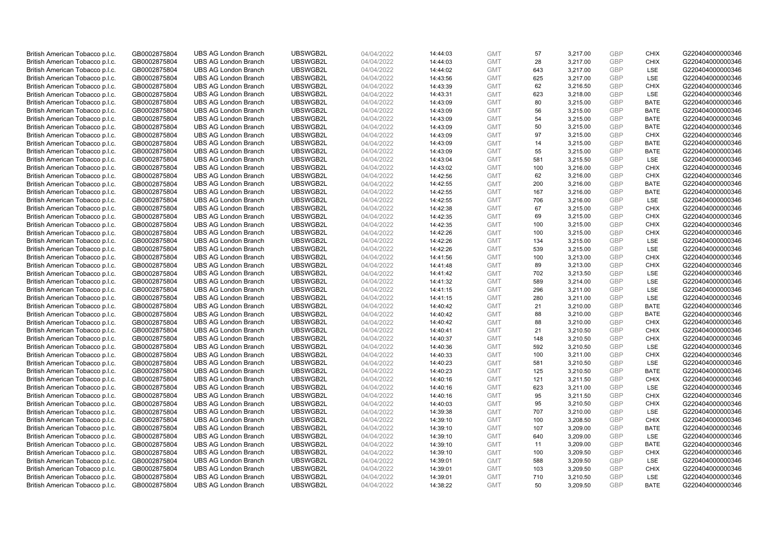| | | | | | | | | | | | |
|---|---|---|---|---|---|---|---|---|---|---|---|
| British American Tobacco p.l.c. | GB0002875804 | UBS AG London Branch | UBSWGB2L | 04/04/2022 | 14:44:03 | GMT | 57 | 3,217.00 | GBP | CHIX | G220404000000346 |
| British American Tobacco p.l.c. | GB0002875804 | UBS AG London Branch | UBSWGB2L | 04/04/2022 | 14:44:03 | GMT | 28 | 3,217.00 | GBP | CHIX | G220404000000346 |
| British American Tobacco p.l.c. | GB0002875804 | UBS AG London Branch | UBSWGB2L | 04/04/2022 | 14:44:02 | GMT | 643 | 3,217.00 | GBP | LSE | G220404000000346 |
| British American Tobacco p.l.c. | GB0002875804 | UBS AG London Branch | UBSWGB2L | 04/04/2022 | 14:43:56 | GMT | 625 | 3,217.00 | GBP | LSE | G220404000000346 |
| British American Tobacco p.l.c. | GB0002875804 | UBS AG London Branch | UBSWGB2L | 04/04/2022 | 14:43:39 | GMT | 62 | 3,216.50 | GBP | CHIX | G220404000000346 |
| British American Tobacco p.l.c. | GB0002875804 | UBS AG London Branch | UBSWGB2L | 04/04/2022 | 14:43:31 | GMT | 623 | 3,218.00 | GBP | LSE | G220404000000346 |
| British American Tobacco p.l.c. | GB0002875804 | UBS AG London Branch | UBSWGB2L | 04/04/2022 | 14:43:09 | GMT | 80 | 3,215.00 | GBP | BATE | G220404000000346 |
| British American Tobacco p.l.c. | GB0002875804 | UBS AG London Branch | UBSWGB2L | 04/04/2022 | 14:43:09 | GMT | 56 | 3,215.00 | GBP | BATE | G220404000000346 |
| British American Tobacco p.l.c. | GB0002875804 | UBS AG London Branch | UBSWGB2L | 04/04/2022 | 14:43:09 | GMT | 54 | 3,215.00 | GBP | BATE | G220404000000346 |
| British American Tobacco p.l.c. | GB0002875804 | UBS AG London Branch | UBSWGB2L | 04/04/2022 | 14:43:09 | GMT | 50 | 3,215.00 | GBP | BATE | G220404000000346 |
| British American Tobacco p.l.c. | GB0002875804 | UBS AG London Branch | UBSWGB2L | 04/04/2022 | 14:43:09 | GMT | 97 | 3,215.00 | GBP | CHIX | G220404000000346 |
| British American Tobacco p.l.c. | GB0002875804 | UBS AG London Branch | UBSWGB2L | 04/04/2022 | 14:43:09 | GMT | 14 | 3,215.00 | GBP | BATE | G220404000000346 |
| British American Tobacco p.l.c. | GB0002875804 | UBS AG London Branch | UBSWGB2L | 04/04/2022 | 14:43:09 | GMT | 55 | 3,215.00 | GBP | BATE | G220404000000346 |
| British American Tobacco p.l.c. | GB0002875804 | UBS AG London Branch | UBSWGB2L | 04/04/2022 | 14:43:04 | GMT | 581 | 3,215.50 | GBP | LSE | G220404000000346 |
| British American Tobacco p.l.c. | GB0002875804 | UBS AG London Branch | UBSWGB2L | 04/04/2022 | 14:43:02 | GMT | 100 | 3,216.00 | GBP | CHIX | G220404000000346 |
| British American Tobacco p.l.c. | GB0002875804 | UBS AG London Branch | UBSWGB2L | 04/04/2022 | 14:42:56 | GMT | 62 | 3,216.00 | GBP | CHIX | G220404000000346 |
| British American Tobacco p.l.c. | GB0002875804 | UBS AG London Branch | UBSWGB2L | 04/04/2022 | 14:42:55 | GMT | 200 | 3,216.00 | GBP | BATE | G220404000000346 |
| British American Tobacco p.l.c. | GB0002875804 | UBS AG London Branch | UBSWGB2L | 04/04/2022 | 14:42:55 | GMT | 167 | 3,216.00 | GBP | BATE | G220404000000346 |
| British American Tobacco p.l.c. | GB0002875804 | UBS AG London Branch | UBSWGB2L | 04/04/2022 | 14:42:55 | GMT | 706 | 3,216.00 | GBP | LSE | G220404000000346 |
| British American Tobacco p.l.c. | GB0002875804 | UBS AG London Branch | UBSWGB2L | 04/04/2022 | 14:42:38 | GMT | 67 | 3,215.00 | GBP | CHIX | G220404000000346 |
| British American Tobacco p.l.c. | GB0002875804 | UBS AG London Branch | UBSWGB2L | 04/04/2022 | 14:42:35 | GMT | 69 | 3,215.00 | GBP | CHIX | G220404000000346 |
| British American Tobacco p.l.c. | GB0002875804 | UBS AG London Branch | UBSWGB2L | 04/04/2022 | 14:42:35 | GMT | 100 | 3,215.00 | GBP | CHIX | G220404000000346 |
| British American Tobacco p.l.c. | GB0002875804 | UBS AG London Branch | UBSWGB2L | 04/04/2022 | 14:42:26 | GMT | 100 | 3,215.00 | GBP | CHIX | G220404000000346 |
| British American Tobacco p.l.c. | GB0002875804 | UBS AG London Branch | UBSWGB2L | 04/04/2022 | 14:42:26 | GMT | 134 | 3,215.00 | GBP | LSE | G220404000000346 |
| British American Tobacco p.l.c. | GB0002875804 | UBS AG London Branch | UBSWGB2L | 04/04/2022 | 14:42:26 | GMT | 539 | 3,215.00 | GBP | LSE | G220404000000346 |
| British American Tobacco p.l.c. | GB0002875804 | UBS AG London Branch | UBSWGB2L | 04/04/2022 | 14:41:56 | GMT | 100 | 3,213.00 | GBP | CHIX | G220404000000346 |
| British American Tobacco p.l.c. | GB0002875804 | UBS AG London Branch | UBSWGB2L | 04/04/2022 | 14:41:48 | GMT | 89 | 3,213.00 | GBP | CHIX | G220404000000346 |
| British American Tobacco p.l.c. | GB0002875804 | UBS AG London Branch | UBSWGB2L | 04/04/2022 | 14:41:42 | GMT | 702 | 3,213.50 | GBP | LSE | G220404000000346 |
| British American Tobacco p.l.c. | GB0002875804 | UBS AG London Branch | UBSWGB2L | 04/04/2022 | 14:41:32 | GMT | 589 | 3,214.00 | GBP | LSE | G220404000000346 |
| British American Tobacco p.l.c. | GB0002875804 | UBS AG London Branch | UBSWGB2L | 04/04/2022 | 14:41:15 | GMT | 296 | 3,211.00 | GBP | LSE | G220404000000346 |
| British American Tobacco p.l.c. | GB0002875804 | UBS AG London Branch | UBSWGB2L | 04/04/2022 | 14:41:15 | GMT | 280 | 3,211.00 | GBP | LSE | G220404000000346 |
| British American Tobacco p.l.c. | GB0002875804 | UBS AG London Branch | UBSWGB2L | 04/04/2022 | 14:40:42 | GMT | 21 | 3,210.00 | GBP | BATE | G220404000000346 |
| British American Tobacco p.l.c. | GB0002875804 | UBS AG London Branch | UBSWGB2L | 04/04/2022 | 14:40:42 | GMT | 88 | 3,210.00 | GBP | BATE | G220404000000346 |
| British American Tobacco p.l.c. | GB0002875804 | UBS AG London Branch | UBSWGB2L | 04/04/2022 | 14:40:42 | GMT | 88 | 3,210.00 | GBP | CHIX | G220404000000346 |
| British American Tobacco p.l.c. | GB0002875804 | UBS AG London Branch | UBSWGB2L | 04/04/2022 | 14:40:41 | GMT | 21 | 3,210.50 | GBP | CHIX | G220404000000346 |
| British American Tobacco p.l.c. | GB0002875804 | UBS AG London Branch | UBSWGB2L | 04/04/2022 | 14:40:37 | GMT | 148 | 3,210.50 | GBP | CHIX | G220404000000346 |
| British American Tobacco p.l.c. | GB0002875804 | UBS AG London Branch | UBSWGB2L | 04/04/2022 | 14:40:36 | GMT | 592 | 3,210.50 | GBP | LSE | G220404000000346 |
| British American Tobacco p.l.c. | GB0002875804 | UBS AG London Branch | UBSWGB2L | 04/04/2022 | 14:40:33 | GMT | 100 | 3,211.00 | GBP | CHIX | G220404000000346 |
| British American Tobacco p.l.c. | GB0002875804 | UBS AG London Branch | UBSWGB2L | 04/04/2022 | 14:40:23 | GMT | 581 | 3,210.50 | GBP | LSE | G220404000000346 |
| British American Tobacco p.l.c. | GB0002875804 | UBS AG London Branch | UBSWGB2L | 04/04/2022 | 14:40:23 | GMT | 125 | 3,210.50 | GBP | BATE | G220404000000346 |
| British American Tobacco p.l.c. | GB0002875804 | UBS AG London Branch | UBSWGB2L | 04/04/2022 | 14:40:16 | GMT | 121 | 3,211.50 | GBP | CHIX | G220404000000346 |
| British American Tobacco p.l.c. | GB0002875804 | UBS AG London Branch | UBSWGB2L | 04/04/2022 | 14:40:16 | GMT | 623 | 3,211.00 | GBP | LSE | G220404000000346 |
| British American Tobacco p.l.c. | GB0002875804 | UBS AG London Branch | UBSWGB2L | 04/04/2022 | 14:40:16 | GMT | 95 | 3,211.50 | GBP | CHIX | G220404000000346 |
| British American Tobacco p.l.c. | GB0002875804 | UBS AG London Branch | UBSWGB2L | 04/04/2022 | 14:40:03 | GMT | 95 | 3,210.50 | GBP | CHIX | G220404000000346 |
| British American Tobacco p.l.c. | GB0002875804 | UBS AG London Branch | UBSWGB2L | 04/04/2022 | 14:39:38 | GMT | 707 | 3,210.00 | GBP | LSE | G220404000000346 |
| British American Tobacco p.l.c. | GB0002875804 | UBS AG London Branch | UBSWGB2L | 04/04/2022 | 14:39:10 | GMT | 100 | 3,208.50 | GBP | CHIX | G220404000000346 |
| British American Tobacco p.l.c. | GB0002875804 | UBS AG London Branch | UBSWGB2L | 04/04/2022 | 14:39:10 | GMT | 107 | 3,209.00 | GBP | BATE | G220404000000346 |
| British American Tobacco p.l.c. | GB0002875804 | UBS AG London Branch | UBSWGB2L | 04/04/2022 | 14:39:10 | GMT | 640 | 3,209.00 | GBP | LSE | G220404000000346 |
| British American Tobacco p.l.c. | GB0002875804 | UBS AG London Branch | UBSWGB2L | 04/04/2022 | 14:39:10 | GMT | 11 | 3,209.00 | GBP | BATE | G220404000000346 |
| British American Tobacco p.l.c. | GB0002875804 | UBS AG London Branch | UBSWGB2L | 04/04/2022 | 14:39:10 | GMT | 100 | 3,209.50 | GBP | CHIX | G220404000000346 |
| British American Tobacco p.l.c. | GB0002875804 | UBS AG London Branch | UBSWGB2L | 04/04/2022 | 14:39:01 | GMT | 588 | 3,209.50 | GBP | LSE | G220404000000346 |
| British American Tobacco p.l.c. | GB0002875804 | UBS AG London Branch | UBSWGB2L | 04/04/2022 | 14:39:01 | GMT | 103 | 3,209.50 | GBP | CHIX | G220404000000346 |
| British American Tobacco p.l.c. | GB0002875804 | UBS AG London Branch | UBSWGB2L | 04/04/2022 | 14:39:01 | GMT | 710 | 3,210.50 | GBP | LSE | G220404000000346 |
| British American Tobacco p.l.c. | GB0002875804 | UBS AG London Branch | UBSWGB2L | 04/04/2022 | 14:38:22 | GMT | 50 | 3,209.50 | GBP | BATE | G220404000000346 |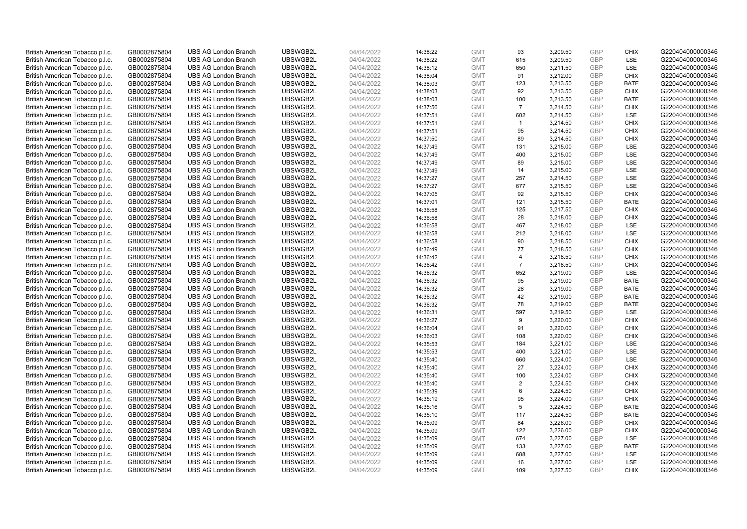| | | | | | | | | | | | |
|---|---|---|---|---|---|---|---|---|---|---|---|
| British American Tobacco p.l.c. | GB0002875804 | UBS AG London Branch | UBSWGB2L | 04/04/2022 | 14:38:22 | GMT | 93 | 3,209.50 | GBP | CHIX | G220404000000346 |
| British American Tobacco p.l.c. | GB0002875804 | UBS AG London Branch | UBSWGB2L | 04/04/2022 | 14:38:22 | GMT | 615 | 3,209.50 | GBP | LSE | G220404000000346 |
| British American Tobacco p.l.c. | GB0002875804 | UBS AG London Branch | UBSWGB2L | 04/04/2022 | 14:38:12 | GMT | 650 | 3,211.50 | GBP | LSE | G220404000000346 |
| British American Tobacco p.l.c. | GB0002875804 | UBS AG London Branch | UBSWGB2L | 04/04/2022 | 14:38:04 | GMT | 91 | 3,212.00 | GBP | CHIX | G220404000000346 |
| British American Tobacco p.l.c. | GB0002875804 | UBS AG London Branch | UBSWGB2L | 04/04/2022 | 14:38:03 | GMT | 123 | 3,213.50 | GBP | BATE | G220404000000346 |
| British American Tobacco p.l.c. | GB0002875804 | UBS AG London Branch | UBSWGB2L | 04/04/2022 | 14:38:03 | GMT | 92 | 3,213.50 | GBP | CHIX | G220404000000346 |
| British American Tobacco p.l.c. | GB0002875804 | UBS AG London Branch | UBSWGB2L | 04/04/2022 | 14:38:03 | GMT | 100 | 3,213.50 | GBP | BATE | G220404000000346 |
| British American Tobacco p.l.c. | GB0002875804 | UBS AG London Branch | UBSWGB2L | 04/04/2022 | 14:37:56 | GMT | 7 | 3,214.50 | GBP | CHIX | G220404000000346 |
| British American Tobacco p.l.c. | GB0002875804 | UBS AG London Branch | UBSWGB2L | 04/04/2022 | 14:37:51 | GMT | 602 | 3,214.50 | GBP | LSE | G220404000000346 |
| British American Tobacco p.l.c. | GB0002875804 | UBS AG London Branch | UBSWGB2L | 04/04/2022 | 14:37:51 | GMT | 1 | 3,214.50 | GBP | CHIX | G220404000000346 |
| British American Tobacco p.l.c. | GB0002875804 | UBS AG London Branch | UBSWGB2L | 04/04/2022 | 14:37:51 | GMT | 95 | 3,214.50 | GBP | CHIX | G220404000000346 |
| British American Tobacco p.l.c. | GB0002875804 | UBS AG London Branch | UBSWGB2L | 04/04/2022 | 14:37:50 | GMT | 89 | 3,214.50 | GBP | CHIX | G220404000000346 |
| British American Tobacco p.l.c. | GB0002875804 | UBS AG London Branch | UBSWGB2L | 04/04/2022 | 14:37:49 | GMT | 131 | 3,215.00 | GBP | LSE | G220404000000346 |
| British American Tobacco p.l.c. | GB0002875804 | UBS AG London Branch | UBSWGB2L | 04/04/2022 | 14:37:49 | GMT | 400 | 3,215.00 | GBP | LSE | G220404000000346 |
| British American Tobacco p.l.c. | GB0002875804 | UBS AG London Branch | UBSWGB2L | 04/04/2022 | 14:37:49 | GMT | 89 | 3,215.00 | GBP | LSE | G220404000000346 |
| British American Tobacco p.l.c. | GB0002875804 | UBS AG London Branch | UBSWGB2L | 04/04/2022 | 14:37:49 | GMT | 14 | 3,215.00 | GBP | LSE | G220404000000346 |
| British American Tobacco p.l.c. | GB0002875804 | UBS AG London Branch | UBSWGB2L | 04/04/2022 | 14:37:27 | GMT | 257 | 3,214.50 | GBP | LSE | G220404000000346 |
| British American Tobacco p.l.c. | GB0002875804 | UBS AG London Branch | UBSWGB2L | 04/04/2022 | 14:37:27 | GMT | 677 | 3,215.50 | GBP | LSE | G220404000000346 |
| British American Tobacco p.l.c. | GB0002875804 | UBS AG London Branch | UBSWGB2L | 04/04/2022 | 14:37:05 | GMT | 92 | 3,215.50 | GBP | CHIX | G220404000000346 |
| British American Tobacco p.l.c. | GB0002875804 | UBS AG London Branch | UBSWGB2L | 04/04/2022 | 14:37:01 | GMT | 121 | 3,215.50 | GBP | BATE | G220404000000346 |
| British American Tobacco p.l.c. | GB0002875804 | UBS AG London Branch | UBSWGB2L | 04/04/2022 | 14:36:58 | GMT | 125 | 3,217.50 | GBP | CHIX | G220404000000346 |
| British American Tobacco p.l.c. | GB0002875804 | UBS AG London Branch | UBSWGB2L | 04/04/2022 | 14:36:58 | GMT | 28 | 3,218.00 | GBP | CHIX | G220404000000346 |
| British American Tobacco p.l.c. | GB0002875804 | UBS AG London Branch | UBSWGB2L | 04/04/2022 | 14:36:58 | GMT | 467 | 3,218.00 | GBP | LSE | G220404000000346 |
| British American Tobacco p.l.c. | GB0002875804 | UBS AG London Branch | UBSWGB2L | 04/04/2022 | 14:36:58 | GMT | 212 | 3,218.00 | GBP | LSE | G220404000000346 |
| British American Tobacco p.l.c. | GB0002875804 | UBS AG London Branch | UBSWGB2L | 04/04/2022 | 14:36:58 | GMT | 90 | 3,218.50 | GBP | CHIX | G220404000000346 |
| British American Tobacco p.l.c. | GB0002875804 | UBS AG London Branch | UBSWGB2L | 04/04/2022 | 14:36:49 | GMT | 77 | 3,218.50 | GBP | CHIX | G220404000000346 |
| British American Tobacco p.l.c. | GB0002875804 | UBS AG London Branch | UBSWGB2L | 04/04/2022 | 14:36:42 | GMT | 4 | 3,218.50 | GBP | CHIX | G220404000000346 |
| British American Tobacco p.l.c. | GB0002875804 | UBS AG London Branch | UBSWGB2L | 04/04/2022 | 14:36:42 | GMT | 7 | 3,218.50 | GBP | CHIX | G220404000000346 |
| British American Tobacco p.l.c. | GB0002875804 | UBS AG London Branch | UBSWGB2L | 04/04/2022 | 14:36:32 | GMT | 652 | 3,219.00 | GBP | LSE | G220404000000346 |
| British American Tobacco p.l.c. | GB0002875804 | UBS AG London Branch | UBSWGB2L | 04/04/2022 | 14:36:32 | GMT | 95 | 3,219.00 | GBP | BATE | G220404000000346 |
| British American Tobacco p.l.c. | GB0002875804 | UBS AG London Branch | UBSWGB2L | 04/04/2022 | 14:36:32 | GMT | 28 | 3,219.00 | GBP | BATE | G220404000000346 |
| British American Tobacco p.l.c. | GB0002875804 | UBS AG London Branch | UBSWGB2L | 04/04/2022 | 14:36:32 | GMT | 42 | 3,219.00 | GBP | BATE | G220404000000346 |
| British American Tobacco p.l.c. | GB0002875804 | UBS AG London Branch | UBSWGB2L | 04/04/2022 | 14:36:32 | GMT | 78 | 3,219.00 | GBP | BATE | G220404000000346 |
| British American Tobacco p.l.c. | GB0002875804 | UBS AG London Branch | UBSWGB2L | 04/04/2022 | 14:36:31 | GMT | 597 | 3,219.50 | GBP | LSE | G220404000000346 |
| British American Tobacco p.l.c. | GB0002875804 | UBS AG London Branch | UBSWGB2L | 04/04/2022 | 14:36:27 | GMT | 9 | 3,220.00 | GBP | CHIX | G220404000000346 |
| British American Tobacco p.l.c. | GB0002875804 | UBS AG London Branch | UBSWGB2L | 04/04/2022 | 14:36:04 | GMT | 91 | 3,220.00 | GBP | CHIX | G220404000000346 |
| British American Tobacco p.l.c. | GB0002875804 | UBS AG London Branch | UBSWGB2L | 04/04/2022 | 14:36:03 | GMT | 108 | 3,220.00 | GBP | CHIX | G220404000000346 |
| British American Tobacco p.l.c. | GB0002875804 | UBS AG London Branch | UBSWGB2L | 04/04/2022 | 14:35:53 | GMT | 184 | 3,221.00 | GBP | LSE | G220404000000346 |
| British American Tobacco p.l.c. | GB0002875804 | UBS AG London Branch | UBSWGB2L | 04/04/2022 | 14:35:53 | GMT | 400 | 3,221.00 | GBP | LSE | G220404000000346 |
| British American Tobacco p.l.c. | GB0002875804 | UBS AG London Branch | UBSWGB2L | 04/04/2022 | 14:35:40 | GMT | 660 | 3,224.00 | GBP | LSE | G220404000000346 |
| British American Tobacco p.l.c. | GB0002875804 | UBS AG London Branch | UBSWGB2L | 04/04/2022 | 14:35:40 | GMT | 27 | 3,224.00 | GBP | CHIX | G220404000000346 |
| British American Tobacco p.l.c. | GB0002875804 | UBS AG London Branch | UBSWGB2L | 04/04/2022 | 14:35:40 | GMT | 100 | 3,224.00 | GBP | CHIX | G220404000000346 |
| British American Tobacco p.l.c. | GB0002875804 | UBS AG London Branch | UBSWGB2L | 04/04/2022 | 14:35:40 | GMT | 2 | 3,224.50 | GBP | CHIX | G220404000000346 |
| British American Tobacco p.l.c. | GB0002875804 | UBS AG London Branch | UBSWGB2L | 04/04/2022 | 14:35:39 | GMT | 6 | 3,224.50 | GBP | CHIX | G220404000000346 |
| British American Tobacco p.l.c. | GB0002875804 | UBS AG London Branch | UBSWGB2L | 04/04/2022 | 14:35:19 | GMT | 95 | 3,224.00 | GBP | CHIX | G220404000000346 |
| British American Tobacco p.l.c. | GB0002875804 | UBS AG London Branch | UBSWGB2L | 04/04/2022 | 14:35:16 | GMT | 5 | 3,224.50 | GBP | BATE | G220404000000346 |
| British American Tobacco p.l.c. | GB0002875804 | UBS AG London Branch | UBSWGB2L | 04/04/2022 | 14:35:10 | GMT | 117 | 3,224.50 | GBP | BATE | G220404000000346 |
| British American Tobacco p.l.c. | GB0002875804 | UBS AG London Branch | UBSWGB2L | 04/04/2022 | 14:35:09 | GMT | 84 | 3,226.00 | GBP | CHIX | G220404000000346 |
| British American Tobacco p.l.c. | GB0002875804 | UBS AG London Branch | UBSWGB2L | 04/04/2022 | 14:35:09 | GMT | 122 | 3,226.00 | GBP | CHIX | G220404000000346 |
| British American Tobacco p.l.c. | GB0002875804 | UBS AG London Branch | UBSWGB2L | 04/04/2022 | 14:35:09 | GMT | 674 | 3,227.00 | GBP | LSE | G220404000000346 |
| British American Tobacco p.l.c. | GB0002875804 | UBS AG London Branch | UBSWGB2L | 04/04/2022 | 14:35:09 | GMT | 133 | 3,227.00 | GBP | BATE | G220404000000346 |
| British American Tobacco p.l.c. | GB0002875804 | UBS AG London Branch | UBSWGB2L | 04/04/2022 | 14:35:09 | GMT | 688 | 3,227.00 | GBP | LSE | G220404000000346 |
| British American Tobacco p.l.c. | GB0002875804 | UBS AG London Branch | UBSWGB2L | 04/04/2022 | 14:35:09 | GMT | 16 | 3,227.00 | GBP | LSE | G220404000000346 |
| British American Tobacco p.l.c. | GB0002875804 | UBS AG London Branch | UBSWGB2L | 04/04/2022 | 14:35:09 | GMT | 109 | 3,227.50 | GBP | CHIX | G220404000000346 |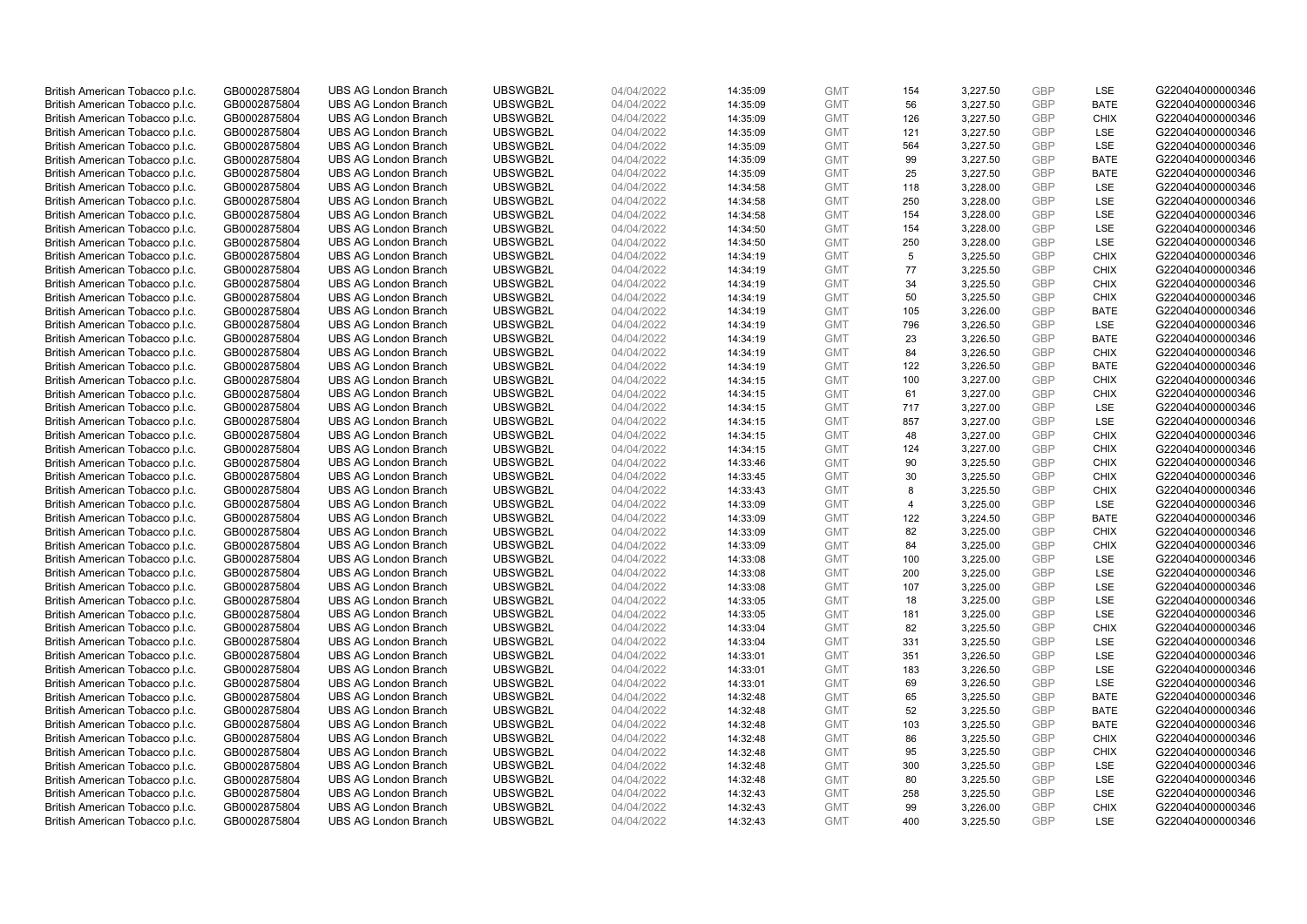| British American Tobacco p.l.c. | GB0002875804 | UBS AG London Branch | UBSWGB2L | 04/04/2022 | 14:35:09 | GMT | 154 | 3,227.50 | GBP | LSE | G220404000000346 |
|---|---|---|---|---|---|---|---|---|---|---|---|
| British American Tobacco p.l.c. | GB0002875804 | UBS AG London Branch | UBSWGB2L | 04/04/2022 | 14:35:09 | GMT | 56 | 3,227.50 | GBP | BATE | G220404000000346 |
| British American Tobacco p.l.c. | GB0002875804 | UBS AG London Branch | UBSWGB2L | 04/04/2022 | 14:35:09 | GMT | 126 | 3,227.50 | GBP | CHIX | G220404000000346 |
| British American Tobacco p.l.c. | GB0002875804 | UBS AG London Branch | UBSWGB2L | 04/04/2022 | 14:35:09 | GMT | 121 | 3,227.50 | GBP | LSE | G220404000000346 |
| British American Tobacco p.l.c. | GB0002875804 | UBS AG London Branch | UBSWGB2L | 04/04/2022 | 14:35:09 | GMT | 564 | 3,227.50 | GBP | LSE | G220404000000346 |
| British American Tobacco p.l.c. | GB0002875804 | UBS AG London Branch | UBSWGB2L | 04/04/2022 | 14:35:09 | GMT | 99 | 3,227.50 | GBP | BATE | G220404000000346 |
| British American Tobacco p.l.c. | GB0002875804 | UBS AG London Branch | UBSWGB2L | 04/04/2022 | 14:35:09 | GMT | 25 | 3,227.50 | GBP | BATE | G220404000000346 |
| British American Tobacco p.l.c. | GB0002875804 | UBS AG London Branch | UBSWGB2L | 04/04/2022 | 14:34:58 | GMT | 118 | 3,228.00 | GBP | LSE | G220404000000346 |
| British American Tobacco p.l.c. | GB0002875804 | UBS AG London Branch | UBSWGB2L | 04/04/2022 | 14:34:58 | GMT | 250 | 3,228.00 | GBP | LSE | G220404000000346 |
| British American Tobacco p.l.c. | GB0002875804 | UBS AG London Branch | UBSWGB2L | 04/04/2022 | 14:34:58 | GMT | 154 | 3,228.00 | GBP | LSE | G220404000000346 |
| British American Tobacco p.l.c. | GB0002875804 | UBS AG London Branch | UBSWGB2L | 04/04/2022 | 14:34:50 | GMT | 154 | 3,228.00 | GBP | LSE | G220404000000346 |
| British American Tobacco p.l.c. | GB0002875804 | UBS AG London Branch | UBSWGB2L | 04/04/2022 | 14:34:50 | GMT | 250 | 3,228.00 | GBP | LSE | G220404000000346 |
| British American Tobacco p.l.c. | GB0002875804 | UBS AG London Branch | UBSWGB2L | 04/04/2022 | 14:34:19 | GMT | 5 | 3,225.50 | GBP | CHIX | G220404000000346 |
| British American Tobacco p.l.c. | GB0002875804 | UBS AG London Branch | UBSWGB2L | 04/04/2022 | 14:34:19 | GMT | 77 | 3,225.50 | GBP | CHIX | G220404000000346 |
| British American Tobacco p.l.c. | GB0002875804 | UBS AG London Branch | UBSWGB2L | 04/04/2022 | 14:34:19 | GMT | 34 | 3,225.50 | GBP | CHIX | G220404000000346 |
| British American Tobacco p.l.c. | GB0002875804 | UBS AG London Branch | UBSWGB2L | 04/04/2022 | 14:34:19 | GMT | 50 | 3,225.50 | GBP | CHIX | G220404000000346 |
| British American Tobacco p.l.c. | GB0002875804 | UBS AG London Branch | UBSWGB2L | 04/04/2022 | 14:34:19 | GMT | 105 | 3,226.00 | GBP | BATE | G220404000000346 |
| British American Tobacco p.l.c. | GB0002875804 | UBS AG London Branch | UBSWGB2L | 04/04/2022 | 14:34:19 | GMT | 796 | 3,226.50 | GBP | LSE | G220404000000346 |
| British American Tobacco p.l.c. | GB0002875804 | UBS AG London Branch | UBSWGB2L | 04/04/2022 | 14:34:19 | GMT | 23 | 3,226.50 | GBP | BATE | G220404000000346 |
| British American Tobacco p.l.c. | GB0002875804 | UBS AG London Branch | UBSWGB2L | 04/04/2022 | 14:34:19 | GMT | 84 | 3,226.50 | GBP | CHIX | G220404000000346 |
| British American Tobacco p.l.c. | GB0002875804 | UBS AG London Branch | UBSWGB2L | 04/04/2022 | 14:34:19 | GMT | 122 | 3,226.50 | GBP | BATE | G220404000000346 |
| British American Tobacco p.l.c. | GB0002875804 | UBS AG London Branch | UBSWGB2L | 04/04/2022 | 14:34:15 | GMT | 100 | 3,227.00 | GBP | CHIX | G220404000000346 |
| British American Tobacco p.l.c. | GB0002875804 | UBS AG London Branch | UBSWGB2L | 04/04/2022 | 14:34:15 | GMT | 61 | 3,227.00 | GBP | CHIX | G220404000000346 |
| British American Tobacco p.l.c. | GB0002875804 | UBS AG London Branch | UBSWGB2L | 04/04/2022 | 14:34:15 | GMT | 717 | 3,227.00 | GBP | LSE | G220404000000346 |
| British American Tobacco p.l.c. | GB0002875804 | UBS AG London Branch | UBSWGB2L | 04/04/2022 | 14:34:15 | GMT | 857 | 3,227.00 | GBP | LSE | G220404000000346 |
| British American Tobacco p.l.c. | GB0002875804 | UBS AG London Branch | UBSWGB2L | 04/04/2022 | 14:34:15 | GMT | 48 | 3,227.00 | GBP | CHIX | G220404000000346 |
| British American Tobacco p.l.c. | GB0002875804 | UBS AG London Branch | UBSWGB2L | 04/04/2022 | 14:34:15 | GMT | 124 | 3,227.00 | GBP | CHIX | G220404000000346 |
| British American Tobacco p.l.c. | GB0002875804 | UBS AG London Branch | UBSWGB2L | 04/04/2022 | 14:33:46 | GMT | 90 | 3,225.50 | GBP | CHIX | G220404000000346 |
| British American Tobacco p.l.c. | GB0002875804 | UBS AG London Branch | UBSWGB2L | 04/04/2022 | 14:33:45 | GMT | 30 | 3,225.50 | GBP | CHIX | G220404000000346 |
| British American Tobacco p.l.c. | GB0002875804 | UBS AG London Branch | UBSWGB2L | 04/04/2022 | 14:33:43 | GMT | 8 | 3,225.50 | GBP | CHIX | G220404000000346 |
| British American Tobacco p.l.c. | GB0002875804 | UBS AG London Branch | UBSWGB2L | 04/04/2022 | 14:33:09 | GMT | 4 | 3,225.00 | GBP | LSE | G220404000000346 |
| British American Tobacco p.l.c. | GB0002875804 | UBS AG London Branch | UBSWGB2L | 04/04/2022 | 14:33:09 | GMT | 122 | 3,224.50 | GBP | BATE | G220404000000346 |
| British American Tobacco p.l.c. | GB0002875804 | UBS AG London Branch | UBSWGB2L | 04/04/2022 | 14:33:09 | GMT | 82 | 3,225.00 | GBP | CHIX | G220404000000346 |
| British American Tobacco p.l.c. | GB0002875804 | UBS AG London Branch | UBSWGB2L | 04/04/2022 | 14:33:09 | GMT | 84 | 3,225.00 | GBP | CHIX | G220404000000346 |
| British American Tobacco p.l.c. | GB0002875804 | UBS AG London Branch | UBSWGB2L | 04/04/2022 | 14:33:08 | GMT | 100 | 3,225.00 | GBP | LSE | G220404000000346 |
| British American Tobacco p.l.c. | GB0002875804 | UBS AG London Branch | UBSWGB2L | 04/04/2022 | 14:33:08 | GMT | 200 | 3,225.00 | GBP | LSE | G220404000000346 |
| British American Tobacco p.l.c. | GB0002875804 | UBS AG London Branch | UBSWGB2L | 04/04/2022 | 14:33:08 | GMT | 107 | 3,225.00 | GBP | LSE | G220404000000346 |
| British American Tobacco p.l.c. | GB0002875804 | UBS AG London Branch | UBSWGB2L | 04/04/2022 | 14:33:05 | GMT | 18 | 3,225.00 | GBP | LSE | G220404000000346 |
| British American Tobacco p.l.c. | GB0002875804 | UBS AG London Branch | UBSWGB2L | 04/04/2022 | 14:33:05 | GMT | 181 | 3,225.00 | GBP | LSE | G220404000000346 |
| British American Tobacco p.l.c. | GB0002875804 | UBS AG London Branch | UBSWGB2L | 04/04/2022 | 14:33:04 | GMT | 82 | 3,225.50 | GBP | CHIX | G220404000000346 |
| British American Tobacco p.l.c. | GB0002875804 | UBS AG London Branch | UBSWGB2L | 04/04/2022 | 14:33:04 | GMT | 331 | 3,225.50 | GBP | LSE | G220404000000346 |
| British American Tobacco p.l.c. | GB0002875804 | UBS AG London Branch | UBSWGB2L | 04/04/2022 | 14:33:01 | GMT | 351 | 3,226.50 | GBP | LSE | G220404000000346 |
| British American Tobacco p.l.c. | GB0002875804 | UBS AG London Branch | UBSWGB2L | 04/04/2022 | 14:33:01 | GMT | 183 | 3,226.50 | GBP | LSE | G220404000000346 |
| British American Tobacco p.l.c. | GB0002875804 | UBS AG London Branch | UBSWGB2L | 04/04/2022 | 14:33:01 | GMT | 69 | 3,226.50 | GBP | LSE | G220404000000346 |
| British American Tobacco p.l.c. | GB0002875804 | UBS AG London Branch | UBSWGB2L | 04/04/2022 | 14:32:48 | GMT | 65 | 3,225.50 | GBP | BATE | G220404000000346 |
| British American Tobacco p.l.c. | GB0002875804 | UBS AG London Branch | UBSWGB2L | 04/04/2022 | 14:32:48 | GMT | 52 | 3,225.50 | GBP | BATE | G220404000000346 |
| British American Tobacco p.l.c. | GB0002875804 | UBS AG London Branch | UBSWGB2L | 04/04/2022 | 14:32:48 | GMT | 103 | 3,225.50 | GBP | BATE | G220404000000346 |
| British American Tobacco p.l.c. | GB0002875804 | UBS AG London Branch | UBSWGB2L | 04/04/2022 | 14:32:48 | GMT | 86 | 3,225.50 | GBP | CHIX | G220404000000346 |
| British American Tobacco p.l.c. | GB0002875804 | UBS AG London Branch | UBSWGB2L | 04/04/2022 | 14:32:48 | GMT | 95 | 3,225.50 | GBP | CHIX | G220404000000346 |
| British American Tobacco p.l.c. | GB0002875804 | UBS AG London Branch | UBSWGB2L | 04/04/2022 | 14:32:48 | GMT | 300 | 3,225.50 | GBP | LSE | G220404000000346 |
| British American Tobacco p.l.c. | GB0002875804 | UBS AG London Branch | UBSWGB2L | 04/04/2022 | 14:32:48 | GMT | 80 | 3,225.50 | GBP | LSE | G220404000000346 |
| British American Tobacco p.l.c. | GB0002875804 | UBS AG London Branch | UBSWGB2L | 04/04/2022 | 14:32:43 | GMT | 258 | 3,225.50 | GBP | LSE | G220404000000346 |
| British American Tobacco p.l.c. | GB0002875804 | UBS AG London Branch | UBSWGB2L | 04/04/2022 | 14:32:43 | GMT | 99 | 3,226.00 | GBP | CHIX | G220404000000346 |
| British American Tobacco p.l.c. | GB0002875804 | UBS AG London Branch | UBSWGB2L | 04/04/2022 | 14:32:43 | GMT | 400 | 3,225.50 | GBP | LSE | G220404000000346 |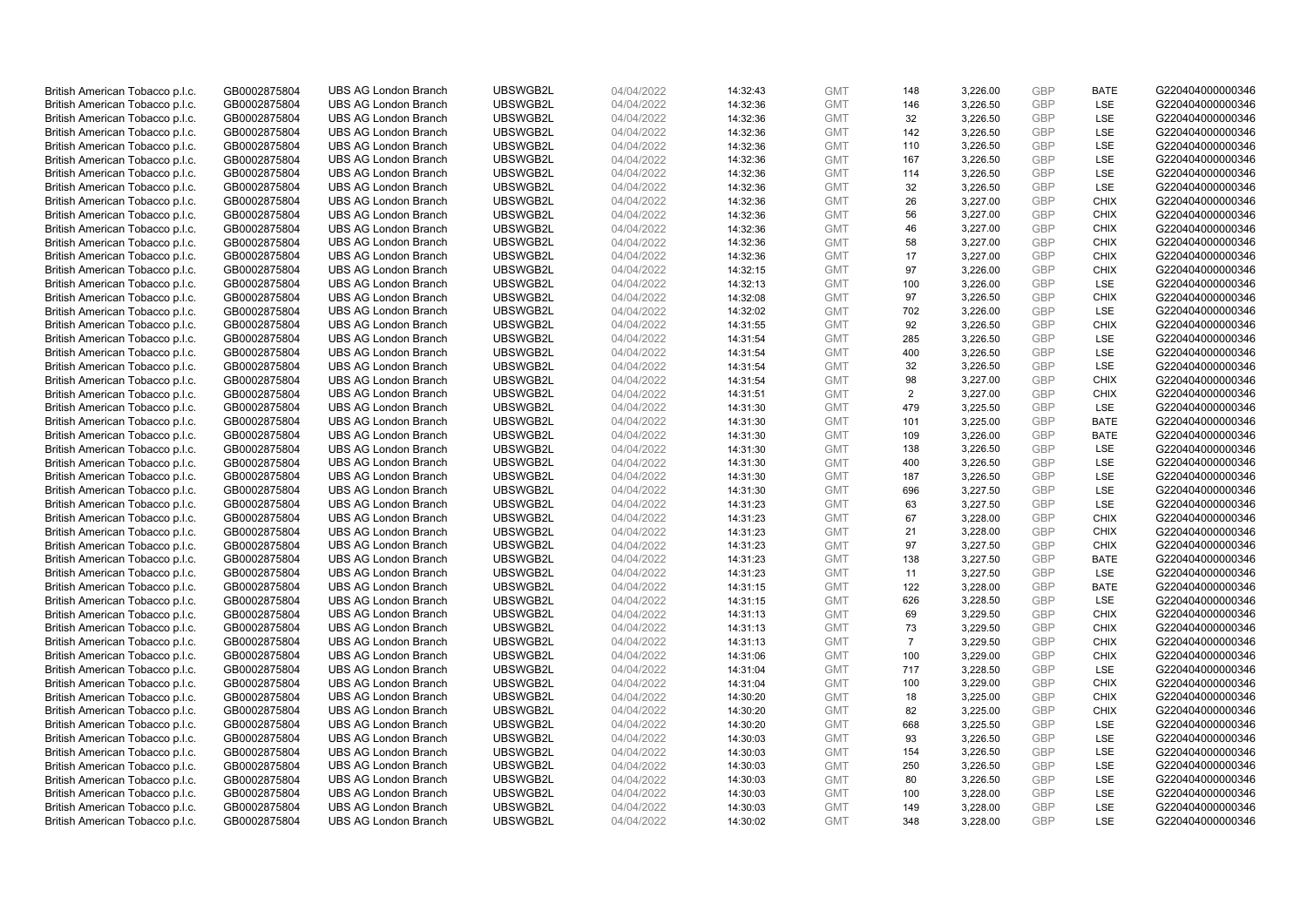| British American Tobacco p.l.c. | GB0002875804 | UBS AG London Branch | UBSWGB2L | 04/04/2022 | 14:32:43 | GMT | 148 | 3,226.00 | GBP | BATE | G220404000000346 |
|---|---|---|---|---|---|---|---|---|---|---|---|
| British American Tobacco p.l.c. | GB0002875804 | UBS AG London Branch | UBSWGB2L | 04/04/2022 | 14:32:36 | GMT | 146 | 3,226.50 | GBP | LSE | G220404000000346 |
| British American Tobacco p.l.c. | GB0002875804 | UBS AG London Branch | UBSWGB2L | 04/04/2022 | 14:32:36 | GMT | 32 | 3,226.50 | GBP | LSE | G220404000000346 |
| British American Tobacco p.l.c. | GB0002875804 | UBS AG London Branch | UBSWGB2L | 04/04/2022 | 14:32:36 | GMT | 142 | 3,226.50 | GBP | LSE | G220404000000346 |
| British American Tobacco p.l.c. | GB0002875804 | UBS AG London Branch | UBSWGB2L | 04/04/2022 | 14:32:36 | GMT | 110 | 3,226.50 | GBP | LSE | G220404000000346 |
| British American Tobacco p.l.c. | GB0002875804 | UBS AG London Branch | UBSWGB2L | 04/04/2022 | 14:32:36 | GMT | 167 | 3,226.50 | GBP | LSE | G220404000000346 |
| British American Tobacco p.l.c. | GB0002875804 | UBS AG London Branch | UBSWGB2L | 04/04/2022 | 14:32:36 | GMT | 114 | 3,226.50 | GBP | LSE | G220404000000346 |
| British American Tobacco p.l.c. | GB0002875804 | UBS AG London Branch | UBSWGB2L | 04/04/2022 | 14:32:36 | GMT | 32 | 3,226.50 | GBP | LSE | G220404000000346 |
| British American Tobacco p.l.c. | GB0002875804 | UBS AG London Branch | UBSWGB2L | 04/04/2022 | 14:32:36 | GMT | 26 | 3,227.00 | GBP | CHIX | G220404000000346 |
| British American Tobacco p.l.c. | GB0002875804 | UBS AG London Branch | UBSWGB2L | 04/04/2022 | 14:32:36 | GMT | 56 | 3,227.00 | GBP | CHIX | G220404000000346 |
| British American Tobacco p.l.c. | GB0002875804 | UBS AG London Branch | UBSWGB2L | 04/04/2022 | 14:32:36 | GMT | 46 | 3,227.00 | GBP | CHIX | G220404000000346 |
| British American Tobacco p.l.c. | GB0002875804 | UBS AG London Branch | UBSWGB2L | 04/04/2022 | 14:32:36 | GMT | 58 | 3,227.00 | GBP | CHIX | G220404000000346 |
| British American Tobacco p.l.c. | GB0002875804 | UBS AG London Branch | UBSWGB2L | 04/04/2022 | 14:32:36 | GMT | 17 | 3,227.00 | GBP | CHIX | G220404000000346 |
| British American Tobacco p.l.c. | GB0002875804 | UBS AG London Branch | UBSWGB2L | 04/04/2022 | 14:32:15 | GMT | 97 | 3,226.00 | GBP | CHIX | G220404000000346 |
| British American Tobacco p.l.c. | GB0002875804 | UBS AG London Branch | UBSWGB2L | 04/04/2022 | 14:32:13 | GMT | 100 | 3,226.00 | GBP | LSE | G220404000000346 |
| British American Tobacco p.l.c. | GB0002875804 | UBS AG London Branch | UBSWGB2L | 04/04/2022 | 14:32:08 | GMT | 97 | 3,226.50 | GBP | CHIX | G220404000000346 |
| British American Tobacco p.l.c. | GB0002875804 | UBS AG London Branch | UBSWGB2L | 04/04/2022 | 14:32:02 | GMT | 702 | 3,226.00 | GBP | LSE | G220404000000346 |
| British American Tobacco p.l.c. | GB0002875804 | UBS AG London Branch | UBSWGB2L | 04/04/2022 | 14:31:55 | GMT | 92 | 3,226.50 | GBP | CHIX | G220404000000346 |
| British American Tobacco p.l.c. | GB0002875804 | UBS AG London Branch | UBSWGB2L | 04/04/2022 | 14:31:54 | GMT | 285 | 3,226.50 | GBP | LSE | G220404000000346 |
| British American Tobacco p.l.c. | GB0002875804 | UBS AG London Branch | UBSWGB2L | 04/04/2022 | 14:31:54 | GMT | 400 | 3,226.50 | GBP | LSE | G220404000000346 |
| British American Tobacco p.l.c. | GB0002875804 | UBS AG London Branch | UBSWGB2L | 04/04/2022 | 14:31:54 | GMT | 32 | 3,226.50 | GBP | LSE | G220404000000346 |
| British American Tobacco p.l.c. | GB0002875804 | UBS AG London Branch | UBSWGB2L | 04/04/2022 | 14:31:54 | GMT | 98 | 3,227.00 | GBP | CHIX | G220404000000346 |
| British American Tobacco p.l.c. | GB0002875804 | UBS AG London Branch | UBSWGB2L | 04/04/2022 | 14:31:51 | GMT | 2 | 3,227.00 | GBP | CHIX | G220404000000346 |
| British American Tobacco p.l.c. | GB0002875804 | UBS AG London Branch | UBSWGB2L | 04/04/2022 | 14:31:30 | GMT | 479 | 3,225.50 | GBP | LSE | G220404000000346 |
| British American Tobacco p.l.c. | GB0002875804 | UBS AG London Branch | UBSWGB2L | 04/04/2022 | 14:31:30 | GMT | 101 | 3,225.00 | GBP | BATE | G220404000000346 |
| British American Tobacco p.l.c. | GB0002875804 | UBS AG London Branch | UBSWGB2L | 04/04/2022 | 14:31:30 | GMT | 109 | 3,226.00 | GBP | BATE | G220404000000346 |
| British American Tobacco p.l.c. | GB0002875804 | UBS AG London Branch | UBSWGB2L | 04/04/2022 | 14:31:30 | GMT | 138 | 3,226.50 | GBP | LSE | G220404000000346 |
| British American Tobacco p.l.c. | GB0002875804 | UBS AG London Branch | UBSWGB2L | 04/04/2022 | 14:31:30 | GMT | 400 | 3,226.50 | GBP | LSE | G220404000000346 |
| British American Tobacco p.l.c. | GB0002875804 | UBS AG London Branch | UBSWGB2L | 04/04/2022 | 14:31:30 | GMT | 187 | 3,226.50 | GBP | LSE | G220404000000346 |
| British American Tobacco p.l.c. | GB0002875804 | UBS AG London Branch | UBSWGB2L | 04/04/2022 | 14:31:30 | GMT | 696 | 3,227.50 | GBP | LSE | G220404000000346 |
| British American Tobacco p.l.c. | GB0002875804 | UBS AG London Branch | UBSWGB2L | 04/04/2022 | 14:31:23 | GMT | 63 | 3,227.50 | GBP | LSE | G220404000000346 |
| British American Tobacco p.l.c. | GB0002875804 | UBS AG London Branch | UBSWGB2L | 04/04/2022 | 14:31:23 | GMT | 67 | 3,228.00 | GBP | CHIX | G220404000000346 |
| British American Tobacco p.l.c. | GB0002875804 | UBS AG London Branch | UBSWGB2L | 04/04/2022 | 14:31:23 | GMT | 21 | 3,228.00 | GBP | CHIX | G220404000000346 |
| British American Tobacco p.l.c. | GB0002875804 | UBS AG London Branch | UBSWGB2L | 04/04/2022 | 14:31:23 | GMT | 97 | 3,227.50 | GBP | CHIX | G220404000000346 |
| British American Tobacco p.l.c. | GB0002875804 | UBS AG London Branch | UBSWGB2L | 04/04/2022 | 14:31:23 | GMT | 138 | 3,227.50 | GBP | BATE | G220404000000346 |
| British American Tobacco p.l.c. | GB0002875804 | UBS AG London Branch | UBSWGB2L | 04/04/2022 | 14:31:23 | GMT | 11 | 3,227.50 | GBP | LSE | G220404000000346 |
| British American Tobacco p.l.c. | GB0002875804 | UBS AG London Branch | UBSWGB2L | 04/04/2022 | 14:31:15 | GMT | 122 | 3,228.00 | GBP | BATE | G220404000000346 |
| British American Tobacco p.l.c. | GB0002875804 | UBS AG London Branch | UBSWGB2L | 04/04/2022 | 14:31:15 | GMT | 626 | 3,228.50 | GBP | LSE | G220404000000346 |
| British American Tobacco p.l.c. | GB0002875804 | UBS AG London Branch | UBSWGB2L | 04/04/2022 | 14:31:13 | GMT | 69 | 3,229.50 | GBP | CHIX | G220404000000346 |
| British American Tobacco p.l.c. | GB0002875804 | UBS AG London Branch | UBSWGB2L | 04/04/2022 | 14:31:13 | GMT | 73 | 3,229.50 | GBP | CHIX | G220404000000346 |
| British American Tobacco p.l.c. | GB0002875804 | UBS AG London Branch | UBSWGB2L | 04/04/2022 | 14:31:13 | GMT | 7 | 3,229.50 | GBP | CHIX | G220404000000346 |
| British American Tobacco p.l.c. | GB0002875804 | UBS AG London Branch | UBSWGB2L | 04/04/2022 | 14:31:06 | GMT | 100 | 3,229.00 | GBP | CHIX | G220404000000346 |
| British American Tobacco p.l.c. | GB0002875804 | UBS AG London Branch | UBSWGB2L | 04/04/2022 | 14:31:04 | GMT | 717 | 3,228.50 | GBP | LSE | G220404000000346 |
| British American Tobacco p.l.c. | GB0002875804 | UBS AG London Branch | UBSWGB2L | 04/04/2022 | 14:31:04 | GMT | 100 | 3,229.00 | GBP | CHIX | G220404000000346 |
| British American Tobacco p.l.c. | GB0002875804 | UBS AG London Branch | UBSWGB2L | 04/04/2022 | 14:30:20 | GMT | 18 | 3,225.00 | GBP | CHIX | G220404000000346 |
| British American Tobacco p.l.c. | GB0002875804 | UBS AG London Branch | UBSWGB2L | 04/04/2022 | 14:30:20 | GMT | 82 | 3,225.00 | GBP | CHIX | G220404000000346 |
| British American Tobacco p.l.c. | GB0002875804 | UBS AG London Branch | UBSWGB2L | 04/04/2022 | 14:30:20 | GMT | 668 | 3,225.50 | GBP | LSE | G220404000000346 |
| British American Tobacco p.l.c. | GB0002875804 | UBS AG London Branch | UBSWGB2L | 04/04/2022 | 14:30:03 | GMT | 93 | 3,226.50 | GBP | LSE | G220404000000346 |
| British American Tobacco p.l.c. | GB0002875804 | UBS AG London Branch | UBSWGB2L | 04/04/2022 | 14:30:03 | GMT | 154 | 3,226.50 | GBP | LSE | G220404000000346 |
| British American Tobacco p.l.c. | GB0002875804 | UBS AG London Branch | UBSWGB2L | 04/04/2022 | 14:30:03 | GMT | 250 | 3,226.50 | GBP | LSE | G220404000000346 |
| British American Tobacco p.l.c. | GB0002875804 | UBS AG London Branch | UBSWGB2L | 04/04/2022 | 14:30:03 | GMT | 80 | 3,226.50 | GBP | LSE | G220404000000346 |
| British American Tobacco p.l.c. | GB0002875804 | UBS AG London Branch | UBSWGB2L | 04/04/2022 | 14:30:03 | GMT | 100 | 3,228.00 | GBP | LSE | G220404000000346 |
| British American Tobacco p.l.c. | GB0002875804 | UBS AG London Branch | UBSWGB2L | 04/04/2022 | 14:30:03 | GMT | 149 | 3,228.00 | GBP | LSE | G220404000000346 |
| British American Tobacco p.l.c. | GB0002875804 | UBS AG London Branch | UBSWGB2L | 04/04/2022 | 14:30:02 | GMT | 348 | 3,228.00 | GBP | LSE | G220404000000346 |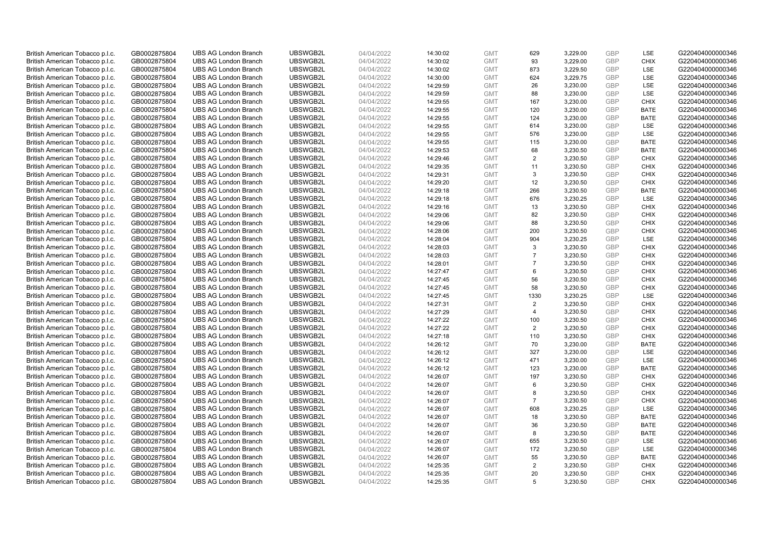| British American Tobacco p.l.c. | GB0002875804 | UBS AG London Branch | UBSWGB2L | 04/04/2022 | 14:30:02 | GMT | 629 | 3,229.00 | GBP | LSE | G220404000000346 |
|---|---|---|---|---|---|---|---|---|---|---|---|
| British American Tobacco p.l.c. | GB0002875804 | UBS AG London Branch | UBSWGB2L | 04/04/2022 | 14:30:02 | GMT | 93 | 3,229.00 | GBP | CHIX | G220404000000346 |
| British American Tobacco p.l.c. | GB0002875804 | UBS AG London Branch | UBSWGB2L | 04/04/2022 | 14:30:02 | GMT | 873 | 3,229.50 | GBP | LSE | G220404000000346 |
| British American Tobacco p.l.c. | GB0002875804 | UBS AG London Branch | UBSWGB2L | 04/04/2022 | 14:30:00 | GMT | 624 | 3,229.75 | GBP | LSE | G220404000000346 |
| British American Tobacco p.l.c. | GB0002875804 | UBS AG London Branch | UBSWGB2L | 04/04/2022 | 14:29:59 | GMT | 26 | 3,230.00 | GBP | LSE | G220404000000346 |
| British American Tobacco p.l.c. | GB0002875804 | UBS AG London Branch | UBSWGB2L | 04/04/2022 | 14:29:59 | GMT | 88 | 3,230.00 | GBP | LSE | G220404000000346 |
| British American Tobacco p.l.c. | GB0002875804 | UBS AG London Branch | UBSWGB2L | 04/04/2022 | 14:29:55 | GMT | 167 | 3,230.00 | GBP | CHIX | G220404000000346 |
| British American Tobacco p.l.c. | GB0002875804 | UBS AG London Branch | UBSWGB2L | 04/04/2022 | 14:29:55 | GMT | 120 | 3,230.00 | GBP | BATE | G220404000000346 |
| British American Tobacco p.l.c. | GB0002875804 | UBS AG London Branch | UBSWGB2L | 04/04/2022 | 14:29:55 | GMT | 124 | 3,230.00 | GBP | BATE | G220404000000346 |
| British American Tobacco p.l.c. | GB0002875804 | UBS AG London Branch | UBSWGB2L | 04/04/2022 | 14:29:55 | GMT | 614 | 3,230.00 | GBP | LSE | G220404000000346 |
| British American Tobacco p.l.c. | GB0002875804 | UBS AG London Branch | UBSWGB2L | 04/04/2022 | 14:29:55 | GMT | 576 | 3,230.00 | GBP | LSE | G220404000000346 |
| British American Tobacco p.l.c. | GB0002875804 | UBS AG London Branch | UBSWGB2L | 04/04/2022 | 14:29:55 | GMT | 115 | 3,230.00 | GBP | BATE | G220404000000346 |
| British American Tobacco p.l.c. | GB0002875804 | UBS AG London Branch | UBSWGB2L | 04/04/2022 | 14:29:53 | GMT | 68 | 3,230.50 | GBP | BATE | G220404000000346 |
| British American Tobacco p.l.c. | GB0002875804 | UBS AG London Branch | UBSWGB2L | 04/04/2022 | 14:29:46 | GMT | 2 | 3,230.50 | GBP | CHIX | G220404000000346 |
| British American Tobacco p.l.c. | GB0002875804 | UBS AG London Branch | UBSWGB2L | 04/04/2022 | 14:29:35 | GMT | 11 | 3,230.50 | GBP | CHIX | G220404000000346 |
| British American Tobacco p.l.c. | GB0002875804 | UBS AG London Branch | UBSWGB2L | 04/04/2022 | 14:29:31 | GMT | 3 | 3,230.50 | GBP | CHIX | G220404000000346 |
| British American Tobacco p.l.c. | GB0002875804 | UBS AG London Branch | UBSWGB2L | 04/04/2022 | 14:29:20 | GMT | 12 | 3,230.50 | GBP | CHIX | G220404000000346 |
| British American Tobacco p.l.c. | GB0002875804 | UBS AG London Branch | UBSWGB2L | 04/04/2022 | 14:29:18 | GMT | 266 | 3,230.50 | GBP | BATE | G220404000000346 |
| British American Tobacco p.l.c. | GB0002875804 | UBS AG London Branch | UBSWGB2L | 04/04/2022 | 14:29:18 | GMT | 676 | 3,230.25 | GBP | LSE | G220404000000346 |
| British American Tobacco p.l.c. | GB0002875804 | UBS AG London Branch | UBSWGB2L | 04/04/2022 | 14:29:16 | GMT | 13 | 3,230.50 | GBP | CHIX | G220404000000346 |
| British American Tobacco p.l.c. | GB0002875804 | UBS AG London Branch | UBSWGB2L | 04/04/2022 | 14:29:06 | GMT | 82 | 3,230.50 | GBP | CHIX | G220404000000346 |
| British American Tobacco p.l.c. | GB0002875804 | UBS AG London Branch | UBSWGB2L | 04/04/2022 | 14:29:06 | GMT | 88 | 3,230.50 | GBP | CHIX | G220404000000346 |
| British American Tobacco p.l.c. | GB0002875804 | UBS AG London Branch | UBSWGB2L | 04/04/2022 | 14:28:06 | GMT | 200 | 3,230.50 | GBP | CHIX | G220404000000346 |
| British American Tobacco p.l.c. | GB0002875804 | UBS AG London Branch | UBSWGB2L | 04/04/2022 | 14:28:04 | GMT | 904 | 3,230.25 | GBP | LSE | G220404000000346 |
| British American Tobacco p.l.c. | GB0002875804 | UBS AG London Branch | UBSWGB2L | 04/04/2022 | 14:28:03 | GMT | 3 | 3,230.50 | GBP | CHIX | G220404000000346 |
| British American Tobacco p.l.c. | GB0002875804 | UBS AG London Branch | UBSWGB2L | 04/04/2022 | 14:28:03 | GMT | 7 | 3,230.50 | GBP | CHIX | G220404000000346 |
| British American Tobacco p.l.c. | GB0002875804 | UBS AG London Branch | UBSWGB2L | 04/04/2022 | 14:28:01 | GMT | 7 | 3,230.50 | GBP | CHIX | G220404000000346 |
| British American Tobacco p.l.c. | GB0002875804 | UBS AG London Branch | UBSWGB2L | 04/04/2022 | 14:27:47 | GMT | 6 | 3,230.50 | GBP | CHIX | G220404000000346 |
| British American Tobacco p.l.c. | GB0002875804 | UBS AG London Branch | UBSWGB2L | 04/04/2022 | 14:27:45 | GMT | 56 | 3,230.50 | GBP | CHIX | G220404000000346 |
| British American Tobacco p.l.c. | GB0002875804 | UBS AG London Branch | UBSWGB2L | 04/04/2022 | 14:27:45 | GMT | 58 | 3,230.50 | GBP | CHIX | G220404000000346 |
| British American Tobacco p.l.c. | GB0002875804 | UBS AG London Branch | UBSWGB2L | 04/04/2022 | 14:27:45 | GMT | 1330 | 3,230.25 | GBP | LSE | G220404000000346 |
| British American Tobacco p.l.c. | GB0002875804 | UBS AG London Branch | UBSWGB2L | 04/04/2022 | 14:27:31 | GMT | 2 | 3,230.50 | GBP | CHIX | G220404000000346 |
| British American Tobacco p.l.c. | GB0002875804 | UBS AG London Branch | UBSWGB2L | 04/04/2022 | 14:27:29 | GMT | 4 | 3,230.50 | GBP | CHIX | G220404000000346 |
| British American Tobacco p.l.c. | GB0002875804 | UBS AG London Branch | UBSWGB2L | 04/04/2022 | 14:27:22 | GMT | 100 | 3,230.50 | GBP | CHIX | G220404000000346 |
| British American Tobacco p.l.c. | GB0002875804 | UBS AG London Branch | UBSWGB2L | 04/04/2022 | 14:27:22 | GMT | 2 | 3,230.50 | GBP | CHIX | G220404000000346 |
| British American Tobacco p.l.c. | GB0002875804 | UBS AG London Branch | UBSWGB2L | 04/04/2022 | 14:27:18 | GMT | 110 | 3,230.50 | GBP | CHIX | G220404000000346 |
| British American Tobacco p.l.c. | GB0002875804 | UBS AG London Branch | UBSWGB2L | 04/04/2022 | 14:26:12 | GMT | 70 | 3,230.00 | GBP | BATE | G220404000000346 |
| British American Tobacco p.l.c. | GB0002875804 | UBS AG London Branch | UBSWGB2L | 04/04/2022 | 14:26:12 | GMT | 327 | 3,230.00 | GBP | LSE | G220404000000346 |
| British American Tobacco p.l.c. | GB0002875804 | UBS AG London Branch | UBSWGB2L | 04/04/2022 | 14:26:12 | GMT | 471 | 3,230.00 | GBP | LSE | G220404000000346 |
| British American Tobacco p.l.c. | GB0002875804 | UBS AG London Branch | UBSWGB2L | 04/04/2022 | 14:26:12 | GMT | 123 | 3,230.00 | GBP | BATE | G220404000000346 |
| British American Tobacco p.l.c. | GB0002875804 | UBS AG London Branch | UBSWGB2L | 04/04/2022 | 14:26:07 | GMT | 197 | 3,230.50 | GBP | CHIX | G220404000000346 |
| British American Tobacco p.l.c. | GB0002875804 | UBS AG London Branch | UBSWGB2L | 04/04/2022 | 14:26:07 | GMT | 6 | 3,230.50 | GBP | CHIX | G220404000000346 |
| British American Tobacco p.l.c. | GB0002875804 | UBS AG London Branch | UBSWGB2L | 04/04/2022 | 14:26:07 | GMT | 8 | 3,230.50 | GBP | CHIX | G220404000000346 |
| British American Tobacco p.l.c. | GB0002875804 | UBS AG London Branch | UBSWGB2L | 04/04/2022 | 14:26:07 | GMT | 7 | 3,230.50 | GBP | CHIX | G220404000000346 |
| British American Tobacco p.l.c. | GB0002875804 | UBS AG London Branch | UBSWGB2L | 04/04/2022 | 14:26:07 | GMT | 608 | 3,230.25 | GBP | LSE | G220404000000346 |
| British American Tobacco p.l.c. | GB0002875804 | UBS AG London Branch | UBSWGB2L | 04/04/2022 | 14:26:07 | GMT | 18 | 3,230.50 | GBP | BATE | G220404000000346 |
| British American Tobacco p.l.c. | GB0002875804 | UBS AG London Branch | UBSWGB2L | 04/04/2022 | 14:26:07 | GMT | 36 | 3,230.50 | GBP | BATE | G220404000000346 |
| British American Tobacco p.l.c. | GB0002875804 | UBS AG London Branch | UBSWGB2L | 04/04/2022 | 14:26:07 | GMT | 8 | 3,230.50 | GBP | BATE | G220404000000346 |
| British American Tobacco p.l.c. | GB0002875804 | UBS AG London Branch | UBSWGB2L | 04/04/2022 | 14:26:07 | GMT | 655 | 3,230.50 | GBP | LSE | G220404000000346 |
| British American Tobacco p.l.c. | GB0002875804 | UBS AG London Branch | UBSWGB2L | 04/04/2022 | 14:26:07 | GMT | 172 | 3,230.50 | GBP | LSE | G220404000000346 |
| British American Tobacco p.l.c. | GB0002875804 | UBS AG London Branch | UBSWGB2L | 04/04/2022 | 14:26:07 | GMT | 55 | 3,230.50 | GBP | BATE | G220404000000346 |
| British American Tobacco p.l.c. | GB0002875804 | UBS AG London Branch | UBSWGB2L | 04/04/2022 | 14:25:35 | GMT | 2 | 3,230.50 | GBP | CHIX | G220404000000346 |
| British American Tobacco p.l.c. | GB0002875804 | UBS AG London Branch | UBSWGB2L | 04/04/2022 | 14:25:35 | GMT | 20 | 3,230.50 | GBP | CHIX | G220404000000346 |
| British American Tobacco p.l.c. | GB0002875804 | UBS AG London Branch | UBSWGB2L | 04/04/2022 | 14:25:35 | GMT | 5 | 3,230.50 | GBP | CHIX | G220404000000346 |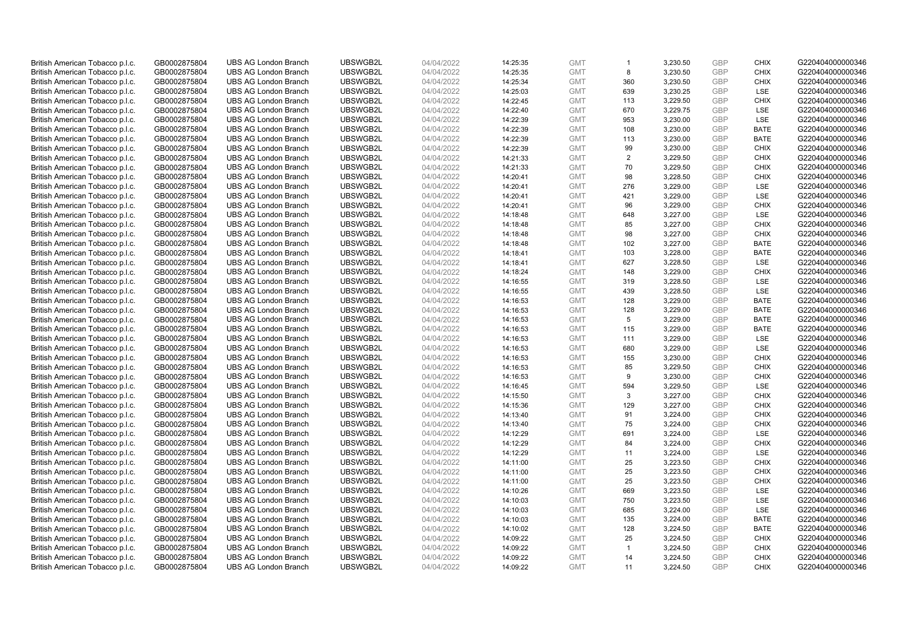| | | | | | | | | | | | |
|---|---|---|---|---|---|---|---|---|---|---|---|
| British American Tobacco p.l.c. | GB0002875804 | UBS AG London Branch | UBSWGB2L | 04/04/2022 | 14:25:35 | GMT | 1 | 3,230.50 | GBP | CHIX | G220404000000346 |
| British American Tobacco p.l.c. | GB0002875804 | UBS AG London Branch | UBSWGB2L | 04/04/2022 | 14:25:35 | GMT | 8 | 3,230.50 | GBP | CHIX | G220404000000346 |
| British American Tobacco p.l.c. | GB0002875804 | UBS AG London Branch | UBSWGB2L | 04/04/2022 | 14:25:34 | GMT | 360 | 3,230.50 | GBP | CHIX | G220404000000346 |
| British American Tobacco p.l.c. | GB0002875804 | UBS AG London Branch | UBSWGB2L | 04/04/2022 | 14:25:03 | GMT | 639 | 3,230.25 | GBP | LSE | G220404000000346 |
| British American Tobacco p.l.c. | GB0002875804 | UBS AG London Branch | UBSWGB2L | 04/04/2022 | 14:22:45 | GMT | 113 | 3,229.50 | GBP | CHIX | G220404000000346 |
| British American Tobacco p.l.c. | GB0002875804 | UBS AG London Branch | UBSWGB2L | 04/04/2022 | 14:22:40 | GMT | 670 | 3,229.75 | GBP | LSE | G220404000000346 |
| British American Tobacco p.l.c. | GB0002875804 | UBS AG London Branch | UBSWGB2L | 04/04/2022 | 14:22:39 | GMT | 953 | 3,230.00 | GBP | LSE | G220404000000346 |
| British American Tobacco p.l.c. | GB0002875804 | UBS AG London Branch | UBSWGB2L | 04/04/2022 | 14:22:39 | GMT | 108 | 3,230.00 | GBP | BATE | G220404000000346 |
| British American Tobacco p.l.c. | GB0002875804 | UBS AG London Branch | UBSWGB2L | 04/04/2022 | 14:22:39 | GMT | 113 | 3,230.00 | GBP | BATE | G220404000000346 |
| British American Tobacco p.l.c. | GB0002875804 | UBS AG London Branch | UBSWGB2L | 04/04/2022 | 14:22:39 | GMT | 99 | 3,230.00 | GBP | CHIX | G220404000000346 |
| British American Tobacco p.l.c. | GB0002875804 | UBS AG London Branch | UBSWGB2L | 04/04/2022 | 14:21:33 | GMT | 2 | 3,229.50 | GBP | CHIX | G220404000000346 |
| British American Tobacco p.l.c. | GB0002875804 | UBS AG London Branch | UBSWGB2L | 04/04/2022 | 14:21:33 | GMT | 70 | 3,229.50 | GBP | CHIX | G220404000000346 |
| British American Tobacco p.l.c. | GB0002875804 | UBS AG London Branch | UBSWGB2L | 04/04/2022 | 14:20:41 | GMT | 98 | 3,228.50 | GBP | CHIX | G220404000000346 |
| British American Tobacco p.l.c. | GB0002875804 | UBS AG London Branch | UBSWGB2L | 04/04/2022 | 14:20:41 | GMT | 276 | 3,229.00 | GBP | LSE | G220404000000346 |
| British American Tobacco p.l.c. | GB0002875804 | UBS AG London Branch | UBSWGB2L | 04/04/2022 | 14:20:41 | GMT | 421 | 3,229.00 | GBP | LSE | G220404000000346 |
| British American Tobacco p.l.c. | GB0002875804 | UBS AG London Branch | UBSWGB2L | 04/04/2022 | 14:20:41 | GMT | 96 | 3,229.00 | GBP | CHIX | G220404000000346 |
| British American Tobacco p.l.c. | GB0002875804 | UBS AG London Branch | UBSWGB2L | 04/04/2022 | 14:18:48 | GMT | 648 | 3,227.00 | GBP | LSE | G220404000000346 |
| British American Tobacco p.l.c. | GB0002875804 | UBS AG London Branch | UBSWGB2L | 04/04/2022 | 14:18:48 | GMT | 85 | 3,227.00 | GBP | CHIX | G220404000000346 |
| British American Tobacco p.l.c. | GB0002875804 | UBS AG London Branch | UBSWGB2L | 04/04/2022 | 14:18:48 | GMT | 98 | 3,227.00 | GBP | CHIX | G220404000000346 |
| British American Tobacco p.l.c. | GB0002875804 | UBS AG London Branch | UBSWGB2L | 04/04/2022 | 14:18:48 | GMT | 102 | 3,227.00 | GBP | BATE | G220404000000346 |
| British American Tobacco p.l.c. | GB0002875804 | UBS AG London Branch | UBSWGB2L | 04/04/2022 | 14:18:41 | GMT | 103 | 3,228.00 | GBP | BATE | G220404000000346 |
| British American Tobacco p.l.c. | GB0002875804 | UBS AG London Branch | UBSWGB2L | 04/04/2022 | 14:18:41 | GMT | 627 | 3,228.50 | GBP | LSE | G220404000000346 |
| British American Tobacco p.l.c. | GB0002875804 | UBS AG London Branch | UBSWGB2L | 04/04/2022 | 14:18:24 | GMT | 148 | 3,229.00 | GBP | CHIX | G220404000000346 |
| British American Tobacco p.l.c. | GB0002875804 | UBS AG London Branch | UBSWGB2L | 04/04/2022 | 14:16:55 | GMT | 319 | 3,228.50 | GBP | LSE | G220404000000346 |
| British American Tobacco p.l.c. | GB0002875804 | UBS AG London Branch | UBSWGB2L | 04/04/2022 | 14:16:55 | GMT | 439 | 3,228.50 | GBP | LSE | G220404000000346 |
| British American Tobacco p.l.c. | GB0002875804 | UBS AG London Branch | UBSWGB2L | 04/04/2022 | 14:16:53 | GMT | 128 | 3,229.00 | GBP | BATE | G220404000000346 |
| British American Tobacco p.l.c. | GB0002875804 | UBS AG London Branch | UBSWGB2L | 04/04/2022 | 14:16:53 | GMT | 128 | 3,229.00 | GBP | BATE | G220404000000346 |
| British American Tobacco p.l.c. | GB0002875804 | UBS AG London Branch | UBSWGB2L | 04/04/2022 | 14:16:53 | GMT | 5 | 3,229.00 | GBP | BATE | G220404000000346 |
| British American Tobacco p.l.c. | GB0002875804 | UBS AG London Branch | UBSWGB2L | 04/04/2022 | 14:16:53 | GMT | 115 | 3,229.00 | GBP | BATE | G220404000000346 |
| British American Tobacco p.l.c. | GB0002875804 | UBS AG London Branch | UBSWGB2L | 04/04/2022 | 14:16:53 | GMT | 111 | 3,229.00 | GBP | LSE | G220404000000346 |
| British American Tobacco p.l.c. | GB0002875804 | UBS AG London Branch | UBSWGB2L | 04/04/2022 | 14:16:53 | GMT | 680 | 3,229.00 | GBP | LSE | G220404000000346 |
| British American Tobacco p.l.c. | GB0002875804 | UBS AG London Branch | UBSWGB2L | 04/04/2022 | 14:16:53 | GMT | 155 | 3,230.00 | GBP | CHIX | G220404000000346 |
| British American Tobacco p.l.c. | GB0002875804 | UBS AG London Branch | UBSWGB2L | 04/04/2022 | 14:16:53 | GMT | 85 | 3,229.50 | GBP | CHIX | G220404000000346 |
| British American Tobacco p.l.c. | GB0002875804 | UBS AG London Branch | UBSWGB2L | 04/04/2022 | 14:16:53 | GMT | 9 | 3,230.00 | GBP | CHIX | G220404000000346 |
| British American Tobacco p.l.c. | GB0002875804 | UBS AG London Branch | UBSWGB2L | 04/04/2022 | 14:16:45 | GMT | 594 | 3,229.50 | GBP | LSE | G220404000000346 |
| British American Tobacco p.l.c. | GB0002875804 | UBS AG London Branch | UBSWGB2L | 04/04/2022 | 14:15:50 | GMT | 3 | 3,227.00 | GBP | CHIX | G220404000000346 |
| British American Tobacco p.l.c. | GB0002875804 | UBS AG London Branch | UBSWGB2L | 04/04/2022 | 14:15:36 | GMT | 129 | 3,227.00 | GBP | CHIX | G220404000000346 |
| British American Tobacco p.l.c. | GB0002875804 | UBS AG London Branch | UBSWGB2L | 04/04/2022 | 14:13:40 | GMT | 91 | 3,224.00 | GBP | CHIX | G220404000000346 |
| British American Tobacco p.l.c. | GB0002875804 | UBS AG London Branch | UBSWGB2L | 04/04/2022 | 14:13:40 | GMT | 75 | 3,224.00 | GBP | CHIX | G220404000000346 |
| British American Tobacco p.l.c. | GB0002875804 | UBS AG London Branch | UBSWGB2L | 04/04/2022 | 14:12:29 | GMT | 691 | 3,224.00 | GBP | LSE | G220404000000346 |
| British American Tobacco p.l.c. | GB0002875804 | UBS AG London Branch | UBSWGB2L | 04/04/2022 | 14:12:29 | GMT | 84 | 3,224.00 | GBP | CHIX | G220404000000346 |
| British American Tobacco p.l.c. | GB0002875804 | UBS AG London Branch | UBSWGB2L | 04/04/2022 | 14:12:29 | GMT | 11 | 3,224.00 | GBP | LSE | G220404000000346 |
| British American Tobacco p.l.c. | GB0002875804 | UBS AG London Branch | UBSWGB2L | 04/04/2022 | 14:11:00 | GMT | 25 | 3,223.50 | GBP | CHIX | G220404000000346 |
| British American Tobacco p.l.c. | GB0002875804 | UBS AG London Branch | UBSWGB2L | 04/04/2022 | 14:11:00 | GMT | 25 | 3,223.50 | GBP | CHIX | G220404000000346 |
| British American Tobacco p.l.c. | GB0002875804 | UBS AG London Branch | UBSWGB2L | 04/04/2022 | 14:11:00 | GMT | 25 | 3,223.50 | GBP | CHIX | G220404000000346 |
| British American Tobacco p.l.c. | GB0002875804 | UBS AG London Branch | UBSWGB2L | 04/04/2022 | 14:10:26 | GMT | 669 | 3,223.50 | GBP | LSE | G220404000000346 |
| British American Tobacco p.l.c. | GB0002875804 | UBS AG London Branch | UBSWGB2L | 04/04/2022 | 14:10:03 | GMT | 750 | 3,223.50 | GBP | LSE | G220404000000346 |
| British American Tobacco p.l.c. | GB0002875804 | UBS AG London Branch | UBSWGB2L | 04/04/2022 | 14:10:03 | GMT | 685 | 3,224.00 | GBP | LSE | G220404000000346 |
| British American Tobacco p.l.c. | GB0002875804 | UBS AG London Branch | UBSWGB2L | 04/04/2022 | 14:10:03 | GMT | 135 | 3,224.00 | GBP | BATE | G220404000000346 |
| British American Tobacco p.l.c. | GB0002875804 | UBS AG London Branch | UBSWGB2L | 04/04/2022 | 14:10:02 | GMT | 128 | 3,224.50 | GBP | BATE | G220404000000346 |
| British American Tobacco p.l.c. | GB0002875804 | UBS AG London Branch | UBSWGB2L | 04/04/2022 | 14:09:22 | GMT | 25 | 3,224.50 | GBP | CHIX | G220404000000346 |
| British American Tobacco p.l.c. | GB0002875804 | UBS AG London Branch | UBSWGB2L | 04/04/2022 | 14:09:22 | GMT | 1 | 3,224.50 | GBP | CHIX | G220404000000346 |
| British American Tobacco p.l.c. | GB0002875804 | UBS AG London Branch | UBSWGB2L | 04/04/2022 | 14:09:22 | GMT | 14 | 3,224.50 | GBP | CHIX | G220404000000346 |
| British American Tobacco p.l.c. | GB0002875804 | UBS AG London Branch | UBSWGB2L | 04/04/2022 | 14:09:22 | GMT | 11 | 3,224.50 | GBP | CHIX | G220404000000346 |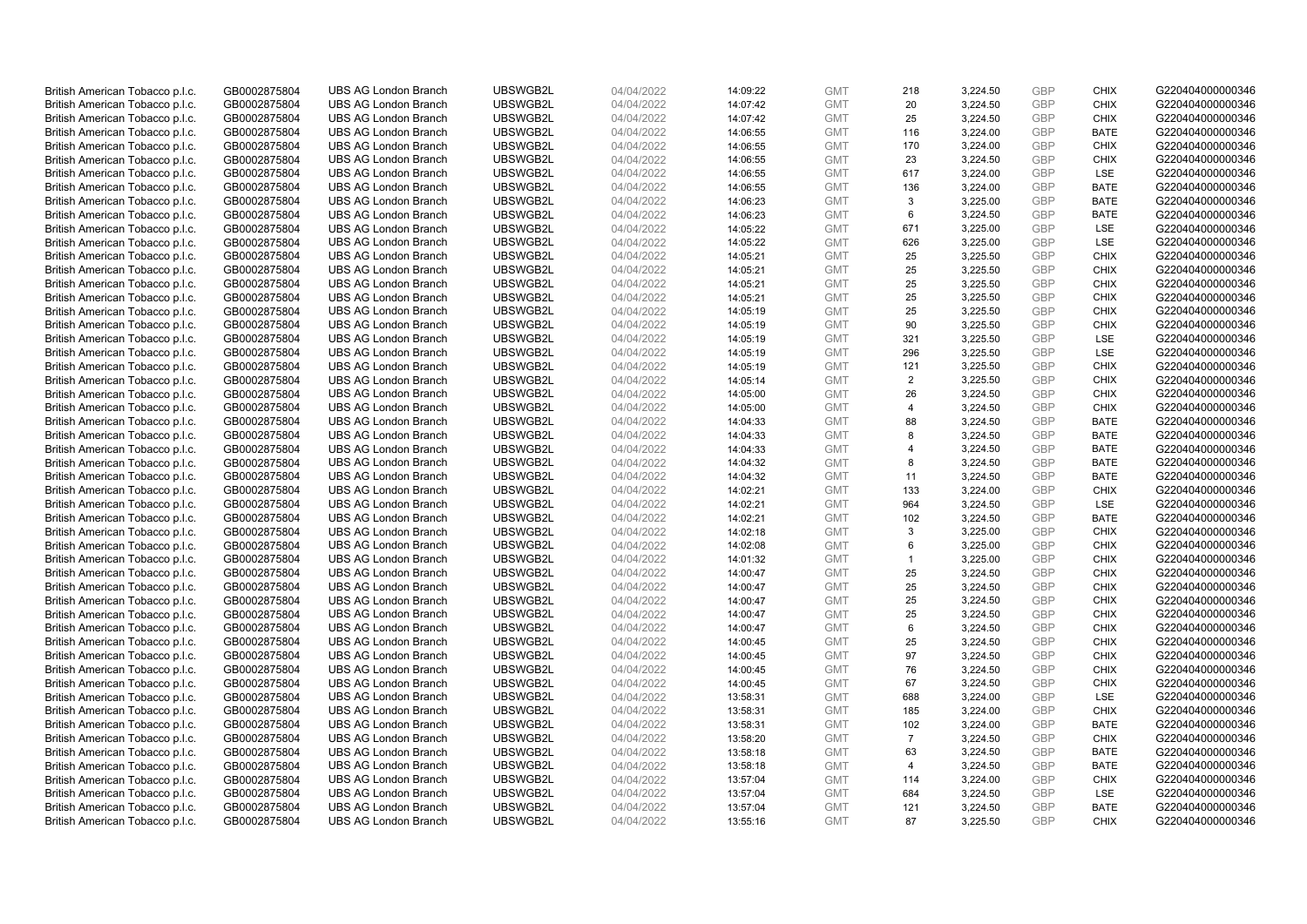| British American Tobacco p.l.c. | GB0002875804 | UBS AG London Branch | UBSWGB2L | 04/04/2022 | 14:09:22 | GMT | 218 | 3,224.50 | GBP | CHIX | G220404000000346 |
|---|---|---|---|---|---|---|---|---|---|---|---|
| British American Tobacco p.l.c. | GB0002875804 | UBS AG London Branch | UBSWGB2L | 04/04/2022 | 14:07:42 | GMT | 20 | 3,224.50 | GBP | CHIX | G220404000000346 |
| British American Tobacco p.l.c. | GB0002875804 | UBS AG London Branch | UBSWGB2L | 04/04/2022 | 14:07:42 | GMT | 25 | 3,224.50 | GBP | CHIX | G220404000000346 |
| British American Tobacco p.l.c. | GB0002875804 | UBS AG London Branch | UBSWGB2L | 04/04/2022 | 14:06:55 | GMT | 116 | 3,224.00 | GBP | BATE | G220404000000346 |
| British American Tobacco p.l.c. | GB0002875804 | UBS AG London Branch | UBSWGB2L | 04/04/2022 | 14:06:55 | GMT | 170 | 3,224.00 | GBP | CHIX | G220404000000346 |
| British American Tobacco p.l.c. | GB0002875804 | UBS AG London Branch | UBSWGB2L | 04/04/2022 | 14:06:55 | GMT | 23 | 3,224.50 | GBP | CHIX | G220404000000346 |
| British American Tobacco p.l.c. | GB0002875804 | UBS AG London Branch | UBSWGB2L | 04/04/2022 | 14:06:55 | GMT | 617 | 3,224.00 | GBP | LSE | G220404000000346 |
| British American Tobacco p.l.c. | GB0002875804 | UBS AG London Branch | UBSWGB2L | 04/04/2022 | 14:06:55 | GMT | 136 | 3,224.00 | GBP | BATE | G220404000000346 |
| British American Tobacco p.l.c. | GB0002875804 | UBS AG London Branch | UBSWGB2L | 04/04/2022 | 14:06:23 | GMT | 3 | 3,225.00 | GBP | BATE | G220404000000346 |
| British American Tobacco p.l.c. | GB0002875804 | UBS AG London Branch | UBSWGB2L | 04/04/2022 | 14:06:23 | GMT | 6 | 3,224.50 | GBP | BATE | G220404000000346 |
| British American Tobacco p.l.c. | GB0002875804 | UBS AG London Branch | UBSWGB2L | 04/04/2022 | 14:05:22 | GMT | 671 | 3,225.00 | GBP | LSE | G220404000000346 |
| British American Tobacco p.l.c. | GB0002875804 | UBS AG London Branch | UBSWGB2L | 04/04/2022 | 14:05:22 | GMT | 626 | 3,225.00 | GBP | LSE | G220404000000346 |
| British American Tobacco p.l.c. | GB0002875804 | UBS AG London Branch | UBSWGB2L | 04/04/2022 | 14:05:21 | GMT | 25 | 3,225.50 | GBP | CHIX | G220404000000346 |
| British American Tobacco p.l.c. | GB0002875804 | UBS AG London Branch | UBSWGB2L | 04/04/2022 | 14:05:21 | GMT | 25 | 3,225.50 | GBP | CHIX | G220404000000346 |
| British American Tobacco p.l.c. | GB0002875804 | UBS AG London Branch | UBSWGB2L | 04/04/2022 | 14:05:21 | GMT | 25 | 3,225.50 | GBP | CHIX | G220404000000346 |
| British American Tobacco p.l.c. | GB0002875804 | UBS AG London Branch | UBSWGB2L | 04/04/2022 | 14:05:21 | GMT | 25 | 3,225.50 | GBP | CHIX | G220404000000346 |
| British American Tobacco p.l.c. | GB0002875804 | UBS AG London Branch | UBSWGB2L | 04/04/2022 | 14:05:19 | GMT | 25 | 3,225.50 | GBP | CHIX | G220404000000346 |
| British American Tobacco p.l.c. | GB0002875804 | UBS AG London Branch | UBSWGB2L | 04/04/2022 | 14:05:19 | GMT | 90 | 3,225.50 | GBP | CHIX | G220404000000346 |
| British American Tobacco p.l.c. | GB0002875804 | UBS AG London Branch | UBSWGB2L | 04/04/2022 | 14:05:19 | GMT | 321 | 3,225.50 | GBP | LSE | G220404000000346 |
| British American Tobacco p.l.c. | GB0002875804 | UBS AG London Branch | UBSWGB2L | 04/04/2022 | 14:05:19 | GMT | 296 | 3,225.50 | GBP | LSE | G220404000000346 |
| British American Tobacco p.l.c. | GB0002875804 | UBS AG London Branch | UBSWGB2L | 04/04/2022 | 14:05:19 | GMT | 121 | 3,225.50 | GBP | CHIX | G220404000000346 |
| British American Tobacco p.l.c. | GB0002875804 | UBS AG London Branch | UBSWGB2L | 04/04/2022 | 14:05:14 | GMT | 2 | 3,225.50 | GBP | CHIX | G220404000000346 |
| British American Tobacco p.l.c. | GB0002875804 | UBS AG London Branch | UBSWGB2L | 04/04/2022 | 14:05:00 | GMT | 26 | 3,224.50 | GBP | CHIX | G220404000000346 |
| British American Tobacco p.l.c. | GB0002875804 | UBS AG London Branch | UBSWGB2L | 04/04/2022 | 14:05:00 | GMT | 4 | 3,224.50 | GBP | CHIX | G220404000000346 |
| British American Tobacco p.l.c. | GB0002875804 | UBS AG London Branch | UBSWGB2L | 04/04/2022 | 14:04:33 | GMT | 88 | 3,224.50 | GBP | BATE | G220404000000346 |
| British American Tobacco p.l.c. | GB0002875804 | UBS AG London Branch | UBSWGB2L | 04/04/2022 | 14:04:33 | GMT | 8 | 3,224.50 | GBP | BATE | G220404000000346 |
| British American Tobacco p.l.c. | GB0002875804 | UBS AG London Branch | UBSWGB2L | 04/04/2022 | 14:04:33 | GMT | 4 | 3,224.50 | GBP | BATE | G220404000000346 |
| British American Tobacco p.l.c. | GB0002875804 | UBS AG London Branch | UBSWGB2L | 04/04/2022 | 14:04:32 | GMT | 8 | 3,224.50 | GBP | BATE | G220404000000346 |
| British American Tobacco p.l.c. | GB0002875804 | UBS AG London Branch | UBSWGB2L | 04/04/2022 | 14:04:32 | GMT | 11 | 3,224.50 | GBP | BATE | G220404000000346 |
| British American Tobacco p.l.c. | GB0002875804 | UBS AG London Branch | UBSWGB2L | 04/04/2022 | 14:02:21 | GMT | 133 | 3,224.00 | GBP | CHIX | G220404000000346 |
| British American Tobacco p.l.c. | GB0002875804 | UBS AG London Branch | UBSWGB2L | 04/04/2022 | 14:02:21 | GMT | 964 | 3,224.50 | GBP | LSE | G220404000000346 |
| British American Tobacco p.l.c. | GB0002875804 | UBS AG London Branch | UBSWGB2L | 04/04/2022 | 14:02:21 | GMT | 102 | 3,224.50 | GBP | BATE | G220404000000346 |
| British American Tobacco p.l.c. | GB0002875804 | UBS AG London Branch | UBSWGB2L | 04/04/2022 | 14:02:18 | GMT | 3 | 3,225.00 | GBP | CHIX | G220404000000346 |
| British American Tobacco p.l.c. | GB0002875804 | UBS AG London Branch | UBSWGB2L | 04/04/2022 | 14:02:08 | GMT | 6 | 3,225.00 | GBP | CHIX | G220404000000346 |
| British American Tobacco p.l.c. | GB0002875804 | UBS AG London Branch | UBSWGB2L | 04/04/2022 | 14:01:32 | GMT | 1 | 3,225.00 | GBP | CHIX | G220404000000346 |
| British American Tobacco p.l.c. | GB0002875804 | UBS AG London Branch | UBSWGB2L | 04/04/2022 | 14:00:47 | GMT | 25 | 3,224.50 | GBP | CHIX | G220404000000346 |
| British American Tobacco p.l.c. | GB0002875804 | UBS AG London Branch | UBSWGB2L | 04/04/2022 | 14:00:47 | GMT | 25 | 3,224.50 | GBP | CHIX | G220404000000346 |
| British American Tobacco p.l.c. | GB0002875804 | UBS AG London Branch | UBSWGB2L | 04/04/2022 | 14:00:47 | GMT | 25 | 3,224.50 | GBP | CHIX | G220404000000346 |
| British American Tobacco p.l.c. | GB0002875804 | UBS AG London Branch | UBSWGB2L | 04/04/2022 | 14:00:47 | GMT | 25 | 3,224.50 | GBP | CHIX | G220404000000346 |
| British American Tobacco p.l.c. | GB0002875804 | UBS AG London Branch | UBSWGB2L | 04/04/2022 | 14:00:47 | GMT | 6 | 3,224.50 | GBP | CHIX | G220404000000346 |
| British American Tobacco p.l.c. | GB0002875804 | UBS AG London Branch | UBSWGB2L | 04/04/2022 | 14:00:45 | GMT | 25 | 3,224.50 | GBP | CHIX | G220404000000346 |
| British American Tobacco p.l.c. | GB0002875804 | UBS AG London Branch | UBSWGB2L | 04/04/2022 | 14:00:45 | GMT | 97 | 3,224.50 | GBP | CHIX | G220404000000346 |
| British American Tobacco p.l.c. | GB0002875804 | UBS AG London Branch | UBSWGB2L | 04/04/2022 | 14:00:45 | GMT | 76 | 3,224.50 | GBP | CHIX | G220404000000346 |
| British American Tobacco p.l.c. | GB0002875804 | UBS AG London Branch | UBSWGB2L | 04/04/2022 | 14:00:45 | GMT | 67 | 3,224.50 | GBP | CHIX | G220404000000346 |
| British American Tobacco p.l.c. | GB0002875804 | UBS AG London Branch | UBSWGB2L | 04/04/2022 | 13:58:31 | GMT | 688 | 3,224.00 | GBP | LSE | G220404000000346 |
| British American Tobacco p.l.c. | GB0002875804 | UBS AG London Branch | UBSWGB2L | 04/04/2022 | 13:58:31 | GMT | 185 | 3,224.00 | GBP | CHIX | G220404000000346 |
| British American Tobacco p.l.c. | GB0002875804 | UBS AG London Branch | UBSWGB2L | 04/04/2022 | 13:58:31 | GMT | 102 | 3,224.00 | GBP | BATE | G220404000000346 |
| British American Tobacco p.l.c. | GB0002875804 | UBS AG London Branch | UBSWGB2L | 04/04/2022 | 13:58:20 | GMT | 7 | 3,224.50 | GBP | CHIX | G220404000000346 |
| British American Tobacco p.l.c. | GB0002875804 | UBS AG London Branch | UBSWGB2L | 04/04/2022 | 13:58:18 | GMT | 63 | 3,224.50 | GBP | BATE | G220404000000346 |
| British American Tobacco p.l.c. | GB0002875804 | UBS AG London Branch | UBSWGB2L | 04/04/2022 | 13:58:18 | GMT | 4 | 3,224.50 | GBP | BATE | G220404000000346 |
| British American Tobacco p.l.c. | GB0002875804 | UBS AG London Branch | UBSWGB2L | 04/04/2022 | 13:57:04 | GMT | 114 | 3,224.00 | GBP | CHIX | G220404000000346 |
| British American Tobacco p.l.c. | GB0002875804 | UBS AG London Branch | UBSWGB2L | 04/04/2022 | 13:57:04 | GMT | 684 | 3,224.50 | GBP | LSE | G220404000000346 |
| British American Tobacco p.l.c. | GB0002875804 | UBS AG London Branch | UBSWGB2L | 04/04/2022 | 13:57:04 | GMT | 121 | 3,224.50 | GBP | BATE | G220404000000346 |
| British American Tobacco p.l.c. | GB0002875804 | UBS AG London Branch | UBSWGB2L | 04/04/2022 | 13:55:16 | GMT | 87 | 3,225.50 | GBP | CHIX | G220404000000346 |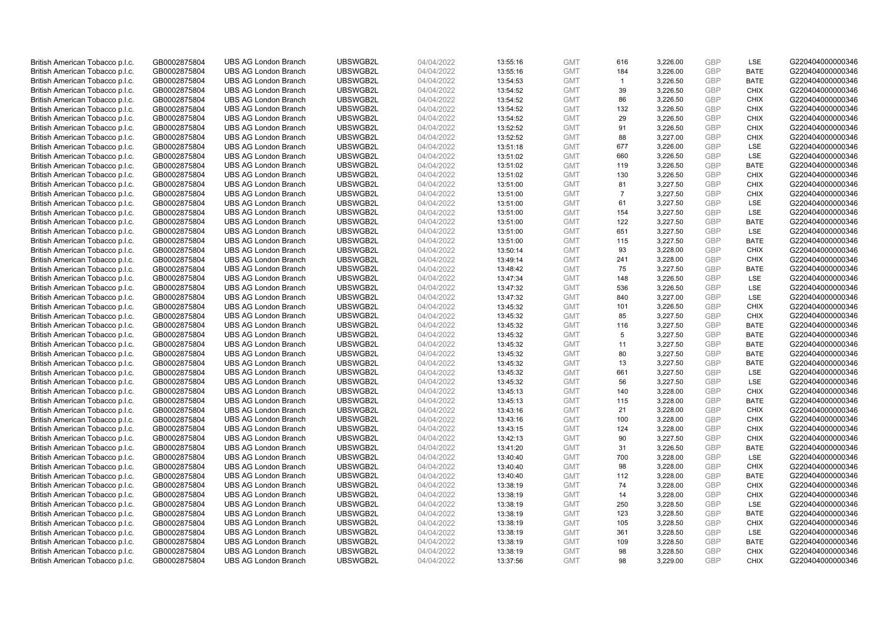| British American Tobacco p.l.c. | GB0002875804 | UBS AG London Branch | UBSWGB2L | 04/04/2022 | 13:55:16 | GMT | 616 | 3,226.00 | GBP | LSE | G220404000000346 |
|---|---|---|---|---|---|---|---|---|---|---|---|
| British American Tobacco p.l.c. | GB0002875804 | UBS AG London Branch | UBSWGB2L | 04/04/2022 | 13:55:16 | GMT | 184 | 3,226.00 | GBP | BATE | G220404000000346 |
| British American Tobacco p.l.c. | GB0002875804 | UBS AG London Branch | UBSWGB2L | 04/04/2022 | 13:54:53 | GMT | 1 | 3,226.50 | GBP | BATE | G220404000000346 |
| British American Tobacco p.l.c. | GB0002875804 | UBS AG London Branch | UBSWGB2L | 04/04/2022 | 13:54:52 | GMT | 39 | 3,226.50 | GBP | CHIX | G220404000000346 |
| British American Tobacco p.l.c. | GB0002875804 | UBS AG London Branch | UBSWGB2L | 04/04/2022 | 13:54:52 | GMT | 86 | 3,226.50 | GBP | CHIX | G220404000000346 |
| British American Tobacco p.l.c. | GB0002875804 | UBS AG London Branch | UBSWGB2L | 04/04/2022 | 13:54:52 | GMT | 132 | 3,226.50 | GBP | CHIX | G220404000000346 |
| British American Tobacco p.l.c. | GB0002875804 | UBS AG London Branch | UBSWGB2L | 04/04/2022 | 13:54:52 | GMT | 29 | 3,226.50 | GBP | CHIX | G220404000000346 |
| British American Tobacco p.l.c. | GB0002875804 | UBS AG London Branch | UBSWGB2L | 04/04/2022 | 13:52:52 | GMT | 91 | 3,226.50 | GBP | CHIX | G220404000000346 |
| British American Tobacco p.l.c. | GB0002875804 | UBS AG London Branch | UBSWGB2L | 04/04/2022 | 13:52:52 | GMT | 88 | 3,227.00 | GBP | CHIX | G220404000000346 |
| British American Tobacco p.l.c. | GB0002875804 | UBS AG London Branch | UBSWGB2L | 04/04/2022 | 13:51:18 | GMT | 677 | 3,226.00 | GBP | LSE | G220404000000346 |
| British American Tobacco p.l.c. | GB0002875804 | UBS AG London Branch | UBSWGB2L | 04/04/2022 | 13:51:02 | GMT | 660 | 3,226.50 | GBP | LSE | G220404000000346 |
| British American Tobacco p.l.c. | GB0002875804 | UBS AG London Branch | UBSWGB2L | 04/04/2022 | 13:51:02 | GMT | 119 | 3,226.50 | GBP | BATE | G220404000000346 |
| British American Tobacco p.l.c. | GB0002875804 | UBS AG London Branch | UBSWGB2L | 04/04/2022 | 13:51:02 | GMT | 130 | 3,226.50 | GBP | CHIX | G220404000000346 |
| British American Tobacco p.l.c. | GB0002875804 | UBS AG London Branch | UBSWGB2L | 04/04/2022 | 13:51:00 | GMT | 81 | 3,227.50 | GBP | CHIX | G220404000000346 |
| British American Tobacco p.l.c. | GB0002875804 | UBS AG London Branch | UBSWGB2L | 04/04/2022 | 13:51:00 | GMT | 7 | 3,227.50 | GBP | CHIX | G220404000000346 |
| British American Tobacco p.l.c. | GB0002875804 | UBS AG London Branch | UBSWGB2L | 04/04/2022 | 13:51:00 | GMT | 61 | 3,227.50 | GBP | LSE | G220404000000346 |
| British American Tobacco p.l.c. | GB0002875804 | UBS AG London Branch | UBSWGB2L | 04/04/2022 | 13:51:00 | GMT | 154 | 3,227.50 | GBP | LSE | G220404000000346 |
| British American Tobacco p.l.c. | GB0002875804 | UBS AG London Branch | UBSWGB2L | 04/04/2022 | 13:51:00 | GMT | 122 | 3,227.50 | GBP | BATE | G220404000000346 |
| British American Tobacco p.l.c. | GB0002875804 | UBS AG London Branch | UBSWGB2L | 04/04/2022 | 13:51:00 | GMT | 651 | 3,227.50 | GBP | LSE | G220404000000346 |
| British American Tobacco p.l.c. | GB0002875804 | UBS AG London Branch | UBSWGB2L | 04/04/2022 | 13:51:00 | GMT | 115 | 3,227.50 | GBP | BATE | G220404000000346 |
| British American Tobacco p.l.c. | GB0002875804 | UBS AG London Branch | UBSWGB2L | 04/04/2022 | 13:50:14 | GMT | 93 | 3,228.00 | GBP | CHIX | G220404000000346 |
| British American Tobacco p.l.c. | GB0002875804 | UBS AG London Branch | UBSWGB2L | 04/04/2022 | 13:49:14 | GMT | 241 | 3,228.00 | GBP | CHIX | G220404000000346 |
| British American Tobacco p.l.c. | GB0002875804 | UBS AG London Branch | UBSWGB2L | 04/04/2022 | 13:48:42 | GMT | 75 | 3,227.50 | GBP | BATE | G220404000000346 |
| British American Tobacco p.l.c. | GB0002875804 | UBS AG London Branch | UBSWGB2L | 04/04/2022 | 13:47:34 | GMT | 148 | 3,226.50 | GBP | LSE | G220404000000346 |
| British American Tobacco p.l.c. | GB0002875804 | UBS AG London Branch | UBSWGB2L | 04/04/2022 | 13:47:32 | GMT | 536 | 3,226.50 | GBP | LSE | G220404000000346 |
| British American Tobacco p.l.c. | GB0002875804 | UBS AG London Branch | UBSWGB2L | 04/04/2022 | 13:47:32 | GMT | 840 | 3,227.00 | GBP | LSE | G220404000000346 |
| British American Tobacco p.l.c. | GB0002875804 | UBS AG London Branch | UBSWGB2L | 04/04/2022 | 13:45:32 | GMT | 101 | 3,226.50 | GBP | CHIX | G220404000000346 |
| British American Tobacco p.l.c. | GB0002875804 | UBS AG London Branch | UBSWGB2L | 04/04/2022 | 13:45:32 | GMT | 85 | 3,227.50 | GBP | CHIX | G220404000000346 |
| British American Tobacco p.l.c. | GB0002875804 | UBS AG London Branch | UBSWGB2L | 04/04/2022 | 13:45:32 | GMT | 116 | 3,227.50 | GBP | BATE | G220404000000346 |
| British American Tobacco p.l.c. | GB0002875804 | UBS AG London Branch | UBSWGB2L | 04/04/2022 | 13:45:32 | GMT | 5 | 3,227.50 | GBP | BATE | G220404000000346 |
| British American Tobacco p.l.c. | GB0002875804 | UBS AG London Branch | UBSWGB2L | 04/04/2022 | 13:45:32 | GMT | 11 | 3,227.50 | GBP | BATE | G220404000000346 |
| British American Tobacco p.l.c. | GB0002875804 | UBS AG London Branch | UBSWGB2L | 04/04/2022 | 13:45:32 | GMT | 80 | 3,227.50 | GBP | BATE | G220404000000346 |
| British American Tobacco p.l.c. | GB0002875804 | UBS AG London Branch | UBSWGB2L | 04/04/2022 | 13:45:32 | GMT | 13 | 3,227.50 | GBP | BATE | G220404000000346 |
| British American Tobacco p.l.c. | GB0002875804 | UBS AG London Branch | UBSWGB2L | 04/04/2022 | 13:45:32 | GMT | 661 | 3,227.50 | GBP | LSE | G220404000000346 |
| British American Tobacco p.l.c. | GB0002875804 | UBS AG London Branch | UBSWGB2L | 04/04/2022 | 13:45:32 | GMT | 56 | 3,227.50 | GBP | LSE | G220404000000346 |
| British American Tobacco p.l.c. | GB0002875804 | UBS AG London Branch | UBSWGB2L | 04/04/2022 | 13:45:13 | GMT | 140 | 3,228.00 | GBP | CHIX | G220404000000346 |
| British American Tobacco p.l.c. | GB0002875804 | UBS AG London Branch | UBSWGB2L | 04/04/2022 | 13:45:13 | GMT | 115 | 3,228.00 | GBP | BATE | G220404000000346 |
| British American Tobacco p.l.c. | GB0002875804 | UBS AG London Branch | UBSWGB2L | 04/04/2022 | 13:43:16 | GMT | 21 | 3,228.00 | GBP | CHIX | G220404000000346 |
| British American Tobacco p.l.c. | GB0002875804 | UBS AG London Branch | UBSWGB2L | 04/04/2022 | 13:43:16 | GMT | 100 | 3,228.00 | GBP | CHIX | G220404000000346 |
| British American Tobacco p.l.c. | GB0002875804 | UBS AG London Branch | UBSWGB2L | 04/04/2022 | 13:43:15 | GMT | 124 | 3,228.00 | GBP | CHIX | G220404000000346 |
| British American Tobacco p.l.c. | GB0002875804 | UBS AG London Branch | UBSWGB2L | 04/04/2022 | 13:42:13 | GMT | 90 | 3,227.50 | GBP | CHIX | G220404000000346 |
| British American Tobacco p.l.c. | GB0002875804 | UBS AG London Branch | UBSWGB2L | 04/04/2022 | 13:41:20 | GMT | 31 | 3,226.50 | GBP | BATE | G220404000000346 |
| British American Tobacco p.l.c. | GB0002875804 | UBS AG London Branch | UBSWGB2L | 04/04/2022 | 13:40:40 | GMT | 700 | 3,228.00 | GBP | LSE | G220404000000346 |
| British American Tobacco p.l.c. | GB0002875804 | UBS AG London Branch | UBSWGB2L | 04/04/2022 | 13:40:40 | GMT | 98 | 3,228.00 | GBP | CHIX | G220404000000346 |
| British American Tobacco p.l.c. | GB0002875804 | UBS AG London Branch | UBSWGB2L | 04/04/2022 | 13:40:40 | GMT | 112 | 3,228.00 | GBP | BATE | G220404000000346 |
| British American Tobacco p.l.c. | GB0002875804 | UBS AG London Branch | UBSWGB2L | 04/04/2022 | 13:38:19 | GMT | 74 | 3,228.00 | GBP | CHIX | G220404000000346 |
| British American Tobacco p.l.c. | GB0002875804 | UBS AG London Branch | UBSWGB2L | 04/04/2022 | 13:38:19 | GMT | 14 | 3,228.00 | GBP | CHIX | G220404000000346 |
| British American Tobacco p.l.c. | GB0002875804 | UBS AG London Branch | UBSWGB2L | 04/04/2022 | 13:38:19 | GMT | 250 | 3,228.50 | GBP | LSE | G220404000000346 |
| British American Tobacco p.l.c. | GB0002875804 | UBS AG London Branch | UBSWGB2L | 04/04/2022 | 13:38:19 | GMT | 123 | 3,228.50 | GBP | BATE | G220404000000346 |
| British American Tobacco p.l.c. | GB0002875804 | UBS AG London Branch | UBSWGB2L | 04/04/2022 | 13:38:19 | GMT | 105 | 3,228.50 | GBP | CHIX | G220404000000346 |
| British American Tobacco p.l.c. | GB0002875804 | UBS AG London Branch | UBSWGB2L | 04/04/2022 | 13:38:19 | GMT | 361 | 3,228.50 | GBP | LSE | G220404000000346 |
| British American Tobacco p.l.c. | GB0002875804 | UBS AG London Branch | UBSWGB2L | 04/04/2022 | 13:38:19 | GMT | 109 | 3,228.50 | GBP | BATE | G220404000000346 |
| British American Tobacco p.l.c. | GB0002875804 | UBS AG London Branch | UBSWGB2L | 04/04/2022 | 13:38:19 | GMT | 98 | 3,228.50 | GBP | CHIX | G220404000000346 |
| British American Tobacco p.l.c. | GB0002875804 | UBS AG London Branch | UBSWGB2L | 04/04/2022 | 13:37:56 | GMT | 98 | 3,229.00 | GBP | CHIX | G220404000000346 |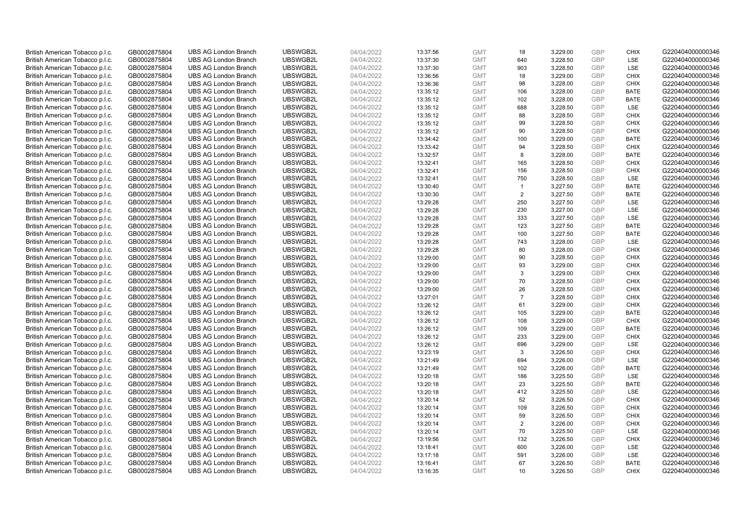| | | | | | | | | | | | |
|---|---|---|---|---|---|---|---|---|---|---|---|
| British American Tobacco p.l.c. | GB0002875804 | UBS AG London Branch | UBSWGB2L | 04/04/2022 | 13:37:56 | GMT | 18 | 3,229.00 | GBP | CHIX | G220404000000346 |
| British American Tobacco p.l.c. | GB0002875804 | UBS AG London Branch | UBSWGB2L | 04/04/2022 | 13:37:30 | GMT | 640 | 3,228.50 | GBP | LSE | G220404000000346 |
| British American Tobacco p.l.c. | GB0002875804 | UBS AG London Branch | UBSWGB2L | 04/04/2022 | 13:37:30 | GMT | 903 | 3,228.50 | GBP | LSE | G220404000000346 |
| British American Tobacco p.l.c. | GB0002875804 | UBS AG London Branch | UBSWGB2L | 04/04/2022 | 13:36:56 | GMT | 18 | 3,229.00 | GBP | CHIX | G220404000000346 |
| British American Tobacco p.l.c. | GB0002875804 | UBS AG London Branch | UBSWGB2L | 04/04/2022 | 13:36:36 | GMT | 98 | 3,228.00 | GBP | CHIX | G220404000000346 |
| British American Tobacco p.l.c. | GB0002875804 | UBS AG London Branch | UBSWGB2L | 04/04/2022 | 13:35:12 | GMT | 106 | 3,228.00 | GBP | BATE | G220404000000346 |
| British American Tobacco p.l.c. | GB0002875804 | UBS AG London Branch | UBSWGB2L | 04/04/2022 | 13:35:12 | GMT | 102 | 3,228.00 | GBP | BATE | G220404000000346 |
| British American Tobacco p.l.c. | GB0002875804 | UBS AG London Branch | UBSWGB2L | 04/04/2022 | 13:35:12 | GMT | 688 | 3,228.50 | GBP | LSE | G220404000000346 |
| British American Tobacco p.l.c. | GB0002875804 | UBS AG London Branch | UBSWGB2L | 04/04/2022 | 13:35:12 | GMT | 88 | 3,228.50 | GBP | CHIX | G220404000000346 |
| British American Tobacco p.l.c. | GB0002875804 | UBS AG London Branch | UBSWGB2L | 04/04/2022 | 13:35:12 | GMT | 99 | 3,228.50 | GBP | CHIX | G220404000000346 |
| British American Tobacco p.l.c. | GB0002875804 | UBS AG London Branch | UBSWGB2L | 04/04/2022 | 13:35:12 | GMT | 90 | 3,228.50 | GBP | CHIX | G220404000000346 |
| British American Tobacco p.l.c. | GB0002875804 | UBS AG London Branch | UBSWGB2L | 04/04/2022 | 13:34:42 | GMT | 100 | 3,229.00 | GBP | BATE | G220404000000346 |
| British American Tobacco p.l.c. | GB0002875804 | UBS AG London Branch | UBSWGB2L | 04/04/2022 | 13:33:42 | GMT | 94 | 3,228.50 | GBP | CHIX | G220404000000346 |
| British American Tobacco p.l.c. | GB0002875804 | UBS AG London Branch | UBSWGB2L | 04/04/2022 | 13:32:57 | GMT | 8 | 3,228.00 | GBP | BATE | G220404000000346 |
| British American Tobacco p.l.c. | GB0002875804 | UBS AG London Branch | UBSWGB2L | 04/04/2022 | 13:32:41 | GMT | 165 | 3,228.50 | GBP | CHIX | G220404000000346 |
| British American Tobacco p.l.c. | GB0002875804 | UBS AG London Branch | UBSWGB2L | 04/04/2022 | 13:32:41 | GMT | 156 | 3,228.50 | GBP | CHIX | G220404000000346 |
| British American Tobacco p.l.c. | GB0002875804 | UBS AG London Branch | UBSWGB2L | 04/04/2022 | 13:32:41 | GMT | 750 | 3,228.50 | GBP | LSE | G220404000000346 |
| British American Tobacco p.l.c. | GB0002875804 | UBS AG London Branch | UBSWGB2L | 04/04/2022 | 13:30:40 | GMT | 1 | 3,227.50 | GBP | BATE | G220404000000346 |
| British American Tobacco p.l.c. | GB0002875804 | UBS AG London Branch | UBSWGB2L | 04/04/2022 | 13:30:30 | GMT | 2 | 3,227.50 | GBP | BATE | G220404000000346 |
| British American Tobacco p.l.c. | GB0002875804 | UBS AG London Branch | UBSWGB2L | 04/04/2022 | 13:29:28 | GMT | 250 | 3,227.50 | GBP | LSE | G220404000000346 |
| British American Tobacco p.l.c. | GB0002875804 | UBS AG London Branch | UBSWGB2L | 04/04/2022 | 13:29:28 | GMT | 230 | 3,227.00 | GBP | LSE | G220404000000346 |
| British American Tobacco p.l.c. | GB0002875804 | UBS AG London Branch | UBSWGB2L | 04/04/2022 | 13:29:28 | GMT | 333 | 3,227.50 | GBP | LSE | G220404000000346 |
| British American Tobacco p.l.c. | GB0002875804 | UBS AG London Branch | UBSWGB2L | 04/04/2022 | 13:29:28 | GMT | 123 | 3,227.50 | GBP | BATE | G220404000000346 |
| British American Tobacco p.l.c. | GB0002875804 | UBS AG London Branch | UBSWGB2L | 04/04/2022 | 13:29:28 | GMT | 100 | 3,227.50 | GBP | BATE | G220404000000346 |
| British American Tobacco p.l.c. | GB0002875804 | UBS AG London Branch | UBSWGB2L | 04/04/2022 | 13:29:28 | GMT | 743 | 3,228.00 | GBP | LSE | G220404000000346 |
| British American Tobacco p.l.c. | GB0002875804 | UBS AG London Branch | UBSWGB2L | 04/04/2022 | 13:29:28 | GMT | 80 | 3,228.00 | GBP | CHIX | G220404000000346 |
| British American Tobacco p.l.c. | GB0002875804 | UBS AG London Branch | UBSWGB2L | 04/04/2022 | 13:29:00 | GMT | 90 | 3,228.50 | GBP | CHIX | G220404000000346 |
| British American Tobacco p.l.c. | GB0002875804 | UBS AG London Branch | UBSWGB2L | 04/04/2022 | 13:29:00 | GMT | 93 | 3,229.00 | GBP | CHIX | G220404000000346 |
| British American Tobacco p.l.c. | GB0002875804 | UBS AG London Branch | UBSWGB2L | 04/04/2022 | 13:29:00 | GMT | 3 | 3,229.00 | GBP | CHIX | G220404000000346 |
| British American Tobacco p.l.c. | GB0002875804 | UBS AG London Branch | UBSWGB2L | 04/04/2022 | 13:29:00 | GMT | 70 | 3,228.50 | GBP | CHIX | G220404000000346 |
| British American Tobacco p.l.c. | GB0002875804 | UBS AG London Branch | UBSWGB2L | 04/04/2022 | 13:29:00 | GMT | 26 | 3,228.50 | GBP | CHIX | G220404000000346 |
| British American Tobacco p.l.c. | GB0002875804 | UBS AG London Branch | UBSWGB2L | 04/04/2022 | 13:27:01 | GMT | 7 | 3,228.50 | GBP | CHIX | G220404000000346 |
| British American Tobacco p.l.c. | GB0002875804 | UBS AG London Branch | UBSWGB2L | 04/04/2022 | 13:26:12 | GMT | 61 | 3,229.00 | GBP | CHIX | G220404000000346 |
| British American Tobacco p.l.c. | GB0002875804 | UBS AG London Branch | UBSWGB2L | 04/04/2022 | 13:26:12 | GMT | 105 | 3,229.00 | GBP | BATE | G220404000000346 |
| British American Tobacco p.l.c. | GB0002875804 | UBS AG London Branch | UBSWGB2L | 04/04/2022 | 13:26:12 | GMT | 108 | 3,229.00 | GBP | CHIX | G220404000000346 |
| British American Tobacco p.l.c. | GB0002875804 | UBS AG London Branch | UBSWGB2L | 04/04/2022 | 13:26:12 | GMT | 109 | 3,229.00 | GBP | BATE | G220404000000346 |
| British American Tobacco p.l.c. | GB0002875804 | UBS AG London Branch | UBSWGB2L | 04/04/2022 | 13:26:12 | GMT | 233 | 3,229.00 | GBP | CHIX | G220404000000346 |
| British American Tobacco p.l.c. | GB0002875804 | UBS AG London Branch | UBSWGB2L | 04/04/2022 | 13:26:12 | GMT | 696 | 3,229.00 | GBP | LSE | G220404000000346 |
| British American Tobacco p.l.c. | GB0002875804 | UBS AG London Branch | UBSWGB2L | 04/04/2022 | 13:23:19 | GMT | 3 | 3,226.50 | GBP | CHIX | G220404000000346 |
| British American Tobacco p.l.c. | GB0002875804 | UBS AG London Branch | UBSWGB2L | 04/04/2022 | 13:21:49 | GMT | 694 | 3,226.00 | GBP | LSE | G220404000000346 |
| British American Tobacco p.l.c. | GB0002875804 | UBS AG London Branch | UBSWGB2L | 04/04/2022 | 13:21:49 | GMT | 102 | 3,226.00 | GBP | BATE | G220404000000346 |
| British American Tobacco p.l.c. | GB0002875804 | UBS AG London Branch | UBSWGB2L | 04/04/2022 | 13:20:18 | GMT | 186 | 3,225.50 | GBP | LSE | G220404000000346 |
| British American Tobacco p.l.c. | GB0002875804 | UBS AG London Branch | UBSWGB2L | 04/04/2022 | 13:20:18 | GMT | 23 | 3,225.50 | GBP | BATE | G220404000000346 |
| British American Tobacco p.l.c. | GB0002875804 | UBS AG London Branch | UBSWGB2L | 04/04/2022 | 13:20:18 | GMT | 412 | 3,225.50 | GBP | LSE | G220404000000346 |
| British American Tobacco p.l.c. | GB0002875804 | UBS AG London Branch | UBSWGB2L | 04/04/2022 | 13:20:14 | GMT | 52 | 3,226.50 | GBP | CHIX | G220404000000346 |
| British American Tobacco p.l.c. | GB0002875804 | UBS AG London Branch | UBSWGB2L | 04/04/2022 | 13:20:14 | GMT | 109 | 3,226.50 | GBP | CHIX | G220404000000346 |
| British American Tobacco p.l.c. | GB0002875804 | UBS AG London Branch | UBSWGB2L | 04/04/2022 | 13:20:14 | GMT | 59 | 3,226.50 | GBP | CHIX | G220404000000346 |
| British American Tobacco p.l.c. | GB0002875804 | UBS AG London Branch | UBSWGB2L | 04/04/2022 | 13:20:14 | GMT | 2 | 3,226.00 | GBP | CHIX | G220404000000346 |
| British American Tobacco p.l.c. | GB0002875804 | UBS AG London Branch | UBSWGB2L | 04/04/2022 | 13:20:14 | GMT | 70 | 3,225.50 | GBP | LSE | G220404000000346 |
| British American Tobacco p.l.c. | GB0002875804 | UBS AG London Branch | UBSWGB2L | 04/04/2022 | 13:19:56 | GMT | 132 | 3,226.50 | GBP | CHIX | G220404000000346 |
| British American Tobacco p.l.c. | GB0002875804 | UBS AG London Branch | UBSWGB2L | 04/04/2022 | 13:18:41 | GMT | 600 | 3,226.00 | GBP | LSE | G220404000000346 |
| British American Tobacco p.l.c. | GB0002875804 | UBS AG London Branch | UBSWGB2L | 04/04/2022 | 13:17:18 | GMT | 591 | 3,226.00 | GBP | LSE | G220404000000346 |
| British American Tobacco p.l.c. | GB0002875804 | UBS AG London Branch | UBSWGB2L | 04/04/2022 | 13:16:41 | GMT | 67 | 3,226.50 | GBP | BATE | G220404000000346 |
| British American Tobacco p.l.c. | GB0002875804 | UBS AG London Branch | UBSWGB2L | 04/04/2022 | 13:16:35 | GMT | 10 | 3,226.50 | GBP | CHIX | G220404000000346 |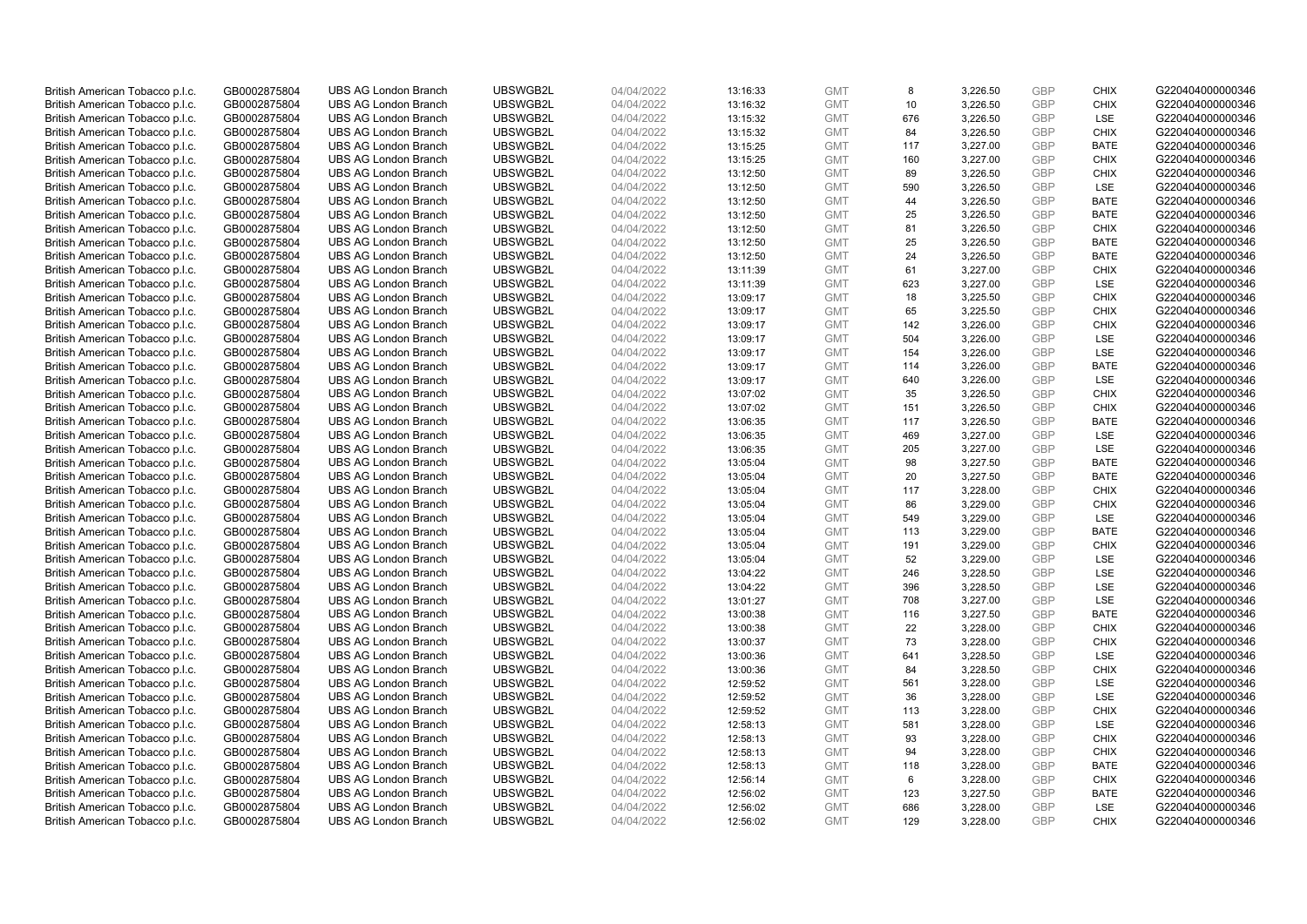| British American Tobacco p.l.c. | GB0002875804 | UBS AG London Branch | UBSWGB2L | 04/04/2022 | 13:16:33 | GMT | 8 | 3,226.50 | GBP | CHIX | G220404000000346 |
|---|---|---|---|---|---|---|---|---|---|---|---|
| British American Tobacco p.l.c. | GB0002875804 | UBS AG London Branch | UBSWGB2L | 04/04/2022 | 13:16:32 | GMT | 10 | 3,226.50 | GBP | CHIX | G220404000000346 |
| British American Tobacco p.l.c. | GB0002875804 | UBS AG London Branch | UBSWGB2L | 04/04/2022 | 13:15:32 | GMT | 676 | 3,226.50 | GBP | LSE | G220404000000346 |
| British American Tobacco p.l.c. | GB0002875804 | UBS AG London Branch | UBSWGB2L | 04/04/2022 | 13:15:32 | GMT | 84 | 3,226.50 | GBP | CHIX | G220404000000346 |
| British American Tobacco p.l.c. | GB0002875804 | UBS AG London Branch | UBSWGB2L | 04/04/2022 | 13:15:25 | GMT | 117 | 3,227.00 | GBP | BATE | G220404000000346 |
| British American Tobacco p.l.c. | GB0002875804 | UBS AG London Branch | UBSWGB2L | 04/04/2022 | 13:15:25 | GMT | 160 | 3,227.00 | GBP | CHIX | G220404000000346 |
| British American Tobacco p.l.c. | GB0002875804 | UBS AG London Branch | UBSWGB2L | 04/04/2022 | 13:12:50 | GMT | 89 | 3,226.50 | GBP | CHIX | G220404000000346 |
| British American Tobacco p.l.c. | GB0002875804 | UBS AG London Branch | UBSWGB2L | 04/04/2022 | 13:12:50 | GMT | 590 | 3,226.50 | GBP | LSE | G220404000000346 |
| British American Tobacco p.l.c. | GB0002875804 | UBS AG London Branch | UBSWGB2L | 04/04/2022 | 13:12:50 | GMT | 44 | 3,226.50 | GBP | BATE | G220404000000346 |
| British American Tobacco p.l.c. | GB0002875804 | UBS AG London Branch | UBSWGB2L | 04/04/2022 | 13:12:50 | GMT | 25 | 3,226.50 | GBP | BATE | G220404000000346 |
| British American Tobacco p.l.c. | GB0002875804 | UBS AG London Branch | UBSWGB2L | 04/04/2022 | 13:12:50 | GMT | 81 | 3,226.50 | GBP | CHIX | G220404000000346 |
| British American Tobacco p.l.c. | GB0002875804 | UBS AG London Branch | UBSWGB2L | 04/04/2022 | 13:12:50 | GMT | 25 | 3,226.50 | GBP | BATE | G220404000000346 |
| British American Tobacco p.l.c. | GB0002875804 | UBS AG London Branch | UBSWGB2L | 04/04/2022 | 13:12:50 | GMT | 24 | 3,226.50 | GBP | BATE | G220404000000346 |
| British American Tobacco p.l.c. | GB0002875804 | UBS AG London Branch | UBSWGB2L | 04/04/2022 | 13:11:39 | GMT | 61 | 3,227.00 | GBP | CHIX | G220404000000346 |
| British American Tobacco p.l.c. | GB0002875804 | UBS AG London Branch | UBSWGB2L | 04/04/2022 | 13:11:39 | GMT | 623 | 3,227.00 | GBP | LSE | G220404000000346 |
| British American Tobacco p.l.c. | GB0002875804 | UBS AG London Branch | UBSWGB2L | 04/04/2022 | 13:09:17 | GMT | 18 | 3,225.50 | GBP | CHIX | G220404000000346 |
| British American Tobacco p.l.c. | GB0002875804 | UBS AG London Branch | UBSWGB2L | 04/04/2022 | 13:09:17 | GMT | 65 | 3,225.50 | GBP | CHIX | G220404000000346 |
| British American Tobacco p.l.c. | GB0002875804 | UBS AG London Branch | UBSWGB2L | 04/04/2022 | 13:09:17 | GMT | 142 | 3,226.00 | GBP | CHIX | G220404000000346 |
| British American Tobacco p.l.c. | GB0002875804 | UBS AG London Branch | UBSWGB2L | 04/04/2022 | 13:09:17 | GMT | 504 | 3,226.00 | GBP | LSE | G220404000000346 |
| British American Tobacco p.l.c. | GB0002875804 | UBS AG London Branch | UBSWGB2L | 04/04/2022 | 13:09:17 | GMT | 154 | 3,226.00 | GBP | LSE | G220404000000346 |
| British American Tobacco p.l.c. | GB0002875804 | UBS AG London Branch | UBSWGB2L | 04/04/2022 | 13:09:17 | GMT | 114 | 3,226.00 | GBP | BATE | G220404000000346 |
| British American Tobacco p.l.c. | GB0002875804 | UBS AG London Branch | UBSWGB2L | 04/04/2022 | 13:09:17 | GMT | 640 | 3,226.00 | GBP | LSE | G220404000000346 |
| British American Tobacco p.l.c. | GB0002875804 | UBS AG London Branch | UBSWGB2L | 04/04/2022 | 13:07:02 | GMT | 35 | 3,226.50 | GBP | CHIX | G220404000000346 |
| British American Tobacco p.l.c. | GB0002875804 | UBS AG London Branch | UBSWGB2L | 04/04/2022 | 13:07:02 | GMT | 151 | 3,226.50 | GBP | CHIX | G220404000000346 |
| British American Tobacco p.l.c. | GB0002875804 | UBS AG London Branch | UBSWGB2L | 04/04/2022 | 13:06:35 | GMT | 117 | 3,226.50 | GBP | BATE | G220404000000346 |
| British American Tobacco p.l.c. | GB0002875804 | UBS AG London Branch | UBSWGB2L | 04/04/2022 | 13:06:35 | GMT | 469 | 3,227.00 | GBP | LSE | G220404000000346 |
| British American Tobacco p.l.c. | GB0002875804 | UBS AG London Branch | UBSWGB2L | 04/04/2022 | 13:06:35 | GMT | 205 | 3,227.00 | GBP | LSE | G220404000000346 |
| British American Tobacco p.l.c. | GB0002875804 | UBS AG London Branch | UBSWGB2L | 04/04/2022 | 13:05:04 | GMT | 98 | 3,227.50 | GBP | BATE | G220404000000346 |
| British American Tobacco p.l.c. | GB0002875804 | UBS AG London Branch | UBSWGB2L | 04/04/2022 | 13:05:04 | GMT | 20 | 3,227.50 | GBP | BATE | G220404000000346 |
| British American Tobacco p.l.c. | GB0002875804 | UBS AG London Branch | UBSWGB2L | 04/04/2022 | 13:05:04 | GMT | 117 | 3,228.00 | GBP | CHIX | G220404000000346 |
| British American Tobacco p.l.c. | GB0002875804 | UBS AG London Branch | UBSWGB2L | 04/04/2022 | 13:05:04 | GMT | 86 | 3,229.00 | GBP | CHIX | G220404000000346 |
| British American Tobacco p.l.c. | GB0002875804 | UBS AG London Branch | UBSWGB2L | 04/04/2022 | 13:05:04 | GMT | 549 | 3,229.00 | GBP | LSE | G220404000000346 |
| British American Tobacco p.l.c. | GB0002875804 | UBS AG London Branch | UBSWGB2L | 04/04/2022 | 13:05:04 | GMT | 113 | 3,229.00 | GBP | BATE | G220404000000346 |
| British American Tobacco p.l.c. | GB0002875804 | UBS AG London Branch | UBSWGB2L | 04/04/2022 | 13:05:04 | GMT | 191 | 3,229.00 | GBP | CHIX | G220404000000346 |
| British American Tobacco p.l.c. | GB0002875804 | UBS AG London Branch | UBSWGB2L | 04/04/2022 | 13:05:04 | GMT | 52 | 3,229.00 | GBP | LSE | G220404000000346 |
| British American Tobacco p.l.c. | GB0002875804 | UBS AG London Branch | UBSWGB2L | 04/04/2022 | 13:04:22 | GMT | 246 | 3,228.50 | GBP | LSE | G220404000000346 |
| British American Tobacco p.l.c. | GB0002875804 | UBS AG London Branch | UBSWGB2L | 04/04/2022 | 13:04:22 | GMT | 396 | 3,228.50 | GBP | LSE | G220404000000346 |
| British American Tobacco p.l.c. | GB0002875804 | UBS AG London Branch | UBSWGB2L | 04/04/2022 | 13:01:27 | GMT | 708 | 3,227.00 | GBP | LSE | G220404000000346 |
| British American Tobacco p.l.c. | GB0002875804 | UBS AG London Branch | UBSWGB2L | 04/04/2022 | 13:00:38 | GMT | 116 | 3,227.50 | GBP | BATE | G220404000000346 |
| British American Tobacco p.l.c. | GB0002875804 | UBS AG London Branch | UBSWGB2L | 04/04/2022 | 13:00:38 | GMT | 22 | 3,228.00 | GBP | CHIX | G220404000000346 |
| British American Tobacco p.l.c. | GB0002875804 | UBS AG London Branch | UBSWGB2L | 04/04/2022 | 13:00:37 | GMT | 73 | 3,228.00 | GBP | CHIX | G220404000000346 |
| British American Tobacco p.l.c. | GB0002875804 | UBS AG London Branch | UBSWGB2L | 04/04/2022 | 13:00:36 | GMT | 641 | 3,228.50 | GBP | LSE | G220404000000346 |
| British American Tobacco p.l.c. | GB0002875804 | UBS AG London Branch | UBSWGB2L | 04/04/2022 | 13:00:36 | GMT | 84 | 3,228.50 | GBP | CHIX | G220404000000346 |
| British American Tobacco p.l.c. | GB0002875804 | UBS AG London Branch | UBSWGB2L | 04/04/2022 | 12:59:52 | GMT | 561 | 3,228.00 | GBP | LSE | G220404000000346 |
| British American Tobacco p.l.c. | GB0002875804 | UBS AG London Branch | UBSWGB2L | 04/04/2022 | 12:59:52 | GMT | 36 | 3,228.00 | GBP | LSE | G220404000000346 |
| British American Tobacco p.l.c. | GB0002875804 | UBS AG London Branch | UBSWGB2L | 04/04/2022 | 12:59:52 | GMT | 113 | 3,228.00 | GBP | CHIX | G220404000000346 |
| British American Tobacco p.l.c. | GB0002875804 | UBS AG London Branch | UBSWGB2L | 04/04/2022 | 12:58:13 | GMT | 581 | 3,228.00 | GBP | LSE | G220404000000346 |
| British American Tobacco p.l.c. | GB0002875804 | UBS AG London Branch | UBSWGB2L | 04/04/2022 | 12:58:13 | GMT | 93 | 3,228.00 | GBP | CHIX | G220404000000346 |
| British American Tobacco p.l.c. | GB0002875804 | UBS AG London Branch | UBSWGB2L | 04/04/2022 | 12:58:13 | GMT | 94 | 3,228.00 | GBP | CHIX | G220404000000346 |
| British American Tobacco p.l.c. | GB0002875804 | UBS AG London Branch | UBSWGB2L | 04/04/2022 | 12:58:13 | GMT | 118 | 3,228.00 | GBP | BATE | G220404000000346 |
| British American Tobacco p.l.c. | GB0002875804 | UBS AG London Branch | UBSWGB2L | 04/04/2022 | 12:56:14 | GMT | 6 | 3,228.00 | GBP | CHIX | G220404000000346 |
| British American Tobacco p.l.c. | GB0002875804 | UBS AG London Branch | UBSWGB2L | 04/04/2022 | 12:56:02 | GMT | 123 | 3,227.50 | GBP | BATE | G220404000000346 |
| British American Tobacco p.l.c. | GB0002875804 | UBS AG London Branch | UBSWGB2L | 04/04/2022 | 12:56:02 | GMT | 686 | 3,228.00 | GBP | LSE | G220404000000346 |
| British American Tobacco p.l.c. | GB0002875804 | UBS AG London Branch | UBSWGB2L | 04/04/2022 | 12:56:02 | GMT | 129 | 3,228.00 | GBP | CHIX | G220404000000346 |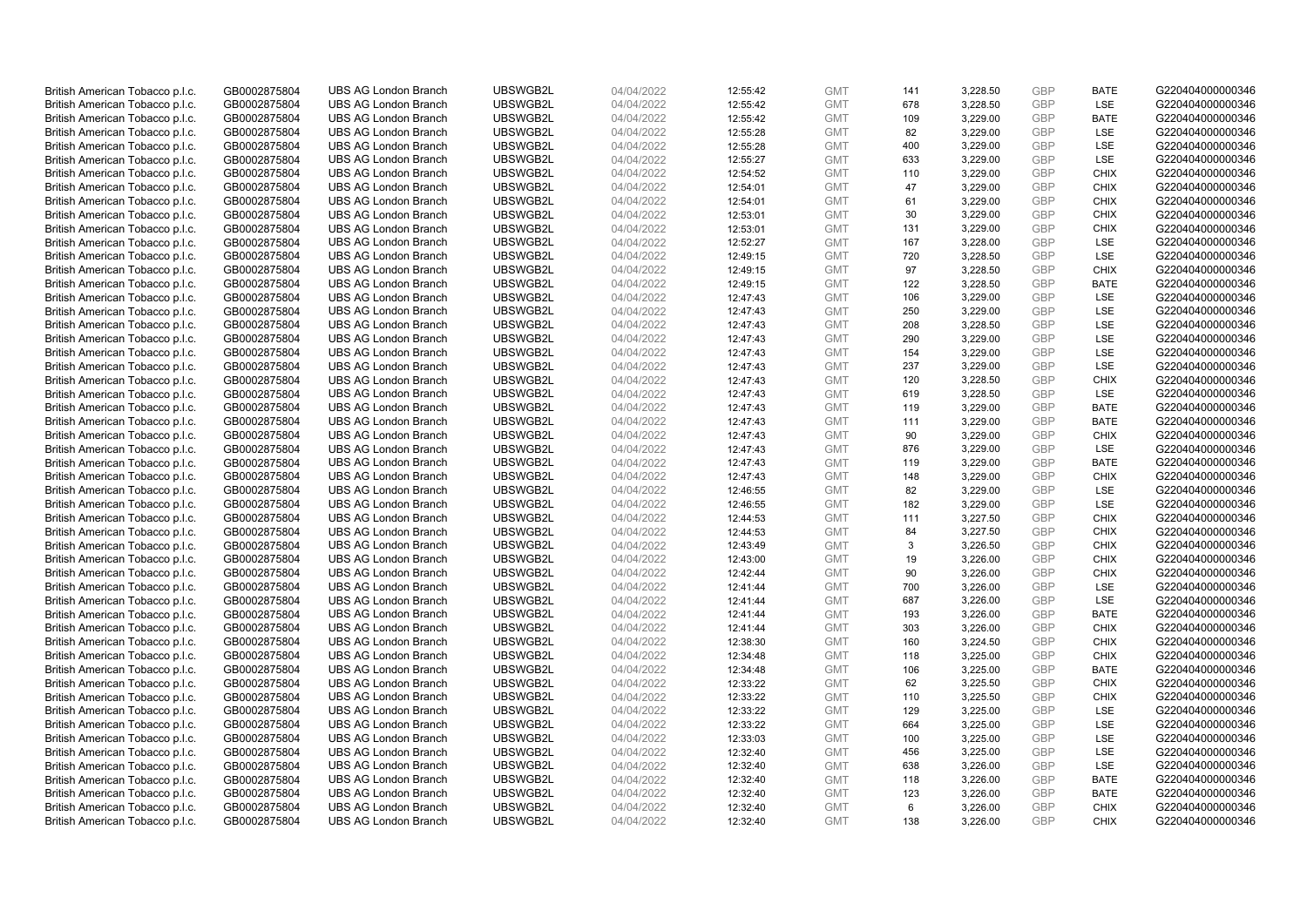| | | | | | | | | | | | |
|---|---|---|---|---|---|---|---|---|---|---|---|
| British American Tobacco p.l.c. | GB0002875804 | UBS AG London Branch | UBSWGB2L | 04/04/2022 | 12:55:42 | GMT | 141 | 3,228.50 | GBP | BATE | G220404000000346 |
| British American Tobacco p.l.c. | GB0002875804 | UBS AG London Branch | UBSWGB2L | 04/04/2022 | 12:55:42 | GMT | 678 | 3,228.50 | GBP | LSE | G220404000000346 |
| British American Tobacco p.l.c. | GB0002875804 | UBS AG London Branch | UBSWGB2L | 04/04/2022 | 12:55:42 | GMT | 109 | 3,229.00 | GBP | BATE | G220404000000346 |
| British American Tobacco p.l.c. | GB0002875804 | UBS AG London Branch | UBSWGB2L | 04/04/2022 | 12:55:28 | GMT | 82 | 3,229.00 | GBP | LSE | G220404000000346 |
| British American Tobacco p.l.c. | GB0002875804 | UBS AG London Branch | UBSWGB2L | 04/04/2022 | 12:55:28 | GMT | 400 | 3,229.00 | GBP | LSE | G220404000000346 |
| British American Tobacco p.l.c. | GB0002875804 | UBS AG London Branch | UBSWGB2L | 04/04/2022 | 12:55:27 | GMT | 633 | 3,229.00 | GBP | LSE | G220404000000346 |
| British American Tobacco p.l.c. | GB0002875804 | UBS AG London Branch | UBSWGB2L | 04/04/2022 | 12:54:52 | GMT | 110 | 3,229.00 | GBP | CHIX | G220404000000346 |
| British American Tobacco p.l.c. | GB0002875804 | UBS AG London Branch | UBSWGB2L | 04/04/2022 | 12:54:01 | GMT | 47 | 3,229.00 | GBP | CHIX | G220404000000346 |
| British American Tobacco p.l.c. | GB0002875804 | UBS AG London Branch | UBSWGB2L | 04/04/2022 | 12:54:01 | GMT | 61 | 3,229.00 | GBP | CHIX | G220404000000346 |
| British American Tobacco p.l.c. | GB0002875804 | UBS AG London Branch | UBSWGB2L | 04/04/2022 | 12:53:01 | GMT | 30 | 3,229.00 | GBP | CHIX | G220404000000346 |
| British American Tobacco p.l.c. | GB0002875804 | UBS AG London Branch | UBSWGB2L | 04/04/2022 | 12:53:01 | GMT | 131 | 3,229.00 | GBP | CHIX | G220404000000346 |
| British American Tobacco p.l.c. | GB0002875804 | UBS AG London Branch | UBSWGB2L | 04/04/2022 | 12:52:27 | GMT | 167 | 3,228.00 | GBP | LSE | G220404000000346 |
| British American Tobacco p.l.c. | GB0002875804 | UBS AG London Branch | UBSWGB2L | 04/04/2022 | 12:49:15 | GMT | 720 | 3,228.50 | GBP | LSE | G220404000000346 |
| British American Tobacco p.l.c. | GB0002875804 | UBS AG London Branch | UBSWGB2L | 04/04/2022 | 12:49:15 | GMT | 97 | 3,228.50 | GBP | CHIX | G220404000000346 |
| British American Tobacco p.l.c. | GB0002875804 | UBS AG London Branch | UBSWGB2L | 04/04/2022 | 12:49:15 | GMT | 122 | 3,228.50 | GBP | BATE | G220404000000346 |
| British American Tobacco p.l.c. | GB0002875804 | UBS AG London Branch | UBSWGB2L | 04/04/2022 | 12:47:43 | GMT | 106 | 3,229.00 | GBP | LSE | G220404000000346 |
| British American Tobacco p.l.c. | GB0002875804 | UBS AG London Branch | UBSWGB2L | 04/04/2022 | 12:47:43 | GMT | 250 | 3,229.00 | GBP | LSE | G220404000000346 |
| British American Tobacco p.l.c. | GB0002875804 | UBS AG London Branch | UBSWGB2L | 04/04/2022 | 12:47:43 | GMT | 208 | 3,228.50 | GBP | LSE | G220404000000346 |
| British American Tobacco p.l.c. | GB0002875804 | UBS AG London Branch | UBSWGB2L | 04/04/2022 | 12:47:43 | GMT | 290 | 3,229.00 | GBP | LSE | G220404000000346 |
| British American Tobacco p.l.c. | GB0002875804 | UBS AG London Branch | UBSWGB2L | 04/04/2022 | 12:47:43 | GMT | 154 | 3,229.00 | GBP | LSE | G220404000000346 |
| British American Tobacco p.l.c. | GB0002875804 | UBS AG London Branch | UBSWGB2L | 04/04/2022 | 12:47:43 | GMT | 237 | 3,229.00 | GBP | LSE | G220404000000346 |
| British American Tobacco p.l.c. | GB0002875804 | UBS AG London Branch | UBSWGB2L | 04/04/2022 | 12:47:43 | GMT | 120 | 3,228.50 | GBP | CHIX | G220404000000346 |
| British American Tobacco p.l.c. | GB0002875804 | UBS AG London Branch | UBSWGB2L | 04/04/2022 | 12:47:43 | GMT | 619 | 3,228.50 | GBP | LSE | G220404000000346 |
| British American Tobacco p.l.c. | GB0002875804 | UBS AG London Branch | UBSWGB2L | 04/04/2022 | 12:47:43 | GMT | 119 | 3,229.00 | GBP | BATE | G220404000000346 |
| British American Tobacco p.l.c. | GB0002875804 | UBS AG London Branch | UBSWGB2L | 04/04/2022 | 12:47:43 | GMT | 111 | 3,229.00 | GBP | BATE | G220404000000346 |
| British American Tobacco p.l.c. | GB0002875804 | UBS AG London Branch | UBSWGB2L | 04/04/2022 | 12:47:43 | GMT | 90 | 3,229.00 | GBP | CHIX | G220404000000346 |
| British American Tobacco p.l.c. | GB0002875804 | UBS AG London Branch | UBSWGB2L | 04/04/2022 | 12:47:43 | GMT | 876 | 3,229.00 | GBP | LSE | G220404000000346 |
| British American Tobacco p.l.c. | GB0002875804 | UBS AG London Branch | UBSWGB2L | 04/04/2022 | 12:47:43 | GMT | 119 | 3,229.00 | GBP | BATE | G220404000000346 |
| British American Tobacco p.l.c. | GB0002875804 | UBS AG London Branch | UBSWGB2L | 04/04/2022 | 12:47:43 | GMT | 148 | 3,229.00 | GBP | CHIX | G220404000000346 |
| British American Tobacco p.l.c. | GB0002875804 | UBS AG London Branch | UBSWGB2L | 04/04/2022 | 12:46:55 | GMT | 82 | 3,229.00 | GBP | LSE | G220404000000346 |
| British American Tobacco p.l.c. | GB0002875804 | UBS AG London Branch | UBSWGB2L | 04/04/2022 | 12:46:55 | GMT | 182 | 3,229.00 | GBP | LSE | G220404000000346 |
| British American Tobacco p.l.c. | GB0002875804 | UBS AG London Branch | UBSWGB2L | 04/04/2022 | 12:44:53 | GMT | 111 | 3,227.50 | GBP | CHIX | G220404000000346 |
| British American Tobacco p.l.c. | GB0002875804 | UBS AG London Branch | UBSWGB2L | 04/04/2022 | 12:44:53 | GMT | 84 | 3,227.50 | GBP | CHIX | G220404000000346 |
| British American Tobacco p.l.c. | GB0002875804 | UBS AG London Branch | UBSWGB2L | 04/04/2022 | 12:43:49 | GMT | 3 | 3,226.50 | GBP | CHIX | G220404000000346 |
| British American Tobacco p.l.c. | GB0002875804 | UBS AG London Branch | UBSWGB2L | 04/04/2022 | 12:43:00 | GMT | 19 | 3,226.00 | GBP | CHIX | G220404000000346 |
| British American Tobacco p.l.c. | GB0002875804 | UBS AG London Branch | UBSWGB2L | 04/04/2022 | 12:42:44 | GMT | 90 | 3,226.00 | GBP | CHIX | G220404000000346 |
| British American Tobacco p.l.c. | GB0002875804 | UBS AG London Branch | UBSWGB2L | 04/04/2022 | 12:41:44 | GMT | 700 | 3,226.00 | GBP | LSE | G220404000000346 |
| British American Tobacco p.l.c. | GB0002875804 | UBS AG London Branch | UBSWGB2L | 04/04/2022 | 12:41:44 | GMT | 687 | 3,226.00 | GBP | LSE | G220404000000346 |
| British American Tobacco p.l.c. | GB0002875804 | UBS AG London Branch | UBSWGB2L | 04/04/2022 | 12:41:44 | GMT | 193 | 3,226.00 | GBP | BATE | G220404000000346 |
| British American Tobacco p.l.c. | GB0002875804 | UBS AG London Branch | UBSWGB2L | 04/04/2022 | 12:41:44 | GMT | 303 | 3,226.00 | GBP | CHIX | G220404000000346 |
| British American Tobacco p.l.c. | GB0002875804 | UBS AG London Branch | UBSWGB2L | 04/04/2022 | 12:38:30 | GMT | 160 | 3,224.50 | GBP | CHIX | G220404000000346 |
| British American Tobacco p.l.c. | GB0002875804 | UBS AG London Branch | UBSWGB2L | 04/04/2022 | 12:34:48 | GMT | 118 | 3,225.00 | GBP | CHIX | G220404000000346 |
| British American Tobacco p.l.c. | GB0002875804 | UBS AG London Branch | UBSWGB2L | 04/04/2022 | 12:34:48 | GMT | 106 | 3,225.00 | GBP | BATE | G220404000000346 |
| British American Tobacco p.l.c. | GB0002875804 | UBS AG London Branch | UBSWGB2L | 04/04/2022 | 12:33:22 | GMT | 62 | 3,225.50 | GBP | CHIX | G220404000000346 |
| British American Tobacco p.l.c. | GB0002875804 | UBS AG London Branch | UBSWGB2L | 04/04/2022 | 12:33:22 | GMT | 110 | 3,225.50 | GBP | CHIX | G220404000000346 |
| British American Tobacco p.l.c. | GB0002875804 | UBS AG London Branch | UBSWGB2L | 04/04/2022 | 12:33:22 | GMT | 129 | 3,225.00 | GBP | LSE | G220404000000346 |
| British American Tobacco p.l.c. | GB0002875804 | UBS AG London Branch | UBSWGB2L | 04/04/2022 | 12:33:22 | GMT | 664 | 3,225.00 | GBP | LSE | G220404000000346 |
| British American Tobacco p.l.c. | GB0002875804 | UBS AG London Branch | UBSWGB2L | 04/04/2022 | 12:33:03 | GMT | 100 | 3,225.00 | GBP | LSE | G220404000000346 |
| British American Tobacco p.l.c. | GB0002875804 | UBS AG London Branch | UBSWGB2L | 04/04/2022 | 12:32:40 | GMT | 456 | 3,225.00 | GBP | LSE | G220404000000346 |
| British American Tobacco p.l.c. | GB0002875804 | UBS AG London Branch | UBSWGB2L | 04/04/2022 | 12:32:40 | GMT | 638 | 3,226.00 | GBP | LSE | G220404000000346 |
| British American Tobacco p.l.c. | GB0002875804 | UBS AG London Branch | UBSWGB2L | 04/04/2022 | 12:32:40 | GMT | 118 | 3,226.00 | GBP | BATE | G220404000000346 |
| British American Tobacco p.l.c. | GB0002875804 | UBS AG London Branch | UBSWGB2L | 04/04/2022 | 12:32:40 | GMT | 123 | 3,226.00 | GBP | BATE | G220404000000346 |
| British American Tobacco p.l.c. | GB0002875804 | UBS AG London Branch | UBSWGB2L | 04/04/2022 | 12:32:40 | GMT | 6 | 3,226.00 | GBP | CHIX | G220404000000346 |
| British American Tobacco p.l.c. | GB0002875804 | UBS AG London Branch | UBSWGB2L | 04/04/2022 | 12:32:40 | GMT | 138 | 3,226.00 | GBP | CHIX | G220404000000346 |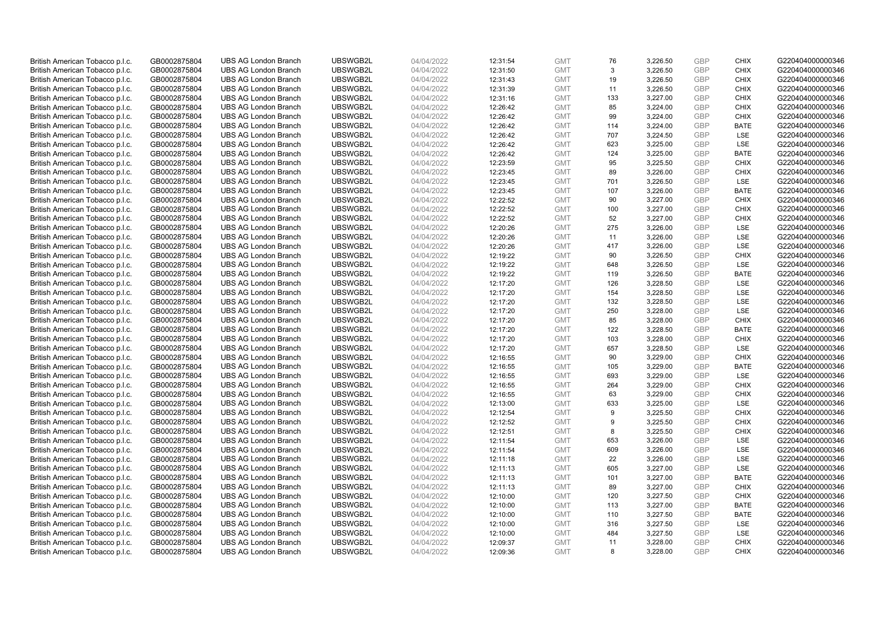| British American Tobacco p.l.c. | GB0002875804 | UBS AG London Branch | UBSWGB2L | 04/04/2022 | 12:31:54 | GMT | 76 | 3,226.50 | GBP | CHIX | G220404000000346 |
|---|---|---|---|---|---|---|---|---|---|---|---|
| British American Tobacco p.l.c. | GB0002875804 | UBS AG London Branch | UBSWGB2L | 04/04/2022 | 12:31:50 | GMT | 3 | 3,226.50 | GBP | CHIX | G220404000000346 |
| British American Tobacco p.l.c. | GB0002875804 | UBS AG London Branch | UBSWGB2L | 04/04/2022 | 12:31:43 | GMT | 19 | 3,226.50 | GBP | CHIX | G220404000000346 |
| British American Tobacco p.l.c. | GB0002875804 | UBS AG London Branch | UBSWGB2L | 04/04/2022 | 12:31:39 | GMT | 11 | 3,226.50 | GBP | CHIX | G220404000000346 |
| British American Tobacco p.l.c. | GB0002875804 | UBS AG London Branch | UBSWGB2L | 04/04/2022 | 12:31:16 | GMT | 133 | 3,227.00 | GBP | CHIX | G220404000000346 |
| British American Tobacco p.l.c. | GB0002875804 | UBS AG London Branch | UBSWGB2L | 04/04/2022 | 12:26:42 | GMT | 85 | 3,224.00 | GBP | CHIX | G220404000000346 |
| British American Tobacco p.l.c. | GB0002875804 | UBS AG London Branch | UBSWGB2L | 04/04/2022 | 12:26:42 | GMT | 99 | 3,224.00 | GBP | CHIX | G220404000000346 |
| British American Tobacco p.l.c. | GB0002875804 | UBS AG London Branch | UBSWGB2L | 04/04/2022 | 12:26:42 | GMT | 114 | 3,224.00 | GBP | BATE | G220404000000346 |
| British American Tobacco p.l.c. | GB0002875804 | UBS AG London Branch | UBSWGB2L | 04/04/2022 | 12:26:42 | GMT | 707 | 3,224.50 | GBP | LSE | G220404000000346 |
| British American Tobacco p.l.c. | GB0002875804 | UBS AG London Branch | UBSWGB2L | 04/04/2022 | 12:26:42 | GMT | 623 | 3,225.00 | GBP | LSE | G220404000000346 |
| British American Tobacco p.l.c. | GB0002875804 | UBS AG London Branch | UBSWGB2L | 04/04/2022 | 12:26:42 | GMT | 124 | 3,225.00 | GBP | BATE | G220404000000346 |
| British American Tobacco p.l.c. | GB0002875804 | UBS AG London Branch | UBSWGB2L | 04/04/2022 | 12:23:59 | GMT | 95 | 3,225.50 | GBP | CHIX | G220404000000346 |
| British American Tobacco p.l.c. | GB0002875804 | UBS AG London Branch | UBSWGB2L | 04/04/2022 | 12:23:45 | GMT | 89 | 3,226.00 | GBP | CHIX | G220404000000346 |
| British American Tobacco p.l.c. | GB0002875804 | UBS AG London Branch | UBSWGB2L | 04/04/2022 | 12:23:45 | GMT | 701 | 3,226.50 | GBP | LSE | G220404000000346 |
| British American Tobacco p.l.c. | GB0002875804 | UBS AG London Branch | UBSWGB2L | 04/04/2022 | 12:23:45 | GMT | 107 | 3,226.00 | GBP | BATE | G220404000000346 |
| British American Tobacco p.l.c. | GB0002875804 | UBS AG London Branch | UBSWGB2L | 04/04/2022 | 12:22:52 | GMT | 90 | 3,227.00 | GBP | CHIX | G220404000000346 |
| British American Tobacco p.l.c. | GB0002875804 | UBS AG London Branch | UBSWGB2L | 04/04/2022 | 12:22:52 | GMT | 100 | 3,227.00 | GBP | CHIX | G220404000000346 |
| British American Tobacco p.l.c. | GB0002875804 | UBS AG London Branch | UBSWGB2L | 04/04/2022 | 12:22:52 | GMT | 52 | 3,227.00 | GBP | CHIX | G220404000000346 |
| British American Tobacco p.l.c. | GB0002875804 | UBS AG London Branch | UBSWGB2L | 04/04/2022 | 12:20:26 | GMT | 275 | 3,226.00 | GBP | LSE | G220404000000346 |
| British American Tobacco p.l.c. | GB0002875804 | UBS AG London Branch | UBSWGB2L | 04/04/2022 | 12:20:26 | GMT | 11 | 3,226.00 | GBP | LSE | G220404000000346 |
| British American Tobacco p.l.c. | GB0002875804 | UBS AG London Branch | UBSWGB2L | 04/04/2022 | 12:20:26 | GMT | 417 | 3,226.00 | GBP | LSE | G220404000000346 |
| British American Tobacco p.l.c. | GB0002875804 | UBS AG London Branch | UBSWGB2L | 04/04/2022 | 12:19:22 | GMT | 90 | 3,226.50 | GBP | CHIX | G220404000000346 |
| British American Tobacco p.l.c. | GB0002875804 | UBS AG London Branch | UBSWGB2L | 04/04/2022 | 12:19:22 | GMT | 648 | 3,226.50 | GBP | LSE | G220404000000346 |
| British American Tobacco p.l.c. | GB0002875804 | UBS AG London Branch | UBSWGB2L | 04/04/2022 | 12:19:22 | GMT | 119 | 3,226.50 | GBP | BATE | G220404000000346 |
| British American Tobacco p.l.c. | GB0002875804 | UBS AG London Branch | UBSWGB2L | 04/04/2022 | 12:17:20 | GMT | 126 | 3,228.50 | GBP | LSE | G220404000000346 |
| British American Tobacco p.l.c. | GB0002875804 | UBS AG London Branch | UBSWGB2L | 04/04/2022 | 12:17:20 | GMT | 154 | 3,228.50 | GBP | LSE | G220404000000346 |
| British American Tobacco p.l.c. | GB0002875804 | UBS AG London Branch | UBSWGB2L | 04/04/2022 | 12:17:20 | GMT | 132 | 3,228.50 | GBP | LSE | G220404000000346 |
| British American Tobacco p.l.c. | GB0002875804 | UBS AG London Branch | UBSWGB2L | 04/04/2022 | 12:17:20 | GMT | 250 | 3,228.00 | GBP | LSE | G220404000000346 |
| British American Tobacco p.l.c. | GB0002875804 | UBS AG London Branch | UBSWGB2L | 04/04/2022 | 12:17:20 | GMT | 85 | 3,228.00 | GBP | CHIX | G220404000000346 |
| British American Tobacco p.l.c. | GB0002875804 | UBS AG London Branch | UBSWGB2L | 04/04/2022 | 12:17:20 | GMT | 122 | 3,228.50 | GBP | BATE | G220404000000346 |
| British American Tobacco p.l.c. | GB0002875804 | UBS AG London Branch | UBSWGB2L | 04/04/2022 | 12:17:20 | GMT | 103 | 3,228.00 | GBP | CHIX | G220404000000346 |
| British American Tobacco p.l.c. | GB0002875804 | UBS AG London Branch | UBSWGB2L | 04/04/2022 | 12:17:20 | GMT | 657 | 3,228.50 | GBP | LSE | G220404000000346 |
| British American Tobacco p.l.c. | GB0002875804 | UBS AG London Branch | UBSWGB2L | 04/04/2022 | 12:16:55 | GMT | 90 | 3,229.00 | GBP | CHIX | G220404000000346 |
| British American Tobacco p.l.c. | GB0002875804 | UBS AG London Branch | UBSWGB2L | 04/04/2022 | 12:16:55 | GMT | 105 | 3,229.00 | GBP | BATE | G220404000000346 |
| British American Tobacco p.l.c. | GB0002875804 | UBS AG London Branch | UBSWGB2L | 04/04/2022 | 12:16:55 | GMT | 693 | 3,229.00 | GBP | LSE | G220404000000346 |
| British American Tobacco p.l.c. | GB0002875804 | UBS AG London Branch | UBSWGB2L | 04/04/2022 | 12:16:55 | GMT | 264 | 3,229.00 | GBP | CHIX | G220404000000346 |
| British American Tobacco p.l.c. | GB0002875804 | UBS AG London Branch | UBSWGB2L | 04/04/2022 | 12:16:55 | GMT | 63 | 3,229.00 | GBP | CHIX | G220404000000346 |
| British American Tobacco p.l.c. | GB0002875804 | UBS AG London Branch | UBSWGB2L | 04/04/2022 | 12:13:00 | GMT | 633 | 3,225.00 | GBP | LSE | G220404000000346 |
| British American Tobacco p.l.c. | GB0002875804 | UBS AG London Branch | UBSWGB2L | 04/04/2022 | 12:12:54 | GMT | 9 | 3,225.50 | GBP | CHIX | G220404000000346 |
| British American Tobacco p.l.c. | GB0002875804 | UBS AG London Branch | UBSWGB2L | 04/04/2022 | 12:12:52 | GMT | 9 | 3,225.50 | GBP | CHIX | G220404000000346 |
| British American Tobacco p.l.c. | GB0002875804 | UBS AG London Branch | UBSWGB2L | 04/04/2022 | 12:12:51 | GMT | 8 | 3,225.50 | GBP | CHIX | G220404000000346 |
| British American Tobacco p.l.c. | GB0002875804 | UBS AG London Branch | UBSWGB2L | 04/04/2022 | 12:11:54 | GMT | 653 | 3,226.00 | GBP | LSE | G220404000000346 |
| British American Tobacco p.l.c. | GB0002875804 | UBS AG London Branch | UBSWGB2L | 04/04/2022 | 12:11:54 | GMT | 609 | 3,226.00 | GBP | LSE | G220404000000346 |
| British American Tobacco p.l.c. | GB0002875804 | UBS AG London Branch | UBSWGB2L | 04/04/2022 | 12:11:18 | GMT | 22 | 3,226.00 | GBP | LSE | G220404000000346 |
| British American Tobacco p.l.c. | GB0002875804 | UBS AG London Branch | UBSWGB2L | 04/04/2022 | 12:11:13 | GMT | 605 | 3,227.00 | GBP | LSE | G220404000000346 |
| British American Tobacco p.l.c. | GB0002875804 | UBS AG London Branch | UBSWGB2L | 04/04/2022 | 12:11:13 | GMT | 101 | 3,227.00 | GBP | BATE | G220404000000346 |
| British American Tobacco p.l.c. | GB0002875804 | UBS AG London Branch | UBSWGB2L | 04/04/2022 | 12:11:13 | GMT | 89 | 3,227.00 | GBP | CHIX | G220404000000346 |
| British American Tobacco p.l.c. | GB0002875804 | UBS AG London Branch | UBSWGB2L | 04/04/2022 | 12:10:00 | GMT | 120 | 3,227.50 | GBP | CHIX | G220404000000346 |
| British American Tobacco p.l.c. | GB0002875804 | UBS AG London Branch | UBSWGB2L | 04/04/2022 | 12:10:00 | GMT | 113 | 3,227.00 | GBP | BATE | G220404000000346 |
| British American Tobacco p.l.c. | GB0002875804 | UBS AG London Branch | UBSWGB2L | 04/04/2022 | 12:10:00 | GMT | 110 | 3,227.50 | GBP | BATE | G220404000000346 |
| British American Tobacco p.l.c. | GB0002875804 | UBS AG London Branch | UBSWGB2L | 04/04/2022 | 12:10:00 | GMT | 316 | 3,227.50 | GBP | LSE | G220404000000346 |
| British American Tobacco p.l.c. | GB0002875804 | UBS AG London Branch | UBSWGB2L | 04/04/2022 | 12:10:00 | GMT | 484 | 3,227.50 | GBP | LSE | G220404000000346 |
| British American Tobacco p.l.c. | GB0002875804 | UBS AG London Branch | UBSWGB2L | 04/04/2022 | 12:09:37 | GMT | 11 | 3,228.00 | GBP | CHIX | G220404000000346 |
| British American Tobacco p.l.c. | GB0002875804 | UBS AG London Branch | UBSWGB2L | 04/04/2022 | 12:09:36 | GMT | 8 | 3,228.00 | GBP | CHIX | G220404000000346 |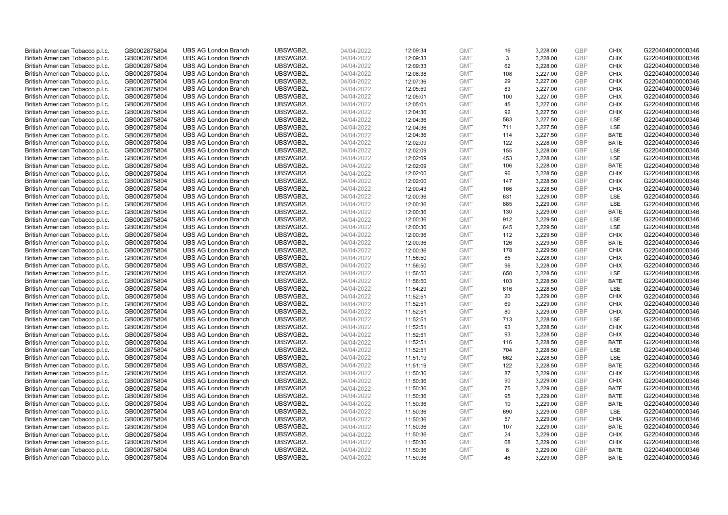| | | | | | | | | | | | |
|---|---|---|---|---|---|---|---|---|---|---|---|
| British American Tobacco p.l.c. | GB0002875804 | UBS AG London Branch | UBSWGB2L | 04/04/2022 | 12:09:34 | GMT | 16 | 3,228.00 | GBP | CHIX | G220404000000346 |
| British American Tobacco p.l.c. | GB0002875804 | UBS AG London Branch | UBSWGB2L | 04/04/2022 | 12:09:33 | GMT | 3 | 3,228.00 | GBP | CHIX | G220404000000346 |
| British American Tobacco p.l.c. | GB0002875804 | UBS AG London Branch | UBSWGB2L | 04/04/2022 | 12:09:33 | GMT | 62 | 3,228.00 | GBP | CHIX | G220404000000346 |
| British American Tobacco p.l.c. | GB0002875804 | UBS AG London Branch | UBSWGB2L | 04/04/2022 | 12:08:38 | GMT | 108 | 3,227.00 | GBP | CHIX | G220404000000346 |
| British American Tobacco p.l.c. | GB0002875804 | UBS AG London Branch | UBSWGB2L | 04/04/2022 | 12:07:36 | GMT | 29 | 3,227.00 | GBP | CHIX | G220404000000346 |
| British American Tobacco p.l.c. | GB0002875804 | UBS AG London Branch | UBSWGB2L | 04/04/2022 | 12:05:59 | GMT | 83 | 3,227.00 | GBP | CHIX | G220404000000346 |
| British American Tobacco p.l.c. | GB0002875804 | UBS AG London Branch | UBSWGB2L | 04/04/2022 | 12:05:01 | GMT | 100 | 3,227.00 | GBP | CHIX | G220404000000346 |
| British American Tobacco p.l.c. | GB0002875804 | UBS AG London Branch | UBSWGB2L | 04/04/2022 | 12:05:01 | GMT | 45 | 3,227.00 | GBP | CHIX | G220404000000346 |
| British American Tobacco p.l.c. | GB0002875804 | UBS AG London Branch | UBSWGB2L | 04/04/2022 | 12:04:36 | GMT | 92 | 3,227.50 | GBP | CHIX | G220404000000346 |
| British American Tobacco p.l.c. | GB0002875804 | UBS AG London Branch | UBSWGB2L | 04/04/2022 | 12:04:36 | GMT | 583 | 3,227.50 | GBP | LSE | G220404000000346 |
| British American Tobacco p.l.c. | GB0002875804 | UBS AG London Branch | UBSWGB2L | 04/04/2022 | 12:04:36 | GMT | 711 | 3,227.50 | GBP | LSE | G220404000000346 |
| British American Tobacco p.l.c. | GB0002875804 | UBS AG London Branch | UBSWGB2L | 04/04/2022 | 12:04:36 | GMT | 114 | 3,227.50 | GBP | BATE | G220404000000346 |
| British American Tobacco p.l.c. | GB0002875804 | UBS AG London Branch | UBSWGB2L | 04/04/2022 | 12:02:09 | GMT | 122 | 3,228.00 | GBP | BATE | G220404000000346 |
| British American Tobacco p.l.c. | GB0002875804 | UBS AG London Branch | UBSWGB2L | 04/04/2022 | 12:02:09 | GMT | 155 | 3,228.00 | GBP | LSE | G220404000000346 |
| British American Tobacco p.l.c. | GB0002875804 | UBS AG London Branch | UBSWGB2L | 04/04/2022 | 12:02:09 | GMT | 453 | 3,228.00 | GBP | LSE | G220404000000346 |
| British American Tobacco p.l.c. | GB0002875804 | UBS AG London Branch | UBSWGB2L | 04/04/2022 | 12:02:09 | GMT | 106 | 3,228.00 | GBP | BATE | G220404000000346 |
| British American Tobacco p.l.c. | GB0002875804 | UBS AG London Branch | UBSWGB2L | 04/04/2022 | 12:02:00 | GMT | 96 | 3,228.50 | GBP | CHIX | G220404000000346 |
| British American Tobacco p.l.c. | GB0002875804 | UBS AG London Branch | UBSWGB2L | 04/04/2022 | 12:02:00 | GMT | 147 | 3,228.50 | GBP | CHIX | G220404000000346 |
| British American Tobacco p.l.c. | GB0002875804 | UBS AG London Branch | UBSWGB2L | 04/04/2022 | 12:00:43 | GMT | 166 | 3,228.50 | GBP | CHIX | G220404000000346 |
| British American Tobacco p.l.c. | GB0002875804 | UBS AG London Branch | UBSWGB2L | 04/04/2022 | 12:00:36 | GMT | 631 | 3,229.00 | GBP | LSE | G220404000000346 |
| British American Tobacco p.l.c. | GB0002875804 | UBS AG London Branch | UBSWGB2L | 04/04/2022 | 12:00:36 | GMT | 885 | 3,229.00 | GBP | LSE | G220404000000346 |
| British American Tobacco p.l.c. | GB0002875804 | UBS AG London Branch | UBSWGB2L | 04/04/2022 | 12:00:36 | GMT | 130 | 3,229.00 | GBP | BATE | G220404000000346 |
| British American Tobacco p.l.c. | GB0002875804 | UBS AG London Branch | UBSWGB2L | 04/04/2022 | 12:00:36 | GMT | 912 | 3,229.50 | GBP | LSE | G220404000000346 |
| British American Tobacco p.l.c. | GB0002875804 | UBS AG London Branch | UBSWGB2L | 04/04/2022 | 12:00:36 | GMT | 645 | 3,229.50 | GBP | LSE | G220404000000346 |
| British American Tobacco p.l.c. | GB0002875804 | UBS AG London Branch | UBSWGB2L | 04/04/2022 | 12:00:36 | GMT | 112 | 3,229.50 | GBP | CHIX | G220404000000346 |
| British American Tobacco p.l.c. | GB0002875804 | UBS AG London Branch | UBSWGB2L | 04/04/2022 | 12:00:36 | GMT | 126 | 3,229.50 | GBP | BATE | G220404000000346 |
| British American Tobacco p.l.c. | GB0002875804 | UBS AG London Branch | UBSWGB2L | 04/04/2022 | 12:00:36 | GMT | 178 | 3,229.50 | GBP | CHIX | G220404000000346 |
| British American Tobacco p.l.c. | GB0002875804 | UBS AG London Branch | UBSWGB2L | 04/04/2022 | 11:56:50 | GMT | 85 | 3,228.00 | GBP | CHIX | G220404000000346 |
| British American Tobacco p.l.c. | GB0002875804 | UBS AG London Branch | UBSWGB2L | 04/04/2022 | 11:56:50 | GMT | 96 | 3,228.00 | GBP | CHIX | G220404000000346 |
| British American Tobacco p.l.c. | GB0002875804 | UBS AG London Branch | UBSWGB2L | 04/04/2022 | 11:56:50 | GMT | 650 | 3,228.50 | GBP | LSE | G220404000000346 |
| British American Tobacco p.l.c. | GB0002875804 | UBS AG London Branch | UBSWGB2L | 04/04/2022 | 11:56:50 | GMT | 103 | 3,228.50 | GBP | BATE | G220404000000346 |
| British American Tobacco p.l.c. | GB0002875804 | UBS AG London Branch | UBSWGB2L | 04/04/2022 | 11:54:29 | GMT | 616 | 3,228.50 | GBP | LSE | G220404000000346 |
| British American Tobacco p.l.c. | GB0002875804 | UBS AG London Branch | UBSWGB2L | 04/04/2022 | 11:52:51 | GMT | 20 | 3,229.00 | GBP | CHIX | G220404000000346 |
| British American Tobacco p.l.c. | GB0002875804 | UBS AG London Branch | UBSWGB2L | 04/04/2022 | 11:52:51 | GMT | 69 | 3,229.00 | GBP | CHIX | G220404000000346 |
| British American Tobacco p.l.c. | GB0002875804 | UBS AG London Branch | UBSWGB2L | 04/04/2022 | 11:52:51 | GMT | 80 | 3,229.00 | GBP | CHIX | G220404000000346 |
| British American Tobacco p.l.c. | GB0002875804 | UBS AG London Branch | UBSWGB2L | 04/04/2022 | 11:52:51 | GMT | 713 | 3,228.50 | GBP | LSE | G220404000000346 |
| British American Tobacco p.l.c. | GB0002875804 | UBS AG London Branch | UBSWGB2L | 04/04/2022 | 11:52:51 | GMT | 93 | 3,228.50 | GBP | CHIX | G220404000000346 |
| British American Tobacco p.l.c. | GB0002875804 | UBS AG London Branch | UBSWGB2L | 04/04/2022 | 11:52:51 | GMT | 93 | 3,228.50 | GBP | CHIX | G220404000000346 |
| British American Tobacco p.l.c. | GB0002875804 | UBS AG London Branch | UBSWGB2L | 04/04/2022 | 11:52:51 | GMT | 116 | 3,228.50 | GBP | BATE | G220404000000346 |
| British American Tobacco p.l.c. | GB0002875804 | UBS AG London Branch | UBSWGB2L | 04/04/2022 | 11:52:51 | GMT | 704 | 3,228.50 | GBP | LSE | G220404000000346 |
| British American Tobacco p.l.c. | GB0002875804 | UBS AG London Branch | UBSWGB2L | 04/04/2022 | 11:51:19 | GMT | 662 | 3,228.50 | GBP | LSE | G220404000000346 |
| British American Tobacco p.l.c. | GB0002875804 | UBS AG London Branch | UBSWGB2L | 04/04/2022 | 11:51:19 | GMT | 122 | 3,228.50 | GBP | BATE | G220404000000346 |
| British American Tobacco p.l.c. | GB0002875804 | UBS AG London Branch | UBSWGB2L | 04/04/2022 | 11:50:36 | GMT | 87 | 3,229.00 | GBP | CHIX | G220404000000346 |
| British American Tobacco p.l.c. | GB0002875804 | UBS AG London Branch | UBSWGB2L | 04/04/2022 | 11:50:36 | GMT | 90 | 3,229.00 | GBP | CHIX | G220404000000346 |
| British American Tobacco p.l.c. | GB0002875804 | UBS AG London Branch | UBSWGB2L | 04/04/2022 | 11:50:36 | GMT | 75 | 3,229.00 | GBP | BATE | G220404000000346 |
| British American Tobacco p.l.c. | GB0002875804 | UBS AG London Branch | UBSWGB2L | 04/04/2022 | 11:50:36 | GMT | 95 | 3,229.00 | GBP | BATE | G220404000000346 |
| British American Tobacco p.l.c. | GB0002875804 | UBS AG London Branch | UBSWGB2L | 04/04/2022 | 11:50:36 | GMT | 10 | 3,229.00 | GBP | BATE | G220404000000346 |
| British American Tobacco p.l.c. | GB0002875804 | UBS AG London Branch | UBSWGB2L | 04/04/2022 | 11:50:36 | GMT | 690 | 3,229.00 | GBP | LSE | G220404000000346 |
| British American Tobacco p.l.c. | GB0002875804 | UBS AG London Branch | UBSWGB2L | 04/04/2022 | 11:50:36 | GMT | 57 | 3,229.00 | GBP | CHIX | G220404000000346 |
| British American Tobacco p.l.c. | GB0002875804 | UBS AG London Branch | UBSWGB2L | 04/04/2022 | 11:50:36 | GMT | 107 | 3,229.00 | GBP | BATE | G220404000000346 |
| British American Tobacco p.l.c. | GB0002875804 | UBS AG London Branch | UBSWGB2L | 04/04/2022 | 11:50:36 | GMT | 24 | 3,229.00 | GBP | CHIX | G220404000000346 |
| British American Tobacco p.l.c. | GB0002875804 | UBS AG London Branch | UBSWGB2L | 04/04/2022 | 11:50:36 | GMT | 68 | 3,229.00 | GBP | CHIX | G220404000000346 |
| British American Tobacco p.l.c. | GB0002875804 | UBS AG London Branch | UBSWGB2L | 04/04/2022 | 11:50:36 | GMT | 8 | 3,229.00 | GBP | BATE | G220404000000346 |
| British American Tobacco p.l.c. | GB0002875804 | UBS AG London Branch | UBSWGB2L | 04/04/2022 | 11:50:36 | GMT | 46 | 3,229.00 | GBP | BATE | G220404000000346 |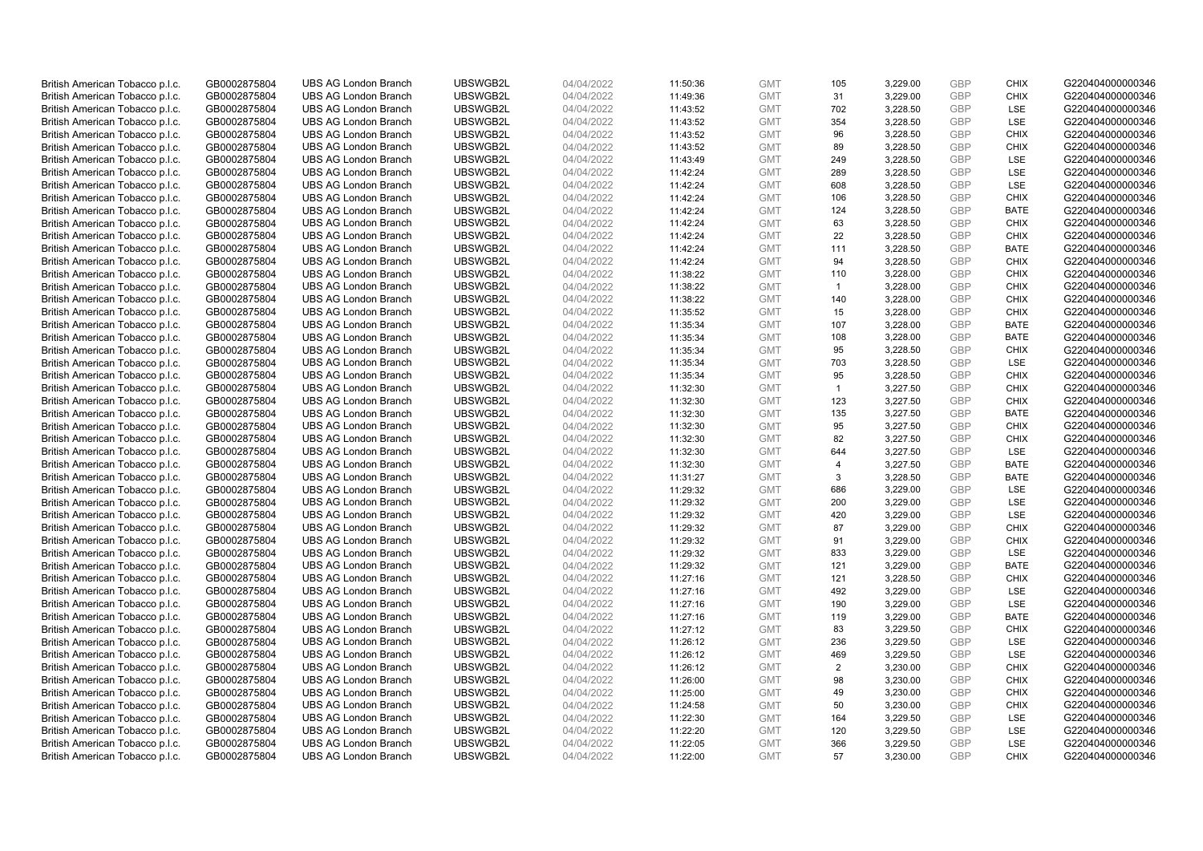| British American Tobacco p.l.c. | GB0002875804 | UBS AG London Branch | UBSWGB2L | 04/04/2022 | 11:50:36 | GMT | 105 | 3,229.00 | GBP | CHIX | G220404000000346 |
|---|---|---|---|---|---|---|---|---|---|---|---|
| British American Tobacco p.l.c. | GB0002875804 | UBS AG London Branch | UBSWGB2L | 04/04/2022 | 11:49:36 | GMT | 31 | 3,229.00 | GBP | CHIX | G220404000000346 |
| British American Tobacco p.l.c. | GB0002875804 | UBS AG London Branch | UBSWGB2L | 04/04/2022 | 11:43:52 | GMT | 702 | 3,228.50 | GBP | LSE | G220404000000346 |
| British American Tobacco p.l.c. | GB0002875804 | UBS AG London Branch | UBSWGB2L | 04/04/2022 | 11:43:52 | GMT | 354 | 3,228.50 | GBP | LSE | G220404000000346 |
| British American Tobacco p.l.c. | GB0002875804 | UBS AG London Branch | UBSWGB2L | 04/04/2022 | 11:43:52 | GMT | 96 | 3,228.50 | GBP | CHIX | G220404000000346 |
| British American Tobacco p.l.c. | GB0002875804 | UBS AG London Branch | UBSWGB2L | 04/04/2022 | 11:43:52 | GMT | 89 | 3,228.50 | GBP | CHIX | G220404000000346 |
| British American Tobacco p.l.c. | GB0002875804 | UBS AG London Branch | UBSWGB2L | 04/04/2022 | 11:43:49 | GMT | 249 | 3,228.50 | GBP | LSE | G220404000000346 |
| British American Tobacco p.l.c. | GB0002875804 | UBS AG London Branch | UBSWGB2L | 04/04/2022 | 11:42:24 | GMT | 289 | 3,228.50 | GBP | LSE | G220404000000346 |
| British American Tobacco p.l.c. | GB0002875804 | UBS AG London Branch | UBSWGB2L | 04/04/2022 | 11:42:24 | GMT | 608 | 3,228.50 | GBP | LSE | G220404000000346 |
| British American Tobacco p.l.c. | GB0002875804 | UBS AG London Branch | UBSWGB2L | 04/04/2022 | 11:42:24 | GMT | 106 | 3,228.50 | GBP | CHIX | G220404000000346 |
| British American Tobacco p.l.c. | GB0002875804 | UBS AG London Branch | UBSWGB2L | 04/04/2022 | 11:42:24 | GMT | 124 | 3,228.50 | GBP | BATE | G220404000000346 |
| British American Tobacco p.l.c. | GB0002875804 | UBS AG London Branch | UBSWGB2L | 04/04/2022 | 11:42:24 | GMT | 63 | 3,228.50 | GBP | CHIX | G220404000000346 |
| British American Tobacco p.l.c. | GB0002875804 | UBS AG London Branch | UBSWGB2L | 04/04/2022 | 11:42:24 | GMT | 22 | 3,228.50 | GBP | CHIX | G220404000000346 |
| British American Tobacco p.l.c. | GB0002875804 | UBS AG London Branch | UBSWGB2L | 04/04/2022 | 11:42:24 | GMT | 111 | 3,228.50 | GBP | BATE | G220404000000346 |
| British American Tobacco p.l.c. | GB0002875804 | UBS AG London Branch | UBSWGB2L | 04/04/2022 | 11:42:24 | GMT | 94 | 3,228.50 | GBP | CHIX | G220404000000346 |
| British American Tobacco p.l.c. | GB0002875804 | UBS AG London Branch | UBSWGB2L | 04/04/2022 | 11:38:22 | GMT | 110 | 3,228.00 | GBP | CHIX | G220404000000346 |
| British American Tobacco p.l.c. | GB0002875804 | UBS AG London Branch | UBSWGB2L | 04/04/2022 | 11:38:22 | GMT | 1 | 3,228.00 | GBP | CHIX | G220404000000346 |
| British American Tobacco p.l.c. | GB0002875804 | UBS AG London Branch | UBSWGB2L | 04/04/2022 | 11:38:22 | GMT | 140 | 3,228.00 | GBP | CHIX | G220404000000346 |
| British American Tobacco p.l.c. | GB0002875804 | UBS AG London Branch | UBSWGB2L | 04/04/2022 | 11:35:52 | GMT | 15 | 3,228.00 | GBP | CHIX | G220404000000346 |
| British American Tobacco p.l.c. | GB0002875804 | UBS AG London Branch | UBSWGB2L | 04/04/2022 | 11:35:34 | GMT | 107 | 3,228.00 | GBP | BATE | G220404000000346 |
| British American Tobacco p.l.c. | GB0002875804 | UBS AG London Branch | UBSWGB2L | 04/04/2022 | 11:35:34 | GMT | 108 | 3,228.00 | GBP | BATE | G220404000000346 |
| British American Tobacco p.l.c. | GB0002875804 | UBS AG London Branch | UBSWGB2L | 04/04/2022 | 11:35:34 | GMT | 95 | 3,228.50 | GBP | CHIX | G220404000000346 |
| British American Tobacco p.l.c. | GB0002875804 | UBS AG London Branch | UBSWGB2L | 04/04/2022 | 11:35:34 | GMT | 703 | 3,228.50 | GBP | LSE | G220404000000346 |
| British American Tobacco p.l.c. | GB0002875804 | UBS AG London Branch | UBSWGB2L | 04/04/2022 | 11:35:34 | GMT | 95 | 3,228.50 | GBP | CHIX | G220404000000346 |
| British American Tobacco p.l.c. | GB0002875804 | UBS AG London Branch | UBSWGB2L | 04/04/2022 | 11:32:30 | GMT | 1 | 3,227.50 | GBP | CHIX | G220404000000346 |
| British American Tobacco p.l.c. | GB0002875804 | UBS AG London Branch | UBSWGB2L | 04/04/2022 | 11:32:30 | GMT | 123 | 3,227.50 | GBP | CHIX | G220404000000346 |
| British American Tobacco p.l.c. | GB0002875804 | UBS AG London Branch | UBSWGB2L | 04/04/2022 | 11:32:30 | GMT | 135 | 3,227.50 | GBP | BATE | G220404000000346 |
| British American Tobacco p.l.c. | GB0002875804 | UBS AG London Branch | UBSWGB2L | 04/04/2022 | 11:32:30 | GMT | 95 | 3,227.50 | GBP | CHIX | G220404000000346 |
| British American Tobacco p.l.c. | GB0002875804 | UBS AG London Branch | UBSWGB2L | 04/04/2022 | 11:32:30 | GMT | 82 | 3,227.50 | GBP | CHIX | G220404000000346 |
| British American Tobacco p.l.c. | GB0002875804 | UBS AG London Branch | UBSWGB2L | 04/04/2022 | 11:32:30 | GMT | 644 | 3,227.50 | GBP | LSE | G220404000000346 |
| British American Tobacco p.l.c. | GB0002875804 | UBS AG London Branch | UBSWGB2L | 04/04/2022 | 11:32:30 | GMT | 4 | 3,227.50 | GBP | BATE | G220404000000346 |
| British American Tobacco p.l.c. | GB0002875804 | UBS AG London Branch | UBSWGB2L | 04/04/2022 | 11:31:27 | GMT | 3 | 3,228.50 | GBP | BATE | G220404000000346 |
| British American Tobacco p.l.c. | GB0002875804 | UBS AG London Branch | UBSWGB2L | 04/04/2022 | 11:29:32 | GMT | 686 | 3,229.00 | GBP | LSE | G220404000000346 |
| British American Tobacco p.l.c. | GB0002875804 | UBS AG London Branch | UBSWGB2L | 04/04/2022 | 11:29:32 | GMT | 200 | 3,229.00 | GBP | LSE | G220404000000346 |
| British American Tobacco p.l.c. | GB0002875804 | UBS AG London Branch | UBSWGB2L | 04/04/2022 | 11:29:32 | GMT | 420 | 3,229.00 | GBP | LSE | G220404000000346 |
| British American Tobacco p.l.c. | GB0002875804 | UBS AG London Branch | UBSWGB2L | 04/04/2022 | 11:29:32 | GMT | 87 | 3,229.00 | GBP | CHIX | G220404000000346 |
| British American Tobacco p.l.c. | GB0002875804 | UBS AG London Branch | UBSWGB2L | 04/04/2022 | 11:29:32 | GMT | 91 | 3,229.00 | GBP | CHIX | G220404000000346 |
| British American Tobacco p.l.c. | GB0002875804 | UBS AG London Branch | UBSWGB2L | 04/04/2022 | 11:29:32 | GMT | 833 | 3,229.00 | GBP | LSE | G220404000000346 |
| British American Tobacco p.l.c. | GB0002875804 | UBS AG London Branch | UBSWGB2L | 04/04/2022 | 11:29:32 | GMT | 121 | 3,229.00 | GBP | BATE | G220404000000346 |
| British American Tobacco p.l.c. | GB0002875804 | UBS AG London Branch | UBSWGB2L | 04/04/2022 | 11:27:16 | GMT | 121 | 3,228.50 | GBP | CHIX | G220404000000346 |
| British American Tobacco p.l.c. | GB0002875804 | UBS AG London Branch | UBSWGB2L | 04/04/2022 | 11:27:16 | GMT | 492 | 3,229.00 | GBP | LSE | G220404000000346 |
| British American Tobacco p.l.c. | GB0002875804 | UBS AG London Branch | UBSWGB2L | 04/04/2022 | 11:27:16 | GMT | 190 | 3,229.00 | GBP | LSE | G220404000000346 |
| British American Tobacco p.l.c. | GB0002875804 | UBS AG London Branch | UBSWGB2L | 04/04/2022 | 11:27:16 | GMT | 119 | 3,229.00 | GBP | BATE | G220404000000346 |
| British American Tobacco p.l.c. | GB0002875804 | UBS AG London Branch | UBSWGB2L | 04/04/2022 | 11:27:12 | GMT | 83 | 3,229.50 | GBP | CHIX | G220404000000346 |
| British American Tobacco p.l.c. | GB0002875804 | UBS AG London Branch | UBSWGB2L | 04/04/2022 | 11:26:12 | GMT | 236 | 3,229.50 | GBP | LSE | G220404000000346 |
| British American Tobacco p.l.c. | GB0002875804 | UBS AG London Branch | UBSWGB2L | 04/04/2022 | 11:26:12 | GMT | 469 | 3,229.50 | GBP | LSE | G220404000000346 |
| British American Tobacco p.l.c. | GB0002875804 | UBS AG London Branch | UBSWGB2L | 04/04/2022 | 11:26:12 | GMT | 2 | 3,230.00 | GBP | CHIX | G220404000000346 |
| British American Tobacco p.l.c. | GB0002875804 | UBS AG London Branch | UBSWGB2L | 04/04/2022 | 11:26:00 | GMT | 98 | 3,230.00 | GBP | CHIX | G220404000000346 |
| British American Tobacco p.l.c. | GB0002875804 | UBS AG London Branch | UBSWGB2L | 04/04/2022 | 11:25:00 | GMT | 49 | 3,230.00 | GBP | CHIX | G220404000000346 |
| British American Tobacco p.l.c. | GB0002875804 | UBS AG London Branch | UBSWGB2L | 04/04/2022 | 11:24:58 | GMT | 50 | 3,230.00 | GBP | CHIX | G220404000000346 |
| British American Tobacco p.l.c. | GB0002875804 | UBS AG London Branch | UBSWGB2L | 04/04/2022 | 11:22:30 | GMT | 164 | 3,229.50 | GBP | LSE | G220404000000346 |
| British American Tobacco p.l.c. | GB0002875804 | UBS AG London Branch | UBSWGB2L | 04/04/2022 | 11:22:20 | GMT | 120 | 3,229.50 | GBP | LSE | G220404000000346 |
| British American Tobacco p.l.c. | GB0002875804 | UBS AG London Branch | UBSWGB2L | 04/04/2022 | 11:22:05 | GMT | 366 | 3,229.50 | GBP | LSE | G220404000000346 |
| British American Tobacco p.l.c. | GB0002875804 | UBS AG London Branch | UBSWGB2L | 04/04/2022 | 11:22:00 | GMT | 57 | 3,230.00 | GBP | CHIX | G220404000000346 |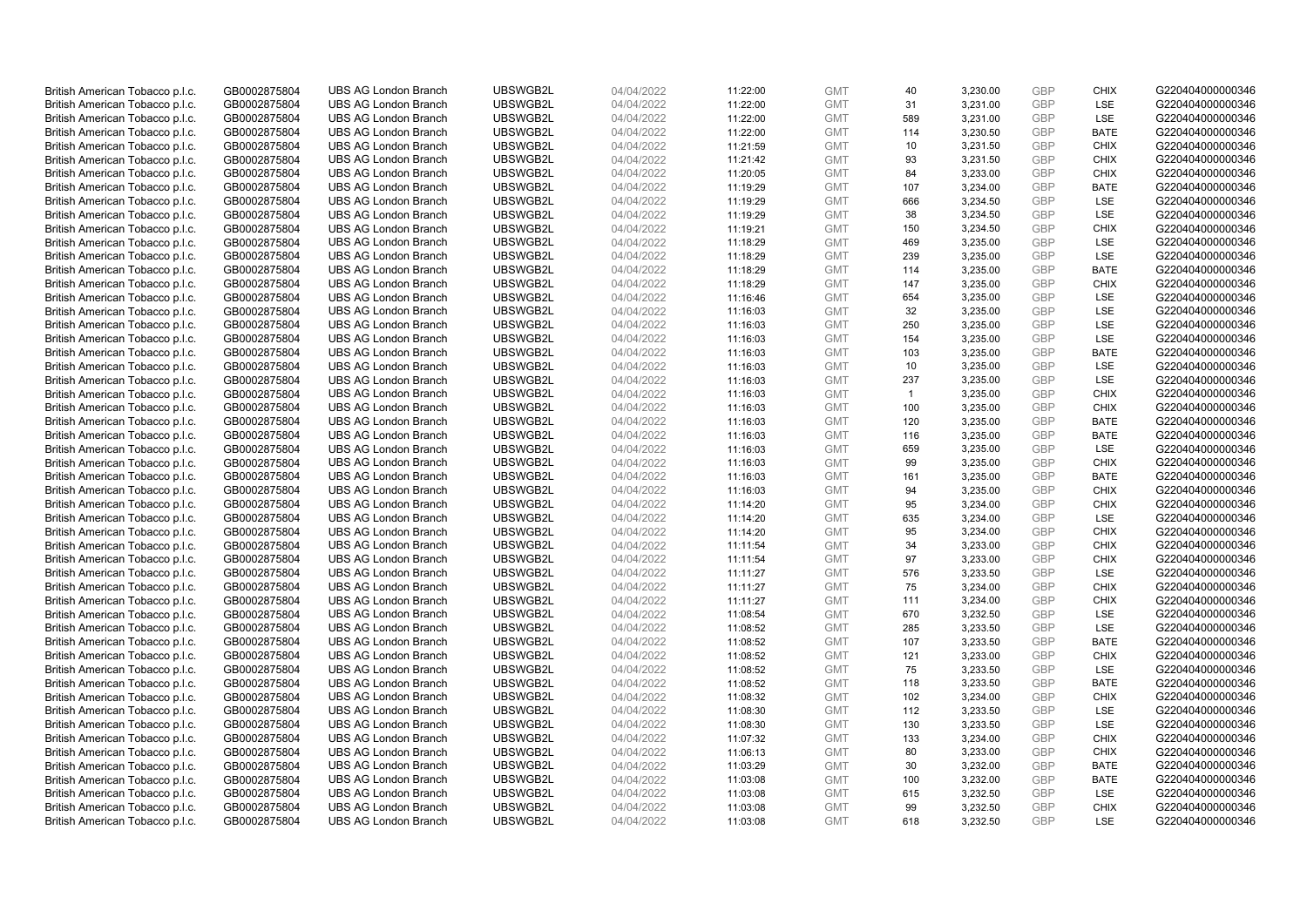| | | | | | | | | | | | |
|---|---|---|---|---|---|---|---|---|---|---|---|
| British American Tobacco p.l.c. | GB0002875804 | UBS AG London Branch | UBSWGB2L | 04/04/2022 | 11:22:00 | GMT | 40 | 3,230.00 | GBP | CHIX | G220404000000346 |
| British American Tobacco p.l.c. | GB0002875804 | UBS AG London Branch | UBSWGB2L | 04/04/2022 | 11:22:00 | GMT | 31 | 3,231.00 | GBP | LSE | G220404000000346 |
| British American Tobacco p.l.c. | GB0002875804 | UBS AG London Branch | UBSWGB2L | 04/04/2022 | 11:22:00 | GMT | 589 | 3,231.00 | GBP | LSE | G220404000000346 |
| British American Tobacco p.l.c. | GB0002875804 | UBS AG London Branch | UBSWGB2L | 04/04/2022 | 11:22:00 | GMT | 114 | 3,230.50 | GBP | BATE | G220404000000346 |
| British American Tobacco p.l.c. | GB0002875804 | UBS AG London Branch | UBSWGB2L | 04/04/2022 | 11:21:59 | GMT | 10 | 3,231.50 | GBP | CHIX | G220404000000346 |
| British American Tobacco p.l.c. | GB0002875804 | UBS AG London Branch | UBSWGB2L | 04/04/2022 | 11:21:42 | GMT | 93 | 3,231.50 | GBP | CHIX | G220404000000346 |
| British American Tobacco p.l.c. | GB0002875804 | UBS AG London Branch | UBSWGB2L | 04/04/2022 | 11:20:05 | GMT | 84 | 3,233.00 | GBP | CHIX | G220404000000346 |
| British American Tobacco p.l.c. | GB0002875804 | UBS AG London Branch | UBSWGB2L | 04/04/2022 | 11:19:29 | GMT | 107 | 3,234.00 | GBP | BATE | G220404000000346 |
| British American Tobacco p.l.c. | GB0002875804 | UBS AG London Branch | UBSWGB2L | 04/04/2022 | 11:19:29 | GMT | 666 | 3,234.50 | GBP | LSE | G220404000000346 |
| British American Tobacco p.l.c. | GB0002875804 | UBS AG London Branch | UBSWGB2L | 04/04/2022 | 11:19:29 | GMT | 38 | 3,234.50 | GBP | LSE | G220404000000346 |
| British American Tobacco p.l.c. | GB0002875804 | UBS AG London Branch | UBSWGB2L | 04/04/2022 | 11:19:21 | GMT | 150 | 3,234.50 | GBP | CHIX | G220404000000346 |
| British American Tobacco p.l.c. | GB0002875804 | UBS AG London Branch | UBSWGB2L | 04/04/2022 | 11:18:29 | GMT | 469 | 3,235.00 | GBP | LSE | G220404000000346 |
| British American Tobacco p.l.c. | GB0002875804 | UBS AG London Branch | UBSWGB2L | 04/04/2022 | 11:18:29 | GMT | 239 | 3,235.00 | GBP | LSE | G220404000000346 |
| British American Tobacco p.l.c. | GB0002875804 | UBS AG London Branch | UBSWGB2L | 04/04/2022 | 11:18:29 | GMT | 114 | 3,235.00 | GBP | BATE | G220404000000346 |
| British American Tobacco p.l.c. | GB0002875804 | UBS AG London Branch | UBSWGB2L | 04/04/2022 | 11:18:29 | GMT | 147 | 3,235.00 | GBP | CHIX | G220404000000346 |
| British American Tobacco p.l.c. | GB0002875804 | UBS AG London Branch | UBSWGB2L | 04/04/2022 | 11:16:46 | GMT | 654 | 3,235.00 | GBP | LSE | G220404000000346 |
| British American Tobacco p.l.c. | GB0002875804 | UBS AG London Branch | UBSWGB2L | 04/04/2022 | 11:16:03 | GMT | 32 | 3,235.00 | GBP | LSE | G220404000000346 |
| British American Tobacco p.l.c. | GB0002875804 | UBS AG London Branch | UBSWGB2L | 04/04/2022 | 11:16:03 | GMT | 250 | 3,235.00 | GBP | LSE | G220404000000346 |
| British American Tobacco p.l.c. | GB0002875804 | UBS AG London Branch | UBSWGB2L | 04/04/2022 | 11:16:03 | GMT | 154 | 3,235.00 | GBP | LSE | G220404000000346 |
| British American Tobacco p.l.c. | GB0002875804 | UBS AG London Branch | UBSWGB2L | 04/04/2022 | 11:16:03 | GMT | 103 | 3,235.00 | GBP | BATE | G220404000000346 |
| British American Tobacco p.l.c. | GB0002875804 | UBS AG London Branch | UBSWGB2L | 04/04/2022 | 11:16:03 | GMT | 10 | 3,235.00 | GBP | LSE | G220404000000346 |
| British American Tobacco p.l.c. | GB0002875804 | UBS AG London Branch | UBSWGB2L | 04/04/2022 | 11:16:03 | GMT | 237 | 3,235.00 | GBP | LSE | G220404000000346 |
| British American Tobacco p.l.c. | GB0002875804 | UBS AG London Branch | UBSWGB2L | 04/04/2022 | 11:16:03 | GMT | 1 | 3,235.00 | GBP | CHIX | G220404000000346 |
| British American Tobacco p.l.c. | GB0002875804 | UBS AG London Branch | UBSWGB2L | 04/04/2022 | 11:16:03 | GMT | 100 | 3,235.00 | GBP | CHIX | G220404000000346 |
| British American Tobacco p.l.c. | GB0002875804 | UBS AG London Branch | UBSWGB2L | 04/04/2022 | 11:16:03 | GMT | 120 | 3,235.00 | GBP | BATE | G220404000000346 |
| British American Tobacco p.l.c. | GB0002875804 | UBS AG London Branch | UBSWGB2L | 04/04/2022 | 11:16:03 | GMT | 116 | 3,235.00 | GBP | BATE | G220404000000346 |
| British American Tobacco p.l.c. | GB0002875804 | UBS AG London Branch | UBSWGB2L | 04/04/2022 | 11:16:03 | GMT | 659 | 3,235.00 | GBP | LSE | G220404000000346 |
| British American Tobacco p.l.c. | GB0002875804 | UBS AG London Branch | UBSWGB2L | 04/04/2022 | 11:16:03 | GMT | 99 | 3,235.00 | GBP | CHIX | G220404000000346 |
| British American Tobacco p.l.c. | GB0002875804 | UBS AG London Branch | UBSWGB2L | 04/04/2022 | 11:16:03 | GMT | 161 | 3,235.00 | GBP | BATE | G220404000000346 |
| British American Tobacco p.l.c. | GB0002875804 | UBS AG London Branch | UBSWGB2L | 04/04/2022 | 11:16:03 | GMT | 94 | 3,235.00 | GBP | CHIX | G220404000000346 |
| British American Tobacco p.l.c. | GB0002875804 | UBS AG London Branch | UBSWGB2L | 04/04/2022 | 11:14:20 | GMT | 95 | 3,234.00 | GBP | CHIX | G220404000000346 |
| British American Tobacco p.l.c. | GB0002875804 | UBS AG London Branch | UBSWGB2L | 04/04/2022 | 11:14:20 | GMT | 635 | 3,234.00 | GBP | LSE | G220404000000346 |
| British American Tobacco p.l.c. | GB0002875804 | UBS AG London Branch | UBSWGB2L | 04/04/2022 | 11:14:20 | GMT | 95 | 3,234.00 | GBP | CHIX | G220404000000346 |
| British American Tobacco p.l.c. | GB0002875804 | UBS AG London Branch | UBSWGB2L | 04/04/2022 | 11:11:54 | GMT | 34 | 3,233.00 | GBP | CHIX | G220404000000346 |
| British American Tobacco p.l.c. | GB0002875804 | UBS AG London Branch | UBSWGB2L | 04/04/2022 | 11:11:54 | GMT | 97 | 3,233.00 | GBP | CHIX | G220404000000346 |
| British American Tobacco p.l.c. | GB0002875804 | UBS AG London Branch | UBSWGB2L | 04/04/2022 | 11:11:27 | GMT | 576 | 3,233.50 | GBP | LSE | G220404000000346 |
| British American Tobacco p.l.c. | GB0002875804 | UBS AG London Branch | UBSWGB2L | 04/04/2022 | 11:11:27 | GMT | 75 | 3,234.00 | GBP | CHIX | G220404000000346 |
| British American Tobacco p.l.c. | GB0002875804 | UBS AG London Branch | UBSWGB2L | 04/04/2022 | 11:11:27 | GMT | 111 | 3,234.00 | GBP | CHIX | G220404000000346 |
| British American Tobacco p.l.c. | GB0002875804 | UBS AG London Branch | UBSWGB2L | 04/04/2022 | 11:08:54 | GMT | 670 | 3,232.50 | GBP | LSE | G220404000000346 |
| British American Tobacco p.l.c. | GB0002875804 | UBS AG London Branch | UBSWGB2L | 04/04/2022 | 11:08:52 | GMT | 285 | 3,233.50 | GBP | LSE | G220404000000346 |
| British American Tobacco p.l.c. | GB0002875804 | UBS AG London Branch | UBSWGB2L | 04/04/2022 | 11:08:52 | GMT | 107 | 3,233.50 | GBP | BATE | G220404000000346 |
| British American Tobacco p.l.c. | GB0002875804 | UBS AG London Branch | UBSWGB2L | 04/04/2022 | 11:08:52 | GMT | 121 | 3,233.00 | GBP | CHIX | G220404000000346 |
| British American Tobacco p.l.c. | GB0002875804 | UBS AG London Branch | UBSWGB2L | 04/04/2022 | 11:08:52 | GMT | 75 | 3,233.50 | GBP | LSE | G220404000000346 |
| British American Tobacco p.l.c. | GB0002875804 | UBS AG London Branch | UBSWGB2L | 04/04/2022 | 11:08:52 | GMT | 118 | 3,233.50 | GBP | BATE | G220404000000346 |
| British American Tobacco p.l.c. | GB0002875804 | UBS AG London Branch | UBSWGB2L | 04/04/2022 | 11:08:32 | GMT | 102 | 3,234.00 | GBP | CHIX | G220404000000346 |
| British American Tobacco p.l.c. | GB0002875804 | UBS AG London Branch | UBSWGB2L | 04/04/2022 | 11:08:30 | GMT | 112 | 3,233.50 | GBP | LSE | G220404000000346 |
| British American Tobacco p.l.c. | GB0002875804 | UBS AG London Branch | UBSWGB2L | 04/04/2022 | 11:08:30 | GMT | 130 | 3,233.50 | GBP | LSE | G220404000000346 |
| British American Tobacco p.l.c. | GB0002875804 | UBS AG London Branch | UBSWGB2L | 04/04/2022 | 11:07:32 | GMT | 133 | 3,234.00 | GBP | CHIX | G220404000000346 |
| British American Tobacco p.l.c. | GB0002875804 | UBS AG London Branch | UBSWGB2L | 04/04/2022 | 11:06:13 | GMT | 80 | 3,233.00 | GBP | CHIX | G220404000000346 |
| British American Tobacco p.l.c. | GB0002875804 | UBS AG London Branch | UBSWGB2L | 04/04/2022 | 11:03:29 | GMT | 30 | 3,232.00 | GBP | BATE | G220404000000346 |
| British American Tobacco p.l.c. | GB0002875804 | UBS AG London Branch | UBSWGB2L | 04/04/2022 | 11:03:08 | GMT | 100 | 3,232.00 | GBP | BATE | G220404000000346 |
| British American Tobacco p.l.c. | GB0002875804 | UBS AG London Branch | UBSWGB2L | 04/04/2022 | 11:03:08 | GMT | 615 | 3,232.50 | GBP | LSE | G220404000000346 |
| British American Tobacco p.l.c. | GB0002875804 | UBS AG London Branch | UBSWGB2L | 04/04/2022 | 11:03:08 | GMT | 99 | 3,232.50 | GBP | CHIX | G220404000000346 |
| British American Tobacco p.l.c. | GB0002875804 | UBS AG London Branch | UBSWGB2L | 04/04/2022 | 11:03:08 | GMT | 618 | 3,232.50 | GBP | LSE | G220404000000346 |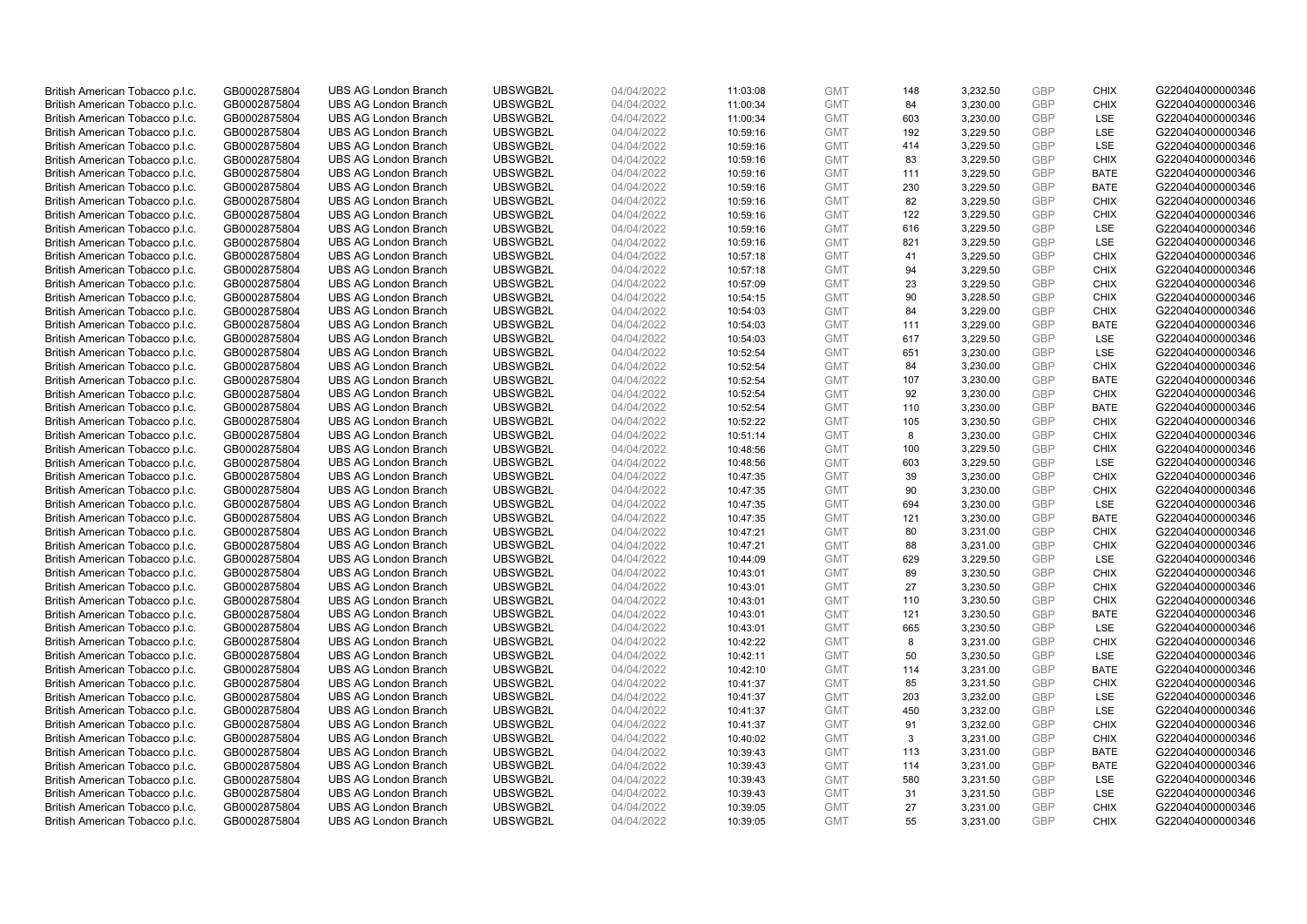| British American Tobacco p.l.c. | GB0002875804 | UBS AG London Branch | UBSWGB2L | 04/04/2022 | 11:03:08 | GMT | 148 | 3,232.50 | GBP | CHIX | G220404000000346 |
|---|---|---|---|---|---|---|---|---|---|---|---|
| British American Tobacco p.l.c. | GB0002875804 | UBS AG London Branch | UBSWGB2L | 04/04/2022 | 11:00:34 | GMT | 84 | 3,230.00 | GBP | CHIX | G220404000000346 |
| British American Tobacco p.l.c. | GB0002875804 | UBS AG London Branch | UBSWGB2L | 04/04/2022 | 11:00:34 | GMT | 603 | 3,230.00 | GBP | LSE | G220404000000346 |
| British American Tobacco p.l.c. | GB0002875804 | UBS AG London Branch | UBSWGB2L | 04/04/2022 | 10:59:16 | GMT | 192 | 3,229.50 | GBP | LSE | G220404000000346 |
| British American Tobacco p.l.c. | GB0002875804 | UBS AG London Branch | UBSWGB2L | 04/04/2022 | 10:59:16 | GMT | 414 | 3,229.50 | GBP | LSE | G220404000000346 |
| British American Tobacco p.l.c. | GB0002875804 | UBS AG London Branch | UBSWGB2L | 04/04/2022 | 10:59:16 | GMT | 83 | 3,229.50 | GBP | CHIX | G220404000000346 |
| British American Tobacco p.l.c. | GB0002875804 | UBS AG London Branch | UBSWGB2L | 04/04/2022 | 10:59:16 | GMT | 111 | 3,229.50 | GBP | BATE | G220404000000346 |
| British American Tobacco p.l.c. | GB0002875804 | UBS AG London Branch | UBSWGB2L | 04/04/2022 | 10:59:16 | GMT | 230 | 3,229.50 | GBP | BATE | G220404000000346 |
| British American Tobacco p.l.c. | GB0002875804 | UBS AG London Branch | UBSWGB2L | 04/04/2022 | 10:59:16 | GMT | 82 | 3,229.50 | GBP | CHIX | G220404000000346 |
| British American Tobacco p.l.c. | GB0002875804 | UBS AG London Branch | UBSWGB2L | 04/04/2022 | 10:59:16 | GMT | 122 | 3,229.50 | GBP | CHIX | G220404000000346 |
| British American Tobacco p.l.c. | GB0002875804 | UBS AG London Branch | UBSWGB2L | 04/04/2022 | 10:59:16 | GMT | 616 | 3,229.50 | GBP | LSE | G220404000000346 |
| British American Tobacco p.l.c. | GB0002875804 | UBS AG London Branch | UBSWGB2L | 04/04/2022 | 10:59:16 | GMT | 821 | 3,229.50 | GBP | LSE | G220404000000346 |
| British American Tobacco p.l.c. | GB0002875804 | UBS AG London Branch | UBSWGB2L | 04/04/2022 | 10:57:18 | GMT | 41 | 3,229.50 | GBP | CHIX | G220404000000346 |
| British American Tobacco p.l.c. | GB0002875804 | UBS AG London Branch | UBSWGB2L | 04/04/2022 | 10:57:18 | GMT | 94 | 3,229.50 | GBP | CHIX | G220404000000346 |
| British American Tobacco p.l.c. | GB0002875804 | UBS AG London Branch | UBSWGB2L | 04/04/2022 | 10:57:09 | GMT | 23 | 3,229.50 | GBP | CHIX | G220404000000346 |
| British American Tobacco p.l.c. | GB0002875804 | UBS AG London Branch | UBSWGB2L | 04/04/2022 | 10:54:15 | GMT | 90 | 3,228.50 | GBP | CHIX | G220404000000346 |
| British American Tobacco p.l.c. | GB0002875804 | UBS AG London Branch | UBSWGB2L | 04/04/2022 | 10:54:03 | GMT | 84 | 3,229.00 | GBP | CHIX | G220404000000346 |
| British American Tobacco p.l.c. | GB0002875804 | UBS AG London Branch | UBSWGB2L | 04/04/2022 | 10:54:03 | GMT | 111 | 3,229.00 | GBP | BATE | G220404000000346 |
| British American Tobacco p.l.c. | GB0002875804 | UBS AG London Branch | UBSWGB2L | 04/04/2022 | 10:54:03 | GMT | 617 | 3,229.50 | GBP | LSE | G220404000000346 |
| British American Tobacco p.l.c. | GB0002875804 | UBS AG London Branch | UBSWGB2L | 04/04/2022 | 10:52:54 | GMT | 651 | 3,230.00 | GBP | LSE | G220404000000346 |
| British American Tobacco p.l.c. | GB0002875804 | UBS AG London Branch | UBSWGB2L | 04/04/2022 | 10:52:54 | GMT | 84 | 3,230.00 | GBP | CHIX | G220404000000346 |
| British American Tobacco p.l.c. | GB0002875804 | UBS AG London Branch | UBSWGB2L | 04/04/2022 | 10:52:54 | GMT | 107 | 3,230.00 | GBP | BATE | G220404000000346 |
| British American Tobacco p.l.c. | GB0002875804 | UBS AG London Branch | UBSWGB2L | 04/04/2022 | 10:52:54 | GMT | 92 | 3,230.00 | GBP | CHIX | G220404000000346 |
| British American Tobacco p.l.c. | GB0002875804 | UBS AG London Branch | UBSWGB2L | 04/04/2022 | 10:52:54 | GMT | 110 | 3,230.00 | GBP | BATE | G220404000000346 |
| British American Tobacco p.l.c. | GB0002875804 | UBS AG London Branch | UBSWGB2L | 04/04/2022 | 10:52:22 | GMT | 105 | 3,230.50 | GBP | CHIX | G220404000000346 |
| British American Tobacco p.l.c. | GB0002875804 | UBS AG London Branch | UBSWGB2L | 04/04/2022 | 10:51:14 | GMT | 8 | 3,230.00 | GBP | CHIX | G220404000000346 |
| British American Tobacco p.l.c. | GB0002875804 | UBS AG London Branch | UBSWGB2L | 04/04/2022 | 10:48:56 | GMT | 100 | 3,229.50 | GBP | CHIX | G220404000000346 |
| British American Tobacco p.l.c. | GB0002875804 | UBS AG London Branch | UBSWGB2L | 04/04/2022 | 10:48:56 | GMT | 603 | 3,229.50 | GBP | LSE | G220404000000346 |
| British American Tobacco p.l.c. | GB0002875804 | UBS AG London Branch | UBSWGB2L | 04/04/2022 | 10:47:35 | GMT | 39 | 3,230.00 | GBP | CHIX | G220404000000346 |
| British American Tobacco p.l.c. | GB0002875804 | UBS AG London Branch | UBSWGB2L | 04/04/2022 | 10:47:35 | GMT | 90 | 3,230.00 | GBP | CHIX | G220404000000346 |
| British American Tobacco p.l.c. | GB0002875804 | UBS AG London Branch | UBSWGB2L | 04/04/2022 | 10:47:35 | GMT | 694 | 3,230.00 | GBP | LSE | G220404000000346 |
| British American Tobacco p.l.c. | GB0002875804 | UBS AG London Branch | UBSWGB2L | 04/04/2022 | 10:47:35 | GMT | 121 | 3,230.00 | GBP | BATE | G220404000000346 |
| British American Tobacco p.l.c. | GB0002875804 | UBS AG London Branch | UBSWGB2L | 04/04/2022 | 10:47:21 | GMT | 80 | 3,231.00 | GBP | CHIX | G220404000000346 |
| British American Tobacco p.l.c. | GB0002875804 | UBS AG London Branch | UBSWGB2L | 04/04/2022 | 10:47:21 | GMT | 88 | 3,231.00 | GBP | CHIX | G220404000000346 |
| British American Tobacco p.l.c. | GB0002875804 | UBS AG London Branch | UBSWGB2L | 04/04/2022 | 10:44:09 | GMT | 629 | 3,229.50 | GBP | LSE | G220404000000346 |
| British American Tobacco p.l.c. | GB0002875804 | UBS AG London Branch | UBSWGB2L | 04/04/2022 | 10:43:01 | GMT | 89 | 3,230.50 | GBP | CHIX | G220404000000346 |
| British American Tobacco p.l.c. | GB0002875804 | UBS AG London Branch | UBSWGB2L | 04/04/2022 | 10:43:01 | GMT | 27 | 3,230.50 | GBP | CHIX | G220404000000346 |
| British American Tobacco p.l.c. | GB0002875804 | UBS AG London Branch | UBSWGB2L | 04/04/2022 | 10:43:01 | GMT | 110 | 3,230.50 | GBP | CHIX | G220404000000346 |
| British American Tobacco p.l.c. | GB0002875804 | UBS AG London Branch | UBSWGB2L | 04/04/2022 | 10:43:01 | GMT | 121 | 3,230.50 | GBP | BATE | G220404000000346 |
| British American Tobacco p.l.c. | GB0002875804 | UBS AG London Branch | UBSWGB2L | 04/04/2022 | 10:43:01 | GMT | 665 | 3,230.50 | GBP | LSE | G220404000000346 |
| British American Tobacco p.l.c. | GB0002875804 | UBS AG London Branch | UBSWGB2L | 04/04/2022 | 10:42:22 | GMT | 8 | 3,231.00 | GBP | CHIX | G220404000000346 |
| British American Tobacco p.l.c. | GB0002875804 | UBS AG London Branch | UBSWGB2L | 04/04/2022 | 10:42:11 | GMT | 50 | 3,230.50 | GBP | LSE | G220404000000346 |
| British American Tobacco p.l.c. | GB0002875804 | UBS AG London Branch | UBSWGB2L | 04/04/2022 | 10:42:10 | GMT | 114 | 3,231.00 | GBP | BATE | G220404000000346 |
| British American Tobacco p.l.c. | GB0002875804 | UBS AG London Branch | UBSWGB2L | 04/04/2022 | 10:41:37 | GMT | 85 | 3,231.50 | GBP | CHIX | G220404000000346 |
| British American Tobacco p.l.c. | GB0002875804 | UBS AG London Branch | UBSWGB2L | 04/04/2022 | 10:41:37 | GMT | 203 | 3,232.00 | GBP | LSE | G220404000000346 |
| British American Tobacco p.l.c. | GB0002875804 | UBS AG London Branch | UBSWGB2L | 04/04/2022 | 10:41:37 | GMT | 450 | 3,232.00 | GBP | LSE | G220404000000346 |
| British American Tobacco p.l.c. | GB0002875804 | UBS AG London Branch | UBSWGB2L | 04/04/2022 | 10:41:37 | GMT | 91 | 3,232.00 | GBP | CHIX | G220404000000346 |
| British American Tobacco p.l.c. | GB0002875804 | UBS AG London Branch | UBSWGB2L | 04/04/2022 | 10:40:02 | GMT | 3 | 3,231.00 | GBP | CHIX | G220404000000346 |
| British American Tobacco p.l.c. | GB0002875804 | UBS AG London Branch | UBSWGB2L | 04/04/2022 | 10:39:43 | GMT | 113 | 3,231.00 | GBP | BATE | G220404000000346 |
| British American Tobacco p.l.c. | GB0002875804 | UBS AG London Branch | UBSWGB2L | 04/04/2022 | 10:39:43 | GMT | 114 | 3,231.00 | GBP | BATE | G220404000000346 |
| British American Tobacco p.l.c. | GB0002875804 | UBS AG London Branch | UBSWGB2L | 04/04/2022 | 10:39:43 | GMT | 580 | 3,231.50 | GBP | LSE | G220404000000346 |
| British American Tobacco p.l.c. | GB0002875804 | UBS AG London Branch | UBSWGB2L | 04/04/2022 | 10:39:43 | GMT | 31 | 3,231.50 | GBP | LSE | G220404000000346 |
| British American Tobacco p.l.c. | GB0002875804 | UBS AG London Branch | UBSWGB2L | 04/04/2022 | 10:39:05 | GMT | 27 | 3,231.00 | GBP | CHIX | G220404000000346 |
| British American Tobacco p.l.c. | GB0002875804 | UBS AG London Branch | UBSWGB2L | 04/04/2022 | 10:39:05 | GMT | 55 | 3,231.00 | GBP | CHIX | G220404000000346 |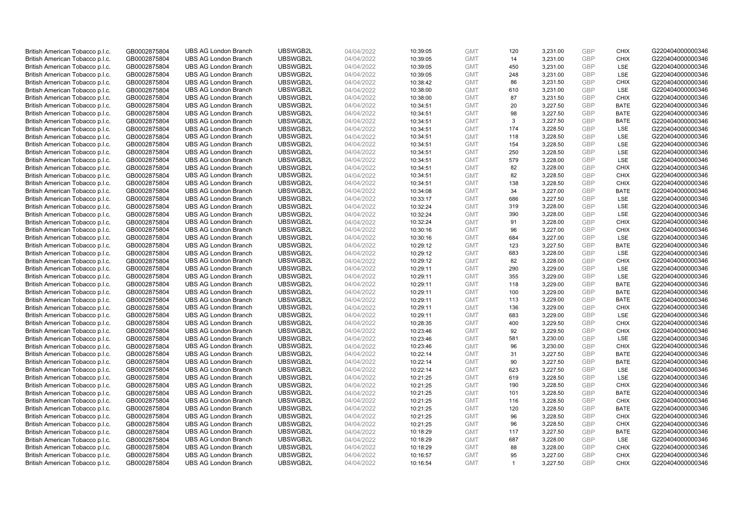| British American Tobacco p.l.c. | GB0002875804 | UBS AG London Branch | UBSWGB2L | 04/04/2022 | 10:39:05 | GMT | 120 | 3,231.00 | GBP | CHIX | G220404000000346 |
|---|---|---|---|---|---|---|---|---|---|---|---|
| British American Tobacco p.l.c. | GB0002875804 | UBS AG London Branch | UBSWGB2L | 04/04/2022 | 10:39:05 | GMT | 14 | 3,231.00 | GBP | CHIX | G220404000000346 |
| British American Tobacco p.l.c. | GB0002875804 | UBS AG London Branch | UBSWGB2L | 04/04/2022 | 10:39:05 | GMT | 450 | 3,231.00 | GBP | LSE | G220404000000346 |
| British American Tobacco p.l.c. | GB0002875804 | UBS AG London Branch | UBSWGB2L | 04/04/2022 | 10:39:05 | GMT | 248 | 3,231.00 | GBP | LSE | G220404000000346 |
| British American Tobacco p.l.c. | GB0002875804 | UBS AG London Branch | UBSWGB2L | 04/04/2022 | 10:38:42 | GMT | 86 | 3,231.50 | GBP | CHIX | G220404000000346 |
| British American Tobacco p.l.c. | GB0002875804 | UBS AG London Branch | UBSWGB2L | 04/04/2022 | 10:38:00 | GMT | 610 | 3,231.00 | GBP | LSE | G220404000000346 |
| British American Tobacco p.l.c. | GB0002875804 | UBS AG London Branch | UBSWGB2L | 04/04/2022 | 10:38:00 | GMT | 87 | 3,231.50 | GBP | CHIX | G220404000000346 |
| British American Tobacco p.l.c. | GB0002875804 | UBS AG London Branch | UBSWGB2L | 04/04/2022 | 10:34:51 | GMT | 20 | 3,227.50 | GBP | BATE | G220404000000346 |
| British American Tobacco p.l.c. | GB0002875804 | UBS AG London Branch | UBSWGB2L | 04/04/2022 | 10:34:51 | GMT | 98 | 3,227.50 | GBP | BATE | G220404000000346 |
| British American Tobacco p.l.c. | GB0002875804 | UBS AG London Branch | UBSWGB2L | 04/04/2022 | 10:34:51 | GMT | 3 | 3,227.50 | GBP | BATE | G220404000000346 |
| British American Tobacco p.l.c. | GB0002875804 | UBS AG London Branch | UBSWGB2L | 04/04/2022 | 10:34:51 | GMT | 174 | 3,228.50 | GBP | LSE | G220404000000346 |
| British American Tobacco p.l.c. | GB0002875804 | UBS AG London Branch | UBSWGB2L | 04/04/2022 | 10:34:51 | GMT | 118 | 3,228.50 | GBP | LSE | G220404000000346 |
| British American Tobacco p.l.c. | GB0002875804 | UBS AG London Branch | UBSWGB2L | 04/04/2022 | 10:34:51 | GMT | 154 | 3,228.50 | GBP | LSE | G220404000000346 |
| British American Tobacco p.l.c. | GB0002875804 | UBS AG London Branch | UBSWGB2L | 04/04/2022 | 10:34:51 | GMT | 250 | 3,228.50 | GBP | LSE | G220404000000346 |
| British American Tobacco p.l.c. | GB0002875804 | UBS AG London Branch | UBSWGB2L | 04/04/2022 | 10:34:51 | GMT | 579 | 3,228.00 | GBP | LSE | G220404000000346 |
| British American Tobacco p.l.c. | GB0002875804 | UBS AG London Branch | UBSWGB2L | 04/04/2022 | 10:34:51 | GMT | 82 | 3,228.00 | GBP | CHIX | G220404000000346 |
| British American Tobacco p.l.c. | GB0002875804 | UBS AG London Branch | UBSWGB2L | 04/04/2022 | 10:34:51 | GMT | 82 | 3,228.50 | GBP | CHIX | G220404000000346 |
| British American Tobacco p.l.c. | GB0002875804 | UBS AG London Branch | UBSWGB2L | 04/04/2022 | 10:34:51 | GMT | 138 | 3,228.50 | GBP | CHIX | G220404000000346 |
| British American Tobacco p.l.c. | GB0002875804 | UBS AG London Branch | UBSWGB2L | 04/04/2022 | 10:34:08 | GMT | 34 | 3,227.00 | GBP | BATE | G220404000000346 |
| British American Tobacco p.l.c. | GB0002875804 | UBS AG London Branch | UBSWGB2L | 04/04/2022 | 10:33:17 | GMT | 686 | 3,227.50 | GBP | LSE | G220404000000346 |
| British American Tobacco p.l.c. | GB0002875804 | UBS AG London Branch | UBSWGB2L | 04/04/2022 | 10:32:24 | GMT | 319 | 3,228.00 | GBP | LSE | G220404000000346 |
| British American Tobacco p.l.c. | GB0002875804 | UBS AG London Branch | UBSWGB2L | 04/04/2022 | 10:32:24 | GMT | 390 | 3,228.00 | GBP | LSE | G220404000000346 |
| British American Tobacco p.l.c. | GB0002875804 | UBS AG London Branch | UBSWGB2L | 04/04/2022 | 10:32:24 | GMT | 91 | 3,228.00 | GBP | CHIX | G220404000000346 |
| British American Tobacco p.l.c. | GB0002875804 | UBS AG London Branch | UBSWGB2L | 04/04/2022 | 10:30:16 | GMT | 96 | 3,227.00 | GBP | CHIX | G220404000000346 |
| British American Tobacco p.l.c. | GB0002875804 | UBS AG London Branch | UBSWGB2L | 04/04/2022 | 10:30:16 | GMT | 684 | 3,227.00 | GBP | LSE | G220404000000346 |
| British American Tobacco p.l.c. | GB0002875804 | UBS AG London Branch | UBSWGB2L | 04/04/2022 | 10:29:12 | GMT | 123 | 3,227.50 | GBP | BATE | G220404000000346 |
| British American Tobacco p.l.c. | GB0002875804 | UBS AG London Branch | UBSWGB2L | 04/04/2022 | 10:29:12 | GMT | 683 | 3,228.00 | GBP | LSE | G220404000000346 |
| British American Tobacco p.l.c. | GB0002875804 | UBS AG London Branch | UBSWGB2L | 04/04/2022 | 10:29:12 | GMT | 82 | 3,228.00 | GBP | CHIX | G220404000000346 |
| British American Tobacco p.l.c. | GB0002875804 | UBS AG London Branch | UBSWGB2L | 04/04/2022 | 10:29:11 | GMT | 290 | 3,229.00 | GBP | LSE | G220404000000346 |
| British American Tobacco p.l.c. | GB0002875804 | UBS AG London Branch | UBSWGB2L | 04/04/2022 | 10:29:11 | GMT | 355 | 3,229.00 | GBP | LSE | G220404000000346 |
| British American Tobacco p.l.c. | GB0002875804 | UBS AG London Branch | UBSWGB2L | 04/04/2022 | 10:29:11 | GMT | 118 | 3,229.00 | GBP | BATE | G220404000000346 |
| British American Tobacco p.l.c. | GB0002875804 | UBS AG London Branch | UBSWGB2L | 04/04/2022 | 10:29:11 | GMT | 100 | 3,229.00 | GBP | BATE | G220404000000346 |
| British American Tobacco p.l.c. | GB0002875804 | UBS AG London Branch | UBSWGB2L | 04/04/2022 | 10:29:11 | GMT | 113 | 3,229.00 | GBP | BATE | G220404000000346 |
| British American Tobacco p.l.c. | GB0002875804 | UBS AG London Branch | UBSWGB2L | 04/04/2022 | 10:29:11 | GMT | 136 | 3,229.00 | GBP | CHIX | G220404000000346 |
| British American Tobacco p.l.c. | GB0002875804 | UBS AG London Branch | UBSWGB2L | 04/04/2022 | 10:29:11 | GMT | 683 | 3,229.00 | GBP | LSE | G220404000000346 |
| British American Tobacco p.l.c. | GB0002875804 | UBS AG London Branch | UBSWGB2L | 04/04/2022 | 10:28:35 | GMT | 400 | 3,229.50 | GBP | CHIX | G220404000000346 |
| British American Tobacco p.l.c. | GB0002875804 | UBS AG London Branch | UBSWGB2L | 04/04/2022 | 10:23:46 | GMT | 92 | 3,229.50 | GBP | CHIX | G220404000000346 |
| British American Tobacco p.l.c. | GB0002875804 | UBS AG London Branch | UBSWGB2L | 04/04/2022 | 10:23:46 | GMT | 581 | 3,230.00 | GBP | LSE | G220404000000346 |
| British American Tobacco p.l.c. | GB0002875804 | UBS AG London Branch | UBSWGB2L | 04/04/2022 | 10:23:46 | GMT | 96 | 3,230.00 | GBP | CHIX | G220404000000346 |
| British American Tobacco p.l.c. | GB0002875804 | UBS AG London Branch | UBSWGB2L | 04/04/2022 | 10:22:14 | GMT | 31 | 3,227.50 | GBP | BATE | G220404000000346 |
| British American Tobacco p.l.c. | GB0002875804 | UBS AG London Branch | UBSWGB2L | 04/04/2022 | 10:22:14 | GMT | 90 | 3,227.50 | GBP | BATE | G220404000000346 |
| British American Tobacco p.l.c. | GB0002875804 | UBS AG London Branch | UBSWGB2L | 04/04/2022 | 10:22:14 | GMT | 623 | 3,227.50 | GBP | LSE | G220404000000346 |
| British American Tobacco p.l.c. | GB0002875804 | UBS AG London Branch | UBSWGB2L | 04/04/2022 | 10:21:25 | GMT | 619 | 3,228.50 | GBP | LSE | G220404000000346 |
| British American Tobacco p.l.c. | GB0002875804 | UBS AG London Branch | UBSWGB2L | 04/04/2022 | 10:21:25 | GMT | 190 | 3,228.50 | GBP | CHIX | G220404000000346 |
| British American Tobacco p.l.c. | GB0002875804 | UBS AG London Branch | UBSWGB2L | 04/04/2022 | 10:21:25 | GMT | 101 | 3,228.50 | GBP | BATE | G220404000000346 |
| British American Tobacco p.l.c. | GB0002875804 | UBS AG London Branch | UBSWGB2L | 04/04/2022 | 10:21:25 | GMT | 116 | 3,228.50 | GBP | CHIX | G220404000000346 |
| British American Tobacco p.l.c. | GB0002875804 | UBS AG London Branch | UBSWGB2L | 04/04/2022 | 10:21:25 | GMT | 120 | 3,228.50 | GBP | BATE | G220404000000346 |
| British American Tobacco p.l.c. | GB0002875804 | UBS AG London Branch | UBSWGB2L | 04/04/2022 | 10:21:25 | GMT | 96 | 3,228.50 | GBP | CHIX | G220404000000346 |
| British American Tobacco p.l.c. | GB0002875804 | UBS AG London Branch | UBSWGB2L | 04/04/2022 | 10:21:25 | GMT | 96 | 3,228.50 | GBP | CHIX | G220404000000346 |
| British American Tobacco p.l.c. | GB0002875804 | UBS AG London Branch | UBSWGB2L | 04/04/2022 | 10:18:29 | GMT | 117 | 3,227.50 | GBP | BATE | G220404000000346 |
| British American Tobacco p.l.c. | GB0002875804 | UBS AG London Branch | UBSWGB2L | 04/04/2022 | 10:18:29 | GMT | 687 | 3,228.00 | GBP | LSE | G220404000000346 |
| British American Tobacco p.l.c. | GB0002875804 | UBS AG London Branch | UBSWGB2L | 04/04/2022 | 10:18:29 | GMT | 88 | 3,228.00 | GBP | CHIX | G220404000000346 |
| British American Tobacco p.l.c. | GB0002875804 | UBS AG London Branch | UBSWGB2L | 04/04/2022 | 10:16:57 | GMT | 95 | 3,227.00 | GBP | CHIX | G220404000000346 |
| British American Tobacco p.l.c. | GB0002875804 | UBS AG London Branch | UBSWGB2L | 04/04/2022 | 10:16:54 | GMT | 1 | 3,227.50 | GBP | CHIX | G220404000000346 |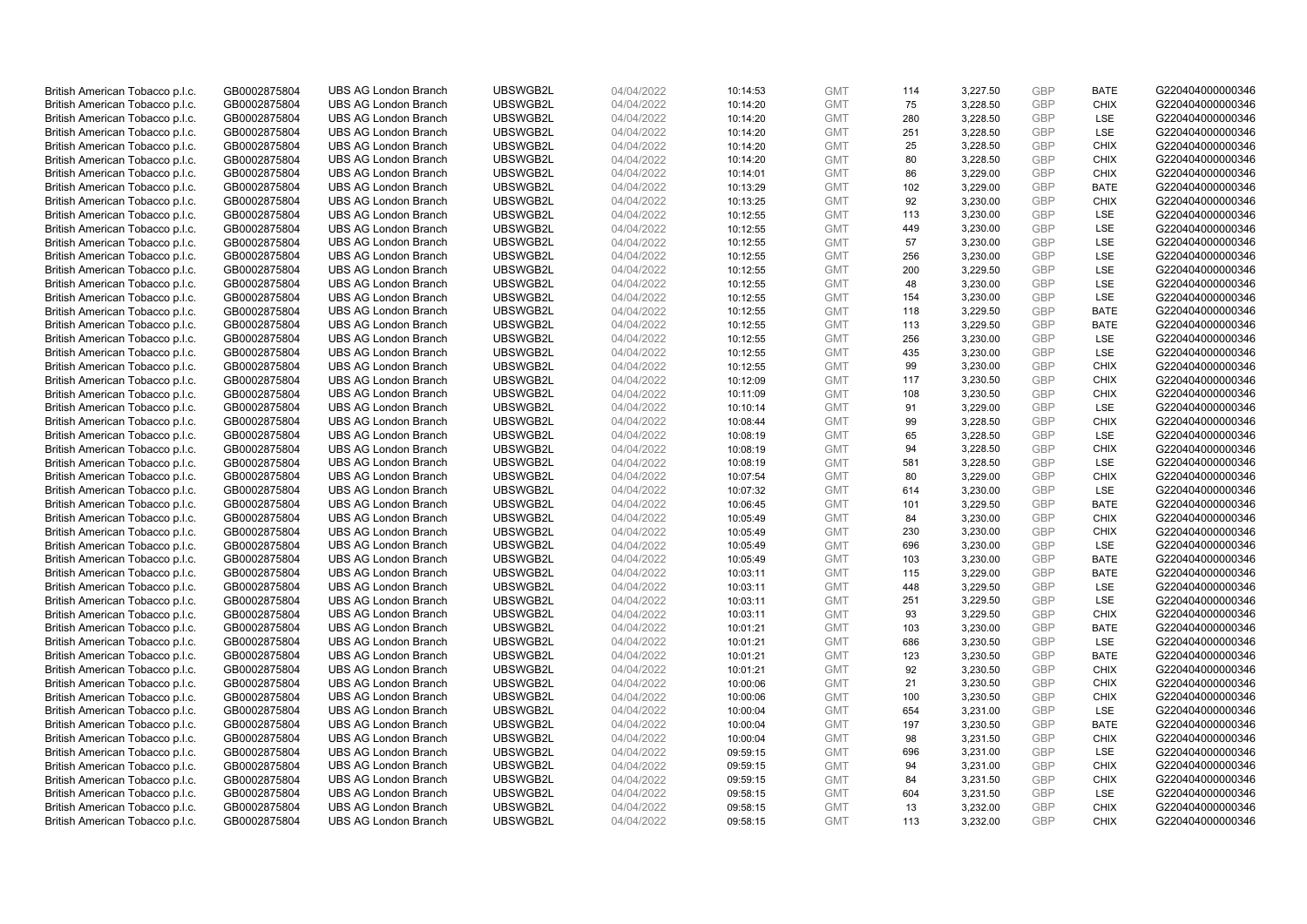| | | | | | | | | | | | |
|---|---|---|---|---|---|---|---|---|---|---|---|
| British American Tobacco p.l.c. | GB0002875804 | UBS AG London Branch | UBSWGB2L | 04/04/2022 | 10:14:53 | GMT | 114 | 3,227.50 | GBP | BATE | G220404000000346 |
| British American Tobacco p.l.c. | GB0002875804 | UBS AG London Branch | UBSWGB2L | 04/04/2022 | 10:14:20 | GMT | 75 | 3,228.50 | GBP | CHIX | G220404000000346 |
| British American Tobacco p.l.c. | GB0002875804 | UBS AG London Branch | UBSWGB2L | 04/04/2022 | 10:14:20 | GMT | 280 | 3,228.50 | GBP | LSE | G220404000000346 |
| British American Tobacco p.l.c. | GB0002875804 | UBS AG London Branch | UBSWGB2L | 04/04/2022 | 10:14:20 | GMT | 251 | 3,228.50 | GBP | LSE | G220404000000346 |
| British American Tobacco p.l.c. | GB0002875804 | UBS AG London Branch | UBSWGB2L | 04/04/2022 | 10:14:20 | GMT | 25 | 3,228.50 | GBP | CHIX | G220404000000346 |
| British American Tobacco p.l.c. | GB0002875804 | UBS AG London Branch | UBSWGB2L | 04/04/2022 | 10:14:20 | GMT | 80 | 3,228.50 | GBP | CHIX | G220404000000346 |
| British American Tobacco p.l.c. | GB0002875804 | UBS AG London Branch | UBSWGB2L | 04/04/2022 | 10:14:01 | GMT | 86 | 3,229.00 | GBP | CHIX | G220404000000346 |
| British American Tobacco p.l.c. | GB0002875804 | UBS AG London Branch | UBSWGB2L | 04/04/2022 | 10:13:29 | GMT | 102 | 3,229.00 | GBP | BATE | G220404000000346 |
| British American Tobacco p.l.c. | GB0002875804 | UBS AG London Branch | UBSWGB2L | 04/04/2022 | 10:13:25 | GMT | 92 | 3,230.00 | GBP | CHIX | G220404000000346 |
| British American Tobacco p.l.c. | GB0002875804 | UBS AG London Branch | UBSWGB2L | 04/04/2022 | 10:12:55 | GMT | 113 | 3,230.00 | GBP | LSE | G220404000000346 |
| British American Tobacco p.l.c. | GB0002875804 | UBS AG London Branch | UBSWGB2L | 04/04/2022 | 10:12:55 | GMT | 449 | 3,230.00 | GBP | LSE | G220404000000346 |
| British American Tobacco p.l.c. | GB0002875804 | UBS AG London Branch | UBSWGB2L | 04/04/2022 | 10:12:55 | GMT | 57 | 3,230.00 | GBP | LSE | G220404000000346 |
| British American Tobacco p.l.c. | GB0002875804 | UBS AG London Branch | UBSWGB2L | 04/04/2022 | 10:12:55 | GMT | 256 | 3,230.00 | GBP | LSE | G220404000000346 |
| British American Tobacco p.l.c. | GB0002875804 | UBS AG London Branch | UBSWGB2L | 04/04/2022 | 10:12:55 | GMT | 200 | 3,229.50 | GBP | LSE | G220404000000346 |
| British American Tobacco p.l.c. | GB0002875804 | UBS AG London Branch | UBSWGB2L | 04/04/2022 | 10:12:55 | GMT | 48 | 3,230.00 | GBP | LSE | G220404000000346 |
| British American Tobacco p.l.c. | GB0002875804 | UBS AG London Branch | UBSWGB2L | 04/04/2022 | 10:12:55 | GMT | 154 | 3,230.00 | GBP | LSE | G220404000000346 |
| British American Tobacco p.l.c. | GB0002875804 | UBS AG London Branch | UBSWGB2L | 04/04/2022 | 10:12:55 | GMT | 118 | 3,229.50 | GBP | BATE | G220404000000346 |
| British American Tobacco p.l.c. | GB0002875804 | UBS AG London Branch | UBSWGB2L | 04/04/2022 | 10:12:55 | GMT | 113 | 3,229.50 | GBP | BATE | G220404000000346 |
| British American Tobacco p.l.c. | GB0002875804 | UBS AG London Branch | UBSWGB2L | 04/04/2022 | 10:12:55 | GMT | 256 | 3,230.00 | GBP | LSE | G220404000000346 |
| British American Tobacco p.l.c. | GB0002875804 | UBS AG London Branch | UBSWGB2L | 04/04/2022 | 10:12:55 | GMT | 435 | 3,230.00 | GBP | LSE | G220404000000346 |
| British American Tobacco p.l.c. | GB0002875804 | UBS AG London Branch | UBSWGB2L | 04/04/2022 | 10:12:55 | GMT | 99 | 3,230.00 | GBP | CHIX | G220404000000346 |
| British American Tobacco p.l.c. | GB0002875804 | UBS AG London Branch | UBSWGB2L | 04/04/2022 | 10:12:09 | GMT | 117 | 3,230.50 | GBP | CHIX | G220404000000346 |
| British American Tobacco p.l.c. | GB0002875804 | UBS AG London Branch | UBSWGB2L | 04/04/2022 | 10:11:09 | GMT | 108 | 3,230.50 | GBP | CHIX | G220404000000346 |
| British American Tobacco p.l.c. | GB0002875804 | UBS AG London Branch | UBSWGB2L | 04/04/2022 | 10:10:14 | GMT | 91 | 3,229.00 | GBP | LSE | G220404000000346 |
| British American Tobacco p.l.c. | GB0002875804 | UBS AG London Branch | UBSWGB2L | 04/04/2022 | 10:08:44 | GMT | 99 | 3,228.50 | GBP | CHIX | G220404000000346 |
| British American Tobacco p.l.c. | GB0002875804 | UBS AG London Branch | UBSWGB2L | 04/04/2022 | 10:08:19 | GMT | 65 | 3,228.50 | GBP | LSE | G220404000000346 |
| British American Tobacco p.l.c. | GB0002875804 | UBS AG London Branch | UBSWGB2L | 04/04/2022 | 10:08:19 | GMT | 94 | 3,228.50 | GBP | CHIX | G220404000000346 |
| British American Tobacco p.l.c. | GB0002875804 | UBS AG London Branch | UBSWGB2L | 04/04/2022 | 10:08:19 | GMT | 581 | 3,228.50 | GBP | LSE | G220404000000346 |
| British American Tobacco p.l.c. | GB0002875804 | UBS AG London Branch | UBSWGB2L | 04/04/2022 | 10:07:54 | GMT | 80 | 3,229.00 | GBP | CHIX | G220404000000346 |
| British American Tobacco p.l.c. | GB0002875804 | UBS AG London Branch | UBSWGB2L | 04/04/2022 | 10:07:32 | GMT | 614 | 3,230.00 | GBP | LSE | G220404000000346 |
| British American Tobacco p.l.c. | GB0002875804 | UBS AG London Branch | UBSWGB2L | 04/04/2022 | 10:06:45 | GMT | 101 | 3,229.50 | GBP | BATE | G220404000000346 |
| British American Tobacco p.l.c. | GB0002875804 | UBS AG London Branch | UBSWGB2L | 04/04/2022 | 10:05:49 | GMT | 84 | 3,230.00 | GBP | CHIX | G220404000000346 |
| British American Tobacco p.l.c. | GB0002875804 | UBS AG London Branch | UBSWGB2L | 04/04/2022 | 10:05:49 | GMT | 230 | 3,230.00 | GBP | CHIX | G220404000000346 |
| British American Tobacco p.l.c. | GB0002875804 | UBS AG London Branch | UBSWGB2L | 04/04/2022 | 10:05:49 | GMT | 696 | 3,230.00 | GBP | LSE | G220404000000346 |
| British American Tobacco p.l.c. | GB0002875804 | UBS AG London Branch | UBSWGB2L | 04/04/2022 | 10:05:49 | GMT | 103 | 3,230.00 | GBP | BATE | G220404000000346 |
| British American Tobacco p.l.c. | GB0002875804 | UBS AG London Branch | UBSWGB2L | 04/04/2022 | 10:03:11 | GMT | 115 | 3,229.00 | GBP | BATE | G220404000000346 |
| British American Tobacco p.l.c. | GB0002875804 | UBS AG London Branch | UBSWGB2L | 04/04/2022 | 10:03:11 | GMT | 448 | 3,229.50 | GBP | LSE | G220404000000346 |
| British American Tobacco p.l.c. | GB0002875804 | UBS AG London Branch | UBSWGB2L | 04/04/2022 | 10:03:11 | GMT | 251 | 3,229.50 | GBP | LSE | G220404000000346 |
| British American Tobacco p.l.c. | GB0002875804 | UBS AG London Branch | UBSWGB2L | 04/04/2022 | 10:03:11 | GMT | 93 | 3,229.50 | GBP | CHIX | G220404000000346 |
| British American Tobacco p.l.c. | GB0002875804 | UBS AG London Branch | UBSWGB2L | 04/04/2022 | 10:01:21 | GMT | 103 | 3,230.00 | GBP | BATE | G220404000000346 |
| British American Tobacco p.l.c. | GB0002875804 | UBS AG London Branch | UBSWGB2L | 04/04/2022 | 10:01:21 | GMT | 686 | 3,230.50 | GBP | LSE | G220404000000346 |
| British American Tobacco p.l.c. | GB0002875804 | UBS AG London Branch | UBSWGB2L | 04/04/2022 | 10:01:21 | GMT | 123 | 3,230.50 | GBP | BATE | G220404000000346 |
| British American Tobacco p.l.c. | GB0002875804 | UBS AG London Branch | UBSWGB2L | 04/04/2022 | 10:01:21 | GMT | 92 | 3,230.50 | GBP | CHIX | G220404000000346 |
| British American Tobacco p.l.c. | GB0002875804 | UBS AG London Branch | UBSWGB2L | 04/04/2022 | 10:00:06 | GMT | 21 | 3,230.50 | GBP | CHIX | G220404000000346 |
| British American Tobacco p.l.c. | GB0002875804 | UBS AG London Branch | UBSWGB2L | 04/04/2022 | 10:00:06 | GMT | 100 | 3,230.50 | GBP | CHIX | G220404000000346 |
| British American Tobacco p.l.c. | GB0002875804 | UBS AG London Branch | UBSWGB2L | 04/04/2022 | 10:00:04 | GMT | 654 | 3,231.00 | GBP | LSE | G220404000000346 |
| British American Tobacco p.l.c. | GB0002875804 | UBS AG London Branch | UBSWGB2L | 04/04/2022 | 10:00:04 | GMT | 197 | 3,230.50 | GBP | BATE | G220404000000346 |
| British American Tobacco p.l.c. | GB0002875804 | UBS AG London Branch | UBSWGB2L | 04/04/2022 | 10:00:04 | GMT | 98 | 3,231.50 | GBP | CHIX | G220404000000346 |
| British American Tobacco p.l.c. | GB0002875804 | UBS AG London Branch | UBSWGB2L | 04/04/2022 | 09:59:15 | GMT | 696 | 3,231.00 | GBP | LSE | G220404000000346 |
| British American Tobacco p.l.c. | GB0002875804 | UBS AG London Branch | UBSWGB2L | 04/04/2022 | 09:59:15 | GMT | 94 | 3,231.00 | GBP | CHIX | G220404000000346 |
| British American Tobacco p.l.c. | GB0002875804 | UBS AG London Branch | UBSWGB2L | 04/04/2022 | 09:59:15 | GMT | 84 | 3,231.50 | GBP | CHIX | G220404000000346 |
| British American Tobacco p.l.c. | GB0002875804 | UBS AG London Branch | UBSWGB2L | 04/04/2022 | 09:58:15 | GMT | 604 | 3,231.50 | GBP | LSE | G220404000000346 |
| British American Tobacco p.l.c. | GB0002875804 | UBS AG London Branch | UBSWGB2L | 04/04/2022 | 09:58:15 | GMT | 13 | 3,232.00 | GBP | CHIX | G220404000000346 |
| British American Tobacco p.l.c. | GB0002875804 | UBS AG London Branch | UBSWGB2L | 04/04/2022 | 09:58:15 | GMT | 113 | 3,232.00 | GBP | CHIX | G220404000000346 |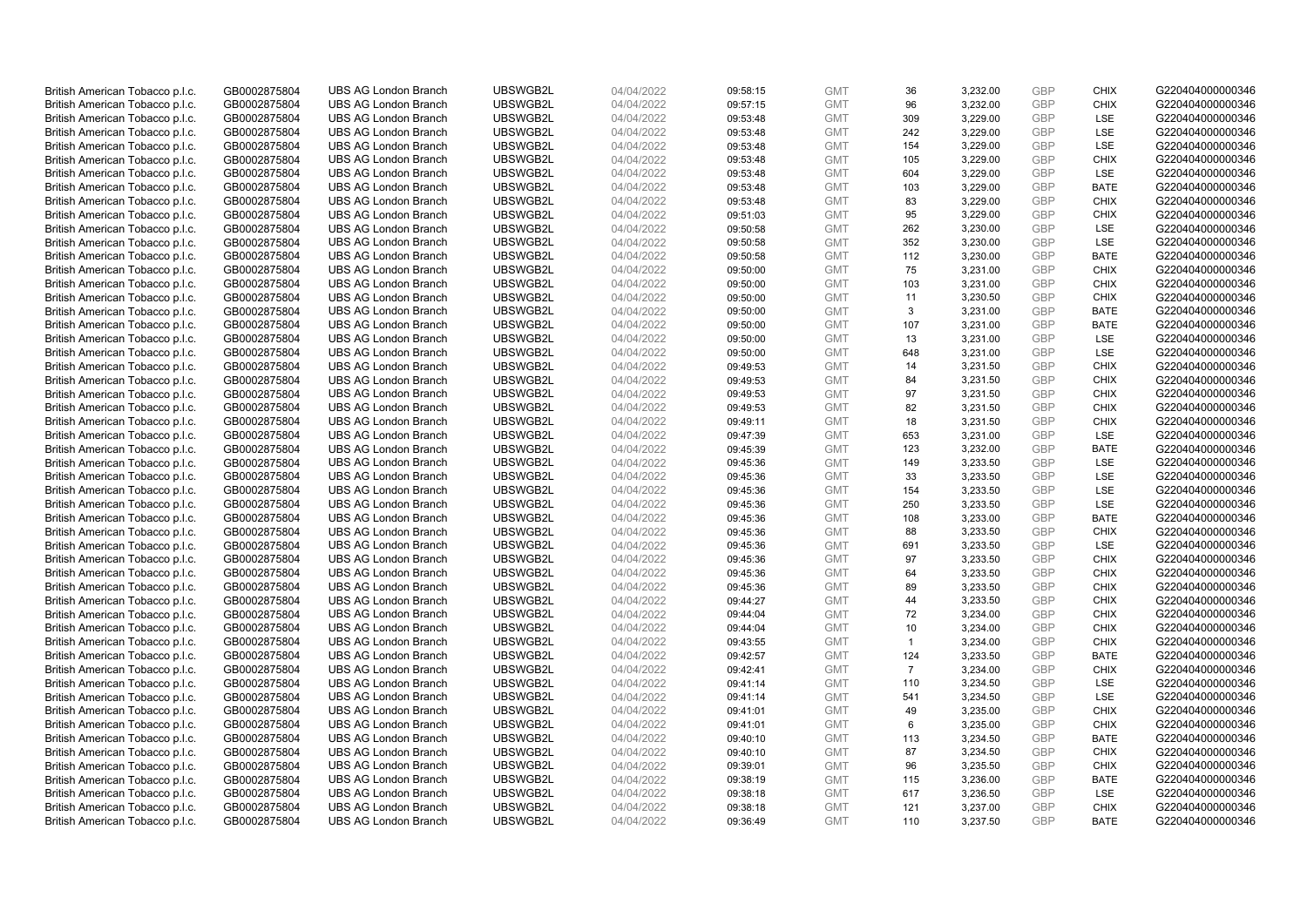| | | | | | | | | | | | |
|---|---|---|---|---|---|---|---|---|---|---|---|
| British American Tobacco p.l.c. | GB0002875804 | UBS AG London Branch | UBSWGB2L | 04/04/2022 | 09:58:15 | GMT | 36 | 3,232.00 | GBP | CHIX | G220404000000346 |
| British American Tobacco p.l.c. | GB0002875804 | UBS AG London Branch | UBSWGB2L | 04/04/2022 | 09:57:15 | GMT | 96 | 3,232.00 | GBP | CHIX | G220404000000346 |
| British American Tobacco p.l.c. | GB0002875804 | UBS AG London Branch | UBSWGB2L | 04/04/2022 | 09:53:48 | GMT | 309 | 3,229.00 | GBP | LSE | G220404000000346 |
| British American Tobacco p.l.c. | GB0002875804 | UBS AG London Branch | UBSWGB2L | 04/04/2022 | 09:53:48 | GMT | 242 | 3,229.00 | GBP | LSE | G220404000000346 |
| British American Tobacco p.l.c. | GB0002875804 | UBS AG London Branch | UBSWGB2L | 04/04/2022 | 09:53:48 | GMT | 154 | 3,229.00 | GBP | LSE | G220404000000346 |
| British American Tobacco p.l.c. | GB0002875804 | UBS AG London Branch | UBSWGB2L | 04/04/2022 | 09:53:48 | GMT | 105 | 3,229.00 | GBP | CHIX | G220404000000346 |
| British American Tobacco p.l.c. | GB0002875804 | UBS AG London Branch | UBSWGB2L | 04/04/2022 | 09:53:48 | GMT | 604 | 3,229.00 | GBP | LSE | G220404000000346 |
| British American Tobacco p.l.c. | GB0002875804 | UBS AG London Branch | UBSWGB2L | 04/04/2022 | 09:53:48 | GMT | 103 | 3,229.00 | GBP | BATE | G220404000000346 |
| British American Tobacco p.l.c. | GB0002875804 | UBS AG London Branch | UBSWGB2L | 04/04/2022 | 09:53:48 | GMT | 83 | 3,229.00 | GBP | CHIX | G220404000000346 |
| British American Tobacco p.l.c. | GB0002875804 | UBS AG London Branch | UBSWGB2L | 04/04/2022 | 09:51:03 | GMT | 95 | 3,229.00 | GBP | CHIX | G220404000000346 |
| British American Tobacco p.l.c. | GB0002875804 | UBS AG London Branch | UBSWGB2L | 04/04/2022 | 09:50:58 | GMT | 262 | 3,230.00 | GBP | LSE | G220404000000346 |
| British American Tobacco p.l.c. | GB0002875804 | UBS AG London Branch | UBSWGB2L | 04/04/2022 | 09:50:58 | GMT | 352 | 3,230.00 | GBP | LSE | G220404000000346 |
| British American Tobacco p.l.c. | GB0002875804 | UBS AG London Branch | UBSWGB2L | 04/04/2022 | 09:50:58 | GMT | 112 | 3,230.00 | GBP | BATE | G220404000000346 |
| British American Tobacco p.l.c. | GB0002875804 | UBS AG London Branch | UBSWGB2L | 04/04/2022 | 09:50:00 | GMT | 75 | 3,231.00 | GBP | CHIX | G220404000000346 |
| British American Tobacco p.l.c. | GB0002875804 | UBS AG London Branch | UBSWGB2L | 04/04/2022 | 09:50:00 | GMT | 103 | 3,231.00 | GBP | CHIX | G220404000000346 |
| British American Tobacco p.l.c. | GB0002875804 | UBS AG London Branch | UBSWGB2L | 04/04/2022 | 09:50:00 | GMT | 11 | 3,230.50 | GBP | CHIX | G220404000000346 |
| British American Tobacco p.l.c. | GB0002875804 | UBS AG London Branch | UBSWGB2L | 04/04/2022 | 09:50:00 | GMT | 3 | 3,231.00 | GBP | BATE | G220404000000346 |
| British American Tobacco p.l.c. | GB0002875804 | UBS AG London Branch | UBSWGB2L | 04/04/2022 | 09:50:00 | GMT | 107 | 3,231.00 | GBP | BATE | G220404000000346 |
| British American Tobacco p.l.c. | GB0002875804 | UBS AG London Branch | UBSWGB2L | 04/04/2022 | 09:50:00 | GMT | 13 | 3,231.00 | GBP | LSE | G220404000000346 |
| British American Tobacco p.l.c. | GB0002875804 | UBS AG London Branch | UBSWGB2L | 04/04/2022 | 09:50:00 | GMT | 648 | 3,231.00 | GBP | LSE | G220404000000346 |
| British American Tobacco p.l.c. | GB0002875804 | UBS AG London Branch | UBSWGB2L | 04/04/2022 | 09:49:53 | GMT | 14 | 3,231.50 | GBP | CHIX | G220404000000346 |
| British American Tobacco p.l.c. | GB0002875804 | UBS AG London Branch | UBSWGB2L | 04/04/2022 | 09:49:53 | GMT | 84 | 3,231.50 | GBP | CHIX | G220404000000346 |
| British American Tobacco p.l.c. | GB0002875804 | UBS AG London Branch | UBSWGB2L | 04/04/2022 | 09:49:53 | GMT | 97 | 3,231.50 | GBP | CHIX | G220404000000346 |
| British American Tobacco p.l.c. | GB0002875804 | UBS AG London Branch | UBSWGB2L | 04/04/2022 | 09:49:53 | GMT | 82 | 3,231.50 | GBP | CHIX | G220404000000346 |
| British American Tobacco p.l.c. | GB0002875804 | UBS AG London Branch | UBSWGB2L | 04/04/2022 | 09:49:11 | GMT | 18 | 3,231.50 | GBP | CHIX | G220404000000346 |
| British American Tobacco p.l.c. | GB0002875804 | UBS AG London Branch | UBSWGB2L | 04/04/2022 | 09:47:39 | GMT | 653 | 3,231.00 | GBP | LSE | G220404000000346 |
| British American Tobacco p.l.c. | GB0002875804 | UBS AG London Branch | UBSWGB2L | 04/04/2022 | 09:45:39 | GMT | 123 | 3,232.00 | GBP | BATE | G220404000000346 |
| British American Tobacco p.l.c. | GB0002875804 | UBS AG London Branch | UBSWGB2L | 04/04/2022 | 09:45:36 | GMT | 149 | 3,233.50 | GBP | LSE | G220404000000346 |
| British American Tobacco p.l.c. | GB0002875804 | UBS AG London Branch | UBSWGB2L | 04/04/2022 | 09:45:36 | GMT | 33 | 3,233.50 | GBP | LSE | G220404000000346 |
| British American Tobacco p.l.c. | GB0002875804 | UBS AG London Branch | UBSWGB2L | 04/04/2022 | 09:45:36 | GMT | 154 | 3,233.50 | GBP | LSE | G220404000000346 |
| British American Tobacco p.l.c. | GB0002875804 | UBS AG London Branch | UBSWGB2L | 04/04/2022 | 09:45:36 | GMT | 250 | 3,233.50 | GBP | LSE | G220404000000346 |
| British American Tobacco p.l.c. | GB0002875804 | UBS AG London Branch | UBSWGB2L | 04/04/2022 | 09:45:36 | GMT | 108 | 3,233.00 | GBP | BATE | G220404000000346 |
| British American Tobacco p.l.c. | GB0002875804 | UBS AG London Branch | UBSWGB2L | 04/04/2022 | 09:45:36 | GMT | 88 | 3,233.50 | GBP | CHIX | G220404000000346 |
| British American Tobacco p.l.c. | GB0002875804 | UBS AG London Branch | UBSWGB2L | 04/04/2022 | 09:45:36 | GMT | 691 | 3,233.50 | GBP | LSE | G220404000000346 |
| British American Tobacco p.l.c. | GB0002875804 | UBS AG London Branch | UBSWGB2L | 04/04/2022 | 09:45:36 | GMT | 97 | 3,233.50 | GBP | CHIX | G220404000000346 |
| British American Tobacco p.l.c. | GB0002875804 | UBS AG London Branch | UBSWGB2L | 04/04/2022 | 09:45:36 | GMT | 64 | 3,233.50 | GBP | CHIX | G220404000000346 |
| British American Tobacco p.l.c. | GB0002875804 | UBS AG London Branch | UBSWGB2L | 04/04/2022 | 09:45:36 | GMT | 89 | 3,233.50 | GBP | CHIX | G220404000000346 |
| British American Tobacco p.l.c. | GB0002875804 | UBS AG London Branch | UBSWGB2L | 04/04/2022 | 09:44:27 | GMT | 44 | 3,233.50 | GBP | CHIX | G220404000000346 |
| British American Tobacco p.l.c. | GB0002875804 | UBS AG London Branch | UBSWGB2L | 04/04/2022 | 09:44:04 | GMT | 72 | 3,234.00 | GBP | CHIX | G220404000000346 |
| British American Tobacco p.l.c. | GB0002875804 | UBS AG London Branch | UBSWGB2L | 04/04/2022 | 09:44:04 | GMT | 10 | 3,234.00 | GBP | CHIX | G220404000000346 |
| British American Tobacco p.l.c. | GB0002875804 | UBS AG London Branch | UBSWGB2L | 04/04/2022 | 09:43:55 | GMT | 1 | 3,234.00 | GBP | CHIX | G220404000000346 |
| British American Tobacco p.l.c. | GB0002875804 | UBS AG London Branch | UBSWGB2L | 04/04/2022 | 09:42:57 | GMT | 124 | 3,233.50 | GBP | BATE | G220404000000346 |
| British American Tobacco p.l.c. | GB0002875804 | UBS AG London Branch | UBSWGB2L | 04/04/2022 | 09:42:41 | GMT | 7 | 3,234.00 | GBP | CHIX | G220404000000346 |
| British American Tobacco p.l.c. | GB0002875804 | UBS AG London Branch | UBSWGB2L | 04/04/2022 | 09:41:14 | GMT | 110 | 3,234.50 | GBP | LSE | G220404000000346 |
| British American Tobacco p.l.c. | GB0002875804 | UBS AG London Branch | UBSWGB2L | 04/04/2022 | 09:41:14 | GMT | 541 | 3,234.50 | GBP | LSE | G220404000000346 |
| British American Tobacco p.l.c. | GB0002875804 | UBS AG London Branch | UBSWGB2L | 04/04/2022 | 09:41:01 | GMT | 49 | 3,235.00 | GBP | CHIX | G220404000000346 |
| British American Tobacco p.l.c. | GB0002875804 | UBS AG London Branch | UBSWGB2L | 04/04/2022 | 09:41:01 | GMT | 6 | 3,235.00 | GBP | CHIX | G220404000000346 |
| British American Tobacco p.l.c. | GB0002875804 | UBS AG London Branch | UBSWGB2L | 04/04/2022 | 09:40:10 | GMT | 113 | 3,234.50 | GBP | BATE | G220404000000346 |
| British American Tobacco p.l.c. | GB0002875804 | UBS AG London Branch | UBSWGB2L | 04/04/2022 | 09:40:10 | GMT | 87 | 3,234.50 | GBP | CHIX | G220404000000346 |
| British American Tobacco p.l.c. | GB0002875804 | UBS AG London Branch | UBSWGB2L | 04/04/2022 | 09:39:01 | GMT | 96 | 3,235.50 | GBP | CHIX | G220404000000346 |
| British American Tobacco p.l.c. | GB0002875804 | UBS AG London Branch | UBSWGB2L | 04/04/2022 | 09:38:19 | GMT | 115 | 3,236.00 | GBP | BATE | G220404000000346 |
| British American Tobacco p.l.c. | GB0002875804 | UBS AG London Branch | UBSWGB2L | 04/04/2022 | 09:38:18 | GMT | 617 | 3,236.50 | GBP | LSE | G220404000000346 |
| British American Tobacco p.l.c. | GB0002875804 | UBS AG London Branch | UBSWGB2L | 04/04/2022 | 09:38:18 | GMT | 121 | 3,237.00 | GBP | CHIX | G220404000000346 |
| British American Tobacco p.l.c. | GB0002875804 | UBS AG London Branch | UBSWGB2L | 04/04/2022 | 09:36:49 | GMT | 110 | 3,237.50 | GBP | BATE | G220404000000346 |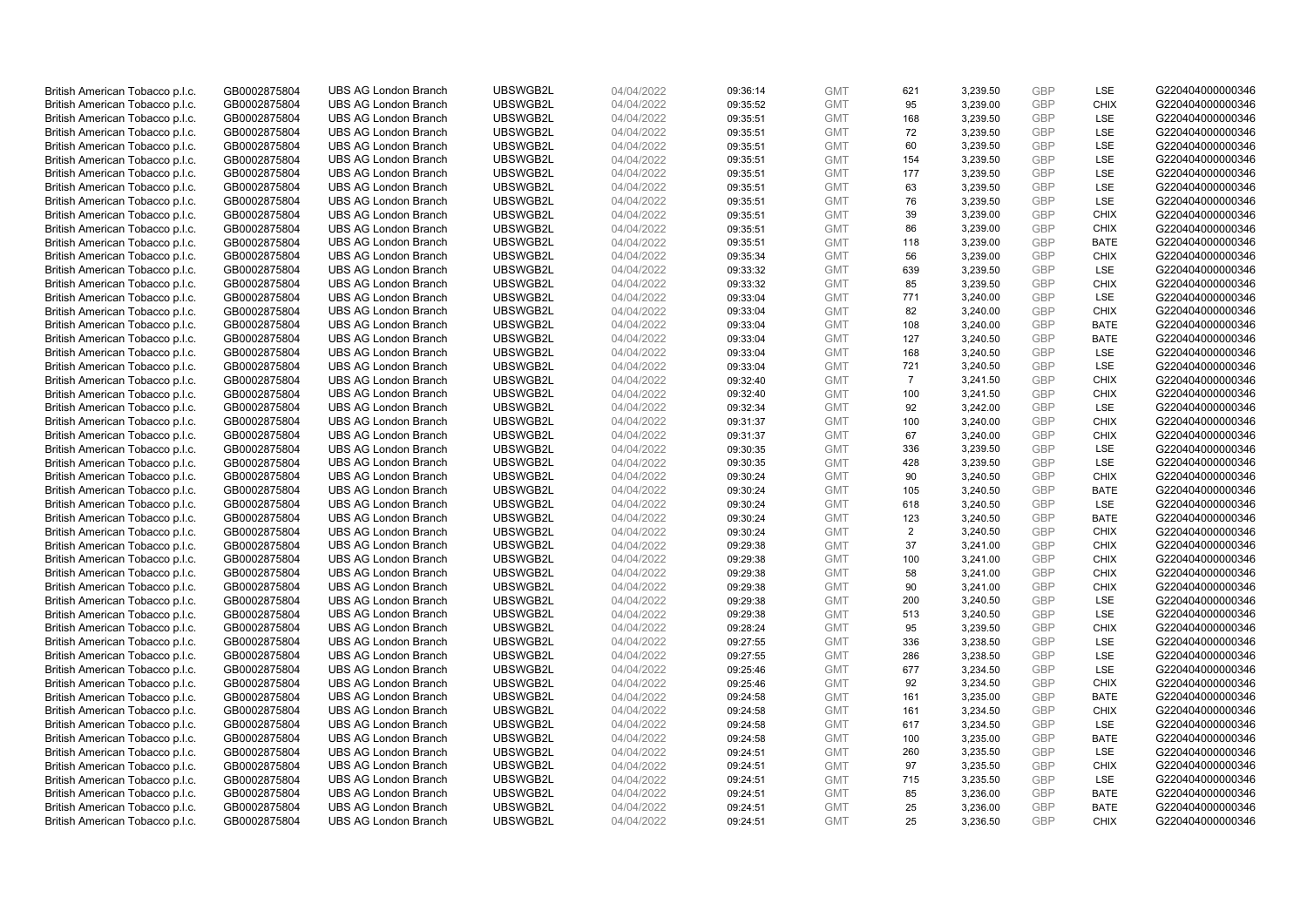| British American Tobacco p.l.c. | GB0002875804 | UBS AG London Branch | UBSWGB2L | 04/04/2022 | 09:36:14 | GMT | 621 | 3,239.50 | GBP | LSE | G220404000000346 |
|---|---|---|---|---|---|---|---|---|---|---|---|
| British American Tobacco p.l.c. | GB0002875804 | UBS AG London Branch | UBSWGB2L | 04/04/2022 | 09:35:52 | GMT | 95 | 3,239.00 | GBP | CHIX | G220404000000346 |
| British American Tobacco p.l.c. | GB0002875804 | UBS AG London Branch | UBSWGB2L | 04/04/2022 | 09:35:51 | GMT | 168 | 3,239.50 | GBP | LSE | G220404000000346 |
| British American Tobacco p.l.c. | GB0002875804 | UBS AG London Branch | UBSWGB2L | 04/04/2022 | 09:35:51 | GMT | 72 | 3,239.50 | GBP | LSE | G220404000000346 |
| British American Tobacco p.l.c. | GB0002875804 | UBS AG London Branch | UBSWGB2L | 04/04/2022 | 09:35:51 | GMT | 60 | 3,239.50 | GBP | LSE | G220404000000346 |
| British American Tobacco p.l.c. | GB0002875804 | UBS AG London Branch | UBSWGB2L | 04/04/2022 | 09:35:51 | GMT | 154 | 3,239.50 | GBP | LSE | G220404000000346 |
| British American Tobacco p.l.c. | GB0002875804 | UBS AG London Branch | UBSWGB2L | 04/04/2022 | 09:35:51 | GMT | 177 | 3,239.50 | GBP | LSE | G220404000000346 |
| British American Tobacco p.l.c. | GB0002875804 | UBS AG London Branch | UBSWGB2L | 04/04/2022 | 09:35:51 | GMT | 63 | 3,239.50 | GBP | LSE | G220404000000346 |
| British American Tobacco p.l.c. | GB0002875804 | UBS AG London Branch | UBSWGB2L | 04/04/2022 | 09:35:51 | GMT | 76 | 3,239.50 | GBP | LSE | G220404000000346 |
| British American Tobacco p.l.c. | GB0002875804 | UBS AG London Branch | UBSWGB2L | 04/04/2022 | 09:35:51 | GMT | 39 | 3,239.00 | GBP | CHIX | G220404000000346 |
| British American Tobacco p.l.c. | GB0002875804 | UBS AG London Branch | UBSWGB2L | 04/04/2022 | 09:35:51 | GMT | 86 | 3,239.00 | GBP | CHIX | G220404000000346 |
| British American Tobacco p.l.c. | GB0002875804 | UBS AG London Branch | UBSWGB2L | 04/04/2022 | 09:35:51 | GMT | 118 | 3,239.00 | GBP | BATE | G220404000000346 |
| British American Tobacco p.l.c. | GB0002875804 | UBS AG London Branch | UBSWGB2L | 04/04/2022 | 09:35:34 | GMT | 56 | 3,239.00 | GBP | CHIX | G220404000000346 |
| British American Tobacco p.l.c. | GB0002875804 | UBS AG London Branch | UBSWGB2L | 04/04/2022 | 09:33:32 | GMT | 639 | 3,239.50 | GBP | LSE | G220404000000346 |
| British American Tobacco p.l.c. | GB0002875804 | UBS AG London Branch | UBSWGB2L | 04/04/2022 | 09:33:32 | GMT | 85 | 3,239.50 | GBP | CHIX | G220404000000346 |
| British American Tobacco p.l.c. | GB0002875804 | UBS AG London Branch | UBSWGB2L | 04/04/2022 | 09:33:04 | GMT | 771 | 3,240.00 | GBP | LSE | G220404000000346 |
| British American Tobacco p.l.c. | GB0002875804 | UBS AG London Branch | UBSWGB2L | 04/04/2022 | 09:33:04 | GMT | 82 | 3,240.00 | GBP | CHIX | G220404000000346 |
| British American Tobacco p.l.c. | GB0002875804 | UBS AG London Branch | UBSWGB2L | 04/04/2022 | 09:33:04 | GMT | 108 | 3,240.00 | GBP | BATE | G220404000000346 |
| British American Tobacco p.l.c. | GB0002875804 | UBS AG London Branch | UBSWGB2L | 04/04/2022 | 09:33:04 | GMT | 127 | 3,240.50 | GBP | BATE | G220404000000346 |
| British American Tobacco p.l.c. | GB0002875804 | UBS AG London Branch | UBSWGB2L | 04/04/2022 | 09:33:04 | GMT | 168 | 3,240.50 | GBP | LSE | G220404000000346 |
| British American Tobacco p.l.c. | GB0002875804 | UBS AG London Branch | UBSWGB2L | 04/04/2022 | 09:33:04 | GMT | 721 | 3,240.50 | GBP | LSE | G220404000000346 |
| British American Tobacco p.l.c. | GB0002875804 | UBS AG London Branch | UBSWGB2L | 04/04/2022 | 09:32:40 | GMT | 7 | 3,241.50 | GBP | CHIX | G220404000000346 |
| British American Tobacco p.l.c. | GB0002875804 | UBS AG London Branch | UBSWGB2L | 04/04/2022 | 09:32:40 | GMT | 100 | 3,241.50 | GBP | CHIX | G220404000000346 |
| British American Tobacco p.l.c. | GB0002875804 | UBS AG London Branch | UBSWGB2L | 04/04/2022 | 09:32:34 | GMT | 92 | 3,242.00 | GBP | LSE | G220404000000346 |
| British American Tobacco p.l.c. | GB0002875804 | UBS AG London Branch | UBSWGB2L | 04/04/2022 | 09:31:37 | GMT | 100 | 3,240.00 | GBP | CHIX | G220404000000346 |
| British American Tobacco p.l.c. | GB0002875804 | UBS AG London Branch | UBSWGB2L | 04/04/2022 | 09:31:37 | GMT | 67 | 3,240.00 | GBP | CHIX | G220404000000346 |
| British American Tobacco p.l.c. | GB0002875804 | UBS AG London Branch | UBSWGB2L | 04/04/2022 | 09:30:35 | GMT | 336 | 3,239.50 | GBP | LSE | G220404000000346 |
| British American Tobacco p.l.c. | GB0002875804 | UBS AG London Branch | UBSWGB2L | 04/04/2022 | 09:30:35 | GMT | 428 | 3,239.50 | GBP | LSE | G220404000000346 |
| British American Tobacco p.l.c. | GB0002875804 | UBS AG London Branch | UBSWGB2L | 04/04/2022 | 09:30:24 | GMT | 90 | 3,240.50 | GBP | CHIX | G220404000000346 |
| British American Tobacco p.l.c. | GB0002875804 | UBS AG London Branch | UBSWGB2L | 04/04/2022 | 09:30:24 | GMT | 105 | 3,240.50 | GBP | BATE | G220404000000346 |
| British American Tobacco p.l.c. | GB0002875804 | UBS AG London Branch | UBSWGB2L | 04/04/2022 | 09:30:24 | GMT | 618 | 3,240.50 | GBP | LSE | G220404000000346 |
| British American Tobacco p.l.c. | GB0002875804 | UBS AG London Branch | UBSWGB2L | 04/04/2022 | 09:30:24 | GMT | 123 | 3,240.50 | GBP | BATE | G220404000000346 |
| British American Tobacco p.l.c. | GB0002875804 | UBS AG London Branch | UBSWGB2L | 04/04/2022 | 09:30:24 | GMT | 2 | 3,240.50 | GBP | CHIX | G220404000000346 |
| British American Tobacco p.l.c. | GB0002875804 | UBS AG London Branch | UBSWGB2L | 04/04/2022 | 09:29:38 | GMT | 37 | 3,241.00 | GBP | CHIX | G220404000000346 |
| British American Tobacco p.l.c. | GB0002875804 | UBS AG London Branch | UBSWGB2L | 04/04/2022 | 09:29:38 | GMT | 100 | 3,241.00 | GBP | CHIX | G220404000000346 |
| British American Tobacco p.l.c. | GB0002875804 | UBS AG London Branch | UBSWGB2L | 04/04/2022 | 09:29:38 | GMT | 58 | 3,241.00 | GBP | CHIX | G220404000000346 |
| British American Tobacco p.l.c. | GB0002875804 | UBS AG London Branch | UBSWGB2L | 04/04/2022 | 09:29:38 | GMT | 90 | 3,241.00 | GBP | CHIX | G220404000000346 |
| British American Tobacco p.l.c. | GB0002875804 | UBS AG London Branch | UBSWGB2L | 04/04/2022 | 09:29:38 | GMT | 200 | 3,240.50 | GBP | LSE | G220404000000346 |
| British American Tobacco p.l.c. | GB0002875804 | UBS AG London Branch | UBSWGB2L | 04/04/2022 | 09:29:38 | GMT | 513 | 3,240.50 | GBP | LSE | G220404000000346 |
| British American Tobacco p.l.c. | GB0002875804 | UBS AG London Branch | UBSWGB2L | 04/04/2022 | 09:28:24 | GMT | 95 | 3,239.50 | GBP | CHIX | G220404000000346 |
| British American Tobacco p.l.c. | GB0002875804 | UBS AG London Branch | UBSWGB2L | 04/04/2022 | 09:27:55 | GMT | 336 | 3,238.50 | GBP | LSE | G220404000000346 |
| British American Tobacco p.l.c. | GB0002875804 | UBS AG London Branch | UBSWGB2L | 04/04/2022 | 09:27:55 | GMT | 286 | 3,238.50 | GBP | LSE | G220404000000346 |
| British American Tobacco p.l.c. | GB0002875804 | UBS AG London Branch | UBSWGB2L | 04/04/2022 | 09:25:46 | GMT | 677 | 3,234.50 | GBP | LSE | G220404000000346 |
| British American Tobacco p.l.c. | GB0002875804 | UBS AG London Branch | UBSWGB2L | 04/04/2022 | 09:25:46 | GMT | 92 | 3,234.50 | GBP | CHIX | G220404000000346 |
| British American Tobacco p.l.c. | GB0002875804 | UBS AG London Branch | UBSWGB2L | 04/04/2022 | 09:24:58 | GMT | 161 | 3,235.00 | GBP | BATE | G220404000000346 |
| British American Tobacco p.l.c. | GB0002875804 | UBS AG London Branch | UBSWGB2L | 04/04/2022 | 09:24:58 | GMT | 161 | 3,234.50 | GBP | CHIX | G220404000000346 |
| British American Tobacco p.l.c. | GB0002875804 | UBS AG London Branch | UBSWGB2L | 04/04/2022 | 09:24:58 | GMT | 617 | 3,234.50 | GBP | LSE | G220404000000346 |
| British American Tobacco p.l.c. | GB0002875804 | UBS AG London Branch | UBSWGB2L | 04/04/2022 | 09:24:58 | GMT | 100 | 3,235.00 | GBP | BATE | G220404000000346 |
| British American Tobacco p.l.c. | GB0002875804 | UBS AG London Branch | UBSWGB2L | 04/04/2022 | 09:24:51 | GMT | 260 | 3,235.50 | GBP | LSE | G220404000000346 |
| British American Tobacco p.l.c. | GB0002875804 | UBS AG London Branch | UBSWGB2L | 04/04/2022 | 09:24:51 | GMT | 97 | 3,235.50 | GBP | CHIX | G220404000000346 |
| British American Tobacco p.l.c. | GB0002875804 | UBS AG London Branch | UBSWGB2L | 04/04/2022 | 09:24:51 | GMT | 715 | 3,235.50 | GBP | LSE | G220404000000346 |
| British American Tobacco p.l.c. | GB0002875804 | UBS AG London Branch | UBSWGB2L | 04/04/2022 | 09:24:51 | GMT | 85 | 3,236.00 | GBP | BATE | G220404000000346 |
| British American Tobacco p.l.c. | GB0002875804 | UBS AG London Branch | UBSWGB2L | 04/04/2022 | 09:24:51 | GMT | 25 | 3,236.00 | GBP | BATE | G220404000000346 |
| British American Tobacco p.l.c. | GB0002875804 | UBS AG London Branch | UBSWGB2L | 04/04/2022 | 09:24:51 | GMT | 25 | 3,236.50 | GBP | CHIX | G220404000000346 |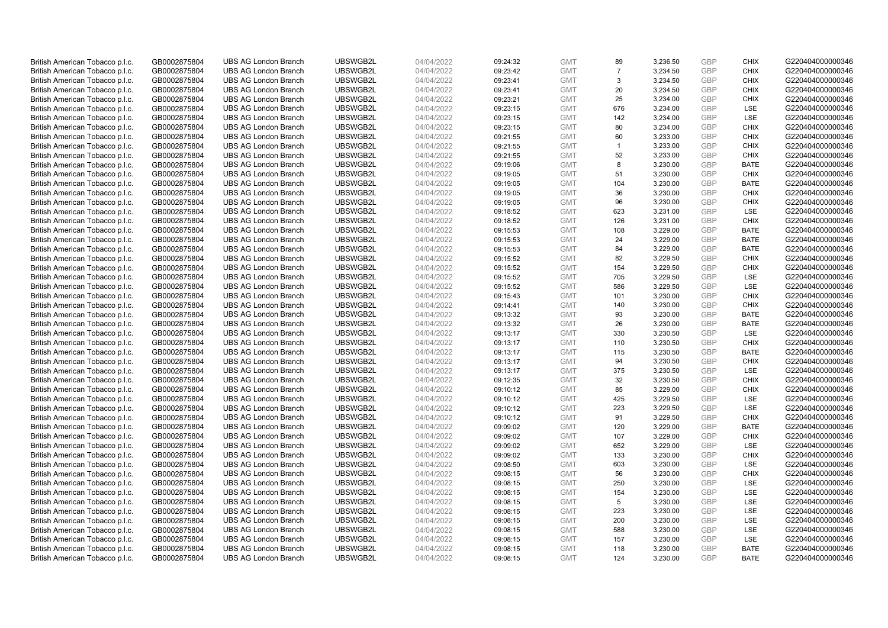| | | | | | | | | | | | |
|---|---|---|---|---|---|---|---|---|---|---|---|
| British American Tobacco p.l.c. | GB0002875804 | UBS AG London Branch | UBSWGB2L | 04/04/2022 | 09:24:32 | GMT | 89 | 3,236.50 | GBP | CHIX | G220404000000346 |
| British American Tobacco p.l.c. | GB0002875804 | UBS AG London Branch | UBSWGB2L | 04/04/2022 | 09:23:42 | GMT | 7 | 3,234.50 | GBP | CHIX | G220404000000346 |
| British American Tobacco p.l.c. | GB0002875804 | UBS AG London Branch | UBSWGB2L | 04/04/2022 | 09:23:41 | GMT | 3 | 3,234.50 | GBP | CHIX | G220404000000346 |
| British American Tobacco p.l.c. | GB0002875804 | UBS AG London Branch | UBSWGB2L | 04/04/2022 | 09:23:41 | GMT | 20 | 3,234.50 | GBP | CHIX | G220404000000346 |
| British American Tobacco p.l.c. | GB0002875804 | UBS AG London Branch | UBSWGB2L | 04/04/2022 | 09:23:21 | GMT | 25 | 3,234.00 | GBP | CHIX | G220404000000346 |
| British American Tobacco p.l.c. | GB0002875804 | UBS AG London Branch | UBSWGB2L | 04/04/2022 | 09:23:15 | GMT | 676 | 3,234.00 | GBP | LSE | G220404000000346 |
| British American Tobacco p.l.c. | GB0002875804 | UBS AG London Branch | UBSWGB2L | 04/04/2022 | 09:23:15 | GMT | 142 | 3,234.00 | GBP | LSE | G220404000000346 |
| British American Tobacco p.l.c. | GB0002875804 | UBS AG London Branch | UBSWGB2L | 04/04/2022 | 09:23:15 | GMT | 80 | 3,234.00 | GBP | CHIX | G220404000000346 |
| British American Tobacco p.l.c. | GB0002875804 | UBS AG London Branch | UBSWGB2L | 04/04/2022 | 09:21:55 | GMT | 60 | 3,233.00 | GBP | CHIX | G220404000000346 |
| British American Tobacco p.l.c. | GB0002875804 | UBS AG London Branch | UBSWGB2L | 04/04/2022 | 09:21:55 | GMT | 1 | 3,233.00 | GBP | CHIX | G220404000000346 |
| British American Tobacco p.l.c. | GB0002875804 | UBS AG London Branch | UBSWGB2L | 04/04/2022 | 09:21:55 | GMT | 52 | 3,233.00 | GBP | CHIX | G220404000000346 |
| British American Tobacco p.l.c. | GB0002875804 | UBS AG London Branch | UBSWGB2L | 04/04/2022 | 09:19:06 | GMT | 8 | 3,230.00 | GBP | BATE | G220404000000346 |
| British American Tobacco p.l.c. | GB0002875804 | UBS AG London Branch | UBSWGB2L | 04/04/2022 | 09:19:05 | GMT | 51 | 3,230.00 | GBP | CHIX | G220404000000346 |
| British American Tobacco p.l.c. | GB0002875804 | UBS AG London Branch | UBSWGB2L | 04/04/2022 | 09:19:05 | GMT | 104 | 3,230.00 | GBP | BATE | G220404000000346 |
| British American Tobacco p.l.c. | GB0002875804 | UBS AG London Branch | UBSWGB2L | 04/04/2022 | 09:19:05 | GMT | 36 | 3,230.00 | GBP | CHIX | G220404000000346 |
| British American Tobacco p.l.c. | GB0002875804 | UBS AG London Branch | UBSWGB2L | 04/04/2022 | 09:19:05 | GMT | 96 | 3,230.00 | GBP | CHIX | G220404000000346 |
| British American Tobacco p.l.c. | GB0002875804 | UBS AG London Branch | UBSWGB2L | 04/04/2022 | 09:18:52 | GMT | 623 | 3,231.00 | GBP | LSE | G220404000000346 |
| British American Tobacco p.l.c. | GB0002875804 | UBS AG London Branch | UBSWGB2L | 04/04/2022 | 09:18:52 | GMT | 126 | 3,231.00 | GBP | CHIX | G220404000000346 |
| British American Tobacco p.l.c. | GB0002875804 | UBS AG London Branch | UBSWGB2L | 04/04/2022 | 09:15:53 | GMT | 108 | 3,229.00 | GBP | BATE | G220404000000346 |
| British American Tobacco p.l.c. | GB0002875804 | UBS AG London Branch | UBSWGB2L | 04/04/2022 | 09:15:53 | GMT | 24 | 3,229.00 | GBP | BATE | G220404000000346 |
| British American Tobacco p.l.c. | GB0002875804 | UBS AG London Branch | UBSWGB2L | 04/04/2022 | 09:15:53 | GMT | 84 | 3,229.00 | GBP | BATE | G220404000000346 |
| British American Tobacco p.l.c. | GB0002875804 | UBS AG London Branch | UBSWGB2L | 04/04/2022 | 09:15:52 | GMT | 82 | 3,229.50 | GBP | CHIX | G220404000000346 |
| British American Tobacco p.l.c. | GB0002875804 | UBS AG London Branch | UBSWGB2L | 04/04/2022 | 09:15:52 | GMT | 154 | 3,229.50 | GBP | CHIX | G220404000000346 |
| British American Tobacco p.l.c. | GB0002875804 | UBS AG London Branch | UBSWGB2L | 04/04/2022 | 09:15:52 | GMT | 705 | 3,229.50 | GBP | LSE | G220404000000346 |
| British American Tobacco p.l.c. | GB0002875804 | UBS AG London Branch | UBSWGB2L | 04/04/2022 | 09:15:52 | GMT | 586 | 3,229.50 | GBP | LSE | G220404000000346 |
| British American Tobacco p.l.c. | GB0002875804 | UBS AG London Branch | UBSWGB2L | 04/04/2022 | 09:15:43 | GMT | 101 | 3,230.00 | GBP | CHIX | G220404000000346 |
| British American Tobacco p.l.c. | GB0002875804 | UBS AG London Branch | UBSWGB2L | 04/04/2022 | 09:14:41 | GMT | 140 | 3,230.00 | GBP | CHIX | G220404000000346 |
| British American Tobacco p.l.c. | GB0002875804 | UBS AG London Branch | UBSWGB2L | 04/04/2022 | 09:13:32 | GMT | 93 | 3,230.00 | GBP | BATE | G220404000000346 |
| British American Tobacco p.l.c. | GB0002875804 | UBS AG London Branch | UBSWGB2L | 04/04/2022 | 09:13:32 | GMT | 26 | 3,230.00 | GBP | BATE | G220404000000346 |
| British American Tobacco p.l.c. | GB0002875804 | UBS AG London Branch | UBSWGB2L | 04/04/2022 | 09:13:17 | GMT | 330 | 3,230.50 | GBP | LSE | G220404000000346 |
| British American Tobacco p.l.c. | GB0002875804 | UBS AG London Branch | UBSWGB2L | 04/04/2022 | 09:13:17 | GMT | 110 | 3,230.50 | GBP | CHIX | G220404000000346 |
| British American Tobacco p.l.c. | GB0002875804 | UBS AG London Branch | UBSWGB2L | 04/04/2022 | 09:13:17 | GMT | 115 | 3,230.50 | GBP | BATE | G220404000000346 |
| British American Tobacco p.l.c. | GB0002875804 | UBS AG London Branch | UBSWGB2L | 04/04/2022 | 09:13:17 | GMT | 94 | 3,230.50 | GBP | CHIX | G220404000000346 |
| British American Tobacco p.l.c. | GB0002875804 | UBS AG London Branch | UBSWGB2L | 04/04/2022 | 09:13:17 | GMT | 375 | 3,230.50 | GBP | LSE | G220404000000346 |
| British American Tobacco p.l.c. | GB0002875804 | UBS AG London Branch | UBSWGB2L | 04/04/2022 | 09:12:35 | GMT | 32 | 3,230.50 | GBP | CHIX | G220404000000346 |
| British American Tobacco p.l.c. | GB0002875804 | UBS AG London Branch | UBSWGB2L | 04/04/2022 | 09:10:12 | GMT | 85 | 3,229.00 | GBP | CHIX | G220404000000346 |
| British American Tobacco p.l.c. | GB0002875804 | UBS AG London Branch | UBSWGB2L | 04/04/2022 | 09:10:12 | GMT | 425 | 3,229.50 | GBP | LSE | G220404000000346 |
| British American Tobacco p.l.c. | GB0002875804 | UBS AG London Branch | UBSWGB2L | 04/04/2022 | 09:10:12 | GMT | 223 | 3,229.50 | GBP | LSE | G220404000000346 |
| British American Tobacco p.l.c. | GB0002875804 | UBS AG London Branch | UBSWGB2L | 04/04/2022 | 09:10:12 | GMT | 91 | 3,229.50 | GBP | CHIX | G220404000000346 |
| British American Tobacco p.l.c. | GB0002875804 | UBS AG London Branch | UBSWGB2L | 04/04/2022 | 09:09:02 | GMT | 120 | 3,229.00 | GBP | BATE | G220404000000346 |
| British American Tobacco p.l.c. | GB0002875804 | UBS AG London Branch | UBSWGB2L | 04/04/2022 | 09:09:02 | GMT | 107 | 3,229.00 | GBP | CHIX | G220404000000346 |
| British American Tobacco p.l.c. | GB0002875804 | UBS AG London Branch | UBSWGB2L | 04/04/2022 | 09:09:02 | GMT | 652 | 3,229.00 | GBP | LSE | G220404000000346 |
| British American Tobacco p.l.c. | GB0002875804 | UBS AG London Branch | UBSWGB2L | 04/04/2022 | 09:09:02 | GMT | 133 | 3,230.00 | GBP | CHIX | G220404000000346 |
| British American Tobacco p.l.c. | GB0002875804 | UBS AG London Branch | UBSWGB2L | 04/04/2022 | 09:08:50 | GMT | 603 | 3,230.00 | GBP | LSE | G220404000000346 |
| British American Tobacco p.l.c. | GB0002875804 | UBS AG London Branch | UBSWGB2L | 04/04/2022 | 09:08:15 | GMT | 56 | 3,230.00 | GBP | CHIX | G220404000000346 |
| British American Tobacco p.l.c. | GB0002875804 | UBS AG London Branch | UBSWGB2L | 04/04/2022 | 09:08:15 | GMT | 250 | 3,230.00 | GBP | LSE | G220404000000346 |
| British American Tobacco p.l.c. | GB0002875804 | UBS AG London Branch | UBSWGB2L | 04/04/2022 | 09:08:15 | GMT | 154 | 3,230.00 | GBP | LSE | G220404000000346 |
| British American Tobacco p.l.c. | GB0002875804 | UBS AG London Branch | UBSWGB2L | 04/04/2022 | 09:08:15 | GMT | 5 | 3,230.00 | GBP | LSE | G220404000000346 |
| British American Tobacco p.l.c. | GB0002875804 | UBS AG London Branch | UBSWGB2L | 04/04/2022 | 09:08:15 | GMT | 223 | 3,230.00 | GBP | LSE | G220404000000346 |
| British American Tobacco p.l.c. | GB0002875804 | UBS AG London Branch | UBSWGB2L | 04/04/2022 | 09:08:15 | GMT | 200 | 3,230.00 | GBP | LSE | G220404000000346 |
| British American Tobacco p.l.c. | GB0002875804 | UBS AG London Branch | UBSWGB2L | 04/04/2022 | 09:08:15 | GMT | 588 | 3,230.00 | GBP | LSE | G220404000000346 |
| British American Tobacco p.l.c. | GB0002875804 | UBS AG London Branch | UBSWGB2L | 04/04/2022 | 09:08:15 | GMT | 157 | 3,230.00 | GBP | LSE | G220404000000346 |
| British American Tobacco p.l.c. | GB0002875804 | UBS AG London Branch | UBSWGB2L | 04/04/2022 | 09:08:15 | GMT | 118 | 3,230.00 | GBP | BATE | G220404000000346 |
| British American Tobacco p.l.c. | GB0002875804 | UBS AG London Branch | UBSWGB2L | 04/04/2022 | 09:08:15 | GMT | 124 | 3,230.00 | GBP | BATE | G220404000000346 |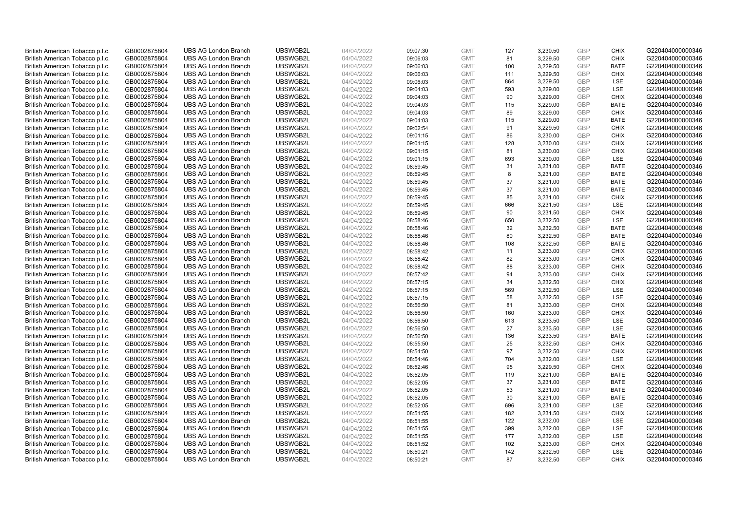| | | | | | | | | | | | |
|---|---|---|---|---|---|---|---|---|---|---|---|
| British American Tobacco p.l.c. | GB0002875804 | UBS AG London Branch | UBSWGB2L | 04/04/2022 | 09:07:30 | GMT | 127 | 3,230.50 | GBP | CHIX | G220404000000346 |
| British American Tobacco p.l.c. | GB0002875804 | UBS AG London Branch | UBSWGB2L | 04/04/2022 | 09:06:03 | GMT | 81 | 3,229.50 | GBP | CHIX | G220404000000346 |
| British American Tobacco p.l.c. | GB0002875804 | UBS AG London Branch | UBSWGB2L | 04/04/2022 | 09:06:03 | GMT | 100 | 3,229.50 | GBP | BATE | G220404000000346 |
| British American Tobacco p.l.c. | GB0002875804 | UBS AG London Branch | UBSWGB2L | 04/04/2022 | 09:06:03 | GMT | 111 | 3,229.50 | GBP | CHIX | G220404000000346 |
| British American Tobacco p.l.c. | GB0002875804 | UBS AG London Branch | UBSWGB2L | 04/04/2022 | 09:06:03 | GMT | 864 | 3,229.50 | GBP | LSE | G220404000000346 |
| British American Tobacco p.l.c. | GB0002875804 | UBS AG London Branch | UBSWGB2L | 04/04/2022 | 09:04:03 | GMT | 593 | 3,229.00 | GBP | LSE | G220404000000346 |
| British American Tobacco p.l.c. | GB0002875804 | UBS AG London Branch | UBSWGB2L | 04/04/2022 | 09:04:03 | GMT | 90 | 3,229.00 | GBP | CHIX | G220404000000346 |
| British American Tobacco p.l.c. | GB0002875804 | UBS AG London Branch | UBSWGB2L | 04/04/2022 | 09:04:03 | GMT | 115 | 3,229.00 | GBP | BATE | G220404000000346 |
| British American Tobacco p.l.c. | GB0002875804 | UBS AG London Branch | UBSWGB2L | 04/04/2022 | 09:04:03 | GMT | 89 | 3,229.00 | GBP | CHIX | G220404000000346 |
| British American Tobacco p.l.c. | GB0002875804 | UBS AG London Branch | UBSWGB2L | 04/04/2022 | 09:04:03 | GMT | 115 | 3,229.00 | GBP | BATE | G220404000000346 |
| British American Tobacco p.l.c. | GB0002875804 | UBS AG London Branch | UBSWGB2L | 04/04/2022 | 09:02:54 | GMT | 91 | 3,229.50 | GBP | CHIX | G220404000000346 |
| British American Tobacco p.l.c. | GB0002875804 | UBS AG London Branch | UBSWGB2L | 04/04/2022 | 09:01:15 | GMT | 86 | 3,230.00 | GBP | CHIX | G220404000000346 |
| British American Tobacco p.l.c. | GB0002875804 | UBS AG London Branch | UBSWGB2L | 04/04/2022 | 09:01:15 | GMT | 128 | 3,230.00 | GBP | CHIX | G220404000000346 |
| British American Tobacco p.l.c. | GB0002875804 | UBS AG London Branch | UBSWGB2L | 04/04/2022 | 09:01:15 | GMT | 81 | 3,230.00 | GBP | CHIX | G220404000000346 |
| British American Tobacco p.l.c. | GB0002875804 | UBS AG London Branch | UBSWGB2L | 04/04/2022 | 09:01:15 | GMT | 693 | 3,230.00 | GBP | LSE | G220404000000346 |
| British American Tobacco p.l.c. | GB0002875804 | UBS AG London Branch | UBSWGB2L | 04/04/2022 | 08:59:45 | GMT | 31 | 3,231.00 | GBP | BATE | G220404000000346 |
| British American Tobacco p.l.c. | GB0002875804 | UBS AG London Branch | UBSWGB2L | 04/04/2022 | 08:59:45 | GMT | 8 | 3,231.00 | GBP | BATE | G220404000000346 |
| British American Tobacco p.l.c. | GB0002875804 | UBS AG London Branch | UBSWGB2L | 04/04/2022 | 08:59:45 | GMT | 37 | 3,231.00 | GBP | BATE | G220404000000346 |
| British American Tobacco p.l.c. | GB0002875804 | UBS AG London Branch | UBSWGB2L | 04/04/2022 | 08:59:45 | GMT | 37 | 3,231.00 | GBP | BATE | G220404000000346 |
| British American Tobacco p.l.c. | GB0002875804 | UBS AG London Branch | UBSWGB2L | 04/04/2022 | 08:59:45 | GMT | 85 | 3,231.00 | GBP | CHIX | G220404000000346 |
| British American Tobacco p.l.c. | GB0002875804 | UBS AG London Branch | UBSWGB2L | 04/04/2022 | 08:59:45 | GMT | 666 | 3,231.50 | GBP | LSE | G220404000000346 |
| British American Tobacco p.l.c. | GB0002875804 | UBS AG London Branch | UBSWGB2L | 04/04/2022 | 08:59:45 | GMT | 90 | 3,231.50 | GBP | CHIX | G220404000000346 |
| British American Tobacco p.l.c. | GB0002875804 | UBS AG London Branch | UBSWGB2L | 04/04/2022 | 08:58:46 | GMT | 650 | 3,232.50 | GBP | LSE | G220404000000346 |
| British American Tobacco p.l.c. | GB0002875804 | UBS AG London Branch | UBSWGB2L | 04/04/2022 | 08:58:46 | GMT | 32 | 3,232.50 | GBP | BATE | G220404000000346 |
| British American Tobacco p.l.c. | GB0002875804 | UBS AG London Branch | UBSWGB2L | 04/04/2022 | 08:58:46 | GMT | 80 | 3,232.50 | GBP | BATE | G220404000000346 |
| British American Tobacco p.l.c. | GB0002875804 | UBS AG London Branch | UBSWGB2L | 04/04/2022 | 08:58:46 | GMT | 108 | 3,232.50 | GBP | BATE | G220404000000346 |
| British American Tobacco p.l.c. | GB0002875804 | UBS AG London Branch | UBSWGB2L | 04/04/2022 | 08:58:42 | GMT | 11 | 3,233.00 | GBP | CHIX | G220404000000346 |
| British American Tobacco p.l.c. | GB0002875804 | UBS AG London Branch | UBSWGB2L | 04/04/2022 | 08:58:42 | GMT | 82 | 3,233.00 | GBP | CHIX | G220404000000346 |
| British American Tobacco p.l.c. | GB0002875804 | UBS AG London Branch | UBSWGB2L | 04/04/2022 | 08:58:42 | GMT | 88 | 3,233.00 | GBP | CHIX | G220404000000346 |
| British American Tobacco p.l.c. | GB0002875804 | UBS AG London Branch | UBSWGB2L | 04/04/2022 | 08:57:42 | GMT | 94 | 3,233.00 | GBP | CHIX | G220404000000346 |
| British American Tobacco p.l.c. | GB0002875804 | UBS AG London Branch | UBSWGB2L | 04/04/2022 | 08:57:15 | GMT | 34 | 3,232.50 | GBP | CHIX | G220404000000346 |
| British American Tobacco p.l.c. | GB0002875804 | UBS AG London Branch | UBSWGB2L | 04/04/2022 | 08:57:15 | GMT | 569 | 3,232.50 | GBP | LSE | G220404000000346 |
| British American Tobacco p.l.c. | GB0002875804 | UBS AG London Branch | UBSWGB2L | 04/04/2022 | 08:57:15 | GMT | 58 | 3,232.50 | GBP | LSE | G220404000000346 |
| British American Tobacco p.l.c. | GB0002875804 | UBS AG London Branch | UBSWGB2L | 04/04/2022 | 08:56:50 | GMT | 81 | 3,233.00 | GBP | CHIX | G220404000000346 |
| British American Tobacco p.l.c. | GB0002875804 | UBS AG London Branch | UBSWGB2L | 04/04/2022 | 08:56:50 | GMT | 160 | 3,233.00 | GBP | CHIX | G220404000000346 |
| British American Tobacco p.l.c. | GB0002875804 | UBS AG London Branch | UBSWGB2L | 04/04/2022 | 08:56:50 | GMT | 613 | 3,233.50 | GBP | LSE | G220404000000346 |
| British American Tobacco p.l.c. | GB0002875804 | UBS AG London Branch | UBSWGB2L | 04/04/2022 | 08:56:50 | GMT | 27 | 3,233.50 | GBP | LSE | G220404000000346 |
| British American Tobacco p.l.c. | GB0002875804 | UBS AG London Branch | UBSWGB2L | 04/04/2022 | 08:56:50 | GMT | 136 | 3,233.50 | GBP | BATE | G220404000000346 |
| British American Tobacco p.l.c. | GB0002875804 | UBS AG London Branch | UBSWGB2L | 04/04/2022 | 08:55:50 | GMT | 25 | 3,232.50 | GBP | CHIX | G220404000000346 |
| British American Tobacco p.l.c. | GB0002875804 | UBS AG London Branch | UBSWGB2L | 04/04/2022 | 08:54:50 | GMT | 97 | 3,232.50 | GBP | CHIX | G220404000000346 |
| British American Tobacco p.l.c. | GB0002875804 | UBS AG London Branch | UBSWGB2L | 04/04/2022 | 08:54:46 | GMT | 704 | 3,232.00 | GBP | LSE | G220404000000346 |
| British American Tobacco p.l.c. | GB0002875804 | UBS AG London Branch | UBSWGB2L | 04/04/2022 | 08:52:46 | GMT | 95 | 3,229.50 | GBP | CHIX | G220404000000346 |
| British American Tobacco p.l.c. | GB0002875804 | UBS AG London Branch | UBSWGB2L | 04/04/2022 | 08:52:05 | GMT | 119 | 3,231.00 | GBP | BATE | G220404000000346 |
| British American Tobacco p.l.c. | GB0002875804 | UBS AG London Branch | UBSWGB2L | 04/04/2022 | 08:52:05 | GMT | 37 | 3,231.00 | GBP | BATE | G220404000000346 |
| British American Tobacco p.l.c. | GB0002875804 | UBS AG London Branch | UBSWGB2L | 04/04/2022 | 08:52:05 | GMT | 53 | 3,231.00 | GBP | BATE | G220404000000346 |
| British American Tobacco p.l.c. | GB0002875804 | UBS AG London Branch | UBSWGB2L | 04/04/2022 | 08:52:05 | GMT | 30 | 3,231.00 | GBP | BATE | G220404000000346 |
| British American Tobacco p.l.c. | GB0002875804 | UBS AG London Branch | UBSWGB2L | 04/04/2022 | 08:52:05 | GMT | 696 | 3,231.00 | GBP | LSE | G220404000000346 |
| British American Tobacco p.l.c. | GB0002875804 | UBS AG London Branch | UBSWGB2L | 04/04/2022 | 08:51:55 | GMT | 182 | 3,231.50 | GBP | CHIX | G220404000000346 |
| British American Tobacco p.l.c. | GB0002875804 | UBS AG London Branch | UBSWGB2L | 04/04/2022 | 08:51:55 | GMT | 122 | 3,232.00 | GBP | LSE | G220404000000346 |
| British American Tobacco p.l.c. | GB0002875804 | UBS AG London Branch | UBSWGB2L | 04/04/2022 | 08:51:55 | GMT | 399 | 3,232.00 | GBP | LSE | G220404000000346 |
| British American Tobacco p.l.c. | GB0002875804 | UBS AG London Branch | UBSWGB2L | 04/04/2022 | 08:51:55 | GMT | 177 | 3,232.00 | GBP | LSE | G220404000000346 |
| British American Tobacco p.l.c. | GB0002875804 | UBS AG London Branch | UBSWGB2L | 04/04/2022 | 08:51:52 | GMT | 102 | 3,233.00 | GBP | CHIX | G220404000000346 |
| British American Tobacco p.l.c. | GB0002875804 | UBS AG London Branch | UBSWGB2L | 04/04/2022 | 08:50:21 | GMT | 142 | 3,232.50 | GBP | LSE | G220404000000346 |
| British American Tobacco p.l.c. | GB0002875804 | UBS AG London Branch | UBSWGB2L | 04/04/2022 | 08:50:21 | GMT | 87 | 3,232.50 | GBP | CHIX | G220404000000346 |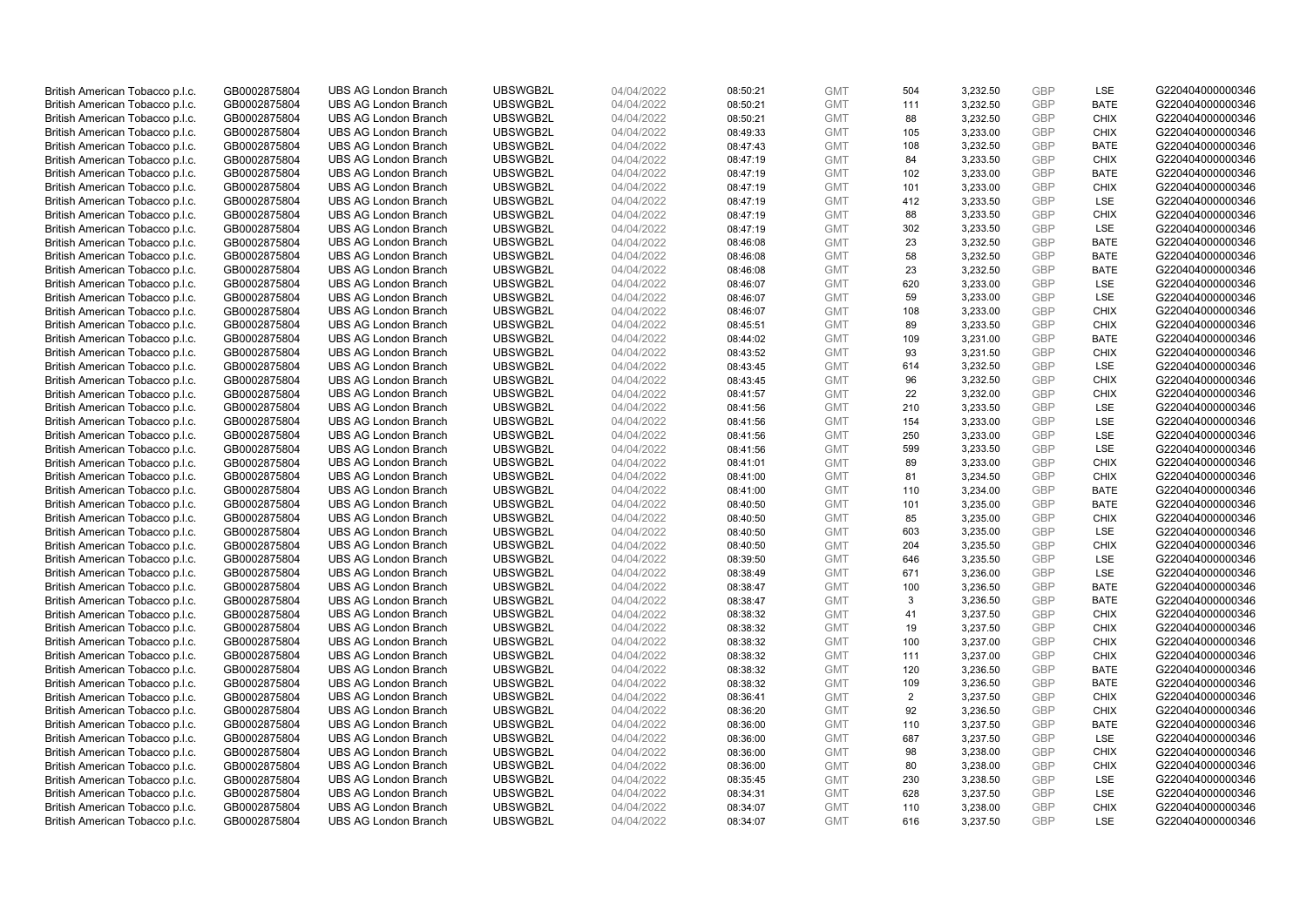| | | | | | | | | | | | |
|---|---|---|---|---|---|---|---|---|---|---|---|
| British American Tobacco p.l.c. | GB0002875804 | UBS AG London Branch | UBSWGB2L | 04/04/2022 | 08:50:21 | GMT | 504 | 3,232.50 | GBP | LSE | G220404000000346 |
| British American Tobacco p.l.c. | GB0002875804 | UBS AG London Branch | UBSWGB2L | 04/04/2022 | 08:50:21 | GMT | 111 | 3,232.50 | GBP | BATE | G220404000000346 |
| British American Tobacco p.l.c. | GB0002875804 | UBS AG London Branch | UBSWGB2L | 04/04/2022 | 08:50:21 | GMT | 88 | 3,232.50 | GBP | CHIX | G220404000000346 |
| British American Tobacco p.l.c. | GB0002875804 | UBS AG London Branch | UBSWGB2L | 04/04/2022 | 08:49:33 | GMT | 105 | 3,233.00 | GBP | CHIX | G220404000000346 |
| British American Tobacco p.l.c. | GB0002875804 | UBS AG London Branch | UBSWGB2L | 04/04/2022 | 08:47:43 | GMT | 108 | 3,232.50 | GBP | BATE | G220404000000346 |
| British American Tobacco p.l.c. | GB0002875804 | UBS AG London Branch | UBSWGB2L | 04/04/2022 | 08:47:19 | GMT | 84 | 3,233.50 | GBP | CHIX | G220404000000346 |
| British American Tobacco p.l.c. | GB0002875804 | UBS AG London Branch | UBSWGB2L | 04/04/2022 | 08:47:19 | GMT | 102 | 3,233.00 | GBP | BATE | G220404000000346 |
| British American Tobacco p.l.c. | GB0002875804 | UBS AG London Branch | UBSWGB2L | 04/04/2022 | 08:47:19 | GMT | 101 | 3,233.00 | GBP | CHIX | G220404000000346 |
| British American Tobacco p.l.c. | GB0002875804 | UBS AG London Branch | UBSWGB2L | 04/04/2022 | 08:47:19 | GMT | 412 | 3,233.50 | GBP | LSE | G220404000000346 |
| British American Tobacco p.l.c. | GB0002875804 | UBS AG London Branch | UBSWGB2L | 04/04/2022 | 08:47:19 | GMT | 88 | 3,233.50 | GBP | CHIX | G220404000000346 |
| British American Tobacco p.l.c. | GB0002875804 | UBS AG London Branch | UBSWGB2L | 04/04/2022 | 08:47:19 | GMT | 302 | 3,233.50 | GBP | LSE | G220404000000346 |
| British American Tobacco p.l.c. | GB0002875804 | UBS AG London Branch | UBSWGB2L | 04/04/2022 | 08:46:08 | GMT | 23 | 3,232.50 | GBP | BATE | G220404000000346 |
| British American Tobacco p.l.c. | GB0002875804 | UBS AG London Branch | UBSWGB2L | 04/04/2022 | 08:46:08 | GMT | 58 | 3,232.50 | GBP | BATE | G220404000000346 |
| British American Tobacco p.l.c. | GB0002875804 | UBS AG London Branch | UBSWGB2L | 04/04/2022 | 08:46:08 | GMT | 23 | 3,232.50 | GBP | BATE | G220404000000346 |
| British American Tobacco p.l.c. | GB0002875804 | UBS AG London Branch | UBSWGB2L | 04/04/2022 | 08:46:07 | GMT | 620 | 3,233.00 | GBP | LSE | G220404000000346 |
| British American Tobacco p.l.c. | GB0002875804 | UBS AG London Branch | UBSWGB2L | 04/04/2022 | 08:46:07 | GMT | 59 | 3,233.00 | GBP | LSE | G220404000000346 |
| British American Tobacco p.l.c. | GB0002875804 | UBS AG London Branch | UBSWGB2L | 04/04/2022 | 08:46:07 | GMT | 108 | 3,233.00 | GBP | CHIX | G220404000000346 |
| British American Tobacco p.l.c. | GB0002875804 | UBS AG London Branch | UBSWGB2L | 04/04/2022 | 08:45:51 | GMT | 89 | 3,233.50 | GBP | CHIX | G220404000000346 |
| British American Tobacco p.l.c. | GB0002875804 | UBS AG London Branch | UBSWGB2L | 04/04/2022 | 08:44:02 | GMT | 109 | 3,231.00 | GBP | BATE | G220404000000346 |
| British American Tobacco p.l.c. | GB0002875804 | UBS AG London Branch | UBSWGB2L | 04/04/2022 | 08:43:52 | GMT | 93 | 3,231.50 | GBP | CHIX | G220404000000346 |
| British American Tobacco p.l.c. | GB0002875804 | UBS AG London Branch | UBSWGB2L | 04/04/2022 | 08:43:45 | GMT | 614 | 3,232.50 | GBP | LSE | G220404000000346 |
| British American Tobacco p.l.c. | GB0002875804 | UBS AG London Branch | UBSWGB2L | 04/04/2022 | 08:43:45 | GMT | 96 | 3,232.50 | GBP | CHIX | G220404000000346 |
| British American Tobacco p.l.c. | GB0002875804 | UBS AG London Branch | UBSWGB2L | 04/04/2022 | 08:41:57 | GMT | 22 | 3,232.00 | GBP | CHIX | G220404000000346 |
| British American Tobacco p.l.c. | GB0002875804 | UBS AG London Branch | UBSWGB2L | 04/04/2022 | 08:41:56 | GMT | 210 | 3,233.50 | GBP | LSE | G220404000000346 |
| British American Tobacco p.l.c. | GB0002875804 | UBS AG London Branch | UBSWGB2L | 04/04/2022 | 08:41:56 | GMT | 154 | 3,233.00 | GBP | LSE | G220404000000346 |
| British American Tobacco p.l.c. | GB0002875804 | UBS AG London Branch | UBSWGB2L | 04/04/2022 | 08:41:56 | GMT | 250 | 3,233.00 | GBP | LSE | G220404000000346 |
| British American Tobacco p.l.c. | GB0002875804 | UBS AG London Branch | UBSWGB2L | 04/04/2022 | 08:41:56 | GMT | 599 | 3,233.50 | GBP | LSE | G220404000000346 |
| British American Tobacco p.l.c. | GB0002875804 | UBS AG London Branch | UBSWGB2L | 04/04/2022 | 08:41:01 | GMT | 89 | 3,233.00 | GBP | CHIX | G220404000000346 |
| British American Tobacco p.l.c. | GB0002875804 | UBS AG London Branch | UBSWGB2L | 04/04/2022 | 08:41:00 | GMT | 81 | 3,234.50 | GBP | CHIX | G220404000000346 |
| British American Tobacco p.l.c. | GB0002875804 | UBS AG London Branch | UBSWGB2L | 04/04/2022 | 08:41:00 | GMT | 110 | 3,234.00 | GBP | BATE | G220404000000346 |
| British American Tobacco p.l.c. | GB0002875804 | UBS AG London Branch | UBSWGB2L | 04/04/2022 | 08:40:50 | GMT | 101 | 3,235.00 | GBP | BATE | G220404000000346 |
| British American Tobacco p.l.c. | GB0002875804 | UBS AG London Branch | UBSWGB2L | 04/04/2022 | 08:40:50 | GMT | 85 | 3,235.00 | GBP | CHIX | G220404000000346 |
| British American Tobacco p.l.c. | GB0002875804 | UBS AG London Branch | UBSWGB2L | 04/04/2022 | 08:40:50 | GMT | 603 | 3,235.00 | GBP | LSE | G220404000000346 |
| British American Tobacco p.l.c. | GB0002875804 | UBS AG London Branch | UBSWGB2L | 04/04/2022 | 08:40:50 | GMT | 204 | 3,235.50 | GBP | CHIX | G220404000000346 |
| British American Tobacco p.l.c. | GB0002875804 | UBS AG London Branch | UBSWGB2L | 04/04/2022 | 08:39:50 | GMT | 646 | 3,235.50 | GBP | LSE | G220404000000346 |
| British American Tobacco p.l.c. | GB0002875804 | UBS AG London Branch | UBSWGB2L | 04/04/2022 | 08:38:49 | GMT | 671 | 3,236.00 | GBP | LSE | G220404000000346 |
| British American Tobacco p.l.c. | GB0002875804 | UBS AG London Branch | UBSWGB2L | 04/04/2022 | 08:38:47 | GMT | 100 | 3,236.50 | GBP | BATE | G220404000000346 |
| British American Tobacco p.l.c. | GB0002875804 | UBS AG London Branch | UBSWGB2L | 04/04/2022 | 08:38:47 | GMT | 3 | 3,236.50 | GBP | BATE | G220404000000346 |
| British American Tobacco p.l.c. | GB0002875804 | UBS AG London Branch | UBSWGB2L | 04/04/2022 | 08:38:32 | GMT | 41 | 3,237.50 | GBP | CHIX | G220404000000346 |
| British American Tobacco p.l.c. | GB0002875804 | UBS AG London Branch | UBSWGB2L | 04/04/2022 | 08:38:32 | GMT | 19 | 3,237.50 | GBP | CHIX | G220404000000346 |
| British American Tobacco p.l.c. | GB0002875804 | UBS AG London Branch | UBSWGB2L | 04/04/2022 | 08:38:32 | GMT | 100 | 3,237.00 | GBP | CHIX | G220404000000346 |
| British American Tobacco p.l.c. | GB0002875804 | UBS AG London Branch | UBSWGB2L | 04/04/2022 | 08:38:32 | GMT | 111 | 3,237.00 | GBP | CHIX | G220404000000346 |
| British American Tobacco p.l.c. | GB0002875804 | UBS AG London Branch | UBSWGB2L | 04/04/2022 | 08:38:32 | GMT | 120 | 3,236.50 | GBP | BATE | G220404000000346 |
| British American Tobacco p.l.c. | GB0002875804 | UBS AG London Branch | UBSWGB2L | 04/04/2022 | 08:38:32 | GMT | 109 | 3,236.50 | GBP | BATE | G220404000000346 |
| British American Tobacco p.l.c. | GB0002875804 | UBS AG London Branch | UBSWGB2L | 04/04/2022 | 08:36:41 | GMT | 2 | 3,237.50 | GBP | CHIX | G220404000000346 |
| British American Tobacco p.l.c. | GB0002875804 | UBS AG London Branch | UBSWGB2L | 04/04/2022 | 08:36:20 | GMT | 92 | 3,236.50 | GBP | CHIX | G220404000000346 |
| British American Tobacco p.l.c. | GB0002875804 | UBS AG London Branch | UBSWGB2L | 04/04/2022 | 08:36:00 | GMT | 110 | 3,237.50 | GBP | BATE | G220404000000346 |
| British American Tobacco p.l.c. | GB0002875804 | UBS AG London Branch | UBSWGB2L | 04/04/2022 | 08:36:00 | GMT | 687 | 3,237.50 | GBP | LSE | G220404000000346 |
| British American Tobacco p.l.c. | GB0002875804 | UBS AG London Branch | UBSWGB2L | 04/04/2022 | 08:36:00 | GMT | 98 | 3,238.00 | GBP | CHIX | G220404000000346 |
| British American Tobacco p.l.c. | GB0002875804 | UBS AG London Branch | UBSWGB2L | 04/04/2022 | 08:36:00 | GMT | 80 | 3,238.00 | GBP | CHIX | G220404000000346 |
| British American Tobacco p.l.c. | GB0002875804 | UBS AG London Branch | UBSWGB2L | 04/04/2022 | 08:35:45 | GMT | 230 | 3,238.50 | GBP | LSE | G220404000000346 |
| British American Tobacco p.l.c. | GB0002875804 | UBS AG London Branch | UBSWGB2L | 04/04/2022 | 08:34:31 | GMT | 628 | 3,237.50 | GBP | LSE | G220404000000346 |
| British American Tobacco p.l.c. | GB0002875804 | UBS AG London Branch | UBSWGB2L | 04/04/2022 | 08:34:07 | GMT | 110 | 3,238.00 | GBP | CHIX | G220404000000346 |
| British American Tobacco p.l.c. | GB0002875804 | UBS AG London Branch | UBSWGB2L | 04/04/2022 | 08:34:07 | GMT | 616 | 3,237.50 | GBP | LSE | G220404000000346 |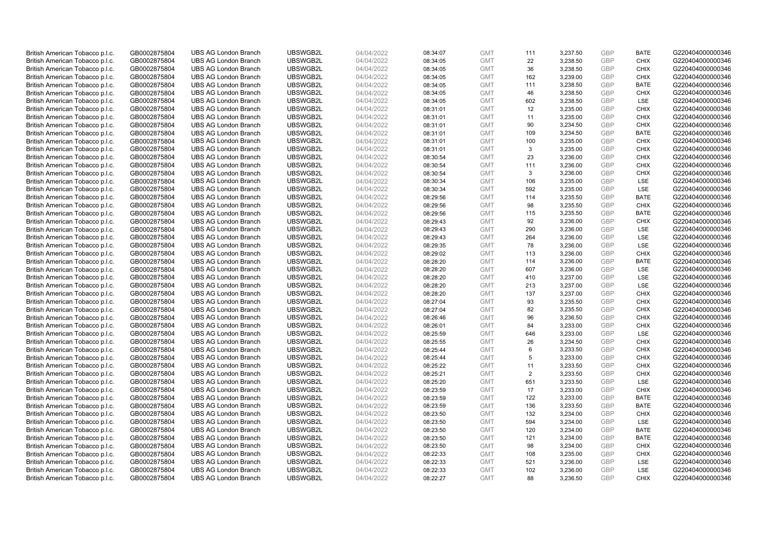| | | | | | | | | | | | |
|---|---|---|---|---|---|---|---|---|---|---|---|
| British American Tobacco p.l.c. | GB0002875804 | UBS AG London Branch | UBSWGB2L | 04/04/2022 | 08:34:07 | GMT | 111 | 3,237.50 | GBP | BATE | G220404000000346 |
| British American Tobacco p.l.c. | GB0002875804 | UBS AG London Branch | UBSWGB2L | 04/04/2022 | 08:34:05 | GMT | 22 | 3,238.50 | GBP | CHIX | G220404000000346 |
| British American Tobacco p.l.c. | GB0002875804 | UBS AG London Branch | UBSWGB2L | 04/04/2022 | 08:34:05 | GMT | 36 | 3,238.50 | GBP | CHIX | G220404000000346 |
| British American Tobacco p.l.c. | GB0002875804 | UBS AG London Branch | UBSWGB2L | 04/04/2022 | 08:34:05 | GMT | 162 | 3,239.00 | GBP | CHIX | G220404000000346 |
| British American Tobacco p.l.c. | GB0002875804 | UBS AG London Branch | UBSWGB2L | 04/04/2022 | 08:34:05 | GMT | 111 | 3,238.50 | GBP | BATE | G220404000000346 |
| British American Tobacco p.l.c. | GB0002875804 | UBS AG London Branch | UBSWGB2L | 04/04/2022 | 08:34:05 | GMT | 46 | 3,238.50 | GBP | CHIX | G220404000000346 |
| British American Tobacco p.l.c. | GB0002875804 | UBS AG London Branch | UBSWGB2L | 04/04/2022 | 08:34:05 | GMT | 602 | 3,238.50 | GBP | LSE | G220404000000346 |
| British American Tobacco p.l.c. | GB0002875804 | UBS AG London Branch | UBSWGB2L | 04/04/2022 | 08:31:01 | GMT | 12 | 3,235.00 | GBP | CHIX | G220404000000346 |
| British American Tobacco p.l.c. | GB0002875804 | UBS AG London Branch | UBSWGB2L | 04/04/2022 | 08:31:01 | GMT | 11 | 3,235.00 | GBP | CHIX | G220404000000346 |
| British American Tobacco p.l.c. | GB0002875804 | UBS AG London Branch | UBSWGB2L | 04/04/2022 | 08:31:01 | GMT | 90 | 3,234.50 | GBP | CHIX | G220404000000346 |
| British American Tobacco p.l.c. | GB0002875804 | UBS AG London Branch | UBSWGB2L | 04/04/2022 | 08:31:01 | GMT | 109 | 3,234.50 | GBP | BATE | G220404000000346 |
| British American Tobacco p.l.c. | GB0002875804 | UBS AG London Branch | UBSWGB2L | 04/04/2022 | 08:31:01 | GMT | 100 | 3,235.00 | GBP | CHIX | G220404000000346 |
| British American Tobacco p.l.c. | GB0002875804 | UBS AG London Branch | UBSWGB2L | 04/04/2022 | 08:31:01 | GMT | 3 | 3,235.00 | GBP | CHIX | G220404000000346 |
| British American Tobacco p.l.c. | GB0002875804 | UBS AG London Branch | UBSWGB2L | 04/04/2022 | 08:30:54 | GMT | 23 | 3,236.00 | GBP | CHIX | G220404000000346 |
| British American Tobacco p.l.c. | GB0002875804 | UBS AG London Branch | UBSWGB2L | 04/04/2022 | 08:30:54 | GMT | 111 | 3,236.00 | GBP | CHIX | G220404000000346 |
| British American Tobacco p.l.c. | GB0002875804 | UBS AG London Branch | UBSWGB2L | 04/04/2022 | 08:30:54 | GMT | 3 | 3,236.00 | GBP | CHIX | G220404000000346 |
| British American Tobacco p.l.c. | GB0002875804 | UBS AG London Branch | UBSWGB2L | 04/04/2022 | 08:30:34 | GMT | 106 | 3,235.00 | GBP | LSE | G220404000000346 |
| British American Tobacco p.l.c. | GB0002875804 | UBS AG London Branch | UBSWGB2L | 04/04/2022 | 08:30:34 | GMT | 592 | 3,235.00 | GBP | LSE | G220404000000346 |
| British American Tobacco p.l.c. | GB0002875804 | UBS AG London Branch | UBSWGB2L | 04/04/2022 | 08:29:56 | GMT | 114 | 3,235.50 | GBP | BATE | G220404000000346 |
| British American Tobacco p.l.c. | GB0002875804 | UBS AG London Branch | UBSWGB2L | 04/04/2022 | 08:29:56 | GMT | 98 | 3,235.50 | GBP | CHIX | G220404000000346 |
| British American Tobacco p.l.c. | GB0002875804 | UBS AG London Branch | UBSWGB2L | 04/04/2022 | 08:29:56 | GMT | 115 | 3,235.50 | GBP | BATE | G220404000000346 |
| British American Tobacco p.l.c. | GB0002875804 | UBS AG London Branch | UBSWGB2L | 04/04/2022 | 08:29:43 | GMT | 92 | 3,236.00 | GBP | CHIX | G220404000000346 |
| British American Tobacco p.l.c. | GB0002875804 | UBS AG London Branch | UBSWGB2L | 04/04/2022 | 08:29:43 | GMT | 290 | 3,236.00 | GBP | LSE | G220404000000346 |
| British American Tobacco p.l.c. | GB0002875804 | UBS AG London Branch | UBSWGB2L | 04/04/2022 | 08:29:43 | GMT | 264 | 3,236.00 | GBP | LSE | G220404000000346 |
| British American Tobacco p.l.c. | GB0002875804 | UBS AG London Branch | UBSWGB2L | 04/04/2022 | 08:29:35 | GMT | 78 | 3,236.00 | GBP | LSE | G220404000000346 |
| British American Tobacco p.l.c. | GB0002875804 | UBS AG London Branch | UBSWGB2L | 04/04/2022 | 08:29:02 | GMT | 113 | 3,236.00 | GBP | CHIX | G220404000000346 |
| British American Tobacco p.l.c. | GB0002875804 | UBS AG London Branch | UBSWGB2L | 04/04/2022 | 08:28:20 | GMT | 114 | 3,236.00 | GBP | BATE | G220404000000346 |
| British American Tobacco p.l.c. | GB0002875804 | UBS AG London Branch | UBSWGB2L | 04/04/2022 | 08:28:20 | GMT | 607 | 3,236.00 | GBP | LSE | G220404000000346 |
| British American Tobacco p.l.c. | GB0002875804 | UBS AG London Branch | UBSWGB2L | 04/04/2022 | 08:28:20 | GMT | 410 | 3,237.00 | GBP | LSE | G220404000000346 |
| British American Tobacco p.l.c. | GB0002875804 | UBS AG London Branch | UBSWGB2L | 04/04/2022 | 08:28:20 | GMT | 213 | 3,237.00 | GBP | LSE | G220404000000346 |
| British American Tobacco p.l.c. | GB0002875804 | UBS AG London Branch | UBSWGB2L | 04/04/2022 | 08:28:20 | GMT | 137 | 3,237.00 | GBP | CHIX | G220404000000346 |
| British American Tobacco p.l.c. | GB0002875804 | UBS AG London Branch | UBSWGB2L | 04/04/2022 | 08:27:04 | GMT | 93 | 3,235.50 | GBP | CHIX | G220404000000346 |
| British American Tobacco p.l.c. | GB0002875804 | UBS AG London Branch | UBSWGB2L | 04/04/2022 | 08:27:04 | GMT | 82 | 3,235.50 | GBP | CHIX | G220404000000346 |
| British American Tobacco p.l.c. | GB0002875804 | UBS AG London Branch | UBSWGB2L | 04/04/2022 | 08:26:46 | GMT | 96 | 3,236.50 | GBP | CHIX | G220404000000346 |
| British American Tobacco p.l.c. | GB0002875804 | UBS AG London Branch | UBSWGB2L | 04/04/2022 | 08:26:01 | GMT | 84 | 3,233.00 | GBP | CHIX | G220404000000346 |
| British American Tobacco p.l.c. | GB0002875804 | UBS AG London Branch | UBSWGB2L | 04/04/2022 | 08:25:59 | GMT | 646 | 3,233.00 | GBP | LSE | G220404000000346 |
| British American Tobacco p.l.c. | GB0002875804 | UBS AG London Branch | UBSWGB2L | 04/04/2022 | 08:25:55 | GMT | 26 | 3,234.50 | GBP | CHIX | G220404000000346 |
| British American Tobacco p.l.c. | GB0002875804 | UBS AG London Branch | UBSWGB2L | 04/04/2022 | 08:25:44 | GMT | 6 | 3,233.50 | GBP | CHIX | G220404000000346 |
| British American Tobacco p.l.c. | GB0002875804 | UBS AG London Branch | UBSWGB2L | 04/04/2022 | 08:25:44 | GMT | 5 | 3,233.00 | GBP | CHIX | G220404000000346 |
| British American Tobacco p.l.c. | GB0002875804 | UBS AG London Branch | UBSWGB2L | 04/04/2022 | 08:25:22 | GMT | 11 | 3,233.50 | GBP | CHIX | G220404000000346 |
| British American Tobacco p.l.c. | GB0002875804 | UBS AG London Branch | UBSWGB2L | 04/04/2022 | 08:25:21 | GMT | 2 | 3,233.50 | GBP | CHIX | G220404000000346 |
| British American Tobacco p.l.c. | GB0002875804 | UBS AG London Branch | UBSWGB2L | 04/04/2022 | 08:25:20 | GMT | 651 | 3,233.50 | GBP | LSE | G220404000000346 |
| British American Tobacco p.l.c. | GB0002875804 | UBS AG London Branch | UBSWGB2L | 04/04/2022 | 08:23:59 | GMT | 17 | 3,233.00 | GBP | CHIX | G220404000000346 |
| British American Tobacco p.l.c. | GB0002875804 | UBS AG London Branch | UBSWGB2L | 04/04/2022 | 08:23:59 | GMT | 122 | 3,233.00 | GBP | BATE | G220404000000346 |
| British American Tobacco p.l.c. | GB0002875804 | UBS AG London Branch | UBSWGB2L | 04/04/2022 | 08:23:59 | GMT | 136 | 3,233.50 | GBP | BATE | G220404000000346 |
| British American Tobacco p.l.c. | GB0002875804 | UBS AG London Branch | UBSWGB2L | 04/04/2022 | 08:23:50 | GMT | 132 | 3,234.00 | GBP | CHIX | G220404000000346 |
| British American Tobacco p.l.c. | GB0002875804 | UBS AG London Branch | UBSWGB2L | 04/04/2022 | 08:23:50 | GMT | 594 | 3,234.00 | GBP | LSE | G220404000000346 |
| British American Tobacco p.l.c. | GB0002875804 | UBS AG London Branch | UBSWGB2L | 04/04/2022 | 08:23:50 | GMT | 120 | 3,234.00 | GBP | BATE | G220404000000346 |
| British American Tobacco p.l.c. | GB0002875804 | UBS AG London Branch | UBSWGB2L | 04/04/2022 | 08:23:50 | GMT | 121 | 3,234.00 | GBP | BATE | G220404000000346 |
| British American Tobacco p.l.c. | GB0002875804 | UBS AG London Branch | UBSWGB2L | 04/04/2022 | 08:23:50 | GMT | 98 | 3,234.00 | GBP | CHIX | G220404000000346 |
| British American Tobacco p.l.c. | GB0002875804 | UBS AG London Branch | UBSWGB2L | 04/04/2022 | 08:22:33 | GMT | 108 | 3,235.00 | GBP | CHIX | G220404000000346 |
| British American Tobacco p.l.c. | GB0002875804 | UBS AG London Branch | UBSWGB2L | 04/04/2022 | 08:22:33 | GMT | 521 | 3,236.00 | GBP | LSE | G220404000000346 |
| British American Tobacco p.l.c. | GB0002875804 | UBS AG London Branch | UBSWGB2L | 04/04/2022 | 08:22:33 | GMT | 102 | 3,236.00 | GBP | LSE | G220404000000346 |
| British American Tobacco p.l.c. | GB0002875804 | UBS AG London Branch | UBSWGB2L | 04/04/2022 | 08:22:27 | GMT | 88 | 3,236.50 | GBP | CHIX | G220404000000346 |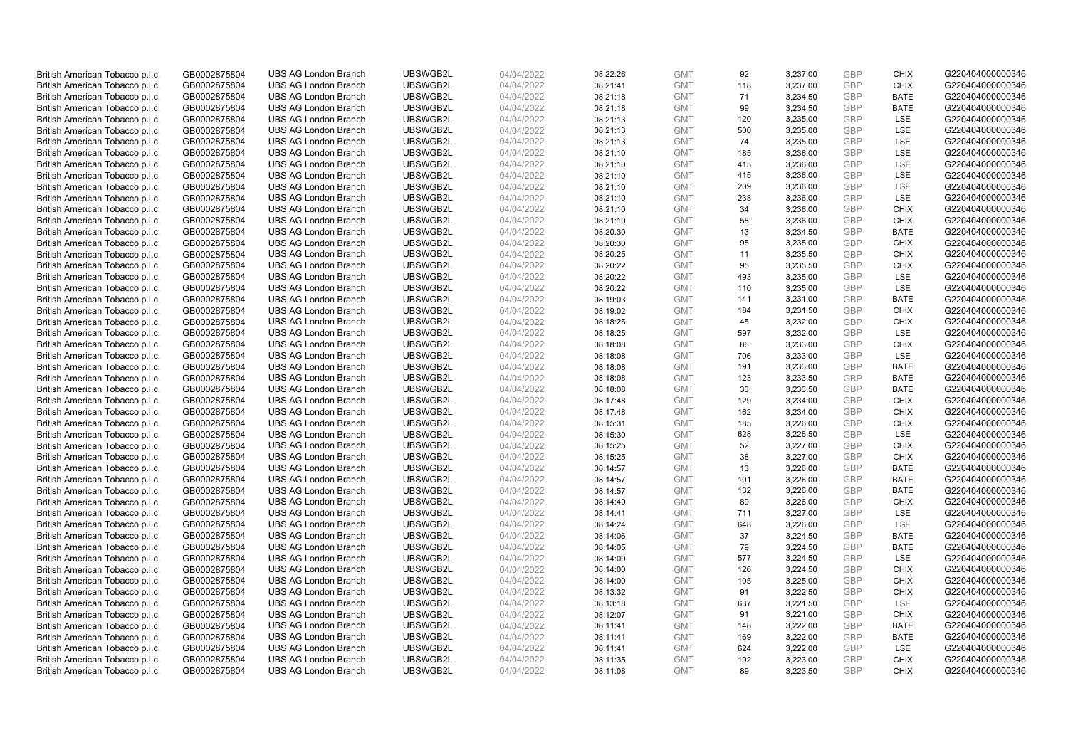| British American Tobacco p.l.c. | GB0002875804 | UBS AG London Branch | UBSWGB2L | 04/04/2022 | 08:22:26 | GMT | 92 | 3,237.00 | GBP | CHIX | G220404000000346 |
|---|---|---|---|---|---|---|---|---|---|---|---|
| British American Tobacco p.l.c. | GB0002875804 | UBS AG London Branch | UBSWGB2L | 04/04/2022 | 08:21:41 | GMT | 118 | 3,237.00 | GBP | CHIX | G220404000000346 |
| British American Tobacco p.l.c. | GB0002875804 | UBS AG London Branch | UBSWGB2L | 04/04/2022 | 08:21:18 | GMT | 71 | 3,234.50 | GBP | BATE | G220404000000346 |
| British American Tobacco p.l.c. | GB0002875804 | UBS AG London Branch | UBSWGB2L | 04/04/2022 | 08:21:18 | GMT | 99 | 3,234.50 | GBP | BATE | G220404000000346 |
| British American Tobacco p.l.c. | GB0002875804 | UBS AG London Branch | UBSWGB2L | 04/04/2022 | 08:21:13 | GMT | 120 | 3,235.00 | GBP | LSE | G220404000000346 |
| British American Tobacco p.l.c. | GB0002875804 | UBS AG London Branch | UBSWGB2L | 04/04/2022 | 08:21:13 | GMT | 500 | 3,235.00 | GBP | LSE | G220404000000346 |
| British American Tobacco p.l.c. | GB0002875804 | UBS AG London Branch | UBSWGB2L | 04/04/2022 | 08:21:13 | GMT | 74 | 3,235.00 | GBP | LSE | G220404000000346 |
| British American Tobacco p.l.c. | GB0002875804 | UBS AG London Branch | UBSWGB2L | 04/04/2022 | 08:21:10 | GMT | 185 | 3,236.00 | GBP | LSE | G220404000000346 |
| British American Tobacco p.l.c. | GB0002875804 | UBS AG London Branch | UBSWGB2L | 04/04/2022 | 08:21:10 | GMT | 415 | 3,236.00 | GBP | LSE | G220404000000346 |
| British American Tobacco p.l.c. | GB0002875804 | UBS AG London Branch | UBSWGB2L | 04/04/2022 | 08:21:10 | GMT | 415 | 3,236.00 | GBP | LSE | G220404000000346 |
| British American Tobacco p.l.c. | GB0002875804 | UBS AG London Branch | UBSWGB2L | 04/04/2022 | 08:21:10 | GMT | 209 | 3,236.00 | GBP | LSE | G220404000000346 |
| British American Tobacco p.l.c. | GB0002875804 | UBS AG London Branch | UBSWGB2L | 04/04/2022 | 08:21:10 | GMT | 238 | 3,236.00 | GBP | LSE | G220404000000346 |
| British American Tobacco p.l.c. | GB0002875804 | UBS AG London Branch | UBSWGB2L | 04/04/2022 | 08:21:10 | GMT | 34 | 3,236.00 | GBP | CHIX | G220404000000346 |
| British American Tobacco p.l.c. | GB0002875804 | UBS AG London Branch | UBSWGB2L | 04/04/2022 | 08:21:10 | GMT | 58 | 3,236.00 | GBP | CHIX | G220404000000346 |
| British American Tobacco p.l.c. | GB0002875804 | UBS AG London Branch | UBSWGB2L | 04/04/2022 | 08:20:30 | GMT | 13 | 3,234.50 | GBP | BATE | G220404000000346 |
| British American Tobacco p.l.c. | GB0002875804 | UBS AG London Branch | UBSWGB2L | 04/04/2022 | 08:20:30 | GMT | 95 | 3,235.00 | GBP | CHIX | G220404000000346 |
| British American Tobacco p.l.c. | GB0002875804 | UBS AG London Branch | UBSWGB2L | 04/04/2022 | 08:20:25 | GMT | 11 | 3,235.50 | GBP | CHIX | G220404000000346 |
| British American Tobacco p.l.c. | GB0002875804 | UBS AG London Branch | UBSWGB2L | 04/04/2022 | 08:20:22 | GMT | 95 | 3,235.50 | GBP | CHIX | G220404000000346 |
| British American Tobacco p.l.c. | GB0002875804 | UBS AG London Branch | UBSWGB2L | 04/04/2022 | 08:20:22 | GMT | 493 | 3,235.00 | GBP | LSE | G220404000000346 |
| British American Tobacco p.l.c. | GB0002875804 | UBS AG London Branch | UBSWGB2L | 04/04/2022 | 08:20:22 | GMT | 110 | 3,235.00 | GBP | LSE | G220404000000346 |
| British American Tobacco p.l.c. | GB0002875804 | UBS AG London Branch | UBSWGB2L | 04/04/2022 | 08:19:03 | GMT | 141 | 3,231.00 | GBP | BATE | G220404000000346 |
| British American Tobacco p.l.c. | GB0002875804 | UBS AG London Branch | UBSWGB2L | 04/04/2022 | 08:19:02 | GMT | 184 | 3,231.50 | GBP | CHIX | G220404000000346 |
| British American Tobacco p.l.c. | GB0002875804 | UBS AG London Branch | UBSWGB2L | 04/04/2022 | 08:18:25 | GMT | 45 | 3,232.00 | GBP | CHIX | G220404000000346 |
| British American Tobacco p.l.c. | GB0002875804 | UBS AG London Branch | UBSWGB2L | 04/04/2022 | 08:18:25 | GMT | 597 | 3,232.00 | GBP | LSE | G220404000000346 |
| British American Tobacco p.l.c. | GB0002875804 | UBS AG London Branch | UBSWGB2L | 04/04/2022 | 08:18:08 | GMT | 86 | 3,233.00 | GBP | CHIX | G220404000000346 |
| British American Tobacco p.l.c. | GB0002875804 | UBS AG London Branch | UBSWGB2L | 04/04/2022 | 08:18:08 | GMT | 706 | 3,233.00 | GBP | LSE | G220404000000346 |
| British American Tobacco p.l.c. | GB0002875804 | UBS AG London Branch | UBSWGB2L | 04/04/2022 | 08:18:08 | GMT | 191 | 3,233.00 | GBP | BATE | G220404000000346 |
| British American Tobacco p.l.c. | GB0002875804 | UBS AG London Branch | UBSWGB2L | 04/04/2022 | 08:18:08 | GMT | 123 | 3,233.50 | GBP | BATE | G220404000000346 |
| British American Tobacco p.l.c. | GB0002875804 | UBS AG London Branch | UBSWGB2L | 04/04/2022 | 08:18:08 | GMT | 33 | 3,233.50 | GBP | BATE | G220404000000346 |
| British American Tobacco p.l.c. | GB0002875804 | UBS AG London Branch | UBSWGB2L | 04/04/2022 | 08:17:48 | GMT | 129 | 3,234.00 | GBP | CHIX | G220404000000346 |
| British American Tobacco p.l.c. | GB0002875804 | UBS AG London Branch | UBSWGB2L | 04/04/2022 | 08:17:48 | GMT | 162 | 3,234.00 | GBP | CHIX | G220404000000346 |
| British American Tobacco p.l.c. | GB0002875804 | UBS AG London Branch | UBSWGB2L | 04/04/2022 | 08:15:31 | GMT | 185 | 3,226.00 | GBP | CHIX | G220404000000346 |
| British American Tobacco p.l.c. | GB0002875804 | UBS AG London Branch | UBSWGB2L | 04/04/2022 | 08:15:30 | GMT | 628 | 3,226.50 | GBP | LSE | G220404000000346 |
| British American Tobacco p.l.c. | GB0002875804 | UBS AG London Branch | UBSWGB2L | 04/04/2022 | 08:15:25 | GMT | 52 | 3,227.00 | GBP | CHIX | G220404000000346 |
| British American Tobacco p.l.c. | GB0002875804 | UBS AG London Branch | UBSWGB2L | 04/04/2022 | 08:15:25 | GMT | 38 | 3,227.00 | GBP | CHIX | G220404000000346 |
| British American Tobacco p.l.c. | GB0002875804 | UBS AG London Branch | UBSWGB2L | 04/04/2022 | 08:14:57 | GMT | 13 | 3,226.00 | GBP | BATE | G220404000000346 |
| British American Tobacco p.l.c. | GB0002875804 | UBS AG London Branch | UBSWGB2L | 04/04/2022 | 08:14:57 | GMT | 101 | 3,226.00 | GBP | BATE | G220404000000346 |
| British American Tobacco p.l.c. | GB0002875804 | UBS AG London Branch | UBSWGB2L | 04/04/2022 | 08:14:57 | GMT | 132 | 3,226.00 | GBP | BATE | G220404000000346 |
| British American Tobacco p.l.c. | GB0002875804 | UBS AG London Branch | UBSWGB2L | 04/04/2022 | 08:14:49 | GMT | 89 | 3,226.00 | GBP | CHIX | G220404000000346 |
| British American Tobacco p.l.c. | GB0002875804 | UBS AG London Branch | UBSWGB2L | 04/04/2022 | 08:14:41 | GMT | 711 | 3,227.00 | GBP | LSE | G220404000000346 |
| British American Tobacco p.l.c. | GB0002875804 | UBS AG London Branch | UBSWGB2L | 04/04/2022 | 08:14:24 | GMT | 648 | 3,226.00 | GBP | LSE | G220404000000346 |
| British American Tobacco p.l.c. | GB0002875804 | UBS AG London Branch | UBSWGB2L | 04/04/2022 | 08:14:06 | GMT | 37 | 3,224.50 | GBP | BATE | G220404000000346 |
| British American Tobacco p.l.c. | GB0002875804 | UBS AG London Branch | UBSWGB2L | 04/04/2022 | 08:14:05 | GMT | 79 | 3,224.50 | GBP | BATE | G220404000000346 |
| British American Tobacco p.l.c. | GB0002875804 | UBS AG London Branch | UBSWGB2L | 04/04/2022 | 08:14:00 | GMT | 577 | 3,224.50 | GBP | LSE | G220404000000346 |
| British American Tobacco p.l.c. | GB0002875804 | UBS AG London Branch | UBSWGB2L | 04/04/2022 | 08:14:00 | GMT | 126 | 3,224.50 | GBP | CHIX | G220404000000346 |
| British American Tobacco p.l.c. | GB0002875804 | UBS AG London Branch | UBSWGB2L | 04/04/2022 | 08:14:00 | GMT | 105 | 3,225.00 | GBP | CHIX | G220404000000346 |
| British American Tobacco p.l.c. | GB0002875804 | UBS AG London Branch | UBSWGB2L | 04/04/2022 | 08:13:32 | GMT | 91 | 3,222.50 | GBP | CHIX | G220404000000346 |
| British American Tobacco p.l.c. | GB0002875804 | UBS AG London Branch | UBSWGB2L | 04/04/2022 | 08:13:18 | GMT | 637 | 3,221.50 | GBP | LSE | G220404000000346 |
| British American Tobacco p.l.c. | GB0002875804 | UBS AG London Branch | UBSWGB2L | 04/04/2022 | 08:12:07 | GMT | 91 | 3,221.00 | GBP | CHIX | G220404000000346 |
| British American Tobacco p.l.c. | GB0002875804 | UBS AG London Branch | UBSWGB2L | 04/04/2022 | 08:11:41 | GMT | 148 | 3,222.00 | GBP | BATE | G220404000000346 |
| British American Tobacco p.l.c. | GB0002875804 | UBS AG London Branch | UBSWGB2L | 04/04/2022 | 08:11:41 | GMT | 169 | 3,222.00 | GBP | BATE | G220404000000346 |
| British American Tobacco p.l.c. | GB0002875804 | UBS AG London Branch | UBSWGB2L | 04/04/2022 | 08:11:41 | GMT | 624 | 3,222.00 | GBP | LSE | G220404000000346 |
| British American Tobacco p.l.c. | GB0002875804 | UBS AG London Branch | UBSWGB2L | 04/04/2022 | 08:11:35 | GMT | 192 | 3,223.00 | GBP | CHIX | G220404000000346 |
| British American Tobacco p.l.c. | GB0002875804 | UBS AG London Branch | UBSWGB2L | 04/04/2022 | 08:11:08 | GMT | 89 | 3,223.50 | GBP | CHIX | G220404000000346 |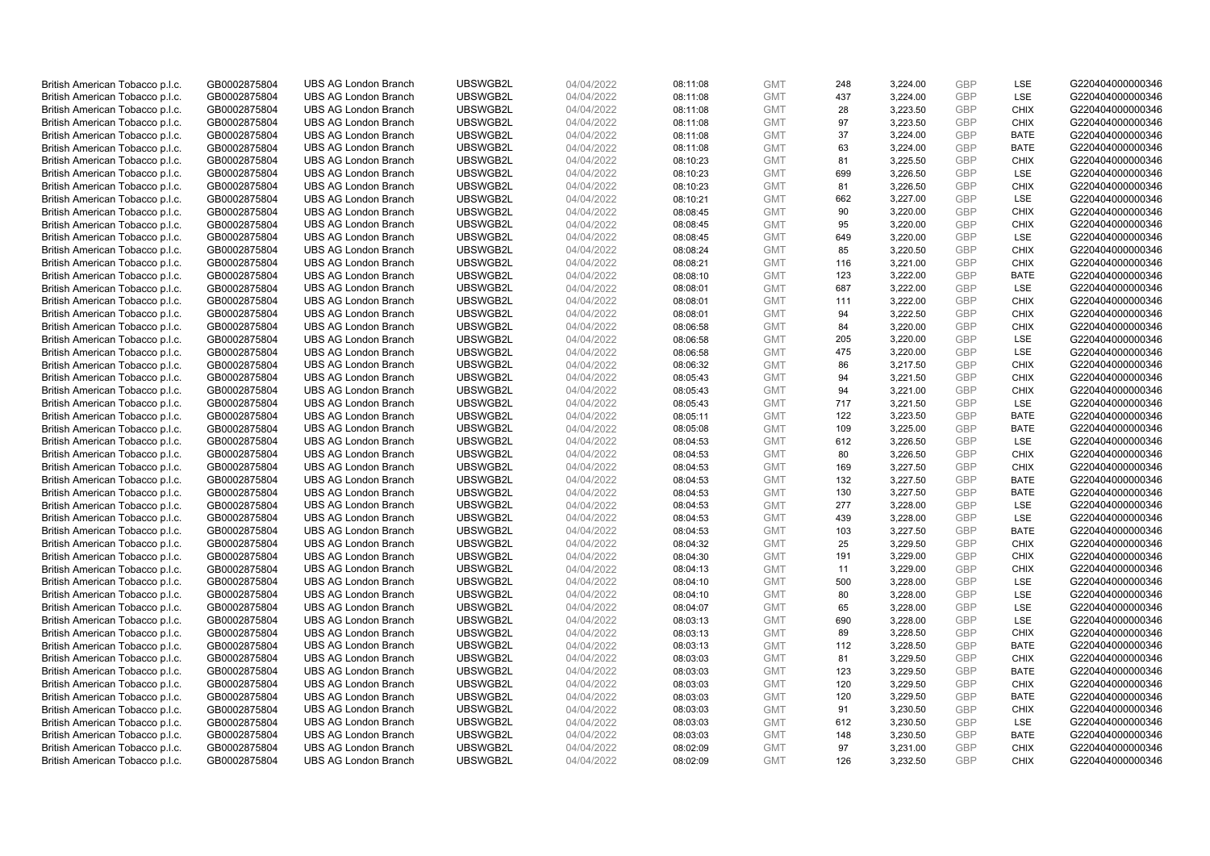| | | | | | | | | | | | |
|---|---|---|---|---|---|---|---|---|---|---|---|
| British American Tobacco p.l.c. | GB0002875804 | UBS AG London Branch | UBSWGB2L | 04/04/2022 | 08:11:08 | GMT | 248 | 3,224.00 | GBP | LSE | G220404000000346 |
| British American Tobacco p.l.c. | GB0002875804 | UBS AG London Branch | UBSWGB2L | 04/04/2022 | 08:11:08 | GMT | 437 | 3,224.00 | GBP | LSE | G220404000000346 |
| British American Tobacco p.l.c. | GB0002875804 | UBS AG London Branch | UBSWGB2L | 04/04/2022 | 08:11:08 | GMT | 28 | 3,223.50 | GBP | CHIX | G220404000000346 |
| British American Tobacco p.l.c. | GB0002875804 | UBS AG London Branch | UBSWGB2L | 04/04/2022 | 08:11:08 | GMT | 97 | 3,223.50 | GBP | CHIX | G220404000000346 |
| British American Tobacco p.l.c. | GB0002875804 | UBS AG London Branch | UBSWGB2L | 04/04/2022 | 08:11:08 | GMT | 37 | 3,224.00 | GBP | BATE | G220404000000346 |
| British American Tobacco p.l.c. | GB0002875804 | UBS AG London Branch | UBSWGB2L | 04/04/2022 | 08:11:08 | GMT | 63 | 3,224.00 | GBP | BATE | G220404000000346 |
| British American Tobacco p.l.c. | GB0002875804 | UBS AG London Branch | UBSWGB2L | 04/04/2022 | 08:10:23 | GMT | 81 | 3,225.50 | GBP | CHIX | G220404000000346 |
| British American Tobacco p.l.c. | GB0002875804 | UBS AG London Branch | UBSWGB2L | 04/04/2022 | 08:10:23 | GMT | 699 | 3,226.50 | GBP | LSE | G220404000000346 |
| British American Tobacco p.l.c. | GB0002875804 | UBS AG London Branch | UBSWGB2L | 04/04/2022 | 08:10:23 | GMT | 81 | 3,226.50 | GBP | CHIX | G220404000000346 |
| British American Tobacco p.l.c. | GB0002875804 | UBS AG London Branch | UBSWGB2L | 04/04/2022 | 08:10:21 | GMT | 662 | 3,227.00 | GBP | LSE | G220404000000346 |
| British American Tobacco p.l.c. | GB0002875804 | UBS AG London Branch | UBSWGB2L | 04/04/2022 | 08:08:45 | GMT | 90 | 3,220.00 | GBP | CHIX | G220404000000346 |
| British American Tobacco p.l.c. | GB0002875804 | UBS AG London Branch | UBSWGB2L | 04/04/2022 | 08:08:45 | GMT | 95 | 3,220.00 | GBP | CHIX | G220404000000346 |
| British American Tobacco p.l.c. | GB0002875804 | UBS AG London Branch | UBSWGB2L | 04/04/2022 | 08:08:45 | GMT | 649 | 3,220.00 | GBP | LSE | G220404000000346 |
| British American Tobacco p.l.c. | GB0002875804 | UBS AG London Branch | UBSWGB2L | 04/04/2022 | 08:08:24 | GMT | 85 | 3,220.50 | GBP | CHIX | G220404000000346 |
| British American Tobacco p.l.c. | GB0002875804 | UBS AG London Branch | UBSWGB2L | 04/04/2022 | 08:08:21 | GMT | 116 | 3,221.00 | GBP | CHIX | G220404000000346 |
| British American Tobacco p.l.c. | GB0002875804 | UBS AG London Branch | UBSWGB2L | 04/04/2022 | 08:08:10 | GMT | 123 | 3,222.00 | GBP | BATE | G220404000000346 |
| British American Tobacco p.l.c. | GB0002875804 | UBS AG London Branch | UBSWGB2L | 04/04/2022 | 08:08:01 | GMT | 687 | 3,222.00 | GBP | LSE | G220404000000346 |
| British American Tobacco p.l.c. | GB0002875804 | UBS AG London Branch | UBSWGB2L | 04/04/2022 | 08:08:01 | GMT | 111 | 3,222.00 | GBP | CHIX | G220404000000346 |
| British American Tobacco p.l.c. | GB0002875804 | UBS AG London Branch | UBSWGB2L | 04/04/2022 | 08:08:01 | GMT | 94 | 3,222.50 | GBP | CHIX | G220404000000346 |
| British American Tobacco p.l.c. | GB0002875804 | UBS AG London Branch | UBSWGB2L | 04/04/2022 | 08:06:58 | GMT | 84 | 3,220.00 | GBP | CHIX | G220404000000346 |
| British American Tobacco p.l.c. | GB0002875804 | UBS AG London Branch | UBSWGB2L | 04/04/2022 | 08:06:58 | GMT | 205 | 3,220.00 | GBP | LSE | G220404000000346 |
| British American Tobacco p.l.c. | GB0002875804 | UBS AG London Branch | UBSWGB2L | 04/04/2022 | 08:06:58 | GMT | 475 | 3,220.00 | GBP | LSE | G220404000000346 |
| British American Tobacco p.l.c. | GB0002875804 | UBS AG London Branch | UBSWGB2L | 04/04/2022 | 08:06:32 | GMT | 86 | 3,217.50 | GBP | CHIX | G220404000000346 |
| British American Tobacco p.l.c. | GB0002875804 | UBS AG London Branch | UBSWGB2L | 04/04/2022 | 08:05:43 | GMT | 94 | 3,221.50 | GBP | CHIX | G220404000000346 |
| British American Tobacco p.l.c. | GB0002875804 | UBS AG London Branch | UBSWGB2L | 04/04/2022 | 08:05:43 | GMT | 94 | 3,221.00 | GBP | CHIX | G220404000000346 |
| British American Tobacco p.l.c. | GB0002875804 | UBS AG London Branch | UBSWGB2L | 04/04/2022 | 08:05:43 | GMT | 717 | 3,221.50 | GBP | LSE | G220404000000346 |
| British American Tobacco p.l.c. | GB0002875804 | UBS AG London Branch | UBSWGB2L | 04/04/2022 | 08:05:11 | GMT | 122 | 3,223.50 | GBP | BATE | G220404000000346 |
| British American Tobacco p.l.c. | GB0002875804 | UBS AG London Branch | UBSWGB2L | 04/04/2022 | 08:05:08 | GMT | 109 | 3,225.00 | GBP | BATE | G220404000000346 |
| British American Tobacco p.l.c. | GB0002875804 | UBS AG London Branch | UBSWGB2L | 04/04/2022 | 08:04:53 | GMT | 612 | 3,226.50 | GBP | LSE | G220404000000346 |
| British American Tobacco p.l.c. | GB0002875804 | UBS AG London Branch | UBSWGB2L | 04/04/2022 | 08:04:53 | GMT | 80 | 3,226.50 | GBP | CHIX | G220404000000346 |
| British American Tobacco p.l.c. | GB0002875804 | UBS AG London Branch | UBSWGB2L | 04/04/2022 | 08:04:53 | GMT | 169 | 3,227.50 | GBP | CHIX | G220404000000346 |
| British American Tobacco p.l.c. | GB0002875804 | UBS AG London Branch | UBSWGB2L | 04/04/2022 | 08:04:53 | GMT | 132 | 3,227.50 | GBP | BATE | G220404000000346 |
| British American Tobacco p.l.c. | GB0002875804 | UBS AG London Branch | UBSWGB2L | 04/04/2022 | 08:04:53 | GMT | 130 | 3,227.50 | GBP | BATE | G220404000000346 |
| British American Tobacco p.l.c. | GB0002875804 | UBS AG London Branch | UBSWGB2L | 04/04/2022 | 08:04:53 | GMT | 277 | 3,228.00 | GBP | LSE | G220404000000346 |
| British American Tobacco p.l.c. | GB0002875804 | UBS AG London Branch | UBSWGB2L | 04/04/2022 | 08:04:53 | GMT | 439 | 3,228.00 | GBP | LSE | G220404000000346 |
| British American Tobacco p.l.c. | GB0002875804 | UBS AG London Branch | UBSWGB2L | 04/04/2022 | 08:04:53 | GMT | 103 | 3,227.50 | GBP | BATE | G220404000000346 |
| British American Tobacco p.l.c. | GB0002875804 | UBS AG London Branch | UBSWGB2L | 04/04/2022 | 08:04:32 | GMT | 25 | 3,229.50 | GBP | CHIX | G220404000000346 |
| British American Tobacco p.l.c. | GB0002875804 | UBS AG London Branch | UBSWGB2L | 04/04/2022 | 08:04:30 | GMT | 191 | 3,229.00 | GBP | CHIX | G220404000000346 |
| British American Tobacco p.l.c. | GB0002875804 | UBS AG London Branch | UBSWGB2L | 04/04/2022 | 08:04:13 | GMT | 11 | 3,229.00 | GBP | CHIX | G220404000000346 |
| British American Tobacco p.l.c. | GB0002875804 | UBS AG London Branch | UBSWGB2L | 04/04/2022 | 08:04:10 | GMT | 500 | 3,228.00 | GBP | LSE | G220404000000346 |
| British American Tobacco p.l.c. | GB0002875804 | UBS AG London Branch | UBSWGB2L | 04/04/2022 | 08:04:10 | GMT | 80 | 3,228.00 | GBP | LSE | G220404000000346 |
| British American Tobacco p.l.c. | GB0002875804 | UBS AG London Branch | UBSWGB2L | 04/04/2022 | 08:04:07 | GMT | 65 | 3,228.00 | GBP | LSE | G220404000000346 |
| British American Tobacco p.l.c. | GB0002875804 | UBS AG London Branch | UBSWGB2L | 04/04/2022 | 08:03:13 | GMT | 690 | 3,228.00 | GBP | LSE | G220404000000346 |
| British American Tobacco p.l.c. | GB0002875804 | UBS AG London Branch | UBSWGB2L | 04/04/2022 | 08:03:13 | GMT | 89 | 3,228.50 | GBP | CHIX | G220404000000346 |
| British American Tobacco p.l.c. | GB0002875804 | UBS AG London Branch | UBSWGB2L | 04/04/2022 | 08:03:13 | GMT | 112 | 3,228.50 | GBP | BATE | G220404000000346 |
| British American Tobacco p.l.c. | GB0002875804 | UBS AG London Branch | UBSWGB2L | 04/04/2022 | 08:03:03 | GMT | 81 | 3,229.50 | GBP | CHIX | G220404000000346 |
| British American Tobacco p.l.c. | GB0002875804 | UBS AG London Branch | UBSWGB2L | 04/04/2022 | 08:03:03 | GMT | 123 | 3,229.50 | GBP | BATE | G220404000000346 |
| British American Tobacco p.l.c. | GB0002875804 | UBS AG London Branch | UBSWGB2L | 04/04/2022 | 08:03:03 | GMT | 120 | 3,229.50 | GBP | CHIX | G220404000000346 |
| British American Tobacco p.l.c. | GB0002875804 | UBS AG London Branch | UBSWGB2L | 04/04/2022 | 08:03:03 | GMT | 120 | 3,229.50 | GBP | BATE | G220404000000346 |
| British American Tobacco p.l.c. | GB0002875804 | UBS AG London Branch | UBSWGB2L | 04/04/2022 | 08:03:03 | GMT | 91 | 3,230.50 | GBP | CHIX | G220404000000346 |
| British American Tobacco p.l.c. | GB0002875804 | UBS AG London Branch | UBSWGB2L | 04/04/2022 | 08:03:03 | GMT | 612 | 3,230.50 | GBP | LSE | G220404000000346 |
| British American Tobacco p.l.c. | GB0002875804 | UBS AG London Branch | UBSWGB2L | 04/04/2022 | 08:03:03 | GMT | 148 | 3,230.50 | GBP | BATE | G220404000000346 |
| British American Tobacco p.l.c. | GB0002875804 | UBS AG London Branch | UBSWGB2L | 04/04/2022 | 08:02:09 | GMT | 97 | 3,231.00 | GBP | CHIX | G220404000000346 |
| British American Tobacco p.l.c. | GB0002875804 | UBS AG London Branch | UBSWGB2L | 04/04/2022 | 08:02:09 | GMT | 126 | 3,232.50 | GBP | CHIX | G220404000000346 |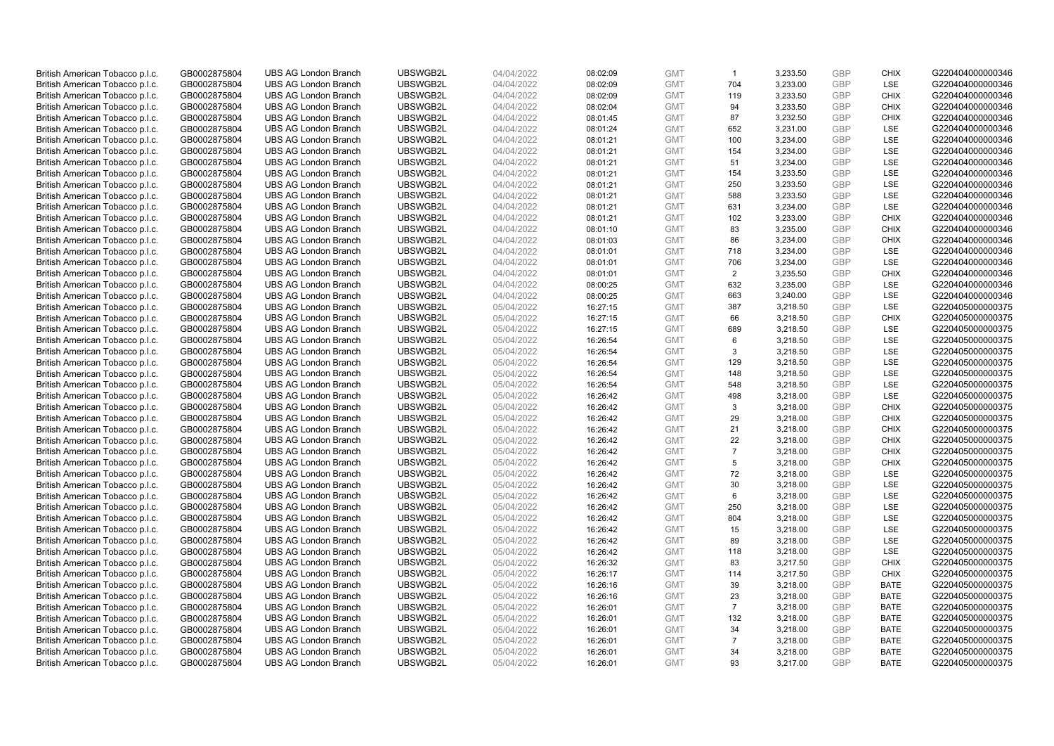| British American Tobacco p.l.c. | GB0002875804 | UBS AG London Branch | UBSWGB2L | 04/04/2022 | 08:02:09 | GMT | 1 | 3,233.50 | GBP | CHIX | G220404000000346 |
|---|---|---|---|---|---|---|---|---|---|---|---|
| British American Tobacco p.l.c. | GB0002875804 | UBS AG London Branch | UBSWGB2L | 04/04/2022 | 08:02:09 | GMT | 704 | 3,233.00 | GBP | LSE | G220404000000346 |
| British American Tobacco p.l.c. | GB0002875804 | UBS AG London Branch | UBSWGB2L | 04/04/2022 | 08:02:09 | GMT | 119 | 3,233.50 | GBP | CHIX | G220404000000346 |
| British American Tobacco p.l.c. | GB0002875804 | UBS AG London Branch | UBSWGB2L | 04/04/2022 | 08:02:04 | GMT | 94 | 3,233.50 | GBP | CHIX | G220404000000346 |
| British American Tobacco p.l.c. | GB0002875804 | UBS AG London Branch | UBSWGB2L | 04/04/2022 | 08:01:45 | GMT | 87 | 3,232.50 | GBP | CHIX | G220404000000346 |
| British American Tobacco p.l.c. | GB0002875804 | UBS AG London Branch | UBSWGB2L | 04/04/2022 | 08:01:24 | GMT | 652 | 3,231.00 | GBP | LSE | G220404000000346 |
| British American Tobacco p.l.c. | GB0002875804 | UBS AG London Branch | UBSWGB2L | 04/04/2022 | 08:01:21 | GMT | 100 | 3,234.00 | GBP | LSE | G220404000000346 |
| British American Tobacco p.l.c. | GB0002875804 | UBS AG London Branch | UBSWGB2L | 04/04/2022 | 08:01:21 | GMT | 154 | 3,234.00 | GBP | LSE | G220404000000346 |
| British American Tobacco p.l.c. | GB0002875804 | UBS AG London Branch | UBSWGB2L | 04/04/2022 | 08:01:21 | GMT | 51 | 3,234.00 | GBP | LSE | G220404000000346 |
| British American Tobacco p.l.c. | GB0002875804 | UBS AG London Branch | UBSWGB2L | 04/04/2022 | 08:01:21 | GMT | 154 | 3,233.50 | GBP | LSE | G220404000000346 |
| British American Tobacco p.l.c. | GB0002875804 | UBS AG London Branch | UBSWGB2L | 04/04/2022 | 08:01:21 | GMT | 250 | 3,233.50 | GBP | LSE | G220404000000346 |
| British American Tobacco p.l.c. | GB0002875804 | UBS AG London Branch | UBSWGB2L | 04/04/2022 | 08:01:21 | GMT | 588 | 3,233.50 | GBP | LSE | G220404000000346 |
| British American Tobacco p.l.c. | GB0002875804 | UBS AG London Branch | UBSWGB2L | 04/04/2022 | 08:01:21 | GMT | 631 | 3,234.00 | GBP | LSE | G220404000000346 |
| British American Tobacco p.l.c. | GB0002875804 | UBS AG London Branch | UBSWGB2L | 04/04/2022 | 08:01:21 | GMT | 102 | 3,233.00 | GBP | CHIX | G220404000000346 |
| British American Tobacco p.l.c. | GB0002875804 | UBS AG London Branch | UBSWGB2L | 04/04/2022 | 08:01:10 | GMT | 83 | 3,235.00 | GBP | CHIX | G220404000000346 |
| British American Tobacco p.l.c. | GB0002875804 | UBS AG London Branch | UBSWGB2L | 04/04/2022 | 08:01:03 | GMT | 86 | 3,234.00 | GBP | CHIX | G220404000000346 |
| British American Tobacco p.l.c. | GB0002875804 | UBS AG London Branch | UBSWGB2L | 04/04/2022 | 08:01:01 | GMT | 718 | 3,234.00 | GBP | LSE | G220404000000346 |
| British American Tobacco p.l.c. | GB0002875804 | UBS AG London Branch | UBSWGB2L | 04/04/2022 | 08:01:01 | GMT | 706 | 3,234.00 | GBP | LSE | G220404000000346 |
| British American Tobacco p.l.c. | GB0002875804 | UBS AG London Branch | UBSWGB2L | 04/04/2022 | 08:01:01 | GMT | 2 | 3,235.50 | GBP | CHIX | G220404000000346 |
| British American Tobacco p.l.c. | GB0002875804 | UBS AG London Branch | UBSWGB2L | 04/04/2022 | 08:00:25 | GMT | 632 | 3,235.00 | GBP | LSE | G220404000000346 |
| British American Tobacco p.l.c. | GB0002875804 | UBS AG London Branch | UBSWGB2L | 04/04/2022 | 08:00:25 | GMT | 663 | 3,240.00 | GBP | LSE | G220404000000346 |
| British American Tobacco p.l.c. | GB0002875804 | UBS AG London Branch | UBSWGB2L | 05/04/2022 | 16:27:15 | GMT | 387 | 3,218.50 | GBP | LSE | G220405000000375 |
| British American Tobacco p.l.c. | GB0002875804 | UBS AG London Branch | UBSWGB2L | 05/04/2022 | 16:27:15 | GMT | 66 | 3,218.50 | GBP | CHIX | G220405000000375 |
| British American Tobacco p.l.c. | GB0002875804 | UBS AG London Branch | UBSWGB2L | 05/04/2022 | 16:27:15 | GMT | 689 | 3,218.50 | GBP | LSE | G220405000000375 |
| British American Tobacco p.l.c. | GB0002875804 | UBS AG London Branch | UBSWGB2L | 05/04/2022 | 16:26:54 | GMT | 6 | 3,218.50 | GBP | LSE | G220405000000375 |
| British American Tobacco p.l.c. | GB0002875804 | UBS AG London Branch | UBSWGB2L | 05/04/2022 | 16:26:54 | GMT | 3 | 3,218.50 | GBP | LSE | G220405000000375 |
| British American Tobacco p.l.c. | GB0002875804 | UBS AG London Branch | UBSWGB2L | 05/04/2022 | 16:26:54 | GMT | 129 | 3,218.50 | GBP | LSE | G220405000000375 |
| British American Tobacco p.l.c. | GB0002875804 | UBS AG London Branch | UBSWGB2L | 05/04/2022 | 16:26:54 | GMT | 148 | 3,218.50 | GBP | LSE | G220405000000375 |
| British American Tobacco p.l.c. | GB0002875804 | UBS AG London Branch | UBSWGB2L | 05/04/2022 | 16:26:54 | GMT | 548 | 3,218.50 | GBP | LSE | G220405000000375 |
| British American Tobacco p.l.c. | GB0002875804 | UBS AG London Branch | UBSWGB2L | 05/04/2022 | 16:26:42 | GMT | 498 | 3,218.00 | GBP | LSE | G220405000000375 |
| British American Tobacco p.l.c. | GB0002875804 | UBS AG London Branch | UBSWGB2L | 05/04/2022 | 16:26:42 | GMT | 3 | 3,218.00 | GBP | CHIX | G220405000000375 |
| British American Tobacco p.l.c. | GB0002875804 | UBS AG London Branch | UBSWGB2L | 05/04/2022 | 16:26:42 | GMT | 29 | 3,218.00 | GBP | CHIX | G220405000000375 |
| British American Tobacco p.l.c. | GB0002875804 | UBS AG London Branch | UBSWGB2L | 05/04/2022 | 16:26:42 | GMT | 21 | 3,218.00 | GBP | CHIX | G220405000000375 |
| British American Tobacco p.l.c. | GB0002875804 | UBS AG London Branch | UBSWGB2L | 05/04/2022 | 16:26:42 | GMT | 22 | 3,218.00 | GBP | CHIX | G220405000000375 |
| British American Tobacco p.l.c. | GB0002875804 | UBS AG London Branch | UBSWGB2L | 05/04/2022 | 16:26:42 | GMT | 7 | 3,218.00 | GBP | CHIX | G220405000000375 |
| British American Tobacco p.l.c. | GB0002875804 | UBS AG London Branch | UBSWGB2L | 05/04/2022 | 16:26:42 | GMT | 5 | 3,218.00 | GBP | CHIX | G220405000000375 |
| British American Tobacco p.l.c. | GB0002875804 | UBS AG London Branch | UBSWGB2L | 05/04/2022 | 16:26:42 | GMT | 72 | 3,218.00 | GBP | LSE | G220405000000375 |
| British American Tobacco p.l.c. | GB0002875804 | UBS AG London Branch | UBSWGB2L | 05/04/2022 | 16:26:42 | GMT | 30 | 3,218.00 | GBP | LSE | G220405000000375 |
| British American Tobacco p.l.c. | GB0002875804 | UBS AG London Branch | UBSWGB2L | 05/04/2022 | 16:26:42 | GMT | 6 | 3,218.00 | GBP | LSE | G220405000000375 |
| British American Tobacco p.l.c. | GB0002875804 | UBS AG London Branch | UBSWGB2L | 05/04/2022 | 16:26:42 | GMT | 250 | 3,218.00 | GBP | LSE | G220405000000375 |
| British American Tobacco p.l.c. | GB0002875804 | UBS AG London Branch | UBSWGB2L | 05/04/2022 | 16:26:42 | GMT | 804 | 3,218.00 | GBP | LSE | G220405000000375 |
| British American Tobacco p.l.c. | GB0002875804 | UBS AG London Branch | UBSWGB2L | 05/04/2022 | 16:26:42 | GMT | 15 | 3,218.00 | GBP | LSE | G220405000000375 |
| British American Tobacco p.l.c. | GB0002875804 | UBS AG London Branch | UBSWGB2L | 05/04/2022 | 16:26:42 | GMT | 89 | 3,218.00 | GBP | LSE | G220405000000375 |
| British American Tobacco p.l.c. | GB0002875804 | UBS AG London Branch | UBSWGB2L | 05/04/2022 | 16:26:42 | GMT | 118 | 3,218.00 | GBP | LSE | G220405000000375 |
| British American Tobacco p.l.c. | GB0002875804 | UBS AG London Branch | UBSWGB2L | 05/04/2022 | 16:26:32 | GMT | 83 | 3,217.50 | GBP | CHIX | G220405000000375 |
| British American Tobacco p.l.c. | GB0002875804 | UBS AG London Branch | UBSWGB2L | 05/04/2022 | 16:26:17 | GMT | 114 | 3,217.50 | GBP | CHIX | G220405000000375 |
| British American Tobacco p.l.c. | GB0002875804 | UBS AG London Branch | UBSWGB2L | 05/04/2022 | 16:26:16 | GMT | 39 | 3,218.00 | GBP | BATE | G220405000000375 |
| British American Tobacco p.l.c. | GB0002875804 | UBS AG London Branch | UBSWGB2L | 05/04/2022 | 16:26:16 | GMT | 23 | 3,218.00 | GBP | BATE | G220405000000375 |
| British American Tobacco p.l.c. | GB0002875804 | UBS AG London Branch | UBSWGB2L | 05/04/2022 | 16:26:01 | GMT | 7 | 3,218.00 | GBP | BATE | G220405000000375 |
| British American Tobacco p.l.c. | GB0002875804 | UBS AG London Branch | UBSWGB2L | 05/04/2022 | 16:26:01 | GMT | 132 | 3,218.00 | GBP | BATE | G220405000000375 |
| British American Tobacco p.l.c. | GB0002875804 | UBS AG London Branch | UBSWGB2L | 05/04/2022 | 16:26:01 | GMT | 34 | 3,218.00 | GBP | BATE | G220405000000375 |
| British American Tobacco p.l.c. | GB0002875804 | UBS AG London Branch | UBSWGB2L | 05/04/2022 | 16:26:01 | GMT | 7 | 3,218.00 | GBP | BATE | G220405000000375 |
| British American Tobacco p.l.c. | GB0002875804 | UBS AG London Branch | UBSWGB2L | 05/04/2022 | 16:26:01 | GMT | 34 | 3,218.00 | GBP | BATE | G220405000000375 |
| British American Tobacco p.l.c. | GB0002875804 | UBS AG London Branch | UBSWGB2L | 05/04/2022 | 16:26:01 | GMT | 93 | 3,217.00 | GBP | BATE | G220405000000375 |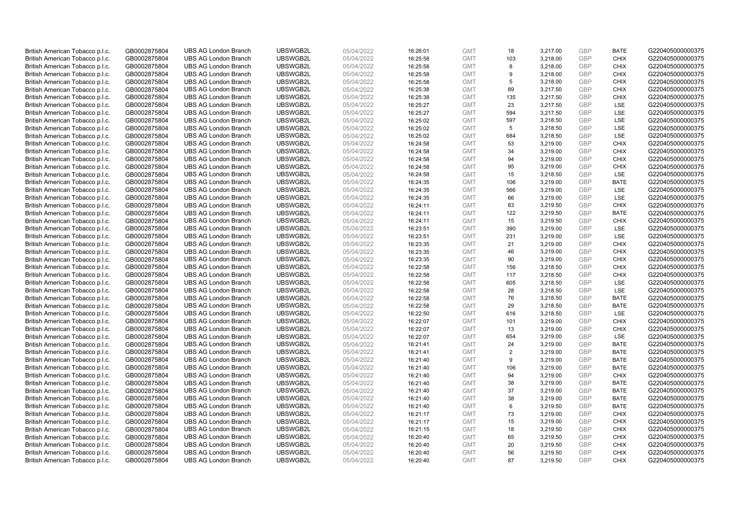| British American Tobacco p.l.c. | GB0002875804 | UBS AG London Branch | UBSWGB2L | 05/04/2022 | 16:26:01 | GMT | 18 | 3,217.00 | GBP | BATE | G220405000000375 |
|---|---|---|---|---|---|---|---|---|---|---|---|
| British American Tobacco p.l.c. | GB0002875804 | UBS AG London Branch | UBSWGB2L | 05/04/2022 | 16:25:58 | GMT | 103 | 3,218.00 | GBP | CHIX | G220405000000375 |
| British American Tobacco p.l.c. | GB0002875804 | UBS AG London Branch | UBSWGB2L | 05/04/2022 | 16:25:58 | GMT | 8 | 3,218.00 | GBP | CHIX | G220405000000375 |
| British American Tobacco p.l.c. | GB0002875804 | UBS AG London Branch | UBSWGB2L | 05/04/2022 | 16:25:58 | GMT | 9 | 3,218.00 | GBP | CHIX | G220405000000375 |
| British American Tobacco p.l.c. | GB0002875804 | UBS AG London Branch | UBSWGB2L | 05/04/2022 | 16:25:58 | GMT | 5 | 3,218.00 | GBP | CHIX | G220405000000375 |
| British American Tobacco p.l.c. | GB0002875804 | UBS AG London Branch | UBSWGB2L | 05/04/2022 | 16:25:38 | GMT | 89 | 3,217.50 | GBP | CHIX | G220405000000375 |
| British American Tobacco p.l.c. | GB0002875804 | UBS AG London Branch | UBSWGB2L | 05/04/2022 | 16:25:38 | GMT | 135 | 3,217.50 | GBP | CHIX | G220405000000375 |
| British American Tobacco p.l.c. | GB0002875804 | UBS AG London Branch | UBSWGB2L | 05/04/2022 | 16:25:27 | GMT | 23 | 3,217.50 | GBP | LSE | G220405000000375 |
| British American Tobacco p.l.c. | GB0002875804 | UBS AG London Branch | UBSWGB2L | 05/04/2022 | 16:25:27 | GMT | 594 | 3,217.50 | GBP | LSE | G220405000000375 |
| British American Tobacco p.l.c. | GB0002875804 | UBS AG London Branch | UBSWGB2L | 05/04/2022 | 16:25:02 | GMT | 597 | 3,218.50 | GBP | LSE | G220405000000375 |
| British American Tobacco p.l.c. | GB0002875804 | UBS AG London Branch | UBSWGB2L | 05/04/2022 | 16:25:02 | GMT | 5 | 3,218.50 | GBP | LSE | G220405000000375 |
| British American Tobacco p.l.c. | GB0002875804 | UBS AG London Branch | UBSWGB2L | 05/04/2022 | 16:25:02 | GMT | 684 | 3,218.50 | GBP | LSE | G220405000000375 |
| British American Tobacco p.l.c. | GB0002875804 | UBS AG London Branch | UBSWGB2L | 05/04/2022 | 16:24:58 | GMT | 53 | 3,219.00 | GBP | CHIX | G220405000000375 |
| British American Tobacco p.l.c. | GB0002875804 | UBS AG London Branch | UBSWGB2L | 05/04/2022 | 16:24:58 | GMT | 34 | 3,219.00 | GBP | CHIX | G220405000000375 |
| British American Tobacco p.l.c. | GB0002875804 | UBS AG London Branch | UBSWGB2L | 05/04/2022 | 16:24:58 | GMT | 94 | 3,219.00 | GBP | CHIX | G220405000000375 |
| British American Tobacco p.l.c. | GB0002875804 | UBS AG London Branch | UBSWGB2L | 05/04/2022 | 16:24:58 | GMT | 95 | 3,219.00 | GBP | CHIX | G220405000000375 |
| British American Tobacco p.l.c. | GB0002875804 | UBS AG London Branch | UBSWGB2L | 05/04/2022 | 16:24:58 | GMT | 15 | 3,218.50 | GBP | LSE | G220405000000375 |
| British American Tobacco p.l.c. | GB0002875804 | UBS AG London Branch | UBSWGB2L | 05/04/2022 | 16:24:35 | GMT | 106 | 3,219.00 | GBP | BATE | G220405000000375 |
| British American Tobacco p.l.c. | GB0002875804 | UBS AG London Branch | UBSWGB2L | 05/04/2022 | 16:24:35 | GMT | 566 | 3,219.00 | GBP | LSE | G220405000000375 |
| British American Tobacco p.l.c. | GB0002875804 | UBS AG London Branch | UBSWGB2L | 05/04/2022 | 16:24:35 | GMT | 66 | 3,219.00 | GBP | LSE | G220405000000375 |
| British American Tobacco p.l.c. | GB0002875804 | UBS AG London Branch | UBSWGB2L | 05/04/2022 | 16:24:11 | GMT | 83 | 3,219.50 | GBP | CHIX | G220405000000375 |
| British American Tobacco p.l.c. | GB0002875804 | UBS AG London Branch | UBSWGB2L | 05/04/2022 | 16:24:11 | GMT | 122 | 3,219.50 | GBP | BATE | G220405000000375 |
| British American Tobacco p.l.c. | GB0002875804 | UBS AG London Branch | UBSWGB2L | 05/04/2022 | 16:24:11 | GMT | 15 | 3,219.50 | GBP | CHIX | G220405000000375 |
| British American Tobacco p.l.c. | GB0002875804 | UBS AG London Branch | UBSWGB2L | 05/04/2022 | 16:23:51 | GMT | 390 | 3,219.00 | GBP | LSE | G220405000000375 |
| British American Tobacco p.l.c. | GB0002875804 | UBS AG London Branch | UBSWGB2L | 05/04/2022 | 16:23:51 | GMT | 231 | 3,219.00 | GBP | LSE | G220405000000375 |
| British American Tobacco p.l.c. | GB0002875804 | UBS AG London Branch | UBSWGB2L | 05/04/2022 | 16:23:35 | GMT | 21 | 3,219.00 | GBP | CHIX | G220405000000375 |
| British American Tobacco p.l.c. | GB0002875804 | UBS AG London Branch | UBSWGB2L | 05/04/2022 | 16:23:35 | GMT | 46 | 3,219.00 | GBP | CHIX | G220405000000375 |
| British American Tobacco p.l.c. | GB0002875804 | UBS AG London Branch | UBSWGB2L | 05/04/2022 | 16:23:35 | GMT | 90 | 3,219.00 | GBP | CHIX | G220405000000375 |
| British American Tobacco p.l.c. | GB0002875804 | UBS AG London Branch | UBSWGB2L | 05/04/2022 | 16:22:58 | GMT | 156 | 3,218.50 | GBP | CHIX | G220405000000375 |
| British American Tobacco p.l.c. | GB0002875804 | UBS AG London Branch | UBSWGB2L | 05/04/2022 | 16:22:58 | GMT | 117 | 3,218.50 | GBP | CHIX | G220405000000375 |
| British American Tobacco p.l.c. | GB0002875804 | UBS AG London Branch | UBSWGB2L | 05/04/2022 | 16:22:58 | GMT | 605 | 3,218.50 | GBP | LSE | G220405000000375 |
| British American Tobacco p.l.c. | GB0002875804 | UBS AG London Branch | UBSWGB2L | 05/04/2022 | 16:22:58 | GMT | 28 | 3,218.50 | GBP | LSE | G220405000000375 |
| British American Tobacco p.l.c. | GB0002875804 | UBS AG London Branch | UBSWGB2L | 05/04/2022 | 16:22:58 | GMT | 76 | 3,218.50 | GBP | BATE | G220405000000375 |
| British American Tobacco p.l.c. | GB0002875804 | UBS AG London Branch | UBSWGB2L | 05/04/2022 | 16:22:58 | GMT | 29 | 3,218.50 | GBP | BATE | G220405000000375 |
| British American Tobacco p.l.c. | GB0002875804 | UBS AG London Branch | UBSWGB2L | 05/04/2022 | 16:22:50 | GMT | 616 | 3,218.50 | GBP | LSE | G220405000000375 |
| British American Tobacco p.l.c. | GB0002875804 | UBS AG London Branch | UBSWGB2L | 05/04/2022 | 16:22:07 | GMT | 101 | 3,219.00 | GBP | CHIX | G220405000000375 |
| British American Tobacco p.l.c. | GB0002875804 | UBS AG London Branch | UBSWGB2L | 05/04/2022 | 16:22:07 | GMT | 13 | 3,219.00 | GBP | CHIX | G220405000000375 |
| British American Tobacco p.l.c. | GB0002875804 | UBS AG London Branch | UBSWGB2L | 05/04/2022 | 16:22:07 | GMT | 654 | 3,219.00 | GBP | LSE | G220405000000375 |
| British American Tobacco p.l.c. | GB0002875804 | UBS AG London Branch | UBSWGB2L | 05/04/2022 | 16:21:41 | GMT | 24 | 3,219.00 | GBP | BATE | G220405000000375 |
| British American Tobacco p.l.c. | GB0002875804 | UBS AG London Branch | UBSWGB2L | 05/04/2022 | 16:21:41 | GMT | 2 | 3,219.00 | GBP | BATE | G220405000000375 |
| British American Tobacco p.l.c. | GB0002875804 | UBS AG London Branch | UBSWGB2L | 05/04/2022 | 16:21:40 | GMT | 9 | 3,219.00 | GBP | BATE | G220405000000375 |
| British American Tobacco p.l.c. | GB0002875804 | UBS AG London Branch | UBSWGB2L | 05/04/2022 | 16:21:40 | GMT | 106 | 3,219.00 | GBP | BATE | G220405000000375 |
| British American Tobacco p.l.c. | GB0002875804 | UBS AG London Branch | UBSWGB2L | 05/04/2022 | 16:21:40 | GMT | 94 | 3,219.00 | GBP | CHIX | G220405000000375 |
| British American Tobacco p.l.c. | GB0002875804 | UBS AG London Branch | UBSWGB2L | 05/04/2022 | 16:21:40 | GMT | 38 | 3,219.00 | GBP | BATE | G220405000000375 |
| British American Tobacco p.l.c. | GB0002875804 | UBS AG London Branch | UBSWGB2L | 05/04/2022 | 16:21:40 | GMT | 37 | 3,219.00 | GBP | BATE | G220405000000375 |
| British American Tobacco p.l.c. | GB0002875804 | UBS AG London Branch | UBSWGB2L | 05/04/2022 | 16:21:40 | GMT | 38 | 3,219.00 | GBP | BATE | G220405000000375 |
| British American Tobacco p.l.c. | GB0002875804 | UBS AG London Branch | UBSWGB2L | 05/04/2022 | 16:21:40 | GMT | 6 | 3,219.50 | GBP | BATE | G220405000000375 |
| British American Tobacco p.l.c. | GB0002875804 | UBS AG London Branch | UBSWGB2L | 05/04/2022 | 16:21:17 | GMT | 73 | 3,219.00 | GBP | CHIX | G220405000000375 |
| British American Tobacco p.l.c. | GB0002875804 | UBS AG London Branch | UBSWGB2L | 05/04/2022 | 16:21:17 | GMT | 15 | 3,219.00 | GBP | CHIX | G220405000000375 |
| British American Tobacco p.l.c. | GB0002875804 | UBS AG London Branch | UBSWGB2L | 05/04/2022 | 16:21:15 | GMT | 18 | 3,219.50 | GBP | CHIX | G220405000000375 |
| British American Tobacco p.l.c. | GB0002875804 | UBS AG London Branch | UBSWGB2L | 05/04/2022 | 16:20:40 | GMT | 65 | 3,219.50 | GBP | CHIX | G220405000000375 |
| British American Tobacco p.l.c. | GB0002875804 | UBS AG London Branch | UBSWGB2L | 05/04/2022 | 16:20:40 | GMT | 20 | 3,219.50 | GBP | CHIX | G220405000000375 |
| British American Tobacco p.l.c. | GB0002875804 | UBS AG London Branch | UBSWGB2L | 05/04/2022 | 16:20:40 | GMT | 56 | 3,219.50 | GBP | CHIX | G220405000000375 |
| British American Tobacco p.l.c. | GB0002875804 | UBS AG London Branch | UBSWGB2L | 05/04/2022 | 16:20:40 | GMT | 87 | 3,219.50 | GBP | CHIX | G220405000000375 |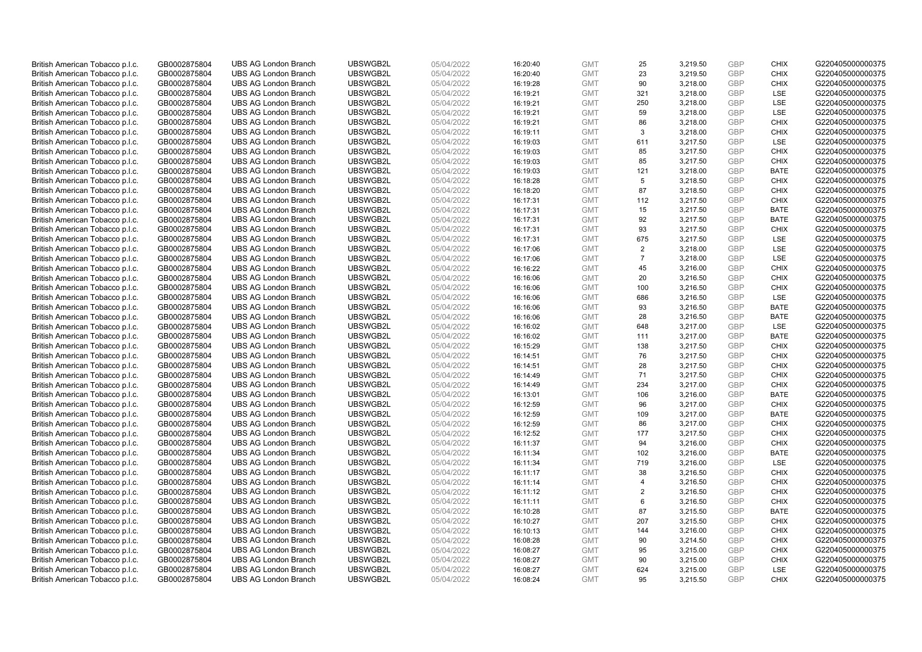| | | | | | | | | | | | |
|---|---|---|---|---|---|---|---|---|---|---|---|
| British American Tobacco p.l.c. | GB0002875804 | UBS AG London Branch | UBSWGB2L | 05/04/2022 | 16:20:40 | GMT | 25 | 3,219.50 | GBP | CHIX | G220405000000375 |
| British American Tobacco p.l.c. | GB0002875804 | UBS AG London Branch | UBSWGB2L | 05/04/2022 | 16:20:40 | GMT | 23 | 3,219.50 | GBP | CHIX | G220405000000375 |
| British American Tobacco p.l.c. | GB0002875804 | UBS AG London Branch | UBSWGB2L | 05/04/2022 | 16:19:28 | GMT | 90 | 3,218.00 | GBP | CHIX | G220405000000375 |
| British American Tobacco p.l.c. | GB0002875804 | UBS AG London Branch | UBSWGB2L | 05/04/2022 | 16:19:21 | GMT | 321 | 3,218.00 | GBP | LSE | G220405000000375 |
| British American Tobacco p.l.c. | GB0002875804 | UBS AG London Branch | UBSWGB2L | 05/04/2022 | 16:19:21 | GMT | 250 | 3,218.00 | GBP | LSE | G220405000000375 |
| British American Tobacco p.l.c. | GB0002875804 | UBS AG London Branch | UBSWGB2L | 05/04/2022 | 16:19:21 | GMT | 59 | 3,218.00 | GBP | LSE | G220405000000375 |
| British American Tobacco p.l.c. | GB0002875804 | UBS AG London Branch | UBSWGB2L | 05/04/2022 | 16:19:21 | GMT | 86 | 3,218.00 | GBP | CHIX | G220405000000375 |
| British American Tobacco p.l.c. | GB0002875804 | UBS AG London Branch | UBSWGB2L | 05/04/2022 | 16:19:11 | GMT | 3 | 3,218.00 | GBP | CHIX | G220405000000375 |
| British American Tobacco p.l.c. | GB0002875804 | UBS AG London Branch | UBSWGB2L | 05/04/2022 | 16:19:03 | GMT | 611 | 3,217.50 | GBP | LSE | G220405000000375 |
| British American Tobacco p.l.c. | GB0002875804 | UBS AG London Branch | UBSWGB2L | 05/04/2022 | 16:19:03 | GMT | 85 | 3,217.50 | GBP | CHIX | G220405000000375 |
| British American Tobacco p.l.c. | GB0002875804 | UBS AG London Branch | UBSWGB2L | 05/04/2022 | 16:19:03 | GMT | 85 | 3,217.50 | GBP | CHIX | G220405000000375 |
| British American Tobacco p.l.c. | GB0002875804 | UBS AG London Branch | UBSWGB2L | 05/04/2022 | 16:19:03 | GMT | 121 | 3,218.00 | GBP | BATE | G220405000000375 |
| British American Tobacco p.l.c. | GB0002875804 | UBS AG London Branch | UBSWGB2L | 05/04/2022 | 16:18:28 | GMT | 5 | 3,218.50 | GBP | CHIX | G220405000000375 |
| British American Tobacco p.l.c. | GB0002875804 | UBS AG London Branch | UBSWGB2L | 05/04/2022 | 16:18:20 | GMT | 87 | 3,218.50 | GBP | CHIX | G220405000000375 |
| British American Tobacco p.l.c. | GB0002875804 | UBS AG London Branch | UBSWGB2L | 05/04/2022 | 16:17:31 | GMT | 112 | 3,217.50 | GBP | CHIX | G220405000000375 |
| British American Tobacco p.l.c. | GB0002875804 | UBS AG London Branch | UBSWGB2L | 05/04/2022 | 16:17:31 | GMT | 15 | 3,217.50 | GBP | BATE | G220405000000375 |
| British American Tobacco p.l.c. | GB0002875804 | UBS AG London Branch | UBSWGB2L | 05/04/2022 | 16:17:31 | GMT | 92 | 3,217.50 | GBP | BATE | G220405000000375 |
| British American Tobacco p.l.c. | GB0002875804 | UBS AG London Branch | UBSWGB2L | 05/04/2022 | 16:17:31 | GMT | 93 | 3,217.50 | GBP | CHIX | G220405000000375 |
| British American Tobacco p.l.c. | GB0002875804 | UBS AG London Branch | UBSWGB2L | 05/04/2022 | 16:17:31 | GMT | 675 | 3,217.50 | GBP | LSE | G220405000000375 |
| British American Tobacco p.l.c. | GB0002875804 | UBS AG London Branch | UBSWGB2L | 05/04/2022 | 16:17:06 | GMT | 2 | 3,218.00 | GBP | LSE | G220405000000375 |
| British American Tobacco p.l.c. | GB0002875804 | UBS AG London Branch | UBSWGB2L | 05/04/2022 | 16:17:06 | GMT | 7 | 3,218.00 | GBP | LSE | G220405000000375 |
| British American Tobacco p.l.c. | GB0002875804 | UBS AG London Branch | UBSWGB2L | 05/04/2022 | 16:16:22 | GMT | 45 | 3,216.00 | GBP | CHIX | G220405000000375 |
| British American Tobacco p.l.c. | GB0002875804 | UBS AG London Branch | UBSWGB2L | 05/04/2022 | 16:16:06 | GMT | 20 | 3,216.50 | GBP | CHIX | G220405000000375 |
| British American Tobacco p.l.c. | GB0002875804 | UBS AG London Branch | UBSWGB2L | 05/04/2022 | 16:16:06 | GMT | 100 | 3,216.50 | GBP | CHIX | G220405000000375 |
| British American Tobacco p.l.c. | GB0002875804 | UBS AG London Branch | UBSWGB2L | 05/04/2022 | 16:16:06 | GMT | 686 | 3,216.50 | GBP | LSE | G220405000000375 |
| British American Tobacco p.l.c. | GB0002875804 | UBS AG London Branch | UBSWGB2L | 05/04/2022 | 16:16:06 | GMT | 93 | 3,216.50 | GBP | BATE | G220405000000375 |
| British American Tobacco p.l.c. | GB0002875804 | UBS AG London Branch | UBSWGB2L | 05/04/2022 | 16:16:06 | GMT | 28 | 3,216.50 | GBP | BATE | G220405000000375 |
| British American Tobacco p.l.c. | GB0002875804 | UBS AG London Branch | UBSWGB2L | 05/04/2022 | 16:16:02 | GMT | 648 | 3,217.00 | GBP | LSE | G220405000000375 |
| British American Tobacco p.l.c. | GB0002875804 | UBS AG London Branch | UBSWGB2L | 05/04/2022 | 16:16:02 | GMT | 111 | 3,217.00 | GBP | BATE | G220405000000375 |
| British American Tobacco p.l.c. | GB0002875804 | UBS AG London Branch | UBSWGB2L | 05/04/2022 | 16:15:29 | GMT | 138 | 3,217.50 | GBP | CHIX | G220405000000375 |
| British American Tobacco p.l.c. | GB0002875804 | UBS AG London Branch | UBSWGB2L | 05/04/2022 | 16:14:51 | GMT | 76 | 3,217.50 | GBP | CHIX | G220405000000375 |
| British American Tobacco p.l.c. | GB0002875804 | UBS AG London Branch | UBSWGB2L | 05/04/2022 | 16:14:51 | GMT | 28 | 3,217.50 | GBP | CHIX | G220405000000375 |
| British American Tobacco p.l.c. | GB0002875804 | UBS AG London Branch | UBSWGB2L | 05/04/2022 | 16:14:49 | GMT | 71 | 3,217.50 | GBP | CHIX | G220405000000375 |
| British American Tobacco p.l.c. | GB0002875804 | UBS AG London Branch | UBSWGB2L | 05/04/2022 | 16:14:49 | GMT | 234 | 3,217.00 | GBP | CHIX | G220405000000375 |
| British American Tobacco p.l.c. | GB0002875804 | UBS AG London Branch | UBSWGB2L | 05/04/2022 | 16:13:01 | GMT | 106 | 3,216.00 | GBP | BATE | G220405000000375 |
| British American Tobacco p.l.c. | GB0002875804 | UBS AG London Branch | UBSWGB2L | 05/04/2022 | 16:12:59 | GMT | 96 | 3,217.00 | GBP | CHIX | G220405000000375 |
| British American Tobacco p.l.c. | GB0002875804 | UBS AG London Branch | UBSWGB2L | 05/04/2022 | 16:12:59 | GMT | 109 | 3,217.00 | GBP | BATE | G220405000000375 |
| British American Tobacco p.l.c. | GB0002875804 | UBS AG London Branch | UBSWGB2L | 05/04/2022 | 16:12:59 | GMT | 86 | 3,217.00 | GBP | CHIX | G220405000000375 |
| British American Tobacco p.l.c. | GB0002875804 | UBS AG London Branch | UBSWGB2L | 05/04/2022 | 16:12:52 | GMT | 177 | 3,217.50 | GBP | CHIX | G220405000000375 |
| British American Tobacco p.l.c. | GB0002875804 | UBS AG London Branch | UBSWGB2L | 05/04/2022 | 16:11:37 | GMT | 94 | 3,216.00 | GBP | CHIX | G220405000000375 |
| British American Tobacco p.l.c. | GB0002875804 | UBS AG London Branch | UBSWGB2L | 05/04/2022 | 16:11:34 | GMT | 102 | 3,216.00 | GBP | BATE | G220405000000375 |
| British American Tobacco p.l.c. | GB0002875804 | UBS AG London Branch | UBSWGB2L | 05/04/2022 | 16:11:34 | GMT | 719 | 3,216.00 | GBP | LSE | G220405000000375 |
| British American Tobacco p.l.c. | GB0002875804 | UBS AG London Branch | UBSWGB2L | 05/04/2022 | 16:11:17 | GMT | 38 | 3,216.50 | GBP | CHIX | G220405000000375 |
| British American Tobacco p.l.c. | GB0002875804 | UBS AG London Branch | UBSWGB2L | 05/04/2022 | 16:11:14 | GMT | 4 | 3,216.50 | GBP | CHIX | G220405000000375 |
| British American Tobacco p.l.c. | GB0002875804 | UBS AG London Branch | UBSWGB2L | 05/04/2022 | 16:11:12 | GMT | 2 | 3,216.50 | GBP | CHIX | G220405000000375 |
| British American Tobacco p.l.c. | GB0002875804 | UBS AG London Branch | UBSWGB2L | 05/04/2022 | 16:11:11 | GMT | 6 | 3,216.50 | GBP | CHIX | G220405000000375 |
| British American Tobacco p.l.c. | GB0002875804 | UBS AG London Branch | UBSWGB2L | 05/04/2022 | 16:10:28 | GMT | 87 | 3,215.50 | GBP | BATE | G220405000000375 |
| British American Tobacco p.l.c. | GB0002875804 | UBS AG London Branch | UBSWGB2L | 05/04/2022 | 16:10:27 | GMT | 207 | 3,215.50 | GBP | CHIX | G220405000000375 |
| British American Tobacco p.l.c. | GB0002875804 | UBS AG London Branch | UBSWGB2L | 05/04/2022 | 16:10:13 | GMT | 144 | 3,216.00 | GBP | CHIX | G220405000000375 |
| British American Tobacco p.l.c. | GB0002875804 | UBS AG London Branch | UBSWGB2L | 05/04/2022 | 16:08:28 | GMT | 90 | 3,214.50 | GBP | CHIX | G220405000000375 |
| British American Tobacco p.l.c. | GB0002875804 | UBS AG London Branch | UBSWGB2L | 05/04/2022 | 16:08:27 | GMT | 95 | 3,215.00 | GBP | CHIX | G220405000000375 |
| British American Tobacco p.l.c. | GB0002875804 | UBS AG London Branch | UBSWGB2L | 05/04/2022 | 16:08:27 | GMT | 90 | 3,215.00 | GBP | CHIX | G220405000000375 |
| British American Tobacco p.l.c. | GB0002875804 | UBS AG London Branch | UBSWGB2L | 05/04/2022 | 16:08:27 | GMT | 624 | 3,215.00 | GBP | LSE | G220405000000375 |
| British American Tobacco p.l.c. | GB0002875804 | UBS AG London Branch | UBSWGB2L | 05/04/2022 | 16:08:24 | GMT | 95 | 3,215.50 | GBP | CHIX | G220405000000375 |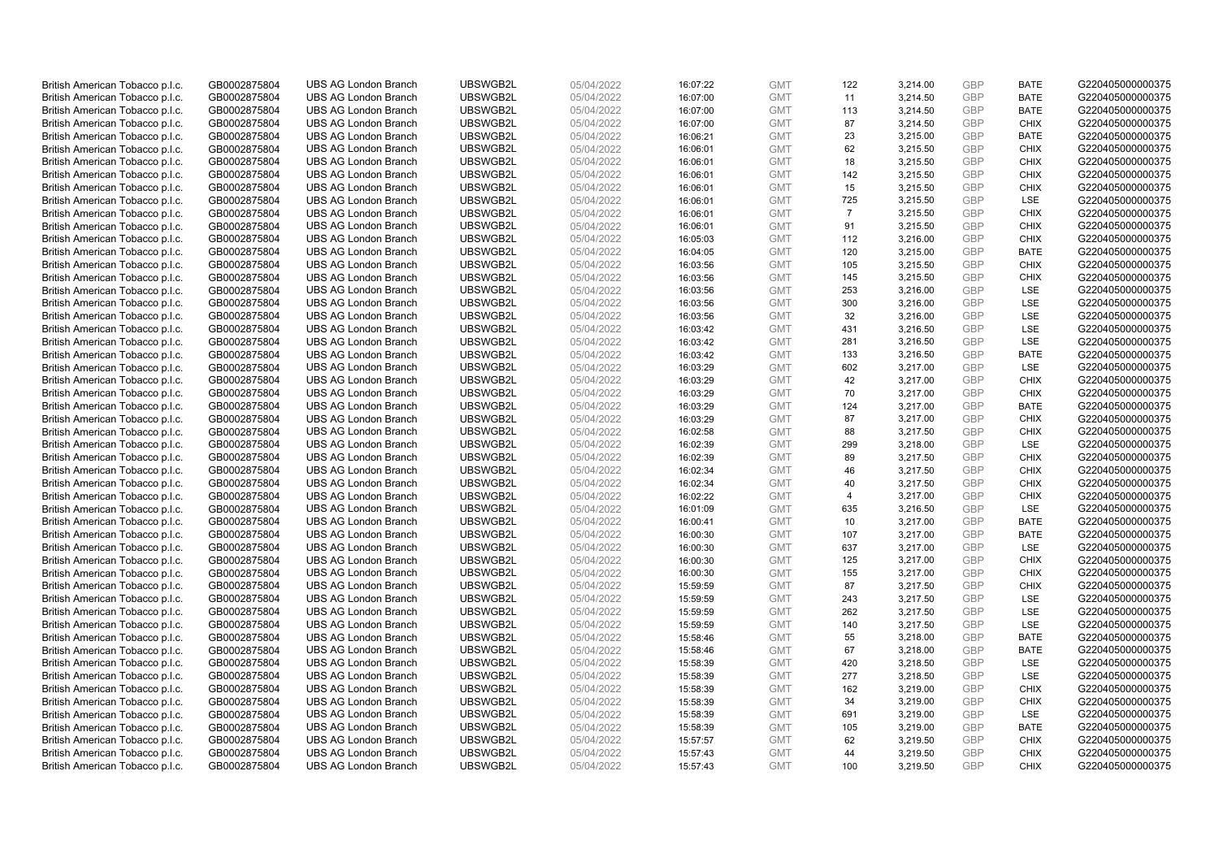| British American Tobacco p.l.c. | GB0002875804 | UBS AG London Branch | UBSWGB2L | 05/04/2022 | 16:07:22 | GMT | 122 | 3,214.00 | GBP | BATE | G220405000000375 |
|---|---|---|---|---|---|---|---|---|---|---|---|
| British American Tobacco p.l.c. | GB0002875804 | UBS AG London Branch | UBSWGB2L | 05/04/2022 | 16:07:00 | GMT | 11 | 3,214.50 | GBP | BATE | G220405000000375 |
| British American Tobacco p.l.c. | GB0002875804 | UBS AG London Branch | UBSWGB2L | 05/04/2022 | 16:07:00 | GMT | 113 | 3,214.50 | GBP | BATE | G220405000000375 |
| British American Tobacco p.l.c. | GB0002875804 | UBS AG London Branch | UBSWGB2L | 05/04/2022 | 16:07:00 | GMT | 87 | 3,214.50 | GBP | CHIX | G220405000000375 |
| British American Tobacco p.l.c. | GB0002875804 | UBS AG London Branch | UBSWGB2L | 05/04/2022 | 16:06:21 | GMT | 23 | 3,215.00 | GBP | BATE | G220405000000375 |
| British American Tobacco p.l.c. | GB0002875804 | UBS AG London Branch | UBSWGB2L | 05/04/2022 | 16:06:01 | GMT | 62 | 3,215.50 | GBP | CHIX | G220405000000375 |
| British American Tobacco p.l.c. | GB0002875804 | UBS AG London Branch | UBSWGB2L | 05/04/2022 | 16:06:01 | GMT | 18 | 3,215.50 | GBP | CHIX | G220405000000375 |
| British American Tobacco p.l.c. | GB0002875804 | UBS AG London Branch | UBSWGB2L | 05/04/2022 | 16:06:01 | GMT | 142 | 3,215.50 | GBP | CHIX | G220405000000375 |
| British American Tobacco p.l.c. | GB0002875804 | UBS AG London Branch | UBSWGB2L | 05/04/2022 | 16:06:01 | GMT | 15 | 3,215.50 | GBP | CHIX | G220405000000375 |
| British American Tobacco p.l.c. | GB0002875804 | UBS AG London Branch | UBSWGB2L | 05/04/2022 | 16:06:01 | GMT | 725 | 3,215.50 | GBP | LSE | G220405000000375 |
| British American Tobacco p.l.c. | GB0002875804 | UBS AG London Branch | UBSWGB2L | 05/04/2022 | 16:06:01 | GMT | 7 | 3,215.50 | GBP | CHIX | G220405000000375 |
| British American Tobacco p.l.c. | GB0002875804 | UBS AG London Branch | UBSWGB2L | 05/04/2022 | 16:06:01 | GMT | 91 | 3,215.50 | GBP | CHIX | G220405000000375 |
| British American Tobacco p.l.c. | GB0002875804 | UBS AG London Branch | UBSWGB2L | 05/04/2022 | 16:05:03 | GMT | 112 | 3,216.00 | GBP | CHIX | G220405000000375 |
| British American Tobacco p.l.c. | GB0002875804 | UBS AG London Branch | UBSWGB2L | 05/04/2022 | 16:04:05 | GMT | 120 | 3,215.00 | GBP | BATE | G220405000000375 |
| British American Tobacco p.l.c. | GB0002875804 | UBS AG London Branch | UBSWGB2L | 05/04/2022 | 16:03:56 | GMT | 105 | 3,215.50 | GBP | CHIX | G220405000000375 |
| British American Tobacco p.l.c. | GB0002875804 | UBS AG London Branch | UBSWGB2L | 05/04/2022 | 16:03:56 | GMT | 145 | 3,215.50 | GBP | CHIX | G220405000000375 |
| British American Tobacco p.l.c. | GB0002875804 | UBS AG London Branch | UBSWGB2L | 05/04/2022 | 16:03:56 | GMT | 253 | 3,216.00 | GBP | LSE | G220405000000375 |
| British American Tobacco p.l.c. | GB0002875804 | UBS AG London Branch | UBSWGB2L | 05/04/2022 | 16:03:56 | GMT | 300 | 3,216.00 | GBP | LSE | G220405000000375 |
| British American Tobacco p.l.c. | GB0002875804 | UBS AG London Branch | UBSWGB2L | 05/04/2022 | 16:03:56 | GMT | 32 | 3,216.00 | GBP | LSE | G220405000000375 |
| British American Tobacco p.l.c. | GB0002875804 | UBS AG London Branch | UBSWGB2L | 05/04/2022 | 16:03:42 | GMT | 431 | 3,216.50 | GBP | LSE | G220405000000375 |
| British American Tobacco p.l.c. | GB0002875804 | UBS AG London Branch | UBSWGB2L | 05/04/2022 | 16:03:42 | GMT | 281 | 3,216.50 | GBP | LSE | G220405000000375 |
| British American Tobacco p.l.c. | GB0002875804 | UBS AG London Branch | UBSWGB2L | 05/04/2022 | 16:03:42 | GMT | 133 | 3,216.50 | GBP | BATE | G220405000000375 |
| British American Tobacco p.l.c. | GB0002875804 | UBS AG London Branch | UBSWGB2L | 05/04/2022 | 16:03:29 | GMT | 602 | 3,217.00 | GBP | LSE | G220405000000375 |
| British American Tobacco p.l.c. | GB0002875804 | UBS AG London Branch | UBSWGB2L | 05/04/2022 | 16:03:29 | GMT | 42 | 3,217.00 | GBP | CHIX | G220405000000375 |
| British American Tobacco p.l.c. | GB0002875804 | UBS AG London Branch | UBSWGB2L | 05/04/2022 | 16:03:29 | GMT | 70 | 3,217.00 | GBP | CHIX | G220405000000375 |
| British American Tobacco p.l.c. | GB0002875804 | UBS AG London Branch | UBSWGB2L | 05/04/2022 | 16:03:29 | GMT | 124 | 3,217.00 | GBP | BATE | G220405000000375 |
| British American Tobacco p.l.c. | GB0002875804 | UBS AG London Branch | UBSWGB2L | 05/04/2022 | 16:03:29 | GMT | 87 | 3,217.00 | GBP | CHIX | G220405000000375 |
| British American Tobacco p.l.c. | GB0002875804 | UBS AG London Branch | UBSWGB2L | 05/04/2022 | 16:02:58 | GMT | 88 | 3,217.50 | GBP | CHIX | G220405000000375 |
| British American Tobacco p.l.c. | GB0002875804 | UBS AG London Branch | UBSWGB2L | 05/04/2022 | 16:02:39 | GMT | 299 | 3,218.00 | GBP | LSE | G220405000000375 |
| British American Tobacco p.l.c. | GB0002875804 | UBS AG London Branch | UBSWGB2L | 05/04/2022 | 16:02:39 | GMT | 89 | 3,217.50 | GBP | CHIX | G220405000000375 |
| British American Tobacco p.l.c. | GB0002875804 | UBS AG London Branch | UBSWGB2L | 05/04/2022 | 16:02:34 | GMT | 46 | 3,217.50 | GBP | CHIX | G220405000000375 |
| British American Tobacco p.l.c. | GB0002875804 | UBS AG London Branch | UBSWGB2L | 05/04/2022 | 16:02:34 | GMT | 40 | 3,217.50 | GBP | CHIX | G220405000000375 |
| British American Tobacco p.l.c. | GB0002875804 | UBS AG London Branch | UBSWGB2L | 05/04/2022 | 16:02:22 | GMT | 4 | 3,217.00 | GBP | CHIX | G220405000000375 |
| British American Tobacco p.l.c. | GB0002875804 | UBS AG London Branch | UBSWGB2L | 05/04/2022 | 16:01:09 | GMT | 635 | 3,216.50 | GBP | LSE | G220405000000375 |
| British American Tobacco p.l.c. | GB0002875804 | UBS AG London Branch | UBSWGB2L | 05/04/2022 | 16:00:41 | GMT | 10 | 3,217.00 | GBP | BATE | G220405000000375 |
| British American Tobacco p.l.c. | GB0002875804 | UBS AG London Branch | UBSWGB2L | 05/04/2022 | 16:00:30 | GMT | 107 | 3,217.00 | GBP | BATE | G220405000000375 |
| British American Tobacco p.l.c. | GB0002875804 | UBS AG London Branch | UBSWGB2L | 05/04/2022 | 16:00:30 | GMT | 637 | 3,217.00 | GBP | LSE | G220405000000375 |
| British American Tobacco p.l.c. | GB0002875804 | UBS AG London Branch | UBSWGB2L | 05/04/2022 | 16:00:30 | GMT | 125 | 3,217.00 | GBP | CHIX | G220405000000375 |
| British American Tobacco p.l.c. | GB0002875804 | UBS AG London Branch | UBSWGB2L | 05/04/2022 | 16:00:30 | GMT | 155 | 3,217.00 | GBP | CHIX | G220405000000375 |
| British American Tobacco p.l.c. | GB0002875804 | UBS AG London Branch | UBSWGB2L | 05/04/2022 | 15:59:59 | GMT | 87 | 3,217.50 | GBP | CHIX | G220405000000375 |
| British American Tobacco p.l.c. | GB0002875804 | UBS AG London Branch | UBSWGB2L | 05/04/2022 | 15:59:59 | GMT | 243 | 3,217.50 | GBP | LSE | G220405000000375 |
| British American Tobacco p.l.c. | GB0002875804 | UBS AG London Branch | UBSWGB2L | 05/04/2022 | 15:59:59 | GMT | 262 | 3,217.50 | GBP | LSE | G220405000000375 |
| British American Tobacco p.l.c. | GB0002875804 | UBS AG London Branch | UBSWGB2L | 05/04/2022 | 15:59:59 | GMT | 140 | 3,217.50 | GBP | LSE | G220405000000375 |
| British American Tobacco p.l.c. | GB0002875804 | UBS AG London Branch | UBSWGB2L | 05/04/2022 | 15:58:46 | GMT | 55 | 3,218.00 | GBP | BATE | G220405000000375 |
| British American Tobacco p.l.c. | GB0002875804 | UBS AG London Branch | UBSWGB2L | 05/04/2022 | 15:58:46 | GMT | 67 | 3,218.00 | GBP | BATE | G220405000000375 |
| British American Tobacco p.l.c. | GB0002875804 | UBS AG London Branch | UBSWGB2L | 05/04/2022 | 15:58:39 | GMT | 420 | 3,218.50 | GBP | LSE | G220405000000375 |
| British American Tobacco p.l.c. | GB0002875804 | UBS AG London Branch | UBSWGB2L | 05/04/2022 | 15:58:39 | GMT | 277 | 3,218.50 | GBP | LSE | G220405000000375 |
| British American Tobacco p.l.c. | GB0002875804 | UBS AG London Branch | UBSWGB2L | 05/04/2022 | 15:58:39 | GMT | 162 | 3,219.00 | GBP | CHIX | G220405000000375 |
| British American Tobacco p.l.c. | GB0002875804 | UBS AG London Branch | UBSWGB2L | 05/04/2022 | 15:58:39 | GMT | 34 | 3,219.00 | GBP | CHIX | G220405000000375 |
| British American Tobacco p.l.c. | GB0002875804 | UBS AG London Branch | UBSWGB2L | 05/04/2022 | 15:58:39 | GMT | 691 | 3,219.00 | GBP | LSE | G220405000000375 |
| British American Tobacco p.l.c. | GB0002875804 | UBS AG London Branch | UBSWGB2L | 05/04/2022 | 15:58:39 | GMT | 105 | 3,219.00 | GBP | BATE | G220405000000375 |
| British American Tobacco p.l.c. | GB0002875804 | UBS AG London Branch | UBSWGB2L | 05/04/2022 | 15:57:57 | GMT | 62 | 3,219.50 | GBP | CHIX | G220405000000375 |
| British American Tobacco p.l.c. | GB0002875804 | UBS AG London Branch | UBSWGB2L | 05/04/2022 | 15:57:43 | GMT | 44 | 3,219.50 | GBP | CHIX | G220405000000375 |
| British American Tobacco p.l.c. | GB0002875804 | UBS AG London Branch | UBSWGB2L | 05/04/2022 | 15:57:43 | GMT | 100 | 3,219.50 | GBP | CHIX | G220405000000375 |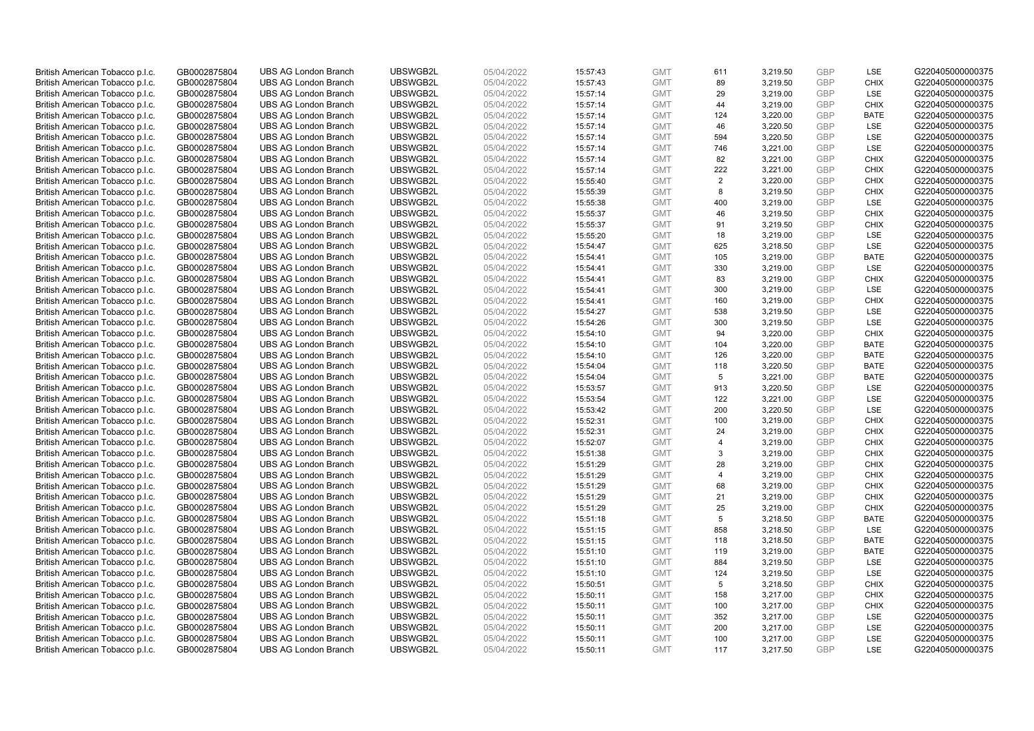| | | | | | | | | | | | |
|---|---|---|---|---|---|---|---|---|---|---|---|
| British American Tobacco p.l.c. | GB0002875804 | UBS AG London Branch | UBSWGB2L | 05/04/2022 | 15:57:43 | GMT | 611 | 3,219.50 | GBP | LSE | G220405000000375 |
| British American Tobacco p.l.c. | GB0002875804 | UBS AG London Branch | UBSWGB2L | 05/04/2022 | 15:57:43 | GMT | 89 | 3,219.50 | GBP | CHIX | G220405000000375 |
| British American Tobacco p.l.c. | GB0002875804 | UBS AG London Branch | UBSWGB2L | 05/04/2022 | 15:57:14 | GMT | 29 | 3,219.00 | GBP | LSE | G220405000000375 |
| British American Tobacco p.l.c. | GB0002875804 | UBS AG London Branch | UBSWGB2L | 05/04/2022 | 15:57:14 | GMT | 44 | 3,219.00 | GBP | CHIX | G220405000000375 |
| British American Tobacco p.l.c. | GB0002875804 | UBS AG London Branch | UBSWGB2L | 05/04/2022 | 15:57:14 | GMT | 124 | 3,220.00 | GBP | BATE | G220405000000375 |
| British American Tobacco p.l.c. | GB0002875804 | UBS AG London Branch | UBSWGB2L | 05/04/2022 | 15:57:14 | GMT | 46 | 3,220.50 | GBP | LSE | G220405000000375 |
| British American Tobacco p.l.c. | GB0002875804 | UBS AG London Branch | UBSWGB2L | 05/04/2022 | 15:57:14 | GMT | 594 | 3,220.50 | GBP | LSE | G220405000000375 |
| British American Tobacco p.l.c. | GB0002875804 | UBS AG London Branch | UBSWGB2L | 05/04/2022 | 15:57:14 | GMT | 746 | 3,221.00 | GBP | LSE | G220405000000375 |
| British American Tobacco p.l.c. | GB0002875804 | UBS AG London Branch | UBSWGB2L | 05/04/2022 | 15:57:14 | GMT | 82 | 3,221.00 | GBP | CHIX | G220405000000375 |
| British American Tobacco p.l.c. | GB0002875804 | UBS AG London Branch | UBSWGB2L | 05/04/2022 | 15:57:14 | GMT | 222 | 3,221.00 | GBP | CHIX | G220405000000375 |
| British American Tobacco p.l.c. | GB0002875804 | UBS AG London Branch | UBSWGB2L | 05/04/2022 | 15:55:40 | GMT | 2 | 3,220.00 | GBP | CHIX | G220405000000375 |
| British American Tobacco p.l.c. | GB0002875804 | UBS AG London Branch | UBSWGB2L | 05/04/2022 | 15:55:39 | GMT | 8 | 3,219.50 | GBP | CHIX | G220405000000375 |
| British American Tobacco p.l.c. | GB0002875804 | UBS AG London Branch | UBSWGB2L | 05/04/2022 | 15:55:38 | GMT | 400 | 3,219.00 | GBP | LSE | G220405000000375 |
| British American Tobacco p.l.c. | GB0002875804 | UBS AG London Branch | UBSWGB2L | 05/04/2022 | 15:55:37 | GMT | 46 | 3,219.50 | GBP | CHIX | G220405000000375 |
| British American Tobacco p.l.c. | GB0002875804 | UBS AG London Branch | UBSWGB2L | 05/04/2022 | 15:55:37 | GMT | 91 | 3,219.50 | GBP | CHIX | G220405000000375 |
| British American Tobacco p.l.c. | GB0002875804 | UBS AG London Branch | UBSWGB2L | 05/04/2022 | 15:55:20 | GMT | 18 | 3,219.00 | GBP | LSE | G220405000000375 |
| British American Tobacco p.l.c. | GB0002875804 | UBS AG London Branch | UBSWGB2L | 05/04/2022 | 15:54:47 | GMT | 625 | 3,218.50 | GBP | LSE | G220405000000375 |
| British American Tobacco p.l.c. | GB0002875804 | UBS AG London Branch | UBSWGB2L | 05/04/2022 | 15:54:41 | GMT | 105 | 3,219.00 | GBP | BATE | G220405000000375 |
| British American Tobacco p.l.c. | GB0002875804 | UBS AG London Branch | UBSWGB2L | 05/04/2022 | 15:54:41 | GMT | 330 | 3,219.00 | GBP | LSE | G220405000000375 |
| British American Tobacco p.l.c. | GB0002875804 | UBS AG London Branch | UBSWGB2L | 05/04/2022 | 15:54:41 | GMT | 83 | 3,219.00 | GBP | CHIX | G220405000000375 |
| British American Tobacco p.l.c. | GB0002875804 | UBS AG London Branch | UBSWGB2L | 05/04/2022 | 15:54:41 | GMT | 300 | 3,219.00 | GBP | LSE | G220405000000375 |
| British American Tobacco p.l.c. | GB0002875804 | UBS AG London Branch | UBSWGB2L | 05/04/2022 | 15:54:41 | GMT | 160 | 3,219.00 | GBP | CHIX | G220405000000375 |
| British American Tobacco p.l.c. | GB0002875804 | UBS AG London Branch | UBSWGB2L | 05/04/2022 | 15:54:27 | GMT | 538 | 3,219.50 | GBP | LSE | G220405000000375 |
| British American Tobacco p.l.c. | GB0002875804 | UBS AG London Branch | UBSWGB2L | 05/04/2022 | 15:54:26 | GMT | 300 | 3,219.50 | GBP | LSE | G220405000000375 |
| British American Tobacco p.l.c. | GB0002875804 | UBS AG London Branch | UBSWGB2L | 05/04/2022 | 15:54:10 | GMT | 94 | 3,220.00 | GBP | CHIX | G220405000000375 |
| British American Tobacco p.l.c. | GB0002875804 | UBS AG London Branch | UBSWGB2L | 05/04/2022 | 15:54:10 | GMT | 104 | 3,220.00 | GBP | BATE | G220405000000375 |
| British American Tobacco p.l.c. | GB0002875804 | UBS AG London Branch | UBSWGB2L | 05/04/2022 | 15:54:10 | GMT | 126 | 3,220.00 | GBP | BATE | G220405000000375 |
| British American Tobacco p.l.c. | GB0002875804 | UBS AG London Branch | UBSWGB2L | 05/04/2022 | 15:54:04 | GMT | 118 | 3,220.50 | GBP | BATE | G220405000000375 |
| British American Tobacco p.l.c. | GB0002875804 | UBS AG London Branch | UBSWGB2L | 05/04/2022 | 15:54:04 | GMT | 5 | 3,221.00 | GBP | BATE | G220405000000375 |
| British American Tobacco p.l.c. | GB0002875804 | UBS AG London Branch | UBSWGB2L | 05/04/2022 | 15:53:57 | GMT | 913 | 3,220.50 | GBP | LSE | G220405000000375 |
| British American Tobacco p.l.c. | GB0002875804 | UBS AG London Branch | UBSWGB2L | 05/04/2022 | 15:53:54 | GMT | 122 | 3,221.00 | GBP | LSE | G220405000000375 |
| British American Tobacco p.l.c. | GB0002875804 | UBS AG London Branch | UBSWGB2L | 05/04/2022 | 15:53:42 | GMT | 200 | 3,220.50 | GBP | LSE | G220405000000375 |
| British American Tobacco p.l.c. | GB0002875804 | UBS AG London Branch | UBSWGB2L | 05/04/2022 | 15:52:31 | GMT | 100 | 3,219.00 | GBP | CHIX | G220405000000375 |
| British American Tobacco p.l.c. | GB0002875804 | UBS AG London Branch | UBSWGB2L | 05/04/2022 | 15:52:31 | GMT | 24 | 3,219.00 | GBP | CHIX | G220405000000375 |
| British American Tobacco p.l.c. | GB0002875804 | UBS AG London Branch | UBSWGB2L | 05/04/2022 | 15:52:07 | GMT | 4 | 3,219.00 | GBP | CHIX | G220405000000375 |
| British American Tobacco p.l.c. | GB0002875804 | UBS AG London Branch | UBSWGB2L | 05/04/2022 | 15:51:38 | GMT | 3 | 3,219.00 | GBP | CHIX | G220405000000375 |
| British American Tobacco p.l.c. | GB0002875804 | UBS AG London Branch | UBSWGB2L | 05/04/2022 | 15:51:29 | GMT | 28 | 3,219.00 | GBP | CHIX | G220405000000375 |
| British American Tobacco p.l.c. | GB0002875804 | UBS AG London Branch | UBSWGB2L | 05/04/2022 | 15:51:29 | GMT | 4 | 3,219.00 | GBP | CHIX | G220405000000375 |
| British American Tobacco p.l.c. | GB0002875804 | UBS AG London Branch | UBSWGB2L | 05/04/2022 | 15:51:29 | GMT | 68 | 3,219.00 | GBP | CHIX | G220405000000375 |
| British American Tobacco p.l.c. | GB0002875804 | UBS AG London Branch | UBSWGB2L | 05/04/2022 | 15:51:29 | GMT | 21 | 3,219.00 | GBP | CHIX | G220405000000375 |
| British American Tobacco p.l.c. | GB0002875804 | UBS AG London Branch | UBSWGB2L | 05/04/2022 | 15:51:29 | GMT | 25 | 3,219.00 | GBP | CHIX | G220405000000375 |
| British American Tobacco p.l.c. | GB0002875804 | UBS AG London Branch | UBSWGB2L | 05/04/2022 | 15:51:18 | GMT | 5 | 3,218.50 | GBP | BATE | G220405000000375 |
| British American Tobacco p.l.c. | GB0002875804 | UBS AG London Branch | UBSWGB2L | 05/04/2022 | 15:51:15 | GMT | 858 | 3,218.50 | GBP | LSE | G220405000000375 |
| British American Tobacco p.l.c. | GB0002875804 | UBS AG London Branch | UBSWGB2L | 05/04/2022 | 15:51:15 | GMT | 118 | 3,218.50 | GBP | BATE | G220405000000375 |
| British American Tobacco p.l.c. | GB0002875804 | UBS AG London Branch | UBSWGB2L | 05/04/2022 | 15:51:10 | GMT | 119 | 3,219.00 | GBP | BATE | G220405000000375 |
| British American Tobacco p.l.c. | GB0002875804 | UBS AG London Branch | UBSWGB2L | 05/04/2022 | 15:51:10 | GMT | 884 | 3,219.50 | GBP | LSE | G220405000000375 |
| British American Tobacco p.l.c. | GB0002875804 | UBS AG London Branch | UBSWGB2L | 05/04/2022 | 15:51:10 | GMT | 124 | 3,219.50 | GBP | LSE | G220405000000375 |
| British American Tobacco p.l.c. | GB0002875804 | UBS AG London Branch | UBSWGB2L | 05/04/2022 | 15:50:51 | GMT | 5 | 3,218.50 | GBP | CHIX | G220405000000375 |
| British American Tobacco p.l.c. | GB0002875804 | UBS AG London Branch | UBSWGB2L | 05/04/2022 | 15:50:11 | GMT | 158 | 3,217.00 | GBP | CHIX | G220405000000375 |
| British American Tobacco p.l.c. | GB0002875804 | UBS AG London Branch | UBSWGB2L | 05/04/2022 | 15:50:11 | GMT | 100 | 3,217.00 | GBP | CHIX | G220405000000375 |
| British American Tobacco p.l.c. | GB0002875804 | UBS AG London Branch | UBSWGB2L | 05/04/2022 | 15:50:11 | GMT | 352 | 3,217.00 | GBP | LSE | G220405000000375 |
| British American Tobacco p.l.c. | GB0002875804 | UBS AG London Branch | UBSWGB2L | 05/04/2022 | 15:50:11 | GMT | 200 | 3,217.00 | GBP | LSE | G220405000000375 |
| British American Tobacco p.l.c. | GB0002875804 | UBS AG London Branch | UBSWGB2L | 05/04/2022 | 15:50:11 | GMT | 100 | 3,217.00 | GBP | LSE | G220405000000375 |
| British American Tobacco p.l.c. | GB0002875804 | UBS AG London Branch | UBSWGB2L | 05/04/2022 | 15:50:11 | GMT | 117 | 3,217.50 | GBP | LSE | G220405000000375 |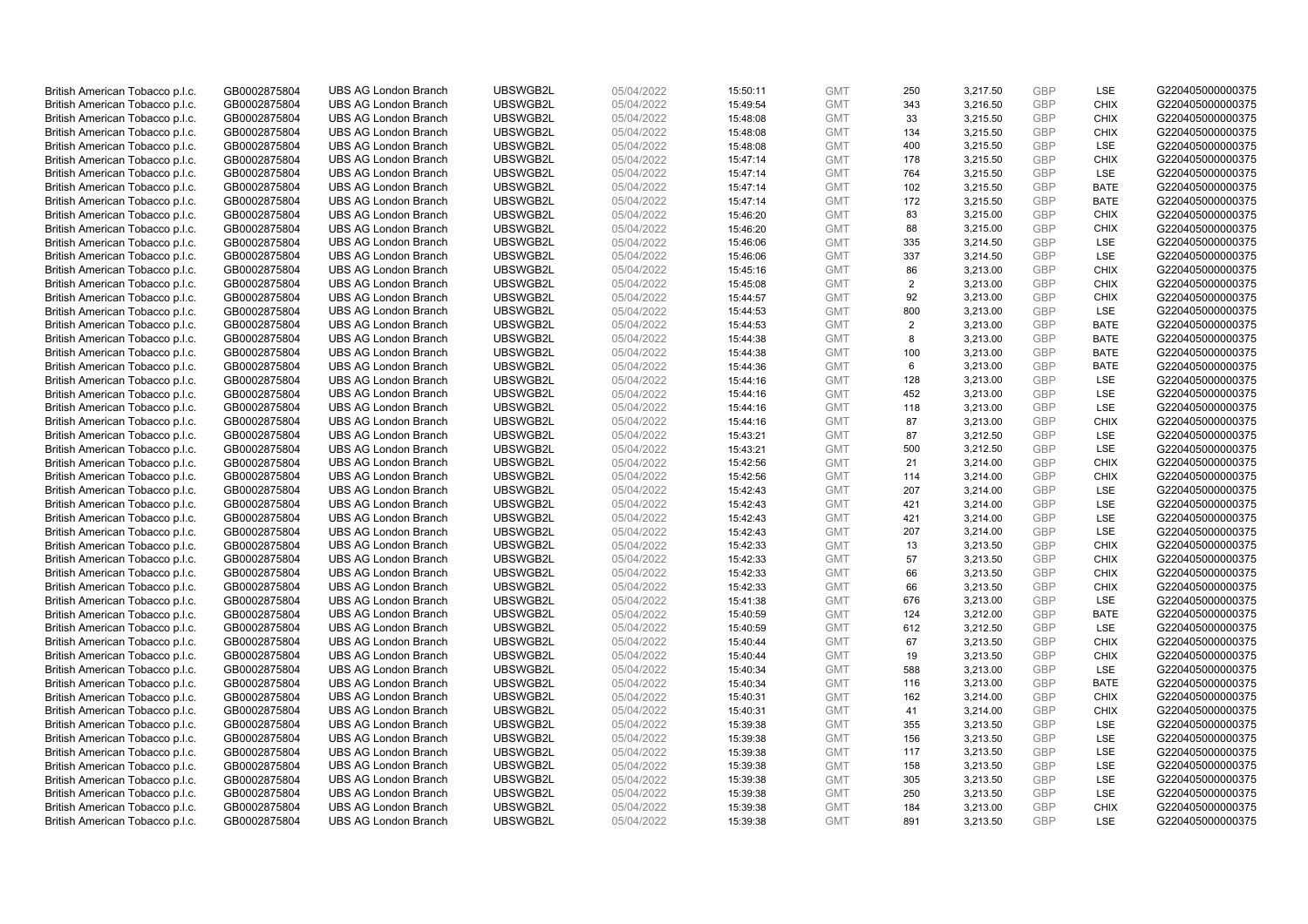| | | | | | | | | | | | |
|---|---|---|---|---|---|---|---|---|---|---|---|
| British American Tobacco p.l.c. | GB0002875804 | UBS AG London Branch | UBSWGB2L | 05/04/2022 | 15:50:11 | GMT | 250 | 3,217.50 | GBP | LSE | G220405000000375 |
| British American Tobacco p.l.c. | GB0002875804 | UBS AG London Branch | UBSWGB2L | 05/04/2022 | 15:49:54 | GMT | 343 | 3,216.50 | GBP | CHIX | G220405000000375 |
| British American Tobacco p.l.c. | GB0002875804 | UBS AG London Branch | UBSWGB2L | 05/04/2022 | 15:48:08 | GMT | 33 | 3,215.50 | GBP | CHIX | G220405000000375 |
| British American Tobacco p.l.c. | GB0002875804 | UBS AG London Branch | UBSWGB2L | 05/04/2022 | 15:48:08 | GMT | 134 | 3,215.50 | GBP | CHIX | G220405000000375 |
| British American Tobacco p.l.c. | GB0002875804 | UBS AG London Branch | UBSWGB2L | 05/04/2022 | 15:48:08 | GMT | 400 | 3,215.50 | GBP | LSE | G220405000000375 |
| British American Tobacco p.l.c. | GB0002875804 | UBS AG London Branch | UBSWGB2L | 05/04/2022 | 15:47:14 | GMT | 178 | 3,215.50 | GBP | CHIX | G220405000000375 |
| British American Tobacco p.l.c. | GB0002875804 | UBS AG London Branch | UBSWGB2L | 05/04/2022 | 15:47:14 | GMT | 764 | 3,215.50 | GBP | LSE | G220405000000375 |
| British American Tobacco p.l.c. | GB0002875804 | UBS AG London Branch | UBSWGB2L | 05/04/2022 | 15:47:14 | GMT | 102 | 3,215.50 | GBP | BATE | G220405000000375 |
| British American Tobacco p.l.c. | GB0002875804 | UBS AG London Branch | UBSWGB2L | 05/04/2022 | 15:47:14 | GMT | 172 | 3,215.50 | GBP | BATE | G220405000000375 |
| British American Tobacco p.l.c. | GB0002875804 | UBS AG London Branch | UBSWGB2L | 05/04/2022 | 15:46:20 | GMT | 83 | 3,215.00 | GBP | CHIX | G220405000000375 |
| British American Tobacco p.l.c. | GB0002875804 | UBS AG London Branch | UBSWGB2L | 05/04/2022 | 15:46:20 | GMT | 88 | 3,215.00 | GBP | CHIX | G220405000000375 |
| British American Tobacco p.l.c. | GB0002875804 | UBS AG London Branch | UBSWGB2L | 05/04/2022 | 15:46:06 | GMT | 335 | 3,214.50 | GBP | LSE | G220405000000375 |
| British American Tobacco p.l.c. | GB0002875804 | UBS AG London Branch | UBSWGB2L | 05/04/2022 | 15:46:06 | GMT | 337 | 3,214.50 | GBP | LSE | G220405000000375 |
| British American Tobacco p.l.c. | GB0002875804 | UBS AG London Branch | UBSWGB2L | 05/04/2022 | 15:45:16 | GMT | 86 | 3,213.00 | GBP | CHIX | G220405000000375 |
| British American Tobacco p.l.c. | GB0002875804 | UBS AG London Branch | UBSWGB2L | 05/04/2022 | 15:45:08 | GMT | 2 | 3,213.00 | GBP | CHIX | G220405000000375 |
| British American Tobacco p.l.c. | GB0002875804 | UBS AG London Branch | UBSWGB2L | 05/04/2022 | 15:44:57 | GMT | 92 | 3,213.00 | GBP | CHIX | G220405000000375 |
| British American Tobacco p.l.c. | GB0002875804 | UBS AG London Branch | UBSWGB2L | 05/04/2022 | 15:44:53 | GMT | 800 | 3,213.00 | GBP | LSE | G220405000000375 |
| British American Tobacco p.l.c. | GB0002875804 | UBS AG London Branch | UBSWGB2L | 05/04/2022 | 15:44:53 | GMT | 2 | 3,213.00 | GBP | BATE | G220405000000375 |
| British American Tobacco p.l.c. | GB0002875804 | UBS AG London Branch | UBSWGB2L | 05/04/2022 | 15:44:38 | GMT | 8 | 3,213.00 | GBP | BATE | G220405000000375 |
| British American Tobacco p.l.c. | GB0002875804 | UBS AG London Branch | UBSWGB2L | 05/04/2022 | 15:44:38 | GMT | 100 | 3,213.00 | GBP | BATE | G220405000000375 |
| British American Tobacco p.l.c. | GB0002875804 | UBS AG London Branch | UBSWGB2L | 05/04/2022 | 15:44:36 | GMT | 6 | 3,213.00 | GBP | BATE | G220405000000375 |
| British American Tobacco p.l.c. | GB0002875804 | UBS AG London Branch | UBSWGB2L | 05/04/2022 | 15:44:16 | GMT | 128 | 3,213.00 | GBP | LSE | G220405000000375 |
| British American Tobacco p.l.c. | GB0002875804 | UBS AG London Branch | UBSWGB2L | 05/04/2022 | 15:44:16 | GMT | 452 | 3,213.00 | GBP | LSE | G220405000000375 |
| British American Tobacco p.l.c. | GB0002875804 | UBS AG London Branch | UBSWGB2L | 05/04/2022 | 15:44:16 | GMT | 118 | 3,213.00 | GBP | LSE | G220405000000375 |
| British American Tobacco p.l.c. | GB0002875804 | UBS AG London Branch | UBSWGB2L | 05/04/2022 | 15:44:16 | GMT | 87 | 3,213.00 | GBP | CHIX | G220405000000375 |
| British American Tobacco p.l.c. | GB0002875804 | UBS AG London Branch | UBSWGB2L | 05/04/2022 | 15:43:21 | GMT | 87 | 3,212.50 | GBP | LSE | G220405000000375 |
| British American Tobacco p.l.c. | GB0002875804 | UBS AG London Branch | UBSWGB2L | 05/04/2022 | 15:43:21 | GMT | 500 | 3,212.50 | GBP | LSE | G220405000000375 |
| British American Tobacco p.l.c. | GB0002875804 | UBS AG London Branch | UBSWGB2L | 05/04/2022 | 15:42:56 | GMT | 21 | 3,214.00 | GBP | CHIX | G220405000000375 |
| British American Tobacco p.l.c. | GB0002875804 | UBS AG London Branch | UBSWGB2L | 05/04/2022 | 15:42:56 | GMT | 114 | 3,214.00 | GBP | CHIX | G220405000000375 |
| British American Tobacco p.l.c. | GB0002875804 | UBS AG London Branch | UBSWGB2L | 05/04/2022 | 15:42:43 | GMT | 207 | 3,214.00 | GBP | LSE | G220405000000375 |
| British American Tobacco p.l.c. | GB0002875804 | UBS AG London Branch | UBSWGB2L | 05/04/2022 | 15:42:43 | GMT | 421 | 3,214.00 | GBP | LSE | G220405000000375 |
| British American Tobacco p.l.c. | GB0002875804 | UBS AG London Branch | UBSWGB2L | 05/04/2022 | 15:42:43 | GMT | 421 | 3,214.00 | GBP | LSE | G220405000000375 |
| British American Tobacco p.l.c. | GB0002875804 | UBS AG London Branch | UBSWGB2L | 05/04/2022 | 15:42:43 | GMT | 207 | 3,214.00 | GBP | LSE | G220405000000375 |
| British American Tobacco p.l.c. | GB0002875804 | UBS AG London Branch | UBSWGB2L | 05/04/2022 | 15:42:33 | GMT | 13 | 3,213.50 | GBP | CHIX | G220405000000375 |
| British American Tobacco p.l.c. | GB0002875804 | UBS AG London Branch | UBSWGB2L | 05/04/2022 | 15:42:33 | GMT | 57 | 3,213.50 | GBP | CHIX | G220405000000375 |
| British American Tobacco p.l.c. | GB0002875804 | UBS AG London Branch | UBSWGB2L | 05/04/2022 | 15:42:33 | GMT | 66 | 3,213.50 | GBP | CHIX | G220405000000375 |
| British American Tobacco p.l.c. | GB0002875804 | UBS AG London Branch | UBSWGB2L | 05/04/2022 | 15:42:33 | GMT | 66 | 3,213.50 | GBP | CHIX | G220405000000375 |
| British American Tobacco p.l.c. | GB0002875804 | UBS AG London Branch | UBSWGB2L | 05/04/2022 | 15:41:38 | GMT | 676 | 3,213.00 | GBP | LSE | G220405000000375 |
| British American Tobacco p.l.c. | GB0002875804 | UBS AG London Branch | UBSWGB2L | 05/04/2022 | 15:40:59 | GMT | 124 | 3,212.00 | GBP | BATE | G220405000000375 |
| British American Tobacco p.l.c. | GB0002875804 | UBS AG London Branch | UBSWGB2L | 05/04/2022 | 15:40:59 | GMT | 612 | 3,212.50 | GBP | LSE | G220405000000375 |
| British American Tobacco p.l.c. | GB0002875804 | UBS AG London Branch | UBSWGB2L | 05/04/2022 | 15:40:44 | GMT | 67 | 3,213.50 | GBP | CHIX | G220405000000375 |
| British American Tobacco p.l.c. | GB0002875804 | UBS AG London Branch | UBSWGB2L | 05/04/2022 | 15:40:44 | GMT | 19 | 3,213.50 | GBP | CHIX | G220405000000375 |
| British American Tobacco p.l.c. | GB0002875804 | UBS AG London Branch | UBSWGB2L | 05/04/2022 | 15:40:34 | GMT | 588 | 3,213.00 | GBP | LSE | G220405000000375 |
| British American Tobacco p.l.c. | GB0002875804 | UBS AG London Branch | UBSWGB2L | 05/04/2022 | 15:40:34 | GMT | 116 | 3,213.00 | GBP | BATE | G220405000000375 |
| British American Tobacco p.l.c. | GB0002875804 | UBS AG London Branch | UBSWGB2L | 05/04/2022 | 15:40:31 | GMT | 162 | 3,214.00 | GBP | CHIX | G220405000000375 |
| British American Tobacco p.l.c. | GB0002875804 | UBS AG London Branch | UBSWGB2L | 05/04/2022 | 15:40:31 | GMT | 41 | 3,214.00 | GBP | CHIX | G220405000000375 |
| British American Tobacco p.l.c. | GB0002875804 | UBS AG London Branch | UBSWGB2L | 05/04/2022 | 15:39:38 | GMT | 355 | 3,213.50 | GBP | LSE | G220405000000375 |
| British American Tobacco p.l.c. | GB0002875804 | UBS AG London Branch | UBSWGB2L | 05/04/2022 | 15:39:38 | GMT | 156 | 3,213.50 | GBP | LSE | G220405000000375 |
| British American Tobacco p.l.c. | GB0002875804 | UBS AG London Branch | UBSWGB2L | 05/04/2022 | 15:39:38 | GMT | 117 | 3,213.50 | GBP | LSE | G220405000000375 |
| British American Tobacco p.l.c. | GB0002875804 | UBS AG London Branch | UBSWGB2L | 05/04/2022 | 15:39:38 | GMT | 158 | 3,213.50 | GBP | LSE | G220405000000375 |
| British American Tobacco p.l.c. | GB0002875804 | UBS AG London Branch | UBSWGB2L | 05/04/2022 | 15:39:38 | GMT | 305 | 3,213.50 | GBP | LSE | G220405000000375 |
| British American Tobacco p.l.c. | GB0002875804 | UBS AG London Branch | UBSWGB2L | 05/04/2022 | 15:39:38 | GMT | 250 | 3,213.50 | GBP | LSE | G220405000000375 |
| British American Tobacco p.l.c. | GB0002875804 | UBS AG London Branch | UBSWGB2L | 05/04/2022 | 15:39:38 | GMT | 184 | 3,213.00 | GBP | CHIX | G220405000000375 |
| British American Tobacco p.l.c. | GB0002875804 | UBS AG London Branch | UBSWGB2L | 05/04/2022 | 15:39:38 | GMT | 891 | 3,213.50 | GBP | LSE | G220405000000375 |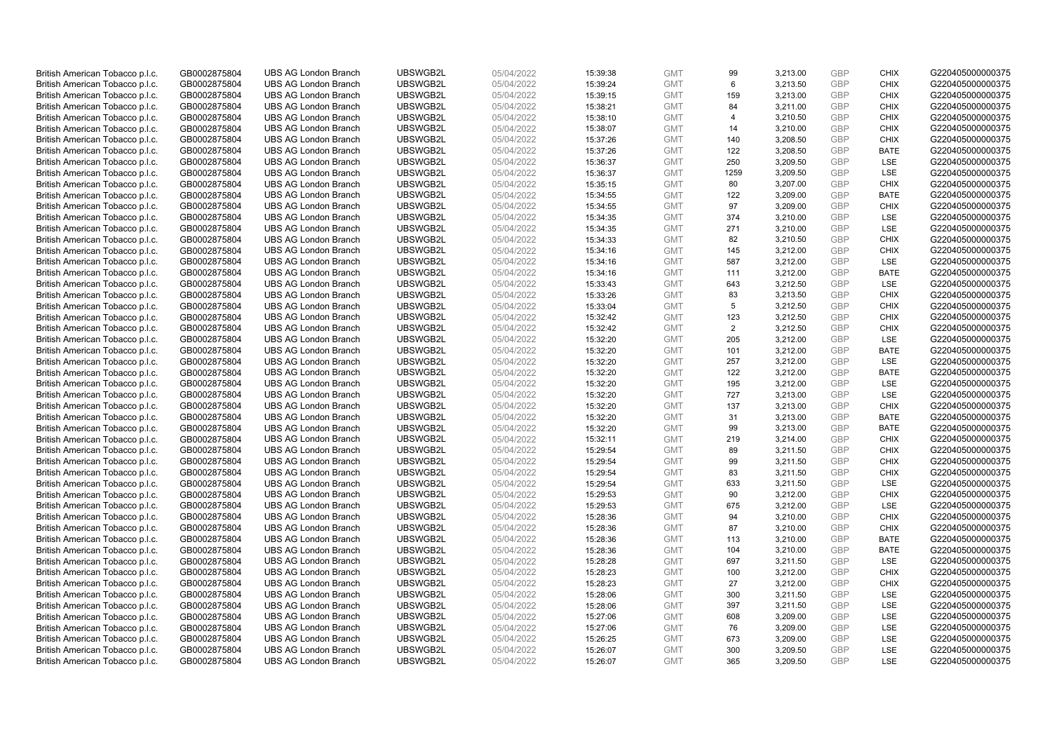| British American Tobacco p.l.c. | GB0002875804 | UBS AG London Branch | UBSWGB2L | 05/04/2022 | 15:39:38 | GMT | 99 | 3,213.00 | GBP | CHIX | G220405000000375 |
|---|---|---|---|---|---|---|---|---|---|---|---|
| British American Tobacco p.l.c. | GB0002875804 | UBS AG London Branch | UBSWGB2L | 05/04/2022 | 15:39:24 | GMT | 6 | 3,213.50 | GBP | CHIX | G220405000000375 |
| British American Tobacco p.l.c. | GB0002875804 | UBS AG London Branch | UBSWGB2L | 05/04/2022 | 15:39:15 | GMT | 159 | 3,213.00 | GBP | CHIX | G220405000000375 |
| British American Tobacco p.l.c. | GB0002875804 | UBS AG London Branch | UBSWGB2L | 05/04/2022 | 15:38:21 | GMT | 84 | 3,211.00 | GBP | CHIX | G220405000000375 |
| British American Tobacco p.l.c. | GB0002875804 | UBS AG London Branch | UBSWGB2L | 05/04/2022 | 15:38:10 | GMT | 4 | 3,210.50 | GBP | CHIX | G220405000000375 |
| British American Tobacco p.l.c. | GB0002875804 | UBS AG London Branch | UBSWGB2L | 05/04/2022 | 15:38:07 | GMT | 14 | 3,210.00 | GBP | CHIX | G220405000000375 |
| British American Tobacco p.l.c. | GB0002875804 | UBS AG London Branch | UBSWGB2L | 05/04/2022 | 15:37:26 | GMT | 140 | 3,208.50 | GBP | CHIX | G220405000000375 |
| British American Tobacco p.l.c. | GB0002875804 | UBS AG London Branch | UBSWGB2L | 05/04/2022 | 15:37:26 | GMT | 122 | 3,208.50 | GBP | BATE | G220405000000375 |
| British American Tobacco p.l.c. | GB0002875804 | UBS AG London Branch | UBSWGB2L | 05/04/2022 | 15:36:37 | GMT | 250 | 3,209.50 | GBP | LSE | G220405000000375 |
| British American Tobacco p.l.c. | GB0002875804 | UBS AG London Branch | UBSWGB2L | 05/04/2022 | 15:36:37 | GMT | 1259 | 3,209.50 | GBP | LSE | G220405000000375 |
| British American Tobacco p.l.c. | GB0002875804 | UBS AG London Branch | UBSWGB2L | 05/04/2022 | 15:35:15 | GMT | 80 | 3,207.00 | GBP | CHIX | G220405000000375 |
| British American Tobacco p.l.c. | GB0002875804 | UBS AG London Branch | UBSWGB2L | 05/04/2022 | 15:34:55 | GMT | 122 | 3,209.00 | GBP | BATE | G220405000000375 |
| British American Tobacco p.l.c. | GB0002875804 | UBS AG London Branch | UBSWGB2L | 05/04/2022 | 15:34:55 | GMT | 97 | 3,209.00 | GBP | CHIX | G220405000000375 |
| British American Tobacco p.l.c. | GB0002875804 | UBS AG London Branch | UBSWGB2L | 05/04/2022 | 15:34:35 | GMT | 374 | 3,210.00 | GBP | LSE | G220405000000375 |
| British American Tobacco p.l.c. | GB0002875804 | UBS AG London Branch | UBSWGB2L | 05/04/2022 | 15:34:35 | GMT | 271 | 3,210.00 | GBP | LSE | G220405000000375 |
| British American Tobacco p.l.c. | GB0002875804 | UBS AG London Branch | UBSWGB2L | 05/04/2022 | 15:34:33 | GMT | 82 | 3,210.50 | GBP | CHIX | G220405000000375 |
| British American Tobacco p.l.c. | GB0002875804 | UBS AG London Branch | UBSWGB2L | 05/04/2022 | 15:34:16 | GMT | 145 | 3,212.00 | GBP | CHIX | G220405000000375 |
| British American Tobacco p.l.c. | GB0002875804 | UBS AG London Branch | UBSWGB2L | 05/04/2022 | 15:34:16 | GMT | 587 | 3,212.00 | GBP | LSE | G220405000000375 |
| British American Tobacco p.l.c. | GB0002875804 | UBS AG London Branch | UBSWGB2L | 05/04/2022 | 15:34:16 | GMT | 111 | 3,212.00 | GBP | BATE | G220405000000375 |
| British American Tobacco p.l.c. | GB0002875804 | UBS AG London Branch | UBSWGB2L | 05/04/2022 | 15:33:43 | GMT | 643 | 3,212.50 | GBP | LSE | G220405000000375 |
| British American Tobacco p.l.c. | GB0002875804 | UBS AG London Branch | UBSWGB2L | 05/04/2022 | 15:33:26 | GMT | 83 | 3,213.50 | GBP | CHIX | G220405000000375 |
| British American Tobacco p.l.c. | GB0002875804 | UBS AG London Branch | UBSWGB2L | 05/04/2022 | 15:33:04 | GMT | 5 | 3,212.50 | GBP | CHIX | G220405000000375 |
| British American Tobacco p.l.c. | GB0002875804 | UBS AG London Branch | UBSWGB2L | 05/04/2022 | 15:32:42 | GMT | 123 | 3,212.50 | GBP | CHIX | G220405000000375 |
| British American Tobacco p.l.c. | GB0002875804 | UBS AG London Branch | UBSWGB2L | 05/04/2022 | 15:32:42 | GMT | 2 | 3,212.50 | GBP | CHIX | G220405000000375 |
| British American Tobacco p.l.c. | GB0002875804 | UBS AG London Branch | UBSWGB2L | 05/04/2022 | 15:32:20 | GMT | 205 | 3,212.00 | GBP | LSE | G220405000000375 |
| British American Tobacco p.l.c. | GB0002875804 | UBS AG London Branch | UBSWGB2L | 05/04/2022 | 15:32:20 | GMT | 101 | 3,212.00 | GBP | BATE | G220405000000375 |
| British American Tobacco p.l.c. | GB0002875804 | UBS AG London Branch | UBSWGB2L | 05/04/2022 | 15:32:20 | GMT | 257 | 3,212.00 | GBP | LSE | G220405000000375 |
| British American Tobacco p.l.c. | GB0002875804 | UBS AG London Branch | UBSWGB2L | 05/04/2022 | 15:32:20 | GMT | 122 | 3,212.00 | GBP | BATE | G220405000000375 |
| British American Tobacco p.l.c. | GB0002875804 | UBS AG London Branch | UBSWGB2L | 05/04/2022 | 15:32:20 | GMT | 195 | 3,212.00 | GBP | LSE | G220405000000375 |
| British American Tobacco p.l.c. | GB0002875804 | UBS AG London Branch | UBSWGB2L | 05/04/2022 | 15:32:20 | GMT | 727 | 3,213.00 | GBP | LSE | G220405000000375 |
| British American Tobacco p.l.c. | GB0002875804 | UBS AG London Branch | UBSWGB2L | 05/04/2022 | 15:32:20 | GMT | 137 | 3,213.00 | GBP | CHIX | G220405000000375 |
| British American Tobacco p.l.c. | GB0002875804 | UBS AG London Branch | UBSWGB2L | 05/04/2022 | 15:32:20 | GMT | 31 | 3,213.00 | GBP | BATE | G220405000000375 |
| British American Tobacco p.l.c. | GB0002875804 | UBS AG London Branch | UBSWGB2L | 05/04/2022 | 15:32:20 | GMT | 99 | 3,213.00 | GBP | BATE | G220405000000375 |
| British American Tobacco p.l.c. | GB0002875804 | UBS AG London Branch | UBSWGB2L | 05/04/2022 | 15:32:11 | GMT | 219 | 3,214.00 | GBP | CHIX | G220405000000375 |
| British American Tobacco p.l.c. | GB0002875804 | UBS AG London Branch | UBSWGB2L | 05/04/2022 | 15:29:54 | GMT | 89 | 3,211.50 | GBP | CHIX | G220405000000375 |
| British American Tobacco p.l.c. | GB0002875804 | UBS AG London Branch | UBSWGB2L | 05/04/2022 | 15:29:54 | GMT | 99 | 3,211.50 | GBP | CHIX | G220405000000375 |
| British American Tobacco p.l.c. | GB0002875804 | UBS AG London Branch | UBSWGB2L | 05/04/2022 | 15:29:54 | GMT | 83 | 3,211.50 | GBP | CHIX | G220405000000375 |
| British American Tobacco p.l.c. | GB0002875804 | UBS AG London Branch | UBSWGB2L | 05/04/2022 | 15:29:54 | GMT | 633 | 3,211.50 | GBP | LSE | G220405000000375 |
| British American Tobacco p.l.c. | GB0002875804 | UBS AG London Branch | UBSWGB2L | 05/04/2022 | 15:29:53 | GMT | 90 | 3,212.00 | GBP | CHIX | G220405000000375 |
| British American Tobacco p.l.c. | GB0002875804 | UBS AG London Branch | UBSWGB2L | 05/04/2022 | 15:29:53 | GMT | 675 | 3,212.00 | GBP | LSE | G220405000000375 |
| British American Tobacco p.l.c. | GB0002875804 | UBS AG London Branch | UBSWGB2L | 05/04/2022 | 15:28:36 | GMT | 94 | 3,210.00 | GBP | CHIX | G220405000000375 |
| British American Tobacco p.l.c. | GB0002875804 | UBS AG London Branch | UBSWGB2L | 05/04/2022 | 15:28:36 | GMT | 87 | 3,210.00 | GBP | CHIX | G220405000000375 |
| British American Tobacco p.l.c. | GB0002875804 | UBS AG London Branch | UBSWGB2L | 05/04/2022 | 15:28:36 | GMT | 113 | 3,210.00 | GBP | BATE | G220405000000375 |
| British American Tobacco p.l.c. | GB0002875804 | UBS AG London Branch | UBSWGB2L | 05/04/2022 | 15:28:36 | GMT | 104 | 3,210.00 | GBP | BATE | G220405000000375 |
| British American Tobacco p.l.c. | GB0002875804 | UBS AG London Branch | UBSWGB2L | 05/04/2022 | 15:28:28 | GMT | 697 | 3,211.50 | GBP | LSE | G220405000000375 |
| British American Tobacco p.l.c. | GB0002875804 | UBS AG London Branch | UBSWGB2L | 05/04/2022 | 15:28:23 | GMT | 100 | 3,212.00 | GBP | CHIX | G220405000000375 |
| British American Tobacco p.l.c. | GB0002875804 | UBS AG London Branch | UBSWGB2L | 05/04/2022 | 15:28:23 | GMT | 27 | 3,212.00 | GBP | CHIX | G220405000000375 |
| British American Tobacco p.l.c. | GB0002875804 | UBS AG London Branch | UBSWGB2L | 05/04/2022 | 15:28:06 | GMT | 300 | 3,211.50 | GBP | LSE | G220405000000375 |
| British American Tobacco p.l.c. | GB0002875804 | UBS AG London Branch | UBSWGB2L | 05/04/2022 | 15:28:06 | GMT | 397 | 3,211.50 | GBP | LSE | G220405000000375 |
| British American Tobacco p.l.c. | GB0002875804 | UBS AG London Branch | UBSWGB2L | 05/04/2022 | 15:27:06 | GMT | 608 | 3,209.00 | GBP | LSE | G220405000000375 |
| British American Tobacco p.l.c. | GB0002875804 | UBS AG London Branch | UBSWGB2L | 05/04/2022 | 15:27:06 | GMT | 76 | 3,209.00 | GBP | LSE | G220405000000375 |
| British American Tobacco p.l.c. | GB0002875804 | UBS AG London Branch | UBSWGB2L | 05/04/2022 | 15:26:25 | GMT | 673 | 3,209.00 | GBP | LSE | G220405000000375 |
| British American Tobacco p.l.c. | GB0002875804 | UBS AG London Branch | UBSWGB2L | 05/04/2022 | 15:26:07 | GMT | 300 | 3,209.50 | GBP | LSE | G220405000000375 |
| British American Tobacco p.l.c. | GB0002875804 | UBS AG London Branch | UBSWGB2L | 05/04/2022 | 15:26:07 | GMT | 365 | 3,209.50 | GBP | LSE | G220405000000375 |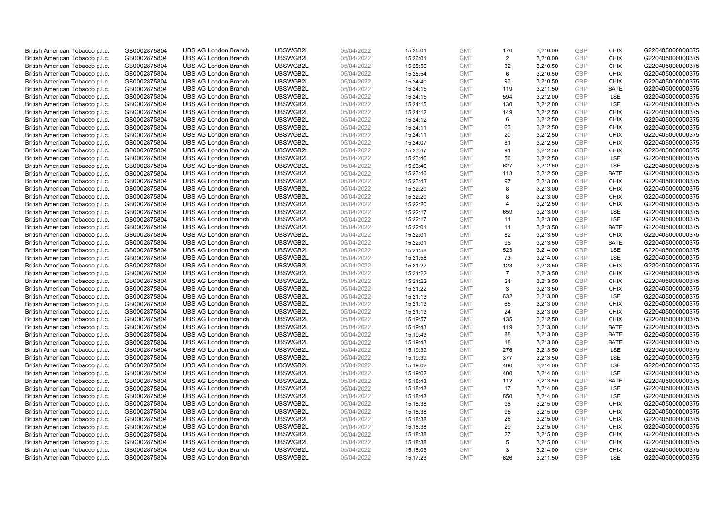| | | | | | | | | | | | |
|---|---|---|---|---|---|---|---|---|---|---|---|
| British American Tobacco p.l.c. | GB0002875804 | UBS AG London Branch | UBSWGB2L | 05/04/2022 | 15:26:01 | GMT | 170 | 3,210.00 | GBP | CHIX | G220405000000375 |
| British American Tobacco p.l.c. | GB0002875804 | UBS AG London Branch | UBSWGB2L | 05/04/2022 | 15:26:01 | GMT | 2 | 3,210.00 | GBP | CHIX | G220405000000375 |
| British American Tobacco p.l.c. | GB0002875804 | UBS AG London Branch | UBSWGB2L | 05/04/2022 | 15:25:56 | GMT | 32 | 3,210.50 | GBP | CHIX | G220405000000375 |
| British American Tobacco p.l.c. | GB0002875804 | UBS AG London Branch | UBSWGB2L | 05/04/2022 | 15:25:54 | GMT | 6 | 3,210.50 | GBP | CHIX | G220405000000375 |
| British American Tobacco p.l.c. | GB0002875804 | UBS AG London Branch | UBSWGB2L | 05/04/2022 | 15:24:40 | GMT | 93 | 3,210.50 | GBP | CHIX | G220405000000375 |
| British American Tobacco p.l.c. | GB0002875804 | UBS AG London Branch | UBSWGB2L | 05/04/2022 | 15:24:15 | GMT | 119 | 3,211.50 | GBP | BATE | G220405000000375 |
| British American Tobacco p.l.c. | GB0002875804 | UBS AG London Branch | UBSWGB2L | 05/04/2022 | 15:24:15 | GMT | 594 | 3,212.00 | GBP | LSE | G220405000000375 |
| British American Tobacco p.l.c. | GB0002875804 | UBS AG London Branch | UBSWGB2L | 05/04/2022 | 15:24:15 | GMT | 130 | 3,212.00 | GBP | LSE | G220405000000375 |
| British American Tobacco p.l.c. | GB0002875804 | UBS AG London Branch | UBSWGB2L | 05/04/2022 | 15:24:12 | GMT | 149 | 3,212.50 | GBP | CHIX | G220405000000375 |
| British American Tobacco p.l.c. | GB0002875804 | UBS AG London Branch | UBSWGB2L | 05/04/2022 | 15:24:12 | GMT | 6 | 3,212.50 | GBP | CHIX | G220405000000375 |
| British American Tobacco p.l.c. | GB0002875804 | UBS AG London Branch | UBSWGB2L | 05/04/2022 | 15:24:11 | GMT | 63 | 3,212.50 | GBP | CHIX | G220405000000375 |
| British American Tobacco p.l.c. | GB0002875804 | UBS AG London Branch | UBSWGB2L | 05/04/2022 | 15:24:11 | GMT | 20 | 3,212.50 | GBP | CHIX | G220405000000375 |
| British American Tobacco p.l.c. | GB0002875804 | UBS AG London Branch | UBSWGB2L | 05/04/2022 | 15:24:07 | GMT | 81 | 3,212.50 | GBP | CHIX | G220405000000375 |
| British American Tobacco p.l.c. | GB0002875804 | UBS AG London Branch | UBSWGB2L | 05/04/2022 | 15:23:47 | GMT | 91 | 3,212.50 | GBP | CHIX | G220405000000375 |
| British American Tobacco p.l.c. | GB0002875804 | UBS AG London Branch | UBSWGB2L | 05/04/2022 | 15:23:46 | GMT | 56 | 3,212.50 | GBP | LSE | G220405000000375 |
| British American Tobacco p.l.c. | GB0002875804 | UBS AG London Branch | UBSWGB2L | 05/04/2022 | 15:23:46 | GMT | 627 | 3,212.50 | GBP | LSE | G220405000000375 |
| British American Tobacco p.l.c. | GB0002875804 | UBS AG London Branch | UBSWGB2L | 05/04/2022 | 15:23:46 | GMT | 113 | 3,212.50 | GBP | BATE | G220405000000375 |
| British American Tobacco p.l.c. | GB0002875804 | UBS AG London Branch | UBSWGB2L | 05/04/2022 | 15:23:43 | GMT | 97 | 3,213.00 | GBP | CHIX | G220405000000375 |
| British American Tobacco p.l.c. | GB0002875804 | UBS AG London Branch | UBSWGB2L | 05/04/2022 | 15:22:20 | GMT | 8 | 3,213.00 | GBP | CHIX | G220405000000375 |
| British American Tobacco p.l.c. | GB0002875804 | UBS AG London Branch | UBSWGB2L | 05/04/2022 | 15:22:20 | GMT | 8 | 3,213.00 | GBP | CHIX | G220405000000375 |
| British American Tobacco p.l.c. | GB0002875804 | UBS AG London Branch | UBSWGB2L | 05/04/2022 | 15:22:20 | GMT | 4 | 3,212.50 | GBP | CHIX | G220405000000375 |
| British American Tobacco p.l.c. | GB0002875804 | UBS AG London Branch | UBSWGB2L | 05/04/2022 | 15:22:17 | GMT | 659 | 3,213.00 | GBP | LSE | G220405000000375 |
| British American Tobacco p.l.c. | GB0002875804 | UBS AG London Branch | UBSWGB2L | 05/04/2022 | 15:22:17 | GMT | 11 | 3,213.00 | GBP | LSE | G220405000000375 |
| British American Tobacco p.l.c. | GB0002875804 | UBS AG London Branch | UBSWGB2L | 05/04/2022 | 15:22:01 | GMT | 11 | 3,213.50 | GBP | BATE | G220405000000375 |
| British American Tobacco p.l.c. | GB0002875804 | UBS AG London Branch | UBSWGB2L | 05/04/2022 | 15:22:01 | GMT | 82 | 3,213.50 | GBP | CHIX | G220405000000375 |
| British American Tobacco p.l.c. | GB0002875804 | UBS AG London Branch | UBSWGB2L | 05/04/2022 | 15:22:01 | GMT | 96 | 3,213.50 | GBP | BATE | G220405000000375 |
| British American Tobacco p.l.c. | GB0002875804 | UBS AG London Branch | UBSWGB2L | 05/04/2022 | 15:21:58 | GMT | 523 | 3,214.00 | GBP | LSE | G220405000000375 |
| British American Tobacco p.l.c. | GB0002875804 | UBS AG London Branch | UBSWGB2L | 05/04/2022 | 15:21:58 | GMT | 73 | 3,214.00 | GBP | LSE | G220405000000375 |
| British American Tobacco p.l.c. | GB0002875804 | UBS AG London Branch | UBSWGB2L | 05/04/2022 | 15:21:22 | GMT | 123 | 3,213.50 | GBP | CHIX | G220405000000375 |
| British American Tobacco p.l.c. | GB0002875804 | UBS AG London Branch | UBSWGB2L | 05/04/2022 | 15:21:22 | GMT | 7 | 3,213.50 | GBP | CHIX | G220405000000375 |
| British American Tobacco p.l.c. | GB0002875804 | UBS AG London Branch | UBSWGB2L | 05/04/2022 | 15:21:22 | GMT | 24 | 3,213.50 | GBP | CHIX | G220405000000375 |
| British American Tobacco p.l.c. | GB0002875804 | UBS AG London Branch | UBSWGB2L | 05/04/2022 | 15:21:22 | GMT | 3 | 3,213.50 | GBP | CHIX | G220405000000375 |
| British American Tobacco p.l.c. | GB0002875804 | UBS AG London Branch | UBSWGB2L | 05/04/2022 | 15:21:13 | GMT | 632 | 3,213.00 | GBP | LSE | G220405000000375 |
| British American Tobacco p.l.c. | GB0002875804 | UBS AG London Branch | UBSWGB2L | 05/04/2022 | 15:21:13 | GMT | 65 | 3,213.00 | GBP | CHIX | G220405000000375 |
| British American Tobacco p.l.c. | GB0002875804 | UBS AG London Branch | UBSWGB2L | 05/04/2022 | 15:21:13 | GMT | 24 | 3,213.00 | GBP | CHIX | G220405000000375 |
| British American Tobacco p.l.c. | GB0002875804 | UBS AG London Branch | UBSWGB2L | 05/04/2022 | 15:19:57 | GMT | 135 | 3,212.50 | GBP | CHIX | G220405000000375 |
| British American Tobacco p.l.c. | GB0002875804 | UBS AG London Branch | UBSWGB2L | 05/04/2022 | 15:19:43 | GMT | 119 | 3,213.00 | GBP | BATE | G220405000000375 |
| British American Tobacco p.l.c. | GB0002875804 | UBS AG London Branch | UBSWGB2L | 05/04/2022 | 15:19:43 | GMT | 88 | 3,213.00 | GBP | BATE | G220405000000375 |
| British American Tobacco p.l.c. | GB0002875804 | UBS AG London Branch | UBSWGB2L | 05/04/2022 | 15:19:43 | GMT | 18 | 3,213.00 | GBP | BATE | G220405000000375 |
| British American Tobacco p.l.c. | GB0002875804 | UBS AG London Branch | UBSWGB2L | 05/04/2022 | 15:19:39 | GMT | 276 | 3,213.50 | GBP | LSE | G220405000000375 |
| British American Tobacco p.l.c. | GB0002875804 | UBS AG London Branch | UBSWGB2L | 05/04/2022 | 15:19:39 | GMT | 377 | 3,213.50 | GBP | LSE | G220405000000375 |
| British American Tobacco p.l.c. | GB0002875804 | UBS AG London Branch | UBSWGB2L | 05/04/2022 | 15:19:02 | GMT | 400 | 3,214.00 | GBP | LSE | G220405000000375 |
| British American Tobacco p.l.c. | GB0002875804 | UBS AG London Branch | UBSWGB2L | 05/04/2022 | 15:19:02 | GMT | 400 | 3,214.00 | GBP | LSE | G220405000000375 |
| British American Tobacco p.l.c. | GB0002875804 | UBS AG London Branch | UBSWGB2L | 05/04/2022 | 15:18:43 | GMT | 112 | 3,213.50 | GBP | BATE | G220405000000375 |
| British American Tobacco p.l.c. | GB0002875804 | UBS AG London Branch | UBSWGB2L | 05/04/2022 | 15:18:43 | GMT | 17 | 3,214.00 | GBP | LSE | G220405000000375 |
| British American Tobacco p.l.c. | GB0002875804 | UBS AG London Branch | UBSWGB2L | 05/04/2022 | 15:18:43 | GMT | 650 | 3,214.00 | GBP | LSE | G220405000000375 |
| British American Tobacco p.l.c. | GB0002875804 | UBS AG London Branch | UBSWGB2L | 05/04/2022 | 15:18:38 | GMT | 98 | 3,215.00 | GBP | CHIX | G220405000000375 |
| British American Tobacco p.l.c. | GB0002875804 | UBS AG London Branch | UBSWGB2L | 05/04/2022 | 15:18:38 | GMT | 95 | 3,215.00 | GBP | CHIX | G220405000000375 |
| British American Tobacco p.l.c. | GB0002875804 | UBS AG London Branch | UBSWGB2L | 05/04/2022 | 15:18:38 | GMT | 26 | 3,215.00 | GBP | CHIX | G220405000000375 |
| British American Tobacco p.l.c. | GB0002875804 | UBS AG London Branch | UBSWGB2L | 05/04/2022 | 15:18:38 | GMT | 29 | 3,215.00 | GBP | CHIX | G220405000000375 |
| British American Tobacco p.l.c. | GB0002875804 | UBS AG London Branch | UBSWGB2L | 05/04/2022 | 15:18:38 | GMT | 27 | 3,215.00 | GBP | CHIX | G220405000000375 |
| British American Tobacco p.l.c. | GB0002875804 | UBS AG London Branch | UBSWGB2L | 05/04/2022 | 15:18:38 | GMT | 5 | 3,215.00 | GBP | CHIX | G220405000000375 |
| British American Tobacco p.l.c. | GB0002875804 | UBS AG London Branch | UBSWGB2L | 05/04/2022 | 15:18:03 | GMT | 3 | 3,214.00 | GBP | CHIX | G220405000000375 |
| British American Tobacco p.l.c. | GB0002875804 | UBS AG London Branch | UBSWGB2L | 05/04/2022 | 15:17:23 | GMT | 626 | 3,211.50 | GBP | LSE | G220405000000375 |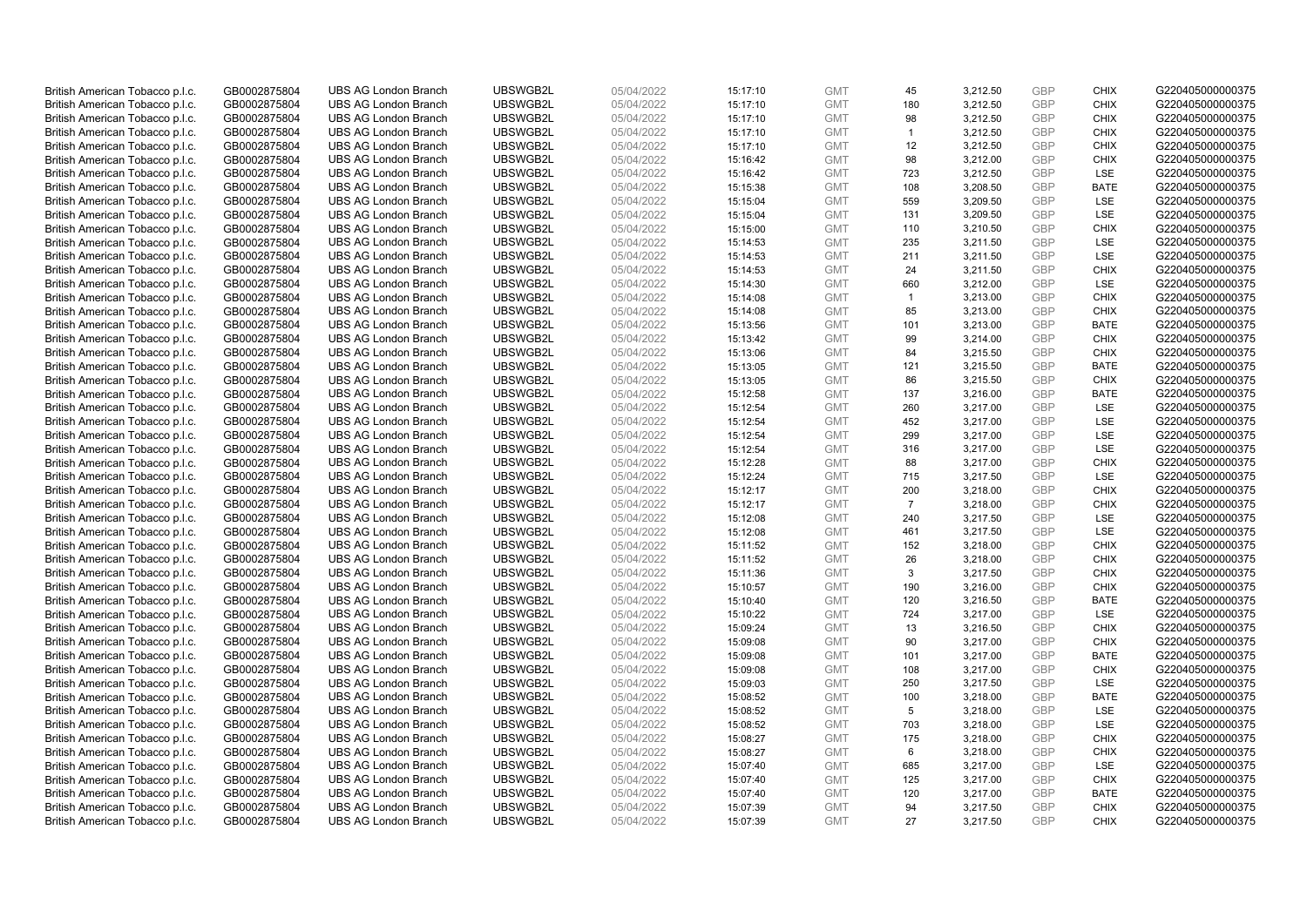| | | | | | | | | | | | |
|---|---|---|---|---|---|---|---|---|---|---|---|
| British American Tobacco p.l.c. | GB0002875804 | UBS AG London Branch | UBSWGB2L | 05/04/2022 | 15:17:10 | GMT | 45 | 3,212.50 | GBP | CHIX | G220405000000375 |
| British American Tobacco p.l.c. | GB0002875804 | UBS AG London Branch | UBSWGB2L | 05/04/2022 | 15:17:10 | GMT | 180 | 3,212.50 | GBP | CHIX | G220405000000375 |
| British American Tobacco p.l.c. | GB0002875804 | UBS AG London Branch | UBSWGB2L | 05/04/2022 | 15:17:10 | GMT | 98 | 3,212.50 | GBP | CHIX | G220405000000375 |
| British American Tobacco p.l.c. | GB0002875804 | UBS AG London Branch | UBSWGB2L | 05/04/2022 | 15:17:10 | GMT | 1 | 3,212.50 | GBP | CHIX | G220405000000375 |
| British American Tobacco p.l.c. | GB0002875804 | UBS AG London Branch | UBSWGB2L | 05/04/2022 | 15:17:10 | GMT | 12 | 3,212.50 | GBP | CHIX | G220405000000375 |
| British American Tobacco p.l.c. | GB0002875804 | UBS AG London Branch | UBSWGB2L | 05/04/2022 | 15:16:42 | GMT | 98 | 3,212.00 | GBP | CHIX | G220405000000375 |
| British American Tobacco p.l.c. | GB0002875804 | UBS AG London Branch | UBSWGB2L | 05/04/2022 | 15:16:42 | GMT | 723 | 3,212.50 | GBP | LSE | G220405000000375 |
| British American Tobacco p.l.c. | GB0002875804 | UBS AG London Branch | UBSWGB2L | 05/04/2022 | 15:15:38 | GMT | 108 | 3,208.50 | GBP | BATE | G220405000000375 |
| British American Tobacco p.l.c. | GB0002875804 | UBS AG London Branch | UBSWGB2L | 05/04/2022 | 15:15:04 | GMT | 559 | 3,209.50 | GBP | LSE | G220405000000375 |
| British American Tobacco p.l.c. | GB0002875804 | UBS AG London Branch | UBSWGB2L | 05/04/2022 | 15:15:04 | GMT | 131 | 3,209.50 | GBP | LSE | G220405000000375 |
| British American Tobacco p.l.c. | GB0002875804 | UBS AG London Branch | UBSWGB2L | 05/04/2022 | 15:15:00 | GMT | 110 | 3,210.50 | GBP | CHIX | G220405000000375 |
| British American Tobacco p.l.c. | GB0002875804 | UBS AG London Branch | UBSWGB2L | 05/04/2022 | 15:14:53 | GMT | 235 | 3,211.50 | GBP | LSE | G220405000000375 |
| British American Tobacco p.l.c. | GB0002875804 | UBS AG London Branch | UBSWGB2L | 05/04/2022 | 15:14:53 | GMT | 211 | 3,211.50 | GBP | LSE | G220405000000375 |
| British American Tobacco p.l.c. | GB0002875804 | UBS AG London Branch | UBSWGB2L | 05/04/2022 | 15:14:53 | GMT | 24 | 3,211.50 | GBP | CHIX | G220405000000375 |
| British American Tobacco p.l.c. | GB0002875804 | UBS AG London Branch | UBSWGB2L | 05/04/2022 | 15:14:30 | GMT | 660 | 3,212.00 | GBP | LSE | G220405000000375 |
| British American Tobacco p.l.c. | GB0002875804 | UBS AG London Branch | UBSWGB2L | 05/04/2022 | 15:14:08 | GMT | 1 | 3,213.00 | GBP | CHIX | G220405000000375 |
| British American Tobacco p.l.c. | GB0002875804 | UBS AG London Branch | UBSWGB2L | 05/04/2022 | 15:14:08 | GMT | 85 | 3,213.00 | GBP | CHIX | G220405000000375 |
| British American Tobacco p.l.c. | GB0002875804 | UBS AG London Branch | UBSWGB2L | 05/04/2022 | 15:13:56 | GMT | 101 | 3,213.00 | GBP | BATE | G220405000000375 |
| British American Tobacco p.l.c. | GB0002875804 | UBS AG London Branch | UBSWGB2L | 05/04/2022 | 15:13:42 | GMT | 99 | 3,214.00 | GBP | CHIX | G220405000000375 |
| British American Tobacco p.l.c. | GB0002875804 | UBS AG London Branch | UBSWGB2L | 05/04/2022 | 15:13:06 | GMT | 84 | 3,215.50 | GBP | CHIX | G220405000000375 |
| British American Tobacco p.l.c. | GB0002875804 | UBS AG London Branch | UBSWGB2L | 05/04/2022 | 15:13:05 | GMT | 121 | 3,215.50 | GBP | BATE | G220405000000375 |
| British American Tobacco p.l.c. | GB0002875804 | UBS AG London Branch | UBSWGB2L | 05/04/2022 | 15:13:05 | GMT | 86 | 3,215.50 | GBP | CHIX | G220405000000375 |
| British American Tobacco p.l.c. | GB0002875804 | UBS AG London Branch | UBSWGB2L | 05/04/2022 | 15:12:58 | GMT | 137 | 3,216.00 | GBP | BATE | G220405000000375 |
| British American Tobacco p.l.c. | GB0002875804 | UBS AG London Branch | UBSWGB2L | 05/04/2022 | 15:12:54 | GMT | 260 | 3,217.00 | GBP | LSE | G220405000000375 |
| British American Tobacco p.l.c. | GB0002875804 | UBS AG London Branch | UBSWGB2L | 05/04/2022 | 15:12:54 | GMT | 452 | 3,217.00 | GBP | LSE | G220405000000375 |
| British American Tobacco p.l.c. | GB0002875804 | UBS AG London Branch | UBSWGB2L | 05/04/2022 | 15:12:54 | GMT | 299 | 3,217.00 | GBP | LSE | G220405000000375 |
| British American Tobacco p.l.c. | GB0002875804 | UBS AG London Branch | UBSWGB2L | 05/04/2022 | 15:12:54 | GMT | 316 | 3,217.00 | GBP | LSE | G220405000000375 |
| British American Tobacco p.l.c. | GB0002875804 | UBS AG London Branch | UBSWGB2L | 05/04/2022 | 15:12:28 | GMT | 88 | 3,217.00 | GBP | CHIX | G220405000000375 |
| British American Tobacco p.l.c. | GB0002875804 | UBS AG London Branch | UBSWGB2L | 05/04/2022 | 15:12:24 | GMT | 715 | 3,217.50 | GBP | LSE | G220405000000375 |
| British American Tobacco p.l.c. | GB0002875804 | UBS AG London Branch | UBSWGB2L | 05/04/2022 | 15:12:17 | GMT | 200 | 3,218.00 | GBP | CHIX | G220405000000375 |
| British American Tobacco p.l.c. | GB0002875804 | UBS AG London Branch | UBSWGB2L | 05/04/2022 | 15:12:17 | GMT | 7 | 3,218.00 | GBP | CHIX | G220405000000375 |
| British American Tobacco p.l.c. | GB0002875804 | UBS AG London Branch | UBSWGB2L | 05/04/2022 | 15:12:08 | GMT | 240 | 3,217.50 | GBP | LSE | G220405000000375 |
| British American Tobacco p.l.c. | GB0002875804 | UBS AG London Branch | UBSWGB2L | 05/04/2022 | 15:12:08 | GMT | 461 | 3,217.50 | GBP | LSE | G220405000000375 |
| British American Tobacco p.l.c. | GB0002875804 | UBS AG London Branch | UBSWGB2L | 05/04/2022 | 15:11:52 | GMT | 152 | 3,218.00 | GBP | CHIX | G220405000000375 |
| British American Tobacco p.l.c. | GB0002875804 | UBS AG London Branch | UBSWGB2L | 05/04/2022 | 15:11:52 | GMT | 26 | 3,218.00 | GBP | CHIX | G220405000000375 |
| British American Tobacco p.l.c. | GB0002875804 | UBS AG London Branch | UBSWGB2L | 05/04/2022 | 15:11:36 | GMT | 3 | 3,217.50 | GBP | CHIX | G220405000000375 |
| British American Tobacco p.l.c. | GB0002875804 | UBS AG London Branch | UBSWGB2L | 05/04/2022 | 15:10:57 | GMT | 190 | 3,216.00 | GBP | CHIX | G220405000000375 |
| British American Tobacco p.l.c. | GB0002875804 | UBS AG London Branch | UBSWGB2L | 05/04/2022 | 15:10:40 | GMT | 120 | 3,216.50 | GBP | BATE | G220405000000375 |
| British American Tobacco p.l.c. | GB0002875804 | UBS AG London Branch | UBSWGB2L | 05/04/2022 | 15:10:22 | GMT | 724 | 3,217.00 | GBP | LSE | G220405000000375 |
| British American Tobacco p.l.c. | GB0002875804 | UBS AG London Branch | UBSWGB2L | 05/04/2022 | 15:09:24 | GMT | 13 | 3,216.50 | GBP | CHIX | G220405000000375 |
| British American Tobacco p.l.c. | GB0002875804 | UBS AG London Branch | UBSWGB2L | 05/04/2022 | 15:09:08 | GMT | 90 | 3,217.00 | GBP | CHIX | G220405000000375 |
| British American Tobacco p.l.c. | GB0002875804 | UBS AG London Branch | UBSWGB2L | 05/04/2022 | 15:09:08 | GMT | 101 | 3,217.00 | GBP | BATE | G220405000000375 |
| British American Tobacco p.l.c. | GB0002875804 | UBS AG London Branch | UBSWGB2L | 05/04/2022 | 15:09:08 | GMT | 108 | 3,217.00 | GBP | CHIX | G220405000000375 |
| British American Tobacco p.l.c. | GB0002875804 | UBS AG London Branch | UBSWGB2L | 05/04/2022 | 15:09:03 | GMT | 250 | 3,217.50 | GBP | LSE | G220405000000375 |
| British American Tobacco p.l.c. | GB0002875804 | UBS AG London Branch | UBSWGB2L | 05/04/2022 | 15:08:52 | GMT | 100 | 3,218.00 | GBP | BATE | G220405000000375 |
| British American Tobacco p.l.c. | GB0002875804 | UBS AG London Branch | UBSWGB2L | 05/04/2022 | 15:08:52 | GMT | 5 | 3,218.00 | GBP | LSE | G220405000000375 |
| British American Tobacco p.l.c. | GB0002875804 | UBS AG London Branch | UBSWGB2L | 05/04/2022 | 15:08:52 | GMT | 703 | 3,218.00 | GBP | LSE | G220405000000375 |
| British American Tobacco p.l.c. | GB0002875804 | UBS AG London Branch | UBSWGB2L | 05/04/2022 | 15:08:27 | GMT | 175 | 3,218.00 | GBP | CHIX | G220405000000375 |
| British American Tobacco p.l.c. | GB0002875804 | UBS AG London Branch | UBSWGB2L | 05/04/2022 | 15:08:27 | GMT | 6 | 3,218.00 | GBP | CHIX | G220405000000375 |
| British American Tobacco p.l.c. | GB0002875804 | UBS AG London Branch | UBSWGB2L | 05/04/2022 | 15:07:40 | GMT | 685 | 3,217.00 | GBP | LSE | G220405000000375 |
| British American Tobacco p.l.c. | GB0002875804 | UBS AG London Branch | UBSWGB2L | 05/04/2022 | 15:07:40 | GMT | 125 | 3,217.00 | GBP | CHIX | G220405000000375 |
| British American Tobacco p.l.c. | GB0002875804 | UBS AG London Branch | UBSWGB2L | 05/04/2022 | 15:07:40 | GMT | 120 | 3,217.00 | GBP | BATE | G220405000000375 |
| British American Tobacco p.l.c. | GB0002875804 | UBS AG London Branch | UBSWGB2L | 05/04/2022 | 15:07:39 | GMT | 94 | 3,217.50 | GBP | CHIX | G220405000000375 |
| British American Tobacco p.l.c. | GB0002875804 | UBS AG London Branch | UBSWGB2L | 05/04/2022 | 15:07:39 | GMT | 27 | 3,217.50 | GBP | CHIX | G220405000000375 |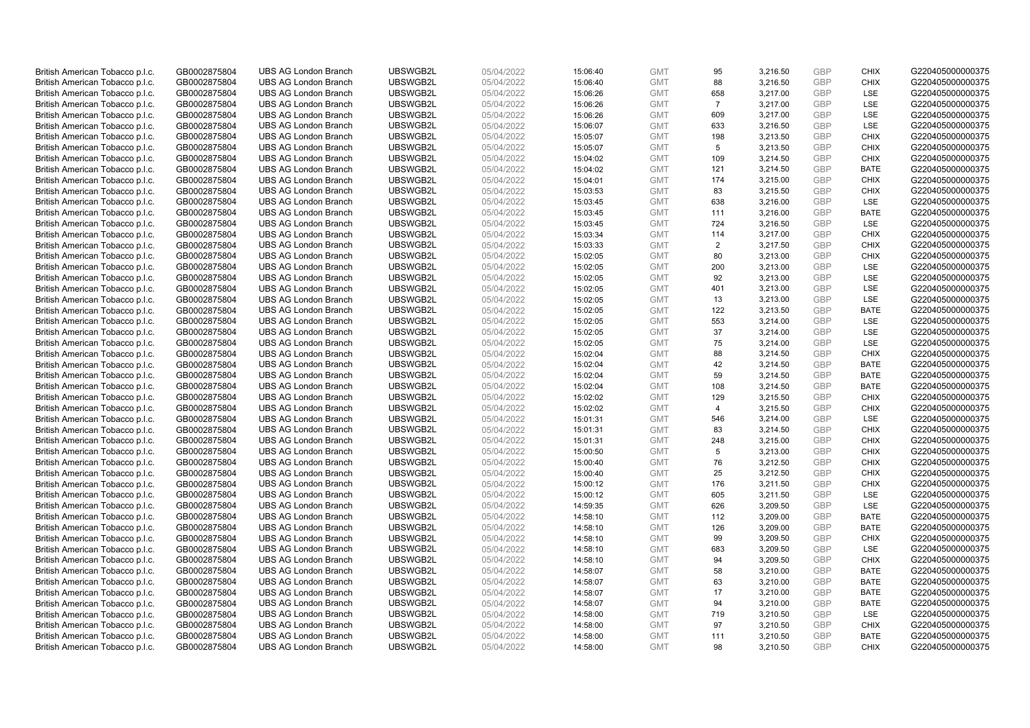| British American Tobacco p.l.c. | GB0002875804 | UBS AG London Branch | UBSWGB2L | 05/04/2022 | 15:06:40 | GMT | 95 | 3,216.50 | GBP | CHIX | G220405000000375 |
|---|---|---|---|---|---|---|---|---|---|---|---|
| British American Tobacco p.l.c. | GB0002875804 | UBS AG London Branch | UBSWGB2L | 05/04/2022 | 15:06:40 | GMT | 88 | 3,216.50 | GBP | CHIX | G220405000000375 |
| British American Tobacco p.l.c. | GB0002875804 | UBS AG London Branch | UBSWGB2L | 05/04/2022 | 15:06:26 | GMT | 658 | 3,217.00 | GBP | LSE | G220405000000375 |
| British American Tobacco p.l.c. | GB0002875804 | UBS AG London Branch | UBSWGB2L | 05/04/2022 | 15:06:26 | GMT | 7 | 3,217.00 | GBP | LSE | G220405000000375 |
| British American Tobacco p.l.c. | GB0002875804 | UBS AG London Branch | UBSWGB2L | 05/04/2022 | 15:06:26 | GMT | 609 | 3,217.00 | GBP | LSE | G220405000000375 |
| British American Tobacco p.l.c. | GB0002875804 | UBS AG London Branch | UBSWGB2L | 05/04/2022 | 15:06:07 | GMT | 633 | 3,216.50 | GBP | LSE | G220405000000375 |
| British American Tobacco p.l.c. | GB0002875804 | UBS AG London Branch | UBSWGB2L | 05/04/2022 | 15:05:07 | GMT | 198 | 3,213.50 | GBP | CHIX | G220405000000375 |
| British American Tobacco p.l.c. | GB0002875804 | UBS AG London Branch | UBSWGB2L | 05/04/2022 | 15:05:07 | GMT | 5 | 3,213.50 | GBP | CHIX | G220405000000375 |
| British American Tobacco p.l.c. | GB0002875804 | UBS AG London Branch | UBSWGB2L | 05/04/2022 | 15:04:02 | GMT | 109 | 3,214.50 | GBP | CHIX | G220405000000375 |
| British American Tobacco p.l.c. | GB0002875804 | UBS AG London Branch | UBSWGB2L | 05/04/2022 | 15:04:02 | GMT | 121 | 3,214.50 | GBP | BATE | G220405000000375 |
| British American Tobacco p.l.c. | GB0002875804 | UBS AG London Branch | UBSWGB2L | 05/04/2022 | 15:04:01 | GMT | 174 | 3,215.00 | GBP | CHIX | G220405000000375 |
| British American Tobacco p.l.c. | GB0002875804 | UBS AG London Branch | UBSWGB2L | 05/04/2022 | 15:03:53 | GMT | 83 | 3,215.50 | GBP | CHIX | G220405000000375 |
| British American Tobacco p.l.c. | GB0002875804 | UBS AG London Branch | UBSWGB2L | 05/04/2022 | 15:03:45 | GMT | 638 | 3,216.00 | GBP | LSE | G220405000000375 |
| British American Tobacco p.l.c. | GB0002875804 | UBS AG London Branch | UBSWGB2L | 05/04/2022 | 15:03:45 | GMT | 111 | 3,216.00 | GBP | BATE | G220405000000375 |
| British American Tobacco p.l.c. | GB0002875804 | UBS AG London Branch | UBSWGB2L | 05/04/2022 | 15:03:45 | GMT | 724 | 3,216.50 | GBP | LSE | G220405000000375 |
| British American Tobacco p.l.c. | GB0002875804 | UBS AG London Branch | UBSWGB2L | 05/04/2022 | 15:03:34 | GMT | 114 | 3,217.00 | GBP | CHIX | G220405000000375 |
| British American Tobacco p.l.c. | GB0002875804 | UBS AG London Branch | UBSWGB2L | 05/04/2022 | 15:03:33 | GMT | 2 | 3,217.50 | GBP | CHIX | G220405000000375 |
| British American Tobacco p.l.c. | GB0002875804 | UBS AG London Branch | UBSWGB2L | 05/04/2022 | 15:02:05 | GMT | 80 | 3,213.00 | GBP | CHIX | G220405000000375 |
| British American Tobacco p.l.c. | GB0002875804 | UBS AG London Branch | UBSWGB2L | 05/04/2022 | 15:02:05 | GMT | 200 | 3,213.00 | GBP | LSE | G220405000000375 |
| British American Tobacco p.l.c. | GB0002875804 | UBS AG London Branch | UBSWGB2L | 05/04/2022 | 15:02:05 | GMT | 92 | 3,213.00 | GBP | LSE | G220405000000375 |
| British American Tobacco p.l.c. | GB0002875804 | UBS AG London Branch | UBSWGB2L | 05/04/2022 | 15:02:05 | GMT | 401 | 3,213.00 | GBP | LSE | G220405000000375 |
| British American Tobacco p.l.c. | GB0002875804 | UBS AG London Branch | UBSWGB2L | 05/04/2022 | 15:02:05 | GMT | 13 | 3,213.00 | GBP | LSE | G220405000000375 |
| British American Tobacco p.l.c. | GB0002875804 | UBS AG London Branch | UBSWGB2L | 05/04/2022 | 15:02:05 | GMT | 122 | 3,213.50 | GBP | BATE | G220405000000375 |
| British American Tobacco p.l.c. | GB0002875804 | UBS AG London Branch | UBSWGB2L | 05/04/2022 | 15:02:05 | GMT | 553 | 3,214.00 | GBP | LSE | G220405000000375 |
| British American Tobacco p.l.c. | GB0002875804 | UBS AG London Branch | UBSWGB2L | 05/04/2022 | 15:02:05 | GMT | 37 | 3,214.00 | GBP | LSE | G220405000000375 |
| British American Tobacco p.l.c. | GB0002875804 | UBS AG London Branch | UBSWGB2L | 05/04/2022 | 15:02:05 | GMT | 75 | 3,214.00 | GBP | LSE | G220405000000375 |
| British American Tobacco p.l.c. | GB0002875804 | UBS AG London Branch | UBSWGB2L | 05/04/2022 | 15:02:04 | GMT | 88 | 3,214.50 | GBP | CHIX | G220405000000375 |
| British American Tobacco p.l.c. | GB0002875804 | UBS AG London Branch | UBSWGB2L | 05/04/2022 | 15:02:04 | GMT | 42 | 3,214.50 | GBP | BATE | G220405000000375 |
| British American Tobacco p.l.c. | GB0002875804 | UBS AG London Branch | UBSWGB2L | 05/04/2022 | 15:02:04 | GMT | 59 | 3,214.50 | GBP | BATE | G220405000000375 |
| British American Tobacco p.l.c. | GB0002875804 | UBS AG London Branch | UBSWGB2L | 05/04/2022 | 15:02:04 | GMT | 108 | 3,214.50 | GBP | BATE | G220405000000375 |
| British American Tobacco p.l.c. | GB0002875804 | UBS AG London Branch | UBSWGB2L | 05/04/2022 | 15:02:02 | GMT | 129 | 3,215.50 | GBP | CHIX | G220405000000375 |
| British American Tobacco p.l.c. | GB0002875804 | UBS AG London Branch | UBSWGB2L | 05/04/2022 | 15:02:02 | GMT | 4 | 3,215.50 | GBP | CHIX | G220405000000375 |
| British American Tobacco p.l.c. | GB0002875804 | UBS AG London Branch | UBSWGB2L | 05/04/2022 | 15:01:31 | GMT | 546 | 3,214.00 | GBP | LSE | G220405000000375 |
| British American Tobacco p.l.c. | GB0002875804 | UBS AG London Branch | UBSWGB2L | 05/04/2022 | 15:01:31 | GMT | 83 | 3,214.50 | GBP | CHIX | G220405000000375 |
| British American Tobacco p.l.c. | GB0002875804 | UBS AG London Branch | UBSWGB2L | 05/04/2022 | 15:01:31 | GMT | 248 | 3,215.00 | GBP | CHIX | G220405000000375 |
| British American Tobacco p.l.c. | GB0002875804 | UBS AG London Branch | UBSWGB2L | 05/04/2022 | 15:00:50 | GMT | 5 | 3,213.00 | GBP | CHIX | G220405000000375 |
| British American Tobacco p.l.c. | GB0002875804 | UBS AG London Branch | UBSWGB2L | 05/04/2022 | 15:00:40 | GMT | 76 | 3,212.50 | GBP | CHIX | G220405000000375 |
| British American Tobacco p.l.c. | GB0002875804 | UBS AG London Branch | UBSWGB2L | 05/04/2022 | 15:00:40 | GMT | 25 | 3,212.50 | GBP | CHIX | G220405000000375 |
| British American Tobacco p.l.c. | GB0002875804 | UBS AG London Branch | UBSWGB2L | 05/04/2022 | 15:00:12 | GMT | 176 | 3,211.50 | GBP | CHIX | G220405000000375 |
| British American Tobacco p.l.c. | GB0002875804 | UBS AG London Branch | UBSWGB2L | 05/04/2022 | 15:00:12 | GMT | 605 | 3,211.50 | GBP | LSE | G220405000000375 |
| British American Tobacco p.l.c. | GB0002875804 | UBS AG London Branch | UBSWGB2L | 05/04/2022 | 14:59:35 | GMT | 626 | 3,209.50 | GBP | LSE | G220405000000375 |
| British American Tobacco p.l.c. | GB0002875804 | UBS AG London Branch | UBSWGB2L | 05/04/2022 | 14:58:10 | GMT | 112 | 3,209.00 | GBP | BATE | G220405000000375 |
| British American Tobacco p.l.c. | GB0002875804 | UBS AG London Branch | UBSWGB2L | 05/04/2022 | 14:58:10 | GMT | 126 | 3,209.00 | GBP | BATE | G220405000000375 |
| British American Tobacco p.l.c. | GB0002875804 | UBS AG London Branch | UBSWGB2L | 05/04/2022 | 14:58:10 | GMT | 99 | 3,209.50 | GBP | CHIX | G220405000000375 |
| British American Tobacco p.l.c. | GB0002875804 | UBS AG London Branch | UBSWGB2L | 05/04/2022 | 14:58:10 | GMT | 683 | 3,209.50 | GBP | LSE | G220405000000375 |
| British American Tobacco p.l.c. | GB0002875804 | UBS AG London Branch | UBSWGB2L | 05/04/2022 | 14:58:10 | GMT | 94 | 3,209.50 | GBP | CHIX | G220405000000375 |
| British American Tobacco p.l.c. | GB0002875804 | UBS AG London Branch | UBSWGB2L | 05/04/2022 | 14:58:07 | GMT | 58 | 3,210.00 | GBP | BATE | G220405000000375 |
| British American Tobacco p.l.c. | GB0002875804 | UBS AG London Branch | UBSWGB2L | 05/04/2022 | 14:58:07 | GMT | 63 | 3,210.00 | GBP | BATE | G220405000000375 |
| British American Tobacco p.l.c. | GB0002875804 | UBS AG London Branch | UBSWGB2L | 05/04/2022 | 14:58:07 | GMT | 17 | 3,210.00 | GBP | BATE | G220405000000375 |
| British American Tobacco p.l.c. | GB0002875804 | UBS AG London Branch | UBSWGB2L | 05/04/2022 | 14:58:07 | GMT | 94 | 3,210.00 | GBP | BATE | G220405000000375 |
| British American Tobacco p.l.c. | GB0002875804 | UBS AG London Branch | UBSWGB2L | 05/04/2022 | 14:58:00 | GMT | 719 | 3,210.50 | GBP | LSE | G220405000000375 |
| British American Tobacco p.l.c. | GB0002875804 | UBS AG London Branch | UBSWGB2L | 05/04/2022 | 14:58:00 | GMT | 97 | 3,210.50 | GBP | CHIX | G220405000000375 |
| British American Tobacco p.l.c. | GB0002875804 | UBS AG London Branch | UBSWGB2L | 05/04/2022 | 14:58:00 | GMT | 111 | 3,210.50 | GBP | BATE | G220405000000375 |
| British American Tobacco p.l.c. | GB0002875804 | UBS AG London Branch | UBSWGB2L | 05/04/2022 | 14:58:00 | GMT | 98 | 3,210.50 | GBP | CHIX | G220405000000375 |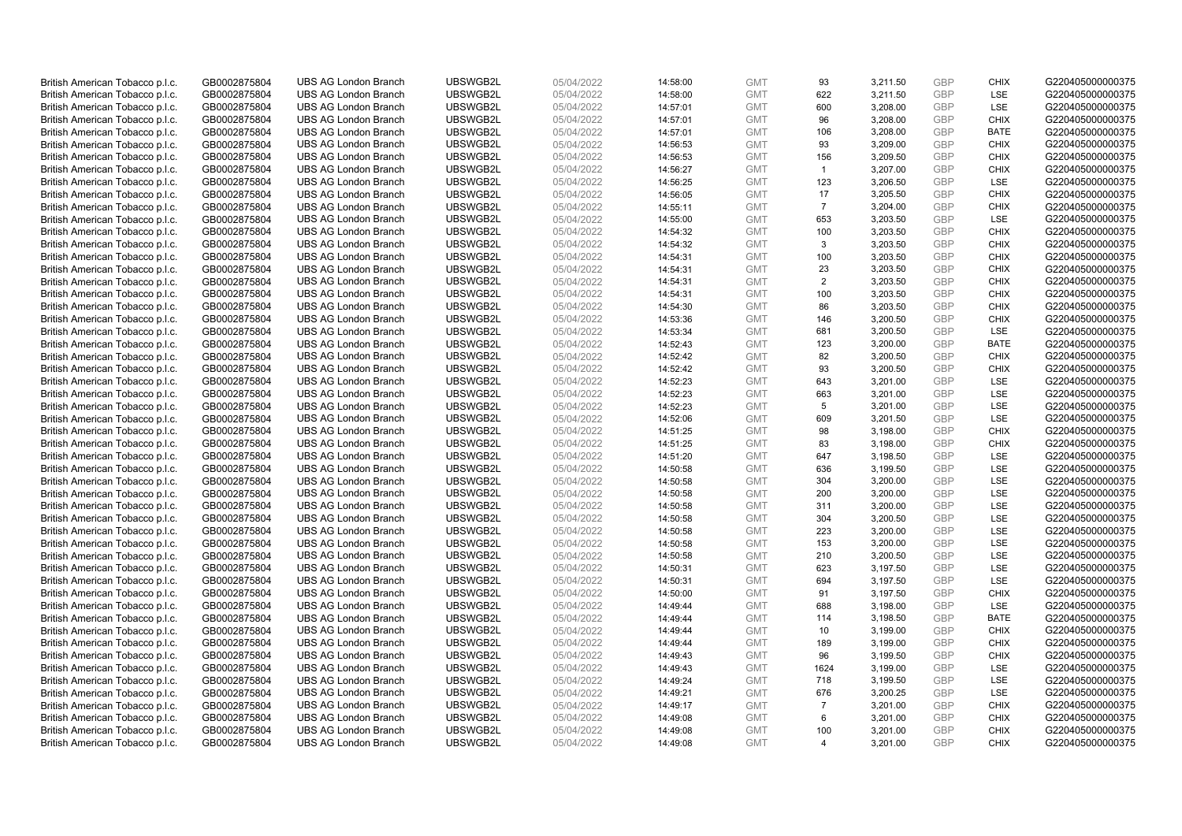| British American Tobacco p.l.c. | GB0002875804 | UBS AG London Branch | UBSWGB2L | 05/04/2022 | 14:58:00 | GMT | 93 | 3,211.50 | GBP | CHIX | G220405000000375 |
|---|---|---|---|---|---|---|---|---|---|---|---|
| British American Tobacco p.l.c. | GB0002875804 | UBS AG London Branch | UBSWGB2L | 05/04/2022 | 14:58:00 | GMT | 622 | 3,211.50 | GBP | LSE | G220405000000375 |
| British American Tobacco p.l.c. | GB0002875804 | UBS AG London Branch | UBSWGB2L | 05/04/2022 | 14:57:01 | GMT | 600 | 3,208.00 | GBP | LSE | G220405000000375 |
| British American Tobacco p.l.c. | GB0002875804 | UBS AG London Branch | UBSWGB2L | 05/04/2022 | 14:57:01 | GMT | 96 | 3,208.00 | GBP | CHIX | G220405000000375 |
| British American Tobacco p.l.c. | GB0002875804 | UBS AG London Branch | UBSWGB2L | 05/04/2022 | 14:57:01 | GMT | 106 | 3,208.00 | GBP | BATE | G220405000000375 |
| British American Tobacco p.l.c. | GB0002875804 | UBS AG London Branch | UBSWGB2L | 05/04/2022 | 14:56:53 | GMT | 93 | 3,209.00 | GBP | CHIX | G220405000000375 |
| British American Tobacco p.l.c. | GB0002875804 | UBS AG London Branch | UBSWGB2L | 05/04/2022 | 14:56:53 | GMT | 156 | 3,209.50 | GBP | CHIX | G220405000000375 |
| British American Tobacco p.l.c. | GB0002875804 | UBS AG London Branch | UBSWGB2L | 05/04/2022 | 14:56:27 | GMT | 1 | 3,207.00 | GBP | CHIX | G220405000000375 |
| British American Tobacco p.l.c. | GB0002875804 | UBS AG London Branch | UBSWGB2L | 05/04/2022 | 14:56:25 | GMT | 123 | 3,206.50 | GBP | LSE | G220405000000375 |
| British American Tobacco p.l.c. | GB0002875804 | UBS AG London Branch | UBSWGB2L | 05/04/2022 | 14:56:05 | GMT | 17 | 3,205.50 | GBP | CHIX | G220405000000375 |
| British American Tobacco p.l.c. | GB0002875804 | UBS AG London Branch | UBSWGB2L | 05/04/2022 | 14:55:11 | GMT | 7 | 3,204.00 | GBP | CHIX | G220405000000375 |
| British American Tobacco p.l.c. | GB0002875804 | UBS AG London Branch | UBSWGB2L | 05/04/2022 | 14:55:00 | GMT | 653 | 3,203.50 | GBP | LSE | G220405000000375 |
| British American Tobacco p.l.c. | GB0002875804 | UBS AG London Branch | UBSWGB2L | 05/04/2022 | 14:54:32 | GMT | 100 | 3,203.50 | GBP | CHIX | G220405000000375 |
| British American Tobacco p.l.c. | GB0002875804 | UBS AG London Branch | UBSWGB2L | 05/04/2022 | 14:54:32 | GMT | 3 | 3,203.50 | GBP | CHIX | G220405000000375 |
| British American Tobacco p.l.c. | GB0002875804 | UBS AG London Branch | UBSWGB2L | 05/04/2022 | 14:54:31 | GMT | 100 | 3,203.50 | GBP | CHIX | G220405000000375 |
| British American Tobacco p.l.c. | GB0002875804 | UBS AG London Branch | UBSWGB2L | 05/04/2022 | 14:54:31 | GMT | 23 | 3,203.50 | GBP | CHIX | G220405000000375 |
| British American Tobacco p.l.c. | GB0002875804 | UBS AG London Branch | UBSWGB2L | 05/04/2022 | 14:54:31 | GMT | 2 | 3,203.50 | GBP | CHIX | G220405000000375 |
| British American Tobacco p.l.c. | GB0002875804 | UBS AG London Branch | UBSWGB2L | 05/04/2022 | 14:54:31 | GMT | 100 | 3,203.50 | GBP | CHIX | G220405000000375 |
| British American Tobacco p.l.c. | GB0002875804 | UBS AG London Branch | UBSWGB2L | 05/04/2022 | 14:54:30 | GMT | 86 | 3,203.50 | GBP | CHIX | G220405000000375 |
| British American Tobacco p.l.c. | GB0002875804 | UBS AG London Branch | UBSWGB2L | 05/04/2022 | 14:53:36 | GMT | 146 | 3,200.50 | GBP | CHIX | G220405000000375 |
| British American Tobacco p.l.c. | GB0002875804 | UBS AG London Branch | UBSWGB2L | 05/04/2022 | 14:53:34 | GMT | 681 | 3,200.50 | GBP | LSE | G220405000000375 |
| British American Tobacco p.l.c. | GB0002875804 | UBS AG London Branch | UBSWGB2L | 05/04/2022 | 14:52:43 | GMT | 123 | 3,200.00 | GBP | BATE | G220405000000375 |
| British American Tobacco p.l.c. | GB0002875804 | UBS AG London Branch | UBSWGB2L | 05/04/2022 | 14:52:42 | GMT | 82 | 3,200.50 | GBP | CHIX | G220405000000375 |
| British American Tobacco p.l.c. | GB0002875804 | UBS AG London Branch | UBSWGB2L | 05/04/2022 | 14:52:42 | GMT | 93 | 3,200.50 | GBP | CHIX | G220405000000375 |
| British American Tobacco p.l.c. | GB0002875804 | UBS AG London Branch | UBSWGB2L | 05/04/2022 | 14:52:23 | GMT | 643 | 3,201.00 | GBP | LSE | G220405000000375 |
| British American Tobacco p.l.c. | GB0002875804 | UBS AG London Branch | UBSWGB2L | 05/04/2022 | 14:52:23 | GMT | 663 | 3,201.00 | GBP | LSE | G220405000000375 |
| British American Tobacco p.l.c. | GB0002875804 | UBS AG London Branch | UBSWGB2L | 05/04/2022 | 14:52:23 | GMT | 5 | 3,201.00 | GBP | LSE | G220405000000375 |
| British American Tobacco p.l.c. | GB0002875804 | UBS AG London Branch | UBSWGB2L | 05/04/2022 | 14:52:06 | GMT | 609 | 3,201.50 | GBP | LSE | G220405000000375 |
| British American Tobacco p.l.c. | GB0002875804 | UBS AG London Branch | UBSWGB2L | 05/04/2022 | 14:51:25 | GMT | 98 | 3,198.00 | GBP | CHIX | G220405000000375 |
| British American Tobacco p.l.c. | GB0002875804 | UBS AG London Branch | UBSWGB2L | 05/04/2022 | 14:51:25 | GMT | 83 | 3,198.00 | GBP | CHIX | G220405000000375 |
| British American Tobacco p.l.c. | GB0002875804 | UBS AG London Branch | UBSWGB2L | 05/04/2022 | 14:51:20 | GMT | 647 | 3,198.50 | GBP | LSE | G220405000000375 |
| British American Tobacco p.l.c. | GB0002875804 | UBS AG London Branch | UBSWGB2L | 05/04/2022 | 14:50:58 | GMT | 636 | 3,199.50 | GBP | LSE | G220405000000375 |
| British American Tobacco p.l.c. | GB0002875804 | UBS AG London Branch | UBSWGB2L | 05/04/2022 | 14:50:58 | GMT | 304 | 3,200.00 | GBP | LSE | G220405000000375 |
| British American Tobacco p.l.c. | GB0002875804 | UBS AG London Branch | UBSWGB2L | 05/04/2022 | 14:50:58 | GMT | 200 | 3,200.00 | GBP | LSE | G220405000000375 |
| British American Tobacco p.l.c. | GB0002875804 | UBS AG London Branch | UBSWGB2L | 05/04/2022 | 14:50:58 | GMT | 311 | 3,200.00 | GBP | LSE | G220405000000375 |
| British American Tobacco p.l.c. | GB0002875804 | UBS AG London Branch | UBSWGB2L | 05/04/2022 | 14:50:58 | GMT | 304 | 3,200.50 | GBP | LSE | G220405000000375 |
| British American Tobacco p.l.c. | GB0002875804 | UBS AG London Branch | UBSWGB2L | 05/04/2022 | 14:50:58 | GMT | 223 | 3,200.00 | GBP | LSE | G220405000000375 |
| British American Tobacco p.l.c. | GB0002875804 | UBS AG London Branch | UBSWGB2L | 05/04/2022 | 14:50:58 | GMT | 153 | 3,200.00 | GBP | LSE | G220405000000375 |
| British American Tobacco p.l.c. | GB0002875804 | UBS AG London Branch | UBSWGB2L | 05/04/2022 | 14:50:58 | GMT | 210 | 3,200.50 | GBP | LSE | G220405000000375 |
| British American Tobacco p.l.c. | GB0002875804 | UBS AG London Branch | UBSWGB2L | 05/04/2022 | 14:50:31 | GMT | 623 | 3,197.50 | GBP | LSE | G220405000000375 |
| British American Tobacco p.l.c. | GB0002875804 | UBS AG London Branch | UBSWGB2L | 05/04/2022 | 14:50:31 | GMT | 694 | 3,197.50 | GBP | LSE | G220405000000375 |
| British American Tobacco p.l.c. | GB0002875804 | UBS AG London Branch | UBSWGB2L | 05/04/2022 | 14:50:00 | GMT | 91 | 3,197.50 | GBP | CHIX | G220405000000375 |
| British American Tobacco p.l.c. | GB0002875804 | UBS AG London Branch | UBSWGB2L | 05/04/2022 | 14:49:44 | GMT | 688 | 3,198.00 | GBP | LSE | G220405000000375 |
| British American Tobacco p.l.c. | GB0002875804 | UBS AG London Branch | UBSWGB2L | 05/04/2022 | 14:49:44 | GMT | 114 | 3,198.50 | GBP | BATE | G220405000000375 |
| British American Tobacco p.l.c. | GB0002875804 | UBS AG London Branch | UBSWGB2L | 05/04/2022 | 14:49:44 | GMT | 10 | 3,199.00 | GBP | CHIX | G220405000000375 |
| British American Tobacco p.l.c. | GB0002875804 | UBS AG London Branch | UBSWGB2L | 05/04/2022 | 14:49:44 | GMT | 189 | 3,199.00 | GBP | CHIX | G220405000000375 |
| British American Tobacco p.l.c. | GB0002875804 | UBS AG London Branch | UBSWGB2L | 05/04/2022 | 14:49:43 | GMT | 96 | 3,199.50 | GBP | CHIX | G220405000000375 |
| British American Tobacco p.l.c. | GB0002875804 | UBS AG London Branch | UBSWGB2L | 05/04/2022 | 14:49:43 | GMT | 1624 | 3,199.00 | GBP | LSE | G220405000000375 |
| British American Tobacco p.l.c. | GB0002875804 | UBS AG London Branch | UBSWGB2L | 05/04/2022 | 14:49:24 | GMT | 718 | 3,199.50 | GBP | LSE | G220405000000375 |
| British American Tobacco p.l.c. | GB0002875804 | UBS AG London Branch | UBSWGB2L | 05/04/2022 | 14:49:21 | GMT | 676 | 3,200.25 | GBP | LSE | G220405000000375 |
| British American Tobacco p.l.c. | GB0002875804 | UBS AG London Branch | UBSWGB2L | 05/04/2022 | 14:49:17 | GMT | 7 | 3,201.00 | GBP | CHIX | G220405000000375 |
| British American Tobacco p.l.c. | GB0002875804 | UBS AG London Branch | UBSWGB2L | 05/04/2022 | 14:49:08 | GMT | 6 | 3,201.00 | GBP | CHIX | G220405000000375 |
| British American Tobacco p.l.c. | GB0002875804 | UBS AG London Branch | UBSWGB2L | 05/04/2022 | 14:49:08 | GMT | 100 | 3,201.00 | GBP | CHIX | G220405000000375 |
| British American Tobacco p.l.c. | GB0002875804 | UBS AG London Branch | UBSWGB2L | 05/04/2022 | 14:49:08 | GMT | 4 | 3,201.00 | GBP | CHIX | G220405000000375 |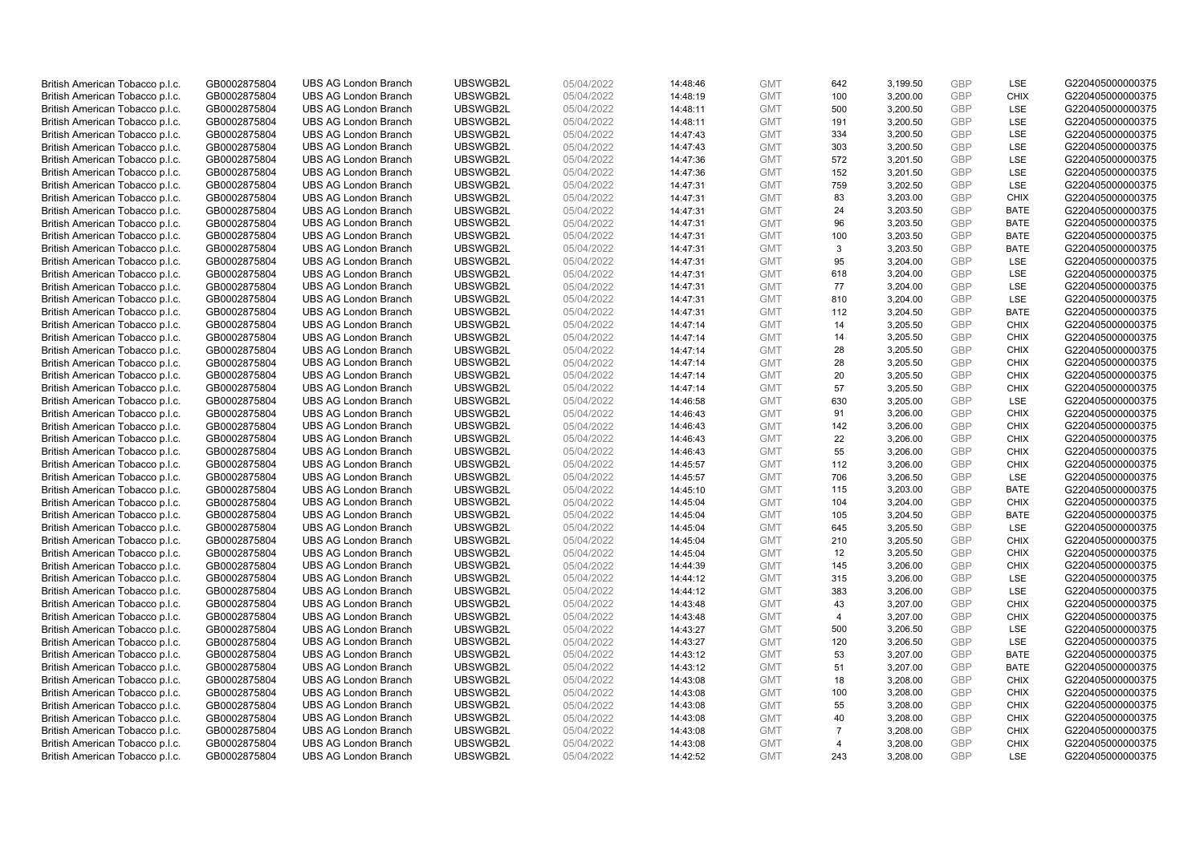| | | | | | | | | | | | |
|---|---|---|---|---|---|---|---|---|---|---|---|
| British American Tobacco p.l.c. | GB0002875804 | UBS AG London Branch | UBSWGB2L | 05/04/2022 | 14:48:46 | GMT | 642 | 3,199.50 | GBP | LSE | G220405000000375 |
| British American Tobacco p.l.c. | GB0002875804 | UBS AG London Branch | UBSWGB2L | 05/04/2022 | 14:48:19 | GMT | 100 | 3,200.00 | GBP | CHIX | G220405000000375 |
| British American Tobacco p.l.c. | GB0002875804 | UBS AG London Branch | UBSWGB2L | 05/04/2022 | 14:48:11 | GMT | 500 | 3,200.50 | GBP | LSE | G220405000000375 |
| British American Tobacco p.l.c. | GB0002875804 | UBS AG London Branch | UBSWGB2L | 05/04/2022 | 14:48:11 | GMT | 191 | 3,200.50 | GBP | LSE | G220405000000375 |
| British American Tobacco p.l.c. | GB0002875804 | UBS AG London Branch | UBSWGB2L | 05/04/2022 | 14:47:43 | GMT | 334 | 3,200.50 | GBP | LSE | G220405000000375 |
| British American Tobacco p.l.c. | GB0002875804 | UBS AG London Branch | UBSWGB2L | 05/04/2022 | 14:47:43 | GMT | 303 | 3,200.50 | GBP | LSE | G220405000000375 |
| British American Tobacco p.l.c. | GB0002875804 | UBS AG London Branch | UBSWGB2L | 05/04/2022 | 14:47:36 | GMT | 572 | 3,201.50 | GBP | LSE | G220405000000375 |
| British American Tobacco p.l.c. | GB0002875804 | UBS AG London Branch | UBSWGB2L | 05/04/2022 | 14:47:36 | GMT | 152 | 3,201.50 | GBP | LSE | G220405000000375 |
| British American Tobacco p.l.c. | GB0002875804 | UBS AG London Branch | UBSWGB2L | 05/04/2022 | 14:47:31 | GMT | 759 | 3,202.50 | GBP | LSE | G220405000000375 |
| British American Tobacco p.l.c. | GB0002875804 | UBS AG London Branch | UBSWGB2L | 05/04/2022 | 14:47:31 | GMT | 83 | 3,203.00 | GBP | CHIX | G220405000000375 |
| British American Tobacco p.l.c. | GB0002875804 | UBS AG London Branch | UBSWGB2L | 05/04/2022 | 14:47:31 | GMT | 24 | 3,203.50 | GBP | BATE | G220405000000375 |
| British American Tobacco p.l.c. | GB0002875804 | UBS AG London Branch | UBSWGB2L | 05/04/2022 | 14:47:31 | GMT | 96 | 3,203.50 | GBP | BATE | G220405000000375 |
| British American Tobacco p.l.c. | GB0002875804 | UBS AG London Branch | UBSWGB2L | 05/04/2022 | 14:47:31 | GMT | 100 | 3,203.50 | GBP | BATE | G220405000000375 |
| British American Tobacco p.l.c. | GB0002875804 | UBS AG London Branch | UBSWGB2L | 05/04/2022 | 14:47:31 | GMT | 3 | 3,203.50 | GBP | BATE | G220405000000375 |
| British American Tobacco p.l.c. | GB0002875804 | UBS AG London Branch | UBSWGB2L | 05/04/2022 | 14:47:31 | GMT | 95 | 3,204.00 | GBP | LSE | G220405000000375 |
| British American Tobacco p.l.c. | GB0002875804 | UBS AG London Branch | UBSWGB2L | 05/04/2022 | 14:47:31 | GMT | 618 | 3,204.00 | GBP | LSE | G220405000000375 |
| British American Tobacco p.l.c. | GB0002875804 | UBS AG London Branch | UBSWGB2L | 05/04/2022 | 14:47:31 | GMT | 77 | 3,204.00 | GBP | LSE | G220405000000375 |
| British American Tobacco p.l.c. | GB0002875804 | UBS AG London Branch | UBSWGB2L | 05/04/2022 | 14:47:31 | GMT | 810 | 3,204.00 | GBP | LSE | G220405000000375 |
| British American Tobacco p.l.c. | GB0002875804 | UBS AG London Branch | UBSWGB2L | 05/04/2022 | 14:47:31 | GMT | 112 | 3,204.50 | GBP | BATE | G220405000000375 |
| British American Tobacco p.l.c. | GB0002875804 | UBS AG London Branch | UBSWGB2L | 05/04/2022 | 14:47:14 | GMT | 14 | 3,205.50 | GBP | CHIX | G220405000000375 |
| British American Tobacco p.l.c. | GB0002875804 | UBS AG London Branch | UBSWGB2L | 05/04/2022 | 14:47:14 | GMT | 14 | 3,205.50 | GBP | CHIX | G220405000000375 |
| British American Tobacco p.l.c. | GB0002875804 | UBS AG London Branch | UBSWGB2L | 05/04/2022 | 14:47:14 | GMT | 28 | 3,205.50 | GBP | CHIX | G220405000000375 |
| British American Tobacco p.l.c. | GB0002875804 | UBS AG London Branch | UBSWGB2L | 05/04/2022 | 14:47:14 | GMT | 28 | 3,205.50 | GBP | CHIX | G220405000000375 |
| British American Tobacco p.l.c. | GB0002875804 | UBS AG London Branch | UBSWGB2L | 05/04/2022 | 14:47:14 | GMT | 20 | 3,205.50 | GBP | CHIX | G220405000000375 |
| British American Tobacco p.l.c. | GB0002875804 | UBS AG London Branch | UBSWGB2L | 05/04/2022 | 14:47:14 | GMT | 57 | 3,205.50 | GBP | CHIX | G220405000000375 |
| British American Tobacco p.l.c. | GB0002875804 | UBS AG London Branch | UBSWGB2L | 05/04/2022 | 14:46:58 | GMT | 630 | 3,205.00 | GBP | LSE | G220405000000375 |
| British American Tobacco p.l.c. | GB0002875804 | UBS AG London Branch | UBSWGB2L | 05/04/2022 | 14:46:43 | GMT | 91 | 3,206.00 | GBP | CHIX | G220405000000375 |
| British American Tobacco p.l.c. | GB0002875804 | UBS AG London Branch | UBSWGB2L | 05/04/2022 | 14:46:43 | GMT | 142 | 3,206.00 | GBP | CHIX | G220405000000375 |
| British American Tobacco p.l.c. | GB0002875804 | UBS AG London Branch | UBSWGB2L | 05/04/2022 | 14:46:43 | GMT | 22 | 3,206.00 | GBP | CHIX | G220405000000375 |
| British American Tobacco p.l.c. | GB0002875804 | UBS AG London Branch | UBSWGB2L | 05/04/2022 | 14:46:43 | GMT | 55 | 3,206.00 | GBP | CHIX | G220405000000375 |
| British American Tobacco p.l.c. | GB0002875804 | UBS AG London Branch | UBSWGB2L | 05/04/2022 | 14:45:57 | GMT | 112 | 3,206.00 | GBP | CHIX | G220405000000375 |
| British American Tobacco p.l.c. | GB0002875804 | UBS AG London Branch | UBSWGB2L | 05/04/2022 | 14:45:57 | GMT | 706 | 3,206.50 | GBP | LSE | G220405000000375 |
| British American Tobacco p.l.c. | GB0002875804 | UBS AG London Branch | UBSWGB2L | 05/04/2022 | 14:45:10 | GMT | 115 | 3,203.00 | GBP | BATE | G220405000000375 |
| British American Tobacco p.l.c. | GB0002875804 | UBS AG London Branch | UBSWGB2L | 05/04/2022 | 14:45:04 | GMT | 104 | 3,204.00 | GBP | CHIX | G220405000000375 |
| British American Tobacco p.l.c. | GB0002875804 | UBS AG London Branch | UBSWGB2L | 05/04/2022 | 14:45:04 | GMT | 105 | 3,204.50 | GBP | BATE | G220405000000375 |
| British American Tobacco p.l.c. | GB0002875804 | UBS AG London Branch | UBSWGB2L | 05/04/2022 | 14:45:04 | GMT | 645 | 3,205.50 | GBP | LSE | G220405000000375 |
| British American Tobacco p.l.c. | GB0002875804 | UBS AG London Branch | UBSWGB2L | 05/04/2022 | 14:45:04 | GMT | 210 | 3,205.50 | GBP | CHIX | G220405000000375 |
| British American Tobacco p.l.c. | GB0002875804 | UBS AG London Branch | UBSWGB2L | 05/04/2022 | 14:45:04 | GMT | 12 | 3,205.50 | GBP | CHIX | G220405000000375 |
| British American Tobacco p.l.c. | GB0002875804 | UBS AG London Branch | UBSWGB2L | 05/04/2022 | 14:44:39 | GMT | 145 | 3,206.00 | GBP | CHIX | G220405000000375 |
| British American Tobacco p.l.c. | GB0002875804 | UBS AG London Branch | UBSWGB2L | 05/04/2022 | 14:44:12 | GMT | 315 | 3,206.00 | GBP | LSE | G220405000000375 |
| British American Tobacco p.l.c. | GB0002875804 | UBS AG London Branch | UBSWGB2L | 05/04/2022 | 14:44:12 | GMT | 383 | 3,206.00 | GBP | LSE | G220405000000375 |
| British American Tobacco p.l.c. | GB0002875804 | UBS AG London Branch | UBSWGB2L | 05/04/2022 | 14:43:48 | GMT | 43 | 3,207.00 | GBP | CHIX | G220405000000375 |
| British American Tobacco p.l.c. | GB0002875804 | UBS AG London Branch | UBSWGB2L | 05/04/2022 | 14:43:48 | GMT | 4 | 3,207.00 | GBP | CHIX | G220405000000375 |
| British American Tobacco p.l.c. | GB0002875804 | UBS AG London Branch | UBSWGB2L | 05/04/2022 | 14:43:27 | GMT | 500 | 3,206.50 | GBP | LSE | G220405000000375 |
| British American Tobacco p.l.c. | GB0002875804 | UBS AG London Branch | UBSWGB2L | 05/04/2022 | 14:43:27 | GMT | 120 | 3,206.50 | GBP | LSE | G220405000000375 |
| British American Tobacco p.l.c. | GB0002875804 | UBS AG London Branch | UBSWGB2L | 05/04/2022 | 14:43:12 | GMT | 53 | 3,207.00 | GBP | BATE | G220405000000375 |
| British American Tobacco p.l.c. | GB0002875804 | UBS AG London Branch | UBSWGB2L | 05/04/2022 | 14:43:12 | GMT | 51 | 3,207.00 | GBP | BATE | G220405000000375 |
| British American Tobacco p.l.c. | GB0002875804 | UBS AG London Branch | UBSWGB2L | 05/04/2022 | 14:43:08 | GMT | 18 | 3,208.00 | GBP | CHIX | G220405000000375 |
| British American Tobacco p.l.c. | GB0002875804 | UBS AG London Branch | UBSWGB2L | 05/04/2022 | 14:43:08 | GMT | 100 | 3,208.00 | GBP | CHIX | G220405000000375 |
| British American Tobacco p.l.c. | GB0002875804 | UBS AG London Branch | UBSWGB2L | 05/04/2022 | 14:43:08 | GMT | 55 | 3,208.00 | GBP | CHIX | G220405000000375 |
| British American Tobacco p.l.c. | GB0002875804 | UBS AG London Branch | UBSWGB2L | 05/04/2022 | 14:43:08 | GMT | 40 | 3,208.00 | GBP | CHIX | G220405000000375 |
| British American Tobacco p.l.c. | GB0002875804 | UBS AG London Branch | UBSWGB2L | 05/04/2022 | 14:43:08 | GMT | 7 | 3,208.00 | GBP | CHIX | G220405000000375 |
| British American Tobacco p.l.c. | GB0002875804 | UBS AG London Branch | UBSWGB2L | 05/04/2022 | 14:43:08 | GMT | 4 | 3,208.00 | GBP | CHIX | G220405000000375 |
| British American Tobacco p.l.c. | GB0002875804 | UBS AG London Branch | UBSWGB2L | 05/04/2022 | 14:42:52 | GMT | 243 | 3,208.00 | GBP | LSE | G220405000000375 |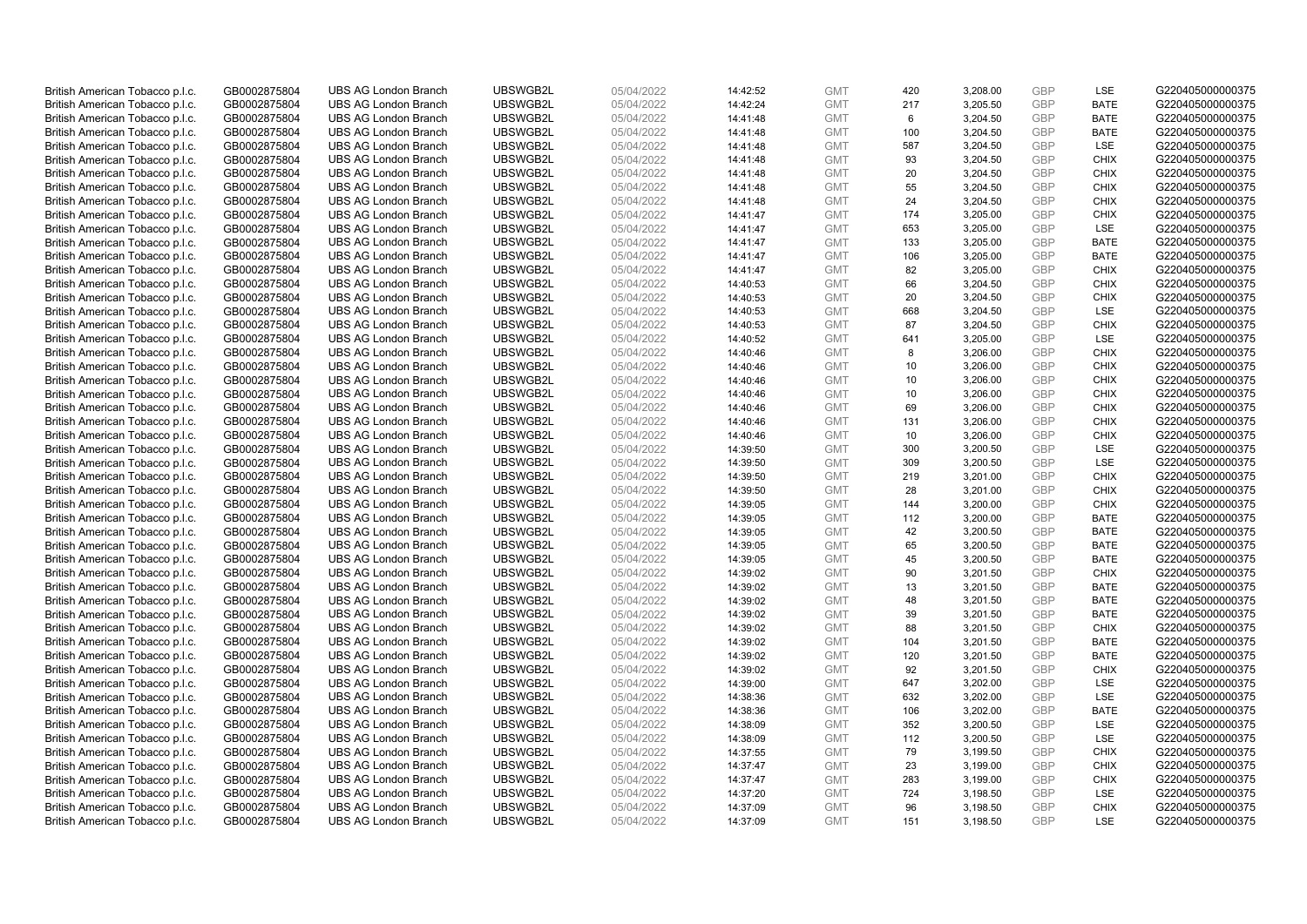| | | | | | | | | | | | |
|---|---|---|---|---|---|---|---|---|---|---|---|
| British American Tobacco p.l.c. | GB0002875804 | UBS AG London Branch | UBSWGB2L | 05/04/2022 | 14:42:52 | GMT | 420 | 3,208.00 | GBP | LSE | G220405000000375 |
| British American Tobacco p.l.c. | GB0002875804 | UBS AG London Branch | UBSWGB2L | 05/04/2022 | 14:42:24 | GMT | 217 | 3,205.50 | GBP | BATE | G220405000000375 |
| British American Tobacco p.l.c. | GB0002875804 | UBS AG London Branch | UBSWGB2L | 05/04/2022 | 14:41:48 | GMT | 6 | 3,204.50 | GBP | BATE | G220405000000375 |
| British American Tobacco p.l.c. | GB0002875804 | UBS AG London Branch | UBSWGB2L | 05/04/2022 | 14:41:48 | GMT | 100 | 3,204.50 | GBP | BATE | G220405000000375 |
| British American Tobacco p.l.c. | GB0002875804 | UBS AG London Branch | UBSWGB2L | 05/04/2022 | 14:41:48 | GMT | 587 | 3,204.50 | GBP | LSE | G220405000000375 |
| British American Tobacco p.l.c. | GB0002875804 | UBS AG London Branch | UBSWGB2L | 05/04/2022 | 14:41:48 | GMT | 93 | 3,204.50 | GBP | CHIX | G220405000000375 |
| British American Tobacco p.l.c. | GB0002875804 | UBS AG London Branch | UBSWGB2L | 05/04/2022 | 14:41:48 | GMT | 20 | 3,204.50 | GBP | CHIX | G220405000000375 |
| British American Tobacco p.l.c. | GB0002875804 | UBS AG London Branch | UBSWGB2L | 05/04/2022 | 14:41:48 | GMT | 55 | 3,204.50 | GBP | CHIX | G220405000000375 |
| British American Tobacco p.l.c. | GB0002875804 | UBS AG London Branch | UBSWGB2L | 05/04/2022 | 14:41:48 | GMT | 24 | 3,204.50 | GBP | CHIX | G220405000000375 |
| British American Tobacco p.l.c. | GB0002875804 | UBS AG London Branch | UBSWGB2L | 05/04/2022 | 14:41:47 | GMT | 174 | 3,205.00 | GBP | CHIX | G220405000000375 |
| British American Tobacco p.l.c. | GB0002875804 | UBS AG London Branch | UBSWGB2L | 05/04/2022 | 14:41:47 | GMT | 653 | 3,205.00 | GBP | LSE | G220405000000375 |
| British American Tobacco p.l.c. | GB0002875804 | UBS AG London Branch | UBSWGB2L | 05/04/2022 | 14:41:47 | GMT | 133 | 3,205.00 | GBP | BATE | G220405000000375 |
| British American Tobacco p.l.c. | GB0002875804 | UBS AG London Branch | UBSWGB2L | 05/04/2022 | 14:41:47 | GMT | 106 | 3,205.00 | GBP | BATE | G220405000000375 |
| British American Tobacco p.l.c. | GB0002875804 | UBS AG London Branch | UBSWGB2L | 05/04/2022 | 14:41:47 | GMT | 82 | 3,205.00 | GBP | CHIX | G220405000000375 |
| British American Tobacco p.l.c. | GB0002875804 | UBS AG London Branch | UBSWGB2L | 05/04/2022 | 14:40:53 | GMT | 66 | 3,204.50 | GBP | CHIX | G220405000000375 |
| British American Tobacco p.l.c. | GB0002875804 | UBS AG London Branch | UBSWGB2L | 05/04/2022 | 14:40:53 | GMT | 20 | 3,204.50 | GBP | CHIX | G220405000000375 |
| British American Tobacco p.l.c. | GB0002875804 | UBS AG London Branch | UBSWGB2L | 05/04/2022 | 14:40:53 | GMT | 668 | 3,204.50 | GBP | LSE | G220405000000375 |
| British American Tobacco p.l.c. | GB0002875804 | UBS AG London Branch | UBSWGB2L | 05/04/2022 | 14:40:53 | GMT | 87 | 3,204.50 | GBP | CHIX | G220405000000375 |
| British American Tobacco p.l.c. | GB0002875804 | UBS AG London Branch | UBSWGB2L | 05/04/2022 | 14:40:52 | GMT | 641 | 3,205.00 | GBP | LSE | G220405000000375 |
| British American Tobacco p.l.c. | GB0002875804 | UBS AG London Branch | UBSWGB2L | 05/04/2022 | 14:40:46 | GMT | 8 | 3,206.00 | GBP | CHIX | G220405000000375 |
| British American Tobacco p.l.c. | GB0002875804 | UBS AG London Branch | UBSWGB2L | 05/04/2022 | 14:40:46 | GMT | 10 | 3,206.00 | GBP | CHIX | G220405000000375 |
| British American Tobacco p.l.c. | GB0002875804 | UBS AG London Branch | UBSWGB2L | 05/04/2022 | 14:40:46 | GMT | 10 | 3,206.00 | GBP | CHIX | G220405000000375 |
| British American Tobacco p.l.c. | GB0002875804 | UBS AG London Branch | UBSWGB2L | 05/04/2022 | 14:40:46 | GMT | 10 | 3,206.00 | GBP | CHIX | G220405000000375 |
| British American Tobacco p.l.c. | GB0002875804 | UBS AG London Branch | UBSWGB2L | 05/04/2022 | 14:40:46 | GMT | 69 | 3,206.00 | GBP | CHIX | G220405000000375 |
| British American Tobacco p.l.c. | GB0002875804 | UBS AG London Branch | UBSWGB2L | 05/04/2022 | 14:40:46 | GMT | 131 | 3,206.00 | GBP | CHIX | G220405000000375 |
| British American Tobacco p.l.c. | GB0002875804 | UBS AG London Branch | UBSWGB2L | 05/04/2022 | 14:40:46 | GMT | 10 | 3,206.00 | GBP | CHIX | G220405000000375 |
| British American Tobacco p.l.c. | GB0002875804 | UBS AG London Branch | UBSWGB2L | 05/04/2022 | 14:39:50 | GMT | 300 | 3,200.50 | GBP | LSE | G220405000000375 |
| British American Tobacco p.l.c. | GB0002875804 | UBS AG London Branch | UBSWGB2L | 05/04/2022 | 14:39:50 | GMT | 309 | 3,200.50 | GBP | LSE | G220405000000375 |
| British American Tobacco p.l.c. | GB0002875804 | UBS AG London Branch | UBSWGB2L | 05/04/2022 | 14:39:50 | GMT | 219 | 3,201.00 | GBP | CHIX | G220405000000375 |
| British American Tobacco p.l.c. | GB0002875804 | UBS AG London Branch | UBSWGB2L | 05/04/2022 | 14:39:50 | GMT | 28 | 3,201.00 | GBP | CHIX | G220405000000375 |
| British American Tobacco p.l.c. | GB0002875804 | UBS AG London Branch | UBSWGB2L | 05/04/2022 | 14:39:05 | GMT | 144 | 3,200.00 | GBP | CHIX | G220405000000375 |
| British American Tobacco p.l.c. | GB0002875804 | UBS AG London Branch | UBSWGB2L | 05/04/2022 | 14:39:05 | GMT | 112 | 3,200.00 | GBP | BATE | G220405000000375 |
| British American Tobacco p.l.c. | GB0002875804 | UBS AG London Branch | UBSWGB2L | 05/04/2022 | 14:39:05 | GMT | 42 | 3,200.50 | GBP | BATE | G220405000000375 |
| British American Tobacco p.l.c. | GB0002875804 | UBS AG London Branch | UBSWGB2L | 05/04/2022 | 14:39:05 | GMT | 65 | 3,200.50 | GBP | BATE | G220405000000375 |
| British American Tobacco p.l.c. | GB0002875804 | UBS AG London Branch | UBSWGB2L | 05/04/2022 | 14:39:05 | GMT | 45 | 3,200.50 | GBP | BATE | G220405000000375 |
| British American Tobacco p.l.c. | GB0002875804 | UBS AG London Branch | UBSWGB2L | 05/04/2022 | 14:39:02 | GMT | 90 | 3,201.50 | GBP | CHIX | G220405000000375 |
| British American Tobacco p.l.c. | GB0002875804 | UBS AG London Branch | UBSWGB2L | 05/04/2022 | 14:39:02 | GMT | 13 | 3,201.50 | GBP | BATE | G220405000000375 |
| British American Tobacco p.l.c. | GB0002875804 | UBS AG London Branch | UBSWGB2L | 05/04/2022 | 14:39:02 | GMT | 48 | 3,201.50 | GBP | BATE | G220405000000375 |
| British American Tobacco p.l.c. | GB0002875804 | UBS AG London Branch | UBSWGB2L | 05/04/2022 | 14:39:02 | GMT | 39 | 3,201.50 | GBP | BATE | G220405000000375 |
| British American Tobacco p.l.c. | GB0002875804 | UBS AG London Branch | UBSWGB2L | 05/04/2022 | 14:39:02 | GMT | 88 | 3,201.50 | GBP | CHIX | G220405000000375 |
| British American Tobacco p.l.c. | GB0002875804 | UBS AG London Branch | UBSWGB2L | 05/04/2022 | 14:39:02 | GMT | 104 | 3,201.50 | GBP | BATE | G220405000000375 |
| British American Tobacco p.l.c. | GB0002875804 | UBS AG London Branch | UBSWGB2L | 05/04/2022 | 14:39:02 | GMT | 120 | 3,201.50 | GBP | BATE | G220405000000375 |
| British American Tobacco p.l.c. | GB0002875804 | UBS AG London Branch | UBSWGB2L | 05/04/2022 | 14:39:02 | GMT | 92 | 3,201.50 | GBP | CHIX | G220405000000375 |
| British American Tobacco p.l.c. | GB0002875804 | UBS AG London Branch | UBSWGB2L | 05/04/2022 | 14:39:00 | GMT | 647 | 3,202.00 | GBP | LSE | G220405000000375 |
| British American Tobacco p.l.c. | GB0002875804 | UBS AG London Branch | UBSWGB2L | 05/04/2022 | 14:38:36 | GMT | 632 | 3,202.00 | GBP | LSE | G220405000000375 |
| British American Tobacco p.l.c. | GB0002875804 | UBS AG London Branch | UBSWGB2L | 05/04/2022 | 14:38:36 | GMT | 106 | 3,202.00 | GBP | BATE | G220405000000375 |
| British American Tobacco p.l.c. | GB0002875804 | UBS AG London Branch | UBSWGB2L | 05/04/2022 | 14:38:09 | GMT | 352 | 3,200.50 | GBP | LSE | G220405000000375 |
| British American Tobacco p.l.c. | GB0002875804 | UBS AG London Branch | UBSWGB2L | 05/04/2022 | 14:38:09 | GMT | 112 | 3,200.50 | GBP | LSE | G220405000000375 |
| British American Tobacco p.l.c. | GB0002875804 | UBS AG London Branch | UBSWGB2L | 05/04/2022 | 14:37:55 | GMT | 79 | 3,199.50 | GBP | CHIX | G220405000000375 |
| British American Tobacco p.l.c. | GB0002875804 | UBS AG London Branch | UBSWGB2L | 05/04/2022 | 14:37:47 | GMT | 23 | 3,199.00 | GBP | CHIX | G220405000000375 |
| British American Tobacco p.l.c. | GB0002875804 | UBS AG London Branch | UBSWGB2L | 05/04/2022 | 14:37:47 | GMT | 283 | 3,199.00 | GBP | CHIX | G220405000000375 |
| British American Tobacco p.l.c. | GB0002875804 | UBS AG London Branch | UBSWGB2L | 05/04/2022 | 14:37:20 | GMT | 724 | 3,198.50 | GBP | LSE | G220405000000375 |
| British American Tobacco p.l.c. | GB0002875804 | UBS AG London Branch | UBSWGB2L | 05/04/2022 | 14:37:09 | GMT | 96 | 3,198.50 | GBP | CHIX | G220405000000375 |
| British American Tobacco p.l.c. | GB0002875804 | UBS AG London Branch | UBSWGB2L | 05/04/2022 | 14:37:09 | GMT | 151 | 3,198.50 | GBP | LSE | G220405000000375 |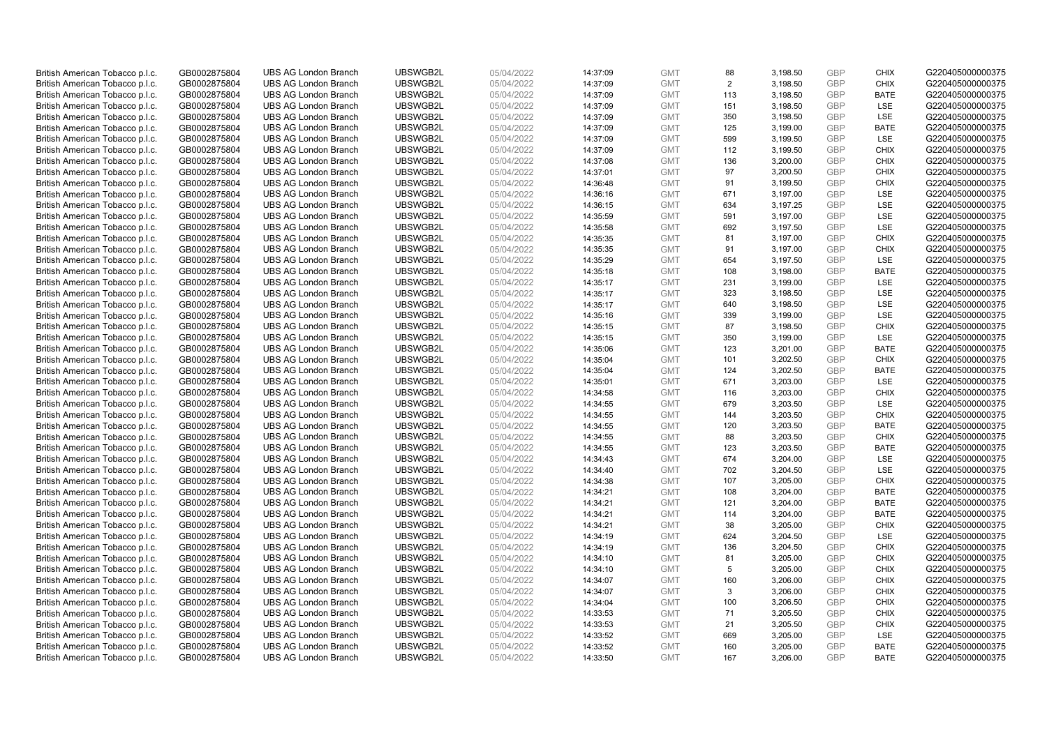| | | | | | | | | | | | |
|---|---|---|---|---|---|---|---|---|---|---|---|
| British American Tobacco p.l.c. | GB0002875804 | UBS AG London Branch | UBSWGB2L | 05/04/2022 | 14:37:09 | GMT | 88 | 3,198.50 | GBP | CHIX | G220405000000375 |
| British American Tobacco p.l.c. | GB0002875804 | UBS AG London Branch | UBSWGB2L | 05/04/2022 | 14:37:09 | GMT | 2 | 3,198.50 | GBP | CHIX | G220405000000375 |
| British American Tobacco p.l.c. | GB0002875804 | UBS AG London Branch | UBSWGB2L | 05/04/2022 | 14:37:09 | GMT | 113 | 3,198.50 | GBP | BATE | G220405000000375 |
| British American Tobacco p.l.c. | GB0002875804 | UBS AG London Branch | UBSWGB2L | 05/04/2022 | 14:37:09 | GMT | 151 | 3,198.50 | GBP | LSE | G220405000000375 |
| British American Tobacco p.l.c. | GB0002875804 | UBS AG London Branch | UBSWGB2L | 05/04/2022 | 14:37:09 | GMT | 350 | 3,198.50 | GBP | LSE | G220405000000375 |
| British American Tobacco p.l.c. | GB0002875804 | UBS AG London Branch | UBSWGB2L | 05/04/2022 | 14:37:09 | GMT | 125 | 3,199.00 | GBP | BATE | G220405000000375 |
| British American Tobacco p.l.c. | GB0002875804 | UBS AG London Branch | UBSWGB2L | 05/04/2022 | 14:37:09 | GMT | 599 | 3,199.50 | GBP | LSE | G220405000000375 |
| British American Tobacco p.l.c. | GB0002875804 | UBS AG London Branch | UBSWGB2L | 05/04/2022 | 14:37:09 | GMT | 112 | 3,199.50 | GBP | CHIX | G220405000000375 |
| British American Tobacco p.l.c. | GB0002875804 | UBS AG London Branch | UBSWGB2L | 05/04/2022 | 14:37:08 | GMT | 136 | 3,200.00 | GBP | CHIX | G220405000000375 |
| British American Tobacco p.l.c. | GB0002875804 | UBS AG London Branch | UBSWGB2L | 05/04/2022 | 14:37:01 | GMT | 97 | 3,200.50 | GBP | CHIX | G220405000000375 |
| British American Tobacco p.l.c. | GB0002875804 | UBS AG London Branch | UBSWGB2L | 05/04/2022 | 14:36:48 | GMT | 91 | 3,199.50 | GBP | CHIX | G220405000000375 |
| British American Tobacco p.l.c. | GB0002875804 | UBS AG London Branch | UBSWGB2L | 05/04/2022 | 14:36:16 | GMT | 671 | 3,197.00 | GBP | LSE | G220405000000375 |
| British American Tobacco p.l.c. | GB0002875804 | UBS AG London Branch | UBSWGB2L | 05/04/2022 | 14:36:15 | GMT | 634 | 3,197.25 | GBP | LSE | G220405000000375 |
| British American Tobacco p.l.c. | GB0002875804 | UBS AG London Branch | UBSWGB2L | 05/04/2022 | 14:35:59 | GMT | 591 | 3,197.00 | GBP | LSE | G220405000000375 |
| British American Tobacco p.l.c. | GB0002875804 | UBS AG London Branch | UBSWGB2L | 05/04/2022 | 14:35:58 | GMT | 692 | 3,197.50 | GBP | LSE | G220405000000375 |
| British American Tobacco p.l.c. | GB0002875804 | UBS AG London Branch | UBSWGB2L | 05/04/2022 | 14:35:35 | GMT | 81 | 3,197.00 | GBP | CHIX | G220405000000375 |
| British American Tobacco p.l.c. | GB0002875804 | UBS AG London Branch | UBSWGB2L | 05/04/2022 | 14:35:35 | GMT | 91 | 3,197.00 | GBP | CHIX | G220405000000375 |
| British American Tobacco p.l.c. | GB0002875804 | UBS AG London Branch | UBSWGB2L | 05/04/2022 | 14:35:29 | GMT | 654 | 3,197.50 | GBP | LSE | G220405000000375 |
| British American Tobacco p.l.c. | GB0002875804 | UBS AG London Branch | UBSWGB2L | 05/04/2022 | 14:35:18 | GMT | 108 | 3,198.00 | GBP | BATE | G220405000000375 |
| British American Tobacco p.l.c. | GB0002875804 | UBS AG London Branch | UBSWGB2L | 05/04/2022 | 14:35:17 | GMT | 231 | 3,199.00 | GBP | LSE | G220405000000375 |
| British American Tobacco p.l.c. | GB0002875804 | UBS AG London Branch | UBSWGB2L | 05/04/2022 | 14:35:17 | GMT | 323 | 3,198.50 | GBP | LSE | G220405000000375 |
| British American Tobacco p.l.c. | GB0002875804 | UBS AG London Branch | UBSWGB2L | 05/04/2022 | 14:35:17 | GMT | 640 | 3,198.50 | GBP | LSE | G220405000000375 |
| British American Tobacco p.l.c. | GB0002875804 | UBS AG London Branch | UBSWGB2L | 05/04/2022 | 14:35:16 | GMT | 339 | 3,199.00 | GBP | LSE | G220405000000375 |
| British American Tobacco p.l.c. | GB0002875804 | UBS AG London Branch | UBSWGB2L | 05/04/2022 | 14:35:15 | GMT | 87 | 3,198.50 | GBP | CHIX | G220405000000375 |
| British American Tobacco p.l.c. | GB0002875804 | UBS AG London Branch | UBSWGB2L | 05/04/2022 | 14:35:15 | GMT | 350 | 3,199.00 | GBP | LSE | G220405000000375 |
| British American Tobacco p.l.c. | GB0002875804 | UBS AG London Branch | UBSWGB2L | 05/04/2022 | 14:35:06 | GMT | 123 | 3,201.00 | GBP | BATE | G220405000000375 |
| British American Tobacco p.l.c. | GB0002875804 | UBS AG London Branch | UBSWGB2L | 05/04/2022 | 14:35:04 | GMT | 101 | 3,202.50 | GBP | CHIX | G220405000000375 |
| British American Tobacco p.l.c. | GB0002875804 | UBS AG London Branch | UBSWGB2L | 05/04/2022 | 14:35:04 | GMT | 124 | 3,202.50 | GBP | BATE | G220405000000375 |
| British American Tobacco p.l.c. | GB0002875804 | UBS AG London Branch | UBSWGB2L | 05/04/2022 | 14:35:01 | GMT | 671 | 3,203.00 | GBP | LSE | G220405000000375 |
| British American Tobacco p.l.c. | GB0002875804 | UBS AG London Branch | UBSWGB2L | 05/04/2022 | 14:34:58 | GMT | 116 | 3,203.00 | GBP | CHIX | G220405000000375 |
| British American Tobacco p.l.c. | GB0002875804 | UBS AG London Branch | UBSWGB2L | 05/04/2022 | 14:34:55 | GMT | 679 | 3,203.50 | GBP | LSE | G220405000000375 |
| British American Tobacco p.l.c. | GB0002875804 | UBS AG London Branch | UBSWGB2L | 05/04/2022 | 14:34:55 | GMT | 144 | 3,203.50 | GBP | CHIX | G220405000000375 |
| British American Tobacco p.l.c. | GB0002875804 | UBS AG London Branch | UBSWGB2L | 05/04/2022 | 14:34:55 | GMT | 120 | 3,203.50 | GBP | BATE | G220405000000375 |
| British American Tobacco p.l.c. | GB0002875804 | UBS AG London Branch | UBSWGB2L | 05/04/2022 | 14:34:55 | GMT | 88 | 3,203.50 | GBP | CHIX | G220405000000375 |
| British American Tobacco p.l.c. | GB0002875804 | UBS AG London Branch | UBSWGB2L | 05/04/2022 | 14:34:55 | GMT | 123 | 3,203.50 | GBP | BATE | G220405000000375 |
| British American Tobacco p.l.c. | GB0002875804 | UBS AG London Branch | UBSWGB2L | 05/04/2022 | 14:34:43 | GMT | 674 | 3,204.00 | GBP | LSE | G220405000000375 |
| British American Tobacco p.l.c. | GB0002875804 | UBS AG London Branch | UBSWGB2L | 05/04/2022 | 14:34:40 | GMT | 702 | 3,204.50 | GBP | LSE | G220405000000375 |
| British American Tobacco p.l.c. | GB0002875804 | UBS AG London Branch | UBSWGB2L | 05/04/2022 | 14:34:38 | GMT | 107 | 3,205.00 | GBP | CHIX | G220405000000375 |
| British American Tobacco p.l.c. | GB0002875804 | UBS AG London Branch | UBSWGB2L | 05/04/2022 | 14:34:21 | GMT | 108 | 3,204.00 | GBP | BATE | G220405000000375 |
| British American Tobacco p.l.c. | GB0002875804 | UBS AG London Branch | UBSWGB2L | 05/04/2022 | 14:34:21 | GMT | 121 | 3,204.00 | GBP | BATE | G220405000000375 |
| British American Tobacco p.l.c. | GB0002875804 | UBS AG London Branch | UBSWGB2L | 05/04/2022 | 14:34:21 | GMT | 114 | 3,204.00 | GBP | BATE | G220405000000375 |
| British American Tobacco p.l.c. | GB0002875804 | UBS AG London Branch | UBSWGB2L | 05/04/2022 | 14:34:21 | GMT | 38 | 3,205.00 | GBP | CHIX | G220405000000375 |
| British American Tobacco p.l.c. | GB0002875804 | UBS AG London Branch | UBSWGB2L | 05/04/2022 | 14:34:19 | GMT | 624 | 3,204.50 | GBP | LSE | G220405000000375 |
| British American Tobacco p.l.c. | GB0002875804 | UBS AG London Branch | UBSWGB2L | 05/04/2022 | 14:34:19 | GMT | 136 | 3,204.50 | GBP | CHIX | G220405000000375 |
| British American Tobacco p.l.c. | GB0002875804 | UBS AG London Branch | UBSWGB2L | 05/04/2022 | 14:34:10 | GMT | 81 | 3,205.00 | GBP | CHIX | G220405000000375 |
| British American Tobacco p.l.c. | GB0002875804 | UBS AG London Branch | UBSWGB2L | 05/04/2022 | 14:34:10 | GMT | 5 | 3,205.00 | GBP | CHIX | G220405000000375 |
| British American Tobacco p.l.c. | GB0002875804 | UBS AG London Branch | UBSWGB2L | 05/04/2022 | 14:34:07 | GMT | 160 | 3,206.00 | GBP | CHIX | G220405000000375 |
| British American Tobacco p.l.c. | GB0002875804 | UBS AG London Branch | UBSWGB2L | 05/04/2022 | 14:34:07 | GMT | 3 | 3,206.00 | GBP | CHIX | G220405000000375 |
| British American Tobacco p.l.c. | GB0002875804 | UBS AG London Branch | UBSWGB2L | 05/04/2022 | 14:34:04 | GMT | 100 | 3,206.50 | GBP | CHIX | G220405000000375 |
| British American Tobacco p.l.c. | GB0002875804 | UBS AG London Branch | UBSWGB2L | 05/04/2022 | 14:33:53 | GMT | 71 | 3,205.50 | GBP | CHIX | G220405000000375 |
| British American Tobacco p.l.c. | GB0002875804 | UBS AG London Branch | UBSWGB2L | 05/04/2022 | 14:33:53 | GMT | 21 | 3,205.50 | GBP | CHIX | G220405000000375 |
| British American Tobacco p.l.c. | GB0002875804 | UBS AG London Branch | UBSWGB2L | 05/04/2022 | 14:33:52 | GMT | 669 | 3,205.00 | GBP | LSE | G220405000000375 |
| British American Tobacco p.l.c. | GB0002875804 | UBS AG London Branch | UBSWGB2L | 05/04/2022 | 14:33:52 | GMT | 160 | 3,205.00 | GBP | BATE | G220405000000375 |
| British American Tobacco p.l.c. | GB0002875804 | UBS AG London Branch | UBSWGB2L | 05/04/2022 | 14:33:50 | GMT | 167 | 3,206.00 | GBP | BATE | G220405000000375 |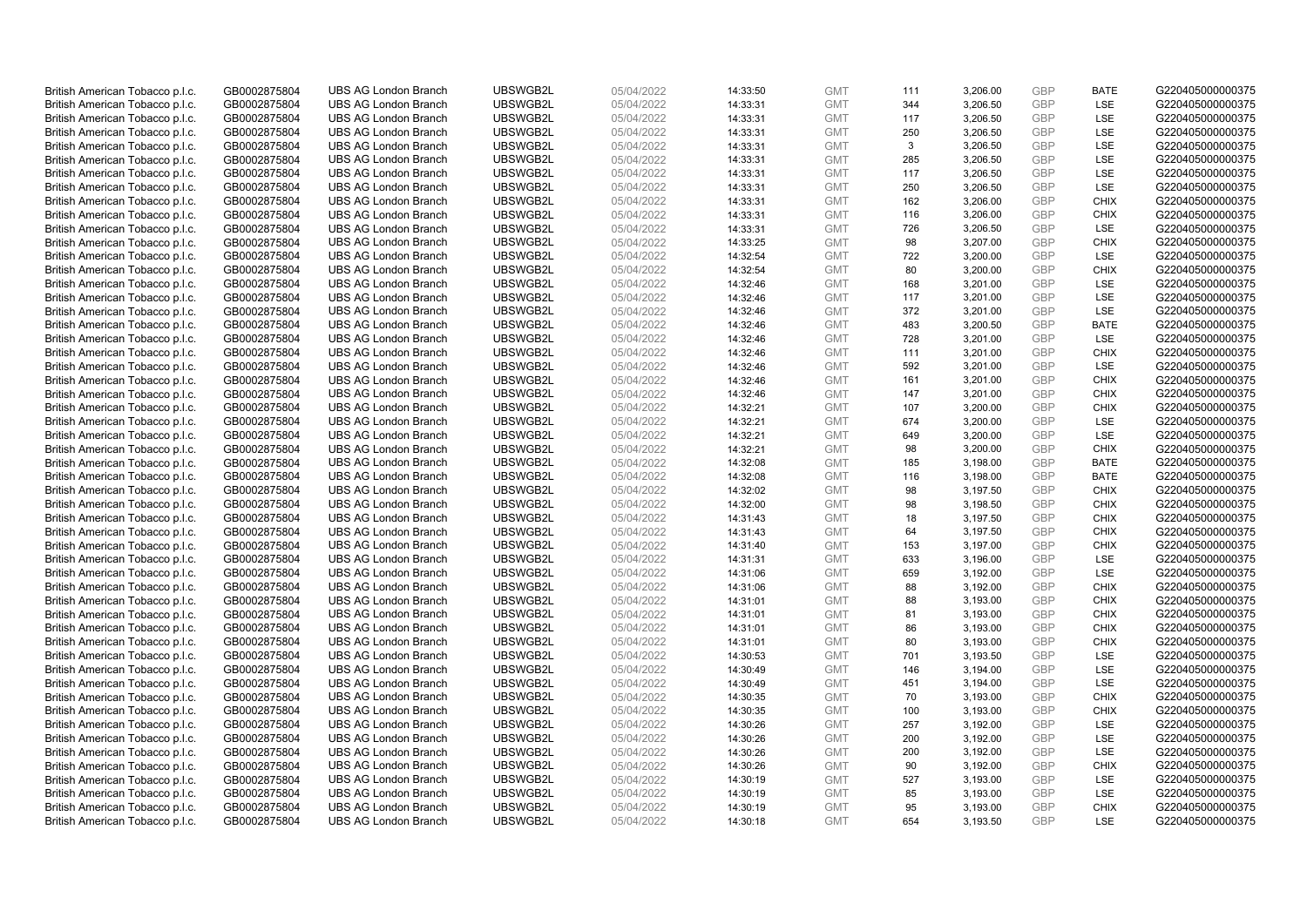| | | | | | | | | | | | |
|---|---|---|---|---|---|---|---|---|---|---|---|
| British American Tobacco p.l.c. | GB0002875804 | UBS AG London Branch | UBSWGB2L | 05/04/2022 | 14:33:50 | GMT | 111 | 3,206.00 | GBP | BATE | G220405000000375 |
| British American Tobacco p.l.c. | GB0002875804 | UBS AG London Branch | UBSWGB2L | 05/04/2022 | 14:33:31 | GMT | 344 | 3,206.50 | GBP | LSE | G220405000000375 |
| British American Tobacco p.l.c. | GB0002875804 | UBS AG London Branch | UBSWGB2L | 05/04/2022 | 14:33:31 | GMT | 117 | 3,206.50 | GBP | LSE | G220405000000375 |
| British American Tobacco p.l.c. | GB0002875804 | UBS AG London Branch | UBSWGB2L | 05/04/2022 | 14:33:31 | GMT | 250 | 3,206.50 | GBP | LSE | G220405000000375 |
| British American Tobacco p.l.c. | GB0002875804 | UBS AG London Branch | UBSWGB2L | 05/04/2022 | 14:33:31 | GMT | 3 | 3,206.50 | GBP | LSE | G220405000000375 |
| British American Tobacco p.l.c. | GB0002875804 | UBS AG London Branch | UBSWGB2L | 05/04/2022 | 14:33:31 | GMT | 285 | 3,206.50 | GBP | LSE | G220405000000375 |
| British American Tobacco p.l.c. | GB0002875804 | UBS AG London Branch | UBSWGB2L | 05/04/2022 | 14:33:31 | GMT | 117 | 3,206.50 | GBP | LSE | G220405000000375 |
| British American Tobacco p.l.c. | GB0002875804 | UBS AG London Branch | UBSWGB2L | 05/04/2022 | 14:33:31 | GMT | 250 | 3,206.50 | GBP | LSE | G220405000000375 |
| British American Tobacco p.l.c. | GB0002875804 | UBS AG London Branch | UBSWGB2L | 05/04/2022 | 14:33:31 | GMT | 162 | 3,206.00 | GBP | CHIX | G220405000000375 |
| British American Tobacco p.l.c. | GB0002875804 | UBS AG London Branch | UBSWGB2L | 05/04/2022 | 14:33:31 | GMT | 116 | 3,206.00 | GBP | CHIX | G220405000000375 |
| British American Tobacco p.l.c. | GB0002875804 | UBS AG London Branch | UBSWGB2L | 05/04/2022 | 14:33:31 | GMT | 726 | 3,206.50 | GBP | LSE | G220405000000375 |
| British American Tobacco p.l.c. | GB0002875804 | UBS AG London Branch | UBSWGB2L | 05/04/2022 | 14:33:25 | GMT | 98 | 3,207.00 | GBP | CHIX | G220405000000375 |
| British American Tobacco p.l.c. | GB0002875804 | UBS AG London Branch | UBSWGB2L | 05/04/2022 | 14:32:54 | GMT | 722 | 3,200.00 | GBP | LSE | G220405000000375 |
| British American Tobacco p.l.c. | GB0002875804 | UBS AG London Branch | UBSWGB2L | 05/04/2022 | 14:32:54 | GMT | 80 | 3,200.00 | GBP | CHIX | G220405000000375 |
| British American Tobacco p.l.c. | GB0002875804 | UBS AG London Branch | UBSWGB2L | 05/04/2022 | 14:32:46 | GMT | 168 | 3,201.00 | GBP | LSE | G220405000000375 |
| British American Tobacco p.l.c. | GB0002875804 | UBS AG London Branch | UBSWGB2L | 05/04/2022 | 14:32:46 | GMT | 117 | 3,201.00 | GBP | LSE | G220405000000375 |
| British American Tobacco p.l.c. | GB0002875804 | UBS AG London Branch | UBSWGB2L | 05/04/2022 | 14:32:46 | GMT | 372 | 3,201.00 | GBP | LSE | G220405000000375 |
| British American Tobacco p.l.c. | GB0002875804 | UBS AG London Branch | UBSWGB2L | 05/04/2022 | 14:32:46 | GMT | 483 | 3,200.50 | GBP | BATE | G220405000000375 |
| British American Tobacco p.l.c. | GB0002875804 | UBS AG London Branch | UBSWGB2L | 05/04/2022 | 14:32:46 | GMT | 728 | 3,201.00 | GBP | LSE | G220405000000375 |
| British American Tobacco p.l.c. | GB0002875804 | UBS AG London Branch | UBSWGB2L | 05/04/2022 | 14:32:46 | GMT | 111 | 3,201.00 | GBP | CHIX | G220405000000375 |
| British American Tobacco p.l.c. | GB0002875804 | UBS AG London Branch | UBSWGB2L | 05/04/2022 | 14:32:46 | GMT | 592 | 3,201.00 | GBP | LSE | G220405000000375 |
| British American Tobacco p.l.c. | GB0002875804 | UBS AG London Branch | UBSWGB2L | 05/04/2022 | 14:32:46 | GMT | 161 | 3,201.00 | GBP | CHIX | G220405000000375 |
| British American Tobacco p.l.c. | GB0002875804 | UBS AG London Branch | UBSWGB2L | 05/04/2022 | 14:32:46 | GMT | 147 | 3,201.00 | GBP | CHIX | G220405000000375 |
| British American Tobacco p.l.c. | GB0002875804 | UBS AG London Branch | UBSWGB2L | 05/04/2022 | 14:32:21 | GMT | 107 | 3,200.00 | GBP | CHIX | G220405000000375 |
| British American Tobacco p.l.c. | GB0002875804 | UBS AG London Branch | UBSWGB2L | 05/04/2022 | 14:32:21 | GMT | 674 | 3,200.00 | GBP | LSE | G220405000000375 |
| British American Tobacco p.l.c. | GB0002875804 | UBS AG London Branch | UBSWGB2L | 05/04/2022 | 14:32:21 | GMT | 649 | 3,200.00 | GBP | LSE | G220405000000375 |
| British American Tobacco p.l.c. | GB0002875804 | UBS AG London Branch | UBSWGB2L | 05/04/2022 | 14:32:21 | GMT | 98 | 3,200.00 | GBP | CHIX | G220405000000375 |
| British American Tobacco p.l.c. | GB0002875804 | UBS AG London Branch | UBSWGB2L | 05/04/2022 | 14:32:08 | GMT | 185 | 3,198.00 | GBP | BATE | G220405000000375 |
| British American Tobacco p.l.c. | GB0002875804 | UBS AG London Branch | UBSWGB2L | 05/04/2022 | 14:32:08 | GMT | 116 | 3,198.00 | GBP | BATE | G220405000000375 |
| British American Tobacco p.l.c. | GB0002875804 | UBS AG London Branch | UBSWGB2L | 05/04/2022 | 14:32:02 | GMT | 98 | 3,197.50 | GBP | CHIX | G220405000000375 |
| British American Tobacco p.l.c. | GB0002875804 | UBS AG London Branch | UBSWGB2L | 05/04/2022 | 14:32:00 | GMT | 98 | 3,198.50 | GBP | CHIX | G220405000000375 |
| British American Tobacco p.l.c. | GB0002875804 | UBS AG London Branch | UBSWGB2L | 05/04/2022 | 14:31:43 | GMT | 18 | 3,197.50 | GBP | CHIX | G220405000000375 |
| British American Tobacco p.l.c. | GB0002875804 | UBS AG London Branch | UBSWGB2L | 05/04/2022 | 14:31:43 | GMT | 64 | 3,197.50 | GBP | CHIX | G220405000000375 |
| British American Tobacco p.l.c. | GB0002875804 | UBS AG London Branch | UBSWGB2L | 05/04/2022 | 14:31:40 | GMT | 153 | 3,197.00 | GBP | CHIX | G220405000000375 |
| British American Tobacco p.l.c. | GB0002875804 | UBS AG London Branch | UBSWGB2L | 05/04/2022 | 14:31:31 | GMT | 633 | 3,196.00 | GBP | LSE | G220405000000375 |
| British American Tobacco p.l.c. | GB0002875804 | UBS AG London Branch | UBSWGB2L | 05/04/2022 | 14:31:06 | GMT | 659 | 3,192.00 | GBP | LSE | G220405000000375 |
| British American Tobacco p.l.c. | GB0002875804 | UBS AG London Branch | UBSWGB2L | 05/04/2022 | 14:31:06 | GMT | 88 | 3,192.00 | GBP | CHIX | G220405000000375 |
| British American Tobacco p.l.c. | GB0002875804 | UBS AG London Branch | UBSWGB2L | 05/04/2022 | 14:31:01 | GMT | 88 | 3,193.00 | GBP | CHIX | G220405000000375 |
| British American Tobacco p.l.c. | GB0002875804 | UBS AG London Branch | UBSWGB2L | 05/04/2022 | 14:31:01 | GMT | 81 | 3,193.00 | GBP | CHIX | G220405000000375 |
| British American Tobacco p.l.c. | GB0002875804 | UBS AG London Branch | UBSWGB2L | 05/04/2022 | 14:31:01 | GMT | 86 | 3,193.00 | GBP | CHIX | G220405000000375 |
| British American Tobacco p.l.c. | GB0002875804 | UBS AG London Branch | UBSWGB2L | 05/04/2022 | 14:31:01 | GMT | 80 | 3,193.00 | GBP | CHIX | G220405000000375 |
| British American Tobacco p.l.c. | GB0002875804 | UBS AG London Branch | UBSWGB2L | 05/04/2022 | 14:30:53 | GMT | 701 | 3,193.50 | GBP | LSE | G220405000000375 |
| British American Tobacco p.l.c. | GB0002875804 | UBS AG London Branch | UBSWGB2L | 05/04/2022 | 14:30:49 | GMT | 146 | 3,194.00 | GBP | LSE | G220405000000375 |
| British American Tobacco p.l.c. | GB0002875804 | UBS AG London Branch | UBSWGB2L | 05/04/2022 | 14:30:49 | GMT | 451 | 3,194.00 | GBP | LSE | G220405000000375 |
| British American Tobacco p.l.c. | GB0002875804 | UBS AG London Branch | UBSWGB2L | 05/04/2022 | 14:30:35 | GMT | 70 | 3,193.00 | GBP | CHIX | G220405000000375 |
| British American Tobacco p.l.c. | GB0002875804 | UBS AG London Branch | UBSWGB2L | 05/04/2022 | 14:30:35 | GMT | 100 | 3,193.00 | GBP | CHIX | G220405000000375 |
| British American Tobacco p.l.c. | GB0002875804 | UBS AG London Branch | UBSWGB2L | 05/04/2022 | 14:30:26 | GMT | 257 | 3,192.00 | GBP | LSE | G220405000000375 |
| British American Tobacco p.l.c. | GB0002875804 | UBS AG London Branch | UBSWGB2L | 05/04/2022 | 14:30:26 | GMT | 200 | 3,192.00 | GBP | LSE | G220405000000375 |
| British American Tobacco p.l.c. | GB0002875804 | UBS AG London Branch | UBSWGB2L | 05/04/2022 | 14:30:26 | GMT | 200 | 3,192.00 | GBP | LSE | G220405000000375 |
| British American Tobacco p.l.c. | GB0002875804 | UBS AG London Branch | UBSWGB2L | 05/04/2022 | 14:30:26 | GMT | 90 | 3,192.00 | GBP | CHIX | G220405000000375 |
| British American Tobacco p.l.c. | GB0002875804 | UBS AG London Branch | UBSWGB2L | 05/04/2022 | 14:30:19 | GMT | 527 | 3,193.00 | GBP | LSE | G220405000000375 |
| British American Tobacco p.l.c. | GB0002875804 | UBS AG London Branch | UBSWGB2L | 05/04/2022 | 14:30:19 | GMT | 85 | 3,193.00 | GBP | LSE | G220405000000375 |
| British American Tobacco p.l.c. | GB0002875804 | UBS AG London Branch | UBSWGB2L | 05/04/2022 | 14:30:19 | GMT | 95 | 3,193.00 | GBP | CHIX | G220405000000375 |
| British American Tobacco p.l.c. | GB0002875804 | UBS AG London Branch | UBSWGB2L | 05/04/2022 | 14:30:18 | GMT | 654 | 3,193.50 | GBP | LSE | G220405000000375 |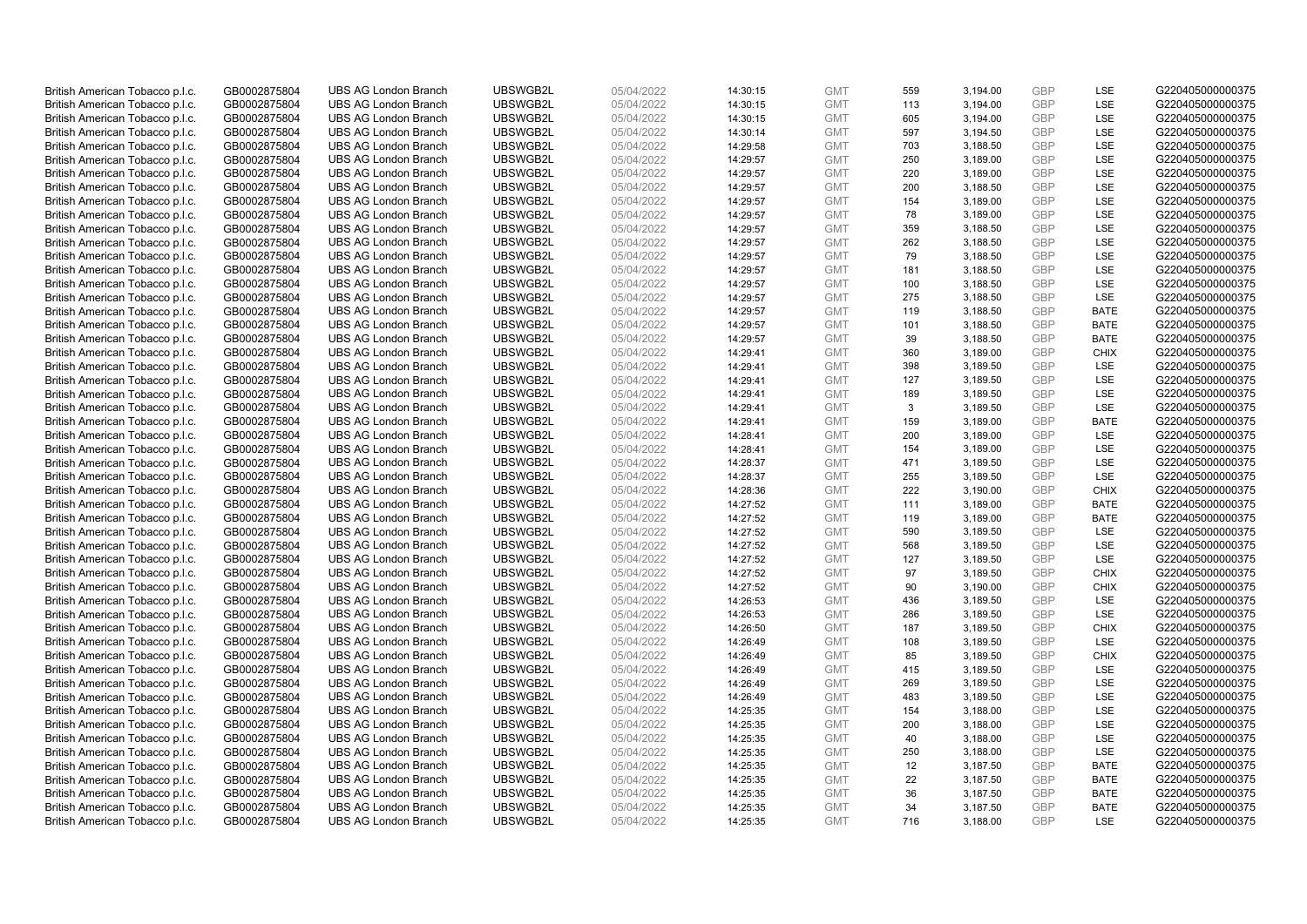| British American Tobacco p.l.c. | GB0002875804 | UBS AG London Branch | UBSWGB2L | 05/04/2022 | 14:30:15 | GMT | 559 | 3,194.00 | GBP | LSE | G220405000000375 |
|---|---|---|---|---|---|---|---|---|---|---|---|
| British American Tobacco p.l.c. | GB0002875804 | UBS AG London Branch | UBSWGB2L | 05/04/2022 | 14:30:15 | GMT | 113 | 3,194.00 | GBP | LSE | G220405000000375 |
| British American Tobacco p.l.c. | GB0002875804 | UBS AG London Branch | UBSWGB2L | 05/04/2022 | 14:30:15 | GMT | 605 | 3,194.00 | GBP | LSE | G220405000000375 |
| British American Tobacco p.l.c. | GB0002875804 | UBS AG London Branch | UBSWGB2L | 05/04/2022 | 14:30:14 | GMT | 597 | 3,194.50 | GBP | LSE | G220405000000375 |
| British American Tobacco p.l.c. | GB0002875804 | UBS AG London Branch | UBSWGB2L | 05/04/2022 | 14:29:58 | GMT | 703 | 3,188.50 | GBP | LSE | G220405000000375 |
| British American Tobacco p.l.c. | GB0002875804 | UBS AG London Branch | UBSWGB2L | 05/04/2022 | 14:29:57 | GMT | 250 | 3,189.00 | GBP | LSE | G220405000000375 |
| British American Tobacco p.l.c. | GB0002875804 | UBS AG London Branch | UBSWGB2L | 05/04/2022 | 14:29:57 | GMT | 220 | 3,189.00 | GBP | LSE | G220405000000375 |
| British American Tobacco p.l.c. | GB0002875804 | UBS AG London Branch | UBSWGB2L | 05/04/2022 | 14:29:57 | GMT | 200 | 3,188.50 | GBP | LSE | G220405000000375 |
| British American Tobacco p.l.c. | GB0002875804 | UBS AG London Branch | UBSWGB2L | 05/04/2022 | 14:29:57 | GMT | 154 | 3,189.00 | GBP | LSE | G220405000000375 |
| British American Tobacco p.l.c. | GB0002875804 | UBS AG London Branch | UBSWGB2L | 05/04/2022 | 14:29:57 | GMT | 78 | 3,189.00 | GBP | LSE | G220405000000375 |
| British American Tobacco p.l.c. | GB0002875804 | UBS AG London Branch | UBSWGB2L | 05/04/2022 | 14:29:57 | GMT | 359 | 3,188.50 | GBP | LSE | G220405000000375 |
| British American Tobacco p.l.c. | GB0002875804 | UBS AG London Branch | UBSWGB2L | 05/04/2022 | 14:29:57 | GMT | 262 | 3,188.50 | GBP | LSE | G220405000000375 |
| British American Tobacco p.l.c. | GB0002875804 | UBS AG London Branch | UBSWGB2L | 05/04/2022 | 14:29:57 | GMT | 79 | 3,188.50 | GBP | LSE | G220405000000375 |
| British American Tobacco p.l.c. | GB0002875804 | UBS AG London Branch | UBSWGB2L | 05/04/2022 | 14:29:57 | GMT | 181 | 3,188.50 | GBP | LSE | G220405000000375 |
| British American Tobacco p.l.c. | GB0002875804 | UBS AG London Branch | UBSWGB2L | 05/04/2022 | 14:29:57 | GMT | 100 | 3,188.50 | GBP | LSE | G220405000000375 |
| British American Tobacco p.l.c. | GB0002875804 | UBS AG London Branch | UBSWGB2L | 05/04/2022 | 14:29:57 | GMT | 275 | 3,188.50 | GBP | LSE | G220405000000375 |
| British American Tobacco p.l.c. | GB0002875804 | UBS AG London Branch | UBSWGB2L | 05/04/2022 | 14:29:57 | GMT | 119 | 3,188.50 | GBP | BATE | G220405000000375 |
| British American Tobacco p.l.c. | GB0002875804 | UBS AG London Branch | UBSWGB2L | 05/04/2022 | 14:29:57 | GMT | 101 | 3,188.50 | GBP | BATE | G220405000000375 |
| British American Tobacco p.l.c. | GB0002875804 | UBS AG London Branch | UBSWGB2L | 05/04/2022 | 14:29:57 | GMT | 39 | 3,188.50 | GBP | BATE | G220405000000375 |
| British American Tobacco p.l.c. | GB0002875804 | UBS AG London Branch | UBSWGB2L | 05/04/2022 | 14:29:41 | GMT | 360 | 3,189.00 | GBP | CHIX | G220405000000375 |
| British American Tobacco p.l.c. | GB0002875804 | UBS AG London Branch | UBSWGB2L | 05/04/2022 | 14:29:41 | GMT | 398 | 3,189.50 | GBP | LSE | G220405000000375 |
| British American Tobacco p.l.c. | GB0002875804 | UBS AG London Branch | UBSWGB2L | 05/04/2022 | 14:29:41 | GMT | 127 | 3,189.50 | GBP | LSE | G220405000000375 |
| British American Tobacco p.l.c. | GB0002875804 | UBS AG London Branch | UBSWGB2L | 05/04/2022 | 14:29:41 | GMT | 189 | 3,189.50 | GBP | LSE | G220405000000375 |
| British American Tobacco p.l.c. | GB0002875804 | UBS AG London Branch | UBSWGB2L | 05/04/2022 | 14:29:41 | GMT | 3 | 3,189.50 | GBP | LSE | G220405000000375 |
| British American Tobacco p.l.c. | GB0002875804 | UBS AG London Branch | UBSWGB2L | 05/04/2022 | 14:29:41 | GMT | 159 | 3,189.00 | GBP | BATE | G220405000000375 |
| British American Tobacco p.l.c. | GB0002875804 | UBS AG London Branch | UBSWGB2L | 05/04/2022 | 14:28:41 | GMT | 200 | 3,189.00 | GBP | LSE | G220405000000375 |
| British American Tobacco p.l.c. | GB0002875804 | UBS AG London Branch | UBSWGB2L | 05/04/2022 | 14:28:41 | GMT | 154 | 3,189.00 | GBP | LSE | G220405000000375 |
| British American Tobacco p.l.c. | GB0002875804 | UBS AG London Branch | UBSWGB2L | 05/04/2022 | 14:28:37 | GMT | 471 | 3,189.50 | GBP | LSE | G220405000000375 |
| British American Tobacco p.l.c. | GB0002875804 | UBS AG London Branch | UBSWGB2L | 05/04/2022 | 14:28:37 | GMT | 255 | 3,189.50 | GBP | LSE | G220405000000375 |
| British American Tobacco p.l.c. | GB0002875804 | UBS AG London Branch | UBSWGB2L | 05/04/2022 | 14:28:36 | GMT | 222 | 3,190.00 | GBP | CHIX | G220405000000375 |
| British American Tobacco p.l.c. | GB0002875804 | UBS AG London Branch | UBSWGB2L | 05/04/2022 | 14:27:52 | GMT | 111 | 3,189.00 | GBP | BATE | G220405000000375 |
| British American Tobacco p.l.c. | GB0002875804 | UBS AG London Branch | UBSWGB2L | 05/04/2022 | 14:27:52 | GMT | 119 | 3,189.00 | GBP | BATE | G220405000000375 |
| British American Tobacco p.l.c. | GB0002875804 | UBS AG London Branch | UBSWGB2L | 05/04/2022 | 14:27:52 | GMT | 590 | 3,189.50 | GBP | LSE | G220405000000375 |
| British American Tobacco p.l.c. | GB0002875804 | UBS AG London Branch | UBSWGB2L | 05/04/2022 | 14:27:52 | GMT | 568 | 3,189.50 | GBP | LSE | G220405000000375 |
| British American Tobacco p.l.c. | GB0002875804 | UBS AG London Branch | UBSWGB2L | 05/04/2022 | 14:27:52 | GMT | 127 | 3,189.50 | GBP | LSE | G220405000000375 |
| British American Tobacco p.l.c. | GB0002875804 | UBS AG London Branch | UBSWGB2L | 05/04/2022 | 14:27:52 | GMT | 97 | 3,189.50 | GBP | CHIX | G220405000000375 |
| British American Tobacco p.l.c. | GB0002875804 | UBS AG London Branch | UBSWGB2L | 05/04/2022 | 14:27:52 | GMT | 90 | 3,190.00 | GBP | CHIX | G220405000000375 |
| British American Tobacco p.l.c. | GB0002875804 | UBS AG London Branch | UBSWGB2L | 05/04/2022 | 14:26:53 | GMT | 436 | 3,189.50 | GBP | LSE | G220405000000375 |
| British American Tobacco p.l.c. | GB0002875804 | UBS AG London Branch | UBSWGB2L | 05/04/2022 | 14:26:53 | GMT | 286 | 3,189.50 | GBP | LSE | G220405000000375 |
| British American Tobacco p.l.c. | GB0002875804 | UBS AG London Branch | UBSWGB2L | 05/04/2022 | 14:26:50 | GMT | 187 | 3,189.50 | GBP | CHIX | G220405000000375 |
| British American Tobacco p.l.c. | GB0002875804 | UBS AG London Branch | UBSWGB2L | 05/04/2022 | 14:26:49 | GMT | 108 | 3,189.50 | GBP | LSE | G220405000000375 |
| British American Tobacco p.l.c. | GB0002875804 | UBS AG London Branch | UBSWGB2L | 05/04/2022 | 14:26:49 | GMT | 85 | 3,189.50 | GBP | CHIX | G220405000000375 |
| British American Tobacco p.l.c. | GB0002875804 | UBS AG London Branch | UBSWGB2L | 05/04/2022 | 14:26:49 | GMT | 415 | 3,189.50 | GBP | LSE | G220405000000375 |
| British American Tobacco p.l.c. | GB0002875804 | UBS AG London Branch | UBSWGB2L | 05/04/2022 | 14:26:49 | GMT | 269 | 3,189.50 | GBP | LSE | G220405000000375 |
| British American Tobacco p.l.c. | GB0002875804 | UBS AG London Branch | UBSWGB2L | 05/04/2022 | 14:26:49 | GMT | 483 | 3,189.50 | GBP | LSE | G220405000000375 |
| British American Tobacco p.l.c. | GB0002875804 | UBS AG London Branch | UBSWGB2L | 05/04/2022 | 14:25:35 | GMT | 154 | 3,188.00 | GBP | LSE | G220405000000375 |
| British American Tobacco p.l.c. | GB0002875804 | UBS AG London Branch | UBSWGB2L | 05/04/2022 | 14:25:35 | GMT | 200 | 3,188.00 | GBP | LSE | G220405000000375 |
| British American Tobacco p.l.c. | GB0002875804 | UBS AG London Branch | UBSWGB2L | 05/04/2022 | 14:25:35 | GMT | 40 | 3,188.00 | GBP | LSE | G220405000000375 |
| British American Tobacco p.l.c. | GB0002875804 | UBS AG London Branch | UBSWGB2L | 05/04/2022 | 14:25:35 | GMT | 250 | 3,188.00 | GBP | LSE | G220405000000375 |
| British American Tobacco p.l.c. | GB0002875804 | UBS AG London Branch | UBSWGB2L | 05/04/2022 | 14:25:35 | GMT | 12 | 3,187.50 | GBP | BATE | G220405000000375 |
| British American Tobacco p.l.c. | GB0002875804 | UBS AG London Branch | UBSWGB2L | 05/04/2022 | 14:25:35 | GMT | 22 | 3,187.50 | GBP | BATE | G220405000000375 |
| British American Tobacco p.l.c. | GB0002875804 | UBS AG London Branch | UBSWGB2L | 05/04/2022 | 14:25:35 | GMT | 36 | 3,187.50 | GBP | BATE | G220405000000375 |
| British American Tobacco p.l.c. | GB0002875804 | UBS AG London Branch | UBSWGB2L | 05/04/2022 | 14:25:35 | GMT | 34 | 3,187.50 | GBP | BATE | G220405000000375 |
| British American Tobacco p.l.c. | GB0002875804 | UBS AG London Branch | UBSWGB2L | 05/04/2022 | 14:25:35 | GMT | 716 | 3,188.00 | GBP | LSE | G220405000000375 |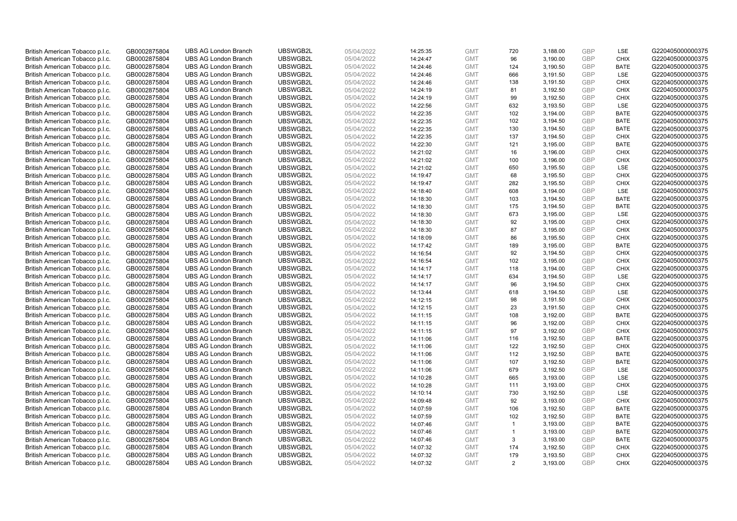| | | | | | | | | | | | |
|---|---|---|---|---|---|---|---|---|---|---|---|
| British American Tobacco p.l.c. | GB0002875804 | UBS AG London Branch | UBSWGB2L | 05/04/2022 | 14:25:35 | GMT | 720 | 3,188.00 | GBP | LSE | G220405000000375 |
| British American Tobacco p.l.c. | GB0002875804 | UBS AG London Branch | UBSWGB2L | 05/04/2022 | 14:24:47 | GMT | 96 | 3,190.00 | GBP | CHIX | G220405000000375 |
| British American Tobacco p.l.c. | GB0002875804 | UBS AG London Branch | UBSWGB2L | 05/04/2022 | 14:24:46 | GMT | 124 | 3,190.50 | GBP | BATE | G220405000000375 |
| British American Tobacco p.l.c. | GB0002875804 | UBS AG London Branch | UBSWGB2L | 05/04/2022 | 14:24:46 | GMT | 666 | 3,191.50 | GBP | LSE | G220405000000375 |
| British American Tobacco p.l.c. | GB0002875804 | UBS AG London Branch | UBSWGB2L | 05/04/2022 | 14:24:46 | GMT | 138 | 3,191.50 | GBP | CHIX | G220405000000375 |
| British American Tobacco p.l.c. | GB0002875804 | UBS AG London Branch | UBSWGB2L | 05/04/2022 | 14:24:19 | GMT | 81 | 3,192.50 | GBP | CHIX | G220405000000375 |
| British American Tobacco p.l.c. | GB0002875804 | UBS AG London Branch | UBSWGB2L | 05/04/2022 | 14:24:19 | GMT | 99 | 3,192.50 | GBP | CHIX | G220405000000375 |
| British American Tobacco p.l.c. | GB0002875804 | UBS AG London Branch | UBSWGB2L | 05/04/2022 | 14:22:56 | GMT | 632 | 3,193.50 | GBP | LSE | G220405000000375 |
| British American Tobacco p.l.c. | GB0002875804 | UBS AG London Branch | UBSWGB2L | 05/04/2022 | 14:22:35 | GMT | 102 | 3,194.00 | GBP | BATE | G220405000000375 |
| British American Tobacco p.l.c. | GB0002875804 | UBS AG London Branch | UBSWGB2L | 05/04/2022 | 14:22:35 | GMT | 102 | 3,194.50 | GBP | BATE | G220405000000375 |
| British American Tobacco p.l.c. | GB0002875804 | UBS AG London Branch | UBSWGB2L | 05/04/2022 | 14:22:35 | GMT | 130 | 3,194.50 | GBP | BATE | G220405000000375 |
| British American Tobacco p.l.c. | GB0002875804 | UBS AG London Branch | UBSWGB2L | 05/04/2022 | 14:22:35 | GMT | 137 | 3,194.50 | GBP | CHIX | G220405000000375 |
| British American Tobacco p.l.c. | GB0002875804 | UBS AG London Branch | UBSWGB2L | 05/04/2022 | 14:22:30 | GMT | 121 | 3,195.00 | GBP | BATE | G220405000000375 |
| British American Tobacco p.l.c. | GB0002875804 | UBS AG London Branch | UBSWGB2L | 05/04/2022 | 14:21:02 | GMT | 16 | 3,196.00 | GBP | CHIX | G220405000000375 |
| British American Tobacco p.l.c. | GB0002875804 | UBS AG London Branch | UBSWGB2L | 05/04/2022 | 14:21:02 | GMT | 100 | 3,196.00 | GBP | CHIX | G220405000000375 |
| British American Tobacco p.l.c. | GB0002875804 | UBS AG London Branch | UBSWGB2L | 05/04/2022 | 14:21:02 | GMT | 650 | 3,195.50 | GBP | LSE | G220405000000375 |
| British American Tobacco p.l.c. | GB0002875804 | UBS AG London Branch | UBSWGB2L | 05/04/2022 | 14:19:47 | GMT | 68 | 3,195.50 | GBP | CHIX | G220405000000375 |
| British American Tobacco p.l.c. | GB0002875804 | UBS AG London Branch | UBSWGB2L | 05/04/2022 | 14:19:47 | GMT | 282 | 3,195.50 | GBP | CHIX | G220405000000375 |
| British American Tobacco p.l.c. | GB0002875804 | UBS AG London Branch | UBSWGB2L | 05/04/2022 | 14:18:40 | GMT | 608 | 3,194.00 | GBP | LSE | G220405000000375 |
| British American Tobacco p.l.c. | GB0002875804 | UBS AG London Branch | UBSWGB2L | 05/04/2022 | 14:18:30 | GMT | 103 | 3,194.50 | GBP | BATE | G220405000000375 |
| British American Tobacco p.l.c. | GB0002875804 | UBS AG London Branch | UBSWGB2L | 05/04/2022 | 14:18:30 | GMT | 175 | 3,194.50 | GBP | BATE | G220405000000375 |
| British American Tobacco p.l.c. | GB0002875804 | UBS AG London Branch | UBSWGB2L | 05/04/2022 | 14:18:30 | GMT | 673 | 3,195.00 | GBP | LSE | G220405000000375 |
| British American Tobacco p.l.c. | GB0002875804 | UBS AG London Branch | UBSWGB2L | 05/04/2022 | 14:18:30 | GMT | 92 | 3,195.00 | GBP | CHIX | G220405000000375 |
| British American Tobacco p.l.c. | GB0002875804 | UBS AG London Branch | UBSWGB2L | 05/04/2022 | 14:18:30 | GMT | 87 | 3,195.00 | GBP | CHIX | G220405000000375 |
| British American Tobacco p.l.c. | GB0002875804 | UBS AG London Branch | UBSWGB2L | 05/04/2022 | 14:18:09 | GMT | 86 | 3,195.50 | GBP | CHIX | G220405000000375 |
| British American Tobacco p.l.c. | GB0002875804 | UBS AG London Branch | UBSWGB2L | 05/04/2022 | 14:17:42 | GMT | 189 | 3,195.00 | GBP | BATE | G220405000000375 |
| British American Tobacco p.l.c. | GB0002875804 | UBS AG London Branch | UBSWGB2L | 05/04/2022 | 14:16:54 | GMT | 92 | 3,194.50 | GBP | CHIX | G220405000000375 |
| British American Tobacco p.l.c. | GB0002875804 | UBS AG London Branch | UBSWGB2L | 05/04/2022 | 14:16:54 | GMT | 102 | 3,195.00 | GBP | CHIX | G220405000000375 |
| British American Tobacco p.l.c. | GB0002875804 | UBS AG London Branch | UBSWGB2L | 05/04/2022 | 14:14:17 | GMT | 118 | 3,194.00 | GBP | CHIX | G220405000000375 |
| British American Tobacco p.l.c. | GB0002875804 | UBS AG London Branch | UBSWGB2L | 05/04/2022 | 14:14:17 | GMT | 634 | 3,194.50 | GBP | LSE | G220405000000375 |
| British American Tobacco p.l.c. | GB0002875804 | UBS AG London Branch | UBSWGB2L | 05/04/2022 | 14:14:17 | GMT | 96 | 3,194.50 | GBP | CHIX | G220405000000375 |
| British American Tobacco p.l.c. | GB0002875804 | UBS AG London Branch | UBSWGB2L | 05/04/2022 | 14:13:44 | GMT | 618 | 3,194.50 | GBP | LSE | G220405000000375 |
| British American Tobacco p.l.c. | GB0002875804 | UBS AG London Branch | UBSWGB2L | 05/04/2022 | 14:12:15 | GMT | 98 | 3,191.50 | GBP | CHIX | G220405000000375 |
| British American Tobacco p.l.c. | GB0002875804 | UBS AG London Branch | UBSWGB2L | 05/04/2022 | 14:12:15 | GMT | 23 | 3,191.50 | GBP | CHIX | G220405000000375 |
| British American Tobacco p.l.c. | GB0002875804 | UBS AG London Branch | UBSWGB2L | 05/04/2022 | 14:11:15 | GMT | 108 | 3,192.00 | GBP | BATE | G220405000000375 |
| British American Tobacco p.l.c. | GB0002875804 | UBS AG London Branch | UBSWGB2L | 05/04/2022 | 14:11:15 | GMT | 96 | 3,192.00 | GBP | CHIX | G220405000000375 |
| British American Tobacco p.l.c. | GB0002875804 | UBS AG London Branch | UBSWGB2L | 05/04/2022 | 14:11:15 | GMT | 97 | 3,192.00 | GBP | CHIX | G220405000000375 |
| British American Tobacco p.l.c. | GB0002875804 | UBS AG London Branch | UBSWGB2L | 05/04/2022 | 14:11:06 | GMT | 116 | 3,192.50 | GBP | BATE | G220405000000375 |
| British American Tobacco p.l.c. | GB0002875804 | UBS AG London Branch | UBSWGB2L | 05/04/2022 | 14:11:06 | GMT | 122 | 3,192.50 | GBP | CHIX | G220405000000375 |
| British American Tobacco p.l.c. | GB0002875804 | UBS AG London Branch | UBSWGB2L | 05/04/2022 | 14:11:06 | GMT | 112 | 3,192.50 | GBP | BATE | G220405000000375 |
| British American Tobacco p.l.c. | GB0002875804 | UBS AG London Branch | UBSWGB2L | 05/04/2022 | 14:11:06 | GMT | 107 | 3,192.50 | GBP | BATE | G220405000000375 |
| British American Tobacco p.l.c. | GB0002875804 | UBS AG London Branch | UBSWGB2L | 05/04/2022 | 14:11:06 | GMT | 679 | 3,192.50 | GBP | LSE | G220405000000375 |
| British American Tobacco p.l.c. | GB0002875804 | UBS AG London Branch | UBSWGB2L | 05/04/2022 | 14:10:28 | GMT | 665 | 3,193.00 | GBP | LSE | G220405000000375 |
| British American Tobacco p.l.c. | GB0002875804 | UBS AG London Branch | UBSWGB2L | 05/04/2022 | 14:10:28 | GMT | 111 | 3,193.00 | GBP | CHIX | G220405000000375 |
| British American Tobacco p.l.c. | GB0002875804 | UBS AG London Branch | UBSWGB2L | 05/04/2022 | 14:10:14 | GMT | 730 | 3,192.50 | GBP | LSE | G220405000000375 |
| British American Tobacco p.l.c. | GB0002875804 | UBS AG London Branch | UBSWGB2L | 05/04/2022 | 14:09:48 | GMT | 92 | 3,193.00 | GBP | CHIX | G220405000000375 |
| British American Tobacco p.l.c. | GB0002875804 | UBS AG London Branch | UBSWGB2L | 05/04/2022 | 14:07:59 | GMT | 106 | 3,192.50 | GBP | BATE | G220405000000375 |
| British American Tobacco p.l.c. | GB0002875804 | UBS AG London Branch | UBSWGB2L | 05/04/2022 | 14:07:59 | GMT | 102 | 3,192.50 | GBP | BATE | G220405000000375 |
| British American Tobacco p.l.c. | GB0002875804 | UBS AG London Branch | UBSWGB2L | 05/04/2022 | 14:07:46 | GMT | 1 | 3,193.00 | GBP | BATE | G220405000000375 |
| British American Tobacco p.l.c. | GB0002875804 | UBS AG London Branch | UBSWGB2L | 05/04/2022 | 14:07:46 | GMT | 1 | 3,193.00 | GBP | BATE | G220405000000375 |
| British American Tobacco p.l.c. | GB0002875804 | UBS AG London Branch | UBSWGB2L | 05/04/2022 | 14:07:46 | GMT | 3 | 3,193.00 | GBP | BATE | G220405000000375 |
| British American Tobacco p.l.c. | GB0002875804 | UBS AG London Branch | UBSWGB2L | 05/04/2022 | 14:07:32 | GMT | 174 | 3,192.50 | GBP | CHIX | G220405000000375 |
| British American Tobacco p.l.c. | GB0002875804 | UBS AG London Branch | UBSWGB2L | 05/04/2022 | 14:07:32 | GMT | 179 | 3,193.50 | GBP | CHIX | G220405000000375 |
| British American Tobacco p.l.c. | GB0002875804 | UBS AG London Branch | UBSWGB2L | 05/04/2022 | 14:07:32 | GMT | 2 | 3,193.00 | GBP | CHIX | G220405000000375 |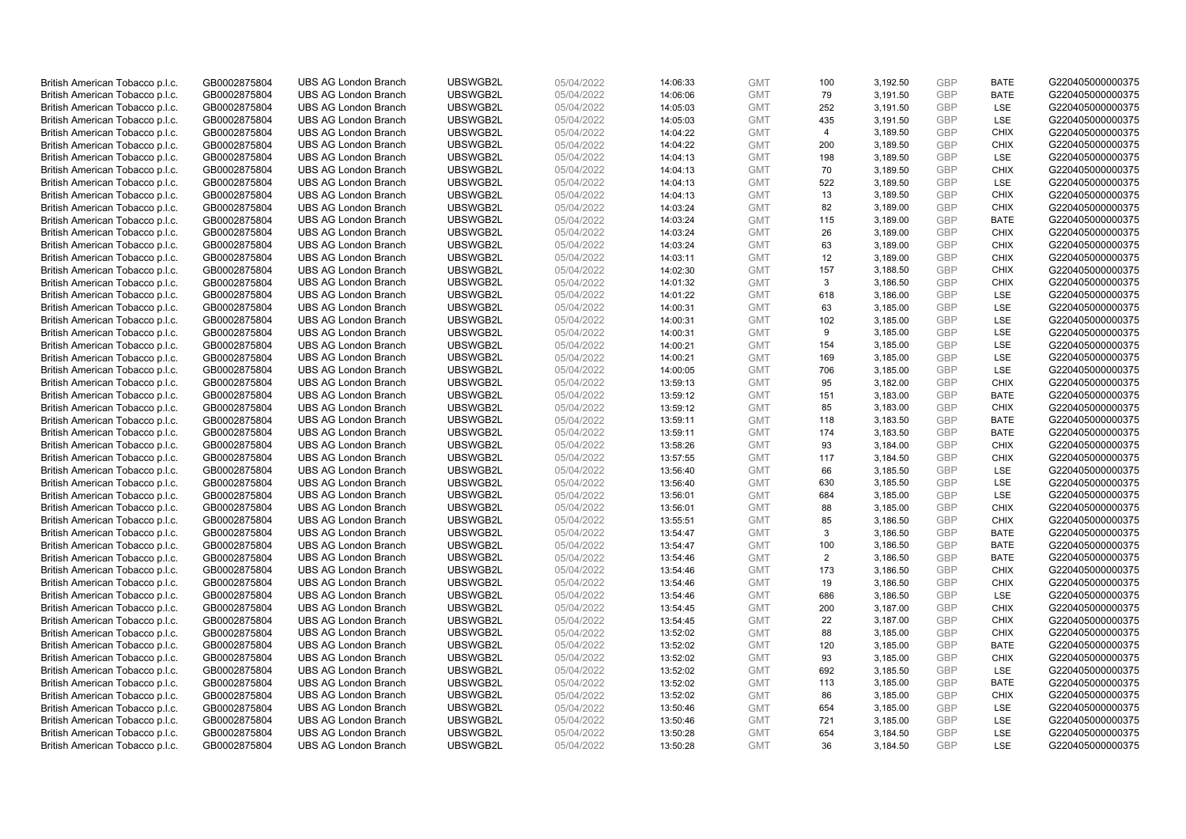| British American Tobacco p.l.c. | GB0002875804 | UBS AG London Branch | UBSWGB2L | 05/04/2022 | 14:06:33 | GMT | 100 | 3,192.50 | GBP | BATE | G220405000000375 |
|---|---|---|---|---|---|---|---|---|---|---|---|
| British American Tobacco p.l.c. | GB0002875804 | UBS AG London Branch | UBSWGB2L | 05/04/2022 | 14:06:06 | GMT | 79 | 3,191.50 | GBP | BATE | G220405000000375 |
| British American Tobacco p.l.c. | GB0002875804 | UBS AG London Branch | UBSWGB2L | 05/04/2022 | 14:05:03 | GMT | 252 | 3,191.50 | GBP | LSE | G220405000000375 |
| British American Tobacco p.l.c. | GB0002875804 | UBS AG London Branch | UBSWGB2L | 05/04/2022 | 14:05:03 | GMT | 435 | 3,191.50 | GBP | LSE | G220405000000375 |
| British American Tobacco p.l.c. | GB0002875804 | UBS AG London Branch | UBSWGB2L | 05/04/2022 | 14:04:22 | GMT | 4 | 3,189.50 | GBP | CHIX | G220405000000375 |
| British American Tobacco p.l.c. | GB0002875804 | UBS AG London Branch | UBSWGB2L | 05/04/2022 | 14:04:22 | GMT | 200 | 3,189.50 | GBP | CHIX | G220405000000375 |
| British American Tobacco p.l.c. | GB0002875804 | UBS AG London Branch | UBSWGB2L | 05/04/2022 | 14:04:13 | GMT | 198 | 3,189.50 | GBP | LSE | G220405000000375 |
| British American Tobacco p.l.c. | GB0002875804 | UBS AG London Branch | UBSWGB2L | 05/04/2022 | 14:04:13 | GMT | 70 | 3,189.50 | GBP | CHIX | G220405000000375 |
| British American Tobacco p.l.c. | GB0002875804 | UBS AG London Branch | UBSWGB2L | 05/04/2022 | 14:04:13 | GMT | 522 | 3,189.50 | GBP | LSE | G220405000000375 |
| British American Tobacco p.l.c. | GB0002875804 | UBS AG London Branch | UBSWGB2L | 05/04/2022 | 14:04:13 | GMT | 13 | 3,189.50 | GBP | CHIX | G220405000000375 |
| British American Tobacco p.l.c. | GB0002875804 | UBS AG London Branch | UBSWGB2L | 05/04/2022 | 14:03:24 | GMT | 82 | 3,189.00 | GBP | CHIX | G220405000000375 |
| British American Tobacco p.l.c. | GB0002875804 | UBS AG London Branch | UBSWGB2L | 05/04/2022 | 14:03:24 | GMT | 115 | 3,189.00 | GBP | BATE | G220405000000375 |
| British American Tobacco p.l.c. | GB0002875804 | UBS AG London Branch | UBSWGB2L | 05/04/2022 | 14:03:24 | GMT | 26 | 3,189.00 | GBP | CHIX | G220405000000375 |
| British American Tobacco p.l.c. | GB0002875804 | UBS AG London Branch | UBSWGB2L | 05/04/2022 | 14:03:24 | GMT | 63 | 3,189.00 | GBP | CHIX | G220405000000375 |
| British American Tobacco p.l.c. | GB0002875804 | UBS AG London Branch | UBSWGB2L | 05/04/2022 | 14:03:11 | GMT | 12 | 3,189.00 | GBP | CHIX | G220405000000375 |
| British American Tobacco p.l.c. | GB0002875804 | UBS AG London Branch | UBSWGB2L | 05/04/2022 | 14:02:30 | GMT | 157 | 3,188.50 | GBP | CHIX | G220405000000375 |
| British American Tobacco p.l.c. | GB0002875804 | UBS AG London Branch | UBSWGB2L | 05/04/2022 | 14:01:32 | GMT | 3 | 3,186.50 | GBP | CHIX | G220405000000375 |
| British American Tobacco p.l.c. | GB0002875804 | UBS AG London Branch | UBSWGB2L | 05/04/2022 | 14:01:22 | GMT | 618 | 3,186.00 | GBP | LSE | G220405000000375 |
| British American Tobacco p.l.c. | GB0002875804 | UBS AG London Branch | UBSWGB2L | 05/04/2022 | 14:00:31 | GMT | 63 | 3,185.00 | GBP | LSE | G220405000000375 |
| British American Tobacco p.l.c. | GB0002875804 | UBS AG London Branch | UBSWGB2L | 05/04/2022 | 14:00:31 | GMT | 102 | 3,185.00 | GBP | LSE | G220405000000375 |
| British American Tobacco p.l.c. | GB0002875804 | UBS AG London Branch | UBSWGB2L | 05/04/2022 | 14:00:31 | GMT | 9 | 3,185.00 | GBP | LSE | G220405000000375 |
| British American Tobacco p.l.c. | GB0002875804 | UBS AG London Branch | UBSWGB2L | 05/04/2022 | 14:00:21 | GMT | 154 | 3,185.00 | GBP | LSE | G220405000000375 |
| British American Tobacco p.l.c. | GB0002875804 | UBS AG London Branch | UBSWGB2L | 05/04/2022 | 14:00:21 | GMT | 169 | 3,185.00 | GBP | LSE | G220405000000375 |
| British American Tobacco p.l.c. | GB0002875804 | UBS AG London Branch | UBSWGB2L | 05/04/2022 | 14:00:05 | GMT | 706 | 3,185.00 | GBP | LSE | G220405000000375 |
| British American Tobacco p.l.c. | GB0002875804 | UBS AG London Branch | UBSWGB2L | 05/04/2022 | 13:59:13 | GMT | 95 | 3,182.00 | GBP | CHIX | G220405000000375 |
| British American Tobacco p.l.c. | GB0002875804 | UBS AG London Branch | UBSWGB2L | 05/04/2022 | 13:59:12 | GMT | 151 | 3,183.00 | GBP | BATE | G220405000000375 |
| British American Tobacco p.l.c. | GB0002875804 | UBS AG London Branch | UBSWGB2L | 05/04/2022 | 13:59:12 | GMT | 85 | 3,183.00 | GBP | CHIX | G220405000000375 |
| British American Tobacco p.l.c. | GB0002875804 | UBS AG London Branch | UBSWGB2L | 05/04/2022 | 13:59:11 | GMT | 118 | 3,183.50 | GBP | BATE | G220405000000375 |
| British American Tobacco p.l.c. | GB0002875804 | UBS AG London Branch | UBSWGB2L | 05/04/2022 | 13:59:11 | GMT | 174 | 3,183.50 | GBP | BATE | G220405000000375 |
| British American Tobacco p.l.c. | GB0002875804 | UBS AG London Branch | UBSWGB2L | 05/04/2022 | 13:58:26 | GMT | 93 | 3,184.00 | GBP | CHIX | G220405000000375 |
| British American Tobacco p.l.c. | GB0002875804 | UBS AG London Branch | UBSWGB2L | 05/04/2022 | 13:57:55 | GMT | 117 | 3,184.50 | GBP | CHIX | G220405000000375 |
| British American Tobacco p.l.c. | GB0002875804 | UBS AG London Branch | UBSWGB2L | 05/04/2022 | 13:56:40 | GMT | 66 | 3,185.50 | GBP | LSE | G220405000000375 |
| British American Tobacco p.l.c. | GB0002875804 | UBS AG London Branch | UBSWGB2L | 05/04/2022 | 13:56:40 | GMT | 630 | 3,185.50 | GBP | LSE | G220405000000375 |
| British American Tobacco p.l.c. | GB0002875804 | UBS AG London Branch | UBSWGB2L | 05/04/2022 | 13:56:01 | GMT | 684 | 3,185.00 | GBP | LSE | G220405000000375 |
| British American Tobacco p.l.c. | GB0002875804 | UBS AG London Branch | UBSWGB2L | 05/04/2022 | 13:56:01 | GMT | 88 | 3,185.00 | GBP | CHIX | G220405000000375 |
| British American Tobacco p.l.c. | GB0002875804 | UBS AG London Branch | UBSWGB2L | 05/04/2022 | 13:55:51 | GMT | 85 | 3,186.50 | GBP | CHIX | G220405000000375 |
| British American Tobacco p.l.c. | GB0002875804 | UBS AG London Branch | UBSWGB2L | 05/04/2022 | 13:54:47 | GMT | 3 | 3,186.50 | GBP | BATE | G220405000000375 |
| British American Tobacco p.l.c. | GB0002875804 | UBS AG London Branch | UBSWGB2L | 05/04/2022 | 13:54:47 | GMT | 100 | 3,186.50 | GBP | BATE | G220405000000375 |
| British American Tobacco p.l.c. | GB0002875804 | UBS AG London Branch | UBSWGB2L | 05/04/2022 | 13:54:46 | GMT | 2 | 3,186.50 | GBP | BATE | G220405000000375 |
| British American Tobacco p.l.c. | GB0002875804 | UBS AG London Branch | UBSWGB2L | 05/04/2022 | 13:54:46 | GMT | 173 | 3,186.50 | GBP | CHIX | G220405000000375 |
| British American Tobacco p.l.c. | GB0002875804 | UBS AG London Branch | UBSWGB2L | 05/04/2022 | 13:54:46 | GMT | 19 | 3,186.50 | GBP | CHIX | G220405000000375 |
| British American Tobacco p.l.c. | GB0002875804 | UBS AG London Branch | UBSWGB2L | 05/04/2022 | 13:54:46 | GMT | 686 | 3,186.50 | GBP | LSE | G220405000000375 |
| British American Tobacco p.l.c. | GB0002875804 | UBS AG London Branch | UBSWGB2L | 05/04/2022 | 13:54:45 | GMT | 200 | 3,187.00 | GBP | CHIX | G220405000000375 |
| British American Tobacco p.l.c. | GB0002875804 | UBS AG London Branch | UBSWGB2L | 05/04/2022 | 13:54:45 | GMT | 22 | 3,187.00 | GBP | CHIX | G220405000000375 |
| British American Tobacco p.l.c. | GB0002875804 | UBS AG London Branch | UBSWGB2L | 05/04/2022 | 13:52:02 | GMT | 88 | 3,185.00 | GBP | CHIX | G220405000000375 |
| British American Tobacco p.l.c. | GB0002875804 | UBS AG London Branch | UBSWGB2L | 05/04/2022 | 13:52:02 | GMT | 120 | 3,185.00 | GBP | BATE | G220405000000375 |
| British American Tobacco p.l.c. | GB0002875804 | UBS AG London Branch | UBSWGB2L | 05/04/2022 | 13:52:02 | GMT | 93 | 3,185.00 | GBP | CHIX | G220405000000375 |
| British American Tobacco p.l.c. | GB0002875804 | UBS AG London Branch | UBSWGB2L | 05/04/2022 | 13:52:02 | GMT | 692 | 3,185.50 | GBP | LSE | G220405000000375 |
| British American Tobacco p.l.c. | GB0002875804 | UBS AG London Branch | UBSWGB2L | 05/04/2022 | 13:52:02 | GMT | 113 | 3,185.00 | GBP | BATE | G220405000000375 |
| British American Tobacco p.l.c. | GB0002875804 | UBS AG London Branch | UBSWGB2L | 05/04/2022 | 13:52:02 | GMT | 86 | 3,185.00 | GBP | CHIX | G220405000000375 |
| British American Tobacco p.l.c. | GB0002875804 | UBS AG London Branch | UBSWGB2L | 05/04/2022 | 13:50:46 | GMT | 654 | 3,185.00 | GBP | LSE | G220405000000375 |
| British American Tobacco p.l.c. | GB0002875804 | UBS AG London Branch | UBSWGB2L | 05/04/2022 | 13:50:46 | GMT | 721 | 3,185.00 | GBP | LSE | G220405000000375 |
| British American Tobacco p.l.c. | GB0002875804 | UBS AG London Branch | UBSWGB2L | 05/04/2022 | 13:50:28 | GMT | 654 | 3,184.50 | GBP | LSE | G220405000000375 |
| British American Tobacco p.l.c. | GB0002875804 | UBS AG London Branch | UBSWGB2L | 05/04/2022 | 13:50:28 | GMT | 36 | 3,184.50 | GBP | LSE | G220405000000375 |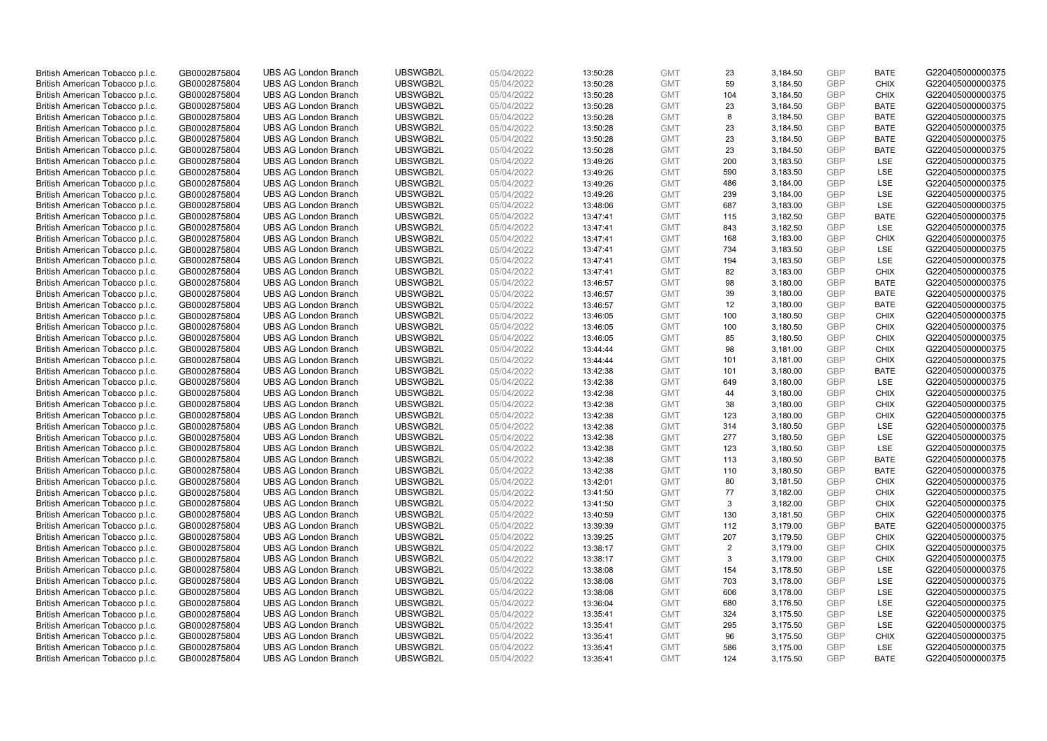| British American Tobacco p.l.c. | GB0002875804 | UBS AG London Branch | UBSWGB2L | 05/04/2022 | 13:50:28 | GMT | 23 | 3,184.50 | GBP | BATE | G220405000000375 |
|---|---|---|---|---|---|---|---|---|---|---|---|
| British American Tobacco p.l.c. | GB0002875804 | UBS AG London Branch | UBSWGB2L | 05/04/2022 | 13:50:28 | GMT | 59 | 3,184.50 | GBP | CHIX | G220405000000375 |
| British American Tobacco p.l.c. | GB0002875804 | UBS AG London Branch | UBSWGB2L | 05/04/2022 | 13:50:28 | GMT | 104 | 3,184.50 | GBP | CHIX | G220405000000375 |
| British American Tobacco p.l.c. | GB0002875804 | UBS AG London Branch | UBSWGB2L | 05/04/2022 | 13:50:28 | GMT | 23 | 3,184.50 | GBP | BATE | G220405000000375 |
| British American Tobacco p.l.c. | GB0002875804 | UBS AG London Branch | UBSWGB2L | 05/04/2022 | 13:50:28 | GMT | 8 | 3,184.50 | GBP | BATE | G220405000000375 |
| British American Tobacco p.l.c. | GB0002875804 | UBS AG London Branch | UBSWGB2L | 05/04/2022 | 13:50:28 | GMT | 23 | 3,184.50 | GBP | BATE | G220405000000375 |
| British American Tobacco p.l.c. | GB0002875804 | UBS AG London Branch | UBSWGB2L | 05/04/2022 | 13:50:28 | GMT | 23 | 3,184.50 | GBP | BATE | G220405000000375 |
| British American Tobacco p.l.c. | GB0002875804 | UBS AG London Branch | UBSWGB2L | 05/04/2022 | 13:50:28 | GMT | 23 | 3,184.50 | GBP | BATE | G220405000000375 |
| British American Tobacco p.l.c. | GB0002875804 | UBS AG London Branch | UBSWGB2L | 05/04/2022 | 13:49:26 | GMT | 200 | 3,183.50 | GBP | LSE | G220405000000375 |
| British American Tobacco p.l.c. | GB0002875804 | UBS AG London Branch | UBSWGB2L | 05/04/2022 | 13:49:26 | GMT | 590 | 3,183.50 | GBP | LSE | G220405000000375 |
| British American Tobacco p.l.c. | GB0002875804 | UBS AG London Branch | UBSWGB2L | 05/04/2022 | 13:49:26 | GMT | 486 | 3,184.00 | GBP | LSE | G220405000000375 |
| British American Tobacco p.l.c. | GB0002875804 | UBS AG London Branch | UBSWGB2L | 05/04/2022 | 13:49:26 | GMT | 239 | 3,184.00 | GBP | LSE | G220405000000375 |
| British American Tobacco p.l.c. | GB0002875804 | UBS AG London Branch | UBSWGB2L | 05/04/2022 | 13:48:06 | GMT | 687 | 3,183.00 | GBP | LSE | G220405000000375 |
| British American Tobacco p.l.c. | GB0002875804 | UBS AG London Branch | UBSWGB2L | 05/04/2022 | 13:47:41 | GMT | 115 | 3,182.50 | GBP | BATE | G220405000000375 |
| British American Tobacco p.l.c. | GB0002875804 | UBS AG London Branch | UBSWGB2L | 05/04/2022 | 13:47:41 | GMT | 843 | 3,182.50 | GBP | LSE | G220405000000375 |
| British American Tobacco p.l.c. | GB0002875804 | UBS AG London Branch | UBSWGB2L | 05/04/2022 | 13:47:41 | GMT | 168 | 3,183.00 | GBP | CHIX | G220405000000375 |
| British American Tobacco p.l.c. | GB0002875804 | UBS AG London Branch | UBSWGB2L | 05/04/2022 | 13:47:41 | GMT | 734 | 3,183.50 | GBP | LSE | G220405000000375 |
| British American Tobacco p.l.c. | GB0002875804 | UBS AG London Branch | UBSWGB2L | 05/04/2022 | 13:47:41 | GMT | 194 | 3,183.50 | GBP | LSE | G220405000000375 |
| British American Tobacco p.l.c. | GB0002875804 | UBS AG London Branch | UBSWGB2L | 05/04/2022 | 13:47:41 | GMT | 82 | 3,183.00 | GBP | CHIX | G220405000000375 |
| British American Tobacco p.l.c. | GB0002875804 | UBS AG London Branch | UBSWGB2L | 05/04/2022 | 13:46:57 | GMT | 98 | 3,180.00 | GBP | BATE | G220405000000375 |
| British American Tobacco p.l.c. | GB0002875804 | UBS AG London Branch | UBSWGB2L | 05/04/2022 | 13:46:57 | GMT | 39 | 3,180.00 | GBP | BATE | G220405000000375 |
| British American Tobacco p.l.c. | GB0002875804 | UBS AG London Branch | UBSWGB2L | 05/04/2022 | 13:46:57 | GMT | 12 | 3,180.00 | GBP | BATE | G220405000000375 |
| British American Tobacco p.l.c. | GB0002875804 | UBS AG London Branch | UBSWGB2L | 05/04/2022 | 13:46:05 | GMT | 100 | 3,180.50 | GBP | CHIX | G220405000000375 |
| British American Tobacco p.l.c. | GB0002875804 | UBS AG London Branch | UBSWGB2L | 05/04/2022 | 13:46:05 | GMT | 100 | 3,180.50 | GBP | CHIX | G220405000000375 |
| British American Tobacco p.l.c. | GB0002875804 | UBS AG London Branch | UBSWGB2L | 05/04/2022 | 13:46:05 | GMT | 85 | 3,180.50 | GBP | CHIX | G220405000000375 |
| British American Tobacco p.l.c. | GB0002875804 | UBS AG London Branch | UBSWGB2L | 05/04/2022 | 13:44:44 | GMT | 98 | 3,181.00 | GBP | CHIX | G220405000000375 |
| British American Tobacco p.l.c. | GB0002875804 | UBS AG London Branch | UBSWGB2L | 05/04/2022 | 13:44:44 | GMT | 101 | 3,181.00 | GBP | CHIX | G220405000000375 |
| British American Tobacco p.l.c. | GB0002875804 | UBS AG London Branch | UBSWGB2L | 05/04/2022 | 13:42:38 | GMT | 101 | 3,180.00 | GBP | BATE | G220405000000375 |
| British American Tobacco p.l.c. | GB0002875804 | UBS AG London Branch | UBSWGB2L | 05/04/2022 | 13:42:38 | GMT | 649 | 3,180.00 | GBP | LSE | G220405000000375 |
| British American Tobacco p.l.c. | GB0002875804 | UBS AG London Branch | UBSWGB2L | 05/04/2022 | 13:42:38 | GMT | 44 | 3,180.00 | GBP | CHIX | G220405000000375 |
| British American Tobacco p.l.c. | GB0002875804 | UBS AG London Branch | UBSWGB2L | 05/04/2022 | 13:42:38 | GMT | 38 | 3,180.00 | GBP | CHIX | G220405000000375 |
| British American Tobacco p.l.c. | GB0002875804 | UBS AG London Branch | UBSWGB2L | 05/04/2022 | 13:42:38 | GMT | 123 | 3,180.00 | GBP | CHIX | G220405000000375 |
| British American Tobacco p.l.c. | GB0002875804 | UBS AG London Branch | UBSWGB2L | 05/04/2022 | 13:42:38 | GMT | 314 | 3,180.50 | GBP | LSE | G220405000000375 |
| British American Tobacco p.l.c. | GB0002875804 | UBS AG London Branch | UBSWGB2L | 05/04/2022 | 13:42:38 | GMT | 277 | 3,180.50 | GBP | LSE | G220405000000375 |
| British American Tobacco p.l.c. | GB0002875804 | UBS AG London Branch | UBSWGB2L | 05/04/2022 | 13:42:38 | GMT | 123 | 3,180.50 | GBP | LSE | G220405000000375 |
| British American Tobacco p.l.c. | GB0002875804 | UBS AG London Branch | UBSWGB2L | 05/04/2022 | 13:42:38 | GMT | 113 | 3,180.50 | GBP | BATE | G220405000000375 |
| British American Tobacco p.l.c. | GB0002875804 | UBS AG London Branch | UBSWGB2L | 05/04/2022 | 13:42:38 | GMT | 110 | 3,180.50 | GBP | BATE | G220405000000375 |
| British American Tobacco p.l.c. | GB0002875804 | UBS AG London Branch | UBSWGB2L | 05/04/2022 | 13:42:01 | GMT | 80 | 3,181.50 | GBP | CHIX | G220405000000375 |
| British American Tobacco p.l.c. | GB0002875804 | UBS AG London Branch | UBSWGB2L | 05/04/2022 | 13:41:50 | GMT | 77 | 3,182.00 | GBP | CHIX | G220405000000375 |
| British American Tobacco p.l.c. | GB0002875804 | UBS AG London Branch | UBSWGB2L | 05/04/2022 | 13:41:50 | GMT | 3 | 3,182.00 | GBP | CHIX | G220405000000375 |
| British American Tobacco p.l.c. | GB0002875804 | UBS AG London Branch | UBSWGB2L | 05/04/2022 | 13:40:59 | GMT | 130 | 3,181.50 | GBP | CHIX | G220405000000375 |
| British American Tobacco p.l.c. | GB0002875804 | UBS AG London Branch | UBSWGB2L | 05/04/2022 | 13:39:39 | GMT | 112 | 3,179.00 | GBP | BATE | G220405000000375 |
| British American Tobacco p.l.c. | GB0002875804 | UBS AG London Branch | UBSWGB2L | 05/04/2022 | 13:39:25 | GMT | 207 | 3,179.50 | GBP | CHIX | G220405000000375 |
| British American Tobacco p.l.c. | GB0002875804 | UBS AG London Branch | UBSWGB2L | 05/04/2022 | 13:38:17 | GMT | 2 | 3,179.00 | GBP | CHIX | G220405000000375 |
| British American Tobacco p.l.c. | GB0002875804 | UBS AG London Branch | UBSWGB2L | 05/04/2022 | 13:38:17 | GMT | 3 | 3,179.00 | GBP | CHIX | G220405000000375 |
| British American Tobacco p.l.c. | GB0002875804 | UBS AG London Branch | UBSWGB2L | 05/04/2022 | 13:38:08 | GMT | 154 | 3,178.50 | GBP | LSE | G220405000000375 |
| British American Tobacco p.l.c. | GB0002875804 | UBS AG London Branch | UBSWGB2L | 05/04/2022 | 13:38:08 | GMT | 703 | 3,178.00 | GBP | LSE | G220405000000375 |
| British American Tobacco p.l.c. | GB0002875804 | UBS AG London Branch | UBSWGB2L | 05/04/2022 | 13:38:08 | GMT | 606 | 3,178.00 | GBP | LSE | G220405000000375 |
| British American Tobacco p.l.c. | GB0002875804 | UBS AG London Branch | UBSWGB2L | 05/04/2022 | 13:36:04 | GMT | 680 | 3,176.50 | GBP | LSE | G220405000000375 |
| British American Tobacco p.l.c. | GB0002875804 | UBS AG London Branch | UBSWGB2L | 05/04/2022 | 13:35:41 | GMT | 324 | 3,175.50 | GBP | LSE | G220405000000375 |
| British American Tobacco p.l.c. | GB0002875804 | UBS AG London Branch | UBSWGB2L | 05/04/2022 | 13:35:41 | GMT | 295 | 3,175.50 | GBP | LSE | G220405000000375 |
| British American Tobacco p.l.c. | GB0002875804 | UBS AG London Branch | UBSWGB2L | 05/04/2022 | 13:35:41 | GMT | 96 | 3,175.50 | GBP | CHIX | G220405000000375 |
| British American Tobacco p.l.c. | GB0002875804 | UBS AG London Branch | UBSWGB2L | 05/04/2022 | 13:35:41 | GMT | 586 | 3,175.00 | GBP | LSE | G220405000000375 |
| British American Tobacco p.l.c. | GB0002875804 | UBS AG London Branch | UBSWGB2L | 05/04/2022 | 13:35:41 | GMT | 124 | 3,175.50 | GBP | BATE | G220405000000375 |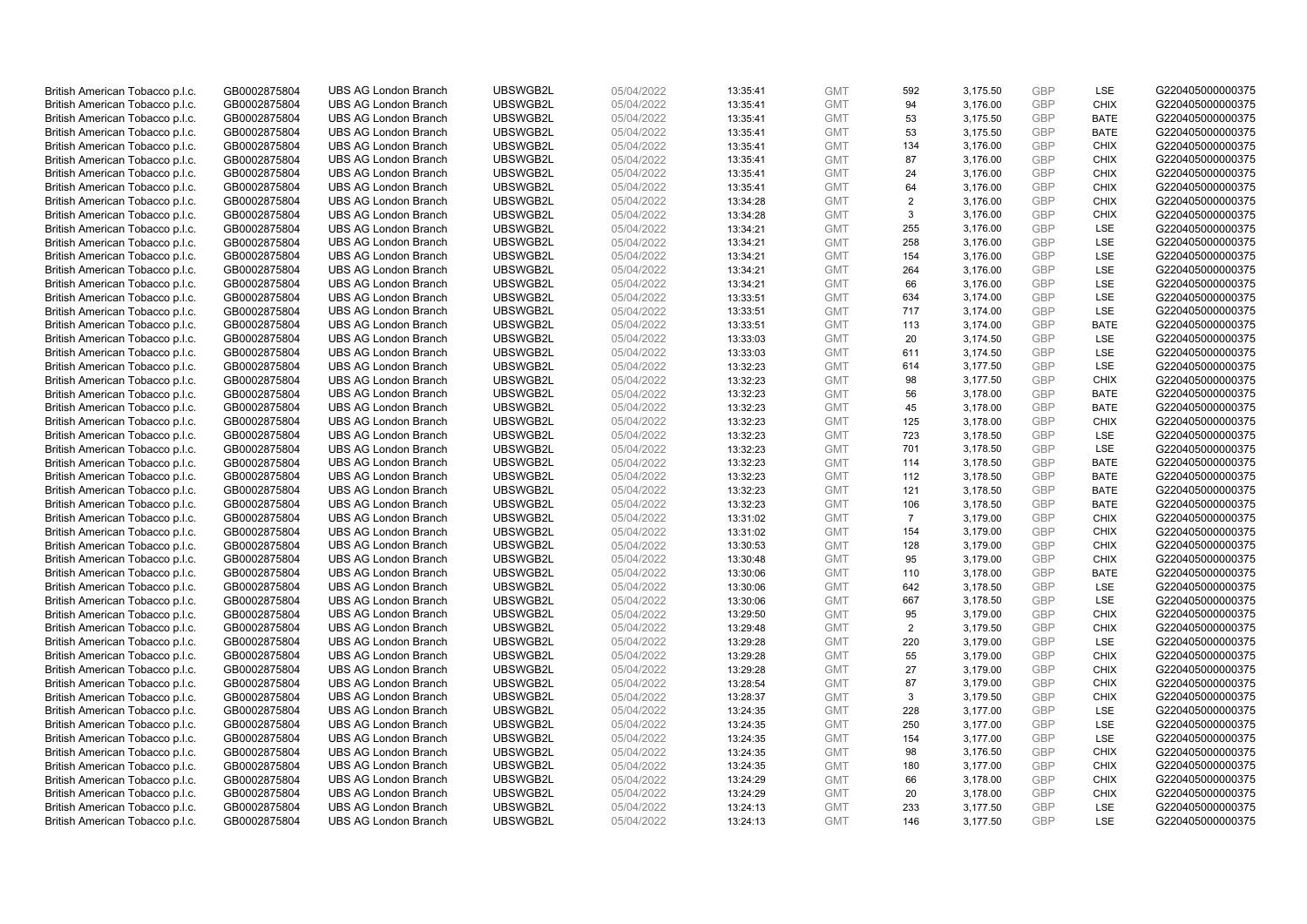| British American Tobacco p.l.c. | GB0002875804 | UBS AG London Branch | UBSWGB2L | 05/04/2022 | 13:35:41 | GMT | 592 | 3,175.50 | GBP | LSE | G220405000000375 |
|---|---|---|---|---|---|---|---|---|---|---|---|
| British American Tobacco p.l.c. | GB0002875804 | UBS AG London Branch | UBSWGB2L | 05/04/2022 | 13:35:41 | GMT | 94 | 3,176.00 | GBP | CHIX | G220405000000375 |
| British American Tobacco p.l.c. | GB0002875804 | UBS AG London Branch | UBSWGB2L | 05/04/2022 | 13:35:41 | GMT | 53 | 3,175.50 | GBP | BATE | G220405000000375 |
| British American Tobacco p.l.c. | GB0002875804 | UBS AG London Branch | UBSWGB2L | 05/04/2022 | 13:35:41 | GMT | 53 | 3,175.50 | GBP | BATE | G220405000000375 |
| British American Tobacco p.l.c. | GB0002875804 | UBS AG London Branch | UBSWGB2L | 05/04/2022 | 13:35:41 | GMT | 134 | 3,176.00 | GBP | CHIX | G220405000000375 |
| British American Tobacco p.l.c. | GB0002875804 | UBS AG London Branch | UBSWGB2L | 05/04/2022 | 13:35:41 | GMT | 87 | 3,176.00 | GBP | CHIX | G220405000000375 |
| British American Tobacco p.l.c. | GB0002875804 | UBS AG London Branch | UBSWGB2L | 05/04/2022 | 13:35:41 | GMT | 24 | 3,176.00 | GBP | CHIX | G220405000000375 |
| British American Tobacco p.l.c. | GB0002875804 | UBS AG London Branch | UBSWGB2L | 05/04/2022 | 13:35:41 | GMT | 64 | 3,176.00 | GBP | CHIX | G220405000000375 |
| British American Tobacco p.l.c. | GB0002875804 | UBS AG London Branch | UBSWGB2L | 05/04/2022 | 13:34:28 | GMT | 2 | 3,176.00 | GBP | CHIX | G220405000000375 |
| British American Tobacco p.l.c. | GB0002875804 | UBS AG London Branch | UBSWGB2L | 05/04/2022 | 13:34:28 | GMT | 3 | 3,176.00 | GBP | CHIX | G220405000000375 |
| British American Tobacco p.l.c. | GB0002875804 | UBS AG London Branch | UBSWGB2L | 05/04/2022 | 13:34:21 | GMT | 255 | 3,176.00 | GBP | LSE | G220405000000375 |
| British American Tobacco p.l.c. | GB0002875804 | UBS AG London Branch | UBSWGB2L | 05/04/2022 | 13:34:21 | GMT | 258 | 3,176.00 | GBP | LSE | G220405000000375 |
| British American Tobacco p.l.c. | GB0002875804 | UBS AG London Branch | UBSWGB2L | 05/04/2022 | 13:34:21 | GMT | 154 | 3,176.00 | GBP | LSE | G220405000000375 |
| British American Tobacco p.l.c. | GB0002875804 | UBS AG London Branch | UBSWGB2L | 05/04/2022 | 13:34:21 | GMT | 264 | 3,176.00 | GBP | LSE | G220405000000375 |
| British American Tobacco p.l.c. | GB0002875804 | UBS AG London Branch | UBSWGB2L | 05/04/2022 | 13:34:21 | GMT | 66 | 3,176.00 | GBP | LSE | G220405000000375 |
| British American Tobacco p.l.c. | GB0002875804 | UBS AG London Branch | UBSWGB2L | 05/04/2022 | 13:33:51 | GMT | 634 | 3,174.00 | GBP | LSE | G220405000000375 |
| British American Tobacco p.l.c. | GB0002875804 | UBS AG London Branch | UBSWGB2L | 05/04/2022 | 13:33:51 | GMT | 717 | 3,174.00 | GBP | LSE | G220405000000375 |
| British American Tobacco p.l.c. | GB0002875804 | UBS AG London Branch | UBSWGB2L | 05/04/2022 | 13:33:51 | GMT | 113 | 3,174.00 | GBP | BATE | G220405000000375 |
| British American Tobacco p.l.c. | GB0002875804 | UBS AG London Branch | UBSWGB2L | 05/04/2022 | 13:33:03 | GMT | 20 | 3,174.50 | GBP | LSE | G220405000000375 |
| British American Tobacco p.l.c. | GB0002875804 | UBS AG London Branch | UBSWGB2L | 05/04/2022 | 13:33:03 | GMT | 611 | 3,174.50 | GBP | LSE | G220405000000375 |
| British American Tobacco p.l.c. | GB0002875804 | UBS AG London Branch | UBSWGB2L | 05/04/2022 | 13:32:23 | GMT | 614 | 3,177.50 | GBP | LSE | G220405000000375 |
| British American Tobacco p.l.c. | GB0002875804 | UBS AG London Branch | UBSWGB2L | 05/04/2022 | 13:32:23 | GMT | 98 | 3,177.50 | GBP | CHIX | G220405000000375 |
| British American Tobacco p.l.c. | GB0002875804 | UBS AG London Branch | UBSWGB2L | 05/04/2022 | 13:32:23 | GMT | 56 | 3,178.00 | GBP | BATE | G220405000000375 |
| British American Tobacco p.l.c. | GB0002875804 | UBS AG London Branch | UBSWGB2L | 05/04/2022 | 13:32:23 | GMT | 45 | 3,178.00 | GBP | BATE | G220405000000375 |
| British American Tobacco p.l.c. | GB0002875804 | UBS AG London Branch | UBSWGB2L | 05/04/2022 | 13:32:23 | GMT | 125 | 3,178.00 | GBP | CHIX | G220405000000375 |
| British American Tobacco p.l.c. | GB0002875804 | UBS AG London Branch | UBSWGB2L | 05/04/2022 | 13:32:23 | GMT | 723 | 3,178.50 | GBP | LSE | G220405000000375 |
| British American Tobacco p.l.c. | GB0002875804 | UBS AG London Branch | UBSWGB2L | 05/04/2022 | 13:32:23 | GMT | 701 | 3,178.50 | GBP | LSE | G220405000000375 |
| British American Tobacco p.l.c. | GB0002875804 | UBS AG London Branch | UBSWGB2L | 05/04/2022 | 13:32:23 | GMT | 114 | 3,178.50 | GBP | BATE | G220405000000375 |
| British American Tobacco p.l.c. | GB0002875804 | UBS AG London Branch | UBSWGB2L | 05/04/2022 | 13:32:23 | GMT | 112 | 3,178.50 | GBP | BATE | G220405000000375 |
| British American Tobacco p.l.c. | GB0002875804 | UBS AG London Branch | UBSWGB2L | 05/04/2022 | 13:32:23 | GMT | 121 | 3,178.50 | GBP | BATE | G220405000000375 |
| British American Tobacco p.l.c. | GB0002875804 | UBS AG London Branch | UBSWGB2L | 05/04/2022 | 13:32:23 | GMT | 106 | 3,178.50 | GBP | BATE | G220405000000375 |
| British American Tobacco p.l.c. | GB0002875804 | UBS AG London Branch | UBSWGB2L | 05/04/2022 | 13:31:02 | GMT | 7 | 3,179.00 | GBP | CHIX | G220405000000375 |
| British American Tobacco p.l.c. | GB0002875804 | UBS AG London Branch | UBSWGB2L | 05/04/2022 | 13:31:02 | GMT | 154 | 3,179.00 | GBP | CHIX | G220405000000375 |
| British American Tobacco p.l.c. | GB0002875804 | UBS AG London Branch | UBSWGB2L | 05/04/2022 | 13:30:53 | GMT | 128 | 3,179.00 | GBP | CHIX | G220405000000375 |
| British American Tobacco p.l.c. | GB0002875804 | UBS AG London Branch | UBSWGB2L | 05/04/2022 | 13:30:48 | GMT | 95 | 3,179.00 | GBP | CHIX | G220405000000375 |
| British American Tobacco p.l.c. | GB0002875804 | UBS AG London Branch | UBSWGB2L | 05/04/2022 | 13:30:06 | GMT | 110 | 3,178.00 | GBP | BATE | G220405000000375 |
| British American Tobacco p.l.c. | GB0002875804 | UBS AG London Branch | UBSWGB2L | 05/04/2022 | 13:30:06 | GMT | 642 | 3,178.50 | GBP | LSE | G220405000000375 |
| British American Tobacco p.l.c. | GB0002875804 | UBS AG London Branch | UBSWGB2L | 05/04/2022 | 13:30:06 | GMT | 667 | 3,178.50 | GBP | LSE | G220405000000375 |
| British American Tobacco p.l.c. | GB0002875804 | UBS AG London Branch | UBSWGB2L | 05/04/2022 | 13:29:50 | GMT | 95 | 3,179.00 | GBP | CHIX | G220405000000375 |
| British American Tobacco p.l.c. | GB0002875804 | UBS AG London Branch | UBSWGB2L | 05/04/2022 | 13:29:48 | GMT | 2 | 3,179.50 | GBP | CHIX | G220405000000375 |
| British American Tobacco p.l.c. | GB0002875804 | UBS AG London Branch | UBSWGB2L | 05/04/2022 | 13:29:28 | GMT | 220 | 3,179.00 | GBP | LSE | G220405000000375 |
| British American Tobacco p.l.c. | GB0002875804 | UBS AG London Branch | UBSWGB2L | 05/04/2022 | 13:29:28 | GMT | 55 | 3,179.00 | GBP | CHIX | G220405000000375 |
| British American Tobacco p.l.c. | GB0002875804 | UBS AG London Branch | UBSWGB2L | 05/04/2022 | 13:29:28 | GMT | 27 | 3,179.00 | GBP | CHIX | G220405000000375 |
| British American Tobacco p.l.c. | GB0002875804 | UBS AG London Branch | UBSWGB2L | 05/04/2022 | 13:28:54 | GMT | 87 | 3,179.00 | GBP | CHIX | G220405000000375 |
| British American Tobacco p.l.c. | GB0002875804 | UBS AG London Branch | UBSWGB2L | 05/04/2022 | 13:28:37 | GMT | 3 | 3,179.50 | GBP | CHIX | G220405000000375 |
| British American Tobacco p.l.c. | GB0002875804 | UBS AG London Branch | UBSWGB2L | 05/04/2022 | 13:24:35 | GMT | 228 | 3,177.00 | GBP | LSE | G220405000000375 |
| British American Tobacco p.l.c. | GB0002875804 | UBS AG London Branch | UBSWGB2L | 05/04/2022 | 13:24:35 | GMT | 250 | 3,177.00 | GBP | LSE | G220405000000375 |
| British American Tobacco p.l.c. | GB0002875804 | UBS AG London Branch | UBSWGB2L | 05/04/2022 | 13:24:35 | GMT | 154 | 3,177.00 | GBP | LSE | G220405000000375 |
| British American Tobacco p.l.c. | GB0002875804 | UBS AG London Branch | UBSWGB2L | 05/04/2022 | 13:24:35 | GMT | 98 | 3,176.50 | GBP | CHIX | G220405000000375 |
| British American Tobacco p.l.c. | GB0002875804 | UBS AG London Branch | UBSWGB2L | 05/04/2022 | 13:24:35 | GMT | 180 | 3,177.00 | GBP | CHIX | G220405000000375 |
| British American Tobacco p.l.c. | GB0002875804 | UBS AG London Branch | UBSWGB2L | 05/04/2022 | 13:24:29 | GMT | 66 | 3,178.00 | GBP | CHIX | G220405000000375 |
| British American Tobacco p.l.c. | GB0002875804 | UBS AG London Branch | UBSWGB2L | 05/04/2022 | 13:24:29 | GMT | 20 | 3,178.00 | GBP | CHIX | G220405000000375 |
| British American Tobacco p.l.c. | GB0002875804 | UBS AG London Branch | UBSWGB2L | 05/04/2022 | 13:24:13 | GMT | 233 | 3,177.50 | GBP | LSE | G220405000000375 |
| British American Tobacco p.l.c. | GB0002875804 | UBS AG London Branch | UBSWGB2L | 05/04/2022 | 13:24:13 | GMT | 146 | 3,177.50 | GBP | LSE | G220405000000375 |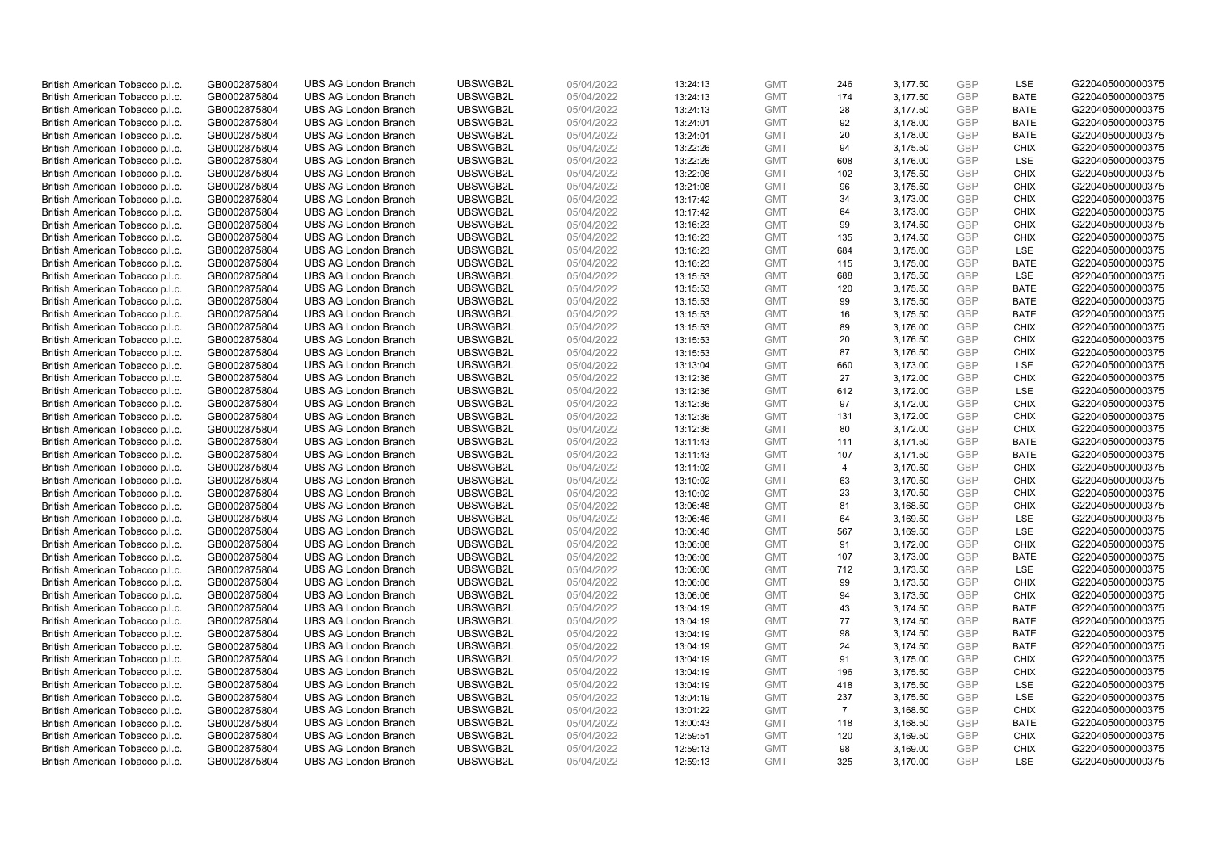| British American Tobacco p.l.c. | GB0002875804 | UBS AG London Branch | UBSWGB2L | 05/04/2022 | 13:24:13 | GMT | 246 | 3,177.50 | GBP | LSE | G220405000000375 |
|---|---|---|---|---|---|---|---|---|---|---|---|
| British American Tobacco p.l.c. | GB0002875804 | UBS AG London Branch | UBSWGB2L | 05/04/2022 | 13:24:13 | GMT | 174 | 3,177.50 | GBP | BATE | G220405000000375 |
| British American Tobacco p.l.c. | GB0002875804 | UBS AG London Branch | UBSWGB2L | 05/04/2022 | 13:24:13 | GMT | 28 | 3,177.50 | GBP | BATE | G220405000000375 |
| British American Tobacco p.l.c. | GB0002875804 | UBS AG London Branch | UBSWGB2L | 05/04/2022 | 13:24:01 | GMT | 92 | 3,178.00 | GBP | BATE | G220405000000375 |
| British American Tobacco p.l.c. | GB0002875804 | UBS AG London Branch | UBSWGB2L | 05/04/2022 | 13:24:01 | GMT | 20 | 3,178.00 | GBP | BATE | G220405000000375 |
| British American Tobacco p.l.c. | GB0002875804 | UBS AG London Branch | UBSWGB2L | 05/04/2022 | 13:22:26 | GMT | 94 | 3,175.50 | GBP | CHIX | G220405000000375 |
| British American Tobacco p.l.c. | GB0002875804 | UBS AG London Branch | UBSWGB2L | 05/04/2022 | 13:22:26 | GMT | 608 | 3,176.00 | GBP | LSE | G220405000000375 |
| British American Tobacco p.l.c. | GB0002875804 | UBS AG London Branch | UBSWGB2L | 05/04/2022 | 13:22:08 | GMT | 102 | 3,175.50 | GBP | CHIX | G220405000000375 |
| British American Tobacco p.l.c. | GB0002875804 | UBS AG London Branch | UBSWGB2L | 05/04/2022 | 13:21:08 | GMT | 96 | 3,175.50 | GBP | CHIX | G220405000000375 |
| British American Tobacco p.l.c. | GB0002875804 | UBS AG London Branch | UBSWGB2L | 05/04/2022 | 13:17:42 | GMT | 34 | 3,173.00 | GBP | CHIX | G220405000000375 |
| British American Tobacco p.l.c. | GB0002875804 | UBS AG London Branch | UBSWGB2L | 05/04/2022 | 13:17:42 | GMT | 64 | 3,173.00 | GBP | CHIX | G220405000000375 |
| British American Tobacco p.l.c. | GB0002875804 | UBS AG London Branch | UBSWGB2L | 05/04/2022 | 13:16:23 | GMT | 99 | 3,174.50 | GBP | CHIX | G220405000000375 |
| British American Tobacco p.l.c. | GB0002875804 | UBS AG London Branch | UBSWGB2L | 05/04/2022 | 13:16:23 | GMT | 135 | 3,174.50 | GBP | CHIX | G220405000000375 |
| British American Tobacco p.l.c. | GB0002875804 | UBS AG London Branch | UBSWGB2L | 05/04/2022 | 13:16:23 | GMT | 684 | 3,175.00 | GBP | LSE | G220405000000375 |
| British American Tobacco p.l.c. | GB0002875804 | UBS AG London Branch | UBSWGB2L | 05/04/2022 | 13:16:23 | GMT | 115 | 3,175.00 | GBP | BATE | G220405000000375 |
| British American Tobacco p.l.c. | GB0002875804 | UBS AG London Branch | UBSWGB2L | 05/04/2022 | 13:15:53 | GMT | 688 | 3,175.50 | GBP | LSE | G220405000000375 |
| British American Tobacco p.l.c. | GB0002875804 | UBS AG London Branch | UBSWGB2L | 05/04/2022 | 13:15:53 | GMT | 120 | 3,175.50 | GBP | BATE | G220405000000375 |
| British American Tobacco p.l.c. | GB0002875804 | UBS AG London Branch | UBSWGB2L | 05/04/2022 | 13:15:53 | GMT | 99 | 3,175.50 | GBP | BATE | G220405000000375 |
| British American Tobacco p.l.c. | GB0002875804 | UBS AG London Branch | UBSWGB2L | 05/04/2022 | 13:15:53 | GMT | 16 | 3,175.50 | GBP | BATE | G220405000000375 |
| British American Tobacco p.l.c. | GB0002875804 | UBS AG London Branch | UBSWGB2L | 05/04/2022 | 13:15:53 | GMT | 89 | 3,176.00 | GBP | CHIX | G220405000000375 |
| British American Tobacco p.l.c. | GB0002875804 | UBS AG London Branch | UBSWGB2L | 05/04/2022 | 13:15:53 | GMT | 20 | 3,176.50 | GBP | CHIX | G220405000000375 |
| British American Tobacco p.l.c. | GB0002875804 | UBS AG London Branch | UBSWGB2L | 05/04/2022 | 13:15:53 | GMT | 87 | 3,176.50 | GBP | CHIX | G220405000000375 |
| British American Tobacco p.l.c. | GB0002875804 | UBS AG London Branch | UBSWGB2L | 05/04/2022 | 13:13:04 | GMT | 660 | 3,173.00 | GBP | LSE | G220405000000375 |
| British American Tobacco p.l.c. | GB0002875804 | UBS AG London Branch | UBSWGB2L | 05/04/2022 | 13:12:36 | GMT | 27 | 3,172.00 | GBP | CHIX | G220405000000375 |
| British American Tobacco p.l.c. | GB0002875804 | UBS AG London Branch | UBSWGB2L | 05/04/2022 | 13:12:36 | GMT | 612 | 3,172.00 | GBP | LSE | G220405000000375 |
| British American Tobacco p.l.c. | GB0002875804 | UBS AG London Branch | UBSWGB2L | 05/04/2022 | 13:12:36 | GMT | 97 | 3,172.00 | GBP | CHIX | G220405000000375 |
| British American Tobacco p.l.c. | GB0002875804 | UBS AG London Branch | UBSWGB2L | 05/04/2022 | 13:12:36 | GMT | 131 | 3,172.00 | GBP | CHIX | G220405000000375 |
| British American Tobacco p.l.c. | GB0002875804 | UBS AG London Branch | UBSWGB2L | 05/04/2022 | 13:12:36 | GMT | 80 | 3,172.00 | GBP | CHIX | G220405000000375 |
| British American Tobacco p.l.c. | GB0002875804 | UBS AG London Branch | UBSWGB2L | 05/04/2022 | 13:11:43 | GMT | 111 | 3,171.50 | GBP | BATE | G220405000000375 |
| British American Tobacco p.l.c. | GB0002875804 | UBS AG London Branch | UBSWGB2L | 05/04/2022 | 13:11:43 | GMT | 107 | 3,171.50 | GBP | BATE | G220405000000375 |
| British American Tobacco p.l.c. | GB0002875804 | UBS AG London Branch | UBSWGB2L | 05/04/2022 | 13:11:02 | GMT | 4 | 3,170.50 | GBP | CHIX | G220405000000375 |
| British American Tobacco p.l.c. | GB0002875804 | UBS AG London Branch | UBSWGB2L | 05/04/2022 | 13:10:02 | GMT | 63 | 3,170.50 | GBP | CHIX | G220405000000375 |
| British American Tobacco p.l.c. | GB0002875804 | UBS AG London Branch | UBSWGB2L | 05/04/2022 | 13:10:02 | GMT | 23 | 3,170.50 | GBP | CHIX | G220405000000375 |
| British American Tobacco p.l.c. | GB0002875804 | UBS AG London Branch | UBSWGB2L | 05/04/2022 | 13:06:48 | GMT | 81 | 3,168.50 | GBP | CHIX | G220405000000375 |
| British American Tobacco p.l.c. | GB0002875804 | UBS AG London Branch | UBSWGB2L | 05/04/2022 | 13:06:46 | GMT | 64 | 3,169.50 | GBP | LSE | G220405000000375 |
| British American Tobacco p.l.c. | GB0002875804 | UBS AG London Branch | UBSWGB2L | 05/04/2022 | 13:06:46 | GMT | 567 | 3,169.50 | GBP | LSE | G220405000000375 |
| British American Tobacco p.l.c. | GB0002875804 | UBS AG London Branch | UBSWGB2L | 05/04/2022 | 13:06:08 | GMT | 91 | 3,172.00 | GBP | CHIX | G220405000000375 |
| British American Tobacco p.l.c. | GB0002875804 | UBS AG London Branch | UBSWGB2L | 05/04/2022 | 13:06:06 | GMT | 107 | 3,173.00 | GBP | BATE | G220405000000375 |
| British American Tobacco p.l.c. | GB0002875804 | UBS AG London Branch | UBSWGB2L | 05/04/2022 | 13:06:06 | GMT | 712 | 3,173.50 | GBP | LSE | G220405000000375 |
| British American Tobacco p.l.c. | GB0002875804 | UBS AG London Branch | UBSWGB2L | 05/04/2022 | 13:06:06 | GMT | 99 | 3,173.50 | GBP | CHIX | G220405000000375 |
| British American Tobacco p.l.c. | GB0002875804 | UBS AG London Branch | UBSWGB2L | 05/04/2022 | 13:06:06 | GMT | 94 | 3,173.50 | GBP | CHIX | G220405000000375 |
| British American Tobacco p.l.c. | GB0002875804 | UBS AG London Branch | UBSWGB2L | 05/04/2022 | 13:04:19 | GMT | 43 | 3,174.50 | GBP | BATE | G220405000000375 |
| British American Tobacco p.l.c. | GB0002875804 | UBS AG London Branch | UBSWGB2L | 05/04/2022 | 13:04:19 | GMT | 77 | 3,174.50 | GBP | BATE | G220405000000375 |
| British American Tobacco p.l.c. | GB0002875804 | UBS AG London Branch | UBSWGB2L | 05/04/2022 | 13:04:19 | GMT | 98 | 3,174.50 | GBP | BATE | G220405000000375 |
| British American Tobacco p.l.c. | GB0002875804 | UBS AG London Branch | UBSWGB2L | 05/04/2022 | 13:04:19 | GMT | 24 | 3,174.50 | GBP | BATE | G220405000000375 |
| British American Tobacco p.l.c. | GB0002875804 | UBS AG London Branch | UBSWGB2L | 05/04/2022 | 13:04:19 | GMT | 91 | 3,175.00 | GBP | CHIX | G220405000000375 |
| British American Tobacco p.l.c. | GB0002875804 | UBS AG London Branch | UBSWGB2L | 05/04/2022 | 13:04:19 | GMT | 196 | 3,175.50 | GBP | CHIX | G220405000000375 |
| British American Tobacco p.l.c. | GB0002875804 | UBS AG London Branch | UBSWGB2L | 05/04/2022 | 13:04:19 | GMT | 418 | 3,175.50 | GBP | LSE | G220405000000375 |
| British American Tobacco p.l.c. | GB0002875804 | UBS AG London Branch | UBSWGB2L | 05/04/2022 | 13:04:19 | GMT | 237 | 3,175.50 | GBP | LSE | G220405000000375 |
| British American Tobacco p.l.c. | GB0002875804 | UBS AG London Branch | UBSWGB2L | 05/04/2022 | 13:01:22 | GMT | 7 | 3,168.50 | GBP | CHIX | G220405000000375 |
| British American Tobacco p.l.c. | GB0002875804 | UBS AG London Branch | UBSWGB2L | 05/04/2022 | 13:00:43 | GMT | 118 | 3,168.50 | GBP | BATE | G220405000000375 |
| British American Tobacco p.l.c. | GB0002875804 | UBS AG London Branch | UBSWGB2L | 05/04/2022 | 12:59:51 | GMT | 120 | 3,169.50 | GBP | CHIX | G220405000000375 |
| British American Tobacco p.l.c. | GB0002875804 | UBS AG London Branch | UBSWGB2L | 05/04/2022 | 12:59:13 | GMT | 98 | 3,169.00 | GBP | CHIX | G220405000000375 |
| British American Tobacco p.l.c. | GB0002875804 | UBS AG London Branch | UBSWGB2L | 05/04/2022 | 12:59:13 | GMT | 325 | 3,170.00 | GBP | LSE | G220405000000375 |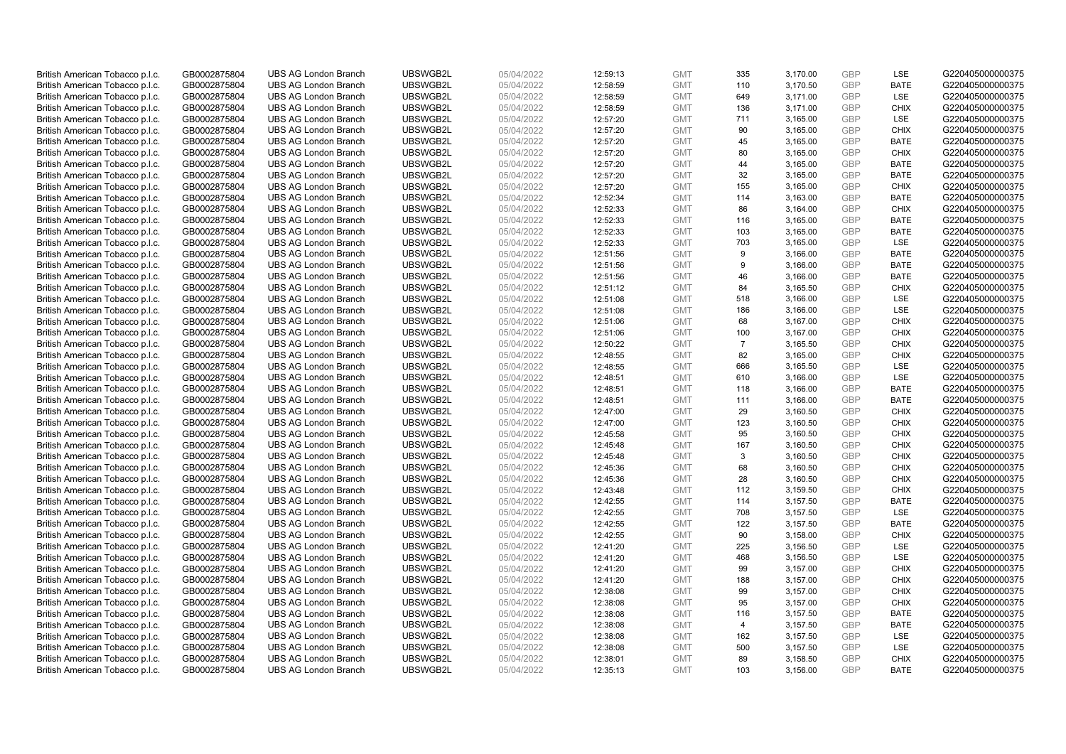| | | | | | | | | | | | |
|---|---|---|---|---|---|---|---|---|---|---|---|
| British American Tobacco p.l.c. | GB0002875804 | UBS AG London Branch | UBSWGB2L | 05/04/2022 | 12:59:13 | GMT | 335 | 3,170.00 | GBP | LSE | G220405000000375 |
| British American Tobacco p.l.c. | GB0002875804 | UBS AG London Branch | UBSWGB2L | 05/04/2022 | 12:58:59 | GMT | 110 | 3,170.50 | GBP | BATE | G220405000000375 |
| British American Tobacco p.l.c. | GB0002875804 | UBS AG London Branch | UBSWGB2L | 05/04/2022 | 12:58:59 | GMT | 649 | 3,171.00 | GBP | LSE | G220405000000375 |
| British American Tobacco p.l.c. | GB0002875804 | UBS AG London Branch | UBSWGB2L | 05/04/2022 | 12:58:59 | GMT | 136 | 3,171.00 | GBP | CHIX | G220405000000375 |
| British American Tobacco p.l.c. | GB0002875804 | UBS AG London Branch | UBSWGB2L | 05/04/2022 | 12:57:20 | GMT | 711 | 3,165.00 | GBP | LSE | G220405000000375 |
| British American Tobacco p.l.c. | GB0002875804 | UBS AG London Branch | UBSWGB2L | 05/04/2022 | 12:57:20 | GMT | 90 | 3,165.00 | GBP | CHIX | G220405000000375 |
| British American Tobacco p.l.c. | GB0002875804 | UBS AG London Branch | UBSWGB2L | 05/04/2022 | 12:57:20 | GMT | 45 | 3,165.00 | GBP | BATE | G220405000000375 |
| British American Tobacco p.l.c. | GB0002875804 | UBS AG London Branch | UBSWGB2L | 05/04/2022 | 12:57:20 | GMT | 80 | 3,165.00 | GBP | CHIX | G220405000000375 |
| British American Tobacco p.l.c. | GB0002875804 | UBS AG London Branch | UBSWGB2L | 05/04/2022 | 12:57:20 | GMT | 44 | 3,165.00 | GBP | BATE | G220405000000375 |
| British American Tobacco p.l.c. | GB0002875804 | UBS AG London Branch | UBSWGB2L | 05/04/2022 | 12:57:20 | GMT | 32 | 3,165.00 | GBP | BATE | G220405000000375 |
| British American Tobacco p.l.c. | GB0002875804 | UBS AG London Branch | UBSWGB2L | 05/04/2022 | 12:57:20 | GMT | 155 | 3,165.00 | GBP | CHIX | G220405000000375 |
| British American Tobacco p.l.c. | GB0002875804 | UBS AG London Branch | UBSWGB2L | 05/04/2022 | 12:52:34 | GMT | 114 | 3,163.00 | GBP | BATE | G220405000000375 |
| British American Tobacco p.l.c. | GB0002875804 | UBS AG London Branch | UBSWGB2L | 05/04/2022 | 12:52:33 | GMT | 86 | 3,164.00 | GBP | CHIX | G220405000000375 |
| British American Tobacco p.l.c. | GB0002875804 | UBS AG London Branch | UBSWGB2L | 05/04/2022 | 12:52:33 | GMT | 116 | 3,165.00 | GBP | BATE | G220405000000375 |
| British American Tobacco p.l.c. | GB0002875804 | UBS AG London Branch | UBSWGB2L | 05/04/2022 | 12:52:33 | GMT | 103 | 3,165.00 | GBP | BATE | G220405000000375 |
| British American Tobacco p.l.c. | GB0002875804 | UBS AG London Branch | UBSWGB2L | 05/04/2022 | 12:52:33 | GMT | 703 | 3,165.00 | GBP | LSE | G220405000000375 |
| British American Tobacco p.l.c. | GB0002875804 | UBS AG London Branch | UBSWGB2L | 05/04/2022 | 12:51:56 | GMT | 9 | 3,166.00 | GBP | BATE | G220405000000375 |
| British American Tobacco p.l.c. | GB0002875804 | UBS AG London Branch | UBSWGB2L | 05/04/2022 | 12:51:56 | GMT | 9 | 3,166.00 | GBP | BATE | G220405000000375 |
| British American Tobacco p.l.c. | GB0002875804 | UBS AG London Branch | UBSWGB2L | 05/04/2022 | 12:51:56 | GMT | 46 | 3,166.00 | GBP | BATE | G220405000000375 |
| British American Tobacco p.l.c. | GB0002875804 | UBS AG London Branch | UBSWGB2L | 05/04/2022 | 12:51:12 | GMT | 84 | 3,165.50 | GBP | CHIX | G220405000000375 |
| British American Tobacco p.l.c. | GB0002875804 | UBS AG London Branch | UBSWGB2L | 05/04/2022 | 12:51:08 | GMT | 518 | 3,166.00 | GBP | LSE | G220405000000375 |
| British American Tobacco p.l.c. | GB0002875804 | UBS AG London Branch | UBSWGB2L | 05/04/2022 | 12:51:08 | GMT | 186 | 3,166.00 | GBP | LSE | G220405000000375 |
| British American Tobacco p.l.c. | GB0002875804 | UBS AG London Branch | UBSWGB2L | 05/04/2022 | 12:51:06 | GMT | 68 | 3,167.00 | GBP | CHIX | G220405000000375 |
| British American Tobacco p.l.c. | GB0002875804 | UBS AG London Branch | UBSWGB2L | 05/04/2022 | 12:51:06 | GMT | 100 | 3,167.00 | GBP | CHIX | G220405000000375 |
| British American Tobacco p.l.c. | GB0002875804 | UBS AG London Branch | UBSWGB2L | 05/04/2022 | 12:50:22 | GMT | 7 | 3,165.50 | GBP | CHIX | G220405000000375 |
| British American Tobacco p.l.c. | GB0002875804 | UBS AG London Branch | UBSWGB2L | 05/04/2022 | 12:48:55 | GMT | 82 | 3,165.00 | GBP | CHIX | G220405000000375 |
| British American Tobacco p.l.c. | GB0002875804 | UBS AG London Branch | UBSWGB2L | 05/04/2022 | 12:48:55 | GMT | 666 | 3,165.50 | GBP | LSE | G220405000000375 |
| British American Tobacco p.l.c. | GB0002875804 | UBS AG London Branch | UBSWGB2L | 05/04/2022 | 12:48:51 | GMT | 610 | 3,166.00 | GBP | LSE | G220405000000375 |
| British American Tobacco p.l.c. | GB0002875804 | UBS AG London Branch | UBSWGB2L | 05/04/2022 | 12:48:51 | GMT | 118 | 3,166.00 | GBP | BATE | G220405000000375 |
| British American Tobacco p.l.c. | GB0002875804 | UBS AG London Branch | UBSWGB2L | 05/04/2022 | 12:48:51 | GMT | 111 | 3,166.00 | GBP | BATE | G220405000000375 |
| British American Tobacco p.l.c. | GB0002875804 | UBS AG London Branch | UBSWGB2L | 05/04/2022 | 12:47:00 | GMT | 29 | 3,160.50 | GBP | CHIX | G220405000000375 |
| British American Tobacco p.l.c. | GB0002875804 | UBS AG London Branch | UBSWGB2L | 05/04/2022 | 12:47:00 | GMT | 123 | 3,160.50 | GBP | CHIX | G220405000000375 |
| British American Tobacco p.l.c. | GB0002875804 | UBS AG London Branch | UBSWGB2L | 05/04/2022 | 12:45:58 | GMT | 95 | 3,160.50 | GBP | CHIX | G220405000000375 |
| British American Tobacco p.l.c. | GB0002875804 | UBS AG London Branch | UBSWGB2L | 05/04/2022 | 12:45:48 | GMT | 167 | 3,160.50 | GBP | CHIX | G220405000000375 |
| British American Tobacco p.l.c. | GB0002875804 | UBS AG London Branch | UBSWGB2L | 05/04/2022 | 12:45:48 | GMT | 3 | 3,160.50 | GBP | CHIX | G220405000000375 |
| British American Tobacco p.l.c. | GB0002875804 | UBS AG London Branch | UBSWGB2L | 05/04/2022 | 12:45:36 | GMT | 68 | 3,160.50 | GBP | CHIX | G220405000000375 |
| British American Tobacco p.l.c. | GB0002875804 | UBS AG London Branch | UBSWGB2L | 05/04/2022 | 12:45:36 | GMT | 28 | 3,160.50 | GBP | CHIX | G220405000000375 |
| British American Tobacco p.l.c. | GB0002875804 | UBS AG London Branch | UBSWGB2L | 05/04/2022 | 12:43:48 | GMT | 112 | 3,159.50 | GBP | CHIX | G220405000000375 |
| British American Tobacco p.l.c. | GB0002875804 | UBS AG London Branch | UBSWGB2L | 05/04/2022 | 12:42:55 | GMT | 114 | 3,157.50 | GBP | BATE | G220405000000375 |
| British American Tobacco p.l.c. | GB0002875804 | UBS AG London Branch | UBSWGB2L | 05/04/2022 | 12:42:55 | GMT | 708 | 3,157.50 | GBP | LSE | G220405000000375 |
| British American Tobacco p.l.c. | GB0002875804 | UBS AG London Branch | UBSWGB2L | 05/04/2022 | 12:42:55 | GMT | 122 | 3,157.50 | GBP | BATE | G220405000000375 |
| British American Tobacco p.l.c. | GB0002875804 | UBS AG London Branch | UBSWGB2L | 05/04/2022 | 12:42:55 | GMT | 90 | 3,158.00 | GBP | CHIX | G220405000000375 |
| British American Tobacco p.l.c. | GB0002875804 | UBS AG London Branch | UBSWGB2L | 05/04/2022 | 12:41:20 | GMT | 225 | 3,156.50 | GBP | LSE | G220405000000375 |
| British American Tobacco p.l.c. | GB0002875804 | UBS AG London Branch | UBSWGB2L | 05/04/2022 | 12:41:20 | GMT | 468 | 3,156.50 | GBP | LSE | G220405000000375 |
| British American Tobacco p.l.c. | GB0002875804 | UBS AG London Branch | UBSWGB2L | 05/04/2022 | 12:41:20 | GMT | 99 | 3,157.00 | GBP | CHIX | G220405000000375 |
| British American Tobacco p.l.c. | GB0002875804 | UBS AG London Branch | UBSWGB2L | 05/04/2022 | 12:41:20 | GMT | 188 | 3,157.00 | GBP | CHIX | G220405000000375 |
| British American Tobacco p.l.c. | GB0002875804 | UBS AG London Branch | UBSWGB2L | 05/04/2022 | 12:38:08 | GMT | 99 | 3,157.00 | GBP | CHIX | G220405000000375 |
| British American Tobacco p.l.c. | GB0002875804 | UBS AG London Branch | UBSWGB2L | 05/04/2022 | 12:38:08 | GMT | 95 | 3,157.00 | GBP | CHIX | G220405000000375 |
| British American Tobacco p.l.c. | GB0002875804 | UBS AG London Branch | UBSWGB2L | 05/04/2022 | 12:38:08 | GMT | 116 | 3,157.50 | GBP | BATE | G220405000000375 |
| British American Tobacco p.l.c. | GB0002875804 | UBS AG London Branch | UBSWGB2L | 05/04/2022 | 12:38:08 | GMT | 4 | 3,157.50 | GBP | BATE | G220405000000375 |
| British American Tobacco p.l.c. | GB0002875804 | UBS AG London Branch | UBSWGB2L | 05/04/2022 | 12:38:08 | GMT | 162 | 3,157.50 | GBP | LSE | G220405000000375 |
| British American Tobacco p.l.c. | GB0002875804 | UBS AG London Branch | UBSWGB2L | 05/04/2022 | 12:38:08 | GMT | 500 | 3,157.50 | GBP | LSE | G220405000000375 |
| British American Tobacco p.l.c. | GB0002875804 | UBS AG London Branch | UBSWGB2L | 05/04/2022 | 12:38:01 | GMT | 89 | 3,158.50 | GBP | CHIX | G220405000000375 |
| British American Tobacco p.l.c. | GB0002875804 | UBS AG London Branch | UBSWGB2L | 05/04/2022 | 12:35:13 | GMT | 103 | 3,156.00 | GBP | BATE | G220405000000375 |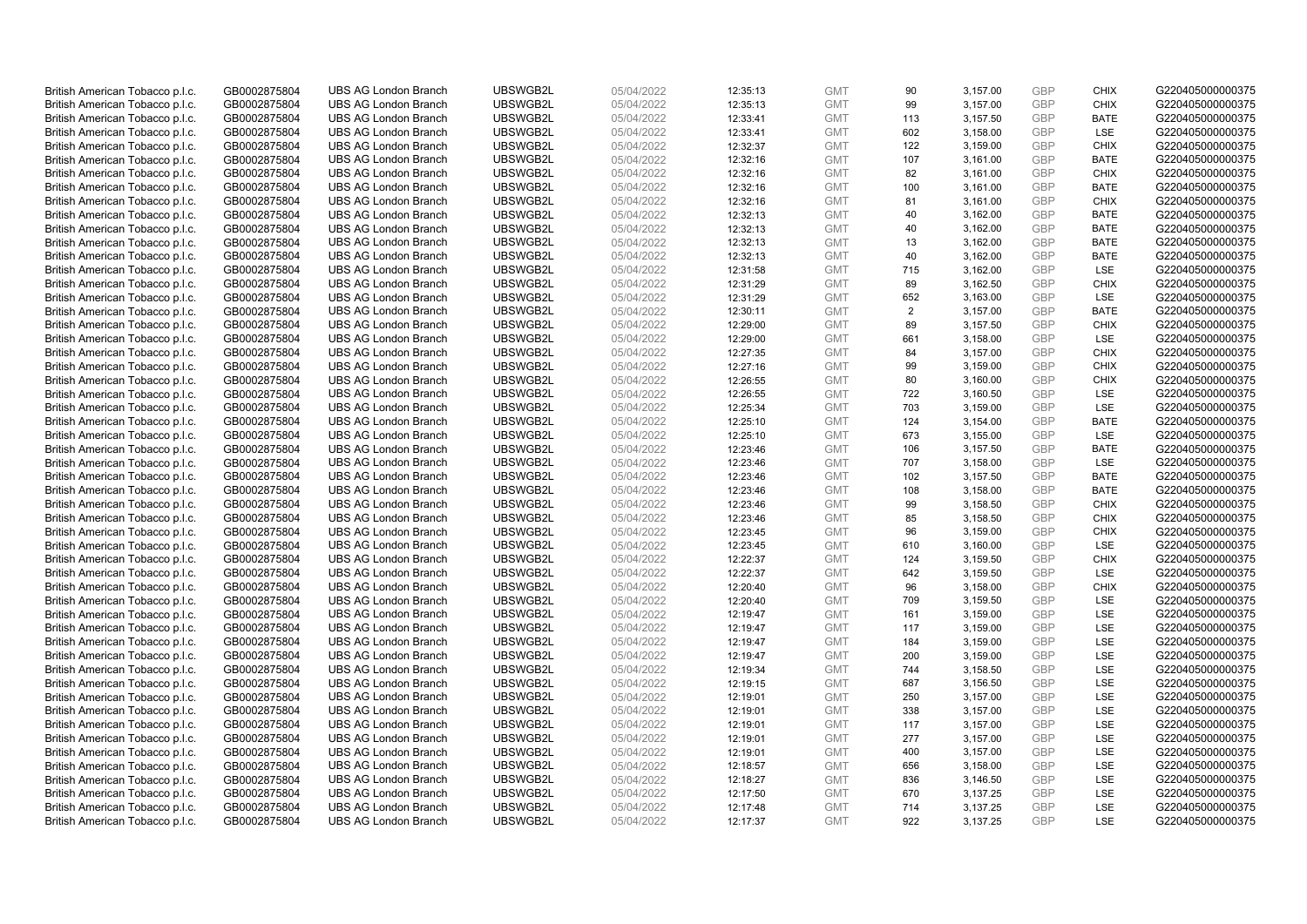| British American Tobacco p.l.c. | GB0002875804 | UBS AG London Branch | UBSWGB2L | 05/04/2022 | 12:35:13 | GMT | 90 | 3,157.00 | GBP | CHIX | G220405000000375 |
|---|---|---|---|---|---|---|---|---|---|---|---|
| British American Tobacco p.l.c. | GB0002875804 | UBS AG London Branch | UBSWGB2L | 05/04/2022 | 12:35:13 | GMT | 99 | 3,157.00 | GBP | CHIX | G220405000000375 |
| British American Tobacco p.l.c. | GB0002875804 | UBS AG London Branch | UBSWGB2L | 05/04/2022 | 12:33:41 | GMT | 113 | 3,157.50 | GBP | BATE | G220405000000375 |
| British American Tobacco p.l.c. | GB0002875804 | UBS AG London Branch | UBSWGB2L | 05/04/2022 | 12:33:41 | GMT | 602 | 3,158.00 | GBP | LSE | G220405000000375 |
| British American Tobacco p.l.c. | GB0002875804 | UBS AG London Branch | UBSWGB2L | 05/04/2022 | 12:32:37 | GMT | 122 | 3,159.00 | GBP | CHIX | G220405000000375 |
| British American Tobacco p.l.c. | GB0002875804 | UBS AG London Branch | UBSWGB2L | 05/04/2022 | 12:32:16 | GMT | 107 | 3,161.00 | GBP | BATE | G220405000000375 |
| British American Tobacco p.l.c. | GB0002875804 | UBS AG London Branch | UBSWGB2L | 05/04/2022 | 12:32:16 | GMT | 82 | 3,161.00 | GBP | CHIX | G220405000000375 |
| British American Tobacco p.l.c. | GB0002875804 | UBS AG London Branch | UBSWGB2L | 05/04/2022 | 12:32:16 | GMT | 100 | 3,161.00 | GBP | BATE | G220405000000375 |
| British American Tobacco p.l.c. | GB0002875804 | UBS AG London Branch | UBSWGB2L | 05/04/2022 | 12:32:16 | GMT | 81 | 3,161.00 | GBP | CHIX | G220405000000375 |
| British American Tobacco p.l.c. | GB0002875804 | UBS AG London Branch | UBSWGB2L | 05/04/2022 | 12:32:13 | GMT | 40 | 3,162.00 | GBP | BATE | G220405000000375 |
| British American Tobacco p.l.c. | GB0002875804 | UBS AG London Branch | UBSWGB2L | 05/04/2022 | 12:32:13 | GMT | 40 | 3,162.00 | GBP | BATE | G220405000000375 |
| British American Tobacco p.l.c. | GB0002875804 | UBS AG London Branch | UBSWGB2L | 05/04/2022 | 12:32:13 | GMT | 13 | 3,162.00 | GBP | BATE | G220405000000375 |
| British American Tobacco p.l.c. | GB0002875804 | UBS AG London Branch | UBSWGB2L | 05/04/2022 | 12:32:13 | GMT | 40 | 3,162.00 | GBP | BATE | G220405000000375 |
| British American Tobacco p.l.c. | GB0002875804 | UBS AG London Branch | UBSWGB2L | 05/04/2022 | 12:31:58 | GMT | 715 | 3,162.00 | GBP | LSE | G220405000000375 |
| British American Tobacco p.l.c. | GB0002875804 | UBS AG London Branch | UBSWGB2L | 05/04/2022 | 12:31:29 | GMT | 89 | 3,162.50 | GBP | CHIX | G220405000000375 |
| British American Tobacco p.l.c. | GB0002875804 | UBS AG London Branch | UBSWGB2L | 05/04/2022 | 12:31:29 | GMT | 652 | 3,163.00 | GBP | LSE | G220405000000375 |
| British American Tobacco p.l.c. | GB0002875804 | UBS AG London Branch | UBSWGB2L | 05/04/2022 | 12:30:11 | GMT | 2 | 3,157.00 | GBP | BATE | G220405000000375 |
| British American Tobacco p.l.c. | GB0002875804 | UBS AG London Branch | UBSWGB2L | 05/04/2022 | 12:29:00 | GMT | 89 | 3,157.50 | GBP | CHIX | G220405000000375 |
| British American Tobacco p.l.c. | GB0002875804 | UBS AG London Branch | UBSWGB2L | 05/04/2022 | 12:29:00 | GMT | 661 | 3,158.00 | GBP | LSE | G220405000000375 |
| British American Tobacco p.l.c. | GB0002875804 | UBS AG London Branch | UBSWGB2L | 05/04/2022 | 12:27:35 | GMT | 84 | 3,157.00 | GBP | CHIX | G220405000000375 |
| British American Tobacco p.l.c. | GB0002875804 | UBS AG London Branch | UBSWGB2L | 05/04/2022 | 12:27:16 | GMT | 99 | 3,159.00 | GBP | CHIX | G220405000000375 |
| British American Tobacco p.l.c. | GB0002875804 | UBS AG London Branch | UBSWGB2L | 05/04/2022 | 12:26:55 | GMT | 80 | 3,160.00 | GBP | CHIX | G220405000000375 |
| British American Tobacco p.l.c. | GB0002875804 | UBS AG London Branch | UBSWGB2L | 05/04/2022 | 12:26:55 | GMT | 722 | 3,160.50 | GBP | LSE | G220405000000375 |
| British American Tobacco p.l.c. | GB0002875804 | UBS AG London Branch | UBSWGB2L | 05/04/2022 | 12:25:34 | GMT | 703 | 3,159.00 | GBP | LSE | G220405000000375 |
| British American Tobacco p.l.c. | GB0002875804 | UBS AG London Branch | UBSWGB2L | 05/04/2022 | 12:25:10 | GMT | 124 | 3,154.00 | GBP | BATE | G220405000000375 |
| British American Tobacco p.l.c. | GB0002875804 | UBS AG London Branch | UBSWGB2L | 05/04/2022 | 12:25:10 | GMT | 673 | 3,155.00 | GBP | LSE | G220405000000375 |
| British American Tobacco p.l.c. | GB0002875804 | UBS AG London Branch | UBSWGB2L | 05/04/2022 | 12:23:46 | GMT | 106 | 3,157.50 | GBP | BATE | G220405000000375 |
| British American Tobacco p.l.c. | GB0002875804 | UBS AG London Branch | UBSWGB2L | 05/04/2022 | 12:23:46 | GMT | 707 | 3,158.00 | GBP | LSE | G220405000000375 |
| British American Tobacco p.l.c. | GB0002875804 | UBS AG London Branch | UBSWGB2L | 05/04/2022 | 12:23:46 | GMT | 102 | 3,157.50 | GBP | BATE | G220405000000375 |
| British American Tobacco p.l.c. | GB0002875804 | UBS AG London Branch | UBSWGB2L | 05/04/2022 | 12:23:46 | GMT | 108 | 3,158.00 | GBP | BATE | G220405000000375 |
| British American Tobacco p.l.c. | GB0002875804 | UBS AG London Branch | UBSWGB2L | 05/04/2022 | 12:23:46 | GMT | 99 | 3,158.50 | GBP | CHIX | G220405000000375 |
| British American Tobacco p.l.c. | GB0002875804 | UBS AG London Branch | UBSWGB2L | 05/04/2022 | 12:23:46 | GMT | 85 | 3,158.50 | GBP | CHIX | G220405000000375 |
| British American Tobacco p.l.c. | GB0002875804 | UBS AG London Branch | UBSWGB2L | 05/04/2022 | 12:23:45 | GMT | 96 | 3,159.00 | GBP | CHIX | G220405000000375 |
| British American Tobacco p.l.c. | GB0002875804 | UBS AG London Branch | UBSWGB2L | 05/04/2022 | 12:23:45 | GMT | 610 | 3,160.00 | GBP | LSE | G220405000000375 |
| British American Tobacco p.l.c. | GB0002875804 | UBS AG London Branch | UBSWGB2L | 05/04/2022 | 12:22:37 | GMT | 124 | 3,159.50 | GBP | CHIX | G220405000000375 |
| British American Tobacco p.l.c. | GB0002875804 | UBS AG London Branch | UBSWGB2L | 05/04/2022 | 12:22:37 | GMT | 642 | 3,159.50 | GBP | LSE | G220405000000375 |
| British American Tobacco p.l.c. | GB0002875804 | UBS AG London Branch | UBSWGB2L | 05/04/2022 | 12:20:40 | GMT | 96 | 3,158.00 | GBP | CHIX | G220405000000375 |
| British American Tobacco p.l.c. | GB0002875804 | UBS AG London Branch | UBSWGB2L | 05/04/2022 | 12:20:40 | GMT | 709 | 3,159.50 | GBP | LSE | G220405000000375 |
| British American Tobacco p.l.c. | GB0002875804 | UBS AG London Branch | UBSWGB2L | 05/04/2022 | 12:19:47 | GMT | 161 | 3,159.00 | GBP | LSE | G220405000000375 |
| British American Tobacco p.l.c. | GB0002875804 | UBS AG London Branch | UBSWGB2L | 05/04/2022 | 12:19:47 | GMT | 117 | 3,159.00 | GBP | LSE | G220405000000375 |
| British American Tobacco p.l.c. | GB0002875804 | UBS AG London Branch | UBSWGB2L | 05/04/2022 | 12:19:47 | GMT | 184 | 3,159.00 | GBP | LSE | G220405000000375 |
| British American Tobacco p.l.c. | GB0002875804 | UBS AG London Branch | UBSWGB2L | 05/04/2022 | 12:19:47 | GMT | 200 | 3,159.00 | GBP | LSE | G220405000000375 |
| British American Tobacco p.l.c. | GB0002875804 | UBS AG London Branch | UBSWGB2L | 05/04/2022 | 12:19:34 | GMT | 744 | 3,158.50 | GBP | LSE | G220405000000375 |
| British American Tobacco p.l.c. | GB0002875804 | UBS AG London Branch | UBSWGB2L | 05/04/2022 | 12:19:15 | GMT | 687 | 3,156.50 | GBP | LSE | G220405000000375 |
| British American Tobacco p.l.c. | GB0002875804 | UBS AG London Branch | UBSWGB2L | 05/04/2022 | 12:19:01 | GMT | 250 | 3,157.00 | GBP | LSE | G220405000000375 |
| British American Tobacco p.l.c. | GB0002875804 | UBS AG London Branch | UBSWGB2L | 05/04/2022 | 12:19:01 | GMT | 338 | 3,157.00 | GBP | LSE | G220405000000375 |
| British American Tobacco p.l.c. | GB0002875804 | UBS AG London Branch | UBSWGB2L | 05/04/2022 | 12:19:01 | GMT | 117 | 3,157.00 | GBP | LSE | G220405000000375 |
| British American Tobacco p.l.c. | GB0002875804 | UBS AG London Branch | UBSWGB2L | 05/04/2022 | 12:19:01 | GMT | 277 | 3,157.00 | GBP | LSE | G220405000000375 |
| British American Tobacco p.l.c. | GB0002875804 | UBS AG London Branch | UBSWGB2L | 05/04/2022 | 12:19:01 | GMT | 400 | 3,157.00 | GBP | LSE | G220405000000375 |
| British American Tobacco p.l.c. | GB0002875804 | UBS AG London Branch | UBSWGB2L | 05/04/2022 | 12:18:57 | GMT | 656 | 3,158.00 | GBP | LSE | G220405000000375 |
| British American Tobacco p.l.c. | GB0002875804 | UBS AG London Branch | UBSWGB2L | 05/04/2022 | 12:18:27 | GMT | 836 | 3,146.50 | GBP | LSE | G220405000000375 |
| British American Tobacco p.l.c. | GB0002875804 | UBS AG London Branch | UBSWGB2L | 05/04/2022 | 12:17:50 | GMT | 670 | 3,137.25 | GBP | LSE | G220405000000375 |
| British American Tobacco p.l.c. | GB0002875804 | UBS AG London Branch | UBSWGB2L | 05/04/2022 | 12:17:48 | GMT | 714 | 3,137.25 | GBP | LSE | G220405000000375 |
| British American Tobacco p.l.c. | GB0002875804 | UBS AG London Branch | UBSWGB2L | 05/04/2022 | 12:17:37 | GMT | 922 | 3,137.25 | GBP | LSE | G220405000000375 |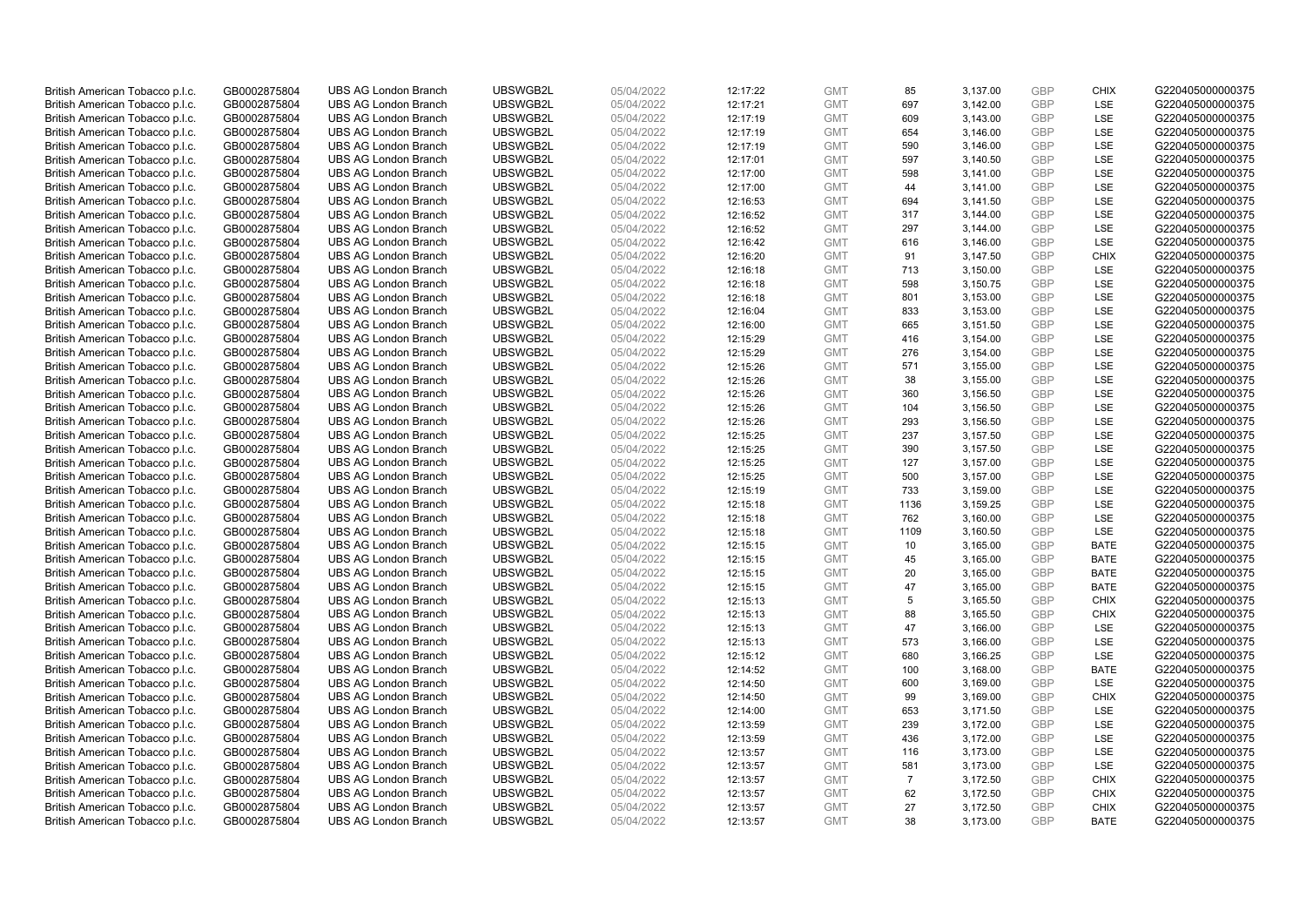| British American Tobacco p.l.c. | GB0002875804 | UBS AG London Branch | UBSWGB2L | 05/04/2022 | 12:17:22 | GMT | 85 | 3,137.00 | GBP | CHIX | G220405000000375 |
|---|---|---|---|---|---|---|---|---|---|---|---|
| British American Tobacco p.l.c. | GB0002875804 | UBS AG London Branch | UBSWGB2L | 05/04/2022 | 12:17:21 | GMT | 697 | 3,142.00 | GBP | LSE | G220405000000375 |
| British American Tobacco p.l.c. | GB0002875804 | UBS AG London Branch | UBSWGB2L | 05/04/2022 | 12:17:19 | GMT | 609 | 3,143.00 | GBP | LSE | G220405000000375 |
| British American Tobacco p.l.c. | GB0002875804 | UBS AG London Branch | UBSWGB2L | 05/04/2022 | 12:17:19 | GMT | 654 | 3,146.00 | GBP | LSE | G220405000000375 |
| British American Tobacco p.l.c. | GB0002875804 | UBS AG London Branch | UBSWGB2L | 05/04/2022 | 12:17:19 | GMT | 590 | 3,146.00 | GBP | LSE | G220405000000375 |
| British American Tobacco p.l.c. | GB0002875804 | UBS AG London Branch | UBSWGB2L | 05/04/2022 | 12:17:01 | GMT | 597 | 3,140.50 | GBP | LSE | G220405000000375 |
| British American Tobacco p.l.c. | GB0002875804 | UBS AG London Branch | UBSWGB2L | 05/04/2022 | 12:17:00 | GMT | 598 | 3,141.00 | GBP | LSE | G220405000000375 |
| British American Tobacco p.l.c. | GB0002875804 | UBS AG London Branch | UBSWGB2L | 05/04/2022 | 12:17:00 | GMT | 44 | 3,141.00 | GBP | LSE | G220405000000375 |
| British American Tobacco p.l.c. | GB0002875804 | UBS AG London Branch | UBSWGB2L | 05/04/2022 | 12:16:53 | GMT | 694 | 3,141.50 | GBP | LSE | G220405000000375 |
| British American Tobacco p.l.c. | GB0002875804 | UBS AG London Branch | UBSWGB2L | 05/04/2022 | 12:16:52 | GMT | 317 | 3,144.00 | GBP | LSE | G220405000000375 |
| British American Tobacco p.l.c. | GB0002875804 | UBS AG London Branch | UBSWGB2L | 05/04/2022 | 12:16:52 | GMT | 297 | 3,144.00 | GBP | LSE | G220405000000375 |
| British American Tobacco p.l.c. | GB0002875804 | UBS AG London Branch | UBSWGB2L | 05/04/2022 | 12:16:42 | GMT | 616 | 3,146.00 | GBP | LSE | G220405000000375 |
| British American Tobacco p.l.c. | GB0002875804 | UBS AG London Branch | UBSWGB2L | 05/04/2022 | 12:16:20 | GMT | 91 | 3,147.50 | GBP | CHIX | G220405000000375 |
| British American Tobacco p.l.c. | GB0002875804 | UBS AG London Branch | UBSWGB2L | 05/04/2022 | 12:16:18 | GMT | 713 | 3,150.00 | GBP | LSE | G220405000000375 |
| British American Tobacco p.l.c. | GB0002875804 | UBS AG London Branch | UBSWGB2L | 05/04/2022 | 12:16:18 | GMT | 598 | 3,150.75 | GBP | LSE | G220405000000375 |
| British American Tobacco p.l.c. | GB0002875804 | UBS AG London Branch | UBSWGB2L | 05/04/2022 | 12:16:18 | GMT | 801 | 3,153.00 | GBP | LSE | G220405000000375 |
| British American Tobacco p.l.c. | GB0002875804 | UBS AG London Branch | UBSWGB2L | 05/04/2022 | 12:16:04 | GMT | 833 | 3,153.00 | GBP | LSE | G220405000000375 |
| British American Tobacco p.l.c. | GB0002875804 | UBS AG London Branch | UBSWGB2L | 05/04/2022 | 12:16:00 | GMT | 665 | 3,151.50 | GBP | LSE | G220405000000375 |
| British American Tobacco p.l.c. | GB0002875804 | UBS AG London Branch | UBSWGB2L | 05/04/2022 | 12:15:29 | GMT | 416 | 3,154.00 | GBP | LSE | G220405000000375 |
| British American Tobacco p.l.c. | GB0002875804 | UBS AG London Branch | UBSWGB2L | 05/04/2022 | 12:15:29 | GMT | 276 | 3,154.00 | GBP | LSE | G220405000000375 |
| British American Tobacco p.l.c. | GB0002875804 | UBS AG London Branch | UBSWGB2L | 05/04/2022 | 12:15:26 | GMT | 571 | 3,155.00 | GBP | LSE | G220405000000375 |
| British American Tobacco p.l.c. | GB0002875804 | UBS AG London Branch | UBSWGB2L | 05/04/2022 | 12:15:26 | GMT | 38 | 3,155.00 | GBP | LSE | G220405000000375 |
| British American Tobacco p.l.c. | GB0002875804 | UBS AG London Branch | UBSWGB2L | 05/04/2022 | 12:15:26 | GMT | 360 | 3,156.50 | GBP | LSE | G220405000000375 |
| British American Tobacco p.l.c. | GB0002875804 | UBS AG London Branch | UBSWGB2L | 05/04/2022 | 12:15:26 | GMT | 104 | 3,156.50 | GBP | LSE | G220405000000375 |
| British American Tobacco p.l.c. | GB0002875804 | UBS AG London Branch | UBSWGB2L | 05/04/2022 | 12:15:26 | GMT | 293 | 3,156.50 | GBP | LSE | G220405000000375 |
| British American Tobacco p.l.c. | GB0002875804 | UBS AG London Branch | UBSWGB2L | 05/04/2022 | 12:15:25 | GMT | 237 | 3,157.50 | GBP | LSE | G220405000000375 |
| British American Tobacco p.l.c. | GB0002875804 | UBS AG London Branch | UBSWGB2L | 05/04/2022 | 12:15:25 | GMT | 390 | 3,157.50 | GBP | LSE | G220405000000375 |
| British American Tobacco p.l.c. | GB0002875804 | UBS AG London Branch | UBSWGB2L | 05/04/2022 | 12:15:25 | GMT | 127 | 3,157.00 | GBP | LSE | G220405000000375 |
| British American Tobacco p.l.c. | GB0002875804 | UBS AG London Branch | UBSWGB2L | 05/04/2022 | 12:15:25 | GMT | 500 | 3,157.00 | GBP | LSE | G220405000000375 |
| British American Tobacco p.l.c. | GB0002875804 | UBS AG London Branch | UBSWGB2L | 05/04/2022 | 12:15:19 | GMT | 733 | 3,159.00 | GBP | LSE | G220405000000375 |
| British American Tobacco p.l.c. | GB0002875804 | UBS AG London Branch | UBSWGB2L | 05/04/2022 | 12:15:18 | GMT | 1136 | 3,159.25 | GBP | LSE | G220405000000375 |
| British American Tobacco p.l.c. | GB0002875804 | UBS AG London Branch | UBSWGB2L | 05/04/2022 | 12:15:18 | GMT | 762 | 3,160.00 | GBP | LSE | G220405000000375 |
| British American Tobacco p.l.c. | GB0002875804 | UBS AG London Branch | UBSWGB2L | 05/04/2022 | 12:15:18 | GMT | 1109 | 3,160.50 | GBP | LSE | G220405000000375 |
| British American Tobacco p.l.c. | GB0002875804 | UBS AG London Branch | UBSWGB2L | 05/04/2022 | 12:15:15 | GMT | 10 | 3,165.00 | GBP | BATE | G220405000000375 |
| British American Tobacco p.l.c. | GB0002875804 | UBS AG London Branch | UBSWGB2L | 05/04/2022 | 12:15:15 | GMT | 45 | 3,165.00 | GBP | BATE | G220405000000375 |
| British American Tobacco p.l.c. | GB0002875804 | UBS AG London Branch | UBSWGB2L | 05/04/2022 | 12:15:15 | GMT | 20 | 3,165.00 | GBP | BATE | G220405000000375 |
| British American Tobacco p.l.c. | GB0002875804 | UBS AG London Branch | UBSWGB2L | 05/04/2022 | 12:15:15 | GMT | 47 | 3,165.00 | GBP | BATE | G220405000000375 |
| British American Tobacco p.l.c. | GB0002875804 | UBS AG London Branch | UBSWGB2L | 05/04/2022 | 12:15:13 | GMT | 5 | 3,165.50 | GBP | CHIX | G220405000000375 |
| British American Tobacco p.l.c. | GB0002875804 | UBS AG London Branch | UBSWGB2L | 05/04/2022 | 12:15:13 | GMT | 88 | 3,165.50 | GBP | CHIX | G220405000000375 |
| British American Tobacco p.l.c. | GB0002875804 | UBS AG London Branch | UBSWGB2L | 05/04/2022 | 12:15:13 | GMT | 47 | 3,166.00 | GBP | LSE | G220405000000375 |
| British American Tobacco p.l.c. | GB0002875804 | UBS AG London Branch | UBSWGB2L | 05/04/2022 | 12:15:13 | GMT | 573 | 3,166.00 | GBP | LSE | G220405000000375 |
| British American Tobacco p.l.c. | GB0002875804 | UBS AG London Branch | UBSWGB2L | 05/04/2022 | 12:15:12 | GMT | 680 | 3,166.25 | GBP | LSE | G220405000000375 |
| British American Tobacco p.l.c. | GB0002875804 | UBS AG London Branch | UBSWGB2L | 05/04/2022 | 12:14:52 | GMT | 100 | 3,168.00 | GBP | BATE | G220405000000375 |
| British American Tobacco p.l.c. | GB0002875804 | UBS AG London Branch | UBSWGB2L | 05/04/2022 | 12:14:50 | GMT | 600 | 3,169.00 | GBP | LSE | G220405000000375 |
| British American Tobacco p.l.c. | GB0002875804 | UBS AG London Branch | UBSWGB2L | 05/04/2022 | 12:14:50 | GMT | 99 | 3,169.00 | GBP | CHIX | G220405000000375 |
| British American Tobacco p.l.c. | GB0002875804 | UBS AG London Branch | UBSWGB2L | 05/04/2022 | 12:14:00 | GMT | 653 | 3,171.50 | GBP | LSE | G220405000000375 |
| British American Tobacco p.l.c. | GB0002875804 | UBS AG London Branch | UBSWGB2L | 05/04/2022 | 12:13:59 | GMT | 239 | 3,172.00 | GBP | LSE | G220405000000375 |
| British American Tobacco p.l.c. | GB0002875804 | UBS AG London Branch | UBSWGB2L | 05/04/2022 | 12:13:59 | GMT | 436 | 3,172.00 | GBP | LSE | G220405000000375 |
| British American Tobacco p.l.c. | GB0002875804 | UBS AG London Branch | UBSWGB2L | 05/04/2022 | 12:13:57 | GMT | 116 | 3,173.00 | GBP | LSE | G220405000000375 |
| British American Tobacco p.l.c. | GB0002875804 | UBS AG London Branch | UBSWGB2L | 05/04/2022 | 12:13:57 | GMT | 581 | 3,173.00 | GBP | LSE | G220405000000375 |
| British American Tobacco p.l.c. | GB0002875804 | UBS AG London Branch | UBSWGB2L | 05/04/2022 | 12:13:57 | GMT | 7 | 3,172.50 | GBP | CHIX | G220405000000375 |
| British American Tobacco p.l.c. | GB0002875804 | UBS AG London Branch | UBSWGB2L | 05/04/2022 | 12:13:57 | GMT | 62 | 3,172.50 | GBP | CHIX | G220405000000375 |
| British American Tobacco p.l.c. | GB0002875804 | UBS AG London Branch | UBSWGB2L | 05/04/2022 | 12:13:57 | GMT | 27 | 3,172.50 | GBP | CHIX | G220405000000375 |
| British American Tobacco p.l.c. | GB0002875804 | UBS AG London Branch | UBSWGB2L | 05/04/2022 | 12:13:57 | GMT | 38 | 3,173.00 | GBP | BATE | G220405000000375 |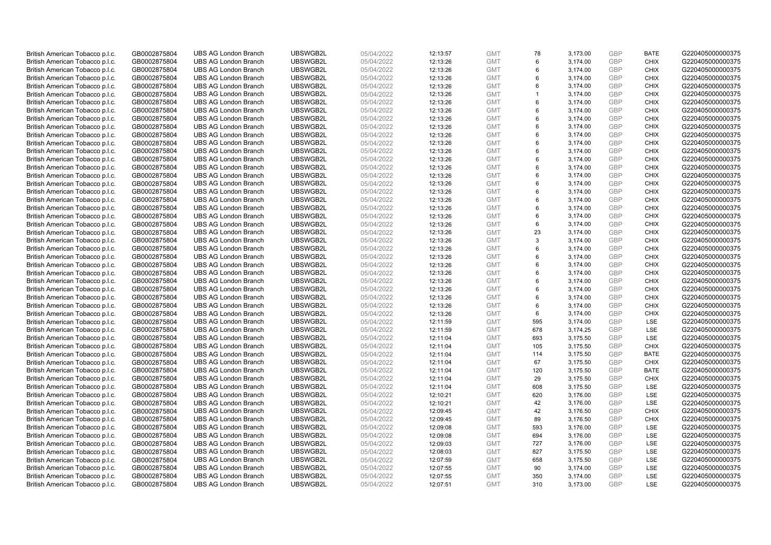| | | | | | | | | | | | |
|---|---|---|---|---|---|---|---|---|---|---|---|
| British American Tobacco p.l.c. | GB0002875804 | UBS AG London Branch | UBSWGB2L | 05/04/2022 | 12:13:57 | GMT | 78 | 3,173.00 | GBP | BATE | G220405000000375 |
| British American Tobacco p.l.c. | GB0002875804 | UBS AG London Branch | UBSWGB2L | 05/04/2022 | 12:13:26 | GMT | 6 | 3,174.00 | GBP | CHIX | G220405000000375 |
| British American Tobacco p.l.c. | GB0002875804 | UBS AG London Branch | UBSWGB2L | 05/04/2022 | 12:13:26 | GMT | 6 | 3,174.00 | GBP | CHIX | G220405000000375 |
| British American Tobacco p.l.c. | GB0002875804 | UBS AG London Branch | UBSWGB2L | 05/04/2022 | 12:13:26 | GMT | 6 | 3,174.00 | GBP | CHIX | G220405000000375 |
| British American Tobacco p.l.c. | GB0002875804 | UBS AG London Branch | UBSWGB2L | 05/04/2022 | 12:13:26 | GMT | 6 | 3,174.00 | GBP | CHIX | G220405000000375 |
| British American Tobacco p.l.c. | GB0002875804 | UBS AG London Branch | UBSWGB2L | 05/04/2022 | 12:13:26 | GMT | 1 | 3,174.00 | GBP | CHIX | G220405000000375 |
| British American Tobacco p.l.c. | GB0002875804 | UBS AG London Branch | UBSWGB2L | 05/04/2022 | 12:13:26 | GMT | 6 | 3,174.00 | GBP | CHIX | G220405000000375 |
| British American Tobacco p.l.c. | GB0002875804 | UBS AG London Branch | UBSWGB2L | 05/04/2022 | 12:13:26 | GMT | 6 | 3,174.00 | GBP | CHIX | G220405000000375 |
| British American Tobacco p.l.c. | GB0002875804 | UBS AG London Branch | UBSWGB2L | 05/04/2022 | 12:13:26 | GMT | 6 | 3,174.00 | GBP | CHIX | G220405000000375 |
| British American Tobacco p.l.c. | GB0002875804 | UBS AG London Branch | UBSWGB2L | 05/04/2022 | 12:13:26 | GMT | 6 | 3,174.00 | GBP | CHIX | G220405000000375 |
| British American Tobacco p.l.c. | GB0002875804 | UBS AG London Branch | UBSWGB2L | 05/04/2022 | 12:13:26 | GMT | 6 | 3,174.00 | GBP | CHIX | G220405000000375 |
| British American Tobacco p.l.c. | GB0002875804 | UBS AG London Branch | UBSWGB2L | 05/04/2022 | 12:13:26 | GMT | 6 | 3,174.00 | GBP | CHIX | G220405000000375 |
| British American Tobacco p.l.c. | GB0002875804 | UBS AG London Branch | UBSWGB2L | 05/04/2022 | 12:13:26 | GMT | 6 | 3,174.00 | GBP | CHIX | G220405000000375 |
| British American Tobacco p.l.c. | GB0002875804 | UBS AG London Branch | UBSWGB2L | 05/04/2022 | 12:13:26 | GMT | 6 | 3,174.00 | GBP | CHIX | G220405000000375 |
| British American Tobacco p.l.c. | GB0002875804 | UBS AG London Branch | UBSWGB2L | 05/04/2022 | 12:13:26 | GMT | 6 | 3,174.00 | GBP | CHIX | G220405000000375 |
| British American Tobacco p.l.c. | GB0002875804 | UBS AG London Branch | UBSWGB2L | 05/04/2022 | 12:13:26 | GMT | 6 | 3,174.00 | GBP | CHIX | G220405000000375 |
| British American Tobacco p.l.c. | GB0002875804 | UBS AG London Branch | UBSWGB2L | 05/04/2022 | 12:13:26 | GMT | 6 | 3,174.00 | GBP | CHIX | G220405000000375 |
| British American Tobacco p.l.c. | GB0002875804 | UBS AG London Branch | UBSWGB2L | 05/04/2022 | 12:13:26 | GMT | 6 | 3,174.00 | GBP | CHIX | G220405000000375 |
| British American Tobacco p.l.c. | GB0002875804 | UBS AG London Branch | UBSWGB2L | 05/04/2022 | 12:13:26 | GMT | 6 | 3,174.00 | GBP | CHIX | G220405000000375 |
| British American Tobacco p.l.c. | GB0002875804 | UBS AG London Branch | UBSWGB2L | 05/04/2022 | 12:13:26 | GMT | 6 | 3,174.00 | GBP | CHIX | G220405000000375 |
| British American Tobacco p.l.c. | GB0002875804 | UBS AG London Branch | UBSWGB2L | 05/04/2022 | 12:13:26 | GMT | 6 | 3,174.00 | GBP | CHIX | G220405000000375 |
| British American Tobacco p.l.c. | GB0002875804 | UBS AG London Branch | UBSWGB2L | 05/04/2022 | 12:13:26 | GMT | 6 | 3,174.00 | GBP | CHIX | G220405000000375 |
| British American Tobacco p.l.c. | GB0002875804 | UBS AG London Branch | UBSWGB2L | 05/04/2022 | 12:13:26 | GMT | 23 | 3,174.00 | GBP | CHIX | G220405000000375 |
| British American Tobacco p.l.c. | GB0002875804 | UBS AG London Branch | UBSWGB2L | 05/04/2022 | 12:13:26 | GMT | 3 | 3,174.00 | GBP | CHIX | G220405000000375 |
| British American Tobacco p.l.c. | GB0002875804 | UBS AG London Branch | UBSWGB2L | 05/04/2022 | 12:13:26 | GMT | 6 | 3,174.00 | GBP | CHIX | G220405000000375 |
| British American Tobacco p.l.c. | GB0002875804 | UBS AG London Branch | UBSWGB2L | 05/04/2022 | 12:13:26 | GMT | 6 | 3,174.00 | GBP | CHIX | G220405000000375 |
| British American Tobacco p.l.c. | GB0002875804 | UBS AG London Branch | UBSWGB2L | 05/04/2022 | 12:13:26 | GMT | 6 | 3,174.00 | GBP | CHIX | G220405000000375 |
| British American Tobacco p.l.c. | GB0002875804 | UBS AG London Branch | UBSWGB2L | 05/04/2022 | 12:13:26 | GMT | 6 | 3,174.00 | GBP | CHIX | G220405000000375 |
| British American Tobacco p.l.c. | GB0002875804 | UBS AG London Branch | UBSWGB2L | 05/04/2022 | 12:13:26 | GMT | 6 | 3,174.00 | GBP | CHIX | G220405000000375 |
| British American Tobacco p.l.c. | GB0002875804 | UBS AG London Branch | UBSWGB2L | 05/04/2022 | 12:13:26 | GMT | 6 | 3,174.00 | GBP | CHIX | G220405000000375 |
| British American Tobacco p.l.c. | GB0002875804 | UBS AG London Branch | UBSWGB2L | 05/04/2022 | 12:13:26 | GMT | 6 | 3,174.00 | GBP | CHIX | G220405000000375 |
| British American Tobacco p.l.c. | GB0002875804 | UBS AG London Branch | UBSWGB2L | 05/04/2022 | 12:13:26 | GMT | 6 | 3,174.00 | GBP | CHIX | G220405000000375 |
| British American Tobacco p.l.c. | GB0002875804 | UBS AG London Branch | UBSWGB2L | 05/04/2022 | 12:13:26 | GMT | 6 | 3,174.00 | GBP | CHIX | G220405000000375 |
| British American Tobacco p.l.c. | GB0002875804 | UBS AG London Branch | UBSWGB2L | 05/04/2022 | 12:11:59 | GMT | 595 | 3,174.00 | GBP | LSE | G220405000000375 |
| British American Tobacco p.l.c. | GB0002875804 | UBS AG London Branch | UBSWGB2L | 05/04/2022 | 12:11:59 | GMT | 678 | 3,174.25 | GBP | LSE | G220405000000375 |
| British American Tobacco p.l.c. | GB0002875804 | UBS AG London Branch | UBSWGB2L | 05/04/2022 | 12:11:04 | GMT | 693 | 3,175.50 | GBP | LSE | G220405000000375 |
| British American Tobacco p.l.c. | GB0002875804 | UBS AG London Branch | UBSWGB2L | 05/04/2022 | 12:11:04 | GMT | 105 | 3,175.50 | GBP | CHIX | G220405000000375 |
| British American Tobacco p.l.c. | GB0002875804 | UBS AG London Branch | UBSWGB2L | 05/04/2022 | 12:11:04 | GMT | 114 | 3,175.50 | GBP | BATE | G220405000000375 |
| British American Tobacco p.l.c. | GB0002875804 | UBS AG London Branch | UBSWGB2L | 05/04/2022 | 12:11:04 | GMT | 67 | 3,175.50 | GBP | CHIX | G220405000000375 |
| British American Tobacco p.l.c. | GB0002875804 | UBS AG London Branch | UBSWGB2L | 05/04/2022 | 12:11:04 | GMT | 120 | 3,175.50 | GBP | BATE | G220405000000375 |
| British American Tobacco p.l.c. | GB0002875804 | UBS AG London Branch | UBSWGB2L | 05/04/2022 | 12:11:04 | GMT | 29 | 3,175.50 | GBP | CHIX | G220405000000375 |
| British American Tobacco p.l.c. | GB0002875804 | UBS AG London Branch | UBSWGB2L | 05/04/2022 | 12:11:04 | GMT | 608 | 3,175.50 | GBP | LSE | G220405000000375 |
| British American Tobacco p.l.c. | GB0002875804 | UBS AG London Branch | UBSWGB2L | 05/04/2022 | 12:10:21 | GMT | 620 | 3,176.00 | GBP | LSE | G220405000000375 |
| British American Tobacco p.l.c. | GB0002875804 | UBS AG London Branch | UBSWGB2L | 05/04/2022 | 12:10:21 | GMT | 42 | 3,176.00 | GBP | LSE | G220405000000375 |
| British American Tobacco p.l.c. | GB0002875804 | UBS AG London Branch | UBSWGB2L | 05/04/2022 | 12:09:45 | GMT | 42 | 3,176.50 | GBP | CHIX | G220405000000375 |
| British American Tobacco p.l.c. | GB0002875804 | UBS AG London Branch | UBSWGB2L | 05/04/2022 | 12:09:45 | GMT | 89 | 3,176.50 | GBP | CHIX | G220405000000375 |
| British American Tobacco p.l.c. | GB0002875804 | UBS AG London Branch | UBSWGB2L | 05/04/2022 | 12:09:08 | GMT | 593 | 3,176.00 | GBP | LSE | G220405000000375 |
| British American Tobacco p.l.c. | GB0002875804 | UBS AG London Branch | UBSWGB2L | 05/04/2022 | 12:09:08 | GMT | 694 | 3,176.00 | GBP | LSE | G220405000000375 |
| British American Tobacco p.l.c. | GB0002875804 | UBS AG London Branch | UBSWGB2L | 05/04/2022 | 12:09:03 | GMT | 727 | 3,176.00 | GBP | LSE | G220405000000375 |
| British American Tobacco p.l.c. | GB0002875804 | UBS AG London Branch | UBSWGB2L | 05/04/2022 | 12:08:03 | GMT | 827 | 3,175.50 | GBP | LSE | G220405000000375 |
| British American Tobacco p.l.c. | GB0002875804 | UBS AG London Branch | UBSWGB2L | 05/04/2022 | 12:07:59 | GMT | 658 | 3,175.50 | GBP | LSE | G220405000000375 |
| British American Tobacco p.l.c. | GB0002875804 | UBS AG London Branch | UBSWGB2L | 05/04/2022 | 12:07:55 | GMT | 90 | 3,174.00 | GBP | LSE | G220405000000375 |
| British American Tobacco p.l.c. | GB0002875804 | UBS AG London Branch | UBSWGB2L | 05/04/2022 | 12:07:55 | GMT | 350 | 3,174.00 | GBP | LSE | G220405000000375 |
| British American Tobacco p.l.c. | GB0002875804 | UBS AG London Branch | UBSWGB2L | 05/04/2022 | 12:07:51 | GMT | 310 | 3,173.00 | GBP | LSE | G220405000000375 |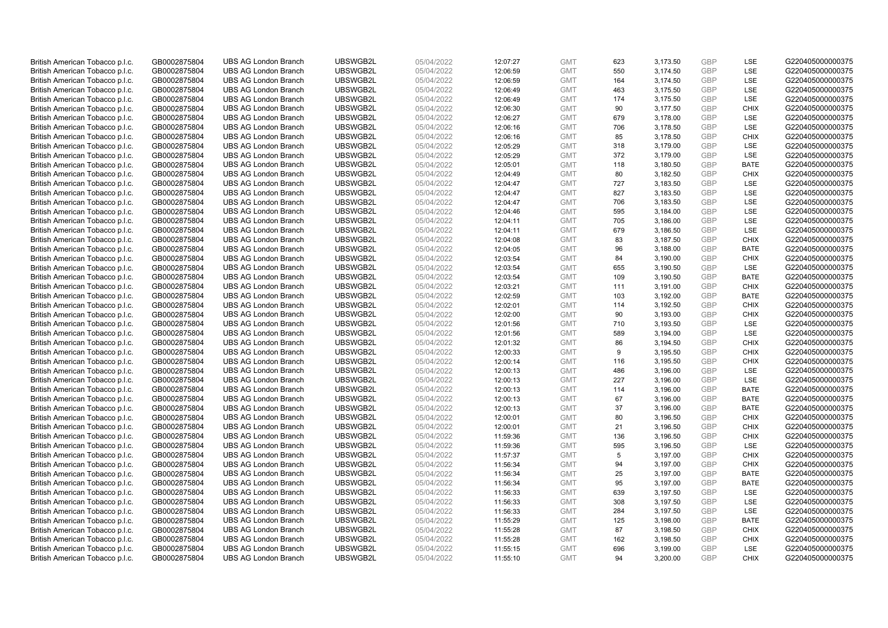| | | | | | | | | | | | |
|---|---|---|---|---|---|---|---|---|---|---|---|
| British American Tobacco p.l.c. | GB0002875804 | UBS AG London Branch | UBSWGB2L | 05/04/2022 | 12:07:27 | GMT | 623 | 3,173.50 | GBP | LSE | G220405000000375 |
| British American Tobacco p.l.c. | GB0002875804 | UBS AG London Branch | UBSWGB2L | 05/04/2022 | 12:06:59 | GMT | 550 | 3,174.50 | GBP | LSE | G220405000000375 |
| British American Tobacco p.l.c. | GB0002875804 | UBS AG London Branch | UBSWGB2L | 05/04/2022 | 12:06:59 | GMT | 164 | 3,174.50 | GBP | LSE | G220405000000375 |
| British American Tobacco p.l.c. | GB0002875804 | UBS AG London Branch | UBSWGB2L | 05/04/2022 | 12:06:49 | GMT | 463 | 3,175.50 | GBP | LSE | G220405000000375 |
| British American Tobacco p.l.c. | GB0002875804 | UBS AG London Branch | UBSWGB2L | 05/04/2022 | 12:06:49 | GMT | 174 | 3,175.50 | GBP | LSE | G220405000000375 |
| British American Tobacco p.l.c. | GB0002875804 | UBS AG London Branch | UBSWGB2L | 05/04/2022 | 12:06:30 | GMT | 90 | 3,177.50 | GBP | CHIX | G220405000000375 |
| British American Tobacco p.l.c. | GB0002875804 | UBS AG London Branch | UBSWGB2L | 05/04/2022 | 12:06:27 | GMT | 679 | 3,178.00 | GBP | LSE | G220405000000375 |
| British American Tobacco p.l.c. | GB0002875804 | UBS AG London Branch | UBSWGB2L | 05/04/2022 | 12:06:16 | GMT | 706 | 3,178.50 | GBP | LSE | G220405000000375 |
| British American Tobacco p.l.c. | GB0002875804 | UBS AG London Branch | UBSWGB2L | 05/04/2022 | 12:06:16 | GMT | 85 | 3,178.50 | GBP | CHIX | G220405000000375 |
| British American Tobacco p.l.c. | GB0002875804 | UBS AG London Branch | UBSWGB2L | 05/04/2022 | 12:05:29 | GMT | 318 | 3,179.00 | GBP | LSE | G220405000000375 |
| British American Tobacco p.l.c. | GB0002875804 | UBS AG London Branch | UBSWGB2L | 05/04/2022 | 12:05:29 | GMT | 372 | 3,179.00 | GBP | LSE | G220405000000375 |
| British American Tobacco p.l.c. | GB0002875804 | UBS AG London Branch | UBSWGB2L | 05/04/2022 | 12:05:01 | GMT | 118 | 3,180.50 | GBP | BATE | G220405000000375 |
| British American Tobacco p.l.c. | GB0002875804 | UBS AG London Branch | UBSWGB2L | 05/04/2022 | 12:04:49 | GMT | 80 | 3,182.50 | GBP | CHIX | G220405000000375 |
| British American Tobacco p.l.c. | GB0002875804 | UBS AG London Branch | UBSWGB2L | 05/04/2022 | 12:04:47 | GMT | 727 | 3,183.50 | GBP | LSE | G220405000000375 |
| British American Tobacco p.l.c. | GB0002875804 | UBS AG London Branch | UBSWGB2L | 05/04/2022 | 12:04:47 | GMT | 827 | 3,183.50 | GBP | LSE | G220405000000375 |
| British American Tobacco p.l.c. | GB0002875804 | UBS AG London Branch | UBSWGB2L | 05/04/2022 | 12:04:47 | GMT | 706 | 3,183.50 | GBP | LSE | G220405000000375 |
| British American Tobacco p.l.c. | GB0002875804 | UBS AG London Branch | UBSWGB2L | 05/04/2022 | 12:04:46 | GMT | 595 | 3,184.00 | GBP | LSE | G220405000000375 |
| British American Tobacco p.l.c. | GB0002875804 | UBS AG London Branch | UBSWGB2L | 05/04/2022 | 12:04:11 | GMT | 705 | 3,186.00 | GBP | LSE | G220405000000375 |
| British American Tobacco p.l.c. | GB0002875804 | UBS AG London Branch | UBSWGB2L | 05/04/2022 | 12:04:11 | GMT | 679 | 3,186.50 | GBP | LSE | G220405000000375 |
| British American Tobacco p.l.c. | GB0002875804 | UBS AG London Branch | UBSWGB2L | 05/04/2022 | 12:04:08 | GMT | 83 | 3,187.50 | GBP | CHIX | G220405000000375 |
| British American Tobacco p.l.c. | GB0002875804 | UBS AG London Branch | UBSWGB2L | 05/04/2022 | 12:04:05 | GMT | 96 | 3,188.00 | GBP | BATE | G220405000000375 |
| British American Tobacco p.l.c. | GB0002875804 | UBS AG London Branch | UBSWGB2L | 05/04/2022 | 12:03:54 | GMT | 84 | 3,190.00 | GBP | CHIX | G220405000000375 |
| British American Tobacco p.l.c. | GB0002875804 | UBS AG London Branch | UBSWGB2L | 05/04/2022 | 12:03:54 | GMT | 655 | 3,190.50 | GBP | LSE | G220405000000375 |
| British American Tobacco p.l.c. | GB0002875804 | UBS AG London Branch | UBSWGB2L | 05/04/2022 | 12:03:54 | GMT | 109 | 3,190.50 | GBP | BATE | G220405000000375 |
| British American Tobacco p.l.c. | GB0002875804 | UBS AG London Branch | UBSWGB2L | 05/04/2022 | 12:03:21 | GMT | 111 | 3,191.00 | GBP | CHIX | G220405000000375 |
| British American Tobacco p.l.c. | GB0002875804 | UBS AG London Branch | UBSWGB2L | 05/04/2022 | 12:02:59 | GMT | 103 | 3,192.00 | GBP | BATE | G220405000000375 |
| British American Tobacco p.l.c. | GB0002875804 | UBS AG London Branch | UBSWGB2L | 05/04/2022 | 12:02:01 | GMT | 114 | 3,192.50 | GBP | CHIX | G220405000000375 |
| British American Tobacco p.l.c. | GB0002875804 | UBS AG London Branch | UBSWGB2L | 05/04/2022 | 12:02:00 | GMT | 90 | 3,193.00 | GBP | CHIX | G220405000000375 |
| British American Tobacco p.l.c. | GB0002875804 | UBS AG London Branch | UBSWGB2L | 05/04/2022 | 12:01:56 | GMT | 710 | 3,193.50 | GBP | LSE | G220405000000375 |
| British American Tobacco p.l.c. | GB0002875804 | UBS AG London Branch | UBSWGB2L | 05/04/2022 | 12:01:56 | GMT | 589 | 3,194.00 | GBP | LSE | G220405000000375 |
| British American Tobacco p.l.c. | GB0002875804 | UBS AG London Branch | UBSWGB2L | 05/04/2022 | 12:01:32 | GMT | 86 | 3,194.50 | GBP | CHIX | G220405000000375 |
| British American Tobacco p.l.c. | GB0002875804 | UBS AG London Branch | UBSWGB2L | 05/04/2022 | 12:00:33 | GMT | 9 | 3,195.50 | GBP | CHIX | G220405000000375 |
| British American Tobacco p.l.c. | GB0002875804 | UBS AG London Branch | UBSWGB2L | 05/04/2022 | 12:00:14 | GMT | 116 | 3,195.50 | GBP | CHIX | G220405000000375 |
| British American Tobacco p.l.c. | GB0002875804 | UBS AG London Branch | UBSWGB2L | 05/04/2022 | 12:00:13 | GMT | 486 | 3,196.00 | GBP | LSE | G220405000000375 |
| British American Tobacco p.l.c. | GB0002875804 | UBS AG London Branch | UBSWGB2L | 05/04/2022 | 12:00:13 | GMT | 227 | 3,196.00 | GBP | LSE | G220405000000375 |
| British American Tobacco p.l.c. | GB0002875804 | UBS AG London Branch | UBSWGB2L | 05/04/2022 | 12:00:13 | GMT | 114 | 3,196.00 | GBP | BATE | G220405000000375 |
| British American Tobacco p.l.c. | GB0002875804 | UBS AG London Branch | UBSWGB2L | 05/04/2022 | 12:00:13 | GMT | 67 | 3,196.00 | GBP | BATE | G220405000000375 |
| British American Tobacco p.l.c. | GB0002875804 | UBS AG London Branch | UBSWGB2L | 05/04/2022 | 12:00:13 | GMT | 37 | 3,196.00 | GBP | BATE | G220405000000375 |
| British American Tobacco p.l.c. | GB0002875804 | UBS AG London Branch | UBSWGB2L | 05/04/2022 | 12:00:01 | GMT | 80 | 3,196.50 | GBP | CHIX | G220405000000375 |
| British American Tobacco p.l.c. | GB0002875804 | UBS AG London Branch | UBSWGB2L | 05/04/2022 | 12:00:01 | GMT | 21 | 3,196.50 | GBP | CHIX | G220405000000375 |
| British American Tobacco p.l.c. | GB0002875804 | UBS AG London Branch | UBSWGB2L | 05/04/2022 | 11:59:36 | GMT | 136 | 3,196.50 | GBP | CHIX | G220405000000375 |
| British American Tobacco p.l.c. | GB0002875804 | UBS AG London Branch | UBSWGB2L | 05/04/2022 | 11:59:36 | GMT | 595 | 3,196.50 | GBP | LSE | G220405000000375 |
| British American Tobacco p.l.c. | GB0002875804 | UBS AG London Branch | UBSWGB2L | 05/04/2022 | 11:57:37 | GMT | 5 | 3,197.00 | GBP | CHIX | G220405000000375 |
| British American Tobacco p.l.c. | GB0002875804 | UBS AG London Branch | UBSWGB2L | 05/04/2022 | 11:56:34 | GMT | 94 | 3,197.00 | GBP | CHIX | G220405000000375 |
| British American Tobacco p.l.c. | GB0002875804 | UBS AG London Branch | UBSWGB2L | 05/04/2022 | 11:56:34 | GMT | 25 | 3,197.00 | GBP | BATE | G220405000000375 |
| British American Tobacco p.l.c. | GB0002875804 | UBS AG London Branch | UBSWGB2L | 05/04/2022 | 11:56:34 | GMT | 95 | 3,197.00 | GBP | BATE | G220405000000375 |
| British American Tobacco p.l.c. | GB0002875804 | UBS AG London Branch | UBSWGB2L | 05/04/2022 | 11:56:33 | GMT | 639 | 3,197.50 | GBP | LSE | G220405000000375 |
| British American Tobacco p.l.c. | GB0002875804 | UBS AG London Branch | UBSWGB2L | 05/04/2022 | 11:56:33 | GMT | 308 | 3,197.50 | GBP | LSE | G220405000000375 |
| British American Tobacco p.l.c. | GB0002875804 | UBS AG London Branch | UBSWGB2L | 05/04/2022 | 11:56:33 | GMT | 284 | 3,197.50 | GBP | LSE | G220405000000375 |
| British American Tobacco p.l.c. | GB0002875804 | UBS AG London Branch | UBSWGB2L | 05/04/2022 | 11:55:29 | GMT | 125 | 3,198.00 | GBP | BATE | G220405000000375 |
| British American Tobacco p.l.c. | GB0002875804 | UBS AG London Branch | UBSWGB2L | 05/04/2022 | 11:55:28 | GMT | 87 | 3,198.50 | GBP | CHIX | G220405000000375 |
| British American Tobacco p.l.c. | GB0002875804 | UBS AG London Branch | UBSWGB2L | 05/04/2022 | 11:55:28 | GMT | 162 | 3,198.50 | GBP | CHIX | G220405000000375 |
| British American Tobacco p.l.c. | GB0002875804 | UBS AG London Branch | UBSWGB2L | 05/04/2022 | 11:55:15 | GMT | 696 | 3,199.00 | GBP | LSE | G220405000000375 |
| British American Tobacco p.l.c. | GB0002875804 | UBS AG London Branch | UBSWGB2L | 05/04/2022 | 11:55:10 | GMT | 94 | 3,200.00 | GBP | CHIX | G220405000000375 |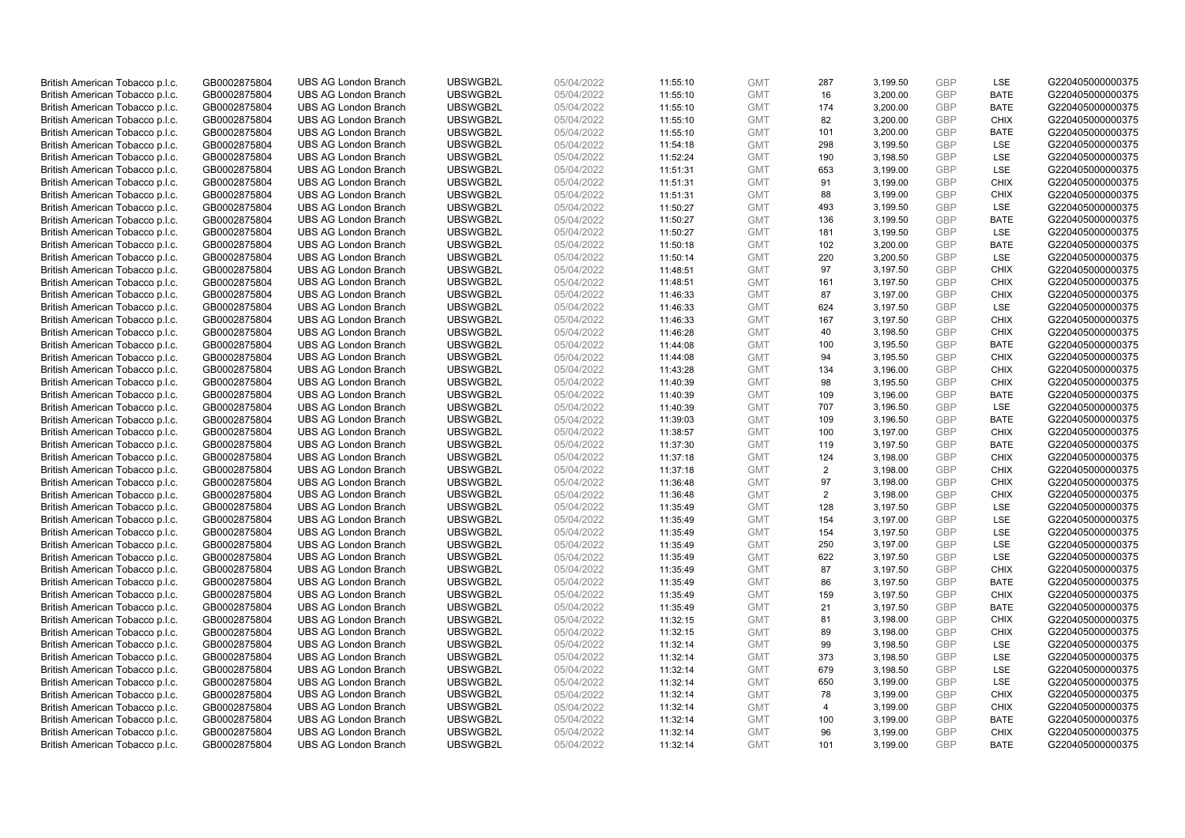| | | | | | | | | | | | |
|---|---|---|---|---|---|---|---|---|---|---|---|
| British American Tobacco p.l.c. | GB0002875804 | UBS AG London Branch | UBSWGB2L | 05/04/2022 | 11:55:10 | GMT | 287 | 3,199.50 | GBP | LSE | G220405000000375 |
| British American Tobacco p.l.c. | GB0002875804 | UBS AG London Branch | UBSWGB2L | 05/04/2022 | 11:55:10 | GMT | 16 | 3,200.00 | GBP | BATE | G220405000000375 |
| British American Tobacco p.l.c. | GB0002875804 | UBS AG London Branch | UBSWGB2L | 05/04/2022 | 11:55:10 | GMT | 174 | 3,200.00 | GBP | BATE | G220405000000375 |
| British American Tobacco p.l.c. | GB0002875804 | UBS AG London Branch | UBSWGB2L | 05/04/2022 | 11:55:10 | GMT | 82 | 3,200.00 | GBP | CHIX | G220405000000375 |
| British American Tobacco p.l.c. | GB0002875804 | UBS AG London Branch | UBSWGB2L | 05/04/2022 | 11:55:10 | GMT | 101 | 3,200.00 | GBP | BATE | G220405000000375 |
| British American Tobacco p.l.c. | GB0002875804 | UBS AG London Branch | UBSWGB2L | 05/04/2022 | 11:54:18 | GMT | 298 | 3,199.50 | GBP | LSE | G220405000000375 |
| British American Tobacco p.l.c. | GB0002875804 | UBS AG London Branch | UBSWGB2L | 05/04/2022 | 11:52:24 | GMT | 190 | 3,198.50 | GBP | LSE | G220405000000375 |
| British American Tobacco p.l.c. | GB0002875804 | UBS AG London Branch | UBSWGB2L | 05/04/2022 | 11:51:31 | GMT | 653 | 3,199.00 | GBP | LSE | G220405000000375 |
| British American Tobacco p.l.c. | GB0002875804 | UBS AG London Branch | UBSWGB2L | 05/04/2022 | 11:51:31 | GMT | 91 | 3,199.00 | GBP | CHIX | G220405000000375 |
| British American Tobacco p.l.c. | GB0002875804 | UBS AG London Branch | UBSWGB2L | 05/04/2022 | 11:51:31 | GMT | 88 | 3,199.00 | GBP | CHIX | G220405000000375 |
| British American Tobacco p.l.c. | GB0002875804 | UBS AG London Branch | UBSWGB2L | 05/04/2022 | 11:50:27 | GMT | 493 | 3,199.50 | GBP | LSE | G220405000000375 |
| British American Tobacco p.l.c. | GB0002875804 | UBS AG London Branch | UBSWGB2L | 05/04/2022 | 11:50:27 | GMT | 136 | 3,199.50 | GBP | BATE | G220405000000375 |
| British American Tobacco p.l.c. | GB0002875804 | UBS AG London Branch | UBSWGB2L | 05/04/2022 | 11:50:27 | GMT | 181 | 3,199.50 | GBP | LSE | G220405000000375 |
| British American Tobacco p.l.c. | GB0002875804 | UBS AG London Branch | UBSWGB2L | 05/04/2022 | 11:50:18 | GMT | 102 | 3,200.00 | GBP | BATE | G220405000000375 |
| British American Tobacco p.l.c. | GB0002875804 | UBS AG London Branch | UBSWGB2L | 05/04/2022 | 11:50:14 | GMT | 220 | 3,200.50 | GBP | LSE | G220405000000375 |
| British American Tobacco p.l.c. | GB0002875804 | UBS AG London Branch | UBSWGB2L | 05/04/2022 | 11:48:51 | GMT | 97 | 3,197.50 | GBP | CHIX | G220405000000375 |
| British American Tobacco p.l.c. | GB0002875804 | UBS AG London Branch | UBSWGB2L | 05/04/2022 | 11:48:51 | GMT | 161 | 3,197.50 | GBP | CHIX | G220405000000375 |
| British American Tobacco p.l.c. | GB0002875804 | UBS AG London Branch | UBSWGB2L | 05/04/2022 | 11:46:33 | GMT | 87 | 3,197.00 | GBP | CHIX | G220405000000375 |
| British American Tobacco p.l.c. | GB0002875804 | UBS AG London Branch | UBSWGB2L | 05/04/2022 | 11:46:33 | GMT | 624 | 3,197.50 | GBP | LSE | G220405000000375 |
| British American Tobacco p.l.c. | GB0002875804 | UBS AG London Branch | UBSWGB2L | 05/04/2022 | 11:46:33 | GMT | 167 | 3,197.50 | GBP | CHIX | G220405000000375 |
| British American Tobacco p.l.c. | GB0002875804 | UBS AG London Branch | UBSWGB2L | 05/04/2022 | 11:46:28 | GMT | 40 | 3,198.50 | GBP | CHIX | G220405000000375 |
| British American Tobacco p.l.c. | GB0002875804 | UBS AG London Branch | UBSWGB2L | 05/04/2022 | 11:44:08 | GMT | 100 | 3,195.50 | GBP | BATE | G220405000000375 |
| British American Tobacco p.l.c. | GB0002875804 | UBS AG London Branch | UBSWGB2L | 05/04/2022 | 11:44:08 | GMT | 94 | 3,195.50 | GBP | CHIX | G220405000000375 |
| British American Tobacco p.l.c. | GB0002875804 | UBS AG London Branch | UBSWGB2L | 05/04/2022 | 11:43:28 | GMT | 134 | 3,196.00 | GBP | CHIX | G220405000000375 |
| British American Tobacco p.l.c. | GB0002875804 | UBS AG London Branch | UBSWGB2L | 05/04/2022 | 11:40:39 | GMT | 98 | 3,195.50 | GBP | CHIX | G220405000000375 |
| British American Tobacco p.l.c. | GB0002875804 | UBS AG London Branch | UBSWGB2L | 05/04/2022 | 11:40:39 | GMT | 109 | 3,196.00 | GBP | BATE | G220405000000375 |
| British American Tobacco p.l.c. | GB0002875804 | UBS AG London Branch | UBSWGB2L | 05/04/2022 | 11:40:39 | GMT | 707 | 3,196.50 | GBP | LSE | G220405000000375 |
| British American Tobacco p.l.c. | GB0002875804 | UBS AG London Branch | UBSWGB2L | 05/04/2022 | 11:39:03 | GMT | 109 | 3,196.50 | GBP | BATE | G220405000000375 |
| British American Tobacco p.l.c. | GB0002875804 | UBS AG London Branch | UBSWGB2L | 05/04/2022 | 11:38:57 | GMT | 100 | 3,197.00 | GBP | CHIX | G220405000000375 |
| British American Tobacco p.l.c. | GB0002875804 | UBS AG London Branch | UBSWGB2L | 05/04/2022 | 11:37:30 | GMT | 119 | 3,197.50 | GBP | BATE | G220405000000375 |
| British American Tobacco p.l.c. | GB0002875804 | UBS AG London Branch | UBSWGB2L | 05/04/2022 | 11:37:18 | GMT | 124 | 3,198.00 | GBP | CHIX | G220405000000375 |
| British American Tobacco p.l.c. | GB0002875804 | UBS AG London Branch | UBSWGB2L | 05/04/2022 | 11:37:18 | GMT | 2 | 3,198.00 | GBP | CHIX | G220405000000375 |
| British American Tobacco p.l.c. | GB0002875804 | UBS AG London Branch | UBSWGB2L | 05/04/2022 | 11:36:48 | GMT | 97 | 3,198.00 | GBP | CHIX | G220405000000375 |
| British American Tobacco p.l.c. | GB0002875804 | UBS AG London Branch | UBSWGB2L | 05/04/2022 | 11:36:48 | GMT | 2 | 3,198.00 | GBP | CHIX | G220405000000375 |
| British American Tobacco p.l.c. | GB0002875804 | UBS AG London Branch | UBSWGB2L | 05/04/2022 | 11:35:49 | GMT | 128 | 3,197.50 | GBP | LSE | G220405000000375 |
| British American Tobacco p.l.c. | GB0002875804 | UBS AG London Branch | UBSWGB2L | 05/04/2022 | 11:35:49 | GMT | 154 | 3,197.00 | GBP | LSE | G220405000000375 |
| British American Tobacco p.l.c. | GB0002875804 | UBS AG London Branch | UBSWGB2L | 05/04/2022 | 11:35:49 | GMT | 154 | 3,197.50 | GBP | LSE | G220405000000375 |
| British American Tobacco p.l.c. | GB0002875804 | UBS AG London Branch | UBSWGB2L | 05/04/2022 | 11:35:49 | GMT | 250 | 3,197.00 | GBP | LSE | G220405000000375 |
| British American Tobacco p.l.c. | GB0002875804 | UBS AG London Branch | UBSWGB2L | 05/04/2022 | 11:35:49 | GMT | 622 | 3,197.50 | GBP | LSE | G220405000000375 |
| British American Tobacco p.l.c. | GB0002875804 | UBS AG London Branch | UBSWGB2L | 05/04/2022 | 11:35:49 | GMT | 87 | 3,197.50 | GBP | CHIX | G220405000000375 |
| British American Tobacco p.l.c. | GB0002875804 | UBS AG London Branch | UBSWGB2L | 05/04/2022 | 11:35:49 | GMT | 86 | 3,197.50 | GBP | BATE | G220405000000375 |
| British American Tobacco p.l.c. | GB0002875804 | UBS AG London Branch | UBSWGB2L | 05/04/2022 | 11:35:49 | GMT | 159 | 3,197.50 | GBP | CHIX | G220405000000375 |
| British American Tobacco p.l.c. | GB0002875804 | UBS AG London Branch | UBSWGB2L | 05/04/2022 | 11:35:49 | GMT | 21 | 3,197.50 | GBP | BATE | G220405000000375 |
| British American Tobacco p.l.c. | GB0002875804 | UBS AG London Branch | UBSWGB2L | 05/04/2022 | 11:32:15 | GMT | 81 | 3,198.00 | GBP | CHIX | G220405000000375 |
| British American Tobacco p.l.c. | GB0002875804 | UBS AG London Branch | UBSWGB2L | 05/04/2022 | 11:32:15 | GMT | 89 | 3,198.00 | GBP | CHIX | G220405000000375 |
| British American Tobacco p.l.c. | GB0002875804 | UBS AG London Branch | UBSWGB2L | 05/04/2022 | 11:32:14 | GMT | 99 | 3,198.50 | GBP | LSE | G220405000000375 |
| British American Tobacco p.l.c. | GB0002875804 | UBS AG London Branch | UBSWGB2L | 05/04/2022 | 11:32:14 | GMT | 373 | 3,198.50 | GBP | LSE | G220405000000375 |
| British American Tobacco p.l.c. | GB0002875804 | UBS AG London Branch | UBSWGB2L | 05/04/2022 | 11:32:14 | GMT | 679 | 3,198.50 | GBP | LSE | G220405000000375 |
| British American Tobacco p.l.c. | GB0002875804 | UBS AG London Branch | UBSWGB2L | 05/04/2022 | 11:32:14 | GMT | 650 | 3,199.00 | GBP | LSE | G220405000000375 |
| British American Tobacco p.l.c. | GB0002875804 | UBS AG London Branch | UBSWGB2L | 05/04/2022 | 11:32:14 | GMT | 78 | 3,199.00 | GBP | CHIX | G220405000000375 |
| British American Tobacco p.l.c. | GB0002875804 | UBS AG London Branch | UBSWGB2L | 05/04/2022 | 11:32:14 | GMT | 4 | 3,199.00 | GBP | CHIX | G220405000000375 |
| British American Tobacco p.l.c. | GB0002875804 | UBS AG London Branch | UBSWGB2L | 05/04/2022 | 11:32:14 | GMT | 100 | 3,199.00 | GBP | BATE | G220405000000375 |
| British American Tobacco p.l.c. | GB0002875804 | UBS AG London Branch | UBSWGB2L | 05/04/2022 | 11:32:14 | GMT | 96 | 3,199.00 | GBP | CHIX | G220405000000375 |
| British American Tobacco p.l.c. | GB0002875804 | UBS AG London Branch | UBSWGB2L | 05/04/2022 | 11:32:14 | GMT | 101 | 3,199.00 | GBP | BATE | G220405000000375 |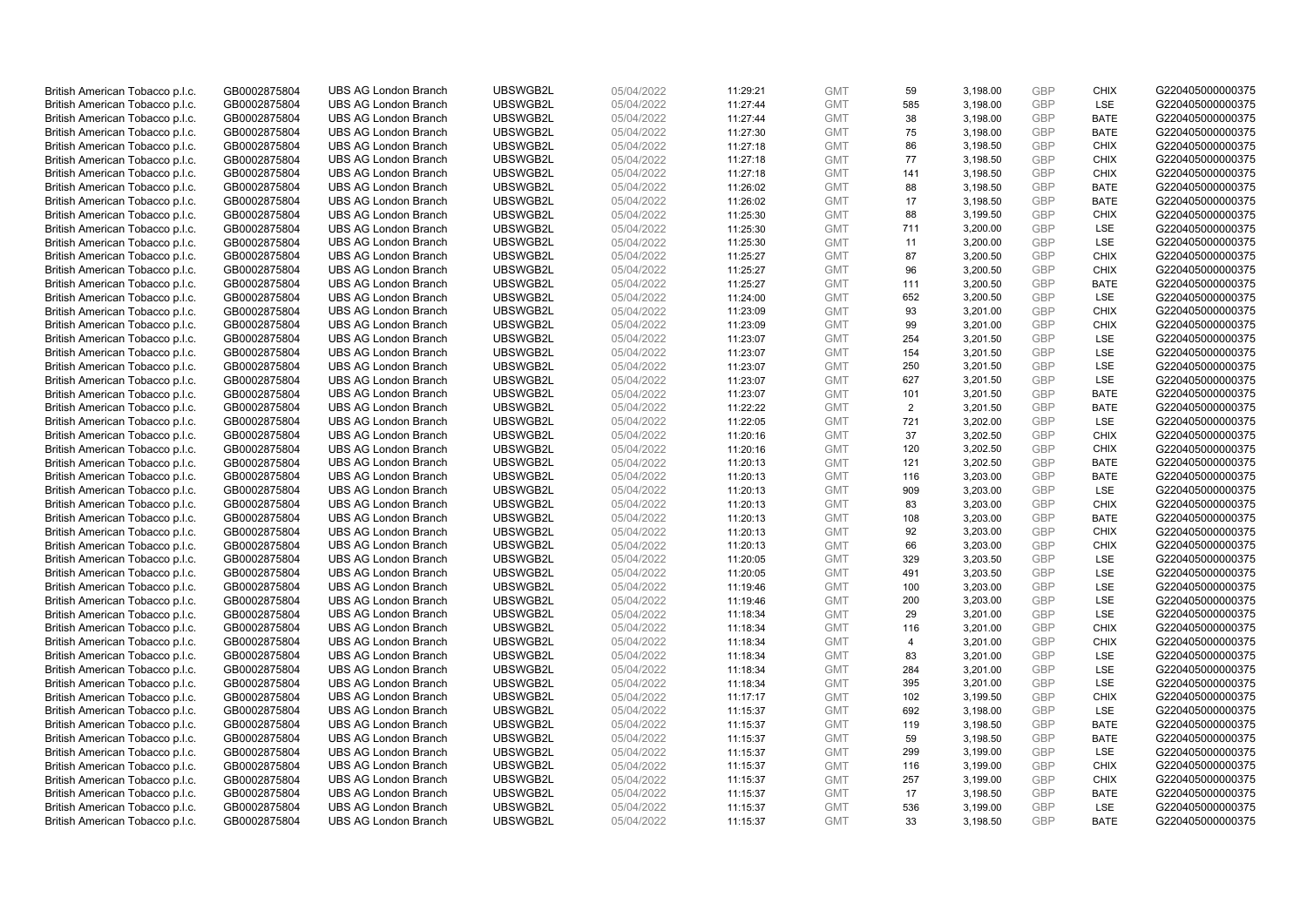| | | | | | | | | | | | |
|---|---|---|---|---|---|---|---|---|---|---|---|
| British American Tobacco p.l.c. | GB0002875804 | UBS AG London Branch | UBSWGB2L | 05/04/2022 | 11:29:21 | GMT | 59 | 3,198.00 | GBP | CHIX | G220405000000375 |
| British American Tobacco p.l.c. | GB0002875804 | UBS AG London Branch | UBSWGB2L | 05/04/2022 | 11:27:44 | GMT | 585 | 3,198.00 | GBP | LSE | G220405000000375 |
| British American Tobacco p.l.c. | GB0002875804 | UBS AG London Branch | UBSWGB2L | 05/04/2022 | 11:27:44 | GMT | 38 | 3,198.00 | GBP | BATE | G220405000000375 |
| British American Tobacco p.l.c. | GB0002875804 | UBS AG London Branch | UBSWGB2L | 05/04/2022 | 11:27:30 | GMT | 75 | 3,198.00 | GBP | BATE | G220405000000375 |
| British American Tobacco p.l.c. | GB0002875804 | UBS AG London Branch | UBSWGB2L | 05/04/2022 | 11:27:18 | GMT | 86 | 3,198.50 | GBP | CHIX | G220405000000375 |
| British American Tobacco p.l.c. | GB0002875804 | UBS AG London Branch | UBSWGB2L | 05/04/2022 | 11:27:18 | GMT | 77 | 3,198.50 | GBP | CHIX | G220405000000375 |
| British American Tobacco p.l.c. | GB0002875804 | UBS AG London Branch | UBSWGB2L | 05/04/2022 | 11:27:18 | GMT | 141 | 3,198.50 | GBP | CHIX | G220405000000375 |
| British American Tobacco p.l.c. | GB0002875804 | UBS AG London Branch | UBSWGB2L | 05/04/2022 | 11:26:02 | GMT | 88 | 3,198.50 | GBP | BATE | G220405000000375 |
| British American Tobacco p.l.c. | GB0002875804 | UBS AG London Branch | UBSWGB2L | 05/04/2022 | 11:26:02 | GMT | 17 | 3,198.50 | GBP | BATE | G220405000000375 |
| British American Tobacco p.l.c. | GB0002875804 | UBS AG London Branch | UBSWGB2L | 05/04/2022 | 11:25:30 | GMT | 88 | 3,199.50 | GBP | CHIX | G220405000000375 |
| British American Tobacco p.l.c. | GB0002875804 | UBS AG London Branch | UBSWGB2L | 05/04/2022 | 11:25:30 | GMT | 711 | 3,200.00 | GBP | LSE | G220405000000375 |
| British American Tobacco p.l.c. | GB0002875804 | UBS AG London Branch | UBSWGB2L | 05/04/2022 | 11:25:30 | GMT | 11 | 3,200.00 | GBP | LSE | G220405000000375 |
| British American Tobacco p.l.c. | GB0002875804 | UBS AG London Branch | UBSWGB2L | 05/04/2022 | 11:25:27 | GMT | 87 | 3,200.50 | GBP | CHIX | G220405000000375 |
| British American Tobacco p.l.c. | GB0002875804 | UBS AG London Branch | UBSWGB2L | 05/04/2022 | 11:25:27 | GMT | 96 | 3,200.50 | GBP | CHIX | G220405000000375 |
| British American Tobacco p.l.c. | GB0002875804 | UBS AG London Branch | UBSWGB2L | 05/04/2022 | 11:25:27 | GMT | 111 | 3,200.50 | GBP | BATE | G220405000000375 |
| British American Tobacco p.l.c. | GB0002875804 | UBS AG London Branch | UBSWGB2L | 05/04/2022 | 11:24:00 | GMT | 652 | 3,200.50 | GBP | LSE | G220405000000375 |
| British American Tobacco p.l.c. | GB0002875804 | UBS AG London Branch | UBSWGB2L | 05/04/2022 | 11:23:09 | GMT | 93 | 3,201.00 | GBP | CHIX | G220405000000375 |
| British American Tobacco p.l.c. | GB0002875804 | UBS AG London Branch | UBSWGB2L | 05/04/2022 | 11:23:09 | GMT | 99 | 3,201.00 | GBP | CHIX | G220405000000375 |
| British American Tobacco p.l.c. | GB0002875804 | UBS AG London Branch | UBSWGB2L | 05/04/2022 | 11:23:07 | GMT | 254 | 3,201.50 | GBP | LSE | G220405000000375 |
| British American Tobacco p.l.c. | GB0002875804 | UBS AG London Branch | UBSWGB2L | 05/04/2022 | 11:23:07 | GMT | 154 | 3,201.50 | GBP | LSE | G220405000000375 |
| British American Tobacco p.l.c. | GB0002875804 | UBS AG London Branch | UBSWGB2L | 05/04/2022 | 11:23:07 | GMT | 250 | 3,201.50 | GBP | LSE | G220405000000375 |
| British American Tobacco p.l.c. | GB0002875804 | UBS AG London Branch | UBSWGB2L | 05/04/2022 | 11:23:07 | GMT | 627 | 3,201.50 | GBP | LSE | G220405000000375 |
| British American Tobacco p.l.c. | GB0002875804 | UBS AG London Branch | UBSWGB2L | 05/04/2022 | 11:23:07 | GMT | 101 | 3,201.50 | GBP | BATE | G220405000000375 |
| British American Tobacco p.l.c. | GB0002875804 | UBS AG London Branch | UBSWGB2L | 05/04/2022 | 11:22:22 | GMT | 2 | 3,201.50 | GBP | BATE | G220405000000375 |
| British American Tobacco p.l.c. | GB0002875804 | UBS AG London Branch | UBSWGB2L | 05/04/2022 | 11:22:05 | GMT | 721 | 3,202.00 | GBP | LSE | G220405000000375 |
| British American Tobacco p.l.c. | GB0002875804 | UBS AG London Branch | UBSWGB2L | 05/04/2022 | 11:20:16 | GMT | 37 | 3,202.50 | GBP | CHIX | G220405000000375 |
| British American Tobacco p.l.c. | GB0002875804 | UBS AG London Branch | UBSWGB2L | 05/04/2022 | 11:20:16 | GMT | 120 | 3,202.50 | GBP | CHIX | G220405000000375 |
| British American Tobacco p.l.c. | GB0002875804 | UBS AG London Branch | UBSWGB2L | 05/04/2022 | 11:20:13 | GMT | 121 | 3,202.50 | GBP | BATE | G220405000000375 |
| British American Tobacco p.l.c. | GB0002875804 | UBS AG London Branch | UBSWGB2L | 05/04/2022 | 11:20:13 | GMT | 116 | 3,203.00 | GBP | BATE | G220405000000375 |
| British American Tobacco p.l.c. | GB0002875804 | UBS AG London Branch | UBSWGB2L | 05/04/2022 | 11:20:13 | GMT | 909 | 3,203.00 | GBP | LSE | G220405000000375 |
| British American Tobacco p.l.c. | GB0002875804 | UBS AG London Branch | UBSWGB2L | 05/04/2022 | 11:20:13 | GMT | 83 | 3,203.00 | GBP | CHIX | G220405000000375 |
| British American Tobacco p.l.c. | GB0002875804 | UBS AG London Branch | UBSWGB2L | 05/04/2022 | 11:20:13 | GMT | 108 | 3,203.00 | GBP | BATE | G220405000000375 |
| British American Tobacco p.l.c. | GB0002875804 | UBS AG London Branch | UBSWGB2L | 05/04/2022 | 11:20:13 | GMT | 92 | 3,203.00 | GBP | CHIX | G220405000000375 |
| British American Tobacco p.l.c. | GB0002875804 | UBS AG London Branch | UBSWGB2L | 05/04/2022 | 11:20:13 | GMT | 66 | 3,203.00 | GBP | CHIX | G220405000000375 |
| British American Tobacco p.l.c. | GB0002875804 | UBS AG London Branch | UBSWGB2L | 05/04/2022 | 11:20:05 | GMT | 329 | 3,203.50 | GBP | LSE | G220405000000375 |
| British American Tobacco p.l.c. | GB0002875804 | UBS AG London Branch | UBSWGB2L | 05/04/2022 | 11:20:05 | GMT | 491 | 3,203.50 | GBP | LSE | G220405000000375 |
| British American Tobacco p.l.c. | GB0002875804 | UBS AG London Branch | UBSWGB2L | 05/04/2022 | 11:19:46 | GMT | 100 | 3,203.00 | GBP | LSE | G220405000000375 |
| British American Tobacco p.l.c. | GB0002875804 | UBS AG London Branch | UBSWGB2L | 05/04/2022 | 11:19:46 | GMT | 200 | 3,203.00 | GBP | LSE | G220405000000375 |
| British American Tobacco p.l.c. | GB0002875804 | UBS AG London Branch | UBSWGB2L | 05/04/2022 | 11:18:34 | GMT | 29 | 3,201.00 | GBP | LSE | G220405000000375 |
| British American Tobacco p.l.c. | GB0002875804 | UBS AG London Branch | UBSWGB2L | 05/04/2022 | 11:18:34 | GMT | 116 | 3,201.00 | GBP | CHIX | G220405000000375 |
| British American Tobacco p.l.c. | GB0002875804 | UBS AG London Branch | UBSWGB2L | 05/04/2022 | 11:18:34 | GMT | 4 | 3,201.00 | GBP | CHIX | G220405000000375 |
| British American Tobacco p.l.c. | GB0002875804 | UBS AG London Branch | UBSWGB2L | 05/04/2022 | 11:18:34 | GMT | 83 | 3,201.00 | GBP | LSE | G220405000000375 |
| British American Tobacco p.l.c. | GB0002875804 | UBS AG London Branch | UBSWGB2L | 05/04/2022 | 11:18:34 | GMT | 284 | 3,201.00 | GBP | LSE | G220405000000375 |
| British American Tobacco p.l.c. | GB0002875804 | UBS AG London Branch | UBSWGB2L | 05/04/2022 | 11:18:34 | GMT | 395 | 3,201.00 | GBP | LSE | G220405000000375 |
| British American Tobacco p.l.c. | GB0002875804 | UBS AG London Branch | UBSWGB2L | 05/04/2022 | 11:17:17 | GMT | 102 | 3,199.50 | GBP | CHIX | G220405000000375 |
| British American Tobacco p.l.c. | GB0002875804 | UBS AG London Branch | UBSWGB2L | 05/04/2022 | 11:15:37 | GMT | 692 | 3,198.00 | GBP | LSE | G220405000000375 |
| British American Tobacco p.l.c. | GB0002875804 | UBS AG London Branch | UBSWGB2L | 05/04/2022 | 11:15:37 | GMT | 119 | 3,198.50 | GBP | BATE | G220405000000375 |
| British American Tobacco p.l.c. | GB0002875804 | UBS AG London Branch | UBSWGB2L | 05/04/2022 | 11:15:37 | GMT | 59 | 3,198.50 | GBP | BATE | G220405000000375 |
| British American Tobacco p.l.c. | GB0002875804 | UBS AG London Branch | UBSWGB2L | 05/04/2022 | 11:15:37 | GMT | 299 | 3,199.00 | GBP | LSE | G220405000000375 |
| British American Tobacco p.l.c. | GB0002875804 | UBS AG London Branch | UBSWGB2L | 05/04/2022 | 11:15:37 | GMT | 116 | 3,199.00 | GBP | CHIX | G220405000000375 |
| British American Tobacco p.l.c. | GB0002875804 | UBS AG London Branch | UBSWGB2L | 05/04/2022 | 11:15:37 | GMT | 257 | 3,199.00 | GBP | CHIX | G220405000000375 |
| British American Tobacco p.l.c. | GB0002875804 | UBS AG London Branch | UBSWGB2L | 05/04/2022 | 11:15:37 | GMT | 17 | 3,198.50 | GBP | BATE | G220405000000375 |
| British American Tobacco p.l.c. | GB0002875804 | UBS AG London Branch | UBSWGB2L | 05/04/2022 | 11:15:37 | GMT | 536 | 3,199.00 | GBP | LSE | G220405000000375 |
| British American Tobacco p.l.c. | GB0002875804 | UBS AG London Branch | UBSWGB2L | 05/04/2022 | 11:15:37 | GMT | 33 | 3,198.50 | GBP | BATE | G220405000000375 |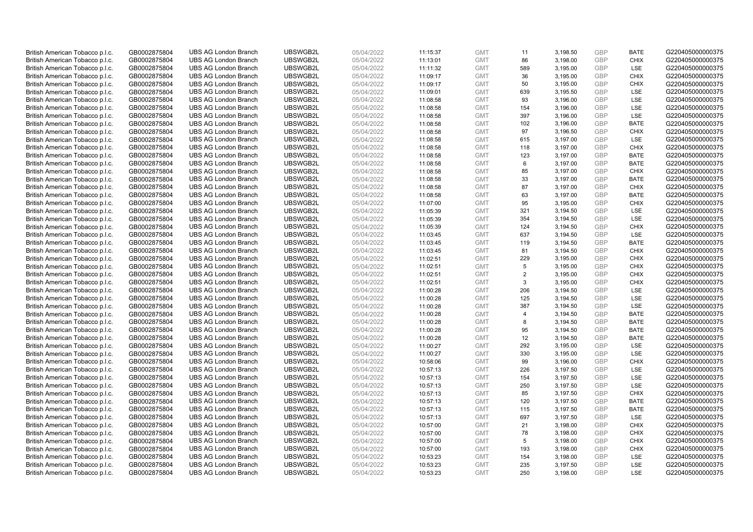| | | | | | | | | | | | |
|---|---|---|---|---|---|---|---|---|---|---|---|
| British American Tobacco p.l.c. | GB0002875804 | UBS AG London Branch | UBSWGB2L | 05/04/2022 | 11:15:37 | GMT | 11 | 3,198.50 | GBP | BATE | G220405000000375 |
| British American Tobacco p.l.c. | GB0002875804 | UBS AG London Branch | UBSWGB2L | 05/04/2022 | 11:13:01 | GMT | 86 | 3,198.00 | GBP | CHIX | G220405000000375 |
| British American Tobacco p.l.c. | GB0002875804 | UBS AG London Branch | UBSWGB2L | 05/04/2022 | 11:11:32 | GMT | 589 | 3,195.00 | GBP | LSE | G220405000000375 |
| British American Tobacco p.l.c. | GB0002875804 | UBS AG London Branch | UBSWGB2L | 05/04/2022 | 11:09:17 | GMT | 36 | 3,195.00 | GBP | CHIX | G220405000000375 |
| British American Tobacco p.l.c. | GB0002875804 | UBS AG London Branch | UBSWGB2L | 05/04/2022 | 11:09:17 | GMT | 50 | 3,195.00 | GBP | CHIX | G220405000000375 |
| British American Tobacco p.l.c. | GB0002875804 | UBS AG London Branch | UBSWGB2L | 05/04/2022 | 11:09:01 | GMT | 639 | 3,195.50 | GBP | LSE | G220405000000375 |
| British American Tobacco p.l.c. | GB0002875804 | UBS AG London Branch | UBSWGB2L | 05/04/2022 | 11:08:58 | GMT | 93 | 3,196.00 | GBP | LSE | G220405000000375 |
| British American Tobacco p.l.c. | GB0002875804 | UBS AG London Branch | UBSWGB2L | 05/04/2022 | 11:08:58 | GMT | 154 | 3,196.00 | GBP | LSE | G220405000000375 |
| British American Tobacco p.l.c. | GB0002875804 | UBS AG London Branch | UBSWGB2L | 05/04/2022 | 11:08:58 | GMT | 397 | 3,196.00 | GBP | LSE | G220405000000375 |
| British American Tobacco p.l.c. | GB0002875804 | UBS AG London Branch | UBSWGB2L | 05/04/2022 | 11:08:58 | GMT | 102 | 3,196.00 | GBP | BATE | G220405000000375 |
| British American Tobacco p.l.c. | GB0002875804 | UBS AG London Branch | UBSWGB2L | 05/04/2022 | 11:08:58 | GMT | 97 | 3,196.50 | GBP | CHIX | G220405000000375 |
| British American Tobacco p.l.c. | GB0002875804 | UBS AG London Branch | UBSWGB2L | 05/04/2022 | 11:08:58 | GMT | 615 | 3,197.00 | GBP | LSE | G220405000000375 |
| British American Tobacco p.l.c. | GB0002875804 | UBS AG London Branch | UBSWGB2L | 05/04/2022 | 11:08:58 | GMT | 118 | 3,197.00 | GBP | CHIX | G220405000000375 |
| British American Tobacco p.l.c. | GB0002875804 | UBS AG London Branch | UBSWGB2L | 05/04/2022 | 11:08:58 | GMT | 123 | 3,197.00 | GBP | BATE | G220405000000375 |
| British American Tobacco p.l.c. | GB0002875804 | UBS AG London Branch | UBSWGB2L | 05/04/2022 | 11:08:58 | GMT | 6 | 3,197.00 | GBP | BATE | G220405000000375 |
| British American Tobacco p.l.c. | GB0002875804 | UBS AG London Branch | UBSWGB2L | 05/04/2022 | 11:08:58 | GMT | 85 | 3,197.00 | GBP | CHIX | G220405000000375 |
| British American Tobacco p.l.c. | GB0002875804 | UBS AG London Branch | UBSWGB2L | 05/04/2022 | 11:08:58 | GMT | 33 | 3,197.00 | GBP | BATE | G220405000000375 |
| British American Tobacco p.l.c. | GB0002875804 | UBS AG London Branch | UBSWGB2L | 05/04/2022 | 11:08:58 | GMT | 87 | 3,197.00 | GBP | CHIX | G220405000000375 |
| British American Tobacco p.l.c. | GB0002875804 | UBS AG London Branch | UBSWGB2L | 05/04/2022 | 11:08:58 | GMT | 63 | 3,197.00 | GBP | BATE | G220405000000375 |
| British American Tobacco p.l.c. | GB0002875804 | UBS AG London Branch | UBSWGB2L | 05/04/2022 | 11:07:00 | GMT | 95 | 3,195.00 | GBP | CHIX | G220405000000375 |
| British American Tobacco p.l.c. | GB0002875804 | UBS AG London Branch | UBSWGB2L | 05/04/2022 | 11:05:39 | GMT | 321 | 3,194.50 | GBP | LSE | G220405000000375 |
| British American Tobacco p.l.c. | GB0002875804 | UBS AG London Branch | UBSWGB2L | 05/04/2022 | 11:05:39 | GMT | 354 | 3,194.50 | GBP | LSE | G220405000000375 |
| British American Tobacco p.l.c. | GB0002875804 | UBS AG London Branch | UBSWGB2L | 05/04/2022 | 11:05:39 | GMT | 124 | 3,194.50 | GBP | CHIX | G220405000000375 |
| British American Tobacco p.l.c. | GB0002875804 | UBS AG London Branch | UBSWGB2L | 05/04/2022 | 11:03:45 | GMT | 637 | 3,194.50 | GBP | LSE | G220405000000375 |
| British American Tobacco p.l.c. | GB0002875804 | UBS AG London Branch | UBSWGB2L | 05/04/2022 | 11:03:45 | GMT | 119 | 3,194.50 | GBP | BATE | G220405000000375 |
| British American Tobacco p.l.c. | GB0002875804 | UBS AG London Branch | UBSWGB2L | 05/04/2022 | 11:03:45 | GMT | 81 | 3,194.50 | GBP | CHIX | G220405000000375 |
| British American Tobacco p.l.c. | GB0002875804 | UBS AG London Branch | UBSWGB2L | 05/04/2022 | 11:02:51 | GMT | 229 | 3,195.00 | GBP | CHIX | G220405000000375 |
| British American Tobacco p.l.c. | GB0002875804 | UBS AG London Branch | UBSWGB2L | 05/04/2022 | 11:02:51 | GMT | 5 | 3,195.00 | GBP | CHIX | G220405000000375 |
| British American Tobacco p.l.c. | GB0002875804 | UBS AG London Branch | UBSWGB2L | 05/04/2022 | 11:02:51 | GMT | 2 | 3,195.00 | GBP | CHIX | G220405000000375 |
| British American Tobacco p.l.c. | GB0002875804 | UBS AG London Branch | UBSWGB2L | 05/04/2022 | 11:02:51 | GMT | 3 | 3,195.00 | GBP | CHIX | G220405000000375 |
| British American Tobacco p.l.c. | GB0002875804 | UBS AG London Branch | UBSWGB2L | 05/04/2022 | 11:00:28 | GMT | 206 | 3,194.50 | GBP | LSE | G220405000000375 |
| British American Tobacco p.l.c. | GB0002875804 | UBS AG London Branch | UBSWGB2L | 05/04/2022 | 11:00:28 | GMT | 125 | 3,194.50 | GBP | LSE | G220405000000375 |
| British American Tobacco p.l.c. | GB0002875804 | UBS AG London Branch | UBSWGB2L | 05/04/2022 | 11:00:28 | GMT | 387 | 3,194.50 | GBP | LSE | G220405000000375 |
| British American Tobacco p.l.c. | GB0002875804 | UBS AG London Branch | UBSWGB2L | 05/04/2022 | 11:00:28 | GMT | 4 | 3,194.50 | GBP | BATE | G220405000000375 |
| British American Tobacco p.l.c. | GB0002875804 | UBS AG London Branch | UBSWGB2L | 05/04/2022 | 11:00:28 | GMT | 8 | 3,194.50 | GBP | BATE | G220405000000375 |
| British American Tobacco p.l.c. | GB0002875804 | UBS AG London Branch | UBSWGB2L | 05/04/2022 | 11:00:28 | GMT | 95 | 3,194.50 | GBP | BATE | G220405000000375 |
| British American Tobacco p.l.c. | GB0002875804 | UBS AG London Branch | UBSWGB2L | 05/04/2022 | 11:00:28 | GMT | 12 | 3,194.50 | GBP | BATE | G220405000000375 |
| British American Tobacco p.l.c. | GB0002875804 | UBS AG London Branch | UBSWGB2L | 05/04/2022 | 11:00:27 | GMT | 292 | 3,195.00 | GBP | LSE | G220405000000375 |
| British American Tobacco p.l.c. | GB0002875804 | UBS AG London Branch | UBSWGB2L | 05/04/2022 | 11:00:27 | GMT | 330 | 3,195.00 | GBP | LSE | G220405000000375 |
| British American Tobacco p.l.c. | GB0002875804 | UBS AG London Branch | UBSWGB2L | 05/04/2022 | 10:58:06 | GMT | 99 | 3,196.00 | GBP | CHIX | G220405000000375 |
| British American Tobacco p.l.c. | GB0002875804 | UBS AG London Branch | UBSWGB2L | 05/04/2022 | 10:57:13 | GMT | 226 | 3,197.50 | GBP | LSE | G220405000000375 |
| British American Tobacco p.l.c. | GB0002875804 | UBS AG London Branch | UBSWGB2L | 05/04/2022 | 10:57:13 | GMT | 154 | 3,197.50 | GBP | LSE | G220405000000375 |
| British American Tobacco p.l.c. | GB0002875804 | UBS AG London Branch | UBSWGB2L | 05/04/2022 | 10:57:13 | GMT | 250 | 3,197.50 | GBP | LSE | G220405000000375 |
| British American Tobacco p.l.c. | GB0002875804 | UBS AG London Branch | UBSWGB2L | 05/04/2022 | 10:57:13 | GMT | 85 | 3,197.50 | GBP | CHIX | G220405000000375 |
| British American Tobacco p.l.c. | GB0002875804 | UBS AG London Branch | UBSWGB2L | 05/04/2022 | 10:57:13 | GMT | 120 | 3,197.50 | GBP | BATE | G220405000000375 |
| British American Tobacco p.l.c. | GB0002875804 | UBS AG London Branch | UBSWGB2L | 05/04/2022 | 10:57:13 | GMT | 115 | 3,197.50 | GBP | BATE | G220405000000375 |
| British American Tobacco p.l.c. | GB0002875804 | UBS AG London Branch | UBSWGB2L | 05/04/2022 | 10:57:13 | GMT | 697 | 3,197.50 | GBP | LSE | G220405000000375 |
| British American Tobacco p.l.c. | GB0002875804 | UBS AG London Branch | UBSWGB2L | 05/04/2022 | 10:57:00 | GMT | 21 | 3,198.00 | GBP | CHIX | G220405000000375 |
| British American Tobacco p.l.c. | GB0002875804 | UBS AG London Branch | UBSWGB2L | 05/04/2022 | 10:57:00 | GMT | 78 | 3,198.00 | GBP | CHIX | G220405000000375 |
| British American Tobacco p.l.c. | GB0002875804 | UBS AG London Branch | UBSWGB2L | 05/04/2022 | 10:57:00 | GMT | 5 | 3,198.00 | GBP | CHIX | G220405000000375 |
| British American Tobacco p.l.c. | GB0002875804 | UBS AG London Branch | UBSWGB2L | 05/04/2022 | 10:57:00 | GMT | 193 | 3,198.00 | GBP | CHIX | G220405000000375 |
| British American Tobacco p.l.c. | GB0002875804 | UBS AG London Branch | UBSWGB2L | 05/04/2022 | 10:53:23 | GMT | 154 | 3,198.00 | GBP | LSE | G220405000000375 |
| British American Tobacco p.l.c. | GB0002875804 | UBS AG London Branch | UBSWGB2L | 05/04/2022 | 10:53:23 | GMT | 235 | 3,197.50 | GBP | LSE | G220405000000375 |
| British American Tobacco p.l.c. | GB0002875804 | UBS AG London Branch | UBSWGB2L | 05/04/2022 | 10:53:23 | GMT | 250 | 3,198.00 | GBP | LSE | G220405000000375 |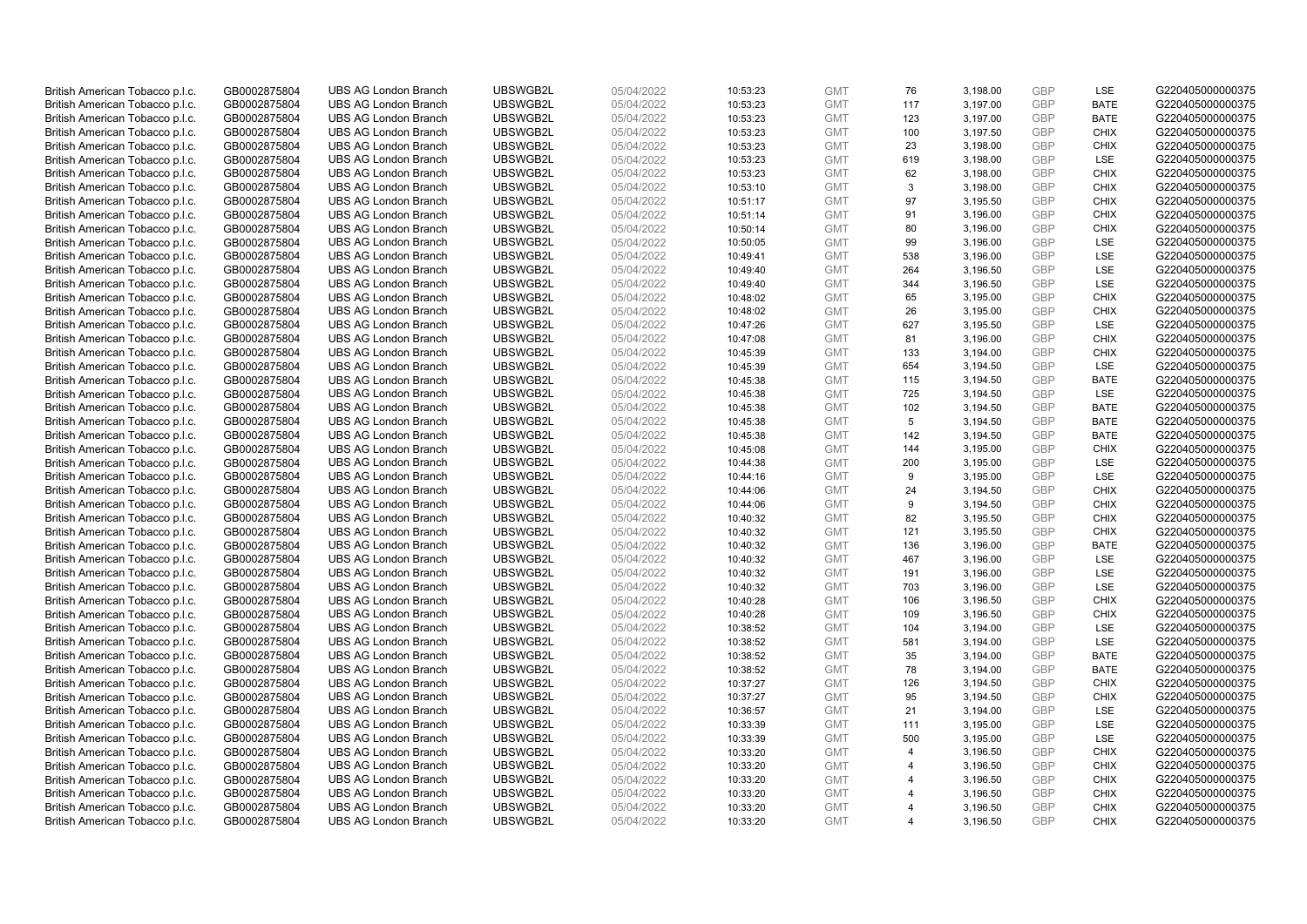| British American Tobacco p.l.c. | GB0002875804 | UBS AG London Branch | UBSWGB2L | 05/04/2022 | 10:53:23 | GMT | 76 | 3,198.00 | GBP | LSE | G220405000000375 |
|---|---|---|---|---|---|---|---|---|---|---|---|
| British American Tobacco p.l.c. | GB0002875804 | UBS AG London Branch | UBSWGB2L | 05/04/2022 | 10:53:23 | GMT | 117 | 3,197.00 | GBP | BATE | G220405000000375 |
| British American Tobacco p.l.c. | GB0002875804 | UBS AG London Branch | UBSWGB2L | 05/04/2022 | 10:53:23 | GMT | 123 | 3,197.00 | GBP | BATE | G220405000000375 |
| British American Tobacco p.l.c. | GB0002875804 | UBS AG London Branch | UBSWGB2L | 05/04/2022 | 10:53:23 | GMT | 100 | 3,197.50 | GBP | CHIX | G220405000000375 |
| British American Tobacco p.l.c. | GB0002875804 | UBS AG London Branch | UBSWGB2L | 05/04/2022 | 10:53:23 | GMT | 23 | 3,198.00 | GBP | CHIX | G220405000000375 |
| British American Tobacco p.l.c. | GB0002875804 | UBS AG London Branch | UBSWGB2L | 05/04/2022 | 10:53:23 | GMT | 619 | 3,198.00 | GBP | LSE | G220405000000375 |
| British American Tobacco p.l.c. | GB0002875804 | UBS AG London Branch | UBSWGB2L | 05/04/2022 | 10:53:23 | GMT | 62 | 3,198.00 | GBP | CHIX | G220405000000375 |
| British American Tobacco p.l.c. | GB0002875804 | UBS AG London Branch | UBSWGB2L | 05/04/2022 | 10:53:10 | GMT | 3 | 3,198.00 | GBP | CHIX | G220405000000375 |
| British American Tobacco p.l.c. | GB0002875804 | UBS AG London Branch | UBSWGB2L | 05/04/2022 | 10:51:17 | GMT | 97 | 3,195.50 | GBP | CHIX | G220405000000375 |
| British American Tobacco p.l.c. | GB0002875804 | UBS AG London Branch | UBSWGB2L | 05/04/2022 | 10:51:14 | GMT | 91 | 3,196.00 | GBP | CHIX | G220405000000375 |
| British American Tobacco p.l.c. | GB0002875804 | UBS AG London Branch | UBSWGB2L | 05/04/2022 | 10:50:14 | GMT | 80 | 3,196.00 | GBP | CHIX | G220405000000375 |
| British American Tobacco p.l.c. | GB0002875804 | UBS AG London Branch | UBSWGB2L | 05/04/2022 | 10:50:05 | GMT | 99 | 3,196.00 | GBP | LSE | G220405000000375 |
| British American Tobacco p.l.c. | GB0002875804 | UBS AG London Branch | UBSWGB2L | 05/04/2022 | 10:49:41 | GMT | 538 | 3,196.00 | GBP | LSE | G220405000000375 |
| British American Tobacco p.l.c. | GB0002875804 | UBS AG London Branch | UBSWGB2L | 05/04/2022 | 10:49:40 | GMT | 264 | 3,196.50 | GBP | LSE | G220405000000375 |
| British American Tobacco p.l.c. | GB0002875804 | UBS AG London Branch | UBSWGB2L | 05/04/2022 | 10:49:40 | GMT | 344 | 3,196.50 | GBP | LSE | G220405000000375 |
| British American Tobacco p.l.c. | GB0002875804 | UBS AG London Branch | UBSWGB2L | 05/04/2022 | 10:48:02 | GMT | 65 | 3,195.00 | GBP | CHIX | G220405000000375 |
| British American Tobacco p.l.c. | GB0002875804 | UBS AG London Branch | UBSWGB2L | 05/04/2022 | 10:48:02 | GMT | 26 | 3,195.00 | GBP | CHIX | G220405000000375 |
| British American Tobacco p.l.c. | GB0002875804 | UBS AG London Branch | UBSWGB2L | 05/04/2022 | 10:47:26 | GMT | 627 | 3,195.50 | GBP | LSE | G220405000000375 |
| British American Tobacco p.l.c. | GB0002875804 | UBS AG London Branch | UBSWGB2L | 05/04/2022 | 10:47:08 | GMT | 81 | 3,196.00 | GBP | CHIX | G220405000000375 |
| British American Tobacco p.l.c. | GB0002875804 | UBS AG London Branch | UBSWGB2L | 05/04/2022 | 10:45:39 | GMT | 133 | 3,194.00 | GBP | CHIX | G220405000000375 |
| British American Tobacco p.l.c. | GB0002875804 | UBS AG London Branch | UBSWGB2L | 05/04/2022 | 10:45:39 | GMT | 654 | 3,194.50 | GBP | LSE | G220405000000375 |
| British American Tobacco p.l.c. | GB0002875804 | UBS AG London Branch | UBSWGB2L | 05/04/2022 | 10:45:38 | GMT | 115 | 3,194.50 | GBP | BATE | G220405000000375 |
| British American Tobacco p.l.c. | GB0002875804 | UBS AG London Branch | UBSWGB2L | 05/04/2022 | 10:45:38 | GMT | 725 | 3,194.50 | GBP | LSE | G220405000000375 |
| British American Tobacco p.l.c. | GB0002875804 | UBS AG London Branch | UBSWGB2L | 05/04/2022 | 10:45:38 | GMT | 102 | 3,194.50 | GBP | BATE | G220405000000375 |
| British American Tobacco p.l.c. | GB0002875804 | UBS AG London Branch | UBSWGB2L | 05/04/2022 | 10:45:38 | GMT | 5 | 3,194.50 | GBP | BATE | G220405000000375 |
| British American Tobacco p.l.c. | GB0002875804 | UBS AG London Branch | UBSWGB2L | 05/04/2022 | 10:45:38 | GMT | 142 | 3,194.50 | GBP | BATE | G220405000000375 |
| British American Tobacco p.l.c. | GB0002875804 | UBS AG London Branch | UBSWGB2L | 05/04/2022 | 10:45:08 | GMT | 144 | 3,195.00 | GBP | CHIX | G220405000000375 |
| British American Tobacco p.l.c. | GB0002875804 | UBS AG London Branch | UBSWGB2L | 05/04/2022 | 10:44:38 | GMT | 200 | 3,195.00 | GBP | LSE | G220405000000375 |
| British American Tobacco p.l.c. | GB0002875804 | UBS AG London Branch | UBSWGB2L | 05/04/2022 | 10:44:16 | GMT | 9 | 3,195.00 | GBP | LSE | G220405000000375 |
| British American Tobacco p.l.c. | GB0002875804 | UBS AG London Branch | UBSWGB2L | 05/04/2022 | 10:44:06 | GMT | 24 | 3,194.50 | GBP | CHIX | G220405000000375 |
| British American Tobacco p.l.c. | GB0002875804 | UBS AG London Branch | UBSWGB2L | 05/04/2022 | 10:44:06 | GMT | 9 | 3,194.50 | GBP | CHIX | G220405000000375 |
| British American Tobacco p.l.c. | GB0002875804 | UBS AG London Branch | UBSWGB2L | 05/04/2022 | 10:40:32 | GMT | 82 | 3,195.50 | GBP | CHIX | G220405000000375 |
| British American Tobacco p.l.c. | GB0002875804 | UBS AG London Branch | UBSWGB2L | 05/04/2022 | 10:40:32 | GMT | 121 | 3,195.50 | GBP | CHIX | G220405000000375 |
| British American Tobacco p.l.c. | GB0002875804 | UBS AG London Branch | UBSWGB2L | 05/04/2022 | 10:40:32 | GMT | 136 | 3,196.00 | GBP | BATE | G220405000000375 |
| British American Tobacco p.l.c. | GB0002875804 | UBS AG London Branch | UBSWGB2L | 05/04/2022 | 10:40:32 | GMT | 467 | 3,196.00 | GBP | LSE | G220405000000375 |
| British American Tobacco p.l.c. | GB0002875804 | UBS AG London Branch | UBSWGB2L | 05/04/2022 | 10:40:32 | GMT | 191 | 3,196.00 | GBP | LSE | G220405000000375 |
| British American Tobacco p.l.c. | GB0002875804 | UBS AG London Branch | UBSWGB2L | 05/04/2022 | 10:40:32 | GMT | 703 | 3,196.00 | GBP | LSE | G220405000000375 |
| British American Tobacco p.l.c. | GB0002875804 | UBS AG London Branch | UBSWGB2L | 05/04/2022 | 10:40:28 | GMT | 106 | 3,196.50 | GBP | CHIX | G220405000000375 |
| British American Tobacco p.l.c. | GB0002875804 | UBS AG London Branch | UBSWGB2L | 05/04/2022 | 10:40:28 | GMT | 109 | 3,196.50 | GBP | CHIX | G220405000000375 |
| British American Tobacco p.l.c. | GB0002875804 | UBS AG London Branch | UBSWGB2L | 05/04/2022 | 10:38:52 | GMT | 104 | 3,194.00 | GBP | LSE | G220405000000375 |
| British American Tobacco p.l.c. | GB0002875804 | UBS AG London Branch | UBSWGB2L | 05/04/2022 | 10:38:52 | GMT | 581 | 3,194.00 | GBP | LSE | G220405000000375 |
| British American Tobacco p.l.c. | GB0002875804 | UBS AG London Branch | UBSWGB2L | 05/04/2022 | 10:38:52 | GMT | 35 | 3,194.00 | GBP | BATE | G220405000000375 |
| British American Tobacco p.l.c. | GB0002875804 | UBS AG London Branch | UBSWGB2L | 05/04/2022 | 10:38:52 | GMT | 78 | 3,194.00 | GBP | BATE | G220405000000375 |
| British American Tobacco p.l.c. | GB0002875804 | UBS AG London Branch | UBSWGB2L | 05/04/2022 | 10:37:27 | GMT | 126 | 3,194.50 | GBP | CHIX | G220405000000375 |
| British American Tobacco p.l.c. | GB0002875804 | UBS AG London Branch | UBSWGB2L | 05/04/2022 | 10:37:27 | GMT | 95 | 3,194.50 | GBP | CHIX | G220405000000375 |
| British American Tobacco p.l.c. | GB0002875804 | UBS AG London Branch | UBSWGB2L | 05/04/2022 | 10:36:57 | GMT | 21 | 3,194.00 | GBP | LSE | G220405000000375 |
| British American Tobacco p.l.c. | GB0002875804 | UBS AG London Branch | UBSWGB2L | 05/04/2022 | 10:33:39 | GMT | 111 | 3,195.00 | GBP | LSE | G220405000000375 |
| British American Tobacco p.l.c. | GB0002875804 | UBS AG London Branch | UBSWGB2L | 05/04/2022 | 10:33:39 | GMT | 500 | 3,195.00 | GBP | LSE | G220405000000375 |
| British American Tobacco p.l.c. | GB0002875804 | UBS AG London Branch | UBSWGB2L | 05/04/2022 | 10:33:20 | GMT | 4 | 3,196.50 | GBP | CHIX | G220405000000375 |
| British American Tobacco p.l.c. | GB0002875804 | UBS AG London Branch | UBSWGB2L | 05/04/2022 | 10:33:20 | GMT | 4 | 3,196.50 | GBP | CHIX | G220405000000375 |
| British American Tobacco p.l.c. | GB0002875804 | UBS AG London Branch | UBSWGB2L | 05/04/2022 | 10:33:20 | GMT | 4 | 3,196.50 | GBP | CHIX | G220405000000375 |
| British American Tobacco p.l.c. | GB0002875804 | UBS AG London Branch | UBSWGB2L | 05/04/2022 | 10:33:20 | GMT | 4 | 3,196.50 | GBP | CHIX | G220405000000375 |
| British American Tobacco p.l.c. | GB0002875804 | UBS AG London Branch | UBSWGB2L | 05/04/2022 | 10:33:20 | GMT | 4 | 3,196.50 | GBP | CHIX | G220405000000375 |
| British American Tobacco p.l.c. | GB0002875804 | UBS AG London Branch | UBSWGB2L | 05/04/2022 | 10:33:20 | GMT | 4 | 3,196.50 | GBP | CHIX | G220405000000375 |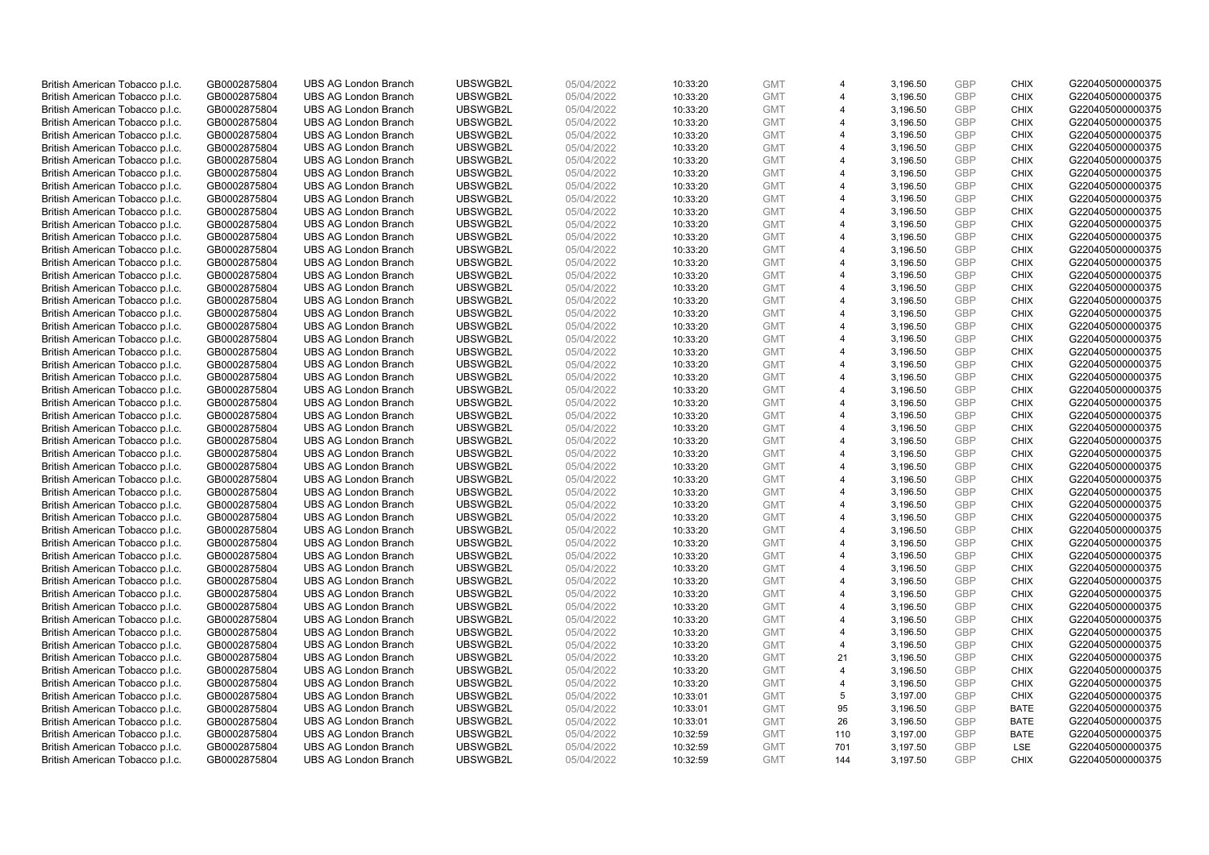| | | | | | | | | | | | |
|---|---|---|---|---|---|---|---|---|---|---|---|
| British American Tobacco p.l.c. | GB0002875804 | UBS AG London Branch | UBSWGB2L | 05/04/2022 | 10:33:20 | GMT | 4 | 3,196.50 | GBP | CHIX | G220405000000375 |
| British American Tobacco p.l.c. | GB0002875804 | UBS AG London Branch | UBSWGB2L | 05/04/2022 | 10:33:20 | GMT | 4 | 3,196.50 | GBP | CHIX | G220405000000375 |
| British American Tobacco p.l.c. | GB0002875804 | UBS AG London Branch | UBSWGB2L | 05/04/2022 | 10:33:20 | GMT | 4 | 3,196.50 | GBP | CHIX | G220405000000375 |
| British American Tobacco p.l.c. | GB0002875804 | UBS AG London Branch | UBSWGB2L | 05/04/2022 | 10:33:20 | GMT | 4 | 3,196.50 | GBP | CHIX | G220405000000375 |
| British American Tobacco p.l.c. | GB0002875804 | UBS AG London Branch | UBSWGB2L | 05/04/2022 | 10:33:20 | GMT | 4 | 3,196.50 | GBP | CHIX | G220405000000375 |
| British American Tobacco p.l.c. | GB0002875804 | UBS AG London Branch | UBSWGB2L | 05/04/2022 | 10:33:20 | GMT | 4 | 3,196.50 | GBP | CHIX | G220405000000375 |
| British American Tobacco p.l.c. | GB0002875804 | UBS AG London Branch | UBSWGB2L | 05/04/2022 | 10:33:20 | GMT | 4 | 3,196.50 | GBP | CHIX | G220405000000375 |
| British American Tobacco p.l.c. | GB0002875804 | UBS AG London Branch | UBSWGB2L | 05/04/2022 | 10:33:20 | GMT | 4 | 3,196.50 | GBP | CHIX | G220405000000375 |
| British American Tobacco p.l.c. | GB0002875804 | UBS AG London Branch | UBSWGB2L | 05/04/2022 | 10:33:20 | GMT | 4 | 3,196.50 | GBP | CHIX | G220405000000375 |
| British American Tobacco p.l.c. | GB0002875804 | UBS AG London Branch | UBSWGB2L | 05/04/2022 | 10:33:20 | GMT | 4 | 3,196.50 | GBP | CHIX | G220405000000375 |
| British American Tobacco p.l.c. | GB0002875804 | UBS AG London Branch | UBSWGB2L | 05/04/2022 | 10:33:20 | GMT | 4 | 3,196.50 | GBP | CHIX | G220405000000375 |
| British American Tobacco p.l.c. | GB0002875804 | UBS AG London Branch | UBSWGB2L | 05/04/2022 | 10:33:20 | GMT | 4 | 3,196.50 | GBP | CHIX | G220405000000375 |
| British American Tobacco p.l.c. | GB0002875804 | UBS AG London Branch | UBSWGB2L | 05/04/2022 | 10:33:20 | GMT | 4 | 3,196.50 | GBP | CHIX | G220405000000375 |
| British American Tobacco p.l.c. | GB0002875804 | UBS AG London Branch | UBSWGB2L | 05/04/2022 | 10:33:20 | GMT | 4 | 3,196.50 | GBP | CHIX | G220405000000375 |
| British American Tobacco p.l.c. | GB0002875804 | UBS AG London Branch | UBSWGB2L | 05/04/2022 | 10:33:20 | GMT | 4 | 3,196.50 | GBP | CHIX | G220405000000375 |
| British American Tobacco p.l.c. | GB0002875804 | UBS AG London Branch | UBSWGB2L | 05/04/2022 | 10:33:20 | GMT | 4 | 3,196.50 | GBP | CHIX | G220405000000375 |
| British American Tobacco p.l.c. | GB0002875804 | UBS AG London Branch | UBSWGB2L | 05/04/2022 | 10:33:20 | GMT | 4 | 3,196.50 | GBP | CHIX | G220405000000375 |
| British American Tobacco p.l.c. | GB0002875804 | UBS AG London Branch | UBSWGB2L | 05/04/2022 | 10:33:20 | GMT | 4 | 3,196.50 | GBP | CHIX | G220405000000375 |
| British American Tobacco p.l.c. | GB0002875804 | UBS AG London Branch | UBSWGB2L | 05/04/2022 | 10:33:20 | GMT | 4 | 3,196.50 | GBP | CHIX | G220405000000375 |
| British American Tobacco p.l.c. | GB0002875804 | UBS AG London Branch | UBSWGB2L | 05/04/2022 | 10:33:20 | GMT | 4 | 3,196.50 | GBP | CHIX | G220405000000375 |
| British American Tobacco p.l.c. | GB0002875804 | UBS AG London Branch | UBSWGB2L | 05/04/2022 | 10:33:20 | GMT | 4 | 3,196.50 | GBP | CHIX | G220405000000375 |
| British American Tobacco p.l.c. | GB0002875804 | UBS AG London Branch | UBSWGB2L | 05/04/2022 | 10:33:20 | GMT | 4 | 3,196.50 | GBP | CHIX | G220405000000375 |
| British American Tobacco p.l.c. | GB0002875804 | UBS AG London Branch | UBSWGB2L | 05/04/2022 | 10:33:20 | GMT | 4 | 3,196.50 | GBP | CHIX | G220405000000375 |
| British American Tobacco p.l.c. | GB0002875804 | UBS AG London Branch | UBSWGB2L | 05/04/2022 | 10:33:20 | GMT | 4 | 3,196.50 | GBP | CHIX | G220405000000375 |
| British American Tobacco p.l.c. | GB0002875804 | UBS AG London Branch | UBSWGB2L | 05/04/2022 | 10:33:20 | GMT | 4 | 3,196.50 | GBP | CHIX | G220405000000375 |
| British American Tobacco p.l.c. | GB0002875804 | UBS AG London Branch | UBSWGB2L | 05/04/2022 | 10:33:20 | GMT | 4 | 3,196.50 | GBP | CHIX | G220405000000375 |
| British American Tobacco p.l.c. | GB0002875804 | UBS AG London Branch | UBSWGB2L | 05/04/2022 | 10:33:20 | GMT | 4 | 3,196.50 | GBP | CHIX | G220405000000375 |
| British American Tobacco p.l.c. | GB0002875804 | UBS AG London Branch | UBSWGB2L | 05/04/2022 | 10:33:20 | GMT | 4 | 3,196.50 | GBP | CHIX | G220405000000375 |
| British American Tobacco p.l.c. | GB0002875804 | UBS AG London Branch | UBSWGB2L | 05/04/2022 | 10:33:20 | GMT | 4 | 3,196.50 | GBP | CHIX | G220405000000375 |
| British American Tobacco p.l.c. | GB0002875804 | UBS AG London Branch | UBSWGB2L | 05/04/2022 | 10:33:20 | GMT | 4 | 3,196.50 | GBP | CHIX | G220405000000375 |
| British American Tobacco p.l.c. | GB0002875804 | UBS AG London Branch | UBSWGB2L | 05/04/2022 | 10:33:20 | GMT | 4 | 3,196.50 | GBP | CHIX | G220405000000375 |
| British American Tobacco p.l.c. | GB0002875804 | UBS AG London Branch | UBSWGB2L | 05/04/2022 | 10:33:20 | GMT | 4 | 3,196.50 | GBP | CHIX | G220405000000375 |
| British American Tobacco p.l.c. | GB0002875804 | UBS AG London Branch | UBSWGB2L | 05/04/2022 | 10:33:20 | GMT | 4 | 3,196.50 | GBP | CHIX | G220405000000375 |
| British American Tobacco p.l.c. | GB0002875804 | UBS AG London Branch | UBSWGB2L | 05/04/2022 | 10:33:20 | GMT | 4 | 3,196.50 | GBP | CHIX | G220405000000375 |
| British American Tobacco p.l.c. | GB0002875804 | UBS AG London Branch | UBSWGB2L | 05/04/2022 | 10:33:20 | GMT | 4 | 3,196.50 | GBP | CHIX | G220405000000375 |
| British American Tobacco p.l.c. | GB0002875804 | UBS AG London Branch | UBSWGB2L | 05/04/2022 | 10:33:20 | GMT | 4 | 3,196.50 | GBP | CHIX | G220405000000375 |
| British American Tobacco p.l.c. | GB0002875804 | UBS AG London Branch | UBSWGB2L | 05/04/2022 | 10:33:20 | GMT | 4 | 3,196.50 | GBP | CHIX | G220405000000375 |
| British American Tobacco p.l.c. | GB0002875804 | UBS AG London Branch | UBSWGB2L | 05/04/2022 | 10:33:20 | GMT | 4 | 3,196.50 | GBP | CHIX | G220405000000375 |
| British American Tobacco p.l.c. | GB0002875804 | UBS AG London Branch | UBSWGB2L | 05/04/2022 | 10:33:20 | GMT | 4 | 3,196.50 | GBP | CHIX | G220405000000375 |
| British American Tobacco p.l.c. | GB0002875804 | UBS AG London Branch | UBSWGB2L | 05/04/2022 | 10:33:20 | GMT | 4 | 3,196.50 | GBP | CHIX | G220405000000375 |
| British American Tobacco p.l.c. | GB0002875804 | UBS AG London Branch | UBSWGB2L | 05/04/2022 | 10:33:20 | GMT | 4 | 3,196.50 | GBP | CHIX | G220405000000375 |
| British American Tobacco p.l.c. | GB0002875804 | UBS AG London Branch | UBSWGB2L | 05/04/2022 | 10:33:20 | GMT | 4 | 3,196.50 | GBP | CHIX | G220405000000375 |
| British American Tobacco p.l.c. | GB0002875804 | UBS AG London Branch | UBSWGB2L | 05/04/2022 | 10:33:20 | GMT | 4 | 3,196.50 | GBP | CHIX | G220405000000375 |
| British American Tobacco p.l.c. | GB0002875804 | UBS AG London Branch | UBSWGB2L | 05/04/2022 | 10:33:20 | GMT | 4 | 3,196.50 | GBP | CHIX | G220405000000375 |
| British American Tobacco p.l.c. | GB0002875804 | UBS AG London Branch | UBSWGB2L | 05/04/2022 | 10:33:20 | GMT | 21 | 3,196.50 | GBP | CHIX | G220405000000375 |
| British American Tobacco p.l.c. | GB0002875804 | UBS AG London Branch | UBSWGB2L | 05/04/2022 | 10:33:20 | GMT | 4 | 3,196.50 | GBP | CHIX | G220405000000375 |
| British American Tobacco p.l.c. | GB0002875804 | UBS AG London Branch | UBSWGB2L | 05/04/2022 | 10:33:20 | GMT | 4 | 3,196.50 | GBP | CHIX | G220405000000375 |
| British American Tobacco p.l.c. | GB0002875804 | UBS AG London Branch | UBSWGB2L | 05/04/2022 | 10:33:01 | GMT | 5 | 3,197.00 | GBP | CHIX | G220405000000375 |
| British American Tobacco p.l.c. | GB0002875804 | UBS AG London Branch | UBSWGB2L | 05/04/2022 | 10:33:01 | GMT | 95 | 3,196.50 | GBP | BATE | G220405000000375 |
| British American Tobacco p.l.c. | GB0002875804 | UBS AG London Branch | UBSWGB2L | 05/04/2022 | 10:33:01 | GMT | 26 | 3,196.50 | GBP | BATE | G220405000000375 |
| British American Tobacco p.l.c. | GB0002875804 | UBS AG London Branch | UBSWGB2L | 05/04/2022 | 10:32:59 | GMT | 110 | 3,197.00 | GBP | BATE | G220405000000375 |
| British American Tobacco p.l.c. | GB0002875804 | UBS AG London Branch | UBSWGB2L | 05/04/2022 | 10:32:59 | GMT | 701 | 3,197.50 | GBP | LSE | G220405000000375 |
| British American Tobacco p.l.c. | GB0002875804 | UBS AG London Branch | UBSWGB2L | 05/04/2022 | 10:32:59 | GMT | 144 | 3,197.50 | GBP | CHIX | G220405000000375 |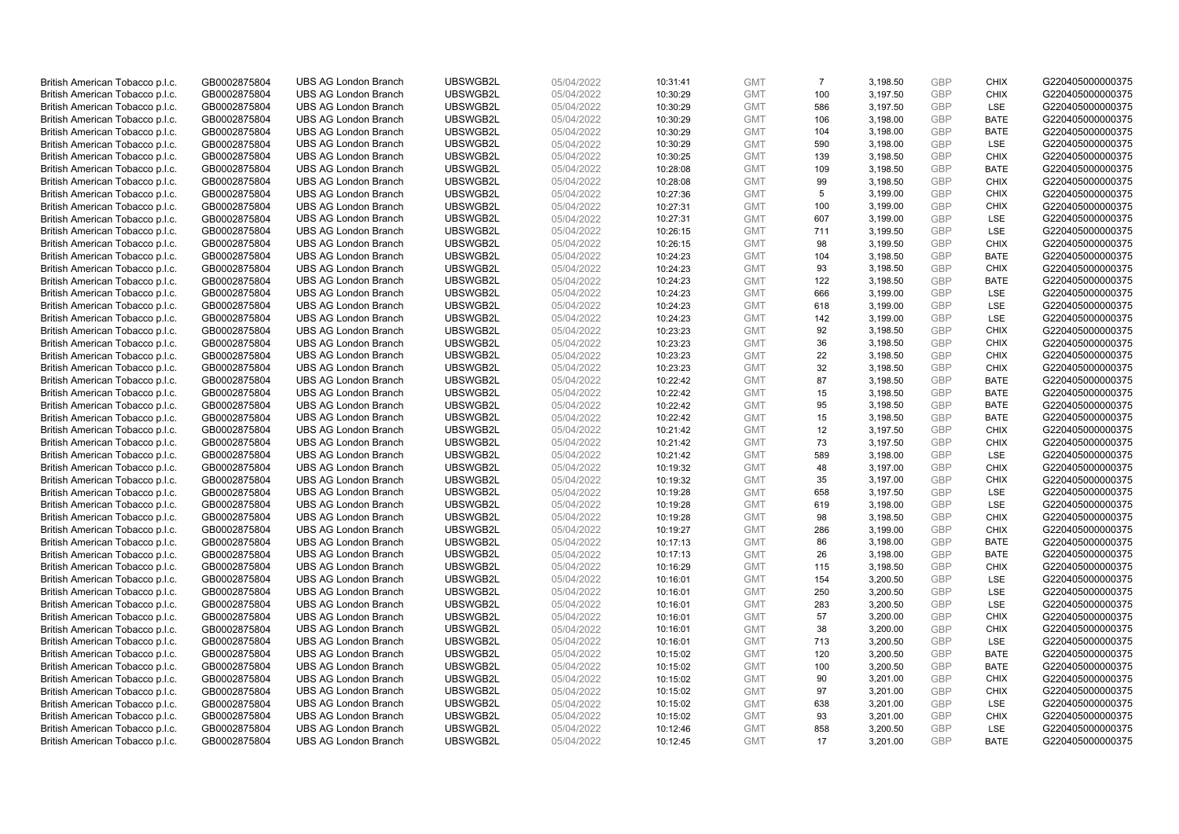| | | | | | | | | | | | |
|---|---|---|---|---|---|---|---|---|---|---|---|
| British American Tobacco p.l.c. | GB0002875804 | UBS AG London Branch | UBSWGB2L | 05/04/2022 | 10:31:41 | GMT | 7 | 3,198.50 | GBP | CHIX | G220405000000375 |
| British American Tobacco p.l.c. | GB0002875804 | UBS AG London Branch | UBSWGB2L | 05/04/2022 | 10:30:29 | GMT | 100 | 3,197.50 | GBP | CHIX | G220405000000375 |
| British American Tobacco p.l.c. | GB0002875804 | UBS AG London Branch | UBSWGB2L | 05/04/2022 | 10:30:29 | GMT | 586 | 3,197.50 | GBP | LSE | G220405000000375 |
| British American Tobacco p.l.c. | GB0002875804 | UBS AG London Branch | UBSWGB2L | 05/04/2022 | 10:30:29 | GMT | 106 | 3,198.00 | GBP | BATE | G220405000000375 |
| British American Tobacco p.l.c. | GB0002875804 | UBS AG London Branch | UBSWGB2L | 05/04/2022 | 10:30:29 | GMT | 104 | 3,198.00 | GBP | BATE | G220405000000375 |
| British American Tobacco p.l.c. | GB0002875804 | UBS AG London Branch | UBSWGB2L | 05/04/2022 | 10:30:29 | GMT | 590 | 3,198.00 | GBP | LSE | G220405000000375 |
| British American Tobacco p.l.c. | GB0002875804 | UBS AG London Branch | UBSWGB2L | 05/04/2022 | 10:30:25 | GMT | 139 | 3,198.50 | GBP | CHIX | G220405000000375 |
| British American Tobacco p.l.c. | GB0002875804 | UBS AG London Branch | UBSWGB2L | 05/04/2022 | 10:28:08 | GMT | 109 | 3,198.50 | GBP | BATE | G220405000000375 |
| British American Tobacco p.l.c. | GB0002875804 | UBS AG London Branch | UBSWGB2L | 05/04/2022 | 10:28:08 | GMT | 99 | 3,198.50 | GBP | CHIX | G220405000000375 |
| British American Tobacco p.l.c. | GB0002875804 | UBS AG London Branch | UBSWGB2L | 05/04/2022 | 10:27:36 | GMT | 5 | 3,199.00 | GBP | CHIX | G220405000000375 |
| British American Tobacco p.l.c. | GB0002875804 | UBS AG London Branch | UBSWGB2L | 05/04/2022 | 10:27:31 | GMT | 100 | 3,199.00 | GBP | CHIX | G220405000000375 |
| British American Tobacco p.l.c. | GB0002875804 | UBS AG London Branch | UBSWGB2L | 05/04/2022 | 10:27:31 | GMT | 607 | 3,199.00 | GBP | LSE | G220405000000375 |
| British American Tobacco p.l.c. | GB0002875804 | UBS AG London Branch | UBSWGB2L | 05/04/2022 | 10:26:15 | GMT | 711 | 3,199.50 | GBP | LSE | G220405000000375 |
| British American Tobacco p.l.c. | GB0002875804 | UBS AG London Branch | UBSWGB2L | 05/04/2022 | 10:26:15 | GMT | 98 | 3,199.50 | GBP | CHIX | G220405000000375 |
| British American Tobacco p.l.c. | GB0002875804 | UBS AG London Branch | UBSWGB2L | 05/04/2022 | 10:24:23 | GMT | 104 | 3,198.50 | GBP | BATE | G220405000000375 |
| British American Tobacco p.l.c. | GB0002875804 | UBS AG London Branch | UBSWGB2L | 05/04/2022 | 10:24:23 | GMT | 93 | 3,198.50 | GBP | CHIX | G220405000000375 |
| British American Tobacco p.l.c. | GB0002875804 | UBS AG London Branch | UBSWGB2L | 05/04/2022 | 10:24:23 | GMT | 122 | 3,198.50 | GBP | BATE | G220405000000375 |
| British American Tobacco p.l.c. | GB0002875804 | UBS AG London Branch | UBSWGB2L | 05/04/2022 | 10:24:23 | GMT | 666 | 3,199.00 | GBP | LSE | G220405000000375 |
| British American Tobacco p.l.c. | GB0002875804 | UBS AG London Branch | UBSWGB2L | 05/04/2022 | 10:24:23 | GMT | 618 | 3,199.00 | GBP | LSE | G220405000000375 |
| British American Tobacco p.l.c. | GB0002875804 | UBS AG London Branch | UBSWGB2L | 05/04/2022 | 10:24:23 | GMT | 142 | 3,199.00 | GBP | LSE | G220405000000375 |
| British American Tobacco p.l.c. | GB0002875804 | UBS AG London Branch | UBSWGB2L | 05/04/2022 | 10:23:23 | GMT | 92 | 3,198.50 | GBP | CHIX | G220405000000375 |
| British American Tobacco p.l.c. | GB0002875804 | UBS AG London Branch | UBSWGB2L | 05/04/2022 | 10:23:23 | GMT | 36 | 3,198.50 | GBP | CHIX | G220405000000375 |
| British American Tobacco p.l.c. | GB0002875804 | UBS AG London Branch | UBSWGB2L | 05/04/2022 | 10:23:23 | GMT | 22 | 3,198.50 | GBP | CHIX | G220405000000375 |
| British American Tobacco p.l.c. | GB0002875804 | UBS AG London Branch | UBSWGB2L | 05/04/2022 | 10:23:23 | GMT | 32 | 3,198.50 | GBP | CHIX | G220405000000375 |
| British American Tobacco p.l.c. | GB0002875804 | UBS AG London Branch | UBSWGB2L | 05/04/2022 | 10:22:42 | GMT | 87 | 3,198.50 | GBP | BATE | G220405000000375 |
| British American Tobacco p.l.c. | GB0002875804 | UBS AG London Branch | UBSWGB2L | 05/04/2022 | 10:22:42 | GMT | 15 | 3,198.50 | GBP | BATE | G220405000000375 |
| British American Tobacco p.l.c. | GB0002875804 | UBS AG London Branch | UBSWGB2L | 05/04/2022 | 10:22:42 | GMT | 95 | 3,198.50 | GBP | BATE | G220405000000375 |
| British American Tobacco p.l.c. | GB0002875804 | UBS AG London Branch | UBSWGB2L | 05/04/2022 | 10:22:42 | GMT | 15 | 3,198.50 | GBP | BATE | G220405000000375 |
| British American Tobacco p.l.c. | GB0002875804 | UBS AG London Branch | UBSWGB2L | 05/04/2022 | 10:21:42 | GMT | 12 | 3,197.50 | GBP | CHIX | G220405000000375 |
| British American Tobacco p.l.c. | GB0002875804 | UBS AG London Branch | UBSWGB2L | 05/04/2022 | 10:21:42 | GMT | 73 | 3,197.50 | GBP | CHIX | G220405000000375 |
| British American Tobacco p.l.c. | GB0002875804 | UBS AG London Branch | UBSWGB2L | 05/04/2022 | 10:21:42 | GMT | 589 | 3,198.00 | GBP | LSE | G220405000000375 |
| British American Tobacco p.l.c. | GB0002875804 | UBS AG London Branch | UBSWGB2L | 05/04/2022 | 10:19:32 | GMT | 48 | 3,197.00 | GBP | CHIX | G220405000000375 |
| British American Tobacco p.l.c. | GB0002875804 | UBS AG London Branch | UBSWGB2L | 05/04/2022 | 10:19:32 | GMT | 35 | 3,197.00 | GBP | CHIX | G220405000000375 |
| British American Tobacco p.l.c. | GB0002875804 | UBS AG London Branch | UBSWGB2L | 05/04/2022 | 10:19:28 | GMT | 658 | 3,197.50 | GBP | LSE | G220405000000375 |
| British American Tobacco p.l.c. | GB0002875804 | UBS AG London Branch | UBSWGB2L | 05/04/2022 | 10:19:28 | GMT | 619 | 3,198.00 | GBP | LSE | G220405000000375 |
| British American Tobacco p.l.c. | GB0002875804 | UBS AG London Branch | UBSWGB2L | 05/04/2022 | 10:19:28 | GMT | 98 | 3,198.50 | GBP | CHIX | G220405000000375 |
| British American Tobacco p.l.c. | GB0002875804 | UBS AG London Branch | UBSWGB2L | 05/04/2022 | 10:19:27 | GMT | 286 | 3,199.00 | GBP | CHIX | G220405000000375 |
| British American Tobacco p.l.c. | GB0002875804 | UBS AG London Branch | UBSWGB2L | 05/04/2022 | 10:17:13 | GMT | 86 | 3,198.00 | GBP | BATE | G220405000000375 |
| British American Tobacco p.l.c. | GB0002875804 | UBS AG London Branch | UBSWGB2L | 05/04/2022 | 10:17:13 | GMT | 26 | 3,198.00 | GBP | BATE | G220405000000375 |
| British American Tobacco p.l.c. | GB0002875804 | UBS AG London Branch | UBSWGB2L | 05/04/2022 | 10:16:29 | GMT | 115 | 3,198.50 | GBP | CHIX | G220405000000375 |
| British American Tobacco p.l.c. | GB0002875804 | UBS AG London Branch | UBSWGB2L | 05/04/2022 | 10:16:01 | GMT | 154 | 3,200.50 | GBP | LSE | G220405000000375 |
| British American Tobacco p.l.c. | GB0002875804 | UBS AG London Branch | UBSWGB2L | 05/04/2022 | 10:16:01 | GMT | 250 | 3,200.50 | GBP | LSE | G220405000000375 |
| British American Tobacco p.l.c. | GB0002875804 | UBS AG London Branch | UBSWGB2L | 05/04/2022 | 10:16:01 | GMT | 283 | 3,200.50 | GBP | LSE | G220405000000375 |
| British American Tobacco p.l.c. | GB0002875804 | UBS AG London Branch | UBSWGB2L | 05/04/2022 | 10:16:01 | GMT | 57 | 3,200.00 | GBP | CHIX | G220405000000375 |
| British American Tobacco p.l.c. | GB0002875804 | UBS AG London Branch | UBSWGB2L | 05/04/2022 | 10:16:01 | GMT | 38 | 3,200.00 | GBP | CHIX | G220405000000375 |
| British American Tobacco p.l.c. | GB0002875804 | UBS AG London Branch | UBSWGB2L | 05/04/2022 | 10:16:01 | GMT | 713 | 3,200.50 | GBP | LSE | G220405000000375 |
| British American Tobacco p.l.c. | GB0002875804 | UBS AG London Branch | UBSWGB2L | 05/04/2022 | 10:15:02 | GMT | 120 | 3,200.50 | GBP | BATE | G220405000000375 |
| British American Tobacco p.l.c. | GB0002875804 | UBS AG London Branch | UBSWGB2L | 05/04/2022 | 10:15:02 | GMT | 100 | 3,200.50 | GBP | BATE | G220405000000375 |
| British American Tobacco p.l.c. | GB0002875804 | UBS AG London Branch | UBSWGB2L | 05/04/2022 | 10:15:02 | GMT | 90 | 3,201.00 | GBP | CHIX | G220405000000375 |
| British American Tobacco p.l.c. | GB0002875804 | UBS AG London Branch | UBSWGB2L | 05/04/2022 | 10:15:02 | GMT | 97 | 3,201.00 | GBP | CHIX | G220405000000375 |
| British American Tobacco p.l.c. | GB0002875804 | UBS AG London Branch | UBSWGB2L | 05/04/2022 | 10:15:02 | GMT | 638 | 3,201.00 | GBP | LSE | G220405000000375 |
| British American Tobacco p.l.c. | GB0002875804 | UBS AG London Branch | UBSWGB2L | 05/04/2022 | 10:15:02 | GMT | 93 | 3,201.00 | GBP | CHIX | G220405000000375 |
| British American Tobacco p.l.c. | GB0002875804 | UBS AG London Branch | UBSWGB2L | 05/04/2022 | 10:12:46 | GMT | 858 | 3,200.50 | GBP | LSE | G220405000000375 |
| British American Tobacco p.l.c. | GB0002875804 | UBS AG London Branch | UBSWGB2L | 05/04/2022 | 10:12:45 | GMT | 17 | 3,201.00 | GBP | BATE | G220405000000375 |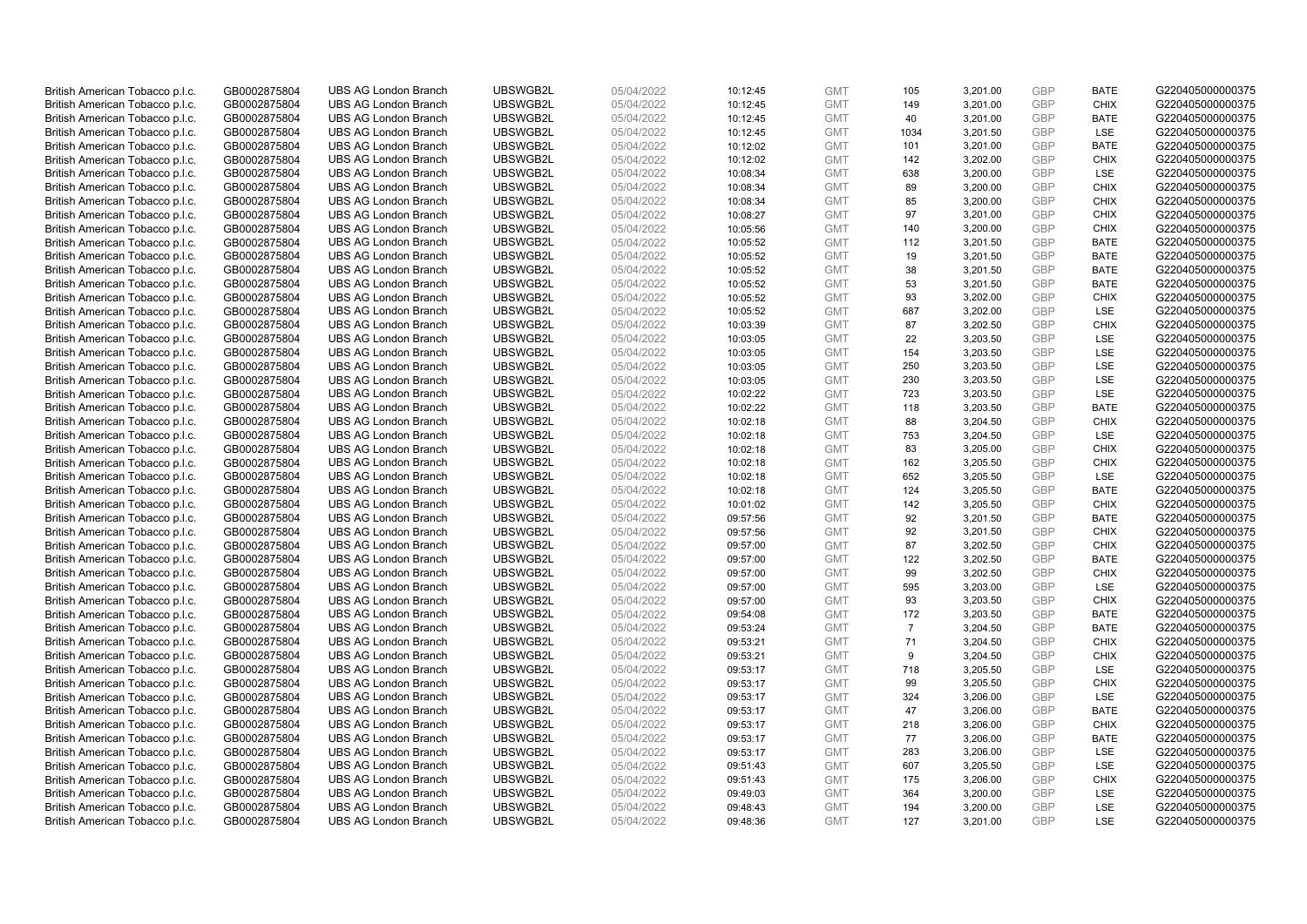| | | | | | | | | | | | |
|---|---|---|---|---|---|---|---|---|---|---|---|
| British American Tobacco p.l.c. | GB0002875804 | UBS AG London Branch | UBSWGB2L | 05/04/2022 | 10:12:45 | GMT | 105 | 3,201.00 | GBP | BATE | G220405000000375 |
| British American Tobacco p.l.c. | GB0002875804 | UBS AG London Branch | UBSWGB2L | 05/04/2022 | 10:12:45 | GMT | 149 | 3,201.00 | GBP | CHIX | G220405000000375 |
| British American Tobacco p.l.c. | GB0002875804 | UBS AG London Branch | UBSWGB2L | 05/04/2022 | 10:12:45 | GMT | 40 | 3,201.00 | GBP | BATE | G220405000000375 |
| British American Tobacco p.l.c. | GB0002875804 | UBS AG London Branch | UBSWGB2L | 05/04/2022 | 10:12:45 | GMT | 1034 | 3,201.50 | GBP | LSE | G220405000000375 |
| British American Tobacco p.l.c. | GB0002875804 | UBS AG London Branch | UBSWGB2L | 05/04/2022 | 10:12:02 | GMT | 101 | 3,201.00 | GBP | BATE | G220405000000375 |
| British American Tobacco p.l.c. | GB0002875804 | UBS AG London Branch | UBSWGB2L | 05/04/2022 | 10:12:02 | GMT | 142 | 3,202.00 | GBP | CHIX | G220405000000375 |
| British American Tobacco p.l.c. | GB0002875804 | UBS AG London Branch | UBSWGB2L | 05/04/2022 | 10:08:34 | GMT | 638 | 3,200.00 | GBP | LSE | G220405000000375 |
| British American Tobacco p.l.c. | GB0002875804 | UBS AG London Branch | UBSWGB2L | 05/04/2022 | 10:08:34 | GMT | 89 | 3,200.00 | GBP | CHIX | G220405000000375 |
| British American Tobacco p.l.c. | GB0002875804 | UBS AG London Branch | UBSWGB2L | 05/04/2022 | 10:08:34 | GMT | 85 | 3,200.00 | GBP | CHIX | G220405000000375 |
| British American Tobacco p.l.c. | GB0002875804 | UBS AG London Branch | UBSWGB2L | 05/04/2022 | 10:08:27 | GMT | 97 | 3,201.00 | GBP | CHIX | G220405000000375 |
| British American Tobacco p.l.c. | GB0002875804 | UBS AG London Branch | UBSWGB2L | 05/04/2022 | 10:05:56 | GMT | 140 | 3,200.00 | GBP | CHIX | G220405000000375 |
| British American Tobacco p.l.c. | GB0002875804 | UBS AG London Branch | UBSWGB2L | 05/04/2022 | 10:05:52 | GMT | 112 | 3,201.50 | GBP | BATE | G220405000000375 |
| British American Tobacco p.l.c. | GB0002875804 | UBS AG London Branch | UBSWGB2L | 05/04/2022 | 10:05:52 | GMT | 19 | 3,201.50 | GBP | BATE | G220405000000375 |
| British American Tobacco p.l.c. | GB0002875804 | UBS AG London Branch | UBSWGB2L | 05/04/2022 | 10:05:52 | GMT | 38 | 3,201.50 | GBP | BATE | G220405000000375 |
| British American Tobacco p.l.c. | GB0002875804 | UBS AG London Branch | UBSWGB2L | 05/04/2022 | 10:05:52 | GMT | 53 | 3,201.50 | GBP | BATE | G220405000000375 |
| British American Tobacco p.l.c. | GB0002875804 | UBS AG London Branch | UBSWGB2L | 05/04/2022 | 10:05:52 | GMT | 93 | 3,202.00 | GBP | CHIX | G220405000000375 |
| British American Tobacco p.l.c. | GB0002875804 | UBS AG London Branch | UBSWGB2L | 05/04/2022 | 10:05:52 | GMT | 687 | 3,202.00 | GBP | LSE | G220405000000375 |
| British American Tobacco p.l.c. | GB0002875804 | UBS AG London Branch | UBSWGB2L | 05/04/2022 | 10:03:39 | GMT | 87 | 3,202.50 | GBP | CHIX | G220405000000375 |
| British American Tobacco p.l.c. | GB0002875804 | UBS AG London Branch | UBSWGB2L | 05/04/2022 | 10:03:05 | GMT | 22 | 3,203.50 | GBP | LSE | G220405000000375 |
| British American Tobacco p.l.c. | GB0002875804 | UBS AG London Branch | UBSWGB2L | 05/04/2022 | 10:03:05 | GMT | 154 | 3,203.50 | GBP | LSE | G220405000000375 |
| British American Tobacco p.l.c. | GB0002875804 | UBS AG London Branch | UBSWGB2L | 05/04/2022 | 10:03:05 | GMT | 250 | 3,203.50 | GBP | LSE | G220405000000375 |
| British American Tobacco p.l.c. | GB0002875804 | UBS AG London Branch | UBSWGB2L | 05/04/2022 | 10:03:05 | GMT | 230 | 3,203.50 | GBP | LSE | G220405000000375 |
| British American Tobacco p.l.c. | GB0002875804 | UBS AG London Branch | UBSWGB2L | 05/04/2022 | 10:02:22 | GMT | 723 | 3,203.50 | GBP | LSE | G220405000000375 |
| British American Tobacco p.l.c. | GB0002875804 | UBS AG London Branch | UBSWGB2L | 05/04/2022 | 10:02:22 | GMT | 118 | 3,203.50 | GBP | BATE | G220405000000375 |
| British American Tobacco p.l.c. | GB0002875804 | UBS AG London Branch | UBSWGB2L | 05/04/2022 | 10:02:18 | GMT | 88 | 3,204.50 | GBP | CHIX | G220405000000375 |
| British American Tobacco p.l.c. | GB0002875804 | UBS AG London Branch | UBSWGB2L | 05/04/2022 | 10:02:18 | GMT | 753 | 3,204.50 | GBP | LSE | G220405000000375 |
| British American Tobacco p.l.c. | GB0002875804 | UBS AG London Branch | UBSWGB2L | 05/04/2022 | 10:02:18 | GMT | 83 | 3,205.00 | GBP | CHIX | G220405000000375 |
| British American Tobacco p.l.c. | GB0002875804 | UBS AG London Branch | UBSWGB2L | 05/04/2022 | 10:02:18 | GMT | 162 | 3,205.50 | GBP | CHIX | G220405000000375 |
| British American Tobacco p.l.c. | GB0002875804 | UBS AG London Branch | UBSWGB2L | 05/04/2022 | 10:02:18 | GMT | 652 | 3,205.50 | GBP | LSE | G220405000000375 |
| British American Tobacco p.l.c. | GB0002875804 | UBS AG London Branch | UBSWGB2L | 05/04/2022 | 10:02:18 | GMT | 124 | 3,205.50 | GBP | BATE | G220405000000375 |
| British American Tobacco p.l.c. | GB0002875804 | UBS AG London Branch | UBSWGB2L | 05/04/2022 | 10:01:02 | GMT | 142 | 3,205.50 | GBP | CHIX | G220405000000375 |
| British American Tobacco p.l.c. | GB0002875804 | UBS AG London Branch | UBSWGB2L | 05/04/2022 | 09:57:56 | GMT | 92 | 3,201.50 | GBP | BATE | G220405000000375 |
| British American Tobacco p.l.c. | GB0002875804 | UBS AG London Branch | UBSWGB2L | 05/04/2022 | 09:57:56 | GMT | 92 | 3,201.50 | GBP | CHIX | G220405000000375 |
| British American Tobacco p.l.c. | GB0002875804 | UBS AG London Branch | UBSWGB2L | 05/04/2022 | 09:57:00 | GMT | 87 | 3,202.50 | GBP | CHIX | G220405000000375 |
| British American Tobacco p.l.c. | GB0002875804 | UBS AG London Branch | UBSWGB2L | 05/04/2022 | 09:57:00 | GMT | 122 | 3,202.50 | GBP | BATE | G220405000000375 |
| British American Tobacco p.l.c. | GB0002875804 | UBS AG London Branch | UBSWGB2L | 05/04/2022 | 09:57:00 | GMT | 99 | 3,202.50 | GBP | CHIX | G220405000000375 |
| British American Tobacco p.l.c. | GB0002875804 | UBS AG London Branch | UBSWGB2L | 05/04/2022 | 09:57:00 | GMT | 595 | 3,203.00 | GBP | LSE | G220405000000375 |
| British American Tobacco p.l.c. | GB0002875804 | UBS AG London Branch | UBSWGB2L | 05/04/2022 | 09:57:00 | GMT | 93 | 3,203.50 | GBP | CHIX | G220405000000375 |
| British American Tobacco p.l.c. | GB0002875804 | UBS AG London Branch | UBSWGB2L | 05/04/2022 | 09:54:08 | GMT | 172 | 3,203.50 | GBP | BATE | G220405000000375 |
| British American Tobacco p.l.c. | GB0002875804 | UBS AG London Branch | UBSWGB2L | 05/04/2022 | 09:53:24 | GMT | 7 | 3,204.50 | GBP | BATE | G220405000000375 |
| British American Tobacco p.l.c. | GB0002875804 | UBS AG London Branch | UBSWGB2L | 05/04/2022 | 09:53:21 | GMT | 71 | 3,204.50 | GBP | CHIX | G220405000000375 |
| British American Tobacco p.l.c. | GB0002875804 | UBS AG London Branch | UBSWGB2L | 05/04/2022 | 09:53:21 | GMT | 9 | 3,204.50 | GBP | CHIX | G220405000000375 |
| British American Tobacco p.l.c. | GB0002875804 | UBS AG London Branch | UBSWGB2L | 05/04/2022 | 09:53:17 | GMT | 718 | 3,205.50 | GBP | LSE | G220405000000375 |
| British American Tobacco p.l.c. | GB0002875804 | UBS AG London Branch | UBSWGB2L | 05/04/2022 | 09:53:17 | GMT | 99 | 3,205.50 | GBP | CHIX | G220405000000375 |
| British American Tobacco p.l.c. | GB0002875804 | UBS AG London Branch | UBSWGB2L | 05/04/2022 | 09:53:17 | GMT | 324 | 3,206.00 | GBP | LSE | G220405000000375 |
| British American Tobacco p.l.c. | GB0002875804 | UBS AG London Branch | UBSWGB2L | 05/04/2022 | 09:53:17 | GMT | 47 | 3,206.00 | GBP | BATE | G220405000000375 |
| British American Tobacco p.l.c. | GB0002875804 | UBS AG London Branch | UBSWGB2L | 05/04/2022 | 09:53:17 | GMT | 218 | 3,206.00 | GBP | CHIX | G220405000000375 |
| British American Tobacco p.l.c. | GB0002875804 | UBS AG London Branch | UBSWGB2L | 05/04/2022 | 09:53:17 | GMT | 77 | 3,206.00 | GBP | BATE | G220405000000375 |
| British American Tobacco p.l.c. | GB0002875804 | UBS AG London Branch | UBSWGB2L | 05/04/2022 | 09:53:17 | GMT | 283 | 3,206.00 | GBP | LSE | G220405000000375 |
| British American Tobacco p.l.c. | GB0002875804 | UBS AG London Branch | UBSWGB2L | 05/04/2022 | 09:51:43 | GMT | 607 | 3,205.50 | GBP | LSE | G220405000000375 |
| British American Tobacco p.l.c. | GB0002875804 | UBS AG London Branch | UBSWGB2L | 05/04/2022 | 09:51:43 | GMT | 175 | 3,206.00 | GBP | CHIX | G220405000000375 |
| British American Tobacco p.l.c. | GB0002875804 | UBS AG London Branch | UBSWGB2L | 05/04/2022 | 09:49:03 | GMT | 364 | 3,200.00 | GBP | LSE | G220405000000375 |
| British American Tobacco p.l.c. | GB0002875804 | UBS AG London Branch | UBSWGB2L | 05/04/2022 | 09:48:43 | GMT | 194 | 3,200.00 | GBP | LSE | G220405000000375 |
| British American Tobacco p.l.c. | GB0002875804 | UBS AG London Branch | UBSWGB2L | 05/04/2022 | 09:48:36 | GMT | 127 | 3,201.00 | GBP | LSE | G220405000000375 |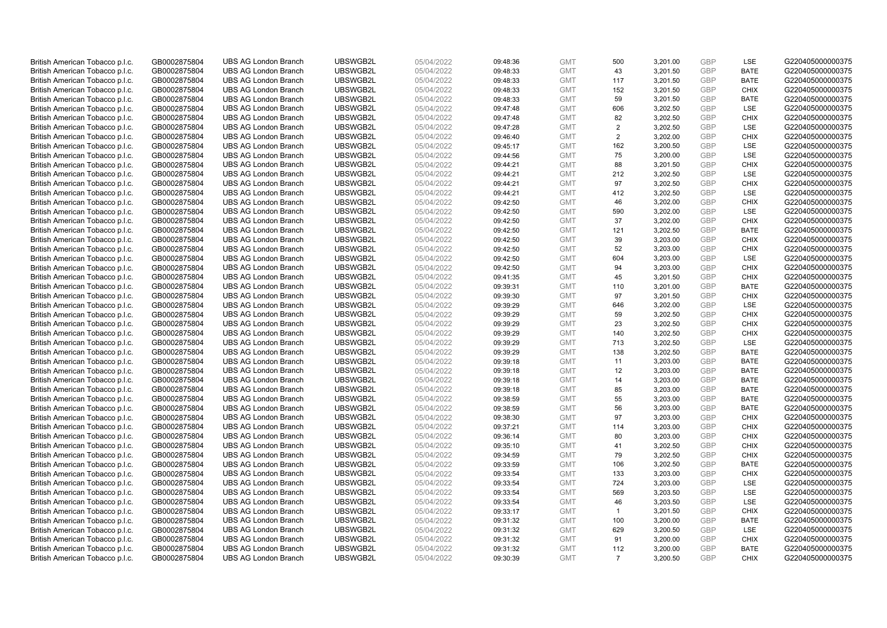| | | | | | | | | | | | |
|---|---|---|---|---|---|---|---|---|---|---|---|
| British American Tobacco p.l.c. | GB0002875804 | UBS AG London Branch | UBSWGB2L | 05/04/2022 | 09:48:36 | GMT | 500 | 3,201.00 | GBP | LSE | G220405000000375 |
| British American Tobacco p.l.c. | GB0002875804 | UBS AG London Branch | UBSWGB2L | 05/04/2022 | 09:48:33 | GMT | 43 | 3,201.50 | GBP | BATE | G220405000000375 |
| British American Tobacco p.l.c. | GB0002875804 | UBS AG London Branch | UBSWGB2L | 05/04/2022 | 09:48:33 | GMT | 117 | 3,201.50 | GBP | BATE | G220405000000375 |
| British American Tobacco p.l.c. | GB0002875804 | UBS AG London Branch | UBSWGB2L | 05/04/2022 | 09:48:33 | GMT | 152 | 3,201.50 | GBP | CHIX | G220405000000375 |
| British American Tobacco p.l.c. | GB0002875804 | UBS AG London Branch | UBSWGB2L | 05/04/2022 | 09:48:33 | GMT | 59 | 3,201.50 | GBP | BATE | G220405000000375 |
| British American Tobacco p.l.c. | GB0002875804 | UBS AG London Branch | UBSWGB2L | 05/04/2022 | 09:47:48 | GMT | 606 | 3,202.50 | GBP | LSE | G220405000000375 |
| British American Tobacco p.l.c. | GB0002875804 | UBS AG London Branch | UBSWGB2L | 05/04/2022 | 09:47:48 | GMT | 82 | 3,202.50 | GBP | CHIX | G220405000000375 |
| British American Tobacco p.l.c. | GB0002875804 | UBS AG London Branch | UBSWGB2L | 05/04/2022 | 09:47:28 | GMT | 2 | 3,202.50 | GBP | LSE | G220405000000375 |
| British American Tobacco p.l.c. | GB0002875804 | UBS AG London Branch | UBSWGB2L | 05/04/2022 | 09:46:40 | GMT | 2 | 3,202.00 | GBP | CHIX | G220405000000375 |
| British American Tobacco p.l.c. | GB0002875804 | UBS AG London Branch | UBSWGB2L | 05/04/2022 | 09:45:17 | GMT | 162 | 3,200.50 | GBP | LSE | G220405000000375 |
| British American Tobacco p.l.c. | GB0002875804 | UBS AG London Branch | UBSWGB2L | 05/04/2022 | 09:44:56 | GMT | 75 | 3,200.00 | GBP | LSE | G220405000000375 |
| British American Tobacco p.l.c. | GB0002875804 | UBS AG London Branch | UBSWGB2L | 05/04/2022 | 09:44:21 | GMT | 88 | 3,201.50 | GBP | CHIX | G220405000000375 |
| British American Tobacco p.l.c. | GB0002875804 | UBS AG London Branch | UBSWGB2L | 05/04/2022 | 09:44:21 | GMT | 212 | 3,202.50 | GBP | LSE | G220405000000375 |
| British American Tobacco p.l.c. | GB0002875804 | UBS AG London Branch | UBSWGB2L | 05/04/2022 | 09:44:21 | GMT | 97 | 3,202.50 | GBP | CHIX | G220405000000375 |
| British American Tobacco p.l.c. | GB0002875804 | UBS AG London Branch | UBSWGB2L | 05/04/2022 | 09:44:21 | GMT | 412 | 3,202.50 | GBP | LSE | G220405000000375 |
| British American Tobacco p.l.c. | GB0002875804 | UBS AG London Branch | UBSWGB2L | 05/04/2022 | 09:42:50 | GMT | 46 | 3,202.00 | GBP | CHIX | G220405000000375 |
| British American Tobacco p.l.c. | GB0002875804 | UBS AG London Branch | UBSWGB2L | 05/04/2022 | 09:42:50 | GMT | 590 | 3,202.00 | GBP | LSE | G220405000000375 |
| British American Tobacco p.l.c. | GB0002875804 | UBS AG London Branch | UBSWGB2L | 05/04/2022 | 09:42:50 | GMT | 37 | 3,202.00 | GBP | CHIX | G220405000000375 |
| British American Tobacco p.l.c. | GB0002875804 | UBS AG London Branch | UBSWGB2L | 05/04/2022 | 09:42:50 | GMT | 121 | 3,202.50 | GBP | BATE | G220405000000375 |
| British American Tobacco p.l.c. | GB0002875804 | UBS AG London Branch | UBSWGB2L | 05/04/2022 | 09:42:50 | GMT | 39 | 3,203.00 | GBP | CHIX | G220405000000375 |
| British American Tobacco p.l.c. | GB0002875804 | UBS AG London Branch | UBSWGB2L | 05/04/2022 | 09:42:50 | GMT | 52 | 3,203.00 | GBP | CHIX | G220405000000375 |
| British American Tobacco p.l.c. | GB0002875804 | UBS AG London Branch | UBSWGB2L | 05/04/2022 | 09:42:50 | GMT | 604 | 3,203.00 | GBP | LSE | G220405000000375 |
| British American Tobacco p.l.c. | GB0002875804 | UBS AG London Branch | UBSWGB2L | 05/04/2022 | 09:42:50 | GMT | 94 | 3,203.00 | GBP | CHIX | G220405000000375 |
| British American Tobacco p.l.c. | GB0002875804 | UBS AG London Branch | UBSWGB2L | 05/04/2022 | 09:41:35 | GMT | 45 | 3,201.50 | GBP | CHIX | G220405000000375 |
| British American Tobacco p.l.c. | GB0002875804 | UBS AG London Branch | UBSWGB2L | 05/04/2022 | 09:39:31 | GMT | 110 | 3,201.00 | GBP | BATE | G220405000000375 |
| British American Tobacco p.l.c. | GB0002875804 | UBS AG London Branch | UBSWGB2L | 05/04/2022 | 09:39:30 | GMT | 97 | 3,201.50 | GBP | CHIX | G220405000000375 |
| British American Tobacco p.l.c. | GB0002875804 | UBS AG London Branch | UBSWGB2L | 05/04/2022 | 09:39:29 | GMT | 646 | 3,202.00 | GBP | LSE | G220405000000375 |
| British American Tobacco p.l.c. | GB0002875804 | UBS AG London Branch | UBSWGB2L | 05/04/2022 | 09:39:29 | GMT | 59 | 3,202.50 | GBP | CHIX | G220405000000375 |
| British American Tobacco p.l.c. | GB0002875804 | UBS AG London Branch | UBSWGB2L | 05/04/2022 | 09:39:29 | GMT | 23 | 3,202.50 | GBP | CHIX | G220405000000375 |
| British American Tobacco p.l.c. | GB0002875804 | UBS AG London Branch | UBSWGB2L | 05/04/2022 | 09:39:29 | GMT | 140 | 3,202.50 | GBP | CHIX | G220405000000375 |
| British American Tobacco p.l.c. | GB0002875804 | UBS AG London Branch | UBSWGB2L | 05/04/2022 | 09:39:29 | GMT | 713 | 3,202.50 | GBP | LSE | G220405000000375 |
| British American Tobacco p.l.c. | GB0002875804 | UBS AG London Branch | UBSWGB2L | 05/04/2022 | 09:39:29 | GMT | 138 | 3,202.50 | GBP | BATE | G220405000000375 |
| British American Tobacco p.l.c. | GB0002875804 | UBS AG London Branch | UBSWGB2L | 05/04/2022 | 09:39:18 | GMT | 11 | 3,203.00 | GBP | BATE | G220405000000375 |
| British American Tobacco p.l.c. | GB0002875804 | UBS AG London Branch | UBSWGB2L | 05/04/2022 | 09:39:18 | GMT | 12 | 3,203.00 | GBP | BATE | G220405000000375 |
| British American Tobacco p.l.c. | GB0002875804 | UBS AG London Branch | UBSWGB2L | 05/04/2022 | 09:39:18 | GMT | 14 | 3,203.00 | GBP | BATE | G220405000000375 |
| British American Tobacco p.l.c. | GB0002875804 | UBS AG London Branch | UBSWGB2L | 05/04/2022 | 09:39:18 | GMT | 85 | 3,203.00 | GBP | BATE | G220405000000375 |
| British American Tobacco p.l.c. | GB0002875804 | UBS AG London Branch | UBSWGB2L | 05/04/2022 | 09:38:59 | GMT | 55 | 3,203.00 | GBP | BATE | G220405000000375 |
| British American Tobacco p.l.c. | GB0002875804 | UBS AG London Branch | UBSWGB2L | 05/04/2022 | 09:38:59 | GMT | 56 | 3,203.00 | GBP | BATE | G220405000000375 |
| British American Tobacco p.l.c. | GB0002875804 | UBS AG London Branch | UBSWGB2L | 05/04/2022 | 09:38:30 | GMT | 97 | 3,203.00 | GBP | CHIX | G220405000000375 |
| British American Tobacco p.l.c. | GB0002875804 | UBS AG London Branch | UBSWGB2L | 05/04/2022 | 09:37:21 | GMT | 114 | 3,203.00 | GBP | CHIX | G220405000000375 |
| British American Tobacco p.l.c. | GB0002875804 | UBS AG London Branch | UBSWGB2L | 05/04/2022 | 09:36:14 | GMT | 80 | 3,203.00 | GBP | CHIX | G220405000000375 |
| British American Tobacco p.l.c. | GB0002875804 | UBS AG London Branch | UBSWGB2L | 05/04/2022 | 09:35:10 | GMT | 41 | 3,202.50 | GBP | CHIX | G220405000000375 |
| British American Tobacco p.l.c. | GB0002875804 | UBS AG London Branch | UBSWGB2L | 05/04/2022 | 09:34:59 | GMT | 79 | 3,202.50 | GBP | CHIX | G220405000000375 |
| British American Tobacco p.l.c. | GB0002875804 | UBS AG London Branch | UBSWGB2L | 05/04/2022 | 09:33:59 | GMT | 106 | 3,202.50 | GBP | BATE | G220405000000375 |
| British American Tobacco p.l.c. | GB0002875804 | UBS AG London Branch | UBSWGB2L | 05/04/2022 | 09:33:54 | GMT | 133 | 3,203.00 | GBP | CHIX | G220405000000375 |
| British American Tobacco p.l.c. | GB0002875804 | UBS AG London Branch | UBSWGB2L | 05/04/2022 | 09:33:54 | GMT | 724 | 3,203.00 | GBP | LSE | G220405000000375 |
| British American Tobacco p.l.c. | GB0002875804 | UBS AG London Branch | UBSWGB2L | 05/04/2022 | 09:33:54 | GMT | 569 | 3,203.50 | GBP | LSE | G220405000000375 |
| British American Tobacco p.l.c. | GB0002875804 | UBS AG London Branch | UBSWGB2L | 05/04/2022 | 09:33:54 | GMT | 46 | 3,203.50 | GBP | LSE | G220405000000375 |
| British American Tobacco p.l.c. | GB0002875804 | UBS AG London Branch | UBSWGB2L | 05/04/2022 | 09:33:17 | GMT | 1 | 3,201.50 | GBP | CHIX | G220405000000375 |
| British American Tobacco p.l.c. | GB0002875804 | UBS AG London Branch | UBSWGB2L | 05/04/2022 | 09:31:32 | GMT | 100 | 3,200.00 | GBP | BATE | G220405000000375 |
| British American Tobacco p.l.c. | GB0002875804 | UBS AG London Branch | UBSWGB2L | 05/04/2022 | 09:31:32 | GMT | 629 | 3,200.50 | GBP | LSE | G220405000000375 |
| British American Tobacco p.l.c. | GB0002875804 | UBS AG London Branch | UBSWGB2L | 05/04/2022 | 09:31:32 | GMT | 91 | 3,200.00 | GBP | CHIX | G220405000000375 |
| British American Tobacco p.l.c. | GB0002875804 | UBS AG London Branch | UBSWGB2L | 05/04/2022 | 09:31:32 | GMT | 112 | 3,200.00 | GBP | BATE | G220405000000375 |
| British American Tobacco p.l.c. | GB0002875804 | UBS AG London Branch | UBSWGB2L | 05/04/2022 | 09:30:39 | GMT | 7 | 3,200.50 | GBP | CHIX | G220405000000375 |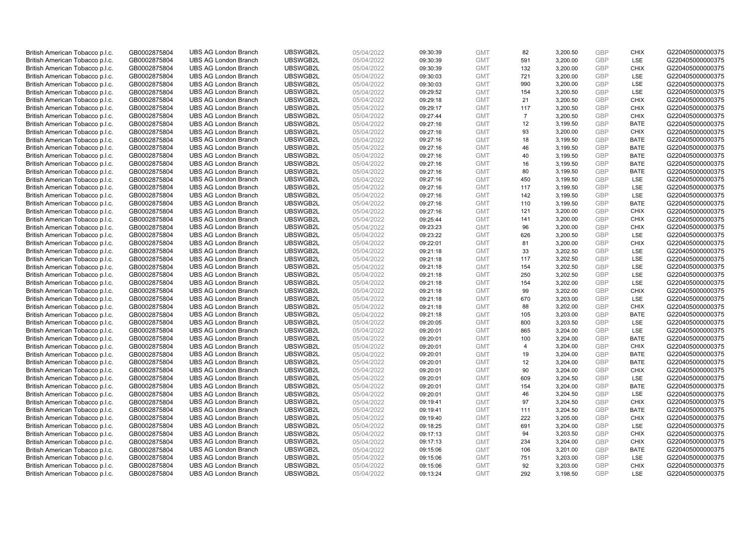| British American Tobacco p.l.c. | GB0002875804 | UBS AG London Branch | UBSWGB2L | 05/04/2022 | 09:30:39 | GMT | 82 | 3,200.50 | GBP | CHIX | G220405000000375 |
|---|---|---|---|---|---|---|---|---|---|---|---|
| British American Tobacco p.l.c. | GB0002875804 | UBS AG London Branch | UBSWGB2L | 05/04/2022 | 09:30:39 | GMT | 591 | 3,200.00 | GBP | LSE | G220405000000375 |
| British American Tobacco p.l.c. | GB0002875804 | UBS AG London Branch | UBSWGB2L | 05/04/2022 | 09:30:39 | GMT | 132 | 3,200.00 | GBP | CHIX | G220405000000375 |
| British American Tobacco p.l.c. | GB0002875804 | UBS AG London Branch | UBSWGB2L | 05/04/2022 | 09:30:03 | GMT | 721 | 3,200.00 | GBP | LSE | G220405000000375 |
| British American Tobacco p.l.c. | GB0002875804 | UBS AG London Branch | UBSWGB2L | 05/04/2022 | 09:30:03 | GMT | 990 | 3,200.00 | GBP | LSE | G220405000000375 |
| British American Tobacco p.l.c. | GB0002875804 | UBS AG London Branch | UBSWGB2L | 05/04/2022 | 09:29:52 | GMT | 154 | 3,200.50 | GBP | LSE | G220405000000375 |
| British American Tobacco p.l.c. | GB0002875804 | UBS AG London Branch | UBSWGB2L | 05/04/2022 | 09:29:18 | GMT | 21 | 3,200.50 | GBP | CHIX | G220405000000375 |
| British American Tobacco p.l.c. | GB0002875804 | UBS AG London Branch | UBSWGB2L | 05/04/2022 | 09:29:17 | GMT | 117 | 3,200.50 | GBP | CHIX | G220405000000375 |
| British American Tobacco p.l.c. | GB0002875804 | UBS AG London Branch | UBSWGB2L | 05/04/2022 | 09:27:44 | GMT | 7 | 3,200.50 | GBP | CHIX | G220405000000375 |
| British American Tobacco p.l.c. | GB0002875804 | UBS AG London Branch | UBSWGB2L | 05/04/2022 | 09:27:16 | GMT | 12 | 3,199.50 | GBP | BATE | G220405000000375 |
| British American Tobacco p.l.c. | GB0002875804 | UBS AG London Branch | UBSWGB2L | 05/04/2022 | 09:27:16 | GMT | 93 | 3,200.00 | GBP | CHIX | G220405000000375 |
| British American Tobacco p.l.c. | GB0002875804 | UBS AG London Branch | UBSWGB2L | 05/04/2022 | 09:27:16 | GMT | 18 | 3,199.50 | GBP | BATE | G220405000000375 |
| British American Tobacco p.l.c. | GB0002875804 | UBS AG London Branch | UBSWGB2L | 05/04/2022 | 09:27:16 | GMT | 46 | 3,199.50 | GBP | BATE | G220405000000375 |
| British American Tobacco p.l.c. | GB0002875804 | UBS AG London Branch | UBSWGB2L | 05/04/2022 | 09:27:16 | GMT | 40 | 3,199.50 | GBP | BATE | G220405000000375 |
| British American Tobacco p.l.c. | GB0002875804 | UBS AG London Branch | UBSWGB2L | 05/04/2022 | 09:27:16 | GMT | 16 | 3,199.50 | GBP | BATE | G220405000000375 |
| British American Tobacco p.l.c. | GB0002875804 | UBS AG London Branch | UBSWGB2L | 05/04/2022 | 09:27:16 | GMT | 80 | 3,199.50 | GBP | BATE | G220405000000375 |
| British American Tobacco p.l.c. | GB0002875804 | UBS AG London Branch | UBSWGB2L | 05/04/2022 | 09:27:16 | GMT | 450 | 3,199.50 | GBP | LSE | G220405000000375 |
| British American Tobacco p.l.c. | GB0002875804 | UBS AG London Branch | UBSWGB2L | 05/04/2022 | 09:27:16 | GMT | 117 | 3,199.50 | GBP | LSE | G220405000000375 |
| British American Tobacco p.l.c. | GB0002875804 | UBS AG London Branch | UBSWGB2L | 05/04/2022 | 09:27:16 | GMT | 142 | 3,199.50 | GBP | LSE | G220405000000375 |
| British American Tobacco p.l.c. | GB0002875804 | UBS AG London Branch | UBSWGB2L | 05/04/2022 | 09:27:16 | GMT | 110 | 3,199.50 | GBP | BATE | G220405000000375 |
| British American Tobacco p.l.c. | GB0002875804 | UBS AG London Branch | UBSWGB2L | 05/04/2022 | 09:27:16 | GMT | 121 | 3,200.00 | GBP | CHIX | G220405000000375 |
| British American Tobacco p.l.c. | GB0002875804 | UBS AG London Branch | UBSWGB2L | 05/04/2022 | 09:25:44 | GMT | 141 | 3,200.00 | GBP | CHIX | G220405000000375 |
| British American Tobacco p.l.c. | GB0002875804 | UBS AG London Branch | UBSWGB2L | 05/04/2022 | 09:23:23 | GMT | 96 | 3,200.00 | GBP | CHIX | G220405000000375 |
| British American Tobacco p.l.c. | GB0002875804 | UBS AG London Branch | UBSWGB2L | 05/04/2022 | 09:23:22 | GMT | 626 | 3,200.50 | GBP | LSE | G220405000000375 |
| British American Tobacco p.l.c. | GB0002875804 | UBS AG London Branch | UBSWGB2L | 05/04/2022 | 09:22:01 | GMT | 81 | 3,200.00 | GBP | CHIX | G220405000000375 |
| British American Tobacco p.l.c. | GB0002875804 | UBS AG London Branch | UBSWGB2L | 05/04/2022 | 09:21:18 | GMT | 33 | 3,202.50 | GBP | LSE | G220405000000375 |
| British American Tobacco p.l.c. | GB0002875804 | UBS AG London Branch | UBSWGB2L | 05/04/2022 | 09:21:18 | GMT | 117 | 3,202.50 | GBP | LSE | G220405000000375 |
| British American Tobacco p.l.c. | GB0002875804 | UBS AG London Branch | UBSWGB2L | 05/04/2022 | 09:21:18 | GMT | 154 | 3,202.50 | GBP | LSE | G220405000000375 |
| British American Tobacco p.l.c. | GB0002875804 | UBS AG London Branch | UBSWGB2L | 05/04/2022 | 09:21:18 | GMT | 250 | 3,202.50 | GBP | LSE | G220405000000375 |
| British American Tobacco p.l.c. | GB0002875804 | UBS AG London Branch | UBSWGB2L | 05/04/2022 | 09:21:18 | GMT | 154 | 3,202.00 | GBP | LSE | G220405000000375 |
| British American Tobacco p.l.c. | GB0002875804 | UBS AG London Branch | UBSWGB2L | 05/04/2022 | 09:21:18 | GMT | 99 | 3,202.00 | GBP | CHIX | G220405000000375 |
| British American Tobacco p.l.c. | GB0002875804 | UBS AG London Branch | UBSWGB2L | 05/04/2022 | 09:21:18 | GMT | 670 | 3,203.00 | GBP | LSE | G220405000000375 |
| British American Tobacco p.l.c. | GB0002875804 | UBS AG London Branch | UBSWGB2L | 05/04/2022 | 09:21:18 | GMT | 88 | 3,202.00 | GBP | CHIX | G220405000000375 |
| British American Tobacco p.l.c. | GB0002875804 | UBS AG London Branch | UBSWGB2L | 05/04/2022 | 09:21:18 | GMT | 105 | 3,203.00 | GBP | BATE | G220405000000375 |
| British American Tobacco p.l.c. | GB0002875804 | UBS AG London Branch | UBSWGB2L | 05/04/2022 | 09:20:05 | GMT | 800 | 3,203.50 | GBP | LSE | G220405000000375 |
| British American Tobacco p.l.c. | GB0002875804 | UBS AG London Branch | UBSWGB2L | 05/04/2022 | 09:20:01 | GMT | 865 | 3,204.00 | GBP | LSE | G220405000000375 |
| British American Tobacco p.l.c. | GB0002875804 | UBS AG London Branch | UBSWGB2L | 05/04/2022 | 09:20:01 | GMT | 100 | 3,204.00 | GBP | BATE | G220405000000375 |
| British American Tobacco p.l.c. | GB0002875804 | UBS AG London Branch | UBSWGB2L | 05/04/2022 | 09:20:01 | GMT | 4 | 3,204.00 | GBP | CHIX | G220405000000375 |
| British American Tobacco p.l.c. | GB0002875804 | UBS AG London Branch | UBSWGB2L | 05/04/2022 | 09:20:01 | GMT | 19 | 3,204.00 | GBP | BATE | G220405000000375 |
| British American Tobacco p.l.c. | GB0002875804 | UBS AG London Branch | UBSWGB2L | 05/04/2022 | 09:20:01 | GMT | 12 | 3,204.00 | GBP | BATE | G220405000000375 |
| British American Tobacco p.l.c. | GB0002875804 | UBS AG London Branch | UBSWGB2L | 05/04/2022 | 09:20:01 | GMT | 90 | 3,204.00 | GBP | CHIX | G220405000000375 |
| British American Tobacco p.l.c. | GB0002875804 | UBS AG London Branch | UBSWGB2L | 05/04/2022 | 09:20:01 | GMT | 609 | 3,204.50 | GBP | LSE | G220405000000375 |
| British American Tobacco p.l.c. | GB0002875804 | UBS AG London Branch | UBSWGB2L | 05/04/2022 | 09:20:01 | GMT | 154 | 3,204.00 | GBP | BATE | G220405000000375 |
| British American Tobacco p.l.c. | GB0002875804 | UBS AG London Branch | UBSWGB2L | 05/04/2022 | 09:20:01 | GMT | 46 | 3,204.50 | GBP | LSE | G220405000000375 |
| British American Tobacco p.l.c. | GB0002875804 | UBS AG London Branch | UBSWGB2L | 05/04/2022 | 09:19:41 | GMT | 97 | 3,204.50 | GBP | CHIX | G220405000000375 |
| British American Tobacco p.l.c. | GB0002875804 | UBS AG London Branch | UBSWGB2L | 05/04/2022 | 09:19:41 | GMT | 111 | 3,204.50 | GBP | BATE | G220405000000375 |
| British American Tobacco p.l.c. | GB0002875804 | UBS AG London Branch | UBSWGB2L | 05/04/2022 | 09:19:40 | GMT | 222 | 3,205.00 | GBP | CHIX | G220405000000375 |
| British American Tobacco p.l.c. | GB0002875804 | UBS AG London Branch | UBSWGB2L | 05/04/2022 | 09:18:25 | GMT | 691 | 3,204.00 | GBP | LSE | G220405000000375 |
| British American Tobacco p.l.c. | GB0002875804 | UBS AG London Branch | UBSWGB2L | 05/04/2022 | 09:17:13 | GMT | 94 | 3,203.50 | GBP | CHIX | G220405000000375 |
| British American Tobacco p.l.c. | GB0002875804 | UBS AG London Branch | UBSWGB2L | 05/04/2022 | 09:17:13 | GMT | 234 | 3,204.00 | GBP | CHIX | G220405000000375 |
| British American Tobacco p.l.c. | GB0002875804 | UBS AG London Branch | UBSWGB2L | 05/04/2022 | 09:15:06 | GMT | 106 | 3,201.00 | GBP | BATE | G220405000000375 |
| British American Tobacco p.l.c. | GB0002875804 | UBS AG London Branch | UBSWGB2L | 05/04/2022 | 09:15:06 | GMT | 751 | 3,203.00 | GBP | LSE | G220405000000375 |
| British American Tobacco p.l.c. | GB0002875804 | UBS AG London Branch | UBSWGB2L | 05/04/2022 | 09:15:06 | GMT | 92 | 3,203.00 | GBP | CHIX | G220405000000375 |
| British American Tobacco p.l.c. | GB0002875804 | UBS AG London Branch | UBSWGB2L | 05/04/2022 | 09:13:24 | GMT | 292 | 3,198.50 | GBP | LSE | G220405000000375 |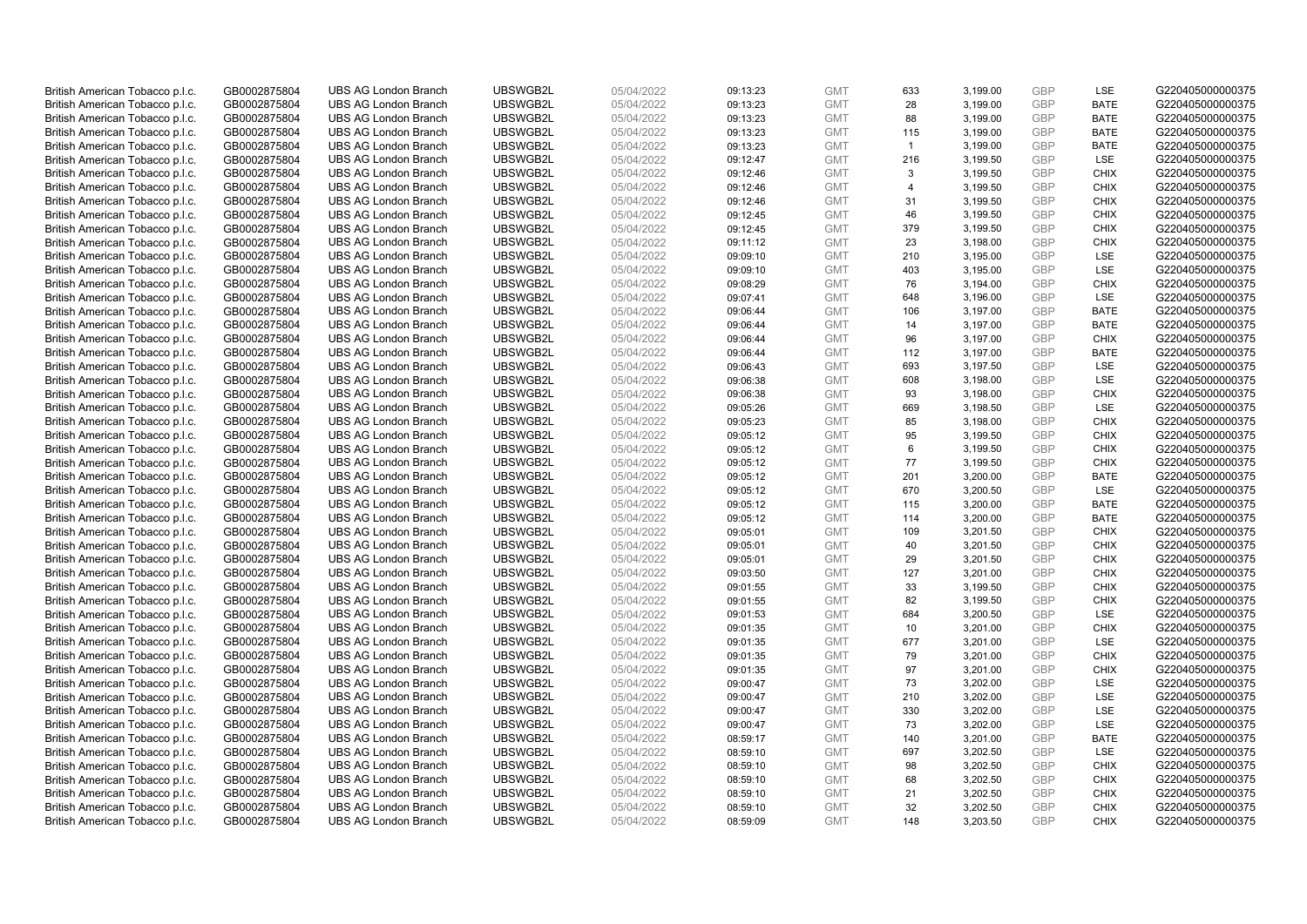| | | | | | | | | | | | |
|---|---|---|---|---|---|---|---|---|---|---|---|
| British American Tobacco p.l.c. | GB0002875804 | UBS AG London Branch | UBSWGB2L | 05/04/2022 | 09:13:23 | GMT | 633 | 3,199.00 | GBP | LSE | G220405000000375 |
| British American Tobacco p.l.c. | GB0002875804 | UBS AG London Branch | UBSWGB2L | 05/04/2022 | 09:13:23 | GMT | 28 | 3,199.00 | GBP | BATE | G220405000000375 |
| British American Tobacco p.l.c. | GB0002875804 | UBS AG London Branch | UBSWGB2L | 05/04/2022 | 09:13:23 | GMT | 88 | 3,199.00 | GBP | BATE | G220405000000375 |
| British American Tobacco p.l.c. | GB0002875804 | UBS AG London Branch | UBSWGB2L | 05/04/2022 | 09:13:23 | GMT | 115 | 3,199.00 | GBP | BATE | G220405000000375 |
| British American Tobacco p.l.c. | GB0002875804 | UBS AG London Branch | UBSWGB2L | 05/04/2022 | 09:13:23 | GMT | 1 | 3,199.00 | GBP | BATE | G220405000000375 |
| British American Tobacco p.l.c. | GB0002875804 | UBS AG London Branch | UBSWGB2L | 05/04/2022 | 09:12:47 | GMT | 216 | 3,199.50 | GBP | LSE | G220405000000375 |
| British American Tobacco p.l.c. | GB0002875804 | UBS AG London Branch | UBSWGB2L | 05/04/2022 | 09:12:46 | GMT | 3 | 3,199.50 | GBP | CHIX | G220405000000375 |
| British American Tobacco p.l.c. | GB0002875804 | UBS AG London Branch | UBSWGB2L | 05/04/2022 | 09:12:46 | GMT | 4 | 3,199.50 | GBP | CHIX | G220405000000375 |
| British American Tobacco p.l.c. | GB0002875804 | UBS AG London Branch | UBSWGB2L | 05/04/2022 | 09:12:46 | GMT | 31 | 3,199.50 | GBP | CHIX | G220405000000375 |
| British American Tobacco p.l.c. | GB0002875804 | UBS AG London Branch | UBSWGB2L | 05/04/2022 | 09:12:45 | GMT | 46 | 3,199.50 | GBP | CHIX | G220405000000375 |
| British American Tobacco p.l.c. | GB0002875804 | UBS AG London Branch | UBSWGB2L | 05/04/2022 | 09:12:45 | GMT | 379 | 3,199.50 | GBP | CHIX | G220405000000375 |
| British American Tobacco p.l.c. | GB0002875804 | UBS AG London Branch | UBSWGB2L | 05/04/2022 | 09:11:12 | GMT | 23 | 3,198.00 | GBP | CHIX | G220405000000375 |
| British American Tobacco p.l.c. | GB0002875804 | UBS AG London Branch | UBSWGB2L | 05/04/2022 | 09:09:10 | GMT | 210 | 3,195.00 | GBP | LSE | G220405000000375 |
| British American Tobacco p.l.c. | GB0002875804 | UBS AG London Branch | UBSWGB2L | 05/04/2022 | 09:09:10 | GMT | 403 | 3,195.00 | GBP | LSE | G220405000000375 |
| British American Tobacco p.l.c. | GB0002875804 | UBS AG London Branch | UBSWGB2L | 05/04/2022 | 09:08:29 | GMT | 76 | 3,194.00 | GBP | CHIX | G220405000000375 |
| British American Tobacco p.l.c. | GB0002875804 | UBS AG London Branch | UBSWGB2L | 05/04/2022 | 09:07:41 | GMT | 648 | 3,196.00 | GBP | LSE | G220405000000375 |
| British American Tobacco p.l.c. | GB0002875804 | UBS AG London Branch | UBSWGB2L | 05/04/2022 | 09:06:44 | GMT | 106 | 3,197.00 | GBP | BATE | G220405000000375 |
| British American Tobacco p.l.c. | GB0002875804 | UBS AG London Branch | UBSWGB2L | 05/04/2022 | 09:06:44 | GMT | 14 | 3,197.00 | GBP | BATE | G220405000000375 |
| British American Tobacco p.l.c. | GB0002875804 | UBS AG London Branch | UBSWGB2L | 05/04/2022 | 09:06:44 | GMT | 96 | 3,197.00 | GBP | CHIX | G220405000000375 |
| British American Tobacco p.l.c. | GB0002875804 | UBS AG London Branch | UBSWGB2L | 05/04/2022 | 09:06:44 | GMT | 112 | 3,197.00 | GBP | BATE | G220405000000375 |
| British American Tobacco p.l.c. | GB0002875804 | UBS AG London Branch | UBSWGB2L | 05/04/2022 | 09:06:43 | GMT | 693 | 3,197.50 | GBP | LSE | G220405000000375 |
| British American Tobacco p.l.c. | GB0002875804 | UBS AG London Branch | UBSWGB2L | 05/04/2022 | 09:06:38 | GMT | 608 | 3,198.00 | GBP | LSE | G220405000000375 |
| British American Tobacco p.l.c. | GB0002875804 | UBS AG London Branch | UBSWGB2L | 05/04/2022 | 09:06:38 | GMT | 93 | 3,198.00 | GBP | CHIX | G220405000000375 |
| British American Tobacco p.l.c. | GB0002875804 | UBS AG London Branch | UBSWGB2L | 05/04/2022 | 09:05:26 | GMT | 669 | 3,198.50 | GBP | LSE | G220405000000375 |
| British American Tobacco p.l.c. | GB0002875804 | UBS AG London Branch | UBSWGB2L | 05/04/2022 | 09:05:23 | GMT | 85 | 3,198.00 | GBP | CHIX | G220405000000375 |
| British American Tobacco p.l.c. | GB0002875804 | UBS AG London Branch | UBSWGB2L | 05/04/2022 | 09:05:12 | GMT | 95 | 3,199.50 | GBP | CHIX | G220405000000375 |
| British American Tobacco p.l.c. | GB0002875804 | UBS AG London Branch | UBSWGB2L | 05/04/2022 | 09:05:12 | GMT | 6 | 3,199.50 | GBP | CHIX | G220405000000375 |
| British American Tobacco p.l.c. | GB0002875804 | UBS AG London Branch | UBSWGB2L | 05/04/2022 | 09:05:12 | GMT | 77 | 3,199.50 | GBP | CHIX | G220405000000375 |
| British American Tobacco p.l.c. | GB0002875804 | UBS AG London Branch | UBSWGB2L | 05/04/2022 | 09:05:12 | GMT | 201 | 3,200.00 | GBP | BATE | G220405000000375 |
| British American Tobacco p.l.c. | GB0002875804 | UBS AG London Branch | UBSWGB2L | 05/04/2022 | 09:05:12 | GMT | 670 | 3,200.50 | GBP | LSE | G220405000000375 |
| British American Tobacco p.l.c. | GB0002875804 | UBS AG London Branch | UBSWGB2L | 05/04/2022 | 09:05:12 | GMT | 115 | 3,200.00 | GBP | BATE | G220405000000375 |
| British American Tobacco p.l.c. | GB0002875804 | UBS AG London Branch | UBSWGB2L | 05/04/2022 | 09:05:12 | GMT | 114 | 3,200.00 | GBP | BATE | G220405000000375 |
| British American Tobacco p.l.c. | GB0002875804 | UBS AG London Branch | UBSWGB2L | 05/04/2022 | 09:05:01 | GMT | 109 | 3,201.50 | GBP | CHIX | G220405000000375 |
| British American Tobacco p.l.c. | GB0002875804 | UBS AG London Branch | UBSWGB2L | 05/04/2022 | 09:05:01 | GMT | 40 | 3,201.50 | GBP | CHIX | G220405000000375 |
| British American Tobacco p.l.c. | GB0002875804 | UBS AG London Branch | UBSWGB2L | 05/04/2022 | 09:05:01 | GMT | 29 | 3,201.50 | GBP | CHIX | G220405000000375 |
| British American Tobacco p.l.c. | GB0002875804 | UBS AG London Branch | UBSWGB2L | 05/04/2022 | 09:03:50 | GMT | 127 | 3,201.00 | GBP | CHIX | G220405000000375 |
| British American Tobacco p.l.c. | GB0002875804 | UBS AG London Branch | UBSWGB2L | 05/04/2022 | 09:01:55 | GMT | 33 | 3,199.50 | GBP | CHIX | G220405000000375 |
| British American Tobacco p.l.c. | GB0002875804 | UBS AG London Branch | UBSWGB2L | 05/04/2022 | 09:01:55 | GMT | 82 | 3,199.50 | GBP | CHIX | G220405000000375 |
| British American Tobacco p.l.c. | GB0002875804 | UBS AG London Branch | UBSWGB2L | 05/04/2022 | 09:01:53 | GMT | 684 | 3,200.50 | GBP | LSE | G220405000000375 |
| British American Tobacco p.l.c. | GB0002875804 | UBS AG London Branch | UBSWGB2L | 05/04/2022 | 09:01:35 | GMT | 10 | 3,201.00 | GBP | CHIX | G220405000000375 |
| British American Tobacco p.l.c. | GB0002875804 | UBS AG London Branch | UBSWGB2L | 05/04/2022 | 09:01:35 | GMT | 677 | 3,201.00 | GBP | LSE | G220405000000375 |
| British American Tobacco p.l.c. | GB0002875804 | UBS AG London Branch | UBSWGB2L | 05/04/2022 | 09:01:35 | GMT | 79 | 3,201.00 | GBP | CHIX | G220405000000375 |
| British American Tobacco p.l.c. | GB0002875804 | UBS AG London Branch | UBSWGB2L | 05/04/2022 | 09:01:35 | GMT | 97 | 3,201.00 | GBP | CHIX | G220405000000375 |
| British American Tobacco p.l.c. | GB0002875804 | UBS AG London Branch | UBSWGB2L | 05/04/2022 | 09:00:47 | GMT | 73 | 3,202.00 | GBP | LSE | G220405000000375 |
| British American Tobacco p.l.c. | GB0002875804 | UBS AG London Branch | UBSWGB2L | 05/04/2022 | 09:00:47 | GMT | 210 | 3,202.00 | GBP | LSE | G220405000000375 |
| British American Tobacco p.l.c. | GB0002875804 | UBS AG London Branch | UBSWGB2L | 05/04/2022 | 09:00:47 | GMT | 330 | 3,202.00 | GBP | LSE | G220405000000375 |
| British American Tobacco p.l.c. | GB0002875804 | UBS AG London Branch | UBSWGB2L | 05/04/2022 | 09:00:47 | GMT | 73 | 3,202.00 | GBP | LSE | G220405000000375 |
| British American Tobacco p.l.c. | GB0002875804 | UBS AG London Branch | UBSWGB2L | 05/04/2022 | 08:59:17 | GMT | 140 | 3,201.00 | GBP | BATE | G220405000000375 |
| British American Tobacco p.l.c. | GB0002875804 | UBS AG London Branch | UBSWGB2L | 05/04/2022 | 08:59:10 | GMT | 697 | 3,202.50 | GBP | LSE | G220405000000375 |
| British American Tobacco p.l.c. | GB0002875804 | UBS AG London Branch | UBSWGB2L | 05/04/2022 | 08:59:10 | GMT | 98 | 3,202.50 | GBP | CHIX | G220405000000375 |
| British American Tobacco p.l.c. | GB0002875804 | UBS AG London Branch | UBSWGB2L | 05/04/2022 | 08:59:10 | GMT | 68 | 3,202.50 | GBP | CHIX | G220405000000375 |
| British American Tobacco p.l.c. | GB0002875804 | UBS AG London Branch | UBSWGB2L | 05/04/2022 | 08:59:10 | GMT | 21 | 3,202.50 | GBP | CHIX | G220405000000375 |
| British American Tobacco p.l.c. | GB0002875804 | UBS AG London Branch | UBSWGB2L | 05/04/2022 | 08:59:10 | GMT | 32 | 3,202.50 | GBP | CHIX | G220405000000375 |
| British American Tobacco p.l.c. | GB0002875804 | UBS AG London Branch | UBSWGB2L | 05/04/2022 | 08:59:09 | GMT | 148 | 3,203.50 | GBP | CHIX | G220405000000375 |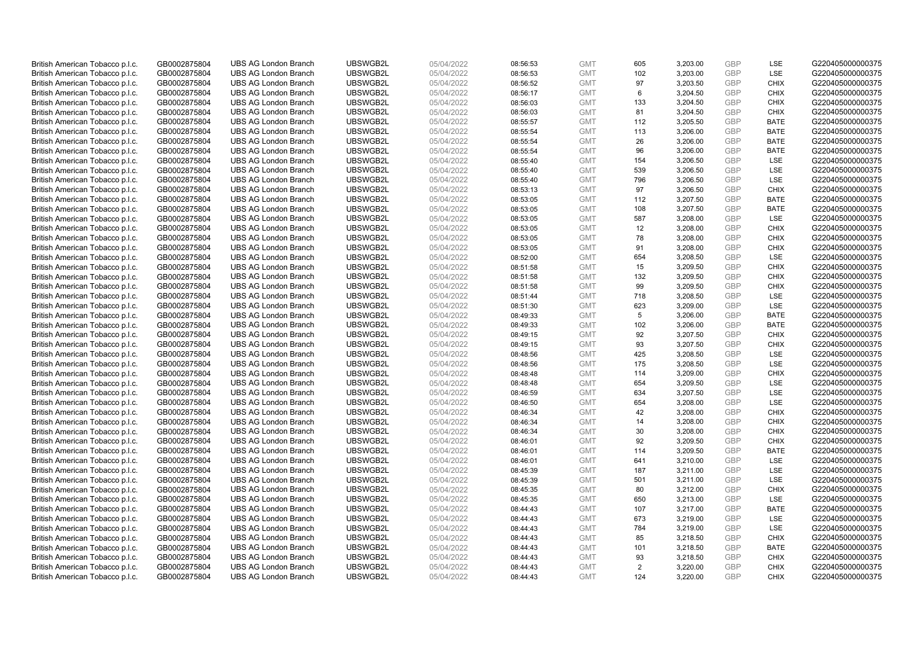| | | | | | | | | | | | |
|---|---|---|---|---|---|---|---|---|---|---|---|
| British American Tobacco p.l.c. | GB0002875804 | UBS AG London Branch | UBSWGB2L | 05/04/2022 | 08:56:53 | GMT | 605 | 3,203.00 | GBP | LSE | G220405000000375 |
| British American Tobacco p.l.c. | GB0002875804 | UBS AG London Branch | UBSWGB2L | 05/04/2022 | 08:56:53 | GMT | 102 | 3,203.00 | GBP | LSE | G220405000000375 |
| British American Tobacco p.l.c. | GB0002875804 | UBS AG London Branch | UBSWGB2L | 05/04/2022 | 08:56:52 | GMT | 97 | 3,203.50 | GBP | CHIX | G220405000000375 |
| British American Tobacco p.l.c. | GB0002875804 | UBS AG London Branch | UBSWGB2L | 05/04/2022 | 08:56:17 | GMT | 6 | 3,204.50 | GBP | CHIX | G220405000000375 |
| British American Tobacco p.l.c. | GB0002875804 | UBS AG London Branch | UBSWGB2L | 05/04/2022 | 08:56:03 | GMT | 133 | 3,204.50 | GBP | CHIX | G220405000000375 |
| British American Tobacco p.l.c. | GB0002875804 | UBS AG London Branch | UBSWGB2L | 05/04/2022 | 08:56:03 | GMT | 81 | 3,204.50 | GBP | CHIX | G220405000000375 |
| British American Tobacco p.l.c. | GB0002875804 | UBS AG London Branch | UBSWGB2L | 05/04/2022 | 08:55:57 | GMT | 112 | 3,205.50 | GBP | BATE | G220405000000375 |
| British American Tobacco p.l.c. | GB0002875804 | UBS AG London Branch | UBSWGB2L | 05/04/2022 | 08:55:54 | GMT | 113 | 3,206.00 | GBP | BATE | G220405000000375 |
| British American Tobacco p.l.c. | GB0002875804 | UBS AG London Branch | UBSWGB2L | 05/04/2022 | 08:55:54 | GMT | 26 | 3,206.00 | GBP | BATE | G220405000000375 |
| British American Tobacco p.l.c. | GB0002875804 | UBS AG London Branch | UBSWGB2L | 05/04/2022 | 08:55:54 | GMT | 96 | 3,206.00 | GBP | BATE | G220405000000375 |
| British American Tobacco p.l.c. | GB0002875804 | UBS AG London Branch | UBSWGB2L | 05/04/2022 | 08:55:40 | GMT | 154 | 3,206.50 | GBP | LSE | G220405000000375 |
| British American Tobacco p.l.c. | GB0002875804 | UBS AG London Branch | UBSWGB2L | 05/04/2022 | 08:55:40 | GMT | 539 | 3,206.50 | GBP | LSE | G220405000000375 |
| British American Tobacco p.l.c. | GB0002875804 | UBS AG London Branch | UBSWGB2L | 05/04/2022 | 08:55:40 | GMT | 796 | 3,206.50 | GBP | LSE | G220405000000375 |
| British American Tobacco p.l.c. | GB0002875804 | UBS AG London Branch | UBSWGB2L | 05/04/2022 | 08:53:13 | GMT | 97 | 3,206.50 | GBP | CHIX | G220405000000375 |
| British American Tobacco p.l.c. | GB0002875804 | UBS AG London Branch | UBSWGB2L | 05/04/2022 | 08:53:05 | GMT | 112 | 3,207.50 | GBP | BATE | G220405000000375 |
| British American Tobacco p.l.c. | GB0002875804 | UBS AG London Branch | UBSWGB2L | 05/04/2022 | 08:53:05 | GMT | 108 | 3,207.50 | GBP | BATE | G220405000000375 |
| British American Tobacco p.l.c. | GB0002875804 | UBS AG London Branch | UBSWGB2L | 05/04/2022 | 08:53:05 | GMT | 587 | 3,208.00 | GBP | LSE | G220405000000375 |
| British American Tobacco p.l.c. | GB0002875804 | UBS AG London Branch | UBSWGB2L | 05/04/2022 | 08:53:05 | GMT | 12 | 3,208.00 | GBP | CHIX | G220405000000375 |
| British American Tobacco p.l.c. | GB0002875804 | UBS AG London Branch | UBSWGB2L | 05/04/2022 | 08:53:05 | GMT | 78 | 3,208.00 | GBP | CHIX | G220405000000375 |
| British American Tobacco p.l.c. | GB0002875804 | UBS AG London Branch | UBSWGB2L | 05/04/2022 | 08:53:05 | GMT | 91 | 3,208.00 | GBP | CHIX | G220405000000375 |
| British American Tobacco p.l.c. | GB0002875804 | UBS AG London Branch | UBSWGB2L | 05/04/2022 | 08:52:00 | GMT | 654 | 3,208.50 | GBP | LSE | G220405000000375 |
| British American Tobacco p.l.c. | GB0002875804 | UBS AG London Branch | UBSWGB2L | 05/04/2022 | 08:51:58 | GMT | 15 | 3,209.50 | GBP | CHIX | G220405000000375 |
| British American Tobacco p.l.c. | GB0002875804 | UBS AG London Branch | UBSWGB2L | 05/04/2022 | 08:51:58 | GMT | 132 | 3,209.50 | GBP | CHIX | G220405000000375 |
| British American Tobacco p.l.c. | GB0002875804 | UBS AG London Branch | UBSWGB2L | 05/04/2022 | 08:51:58 | GMT | 99 | 3,209.50 | GBP | CHIX | G220405000000375 |
| British American Tobacco p.l.c. | GB0002875804 | UBS AG London Branch | UBSWGB2L | 05/04/2022 | 08:51:44 | GMT | 718 | 3,208.50 | GBP | LSE | G220405000000375 |
| British American Tobacco p.l.c. | GB0002875804 | UBS AG London Branch | UBSWGB2L | 05/04/2022 | 08:51:30 | GMT | 623 | 3,209.00 | GBP | LSE | G220405000000375 |
| British American Tobacco p.l.c. | GB0002875804 | UBS AG London Branch | UBSWGB2L | 05/04/2022 | 08:49:33 | GMT | 5 | 3,206.00 | GBP | BATE | G220405000000375 |
| British American Tobacco p.l.c. | GB0002875804 | UBS AG London Branch | UBSWGB2L | 05/04/2022 | 08:49:33 | GMT | 102 | 3,206.00 | GBP | BATE | G220405000000375 |
| British American Tobacco p.l.c. | GB0002875804 | UBS AG London Branch | UBSWGB2L | 05/04/2022 | 08:49:15 | GMT | 92 | 3,207.50 | GBP | CHIX | G220405000000375 |
| British American Tobacco p.l.c. | GB0002875804 | UBS AG London Branch | UBSWGB2L | 05/04/2022 | 08:49:15 | GMT | 93 | 3,207.50 | GBP | CHIX | G220405000000375 |
| British American Tobacco p.l.c. | GB0002875804 | UBS AG London Branch | UBSWGB2L | 05/04/2022 | 08:48:56 | GMT | 425 | 3,208.50 | GBP | LSE | G220405000000375 |
| British American Tobacco p.l.c. | GB0002875804 | UBS AG London Branch | UBSWGB2L | 05/04/2022 | 08:48:56 | GMT | 175 | 3,208.50 | GBP | LSE | G220405000000375 |
| British American Tobacco p.l.c. | GB0002875804 | UBS AG London Branch | UBSWGB2L | 05/04/2022 | 08:48:48 | GMT | 114 | 3,209.00 | GBP | CHIX | G220405000000375 |
| British American Tobacco p.l.c. | GB0002875804 | UBS AG London Branch | UBSWGB2L | 05/04/2022 | 08:48:48 | GMT | 654 | 3,209.50 | GBP | LSE | G220405000000375 |
| British American Tobacco p.l.c. | GB0002875804 | UBS AG London Branch | UBSWGB2L | 05/04/2022 | 08:46:59 | GMT | 634 | 3,207.50 | GBP | LSE | G220405000000375 |
| British American Tobacco p.l.c. | GB0002875804 | UBS AG London Branch | UBSWGB2L | 05/04/2022 | 08:46:50 | GMT | 654 | 3,208.00 | GBP | LSE | G220405000000375 |
| British American Tobacco p.l.c. | GB0002875804 | UBS AG London Branch | UBSWGB2L | 05/04/2022 | 08:46:34 | GMT | 42 | 3,208.00 | GBP | CHIX | G220405000000375 |
| British American Tobacco p.l.c. | GB0002875804 | UBS AG London Branch | UBSWGB2L | 05/04/2022 | 08:46:34 | GMT | 14 | 3,208.00 | GBP | CHIX | G220405000000375 |
| British American Tobacco p.l.c. | GB0002875804 | UBS AG London Branch | UBSWGB2L | 05/04/2022 | 08:46:34 | GMT | 30 | 3,208.00 | GBP | CHIX | G220405000000375 |
| British American Tobacco p.l.c. | GB0002875804 | UBS AG London Branch | UBSWGB2L | 05/04/2022 | 08:46:01 | GMT | 92 | 3,209.50 | GBP | CHIX | G220405000000375 |
| British American Tobacco p.l.c. | GB0002875804 | UBS AG London Branch | UBSWGB2L | 05/04/2022 | 08:46:01 | GMT | 114 | 3,209.50 | GBP | BATE | G220405000000375 |
| British American Tobacco p.l.c. | GB0002875804 | UBS AG London Branch | UBSWGB2L | 05/04/2022 | 08:46:01 | GMT | 641 | 3,210.00 | GBP | LSE | G220405000000375 |
| British American Tobacco p.l.c. | GB0002875804 | UBS AG London Branch | UBSWGB2L | 05/04/2022 | 08:45:39 | GMT | 187 | 3,211.00 | GBP | LSE | G220405000000375 |
| British American Tobacco p.l.c. | GB0002875804 | UBS AG London Branch | UBSWGB2L | 05/04/2022 | 08:45:39 | GMT | 501 | 3,211.00 | GBP | LSE | G220405000000375 |
| British American Tobacco p.l.c. | GB0002875804 | UBS AG London Branch | UBSWGB2L | 05/04/2022 | 08:45:35 | GMT | 80 | 3,212.00 | GBP | CHIX | G220405000000375 |
| British American Tobacco p.l.c. | GB0002875804 | UBS AG London Branch | UBSWGB2L | 05/04/2022 | 08:45:35 | GMT | 650 | 3,213.00 | GBP | LSE | G220405000000375 |
| British American Tobacco p.l.c. | GB0002875804 | UBS AG London Branch | UBSWGB2L | 05/04/2022 | 08:44:43 | GMT | 107 | 3,217.00 | GBP | BATE | G220405000000375 |
| British American Tobacco p.l.c. | GB0002875804 | UBS AG London Branch | UBSWGB2L | 05/04/2022 | 08:44:43 | GMT | 673 | 3,219.00 | GBP | LSE | G220405000000375 |
| British American Tobacco p.l.c. | GB0002875804 | UBS AG London Branch | UBSWGB2L | 05/04/2022 | 08:44:43 | GMT | 784 | 3,219.00 | GBP | LSE | G220405000000375 |
| British American Tobacco p.l.c. | GB0002875804 | UBS AG London Branch | UBSWGB2L | 05/04/2022 | 08:44:43 | GMT | 85 | 3,218.50 | GBP | CHIX | G220405000000375 |
| British American Tobacco p.l.c. | GB0002875804 | UBS AG London Branch | UBSWGB2L | 05/04/2022 | 08:44:43 | GMT | 101 | 3,218.50 | GBP | BATE | G220405000000375 |
| British American Tobacco p.l.c. | GB0002875804 | UBS AG London Branch | UBSWGB2L | 05/04/2022 | 08:44:43 | GMT | 93 | 3,218.50 | GBP | CHIX | G220405000000375 |
| British American Tobacco p.l.c. | GB0002875804 | UBS AG London Branch | UBSWGB2L | 05/04/2022 | 08:44:43 | GMT | 2 | 3,220.00 | GBP | CHIX | G220405000000375 |
| British American Tobacco p.l.c. | GB0002875804 | UBS AG London Branch | UBSWGB2L | 05/04/2022 | 08:44:43 | GMT | 124 | 3,220.00 | GBP | CHIX | G220405000000375 |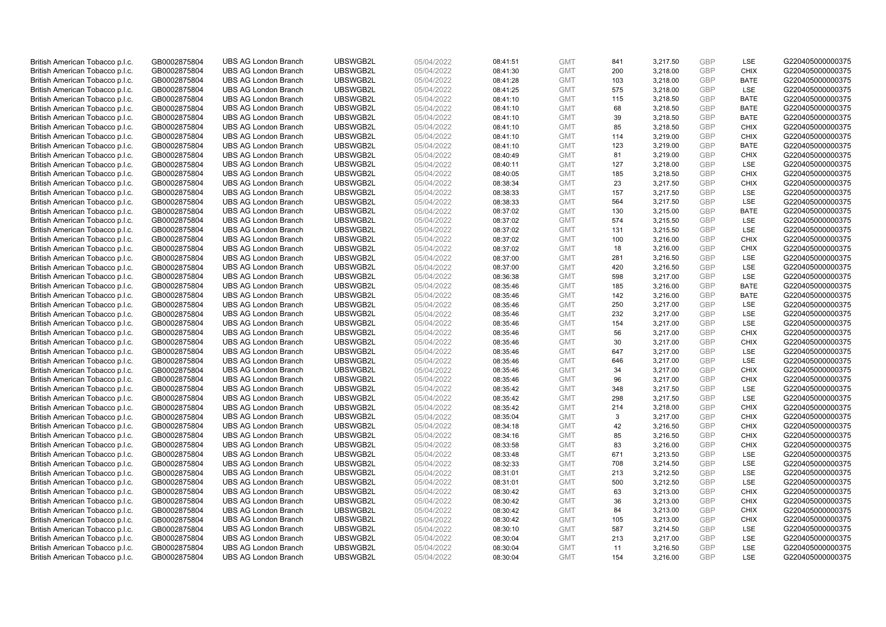| British American Tobacco p.l.c. | GB0002875804 | UBS AG London Branch | UBSWGB2L | 05/04/2022 | 08:41:51 | GMT | 841 | 3,217.50 | GBP | LSE | G220405000000375 |
|---|---|---|---|---|---|---|---|---|---|---|---|
| British American Tobacco p.l.c. | GB0002875804 | UBS AG London Branch | UBSWGB2L | 05/04/2022 | 08:41:30 | GMT | 200 | 3,218.00 | GBP | CHIX | G220405000000375 |
| British American Tobacco p.l.c. | GB0002875804 | UBS AG London Branch | UBSWGB2L | 05/04/2022 | 08:41:28 | GMT | 103 | 3,218.00 | GBP | BATE | G220405000000375 |
| British American Tobacco p.l.c. | GB0002875804 | UBS AG London Branch | UBSWGB2L | 05/04/2022 | 08:41:25 | GMT | 575 | 3,218.00 | GBP | LSE | G220405000000375 |
| British American Tobacco p.l.c. | GB0002875804 | UBS AG London Branch | UBSWGB2L | 05/04/2022 | 08:41:10 | GMT | 115 | 3,218.50 | GBP | BATE | G220405000000375 |
| British American Tobacco p.l.c. | GB0002875804 | UBS AG London Branch | UBSWGB2L | 05/04/2022 | 08:41:10 | GMT | 68 | 3,218.50 | GBP | BATE | G220405000000375 |
| British American Tobacco p.l.c. | GB0002875804 | UBS AG London Branch | UBSWGB2L | 05/04/2022 | 08:41:10 | GMT | 39 | 3,218.50 | GBP | BATE | G220405000000375 |
| British American Tobacco p.l.c. | GB0002875804 | UBS AG London Branch | UBSWGB2L | 05/04/2022 | 08:41:10 | GMT | 85 | 3,218.50 | GBP | CHIX | G220405000000375 |
| British American Tobacco p.l.c. | GB0002875804 | UBS AG London Branch | UBSWGB2L | 05/04/2022 | 08:41:10 | GMT | 114 | 3,219.00 | GBP | CHIX | G220405000000375 |
| British American Tobacco p.l.c. | GB0002875804 | UBS AG London Branch | UBSWGB2L | 05/04/2022 | 08:41:10 | GMT | 123 | 3,219.00 | GBP | BATE | G220405000000375 |
| British American Tobacco p.l.c. | GB0002875804 | UBS AG London Branch | UBSWGB2L | 05/04/2022 | 08:40:49 | GMT | 81 | 3,219.00 | GBP | CHIX | G220405000000375 |
| British American Tobacco p.l.c. | GB0002875804 | UBS AG London Branch | UBSWGB2L | 05/04/2022 | 08:40:11 | GMT | 127 | 3,218.00 | GBP | LSE | G220405000000375 |
| British American Tobacco p.l.c. | GB0002875804 | UBS AG London Branch | UBSWGB2L | 05/04/2022 | 08:40:05 | GMT | 185 | 3,218.50 | GBP | CHIX | G220405000000375 |
| British American Tobacco p.l.c. | GB0002875804 | UBS AG London Branch | UBSWGB2L | 05/04/2022 | 08:38:34 | GMT | 23 | 3,217.50 | GBP | CHIX | G220405000000375 |
| British American Tobacco p.l.c. | GB0002875804 | UBS AG London Branch | UBSWGB2L | 05/04/2022 | 08:38:33 | GMT | 157 | 3,217.50 | GBP | LSE | G220405000000375 |
| British American Tobacco p.l.c. | GB0002875804 | UBS AG London Branch | UBSWGB2L | 05/04/2022 | 08:38:33 | GMT | 564 | 3,217.50 | GBP | LSE | G220405000000375 |
| British American Tobacco p.l.c. | GB0002875804 | UBS AG London Branch | UBSWGB2L | 05/04/2022 | 08:37:02 | GMT | 130 | 3,215.00 | GBP | BATE | G220405000000375 |
| British American Tobacco p.l.c. | GB0002875804 | UBS AG London Branch | UBSWGB2L | 05/04/2022 | 08:37:02 | GMT | 574 | 3,215.50 | GBP | LSE | G220405000000375 |
| British American Tobacco p.l.c. | GB0002875804 | UBS AG London Branch | UBSWGB2L | 05/04/2022 | 08:37:02 | GMT | 131 | 3,215.50 | GBP | LSE | G220405000000375 |
| British American Tobacco p.l.c. | GB0002875804 | UBS AG London Branch | UBSWGB2L | 05/04/2022 | 08:37:02 | GMT | 100 | 3,216.00 | GBP | CHIX | G220405000000375 |
| British American Tobacco p.l.c. | GB0002875804 | UBS AG London Branch | UBSWGB2L | 05/04/2022 | 08:37:02 | GMT | 18 | 3,216.00 | GBP | CHIX | G220405000000375 |
| British American Tobacco p.l.c. | GB0002875804 | UBS AG London Branch | UBSWGB2L | 05/04/2022 | 08:37:00 | GMT | 281 | 3,216.50 | GBP | LSE | G220405000000375 |
| British American Tobacco p.l.c. | GB0002875804 | UBS AG London Branch | UBSWGB2L | 05/04/2022 | 08:37:00 | GMT | 420 | 3,216.50 | GBP | LSE | G220405000000375 |
| British American Tobacco p.l.c. | GB0002875804 | UBS AG London Branch | UBSWGB2L | 05/04/2022 | 08:36:38 | GMT | 598 | 3,217.00 | GBP | LSE | G220405000000375 |
| British American Tobacco p.l.c. | GB0002875804 | UBS AG London Branch | UBSWGB2L | 05/04/2022 | 08:35:46 | GMT | 185 | 3,216.00 | GBP | BATE | G220405000000375 |
| British American Tobacco p.l.c. | GB0002875804 | UBS AG London Branch | UBSWGB2L | 05/04/2022 | 08:35:46 | GMT | 142 | 3,216.00 | GBP | BATE | G220405000000375 |
| British American Tobacco p.l.c. | GB0002875804 | UBS AG London Branch | UBSWGB2L | 05/04/2022 | 08:35:46 | GMT | 250 | 3,217.00 | GBP | LSE | G220405000000375 |
| British American Tobacco p.l.c. | GB0002875804 | UBS AG London Branch | UBSWGB2L | 05/04/2022 | 08:35:46 | GMT | 232 | 3,217.00 | GBP | LSE | G220405000000375 |
| British American Tobacco p.l.c. | GB0002875804 | UBS AG London Branch | UBSWGB2L | 05/04/2022 | 08:35:46 | GMT | 154 | 3,217.00 | GBP | LSE | G220405000000375 |
| British American Tobacco p.l.c. | GB0002875804 | UBS AG London Branch | UBSWGB2L | 05/04/2022 | 08:35:46 | GMT | 56 | 3,217.00 | GBP | CHIX | G220405000000375 |
| British American Tobacco p.l.c. | GB0002875804 | UBS AG London Branch | UBSWGB2L | 05/04/2022 | 08:35:46 | GMT | 30 | 3,217.00 | GBP | CHIX | G220405000000375 |
| British American Tobacco p.l.c. | GB0002875804 | UBS AG London Branch | UBSWGB2L | 05/04/2022 | 08:35:46 | GMT | 647 | 3,217.00 | GBP | LSE | G220405000000375 |
| British American Tobacco p.l.c. | GB0002875804 | UBS AG London Branch | UBSWGB2L | 05/04/2022 | 08:35:46 | GMT | 646 | 3,217.00 | GBP | LSE | G220405000000375 |
| British American Tobacco p.l.c. | GB0002875804 | UBS AG London Branch | UBSWGB2L | 05/04/2022 | 08:35:46 | GMT | 34 | 3,217.00 | GBP | CHIX | G220405000000375 |
| British American Tobacco p.l.c. | GB0002875804 | UBS AG London Branch | UBSWGB2L | 05/04/2022 | 08:35:46 | GMT | 96 | 3,217.00 | GBP | CHIX | G220405000000375 |
| British American Tobacco p.l.c. | GB0002875804 | UBS AG London Branch | UBSWGB2L | 05/04/2022 | 08:35:42 | GMT | 348 | 3,217.50 | GBP | LSE | G220405000000375 |
| British American Tobacco p.l.c. | GB0002875804 | UBS AG London Branch | UBSWGB2L | 05/04/2022 | 08:35:42 | GMT | 298 | 3,217.50 | GBP | LSE | G220405000000375 |
| British American Tobacco p.l.c. | GB0002875804 | UBS AG London Branch | UBSWGB2L | 05/04/2022 | 08:35:42 | GMT | 214 | 3,218.00 | GBP | CHIX | G220405000000375 |
| British American Tobacco p.l.c. | GB0002875804 | UBS AG London Branch | UBSWGB2L | 05/04/2022 | 08:35:04 | GMT | 3 | 3,217.00 | GBP | CHIX | G220405000000375 |
| British American Tobacco p.l.c. | GB0002875804 | UBS AG London Branch | UBSWGB2L | 05/04/2022 | 08:34:18 | GMT | 42 | 3,216.50 | GBP | CHIX | G220405000000375 |
| British American Tobacco p.l.c. | GB0002875804 | UBS AG London Branch | UBSWGB2L | 05/04/2022 | 08:34:16 | GMT | 85 | 3,216.50 | GBP | CHIX | G220405000000375 |
| British American Tobacco p.l.c. | GB0002875804 | UBS AG London Branch | UBSWGB2L | 05/04/2022 | 08:33:58 | GMT | 83 | 3,216.00 | GBP | CHIX | G220405000000375 |
| British American Tobacco p.l.c. | GB0002875804 | UBS AG London Branch | UBSWGB2L | 05/04/2022 | 08:33:48 | GMT | 671 | 3,213.50 | GBP | LSE | G220405000000375 |
| British American Tobacco p.l.c. | GB0002875804 | UBS AG London Branch | UBSWGB2L | 05/04/2022 | 08:32:33 | GMT | 708 | 3,214.50 | GBP | LSE | G220405000000375 |
| British American Tobacco p.l.c. | GB0002875804 | UBS AG London Branch | UBSWGB2L | 05/04/2022 | 08:31:01 | GMT | 213 | 3,212.50 | GBP | LSE | G220405000000375 |
| British American Tobacco p.l.c. | GB0002875804 | UBS AG London Branch | UBSWGB2L | 05/04/2022 | 08:31:01 | GMT | 500 | 3,212.50 | GBP | LSE | G220405000000375 |
| British American Tobacco p.l.c. | GB0002875804 | UBS AG London Branch | UBSWGB2L | 05/04/2022 | 08:30:42 | GMT | 63 | 3,213.00 | GBP | CHIX | G220405000000375 |
| British American Tobacco p.l.c. | GB0002875804 | UBS AG London Branch | UBSWGB2L | 05/04/2022 | 08:30:42 | GMT | 36 | 3,213.00 | GBP | CHIX | G220405000000375 |
| British American Tobacco p.l.c. | GB0002875804 | UBS AG London Branch | UBSWGB2L | 05/04/2022 | 08:30:42 | GMT | 84 | 3,213.00 | GBP | CHIX | G220405000000375 |
| British American Tobacco p.l.c. | GB0002875804 | UBS AG London Branch | UBSWGB2L | 05/04/2022 | 08:30:42 | GMT | 105 | 3,213.00 | GBP | CHIX | G220405000000375 |
| British American Tobacco p.l.c. | GB0002875804 | UBS AG London Branch | UBSWGB2L | 05/04/2022 | 08:30:10 | GMT | 587 | 3,214.50 | GBP | LSE | G220405000000375 |
| British American Tobacco p.l.c. | GB0002875804 | UBS AG London Branch | UBSWGB2L | 05/04/2022 | 08:30:04 | GMT | 213 | 3,217.00 | GBP | LSE | G220405000000375 |
| British American Tobacco p.l.c. | GB0002875804 | UBS AG London Branch | UBSWGB2L | 05/04/2022 | 08:30:04 | GMT | 11 | 3,216.50 | GBP | LSE | G220405000000375 |
| British American Tobacco p.l.c. | GB0002875804 | UBS AG London Branch | UBSWGB2L | 05/04/2022 | 08:30:04 | GMT | 154 | 3,216.00 | GBP | LSE | G220405000000375 |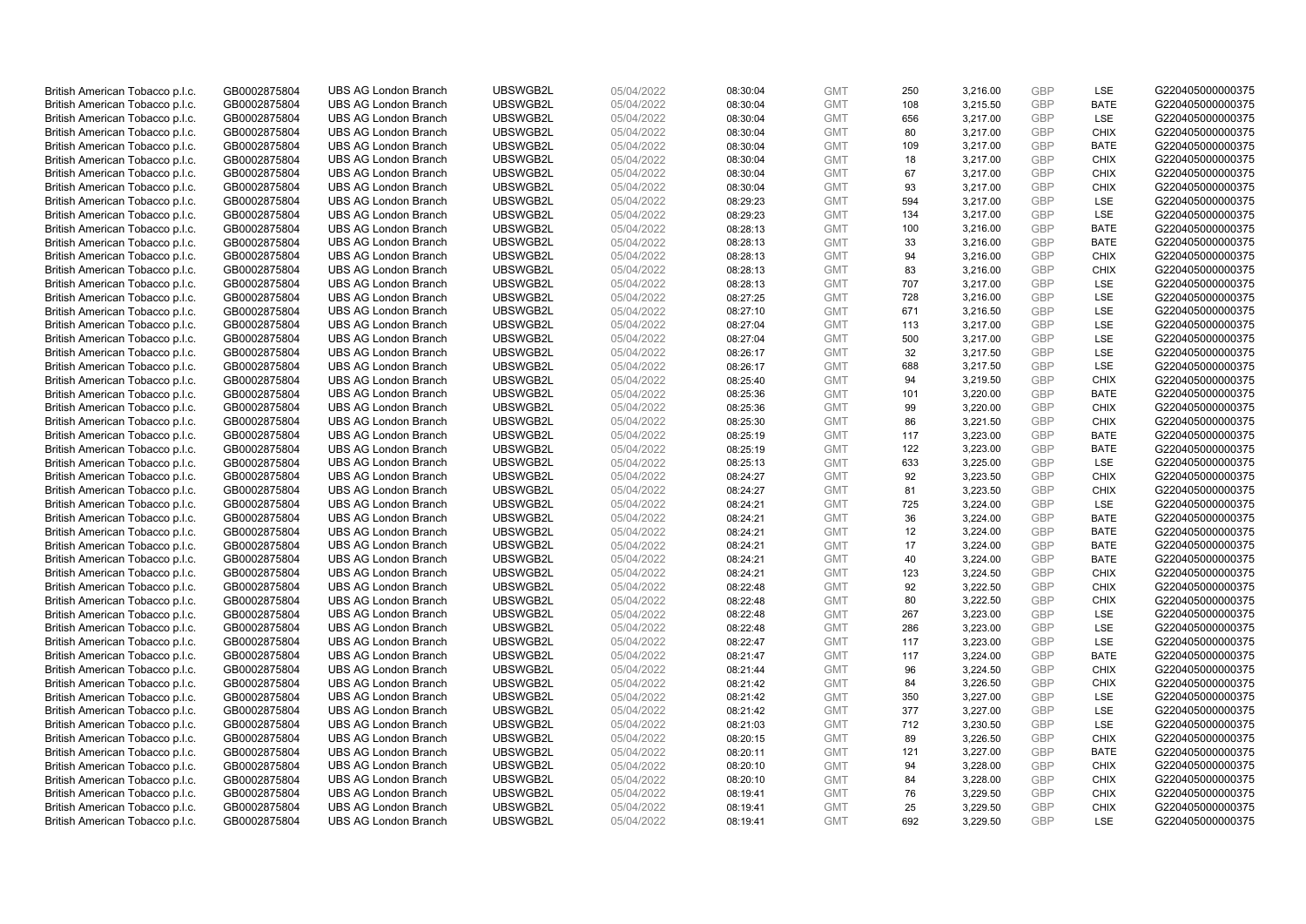| | | | | | | | | | | | |
|---|---|---|---|---|---|---|---|---|---|---|---|
| British American Tobacco p.l.c. | GB0002875804 | UBS AG London Branch | UBSWGB2L | 05/04/2022 | 08:30:04 | GMT | 250 | 3,216.00 | GBP | LSE | G220405000000375 |
| British American Tobacco p.l.c. | GB0002875804 | UBS AG London Branch | UBSWGB2L | 05/04/2022 | 08:30:04 | GMT | 108 | 3,215.50 | GBP | BATE | G220405000000375 |
| British American Tobacco p.l.c. | GB0002875804 | UBS AG London Branch | UBSWGB2L | 05/04/2022 | 08:30:04 | GMT | 656 | 3,217.00 | GBP | LSE | G220405000000375 |
| British American Tobacco p.l.c. | GB0002875804 | UBS AG London Branch | UBSWGB2L | 05/04/2022 | 08:30:04 | GMT | 80 | 3,217.00 | GBP | CHIX | G220405000000375 |
| British American Tobacco p.l.c. | GB0002875804 | UBS AG London Branch | UBSWGB2L | 05/04/2022 | 08:30:04 | GMT | 109 | 3,217.00 | GBP | BATE | G220405000000375 |
| British American Tobacco p.l.c. | GB0002875804 | UBS AG London Branch | UBSWGB2L | 05/04/2022 | 08:30:04 | GMT | 18 | 3,217.00 | GBP | CHIX | G220405000000375 |
| British American Tobacco p.l.c. | GB0002875804 | UBS AG London Branch | UBSWGB2L | 05/04/2022 | 08:30:04 | GMT | 67 | 3,217.00 | GBP | CHIX | G220405000000375 |
| British American Tobacco p.l.c. | GB0002875804 | UBS AG London Branch | UBSWGB2L | 05/04/2022 | 08:30:04 | GMT | 93 | 3,217.00 | GBP | CHIX | G220405000000375 |
| British American Tobacco p.l.c. | GB0002875804 | UBS AG London Branch | UBSWGB2L | 05/04/2022 | 08:29:23 | GMT | 594 | 3,217.00 | GBP | LSE | G220405000000375 |
| British American Tobacco p.l.c. | GB0002875804 | UBS AG London Branch | UBSWGB2L | 05/04/2022 | 08:29:23 | GMT | 134 | 3,217.00 | GBP | LSE | G220405000000375 |
| British American Tobacco p.l.c. | GB0002875804 | UBS AG London Branch | UBSWGB2L | 05/04/2022 | 08:28:13 | GMT | 100 | 3,216.00 | GBP | BATE | G220405000000375 |
| British American Tobacco p.l.c. | GB0002875804 | UBS AG London Branch | UBSWGB2L | 05/04/2022 | 08:28:13 | GMT | 33 | 3,216.00 | GBP | BATE | G220405000000375 |
| British American Tobacco p.l.c. | GB0002875804 | UBS AG London Branch | UBSWGB2L | 05/04/2022 | 08:28:13 | GMT | 94 | 3,216.00 | GBP | CHIX | G220405000000375 |
| British American Tobacco p.l.c. | GB0002875804 | UBS AG London Branch | UBSWGB2L | 05/04/2022 | 08:28:13 | GMT | 83 | 3,216.00 | GBP | CHIX | G220405000000375 |
| British American Tobacco p.l.c. | GB0002875804 | UBS AG London Branch | UBSWGB2L | 05/04/2022 | 08:28:13 | GMT | 707 | 3,217.00 | GBP | LSE | G220405000000375 |
| British American Tobacco p.l.c. | GB0002875804 | UBS AG London Branch | UBSWGB2L | 05/04/2022 | 08:27:25 | GMT | 728 | 3,216.00 | GBP | LSE | G220405000000375 |
| British American Tobacco p.l.c. | GB0002875804 | UBS AG London Branch | UBSWGB2L | 05/04/2022 | 08:27:10 | GMT | 671 | 3,216.50 | GBP | LSE | G220405000000375 |
| British American Tobacco p.l.c. | GB0002875804 | UBS AG London Branch | UBSWGB2L | 05/04/2022 | 08:27:04 | GMT | 113 | 3,217.00 | GBP | LSE | G220405000000375 |
| British American Tobacco p.l.c. | GB0002875804 | UBS AG London Branch | UBSWGB2L | 05/04/2022 | 08:27:04 | GMT | 500 | 3,217.00 | GBP | LSE | G220405000000375 |
| British American Tobacco p.l.c. | GB0002875804 | UBS AG London Branch | UBSWGB2L | 05/04/2022 | 08:26:17 | GMT | 32 | 3,217.50 | GBP | LSE | G220405000000375 |
| British American Tobacco p.l.c. | GB0002875804 | UBS AG London Branch | UBSWGB2L | 05/04/2022 | 08:26:17 | GMT | 688 | 3,217.50 | GBP | LSE | G220405000000375 |
| British American Tobacco p.l.c. | GB0002875804 | UBS AG London Branch | UBSWGB2L | 05/04/2022 | 08:25:40 | GMT | 94 | 3,219.50 | GBP | CHIX | G220405000000375 |
| British American Tobacco p.l.c. | GB0002875804 | UBS AG London Branch | UBSWGB2L | 05/04/2022 | 08:25:36 | GMT | 101 | 3,220.00 | GBP | BATE | G220405000000375 |
| British American Tobacco p.l.c. | GB0002875804 | UBS AG London Branch | UBSWGB2L | 05/04/2022 | 08:25:36 | GMT | 99 | 3,220.00 | GBP | CHIX | G220405000000375 |
| British American Tobacco p.l.c. | GB0002875804 | UBS AG London Branch | UBSWGB2L | 05/04/2022 | 08:25:30 | GMT | 86 | 3,221.50 | GBP | CHIX | G220405000000375 |
| British American Tobacco p.l.c. | GB0002875804 | UBS AG London Branch | UBSWGB2L | 05/04/2022 | 08:25:19 | GMT | 117 | 3,223.00 | GBP | BATE | G220405000000375 |
| British American Tobacco p.l.c. | GB0002875804 | UBS AG London Branch | UBSWGB2L | 05/04/2022 | 08:25:19 | GMT | 122 | 3,223.00 | GBP | BATE | G220405000000375 |
| British American Tobacco p.l.c. | GB0002875804 | UBS AG London Branch | UBSWGB2L | 05/04/2022 | 08:25:13 | GMT | 633 | 3,225.00 | GBP | LSE | G220405000000375 |
| British American Tobacco p.l.c. | GB0002875804 | UBS AG London Branch | UBSWGB2L | 05/04/2022 | 08:24:27 | GMT | 92 | 3,223.50 | GBP | CHIX | G220405000000375 |
| British American Tobacco p.l.c. | GB0002875804 | UBS AG London Branch | UBSWGB2L | 05/04/2022 | 08:24:27 | GMT | 81 | 3,223.50 | GBP | CHIX | G220405000000375 |
| British American Tobacco p.l.c. | GB0002875804 | UBS AG London Branch | UBSWGB2L | 05/04/2022 | 08:24:21 | GMT | 725 | 3,224.00 | GBP | LSE | G220405000000375 |
| British American Tobacco p.l.c. | GB0002875804 | UBS AG London Branch | UBSWGB2L | 05/04/2022 | 08:24:21 | GMT | 36 | 3,224.00 | GBP | BATE | G220405000000375 |
| British American Tobacco p.l.c. | GB0002875804 | UBS AG London Branch | UBSWGB2L | 05/04/2022 | 08:24:21 | GMT | 12 | 3,224.00 | GBP | BATE | G220405000000375 |
| British American Tobacco p.l.c. | GB0002875804 | UBS AG London Branch | UBSWGB2L | 05/04/2022 | 08:24:21 | GMT | 17 | 3,224.00 | GBP | BATE | G220405000000375 |
| British American Tobacco p.l.c. | GB0002875804 | UBS AG London Branch | UBSWGB2L | 05/04/2022 | 08:24:21 | GMT | 40 | 3,224.00 | GBP | BATE | G220405000000375 |
| British American Tobacco p.l.c. | GB0002875804 | UBS AG London Branch | UBSWGB2L | 05/04/2022 | 08:24:21 | GMT | 123 | 3,224.50 | GBP | CHIX | G220405000000375 |
| British American Tobacco p.l.c. | GB0002875804 | UBS AG London Branch | UBSWGB2L | 05/04/2022 | 08:22:48 | GMT | 92 | 3,222.50 | GBP | CHIX | G220405000000375 |
| British American Tobacco p.l.c. | GB0002875804 | UBS AG London Branch | UBSWGB2L | 05/04/2022 | 08:22:48 | GMT | 80 | 3,222.50 | GBP | CHIX | G220405000000375 |
| British American Tobacco p.l.c. | GB0002875804 | UBS AG London Branch | UBSWGB2L | 05/04/2022 | 08:22:48 | GMT | 267 | 3,223.00 | GBP | LSE | G220405000000375 |
| British American Tobacco p.l.c. | GB0002875804 | UBS AG London Branch | UBSWGB2L | 05/04/2022 | 08:22:48 | GMT | 286 | 3,223.00 | GBP | LSE | G220405000000375 |
| British American Tobacco p.l.c. | GB0002875804 | UBS AG London Branch | UBSWGB2L | 05/04/2022 | 08:22:47 | GMT | 117 | 3,223.00 | GBP | LSE | G220405000000375 |
| British American Tobacco p.l.c. | GB0002875804 | UBS AG London Branch | UBSWGB2L | 05/04/2022 | 08:21:47 | GMT | 117 | 3,224.00 | GBP | BATE | G220405000000375 |
| British American Tobacco p.l.c. | GB0002875804 | UBS AG London Branch | UBSWGB2L | 05/04/2022 | 08:21:44 | GMT | 96 | 3,224.50 | GBP | CHIX | G220405000000375 |
| British American Tobacco p.l.c. | GB0002875804 | UBS AG London Branch | UBSWGB2L | 05/04/2022 | 08:21:42 | GMT | 84 | 3,226.50 | GBP | CHIX | G220405000000375 |
| British American Tobacco p.l.c. | GB0002875804 | UBS AG London Branch | UBSWGB2L | 05/04/2022 | 08:21:42 | GMT | 350 | 3,227.00 | GBP | LSE | G220405000000375 |
| British American Tobacco p.l.c. | GB0002875804 | UBS AG London Branch | UBSWGB2L | 05/04/2022 | 08:21:42 | GMT | 377 | 3,227.00 | GBP | LSE | G220405000000375 |
| British American Tobacco p.l.c. | GB0002875804 | UBS AG London Branch | UBSWGB2L | 05/04/2022 | 08:21:03 | GMT | 712 | 3,230.50 | GBP | LSE | G220405000000375 |
| British American Tobacco p.l.c. | GB0002875804 | UBS AG London Branch | UBSWGB2L | 05/04/2022 | 08:20:15 | GMT | 89 | 3,226.50 | GBP | CHIX | G220405000000375 |
| British American Tobacco p.l.c. | GB0002875804 | UBS AG London Branch | UBSWGB2L | 05/04/2022 | 08:20:11 | GMT | 121 | 3,227.00 | GBP | BATE | G220405000000375 |
| British American Tobacco p.l.c. | GB0002875804 | UBS AG London Branch | UBSWGB2L | 05/04/2022 | 08:20:10 | GMT | 94 | 3,228.00 | GBP | CHIX | G220405000000375 |
| British American Tobacco p.l.c. | GB0002875804 | UBS AG London Branch | UBSWGB2L | 05/04/2022 | 08:20:10 | GMT | 84 | 3,228.00 | GBP | CHIX | G220405000000375 |
| British American Tobacco p.l.c. | GB0002875804 | UBS AG London Branch | UBSWGB2L | 05/04/2022 | 08:19:41 | GMT | 76 | 3,229.50 | GBP | CHIX | G220405000000375 |
| British American Tobacco p.l.c. | GB0002875804 | UBS AG London Branch | UBSWGB2L | 05/04/2022 | 08:19:41 | GMT | 25 | 3,229.50 | GBP | CHIX | G220405000000375 |
| British American Tobacco p.l.c. | GB0002875804 | UBS AG London Branch | UBSWGB2L | 05/04/2022 | 08:19:41 | GMT | 692 | 3,229.50 | GBP | LSE | G220405000000375 |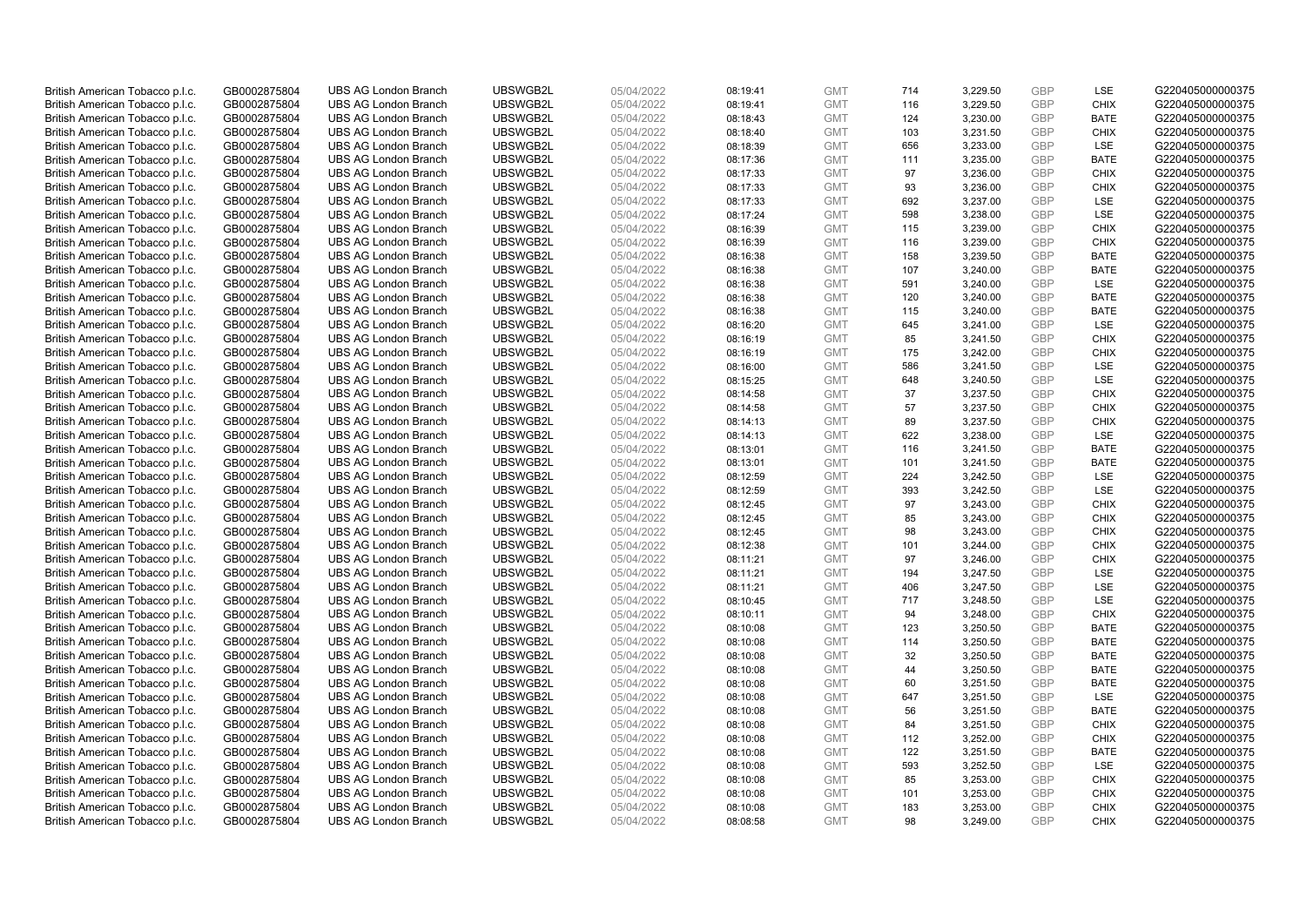| British American Tobacco p.l.c. | GB0002875804 | UBS AG London Branch | UBSWGB2L | 05/04/2022 | 08:19:41 | GMT | 714 | 3,229.50 | GBP | LSE | G220405000000375 |
|---|---|---|---|---|---|---|---|---|---|---|---|
| British American Tobacco p.l.c. | GB0002875804 | UBS AG London Branch | UBSWGB2L | 05/04/2022 | 08:19:41 | GMT | 116 | 3,229.50 | GBP | CHIX | G220405000000375 |
| British American Tobacco p.l.c. | GB0002875804 | UBS AG London Branch | UBSWGB2L | 05/04/2022 | 08:18:43 | GMT | 124 | 3,230.00 | GBP | BATE | G220405000000375 |
| British American Tobacco p.l.c. | GB0002875804 | UBS AG London Branch | UBSWGB2L | 05/04/2022 | 08:18:40 | GMT | 103 | 3,231.50 | GBP | CHIX | G220405000000375 |
| British American Tobacco p.l.c. | GB0002875804 | UBS AG London Branch | UBSWGB2L | 05/04/2022 | 08:18:39 | GMT | 656 | 3,233.00 | GBP | LSE | G220405000000375 |
| British American Tobacco p.l.c. | GB0002875804 | UBS AG London Branch | UBSWGB2L | 05/04/2022 | 08:17:36 | GMT | 111 | 3,235.00 | GBP | BATE | G220405000000375 |
| British American Tobacco p.l.c. | GB0002875804 | UBS AG London Branch | UBSWGB2L | 05/04/2022 | 08:17:33 | GMT | 97 | 3,236.00 | GBP | CHIX | G220405000000375 |
| British American Tobacco p.l.c. | GB0002875804 | UBS AG London Branch | UBSWGB2L | 05/04/2022 | 08:17:33 | GMT | 93 | 3,236.00 | GBP | CHIX | G220405000000375 |
| British American Tobacco p.l.c. | GB0002875804 | UBS AG London Branch | UBSWGB2L | 05/04/2022 | 08:17:33 | GMT | 692 | 3,237.00 | GBP | LSE | G220405000000375 |
| British American Tobacco p.l.c. | GB0002875804 | UBS AG London Branch | UBSWGB2L | 05/04/2022 | 08:17:24 | GMT | 598 | 3,238.00 | GBP | LSE | G220405000000375 |
| British American Tobacco p.l.c. | GB0002875804 | UBS AG London Branch | UBSWGB2L | 05/04/2022 | 08:16:39 | GMT | 115 | 3,239.00 | GBP | CHIX | G220405000000375 |
| British American Tobacco p.l.c. | GB0002875804 | UBS AG London Branch | UBSWGB2L | 05/04/2022 | 08:16:39 | GMT | 116 | 3,239.00 | GBP | CHIX | G220405000000375 |
| British American Tobacco p.l.c. | GB0002875804 | UBS AG London Branch | UBSWGB2L | 05/04/2022 | 08:16:38 | GMT | 158 | 3,239.50 | GBP | BATE | G220405000000375 |
| British American Tobacco p.l.c. | GB0002875804 | UBS AG London Branch | UBSWGB2L | 05/04/2022 | 08:16:38 | GMT | 107 | 3,240.00 | GBP | BATE | G220405000000375 |
| British American Tobacco p.l.c. | GB0002875804 | UBS AG London Branch | UBSWGB2L | 05/04/2022 | 08:16:38 | GMT | 591 | 3,240.00 | GBP | LSE | G220405000000375 |
| British American Tobacco p.l.c. | GB0002875804 | UBS AG London Branch | UBSWGB2L | 05/04/2022 | 08:16:38 | GMT | 120 | 3,240.00 | GBP | BATE | G220405000000375 |
| British American Tobacco p.l.c. | GB0002875804 | UBS AG London Branch | UBSWGB2L | 05/04/2022 | 08:16:38 | GMT | 115 | 3,240.00 | GBP | BATE | G220405000000375 |
| British American Tobacco p.l.c. | GB0002875804 | UBS AG London Branch | UBSWGB2L | 05/04/2022 | 08:16:20 | GMT | 645 | 3,241.00 | GBP | LSE | G220405000000375 |
| British American Tobacco p.l.c. | GB0002875804 | UBS AG London Branch | UBSWGB2L | 05/04/2022 | 08:16:19 | GMT | 85 | 3,241.50 | GBP | CHIX | G220405000000375 |
| British American Tobacco p.l.c. | GB0002875804 | UBS AG London Branch | UBSWGB2L | 05/04/2022 | 08:16:19 | GMT | 175 | 3,242.00 | GBP | CHIX | G220405000000375 |
| British American Tobacco p.l.c. | GB0002875804 | UBS AG London Branch | UBSWGB2L | 05/04/2022 | 08:16:00 | GMT | 586 | 3,241.50 | GBP | LSE | G220405000000375 |
| British American Tobacco p.l.c. | GB0002875804 | UBS AG London Branch | UBSWGB2L | 05/04/2022 | 08:15:25 | GMT | 648 | 3,240.50 | GBP | LSE | G220405000000375 |
| British American Tobacco p.l.c. | GB0002875804 | UBS AG London Branch | UBSWGB2L | 05/04/2022 | 08:14:58 | GMT | 37 | 3,237.50 | GBP | CHIX | G220405000000375 |
| British American Tobacco p.l.c. | GB0002875804 | UBS AG London Branch | UBSWGB2L | 05/04/2022 | 08:14:58 | GMT | 57 | 3,237.50 | GBP | CHIX | G220405000000375 |
| British American Tobacco p.l.c. | GB0002875804 | UBS AG London Branch | UBSWGB2L | 05/04/2022 | 08:14:13 | GMT | 89 | 3,237.50 | GBP | CHIX | G220405000000375 |
| British American Tobacco p.l.c. | GB0002875804 | UBS AG London Branch | UBSWGB2L | 05/04/2022 | 08:14:13 | GMT | 622 | 3,238.00 | GBP | LSE | G220405000000375 |
| British American Tobacco p.l.c. | GB0002875804 | UBS AG London Branch | UBSWGB2L | 05/04/2022 | 08:13:01 | GMT | 116 | 3,241.50 | GBP | BATE | G220405000000375 |
| British American Tobacco p.l.c. | GB0002875804 | UBS AG London Branch | UBSWGB2L | 05/04/2022 | 08:13:01 | GMT | 101 | 3,241.50 | GBP | BATE | G220405000000375 |
| British American Tobacco p.l.c. | GB0002875804 | UBS AG London Branch | UBSWGB2L | 05/04/2022 | 08:12:59 | GMT | 224 | 3,242.50 | GBP | LSE | G220405000000375 |
| British American Tobacco p.l.c. | GB0002875804 | UBS AG London Branch | UBSWGB2L | 05/04/2022 | 08:12:59 | GMT | 393 | 3,242.50 | GBP | LSE | G220405000000375 |
| British American Tobacco p.l.c. | GB0002875804 | UBS AG London Branch | UBSWGB2L | 05/04/2022 | 08:12:45 | GMT | 97 | 3,243.00 | GBP | CHIX | G220405000000375 |
| British American Tobacco p.l.c. | GB0002875804 | UBS AG London Branch | UBSWGB2L | 05/04/2022 | 08:12:45 | GMT | 85 | 3,243.00 | GBP | CHIX | G220405000000375 |
| British American Tobacco p.l.c. | GB0002875804 | UBS AG London Branch | UBSWGB2L | 05/04/2022 | 08:12:45 | GMT | 98 | 3,243.00 | GBP | CHIX | G220405000000375 |
| British American Tobacco p.l.c. | GB0002875804 | UBS AG London Branch | UBSWGB2L | 05/04/2022 | 08:12:38 | GMT | 101 | 3,244.00 | GBP | CHIX | G220405000000375 |
| British American Tobacco p.l.c. | GB0002875804 | UBS AG London Branch | UBSWGB2L | 05/04/2022 | 08:11:21 | GMT | 97 | 3,246.00 | GBP | CHIX | G220405000000375 |
| British American Tobacco p.l.c. | GB0002875804 | UBS AG London Branch | UBSWGB2L | 05/04/2022 | 08:11:21 | GMT | 194 | 3,247.50 | GBP | LSE | G220405000000375 |
| British American Tobacco p.l.c. | GB0002875804 | UBS AG London Branch | UBSWGB2L | 05/04/2022 | 08:11:21 | GMT | 406 | 3,247.50 | GBP | LSE | G220405000000375 |
| British American Tobacco p.l.c. | GB0002875804 | UBS AG London Branch | UBSWGB2L | 05/04/2022 | 08:10:45 | GMT | 717 | 3,248.50 | GBP | LSE | G220405000000375 |
| British American Tobacco p.l.c. | GB0002875804 | UBS AG London Branch | UBSWGB2L | 05/04/2022 | 08:10:11 | GMT | 94 | 3,248.00 | GBP | CHIX | G220405000000375 |
| British American Tobacco p.l.c. | GB0002875804 | UBS AG London Branch | UBSWGB2L | 05/04/2022 | 08:10:08 | GMT | 123 | 3,250.50 | GBP | BATE | G220405000000375 |
| British American Tobacco p.l.c. | GB0002875804 | UBS AG London Branch | UBSWGB2L | 05/04/2022 | 08:10:08 | GMT | 114 | 3,250.50 | GBP | BATE | G220405000000375 |
| British American Tobacco p.l.c. | GB0002875804 | UBS AG London Branch | UBSWGB2L | 05/04/2022 | 08:10:08 | GMT | 32 | 3,250.50 | GBP | BATE | G220405000000375 |
| British American Tobacco p.l.c. | GB0002875804 | UBS AG London Branch | UBSWGB2L | 05/04/2022 | 08:10:08 | GMT | 44 | 3,250.50 | GBP | BATE | G220405000000375 |
| British American Tobacco p.l.c. | GB0002875804 | UBS AG London Branch | UBSWGB2L | 05/04/2022 | 08:10:08 | GMT | 60 | 3,251.50 | GBP | BATE | G220405000000375 |
| British American Tobacco p.l.c. | GB0002875804 | UBS AG London Branch | UBSWGB2L | 05/04/2022 | 08:10:08 | GMT | 647 | 3,251.50 | GBP | LSE | G220405000000375 |
| British American Tobacco p.l.c. | GB0002875804 | UBS AG London Branch | UBSWGB2L | 05/04/2022 | 08:10:08 | GMT | 56 | 3,251.50 | GBP | BATE | G220405000000375 |
| British American Tobacco p.l.c. | GB0002875804 | UBS AG London Branch | UBSWGB2L | 05/04/2022 | 08:10:08 | GMT | 84 | 3,251.50 | GBP | CHIX | G220405000000375 |
| British American Tobacco p.l.c. | GB0002875804 | UBS AG London Branch | UBSWGB2L | 05/04/2022 | 08:10:08 | GMT | 112 | 3,252.00 | GBP | CHIX | G220405000000375 |
| British American Tobacco p.l.c. | GB0002875804 | UBS AG London Branch | UBSWGB2L | 05/04/2022 | 08:10:08 | GMT | 122 | 3,251.50 | GBP | BATE | G220405000000375 |
| British American Tobacco p.l.c. | GB0002875804 | UBS AG London Branch | UBSWGB2L | 05/04/2022 | 08:10:08 | GMT | 593 | 3,252.50 | GBP | LSE | G220405000000375 |
| British American Tobacco p.l.c. | GB0002875804 | UBS AG London Branch | UBSWGB2L | 05/04/2022 | 08:10:08 | GMT | 85 | 3,253.00 | GBP | CHIX | G220405000000375 |
| British American Tobacco p.l.c. | GB0002875804 | UBS AG London Branch | UBSWGB2L | 05/04/2022 | 08:10:08 | GMT | 101 | 3,253.00 | GBP | CHIX | G220405000000375 |
| British American Tobacco p.l.c. | GB0002875804 | UBS AG London Branch | UBSWGB2L | 05/04/2022 | 08:10:08 | GMT | 183 | 3,253.00 | GBP | CHIX | G220405000000375 |
| British American Tobacco p.l.c. | GB0002875804 | UBS AG London Branch | UBSWGB2L | 05/04/2022 | 08:08:58 | GMT | 98 | 3,249.00 | GBP | CHIX | G220405000000375 |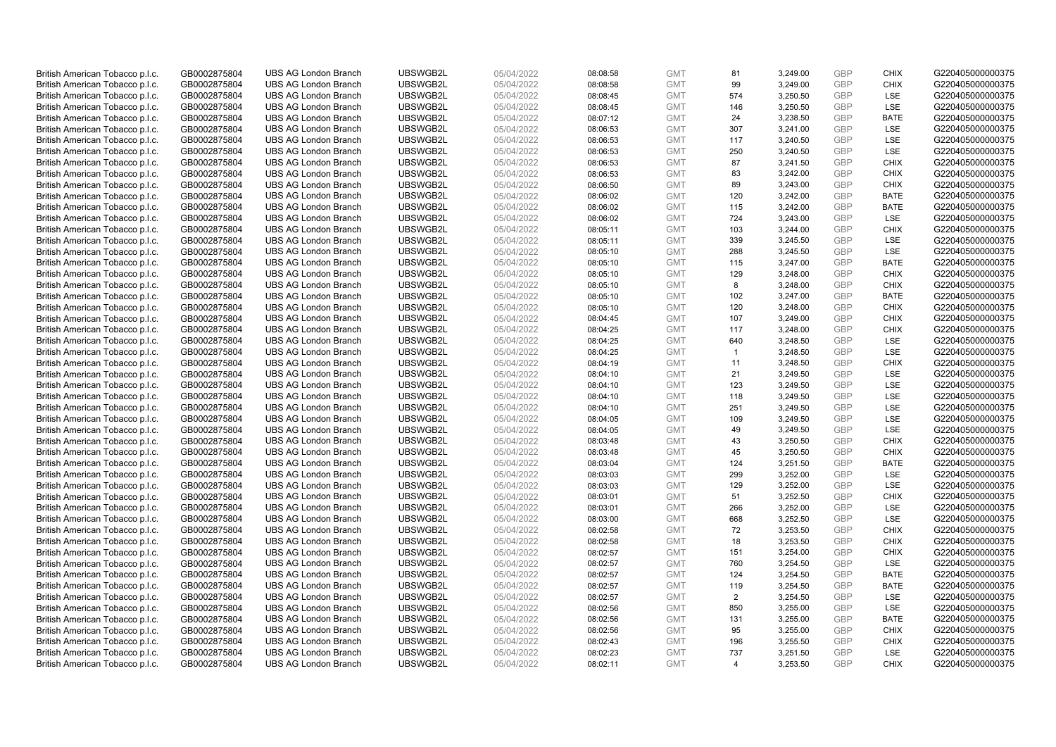| | | | | | | | | | | | |
|---|---|---|---|---|---|---|---|---|---|---|---|
| British American Tobacco p.l.c. | GB0002875804 | UBS AG London Branch | UBSWGB2L | 05/04/2022 | 08:08:58 | GMT | 81 | 3,249.00 | GBP | CHIX | G220405000000375 |
| British American Tobacco p.l.c. | GB0002875804 | UBS AG London Branch | UBSWGB2L | 05/04/2022 | 08:08:58 | GMT | 99 | 3,249.00 | GBP | CHIX | G220405000000375 |
| British American Tobacco p.l.c. | GB0002875804 | UBS AG London Branch | UBSWGB2L | 05/04/2022 | 08:08:45 | GMT | 574 | 3,250.50 | GBP | LSE | G220405000000375 |
| British American Tobacco p.l.c. | GB0002875804 | UBS AG London Branch | UBSWGB2L | 05/04/2022 | 08:08:45 | GMT | 146 | 3,250.50 | GBP | LSE | G220405000000375 |
| British American Tobacco p.l.c. | GB0002875804 | UBS AG London Branch | UBSWGB2L | 05/04/2022 | 08:07:12 | GMT | 24 | 3,238.50 | GBP | BATE | G220405000000375 |
| British American Tobacco p.l.c. | GB0002875804 | UBS AG London Branch | UBSWGB2L | 05/04/2022 | 08:06:53 | GMT | 307 | 3,241.00 | GBP | LSE | G220405000000375 |
| British American Tobacco p.l.c. | GB0002875804 | UBS AG London Branch | UBSWGB2L | 05/04/2022 | 08:06:53 | GMT | 117 | 3,240.50 | GBP | LSE | G220405000000375 |
| British American Tobacco p.l.c. | GB0002875804 | UBS AG London Branch | UBSWGB2L | 05/04/2022 | 08:06:53 | GMT | 250 | 3,240.50 | GBP | LSE | G220405000000375 |
| British American Tobacco p.l.c. | GB0002875804 | UBS AG London Branch | UBSWGB2L | 05/04/2022 | 08:06:53 | GMT | 87 | 3,241.50 | GBP | CHIX | G220405000000375 |
| British American Tobacco p.l.c. | GB0002875804 | UBS AG London Branch | UBSWGB2L | 05/04/2022 | 08:06:53 | GMT | 83 | 3,242.00 | GBP | CHIX | G220405000000375 |
| British American Tobacco p.l.c. | GB0002875804 | UBS AG London Branch | UBSWGB2L | 05/04/2022 | 08:06:50 | GMT | 89 | 3,243.00 | GBP | CHIX | G220405000000375 |
| British American Tobacco p.l.c. | GB0002875804 | UBS AG London Branch | UBSWGB2L | 05/04/2022 | 08:06:02 | GMT | 120 | 3,242.00 | GBP | BATE | G220405000000375 |
| British American Tobacco p.l.c. | GB0002875804 | UBS AG London Branch | UBSWGB2L | 05/04/2022 | 08:06:02 | GMT | 115 | 3,242.00 | GBP | BATE | G220405000000375 |
| British American Tobacco p.l.c. | GB0002875804 | UBS AG London Branch | UBSWGB2L | 05/04/2022 | 08:06:02 | GMT | 724 | 3,243.00 | GBP | LSE | G220405000000375 |
| British American Tobacco p.l.c. | GB0002875804 | UBS AG London Branch | UBSWGB2L | 05/04/2022 | 08:05:11 | GMT | 103 | 3,244.00 | GBP | CHIX | G220405000000375 |
| British American Tobacco p.l.c. | GB0002875804 | UBS AG London Branch | UBSWGB2L | 05/04/2022 | 08:05:11 | GMT | 339 | 3,245.50 | GBP | LSE | G220405000000375 |
| British American Tobacco p.l.c. | GB0002875804 | UBS AG London Branch | UBSWGB2L | 05/04/2022 | 08:05:10 | GMT | 288 | 3,245.50 | GBP | LSE | G220405000000375 |
| British American Tobacco p.l.c. | GB0002875804 | UBS AG London Branch | UBSWGB2L | 05/04/2022 | 08:05:10 | GMT | 115 | 3,247.00 | GBP | BATE | G220405000000375 |
| British American Tobacco p.l.c. | GB0002875804 | UBS AG London Branch | UBSWGB2L | 05/04/2022 | 08:05:10 | GMT | 129 | 3,248.00 | GBP | CHIX | G220405000000375 |
| British American Tobacco p.l.c. | GB0002875804 | UBS AG London Branch | UBSWGB2L | 05/04/2022 | 08:05:10 | GMT | 8 | 3,248.00 | GBP | CHIX | G220405000000375 |
| British American Tobacco p.l.c. | GB0002875804 | UBS AG London Branch | UBSWGB2L | 05/04/2022 | 08:05:10 | GMT | 102 | 3,247.00 | GBP | BATE | G220405000000375 |
| British American Tobacco p.l.c. | GB0002875804 | UBS AG London Branch | UBSWGB2L | 05/04/2022 | 08:05:10 | GMT | 120 | 3,248.00 | GBP | CHIX | G220405000000375 |
| British American Tobacco p.l.c. | GB0002875804 | UBS AG London Branch | UBSWGB2L | 05/04/2022 | 08:04:45 | GMT | 107 | 3,249.00 | GBP | CHIX | G220405000000375 |
| British American Tobacco p.l.c. | GB0002875804 | UBS AG London Branch | UBSWGB2L | 05/04/2022 | 08:04:25 | GMT | 117 | 3,248.00 | GBP | CHIX | G220405000000375 |
| British American Tobacco p.l.c. | GB0002875804 | UBS AG London Branch | UBSWGB2L | 05/04/2022 | 08:04:25 | GMT | 640 | 3,248.50 | GBP | LSE | G220405000000375 |
| British American Tobacco p.l.c. | GB0002875804 | UBS AG London Branch | UBSWGB2L | 05/04/2022 | 08:04:25 | GMT | 1 | 3,248.50 | GBP | LSE | G220405000000375 |
| British American Tobacco p.l.c. | GB0002875804 | UBS AG London Branch | UBSWGB2L | 05/04/2022 | 08:04:19 | GMT | 11 | 3,248.50 | GBP | CHIX | G220405000000375 |
| British American Tobacco p.l.c. | GB0002875804 | UBS AG London Branch | UBSWGB2L | 05/04/2022 | 08:04:10 | GMT | 21 | 3,249.50 | GBP | LSE | G220405000000375 |
| British American Tobacco p.l.c. | GB0002875804 | UBS AG London Branch | UBSWGB2L | 05/04/2022 | 08:04:10 | GMT | 123 | 3,249.50 | GBP | LSE | G220405000000375 |
| British American Tobacco p.l.c. | GB0002875804 | UBS AG London Branch | UBSWGB2L | 05/04/2022 | 08:04:10 | GMT | 118 | 3,249.50 | GBP | LSE | G220405000000375 |
| British American Tobacco p.l.c. | GB0002875804 | UBS AG London Branch | UBSWGB2L | 05/04/2022 | 08:04:10 | GMT | 251 | 3,249.50 | GBP | LSE | G220405000000375 |
| British American Tobacco p.l.c. | GB0002875804 | UBS AG London Branch | UBSWGB2L | 05/04/2022 | 08:04:05 | GMT | 109 | 3,249.50 | GBP | LSE | G220405000000375 |
| British American Tobacco p.l.c. | GB0002875804 | UBS AG London Branch | UBSWGB2L | 05/04/2022 | 08:04:05 | GMT | 49 | 3,249.50 | GBP | LSE | G220405000000375 |
| British American Tobacco p.l.c. | GB0002875804 | UBS AG London Branch | UBSWGB2L | 05/04/2022 | 08:03:48 | GMT | 43 | 3,250.50 | GBP | CHIX | G220405000000375 |
| British American Tobacco p.l.c. | GB0002875804 | UBS AG London Branch | UBSWGB2L | 05/04/2022 | 08:03:48 | GMT | 45 | 3,250.50 | GBP | CHIX | G220405000000375 |
| British American Tobacco p.l.c. | GB0002875804 | UBS AG London Branch | UBSWGB2L | 05/04/2022 | 08:03:04 | GMT | 124 | 3,251.50 | GBP | BATE | G220405000000375 |
| British American Tobacco p.l.c. | GB0002875804 | UBS AG London Branch | UBSWGB2L | 05/04/2022 | 08:03:03 | GMT | 299 | 3,252.00 | GBP | LSE | G220405000000375 |
| British American Tobacco p.l.c. | GB0002875804 | UBS AG London Branch | UBSWGB2L | 05/04/2022 | 08:03:03 | GMT | 129 | 3,252.00 | GBP | LSE | G220405000000375 |
| British American Tobacco p.l.c. | GB0002875804 | UBS AG London Branch | UBSWGB2L | 05/04/2022 | 08:03:01 | GMT | 51 | 3,252.50 | GBP | CHIX | G220405000000375 |
| British American Tobacco p.l.c. | GB0002875804 | UBS AG London Branch | UBSWGB2L | 05/04/2022 | 08:03:01 | GMT | 266 | 3,252.00 | GBP | LSE | G220405000000375 |
| British American Tobacco p.l.c. | GB0002875804 | UBS AG London Branch | UBSWGB2L | 05/04/2022 | 08:03:00 | GMT | 668 | 3,252.50 | GBP | LSE | G220405000000375 |
| British American Tobacco p.l.c. | GB0002875804 | UBS AG London Branch | UBSWGB2L | 05/04/2022 | 08:02:58 | GMT | 72 | 3,253.50 | GBP | CHIX | G220405000000375 |
| British American Tobacco p.l.c. | GB0002875804 | UBS AG London Branch | UBSWGB2L | 05/04/2022 | 08:02:58 | GMT | 18 | 3,253.50 | GBP | CHIX | G220405000000375 |
| British American Tobacco p.l.c. | GB0002875804 | UBS AG London Branch | UBSWGB2L | 05/04/2022 | 08:02:57 | GMT | 151 | 3,254.00 | GBP | CHIX | G220405000000375 |
| British American Tobacco p.l.c. | GB0002875804 | UBS AG London Branch | UBSWGB2L | 05/04/2022 | 08:02:57 | GMT | 760 | 3,254.50 | GBP | LSE | G220405000000375 |
| British American Tobacco p.l.c. | GB0002875804 | UBS AG London Branch | UBSWGB2L | 05/04/2022 | 08:02:57 | GMT | 124 | 3,254.50 | GBP | BATE | G220405000000375 |
| British American Tobacco p.l.c. | GB0002875804 | UBS AG London Branch | UBSWGB2L | 05/04/2022 | 08:02:57 | GMT | 119 | 3,254.50 | GBP | BATE | G220405000000375 |
| British American Tobacco p.l.c. | GB0002875804 | UBS AG London Branch | UBSWGB2L | 05/04/2022 | 08:02:57 | GMT | 2 | 3,254.50 | GBP | LSE | G220405000000375 |
| British American Tobacco p.l.c. | GB0002875804 | UBS AG London Branch | UBSWGB2L | 05/04/2022 | 08:02:56 | GMT | 850 | 3,255.00 | GBP | LSE | G220405000000375 |
| British American Tobacco p.l.c. | GB0002875804 | UBS AG London Branch | UBSWGB2L | 05/04/2022 | 08:02:56 | GMT | 131 | 3,255.00 | GBP | BATE | G220405000000375 |
| British American Tobacco p.l.c. | GB0002875804 | UBS AG London Branch | UBSWGB2L | 05/04/2022 | 08:02:56 | GMT | 95 | 3,255.00 | GBP | CHIX | G220405000000375 |
| British American Tobacco p.l.c. | GB0002875804 | UBS AG London Branch | UBSWGB2L | 05/04/2022 | 08:02:43 | GMT | 196 | 3,255.50 | GBP | CHIX | G220405000000375 |
| British American Tobacco p.l.c. | GB0002875804 | UBS AG London Branch | UBSWGB2L | 05/04/2022 | 08:02:23 | GMT | 737 | 3,251.50 | GBP | LSE | G220405000000375 |
| British American Tobacco p.l.c. | GB0002875804 | UBS AG London Branch | UBSWGB2L | 05/04/2022 | 08:02:11 | GMT | 4 | 3,253.50 | GBP | CHIX | G220405000000375 |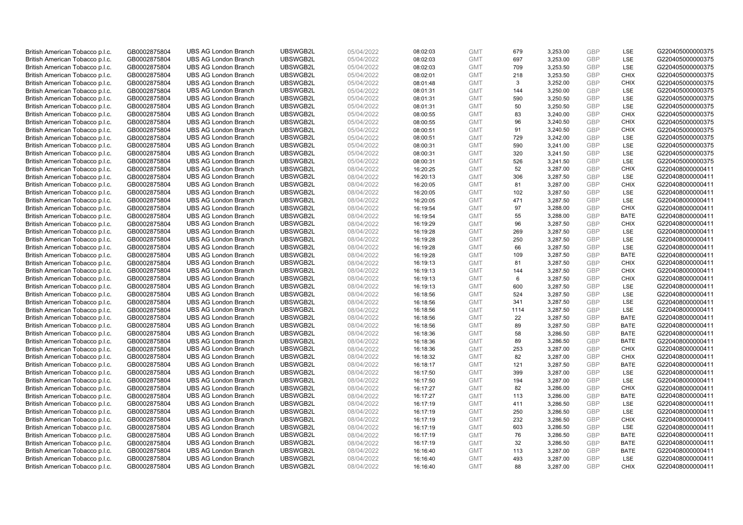| | | | | | | | | | | | |
|---|---|---|---|---|---|---|---|---|---|---|---|
| British American Tobacco p.l.c. | GB0002875804 | UBS AG London Branch | UBSWGB2L | 05/04/2022 | 08:02:03 | GMT | 679 | 3,253.00 | GBP | LSE | G220405000000375 |
| British American Tobacco p.l.c. | GB0002875804 | UBS AG London Branch | UBSWGB2L | 05/04/2022 | 08:02:03 | GMT | 697 | 3,253.00 | GBP | LSE | G220405000000375 |
| British American Tobacco p.l.c. | GB0002875804 | UBS AG London Branch | UBSWGB2L | 05/04/2022 | 08:02:03 | GMT | 709 | 3,253.50 | GBP | LSE | G220405000000375 |
| British American Tobacco p.l.c. | GB0002875804 | UBS AG London Branch | UBSWGB2L | 05/04/2022 | 08:02:01 | GMT | 218 | 3,253.50 | GBP | CHIX | G220405000000375 |
| British American Tobacco p.l.c. | GB0002875804 | UBS AG London Branch | UBSWGB2L | 05/04/2022 | 08:01:48 | GMT | 3 | 3,252.00 | GBP | CHIX | G220405000000375 |
| British American Tobacco p.l.c. | GB0002875804 | UBS AG London Branch | UBSWGB2L | 05/04/2022 | 08:01:31 | GMT | 144 | 3,250.00 | GBP | LSE | G220405000000375 |
| British American Tobacco p.l.c. | GB0002875804 | UBS AG London Branch | UBSWGB2L | 05/04/2022 | 08:01:31 | GMT | 590 | 3,250.50 | GBP | LSE | G220405000000375 |
| British American Tobacco p.l.c. | GB0002875804 | UBS AG London Branch | UBSWGB2L | 05/04/2022 | 08:01:31 | GMT | 50 | 3,250.50 | GBP | LSE | G220405000000375 |
| British American Tobacco p.l.c. | GB0002875804 | UBS AG London Branch | UBSWGB2L | 05/04/2022 | 08:00:55 | GMT | 83 | 3,240.00 | GBP | CHIX | G220405000000375 |
| British American Tobacco p.l.c. | GB0002875804 | UBS AG London Branch | UBSWGB2L | 05/04/2022 | 08:00:55 | GMT | 96 | 3,240.50 | GBP | CHIX | G220405000000375 |
| British American Tobacco p.l.c. | GB0002875804 | UBS AG London Branch | UBSWGB2L | 05/04/2022 | 08:00:51 | GMT | 91 | 3,240.50 | GBP | CHIX | G220405000000375 |
| British American Tobacco p.l.c. | GB0002875804 | UBS AG London Branch | UBSWGB2L | 05/04/2022 | 08:00:51 | GMT | 729 | 3,242.00 | GBP | LSE | G220405000000375 |
| British American Tobacco p.l.c. | GB0002875804 | UBS AG London Branch | UBSWGB2L | 05/04/2022 | 08:00:31 | GMT | 590 | 3,241.00 | GBP | LSE | G220405000000375 |
| British American Tobacco p.l.c. | GB0002875804 | UBS AG London Branch | UBSWGB2L | 05/04/2022 | 08:00:31 | GMT | 320 | 3,241.50 | GBP | LSE | G220405000000375 |
| British American Tobacco p.l.c. | GB0002875804 | UBS AG London Branch | UBSWGB2L | 05/04/2022 | 08:00:31 | GMT | 526 | 3,241.50 | GBP | LSE | G220405000000375 |
| British American Tobacco p.l.c. | GB0002875804 | UBS AG London Branch | UBSWGB2L | 08/04/2022 | 16:20:25 | GMT | 52 | 3,287.00 | GBP | CHIX | G220408000000411 |
| British American Tobacco p.l.c. | GB0002875804 | UBS AG London Branch | UBSWGB2L | 08/04/2022 | 16:20:13 | GMT | 306 | 3,287.50 | GBP | LSE | G220408000000411 |
| British American Tobacco p.l.c. | GB0002875804 | UBS AG London Branch | UBSWGB2L | 08/04/2022 | 16:20:05 | GMT | 81 | 3,287.00 | GBP | CHIX | G220408000000411 |
| British American Tobacco p.l.c. | GB0002875804 | UBS AG London Branch | UBSWGB2L | 08/04/2022 | 16:20:05 | GMT | 102 | 3,287.50 | GBP | LSE | G220408000000411 |
| British American Tobacco p.l.c. | GB0002875804 | UBS AG London Branch | UBSWGB2L | 08/04/2022 | 16:20:05 | GMT | 471 | 3,287.50 | GBP | LSE | G220408000000411 |
| British American Tobacco p.l.c. | GB0002875804 | UBS AG London Branch | UBSWGB2L | 08/04/2022 | 16:19:54 | GMT | 97 | 3,288.00 | GBP | CHIX | G220408000000411 |
| British American Tobacco p.l.c. | GB0002875804 | UBS AG London Branch | UBSWGB2L | 08/04/2022 | 16:19:54 | GMT | 55 | 3,288.00 | GBP | BATE | G220408000000411 |
| British American Tobacco p.l.c. | GB0002875804 | UBS AG London Branch | UBSWGB2L | 08/04/2022 | 16:19:29 | GMT | 96 | 3,287.50 | GBP | CHIX | G220408000000411 |
| British American Tobacco p.l.c. | GB0002875804 | UBS AG London Branch | UBSWGB2L | 08/04/2022 | 16:19:28 | GMT | 269 | 3,287.50 | GBP | LSE | G220408000000411 |
| British American Tobacco p.l.c. | GB0002875804 | UBS AG London Branch | UBSWGB2L | 08/04/2022 | 16:19:28 | GMT | 250 | 3,287.50 | GBP | LSE | G220408000000411 |
| British American Tobacco p.l.c. | GB0002875804 | UBS AG London Branch | UBSWGB2L | 08/04/2022 | 16:19:28 | GMT | 66 | 3,287.50 | GBP | LSE | G220408000000411 |
| British American Tobacco p.l.c. | GB0002875804 | UBS AG London Branch | UBSWGB2L | 08/04/2022 | 16:19:28 | GMT | 109 | 3,287.50 | GBP | BATE | G220408000000411 |
| British American Tobacco p.l.c. | GB0002875804 | UBS AG London Branch | UBSWGB2L | 08/04/2022 | 16:19:13 | GMT | 81 | 3,287.50 | GBP | CHIX | G220408000000411 |
| British American Tobacco p.l.c. | GB0002875804 | UBS AG London Branch | UBSWGB2L | 08/04/2022 | 16:19:13 | GMT | 144 | 3,287.50 | GBP | CHIX | G220408000000411 |
| British American Tobacco p.l.c. | GB0002875804 | UBS AG London Branch | UBSWGB2L | 08/04/2022 | 16:19:13 | GMT | 6 | 3,287.50 | GBP | CHIX | G220408000000411 |
| British American Tobacco p.l.c. | GB0002875804 | UBS AG London Branch | UBSWGB2L | 08/04/2022 | 16:19:13 | GMT | 600 | 3,287.50 | GBP | LSE | G220408000000411 |
| British American Tobacco p.l.c. | GB0002875804 | UBS AG London Branch | UBSWGB2L | 08/04/2022 | 16:18:56 | GMT | 524 | 3,287.50 | GBP | LSE | G220408000000411 |
| British American Tobacco p.l.c. | GB0002875804 | UBS AG London Branch | UBSWGB2L | 08/04/2022 | 16:18:56 | GMT | 341 | 3,287.50 | GBP | LSE | G220408000000411 |
| British American Tobacco p.l.c. | GB0002875804 | UBS AG London Branch | UBSWGB2L | 08/04/2022 | 16:18:56 | GMT | 1114 | 3,287.50 | GBP | LSE | G220408000000411 |
| British American Tobacco p.l.c. | GB0002875804 | UBS AG London Branch | UBSWGB2L | 08/04/2022 | 16:18:56 | GMT | 22 | 3,287.50 | GBP | BATE | G220408000000411 |
| British American Tobacco p.l.c. | GB0002875804 | UBS AG London Branch | UBSWGB2L | 08/04/2022 | 16:18:56 | GMT | 89 | 3,287.50 | GBP | BATE | G220408000000411 |
| British American Tobacco p.l.c. | GB0002875804 | UBS AG London Branch | UBSWGB2L | 08/04/2022 | 16:18:36 | GMT | 58 | 3,286.50 | GBP | BATE | G220408000000411 |
| British American Tobacco p.l.c. | GB0002875804 | UBS AG London Branch | UBSWGB2L | 08/04/2022 | 16:18:36 | GMT | 89 | 3,286.50 | GBP | BATE | G220408000000411 |
| British American Tobacco p.l.c. | GB0002875804 | UBS AG London Branch | UBSWGB2L | 08/04/2022 | 16:18:36 | GMT | 253 | 3,287.00 | GBP | CHIX | G220408000000411 |
| British American Tobacco p.l.c. | GB0002875804 | UBS AG London Branch | UBSWGB2L | 08/04/2022 | 16:18:32 | GMT | 82 | 3,287.00 | GBP | CHIX | G220408000000411 |
| British American Tobacco p.l.c. | GB0002875804 | UBS AG London Branch | UBSWGB2L | 08/04/2022 | 16:18:17 | GMT | 121 | 3,287.50 | GBP | BATE | G220408000000411 |
| British American Tobacco p.l.c. | GB0002875804 | UBS AG London Branch | UBSWGB2L | 08/04/2022 | 16:17:50 | GMT | 399 | 3,287.00 | GBP | LSE | G220408000000411 |
| British American Tobacco p.l.c. | GB0002875804 | UBS AG London Branch | UBSWGB2L | 08/04/2022 | 16:17:50 | GMT | 194 | 3,287.00 | GBP | LSE | G220408000000411 |
| British American Tobacco p.l.c. | GB0002875804 | UBS AG London Branch | UBSWGB2L | 08/04/2022 | 16:17:27 | GMT | 82 | 3,286.00 | GBP | CHIX | G220408000000411 |
| British American Tobacco p.l.c. | GB0002875804 | UBS AG London Branch | UBSWGB2L | 08/04/2022 | 16:17:27 | GMT | 113 | 3,286.00 | GBP | BATE | G220408000000411 |
| British American Tobacco p.l.c. | GB0002875804 | UBS AG London Branch | UBSWGB2L | 08/04/2022 | 16:17:19 | GMT | 411 | 3,286.50 | GBP | LSE | G220408000000411 |
| British American Tobacco p.l.c. | GB0002875804 | UBS AG London Branch | UBSWGB2L | 08/04/2022 | 16:17:19 | GMT | 250 | 3,286.50 | GBP | LSE | G220408000000411 |
| British American Tobacco p.l.c. | GB0002875804 | UBS AG London Branch | UBSWGB2L | 08/04/2022 | 16:17:19 | GMT | 232 | 3,286.50 | GBP | CHIX | G220408000000411 |
| British American Tobacco p.l.c. | GB0002875804 | UBS AG London Branch | UBSWGB2L | 08/04/2022 | 16:17:19 | GMT | 603 | 3,286.50 | GBP | LSE | G220408000000411 |
| British American Tobacco p.l.c. | GB0002875804 | UBS AG London Branch | UBSWGB2L | 08/04/2022 | 16:17:19 | GMT | 76 | 3,286.50 | GBP | BATE | G220408000000411 |
| British American Tobacco p.l.c. | GB0002875804 | UBS AG London Branch | UBSWGB2L | 08/04/2022 | 16:17:19 | GMT | 32 | 3,286.50 | GBP | BATE | G220408000000411 |
| British American Tobacco p.l.c. | GB0002875804 | UBS AG London Branch | UBSWGB2L | 08/04/2022 | 16:16:40 | GMT | 113 | 3,287.00 | GBP | BATE | G220408000000411 |
| British American Tobacco p.l.c. | GB0002875804 | UBS AG London Branch | UBSWGB2L | 08/04/2022 | 16:16:40 | GMT | 493 | 3,287.00 | GBP | LSE | G220408000000411 |
| British American Tobacco p.l.c. | GB0002875804 | UBS AG London Branch | UBSWGB2L | 08/04/2022 | 16:16:40 | GMT | 88 | 3,287.00 | GBP | CHIX | G220408000000411 |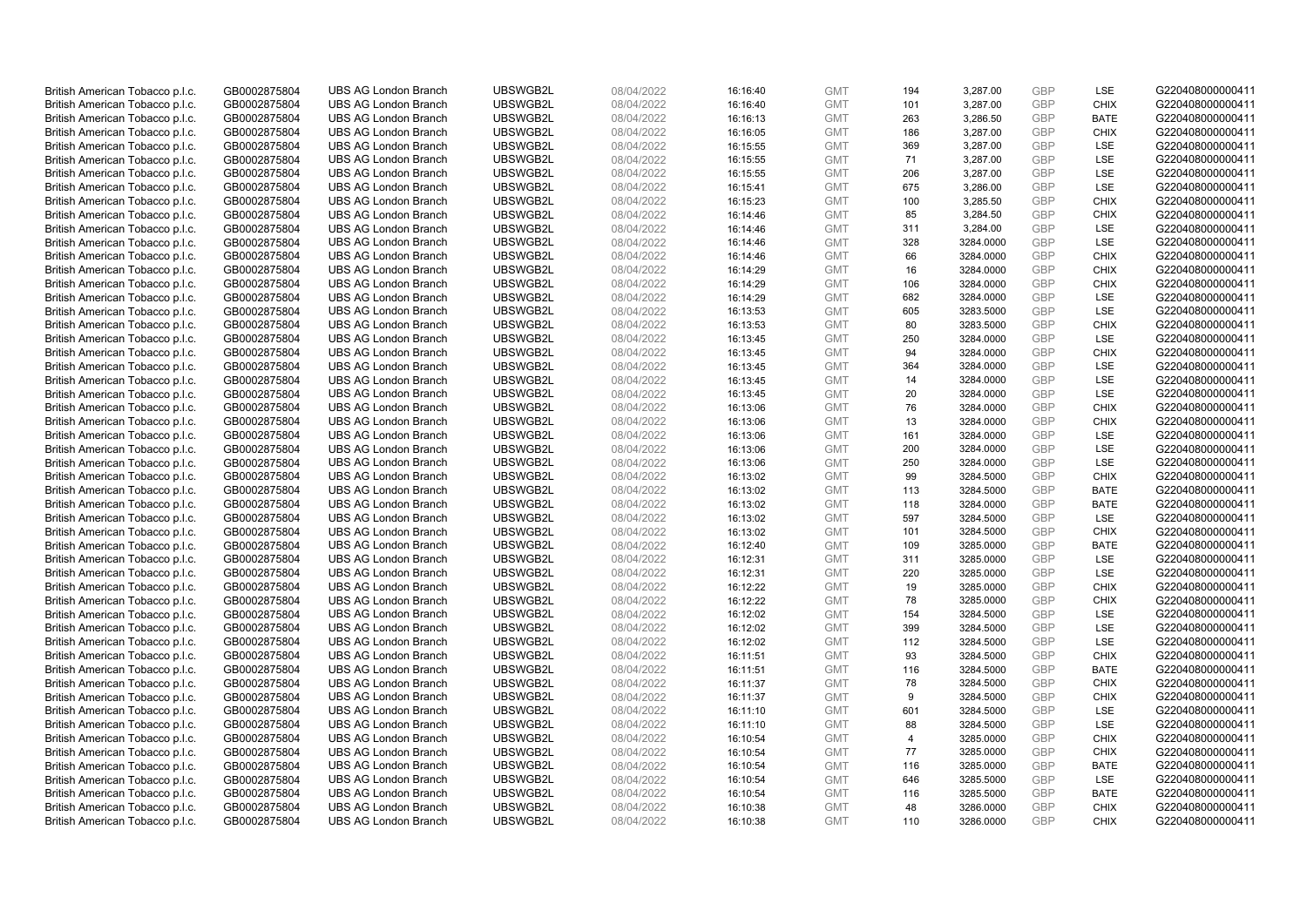| | | | | | | | | | | | |
|---|---|---|---|---|---|---|---|---|---|---|---|
| British American Tobacco p.l.c. | GB0002875804 | UBS AG London Branch | UBSWGB2L | 08/04/2022 | 16:16:40 | GMT | 194 | 3,287.00 | GBP | LSE | G220408000000411 |
| British American Tobacco p.l.c. | GB0002875804 | UBS AG London Branch | UBSWGB2L | 08/04/2022 | 16:16:40 | GMT | 101 | 3,287.00 | GBP | CHIX | G220408000000411 |
| British American Tobacco p.l.c. | GB0002875804 | UBS AG London Branch | UBSWGB2L | 08/04/2022 | 16:16:13 | GMT | 263 | 3,286.50 | GBP | BATE | G220408000000411 |
| British American Tobacco p.l.c. | GB0002875804 | UBS AG London Branch | UBSWGB2L | 08/04/2022 | 16:16:05 | GMT | 186 | 3,287.00 | GBP | CHIX | G220408000000411 |
| British American Tobacco p.l.c. | GB0002875804 | UBS AG London Branch | UBSWGB2L | 08/04/2022 | 16:15:55 | GMT | 369 | 3,287.00 | GBP | LSE | G220408000000411 |
| British American Tobacco p.l.c. | GB0002875804 | UBS AG London Branch | UBSWGB2L | 08/04/2022 | 16:15:55 | GMT | 71 | 3,287.00 | GBP | LSE | G220408000000411 |
| British American Tobacco p.l.c. | GB0002875804 | UBS AG London Branch | UBSWGB2L | 08/04/2022 | 16:15:55 | GMT | 206 | 3,287.00 | GBP | LSE | G220408000000411 |
| British American Tobacco p.l.c. | GB0002875804 | UBS AG London Branch | UBSWGB2L | 08/04/2022 | 16:15:41 | GMT | 675 | 3,286.00 | GBP | LSE | G220408000000411 |
| British American Tobacco p.l.c. | GB0002875804 | UBS AG London Branch | UBSWGB2L | 08/04/2022 | 16:15:23 | GMT | 100 | 3,285.50 | GBP | CHIX | G220408000000411 |
| British American Tobacco p.l.c. | GB0002875804 | UBS AG London Branch | UBSWGB2L | 08/04/2022 | 16:14:46 | GMT | 85 | 3,284.50 | GBP | CHIX | G220408000000411 |
| British American Tobacco p.l.c. | GB0002875804 | UBS AG London Branch | UBSWGB2L | 08/04/2022 | 16:14:46 | GMT | 311 | 3,284.00 | GBP | LSE | G220408000000411 |
| British American Tobacco p.l.c. | GB0002875804 | UBS AG London Branch | UBSWGB2L | 08/04/2022 | 16:14:46 | GMT | 328 | 3284.0000 | GBP | LSE | G220408000000411 |
| British American Tobacco p.l.c. | GB0002875804 | UBS AG London Branch | UBSWGB2L | 08/04/2022 | 16:14:46 | GMT | 66 | 3284.0000 | GBP | CHIX | G220408000000411 |
| British American Tobacco p.l.c. | GB0002875804 | UBS AG London Branch | UBSWGB2L | 08/04/2022 | 16:14:29 | GMT | 16 | 3284.0000 | GBP | CHIX | G220408000000411 |
| British American Tobacco p.l.c. | GB0002875804 | UBS AG London Branch | UBSWGB2L | 08/04/2022 | 16:14:29 | GMT | 106 | 3284.0000 | GBP | CHIX | G220408000000411 |
| British American Tobacco p.l.c. | GB0002875804 | UBS AG London Branch | UBSWGB2L | 08/04/2022 | 16:14:29 | GMT | 682 | 3284.0000 | GBP | LSE | G220408000000411 |
| British American Tobacco p.l.c. | GB0002875804 | UBS AG London Branch | UBSWGB2L | 08/04/2022 | 16:13:53 | GMT | 605 | 3283.5000 | GBP | LSE | G220408000000411 |
| British American Tobacco p.l.c. | GB0002875804 | UBS AG London Branch | UBSWGB2L | 08/04/2022 | 16:13:53 | GMT | 80 | 3283.5000 | GBP | CHIX | G220408000000411 |
| British American Tobacco p.l.c. | GB0002875804 | UBS AG London Branch | UBSWGB2L | 08/04/2022 | 16:13:45 | GMT | 250 | 3284.0000 | GBP | LSE | G220408000000411 |
| British American Tobacco p.l.c. | GB0002875804 | UBS AG London Branch | UBSWGB2L | 08/04/2022 | 16:13:45 | GMT | 94 | 3284.0000 | GBP | CHIX | G220408000000411 |
| British American Tobacco p.l.c. | GB0002875804 | UBS AG London Branch | UBSWGB2L | 08/04/2022 | 16:13:45 | GMT | 364 | 3284.0000 | GBP | LSE | G220408000000411 |
| British American Tobacco p.l.c. | GB0002875804 | UBS AG London Branch | UBSWGB2L | 08/04/2022 | 16:13:45 | GMT | 14 | 3284.0000 | GBP | LSE | G220408000000411 |
| British American Tobacco p.l.c. | GB0002875804 | UBS AG London Branch | UBSWGB2L | 08/04/2022 | 16:13:45 | GMT | 20 | 3284.0000 | GBP | LSE | G220408000000411 |
| British American Tobacco p.l.c. | GB0002875804 | UBS AG London Branch | UBSWGB2L | 08/04/2022 | 16:13:06 | GMT | 76 | 3284.0000 | GBP | CHIX | G220408000000411 |
| British American Tobacco p.l.c. | GB0002875804 | UBS AG London Branch | UBSWGB2L | 08/04/2022 | 16:13:06 | GMT | 13 | 3284.0000 | GBP | CHIX | G220408000000411 |
| British American Tobacco p.l.c. | GB0002875804 | UBS AG London Branch | UBSWGB2L | 08/04/2022 | 16:13:06 | GMT | 161 | 3284.0000 | GBP | LSE | G220408000000411 |
| British American Tobacco p.l.c. | GB0002875804 | UBS AG London Branch | UBSWGB2L | 08/04/2022 | 16:13:06 | GMT | 200 | 3284.0000 | GBP | LSE | G220408000000411 |
| British American Tobacco p.l.c. | GB0002875804 | UBS AG London Branch | UBSWGB2L | 08/04/2022 | 16:13:06 | GMT | 250 | 3284.0000 | GBP | LSE | G220408000000411 |
| British American Tobacco p.l.c. | GB0002875804 | UBS AG London Branch | UBSWGB2L | 08/04/2022 | 16:13:02 | GMT | 99 | 3284.5000 | GBP | CHIX | G220408000000411 |
| British American Tobacco p.l.c. | GB0002875804 | UBS AG London Branch | UBSWGB2L | 08/04/2022 | 16:13:02 | GMT | 113 | 3284.5000 | GBP | BATE | G220408000000411 |
| British American Tobacco p.l.c. | GB0002875804 | UBS AG London Branch | UBSWGB2L | 08/04/2022 | 16:13:02 | GMT | 118 | 3284.0000 | GBP | BATE | G220408000000411 |
| British American Tobacco p.l.c. | GB0002875804 | UBS AG London Branch | UBSWGB2L | 08/04/2022 | 16:13:02 | GMT | 597 | 3284.5000 | GBP | LSE | G220408000000411 |
| British American Tobacco p.l.c. | GB0002875804 | UBS AG London Branch | UBSWGB2L | 08/04/2022 | 16:13:02 | GMT | 101 | 3284.5000 | GBP | CHIX | G220408000000411 |
| British American Tobacco p.l.c. | GB0002875804 | UBS AG London Branch | UBSWGB2L | 08/04/2022 | 16:12:40 | GMT | 109 | 3285.0000 | GBP | BATE | G220408000000411 |
| British American Tobacco p.l.c. | GB0002875804 | UBS AG London Branch | UBSWGB2L | 08/04/2022 | 16:12:31 | GMT | 311 | 3285.0000 | GBP | LSE | G220408000000411 |
| British American Tobacco p.l.c. | GB0002875804 | UBS AG London Branch | UBSWGB2L | 08/04/2022 | 16:12:31 | GMT | 220 | 3285.0000 | GBP | LSE | G220408000000411 |
| British American Tobacco p.l.c. | GB0002875804 | UBS AG London Branch | UBSWGB2L | 08/04/2022 | 16:12:22 | GMT | 19 | 3285.0000 | GBP | CHIX | G220408000000411 |
| British American Tobacco p.l.c. | GB0002875804 | UBS AG London Branch | UBSWGB2L | 08/04/2022 | 16:12:22 | GMT | 78 | 3285.0000 | GBP | CHIX | G220408000000411 |
| British American Tobacco p.l.c. | GB0002875804 | UBS AG London Branch | UBSWGB2L | 08/04/2022 | 16:12:02 | GMT | 154 | 3284.5000 | GBP | LSE | G220408000000411 |
| British American Tobacco p.l.c. | GB0002875804 | UBS AG London Branch | UBSWGB2L | 08/04/2022 | 16:12:02 | GMT | 399 | 3284.5000 | GBP | LSE | G220408000000411 |
| British American Tobacco p.l.c. | GB0002875804 | UBS AG London Branch | UBSWGB2L | 08/04/2022 | 16:12:02 | GMT | 112 | 3284.5000 | GBP | LSE | G220408000000411 |
| British American Tobacco p.l.c. | GB0002875804 | UBS AG London Branch | UBSWGB2L | 08/04/2022 | 16:11:51 | GMT | 93 | 3284.5000 | GBP | CHIX | G220408000000411 |
| British American Tobacco p.l.c. | GB0002875804 | UBS AG London Branch | UBSWGB2L | 08/04/2022 | 16:11:51 | GMT | 116 | 3284.5000 | GBP | BATE | G220408000000411 |
| British American Tobacco p.l.c. | GB0002875804 | UBS AG London Branch | UBSWGB2L | 08/04/2022 | 16:11:37 | GMT | 78 | 3284.5000 | GBP | CHIX | G220408000000411 |
| British American Tobacco p.l.c. | GB0002875804 | UBS AG London Branch | UBSWGB2L | 08/04/2022 | 16:11:37 | GMT | 9 | 3284.5000 | GBP | CHIX | G220408000000411 |
| British American Tobacco p.l.c. | GB0002875804 | UBS AG London Branch | UBSWGB2L | 08/04/2022 | 16:11:10 | GMT | 601 | 3284.5000 | GBP | LSE | G220408000000411 |
| British American Tobacco p.l.c. | GB0002875804 | UBS AG London Branch | UBSWGB2L | 08/04/2022 | 16:11:10 | GMT | 88 | 3284.5000 | GBP | LSE | G220408000000411 |
| British American Tobacco p.l.c. | GB0002875804 | UBS AG London Branch | UBSWGB2L | 08/04/2022 | 16:10:54 | GMT | 4 | 3285.0000 | GBP | CHIX | G220408000000411 |
| British American Tobacco p.l.c. | GB0002875804 | UBS AG London Branch | UBSWGB2L | 08/04/2022 | 16:10:54 | GMT | 77 | 3285.0000 | GBP | CHIX | G220408000000411 |
| British American Tobacco p.l.c. | GB0002875804 | UBS AG London Branch | UBSWGB2L | 08/04/2022 | 16:10:54 | GMT | 116 | 3285.0000 | GBP | BATE | G220408000000411 |
| British American Tobacco p.l.c. | GB0002875804 | UBS AG London Branch | UBSWGB2L | 08/04/2022 | 16:10:54 | GMT | 646 | 3285.5000 | GBP | LSE | G220408000000411 |
| British American Tobacco p.l.c. | GB0002875804 | UBS AG London Branch | UBSWGB2L | 08/04/2022 | 16:10:54 | GMT | 116 | 3285.5000 | GBP | BATE | G220408000000411 |
| British American Tobacco p.l.c. | GB0002875804 | UBS AG London Branch | UBSWGB2L | 08/04/2022 | 16:10:38 | GMT | 48 | 3286.0000 | GBP | CHIX | G220408000000411 |
| British American Tobacco p.l.c. | GB0002875804 | UBS AG London Branch | UBSWGB2L | 08/04/2022 | 16:10:38 | GMT | 110 | 3286.0000 | GBP | CHIX | G220408000000411 |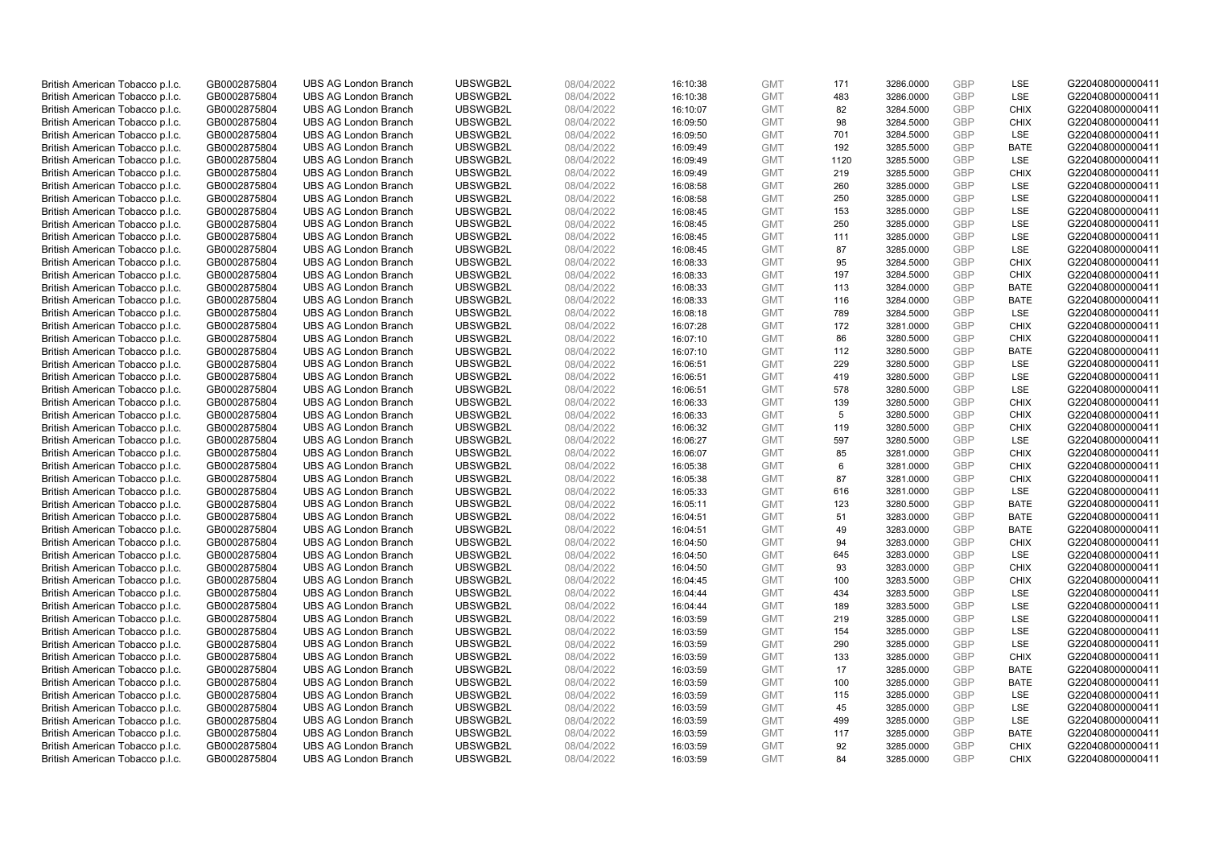| | | | | | | | | | | | |
|---|---|---|---|---|---|---|---|---|---|---|---|
| British American Tobacco p.l.c. | GB0002875804 | UBS AG London Branch | UBSWGB2L | 08/04/2022 | 16:10:38 | GMT | 171 | 3286.0000 | GBP | LSE | G220408000000411 |
| British American Tobacco p.l.c. | GB0002875804 | UBS AG London Branch | UBSWGB2L | 08/04/2022 | 16:10:38 | GMT | 483 | 3286.0000 | GBP | LSE | G220408000000411 |
| British American Tobacco p.l.c. | GB0002875804 | UBS AG London Branch | UBSWGB2L | 08/04/2022 | 16:10:07 | GMT | 82 | 3284.5000 | GBP | CHIX | G220408000000411 |
| British American Tobacco p.l.c. | GB0002875804 | UBS AG London Branch | UBSWGB2L | 08/04/2022 | 16:09:50 | GMT | 98 | 3284.5000 | GBP | CHIX | G220408000000411 |
| British American Tobacco p.l.c. | GB0002875804 | UBS AG London Branch | UBSWGB2L | 08/04/2022 | 16:09:50 | GMT | 701 | 3284.5000 | GBP | LSE | G220408000000411 |
| British American Tobacco p.l.c. | GB0002875804 | UBS AG London Branch | UBSWGB2L | 08/04/2022 | 16:09:49 | GMT | 192 | 3285.5000 | GBP | BATE | G220408000000411 |
| British American Tobacco p.l.c. | GB0002875804 | UBS AG London Branch | UBSWGB2L | 08/04/2022 | 16:09:49 | GMT | 1120 | 3285.5000 | GBP | LSE | G220408000000411 |
| British American Tobacco p.l.c. | GB0002875804 | UBS AG London Branch | UBSWGB2L | 08/04/2022 | 16:09:49 | GMT | 219 | 3285.5000 | GBP | CHIX | G220408000000411 |
| British American Tobacco p.l.c. | GB0002875804 | UBS AG London Branch | UBSWGB2L | 08/04/2022 | 16:08:58 | GMT | 260 | 3285.0000 | GBP | LSE | G220408000000411 |
| British American Tobacco p.l.c. | GB0002875804 | UBS AG London Branch | UBSWGB2L | 08/04/2022 | 16:08:58 | GMT | 250 | 3285.0000 | GBP | LSE | G220408000000411 |
| British American Tobacco p.l.c. | GB0002875804 | UBS AG London Branch | UBSWGB2L | 08/04/2022 | 16:08:45 | GMT | 153 | 3285.0000 | GBP | LSE | G220408000000411 |
| British American Tobacco p.l.c. | GB0002875804 | UBS AG London Branch | UBSWGB2L | 08/04/2022 | 16:08:45 | GMT | 250 | 3285.0000 | GBP | LSE | G220408000000411 |
| British American Tobacco p.l.c. | GB0002875804 | UBS AG London Branch | UBSWGB2L | 08/04/2022 | 16:08:45 | GMT | 111 | 3285.0000 | GBP | LSE | G220408000000411 |
| British American Tobacco p.l.c. | GB0002875804 | UBS AG London Branch | UBSWGB2L | 08/04/2022 | 16:08:45 | GMT | 87 | 3285.0000 | GBP | LSE | G220408000000411 |
| British American Tobacco p.l.c. | GB0002875804 | UBS AG London Branch | UBSWGB2L | 08/04/2022 | 16:08:33 | GMT | 95 | 3284.5000 | GBP | CHIX | G220408000000411 |
| British American Tobacco p.l.c. | GB0002875804 | UBS AG London Branch | UBSWGB2L | 08/04/2022 | 16:08:33 | GMT | 197 | 3284.5000 | GBP | CHIX | G220408000000411 |
| British American Tobacco p.l.c. | GB0002875804 | UBS AG London Branch | UBSWGB2L | 08/04/2022 | 16:08:33 | GMT | 113 | 3284.0000 | GBP | BATE | G220408000000411 |
| British American Tobacco p.l.c. | GB0002875804 | UBS AG London Branch | UBSWGB2L | 08/04/2022 | 16:08:33 | GMT | 116 | 3284.0000 | GBP | BATE | G220408000000411 |
| British American Tobacco p.l.c. | GB0002875804 | UBS AG London Branch | UBSWGB2L | 08/04/2022 | 16:08:18 | GMT | 789 | 3284.5000 | GBP | LSE | G220408000000411 |
| British American Tobacco p.l.c. | GB0002875804 | UBS AG London Branch | UBSWGB2L | 08/04/2022 | 16:07:28 | GMT | 172 | 3281.0000 | GBP | CHIX | G220408000000411 |
| British American Tobacco p.l.c. | GB0002875804 | UBS AG London Branch | UBSWGB2L | 08/04/2022 | 16:07:10 | GMT | 86 | 3280.5000 | GBP | CHIX | G220408000000411 |
| British American Tobacco p.l.c. | GB0002875804 | UBS AG London Branch | UBSWGB2L | 08/04/2022 | 16:07:10 | GMT | 112 | 3280.5000 | GBP | BATE | G220408000000411 |
| British American Tobacco p.l.c. | GB0002875804 | UBS AG London Branch | UBSWGB2L | 08/04/2022 | 16:06:51 | GMT | 229 | 3280.5000 | GBP | LSE | G220408000000411 |
| British American Tobacco p.l.c. | GB0002875804 | UBS AG London Branch | UBSWGB2L | 08/04/2022 | 16:06:51 | GMT | 419 | 3280.5000 | GBP | LSE | G220408000000411 |
| British American Tobacco p.l.c. | GB0002875804 | UBS AG London Branch | UBSWGB2L | 08/04/2022 | 16:06:51 | GMT | 578 | 3280.5000 | GBP | LSE | G220408000000411 |
| British American Tobacco p.l.c. | GB0002875804 | UBS AG London Branch | UBSWGB2L | 08/04/2022 | 16:06:33 | GMT | 139 | 3280.5000 | GBP | CHIX | G220408000000411 |
| British American Tobacco p.l.c. | GB0002875804 | UBS AG London Branch | UBSWGB2L | 08/04/2022 | 16:06:33 | GMT | 5 | 3280.5000 | GBP | CHIX | G220408000000411 |
| British American Tobacco p.l.c. | GB0002875804 | UBS AG London Branch | UBSWGB2L | 08/04/2022 | 16:06:32 | GMT | 119 | 3280.5000 | GBP | CHIX | G220408000000411 |
| British American Tobacco p.l.c. | GB0002875804 | UBS AG London Branch | UBSWGB2L | 08/04/2022 | 16:06:27 | GMT | 597 | 3280.5000 | GBP | LSE | G220408000000411 |
| British American Tobacco p.l.c. | GB0002875804 | UBS AG London Branch | UBSWGB2L | 08/04/2022 | 16:06:07 | GMT | 85 | 3281.0000 | GBP | CHIX | G220408000000411 |
| British American Tobacco p.l.c. | GB0002875804 | UBS AG London Branch | UBSWGB2L | 08/04/2022 | 16:05:38 | GMT | 6 | 3281.0000 | GBP | CHIX | G220408000000411 |
| British American Tobacco p.l.c. | GB0002875804 | UBS AG London Branch | UBSWGB2L | 08/04/2022 | 16:05:38 | GMT | 87 | 3281.0000 | GBP | CHIX | G220408000000411 |
| British American Tobacco p.l.c. | GB0002875804 | UBS AG London Branch | UBSWGB2L | 08/04/2022 | 16:05:33 | GMT | 616 | 3281.0000 | GBP | LSE | G220408000000411 |
| British American Tobacco p.l.c. | GB0002875804 | UBS AG London Branch | UBSWGB2L | 08/04/2022 | 16:05:11 | GMT | 123 | 3280.5000 | GBP | BATE | G220408000000411 |
| British American Tobacco p.l.c. | GB0002875804 | UBS AG London Branch | UBSWGB2L | 08/04/2022 | 16:04:51 | GMT | 51 | 3283.0000 | GBP | BATE | G220408000000411 |
| British American Tobacco p.l.c. | GB0002875804 | UBS AG London Branch | UBSWGB2L | 08/04/2022 | 16:04:51 | GMT | 49 | 3283.0000 | GBP | BATE | G220408000000411 |
| British American Tobacco p.l.c. | GB0002875804 | UBS AG London Branch | UBSWGB2L | 08/04/2022 | 16:04:50 | GMT | 94 | 3283.0000 | GBP | CHIX | G220408000000411 |
| British American Tobacco p.l.c. | GB0002875804 | UBS AG London Branch | UBSWGB2L | 08/04/2022 | 16:04:50 | GMT | 645 | 3283.0000 | GBP | LSE | G220408000000411 |
| British American Tobacco p.l.c. | GB0002875804 | UBS AG London Branch | UBSWGB2L | 08/04/2022 | 16:04:50 | GMT | 93 | 3283.0000 | GBP | CHIX | G220408000000411 |
| British American Tobacco p.l.c. | GB0002875804 | UBS AG London Branch | UBSWGB2L | 08/04/2022 | 16:04:45 | GMT | 100 | 3283.5000 | GBP | CHIX | G220408000000411 |
| British American Tobacco p.l.c. | GB0002875804 | UBS AG London Branch | UBSWGB2L | 08/04/2022 | 16:04:44 | GMT | 434 | 3283.5000 | GBP | LSE | G220408000000411 |
| British American Tobacco p.l.c. | GB0002875804 | UBS AG London Branch | UBSWGB2L | 08/04/2022 | 16:04:44 | GMT | 189 | 3283.5000 | GBP | LSE | G220408000000411 |
| British American Tobacco p.l.c. | GB0002875804 | UBS AG London Branch | UBSWGB2L | 08/04/2022 | 16:03:59 | GMT | 219 | 3285.0000 | GBP | LSE | G220408000000411 |
| British American Tobacco p.l.c. | GB0002875804 | UBS AG London Branch | UBSWGB2L | 08/04/2022 | 16:03:59 | GMT | 154 | 3285.0000 | GBP | LSE | G220408000000411 |
| British American Tobacco p.l.c. | GB0002875804 | UBS AG London Branch | UBSWGB2L | 08/04/2022 | 16:03:59 | GMT | 290 | 3285.0000 | GBP | LSE | G220408000000411 |
| British American Tobacco p.l.c. | GB0002875804 | UBS AG London Branch | UBSWGB2L | 08/04/2022 | 16:03:59 | GMT | 133 | 3285.0000 | GBP | CHIX | G220408000000411 |
| British American Tobacco p.l.c. | GB0002875804 | UBS AG London Branch | UBSWGB2L | 08/04/2022 | 16:03:59 | GMT | 17 | 3285.0000 | GBP | BATE | G220408000000411 |
| British American Tobacco p.l.c. | GB0002875804 | UBS AG London Branch | UBSWGB2L | 08/04/2022 | 16:03:59 | GMT | 100 | 3285.0000 | GBP | BATE | G220408000000411 |
| British American Tobacco p.l.c. | GB0002875804 | UBS AG London Branch | UBSWGB2L | 08/04/2022 | 16:03:59 | GMT | 115 | 3285.0000 | GBP | LSE | G220408000000411 |
| British American Tobacco p.l.c. | GB0002875804 | UBS AG London Branch | UBSWGB2L | 08/04/2022 | 16:03:59 | GMT | 45 | 3285.0000 | GBP | LSE | G220408000000411 |
| British American Tobacco p.l.c. | GB0002875804 | UBS AG London Branch | UBSWGB2L | 08/04/2022 | 16:03:59 | GMT | 499 | 3285.0000 | GBP | LSE | G220408000000411 |
| British American Tobacco p.l.c. | GB0002875804 | UBS AG London Branch | UBSWGB2L | 08/04/2022 | 16:03:59 | GMT | 117 | 3285.0000 | GBP | BATE | G220408000000411 |
| British American Tobacco p.l.c. | GB0002875804 | UBS AG London Branch | UBSWGB2L | 08/04/2022 | 16:03:59 | GMT | 92 | 3285.0000 | GBP | CHIX | G220408000000411 |
| British American Tobacco p.l.c. | GB0002875804 | UBS AG London Branch | UBSWGB2L | 08/04/2022 | 16:03:59 | GMT | 84 | 3285.0000 | GBP | CHIX | G220408000000411 |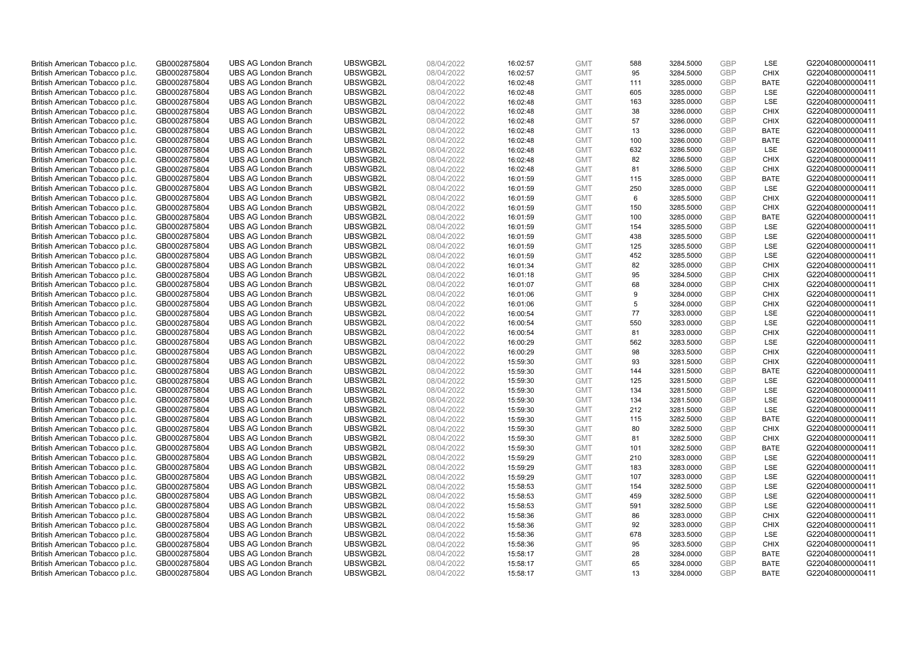| British American Tobacco p.l.c. | GB0002875804 | UBS AG London Branch | UBSWGB2L | 08/04/2022 | 16:02:57 | GMT | 588 | 3284.5000 | GBP | LSE | G220408000000411 |
|---|---|---|---|---|---|---|---|---|---|---|---|
| British American Tobacco p.l.c. | GB0002875804 | UBS AG London Branch | UBSWGB2L | 08/04/2022 | 16:02:57 | GMT | 95 | 3284.5000 | GBP | CHIX | G220408000000411 |
| British American Tobacco p.l.c. | GB0002875804 | UBS AG London Branch | UBSWGB2L | 08/04/2022 | 16:02:48 | GMT | 111 | 3285.0000 | GBP | BATE | G220408000000411 |
| British American Tobacco p.l.c. | GB0002875804 | UBS AG London Branch | UBSWGB2L | 08/04/2022 | 16:02:48 | GMT | 605 | 3285.0000 | GBP | LSE | G220408000000411 |
| British American Tobacco p.l.c. | GB0002875804 | UBS AG London Branch | UBSWGB2L | 08/04/2022 | 16:02:48 | GMT | 163 | 3285.0000 | GBP | LSE | G220408000000411 |
| British American Tobacco p.l.c. | GB0002875804 | UBS AG London Branch | UBSWGB2L | 08/04/2022 | 16:02:48 | GMT | 38 | 3286.0000 | GBP | CHIX | G220408000000411 |
| British American Tobacco p.l.c. | GB0002875804 | UBS AG London Branch | UBSWGB2L | 08/04/2022 | 16:02:48 | GMT | 57 | 3286.0000 | GBP | CHIX | G220408000000411 |
| British American Tobacco p.l.c. | GB0002875804 | UBS AG London Branch | UBSWGB2L | 08/04/2022 | 16:02:48 | GMT | 13 | 3286.0000 | GBP | BATE | G220408000000411 |
| British American Tobacco p.l.c. | GB0002875804 | UBS AG London Branch | UBSWGB2L | 08/04/2022 | 16:02:48 | GMT | 100 | 3286.0000 | GBP | BATE | G220408000000411 |
| British American Tobacco p.l.c. | GB0002875804 | UBS AG London Branch | UBSWGB2L | 08/04/2022 | 16:02:48 | GMT | 632 | 3286.5000 | GBP | LSE | G220408000000411 |
| British American Tobacco p.l.c. | GB0002875804 | UBS AG London Branch | UBSWGB2L | 08/04/2022 | 16:02:48 | GMT | 82 | 3286.5000 | GBP | CHIX | G220408000000411 |
| British American Tobacco p.l.c. | GB0002875804 | UBS AG London Branch | UBSWGB2L | 08/04/2022 | 16:02:48 | GMT | 81 | 3286.5000 | GBP | CHIX | G220408000000411 |
| British American Tobacco p.l.c. | GB0002875804 | UBS AG London Branch | UBSWGB2L | 08/04/2022 | 16:01:59 | GMT | 115 | 3285.0000 | GBP | BATE | G220408000000411 |
| British American Tobacco p.l.c. | GB0002875804 | UBS AG London Branch | UBSWGB2L | 08/04/2022 | 16:01:59 | GMT | 250 | 3285.0000 | GBP | LSE | G220408000000411 |
| British American Tobacco p.l.c. | GB0002875804 | UBS AG London Branch | UBSWGB2L | 08/04/2022 | 16:01:59 | GMT | 6 | 3285.5000 | GBP | CHIX | G220408000000411 |
| British American Tobacco p.l.c. | GB0002875804 | UBS AG London Branch | UBSWGB2L | 08/04/2022 | 16:01:59 | GMT | 150 | 3285.5000 | GBP | CHIX | G220408000000411 |
| British American Tobacco p.l.c. | GB0002875804 | UBS AG London Branch | UBSWGB2L | 08/04/2022 | 16:01:59 | GMT | 100 | 3285.0000 | GBP | BATE | G220408000000411 |
| British American Tobacco p.l.c. | GB0002875804 | UBS AG London Branch | UBSWGB2L | 08/04/2022 | 16:01:59 | GMT | 154 | 3285.5000 | GBP | LSE | G220408000000411 |
| British American Tobacco p.l.c. | GB0002875804 | UBS AG London Branch | UBSWGB2L | 08/04/2022 | 16:01:59 | GMT | 438 | 3285.5000 | GBP | LSE | G220408000000411 |
| British American Tobacco p.l.c. | GB0002875804 | UBS AG London Branch | UBSWGB2L | 08/04/2022 | 16:01:59 | GMT | 125 | 3285.5000 | GBP | LSE | G220408000000411 |
| British American Tobacco p.l.c. | GB0002875804 | UBS AG London Branch | UBSWGB2L | 08/04/2022 | 16:01:59 | GMT | 452 | 3285.5000 | GBP | LSE | G220408000000411 |
| British American Tobacco p.l.c. | GB0002875804 | UBS AG London Branch | UBSWGB2L | 08/04/2022 | 16:01:34 | GMT | 82 | 3285.0000 | GBP | CHIX | G220408000000411 |
| British American Tobacco p.l.c. | GB0002875804 | UBS AG London Branch | UBSWGB2L | 08/04/2022 | 16:01:18 | GMT | 95 | 3284.5000 | GBP | CHIX | G220408000000411 |
| British American Tobacco p.l.c. | GB0002875804 | UBS AG London Branch | UBSWGB2L | 08/04/2022 | 16:01:07 | GMT | 68 | 3284.0000 | GBP | CHIX | G220408000000411 |
| British American Tobacco p.l.c. | GB0002875804 | UBS AG London Branch | UBSWGB2L | 08/04/2022 | 16:01:06 | GMT | 9 | 3284.0000 | GBP | CHIX | G220408000000411 |
| British American Tobacco p.l.c. | GB0002875804 | UBS AG London Branch | UBSWGB2L | 08/04/2022 | 16:01:06 | GMT | 5 | 3284.0000 | GBP | CHIX | G220408000000411 |
| British American Tobacco p.l.c. | GB0002875804 | UBS AG London Branch | UBSWGB2L | 08/04/2022 | 16:00:54 | GMT | 77 | 3283.0000 | GBP | LSE | G220408000000411 |
| British American Tobacco p.l.c. | GB0002875804 | UBS AG London Branch | UBSWGB2L | 08/04/2022 | 16:00:54 | GMT | 550 | 3283.0000 | GBP | LSE | G220408000000411 |
| British American Tobacco p.l.c. | GB0002875804 | UBS AG London Branch | UBSWGB2L | 08/04/2022 | 16:00:54 | GMT | 81 | 3283.0000 | GBP | CHIX | G220408000000411 |
| British American Tobacco p.l.c. | GB0002875804 | UBS AG London Branch | UBSWGB2L | 08/04/2022 | 16:00:29 | GMT | 562 | 3283.5000 | GBP | LSE | G220408000000411 |
| British American Tobacco p.l.c. | GB0002875804 | UBS AG London Branch | UBSWGB2L | 08/04/2022 | 16:00:29 | GMT | 98 | 3283.5000 | GBP | CHIX | G220408000000411 |
| British American Tobacco p.l.c. | GB0002875804 | UBS AG London Branch | UBSWGB2L | 08/04/2022 | 15:59:30 | GMT | 93 | 3281.5000 | GBP | CHIX | G220408000000411 |
| British American Tobacco p.l.c. | GB0002875804 | UBS AG London Branch | UBSWGB2L | 08/04/2022 | 15:59:30 | GMT | 144 | 3281.5000 | GBP | BATE | G220408000000411 |
| British American Tobacco p.l.c. | GB0002875804 | UBS AG London Branch | UBSWGB2L | 08/04/2022 | 15:59:30 | GMT | 125 | 3281.5000 | GBP | LSE | G220408000000411 |
| British American Tobacco p.l.c. | GB0002875804 | UBS AG London Branch | UBSWGB2L | 08/04/2022 | 15:59:30 | GMT | 134 | 3281.5000 | GBP | LSE | G220408000000411 |
| British American Tobacco p.l.c. | GB0002875804 | UBS AG London Branch | UBSWGB2L | 08/04/2022 | 15:59:30 | GMT | 134 | 3281.5000 | GBP | LSE | G220408000000411 |
| British American Tobacco p.l.c. | GB0002875804 | UBS AG London Branch | UBSWGB2L | 08/04/2022 | 15:59:30 | GMT | 212 | 3281.5000 | GBP | LSE | G220408000000411 |
| British American Tobacco p.l.c. | GB0002875804 | UBS AG London Branch | UBSWGB2L | 08/04/2022 | 15:59:30 | GMT | 115 | 3282.5000 | GBP | BATE | G220408000000411 |
| British American Tobacco p.l.c. | GB0002875804 | UBS AG London Branch | UBSWGB2L | 08/04/2022 | 15:59:30 | GMT | 80 | 3282.5000 | GBP | CHIX | G220408000000411 |
| British American Tobacco p.l.c. | GB0002875804 | UBS AG London Branch | UBSWGB2L | 08/04/2022 | 15:59:30 | GMT | 81 | 3282.5000 | GBP | CHIX | G220408000000411 |
| British American Tobacco p.l.c. | GB0002875804 | UBS AG London Branch | UBSWGB2L | 08/04/2022 | 15:59:30 | GMT | 101 | 3282.5000 | GBP | BATE | G220408000000411 |
| British American Tobacco p.l.c. | GB0002875804 | UBS AG London Branch | UBSWGB2L | 08/04/2022 | 15:59:29 | GMT | 210 | 3283.0000 | GBP | LSE | G220408000000411 |
| British American Tobacco p.l.c. | GB0002875804 | UBS AG London Branch | UBSWGB2L | 08/04/2022 | 15:59:29 | GMT | 183 | 3283.0000 | GBP | LSE | G220408000000411 |
| British American Tobacco p.l.c. | GB0002875804 | UBS AG London Branch | UBSWGB2L | 08/04/2022 | 15:59:29 | GMT | 107 | 3283.0000 | GBP | LSE | G220408000000411 |
| British American Tobacco p.l.c. | GB0002875804 | UBS AG London Branch | UBSWGB2L | 08/04/2022 | 15:58:53 | GMT | 154 | 3282.5000 | GBP | LSE | G220408000000411 |
| British American Tobacco p.l.c. | GB0002875804 | UBS AG London Branch | UBSWGB2L | 08/04/2022 | 15:58:53 | GMT | 459 | 3282.5000 | GBP | LSE | G220408000000411 |
| British American Tobacco p.l.c. | GB0002875804 | UBS AG London Branch | UBSWGB2L | 08/04/2022 | 15:58:53 | GMT | 591 | 3282.5000 | GBP | LSE | G220408000000411 |
| British American Tobacco p.l.c. | GB0002875804 | UBS AG London Branch | UBSWGB2L | 08/04/2022 | 15:58:36 | GMT | 86 | 3283.0000 | GBP | CHIX | G220408000000411 |
| British American Tobacco p.l.c. | GB0002875804 | UBS AG London Branch | UBSWGB2L | 08/04/2022 | 15:58:36 | GMT | 92 | 3283.0000 | GBP | CHIX | G220408000000411 |
| British American Tobacco p.l.c. | GB0002875804 | UBS AG London Branch | UBSWGB2L | 08/04/2022 | 15:58:36 | GMT | 678 | 3283.5000 | GBP | LSE | G220408000000411 |
| British American Tobacco p.l.c. | GB0002875804 | UBS AG London Branch | UBSWGB2L | 08/04/2022 | 15:58:36 | GMT | 95 | 3283.5000 | GBP | CHIX | G220408000000411 |
| British American Tobacco p.l.c. | GB0002875804 | UBS AG London Branch | UBSWGB2L | 08/04/2022 | 15:58:17 | GMT | 28 | 3284.0000 | GBP | BATE | G220408000000411 |
| British American Tobacco p.l.c. | GB0002875804 | UBS AG London Branch | UBSWGB2L | 08/04/2022 | 15:58:17 | GMT | 65 | 3284.0000 | GBP | BATE | G220408000000411 |
| British American Tobacco p.l.c. | GB0002875804 | UBS AG London Branch | UBSWGB2L | 08/04/2022 | 15:58:17 | GMT | 13 | 3284.0000 | GBP | BATE | G220408000000411 |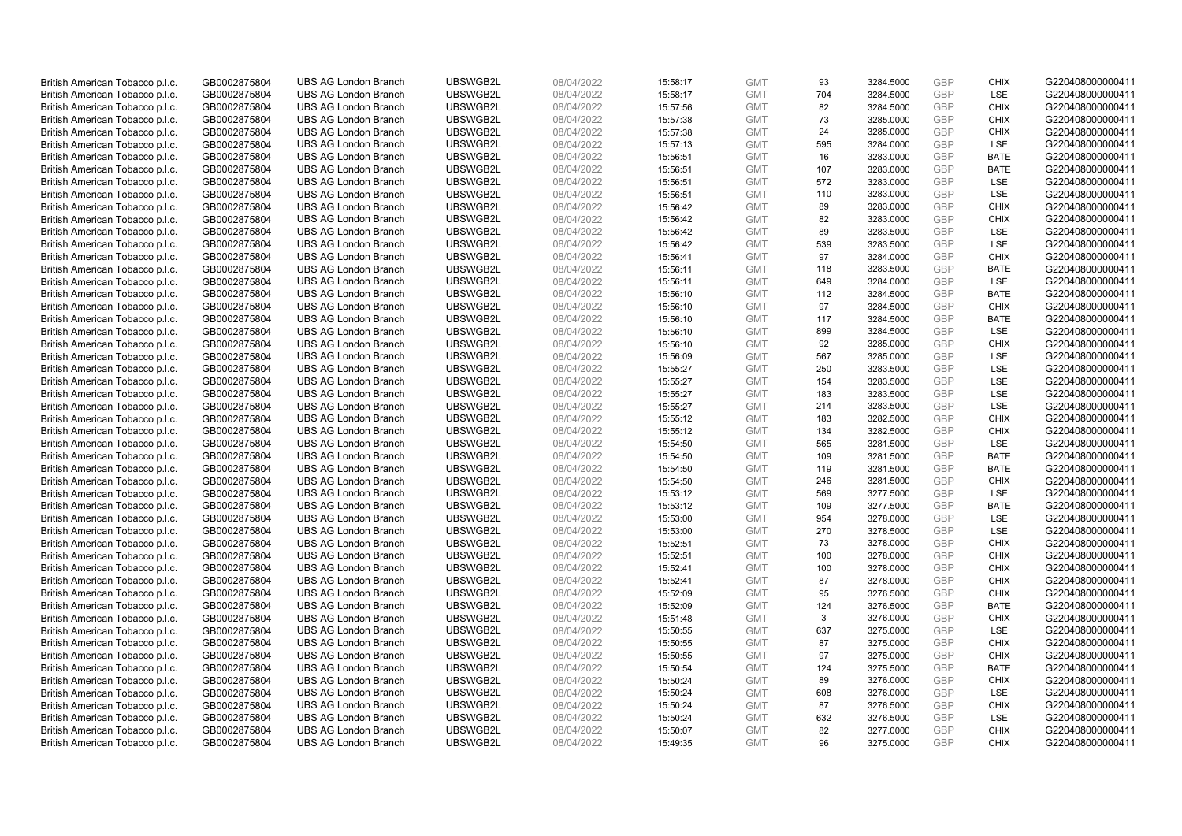| British American Tobacco p.l.c. | GB0002875804 | UBS AG London Branch | UBSWGB2L | 08/04/2022 | 15:58:17 | GMT | 93 | 3284.5000 | GBP | CHIX | G220408000000411 |
|---|---|---|---|---|---|---|---|---|---|---|---|
| British American Tobacco p.l.c. | GB0002875804 | UBS AG London Branch | UBSWGB2L | 08/04/2022 | 15:58:17 | GMT | 704 | 3284.5000 | GBP | LSE | G220408000000411 |
| British American Tobacco p.l.c. | GB0002875804 | UBS AG London Branch | UBSWGB2L | 08/04/2022 | 15:57:56 | GMT | 82 | 3284.5000 | GBP | CHIX | G220408000000411 |
| British American Tobacco p.l.c. | GB0002875804 | UBS AG London Branch | UBSWGB2L | 08/04/2022 | 15:57:38 | GMT | 73 | 3285.0000 | GBP | CHIX | G220408000000411 |
| British American Tobacco p.l.c. | GB0002875804 | UBS AG London Branch | UBSWGB2L | 08/04/2022 | 15:57:38 | GMT | 24 | 3285.0000 | GBP | CHIX | G220408000000411 |
| British American Tobacco p.l.c. | GB0002875804 | UBS AG London Branch | UBSWGB2L | 08/04/2022 | 15:57:13 | GMT | 595 | 3284.0000 | GBP | LSE | G220408000000411 |
| British American Tobacco p.l.c. | GB0002875804 | UBS AG London Branch | UBSWGB2L | 08/04/2022 | 15:56:51 | GMT | 16 | 3283.0000 | GBP | BATE | G220408000000411 |
| British American Tobacco p.l.c. | GB0002875804 | UBS AG London Branch | UBSWGB2L | 08/04/2022 | 15:56:51 | GMT | 107 | 3283.0000 | GBP | BATE | G220408000000411 |
| British American Tobacco p.l.c. | GB0002875804 | UBS AG London Branch | UBSWGB2L | 08/04/2022 | 15:56:51 | GMT | 572 | 3283.0000 | GBP | LSE | G220408000000411 |
| British American Tobacco p.l.c. | GB0002875804 | UBS AG London Branch | UBSWGB2L | 08/04/2022 | 15:56:51 | GMT | 110 | 3283.0000 | GBP | LSE | G220408000000411 |
| British American Tobacco p.l.c. | GB0002875804 | UBS AG London Branch | UBSWGB2L | 08/04/2022 | 15:56:42 | GMT | 89 | 3283.0000 | GBP | CHIX | G220408000000411 |
| British American Tobacco p.l.c. | GB0002875804 | UBS AG London Branch | UBSWGB2L | 08/04/2022 | 15:56:42 | GMT | 82 | 3283.0000 | GBP | CHIX | G220408000000411 |
| British American Tobacco p.l.c. | GB0002875804 | UBS AG London Branch | UBSWGB2L | 08/04/2022 | 15:56:42 | GMT | 89 | 3283.5000 | GBP | LSE | G220408000000411 |
| British American Tobacco p.l.c. | GB0002875804 | UBS AG London Branch | UBSWGB2L | 08/04/2022 | 15:56:42 | GMT | 539 | 3283.5000 | GBP | LSE | G220408000000411 |
| British American Tobacco p.l.c. | GB0002875804 | UBS AG London Branch | UBSWGB2L | 08/04/2022 | 15:56:41 | GMT | 97 | 3284.0000 | GBP | CHIX | G220408000000411 |
| British American Tobacco p.l.c. | GB0002875804 | UBS AG London Branch | UBSWGB2L | 08/04/2022 | 15:56:11 | GMT | 118 | 3283.5000 | GBP | BATE | G220408000000411 |
| British American Tobacco p.l.c. | GB0002875804 | UBS AG London Branch | UBSWGB2L | 08/04/2022 | 15:56:11 | GMT | 649 | 3284.0000 | GBP | LSE | G220408000000411 |
| British American Tobacco p.l.c. | GB0002875804 | UBS AG London Branch | UBSWGB2L | 08/04/2022 | 15:56:10 | GMT | 112 | 3284.5000 | GBP | BATE | G220408000000411 |
| British American Tobacco p.l.c. | GB0002875804 | UBS AG London Branch | UBSWGB2L | 08/04/2022 | 15:56:10 | GMT | 97 | 3284.5000 | GBP | CHIX | G220408000000411 |
| British American Tobacco p.l.c. | GB0002875804 | UBS AG London Branch | UBSWGB2L | 08/04/2022 | 15:56:10 | GMT | 117 | 3284.5000 | GBP | BATE | G220408000000411 |
| British American Tobacco p.l.c. | GB0002875804 | UBS AG London Branch | UBSWGB2L | 08/04/2022 | 15:56:10 | GMT | 899 | 3284.5000 | GBP | LSE | G220408000000411 |
| British American Tobacco p.l.c. | GB0002875804 | UBS AG London Branch | UBSWGB2L | 08/04/2022 | 15:56:10 | GMT | 92 | 3285.0000 | GBP | CHIX | G220408000000411 |
| British American Tobacco p.l.c. | GB0002875804 | UBS AG London Branch | UBSWGB2L | 08/04/2022 | 15:56:09 | GMT | 567 | 3285.0000 | GBP | LSE | G220408000000411 |
| British American Tobacco p.l.c. | GB0002875804 | UBS AG London Branch | UBSWGB2L | 08/04/2022 | 15:55:27 | GMT | 250 | 3283.5000 | GBP | LSE | G220408000000411 |
| British American Tobacco p.l.c. | GB0002875804 | UBS AG London Branch | UBSWGB2L | 08/04/2022 | 15:55:27 | GMT | 154 | 3283.5000 | GBP | LSE | G220408000000411 |
| British American Tobacco p.l.c. | GB0002875804 | UBS AG London Branch | UBSWGB2L | 08/04/2022 | 15:55:27 | GMT | 183 | 3283.5000 | GBP | LSE | G220408000000411 |
| British American Tobacco p.l.c. | GB0002875804 | UBS AG London Branch | UBSWGB2L | 08/04/2022 | 15:55:27 | GMT | 214 | 3283.5000 | GBP | LSE | G220408000000411 |
| British American Tobacco p.l.c. | GB0002875804 | UBS AG London Branch | UBSWGB2L | 08/04/2022 | 15:55:12 | GMT | 183 | 3282.5000 | GBP | CHIX | G220408000000411 |
| British American Tobacco p.l.c. | GB0002875804 | UBS AG London Branch | UBSWGB2L | 08/04/2022 | 15:55:12 | GMT | 134 | 3282.5000 | GBP | CHIX | G220408000000411 |
| British American Tobacco p.l.c. | GB0002875804 | UBS AG London Branch | UBSWGB2L | 08/04/2022 | 15:54:50 | GMT | 565 | 3281.5000 | GBP | LSE | G220408000000411 |
| British American Tobacco p.l.c. | GB0002875804 | UBS AG London Branch | UBSWGB2L | 08/04/2022 | 15:54:50 | GMT | 109 | 3281.5000 | GBP | BATE | G220408000000411 |
| British American Tobacco p.l.c. | GB0002875804 | UBS AG London Branch | UBSWGB2L | 08/04/2022 | 15:54:50 | GMT | 119 | 3281.5000 | GBP | BATE | G220408000000411 |
| British American Tobacco p.l.c. | GB0002875804 | UBS AG London Branch | UBSWGB2L | 08/04/2022 | 15:54:50 | GMT | 246 | 3281.5000 | GBP | CHIX | G220408000000411 |
| British American Tobacco p.l.c. | GB0002875804 | UBS AG London Branch | UBSWGB2L | 08/04/2022 | 15:53:12 | GMT | 569 | 3277.5000 | GBP | LSE | G220408000000411 |
| British American Tobacco p.l.c. | GB0002875804 | UBS AG London Branch | UBSWGB2L | 08/04/2022 | 15:53:12 | GMT | 109 | 3277.5000 | GBP | BATE | G220408000000411 |
| British American Tobacco p.l.c. | GB0002875804 | UBS AG London Branch | UBSWGB2L | 08/04/2022 | 15:53:00 | GMT | 954 | 3278.0000 | GBP | LSE | G220408000000411 |
| British American Tobacco p.l.c. | GB0002875804 | UBS AG London Branch | UBSWGB2L | 08/04/2022 | 15:53:00 | GMT | 270 | 3278.5000 | GBP | LSE | G220408000000411 |
| British American Tobacco p.l.c. | GB0002875804 | UBS AG London Branch | UBSWGB2L | 08/04/2022 | 15:52:51 | GMT | 73 | 3278.0000 | GBP | CHIX | G220408000000411 |
| British American Tobacco p.l.c. | GB0002875804 | UBS AG London Branch | UBSWGB2L | 08/04/2022 | 15:52:51 | GMT | 100 | 3278.0000 | GBP | CHIX | G220408000000411 |
| British American Tobacco p.l.c. | GB0002875804 | UBS AG London Branch | UBSWGB2L | 08/04/2022 | 15:52:41 | GMT | 100 | 3278.0000 | GBP | CHIX | G220408000000411 |
| British American Tobacco p.l.c. | GB0002875804 | UBS AG London Branch | UBSWGB2L | 08/04/2022 | 15:52:41 | GMT | 87 | 3278.0000 | GBP | CHIX | G220408000000411 |
| British American Tobacco p.l.c. | GB0002875804 | UBS AG London Branch | UBSWGB2L | 08/04/2022 | 15:52:09 | GMT | 95 | 3276.5000 | GBP | CHIX | G220408000000411 |
| British American Tobacco p.l.c. | GB0002875804 | UBS AG London Branch | UBSWGB2L | 08/04/2022 | 15:52:09 | GMT | 124 | 3276.5000 | GBP | BATE | G220408000000411 |
| British American Tobacco p.l.c. | GB0002875804 | UBS AG London Branch | UBSWGB2L | 08/04/2022 | 15:51:48 | GMT | 3 | 3276.0000 | GBP | CHIX | G220408000000411 |
| British American Tobacco p.l.c. | GB0002875804 | UBS AG London Branch | UBSWGB2L | 08/04/2022 | 15:50:55 | GMT | 637 | 3275.0000 | GBP | LSE | G220408000000411 |
| British American Tobacco p.l.c. | GB0002875804 | UBS AG London Branch | UBSWGB2L | 08/04/2022 | 15:50:55 | GMT | 87 | 3275.0000 | GBP | CHIX | G220408000000411 |
| British American Tobacco p.l.c. | GB0002875804 | UBS AG London Branch | UBSWGB2L | 08/04/2022 | 15:50:55 | GMT | 97 | 3275.0000 | GBP | CHIX | G220408000000411 |
| British American Tobacco p.l.c. | GB0002875804 | UBS AG London Branch | UBSWGB2L | 08/04/2022 | 15:50:54 | GMT | 124 | 3275.5000 | GBP | BATE | G220408000000411 |
| British American Tobacco p.l.c. | GB0002875804 | UBS AG London Branch | UBSWGB2L | 08/04/2022 | 15:50:24 | GMT | 89 | 3276.0000 | GBP | CHIX | G220408000000411 |
| British American Tobacco p.l.c. | GB0002875804 | UBS AG London Branch | UBSWGB2L | 08/04/2022 | 15:50:24 | GMT | 608 | 3276.0000 | GBP | LSE | G220408000000411 |
| British American Tobacco p.l.c. | GB0002875804 | UBS AG London Branch | UBSWGB2L | 08/04/2022 | 15:50:24 | GMT | 87 | 3276.5000 | GBP | CHIX | G220408000000411 |
| British American Tobacco p.l.c. | GB0002875804 | UBS AG London Branch | UBSWGB2L | 08/04/2022 | 15:50:24 | GMT | 632 | 3276.5000 | GBP | LSE | G220408000000411 |
| British American Tobacco p.l.c. | GB0002875804 | UBS AG London Branch | UBSWGB2L | 08/04/2022 | 15:50:07 | GMT | 82 | 3277.0000 | GBP | CHIX | G220408000000411 |
| British American Tobacco p.l.c. | GB0002875804 | UBS AG London Branch | UBSWGB2L | 08/04/2022 | 15:49:35 | GMT | 96 | 3275.0000 | GBP | CHIX | G220408000000411 |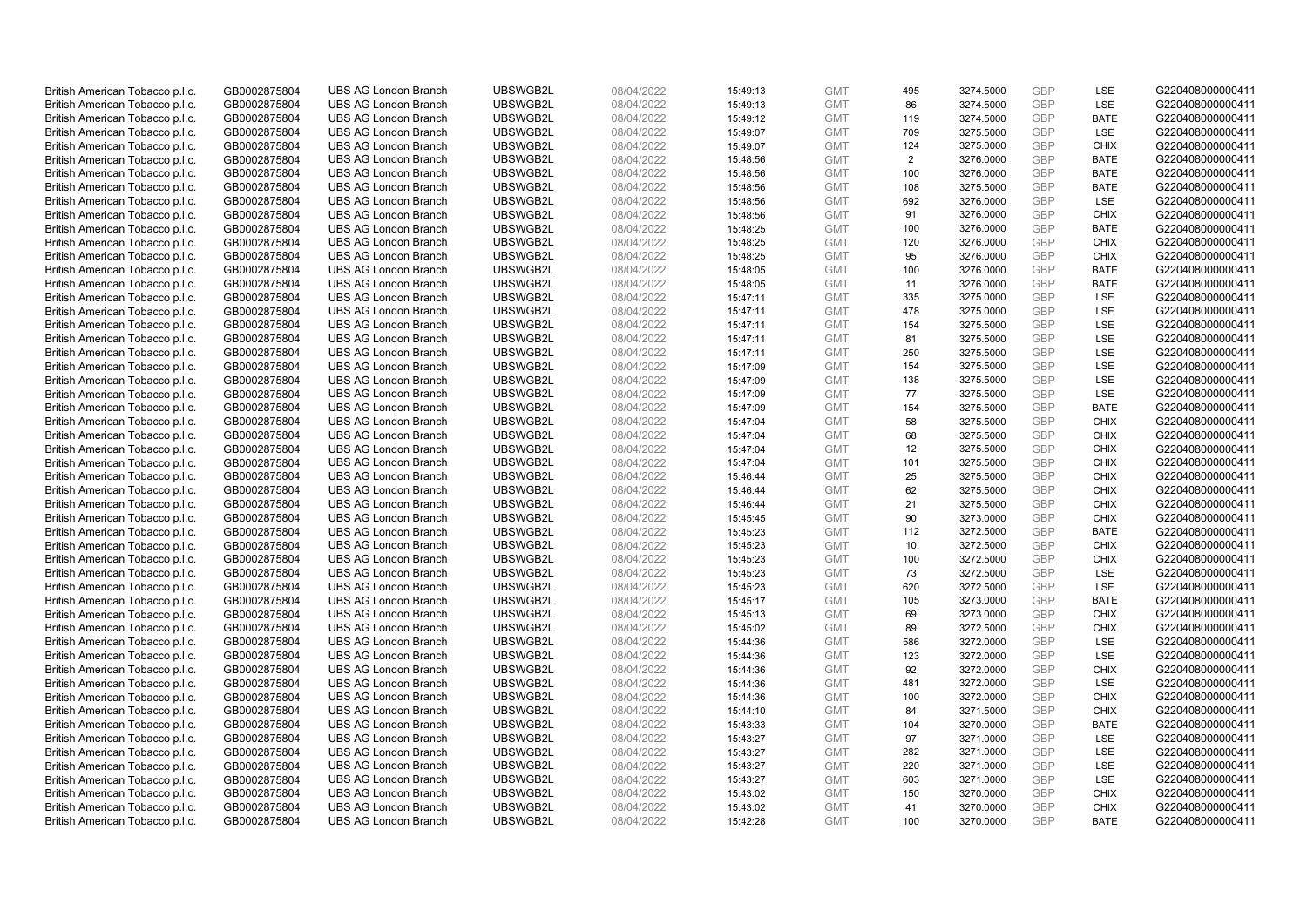| | | | | | | | | | | | |
|---|---|---|---|---|---|---|---|---|---|---|---|
| British American Tobacco p.l.c. | GB0002875804 | UBS AG London Branch | UBSWGB2L | 08/04/2022 | 15:49:13 | GMT | 495 | 3274.5000 | GBP | LSE | G220408000000411 |
| British American Tobacco p.l.c. | GB0002875804 | UBS AG London Branch | UBSWGB2L | 08/04/2022 | 15:49:13 | GMT | 86 | 3274.5000 | GBP | LSE | G220408000000411 |
| British American Tobacco p.l.c. | GB0002875804 | UBS AG London Branch | UBSWGB2L | 08/04/2022 | 15:49:12 | GMT | 119 | 3274.5000 | GBP | BATE | G220408000000411 |
| British American Tobacco p.l.c. | GB0002875804 | UBS AG London Branch | UBSWGB2L | 08/04/2022 | 15:49:07 | GMT | 709 | 3275.5000 | GBP | LSE | G220408000000411 |
| British American Tobacco p.l.c. | GB0002875804 | UBS AG London Branch | UBSWGB2L | 08/04/2022 | 15:49:07 | GMT | 124 | 3275.0000 | GBP | CHIX | G220408000000411 |
| British American Tobacco p.l.c. | GB0002875804 | UBS AG London Branch | UBSWGB2L | 08/04/2022 | 15:48:56 | GMT | 2 | 3276.0000 | GBP | BATE | G220408000000411 |
| British American Tobacco p.l.c. | GB0002875804 | UBS AG London Branch | UBSWGB2L | 08/04/2022 | 15:48:56 | GMT | 100 | 3276.0000 | GBP | BATE | G220408000000411 |
| British American Tobacco p.l.c. | GB0002875804 | UBS AG London Branch | UBSWGB2L | 08/04/2022 | 15:48:56 | GMT | 108 | 3275.5000 | GBP | BATE | G220408000000411 |
| British American Tobacco p.l.c. | GB0002875804 | UBS AG London Branch | UBSWGB2L | 08/04/2022 | 15:48:56 | GMT | 692 | 3276.0000 | GBP | LSE | G220408000000411 |
| British American Tobacco p.l.c. | GB0002875804 | UBS AG London Branch | UBSWGB2L | 08/04/2022 | 15:48:56 | GMT | 91 | 3276.0000 | GBP | CHIX | G220408000000411 |
| British American Tobacco p.l.c. | GB0002875804 | UBS AG London Branch | UBSWGB2L | 08/04/2022 | 15:48:25 | GMT | 100 | 3276.0000 | GBP | BATE | G220408000000411 |
| British American Tobacco p.l.c. | GB0002875804 | UBS AG London Branch | UBSWGB2L | 08/04/2022 | 15:48:25 | GMT | 120 | 3276.0000 | GBP | CHIX | G220408000000411 |
| British American Tobacco p.l.c. | GB0002875804 | UBS AG London Branch | UBSWGB2L | 08/04/2022 | 15:48:25 | GMT | 95 | 3276.0000 | GBP | CHIX | G220408000000411 |
| British American Tobacco p.l.c. | GB0002875804 | UBS AG London Branch | UBSWGB2L | 08/04/2022 | 15:48:05 | GMT | 100 | 3276.0000 | GBP | BATE | G220408000000411 |
| British American Tobacco p.l.c. | GB0002875804 | UBS AG London Branch | UBSWGB2L | 08/04/2022 | 15:48:05 | GMT | 11 | 3276.0000 | GBP | BATE | G220408000000411 |
| British American Tobacco p.l.c. | GB0002875804 | UBS AG London Branch | UBSWGB2L | 08/04/2022 | 15:47:11 | GMT | 335 | 3275.0000 | GBP | LSE | G220408000000411 |
| British American Tobacco p.l.c. | GB0002875804 | UBS AG London Branch | UBSWGB2L | 08/04/2022 | 15:47:11 | GMT | 478 | 3275.0000 | GBP | LSE | G220408000000411 |
| British American Tobacco p.l.c. | GB0002875804 | UBS AG London Branch | UBSWGB2L | 08/04/2022 | 15:47:11 | GMT | 154 | 3275.5000 | GBP | LSE | G220408000000411 |
| British American Tobacco p.l.c. | GB0002875804 | UBS AG London Branch | UBSWGB2L | 08/04/2022 | 15:47:11 | GMT | 81 | 3275.5000 | GBP | LSE | G220408000000411 |
| British American Tobacco p.l.c. | GB0002875804 | UBS AG London Branch | UBSWGB2L | 08/04/2022 | 15:47:11 | GMT | 250 | 3275.5000 | GBP | LSE | G220408000000411 |
| British American Tobacco p.l.c. | GB0002875804 | UBS AG London Branch | UBSWGB2L | 08/04/2022 | 15:47:09 | GMT | 154 | 3275.5000 | GBP | LSE | G220408000000411 |
| British American Tobacco p.l.c. | GB0002875804 | UBS AG London Branch | UBSWGB2L | 08/04/2022 | 15:47:09 | GMT | 138 | 3275.5000 | GBP | LSE | G220408000000411 |
| British American Tobacco p.l.c. | GB0002875804 | UBS AG London Branch | UBSWGB2L | 08/04/2022 | 15:47:09 | GMT | 77 | 3275.5000 | GBP | LSE | G220408000000411 |
| British American Tobacco p.l.c. | GB0002875804 | UBS AG London Branch | UBSWGB2L | 08/04/2022 | 15:47:09 | GMT | 154 | 3275.5000 | GBP | BATE | G220408000000411 |
| British American Tobacco p.l.c. | GB0002875804 | UBS AG London Branch | UBSWGB2L | 08/04/2022 | 15:47:04 | GMT | 58 | 3275.5000 | GBP | CHIX | G220408000000411 |
| British American Tobacco p.l.c. | GB0002875804 | UBS AG London Branch | UBSWGB2L | 08/04/2022 | 15:47:04 | GMT | 68 | 3275.5000 | GBP | CHIX | G220408000000411 |
| British American Tobacco p.l.c. | GB0002875804 | UBS AG London Branch | UBSWGB2L | 08/04/2022 | 15:47:04 | GMT | 12 | 3275.5000 | GBP | CHIX | G220408000000411 |
| British American Tobacco p.l.c. | GB0002875804 | UBS AG London Branch | UBSWGB2L | 08/04/2022 | 15:47:04 | GMT | 101 | 3275.5000 | GBP | CHIX | G220408000000411 |
| British American Tobacco p.l.c. | GB0002875804 | UBS AG London Branch | UBSWGB2L | 08/04/2022 | 15:46:44 | GMT | 25 | 3275.5000 | GBP | CHIX | G220408000000411 |
| British American Tobacco p.l.c. | GB0002875804 | UBS AG London Branch | UBSWGB2L | 08/04/2022 | 15:46:44 | GMT | 62 | 3275.5000 | GBP | CHIX | G220408000000411 |
| British American Tobacco p.l.c. | GB0002875804 | UBS AG London Branch | UBSWGB2L | 08/04/2022 | 15:46:44 | GMT | 21 | 3275.5000 | GBP | CHIX | G220408000000411 |
| British American Tobacco p.l.c. | GB0002875804 | UBS AG London Branch | UBSWGB2L | 08/04/2022 | 15:45:45 | GMT | 90 | 3273.0000 | GBP | CHIX | G220408000000411 |
| British American Tobacco p.l.c. | GB0002875804 | UBS AG London Branch | UBSWGB2L | 08/04/2022 | 15:45:23 | GMT | 112 | 3272.5000 | GBP | BATE | G220408000000411 |
| British American Tobacco p.l.c. | GB0002875804 | UBS AG London Branch | UBSWGB2L | 08/04/2022 | 15:45:23 | GMT | 10 | 3272.5000 | GBP | CHIX | G220408000000411 |
| British American Tobacco p.l.c. | GB0002875804 | UBS AG London Branch | UBSWGB2L | 08/04/2022 | 15:45:23 | GMT | 100 | 3272.5000 | GBP | CHIX | G220408000000411 |
| British American Tobacco p.l.c. | GB0002875804 | UBS AG London Branch | UBSWGB2L | 08/04/2022 | 15:45:23 | GMT | 73 | 3272.5000 | GBP | LSE | G220408000000411 |
| British American Tobacco p.l.c. | GB0002875804 | UBS AG London Branch | UBSWGB2L | 08/04/2022 | 15:45:23 | GMT | 620 | 3272.5000 | GBP | LSE | G220408000000411 |
| British American Tobacco p.l.c. | GB0002875804 | UBS AG London Branch | UBSWGB2L | 08/04/2022 | 15:45:17 | GMT | 105 | 3273.0000 | GBP | BATE | G220408000000411 |
| British American Tobacco p.l.c. | GB0002875804 | UBS AG London Branch | UBSWGB2L | 08/04/2022 | 15:45:13 | GMT | 69 | 3273.0000 | GBP | CHIX | G220408000000411 |
| British American Tobacco p.l.c. | GB0002875804 | UBS AG London Branch | UBSWGB2L | 08/04/2022 | 15:45:02 | GMT | 89 | 3272.5000 | GBP | CHIX | G220408000000411 |
| British American Tobacco p.l.c. | GB0002875804 | UBS AG London Branch | UBSWGB2L | 08/04/2022 | 15:44:36 | GMT | 586 | 3272.0000 | GBP | LSE | G220408000000411 |
| British American Tobacco p.l.c. | GB0002875804 | UBS AG London Branch | UBSWGB2L | 08/04/2022 | 15:44:36 | GMT | 123 | 3272.0000 | GBP | LSE | G220408000000411 |
| British American Tobacco p.l.c. | GB0002875804 | UBS AG London Branch | UBSWGB2L | 08/04/2022 | 15:44:36 | GMT | 92 | 3272.0000 | GBP | CHIX | G220408000000411 |
| British American Tobacco p.l.c. | GB0002875804 | UBS AG London Branch | UBSWGB2L | 08/04/2022 | 15:44:36 | GMT | 481 | 3272.0000 | GBP | LSE | G220408000000411 |
| British American Tobacco p.l.c. | GB0002875804 | UBS AG London Branch | UBSWGB2L | 08/04/2022 | 15:44:36 | GMT | 100 | 3272.0000 | GBP | CHIX | G220408000000411 |
| British American Tobacco p.l.c. | GB0002875804 | UBS AG London Branch | UBSWGB2L | 08/04/2022 | 15:44:10 | GMT | 84 | 3271.5000 | GBP | CHIX | G220408000000411 |
| British American Tobacco p.l.c. | GB0002875804 | UBS AG London Branch | UBSWGB2L | 08/04/2022 | 15:43:33 | GMT | 104 | 3270.0000 | GBP | BATE | G220408000000411 |
| British American Tobacco p.l.c. | GB0002875804 | UBS AG London Branch | UBSWGB2L | 08/04/2022 | 15:43:27 | GMT | 97 | 3271.0000 | GBP | LSE | G220408000000411 |
| British American Tobacco p.l.c. | GB0002875804 | UBS AG London Branch | UBSWGB2L | 08/04/2022 | 15:43:27 | GMT | 282 | 3271.0000 | GBP | LSE | G220408000000411 |
| British American Tobacco p.l.c. | GB0002875804 | UBS AG London Branch | UBSWGB2L | 08/04/2022 | 15:43:27 | GMT | 220 | 3271.0000 | GBP | LSE | G220408000000411 |
| British American Tobacco p.l.c. | GB0002875804 | UBS AG London Branch | UBSWGB2L | 08/04/2022 | 15:43:27 | GMT | 603 | 3271.0000 | GBP | LSE | G220408000000411 |
| British American Tobacco p.l.c. | GB0002875804 | UBS AG London Branch | UBSWGB2L | 08/04/2022 | 15:43:02 | GMT | 150 | 3270.0000 | GBP | CHIX | G220408000000411 |
| British American Tobacco p.l.c. | GB0002875804 | UBS AG London Branch | UBSWGB2L | 08/04/2022 | 15:43:02 | GMT | 41 | 3270.0000 | GBP | CHIX | G220408000000411 |
| British American Tobacco p.l.c. | GB0002875804 | UBS AG London Branch | UBSWGB2L | 08/04/2022 | 15:42:28 | GMT | 100 | 3270.0000 | GBP | BATE | G220408000000411 |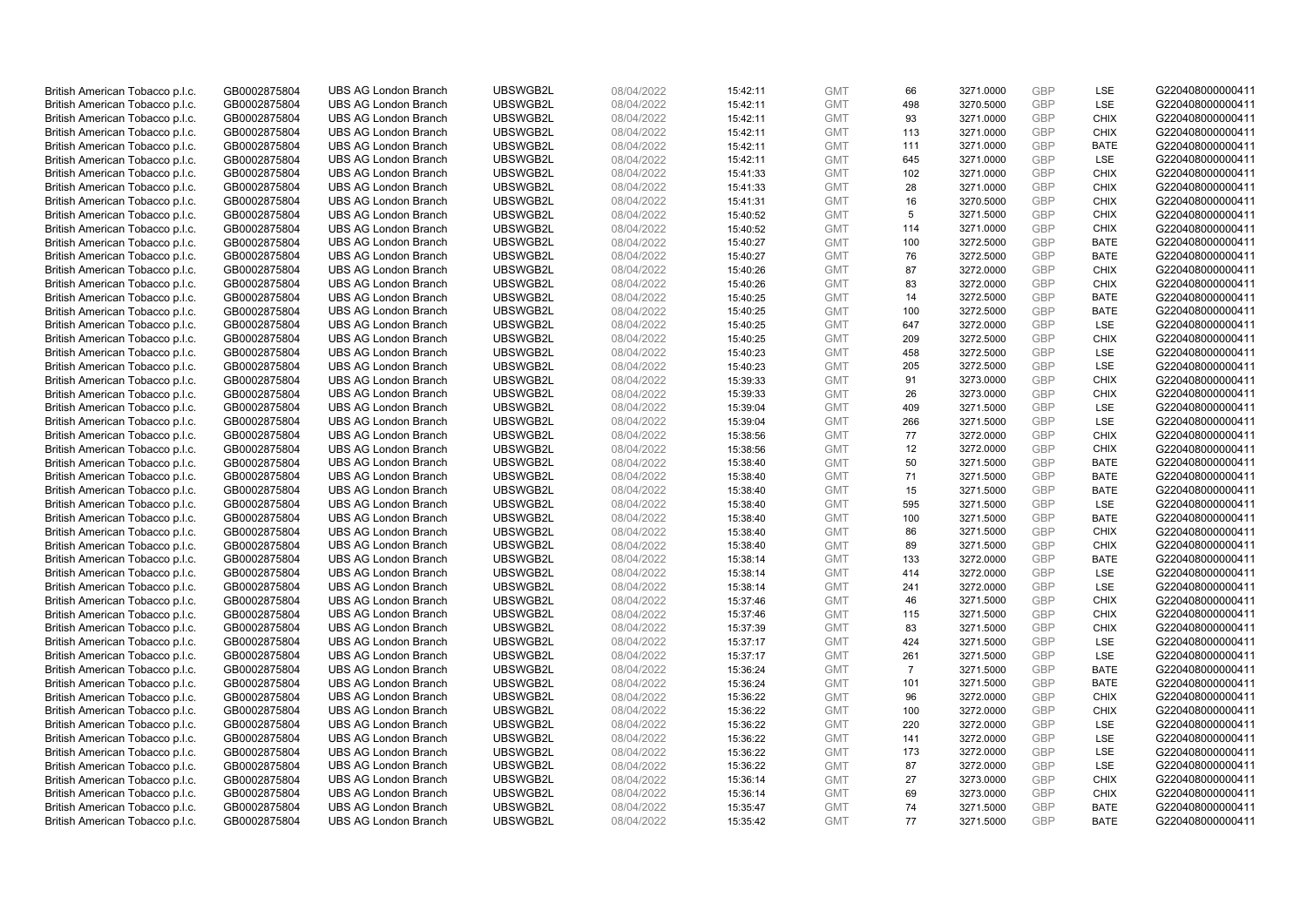| | | | | | | | | | | | |
|---|---|---|---|---|---|---|---|---|---|---|---|
| British American Tobacco p.l.c. | GB0002875804 | UBS AG London Branch | UBSWGB2L | 08/04/2022 | 15:42:11 | GMT | 66 | 3271.0000 | GBP | LSE | G220408000000411 |
| British American Tobacco p.l.c. | GB0002875804 | UBS AG London Branch | UBSWGB2L | 08/04/2022 | 15:42:11 | GMT | 498 | 3270.5000 | GBP | LSE | G220408000000411 |
| British American Tobacco p.l.c. | GB0002875804 | UBS AG London Branch | UBSWGB2L | 08/04/2022 | 15:42:11 | GMT | 93 | 3271.0000 | GBP | CHIX | G220408000000411 |
| British American Tobacco p.l.c. | GB0002875804 | UBS AG London Branch | UBSWGB2L | 08/04/2022 | 15:42:11 | GMT | 113 | 3271.0000 | GBP | CHIX | G220408000000411 |
| British American Tobacco p.l.c. | GB0002875804 | UBS AG London Branch | UBSWGB2L | 08/04/2022 | 15:42:11 | GMT | 111 | 3271.0000 | GBP | BATE | G220408000000411 |
| British American Tobacco p.l.c. | GB0002875804 | UBS AG London Branch | UBSWGB2L | 08/04/2022 | 15:42:11 | GMT | 645 | 3271.0000 | GBP | LSE | G220408000000411 |
| British American Tobacco p.l.c. | GB0002875804 | UBS AG London Branch | UBSWGB2L | 08/04/2022 | 15:41:33 | GMT | 102 | 3271.0000 | GBP | CHIX | G220408000000411 |
| British American Tobacco p.l.c. | GB0002875804 | UBS AG London Branch | UBSWGB2L | 08/04/2022 | 15:41:33 | GMT | 28 | 3271.0000 | GBP | CHIX | G220408000000411 |
| British American Tobacco p.l.c. | GB0002875804 | UBS AG London Branch | UBSWGB2L | 08/04/2022 | 15:41:31 | GMT | 16 | 3270.5000 | GBP | CHIX | G220408000000411 |
| British American Tobacco p.l.c. | GB0002875804 | UBS AG London Branch | UBSWGB2L | 08/04/2022 | 15:40:52 | GMT | 5 | 3271.5000 | GBP | CHIX | G220408000000411 |
| British American Tobacco p.l.c. | GB0002875804 | UBS AG London Branch | UBSWGB2L | 08/04/2022 | 15:40:52 | GMT | 114 | 3271.0000 | GBP | CHIX | G220408000000411 |
| British American Tobacco p.l.c. | GB0002875804 | UBS AG London Branch | UBSWGB2L | 08/04/2022 | 15:40:27 | GMT | 100 | 3272.5000 | GBP | BATE | G220408000000411 |
| British American Tobacco p.l.c. | GB0002875804 | UBS AG London Branch | UBSWGB2L | 08/04/2022 | 15:40:27 | GMT | 76 | 3272.5000 | GBP | BATE | G220408000000411 |
| British American Tobacco p.l.c. | GB0002875804 | UBS AG London Branch | UBSWGB2L | 08/04/2022 | 15:40:26 | GMT | 87 | 3272.0000 | GBP | CHIX | G220408000000411 |
| British American Tobacco p.l.c. | GB0002875804 | UBS AG London Branch | UBSWGB2L | 08/04/2022 | 15:40:26 | GMT | 83 | 3272.0000 | GBP | CHIX | G220408000000411 |
| British American Tobacco p.l.c. | GB0002875804 | UBS AG London Branch | UBSWGB2L | 08/04/2022 | 15:40:25 | GMT | 14 | 3272.5000 | GBP | BATE | G220408000000411 |
| British American Tobacco p.l.c. | GB0002875804 | UBS AG London Branch | UBSWGB2L | 08/04/2022 | 15:40:25 | GMT | 100 | 3272.5000 | GBP | BATE | G220408000000411 |
| British American Tobacco p.l.c. | GB0002875804 | UBS AG London Branch | UBSWGB2L | 08/04/2022 | 15:40:25 | GMT | 647 | 3272.0000 | GBP | LSE | G220408000000411 |
| British American Tobacco p.l.c. | GB0002875804 | UBS AG London Branch | UBSWGB2L | 08/04/2022 | 15:40:25 | GMT | 209 | 3272.5000 | GBP | CHIX | G220408000000411 |
| British American Tobacco p.l.c. | GB0002875804 | UBS AG London Branch | UBSWGB2L | 08/04/2022 | 15:40:23 | GMT | 458 | 3272.5000 | GBP | LSE | G220408000000411 |
| British American Tobacco p.l.c. | GB0002875804 | UBS AG London Branch | UBSWGB2L | 08/04/2022 | 15:40:23 | GMT | 205 | 3272.5000 | GBP | LSE | G220408000000411 |
| British American Tobacco p.l.c. | GB0002875804 | UBS AG London Branch | UBSWGB2L | 08/04/2022 | 15:39:33 | GMT | 91 | 3273.0000 | GBP | CHIX | G220408000000411 |
| British American Tobacco p.l.c. | GB0002875804 | UBS AG London Branch | UBSWGB2L | 08/04/2022 | 15:39:33 | GMT | 26 | 3273.0000 | GBP | CHIX | G220408000000411 |
| British American Tobacco p.l.c. | GB0002875804 | UBS AG London Branch | UBSWGB2L | 08/04/2022 | 15:39:04 | GMT | 409 | 3271.5000 | GBP | LSE | G220408000000411 |
| British American Tobacco p.l.c. | GB0002875804 | UBS AG London Branch | UBSWGB2L | 08/04/2022 | 15:39:04 | GMT | 266 | 3271.5000 | GBP | LSE | G220408000000411 |
| British American Tobacco p.l.c. | GB0002875804 | UBS AG London Branch | UBSWGB2L | 08/04/2022 | 15:38:56 | GMT | 77 | 3272.0000 | GBP | CHIX | G220408000000411 |
| British American Tobacco p.l.c. | GB0002875804 | UBS AG London Branch | UBSWGB2L | 08/04/2022 | 15:38:56 | GMT | 12 | 3272.0000 | GBP | CHIX | G220408000000411 |
| British American Tobacco p.l.c. | GB0002875804 | UBS AG London Branch | UBSWGB2L | 08/04/2022 | 15:38:40 | GMT | 50 | 3271.5000 | GBP | BATE | G220408000000411 |
| British American Tobacco p.l.c. | GB0002875804 | UBS AG London Branch | UBSWGB2L | 08/04/2022 | 15:38:40 | GMT | 71 | 3271.5000 | GBP | BATE | G220408000000411 |
| British American Tobacco p.l.c. | GB0002875804 | UBS AG London Branch | UBSWGB2L | 08/04/2022 | 15:38:40 | GMT | 15 | 3271.5000 | GBP | BATE | G220408000000411 |
| British American Tobacco p.l.c. | GB0002875804 | UBS AG London Branch | UBSWGB2L | 08/04/2022 | 15:38:40 | GMT | 595 | 3271.5000 | GBP | LSE | G220408000000411 |
| British American Tobacco p.l.c. | GB0002875804 | UBS AG London Branch | UBSWGB2L | 08/04/2022 | 15:38:40 | GMT | 100 | 3271.5000 | GBP | BATE | G220408000000411 |
| British American Tobacco p.l.c. | GB0002875804 | UBS AG London Branch | UBSWGB2L | 08/04/2022 | 15:38:40 | GMT | 86 | 3271.5000 | GBP | CHIX | G220408000000411 |
| British American Tobacco p.l.c. | GB0002875804 | UBS AG London Branch | UBSWGB2L | 08/04/2022 | 15:38:40 | GMT | 89 | 3271.5000 | GBP | CHIX | G220408000000411 |
| British American Tobacco p.l.c. | GB0002875804 | UBS AG London Branch | UBSWGB2L | 08/04/2022 | 15:38:14 | GMT | 133 | 3272.0000 | GBP | BATE | G220408000000411 |
| British American Tobacco p.l.c. | GB0002875804 | UBS AG London Branch | UBSWGB2L | 08/04/2022 | 15:38:14 | GMT | 414 | 3272.0000 | GBP | LSE | G220408000000411 |
| British American Tobacco p.l.c. | GB0002875804 | UBS AG London Branch | UBSWGB2L | 08/04/2022 | 15:38:14 | GMT | 241 | 3272.0000 | GBP | LSE | G220408000000411 |
| British American Tobacco p.l.c. | GB0002875804 | UBS AG London Branch | UBSWGB2L | 08/04/2022 | 15:37:46 | GMT | 46 | 3271.5000 | GBP | CHIX | G220408000000411 |
| British American Tobacco p.l.c. | GB0002875804 | UBS AG London Branch | UBSWGB2L | 08/04/2022 | 15:37:46 | GMT | 115 | 3271.5000 | GBP | CHIX | G220408000000411 |
| British American Tobacco p.l.c. | GB0002875804 | UBS AG London Branch | UBSWGB2L | 08/04/2022 | 15:37:39 | GMT | 83 | 3271.5000 | GBP | CHIX | G220408000000411 |
| British American Tobacco p.l.c. | GB0002875804 | UBS AG London Branch | UBSWGB2L | 08/04/2022 | 15:37:17 | GMT | 424 | 3271.5000 | GBP | LSE | G220408000000411 |
| British American Tobacco p.l.c. | GB0002875804 | UBS AG London Branch | UBSWGB2L | 08/04/2022 | 15:37:17 | GMT | 261 | 3271.5000 | GBP | LSE | G220408000000411 |
| British American Tobacco p.l.c. | GB0002875804 | UBS AG London Branch | UBSWGB2L | 08/04/2022 | 15:36:24 | GMT | 7 | 3271.5000 | GBP | BATE | G220408000000411 |
| British American Tobacco p.l.c. | GB0002875804 | UBS AG London Branch | UBSWGB2L | 08/04/2022 | 15:36:24 | GMT | 101 | 3271.5000 | GBP | BATE | G220408000000411 |
| British American Tobacco p.l.c. | GB0002875804 | UBS AG London Branch | UBSWGB2L | 08/04/2022 | 15:36:22 | GMT | 96 | 3272.0000 | GBP | CHIX | G220408000000411 |
| British American Tobacco p.l.c. | GB0002875804 | UBS AG London Branch | UBSWGB2L | 08/04/2022 | 15:36:22 | GMT | 100 | 3272.0000 | GBP | CHIX | G220408000000411 |
| British American Tobacco p.l.c. | GB0002875804 | UBS AG London Branch | UBSWGB2L | 08/04/2022 | 15:36:22 | GMT | 220 | 3272.0000 | GBP | LSE | G220408000000411 |
| British American Tobacco p.l.c. | GB0002875804 | UBS AG London Branch | UBSWGB2L | 08/04/2022 | 15:36:22 | GMT | 141 | 3272.0000 | GBP | LSE | G220408000000411 |
| British American Tobacco p.l.c. | GB0002875804 | UBS AG London Branch | UBSWGB2L | 08/04/2022 | 15:36:22 | GMT | 173 | 3272.0000 | GBP | LSE | G220408000000411 |
| British American Tobacco p.l.c. | GB0002875804 | UBS AG London Branch | UBSWGB2L | 08/04/2022 | 15:36:22 | GMT | 87 | 3272.0000 | GBP | LSE | G220408000000411 |
| British American Tobacco p.l.c. | GB0002875804 | UBS AG London Branch | UBSWGB2L | 08/04/2022 | 15:36:14 | GMT | 27 | 3273.0000 | GBP | CHIX | G220408000000411 |
| British American Tobacco p.l.c. | GB0002875804 | UBS AG London Branch | UBSWGB2L | 08/04/2022 | 15:36:14 | GMT | 69 | 3273.0000 | GBP | CHIX | G220408000000411 |
| British American Tobacco p.l.c. | GB0002875804 | UBS AG London Branch | UBSWGB2L | 08/04/2022 | 15:35:47 | GMT | 74 | 3271.5000 | GBP | BATE | G220408000000411 |
| British American Tobacco p.l.c. | GB0002875804 | UBS AG London Branch | UBSWGB2L | 08/04/2022 | 15:35:42 | GMT | 77 | 3271.5000 | GBP | BATE | G220408000000411 |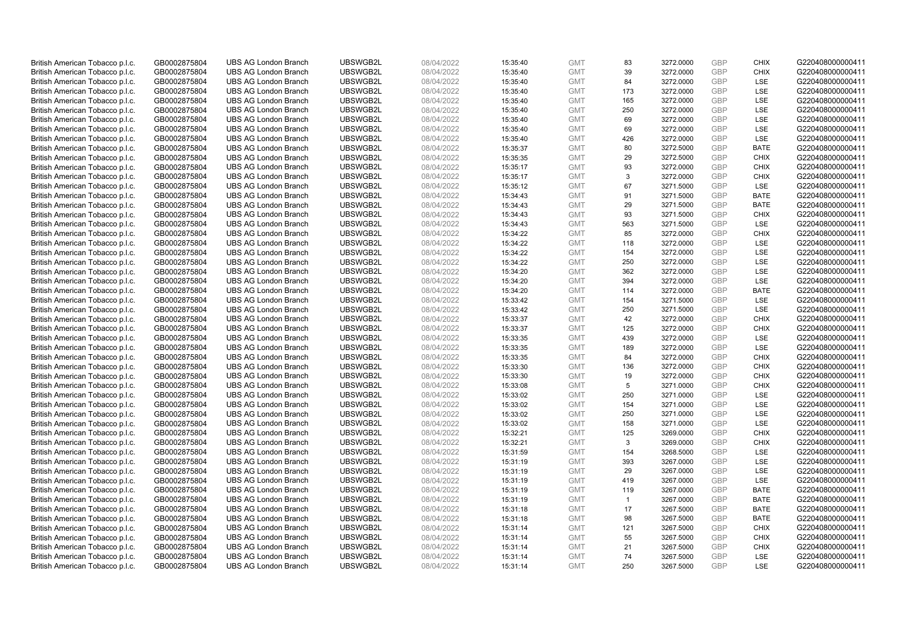| | | | | | | | | | | | |
|---|---|---|---|---|---|---|---|---|---|---|---|
| British American Tobacco p.l.c. | GB0002875804 | UBS AG London Branch | UBSWGB2L | 08/04/2022 | 15:35:40 | GMT | 83 | 3272.0000 | GBP | CHIX | G220408000000411 |
| British American Tobacco p.l.c. | GB0002875804 | UBS AG London Branch | UBSWGB2L | 08/04/2022 | 15:35:40 | GMT | 39 | 3272.0000 | GBP | CHIX | G220408000000411 |
| British American Tobacco p.l.c. | GB0002875804 | UBS AG London Branch | UBSWGB2L | 08/04/2022 | 15:35:40 | GMT | 84 | 3272.0000 | GBP | LSE | G220408000000411 |
| British American Tobacco p.l.c. | GB0002875804 | UBS AG London Branch | UBSWGB2L | 08/04/2022 | 15:35:40 | GMT | 173 | 3272.0000 | GBP | LSE | G220408000000411 |
| British American Tobacco p.l.c. | GB0002875804 | UBS AG London Branch | UBSWGB2L | 08/04/2022 | 15:35:40 | GMT | 165 | 3272.0000 | GBP | LSE | G220408000000411 |
| British American Tobacco p.l.c. | GB0002875804 | UBS AG London Branch | UBSWGB2L | 08/04/2022 | 15:35:40 | GMT | 250 | 3272.0000 | GBP | LSE | G220408000000411 |
| British American Tobacco p.l.c. | GB0002875804 | UBS AG London Branch | UBSWGB2L | 08/04/2022 | 15:35:40 | GMT | 69 | 3272.0000 | GBP | LSE | G220408000000411 |
| British American Tobacco p.l.c. | GB0002875804 | UBS AG London Branch | UBSWGB2L | 08/04/2022 | 15:35:40 | GMT | 69 | 3272.0000 | GBP | LSE | G220408000000411 |
| British American Tobacco p.l.c. | GB0002875804 | UBS AG London Branch | UBSWGB2L | 08/04/2022 | 15:35:40 | GMT | 426 | 3272.0000 | GBP | LSE | G220408000000411 |
| British American Tobacco p.l.c. | GB0002875804 | UBS AG London Branch | UBSWGB2L | 08/04/2022 | 15:35:37 | GMT | 80 | 3272.5000 | GBP | BATE | G220408000000411 |
| British American Tobacco p.l.c. | GB0002875804 | UBS AG London Branch | UBSWGB2L | 08/04/2022 | 15:35:35 | GMT | 29 | 3272.5000 | GBP | CHIX | G220408000000411 |
| British American Tobacco p.l.c. | GB0002875804 | UBS AG London Branch | UBSWGB2L | 08/04/2022 | 15:35:17 | GMT | 93 | 3272.0000 | GBP | CHIX | G220408000000411 |
| British American Tobacco p.l.c. | GB0002875804 | UBS AG London Branch | UBSWGB2L | 08/04/2022 | 15:35:17 | GMT | 3 | 3272.0000 | GBP | CHIX | G220408000000411 |
| British American Tobacco p.l.c. | GB0002875804 | UBS AG London Branch | UBSWGB2L | 08/04/2022 | 15:35:12 | GMT | 67 | 3271.5000 | GBP | LSE | G220408000000411 |
| British American Tobacco p.l.c. | GB0002875804 | UBS AG London Branch | UBSWGB2L | 08/04/2022 | 15:34:43 | GMT | 91 | 3271.5000 | GBP | BATE | G220408000000411 |
| British American Tobacco p.l.c. | GB0002875804 | UBS AG London Branch | UBSWGB2L | 08/04/2022 | 15:34:43 | GMT | 29 | 3271.5000 | GBP | BATE | G220408000000411 |
| British American Tobacco p.l.c. | GB0002875804 | UBS AG London Branch | UBSWGB2L | 08/04/2022 | 15:34:43 | GMT | 93 | 3271.5000 | GBP | CHIX | G220408000000411 |
| British American Tobacco p.l.c. | GB0002875804 | UBS AG London Branch | UBSWGB2L | 08/04/2022 | 15:34:43 | GMT | 563 | 3271.5000 | GBP | LSE | G220408000000411 |
| British American Tobacco p.l.c. | GB0002875804 | UBS AG London Branch | UBSWGB2L | 08/04/2022 | 15:34:22 | GMT | 85 | 3272.0000 | GBP | CHIX | G220408000000411 |
| British American Tobacco p.l.c. | GB0002875804 | UBS AG London Branch | UBSWGB2L | 08/04/2022 | 15:34:22 | GMT | 118 | 3272.0000 | GBP | LSE | G220408000000411 |
| British American Tobacco p.l.c. | GB0002875804 | UBS AG London Branch | UBSWGB2L | 08/04/2022 | 15:34:22 | GMT | 154 | 3272.0000 | GBP | LSE | G220408000000411 |
| British American Tobacco p.l.c. | GB0002875804 | UBS AG London Branch | UBSWGB2L | 08/04/2022 | 15:34:22 | GMT | 250 | 3272.0000 | GBP | LSE | G220408000000411 |
| British American Tobacco p.l.c. | GB0002875804 | UBS AG London Branch | UBSWGB2L | 08/04/2022 | 15:34:20 | GMT | 362 | 3272.0000 | GBP | LSE | G220408000000411 |
| British American Tobacco p.l.c. | GB0002875804 | UBS AG London Branch | UBSWGB2L | 08/04/2022 | 15:34:20 | GMT | 394 | 3272.0000 | GBP | LSE | G220408000000411 |
| British American Tobacco p.l.c. | GB0002875804 | UBS AG London Branch | UBSWGB2L | 08/04/2022 | 15:34:20 | GMT | 114 | 3272.0000 | GBP | BATE | G220408000000411 |
| British American Tobacco p.l.c. | GB0002875804 | UBS AG London Branch | UBSWGB2L | 08/04/2022 | 15:33:42 | GMT | 154 | 3271.5000 | GBP | LSE | G220408000000411 |
| British American Tobacco p.l.c. | GB0002875804 | UBS AG London Branch | UBSWGB2L | 08/04/2022 | 15:33:42 | GMT | 250 | 3271.5000 | GBP | LSE | G220408000000411 |
| British American Tobacco p.l.c. | GB0002875804 | UBS AG London Branch | UBSWGB2L | 08/04/2022 | 15:33:37 | GMT | 42 | 3272.0000 | GBP | CHIX | G220408000000411 |
| British American Tobacco p.l.c. | GB0002875804 | UBS AG London Branch | UBSWGB2L | 08/04/2022 | 15:33:37 | GMT | 125 | 3272.0000 | GBP | CHIX | G220408000000411 |
| British American Tobacco p.l.c. | GB0002875804 | UBS AG London Branch | UBSWGB2L | 08/04/2022 | 15:33:35 | GMT | 439 | 3272.0000 | GBP | LSE | G220408000000411 |
| British American Tobacco p.l.c. | GB0002875804 | UBS AG London Branch | UBSWGB2L | 08/04/2022 | 15:33:35 | GMT | 189 | 3272.0000 | GBP | LSE | G220408000000411 |
| British American Tobacco p.l.c. | GB0002875804 | UBS AG London Branch | UBSWGB2L | 08/04/2022 | 15:33:35 | GMT | 84 | 3272.0000 | GBP | CHIX | G220408000000411 |
| British American Tobacco p.l.c. | GB0002875804 | UBS AG London Branch | UBSWGB2L | 08/04/2022 | 15:33:30 | GMT | 136 | 3272.0000 | GBP | CHIX | G220408000000411 |
| British American Tobacco p.l.c. | GB0002875804 | UBS AG London Branch | UBSWGB2L | 08/04/2022 | 15:33:30 | GMT | 19 | 3272.0000 | GBP | CHIX | G220408000000411 |
| British American Tobacco p.l.c. | GB0002875804 | UBS AG London Branch | UBSWGB2L | 08/04/2022 | 15:33:08 | GMT | 5 | 3271.0000 | GBP | CHIX | G220408000000411 |
| British American Tobacco p.l.c. | GB0002875804 | UBS AG London Branch | UBSWGB2L | 08/04/2022 | 15:33:02 | GMT | 250 | 3271.0000 | GBP | LSE | G220408000000411 |
| British American Tobacco p.l.c. | GB0002875804 | UBS AG London Branch | UBSWGB2L | 08/04/2022 | 15:33:02 | GMT | 154 | 3271.0000 | GBP | LSE | G220408000000411 |
| British American Tobacco p.l.c. | GB0002875804 | UBS AG London Branch | UBSWGB2L | 08/04/2022 | 15:33:02 | GMT | 250 | 3271.0000 | GBP | LSE | G220408000000411 |
| British American Tobacco p.l.c. | GB0002875804 | UBS AG London Branch | UBSWGB2L | 08/04/2022 | 15:33:02 | GMT | 158 | 3271.0000 | GBP | LSE | G220408000000411 |
| British American Tobacco p.l.c. | GB0002875804 | UBS AG London Branch | UBSWGB2L | 08/04/2022 | 15:32:21 | GMT | 125 | 3269.0000 | GBP | CHIX | G220408000000411 |
| British American Tobacco p.l.c. | GB0002875804 | UBS AG London Branch | UBSWGB2L | 08/04/2022 | 15:32:21 | GMT | 3 | 3269.0000 | GBP | CHIX | G220408000000411 |
| British American Tobacco p.l.c. | GB0002875804 | UBS AG London Branch | UBSWGB2L | 08/04/2022 | 15:31:59 | GMT | 154 | 3268.5000 | GBP | LSE | G220408000000411 |
| British American Tobacco p.l.c. | GB0002875804 | UBS AG London Branch | UBSWGB2L | 08/04/2022 | 15:31:19 | GMT | 393 | 3267.0000 | GBP | LSE | G220408000000411 |
| British American Tobacco p.l.c. | GB0002875804 | UBS AG London Branch | UBSWGB2L | 08/04/2022 | 15:31:19 | GMT | 29 | 3267.0000 | GBP | LSE | G220408000000411 |
| British American Tobacco p.l.c. | GB0002875804 | UBS AG London Branch | UBSWGB2L | 08/04/2022 | 15:31:19 | GMT | 419 | 3267.0000 | GBP | LSE | G220408000000411 |
| British American Tobacco p.l.c. | GB0002875804 | UBS AG London Branch | UBSWGB2L | 08/04/2022 | 15:31:19 | GMT | 119 | 3267.0000 | GBP | BATE | G220408000000411 |
| British American Tobacco p.l.c. | GB0002875804 | UBS AG London Branch | UBSWGB2L | 08/04/2022 | 15:31:19 | GMT | 1 | 3267.0000 | GBP | BATE | G220408000000411 |
| British American Tobacco p.l.c. | GB0002875804 | UBS AG London Branch | UBSWGB2L | 08/04/2022 | 15:31:18 | GMT | 17 | 3267.5000 | GBP | BATE | G220408000000411 |
| British American Tobacco p.l.c. | GB0002875804 | UBS AG London Branch | UBSWGB2L | 08/04/2022 | 15:31:18 | GMT | 98 | 3267.5000 | GBP | BATE | G220408000000411 |
| British American Tobacco p.l.c. | GB0002875804 | UBS AG London Branch | UBSWGB2L | 08/04/2022 | 15:31:14 | GMT | 121 | 3267.5000 | GBP | CHIX | G220408000000411 |
| British American Tobacco p.l.c. | GB0002875804 | UBS AG London Branch | UBSWGB2L | 08/04/2022 | 15:31:14 | GMT | 55 | 3267.5000 | GBP | CHIX | G220408000000411 |
| British American Tobacco p.l.c. | GB0002875804 | UBS AG London Branch | UBSWGB2L | 08/04/2022 | 15:31:14 | GMT | 21 | 3267.5000 | GBP | CHIX | G220408000000411 |
| British American Tobacco p.l.c. | GB0002875804 | UBS AG London Branch | UBSWGB2L | 08/04/2022 | 15:31:14 | GMT | 74 | 3267.5000 | GBP | LSE | G220408000000411 |
| British American Tobacco p.l.c. | GB0002875804 | UBS AG London Branch | UBSWGB2L | 08/04/2022 | 15:31:14 | GMT | 250 | 3267.5000 | GBP | LSE | G220408000000411 |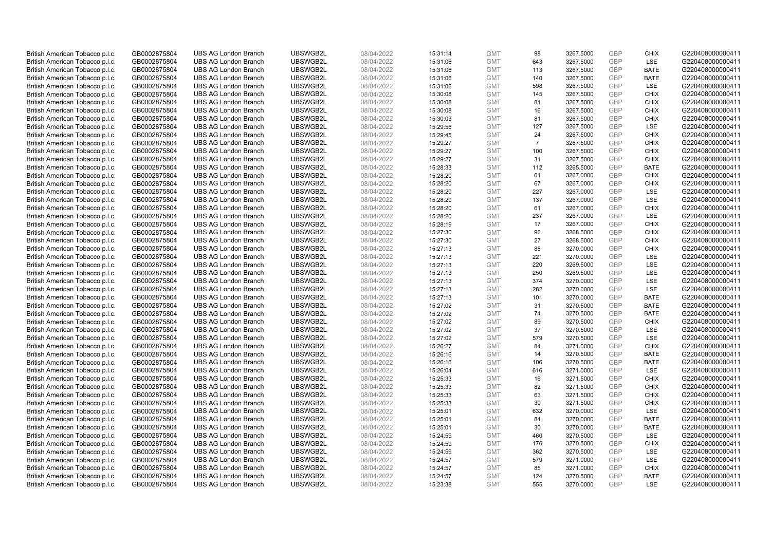| | | | | | | | | | | | |
|---|---|---|---|---|---|---|---|---|---|---|---|
| British American Tobacco p.l.c. | GB0002875804 | UBS AG London Branch | UBSWGB2L | 08/04/2022 | 15:31:14 | GMT | 98 | 3267.5000 | GBP | CHIX | G220408000000411 |
| British American Tobacco p.l.c. | GB0002875804 | UBS AG London Branch | UBSWGB2L | 08/04/2022 | 15:31:06 | GMT | 643 | 3267.5000 | GBP | LSE | G220408000000411 |
| British American Tobacco p.l.c. | GB0002875804 | UBS AG London Branch | UBSWGB2L | 08/04/2022 | 15:31:06 | GMT | 113 | 3267.5000 | GBP | BATE | G220408000000411 |
| British American Tobacco p.l.c. | GB0002875804 | UBS AG London Branch | UBSWGB2L | 08/04/2022 | 15:31:06 | GMT | 140 | 3267.5000 | GBP | BATE | G220408000000411 |
| British American Tobacco p.l.c. | GB0002875804 | UBS AG London Branch | UBSWGB2L | 08/04/2022 | 15:31:06 | GMT | 598 | 3267.5000 | GBP | LSE | G220408000000411 |
| British American Tobacco p.l.c. | GB0002875804 | UBS AG London Branch | UBSWGB2L | 08/04/2022 | 15:30:08 | GMT | 145 | 3267.5000 | GBP | CHIX | G220408000000411 |
| British American Tobacco p.l.c. | GB0002875804 | UBS AG London Branch | UBSWGB2L | 08/04/2022 | 15:30:08 | GMT | 81 | 3267.5000 | GBP | CHIX | G220408000000411 |
| British American Tobacco p.l.c. | GB0002875804 | UBS AG London Branch | UBSWGB2L | 08/04/2022 | 15:30:08 | GMT | 16 | 3267.5000 | GBP | CHIX | G220408000000411 |
| British American Tobacco p.l.c. | GB0002875804 | UBS AG London Branch | UBSWGB2L | 08/04/2022 | 15:30:03 | GMT | 81 | 3267.5000 | GBP | CHIX | G220408000000411 |
| British American Tobacco p.l.c. | GB0002875804 | UBS AG London Branch | UBSWGB2L | 08/04/2022 | 15:29:56 | GMT | 127 | 3267.5000 | GBP | LSE | G220408000000411 |
| British American Tobacco p.l.c. | GB0002875804 | UBS AG London Branch | UBSWGB2L | 08/04/2022 | 15:29:45 | GMT | 24 | 3267.5000 | GBP | CHIX | G220408000000411 |
| British American Tobacco p.l.c. | GB0002875804 | UBS AG London Branch | UBSWGB2L | 08/04/2022 | 15:29:27 | GMT | 7 | 3267.5000 | GBP | CHIX | G220408000000411 |
| British American Tobacco p.l.c. | GB0002875804 | UBS AG London Branch | UBSWGB2L | 08/04/2022 | 15:29:27 | GMT | 100 | 3267.5000 | GBP | CHIX | G220408000000411 |
| British American Tobacco p.l.c. | GB0002875804 | UBS AG London Branch | UBSWGB2L | 08/04/2022 | 15:29:27 | GMT | 31 | 3267.5000 | GBP | CHIX | G220408000000411 |
| British American Tobacco p.l.c. | GB0002875804 | UBS AG London Branch | UBSWGB2L | 08/04/2022 | 15:28:33 | GMT | 112 | 3265.5000 | GBP | BATE | G220408000000411 |
| British American Tobacco p.l.c. | GB0002875804 | UBS AG London Branch | UBSWGB2L | 08/04/2022 | 15:28:20 | GMT | 61 | 3267.0000 | GBP | CHIX | G220408000000411 |
| British American Tobacco p.l.c. | GB0002875804 | UBS AG London Branch | UBSWGB2L | 08/04/2022 | 15:28:20 | GMT | 67 | 3267.0000 | GBP | CHIX | G220408000000411 |
| British American Tobacco p.l.c. | GB0002875804 | UBS AG London Branch | UBSWGB2L | 08/04/2022 | 15:28:20 | GMT | 227 | 3267.0000 | GBP | LSE | G220408000000411 |
| British American Tobacco p.l.c. | GB0002875804 | UBS AG London Branch | UBSWGB2L | 08/04/2022 | 15:28:20 | GMT | 137 | 3267.0000 | GBP | LSE | G220408000000411 |
| British American Tobacco p.l.c. | GB0002875804 | UBS AG London Branch | UBSWGB2L | 08/04/2022 | 15:28:20 | GMT | 61 | 3267.0000 | GBP | CHIX | G220408000000411 |
| British American Tobacco p.l.c. | GB0002875804 | UBS AG London Branch | UBSWGB2L | 08/04/2022 | 15:28:20 | GMT | 237 | 3267.0000 | GBP | LSE | G220408000000411 |
| British American Tobacco p.l.c. | GB0002875804 | UBS AG London Branch | UBSWGB2L | 08/04/2022 | 15:28:19 | GMT | 17 | 3267.0000 | GBP | CHIX | G220408000000411 |
| British American Tobacco p.l.c. | GB0002875804 | UBS AG London Branch | UBSWGB2L | 08/04/2022 | 15:27:30 | GMT | 96 | 3268.5000 | GBP | CHIX | G220408000000411 |
| British American Tobacco p.l.c. | GB0002875804 | UBS AG London Branch | UBSWGB2L | 08/04/2022 | 15:27:30 | GMT | 27 | 3268.5000 | GBP | CHIX | G220408000000411 |
| British American Tobacco p.l.c. | GB0002875804 | UBS AG London Branch | UBSWGB2L | 08/04/2022 | 15:27:13 | GMT | 88 | 3270.0000 | GBP | CHIX | G220408000000411 |
| British American Tobacco p.l.c. | GB0002875804 | UBS AG London Branch | UBSWGB2L | 08/04/2022 | 15:27:13 | GMT | 221 | 3270.0000 | GBP | LSE | G220408000000411 |
| British American Tobacco p.l.c. | GB0002875804 | UBS AG London Branch | UBSWGB2L | 08/04/2022 | 15:27:13 | GMT | 220 | 3269.5000 | GBP | LSE | G220408000000411 |
| British American Tobacco p.l.c. | GB0002875804 | UBS AG London Branch | UBSWGB2L | 08/04/2022 | 15:27:13 | GMT | 250 | 3269.5000 | GBP | LSE | G220408000000411 |
| British American Tobacco p.l.c. | GB0002875804 | UBS AG London Branch | UBSWGB2L | 08/04/2022 | 15:27:13 | GMT | 374 | 3270.0000 | GBP | LSE | G220408000000411 |
| British American Tobacco p.l.c. | GB0002875804 | UBS AG London Branch | UBSWGB2L | 08/04/2022 | 15:27:13 | GMT | 282 | 3270.0000 | GBP | LSE | G220408000000411 |
| British American Tobacco p.l.c. | GB0002875804 | UBS AG London Branch | UBSWGB2L | 08/04/2022 | 15:27:13 | GMT | 101 | 3270.0000 | GBP | BATE | G220408000000411 |
| British American Tobacco p.l.c. | GB0002875804 | UBS AG London Branch | UBSWGB2L | 08/04/2022 | 15:27:02 | GMT | 31 | 3270.5000 | GBP | BATE | G220408000000411 |
| British American Tobacco p.l.c. | GB0002875804 | UBS AG London Branch | UBSWGB2L | 08/04/2022 | 15:27:02 | GMT | 74 | 3270.5000 | GBP | BATE | G220408000000411 |
| British American Tobacco p.l.c. | GB0002875804 | UBS AG London Branch | UBSWGB2L | 08/04/2022 | 15:27:02 | GMT | 89 | 3270.5000 | GBP | CHIX | G220408000000411 |
| British American Tobacco p.l.c. | GB0002875804 | UBS AG London Branch | UBSWGB2L | 08/04/2022 | 15:27:02 | GMT | 37 | 3270.5000 | GBP | LSE | G220408000000411 |
| British American Tobacco p.l.c. | GB0002875804 | UBS AG London Branch | UBSWGB2L | 08/04/2022 | 15:27:02 | GMT | 579 | 3270.5000 | GBP | LSE | G220408000000411 |
| British American Tobacco p.l.c. | GB0002875804 | UBS AG London Branch | UBSWGB2L | 08/04/2022 | 15:26:27 | GMT | 84 | 3271.0000 | GBP | CHIX | G220408000000411 |
| British American Tobacco p.l.c. | GB0002875804 | UBS AG London Branch | UBSWGB2L | 08/04/2022 | 15:26:16 | GMT | 14 | 3270.5000 | GBP | BATE | G220408000000411 |
| British American Tobacco p.l.c. | GB0002875804 | UBS AG London Branch | UBSWGB2L | 08/04/2022 | 15:26:16 | GMT | 106 | 3270.5000 | GBP | BATE | G220408000000411 |
| British American Tobacco p.l.c. | GB0002875804 | UBS AG London Branch | UBSWGB2L | 08/04/2022 | 15:26:04 | GMT | 616 | 3271.0000 | GBP | LSE | G220408000000411 |
| British American Tobacco p.l.c. | GB0002875804 | UBS AG London Branch | UBSWGB2L | 08/04/2022 | 15:25:33 | GMT | 16 | 3271.5000 | GBP | CHIX | G220408000000411 |
| British American Tobacco p.l.c. | GB0002875804 | UBS AG London Branch | UBSWGB2L | 08/04/2022 | 15:25:33 | GMT | 82 | 3271.5000 | GBP | CHIX | G220408000000411 |
| British American Tobacco p.l.c. | GB0002875804 | UBS AG London Branch | UBSWGB2L | 08/04/2022 | 15:25:33 | GMT | 63 | 3271.5000 | GBP | CHIX | G220408000000411 |
| British American Tobacco p.l.c. | GB0002875804 | UBS AG London Branch | UBSWGB2L | 08/04/2022 | 15:25:33 | GMT | 30 | 3271.5000 | GBP | CHIX | G220408000000411 |
| British American Tobacco p.l.c. | GB0002875804 | UBS AG London Branch | UBSWGB2L | 08/04/2022 | 15:25:01 | GMT | 632 | 3270.0000 | GBP | LSE | G220408000000411 |
| British American Tobacco p.l.c. | GB0002875804 | UBS AG London Branch | UBSWGB2L | 08/04/2022 | 15:25:01 | GMT | 84 | 3270.0000 | GBP | BATE | G220408000000411 |
| British American Tobacco p.l.c. | GB0002875804 | UBS AG London Branch | UBSWGB2L | 08/04/2022 | 15:25:01 | GMT | 30 | 3270.0000 | GBP | BATE | G220408000000411 |
| British American Tobacco p.l.c. | GB0002875804 | UBS AG London Branch | UBSWGB2L | 08/04/2022 | 15:24:59 | GMT | 460 | 3270.5000 | GBP | LSE | G220408000000411 |
| British American Tobacco p.l.c. | GB0002875804 | UBS AG London Branch | UBSWGB2L | 08/04/2022 | 15:24:59 | GMT | 176 | 3270.5000 | GBP | CHIX | G220408000000411 |
| British American Tobacco p.l.c. | GB0002875804 | UBS AG London Branch | UBSWGB2L | 08/04/2022 | 15:24:59 | GMT | 362 | 3270.5000 | GBP | LSE | G220408000000411 |
| British American Tobacco p.l.c. | GB0002875804 | UBS AG London Branch | UBSWGB2L | 08/04/2022 | 15:24:57 | GMT | 579 | 3271.0000 | GBP | LSE | G220408000000411 |
| British American Tobacco p.l.c. | GB0002875804 | UBS AG London Branch | UBSWGB2L | 08/04/2022 | 15:24:57 | GMT | 85 | 3271.0000 | GBP | CHIX | G220408000000411 |
| British American Tobacco p.l.c. | GB0002875804 | UBS AG London Branch | UBSWGB2L | 08/04/2022 | 15:24:57 | GMT | 124 | 3270.5000 | GBP | BATE | G220408000000411 |
| British American Tobacco p.l.c. | GB0002875804 | UBS AG London Branch | UBSWGB2L | 08/04/2022 | 15:23:38 | GMT | 555 | 3270.0000 | GBP | LSE | G220408000000411 |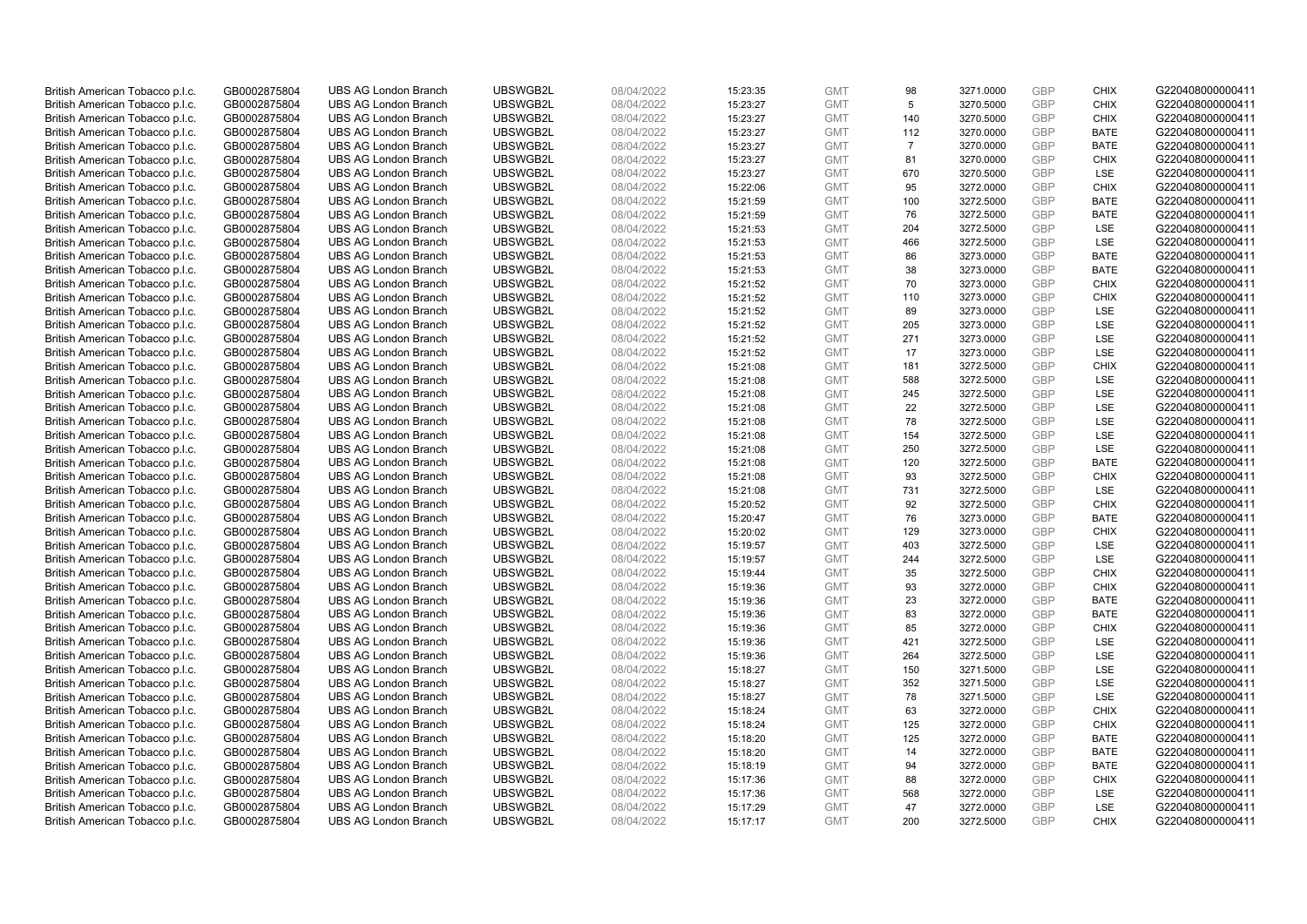| | | | | | | | | | | | |
|---|---|---|---|---|---|---|---|---|---|---|---|
| British American Tobacco p.l.c. | GB0002875804 | UBS AG London Branch | UBSWGB2L | 08/04/2022 | 15:23:35 | GMT | 98 | 3271.0000 | GBP | CHIX | G220408000000411 |
| British American Tobacco p.l.c. | GB0002875804 | UBS AG London Branch | UBSWGB2L | 08/04/2022 | 15:23:27 | GMT | 5 | 3270.5000 | GBP | CHIX | G220408000000411 |
| British American Tobacco p.l.c. | GB0002875804 | UBS AG London Branch | UBSWGB2L | 08/04/2022 | 15:23:27 | GMT | 140 | 3270.5000 | GBP | CHIX | G220408000000411 |
| British American Tobacco p.l.c. | GB0002875804 | UBS AG London Branch | UBSWGB2L | 08/04/2022 | 15:23:27 | GMT | 112 | 3270.0000 | GBP | BATE | G220408000000411 |
| British American Tobacco p.l.c. | GB0002875804 | UBS AG London Branch | UBSWGB2L | 08/04/2022 | 15:23:27 | GMT | 7 | 3270.0000 | GBP | BATE | G220408000000411 |
| British American Tobacco p.l.c. | GB0002875804 | UBS AG London Branch | UBSWGB2L | 08/04/2022 | 15:23:27 | GMT | 81 | 3270.0000 | GBP | CHIX | G220408000000411 |
| British American Tobacco p.l.c. | GB0002875804 | UBS AG London Branch | UBSWGB2L | 08/04/2022 | 15:23:27 | GMT | 670 | 3270.5000 | GBP | LSE | G220408000000411 |
| British American Tobacco p.l.c. | GB0002875804 | UBS AG London Branch | UBSWGB2L | 08/04/2022 | 15:22:06 | GMT | 95 | 3272.0000 | GBP | CHIX | G220408000000411 |
| British American Tobacco p.l.c. | GB0002875804 | UBS AG London Branch | UBSWGB2L | 08/04/2022 | 15:21:59 | GMT | 100 | 3272.5000 | GBP | BATE | G220408000000411 |
| British American Tobacco p.l.c. | GB0002875804 | UBS AG London Branch | UBSWGB2L | 08/04/2022 | 15:21:59 | GMT | 76 | 3272.5000 | GBP | BATE | G220408000000411 |
| British American Tobacco p.l.c. | GB0002875804 | UBS AG London Branch | UBSWGB2L | 08/04/2022 | 15:21:53 | GMT | 204 | 3272.5000 | GBP | LSE | G220408000000411 |
| British American Tobacco p.l.c. | GB0002875804 | UBS AG London Branch | UBSWGB2L | 08/04/2022 | 15:21:53 | GMT | 466 | 3272.5000 | GBP | LSE | G220408000000411 |
| British American Tobacco p.l.c. | GB0002875804 | UBS AG London Branch | UBSWGB2L | 08/04/2022 | 15:21:53 | GMT | 86 | 3273.0000 | GBP | BATE | G220408000000411 |
| British American Tobacco p.l.c. | GB0002875804 | UBS AG London Branch | UBSWGB2L | 08/04/2022 | 15:21:53 | GMT | 38 | 3273.0000 | GBP | BATE | G220408000000411 |
| British American Tobacco p.l.c. | GB0002875804 | UBS AG London Branch | UBSWGB2L | 08/04/2022 | 15:21:52 | GMT | 70 | 3273.0000 | GBP | CHIX | G220408000000411 |
| British American Tobacco p.l.c. | GB0002875804 | UBS AG London Branch | UBSWGB2L | 08/04/2022 | 15:21:52 | GMT | 110 | 3273.0000 | GBP | CHIX | G220408000000411 |
| British American Tobacco p.l.c. | GB0002875804 | UBS AG London Branch | UBSWGB2L | 08/04/2022 | 15:21:52 | GMT | 89 | 3273.0000 | GBP | LSE | G220408000000411 |
| British American Tobacco p.l.c. | GB0002875804 | UBS AG London Branch | UBSWGB2L | 08/04/2022 | 15:21:52 | GMT | 205 | 3273.0000 | GBP | LSE | G220408000000411 |
| British American Tobacco p.l.c. | GB0002875804 | UBS AG London Branch | UBSWGB2L | 08/04/2022 | 15:21:52 | GMT | 271 | 3273.0000 | GBP | LSE | G220408000000411 |
| British American Tobacco p.l.c. | GB0002875804 | UBS AG London Branch | UBSWGB2L | 08/04/2022 | 15:21:52 | GMT | 17 | 3273.0000 | GBP | LSE | G220408000000411 |
| British American Tobacco p.l.c. | GB0002875804 | UBS AG London Branch | UBSWGB2L | 08/04/2022 | 15:21:08 | GMT | 181 | 3272.5000 | GBP | CHIX | G220408000000411 |
| British American Tobacco p.l.c. | GB0002875804 | UBS AG London Branch | UBSWGB2L | 08/04/2022 | 15:21:08 | GMT | 588 | 3272.5000 | GBP | LSE | G220408000000411 |
| British American Tobacco p.l.c. | GB0002875804 | UBS AG London Branch | UBSWGB2L | 08/04/2022 | 15:21:08 | GMT | 245 | 3272.5000 | GBP | LSE | G220408000000411 |
| British American Tobacco p.l.c. | GB0002875804 | UBS AG London Branch | UBSWGB2L | 08/04/2022 | 15:21:08 | GMT | 22 | 3272.5000 | GBP | LSE | G220408000000411 |
| British American Tobacco p.l.c. | GB0002875804 | UBS AG London Branch | UBSWGB2L | 08/04/2022 | 15:21:08 | GMT | 78 | 3272.5000 | GBP | LSE | G220408000000411 |
| British American Tobacco p.l.c. | GB0002875804 | UBS AG London Branch | UBSWGB2L | 08/04/2022 | 15:21:08 | GMT | 154 | 3272.5000 | GBP | LSE | G220408000000411 |
| British American Tobacco p.l.c. | GB0002875804 | UBS AG London Branch | UBSWGB2L | 08/04/2022 | 15:21:08 | GMT | 250 | 3272.5000 | GBP | LSE | G220408000000411 |
| British American Tobacco p.l.c. | GB0002875804 | UBS AG London Branch | UBSWGB2L | 08/04/2022 | 15:21:08 | GMT | 120 | 3272.5000 | GBP | BATE | G220408000000411 |
| British American Tobacco p.l.c. | GB0002875804 | UBS AG London Branch | UBSWGB2L | 08/04/2022 | 15:21:08 | GMT | 93 | 3272.5000 | GBP | CHIX | G220408000000411 |
| British American Tobacco p.l.c. | GB0002875804 | UBS AG London Branch | UBSWGB2L | 08/04/2022 | 15:21:08 | GMT | 731 | 3272.5000 | GBP | LSE | G220408000000411 |
| British American Tobacco p.l.c. | GB0002875804 | UBS AG London Branch | UBSWGB2L | 08/04/2022 | 15:20:52 | GMT | 92 | 3272.5000 | GBP | CHIX | G220408000000411 |
| British American Tobacco p.l.c. | GB0002875804 | UBS AG London Branch | UBSWGB2L | 08/04/2022 | 15:20:47 | GMT | 76 | 3273.0000 | GBP | BATE | G220408000000411 |
| British American Tobacco p.l.c. | GB0002875804 | UBS AG London Branch | UBSWGB2L | 08/04/2022 | 15:20:02 | GMT | 129 | 3273.0000 | GBP | CHIX | G220408000000411 |
| British American Tobacco p.l.c. | GB0002875804 | UBS AG London Branch | UBSWGB2L | 08/04/2022 | 15:19:57 | GMT | 403 | 3272.5000 | GBP | LSE | G220408000000411 |
| British American Tobacco p.l.c. | GB0002875804 | UBS AG London Branch | UBSWGB2L | 08/04/2022 | 15:19:57 | GMT | 244 | 3272.5000 | GBP | LSE | G220408000000411 |
| British American Tobacco p.l.c. | GB0002875804 | UBS AG London Branch | UBSWGB2L | 08/04/2022 | 15:19:44 | GMT | 35 | 3272.5000 | GBP | CHIX | G220408000000411 |
| British American Tobacco p.l.c. | GB0002875804 | UBS AG London Branch | UBSWGB2L | 08/04/2022 | 15:19:36 | GMT | 93 | 3272.0000 | GBP | CHIX | G220408000000411 |
| British American Tobacco p.l.c. | GB0002875804 | UBS AG London Branch | UBSWGB2L | 08/04/2022 | 15:19:36 | GMT | 23 | 3272.0000 | GBP | BATE | G220408000000411 |
| British American Tobacco p.l.c. | GB0002875804 | UBS AG London Branch | UBSWGB2L | 08/04/2022 | 15:19:36 | GMT | 83 | 3272.0000 | GBP | BATE | G220408000000411 |
| British American Tobacco p.l.c. | GB0002875804 | UBS AG London Branch | UBSWGB2L | 08/04/2022 | 15:19:36 | GMT | 85 | 3272.0000 | GBP | CHIX | G220408000000411 |
| British American Tobacco p.l.c. | GB0002875804 | UBS AG London Branch | UBSWGB2L | 08/04/2022 | 15:19:36 | GMT | 421 | 3272.5000 | GBP | LSE | G220408000000411 |
| British American Tobacco p.l.c. | GB0002875804 | UBS AG London Branch | UBSWGB2L | 08/04/2022 | 15:19:36 | GMT | 264 | 3272.5000 | GBP | LSE | G220408000000411 |
| British American Tobacco p.l.c. | GB0002875804 | UBS AG London Branch | UBSWGB2L | 08/04/2022 | 15:18:27 | GMT | 150 | 3271.5000 | GBP | LSE | G220408000000411 |
| British American Tobacco p.l.c. | GB0002875804 | UBS AG London Branch | UBSWGB2L | 08/04/2022 | 15:18:27 | GMT | 352 | 3271.5000 | GBP | LSE | G220408000000411 |
| British American Tobacco p.l.c. | GB0002875804 | UBS AG London Branch | UBSWGB2L | 08/04/2022 | 15:18:27 | GMT | 78 | 3271.5000 | GBP | LSE | G220408000000411 |
| British American Tobacco p.l.c. | GB0002875804 | UBS AG London Branch | UBSWGB2L | 08/04/2022 | 15:18:24 | GMT | 63 | 3272.0000 | GBP | CHIX | G220408000000411 |
| British American Tobacco p.l.c. | GB0002875804 | UBS AG London Branch | UBSWGB2L | 08/04/2022 | 15:18:24 | GMT | 125 | 3272.0000 | GBP | CHIX | G220408000000411 |
| British American Tobacco p.l.c. | GB0002875804 | UBS AG London Branch | UBSWGB2L | 08/04/2022 | 15:18:20 | GMT | 125 | 3272.0000 | GBP | BATE | G220408000000411 |
| British American Tobacco p.l.c. | GB0002875804 | UBS AG London Branch | UBSWGB2L | 08/04/2022 | 15:18:20 | GMT | 14 | 3272.0000 | GBP | BATE | G220408000000411 |
| British American Tobacco p.l.c. | GB0002875804 | UBS AG London Branch | UBSWGB2L | 08/04/2022 | 15:18:19 | GMT | 94 | 3272.0000 | GBP | BATE | G220408000000411 |
| British American Tobacco p.l.c. | GB0002875804 | UBS AG London Branch | UBSWGB2L | 08/04/2022 | 15:17:36 | GMT | 88 | 3272.0000 | GBP | CHIX | G220408000000411 |
| British American Tobacco p.l.c. | GB0002875804 | UBS AG London Branch | UBSWGB2L | 08/04/2022 | 15:17:36 | GMT | 568 | 3272.0000 | GBP | LSE | G220408000000411 |
| British American Tobacco p.l.c. | GB0002875804 | UBS AG London Branch | UBSWGB2L | 08/04/2022 | 15:17:29 | GMT | 47 | 3272.0000 | GBP | LSE | G220408000000411 |
| British American Tobacco p.l.c. | GB0002875804 | UBS AG London Branch | UBSWGB2L | 08/04/2022 | 15:17:17 | GMT | 200 | 3272.5000 | GBP | CHIX | G220408000000411 |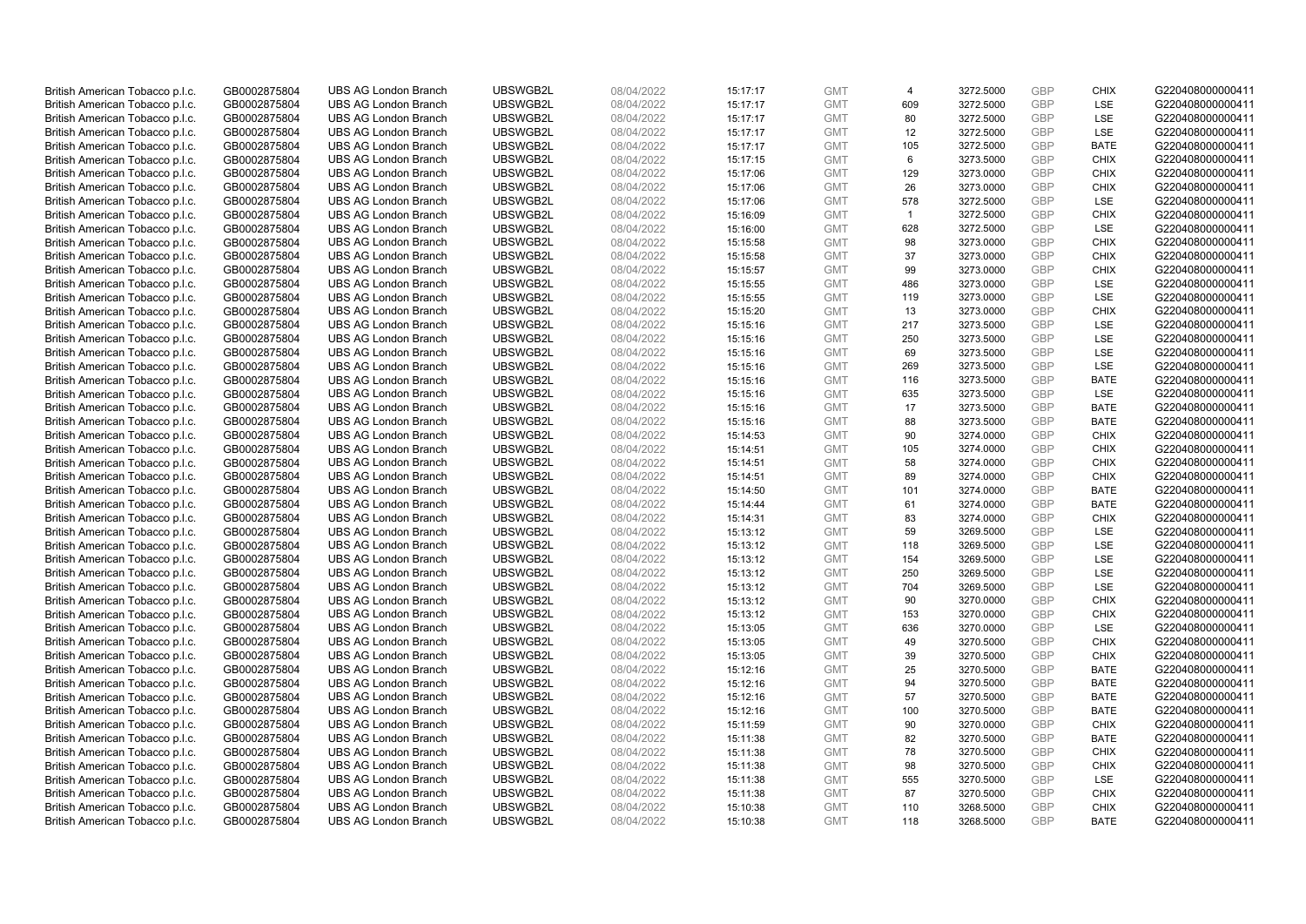| British American Tobacco p.l.c. | GB0002875804 | UBS AG London Branch | UBSWGB2L | 08/04/2022 | 15:17:17 | GMT | 4 | 3272.5000 | GBP | CHIX | G220408000000411 |
|---|---|---|---|---|---|---|---|---|---|---|---|
| British American Tobacco p.l.c. | GB0002875804 | UBS AG London Branch | UBSWGB2L | 08/04/2022 | 15:17:17 | GMT | 609 | 3272.5000 | GBP | LSE | G220408000000411 |
| British American Tobacco p.l.c. | GB0002875804 | UBS AG London Branch | UBSWGB2L | 08/04/2022 | 15:17:17 | GMT | 80 | 3272.5000 | GBP | LSE | G220408000000411 |
| British American Tobacco p.l.c. | GB0002875804 | UBS AG London Branch | UBSWGB2L | 08/04/2022 | 15:17:17 | GMT | 12 | 3272.5000 | GBP | LSE | G220408000000411 |
| British American Tobacco p.l.c. | GB0002875804 | UBS AG London Branch | UBSWGB2L | 08/04/2022 | 15:17:17 | GMT | 105 | 3272.5000 | GBP | BATE | G220408000000411 |
| British American Tobacco p.l.c. | GB0002875804 | UBS AG London Branch | UBSWGB2L | 08/04/2022 | 15:17:15 | GMT | 6 | 3273.5000 | GBP | CHIX | G220408000000411 |
| British American Tobacco p.l.c. | GB0002875804 | UBS AG London Branch | UBSWGB2L | 08/04/2022 | 15:17:06 | GMT | 129 | 3273.0000 | GBP | CHIX | G220408000000411 |
| British American Tobacco p.l.c. | GB0002875804 | UBS AG London Branch | UBSWGB2L | 08/04/2022 | 15:17:06 | GMT | 26 | 3273.0000 | GBP | CHIX | G220408000000411 |
| British American Tobacco p.l.c. | GB0002875804 | UBS AG London Branch | UBSWGB2L | 08/04/2022 | 15:17:06 | GMT | 578 | 3272.5000 | GBP | LSE | G220408000000411 |
| British American Tobacco p.l.c. | GB0002875804 | UBS AG London Branch | UBSWGB2L | 08/04/2022 | 15:16:09 | GMT | 1 | 3272.5000 | GBP | CHIX | G220408000000411 |
| British American Tobacco p.l.c. | GB0002875804 | UBS AG London Branch | UBSWGB2L | 08/04/2022 | 15:16:00 | GMT | 628 | 3272.5000 | GBP | LSE | G220408000000411 |
| British American Tobacco p.l.c. | GB0002875804 | UBS AG London Branch | UBSWGB2L | 08/04/2022 | 15:15:58 | GMT | 98 | 3273.0000 | GBP | CHIX | G220408000000411 |
| British American Tobacco p.l.c. | GB0002875804 | UBS AG London Branch | UBSWGB2L | 08/04/2022 | 15:15:58 | GMT | 37 | 3273.0000 | GBP | CHIX | G220408000000411 |
| British American Tobacco p.l.c. | GB0002875804 | UBS AG London Branch | UBSWGB2L | 08/04/2022 | 15:15:57 | GMT | 99 | 3273.0000 | GBP | CHIX | G220408000000411 |
| British American Tobacco p.l.c. | GB0002875804 | UBS AG London Branch | UBSWGB2L | 08/04/2022 | 15:15:55 | GMT | 486 | 3273.0000 | GBP | LSE | G220408000000411 |
| British American Tobacco p.l.c. | GB0002875804 | UBS AG London Branch | UBSWGB2L | 08/04/2022 | 15:15:55 | GMT | 119 | 3273.0000 | GBP | LSE | G220408000000411 |
| British American Tobacco p.l.c. | GB0002875804 | UBS AG London Branch | UBSWGB2L | 08/04/2022 | 15:15:20 | GMT | 13 | 3273.0000 | GBP | CHIX | G220408000000411 |
| British American Tobacco p.l.c. | GB0002875804 | UBS AG London Branch | UBSWGB2L | 08/04/2022 | 15:15:16 | GMT | 217 | 3273.5000 | GBP | LSE | G220408000000411 |
| British American Tobacco p.l.c. | GB0002875804 | UBS AG London Branch | UBSWGB2L | 08/04/2022 | 15:15:16 | GMT | 250 | 3273.5000 | GBP | LSE | G220408000000411 |
| British American Tobacco p.l.c. | GB0002875804 | UBS AG London Branch | UBSWGB2L | 08/04/2022 | 15:15:16 | GMT | 69 | 3273.5000 | GBP | LSE | G220408000000411 |
| British American Tobacco p.l.c. | GB0002875804 | UBS AG London Branch | UBSWGB2L | 08/04/2022 | 15:15:16 | GMT | 269 | 3273.5000 | GBP | LSE | G220408000000411 |
| British American Tobacco p.l.c. | GB0002875804 | UBS AG London Branch | UBSWGB2L | 08/04/2022 | 15:15:16 | GMT | 116 | 3273.5000 | GBP | BATE | G220408000000411 |
| British American Tobacco p.l.c. | GB0002875804 | UBS AG London Branch | UBSWGB2L | 08/04/2022 | 15:15:16 | GMT | 635 | 3273.5000 | GBP | LSE | G220408000000411 |
| British American Tobacco p.l.c. | GB0002875804 | UBS AG London Branch | UBSWGB2L | 08/04/2022 | 15:15:16 | GMT | 17 | 3273.5000 | GBP | BATE | G220408000000411 |
| British American Tobacco p.l.c. | GB0002875804 | UBS AG London Branch | UBSWGB2L | 08/04/2022 | 15:15:16 | GMT | 88 | 3273.5000 | GBP | BATE | G220408000000411 |
| British American Tobacco p.l.c. | GB0002875804 | UBS AG London Branch | UBSWGB2L | 08/04/2022 | 15:14:53 | GMT | 90 | 3274.0000 | GBP | CHIX | G220408000000411 |
| British American Tobacco p.l.c. | GB0002875804 | UBS AG London Branch | UBSWGB2L | 08/04/2022 | 15:14:51 | GMT | 105 | 3274.0000 | GBP | CHIX | G220408000000411 |
| British American Tobacco p.l.c. | GB0002875804 | UBS AG London Branch | UBSWGB2L | 08/04/2022 | 15:14:51 | GMT | 58 | 3274.0000 | GBP | CHIX | G220408000000411 |
| British American Tobacco p.l.c. | GB0002875804 | UBS AG London Branch | UBSWGB2L | 08/04/2022 | 15:14:51 | GMT | 89 | 3274.0000 | GBP | CHIX | G220408000000411 |
| British American Tobacco p.l.c. | GB0002875804 | UBS AG London Branch | UBSWGB2L | 08/04/2022 | 15:14:50 | GMT | 101 | 3274.0000 | GBP | BATE | G220408000000411 |
| British American Tobacco p.l.c. | GB0002875804 | UBS AG London Branch | UBSWGB2L | 08/04/2022 | 15:14:44 | GMT | 61 | 3274.0000 | GBP | BATE | G220408000000411 |
| British American Tobacco p.l.c. | GB0002875804 | UBS AG London Branch | UBSWGB2L | 08/04/2022 | 15:14:31 | GMT | 83 | 3274.0000 | GBP | CHIX | G220408000000411 |
| British American Tobacco p.l.c. | GB0002875804 | UBS AG London Branch | UBSWGB2L | 08/04/2022 | 15:13:12 | GMT | 59 | 3269.5000 | GBP | LSE | G220408000000411 |
| British American Tobacco p.l.c. | GB0002875804 | UBS AG London Branch | UBSWGB2L | 08/04/2022 | 15:13:12 | GMT | 118 | 3269.5000 | GBP | LSE | G220408000000411 |
| British American Tobacco p.l.c. | GB0002875804 | UBS AG London Branch | UBSWGB2L | 08/04/2022 | 15:13:12 | GMT | 154 | 3269.5000 | GBP | LSE | G220408000000411 |
| British American Tobacco p.l.c. | GB0002875804 | UBS AG London Branch | UBSWGB2L | 08/04/2022 | 15:13:12 | GMT | 250 | 3269.5000 | GBP | LSE | G220408000000411 |
| British American Tobacco p.l.c. | GB0002875804 | UBS AG London Branch | UBSWGB2L | 08/04/2022 | 15:13:12 | GMT | 704 | 3269.5000 | GBP | LSE | G220408000000411 |
| British American Tobacco p.l.c. | GB0002875804 | UBS AG London Branch | UBSWGB2L | 08/04/2022 | 15:13:12 | GMT | 90 | 3270.0000 | GBP | CHIX | G220408000000411 |
| British American Tobacco p.l.c. | GB0002875804 | UBS AG London Branch | UBSWGB2L | 08/04/2022 | 15:13:12 | GMT | 153 | 3270.0000 | GBP | CHIX | G220408000000411 |
| British American Tobacco p.l.c. | GB0002875804 | UBS AG London Branch | UBSWGB2L | 08/04/2022 | 15:13:05 | GMT | 636 | 3270.0000 | GBP | LSE | G220408000000411 |
| British American Tobacco p.l.c. | GB0002875804 | UBS AG London Branch | UBSWGB2L | 08/04/2022 | 15:13:05 | GMT | 49 | 3270.5000 | GBP | CHIX | G220408000000411 |
| British American Tobacco p.l.c. | GB0002875804 | UBS AG London Branch | UBSWGB2L | 08/04/2022 | 15:13:05 | GMT | 39 | 3270.5000 | GBP | CHIX | G220408000000411 |
| British American Tobacco p.l.c. | GB0002875804 | UBS AG London Branch | UBSWGB2L | 08/04/2022 | 15:12:16 | GMT | 25 | 3270.5000 | GBP | BATE | G220408000000411 |
| British American Tobacco p.l.c. | GB0002875804 | UBS AG London Branch | UBSWGB2L | 08/04/2022 | 15:12:16 | GMT | 94 | 3270.5000 | GBP | BATE | G220408000000411 |
| British American Tobacco p.l.c. | GB0002875804 | UBS AG London Branch | UBSWGB2L | 08/04/2022 | 15:12:16 | GMT | 57 | 3270.5000 | GBP | BATE | G220408000000411 |
| British American Tobacco p.l.c. | GB0002875804 | UBS AG London Branch | UBSWGB2L | 08/04/2022 | 15:12:16 | GMT | 100 | 3270.5000 | GBP | BATE | G220408000000411 |
| British American Tobacco p.l.c. | GB0002875804 | UBS AG London Branch | UBSWGB2L | 08/04/2022 | 15:11:59 | GMT | 90 | 3270.0000 | GBP | CHIX | G220408000000411 |
| British American Tobacco p.l.c. | GB0002875804 | UBS AG London Branch | UBSWGB2L | 08/04/2022 | 15:11:38 | GMT | 82 | 3270.5000 | GBP | BATE | G220408000000411 |
| British American Tobacco p.l.c. | GB0002875804 | UBS AG London Branch | UBSWGB2L | 08/04/2022 | 15:11:38 | GMT | 78 | 3270.5000 | GBP | CHIX | G220408000000411 |
| British American Tobacco p.l.c. | GB0002875804 | UBS AG London Branch | UBSWGB2L | 08/04/2022 | 15:11:38 | GMT | 98 | 3270.5000 | GBP | CHIX | G220408000000411 |
| British American Tobacco p.l.c. | GB0002875804 | UBS AG London Branch | UBSWGB2L | 08/04/2022 | 15:11:38 | GMT | 555 | 3270.5000 | GBP | LSE | G220408000000411 |
| British American Tobacco p.l.c. | GB0002875804 | UBS AG London Branch | UBSWGB2L | 08/04/2022 | 15:11:38 | GMT | 87 | 3270.5000 | GBP | CHIX | G220408000000411 |
| British American Tobacco p.l.c. | GB0002875804 | UBS AG London Branch | UBSWGB2L | 08/04/2022 | 15:10:38 | GMT | 110 | 3268.5000 | GBP | CHIX | G220408000000411 |
| British American Tobacco p.l.c. | GB0002875804 | UBS AG London Branch | UBSWGB2L | 08/04/2022 | 15:10:38 | GMT | 118 | 3268.5000 | GBP | BATE | G220408000000411 |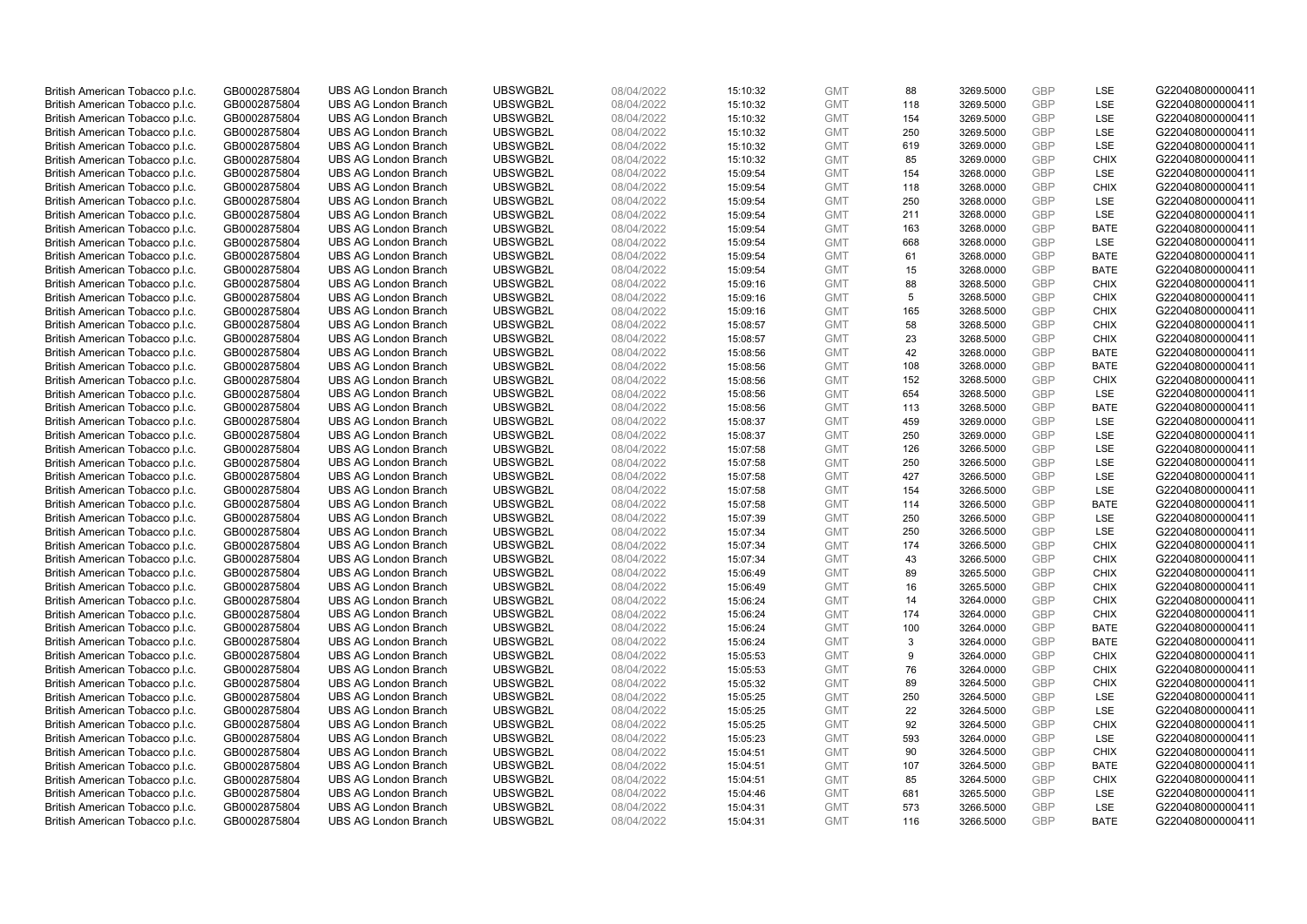| | | | | | | | | | | | |
|---|---|---|---|---|---|---|---|---|---|---|---|
| British American Tobacco p.l.c. | GB0002875804 | UBS AG London Branch | UBSWGB2L | 08/04/2022 | 15:10:32 | GMT | 88 | 3269.5000 | GBP | LSE | G220408000000411 |
| British American Tobacco p.l.c. | GB0002875804 | UBS AG London Branch | UBSWGB2L | 08/04/2022 | 15:10:32 | GMT | 118 | 3269.5000 | GBP | LSE | G220408000000411 |
| British American Tobacco p.l.c. | GB0002875804 | UBS AG London Branch | UBSWGB2L | 08/04/2022 | 15:10:32 | GMT | 154 | 3269.5000 | GBP | LSE | G220408000000411 |
| British American Tobacco p.l.c. | GB0002875804 | UBS AG London Branch | UBSWGB2L | 08/04/2022 | 15:10:32 | GMT | 250 | 3269.5000 | GBP | LSE | G220408000000411 |
| British American Tobacco p.l.c. | GB0002875804 | UBS AG London Branch | UBSWGB2L | 08/04/2022 | 15:10:32 | GMT | 619 | 3269.0000 | GBP | LSE | G220408000000411 |
| British American Tobacco p.l.c. | GB0002875804 | UBS AG London Branch | UBSWGB2L | 08/04/2022 | 15:10:32 | GMT | 85 | 3269.0000 | GBP | CHIX | G220408000000411 |
| British American Tobacco p.l.c. | GB0002875804 | UBS AG London Branch | UBSWGB2L | 08/04/2022 | 15:09:54 | GMT | 154 | 3268.0000 | GBP | LSE | G220408000000411 |
| British American Tobacco p.l.c. | GB0002875804 | UBS AG London Branch | UBSWGB2L | 08/04/2022 | 15:09:54 | GMT | 118 | 3268.0000 | GBP | CHIX | G220408000000411 |
| British American Tobacco p.l.c. | GB0002875804 | UBS AG London Branch | UBSWGB2L | 08/04/2022 | 15:09:54 | GMT | 250 | 3268.0000 | GBP | LSE | G220408000000411 |
| British American Tobacco p.l.c. | GB0002875804 | UBS AG London Branch | UBSWGB2L | 08/04/2022 | 15:09:54 | GMT | 211 | 3268.0000 | GBP | LSE | G220408000000411 |
| British American Tobacco p.l.c. | GB0002875804 | UBS AG London Branch | UBSWGB2L | 08/04/2022 | 15:09:54 | GMT | 163 | 3268.0000 | GBP | BATE | G220408000000411 |
| British American Tobacco p.l.c. | GB0002875804 | UBS AG London Branch | UBSWGB2L | 08/04/2022 | 15:09:54 | GMT | 668 | 3268.0000 | GBP | LSE | G220408000000411 |
| British American Tobacco p.l.c. | GB0002875804 | UBS AG London Branch | UBSWGB2L | 08/04/2022 | 15:09:54 | GMT | 61 | 3268.0000 | GBP | BATE | G220408000000411 |
| British American Tobacco p.l.c. | GB0002875804 | UBS AG London Branch | UBSWGB2L | 08/04/2022 | 15:09:54 | GMT | 15 | 3268.0000 | GBP | BATE | G220408000000411 |
| British American Tobacco p.l.c. | GB0002875804 | UBS AG London Branch | UBSWGB2L | 08/04/2022 | 15:09:16 | GMT | 88 | 3268.5000 | GBP | CHIX | G220408000000411 |
| British American Tobacco p.l.c. | GB0002875804 | UBS AG London Branch | UBSWGB2L | 08/04/2022 | 15:09:16 | GMT | 5 | 3268.5000 | GBP | CHIX | G220408000000411 |
| British American Tobacco p.l.c. | GB0002875804 | UBS AG London Branch | UBSWGB2L | 08/04/2022 | 15:09:16 | GMT | 165 | 3268.5000 | GBP | CHIX | G220408000000411 |
| British American Tobacco p.l.c. | GB0002875804 | UBS AG London Branch | UBSWGB2L | 08/04/2022 | 15:08:57 | GMT | 58 | 3268.5000 | GBP | CHIX | G220408000000411 |
| British American Tobacco p.l.c. | GB0002875804 | UBS AG London Branch | UBSWGB2L | 08/04/2022 | 15:08:57 | GMT | 23 | 3268.5000 | GBP | CHIX | G220408000000411 |
| British American Tobacco p.l.c. | GB0002875804 | UBS AG London Branch | UBSWGB2L | 08/04/2022 | 15:08:56 | GMT | 42 | 3268.0000 | GBP | BATE | G220408000000411 |
| British American Tobacco p.l.c. | GB0002875804 | UBS AG London Branch | UBSWGB2L | 08/04/2022 | 15:08:56 | GMT | 108 | 3268.0000 | GBP | BATE | G220408000000411 |
| British American Tobacco p.l.c. | GB0002875804 | UBS AG London Branch | UBSWGB2L | 08/04/2022 | 15:08:56 | GMT | 152 | 3268.5000 | GBP | CHIX | G220408000000411 |
| British American Tobacco p.l.c. | GB0002875804 | UBS AG London Branch | UBSWGB2L | 08/04/2022 | 15:08:56 | GMT | 654 | 3268.5000 | GBP | LSE | G220408000000411 |
| British American Tobacco p.l.c. | GB0002875804 | UBS AG London Branch | UBSWGB2L | 08/04/2022 | 15:08:56 | GMT | 113 | 3268.5000 | GBP | BATE | G220408000000411 |
| British American Tobacco p.l.c. | GB0002875804 | UBS AG London Branch | UBSWGB2L | 08/04/2022 | 15:08:37 | GMT | 459 | 3269.0000 | GBP | LSE | G220408000000411 |
| British American Tobacco p.l.c. | GB0002875804 | UBS AG London Branch | UBSWGB2L | 08/04/2022 | 15:08:37 | GMT | 250 | 3269.0000 | GBP | LSE | G220408000000411 |
| British American Tobacco p.l.c. | GB0002875804 | UBS AG London Branch | UBSWGB2L | 08/04/2022 | 15:07:58 | GMT | 126 | 3266.5000 | GBP | LSE | G220408000000411 |
| British American Tobacco p.l.c. | GB0002875804 | UBS AG London Branch | UBSWGB2L | 08/04/2022 | 15:07:58 | GMT | 250 | 3266.5000 | GBP | LSE | G220408000000411 |
| British American Tobacco p.l.c. | GB0002875804 | UBS AG London Branch | UBSWGB2L | 08/04/2022 | 15:07:58 | GMT | 427 | 3266.5000 | GBP | LSE | G220408000000411 |
| British American Tobacco p.l.c. | GB0002875804 | UBS AG London Branch | UBSWGB2L | 08/04/2022 | 15:07:58 | GMT | 154 | 3266.5000 | GBP | LSE | G220408000000411 |
| British American Tobacco p.l.c. | GB0002875804 | UBS AG London Branch | UBSWGB2L | 08/04/2022 | 15:07:58 | GMT | 114 | 3266.5000 | GBP | BATE | G220408000000411 |
| British American Tobacco p.l.c. | GB0002875804 | UBS AG London Branch | UBSWGB2L | 08/04/2022 | 15:07:39 | GMT | 250 | 3266.5000 | GBP | LSE | G220408000000411 |
| British American Tobacco p.l.c. | GB0002875804 | UBS AG London Branch | UBSWGB2L | 08/04/2022 | 15:07:34 | GMT | 250 | 3266.5000 | GBP | LSE | G220408000000411 |
| British American Tobacco p.l.c. | GB0002875804 | UBS AG London Branch | UBSWGB2L | 08/04/2022 | 15:07:34 | GMT | 174 | 3266.5000 | GBP | CHIX | G220408000000411 |
| British American Tobacco p.l.c. | GB0002875804 | UBS AG London Branch | UBSWGB2L | 08/04/2022 | 15:07:34 | GMT | 43 | 3266.5000 | GBP | CHIX | G220408000000411 |
| British American Tobacco p.l.c. | GB0002875804 | UBS AG London Branch | UBSWGB2L | 08/04/2022 | 15:06:49 | GMT | 89 | 3265.5000 | GBP | CHIX | G220408000000411 |
| British American Tobacco p.l.c. | GB0002875804 | UBS AG London Branch | UBSWGB2L | 08/04/2022 | 15:06:49 | GMT | 16 | 3265.5000 | GBP | CHIX | G220408000000411 |
| British American Tobacco p.l.c. | GB0002875804 | UBS AG London Branch | UBSWGB2L | 08/04/2022 | 15:06:24 | GMT | 14 | 3264.0000 | GBP | CHIX | G220408000000411 |
| British American Tobacco p.l.c. | GB0002875804 | UBS AG London Branch | UBSWGB2L | 08/04/2022 | 15:06:24 | GMT | 174 | 3264.0000 | GBP | CHIX | G220408000000411 |
| British American Tobacco p.l.c. | GB0002875804 | UBS AG London Branch | UBSWGB2L | 08/04/2022 | 15:06:24 | GMT | 100 | 3264.0000 | GBP | BATE | G220408000000411 |
| British American Tobacco p.l.c. | GB0002875804 | UBS AG London Branch | UBSWGB2L | 08/04/2022 | 15:06:24 | GMT | 3 | 3264.0000 | GBP | BATE | G220408000000411 |
| British American Tobacco p.l.c. | GB0002875804 | UBS AG London Branch | UBSWGB2L | 08/04/2022 | 15:05:53 | GMT | 9 | 3264.0000 | GBP | CHIX | G220408000000411 |
| British American Tobacco p.l.c. | GB0002875804 | UBS AG London Branch | UBSWGB2L | 08/04/2022 | 15:05:53 | GMT | 76 | 3264.0000 | GBP | CHIX | G220408000000411 |
| British American Tobacco p.l.c. | GB0002875804 | UBS AG London Branch | UBSWGB2L | 08/04/2022 | 15:05:32 | GMT | 89 | 3264.5000 | GBP | CHIX | G220408000000411 |
| British American Tobacco p.l.c. | GB0002875804 | UBS AG London Branch | UBSWGB2L | 08/04/2022 | 15:05:25 | GMT | 250 | 3264.5000 | GBP | LSE | G220408000000411 |
| British American Tobacco p.l.c. | GB0002875804 | UBS AG London Branch | UBSWGB2L | 08/04/2022 | 15:05:25 | GMT | 22 | 3264.5000 | GBP | LSE | G220408000000411 |
| British American Tobacco p.l.c. | GB0002875804 | UBS AG London Branch | UBSWGB2L | 08/04/2022 | 15:05:25 | GMT | 92 | 3264.5000 | GBP | CHIX | G220408000000411 |
| British American Tobacco p.l.c. | GB0002875804 | UBS AG London Branch | UBSWGB2L | 08/04/2022 | 15:05:23 | GMT | 593 | 3264.0000 | GBP | LSE | G220408000000411 |
| British American Tobacco p.l.c. | GB0002875804 | UBS AG London Branch | UBSWGB2L | 08/04/2022 | 15:04:51 | GMT | 90 | 3264.5000 | GBP | CHIX | G220408000000411 |
| British American Tobacco p.l.c. | GB0002875804 | UBS AG London Branch | UBSWGB2L | 08/04/2022 | 15:04:51 | GMT | 107 | 3264.5000 | GBP | BATE | G220408000000411 |
| British American Tobacco p.l.c. | GB0002875804 | UBS AG London Branch | UBSWGB2L | 08/04/2022 | 15:04:51 | GMT | 85 | 3264.5000 | GBP | CHIX | G220408000000411 |
| British American Tobacco p.l.c. | GB0002875804 | UBS AG London Branch | UBSWGB2L | 08/04/2022 | 15:04:46 | GMT | 681 | 3265.5000 | GBP | LSE | G220408000000411 |
| British American Tobacco p.l.c. | GB0002875804 | UBS AG London Branch | UBSWGB2L | 08/04/2022 | 15:04:31 | GMT | 573 | 3266.5000 | GBP | LSE | G220408000000411 |
| British American Tobacco p.l.c. | GB0002875804 | UBS AG London Branch | UBSWGB2L | 08/04/2022 | 15:04:31 | GMT | 116 | 3266.5000 | GBP | BATE | G220408000000411 |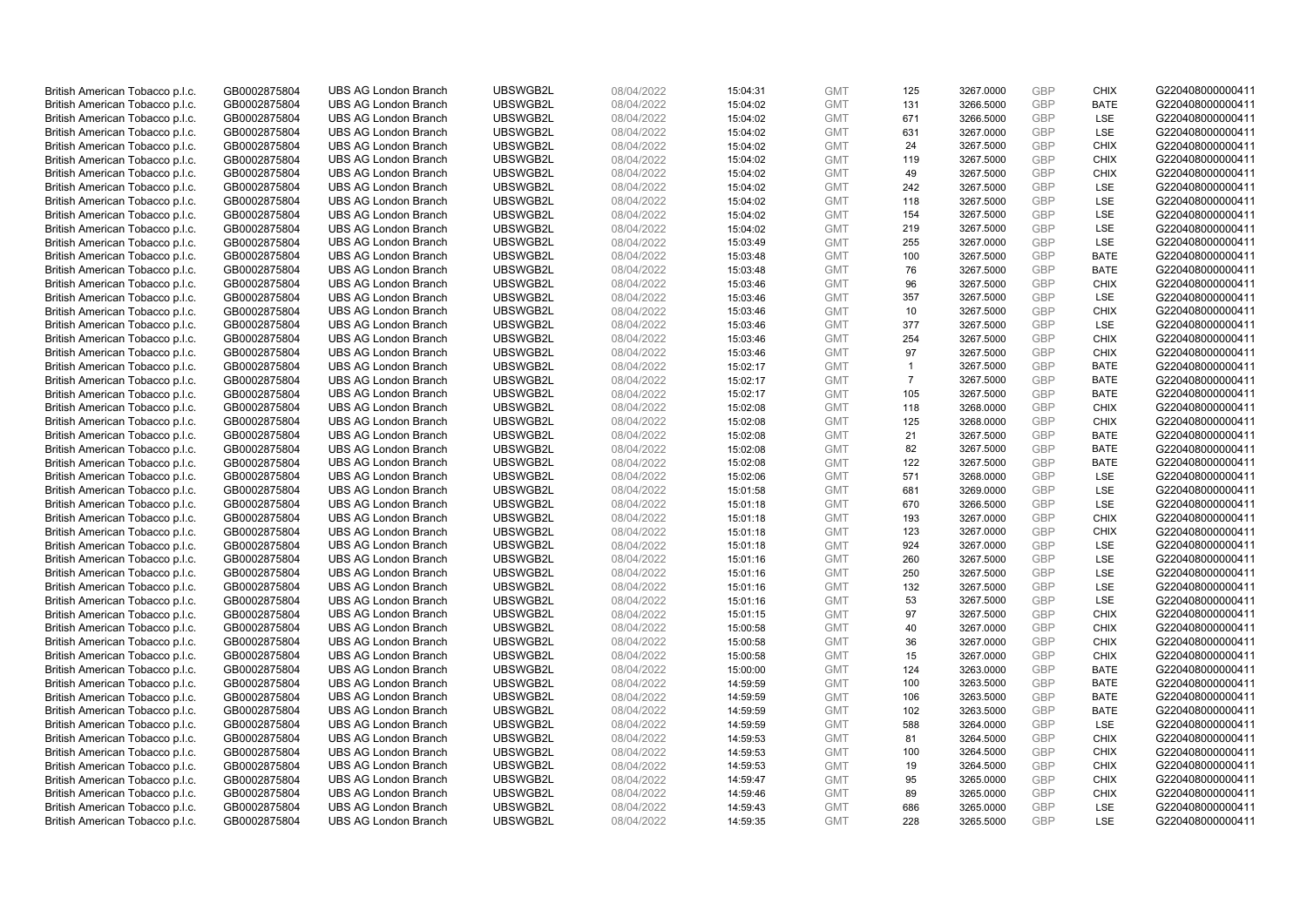| British American Tobacco p.l.c. | GB0002875804 | UBS AG London Branch | UBSWGB2L | 08/04/2022 | 15:04:31 | GMT | 125 | 3267.0000 | GBP | CHIX | G220408000000411 |
|---|---|---|---|---|---|---|---|---|---|---|---|
| British American Tobacco p.l.c. | GB0002875804 | UBS AG London Branch | UBSWGB2L | 08/04/2022 | 15:04:02 | GMT | 131 | 3266.5000 | GBP | BATE | G220408000000411 |
| British American Tobacco p.l.c. | GB0002875804 | UBS AG London Branch | UBSWGB2L | 08/04/2022 | 15:04:02 | GMT | 671 | 3266.5000 | GBP | LSE | G220408000000411 |
| British American Tobacco p.l.c. | GB0002875804 | UBS AG London Branch | UBSWGB2L | 08/04/2022 | 15:04:02 | GMT | 631 | 3267.0000 | GBP | LSE | G220408000000411 |
| British American Tobacco p.l.c. | GB0002875804 | UBS AG London Branch | UBSWGB2L | 08/04/2022 | 15:04:02 | GMT | 24 | 3267.5000 | GBP | CHIX | G220408000000411 |
| British American Tobacco p.l.c. | GB0002875804 | UBS AG London Branch | UBSWGB2L | 08/04/2022 | 15:04:02 | GMT | 119 | 3267.5000 | GBP | CHIX | G220408000000411 |
| British American Tobacco p.l.c. | GB0002875804 | UBS AG London Branch | UBSWGB2L | 08/04/2022 | 15:04:02 | GMT | 49 | 3267.5000 | GBP | CHIX | G220408000000411 |
| British American Tobacco p.l.c. | GB0002875804 | UBS AG London Branch | UBSWGB2L | 08/04/2022 | 15:04:02 | GMT | 242 | 3267.5000 | GBP | LSE | G220408000000411 |
| British American Tobacco p.l.c. | GB0002875804 | UBS AG London Branch | UBSWGB2L | 08/04/2022 | 15:04:02 | GMT | 118 | 3267.5000 | GBP | LSE | G220408000000411 |
| British American Tobacco p.l.c. | GB0002875804 | UBS AG London Branch | UBSWGB2L | 08/04/2022 | 15:04:02 | GMT | 154 | 3267.5000 | GBP | LSE | G220408000000411 |
| British American Tobacco p.l.c. | GB0002875804 | UBS AG London Branch | UBSWGB2L | 08/04/2022 | 15:04:02 | GMT | 219 | 3267.5000 | GBP | LSE | G220408000000411 |
| British American Tobacco p.l.c. | GB0002875804 | UBS AG London Branch | UBSWGB2L | 08/04/2022 | 15:03:49 | GMT | 255 | 3267.0000 | GBP | LSE | G220408000000411 |
| British American Tobacco p.l.c. | GB0002875804 | UBS AG London Branch | UBSWGB2L | 08/04/2022 | 15:03:48 | GMT | 100 | 3267.5000 | GBP | BATE | G220408000000411 |
| British American Tobacco p.l.c. | GB0002875804 | UBS AG London Branch | UBSWGB2L | 08/04/2022 | 15:03:48 | GMT | 76 | 3267.5000 | GBP | BATE | G220408000000411 |
| British American Tobacco p.l.c. | GB0002875804 | UBS AG London Branch | UBSWGB2L | 08/04/2022 | 15:03:46 | GMT | 96 | 3267.5000 | GBP | CHIX | G220408000000411 |
| British American Tobacco p.l.c. | GB0002875804 | UBS AG London Branch | UBSWGB2L | 08/04/2022 | 15:03:46 | GMT | 357 | 3267.5000 | GBP | LSE | G220408000000411 |
| British American Tobacco p.l.c. | GB0002875804 | UBS AG London Branch | UBSWGB2L | 08/04/2022 | 15:03:46 | GMT | 10 | 3267.5000 | GBP | CHIX | G220408000000411 |
| British American Tobacco p.l.c. | GB0002875804 | UBS AG London Branch | UBSWGB2L | 08/04/2022 | 15:03:46 | GMT | 377 | 3267.5000 | GBP | LSE | G220408000000411 |
| British American Tobacco p.l.c. | GB0002875804 | UBS AG London Branch | UBSWGB2L | 08/04/2022 | 15:03:46 | GMT | 254 | 3267.5000 | GBP | CHIX | G220408000000411 |
| British American Tobacco p.l.c. | GB0002875804 | UBS AG London Branch | UBSWGB2L | 08/04/2022 | 15:03:46 | GMT | 97 | 3267.5000 | GBP | CHIX | G220408000000411 |
| British American Tobacco p.l.c. | GB0002875804 | UBS AG London Branch | UBSWGB2L | 08/04/2022 | 15:02:17 | GMT | 1 | 3267.5000 | GBP | BATE | G220408000000411 |
| British American Tobacco p.l.c. | GB0002875804 | UBS AG London Branch | UBSWGB2L | 08/04/2022 | 15:02:17 | GMT | 7 | 3267.5000 | GBP | BATE | G220408000000411 |
| British American Tobacco p.l.c. | GB0002875804 | UBS AG London Branch | UBSWGB2L | 08/04/2022 | 15:02:17 | GMT | 105 | 3267.5000 | GBP | BATE | G220408000000411 |
| British American Tobacco p.l.c. | GB0002875804 | UBS AG London Branch | UBSWGB2L | 08/04/2022 | 15:02:08 | GMT | 118 | 3268.0000 | GBP | CHIX | G220408000000411 |
| British American Tobacco p.l.c. | GB0002875804 | UBS AG London Branch | UBSWGB2L | 08/04/2022 | 15:02:08 | GMT | 125 | 3268.0000 | GBP | CHIX | G220408000000411 |
| British American Tobacco p.l.c. | GB0002875804 | UBS AG London Branch | UBSWGB2L | 08/04/2022 | 15:02:08 | GMT | 21 | 3267.5000 | GBP | BATE | G220408000000411 |
| British American Tobacco p.l.c. | GB0002875804 | UBS AG London Branch | UBSWGB2L | 08/04/2022 | 15:02:08 | GMT | 82 | 3267.5000 | GBP | BATE | G220408000000411 |
| British American Tobacco p.l.c. | GB0002875804 | UBS AG London Branch | UBSWGB2L | 08/04/2022 | 15:02:08 | GMT | 122 | 3267.5000 | GBP | BATE | G220408000000411 |
| British American Tobacco p.l.c. | GB0002875804 | UBS AG London Branch | UBSWGB2L | 08/04/2022 | 15:02:06 | GMT | 571 | 3268.0000 | GBP | LSE | G220408000000411 |
| British American Tobacco p.l.c. | GB0002875804 | UBS AG London Branch | UBSWGB2L | 08/04/2022 | 15:01:58 | GMT | 681 | 3269.0000 | GBP | LSE | G220408000000411 |
| British American Tobacco p.l.c. | GB0002875804 | UBS AG London Branch | UBSWGB2L | 08/04/2022 | 15:01:18 | GMT | 670 | 3266.5000 | GBP | LSE | G220408000000411 |
| British American Tobacco p.l.c. | GB0002875804 | UBS AG London Branch | UBSWGB2L | 08/04/2022 | 15:01:18 | GMT | 193 | 3267.0000 | GBP | CHIX | G220408000000411 |
| British American Tobacco p.l.c. | GB0002875804 | UBS AG London Branch | UBSWGB2L | 08/04/2022 | 15:01:18 | GMT | 123 | 3267.0000 | GBP | CHIX | G220408000000411 |
| British American Tobacco p.l.c. | GB0002875804 | UBS AG London Branch | UBSWGB2L | 08/04/2022 | 15:01:18 | GMT | 924 | 3267.0000 | GBP | LSE | G220408000000411 |
| British American Tobacco p.l.c. | GB0002875804 | UBS AG London Branch | UBSWGB2L | 08/04/2022 | 15:01:16 | GMT | 260 | 3267.5000 | GBP | LSE | G220408000000411 |
| British American Tobacco p.l.c. | GB0002875804 | UBS AG London Branch | UBSWGB2L | 08/04/2022 | 15:01:16 | GMT | 250 | 3267.5000 | GBP | LSE | G220408000000411 |
| British American Tobacco p.l.c. | GB0002875804 | UBS AG London Branch | UBSWGB2L | 08/04/2022 | 15:01:16 | GMT | 132 | 3267.5000 | GBP | LSE | G220408000000411 |
| British American Tobacco p.l.c. | GB0002875804 | UBS AG London Branch | UBSWGB2L | 08/04/2022 | 15:01:16 | GMT | 53 | 3267.5000 | GBP | LSE | G220408000000411 |
| British American Tobacco p.l.c. | GB0002875804 | UBS AG London Branch | UBSWGB2L | 08/04/2022 | 15:01:15 | GMT | 97 | 3267.5000 | GBP | CHIX | G220408000000411 |
| British American Tobacco p.l.c. | GB0002875804 | UBS AG London Branch | UBSWGB2L | 08/04/2022 | 15:00:58 | GMT | 40 | 3267.0000 | GBP | CHIX | G220408000000411 |
| British American Tobacco p.l.c. | GB0002875804 | UBS AG London Branch | UBSWGB2L | 08/04/2022 | 15:00:58 | GMT | 36 | 3267.0000 | GBP | CHIX | G220408000000411 |
| British American Tobacco p.l.c. | GB0002875804 | UBS AG London Branch | UBSWGB2L | 08/04/2022 | 15:00:58 | GMT | 15 | 3267.0000 | GBP | CHIX | G220408000000411 |
| British American Tobacco p.l.c. | GB0002875804 | UBS AG London Branch | UBSWGB2L | 08/04/2022 | 15:00:00 | GMT | 124 | 3263.0000 | GBP | BATE | G220408000000411 |
| British American Tobacco p.l.c. | GB0002875804 | UBS AG London Branch | UBSWGB2L | 08/04/2022 | 14:59:59 | GMT | 100 | 3263.5000 | GBP | BATE | G220408000000411 |
| British American Tobacco p.l.c. | GB0002875804 | UBS AG London Branch | UBSWGB2L | 08/04/2022 | 14:59:59 | GMT | 106 | 3263.5000 | GBP | BATE | G220408000000411 |
| British American Tobacco p.l.c. | GB0002875804 | UBS AG London Branch | UBSWGB2L | 08/04/2022 | 14:59:59 | GMT | 102 | 3263.5000 | GBP | BATE | G220408000000411 |
| British American Tobacco p.l.c. | GB0002875804 | UBS AG London Branch | UBSWGB2L | 08/04/2022 | 14:59:59 | GMT | 588 | 3264.0000 | GBP | LSE | G220408000000411 |
| British American Tobacco p.l.c. | GB0002875804 | UBS AG London Branch | UBSWGB2L | 08/04/2022 | 14:59:53 | GMT | 81 | 3264.5000 | GBP | CHIX | G220408000000411 |
| British American Tobacco p.l.c. | GB0002875804 | UBS AG London Branch | UBSWGB2L | 08/04/2022 | 14:59:53 | GMT | 100 | 3264.5000 | GBP | CHIX | G220408000000411 |
| British American Tobacco p.l.c. | GB0002875804 | UBS AG London Branch | UBSWGB2L | 08/04/2022 | 14:59:53 | GMT | 19 | 3264.5000 | GBP | CHIX | G220408000000411 |
| British American Tobacco p.l.c. | GB0002875804 | UBS AG London Branch | UBSWGB2L | 08/04/2022 | 14:59:47 | GMT | 95 | 3265.0000 | GBP | CHIX | G220408000000411 |
| British American Tobacco p.l.c. | GB0002875804 | UBS AG London Branch | UBSWGB2L | 08/04/2022 | 14:59:46 | GMT | 89 | 3265.0000 | GBP | CHIX | G220408000000411 |
| British American Tobacco p.l.c. | GB0002875804 | UBS AG London Branch | UBSWGB2L | 08/04/2022 | 14:59:43 | GMT | 686 | 3265.0000 | GBP | LSE | G220408000000411 |
| British American Tobacco p.l.c. | GB0002875804 | UBS AG London Branch | UBSWGB2L | 08/04/2022 | 14:59:35 | GMT | 228 | 3265.5000 | GBP | LSE | G220408000000411 |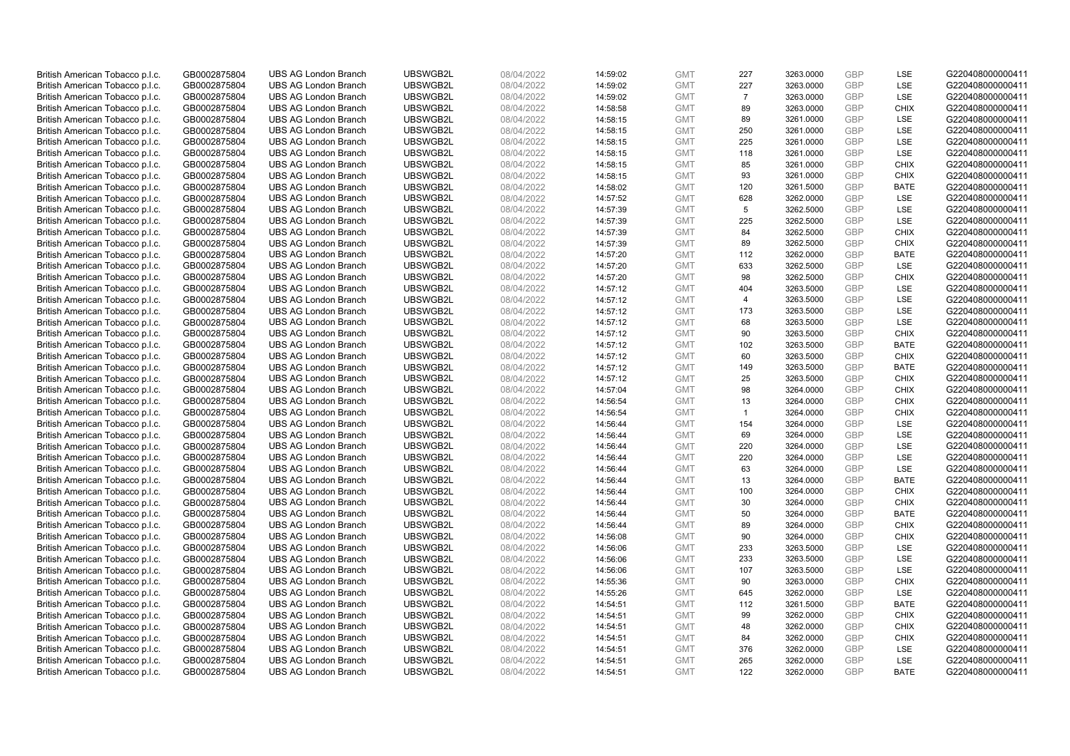| | | | | | | | | | | | |
|---|---|---|---|---|---|---|---|---|---|---|---|
| British American Tobacco p.l.c. | GB0002875804 | UBS AG London Branch | UBSWGB2L | 08/04/2022 | 14:59:02 | GMT | 227 | 3263.0000 | GBP | LSE | G220408000000411 |
| British American Tobacco p.l.c. | GB0002875804 | UBS AG London Branch | UBSWGB2L | 08/04/2022 | 14:59:02 | GMT | 227 | 3263.0000 | GBP | LSE | G220408000000411 |
| British American Tobacco p.l.c. | GB0002875804 | UBS AG London Branch | UBSWGB2L | 08/04/2022 | 14:59:02 | GMT | 7 | 3263.0000 | GBP | LSE | G220408000000411 |
| British American Tobacco p.l.c. | GB0002875804 | UBS AG London Branch | UBSWGB2L | 08/04/2022 | 14:58:58 | GMT | 89 | 3263.0000 | GBP | CHIX | G220408000000411 |
| British American Tobacco p.l.c. | GB0002875804 | UBS AG London Branch | UBSWGB2L | 08/04/2022 | 14:58:15 | GMT | 89 | 3261.0000 | GBP | LSE | G220408000000411 |
| British American Tobacco p.l.c. | GB0002875804 | UBS AG London Branch | UBSWGB2L | 08/04/2022 | 14:58:15 | GMT | 250 | 3261.0000 | GBP | LSE | G220408000000411 |
| British American Tobacco p.l.c. | GB0002875804 | UBS AG London Branch | UBSWGB2L | 08/04/2022 | 14:58:15 | GMT | 225 | 3261.0000 | GBP | LSE | G220408000000411 |
| British American Tobacco p.l.c. | GB0002875804 | UBS AG London Branch | UBSWGB2L | 08/04/2022 | 14:58:15 | GMT | 118 | 3261.0000 | GBP | LSE | G220408000000411 |
| British American Tobacco p.l.c. | GB0002875804 | UBS AG London Branch | UBSWGB2L | 08/04/2022 | 14:58:15 | GMT | 85 | 3261.0000 | GBP | CHIX | G220408000000411 |
| British American Tobacco p.l.c. | GB0002875804 | UBS AG London Branch | UBSWGB2L | 08/04/2022 | 14:58:15 | GMT | 93 | 3261.0000 | GBP | CHIX | G220408000000411 |
| British American Tobacco p.l.c. | GB0002875804 | UBS AG London Branch | UBSWGB2L | 08/04/2022 | 14:58:02 | GMT | 120 | 3261.5000 | GBP | BATE | G220408000000411 |
| British American Tobacco p.l.c. | GB0002875804 | UBS AG London Branch | UBSWGB2L | 08/04/2022 | 14:57:52 | GMT | 628 | 3262.0000 | GBP | LSE | G220408000000411 |
| British American Tobacco p.l.c. | GB0002875804 | UBS AG London Branch | UBSWGB2L | 08/04/2022 | 14:57:39 | GMT | 5 | 3262.5000 | GBP | LSE | G220408000000411 |
| British American Tobacco p.l.c. | GB0002875804 | UBS AG London Branch | UBSWGB2L | 08/04/2022 | 14:57:39 | GMT | 225 | 3262.5000 | GBP | LSE | G220408000000411 |
| British American Tobacco p.l.c. | GB0002875804 | UBS AG London Branch | UBSWGB2L | 08/04/2022 | 14:57:39 | GMT | 84 | 3262.5000 | GBP | CHIX | G220408000000411 |
| British American Tobacco p.l.c. | GB0002875804 | UBS AG London Branch | UBSWGB2L | 08/04/2022 | 14:57:39 | GMT | 89 | 3262.5000 | GBP | CHIX | G220408000000411 |
| British American Tobacco p.l.c. | GB0002875804 | UBS AG London Branch | UBSWGB2L | 08/04/2022 | 14:57:20 | GMT | 112 | 3262.0000 | GBP | BATE | G220408000000411 |
| British American Tobacco p.l.c. | GB0002875804 | UBS AG London Branch | UBSWGB2L | 08/04/2022 | 14:57:20 | GMT | 633 | 3262.5000 | GBP | LSE | G220408000000411 |
| British American Tobacco p.l.c. | GB0002875804 | UBS AG London Branch | UBSWGB2L | 08/04/2022 | 14:57:20 | GMT | 98 | 3262.5000 | GBP | CHIX | G220408000000411 |
| British American Tobacco p.l.c. | GB0002875804 | UBS AG London Branch | UBSWGB2L | 08/04/2022 | 14:57:12 | GMT | 404 | 3263.5000 | GBP | LSE | G220408000000411 |
| British American Tobacco p.l.c. | GB0002875804 | UBS AG London Branch | UBSWGB2L | 08/04/2022 | 14:57:12 | GMT | 4 | 3263.5000 | GBP | LSE | G220408000000411 |
| British American Tobacco p.l.c. | GB0002875804 | UBS AG London Branch | UBSWGB2L | 08/04/2022 | 14:57:12 | GMT | 173 | 3263.5000 | GBP | LSE | G220408000000411 |
| British American Tobacco p.l.c. | GB0002875804 | UBS AG London Branch | UBSWGB2L | 08/04/2022 | 14:57:12 | GMT | 68 | 3263.5000 | GBP | LSE | G220408000000411 |
| British American Tobacco p.l.c. | GB0002875804 | UBS AG London Branch | UBSWGB2L | 08/04/2022 | 14:57:12 | GMT | 90 | 3263.5000 | GBP | CHIX | G220408000000411 |
| British American Tobacco p.l.c. | GB0002875804 | UBS AG London Branch | UBSWGB2L | 08/04/2022 | 14:57:12 | GMT | 102 | 3263.5000 | GBP | BATE | G220408000000411 |
| British American Tobacco p.l.c. | GB0002875804 | UBS AG London Branch | UBSWGB2L | 08/04/2022 | 14:57:12 | GMT | 60 | 3263.5000 | GBP | CHIX | G220408000000411 |
| British American Tobacco p.l.c. | GB0002875804 | UBS AG London Branch | UBSWGB2L | 08/04/2022 | 14:57:12 | GMT | 149 | 3263.5000 | GBP | BATE | G220408000000411 |
| British American Tobacco p.l.c. | GB0002875804 | UBS AG London Branch | UBSWGB2L | 08/04/2022 | 14:57:12 | GMT | 25 | 3263.5000 | GBP | CHIX | G220408000000411 |
| British American Tobacco p.l.c. | GB0002875804 | UBS AG London Branch | UBSWGB2L | 08/04/2022 | 14:57:04 | GMT | 98 | 3264.0000 | GBP | CHIX | G220408000000411 |
| British American Tobacco p.l.c. | GB0002875804 | UBS AG London Branch | UBSWGB2L | 08/04/2022 | 14:56:54 | GMT | 13 | 3264.0000 | GBP | CHIX | G220408000000411 |
| British American Tobacco p.l.c. | GB0002875804 | UBS AG London Branch | UBSWGB2L | 08/04/2022 | 14:56:54 | GMT | 1 | 3264.0000 | GBP | CHIX | G220408000000411 |
| British American Tobacco p.l.c. | GB0002875804 | UBS AG London Branch | UBSWGB2L | 08/04/2022 | 14:56:44 | GMT | 154 | 3264.0000 | GBP | LSE | G220408000000411 |
| British American Tobacco p.l.c. | GB0002875804 | UBS AG London Branch | UBSWGB2L | 08/04/2022 | 14:56:44 | GMT | 69 | 3264.0000 | GBP | LSE | G220408000000411 |
| British American Tobacco p.l.c. | GB0002875804 | UBS AG London Branch | UBSWGB2L | 08/04/2022 | 14:56:44 | GMT | 220 | 3264.0000 | GBP | LSE | G220408000000411 |
| British American Tobacco p.l.c. | GB0002875804 | UBS AG London Branch | UBSWGB2L | 08/04/2022 | 14:56:44 | GMT | 220 | 3264.0000 | GBP | LSE | G220408000000411 |
| British American Tobacco p.l.c. | GB0002875804 | UBS AG London Branch | UBSWGB2L | 08/04/2022 | 14:56:44 | GMT | 63 | 3264.0000 | GBP | LSE | G220408000000411 |
| British American Tobacco p.l.c. | GB0002875804 | UBS AG London Branch | UBSWGB2L | 08/04/2022 | 14:56:44 | GMT | 13 | 3264.0000 | GBP | BATE | G220408000000411 |
| British American Tobacco p.l.c. | GB0002875804 | UBS AG London Branch | UBSWGB2L | 08/04/2022 | 14:56:44 | GMT | 100 | 3264.0000 | GBP | CHIX | G220408000000411 |
| British American Tobacco p.l.c. | GB0002875804 | UBS AG London Branch | UBSWGB2L | 08/04/2022 | 14:56:44 | GMT | 30 | 3264.0000 | GBP | CHIX | G220408000000411 |
| British American Tobacco p.l.c. | GB0002875804 | UBS AG London Branch | UBSWGB2L | 08/04/2022 | 14:56:44 | GMT | 50 | 3264.0000 | GBP | BATE | G220408000000411 |
| British American Tobacco p.l.c. | GB0002875804 | UBS AG London Branch | UBSWGB2L | 08/04/2022 | 14:56:44 | GMT | 89 | 3264.0000 | GBP | CHIX | G220408000000411 |
| British American Tobacco p.l.c. | GB0002875804 | UBS AG London Branch | UBSWGB2L | 08/04/2022 | 14:56:08 | GMT | 90 | 3264.0000 | GBP | CHIX | G220408000000411 |
| British American Tobacco p.l.c. | GB0002875804 | UBS AG London Branch | UBSWGB2L | 08/04/2022 | 14:56:06 | GMT | 233 | 3263.5000 | GBP | LSE | G220408000000411 |
| British American Tobacco p.l.c. | GB0002875804 | UBS AG London Branch | UBSWGB2L | 08/04/2022 | 14:56:06 | GMT | 233 | 3263.5000 | GBP | LSE | G220408000000411 |
| British American Tobacco p.l.c. | GB0002875804 | UBS AG London Branch | UBSWGB2L | 08/04/2022 | 14:56:06 | GMT | 107 | 3263.5000 | GBP | LSE | G220408000000411 |
| British American Tobacco p.l.c. | GB0002875804 | UBS AG London Branch | UBSWGB2L | 08/04/2022 | 14:55:36 | GMT | 90 | 3263.0000 | GBP | CHIX | G220408000000411 |
| British American Tobacco p.l.c. | GB0002875804 | UBS AG London Branch | UBSWGB2L | 08/04/2022 | 14:55:26 | GMT | 645 | 3262.0000 | GBP | LSE | G220408000000411 |
| British American Tobacco p.l.c. | GB0002875804 | UBS AG London Branch | UBSWGB2L | 08/04/2022 | 14:54:51 | GMT | 112 | 3261.5000 | GBP | BATE | G220408000000411 |
| British American Tobacco p.l.c. | GB0002875804 | UBS AG London Branch | UBSWGB2L | 08/04/2022 | 14:54:51 | GMT | 99 | 3262.0000 | GBP | CHIX | G220408000000411 |
| British American Tobacco p.l.c. | GB0002875804 | UBS AG London Branch | UBSWGB2L | 08/04/2022 | 14:54:51 | GMT | 48 | 3262.0000 | GBP | CHIX | G220408000000411 |
| British American Tobacco p.l.c. | GB0002875804 | UBS AG London Branch | UBSWGB2L | 08/04/2022 | 14:54:51 | GMT | 84 | 3262.0000 | GBP | CHIX | G220408000000411 |
| British American Tobacco p.l.c. | GB0002875804 | UBS AG London Branch | UBSWGB2L | 08/04/2022 | 14:54:51 | GMT | 376 | 3262.0000 | GBP | LSE | G220408000000411 |
| British American Tobacco p.l.c. | GB0002875804 | UBS AG London Branch | UBSWGB2L | 08/04/2022 | 14:54:51 | GMT | 265 | 3262.0000 | GBP | LSE | G220408000000411 |
| British American Tobacco p.l.c. | GB0002875804 | UBS AG London Branch | UBSWGB2L | 08/04/2022 | 14:54:51 | GMT | 122 | 3262.0000 | GBP | BATE | G220408000000411 |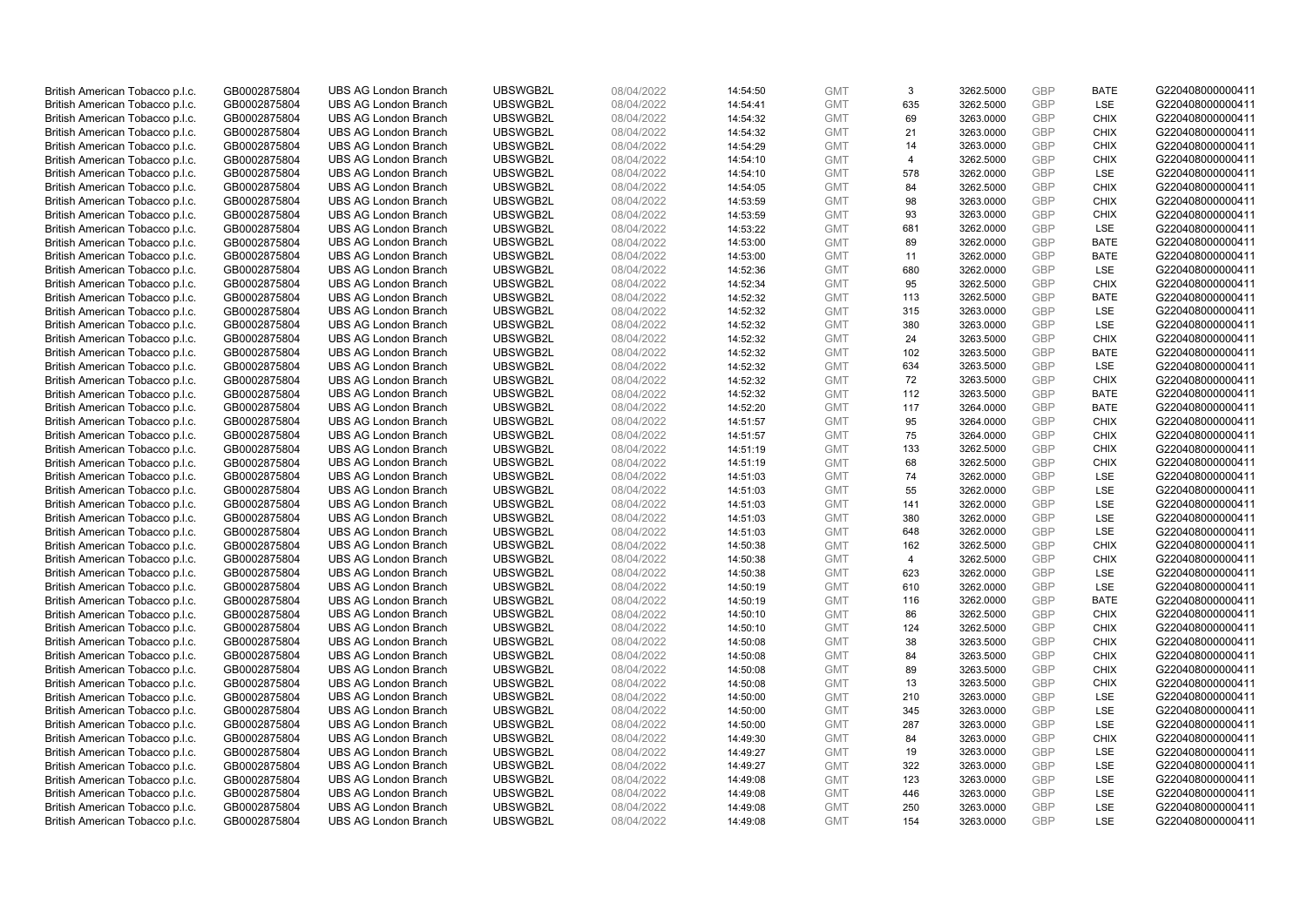| | | | | | | | | | | | |
|---|---|---|---|---|---|---|---|---|---|---|---|
| British American Tobacco p.l.c. | GB0002875804 | UBS AG London Branch | UBSWGB2L | 08/04/2022 | 14:54:50 | GMT | 3 | 3262.5000 | GBP | BATE | G220408000000411 |
| British American Tobacco p.l.c. | GB0002875804 | UBS AG London Branch | UBSWGB2L | 08/04/2022 | 14:54:41 | GMT | 635 | 3262.5000 | GBP | LSE | G220408000000411 |
| British American Tobacco p.l.c. | GB0002875804 | UBS AG London Branch | UBSWGB2L | 08/04/2022 | 14:54:32 | GMT | 69 | 3263.0000 | GBP | CHIX | G220408000000411 |
| British American Tobacco p.l.c. | GB0002875804 | UBS AG London Branch | UBSWGB2L | 08/04/2022 | 14:54:32 | GMT | 21 | 3263.0000 | GBP | CHIX | G220408000000411 |
| British American Tobacco p.l.c. | GB0002875804 | UBS AG London Branch | UBSWGB2L | 08/04/2022 | 14:54:29 | GMT | 14 | 3263.0000 | GBP | CHIX | G220408000000411 |
| British American Tobacco p.l.c. | GB0002875804 | UBS AG London Branch | UBSWGB2L | 08/04/2022 | 14:54:10 | GMT | 4 | 3262.5000 | GBP | CHIX | G220408000000411 |
| British American Tobacco p.l.c. | GB0002875804 | UBS AG London Branch | UBSWGB2L | 08/04/2022 | 14:54:10 | GMT | 578 | 3262.0000 | GBP | LSE | G220408000000411 |
| British American Tobacco p.l.c. | GB0002875804 | UBS AG London Branch | UBSWGB2L | 08/04/2022 | 14:54:05 | GMT | 84 | 3262.5000 | GBP | CHIX | G220408000000411 |
| British American Tobacco p.l.c. | GB0002875804 | UBS AG London Branch | UBSWGB2L | 08/04/2022 | 14:53:59 | GMT | 98 | 3263.0000 | GBP | CHIX | G220408000000411 |
| British American Tobacco p.l.c. | GB0002875804 | UBS AG London Branch | UBSWGB2L | 08/04/2022 | 14:53:59 | GMT | 93 | 3263.0000 | GBP | CHIX | G220408000000411 |
| British American Tobacco p.l.c. | GB0002875804 | UBS AG London Branch | UBSWGB2L | 08/04/2022 | 14:53:22 | GMT | 681 | 3262.0000 | GBP | LSE | G220408000000411 |
| British American Tobacco p.l.c. | GB0002875804 | UBS AG London Branch | UBSWGB2L | 08/04/2022 | 14:53:00 | GMT | 89 | 3262.0000 | GBP | BATE | G220408000000411 |
| British American Tobacco p.l.c. | GB0002875804 | UBS AG London Branch | UBSWGB2L | 08/04/2022 | 14:53:00 | GMT | 11 | 3262.0000 | GBP | BATE | G220408000000411 |
| British American Tobacco p.l.c. | GB0002875804 | UBS AG London Branch | UBSWGB2L | 08/04/2022 | 14:52:36 | GMT | 680 | 3262.0000 | GBP | LSE | G220408000000411 |
| British American Tobacco p.l.c. | GB0002875804 | UBS AG London Branch | UBSWGB2L | 08/04/2022 | 14:52:34 | GMT | 95 | 3262.5000 | GBP | CHIX | G220408000000411 |
| British American Tobacco p.l.c. | GB0002875804 | UBS AG London Branch | UBSWGB2L | 08/04/2022 | 14:52:32 | GMT | 113 | 3262.5000 | GBP | BATE | G220408000000411 |
| British American Tobacco p.l.c. | GB0002875804 | UBS AG London Branch | UBSWGB2L | 08/04/2022 | 14:52:32 | GMT | 315 | 3263.0000 | GBP | LSE | G220408000000411 |
| British American Tobacco p.l.c. | GB0002875804 | UBS AG London Branch | UBSWGB2L | 08/04/2022 | 14:52:32 | GMT | 380 | 3263.0000 | GBP | LSE | G220408000000411 |
| British American Tobacco p.l.c. | GB0002875804 | UBS AG London Branch | UBSWGB2L | 08/04/2022 | 14:52:32 | GMT | 24 | 3263.5000 | GBP | CHIX | G220408000000411 |
| British American Tobacco p.l.c. | GB0002875804 | UBS AG London Branch | UBSWGB2L | 08/04/2022 | 14:52:32 | GMT | 102 | 3263.5000 | GBP | BATE | G220408000000411 |
| British American Tobacco p.l.c. | GB0002875804 | UBS AG London Branch | UBSWGB2L | 08/04/2022 | 14:52:32 | GMT | 634 | 3263.5000 | GBP | LSE | G220408000000411 |
| British American Tobacco p.l.c. | GB0002875804 | UBS AG London Branch | UBSWGB2L | 08/04/2022 | 14:52:32 | GMT | 72 | 3263.5000 | GBP | CHIX | G220408000000411 |
| British American Tobacco p.l.c. | GB0002875804 | UBS AG London Branch | UBSWGB2L | 08/04/2022 | 14:52:32 | GMT | 112 | 3263.5000 | GBP | BATE | G220408000000411 |
| British American Tobacco p.l.c. | GB0002875804 | UBS AG London Branch | UBSWGB2L | 08/04/2022 | 14:52:20 | GMT | 117 | 3264.0000 | GBP | BATE | G220408000000411 |
| British American Tobacco p.l.c. | GB0002875804 | UBS AG London Branch | UBSWGB2L | 08/04/2022 | 14:51:57 | GMT | 95 | 3264.0000 | GBP | CHIX | G220408000000411 |
| British American Tobacco p.l.c. | GB0002875804 | UBS AG London Branch | UBSWGB2L | 08/04/2022 | 14:51:57 | GMT | 75 | 3264.0000 | GBP | CHIX | G220408000000411 |
| British American Tobacco p.l.c. | GB0002875804 | UBS AG London Branch | UBSWGB2L | 08/04/2022 | 14:51:19 | GMT | 133 | 3262.5000 | GBP | CHIX | G220408000000411 |
| British American Tobacco p.l.c. | GB0002875804 | UBS AG London Branch | UBSWGB2L | 08/04/2022 | 14:51:19 | GMT | 68 | 3262.5000 | GBP | CHIX | G220408000000411 |
| British American Tobacco p.l.c. | GB0002875804 | UBS AG London Branch | UBSWGB2L | 08/04/2022 | 14:51:03 | GMT | 74 | 3262.0000 | GBP | LSE | G220408000000411 |
| British American Tobacco p.l.c. | GB0002875804 | UBS AG London Branch | UBSWGB2L | 08/04/2022 | 14:51:03 | GMT | 55 | 3262.0000 | GBP | LSE | G220408000000411 |
| British American Tobacco p.l.c. | GB0002875804 | UBS AG London Branch | UBSWGB2L | 08/04/2022 | 14:51:03 | GMT | 141 | 3262.0000 | GBP | LSE | G220408000000411 |
| British American Tobacco p.l.c. | GB0002875804 | UBS AG London Branch | UBSWGB2L | 08/04/2022 | 14:51:03 | GMT | 380 | 3262.0000 | GBP | LSE | G220408000000411 |
| British American Tobacco p.l.c. | GB0002875804 | UBS AG London Branch | UBSWGB2L | 08/04/2022 | 14:51:03 | GMT | 648 | 3262.0000 | GBP | LSE | G220408000000411 |
| British American Tobacco p.l.c. | GB0002875804 | UBS AG London Branch | UBSWGB2L | 08/04/2022 | 14:50:38 | GMT | 162 | 3262.5000 | GBP | CHIX | G220408000000411 |
| British American Tobacco p.l.c. | GB0002875804 | UBS AG London Branch | UBSWGB2L | 08/04/2022 | 14:50:38 | GMT | 4 | 3262.5000 | GBP | CHIX | G220408000000411 |
| British American Tobacco p.l.c. | GB0002875804 | UBS AG London Branch | UBSWGB2L | 08/04/2022 | 14:50:38 | GMT | 623 | 3262.0000 | GBP | LSE | G220408000000411 |
| British American Tobacco p.l.c. | GB0002875804 | UBS AG London Branch | UBSWGB2L | 08/04/2022 | 14:50:19 | GMT | 610 | 3262.0000 | GBP | LSE | G220408000000411 |
| British American Tobacco p.l.c. | GB0002875804 | UBS AG London Branch | UBSWGB2L | 08/04/2022 | 14:50:19 | GMT | 116 | 3262.0000 | GBP | BATE | G220408000000411 |
| British American Tobacco p.l.c. | GB0002875804 | UBS AG London Branch | UBSWGB2L | 08/04/2022 | 14:50:10 | GMT | 86 | 3262.5000 | GBP | CHIX | G220408000000411 |
| British American Tobacco p.l.c. | GB0002875804 | UBS AG London Branch | UBSWGB2L | 08/04/2022 | 14:50:10 | GMT | 124 | 3262.5000 | GBP | CHIX | G220408000000411 |
| British American Tobacco p.l.c. | GB0002875804 | UBS AG London Branch | UBSWGB2L | 08/04/2022 | 14:50:08 | GMT | 38 | 3263.5000 | GBP | CHIX | G220408000000411 |
| British American Tobacco p.l.c. | GB0002875804 | UBS AG London Branch | UBSWGB2L | 08/04/2022 | 14:50:08 | GMT | 84 | 3263.5000 | GBP | CHIX | G220408000000411 |
| British American Tobacco p.l.c. | GB0002875804 | UBS AG London Branch | UBSWGB2L | 08/04/2022 | 14:50:08 | GMT | 89 | 3263.5000 | GBP | CHIX | G220408000000411 |
| British American Tobacco p.l.c. | GB0002875804 | UBS AG London Branch | UBSWGB2L | 08/04/2022 | 14:50:08 | GMT | 13 | 3263.5000 | GBP | CHIX | G220408000000411 |
| British American Tobacco p.l.c. | GB0002875804 | UBS AG London Branch | UBSWGB2L | 08/04/2022 | 14:50:00 | GMT | 210 | 3263.0000 | GBP | LSE | G220408000000411 |
| British American Tobacco p.l.c. | GB0002875804 | UBS AG London Branch | UBSWGB2L | 08/04/2022 | 14:50:00 | GMT | 345 | 3263.0000 | GBP | LSE | G220408000000411 |
| British American Tobacco p.l.c. | GB0002875804 | UBS AG London Branch | UBSWGB2L | 08/04/2022 | 14:50:00 | GMT | 287 | 3263.0000 | GBP | LSE | G220408000000411 |
| British American Tobacco p.l.c. | GB0002875804 | UBS AG London Branch | UBSWGB2L | 08/04/2022 | 14:49:30 | GMT | 84 | 3263.0000 | GBP | CHIX | G220408000000411 |
| British American Tobacco p.l.c. | GB0002875804 | UBS AG London Branch | UBSWGB2L | 08/04/2022 | 14:49:27 | GMT | 19 | 3263.0000 | GBP | LSE | G220408000000411 |
| British American Tobacco p.l.c. | GB0002875804 | UBS AG London Branch | UBSWGB2L | 08/04/2022 | 14:49:27 | GMT | 322 | 3263.0000 | GBP | LSE | G220408000000411 |
| British American Tobacco p.l.c. | GB0002875804 | UBS AG London Branch | UBSWGB2L | 08/04/2022 | 14:49:08 | GMT | 123 | 3263.0000 | GBP | LSE | G220408000000411 |
| British American Tobacco p.l.c. | GB0002875804 | UBS AG London Branch | UBSWGB2L | 08/04/2022 | 14:49:08 | GMT | 446 | 3263.0000 | GBP | LSE | G220408000000411 |
| British American Tobacco p.l.c. | GB0002875804 | UBS AG London Branch | UBSWGB2L | 08/04/2022 | 14:49:08 | GMT | 250 | 3263.0000 | GBP | LSE | G220408000000411 |
| British American Tobacco p.l.c. | GB0002875804 | UBS AG London Branch | UBSWGB2L | 08/04/2022 | 14:49:08 | GMT | 154 | 3263.0000 | GBP | LSE | G220408000000411 |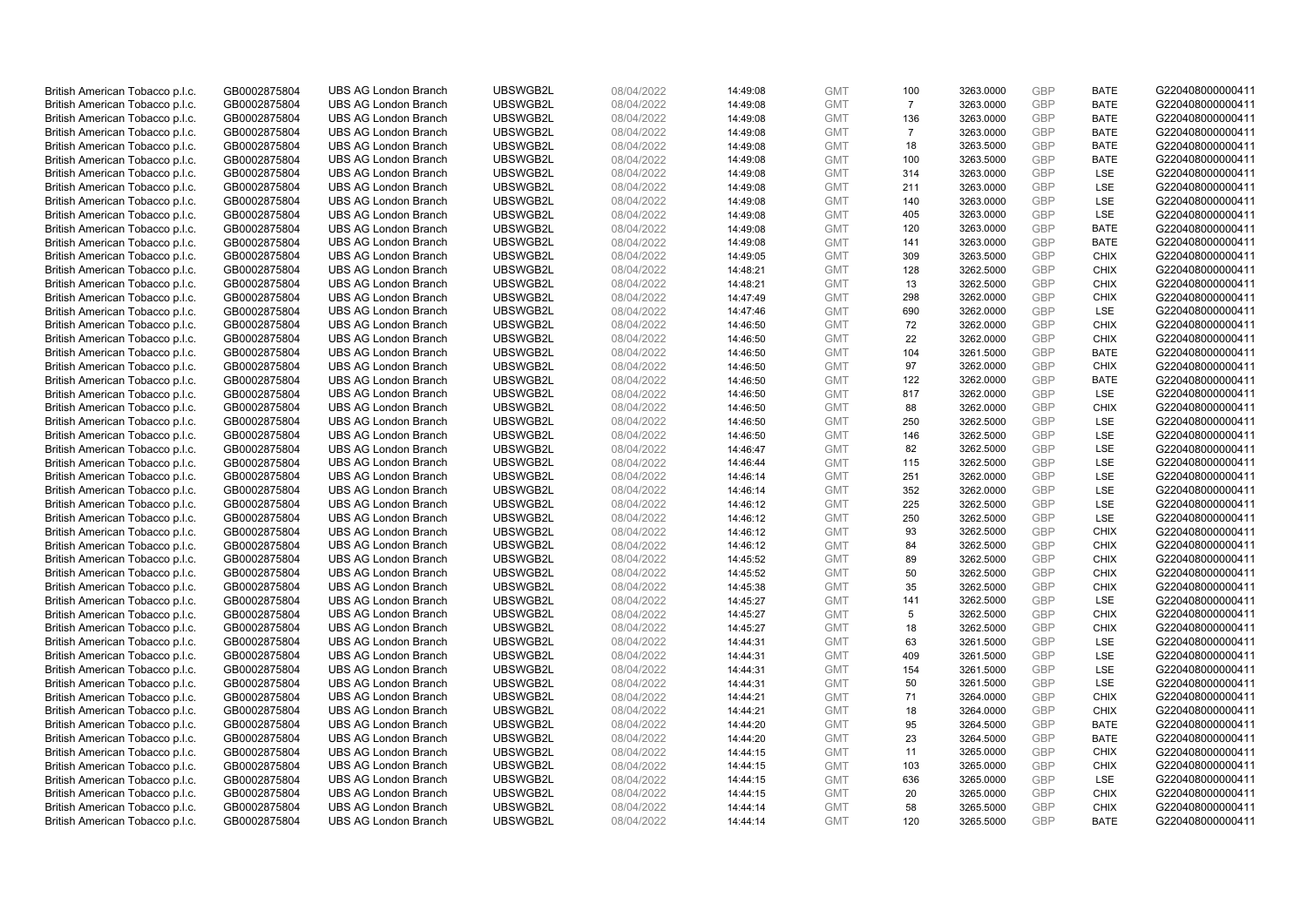| British American Tobacco p.l.c. | GB0002875804 | UBS AG London Branch | UBSWGB2L | 08/04/2022 | 14:49:08 | GMT | 100 | 3263.0000 | GBP | BATE | G220408000000411 |
|---|---|---|---|---|---|---|---|---|---|---|---|
| British American Tobacco p.l.c. | GB0002875804 | UBS AG London Branch | UBSWGB2L | 08/04/2022 | 14:49:08 | GMT | 7 | 3263.0000 | GBP | BATE | G220408000000411 |
| British American Tobacco p.l.c. | GB0002875804 | UBS AG London Branch | UBSWGB2L | 08/04/2022 | 14:49:08 | GMT | 136 | 3263.0000 | GBP | BATE | G220408000000411 |
| British American Tobacco p.l.c. | GB0002875804 | UBS AG London Branch | UBSWGB2L | 08/04/2022 | 14:49:08 | GMT | 7 | 3263.0000 | GBP | BATE | G220408000000411 |
| British American Tobacco p.l.c. | GB0002875804 | UBS AG London Branch | UBSWGB2L | 08/04/2022 | 14:49:08 | GMT | 18 | 3263.5000 | GBP | BATE | G220408000000411 |
| British American Tobacco p.l.c. | GB0002875804 | UBS AG London Branch | UBSWGB2L | 08/04/2022 | 14:49:08 | GMT | 100 | 3263.5000 | GBP | BATE | G220408000000411 |
| British American Tobacco p.l.c. | GB0002875804 | UBS AG London Branch | UBSWGB2L | 08/04/2022 | 14:49:08 | GMT | 314 | 3263.0000 | GBP | LSE | G220408000000411 |
| British American Tobacco p.l.c. | GB0002875804 | UBS AG London Branch | UBSWGB2L | 08/04/2022 | 14:49:08 | GMT | 211 | 3263.0000 | GBP | LSE | G220408000000411 |
| British American Tobacco p.l.c. | GB0002875804 | UBS AG London Branch | UBSWGB2L | 08/04/2022 | 14:49:08 | GMT | 140 | 3263.0000 | GBP | LSE | G220408000000411 |
| British American Tobacco p.l.c. | GB0002875804 | UBS AG London Branch | UBSWGB2L | 08/04/2022 | 14:49:08 | GMT | 405 | 3263.0000 | GBP | LSE | G220408000000411 |
| British American Tobacco p.l.c. | GB0002875804 | UBS AG London Branch | UBSWGB2L | 08/04/2022 | 14:49:08 | GMT | 120 | 3263.0000 | GBP | BATE | G220408000000411 |
| British American Tobacco p.l.c. | GB0002875804 | UBS AG London Branch | UBSWGB2L | 08/04/2022 | 14:49:08 | GMT | 141 | 3263.0000 | GBP | BATE | G220408000000411 |
| British American Tobacco p.l.c. | GB0002875804 | UBS AG London Branch | UBSWGB2L | 08/04/2022 | 14:49:05 | GMT | 309 | 3263.5000 | GBP | CHIX | G220408000000411 |
| British American Tobacco p.l.c. | GB0002875804 | UBS AG London Branch | UBSWGB2L | 08/04/2022 | 14:48:21 | GMT | 128 | 3262.5000 | GBP | CHIX | G220408000000411 |
| British American Tobacco p.l.c. | GB0002875804 | UBS AG London Branch | UBSWGB2L | 08/04/2022 | 14:48:21 | GMT | 13 | 3262.5000 | GBP | CHIX | G220408000000411 |
| British American Tobacco p.l.c. | GB0002875804 | UBS AG London Branch | UBSWGB2L | 08/04/2022 | 14:47:49 | GMT | 298 | 3262.0000 | GBP | CHIX | G220408000000411 |
| British American Tobacco p.l.c. | GB0002875804 | UBS AG London Branch | UBSWGB2L | 08/04/2022 | 14:47:46 | GMT | 690 | 3262.0000 | GBP | LSE | G220408000000411 |
| British American Tobacco p.l.c. | GB0002875804 | UBS AG London Branch | UBSWGB2L | 08/04/2022 | 14:46:50 | GMT | 72 | 3262.0000 | GBP | CHIX | G220408000000411 |
| British American Tobacco p.l.c. | GB0002875804 | UBS AG London Branch | UBSWGB2L | 08/04/2022 | 14:46:50 | GMT | 22 | 3262.0000 | GBP | CHIX | G220408000000411 |
| British American Tobacco p.l.c. | GB0002875804 | UBS AG London Branch | UBSWGB2L | 08/04/2022 | 14:46:50 | GMT | 104 | 3261.5000 | GBP | BATE | G220408000000411 |
| British American Tobacco p.l.c. | GB0002875804 | UBS AG London Branch | UBSWGB2L | 08/04/2022 | 14:46:50 | GMT | 97 | 3262.0000 | GBP | CHIX | G220408000000411 |
| British American Tobacco p.l.c. | GB0002875804 | UBS AG London Branch | UBSWGB2L | 08/04/2022 | 14:46:50 | GMT | 122 | 3262.0000 | GBP | BATE | G220408000000411 |
| British American Tobacco p.l.c. | GB0002875804 | UBS AG London Branch | UBSWGB2L | 08/04/2022 | 14:46:50 | GMT | 817 | 3262.0000 | GBP | LSE | G220408000000411 |
| British American Tobacco p.l.c. | GB0002875804 | UBS AG London Branch | UBSWGB2L | 08/04/2022 | 14:46:50 | GMT | 88 | 3262.0000 | GBP | CHIX | G220408000000411 |
| British American Tobacco p.l.c. | GB0002875804 | UBS AG London Branch | UBSWGB2L | 08/04/2022 | 14:46:50 | GMT | 250 | 3262.5000 | GBP | LSE | G220408000000411 |
| British American Tobacco p.l.c. | GB0002875804 | UBS AG London Branch | UBSWGB2L | 08/04/2022 | 14:46:50 | GMT | 146 | 3262.5000 | GBP | LSE | G220408000000411 |
| British American Tobacco p.l.c. | GB0002875804 | UBS AG London Branch | UBSWGB2L | 08/04/2022 | 14:46:47 | GMT | 82 | 3262.5000 | GBP | LSE | G220408000000411 |
| British American Tobacco p.l.c. | GB0002875804 | UBS AG London Branch | UBSWGB2L | 08/04/2022 | 14:46:44 | GMT | 115 | 3262.5000 | GBP | LSE | G220408000000411 |
| British American Tobacco p.l.c. | GB0002875804 | UBS AG London Branch | UBSWGB2L | 08/04/2022 | 14:46:14 | GMT | 251 | 3262.0000 | GBP | LSE | G220408000000411 |
| British American Tobacco p.l.c. | GB0002875804 | UBS AG London Branch | UBSWGB2L | 08/04/2022 | 14:46:14 | GMT | 352 | 3262.0000 | GBP | LSE | G220408000000411 |
| British American Tobacco p.l.c. | GB0002875804 | UBS AG London Branch | UBSWGB2L | 08/04/2022 | 14:46:12 | GMT | 225 | 3262.5000 | GBP | LSE | G220408000000411 |
| British American Tobacco p.l.c. | GB0002875804 | UBS AG London Branch | UBSWGB2L | 08/04/2022 | 14:46:12 | GMT | 250 | 3262.5000 | GBP | LSE | G220408000000411 |
| British American Tobacco p.l.c. | GB0002875804 | UBS AG London Branch | UBSWGB2L | 08/04/2022 | 14:46:12 | GMT | 93 | 3262.5000 | GBP | CHIX | G220408000000411 |
| British American Tobacco p.l.c. | GB0002875804 | UBS AG London Branch | UBSWGB2L | 08/04/2022 | 14:46:12 | GMT | 84 | 3262.5000 | GBP | CHIX | G220408000000411 |
| British American Tobacco p.l.c. | GB0002875804 | UBS AG London Branch | UBSWGB2L | 08/04/2022 | 14:45:52 | GMT | 89 | 3262.5000 | GBP | CHIX | G220408000000411 |
| British American Tobacco p.l.c. | GB0002875804 | UBS AG London Branch | UBSWGB2L | 08/04/2022 | 14:45:52 | GMT | 50 | 3262.5000 | GBP | CHIX | G220408000000411 |
| British American Tobacco p.l.c. | GB0002875804 | UBS AG London Branch | UBSWGB2L | 08/04/2022 | 14:45:38 | GMT | 35 | 3262.5000 | GBP | CHIX | G220408000000411 |
| British American Tobacco p.l.c. | GB0002875804 | UBS AG London Branch | UBSWGB2L | 08/04/2022 | 14:45:27 | GMT | 141 | 3262.5000 | GBP | LSE | G220408000000411 |
| British American Tobacco p.l.c. | GB0002875804 | UBS AG London Branch | UBSWGB2L | 08/04/2022 | 14:45:27 | GMT | 5 | 3262.5000 | GBP | CHIX | G220408000000411 |
| British American Tobacco p.l.c. | GB0002875804 | UBS AG London Branch | UBSWGB2L | 08/04/2022 | 14:45:27 | GMT | 18 | 3262.5000 | GBP | CHIX | G220408000000411 |
| British American Tobacco p.l.c. | GB0002875804 | UBS AG London Branch | UBSWGB2L | 08/04/2022 | 14:44:31 | GMT | 63 | 3261.5000 | GBP | LSE | G220408000000411 |
| British American Tobacco p.l.c. | GB0002875804 | UBS AG London Branch | UBSWGB2L | 08/04/2022 | 14:44:31 | GMT | 409 | 3261.5000 | GBP | LSE | G220408000000411 |
| British American Tobacco p.l.c. | GB0002875804 | UBS AG London Branch | UBSWGB2L | 08/04/2022 | 14:44:31 | GMT | 154 | 3261.5000 | GBP | LSE | G220408000000411 |
| British American Tobacco p.l.c. | GB0002875804 | UBS AG London Branch | UBSWGB2L | 08/04/2022 | 14:44:31 | GMT | 50 | 3261.5000 | GBP | LSE | G220408000000411 |
| British American Tobacco p.l.c. | GB0002875804 | UBS AG London Branch | UBSWGB2L | 08/04/2022 | 14:44:21 | GMT | 71 | 3264.0000 | GBP | CHIX | G220408000000411 |
| British American Tobacco p.l.c. | GB0002875804 | UBS AG London Branch | UBSWGB2L | 08/04/2022 | 14:44:21 | GMT | 18 | 3264.0000 | GBP | CHIX | G220408000000411 |
| British American Tobacco p.l.c. | GB0002875804 | UBS AG London Branch | UBSWGB2L | 08/04/2022 | 14:44:20 | GMT | 95 | 3264.5000 | GBP | BATE | G220408000000411 |
| British American Tobacco p.l.c. | GB0002875804 | UBS AG London Branch | UBSWGB2L | 08/04/2022 | 14:44:20 | GMT | 23 | 3264.5000 | GBP | BATE | G220408000000411 |
| British American Tobacco p.l.c. | GB0002875804 | UBS AG London Branch | UBSWGB2L | 08/04/2022 | 14:44:15 | GMT | 11 | 3265.0000 | GBP | CHIX | G220408000000411 |
| British American Tobacco p.l.c. | GB0002875804 | UBS AG London Branch | UBSWGB2L | 08/04/2022 | 14:44:15 | GMT | 103 | 3265.0000 | GBP | CHIX | G220408000000411 |
| British American Tobacco p.l.c. | GB0002875804 | UBS AG London Branch | UBSWGB2L | 08/04/2022 | 14:44:15 | GMT | 636 | 3265.0000 | GBP | LSE | G220408000000411 |
| British American Tobacco p.l.c. | GB0002875804 | UBS AG London Branch | UBSWGB2L | 08/04/2022 | 14:44:15 | GMT | 20 | 3265.0000 | GBP | CHIX | G220408000000411 |
| British American Tobacco p.l.c. | GB0002875804 | UBS AG London Branch | UBSWGB2L | 08/04/2022 | 14:44:14 | GMT | 58 | 3265.5000 | GBP | CHIX | G220408000000411 |
| British American Tobacco p.l.c. | GB0002875804 | UBS AG London Branch | UBSWGB2L | 08/04/2022 | 14:44:14 | GMT | 120 | 3265.5000 | GBP | BATE | G220408000000411 |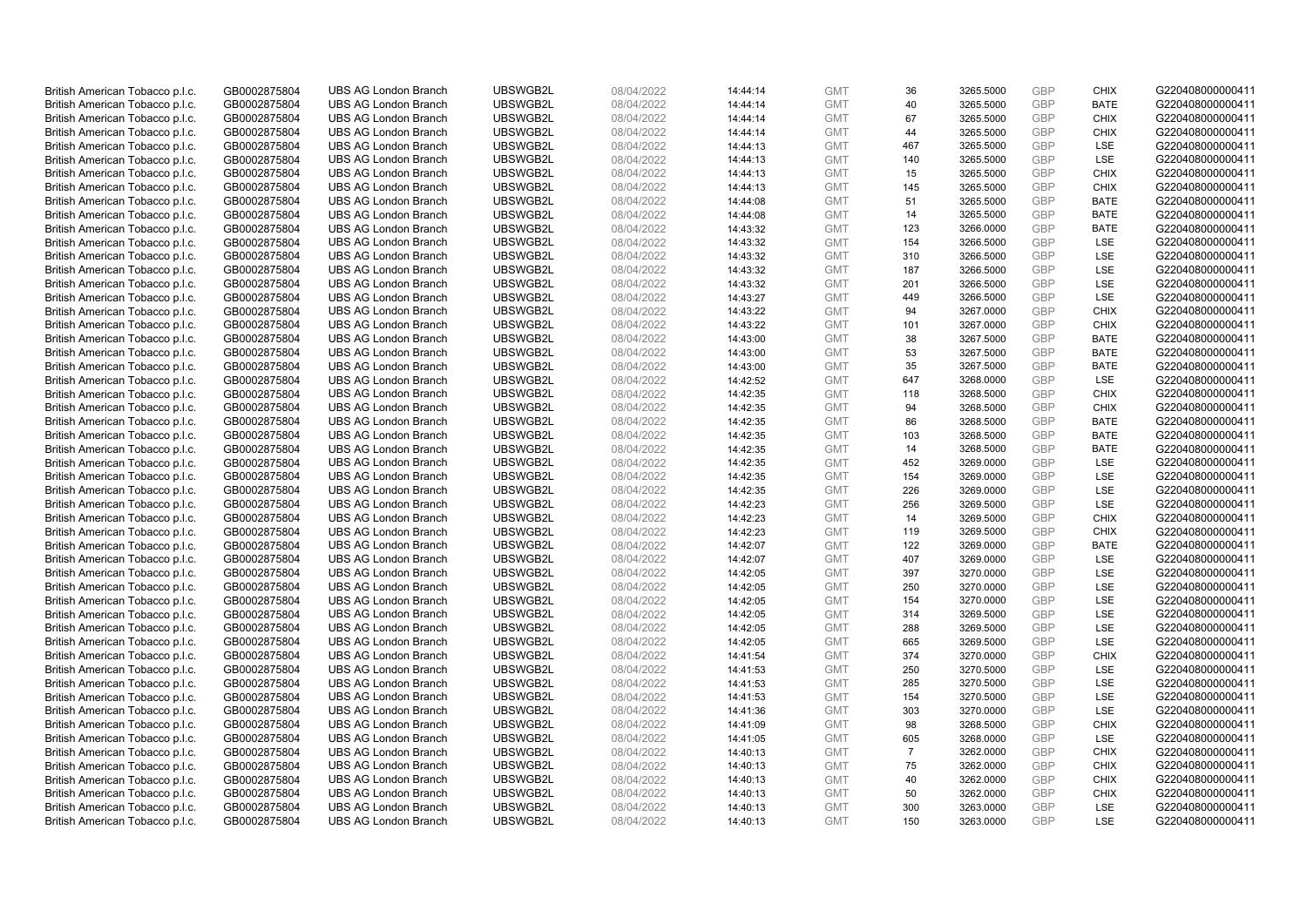| | | | | | | | | | | | |
|---|---|---|---|---|---|---|---|---|---|---|---|
| British American Tobacco p.l.c. | GB0002875804 | UBS AG London Branch | UBSWGB2L | 08/04/2022 | 14:44:14 | GMT | 36 | 3265.5000 | GBP | CHIX | G220408000000411 |
| British American Tobacco p.l.c. | GB0002875804 | UBS AG London Branch | UBSWGB2L | 08/04/2022 | 14:44:14 | GMT | 40 | 3265.5000 | GBP | BATE | G220408000000411 |
| British American Tobacco p.l.c. | GB0002875804 | UBS AG London Branch | UBSWGB2L | 08/04/2022 | 14:44:14 | GMT | 67 | 3265.5000 | GBP | CHIX | G220408000000411 |
| British American Tobacco p.l.c. | GB0002875804 | UBS AG London Branch | UBSWGB2L | 08/04/2022 | 14:44:14 | GMT | 44 | 3265.5000 | GBP | CHIX | G220408000000411 |
| British American Tobacco p.l.c. | GB0002875804 | UBS AG London Branch | UBSWGB2L | 08/04/2022 | 14:44:13 | GMT | 467 | 3265.5000 | GBP | LSE | G220408000000411 |
| British American Tobacco p.l.c. | GB0002875804 | UBS AG London Branch | UBSWGB2L | 08/04/2022 | 14:44:13 | GMT | 140 | 3265.5000 | GBP | LSE | G220408000000411 |
| British American Tobacco p.l.c. | GB0002875804 | UBS AG London Branch | UBSWGB2L | 08/04/2022 | 14:44:13 | GMT | 15 | 3265.5000 | GBP | CHIX | G220408000000411 |
| British American Tobacco p.l.c. | GB0002875804 | UBS AG London Branch | UBSWGB2L | 08/04/2022 | 14:44:13 | GMT | 145 | 3265.5000 | GBP | CHIX | G220408000000411 |
| British American Tobacco p.l.c. | GB0002875804 | UBS AG London Branch | UBSWGB2L | 08/04/2022 | 14:44:08 | GMT | 51 | 3265.5000 | GBP | BATE | G220408000000411 |
| British American Tobacco p.l.c. | GB0002875804 | UBS AG London Branch | UBSWGB2L | 08/04/2022 | 14:44:08 | GMT | 14 | 3265.5000 | GBP | BATE | G220408000000411 |
| British American Tobacco p.l.c. | GB0002875804 | UBS AG London Branch | UBSWGB2L | 08/04/2022 | 14:43:32 | GMT | 123 | 3266.0000 | GBP | BATE | G220408000000411 |
| British American Tobacco p.l.c. | GB0002875804 | UBS AG London Branch | UBSWGB2L | 08/04/2022 | 14:43:32 | GMT | 154 | 3266.5000 | GBP | LSE | G220408000000411 |
| British American Tobacco p.l.c. | GB0002875804 | UBS AG London Branch | UBSWGB2L | 08/04/2022 | 14:43:32 | GMT | 310 | 3266.5000 | GBP | LSE | G220408000000411 |
| British American Tobacco p.l.c. | GB0002875804 | UBS AG London Branch | UBSWGB2L | 08/04/2022 | 14:43:32 | GMT | 187 | 3266.5000 | GBP | LSE | G220408000000411 |
| British American Tobacco p.l.c. | GB0002875804 | UBS AG London Branch | UBSWGB2L | 08/04/2022 | 14:43:32 | GMT | 201 | 3266.5000 | GBP | LSE | G220408000000411 |
| British American Tobacco p.l.c. | GB0002875804 | UBS AG London Branch | UBSWGB2L | 08/04/2022 | 14:43:27 | GMT | 449 | 3266.5000 | GBP | LSE | G220408000000411 |
| British American Tobacco p.l.c. | GB0002875804 | UBS AG London Branch | UBSWGB2L | 08/04/2022 | 14:43:22 | GMT | 94 | 3267.0000 | GBP | CHIX | G220408000000411 |
| British American Tobacco p.l.c. | GB0002875804 | UBS AG London Branch | UBSWGB2L | 08/04/2022 | 14:43:22 | GMT | 101 | 3267.0000 | GBP | CHIX | G220408000000411 |
| British American Tobacco p.l.c. | GB0002875804 | UBS AG London Branch | UBSWGB2L | 08/04/2022 | 14:43:00 | GMT | 38 | 3267.5000 | GBP | BATE | G220408000000411 |
| British American Tobacco p.l.c. | GB0002875804 | UBS AG London Branch | UBSWGB2L | 08/04/2022 | 14:43:00 | GMT | 53 | 3267.5000 | GBP | BATE | G220408000000411 |
| British American Tobacco p.l.c. | GB0002875804 | UBS AG London Branch | UBSWGB2L | 08/04/2022 | 14:43:00 | GMT | 35 | 3267.5000 | GBP | BATE | G220408000000411 |
| British American Tobacco p.l.c. | GB0002875804 | UBS AG London Branch | UBSWGB2L | 08/04/2022 | 14:42:52 | GMT | 647 | 3268.0000 | GBP | LSE | G220408000000411 |
| British American Tobacco p.l.c. | GB0002875804 | UBS AG London Branch | UBSWGB2L | 08/04/2022 | 14:42:35 | GMT | 118 | 3268.5000 | GBP | CHIX | G220408000000411 |
| British American Tobacco p.l.c. | GB0002875804 | UBS AG London Branch | UBSWGB2L | 08/04/2022 | 14:42:35 | GMT | 94 | 3268.5000 | GBP | CHIX | G220408000000411 |
| British American Tobacco p.l.c. | GB0002875804 | UBS AG London Branch | UBSWGB2L | 08/04/2022 | 14:42:35 | GMT | 86 | 3268.5000 | GBP | BATE | G220408000000411 |
| British American Tobacco p.l.c. | GB0002875804 | UBS AG London Branch | UBSWGB2L | 08/04/2022 | 14:42:35 | GMT | 103 | 3268.5000 | GBP | BATE | G220408000000411 |
| British American Tobacco p.l.c. | GB0002875804 | UBS AG London Branch | UBSWGB2L | 08/04/2022 | 14:42:35 | GMT | 14 | 3268.5000 | GBP | BATE | G220408000000411 |
| British American Tobacco p.l.c. | GB0002875804 | UBS AG London Branch | UBSWGB2L | 08/04/2022 | 14:42:35 | GMT | 452 | 3269.0000 | GBP | LSE | G220408000000411 |
| British American Tobacco p.l.c. | GB0002875804 | UBS AG London Branch | UBSWGB2L | 08/04/2022 | 14:42:35 | GMT | 154 | 3269.0000 | GBP | LSE | G220408000000411 |
| British American Tobacco p.l.c. | GB0002875804 | UBS AG London Branch | UBSWGB2L | 08/04/2022 | 14:42:35 | GMT | 226 | 3269.0000 | GBP | LSE | G220408000000411 |
| British American Tobacco p.l.c. | GB0002875804 | UBS AG London Branch | UBSWGB2L | 08/04/2022 | 14:42:23 | GMT | 256 | 3269.5000 | GBP | LSE | G220408000000411 |
| British American Tobacco p.l.c. | GB0002875804 | UBS AG London Branch | UBSWGB2L | 08/04/2022 | 14:42:23 | GMT | 14 | 3269.5000 | GBP | CHIX | G220408000000411 |
| British American Tobacco p.l.c. | GB0002875804 | UBS AG London Branch | UBSWGB2L | 08/04/2022 | 14:42:23 | GMT | 119 | 3269.5000 | GBP | CHIX | G220408000000411 |
| British American Tobacco p.l.c. | GB0002875804 | UBS AG London Branch | UBSWGB2L | 08/04/2022 | 14:42:07 | GMT | 122 | 3269.0000 | GBP | BATE | G220408000000411 |
| British American Tobacco p.l.c. | GB0002875804 | UBS AG London Branch | UBSWGB2L | 08/04/2022 | 14:42:07 | GMT | 407 | 3269.0000 | GBP | LSE | G220408000000411 |
| British American Tobacco p.l.c. | GB0002875804 | UBS AG London Branch | UBSWGB2L | 08/04/2022 | 14:42:05 | GMT | 397 | 3270.0000 | GBP | LSE | G220408000000411 |
| British American Tobacco p.l.c. | GB0002875804 | UBS AG London Branch | UBSWGB2L | 08/04/2022 | 14:42:05 | GMT | 250 | 3270.0000 | GBP | LSE | G220408000000411 |
| British American Tobacco p.l.c. | GB0002875804 | UBS AG London Branch | UBSWGB2L | 08/04/2022 | 14:42:05 | GMT | 154 | 3270.0000 | GBP | LSE | G220408000000411 |
| British American Tobacco p.l.c. | GB0002875804 | UBS AG London Branch | UBSWGB2L | 08/04/2022 | 14:42:05 | GMT | 314 | 3269.5000 | GBP | LSE | G220408000000411 |
| British American Tobacco p.l.c. | GB0002875804 | UBS AG London Branch | UBSWGB2L | 08/04/2022 | 14:42:05 | GMT | 288 | 3269.5000 | GBP | LSE | G220408000000411 |
| British American Tobacco p.l.c. | GB0002875804 | UBS AG London Branch | UBSWGB2L | 08/04/2022 | 14:42:05 | GMT | 665 | 3269.5000 | GBP | LSE | G220408000000411 |
| British American Tobacco p.l.c. | GB0002875804 | UBS AG London Branch | UBSWGB2L | 08/04/2022 | 14:41:54 | GMT | 374 | 3270.0000 | GBP | CHIX | G220408000000411 |
| British American Tobacco p.l.c. | GB0002875804 | UBS AG London Branch | UBSWGB2L | 08/04/2022 | 14:41:53 | GMT | 250 | 3270.5000 | GBP | LSE | G220408000000411 |
| British American Tobacco p.l.c. | GB0002875804 | UBS AG London Branch | UBSWGB2L | 08/04/2022 | 14:41:53 | GMT | 285 | 3270.5000 | GBP | LSE | G220408000000411 |
| British American Tobacco p.l.c. | GB0002875804 | UBS AG London Branch | UBSWGB2L | 08/04/2022 | 14:41:53 | GMT | 154 | 3270.5000 | GBP | LSE | G220408000000411 |
| British American Tobacco p.l.c. | GB0002875804 | UBS AG London Branch | UBSWGB2L | 08/04/2022 | 14:41:36 | GMT | 303 | 3270.0000 | GBP | LSE | G220408000000411 |
| British American Tobacco p.l.c. | GB0002875804 | UBS AG London Branch | UBSWGB2L | 08/04/2022 | 14:41:09 | GMT | 98 | 3268.5000 | GBP | CHIX | G220408000000411 |
| British American Tobacco p.l.c. | GB0002875804 | UBS AG London Branch | UBSWGB2L | 08/04/2022 | 14:41:05 | GMT | 605 | 3268.0000 | GBP | LSE | G220408000000411 |
| British American Tobacco p.l.c. | GB0002875804 | UBS AG London Branch | UBSWGB2L | 08/04/2022 | 14:40:13 | GMT | 7 | 3262.0000 | GBP | CHIX | G220408000000411 |
| British American Tobacco p.l.c. | GB0002875804 | UBS AG London Branch | UBSWGB2L | 08/04/2022 | 14:40:13 | GMT | 75 | 3262.0000 | GBP | CHIX | G220408000000411 |
| British American Tobacco p.l.c. | GB0002875804 | UBS AG London Branch | UBSWGB2L | 08/04/2022 | 14:40:13 | GMT | 40 | 3262.0000 | GBP | CHIX | G220408000000411 |
| British American Tobacco p.l.c. | GB0002875804 | UBS AG London Branch | UBSWGB2L | 08/04/2022 | 14:40:13 | GMT | 50 | 3262.0000 | GBP | CHIX | G220408000000411 |
| British American Tobacco p.l.c. | GB0002875804 | UBS AG London Branch | UBSWGB2L | 08/04/2022 | 14:40:13 | GMT | 300 | 3263.0000 | GBP | LSE | G220408000000411 |
| British American Tobacco p.l.c. | GB0002875804 | UBS AG London Branch | UBSWGB2L | 08/04/2022 | 14:40:13 | GMT | 150 | 3263.0000 | GBP | LSE | G220408000000411 |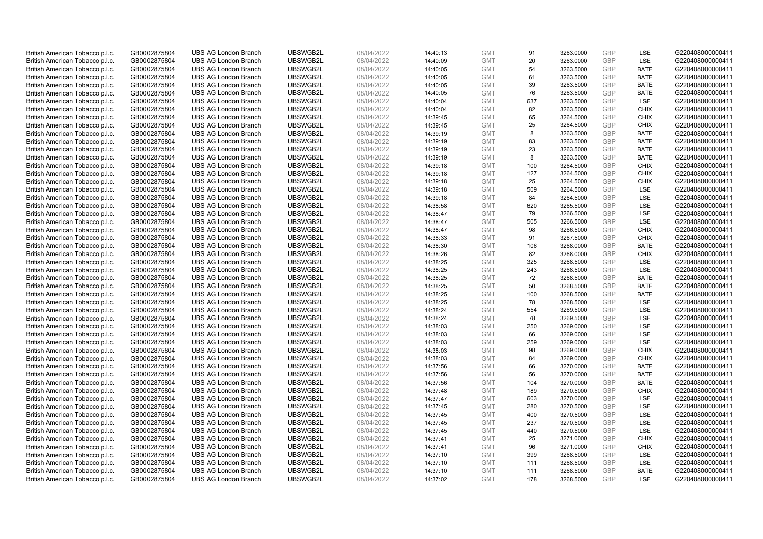| | | | | | | | | | | | |
|---|---|---|---|---|---|---|---|---|---|---|---|
| British American Tobacco p.l.c. | GB0002875804 | UBS AG London Branch | UBSWGB2L | 08/04/2022 | 14:40:13 | GMT | 91 | 3263.0000 | GBP | LSE | G220408000000411 |
| British American Tobacco p.l.c. | GB0002875804 | UBS AG London Branch | UBSWGB2L | 08/04/2022 | 14:40:09 | GMT | 20 | 3263.0000 | GBP | LSE | G220408000000411 |
| British American Tobacco p.l.c. | GB0002875804 | UBS AG London Branch | UBSWGB2L | 08/04/2022 | 14:40:05 | GMT | 54 | 3263.5000 | GBP | BATE | G220408000000411 |
| British American Tobacco p.l.c. | GB0002875804 | UBS AG London Branch | UBSWGB2L | 08/04/2022 | 14:40:05 | GMT | 61 | 3263.5000 | GBP | BATE | G220408000000411 |
| British American Tobacco p.l.c. | GB0002875804 | UBS AG London Branch | UBSWGB2L | 08/04/2022 | 14:40:05 | GMT | 39 | 3263.5000 | GBP | BATE | G220408000000411 |
| British American Tobacco p.l.c. | GB0002875804 | UBS AG London Branch | UBSWGB2L | 08/04/2022 | 14:40:05 | GMT | 76 | 3263.5000 | GBP | BATE | G220408000000411 |
| British American Tobacco p.l.c. | GB0002875804 | UBS AG London Branch | UBSWGB2L | 08/04/2022 | 14:40:04 | GMT | 637 | 3263.5000 | GBP | LSE | G220408000000411 |
| British American Tobacco p.l.c. | GB0002875804 | UBS AG London Branch | UBSWGB2L | 08/04/2022 | 14:40:04 | GMT | 82 | 3263.5000 | GBP | CHIX | G220408000000411 |
| British American Tobacco p.l.c. | GB0002875804 | UBS AG London Branch | UBSWGB2L | 08/04/2022 | 14:39:45 | GMT | 65 | 3264.5000 | GBP | CHIX | G220408000000411 |
| British American Tobacco p.l.c. | GB0002875804 | UBS AG London Branch | UBSWGB2L | 08/04/2022 | 14:39:45 | GMT | 25 | 3264.5000 | GBP | CHIX | G220408000000411 |
| British American Tobacco p.l.c. | GB0002875804 | UBS AG London Branch | UBSWGB2L | 08/04/2022 | 14:39:19 | GMT | 8 | 3263.5000 | GBP | BATE | G220408000000411 |
| British American Tobacco p.l.c. | GB0002875804 | UBS AG London Branch | UBSWGB2L | 08/04/2022 | 14:39:19 | GMT | 83 | 3263.5000 | GBP | BATE | G220408000000411 |
| British American Tobacco p.l.c. | GB0002875804 | UBS AG London Branch | UBSWGB2L | 08/04/2022 | 14:39:19 | GMT | 23 | 3263.5000 | GBP | BATE | G220408000000411 |
| British American Tobacco p.l.c. | GB0002875804 | UBS AG London Branch | UBSWGB2L | 08/04/2022 | 14:39:19 | GMT | 8 | 3263.5000 | GBP | BATE | G220408000000411 |
| British American Tobacco p.l.c. | GB0002875804 | UBS AG London Branch | UBSWGB2L | 08/04/2022 | 14:39:18 | GMT | 100 | 3264.5000 | GBP | CHIX | G220408000000411 |
| British American Tobacco p.l.c. | GB0002875804 | UBS AG London Branch | UBSWGB2L | 08/04/2022 | 14:39:18 | GMT | 127 | 3264.5000 | GBP | CHIX | G220408000000411 |
| British American Tobacco p.l.c. | GB0002875804 | UBS AG London Branch | UBSWGB2L | 08/04/2022 | 14:39:18 | GMT | 25 | 3264.5000 | GBP | CHIX | G220408000000411 |
| British American Tobacco p.l.c. | GB0002875804 | UBS AG London Branch | UBSWGB2L | 08/04/2022 | 14:39:18 | GMT | 509 | 3264.5000 | GBP | LSE | G220408000000411 |
| British American Tobacco p.l.c. | GB0002875804 | UBS AG London Branch | UBSWGB2L | 08/04/2022 | 14:39:18 | GMT | 84 | 3264.5000 | GBP | LSE | G220408000000411 |
| British American Tobacco p.l.c. | GB0002875804 | UBS AG London Branch | UBSWGB2L | 08/04/2022 | 14:38:58 | GMT | 620 | 3265.5000 | GBP | LSE | G220408000000411 |
| British American Tobacco p.l.c. | GB0002875804 | UBS AG London Branch | UBSWGB2L | 08/04/2022 | 14:38:47 | GMT | 79 | 3266.5000 | GBP | LSE | G220408000000411 |
| British American Tobacco p.l.c. | GB0002875804 | UBS AG London Branch | UBSWGB2L | 08/04/2022 | 14:38:47 | GMT | 505 | 3266.5000 | GBP | LSE | G220408000000411 |
| British American Tobacco p.l.c. | GB0002875804 | UBS AG London Branch | UBSWGB2L | 08/04/2022 | 14:38:47 | GMT | 98 | 3266.5000 | GBP | CHIX | G220408000000411 |
| British American Tobacco p.l.c. | GB0002875804 | UBS AG London Branch | UBSWGB2L | 08/04/2022 | 14:38:33 | GMT | 91 | 3267.5000 | GBP | CHIX | G220408000000411 |
| British American Tobacco p.l.c. | GB0002875804 | UBS AG London Branch | UBSWGB2L | 08/04/2022 | 14:38:30 | GMT | 106 | 3268.0000 | GBP | BATE | G220408000000411 |
| British American Tobacco p.l.c. | GB0002875804 | UBS AG London Branch | UBSWGB2L | 08/04/2022 | 14:38:26 | GMT | 82 | 3268.0000 | GBP | CHIX | G220408000000411 |
| British American Tobacco p.l.c. | GB0002875804 | UBS AG London Branch | UBSWGB2L | 08/04/2022 | 14:38:25 | GMT | 325 | 3268.5000 | GBP | LSE | G220408000000411 |
| British American Tobacco p.l.c. | GB0002875804 | UBS AG London Branch | UBSWGB2L | 08/04/2022 | 14:38:25 | GMT | 243 | 3268.5000 | GBP | LSE | G220408000000411 |
| British American Tobacco p.l.c. | GB0002875804 | UBS AG London Branch | UBSWGB2L | 08/04/2022 | 14:38:25 | GMT | 72 | 3268.5000 | GBP | BATE | G220408000000411 |
| British American Tobacco p.l.c. | GB0002875804 | UBS AG London Branch | UBSWGB2L | 08/04/2022 | 14:38:25 | GMT | 50 | 3268.5000 | GBP | BATE | G220408000000411 |
| British American Tobacco p.l.c. | GB0002875804 | UBS AG London Branch | UBSWGB2L | 08/04/2022 | 14:38:25 | GMT | 100 | 3268.5000 | GBP | BATE | G220408000000411 |
| British American Tobacco p.l.c. | GB0002875804 | UBS AG London Branch | UBSWGB2L | 08/04/2022 | 14:38:25 | GMT | 78 | 3268.5000 | GBP | LSE | G220408000000411 |
| British American Tobacco p.l.c. | GB0002875804 | UBS AG London Branch | UBSWGB2L | 08/04/2022 | 14:38:24 | GMT | 554 | 3269.5000 | GBP | LSE | G220408000000411 |
| British American Tobacco p.l.c. | GB0002875804 | UBS AG London Branch | UBSWGB2L | 08/04/2022 | 14:38:24 | GMT | 78 | 3269.5000 | GBP | LSE | G220408000000411 |
| British American Tobacco p.l.c. | GB0002875804 | UBS AG London Branch | UBSWGB2L | 08/04/2022 | 14:38:03 | GMT | 250 | 3269.0000 | GBP | LSE | G220408000000411 |
| British American Tobacco p.l.c. | GB0002875804 | UBS AG London Branch | UBSWGB2L | 08/04/2022 | 14:38:03 | GMT | 66 | 3269.0000 | GBP | LSE | G220408000000411 |
| British American Tobacco p.l.c. | GB0002875804 | UBS AG London Branch | UBSWGB2L | 08/04/2022 | 14:38:03 | GMT | 259 | 3269.0000 | GBP | LSE | G220408000000411 |
| British American Tobacco p.l.c. | GB0002875804 | UBS AG London Branch | UBSWGB2L | 08/04/2022 | 14:38:03 | GMT | 98 | 3269.0000 | GBP | CHIX | G220408000000411 |
| British American Tobacco p.l.c. | GB0002875804 | UBS AG London Branch | UBSWGB2L | 08/04/2022 | 14:38:03 | GMT | 84 | 3269.0000 | GBP | CHIX | G220408000000411 |
| British American Tobacco p.l.c. | GB0002875804 | UBS AG London Branch | UBSWGB2L | 08/04/2022 | 14:37:56 | GMT | 66 | 3270.0000 | GBP | BATE | G220408000000411 |
| British American Tobacco p.l.c. | GB0002875804 | UBS AG London Branch | UBSWGB2L | 08/04/2022 | 14:37:56 | GMT | 56 | 3270.0000 | GBP | BATE | G220408000000411 |
| British American Tobacco p.l.c. | GB0002875804 | UBS AG London Branch | UBSWGB2L | 08/04/2022 | 14:37:56 | GMT | 104 | 3270.0000 | GBP | BATE | G220408000000411 |
| British American Tobacco p.l.c. | GB0002875804 | UBS AG London Branch | UBSWGB2L | 08/04/2022 | 14:37:48 | GMT | 189 | 3270.5000 | GBP | CHIX | G220408000000411 |
| British American Tobacco p.l.c. | GB0002875804 | UBS AG London Branch | UBSWGB2L | 08/04/2022 | 14:37:47 | GMT | 603 | 3270.0000 | GBP | LSE | G220408000000411 |
| British American Tobacco p.l.c. | GB0002875804 | UBS AG London Branch | UBSWGB2L | 08/04/2022 | 14:37:45 | GMT | 280 | 3270.5000 | GBP | LSE | G220408000000411 |
| British American Tobacco p.l.c. | GB0002875804 | UBS AG London Branch | UBSWGB2L | 08/04/2022 | 14:37:45 | GMT | 400 | 3270.5000 | GBP | LSE | G220408000000411 |
| British American Tobacco p.l.c. | GB0002875804 | UBS AG London Branch | UBSWGB2L | 08/04/2022 | 14:37:45 | GMT | 237 | 3270.5000 | GBP | LSE | G220408000000411 |
| British American Tobacco p.l.c. | GB0002875804 | UBS AG London Branch | UBSWGB2L | 08/04/2022 | 14:37:45 | GMT | 440 | 3270.5000 | GBP | LSE | G220408000000411 |
| British American Tobacco p.l.c. | GB0002875804 | UBS AG London Branch | UBSWGB2L | 08/04/2022 | 14:37:41 | GMT | 25 | 3271.0000 | GBP | CHIX | G220408000000411 |
| British American Tobacco p.l.c. | GB0002875804 | UBS AG London Branch | UBSWGB2L | 08/04/2022 | 14:37:41 | GMT | 96 | 3271.0000 | GBP | CHIX | G220408000000411 |
| British American Tobacco p.l.c. | GB0002875804 | UBS AG London Branch | UBSWGB2L | 08/04/2022 | 14:37:10 | GMT | 399 | 3268.5000 | GBP | LSE | G220408000000411 |
| British American Tobacco p.l.c. | GB0002875804 | UBS AG London Branch | UBSWGB2L | 08/04/2022 | 14:37:10 | GMT | 111 | 3268.5000 | GBP | LSE | G220408000000411 |
| British American Tobacco p.l.c. | GB0002875804 | UBS AG London Branch | UBSWGB2L | 08/04/2022 | 14:37:10 | GMT | 111 | 3268.5000 | GBP | BATE | G220408000000411 |
| British American Tobacco p.l.c. | GB0002875804 | UBS AG London Branch | UBSWGB2L | 08/04/2022 | 14:37:02 | GMT | 178 | 3268.5000 | GBP | LSE | G220408000000411 |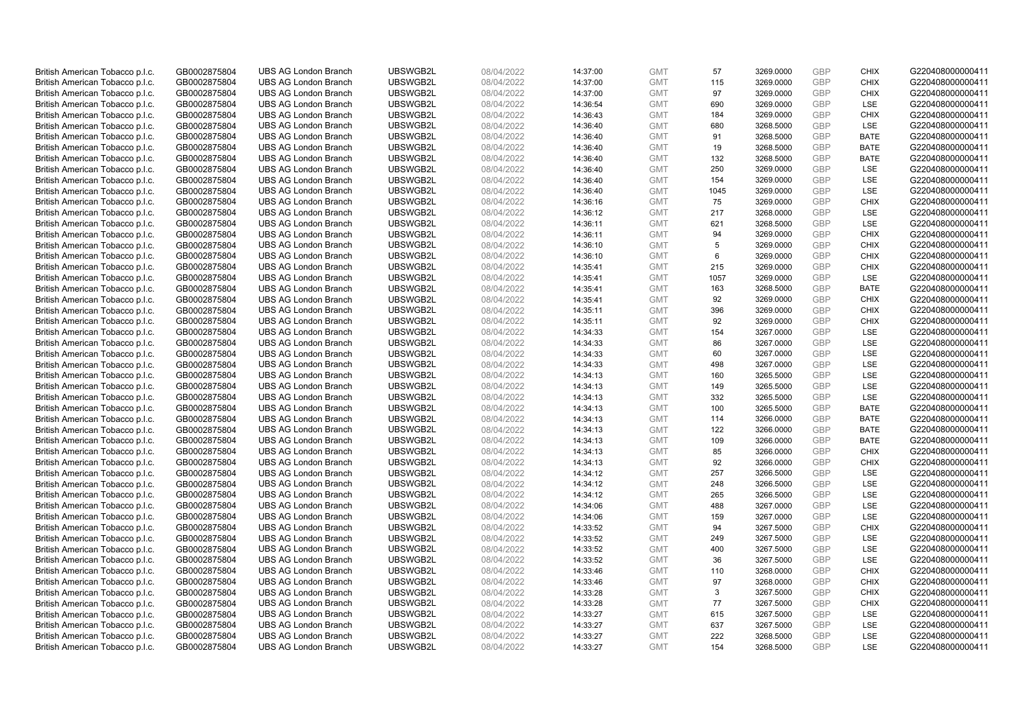| | | | | | | | | | | | |
|---|---|---|---|---|---|---|---|---|---|---|---|
| British American Tobacco p.l.c. | GB0002875804 | UBS AG London Branch | UBSWGB2L | 08/04/2022 | 14:37:00 | GMT | 57 | 3269.0000 | GBP | CHIX | G220408000000411 |
| British American Tobacco p.l.c. | GB0002875804 | UBS AG London Branch | UBSWGB2L | 08/04/2022 | 14:37:00 | GMT | 115 | 3269.0000 | GBP | CHIX | G220408000000411 |
| British American Tobacco p.l.c. | GB0002875804 | UBS AG London Branch | UBSWGB2L | 08/04/2022 | 14:37:00 | GMT | 97 | 3269.0000 | GBP | CHIX | G220408000000411 |
| British American Tobacco p.l.c. | GB0002875804 | UBS AG London Branch | UBSWGB2L | 08/04/2022 | 14:36:54 | GMT | 690 | 3269.0000 | GBP | LSE | G220408000000411 |
| British American Tobacco p.l.c. | GB0002875804 | UBS AG London Branch | UBSWGB2L | 08/04/2022 | 14:36:43 | GMT | 184 | 3269.0000 | GBP | CHIX | G220408000000411 |
| British American Tobacco p.l.c. | GB0002875804 | UBS AG London Branch | UBSWGB2L | 08/04/2022 | 14:36:40 | GMT | 680 | 3268.5000 | GBP | LSE | G220408000000411 |
| British American Tobacco p.l.c. | GB0002875804 | UBS AG London Branch | UBSWGB2L | 08/04/2022 | 14:36:40 | GMT | 91 | 3268.5000 | GBP | BATE | G220408000000411 |
| British American Tobacco p.l.c. | GB0002875804 | UBS AG London Branch | UBSWGB2L | 08/04/2022 | 14:36:40 | GMT | 19 | 3268.5000 | GBP | BATE | G220408000000411 |
| British American Tobacco p.l.c. | GB0002875804 | UBS AG London Branch | UBSWGB2L | 08/04/2022 | 14:36:40 | GMT | 132 | 3268.5000 | GBP | BATE | G220408000000411 |
| British American Tobacco p.l.c. | GB0002875804 | UBS AG London Branch | UBSWGB2L | 08/04/2022 | 14:36:40 | GMT | 250 | 3269.0000 | GBP | LSE | G220408000000411 |
| British American Tobacco p.l.c. | GB0002875804 | UBS AG London Branch | UBSWGB2L | 08/04/2022 | 14:36:40 | GMT | 154 | 3269.0000 | GBP | LSE | G220408000000411 |
| British American Tobacco p.l.c. | GB0002875804 | UBS AG London Branch | UBSWGB2L | 08/04/2022 | 14:36:40 | GMT | 1045 | 3269.0000 | GBP | LSE | G220408000000411 |
| British American Tobacco p.l.c. | GB0002875804 | UBS AG London Branch | UBSWGB2L | 08/04/2022 | 14:36:16 | GMT | 75 | 3269.0000 | GBP | CHIX | G220408000000411 |
| British American Tobacco p.l.c. | GB0002875804 | UBS AG London Branch | UBSWGB2L | 08/04/2022 | 14:36:12 | GMT | 217 | 3268.0000 | GBP | LSE | G220408000000411 |
| British American Tobacco p.l.c. | GB0002875804 | UBS AG London Branch | UBSWGB2L | 08/04/2022 | 14:36:11 | GMT | 621 | 3268.5000 | GBP | LSE | G220408000000411 |
| British American Tobacco p.l.c. | GB0002875804 | UBS AG London Branch | UBSWGB2L | 08/04/2022 | 14:36:11 | GMT | 94 | 3269.0000 | GBP | CHIX | G220408000000411 |
| British American Tobacco p.l.c. | GB0002875804 | UBS AG London Branch | UBSWGB2L | 08/04/2022 | 14:36:10 | GMT | 5 | 3269.0000 | GBP | CHIX | G220408000000411 |
| British American Tobacco p.l.c. | GB0002875804 | UBS AG London Branch | UBSWGB2L | 08/04/2022 | 14:36:10 | GMT | 6 | 3269.0000 | GBP | CHIX | G220408000000411 |
| British American Tobacco p.l.c. | GB0002875804 | UBS AG London Branch | UBSWGB2L | 08/04/2022 | 14:35:41 | GMT | 215 | 3269.0000 | GBP | CHIX | G220408000000411 |
| British American Tobacco p.l.c. | GB0002875804 | UBS AG London Branch | UBSWGB2L | 08/04/2022 | 14:35:41 | GMT | 1057 | 3269.0000 | GBP | LSE | G220408000000411 |
| British American Tobacco p.l.c. | GB0002875804 | UBS AG London Branch | UBSWGB2L | 08/04/2022 | 14:35:41 | GMT | 163 | 3268.5000 | GBP | BATE | G220408000000411 |
| British American Tobacco p.l.c. | GB0002875804 | UBS AG London Branch | UBSWGB2L | 08/04/2022 | 14:35:41 | GMT | 92 | 3269.0000 | GBP | CHIX | G220408000000411 |
| British American Tobacco p.l.c. | GB0002875804 | UBS AG London Branch | UBSWGB2L | 08/04/2022 | 14:35:11 | GMT | 396 | 3269.0000 | GBP | CHIX | G220408000000411 |
| British American Tobacco p.l.c. | GB0002875804 | UBS AG London Branch | UBSWGB2L | 08/04/2022 | 14:35:11 | GMT | 92 | 3269.0000 | GBP | CHIX | G220408000000411 |
| British American Tobacco p.l.c. | GB0002875804 | UBS AG London Branch | UBSWGB2L | 08/04/2022 | 14:34:33 | GMT | 154 | 3267.0000 | GBP | LSE | G220408000000411 |
| British American Tobacco p.l.c. | GB0002875804 | UBS AG London Branch | UBSWGB2L | 08/04/2022 | 14:34:33 | GMT | 86 | 3267.0000 | GBP | LSE | G220408000000411 |
| British American Tobacco p.l.c. | GB0002875804 | UBS AG London Branch | UBSWGB2L | 08/04/2022 | 14:34:33 | GMT | 60 | 3267.0000 | GBP | LSE | G220408000000411 |
| British American Tobacco p.l.c. | GB0002875804 | UBS AG London Branch | UBSWGB2L | 08/04/2022 | 14:34:33 | GMT | 498 | 3267.0000 | GBP | LSE | G220408000000411 |
| British American Tobacco p.l.c. | GB0002875804 | UBS AG London Branch | UBSWGB2L | 08/04/2022 | 14:34:13 | GMT | 160 | 3265.5000 | GBP | LSE | G220408000000411 |
| British American Tobacco p.l.c. | GB0002875804 | UBS AG London Branch | UBSWGB2L | 08/04/2022 | 14:34:13 | GMT | 149 | 3265.5000 | GBP | LSE | G220408000000411 |
| British American Tobacco p.l.c. | GB0002875804 | UBS AG London Branch | UBSWGB2L | 08/04/2022 | 14:34:13 | GMT | 332 | 3265.5000 | GBP | LSE | G220408000000411 |
| British American Tobacco p.l.c. | GB0002875804 | UBS AG London Branch | UBSWGB2L | 08/04/2022 | 14:34:13 | GMT | 100 | 3265.5000 | GBP | BATE | G220408000000411 |
| British American Tobacco p.l.c. | GB0002875804 | UBS AG London Branch | UBSWGB2L | 08/04/2022 | 14:34:13 | GMT | 114 | 3266.0000 | GBP | BATE | G220408000000411 |
| British American Tobacco p.l.c. | GB0002875804 | UBS AG London Branch | UBSWGB2L | 08/04/2022 | 14:34:13 | GMT | 122 | 3266.0000 | GBP | BATE | G220408000000411 |
| British American Tobacco p.l.c. | GB0002875804 | UBS AG London Branch | UBSWGB2L | 08/04/2022 | 14:34:13 | GMT | 109 | 3266.0000 | GBP | BATE | G220408000000411 |
| British American Tobacco p.l.c. | GB0002875804 | UBS AG London Branch | UBSWGB2L | 08/04/2022 | 14:34:13 | GMT | 85 | 3266.0000 | GBP | CHIX | G220408000000411 |
| British American Tobacco p.l.c. | GB0002875804 | UBS AG London Branch | UBSWGB2L | 08/04/2022 | 14:34:13 | GMT | 92 | 3266.0000 | GBP | CHIX | G220408000000411 |
| British American Tobacco p.l.c. | GB0002875804 | UBS AG London Branch | UBSWGB2L | 08/04/2022 | 14:34:12 | GMT | 257 | 3266.5000 | GBP | LSE | G220408000000411 |
| British American Tobacco p.l.c. | GB0002875804 | UBS AG London Branch | UBSWGB2L | 08/04/2022 | 14:34:12 | GMT | 248 | 3266.5000 | GBP | LSE | G220408000000411 |
| British American Tobacco p.l.c. | GB0002875804 | UBS AG London Branch | UBSWGB2L | 08/04/2022 | 14:34:12 | GMT | 265 | 3266.5000 | GBP | LSE | G220408000000411 |
| British American Tobacco p.l.c. | GB0002875804 | UBS AG London Branch | UBSWGB2L | 08/04/2022 | 14:34:06 | GMT | 488 | 3267.0000 | GBP | LSE | G220408000000411 |
| British American Tobacco p.l.c. | GB0002875804 | UBS AG London Branch | UBSWGB2L | 08/04/2022 | 14:34:06 | GMT | 159 | 3267.0000 | GBP | LSE | G220408000000411 |
| British American Tobacco p.l.c. | GB0002875804 | UBS AG London Branch | UBSWGB2L | 08/04/2022 | 14:33:52 | GMT | 94 | 3267.5000 | GBP | CHIX | G220408000000411 |
| British American Tobacco p.l.c. | GB0002875804 | UBS AG London Branch | UBSWGB2L | 08/04/2022 | 14:33:52 | GMT | 249 | 3267.5000 | GBP | LSE | G220408000000411 |
| British American Tobacco p.l.c. | GB0002875804 | UBS AG London Branch | UBSWGB2L | 08/04/2022 | 14:33:52 | GMT | 400 | 3267.5000 | GBP | LSE | G220408000000411 |
| British American Tobacco p.l.c. | GB0002875804 | UBS AG London Branch | UBSWGB2L | 08/04/2022 | 14:33:52 | GMT | 36 | 3267.5000 | GBP | LSE | G220408000000411 |
| British American Tobacco p.l.c. | GB0002875804 | UBS AG London Branch | UBSWGB2L | 08/04/2022 | 14:33:46 | GMT | 110 | 3268.0000 | GBP | CHIX | G220408000000411 |
| British American Tobacco p.l.c. | GB0002875804 | UBS AG London Branch | UBSWGB2L | 08/04/2022 | 14:33:46 | GMT | 97 | 3268.0000 | GBP | CHIX | G220408000000411 |
| British American Tobacco p.l.c. | GB0002875804 | UBS AG London Branch | UBSWGB2L | 08/04/2022 | 14:33:28 | GMT | 3 | 3267.5000 | GBP | CHIX | G220408000000411 |
| British American Tobacco p.l.c. | GB0002875804 | UBS AG London Branch | UBSWGB2L | 08/04/2022 | 14:33:28 | GMT | 77 | 3267.5000 | GBP | CHIX | G220408000000411 |
| British American Tobacco p.l.c. | GB0002875804 | UBS AG London Branch | UBSWGB2L | 08/04/2022 | 14:33:27 | GMT | 615 | 3267.5000 | GBP | LSE | G220408000000411 |
| British American Tobacco p.l.c. | GB0002875804 | UBS AG London Branch | UBSWGB2L | 08/04/2022 | 14:33:27 | GMT | 637 | 3267.5000 | GBP | LSE | G220408000000411 |
| British American Tobacco p.l.c. | GB0002875804 | UBS AG London Branch | UBSWGB2L | 08/04/2022 | 14:33:27 | GMT | 222 | 3268.5000 | GBP | LSE | G220408000000411 |
| British American Tobacco p.l.c. | GB0002875804 | UBS AG London Branch | UBSWGB2L | 08/04/2022 | 14:33:27 | GMT | 154 | 3268.5000 | GBP | LSE | G220408000000411 |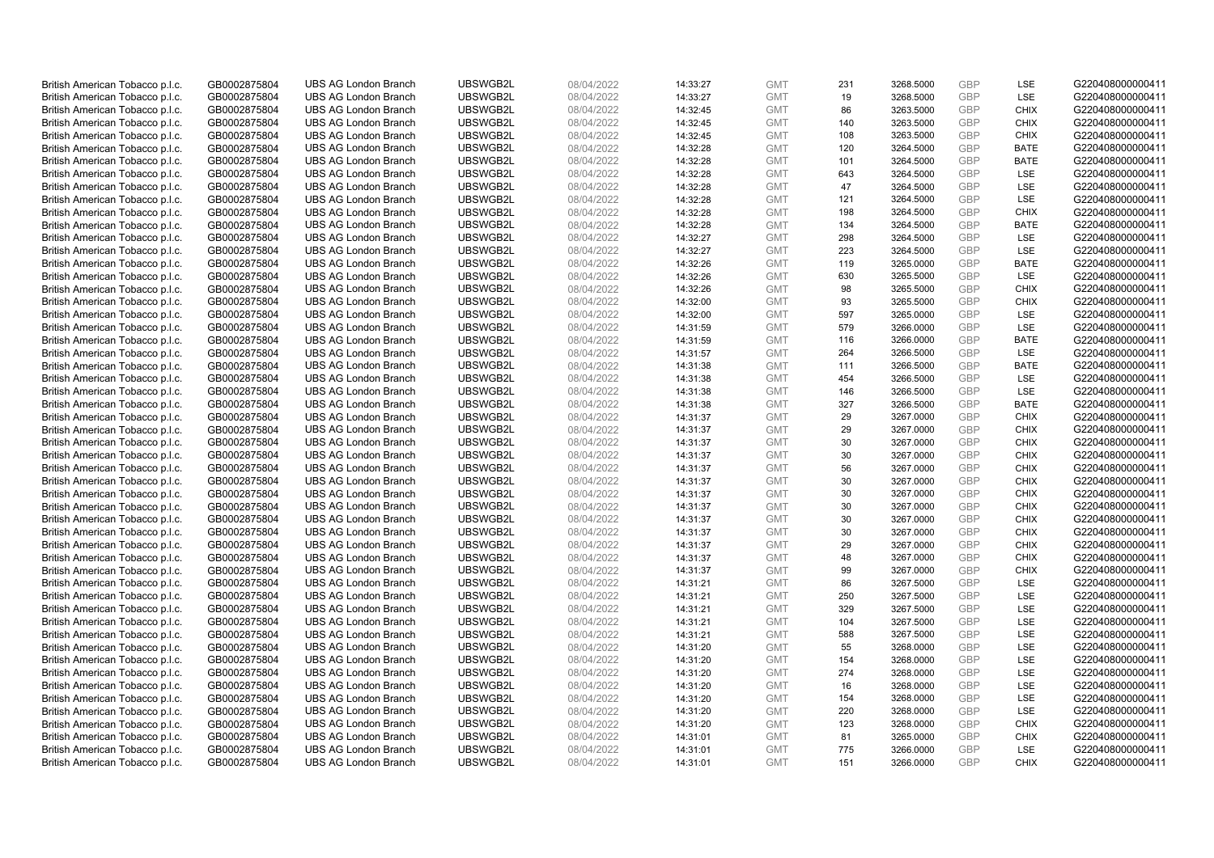| | | | | | | | | | | | |
|---|---|---|---|---|---|---|---|---|---|---|---|
| British American Tobacco p.l.c. | GB0002875804 | UBS AG London Branch | UBSWGB2L | 08/04/2022 | 14:33:27 | GMT | 231 | 3268.5000 | GBP | LSE | G220408000000411 |
| British American Tobacco p.l.c. | GB0002875804 | UBS AG London Branch | UBSWGB2L | 08/04/2022 | 14:33:27 | GMT | 19 | 3268.5000 | GBP | LSE | G220408000000411 |
| British American Tobacco p.l.c. | GB0002875804 | UBS AG London Branch | UBSWGB2L | 08/04/2022 | 14:32:45 | GMT | 86 | 3263.5000 | GBP | CHIX | G220408000000411 |
| British American Tobacco p.l.c. | GB0002875804 | UBS AG London Branch | UBSWGB2L | 08/04/2022 | 14:32:45 | GMT | 140 | 3263.5000 | GBP | CHIX | G220408000000411 |
| British American Tobacco p.l.c. | GB0002875804 | UBS AG London Branch | UBSWGB2L | 08/04/2022 | 14:32:45 | GMT | 108 | 3263.5000 | GBP | CHIX | G220408000000411 |
| British American Tobacco p.l.c. | GB0002875804 | UBS AG London Branch | UBSWGB2L | 08/04/2022 | 14:32:28 | GMT | 120 | 3264.5000 | GBP | BATE | G220408000000411 |
| British American Tobacco p.l.c. | GB0002875804 | UBS AG London Branch | UBSWGB2L | 08/04/2022 | 14:32:28 | GMT | 101 | 3264.5000 | GBP | BATE | G220408000000411 |
| British American Tobacco p.l.c. | GB0002875804 | UBS AG London Branch | UBSWGB2L | 08/04/2022 | 14:32:28 | GMT | 643 | 3264.5000 | GBP | LSE | G220408000000411 |
| British American Tobacco p.l.c. | GB0002875804 | UBS AG London Branch | UBSWGB2L | 08/04/2022 | 14:32:28 | GMT | 47 | 3264.5000 | GBP | LSE | G220408000000411 |
| British American Tobacco p.l.c. | GB0002875804 | UBS AG London Branch | UBSWGB2L | 08/04/2022 | 14:32:28 | GMT | 121 | 3264.5000 | GBP | LSE | G220408000000411 |
| British American Tobacco p.l.c. | GB0002875804 | UBS AG London Branch | UBSWGB2L | 08/04/2022 | 14:32:28 | GMT | 198 | 3264.5000 | GBP | CHIX | G220408000000411 |
| British American Tobacco p.l.c. | GB0002875804 | UBS AG London Branch | UBSWGB2L | 08/04/2022 | 14:32:28 | GMT | 134 | 3264.5000 | GBP | BATE | G220408000000411 |
| British American Tobacco p.l.c. | GB0002875804 | UBS AG London Branch | UBSWGB2L | 08/04/2022 | 14:32:27 | GMT | 298 | 3264.5000 | GBP | LSE | G220408000000411 |
| British American Tobacco p.l.c. | GB0002875804 | UBS AG London Branch | UBSWGB2L | 08/04/2022 | 14:32:27 | GMT | 223 | 3264.5000 | GBP | LSE | G220408000000411 |
| British American Tobacco p.l.c. | GB0002875804 | UBS AG London Branch | UBSWGB2L | 08/04/2022 | 14:32:26 | GMT | 119 | 3265.0000 | GBP | BATE | G220408000000411 |
| British American Tobacco p.l.c. | GB0002875804 | UBS AG London Branch | UBSWGB2L | 08/04/2022 | 14:32:26 | GMT | 630 | 3265.5000 | GBP | LSE | G220408000000411 |
| British American Tobacco p.l.c. | GB0002875804 | UBS AG London Branch | UBSWGB2L | 08/04/2022 | 14:32:26 | GMT | 98 | 3265.5000 | GBP | CHIX | G220408000000411 |
| British American Tobacco p.l.c. | GB0002875804 | UBS AG London Branch | UBSWGB2L | 08/04/2022 | 14:32:00 | GMT | 93 | 3265.5000 | GBP | CHIX | G220408000000411 |
| British American Tobacco p.l.c. | GB0002875804 | UBS AG London Branch | UBSWGB2L | 08/04/2022 | 14:32:00 | GMT | 597 | 3265.0000 | GBP | LSE | G220408000000411 |
| British American Tobacco p.l.c. | GB0002875804 | UBS AG London Branch | UBSWGB2L | 08/04/2022 | 14:31:59 | GMT | 579 | 3266.0000 | GBP | LSE | G220408000000411 |
| British American Tobacco p.l.c. | GB0002875804 | UBS AG London Branch | UBSWGB2L | 08/04/2022 | 14:31:59 | GMT | 116 | 3266.0000 | GBP | BATE | G220408000000411 |
| British American Tobacco p.l.c. | GB0002875804 | UBS AG London Branch | UBSWGB2L | 08/04/2022 | 14:31:57 | GMT | 264 | 3266.5000 | GBP | LSE | G220408000000411 |
| British American Tobacco p.l.c. | GB0002875804 | UBS AG London Branch | UBSWGB2L | 08/04/2022 | 14:31:38 | GMT | 111 | 3266.5000 | GBP | BATE | G220408000000411 |
| British American Tobacco p.l.c. | GB0002875804 | UBS AG London Branch | UBSWGB2L | 08/04/2022 | 14:31:38 | GMT | 454 | 3266.5000 | GBP | LSE | G220408000000411 |
| British American Tobacco p.l.c. | GB0002875804 | UBS AG London Branch | UBSWGB2L | 08/04/2022 | 14:31:38 | GMT | 146 | 3266.5000 | GBP | LSE | G220408000000411 |
| British American Tobacco p.l.c. | GB0002875804 | UBS AG London Branch | UBSWGB2L | 08/04/2022 | 14:31:38 | GMT | 327 | 3266.5000 | GBP | BATE | G220408000000411 |
| British American Tobacco p.l.c. | GB0002875804 | UBS AG London Branch | UBSWGB2L | 08/04/2022 | 14:31:37 | GMT | 29 | 3267.0000 | GBP | CHIX | G220408000000411 |
| British American Tobacco p.l.c. | GB0002875804 | UBS AG London Branch | UBSWGB2L | 08/04/2022 | 14:31:37 | GMT | 29 | 3267.0000 | GBP | CHIX | G220408000000411 |
| British American Tobacco p.l.c. | GB0002875804 | UBS AG London Branch | UBSWGB2L | 08/04/2022 | 14:31:37 | GMT | 30 | 3267.0000 | GBP | CHIX | G220408000000411 |
| British American Tobacco p.l.c. | GB0002875804 | UBS AG London Branch | UBSWGB2L | 08/04/2022 | 14:31:37 | GMT | 30 | 3267.0000 | GBP | CHIX | G220408000000411 |
| British American Tobacco p.l.c. | GB0002875804 | UBS AG London Branch | UBSWGB2L | 08/04/2022 | 14:31:37 | GMT | 56 | 3267.0000 | GBP | CHIX | G220408000000411 |
| British American Tobacco p.l.c. | GB0002875804 | UBS AG London Branch | UBSWGB2L | 08/04/2022 | 14:31:37 | GMT | 30 | 3267.0000 | GBP | CHIX | G220408000000411 |
| British American Tobacco p.l.c. | GB0002875804 | UBS AG London Branch | UBSWGB2L | 08/04/2022 | 14:31:37 | GMT | 30 | 3267.0000 | GBP | CHIX | G220408000000411 |
| British American Tobacco p.l.c. | GB0002875804 | UBS AG London Branch | UBSWGB2L | 08/04/2022 | 14:31:37 | GMT | 30 | 3267.0000 | GBP | CHIX | G220408000000411 |
| British American Tobacco p.l.c. | GB0002875804 | UBS AG London Branch | UBSWGB2L | 08/04/2022 | 14:31:37 | GMT | 30 | 3267.0000 | GBP | CHIX | G220408000000411 |
| British American Tobacco p.l.c. | GB0002875804 | UBS AG London Branch | UBSWGB2L | 08/04/2022 | 14:31:37 | GMT | 30 | 3267.0000 | GBP | CHIX | G220408000000411 |
| British American Tobacco p.l.c. | GB0002875804 | UBS AG London Branch | UBSWGB2L | 08/04/2022 | 14:31:37 | GMT | 29 | 3267.0000 | GBP | CHIX | G220408000000411 |
| British American Tobacco p.l.c. | GB0002875804 | UBS AG London Branch | UBSWGB2L | 08/04/2022 | 14:31:37 | GMT | 48 | 3267.0000 | GBP | CHIX | G220408000000411 |
| British American Tobacco p.l.c. | GB0002875804 | UBS AG London Branch | UBSWGB2L | 08/04/2022 | 14:31:37 | GMT | 99 | 3267.0000 | GBP | CHIX | G220408000000411 |
| British American Tobacco p.l.c. | GB0002875804 | UBS AG London Branch | UBSWGB2L | 08/04/2022 | 14:31:21 | GMT | 86 | 3267.5000 | GBP | LSE | G220408000000411 |
| British American Tobacco p.l.c. | GB0002875804 | UBS AG London Branch | UBSWGB2L | 08/04/2022 | 14:31:21 | GMT | 250 | 3267.5000 | GBP | LSE | G220408000000411 |
| British American Tobacco p.l.c. | GB0002875804 | UBS AG London Branch | UBSWGB2L | 08/04/2022 | 14:31:21 | GMT | 329 | 3267.5000 | GBP | LSE | G220408000000411 |
| British American Tobacco p.l.c. | GB0002875804 | UBS AG London Branch | UBSWGB2L | 08/04/2022 | 14:31:21 | GMT | 104 | 3267.5000 | GBP | LSE | G220408000000411 |
| British American Tobacco p.l.c. | GB0002875804 | UBS AG London Branch | UBSWGB2L | 08/04/2022 | 14:31:21 | GMT | 588 | 3267.5000 | GBP | LSE | G220408000000411 |
| British American Tobacco p.l.c. | GB0002875804 | UBS AG London Branch | UBSWGB2L | 08/04/2022 | 14:31:20 | GMT | 55 | 3268.0000 | GBP | LSE | G220408000000411 |
| British American Tobacco p.l.c. | GB0002875804 | UBS AG London Branch | UBSWGB2L | 08/04/2022 | 14:31:20 | GMT | 154 | 3268.0000 | GBP | LSE | G220408000000411 |
| British American Tobacco p.l.c. | GB0002875804 | UBS AG London Branch | UBSWGB2L | 08/04/2022 | 14:31:20 | GMT | 274 | 3268.0000 | GBP | LSE | G220408000000411 |
| British American Tobacco p.l.c. | GB0002875804 | UBS AG London Branch | UBSWGB2L | 08/04/2022 | 14:31:20 | GMT | 16 | 3268.0000 | GBP | LSE | G220408000000411 |
| British American Tobacco p.l.c. | GB0002875804 | UBS AG London Branch | UBSWGB2L | 08/04/2022 | 14:31:20 | GMT | 154 | 3268.0000 | GBP | LSE | G220408000000411 |
| British American Tobacco p.l.c. | GB0002875804 | UBS AG London Branch | UBSWGB2L | 08/04/2022 | 14:31:20 | GMT | 220 | 3268.0000 | GBP | LSE | G220408000000411 |
| British American Tobacco p.l.c. | GB0002875804 | UBS AG London Branch | UBSWGB2L | 08/04/2022 | 14:31:20 | GMT | 123 | 3268.0000 | GBP | CHIX | G220408000000411 |
| British American Tobacco p.l.c. | GB0002875804 | UBS AG London Branch | UBSWGB2L | 08/04/2022 | 14:31:01 | GMT | 81 | 3265.0000 | GBP | CHIX | G220408000000411 |
| British American Tobacco p.l.c. | GB0002875804 | UBS AG London Branch | UBSWGB2L | 08/04/2022 | 14:31:01 | GMT | 775 | 3266.0000 | GBP | LSE | G220408000000411 |
| British American Tobacco p.l.c. | GB0002875804 | UBS AG London Branch | UBSWGB2L | 08/04/2022 | 14:31:01 | GMT | 151 | 3266.0000 | GBP | CHIX | G220408000000411 |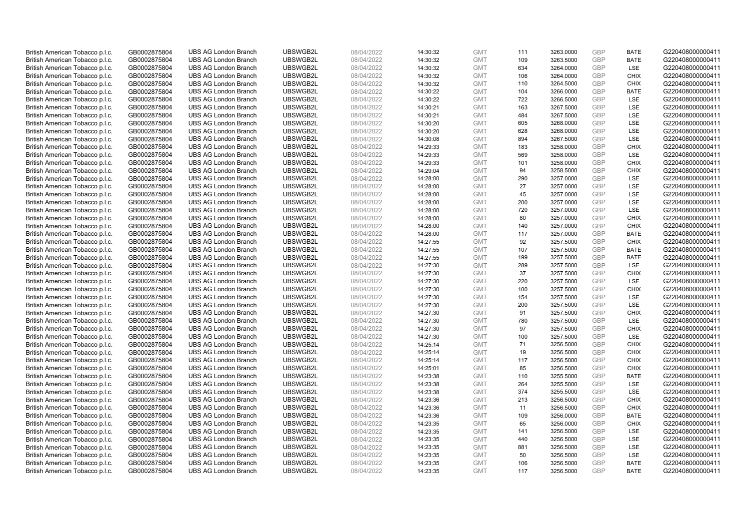| British American Tobacco p.l.c. | GB0002875804 | UBS AG London Branch | UBSWGB2L | 08/04/2022 | 14:30:32 | GMT | 111 | 3263.0000 | GBP | BATE | G220408000000411 |
|---|---|---|---|---|---|---|---|---|---|---|---|
| British American Tobacco p.l.c. | GB0002875804 | UBS AG London Branch | UBSWGB2L | 08/04/2022 | 14:30:32 | GMT | 109 | 3263.5000 | GBP | BATE | G220408000000411 |
| British American Tobacco p.l.c. | GB0002875804 | UBS AG London Branch | UBSWGB2L | 08/04/2022 | 14:30:32 | GMT | 634 | 3264.0000 | GBP | LSE | G220408000000411 |
| British American Tobacco p.l.c. | GB0002875804 | UBS AG London Branch | UBSWGB2L | 08/04/2022 | 14:30:32 | GMT | 106 | 3264.0000 | GBP | CHIX | G220408000000411 |
| British American Tobacco p.l.c. | GB0002875804 | UBS AG London Branch | UBSWGB2L | 08/04/2022 | 14:30:32 | GMT | 110 | 3264.5000 | GBP | CHIX | G220408000000411 |
| British American Tobacco p.l.c. | GB0002875804 | UBS AG London Branch | UBSWGB2L | 08/04/2022 | 14:30:22 | GMT | 104 | 3266.0000 | GBP | BATE | G220408000000411 |
| British American Tobacco p.l.c. | GB0002875804 | UBS AG London Branch | UBSWGB2L | 08/04/2022 | 14:30:22 | GMT | 722 | 3266.5000 | GBP | LSE | G220408000000411 |
| British American Tobacco p.l.c. | GB0002875804 | UBS AG London Branch | UBSWGB2L | 08/04/2022 | 14:30:21 | GMT | 163 | 3267.5000 | GBP | LSE | G220408000000411 |
| British American Tobacco p.l.c. | GB0002875804 | UBS AG London Branch | UBSWGB2L | 08/04/2022 | 14:30:21 | GMT | 484 | 3267.5000 | GBP | LSE | G220408000000411 |
| British American Tobacco p.l.c. | GB0002875804 | UBS AG London Branch | UBSWGB2L | 08/04/2022 | 14:30:20 | GMT | 605 | 3268.0000 | GBP | LSE | G220408000000411 |
| British American Tobacco p.l.c. | GB0002875804 | UBS AG London Branch | UBSWGB2L | 08/04/2022 | 14:30:20 | GMT | 628 | 3268.0000 | GBP | LSE | G220408000000411 |
| British American Tobacco p.l.c. | GB0002875804 | UBS AG London Branch | UBSWGB2L | 08/04/2022 | 14:30:08 | GMT | 894 | 3267.5000 | GBP | LSE | G220408000000411 |
| British American Tobacco p.l.c. | GB0002875804 | UBS AG London Branch | UBSWGB2L | 08/04/2022 | 14:29:33 | GMT | 183 | 3258.0000 | GBP | CHIX | G220408000000411 |
| British American Tobacco p.l.c. | GB0002875804 | UBS AG London Branch | UBSWGB2L | 08/04/2022 | 14:29:33 | GMT | 569 | 3258.0000 | GBP | LSE | G220408000000411 |
| British American Tobacco p.l.c. | GB0002875804 | UBS AG London Branch | UBSWGB2L | 08/04/2022 | 14:29:33 | GMT | 101 | 3258.0000 | GBP | CHIX | G220408000000411 |
| British American Tobacco p.l.c. | GB0002875804 | UBS AG London Branch | UBSWGB2L | 08/04/2022 | 14:29:04 | GMT | 94 | 3258.5000 | GBP | CHIX | G220408000000411 |
| British American Tobacco p.l.c. | GB0002875804 | UBS AG London Branch | UBSWGB2L | 08/04/2022 | 14:28:00 | GMT | 290 | 3257.0000 | GBP | LSE | G220408000000411 |
| British American Tobacco p.l.c. | GB0002875804 | UBS AG London Branch | UBSWGB2L | 08/04/2022 | 14:28:00 | GMT | 27 | 3257.0000 | GBP | LSE | G220408000000411 |
| British American Tobacco p.l.c. | GB0002875804 | UBS AG London Branch | UBSWGB2L | 08/04/2022 | 14:28:00 | GMT | 45 | 3257.0000 | GBP | LSE | G220408000000411 |
| British American Tobacco p.l.c. | GB0002875804 | UBS AG London Branch | UBSWGB2L | 08/04/2022 | 14:28:00 | GMT | 200 | 3257.0000 | GBP | LSE | G220408000000411 |
| British American Tobacco p.l.c. | GB0002875804 | UBS AG London Branch | UBSWGB2L | 08/04/2022 | 14:28:00 | GMT | 720 | 3257.0000 | GBP | LSE | G220408000000411 |
| British American Tobacco p.l.c. | GB0002875804 | UBS AG London Branch | UBSWGB2L | 08/04/2022 | 14:28:00 | GMT | 80 | 3257.0000 | GBP | CHIX | G220408000000411 |
| British American Tobacco p.l.c. | GB0002875804 | UBS AG London Branch | UBSWGB2L | 08/04/2022 | 14:28:00 | GMT | 140 | 3257.0000 | GBP | CHIX | G220408000000411 |
| British American Tobacco p.l.c. | GB0002875804 | UBS AG London Branch | UBSWGB2L | 08/04/2022 | 14:28:00 | GMT | 117 | 3257.0000 | GBP | BATE | G220408000000411 |
| British American Tobacco p.l.c. | GB0002875804 | UBS AG London Branch | UBSWGB2L | 08/04/2022 | 14:27:55 | GMT | 92 | 3257.5000 | GBP | CHIX | G220408000000411 |
| British American Tobacco p.l.c. | GB0002875804 | UBS AG London Branch | UBSWGB2L | 08/04/2022 | 14:27:55 | GMT | 107 | 3257.5000 | GBP | BATE | G220408000000411 |
| British American Tobacco p.l.c. | GB0002875804 | UBS AG London Branch | UBSWGB2L | 08/04/2022 | 14:27:55 | GMT | 199 | 3257.5000 | GBP | BATE | G220408000000411 |
| British American Tobacco p.l.c. | GB0002875804 | UBS AG London Branch | UBSWGB2L | 08/04/2022 | 14:27:30 | GMT | 289 | 3257.5000 | GBP | LSE | G220408000000411 |
| British American Tobacco p.l.c. | GB0002875804 | UBS AG London Branch | UBSWGB2L | 08/04/2022 | 14:27:30 | GMT | 37 | 3257.5000 | GBP | CHIX | G220408000000411 |
| British American Tobacco p.l.c. | GB0002875804 | UBS AG London Branch | UBSWGB2L | 08/04/2022 | 14:27:30 | GMT | 220 | 3257.5000 | GBP | LSE | G220408000000411 |
| British American Tobacco p.l.c. | GB0002875804 | UBS AG London Branch | UBSWGB2L | 08/04/2022 | 14:27:30 | GMT | 100 | 3257.5000 | GBP | CHIX | G220408000000411 |
| British American Tobacco p.l.c. | GB0002875804 | UBS AG London Branch | UBSWGB2L | 08/04/2022 | 14:27:30 | GMT | 154 | 3257.5000 | GBP | LSE | G220408000000411 |
| British American Tobacco p.l.c. | GB0002875804 | UBS AG London Branch | UBSWGB2L | 08/04/2022 | 14:27:30 | GMT | 200 | 3257.5000 | GBP | LSE | G220408000000411 |
| British American Tobacco p.l.c. | GB0002875804 | UBS AG London Branch | UBSWGB2L | 08/04/2022 | 14:27:30 | GMT | 91 | 3257.5000 | GBP | CHIX | G220408000000411 |
| British American Tobacco p.l.c. | GB0002875804 | UBS AG London Branch | UBSWGB2L | 08/04/2022 | 14:27:30 | GMT | 780 | 3257.5000 | GBP | LSE | G220408000000411 |
| British American Tobacco p.l.c. | GB0002875804 | UBS AG London Branch | UBSWGB2L | 08/04/2022 | 14:27:30 | GMT | 97 | 3257.5000 | GBP | CHIX | G220408000000411 |
| British American Tobacco p.l.c. | GB0002875804 | UBS AG London Branch | UBSWGB2L | 08/04/2022 | 14:27:30 | GMT | 100 | 3257.5000 | GBP | LSE | G220408000000411 |
| British American Tobacco p.l.c. | GB0002875804 | UBS AG London Branch | UBSWGB2L | 08/04/2022 | 14:25:14 | GMT | 71 | 3256.5000 | GBP | CHIX | G220408000000411 |
| British American Tobacco p.l.c. | GB0002875804 | UBS AG London Branch | UBSWGB2L | 08/04/2022 | 14:25:14 | GMT | 19 | 3256.5000 | GBP | CHIX | G220408000000411 |
| British American Tobacco p.l.c. | GB0002875804 | UBS AG London Branch | UBSWGB2L | 08/04/2022 | 14:25:14 | GMT | 117 | 3256.5000 | GBP | CHIX | G220408000000411 |
| British American Tobacco p.l.c. | GB0002875804 | UBS AG London Branch | UBSWGB2L | 08/04/2022 | 14:25:01 | GMT | 85 | 3256.5000 | GBP | CHIX | G220408000000411 |
| British American Tobacco p.l.c. | GB0002875804 | UBS AG London Branch | UBSWGB2L | 08/04/2022 | 14:23:38 | GMT | 110 | 3255.5000 | GBP | BATE | G220408000000411 |
| British American Tobacco p.l.c. | GB0002875804 | UBS AG London Branch | UBSWGB2L | 08/04/2022 | 14:23:38 | GMT | 264 | 3255.5000 | GBP | LSE | G220408000000411 |
| British American Tobacco p.l.c. | GB0002875804 | UBS AG London Branch | UBSWGB2L | 08/04/2022 | 14:23:38 | GMT | 374 | 3255.5000 | GBP | LSE | G220408000000411 |
| British American Tobacco p.l.c. | GB0002875804 | UBS AG London Branch | UBSWGB2L | 08/04/2022 | 14:23:36 | GMT | 213 | 3256.5000 | GBP | CHIX | G220408000000411 |
| British American Tobacco p.l.c. | GB0002875804 | UBS AG London Branch | UBSWGB2L | 08/04/2022 | 14:23:36 | GMT | 11 | 3256.5000 | GBP | CHIX | G220408000000411 |
| British American Tobacco p.l.c. | GB0002875804 | UBS AG London Branch | UBSWGB2L | 08/04/2022 | 14:23:36 | GMT | 109 | 3256.0000 | GBP | BATE | G220408000000411 |
| British American Tobacco p.l.c. | GB0002875804 | UBS AG London Branch | UBSWGB2L | 08/04/2022 | 14:23:35 | GMT | 65 | 3256.0000 | GBP | CHIX | G220408000000411 |
| British American Tobacco p.l.c. | GB0002875804 | UBS AG London Branch | UBSWGB2L | 08/04/2022 | 14:23:35 | GMT | 141 | 3256.5000 | GBP | LSE | G220408000000411 |
| British American Tobacco p.l.c. | GB0002875804 | UBS AG London Branch | UBSWGB2L | 08/04/2022 | 14:23:35 | GMT | 440 | 3256.5000 | GBP | LSE | G220408000000411 |
| British American Tobacco p.l.c. | GB0002875804 | UBS AG London Branch | UBSWGB2L | 08/04/2022 | 14:23:35 | GMT | 881 | 3256.5000 | GBP | LSE | G220408000000411 |
| British American Tobacco p.l.c. | GB0002875804 | UBS AG London Branch | UBSWGB2L | 08/04/2022 | 14:23:35 | GMT | 50 | 3256.5000 | GBP | LSE | G220408000000411 |
| British American Tobacco p.l.c. | GB0002875804 | UBS AG London Branch | UBSWGB2L | 08/04/2022 | 14:23:35 | GMT | 106 | 3256.5000 | GBP | BATE | G220408000000411 |
| British American Tobacco p.l.c. | GB0002875804 | UBS AG London Branch | UBSWGB2L | 08/04/2022 | 14:23:35 | GMT | 117 | 3256.5000 | GBP | BATE | G220408000000411 |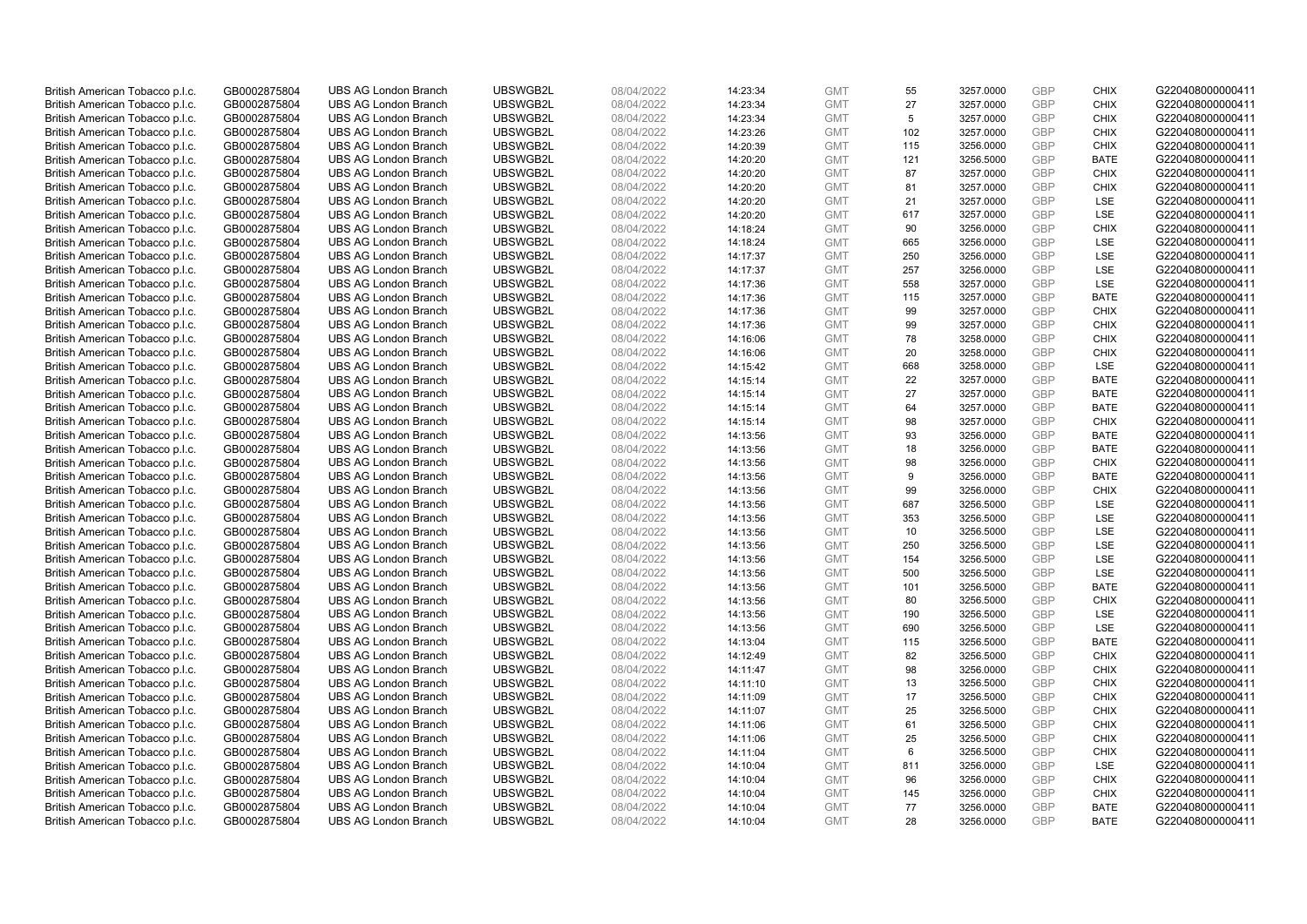| | | | | | | | | | | | |
|---|---|---|---|---|---|---|---|---|---|---|---|
| British American Tobacco p.l.c. | GB0002875804 | UBS AG London Branch | UBSWGB2L | 08/04/2022 | 14:23:34 | GMT | 55 | 3257.0000 | GBP | CHIX | G220408000000411 |
| British American Tobacco p.l.c. | GB0002875804 | UBS AG London Branch | UBSWGB2L | 08/04/2022 | 14:23:34 | GMT | 27 | 3257.0000 | GBP | CHIX | G220408000000411 |
| British American Tobacco p.l.c. | GB0002875804 | UBS AG London Branch | UBSWGB2L | 08/04/2022 | 14:23:34 | GMT | 5 | 3257.0000 | GBP | CHIX | G220408000000411 |
| British American Tobacco p.l.c. | GB0002875804 | UBS AG London Branch | UBSWGB2L | 08/04/2022 | 14:23:26 | GMT | 102 | 3257.0000 | GBP | CHIX | G220408000000411 |
| British American Tobacco p.l.c. | GB0002875804 | UBS AG London Branch | UBSWGB2L | 08/04/2022 | 14:20:39 | GMT | 115 | 3256.0000 | GBP | CHIX | G220408000000411 |
| British American Tobacco p.l.c. | GB0002875804 | UBS AG London Branch | UBSWGB2L | 08/04/2022 | 14:20:20 | GMT | 121 | 3256.5000 | GBP | BATE | G220408000000411 |
| British American Tobacco p.l.c. | GB0002875804 | UBS AG London Branch | UBSWGB2L | 08/04/2022 | 14:20:20 | GMT | 87 | 3257.0000 | GBP | CHIX | G220408000000411 |
| British American Tobacco p.l.c. | GB0002875804 | UBS AG London Branch | UBSWGB2L | 08/04/2022 | 14:20:20 | GMT | 81 | 3257.0000 | GBP | CHIX | G220408000000411 |
| British American Tobacco p.l.c. | GB0002875804 | UBS AG London Branch | UBSWGB2L | 08/04/2022 | 14:20:20 | GMT | 21 | 3257.0000 | GBP | LSE | G220408000000411 |
| British American Tobacco p.l.c. | GB0002875804 | UBS AG London Branch | UBSWGB2L | 08/04/2022 | 14:20:20 | GMT | 617 | 3257.0000 | GBP | LSE | G220408000000411 |
| British American Tobacco p.l.c. | GB0002875804 | UBS AG London Branch | UBSWGB2L | 08/04/2022 | 14:18:24 | GMT | 90 | 3256.0000 | GBP | CHIX | G220408000000411 |
| British American Tobacco p.l.c. | GB0002875804 | UBS AG London Branch | UBSWGB2L | 08/04/2022 | 14:18:24 | GMT | 665 | 3256.0000 | GBP | LSE | G220408000000411 |
| British American Tobacco p.l.c. | GB0002875804 | UBS AG London Branch | UBSWGB2L | 08/04/2022 | 14:17:37 | GMT | 250 | 3256.0000 | GBP | LSE | G220408000000411 |
| British American Tobacco p.l.c. | GB0002875804 | UBS AG London Branch | UBSWGB2L | 08/04/2022 | 14:17:37 | GMT | 257 | 3256.0000 | GBP | LSE | G220408000000411 |
| British American Tobacco p.l.c. | GB0002875804 | UBS AG London Branch | UBSWGB2L | 08/04/2022 | 14:17:36 | GMT | 558 | 3257.0000 | GBP | LSE | G220408000000411 |
| British American Tobacco p.l.c. | GB0002875804 | UBS AG London Branch | UBSWGB2L | 08/04/2022 | 14:17:36 | GMT | 115 | 3257.0000 | GBP | BATE | G220408000000411 |
| British American Tobacco p.l.c. | GB0002875804 | UBS AG London Branch | UBSWGB2L | 08/04/2022 | 14:17:36 | GMT | 99 | 3257.0000 | GBP | CHIX | G220408000000411 |
| British American Tobacco p.l.c. | GB0002875804 | UBS AG London Branch | UBSWGB2L | 08/04/2022 | 14:17:36 | GMT | 99 | 3257.0000 | GBP | CHIX | G220408000000411 |
| British American Tobacco p.l.c. | GB0002875804 | UBS AG London Branch | UBSWGB2L | 08/04/2022 | 14:16:06 | GMT | 78 | 3258.0000 | GBP | CHIX | G220408000000411 |
| British American Tobacco p.l.c. | GB0002875804 | UBS AG London Branch | UBSWGB2L | 08/04/2022 | 14:16:06 | GMT | 20 | 3258.0000 | GBP | CHIX | G220408000000411 |
| British American Tobacco p.l.c. | GB0002875804 | UBS AG London Branch | UBSWGB2L | 08/04/2022 | 14:15:42 | GMT | 668 | 3258.0000 | GBP | LSE | G220408000000411 |
| British American Tobacco p.l.c. | GB0002875804 | UBS AG London Branch | UBSWGB2L | 08/04/2022 | 14:15:14 | GMT | 22 | 3257.0000 | GBP | BATE | G220408000000411 |
| British American Tobacco p.l.c. | GB0002875804 | UBS AG London Branch | UBSWGB2L | 08/04/2022 | 14:15:14 | GMT | 27 | 3257.0000 | GBP | BATE | G220408000000411 |
| British American Tobacco p.l.c. | GB0002875804 | UBS AG London Branch | UBSWGB2L | 08/04/2022 | 14:15:14 | GMT | 64 | 3257.0000 | GBP | BATE | G220408000000411 |
| British American Tobacco p.l.c. | GB0002875804 | UBS AG London Branch | UBSWGB2L | 08/04/2022 | 14:15:14 | GMT | 98 | 3257.0000 | GBP | CHIX | G220408000000411 |
| British American Tobacco p.l.c. | GB0002875804 | UBS AG London Branch | UBSWGB2L | 08/04/2022 | 14:13:56 | GMT | 93 | 3256.0000 | GBP | BATE | G220408000000411 |
| British American Tobacco p.l.c. | GB0002875804 | UBS AG London Branch | UBSWGB2L | 08/04/2022 | 14:13:56 | GMT | 18 | 3256.0000 | GBP | BATE | G220408000000411 |
| British American Tobacco p.l.c. | GB0002875804 | UBS AG London Branch | UBSWGB2L | 08/04/2022 | 14:13:56 | GMT | 98 | 3256.0000 | GBP | CHIX | G220408000000411 |
| British American Tobacco p.l.c. | GB0002875804 | UBS AG London Branch | UBSWGB2L | 08/04/2022 | 14:13:56 | GMT | 9 | 3256.0000 | GBP | BATE | G220408000000411 |
| British American Tobacco p.l.c. | GB0002875804 | UBS AG London Branch | UBSWGB2L | 08/04/2022 | 14:13:56 | GMT | 99 | 3256.0000 | GBP | CHIX | G220408000000411 |
| British American Tobacco p.l.c. | GB0002875804 | UBS AG London Branch | UBSWGB2L | 08/04/2022 | 14:13:56 | GMT | 687 | 3256.5000 | GBP | LSE | G220408000000411 |
| British American Tobacco p.l.c. | GB0002875804 | UBS AG London Branch | UBSWGB2L | 08/04/2022 | 14:13:56 | GMT | 353 | 3256.5000 | GBP | LSE | G220408000000411 |
| British American Tobacco p.l.c. | GB0002875804 | UBS AG London Branch | UBSWGB2L | 08/04/2022 | 14:13:56 | GMT | 10 | 3256.5000 | GBP | LSE | G220408000000411 |
| British American Tobacco p.l.c. | GB0002875804 | UBS AG London Branch | UBSWGB2L | 08/04/2022 | 14:13:56 | GMT | 250 | 3256.5000 | GBP | LSE | G220408000000411 |
| British American Tobacco p.l.c. | GB0002875804 | UBS AG London Branch | UBSWGB2L | 08/04/2022 | 14:13:56 | GMT | 154 | 3256.5000 | GBP | LSE | G220408000000411 |
| British American Tobacco p.l.c. | GB0002875804 | UBS AG London Branch | UBSWGB2L | 08/04/2022 | 14:13:56 | GMT | 500 | 3256.5000 | GBP | LSE | G220408000000411 |
| British American Tobacco p.l.c. | GB0002875804 | UBS AG London Branch | UBSWGB2L | 08/04/2022 | 14:13:56 | GMT | 101 | 3256.5000 | GBP | BATE | G220408000000411 |
| British American Tobacco p.l.c. | GB0002875804 | UBS AG London Branch | UBSWGB2L | 08/04/2022 | 14:13:56 | GMT | 80 | 3256.5000 | GBP | CHIX | G220408000000411 |
| British American Tobacco p.l.c. | GB0002875804 | UBS AG London Branch | UBSWGB2L | 08/04/2022 | 14:13:56 | GMT | 190 | 3256.5000 | GBP | LSE | G220408000000411 |
| British American Tobacco p.l.c. | GB0002875804 | UBS AG London Branch | UBSWGB2L | 08/04/2022 | 14:13:56 | GMT | 690 | 3256.5000 | GBP | LSE | G220408000000411 |
| British American Tobacco p.l.c. | GB0002875804 | UBS AG London Branch | UBSWGB2L | 08/04/2022 | 14:13:04 | GMT | 115 | 3256.5000 | GBP | BATE | G220408000000411 |
| British American Tobacco p.l.c. | GB0002875804 | UBS AG London Branch | UBSWGB2L | 08/04/2022 | 14:12:49 | GMT | 82 | 3256.5000 | GBP | CHIX | G220408000000411 |
| British American Tobacco p.l.c. | GB0002875804 | UBS AG London Branch | UBSWGB2L | 08/04/2022 | 14:11:47 | GMT | 98 | 3256.0000 | GBP | CHIX | G220408000000411 |
| British American Tobacco p.l.c. | GB0002875804 | UBS AG London Branch | UBSWGB2L | 08/04/2022 | 14:11:10 | GMT | 13 | 3256.5000 | GBP | CHIX | G220408000000411 |
| British American Tobacco p.l.c. | GB0002875804 | UBS AG London Branch | UBSWGB2L | 08/04/2022 | 14:11:09 | GMT | 17 | 3256.5000 | GBP | CHIX | G220408000000411 |
| British American Tobacco p.l.c. | GB0002875804 | UBS AG London Branch | UBSWGB2L | 08/04/2022 | 14:11:07 | GMT | 25 | 3256.5000 | GBP | CHIX | G220408000000411 |
| British American Tobacco p.l.c. | GB0002875804 | UBS AG London Branch | UBSWGB2L | 08/04/2022 | 14:11:06 | GMT | 61 | 3256.5000 | GBP | CHIX | G220408000000411 |
| British American Tobacco p.l.c. | GB0002875804 | UBS AG London Branch | UBSWGB2L | 08/04/2022 | 14:11:06 | GMT | 25 | 3256.5000 | GBP | CHIX | G220408000000411 |
| British American Tobacco p.l.c. | GB0002875804 | UBS AG London Branch | UBSWGB2L | 08/04/2022 | 14:11:04 | GMT | 6 | 3256.5000 | GBP | CHIX | G220408000000411 |
| British American Tobacco p.l.c. | GB0002875804 | UBS AG London Branch | UBSWGB2L | 08/04/2022 | 14:10:04 | GMT | 811 | 3256.0000 | GBP | LSE | G220408000000411 |
| British American Tobacco p.l.c. | GB0002875804 | UBS AG London Branch | UBSWGB2L | 08/04/2022 | 14:10:04 | GMT | 96 | 3256.0000 | GBP | CHIX | G220408000000411 |
| British American Tobacco p.l.c. | GB0002875804 | UBS AG London Branch | UBSWGB2L | 08/04/2022 | 14:10:04 | GMT | 145 | 3256.0000 | GBP | CHIX | G220408000000411 |
| British American Tobacco p.l.c. | GB0002875804 | UBS AG London Branch | UBSWGB2L | 08/04/2022 | 14:10:04 | GMT | 77 | 3256.0000 | GBP | BATE | G220408000000411 |
| British American Tobacco p.l.c. | GB0002875804 | UBS AG London Branch | UBSWGB2L | 08/04/2022 | 14:10:04 | GMT | 28 | 3256.0000 | GBP | BATE | G220408000000411 |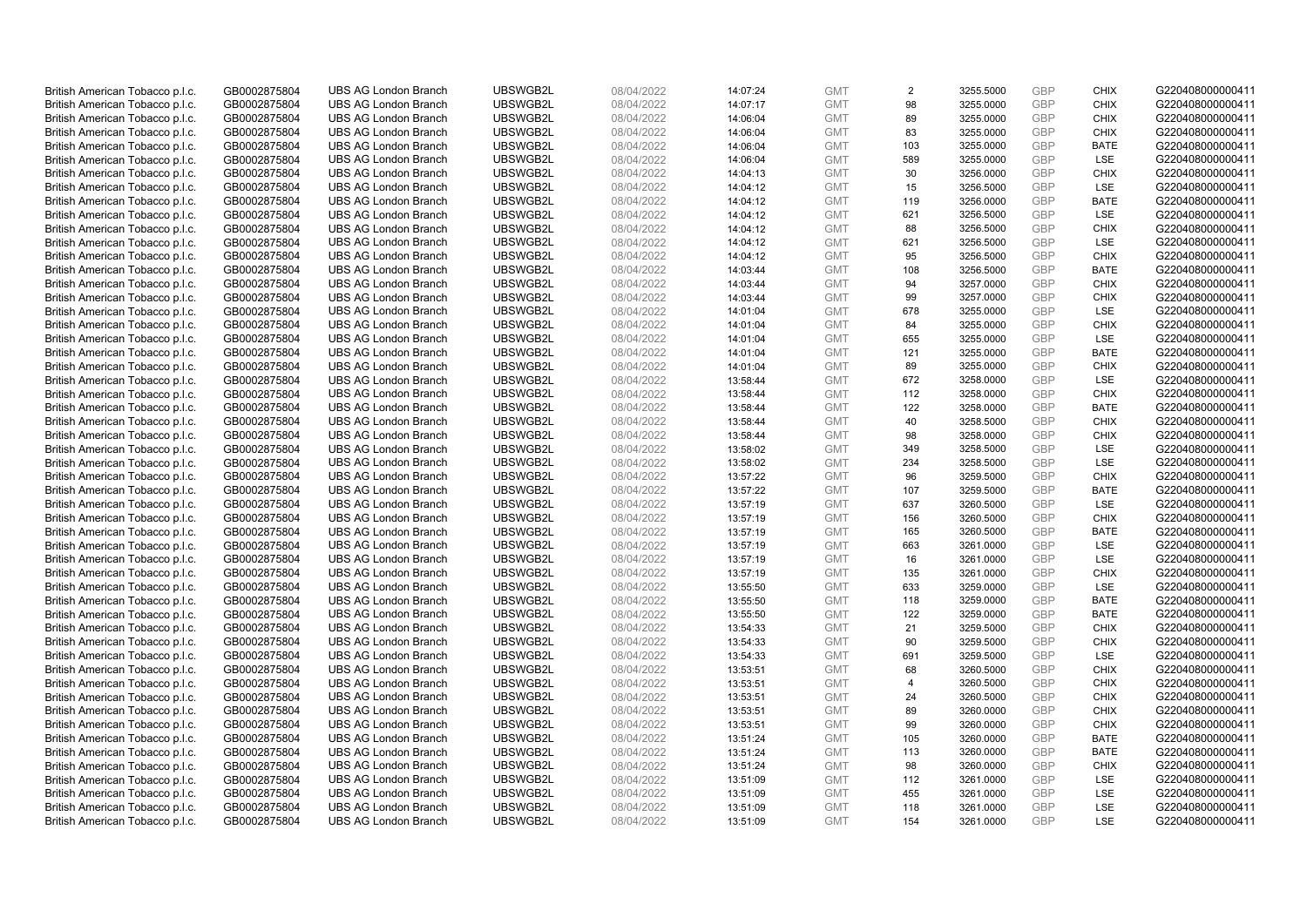| British American Tobacco p.l.c. | GB0002875804 | UBS AG London Branch | UBSWGB2L | 08/04/2022 | 14:07:24 | GMT | 2 | 3255.5000 | GBP | CHIX | G220408000000411 |
|---|---|---|---|---|---|---|---|---|---|---|---|
| British American Tobacco p.l.c. | GB0002875804 | UBS AG London Branch | UBSWGB2L | 08/04/2022 | 14:07:17 | GMT | 98 | 3255.0000 | GBP | CHIX | G220408000000411 |
| British American Tobacco p.l.c. | GB0002875804 | UBS AG London Branch | UBSWGB2L | 08/04/2022 | 14:06:04 | GMT | 89 | 3255.0000 | GBP | CHIX | G220408000000411 |
| British American Tobacco p.l.c. | GB0002875804 | UBS AG London Branch | UBSWGB2L | 08/04/2022 | 14:06:04 | GMT | 83 | 3255.0000 | GBP | CHIX | G220408000000411 |
| British American Tobacco p.l.c. | GB0002875804 | UBS AG London Branch | UBSWGB2L | 08/04/2022 | 14:06:04 | GMT | 103 | 3255.0000 | GBP | BATE | G220408000000411 |
| British American Tobacco p.l.c. | GB0002875804 | UBS AG London Branch | UBSWGB2L | 08/04/2022 | 14:06:04 | GMT | 589 | 3255.0000 | GBP | LSE | G220408000000411 |
| British American Tobacco p.l.c. | GB0002875804 | UBS AG London Branch | UBSWGB2L | 08/04/2022 | 14:04:13 | GMT | 30 | 3256.0000 | GBP | CHIX | G220408000000411 |
| British American Tobacco p.l.c. | GB0002875804 | UBS AG London Branch | UBSWGB2L | 08/04/2022 | 14:04:12 | GMT | 15 | 3256.5000 | GBP | LSE | G220408000000411 |
| British American Tobacco p.l.c. | GB0002875804 | UBS AG London Branch | UBSWGB2L | 08/04/2022 | 14:04:12 | GMT | 119 | 3256.0000 | GBP | BATE | G220408000000411 |
| British American Tobacco p.l.c. | GB0002875804 | UBS AG London Branch | UBSWGB2L | 08/04/2022 | 14:04:12 | GMT | 621 | 3256.5000 | GBP | LSE | G220408000000411 |
| British American Tobacco p.l.c. | GB0002875804 | UBS AG London Branch | UBSWGB2L | 08/04/2022 | 14:04:12 | GMT | 88 | 3256.5000 | GBP | CHIX | G220408000000411 |
| British American Tobacco p.l.c. | GB0002875804 | UBS AG London Branch | UBSWGB2L | 08/04/2022 | 14:04:12 | GMT | 621 | 3256.5000 | GBP | LSE | G220408000000411 |
| British American Tobacco p.l.c. | GB0002875804 | UBS AG London Branch | UBSWGB2L | 08/04/2022 | 14:04:12 | GMT | 95 | 3256.5000 | GBP | CHIX | G220408000000411 |
| British American Tobacco p.l.c. | GB0002875804 | UBS AG London Branch | UBSWGB2L | 08/04/2022 | 14:03:44 | GMT | 108 | 3256.5000 | GBP | BATE | G220408000000411 |
| British American Tobacco p.l.c. | GB0002875804 | UBS AG London Branch | UBSWGB2L | 08/04/2022 | 14:03:44 | GMT | 94 | 3257.0000 | GBP | CHIX | G220408000000411 |
| British American Tobacco p.l.c. | GB0002875804 | UBS AG London Branch | UBSWGB2L | 08/04/2022 | 14:03:44 | GMT | 99 | 3257.0000 | GBP | CHIX | G220408000000411 |
| British American Tobacco p.l.c. | GB0002875804 | UBS AG London Branch | UBSWGB2L | 08/04/2022 | 14:01:04 | GMT | 678 | 3255.0000 | GBP | LSE | G220408000000411 |
| British American Tobacco p.l.c. | GB0002875804 | UBS AG London Branch | UBSWGB2L | 08/04/2022 | 14:01:04 | GMT | 84 | 3255.0000 | GBP | CHIX | G220408000000411 |
| British American Tobacco p.l.c. | GB0002875804 | UBS AG London Branch | UBSWGB2L | 08/04/2022 | 14:01:04 | GMT | 655 | 3255.0000 | GBP | LSE | G220408000000411 |
| British American Tobacco p.l.c. | GB0002875804 | UBS AG London Branch | UBSWGB2L | 08/04/2022 | 14:01:04 | GMT | 121 | 3255.0000 | GBP | BATE | G220408000000411 |
| British American Tobacco p.l.c. | GB0002875804 | UBS AG London Branch | UBSWGB2L | 08/04/2022 | 14:01:04 | GMT | 89 | 3255.0000 | GBP | CHIX | G220408000000411 |
| British American Tobacco p.l.c. | GB0002875804 | UBS AG London Branch | UBSWGB2L | 08/04/2022 | 13:58:44 | GMT | 672 | 3258.0000 | GBP | LSE | G220408000000411 |
| British American Tobacco p.l.c. | GB0002875804 | UBS AG London Branch | UBSWGB2L | 08/04/2022 | 13:58:44 | GMT | 112 | 3258.0000 | GBP | CHIX | G220408000000411 |
| British American Tobacco p.l.c. | GB0002875804 | UBS AG London Branch | UBSWGB2L | 08/04/2022 | 13:58:44 | GMT | 122 | 3258.0000 | GBP | BATE | G220408000000411 |
| British American Tobacco p.l.c. | GB0002875804 | UBS AG London Branch | UBSWGB2L | 08/04/2022 | 13:58:44 | GMT | 40 | 3258.5000 | GBP | CHIX | G220408000000411 |
| British American Tobacco p.l.c. | GB0002875804 | UBS AG London Branch | UBSWGB2L | 08/04/2022 | 13:58:44 | GMT | 98 | 3258.0000 | GBP | CHIX | G220408000000411 |
| British American Tobacco p.l.c. | GB0002875804 | UBS AG London Branch | UBSWGB2L | 08/04/2022 | 13:58:02 | GMT | 349 | 3258.5000 | GBP | LSE | G220408000000411 |
| British American Tobacco p.l.c. | GB0002875804 | UBS AG London Branch | UBSWGB2L | 08/04/2022 | 13:58:02 | GMT | 234 | 3258.5000 | GBP | LSE | G220408000000411 |
| British American Tobacco p.l.c. | GB0002875804 | UBS AG London Branch | UBSWGB2L | 08/04/2022 | 13:57:22 | GMT | 96 | 3259.5000 | GBP | CHIX | G220408000000411 |
| British American Tobacco p.l.c. | GB0002875804 | UBS AG London Branch | UBSWGB2L | 08/04/2022 | 13:57:22 | GMT | 107 | 3259.5000 | GBP | BATE | G220408000000411 |
| British American Tobacco p.l.c. | GB0002875804 | UBS AG London Branch | UBSWGB2L | 08/04/2022 | 13:57:19 | GMT | 637 | 3260.5000 | GBP | LSE | G220408000000411 |
| British American Tobacco p.l.c. | GB0002875804 | UBS AG London Branch | UBSWGB2L | 08/04/2022 | 13:57:19 | GMT | 156 | 3260.5000 | GBP | CHIX | G220408000000411 |
| British American Tobacco p.l.c. | GB0002875804 | UBS AG London Branch | UBSWGB2L | 08/04/2022 | 13:57:19 | GMT | 165 | 3260.5000 | GBP | BATE | G220408000000411 |
| British American Tobacco p.l.c. | GB0002875804 | UBS AG London Branch | UBSWGB2L | 08/04/2022 | 13:57:19 | GMT | 663 | 3261.0000 | GBP | LSE | G220408000000411 |
| British American Tobacco p.l.c. | GB0002875804 | UBS AG London Branch | UBSWGB2L | 08/04/2022 | 13:57:19 | GMT | 16 | 3261.0000 | GBP | LSE | G220408000000411 |
| British American Tobacco p.l.c. | GB0002875804 | UBS AG London Branch | UBSWGB2L | 08/04/2022 | 13:57:19 | GMT | 135 | 3261.0000 | GBP | CHIX | G220408000000411 |
| British American Tobacco p.l.c. | GB0002875804 | UBS AG London Branch | UBSWGB2L | 08/04/2022 | 13:55:50 | GMT | 633 | 3259.0000 | GBP | LSE | G220408000000411 |
| British American Tobacco p.l.c. | GB0002875804 | UBS AG London Branch | UBSWGB2L | 08/04/2022 | 13:55:50 | GMT | 118 | 3259.0000 | GBP | BATE | G220408000000411 |
| British American Tobacco p.l.c. | GB0002875804 | UBS AG London Branch | UBSWGB2L | 08/04/2022 | 13:55:50 | GMT | 122 | 3259.0000 | GBP | BATE | G220408000000411 |
| British American Tobacco p.l.c. | GB0002875804 | UBS AG London Branch | UBSWGB2L | 08/04/2022 | 13:54:33 | GMT | 21 | 3259.5000 | GBP | CHIX | G220408000000411 |
| British American Tobacco p.l.c. | GB0002875804 | UBS AG London Branch | UBSWGB2L | 08/04/2022 | 13:54:33 | GMT | 90 | 3259.5000 | GBP | CHIX | G220408000000411 |
| British American Tobacco p.l.c. | GB0002875804 | UBS AG London Branch | UBSWGB2L | 08/04/2022 | 13:54:33 | GMT | 691 | 3259.5000 | GBP | LSE | G220408000000411 |
| British American Tobacco p.l.c. | GB0002875804 | UBS AG London Branch | UBSWGB2L | 08/04/2022 | 13:53:51 | GMT | 68 | 3260.5000 | GBP | CHIX | G220408000000411 |
| British American Tobacco p.l.c. | GB0002875804 | UBS AG London Branch | UBSWGB2L | 08/04/2022 | 13:53:51 | GMT | 4 | 3260.5000 | GBP | CHIX | G220408000000411 |
| British American Tobacco p.l.c. | GB0002875804 | UBS AG London Branch | UBSWGB2L | 08/04/2022 | 13:53:51 | GMT | 24 | 3260.5000 | GBP | CHIX | G220408000000411 |
| British American Tobacco p.l.c. | GB0002875804 | UBS AG London Branch | UBSWGB2L | 08/04/2022 | 13:53:51 | GMT | 89 | 3260.0000 | GBP | CHIX | G220408000000411 |
| British American Tobacco p.l.c. | GB0002875804 | UBS AG London Branch | UBSWGB2L | 08/04/2022 | 13:53:51 | GMT | 99 | 3260.0000 | GBP | CHIX | G220408000000411 |
| British American Tobacco p.l.c. | GB0002875804 | UBS AG London Branch | UBSWGB2L | 08/04/2022 | 13:51:24 | GMT | 105 | 3260.0000 | GBP | BATE | G220408000000411 |
| British American Tobacco p.l.c. | GB0002875804 | UBS AG London Branch | UBSWGB2L | 08/04/2022 | 13:51:24 | GMT | 113 | 3260.0000 | GBP | BATE | G220408000000411 |
| British American Tobacco p.l.c. | GB0002875804 | UBS AG London Branch | UBSWGB2L | 08/04/2022 | 13:51:24 | GMT | 98 | 3260.0000 | GBP | CHIX | G220408000000411 |
| British American Tobacco p.l.c. | GB0002875804 | UBS AG London Branch | UBSWGB2L | 08/04/2022 | 13:51:09 | GMT | 112 | 3261.0000 | GBP | LSE | G220408000000411 |
| British American Tobacco p.l.c. | GB0002875804 | UBS AG London Branch | UBSWGB2L | 08/04/2022 | 13:51:09 | GMT | 455 | 3261.0000 | GBP | LSE | G220408000000411 |
| British American Tobacco p.l.c. | GB0002875804 | UBS AG London Branch | UBSWGB2L | 08/04/2022 | 13:51:09 | GMT | 118 | 3261.0000 | GBP | LSE | G220408000000411 |
| British American Tobacco p.l.c. | GB0002875804 | UBS AG London Branch | UBSWGB2L | 08/04/2022 | 13:51:09 | GMT | 154 | 3261.0000 | GBP | LSE | G220408000000411 |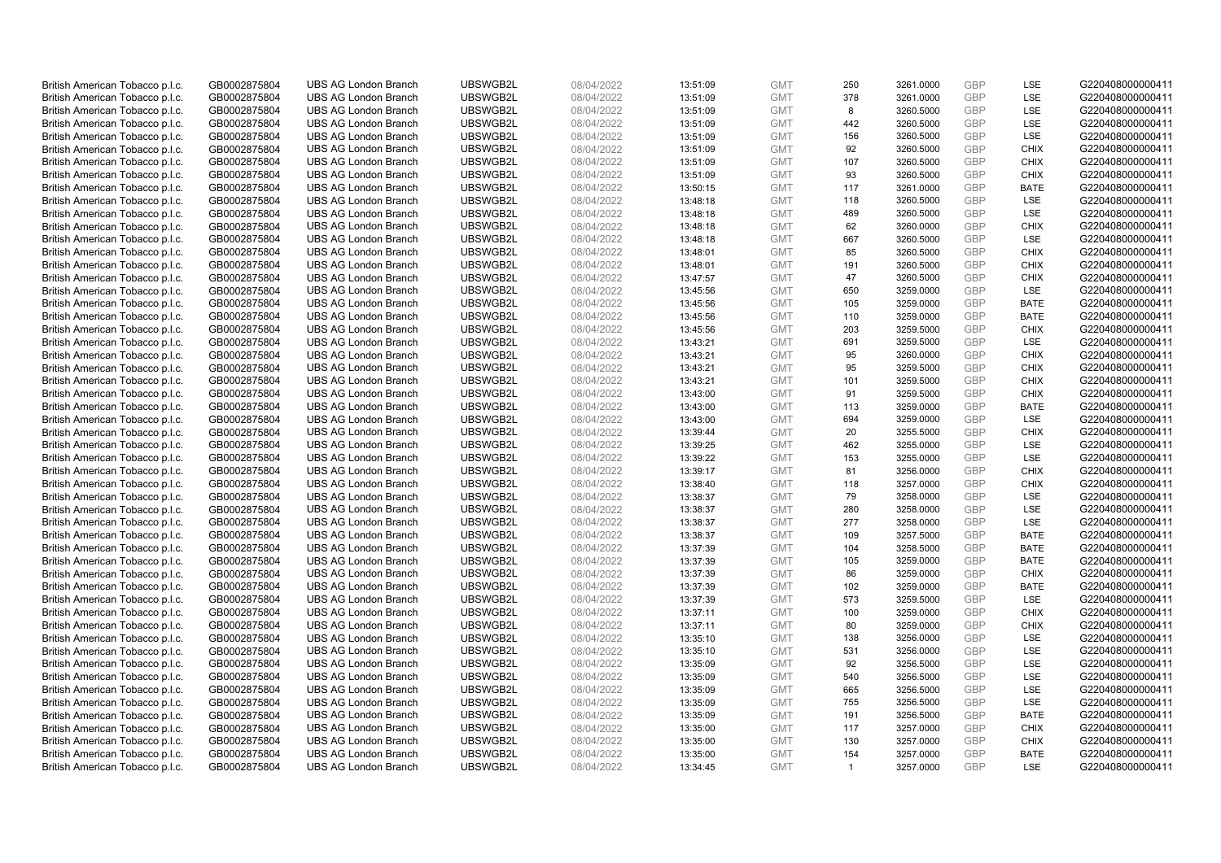| British American Tobacco p.l.c. | GB0002875804 | UBS AG London Branch | UBSWGB2L | 08/04/2022 | 13:51:09 | GMT | 250 | 3261.0000 | GBP | LSE | G220408000000411 |
|---|---|---|---|---|---|---|---|---|---|---|---|
| British American Tobacco p.l.c. | GB0002875804 | UBS AG London Branch | UBSWGB2L | 08/04/2022 | 13:51:09 | GMT | 378 | 3261.0000 | GBP | LSE | G220408000000411 |
| British American Tobacco p.l.c. | GB0002875804 | UBS AG London Branch | UBSWGB2L | 08/04/2022 | 13:51:09 | GMT | 8 | 3260.5000 | GBP | LSE | G220408000000411 |
| British American Tobacco p.l.c. | GB0002875804 | UBS AG London Branch | UBSWGB2L | 08/04/2022 | 13:51:09 | GMT | 442 | 3260.5000 | GBP | LSE | G220408000000411 |
| British American Tobacco p.l.c. | GB0002875804 | UBS AG London Branch | UBSWGB2L | 08/04/2022 | 13:51:09 | GMT | 156 | 3260.5000 | GBP | LSE | G220408000000411 |
| British American Tobacco p.l.c. | GB0002875804 | UBS AG London Branch | UBSWGB2L | 08/04/2022 | 13:51:09 | GMT | 92 | 3260.5000 | GBP | CHIX | G220408000000411 |
| British American Tobacco p.l.c. | GB0002875804 | UBS AG London Branch | UBSWGB2L | 08/04/2022 | 13:51:09 | GMT | 107 | 3260.5000 | GBP | CHIX | G220408000000411 |
| British American Tobacco p.l.c. | GB0002875804 | UBS AG London Branch | UBSWGB2L | 08/04/2022 | 13:51:09 | GMT | 93 | 3260.5000 | GBP | CHIX | G220408000000411 |
| British American Tobacco p.l.c. | GB0002875804 | UBS AG London Branch | UBSWGB2L | 08/04/2022 | 13:50:15 | GMT | 117 | 3261.0000 | GBP | BATE | G220408000000411 |
| British American Tobacco p.l.c. | GB0002875804 | UBS AG London Branch | UBSWGB2L | 08/04/2022 | 13:48:18 | GMT | 118 | 3260.5000 | GBP | LSE | G220408000000411 |
| British American Tobacco p.l.c. | GB0002875804 | UBS AG London Branch | UBSWGB2L | 08/04/2022 | 13:48:18 | GMT | 489 | 3260.5000 | GBP | LSE | G220408000000411 |
| British American Tobacco p.l.c. | GB0002875804 | UBS AG London Branch | UBSWGB2L | 08/04/2022 | 13:48:18 | GMT | 62 | 3260.0000 | GBP | CHIX | G220408000000411 |
| British American Tobacco p.l.c. | GB0002875804 | UBS AG London Branch | UBSWGB2L | 08/04/2022 | 13:48:18 | GMT | 667 | 3260.5000 | GBP | LSE | G220408000000411 |
| British American Tobacco p.l.c. | GB0002875804 | UBS AG London Branch | UBSWGB2L | 08/04/2022 | 13:48:01 | GMT | 85 | 3260.5000 | GBP | CHIX | G220408000000411 |
| British American Tobacco p.l.c. | GB0002875804 | UBS AG London Branch | UBSWGB2L | 08/04/2022 | 13:48:01 | GMT | 191 | 3260.5000 | GBP | CHIX | G220408000000411 |
| British American Tobacco p.l.c. | GB0002875804 | UBS AG London Branch | UBSWGB2L | 08/04/2022 | 13:47:57 | GMT | 47 | 3260.5000 | GBP | CHIX | G220408000000411 |
| British American Tobacco p.l.c. | GB0002875804 | UBS AG London Branch | UBSWGB2L | 08/04/2022 | 13:45:56 | GMT | 650 | 3259.0000 | GBP | LSE | G220408000000411 |
| British American Tobacco p.l.c. | GB0002875804 | UBS AG London Branch | UBSWGB2L | 08/04/2022 | 13:45:56 | GMT | 105 | 3259.0000 | GBP | BATE | G220408000000411 |
| British American Tobacco p.l.c. | GB0002875804 | UBS AG London Branch | UBSWGB2L | 08/04/2022 | 13:45:56 | GMT | 110 | 3259.0000 | GBP | BATE | G220408000000411 |
| British American Tobacco p.l.c. | GB0002875804 | UBS AG London Branch | UBSWGB2L | 08/04/2022 | 13:45:56 | GMT | 203 | 3259.5000 | GBP | CHIX | G220408000000411 |
| British American Tobacco p.l.c. | GB0002875804 | UBS AG London Branch | UBSWGB2L | 08/04/2022 | 13:43:21 | GMT | 691 | 3259.5000 | GBP | LSE | G220408000000411 |
| British American Tobacco p.l.c. | GB0002875804 | UBS AG London Branch | UBSWGB2L | 08/04/2022 | 13:43:21 | GMT | 95 | 3260.0000 | GBP | CHIX | G220408000000411 |
| British American Tobacco p.l.c. | GB0002875804 | UBS AG London Branch | UBSWGB2L | 08/04/2022 | 13:43:21 | GMT | 95 | 3259.5000 | GBP | CHIX | G220408000000411 |
| British American Tobacco p.l.c. | GB0002875804 | UBS AG London Branch | UBSWGB2L | 08/04/2022 | 13:43:21 | GMT | 101 | 3259.5000 | GBP | CHIX | G220408000000411 |
| British American Tobacco p.l.c. | GB0002875804 | UBS AG London Branch | UBSWGB2L | 08/04/2022 | 13:43:00 | GMT | 91 | 3259.5000 | GBP | CHIX | G220408000000411 |
| British American Tobacco p.l.c. | GB0002875804 | UBS AG London Branch | UBSWGB2L | 08/04/2022 | 13:43:00 | GMT | 113 | 3259.0000 | GBP | BATE | G220408000000411 |
| British American Tobacco p.l.c. | GB0002875804 | UBS AG London Branch | UBSWGB2L | 08/04/2022 | 13:43:00 | GMT | 694 | 3259.0000 | GBP | LSE | G220408000000411 |
| British American Tobacco p.l.c. | GB0002875804 | UBS AG London Branch | UBSWGB2L | 08/04/2022 | 13:39:44 | GMT | 20 | 3255.5000 | GBP | CHIX | G220408000000411 |
| British American Tobacco p.l.c. | GB0002875804 | UBS AG London Branch | UBSWGB2L | 08/04/2022 | 13:39:25 | GMT | 462 | 3255.0000 | GBP | LSE | G220408000000411 |
| British American Tobacco p.l.c. | GB0002875804 | UBS AG London Branch | UBSWGB2L | 08/04/2022 | 13:39:22 | GMT | 153 | 3255.0000 | GBP | LSE | G220408000000411 |
| British American Tobacco p.l.c. | GB0002875804 | UBS AG London Branch | UBSWGB2L | 08/04/2022 | 13:39:17 | GMT | 81 | 3256.0000 | GBP | CHIX | G220408000000411 |
| British American Tobacco p.l.c. | GB0002875804 | UBS AG London Branch | UBSWGB2L | 08/04/2022 | 13:38:40 | GMT | 118 | 3257.0000 | GBP | CHIX | G220408000000411 |
| British American Tobacco p.l.c. | GB0002875804 | UBS AG London Branch | UBSWGB2L | 08/04/2022 | 13:38:37 | GMT | 79 | 3258.0000 | GBP | LSE | G220408000000411 |
| British American Tobacco p.l.c. | GB0002875804 | UBS AG London Branch | UBSWGB2L | 08/04/2022 | 13:38:37 | GMT | 280 | 3258.0000 | GBP | LSE | G220408000000411 |
| British American Tobacco p.l.c. | GB0002875804 | UBS AG London Branch | UBSWGB2L | 08/04/2022 | 13:38:37 | GMT | 277 | 3258.0000 | GBP | LSE | G220408000000411 |
| British American Tobacco p.l.c. | GB0002875804 | UBS AG London Branch | UBSWGB2L | 08/04/2022 | 13:38:37 | GMT | 109 | 3257.5000 | GBP | BATE | G220408000000411 |
| British American Tobacco p.l.c. | GB0002875804 | UBS AG London Branch | UBSWGB2L | 08/04/2022 | 13:37:39 | GMT | 104 | 3258.5000 | GBP | BATE | G220408000000411 |
| British American Tobacco p.l.c. | GB0002875804 | UBS AG London Branch | UBSWGB2L | 08/04/2022 | 13:37:39 | GMT | 105 | 3259.0000 | GBP | BATE | G220408000000411 |
| British American Tobacco p.l.c. | GB0002875804 | UBS AG London Branch | UBSWGB2L | 08/04/2022 | 13:37:39 | GMT | 86 | 3259.0000 | GBP | CHIX | G220408000000411 |
| British American Tobacco p.l.c. | GB0002875804 | UBS AG London Branch | UBSWGB2L | 08/04/2022 | 13:37:39 | GMT | 102 | 3259.0000 | GBP | BATE | G220408000000411 |
| British American Tobacco p.l.c. | GB0002875804 | UBS AG London Branch | UBSWGB2L | 08/04/2022 | 13:37:39 | GMT | 573 | 3259.5000 | GBP | LSE | G220408000000411 |
| British American Tobacco p.l.c. | GB0002875804 | UBS AG London Branch | UBSWGB2L | 08/04/2022 | 13:37:11 | GMT | 100 | 3259.0000 | GBP | CHIX | G220408000000411 |
| British American Tobacco p.l.c. | GB0002875804 | UBS AG London Branch | UBSWGB2L | 08/04/2022 | 13:37:11 | GMT | 80 | 3259.0000 | GBP | CHIX | G220408000000411 |
| British American Tobacco p.l.c. | GB0002875804 | UBS AG London Branch | UBSWGB2L | 08/04/2022 | 13:35:10 | GMT | 138 | 3256.0000 | GBP | LSE | G220408000000411 |
| British American Tobacco p.l.c. | GB0002875804 | UBS AG London Branch | UBSWGB2L | 08/04/2022 | 13:35:10 | GMT | 531 | 3256.0000 | GBP | LSE | G220408000000411 |
| British American Tobacco p.l.c. | GB0002875804 | UBS AG London Branch | UBSWGB2L | 08/04/2022 | 13:35:09 | GMT | 92 | 3256.5000 | GBP | LSE | G220408000000411 |
| British American Tobacco p.l.c. | GB0002875804 | UBS AG London Branch | UBSWGB2L | 08/04/2022 | 13:35:09 | GMT | 540 | 3256.5000 | GBP | LSE | G220408000000411 |
| British American Tobacco p.l.c. | GB0002875804 | UBS AG London Branch | UBSWGB2L | 08/04/2022 | 13:35:09 | GMT | 665 | 3256.5000 | GBP | LSE | G220408000000411 |
| British American Tobacco p.l.c. | GB0002875804 | UBS AG London Branch | UBSWGB2L | 08/04/2022 | 13:35:09 | GMT | 755 | 3256.5000 | GBP | LSE | G220408000000411 |
| British American Tobacco p.l.c. | GB0002875804 | UBS AG London Branch | UBSWGB2L | 08/04/2022 | 13:35:09 | GMT | 191 | 3256.5000 | GBP | BATE | G220408000000411 |
| British American Tobacco p.l.c. | GB0002875804 | UBS AG London Branch | UBSWGB2L | 08/04/2022 | 13:35:00 | GMT | 117 | 3257.0000 | GBP | CHIX | G220408000000411 |
| British American Tobacco p.l.c. | GB0002875804 | UBS AG London Branch | UBSWGB2L | 08/04/2022 | 13:35:00 | GMT | 130 | 3257.0000 | GBP | CHIX | G220408000000411 |
| British American Tobacco p.l.c. | GB0002875804 | UBS AG London Branch | UBSWGB2L | 08/04/2022 | 13:35:00 | GMT | 154 | 3257.0000 | GBP | BATE | G220408000000411 |
| British American Tobacco p.l.c. | GB0002875804 | UBS AG London Branch | UBSWGB2L | 08/04/2022 | 13:34:45 | GMT | 1 | 3257.0000 | GBP | LSE | G220408000000411 |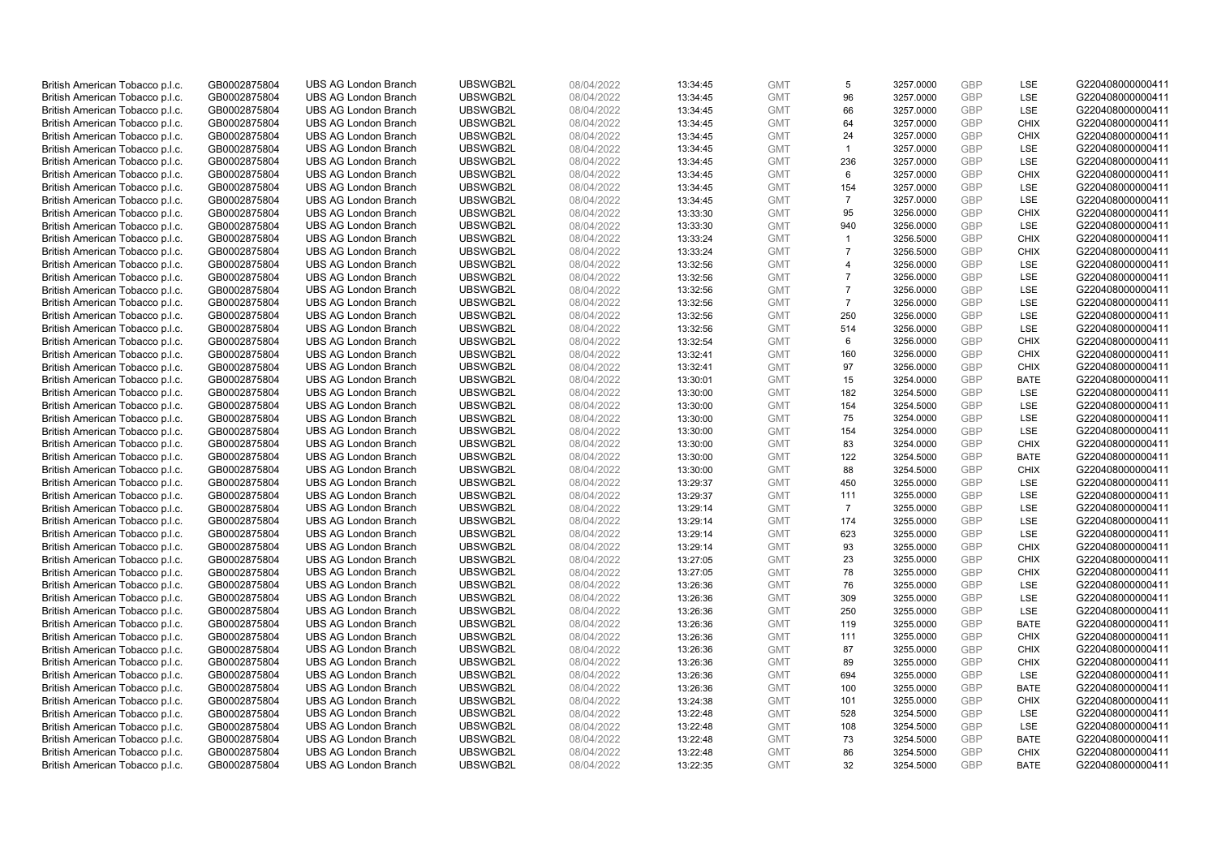| | | | | | | | | | | | |
|---|---|---|---|---|---|---|---|---|---|---|---|
| British American Tobacco p.l.c. | GB0002875804 | UBS AG London Branch | UBSWGB2L | 08/04/2022 | 13:34:45 | GMT | 5 | 3257.0000 | GBP | LSE | G220408000000411 |
| British American Tobacco p.l.c. | GB0002875804 | UBS AG London Branch | UBSWGB2L | 08/04/2022 | 13:34:45 | GMT | 96 | 3257.0000 | GBP | LSE | G220408000000411 |
| British American Tobacco p.l.c. | GB0002875804 | UBS AG London Branch | UBSWGB2L | 08/04/2022 | 13:34:45 | GMT | 66 | 3257.0000 | GBP | LSE | G220408000000411 |
| British American Tobacco p.l.c. | GB0002875804 | UBS AG London Branch | UBSWGB2L | 08/04/2022 | 13:34:45 | GMT | 64 | 3257.0000 | GBP | CHIX | G220408000000411 |
| British American Tobacco p.l.c. | GB0002875804 | UBS AG London Branch | UBSWGB2L | 08/04/2022 | 13:34:45 | GMT | 24 | 3257.0000 | GBP | CHIX | G220408000000411 |
| British American Tobacco p.l.c. | GB0002875804 | UBS AG London Branch | UBSWGB2L | 08/04/2022 | 13:34:45 | GMT | 1 | 3257.0000 | GBP | LSE | G220408000000411 |
| British American Tobacco p.l.c. | GB0002875804 | UBS AG London Branch | UBSWGB2L | 08/04/2022 | 13:34:45 | GMT | 236 | 3257.0000 | GBP | LSE | G220408000000411 |
| British American Tobacco p.l.c. | GB0002875804 | UBS AG London Branch | UBSWGB2L | 08/04/2022 | 13:34:45 | GMT | 6 | 3257.0000 | GBP | CHIX | G220408000000411 |
| British American Tobacco p.l.c. | GB0002875804 | UBS AG London Branch | UBSWGB2L | 08/04/2022 | 13:34:45 | GMT | 154 | 3257.0000 | GBP | LSE | G220408000000411 |
| British American Tobacco p.l.c. | GB0002875804 | UBS AG London Branch | UBSWGB2L | 08/04/2022 | 13:34:45 | GMT | 7 | 3257.0000 | GBP | LSE | G220408000000411 |
| British American Tobacco p.l.c. | GB0002875804 | UBS AG London Branch | UBSWGB2L | 08/04/2022 | 13:33:30 | GMT | 95 | 3256.0000 | GBP | CHIX | G220408000000411 |
| British American Tobacco p.l.c. | GB0002875804 | UBS AG London Branch | UBSWGB2L | 08/04/2022 | 13:33:30 | GMT | 940 | 3256.0000 | GBP | LSE | G220408000000411 |
| British American Tobacco p.l.c. | GB0002875804 | UBS AG London Branch | UBSWGB2L | 08/04/2022 | 13:33:24 | GMT | 1 | 3256.5000 | GBP | CHIX | G220408000000411 |
| British American Tobacco p.l.c. | GB0002875804 | UBS AG London Branch | UBSWGB2L | 08/04/2022 | 13:33:24 | GMT | 7 | 3256.5000 | GBP | CHIX | G220408000000411 |
| British American Tobacco p.l.c. | GB0002875804 | UBS AG London Branch | UBSWGB2L | 08/04/2022 | 13:32:56 | GMT | 4 | 3256.0000 | GBP | LSE | G220408000000411 |
| British American Tobacco p.l.c. | GB0002875804 | UBS AG London Branch | UBSWGB2L | 08/04/2022 | 13:32:56 | GMT | 7 | 3256.0000 | GBP | LSE | G220408000000411 |
| British American Tobacco p.l.c. | GB0002875804 | UBS AG London Branch | UBSWGB2L | 08/04/2022 | 13:32:56 | GMT | 7 | 3256.0000 | GBP | LSE | G220408000000411 |
| British American Tobacco p.l.c. | GB0002875804 | UBS AG London Branch | UBSWGB2L | 08/04/2022 | 13:32:56 | GMT | 7 | 3256.0000 | GBP | LSE | G220408000000411 |
| British American Tobacco p.l.c. | GB0002875804 | UBS AG London Branch | UBSWGB2L | 08/04/2022 | 13:32:56 | GMT | 250 | 3256.0000 | GBP | LSE | G220408000000411 |
| British American Tobacco p.l.c. | GB0002875804 | UBS AG London Branch | UBSWGB2L | 08/04/2022 | 13:32:56 | GMT | 514 | 3256.0000 | GBP | LSE | G220408000000411 |
| British American Tobacco p.l.c. | GB0002875804 | UBS AG London Branch | UBSWGB2L | 08/04/2022 | 13:32:54 | GMT | 6 | 3256.0000 | GBP | CHIX | G220408000000411 |
| British American Tobacco p.l.c. | GB0002875804 | UBS AG London Branch | UBSWGB2L | 08/04/2022 | 13:32:41 | GMT | 160 | 3256.0000 | GBP | CHIX | G220408000000411 |
| British American Tobacco p.l.c. | GB0002875804 | UBS AG London Branch | UBSWGB2L | 08/04/2022 | 13:32:41 | GMT | 97 | 3256.0000 | GBP | CHIX | G220408000000411 |
| British American Tobacco p.l.c. | GB0002875804 | UBS AG London Branch | UBSWGB2L | 08/04/2022 | 13:30:01 | GMT | 15 | 3254.0000 | GBP | BATE | G220408000000411 |
| British American Tobacco p.l.c. | GB0002875804 | UBS AG London Branch | UBSWGB2L | 08/04/2022 | 13:30:00 | GMT | 182 | 3254.5000 | GBP | LSE | G220408000000411 |
| British American Tobacco p.l.c. | GB0002875804 | UBS AG London Branch | UBSWGB2L | 08/04/2022 | 13:30:00 | GMT | 154 | 3254.5000 | GBP | LSE | G220408000000411 |
| British American Tobacco p.l.c. | GB0002875804 | UBS AG London Branch | UBSWGB2L | 08/04/2022 | 13:30:00 | GMT | 75 | 3254.0000 | GBP | LSE | G220408000000411 |
| British American Tobacco p.l.c. | GB0002875804 | UBS AG London Branch | UBSWGB2L | 08/04/2022 | 13:30:00 | GMT | 154 | 3254.0000 | GBP | LSE | G220408000000411 |
| British American Tobacco p.l.c. | GB0002875804 | UBS AG London Branch | UBSWGB2L | 08/04/2022 | 13:30:00 | GMT | 83 | 3254.0000 | GBP | CHIX | G220408000000411 |
| British American Tobacco p.l.c. | GB0002875804 | UBS AG London Branch | UBSWGB2L | 08/04/2022 | 13:30:00 | GMT | 122 | 3254.5000 | GBP | BATE | G220408000000411 |
| British American Tobacco p.l.c. | GB0002875804 | UBS AG London Branch | UBSWGB2L | 08/04/2022 | 13:30:00 | GMT | 88 | 3254.5000 | GBP | CHIX | G220408000000411 |
| British American Tobacco p.l.c. | GB0002875804 | UBS AG London Branch | UBSWGB2L | 08/04/2022 | 13:29:37 | GMT | 450 | 3255.0000 | GBP | LSE | G220408000000411 |
| British American Tobacco p.l.c. | GB0002875804 | UBS AG London Branch | UBSWGB2L | 08/04/2022 | 13:29:37 | GMT | 111 | 3255.0000 | GBP | LSE | G220408000000411 |
| British American Tobacco p.l.c. | GB0002875804 | UBS AG London Branch | UBSWGB2L | 08/04/2022 | 13:29:14 | GMT | 7 | 3255.0000 | GBP | LSE | G220408000000411 |
| British American Tobacco p.l.c. | GB0002875804 | UBS AG London Branch | UBSWGB2L | 08/04/2022 | 13:29:14 | GMT | 174 | 3255.0000 | GBP | LSE | G220408000000411 |
| British American Tobacco p.l.c. | GB0002875804 | UBS AG London Branch | UBSWGB2L | 08/04/2022 | 13:29:14 | GMT | 623 | 3255.0000 | GBP | LSE | G220408000000411 |
| British American Tobacco p.l.c. | GB0002875804 | UBS AG London Branch | UBSWGB2L | 08/04/2022 | 13:29:14 | GMT | 93 | 3255.0000 | GBP | CHIX | G220408000000411 |
| British American Tobacco p.l.c. | GB0002875804 | UBS AG London Branch | UBSWGB2L | 08/04/2022 | 13:27:05 | GMT | 23 | 3255.0000 | GBP | CHIX | G220408000000411 |
| British American Tobacco p.l.c. | GB0002875804 | UBS AG London Branch | UBSWGB2L | 08/04/2022 | 13:27:05 | GMT | 78 | 3255.0000 | GBP | CHIX | G220408000000411 |
| British American Tobacco p.l.c. | GB0002875804 | UBS AG London Branch | UBSWGB2L | 08/04/2022 | 13:26:36 | GMT | 76 | 3255.0000 | GBP | LSE | G220408000000411 |
| British American Tobacco p.l.c. | GB0002875804 | UBS AG London Branch | UBSWGB2L | 08/04/2022 | 13:26:36 | GMT | 309 | 3255.0000 | GBP | LSE | G220408000000411 |
| British American Tobacco p.l.c. | GB0002875804 | UBS AG London Branch | UBSWGB2L | 08/04/2022 | 13:26:36 | GMT | 250 | 3255.0000 | GBP | LSE | G220408000000411 |
| British American Tobacco p.l.c. | GB0002875804 | UBS AG London Branch | UBSWGB2L | 08/04/2022 | 13:26:36 | GMT | 119 | 3255.0000 | GBP | BATE | G220408000000411 |
| British American Tobacco p.l.c. | GB0002875804 | UBS AG London Branch | UBSWGB2L | 08/04/2022 | 13:26:36 | GMT | 111 | 3255.0000 | GBP | CHIX | G220408000000411 |
| British American Tobacco p.l.c. | GB0002875804 | UBS AG London Branch | UBSWGB2L | 08/04/2022 | 13:26:36 | GMT | 87 | 3255.0000 | GBP | CHIX | G220408000000411 |
| British American Tobacco p.l.c. | GB0002875804 | UBS AG London Branch | UBSWGB2L | 08/04/2022 | 13:26:36 | GMT | 89 | 3255.0000 | GBP | CHIX | G220408000000411 |
| British American Tobacco p.l.c. | GB0002875804 | UBS AG London Branch | UBSWGB2L | 08/04/2022 | 13:26:36 | GMT | 694 | 3255.0000 | GBP | LSE | G220408000000411 |
| British American Tobacco p.l.c. | GB0002875804 | UBS AG London Branch | UBSWGB2L | 08/04/2022 | 13:26:36 | GMT | 100 | 3255.0000 | GBP | BATE | G220408000000411 |
| British American Tobacco p.l.c. | GB0002875804 | UBS AG London Branch | UBSWGB2L | 08/04/2022 | 13:24:38 | GMT | 101 | 3255.0000 | GBP | CHIX | G220408000000411 |
| British American Tobacco p.l.c. | GB0002875804 | UBS AG London Branch | UBSWGB2L | 08/04/2022 | 13:22:48 | GMT | 528 | 3254.5000 | GBP | LSE | G220408000000411 |
| British American Tobacco p.l.c. | GB0002875804 | UBS AG London Branch | UBSWGB2L | 08/04/2022 | 13:22:48 | GMT | 108 | 3254.5000 | GBP | LSE | G220408000000411 |
| British American Tobacco p.l.c. | GB0002875804 | UBS AG London Branch | UBSWGB2L | 08/04/2022 | 13:22:48 | GMT | 73 | 3254.5000 | GBP | BATE | G220408000000411 |
| British American Tobacco p.l.c. | GB0002875804 | UBS AG London Branch | UBSWGB2L | 08/04/2022 | 13:22:48 | GMT | 86 | 3254.5000 | GBP | CHIX | G220408000000411 |
| British American Tobacco p.l.c. | GB0002875804 | UBS AG London Branch | UBSWGB2L | 08/04/2022 | 13:22:35 | GMT | 32 | 3254.5000 | GBP | BATE | G220408000000411 |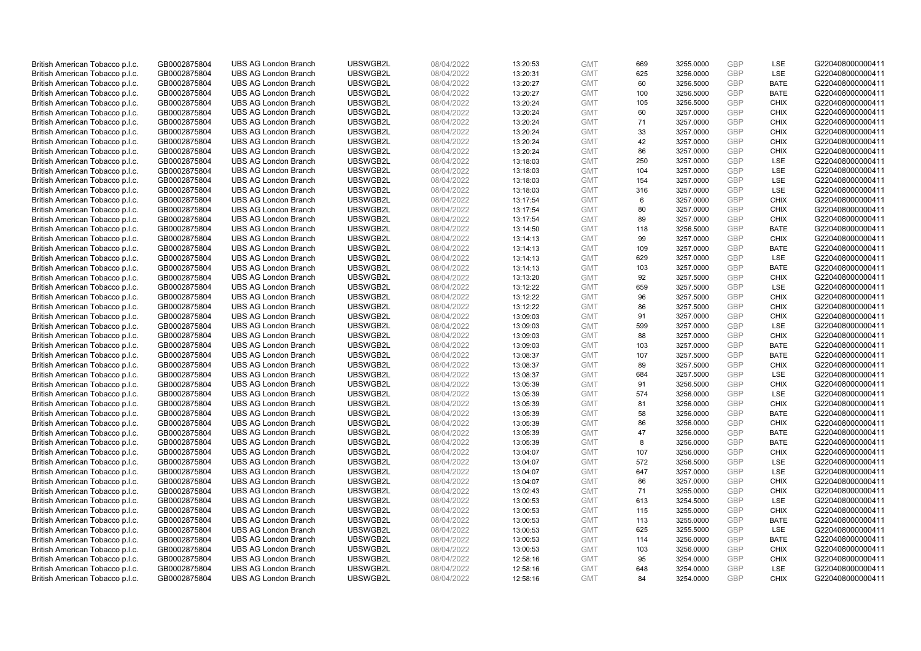| | | | | | | | | | | | |
|---|---|---|---|---|---|---|---|---|---|---|---|
| British American Tobacco p.l.c. | GB0002875804 | UBS AG London Branch | UBSWGB2L | 08/04/2022 | 13:20:53 | GMT | 669 | 3255.0000 | GBP | LSE | G220408000000411 |
| British American Tobacco p.l.c. | GB0002875804 | UBS AG London Branch | UBSWGB2L | 08/04/2022 | 13:20:31 | GMT | 625 | 3256.0000 | GBP | LSE | G220408000000411 |
| British American Tobacco p.l.c. | GB0002875804 | UBS AG London Branch | UBSWGB2L | 08/04/2022 | 13:20:27 | GMT | 60 | 3256.5000 | GBP | BATE | G220408000000411 |
| British American Tobacco p.l.c. | GB0002875804 | UBS AG London Branch | UBSWGB2L | 08/04/2022 | 13:20:27 | GMT | 100 | 3256.5000 | GBP | BATE | G220408000000411 |
| British American Tobacco p.l.c. | GB0002875804 | UBS AG London Branch | UBSWGB2L | 08/04/2022 | 13:20:24 | GMT | 105 | 3256.5000 | GBP | CHIX | G220408000000411 |
| British American Tobacco p.l.c. | GB0002875804 | UBS AG London Branch | UBSWGB2L | 08/04/2022 | 13:20:24 | GMT | 60 | 3257.0000 | GBP | CHIX | G220408000000411 |
| British American Tobacco p.l.c. | GB0002875804 | UBS AG London Branch | UBSWGB2L | 08/04/2022 | 13:20:24 | GMT | 71 | 3257.0000 | GBP | CHIX | G220408000000411 |
| British American Tobacco p.l.c. | GB0002875804 | UBS AG London Branch | UBSWGB2L | 08/04/2022 | 13:20:24 | GMT | 33 | 3257.0000 | GBP | CHIX | G220408000000411 |
| British American Tobacco p.l.c. | GB0002875804 | UBS AG London Branch | UBSWGB2L | 08/04/2022 | 13:20:24 | GMT | 42 | 3257.0000 | GBP | CHIX | G220408000000411 |
| British American Tobacco p.l.c. | GB0002875804 | UBS AG London Branch | UBSWGB2L | 08/04/2022 | 13:20:24 | GMT | 86 | 3257.0000 | GBP | CHIX | G220408000000411 |
| British American Tobacco p.l.c. | GB0002875804 | UBS AG London Branch | UBSWGB2L | 08/04/2022 | 13:18:03 | GMT | 250 | 3257.0000 | GBP | LSE | G220408000000411 |
| British American Tobacco p.l.c. | GB0002875804 | UBS AG London Branch | UBSWGB2L | 08/04/2022 | 13:18:03 | GMT | 104 | 3257.0000 | GBP | LSE | G220408000000411 |
| British American Tobacco p.l.c. | GB0002875804 | UBS AG London Branch | UBSWGB2L | 08/04/2022 | 13:18:03 | GMT | 154 | 3257.0000 | GBP | LSE | G220408000000411 |
| British American Tobacco p.l.c. | GB0002875804 | UBS AG London Branch | UBSWGB2L | 08/04/2022 | 13:18:03 | GMT | 316 | 3257.0000 | GBP | LSE | G220408000000411 |
| British American Tobacco p.l.c. | GB0002875804 | UBS AG London Branch | UBSWGB2L | 08/04/2022 | 13:17:54 | GMT | 6 | 3257.0000 | GBP | CHIX | G220408000000411 |
| British American Tobacco p.l.c. | GB0002875804 | UBS AG London Branch | UBSWGB2L | 08/04/2022 | 13:17:54 | GMT | 80 | 3257.0000 | GBP | CHIX | G220408000000411 |
| British American Tobacco p.l.c. | GB0002875804 | UBS AG London Branch | UBSWGB2L | 08/04/2022 | 13:17:54 | GMT | 89 | 3257.0000 | GBP | CHIX | G220408000000411 |
| British American Tobacco p.l.c. | GB0002875804 | UBS AG London Branch | UBSWGB2L | 08/04/2022 | 13:14:50 | GMT | 118 | 3256.5000 | GBP | BATE | G220408000000411 |
| British American Tobacco p.l.c. | GB0002875804 | UBS AG London Branch | UBSWGB2L | 08/04/2022 | 13:14:13 | GMT | 99 | 3257.0000 | GBP | CHIX | G220408000000411 |
| British American Tobacco p.l.c. | GB0002875804 | UBS AG London Branch | UBSWGB2L | 08/04/2022 | 13:14:13 | GMT | 109 | 3257.0000 | GBP | BATE | G220408000000411 |
| British American Tobacco p.l.c. | GB0002875804 | UBS AG London Branch | UBSWGB2L | 08/04/2022 | 13:14:13 | GMT | 629 | 3257.0000 | GBP | LSE | G220408000000411 |
| British American Tobacco p.l.c. | GB0002875804 | UBS AG London Branch | UBSWGB2L | 08/04/2022 | 13:14:13 | GMT | 103 | 3257.0000 | GBP | BATE | G220408000000411 |
| British American Tobacco p.l.c. | GB0002875804 | UBS AG London Branch | UBSWGB2L | 08/04/2022 | 13:13:20 | GMT | 92 | 3257.5000 | GBP | CHIX | G220408000000411 |
| British American Tobacco p.l.c. | GB0002875804 | UBS AG London Branch | UBSWGB2L | 08/04/2022 | 13:12:22 | GMT | 659 | 3257.5000 | GBP | LSE | G220408000000411 |
| British American Tobacco p.l.c. | GB0002875804 | UBS AG London Branch | UBSWGB2L | 08/04/2022 | 13:12:22 | GMT | 96 | 3257.5000 | GBP | CHIX | G220408000000411 |
| British American Tobacco p.l.c. | GB0002875804 | UBS AG London Branch | UBSWGB2L | 08/04/2022 | 13:12:22 | GMT | 86 | 3257.5000 | GBP | CHIX | G220408000000411 |
| British American Tobacco p.l.c. | GB0002875804 | UBS AG London Branch | UBSWGB2L | 08/04/2022 | 13:09:03 | GMT | 91 | 3257.0000 | GBP | CHIX | G220408000000411 |
| British American Tobacco p.l.c. | GB0002875804 | UBS AG London Branch | UBSWGB2L | 08/04/2022 | 13:09:03 | GMT | 599 | 3257.0000 | GBP | LSE | G220408000000411 |
| British American Tobacco p.l.c. | GB0002875804 | UBS AG London Branch | UBSWGB2L | 08/04/2022 | 13:09:03 | GMT | 88 | 3257.0000 | GBP | CHIX | G220408000000411 |
| British American Tobacco p.l.c. | GB0002875804 | UBS AG London Branch | UBSWGB2L | 08/04/2022 | 13:09:03 | GMT | 103 | 3257.0000 | GBP | BATE | G220408000000411 |
| British American Tobacco p.l.c. | GB0002875804 | UBS AG London Branch | UBSWGB2L | 08/04/2022 | 13:08:37 | GMT | 107 | 3257.5000 | GBP | BATE | G220408000000411 |
| British American Tobacco p.l.c. | GB0002875804 | UBS AG London Branch | UBSWGB2L | 08/04/2022 | 13:08:37 | GMT | 89 | 3257.5000 | GBP | CHIX | G220408000000411 |
| British American Tobacco p.l.c. | GB0002875804 | UBS AG London Branch | UBSWGB2L | 08/04/2022 | 13:08:37 | GMT | 684 | 3257.5000 | GBP | LSE | G220408000000411 |
| British American Tobacco p.l.c. | GB0002875804 | UBS AG London Branch | UBSWGB2L | 08/04/2022 | 13:05:39 | GMT | 91 | 3256.5000 | GBP | CHIX | G220408000000411 |
| British American Tobacco p.l.c. | GB0002875804 | UBS AG London Branch | UBSWGB2L | 08/04/2022 | 13:05:39 | GMT | 574 | 3256.0000 | GBP | LSE | G220408000000411 |
| British American Tobacco p.l.c. | GB0002875804 | UBS AG London Branch | UBSWGB2L | 08/04/2022 | 13:05:39 | GMT | 81 | 3256.0000 | GBP | CHIX | G220408000000411 |
| British American Tobacco p.l.c. | GB0002875804 | UBS AG London Branch | UBSWGB2L | 08/04/2022 | 13:05:39 | GMT | 58 | 3256.0000 | GBP | BATE | G220408000000411 |
| British American Tobacco p.l.c. | GB0002875804 | UBS AG London Branch | UBSWGB2L | 08/04/2022 | 13:05:39 | GMT | 86 | 3256.0000 | GBP | CHIX | G220408000000411 |
| British American Tobacco p.l.c. | GB0002875804 | UBS AG London Branch | UBSWGB2L | 08/04/2022 | 13:05:39 | GMT | 47 | 3256.0000 | GBP | BATE | G220408000000411 |
| British American Tobacco p.l.c. | GB0002875804 | UBS AG London Branch | UBSWGB2L | 08/04/2022 | 13:05:39 | GMT | 8 | 3256.0000 | GBP | BATE | G220408000000411 |
| British American Tobacco p.l.c. | GB0002875804 | UBS AG London Branch | UBSWGB2L | 08/04/2022 | 13:04:07 | GMT | 107 | 3256.0000 | GBP | CHIX | G220408000000411 |
| British American Tobacco p.l.c. | GB0002875804 | UBS AG London Branch | UBSWGB2L | 08/04/2022 | 13:04:07 | GMT | 572 | 3256.5000 | GBP | LSE | G220408000000411 |
| British American Tobacco p.l.c. | GB0002875804 | UBS AG London Branch | UBSWGB2L | 08/04/2022 | 13:04:07 | GMT | 647 | 3257.0000 | GBP | LSE | G220408000000411 |
| British American Tobacco p.l.c. | GB0002875804 | UBS AG London Branch | UBSWGB2L | 08/04/2022 | 13:04:07 | GMT | 86 | 3257.0000 | GBP | CHIX | G220408000000411 |
| British American Tobacco p.l.c. | GB0002875804 | UBS AG London Branch | UBSWGB2L | 08/04/2022 | 13:02:43 | GMT | 71 | 3255.0000 | GBP | CHIX | G220408000000411 |
| British American Tobacco p.l.c. | GB0002875804 | UBS AG London Branch | UBSWGB2L | 08/04/2022 | 13:00:53 | GMT | 613 | 3254.5000 | GBP | LSE | G220408000000411 |
| British American Tobacco p.l.c. | GB0002875804 | UBS AG London Branch | UBSWGB2L | 08/04/2022 | 13:00:53 | GMT | 115 | 3255.0000 | GBP | CHIX | G220408000000411 |
| British American Tobacco p.l.c. | GB0002875804 | UBS AG London Branch | UBSWGB2L | 08/04/2022 | 13:00:53 | GMT | 113 | 3255.0000 | GBP | BATE | G220408000000411 |
| British American Tobacco p.l.c. | GB0002875804 | UBS AG London Branch | UBSWGB2L | 08/04/2022 | 13:00:53 | GMT | 625 | 3255.5000 | GBP | LSE | G220408000000411 |
| British American Tobacco p.l.c. | GB0002875804 | UBS AG London Branch | UBSWGB2L | 08/04/2022 | 13:00:53 | GMT | 114 | 3256.0000 | GBP | BATE | G220408000000411 |
| British American Tobacco p.l.c. | GB0002875804 | UBS AG London Branch | UBSWGB2L | 08/04/2022 | 13:00:53 | GMT | 103 | 3256.0000 | GBP | CHIX | G220408000000411 |
| British American Tobacco p.l.c. | GB0002875804 | UBS AG London Branch | UBSWGB2L | 08/04/2022 | 12:58:16 | GMT | 95 | 3254.0000 | GBP | CHIX | G220408000000411 |
| British American Tobacco p.l.c. | GB0002875804 | UBS AG London Branch | UBSWGB2L | 08/04/2022 | 12:58:16 | GMT | 648 | 3254.0000 | GBP | LSE | G220408000000411 |
| British American Tobacco p.l.c. | GB0002875804 | UBS AG London Branch | UBSWGB2L | 08/04/2022 | 12:58:16 | GMT | 84 | 3254.0000 | GBP | CHIX | G220408000000411 |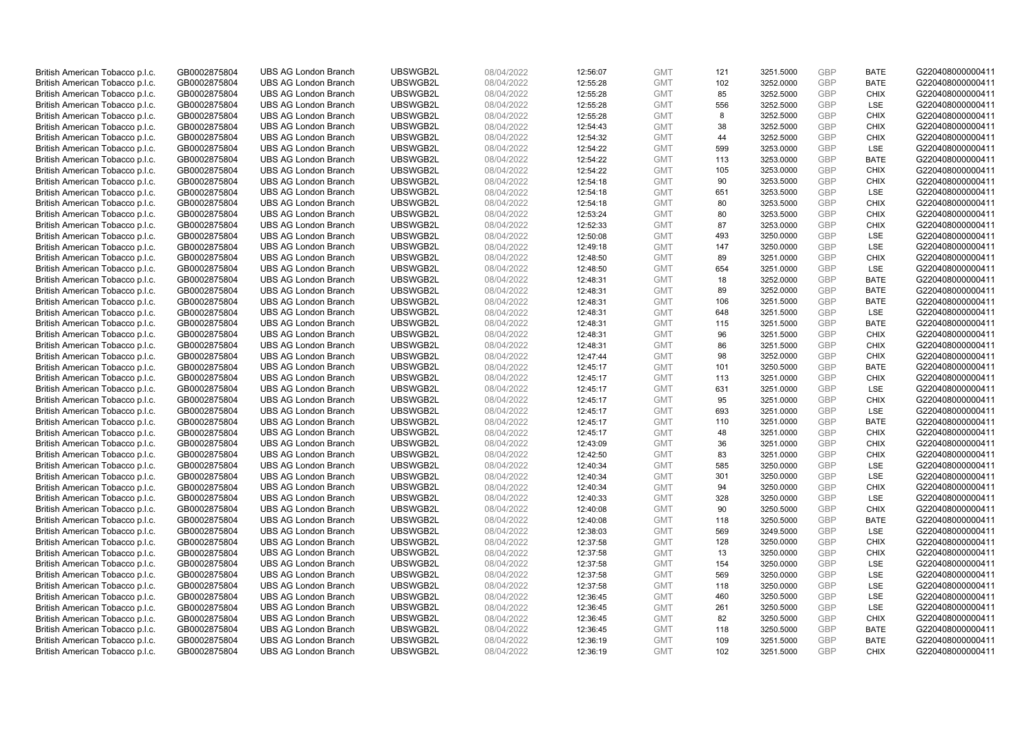| | | | | | | | | | | | |
|---|---|---|---|---|---|---|---|---|---|---|---|
| British American Tobacco p.l.c. | GB0002875804 | UBS AG London Branch | UBSWGB2L | 08/04/2022 | 12:56:07 | GMT | 121 | 3251.5000 | GBP | BATE | G220408000000411 |
| British American Tobacco p.l.c. | GB0002875804 | UBS AG London Branch | UBSWGB2L | 08/04/2022 | 12:55:28 | GMT | 102 | 3252.0000 | GBP | BATE | G220408000000411 |
| British American Tobacco p.l.c. | GB0002875804 | UBS AG London Branch | UBSWGB2L | 08/04/2022 | 12:55:28 | GMT | 85 | 3252.5000 | GBP | CHIX | G220408000000411 |
| British American Tobacco p.l.c. | GB0002875804 | UBS AG London Branch | UBSWGB2L | 08/04/2022 | 12:55:28 | GMT | 556 | 3252.5000 | GBP | LSE | G220408000000411 |
| British American Tobacco p.l.c. | GB0002875804 | UBS AG London Branch | UBSWGB2L | 08/04/2022 | 12:55:28 | GMT | 8 | 3252.5000 | GBP | CHIX | G220408000000411 |
| British American Tobacco p.l.c. | GB0002875804 | UBS AG London Branch | UBSWGB2L | 08/04/2022 | 12:54:43 | GMT | 38 | 3252.5000 | GBP | CHIX | G220408000000411 |
| British American Tobacco p.l.c. | GB0002875804 | UBS AG London Branch | UBSWGB2L | 08/04/2022 | 12:54:32 | GMT | 44 | 3252.5000 | GBP | CHIX | G220408000000411 |
| British American Tobacco p.l.c. | GB0002875804 | UBS AG London Branch | UBSWGB2L | 08/04/2022 | 12:54:22 | GMT | 599 | 3253.0000 | GBP | LSE | G220408000000411 |
| British American Tobacco p.l.c. | GB0002875804 | UBS AG London Branch | UBSWGB2L | 08/04/2022 | 12:54:22 | GMT | 113 | 3253.0000 | GBP | BATE | G220408000000411 |
| British American Tobacco p.l.c. | GB0002875804 | UBS AG London Branch | UBSWGB2L | 08/04/2022 | 12:54:22 | GMT | 105 | 3253.0000 | GBP | CHIX | G220408000000411 |
| British American Tobacco p.l.c. | GB0002875804 | UBS AG London Branch | UBSWGB2L | 08/04/2022 | 12:54:18 | GMT | 90 | 3253.5000 | GBP | CHIX | G220408000000411 |
| British American Tobacco p.l.c. | GB0002875804 | UBS AG London Branch | UBSWGB2L | 08/04/2022 | 12:54:18 | GMT | 651 | 3253.5000 | GBP | LSE | G220408000000411 |
| British American Tobacco p.l.c. | GB0002875804 | UBS AG London Branch | UBSWGB2L | 08/04/2022 | 12:54:18 | GMT | 80 | 3253.5000 | GBP | CHIX | G220408000000411 |
| British American Tobacco p.l.c. | GB0002875804 | UBS AG London Branch | UBSWGB2L | 08/04/2022 | 12:53:24 | GMT | 80 | 3253.5000 | GBP | CHIX | G220408000000411 |
| British American Tobacco p.l.c. | GB0002875804 | UBS AG London Branch | UBSWGB2L | 08/04/2022 | 12:52:33 | GMT | 87 | 3253.0000 | GBP | CHIX | G220408000000411 |
| British American Tobacco p.l.c. | GB0002875804 | UBS AG London Branch | UBSWGB2L | 08/04/2022 | 12:50:08 | GMT | 493 | 3250.0000 | GBP | LSE | G220408000000411 |
| British American Tobacco p.l.c. | GB0002875804 | UBS AG London Branch | UBSWGB2L | 08/04/2022 | 12:49:18 | GMT | 147 | 3250.0000 | GBP | LSE | G220408000000411 |
| British American Tobacco p.l.c. | GB0002875804 | UBS AG London Branch | UBSWGB2L | 08/04/2022 | 12:48:50 | GMT | 89 | 3251.0000 | GBP | CHIX | G220408000000411 |
| British American Tobacco p.l.c. | GB0002875804 | UBS AG London Branch | UBSWGB2L | 08/04/2022 | 12:48:50 | GMT | 654 | 3251.0000 | GBP | LSE | G220408000000411 |
| British American Tobacco p.l.c. | GB0002875804 | UBS AG London Branch | UBSWGB2L | 08/04/2022 | 12:48:31 | GMT | 18 | 3252.0000 | GBP | BATE | G220408000000411 |
| British American Tobacco p.l.c. | GB0002875804 | UBS AG London Branch | UBSWGB2L | 08/04/2022 | 12:48:31 | GMT | 89 | 3252.0000 | GBP | BATE | G220408000000411 |
| British American Tobacco p.l.c. | GB0002875804 | UBS AG London Branch | UBSWGB2L | 08/04/2022 | 12:48:31 | GMT | 106 | 3251.5000 | GBP | BATE | G220408000000411 |
| British American Tobacco p.l.c. | GB0002875804 | UBS AG London Branch | UBSWGB2L | 08/04/2022 | 12:48:31 | GMT | 648 | 3251.5000 | GBP | LSE | G220408000000411 |
| British American Tobacco p.l.c. | GB0002875804 | UBS AG London Branch | UBSWGB2L | 08/04/2022 | 12:48:31 | GMT | 115 | 3251.5000 | GBP | BATE | G220408000000411 |
| British American Tobacco p.l.c. | GB0002875804 | UBS AG London Branch | UBSWGB2L | 08/04/2022 | 12:48:31 | GMT | 96 | 3251.5000 | GBP | CHIX | G220408000000411 |
| British American Tobacco p.l.c. | GB0002875804 | UBS AG London Branch | UBSWGB2L | 08/04/2022 | 12:48:31 | GMT | 86 | 3251.5000 | GBP | CHIX | G220408000000411 |
| British American Tobacco p.l.c. | GB0002875804 | UBS AG London Branch | UBSWGB2L | 08/04/2022 | 12:47:44 | GMT | 98 | 3252.0000 | GBP | CHIX | G220408000000411 |
| British American Tobacco p.l.c. | GB0002875804 | UBS AG London Branch | UBSWGB2L | 08/04/2022 | 12:45:17 | GMT | 101 | 3250.5000 | GBP | BATE | G220408000000411 |
| British American Tobacco p.l.c. | GB0002875804 | UBS AG London Branch | UBSWGB2L | 08/04/2022 | 12:45:17 | GMT | 113 | 3251.0000 | GBP | CHIX | G220408000000411 |
| British American Tobacco p.l.c. | GB0002875804 | UBS AG London Branch | UBSWGB2L | 08/04/2022 | 12:45:17 | GMT | 631 | 3251.0000 | GBP | LSE | G220408000000411 |
| British American Tobacco p.l.c. | GB0002875804 | UBS AG London Branch | UBSWGB2L | 08/04/2022 | 12:45:17 | GMT | 95 | 3251.0000 | GBP | CHIX | G220408000000411 |
| British American Tobacco p.l.c. | GB0002875804 | UBS AG London Branch | UBSWGB2L | 08/04/2022 | 12:45:17 | GMT | 693 | 3251.0000 | GBP | LSE | G220408000000411 |
| British American Tobacco p.l.c. | GB0002875804 | UBS AG London Branch | UBSWGB2L | 08/04/2022 | 12:45:17 | GMT | 110 | 3251.0000 | GBP | BATE | G220408000000411 |
| British American Tobacco p.l.c. | GB0002875804 | UBS AG London Branch | UBSWGB2L | 08/04/2022 | 12:45:17 | GMT | 48 | 3251.0000 | GBP | CHIX | G220408000000411 |
| British American Tobacco p.l.c. | GB0002875804 | UBS AG London Branch | UBSWGB2L | 08/04/2022 | 12:43:09 | GMT | 36 | 3251.0000 | GBP | CHIX | G220408000000411 |
| British American Tobacco p.l.c. | GB0002875804 | UBS AG London Branch | UBSWGB2L | 08/04/2022 | 12:42:50 | GMT | 83 | 3251.0000 | GBP | CHIX | G220408000000411 |
| British American Tobacco p.l.c. | GB0002875804 | UBS AG London Branch | UBSWGB2L | 08/04/2022 | 12:40:34 | GMT | 585 | 3250.0000 | GBP | LSE | G220408000000411 |
| British American Tobacco p.l.c. | GB0002875804 | UBS AG London Branch | UBSWGB2L | 08/04/2022 | 12:40:34 | GMT | 301 | 3250.0000 | GBP | LSE | G220408000000411 |
| British American Tobacco p.l.c. | GB0002875804 | UBS AG London Branch | UBSWGB2L | 08/04/2022 | 12:40:34 | GMT | 94 | 3250.0000 | GBP | CHIX | G220408000000411 |
| British American Tobacco p.l.c. | GB0002875804 | UBS AG London Branch | UBSWGB2L | 08/04/2022 | 12:40:33 | GMT | 328 | 3250.0000 | GBP | LSE | G220408000000411 |
| British American Tobacco p.l.c. | GB0002875804 | UBS AG London Branch | UBSWGB2L | 08/04/2022 | 12:40:08 | GMT | 90 | 3250.5000 | GBP | CHIX | G220408000000411 |
| British American Tobacco p.l.c. | GB0002875804 | UBS AG London Branch | UBSWGB2L | 08/04/2022 | 12:40:08 | GMT | 118 | 3250.5000 | GBP | BATE | G220408000000411 |
| British American Tobacco p.l.c. | GB0002875804 | UBS AG London Branch | UBSWGB2L | 08/04/2022 | 12:38:03 | GMT | 569 | 3249.5000 | GBP | LSE | G220408000000411 |
| British American Tobacco p.l.c. | GB0002875804 | UBS AG London Branch | UBSWGB2L | 08/04/2022 | 12:37:58 | GMT | 128 | 3250.0000 | GBP | CHIX | G220408000000411 |
| British American Tobacco p.l.c. | GB0002875804 | UBS AG London Branch | UBSWGB2L | 08/04/2022 | 12:37:58 | GMT | 13 | 3250.0000 | GBP | CHIX | G220408000000411 |
| British American Tobacco p.l.c. | GB0002875804 | UBS AG London Branch | UBSWGB2L | 08/04/2022 | 12:37:58 | GMT | 154 | 3250.0000 | GBP | LSE | G220408000000411 |
| British American Tobacco p.l.c. | GB0002875804 | UBS AG London Branch | UBSWGB2L | 08/04/2022 | 12:37:58 | GMT | 569 | 3250.0000 | GBP | LSE | G220408000000411 |
| British American Tobacco p.l.c. | GB0002875804 | UBS AG London Branch | UBSWGB2L | 08/04/2022 | 12:37:58 | GMT | 118 | 3250.0000 | GBP | LSE | G220408000000411 |
| British American Tobacco p.l.c. | GB0002875804 | UBS AG London Branch | UBSWGB2L | 08/04/2022 | 12:36:45 | GMT | 460 | 3250.5000 | GBP | LSE | G220408000000411 |
| British American Tobacco p.l.c. | GB0002875804 | UBS AG London Branch | UBSWGB2L | 08/04/2022 | 12:36:45 | GMT | 261 | 3250.5000 | GBP | LSE | G220408000000411 |
| British American Tobacco p.l.c. | GB0002875804 | UBS AG London Branch | UBSWGB2L | 08/04/2022 | 12:36:45 | GMT | 82 | 3250.5000 | GBP | CHIX | G220408000000411 |
| British American Tobacco p.l.c. | GB0002875804 | UBS AG London Branch | UBSWGB2L | 08/04/2022 | 12:36:45 | GMT | 118 | 3250.5000 | GBP | BATE | G220408000000411 |
| British American Tobacco p.l.c. | GB0002875804 | UBS AG London Branch | UBSWGB2L | 08/04/2022 | 12:36:19 | GMT | 109 | 3251.5000 | GBP | BATE | G220408000000411 |
| British American Tobacco p.l.c. | GB0002875804 | UBS AG London Branch | UBSWGB2L | 08/04/2022 | 12:36:19 | GMT | 102 | 3251.5000 | GBP | CHIX | G220408000000411 |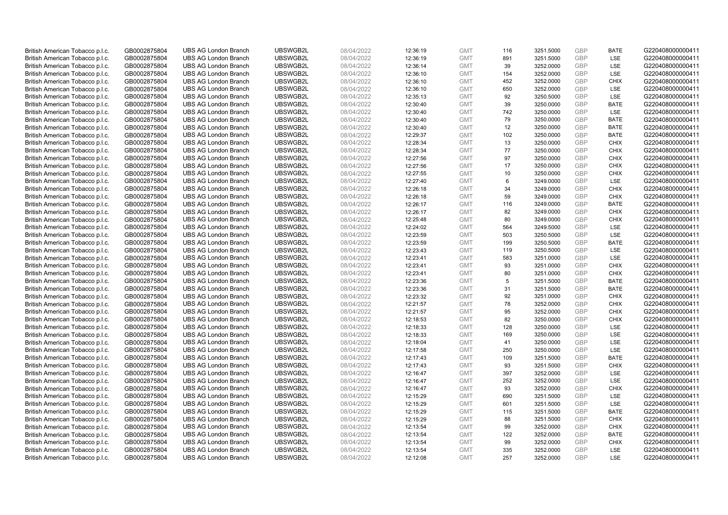| | | | | | | | | | | | |
|---|---|---|---|---|---|---|---|---|---|---|---|
| British American Tobacco p.l.c. | GB0002875804 | UBS AG London Branch | UBSWGB2L | 08/04/2022 | 12:36:19 | GMT | 116 | 3251.5000 | GBP | BATE | G220408000000411 |
| British American Tobacco p.l.c. | GB0002875804 | UBS AG London Branch | UBSWGB2L | 08/04/2022 | 12:36:19 | GMT | 891 | 3251.5000 | GBP | LSE | G220408000000411 |
| British American Tobacco p.l.c. | GB0002875804 | UBS AG London Branch | UBSWGB2L | 08/04/2022 | 12:36:14 | GMT | 39 | 3252.0000 | GBP | LSE | G220408000000411 |
| British American Tobacco p.l.c. | GB0002875804 | UBS AG London Branch | UBSWGB2L | 08/04/2022 | 12:36:10 | GMT | 154 | 3252.0000 | GBP | LSE | G220408000000411 |
| British American Tobacco p.l.c. | GB0002875804 | UBS AG London Branch | UBSWGB2L | 08/04/2022 | 12:36:10 | GMT | 452 | 3252.0000 | GBP | CHIX | G220408000000411 |
| British American Tobacco p.l.c. | GB0002875804 | UBS AG London Branch | UBSWGB2L | 08/04/2022 | 12:36:10 | GMT | 650 | 3252.0000 | GBP | LSE | G220408000000411 |
| British American Tobacco p.l.c. | GB0002875804 | UBS AG London Branch | UBSWGB2L | 08/04/2022 | 12:35:13 | GMT | 92 | 3250.5000 | GBP | LSE | G220408000000411 |
| British American Tobacco p.l.c. | GB0002875804 | UBS AG London Branch | UBSWGB2L | 08/04/2022 | 12:30:40 | GMT | 39 | 3250.0000 | GBP | BATE | G220408000000411 |
| British American Tobacco p.l.c. | GB0002875804 | UBS AG London Branch | UBSWGB2L | 08/04/2022 | 12:30:40 | GMT | 742 | 3250.0000 | GBP | LSE | G220408000000411 |
| British American Tobacco p.l.c. | GB0002875804 | UBS AG London Branch | UBSWGB2L | 08/04/2022 | 12:30:40 | GMT | 79 | 3250.0000 | GBP | BATE | G220408000000411 |
| British American Tobacco p.l.c. | GB0002875804 | UBS AG London Branch | UBSWGB2L | 08/04/2022 | 12:30:40 | GMT | 12 | 3250.0000 | GBP | BATE | G220408000000411 |
| British American Tobacco p.l.c. | GB0002875804 | UBS AG London Branch | UBSWGB2L | 08/04/2022 | 12:29:37 | GMT | 102 | 3250.0000 | GBP | BATE | G220408000000411 |
| British American Tobacco p.l.c. | GB0002875804 | UBS AG London Branch | UBSWGB2L | 08/04/2022 | 12:28:34 | GMT | 13 | 3250.0000 | GBP | CHIX | G220408000000411 |
| British American Tobacco p.l.c. | GB0002875804 | UBS AG London Branch | UBSWGB2L | 08/04/2022 | 12:28:34 | GMT | 77 | 3250.0000 | GBP | CHIX | G220408000000411 |
| British American Tobacco p.l.c. | GB0002875804 | UBS AG London Branch | UBSWGB2L | 08/04/2022 | 12:27:56 | GMT | 97 | 3250.0000 | GBP | CHIX | G220408000000411 |
| British American Tobacco p.l.c. | GB0002875804 | UBS AG London Branch | UBSWGB2L | 08/04/2022 | 12:27:56 | GMT | 17 | 3250.0000 | GBP | CHIX | G220408000000411 |
| British American Tobacco p.l.c. | GB0002875804 | UBS AG London Branch | UBSWGB2L | 08/04/2022 | 12:27:55 | GMT | 10 | 3250.0000 | GBP | CHIX | G220408000000411 |
| British American Tobacco p.l.c. | GB0002875804 | UBS AG London Branch | UBSWGB2L | 08/04/2022 | 12:27:40 | GMT | 6 | 3249.0000 | GBP | LSE | G220408000000411 |
| British American Tobacco p.l.c. | GB0002875804 | UBS AG London Branch | UBSWGB2L | 08/04/2022 | 12:26:18 | GMT | 34 | 3249.0000 | GBP | CHIX | G220408000000411 |
| British American Tobacco p.l.c. | GB0002875804 | UBS AG London Branch | UBSWGB2L | 08/04/2022 | 12:26:18 | GMT | 59 | 3249.0000 | GBP | CHIX | G220408000000411 |
| British American Tobacco p.l.c. | GB0002875804 | UBS AG London Branch | UBSWGB2L | 08/04/2022 | 12:26:17 | GMT | 116 | 3249.0000 | GBP | BATE | G220408000000411 |
| British American Tobacco p.l.c. | GB0002875804 | UBS AG London Branch | UBSWGB2L | 08/04/2022 | 12:26:17 | GMT | 82 | 3249.0000 | GBP | CHIX | G220408000000411 |
| British American Tobacco p.l.c. | GB0002875804 | UBS AG London Branch | UBSWGB2L | 08/04/2022 | 12:25:48 | GMT | 80 | 3249.0000 | GBP | CHIX | G220408000000411 |
| British American Tobacco p.l.c. | GB0002875804 | UBS AG London Branch | UBSWGB2L | 08/04/2022 | 12:24:02 | GMT | 564 | 3249.5000 | GBP | LSE | G220408000000411 |
| British American Tobacco p.l.c. | GB0002875804 | UBS AG London Branch | UBSWGB2L | 08/04/2022 | 12:23:59 | GMT | 503 | 3250.5000 | GBP | LSE | G220408000000411 |
| British American Tobacco p.l.c. | GB0002875804 | UBS AG London Branch | UBSWGB2L | 08/04/2022 | 12:23:59 | GMT | 199 | 3250.5000 | GBP | BATE | G220408000000411 |
| British American Tobacco p.l.c. | GB0002875804 | UBS AG London Branch | UBSWGB2L | 08/04/2022 | 12:23:43 | GMT | 119 | 3250.5000 | GBP | LSE | G220408000000411 |
| British American Tobacco p.l.c. | GB0002875804 | UBS AG London Branch | UBSWGB2L | 08/04/2022 | 12:23:41 | GMT | 583 | 3251.0000 | GBP | LSE | G220408000000411 |
| British American Tobacco p.l.c. | GB0002875804 | UBS AG London Branch | UBSWGB2L | 08/04/2022 | 12:23:41 | GMT | 93 | 3251.0000 | GBP | CHIX | G220408000000411 |
| British American Tobacco p.l.c. | GB0002875804 | UBS AG London Branch | UBSWGB2L | 08/04/2022 | 12:23:41 | GMT | 80 | 3251.0000 | GBP | CHIX | G220408000000411 |
| British American Tobacco p.l.c. | GB0002875804 | UBS AG London Branch | UBSWGB2L | 08/04/2022 | 12:23:36 | GMT | 5 | 3251.5000 | GBP | BATE | G220408000000411 |
| British American Tobacco p.l.c. | GB0002875804 | UBS AG London Branch | UBSWGB2L | 08/04/2022 | 12:23:36 | GMT | 31 | 3251.5000 | GBP | BATE | G220408000000411 |
| British American Tobacco p.l.c. | GB0002875804 | UBS AG London Branch | UBSWGB2L | 08/04/2022 | 12:23:32 | GMT | 92 | 3251.0000 | GBP | CHIX | G220408000000411 |
| British American Tobacco p.l.c. | GB0002875804 | UBS AG London Branch | UBSWGB2L | 08/04/2022 | 12:21:57 | GMT | 78 | 3252.0000 | GBP | CHIX | G220408000000411 |
| British American Tobacco p.l.c. | GB0002875804 | UBS AG London Branch | UBSWGB2L | 08/04/2022 | 12:21:57 | GMT | 95 | 3252.0000 | GBP | CHIX | G220408000000411 |
| British American Tobacco p.l.c. | GB0002875804 | UBS AG London Branch | UBSWGB2L | 08/04/2022 | 12:18:53 | GMT | 82 | 3250.0000 | GBP | CHIX | G220408000000411 |
| British American Tobacco p.l.c. | GB0002875804 | UBS AG London Branch | UBSWGB2L | 08/04/2022 | 12:18:33 | GMT | 128 | 3250.0000 | GBP | LSE | G220408000000411 |
| British American Tobacco p.l.c. | GB0002875804 | UBS AG London Branch | UBSWGB2L | 08/04/2022 | 12:18:33 | GMT | 169 | 3250.0000 | GBP | LSE | G220408000000411 |
| British American Tobacco p.l.c. | GB0002875804 | UBS AG London Branch | UBSWGB2L | 08/04/2022 | 12:18:04 | GMT | 41 | 3250.0000 | GBP | LSE | G220408000000411 |
| British American Tobacco p.l.c. | GB0002875804 | UBS AG London Branch | UBSWGB2L | 08/04/2022 | 12:17:58 | GMT | 250 | 3250.0000 | GBP | LSE | G220408000000411 |
| British American Tobacco p.l.c. | GB0002875804 | UBS AG London Branch | UBSWGB2L | 08/04/2022 | 12:17:43 | GMT | 109 | 3251.5000 | GBP | BATE | G220408000000411 |
| British American Tobacco p.l.c. | GB0002875804 | UBS AG London Branch | UBSWGB2L | 08/04/2022 | 12:17:43 | GMT | 93 | 3251.5000 | GBP | CHIX | G220408000000411 |
| British American Tobacco p.l.c. | GB0002875804 | UBS AG London Branch | UBSWGB2L | 08/04/2022 | 12:16:47 | GMT | 397 | 3252.0000 | GBP | LSE | G220408000000411 |
| British American Tobacco p.l.c. | GB0002875804 | UBS AG London Branch | UBSWGB2L | 08/04/2022 | 12:16:47 | GMT | 252 | 3252.0000 | GBP | LSE | G220408000000411 |
| British American Tobacco p.l.c. | GB0002875804 | UBS AG London Branch | UBSWGB2L | 08/04/2022 | 12:16:47 | GMT | 93 | 3252.0000 | GBP | CHIX | G220408000000411 |
| British American Tobacco p.l.c. | GB0002875804 | UBS AG London Branch | UBSWGB2L | 08/04/2022 | 12:15:29 | GMT | 690 | 3251.5000 | GBP | LSE | G220408000000411 |
| British American Tobacco p.l.c. | GB0002875804 | UBS AG London Branch | UBSWGB2L | 08/04/2022 | 12:15:29 | GMT | 601 | 3251.5000 | GBP | LSE | G220408000000411 |
| British American Tobacco p.l.c. | GB0002875804 | UBS AG London Branch | UBSWGB2L | 08/04/2022 | 12:15:29 | GMT | 115 | 3251.5000 | GBP | BATE | G220408000000411 |
| British American Tobacco p.l.c. | GB0002875804 | UBS AG London Branch | UBSWGB2L | 08/04/2022 | 12:15:29 | GMT | 88 | 3251.5000 | GBP | CHIX | G220408000000411 |
| British American Tobacco p.l.c. | GB0002875804 | UBS AG London Branch | UBSWGB2L | 08/04/2022 | 12:13:54 | GMT | 99 | 3252.0000 | GBP | CHIX | G220408000000411 |
| British American Tobacco p.l.c. | GB0002875804 | UBS AG London Branch | UBSWGB2L | 08/04/2022 | 12:13:54 | GMT | 122 | 3252.0000 | GBP | BATE | G220408000000411 |
| British American Tobacco p.l.c. | GB0002875804 | UBS AG London Branch | UBSWGB2L | 08/04/2022 | 12:13:54 | GMT | 99 | 3252.0000 | GBP | CHIX | G220408000000411 |
| British American Tobacco p.l.c. | GB0002875804 | UBS AG London Branch | UBSWGB2L | 08/04/2022 | 12:13:54 | GMT | 335 | 3252.0000 | GBP | LSE | G220408000000411 |
| British American Tobacco p.l.c. | GB0002875804 | UBS AG London Branch | UBSWGB2L | 08/04/2022 | 12:12:08 | GMT | 257 | 3252.0000 | GBP | LSE | G220408000000411 |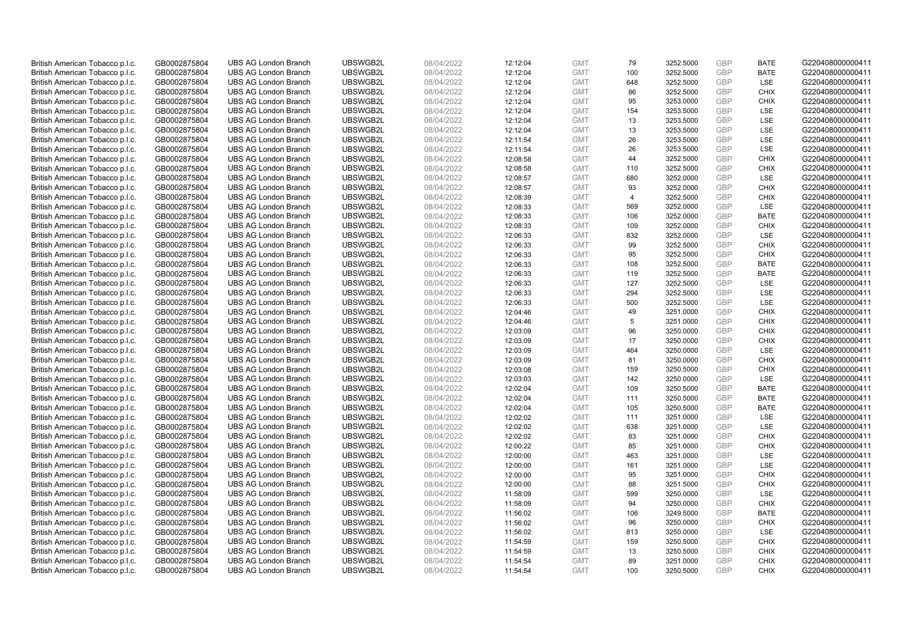| British American Tobacco p.l.c. | GB0002875804 | UBS AG London Branch | UBSWGB2L | 08/04/2022 | 12:12:04 | GMT | 79 | 3252.5000 | GBP | BATE | G220408000000411 |
|---|---|---|---|---|---|---|---|---|---|---|---|
| British American Tobacco p.l.c. | GB0002875804 | UBS AG London Branch | UBSWGB2L | 08/04/2022 | 12:12:04 | GMT | 100 | 3252.5000 | GBP | BATE | G220408000000411 |
| British American Tobacco p.l.c. | GB0002875804 | UBS AG London Branch | UBSWGB2L | 08/04/2022 | 12:12:04 | GMT | 648 | 3252.5000 | GBP | LSE | G220408000000411 |
| British American Tobacco p.l.c. | GB0002875804 | UBS AG London Branch | UBSWGB2L | 08/04/2022 | 12:12:04 | GMT | 86 | 3252.5000 | GBP | CHIX | G220408000000411 |
| British American Tobacco p.l.c. | GB0002875804 | UBS AG London Branch | UBSWGB2L | 08/04/2022 | 12:12:04 | GMT | 95 | 3253.0000 | GBP | CHIX | G220408000000411 |
| British American Tobacco p.l.c. | GB0002875804 | UBS AG London Branch | UBSWGB2L | 08/04/2022 | 12:12:04 | GMT | 154 | 3253.5000 | GBP | LSE | G220408000000411 |
| British American Tobacco p.l.c. | GB0002875804 | UBS AG London Branch | UBSWGB2L | 08/04/2022 | 12:12:04 | GMT | 13 | 3253.5000 | GBP | LSE | G220408000000411 |
| British American Tobacco p.l.c. | GB0002875804 | UBS AG London Branch | UBSWGB2L | 08/04/2022 | 12:12:04 | GMT | 13 | 3253.5000 | GBP | LSE | G220408000000411 |
| British American Tobacco p.l.c. | GB0002875804 | UBS AG London Branch | UBSWGB2L | 08/04/2022 | 12:11:54 | GMT | 26 | 3253.5000 | GBP | LSE | G220408000000411 |
| British American Tobacco p.l.c. | GB0002875804 | UBS AG London Branch | UBSWGB2L | 08/04/2022 | 12:11:54 | GMT | 26 | 3253.5000 | GBP | LSE | G220408000000411 |
| British American Tobacco p.l.c. | GB0002875804 | UBS AG London Branch | UBSWGB2L | 08/04/2022 | 12:08:58 | GMT | 44 | 3252.5000 | GBP | CHIX | G220408000000411 |
| British American Tobacco p.l.c. | GB0002875804 | UBS AG London Branch | UBSWGB2L | 08/04/2022 | 12:08:58 | GMT | 110 | 3252.5000 | GBP | CHIX | G220408000000411 |
| British American Tobacco p.l.c. | GB0002875804 | UBS AG London Branch | UBSWGB2L | 08/04/2022 | 12:08:57 | GMT | 680 | 3252.0000 | GBP | LSE | G220408000000411 |
| British American Tobacco p.l.c. | GB0002875804 | UBS AG London Branch | UBSWGB2L | 08/04/2022 | 12:08:57 | GMT | 93 | 3252.0000 | GBP | CHIX | G220408000000411 |
| British American Tobacco p.l.c. | GB0002875804 | UBS AG London Branch | UBSWGB2L | 08/04/2022 | 12:08:39 | GMT | 4 | 3252.5000 | GBP | CHIX | G220408000000411 |
| British American Tobacco p.l.c. | GB0002875804 | UBS AG London Branch | UBSWGB2L | 08/04/2022 | 12:08:33 | GMT | 569 | 3252.0000 | GBP | LSE | G220408000000411 |
| British American Tobacco p.l.c. | GB0002875804 | UBS AG London Branch | UBSWGB2L | 08/04/2022 | 12:08:33 | GMT | 106 | 3252.0000 | GBP | BATE | G220408000000411 |
| British American Tobacco p.l.c. | GB0002875804 | UBS AG London Branch | UBSWGB2L | 08/04/2022 | 12:08:33 | GMT | 109 | 3252.0000 | GBP | CHIX | G220408000000411 |
| British American Tobacco p.l.c. | GB0002875804 | UBS AG London Branch | UBSWGB2L | 08/04/2022 | 12:06:33 | GMT | 832 | 3252.0000 | GBP | LSE | G220408000000411 |
| British American Tobacco p.l.c. | GB0002875804 | UBS AG London Branch | UBSWGB2L | 08/04/2022 | 12:06:33 | GMT | 99 | 3252.5000 | GBP | CHIX | G220408000000411 |
| British American Tobacco p.l.c. | GB0002875804 | UBS AG London Branch | UBSWGB2L | 08/04/2022 | 12:06:33 | GMT | 95 | 3252.5000 | GBP | CHIX | G220408000000411 |
| British American Tobacco p.l.c. | GB0002875804 | UBS AG London Branch | UBSWGB2L | 08/04/2022 | 12:06:33 | GMT | 108 | 3252.5000 | GBP | BATE | G220408000000411 |
| British American Tobacco p.l.c. | GB0002875804 | UBS AG London Branch | UBSWGB2L | 08/04/2022 | 12:06:33 | GMT | 119 | 3252.5000 | GBP | BATE | G220408000000411 |
| British American Tobacco p.l.c. | GB0002875804 | UBS AG London Branch | UBSWGB2L | 08/04/2022 | 12:06:33 | GMT | 127 | 3252.5000 | GBP | LSE | G220408000000411 |
| British American Tobacco p.l.c. | GB0002875804 | UBS AG London Branch | UBSWGB2L | 08/04/2022 | 12:06:33 | GMT | 294 | 3252.5000 | GBP | LSE | G220408000000411 |
| British American Tobacco p.l.c. | GB0002875804 | UBS AG London Branch | UBSWGB2L | 08/04/2022 | 12:06:33 | GMT | 500 | 3252.5000 | GBP | LSE | G220408000000411 |
| British American Tobacco p.l.c. | GB0002875804 | UBS AG London Branch | UBSWGB2L | 08/04/2022 | 12:04:46 | GMT | 49 | 3251.0000 | GBP | CHIX | G220408000000411 |
| British American Tobacco p.l.c. | GB0002875804 | UBS AG London Branch | UBSWGB2L | 08/04/2022 | 12:04:46 | GMT | 5 | 3251.0000 | GBP | CHIX | G220408000000411 |
| British American Tobacco p.l.c. | GB0002875804 | UBS AG London Branch | UBSWGB2L | 08/04/2022 | 12:03:09 | GMT | 96 | 3250.0000 | GBP | CHIX | G220408000000411 |
| British American Tobacco p.l.c. | GB0002875804 | UBS AG London Branch | UBSWGB2L | 08/04/2022 | 12:03:09 | GMT | 17 | 3250.0000 | GBP | CHIX | G220408000000411 |
| British American Tobacco p.l.c. | GB0002875804 | UBS AG London Branch | UBSWGB2L | 08/04/2022 | 12:03:09 | GMT | 464 | 3250.0000 | GBP | LSE | G220408000000411 |
| British American Tobacco p.l.c. | GB0002875804 | UBS AG London Branch | UBSWGB2L | 08/04/2022 | 12:03:09 | GMT | 81 | 3250.0000 | GBP | CHIX | G220408000000411 |
| British American Tobacco p.l.c. | GB0002875804 | UBS AG London Branch | UBSWGB2L | 08/04/2022 | 12:03:08 | GMT | 159 | 3250.5000 | GBP | CHIX | G220408000000411 |
| British American Tobacco p.l.c. | GB0002875804 | UBS AG London Branch | UBSWGB2L | 08/04/2022 | 12:03:03 | GMT | 142 | 3250.0000 | GBP | LSE | G220408000000411 |
| British American Tobacco p.l.c. | GB0002875804 | UBS AG London Branch | UBSWGB2L | 08/04/2022 | 12:02:04 | GMT | 109 | 3250.5000 | GBP | BATE | G220408000000411 |
| British American Tobacco p.l.c. | GB0002875804 | UBS AG London Branch | UBSWGB2L | 08/04/2022 | 12:02:04 | GMT | 111 | 3250.5000 | GBP | BATE | G220408000000411 |
| British American Tobacco p.l.c. | GB0002875804 | UBS AG London Branch | UBSWGB2L | 08/04/2022 | 12:02:04 | GMT | 105 | 3250.5000 | GBP | BATE | G220408000000411 |
| British American Tobacco p.l.c. | GB0002875804 | UBS AG London Branch | UBSWGB2L | 08/04/2022 | 12:02:02 | GMT | 111 | 3251.0000 | GBP | LSE | G220408000000411 |
| British American Tobacco p.l.c. | GB0002875804 | UBS AG London Branch | UBSWGB2L | 08/04/2022 | 12:02:02 | GMT | 638 | 3251.0000 | GBP | LSE | G220408000000411 |
| British American Tobacco p.l.c. | GB0002875804 | UBS AG London Branch | UBSWGB2L | 08/04/2022 | 12:02:02 | GMT | 83 | 3251.0000 | GBP | CHIX | G220408000000411 |
| British American Tobacco p.l.c. | GB0002875804 | UBS AG London Branch | UBSWGB2L | 08/04/2022 | 12:00:22 | GMT | 85 | 3251.0000 | GBP | CHIX | G220408000000411 |
| British American Tobacco p.l.c. | GB0002875804 | UBS AG London Branch | UBSWGB2L | 08/04/2022 | 12:00:00 | GMT | 463 | 3251.0000 | GBP | LSE | G220408000000411 |
| British American Tobacco p.l.c. | GB0002875804 | UBS AG London Branch | UBSWGB2L | 08/04/2022 | 12:00:00 | GMT | 161 | 3251.0000 | GBP | LSE | G220408000000411 |
| British American Tobacco p.l.c. | GB0002875804 | UBS AG London Branch | UBSWGB2L | 08/04/2022 | 12:00:00 | GMT | 95 | 3251.0000 | GBP | CHIX | G220408000000411 |
| British American Tobacco p.l.c. | GB0002875804 | UBS AG London Branch | UBSWGB2L | 08/04/2022 | 12:00:00 | GMT | 88 | 3251.5000 | GBP | CHIX | G220408000000411 |
| British American Tobacco p.l.c. | GB0002875804 | UBS AG London Branch | UBSWGB2L | 08/04/2022 | 11:58:09 | GMT | 599 | 3250.0000 | GBP | LSE | G220408000000411 |
| British American Tobacco p.l.c. | GB0002875804 | UBS AG London Branch | UBSWGB2L | 08/04/2022 | 11:58:09 | GMT | 94 | 3250.0000 | GBP | CHIX | G220408000000411 |
| British American Tobacco p.l.c. | GB0002875804 | UBS AG London Branch | UBSWGB2L | 08/04/2022 | 11:56:02 | GMT | 106 | 3249.5000 | GBP | BATE | G220408000000411 |
| British American Tobacco p.l.c. | GB0002875804 | UBS AG London Branch | UBSWGB2L | 08/04/2022 | 11:56:02 | GMT | 96 | 3250.0000 | GBP | CHIX | G220408000000411 |
| British American Tobacco p.l.c. | GB0002875804 | UBS AG London Branch | UBSWGB2L | 08/04/2022 | 11:56:02 | GMT | 813 | 3250.0000 | GBP | LSE | G220408000000411 |
| British American Tobacco p.l.c. | GB0002875804 | UBS AG London Branch | UBSWGB2L | 08/04/2022 | 11:54:59 | GMT | 159 | 3250.5000 | GBP | CHIX | G220408000000411 |
| British American Tobacco p.l.c. | GB0002875804 | UBS AG London Branch | UBSWGB2L | 08/04/2022 | 11:54:59 | GMT | 13 | 3250.5000 | GBP | CHIX | G220408000000411 |
| British American Tobacco p.l.c. | GB0002875804 | UBS AG London Branch | UBSWGB2L | 08/04/2022 | 11:54:54 | GMT | 89 | 3251.0000 | GBP | CHIX | G220408000000411 |
| British American Tobacco p.l.c. | GB0002875804 | UBS AG London Branch | UBSWGB2L | 08/04/2022 | 11:54:54 | GMT | 100 | 3250.5000 | GBP | CHIX | G220408000000411 |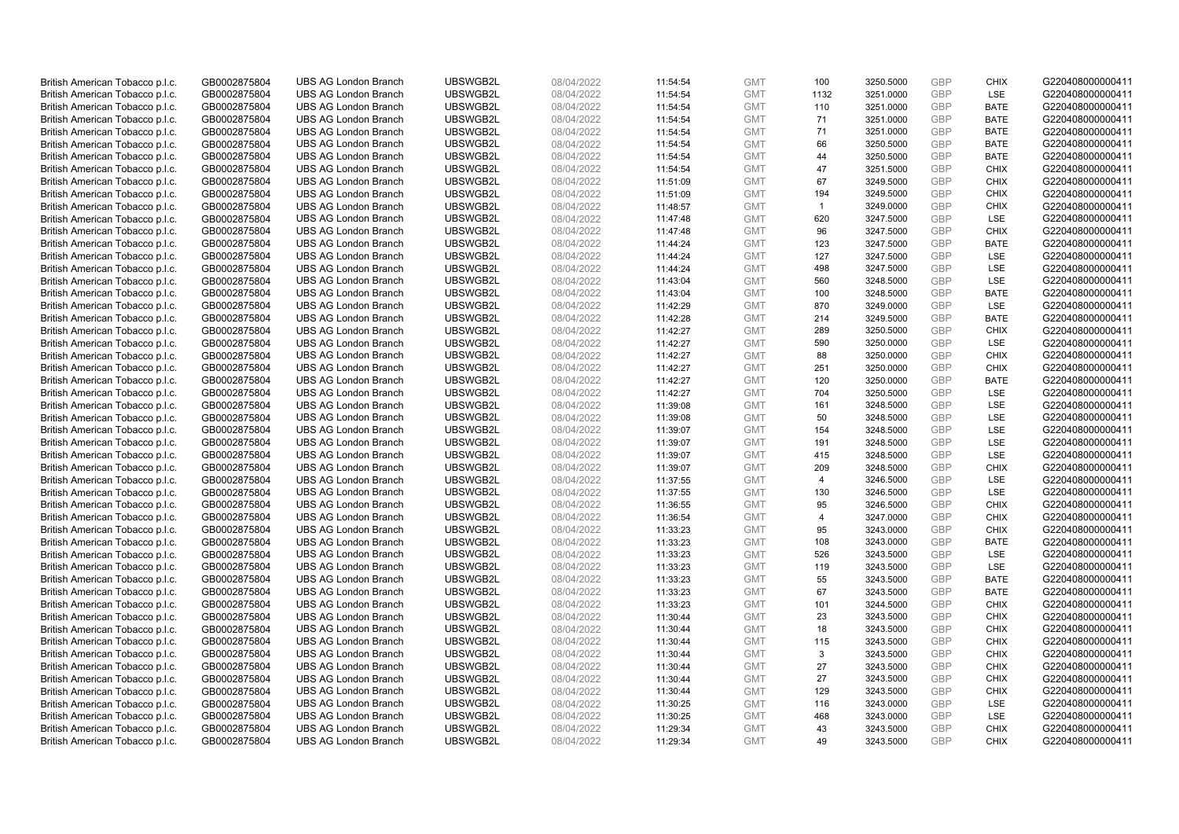| British American Tobacco p.l.c. | GB0002875804 | UBS AG London Branch | UBSWGB2L | 08/04/2022 | 11:54:54 | GMT | 100 | 3250.5000 | GBP | CHIX | G220408000000411 |
|---|---|---|---|---|---|---|---|---|---|---|---|
| British American Tobacco p.l.c. | GB0002875804 | UBS AG London Branch | UBSWGB2L | 08/04/2022 | 11:54:54 | GMT | 1132 | 3251.0000 | GBP | LSE | G220408000000411 |
| British American Tobacco p.l.c. | GB0002875804 | UBS AG London Branch | UBSWGB2L | 08/04/2022 | 11:54:54 | GMT | 110 | 3251.0000 | GBP | BATE | G220408000000411 |
| British American Tobacco p.l.c. | GB0002875804 | UBS AG London Branch | UBSWGB2L | 08/04/2022 | 11:54:54 | GMT | 71 | 3251.0000 | GBP | BATE | G220408000000411 |
| British American Tobacco p.l.c. | GB0002875804 | UBS AG London Branch | UBSWGB2L | 08/04/2022 | 11:54:54 | GMT | 71 | 3251.0000 | GBP | BATE | G220408000000411 |
| British American Tobacco p.l.c. | GB0002875804 | UBS AG London Branch | UBSWGB2L | 08/04/2022 | 11:54:54 | GMT | 66 | 3250.5000 | GBP | BATE | G220408000000411 |
| British American Tobacco p.l.c. | GB0002875804 | UBS AG London Branch | UBSWGB2L | 08/04/2022 | 11:54:54 | GMT | 44 | 3250.5000 | GBP | BATE | G220408000000411 |
| British American Tobacco p.l.c. | GB0002875804 | UBS AG London Branch | UBSWGB2L | 08/04/2022 | 11:54:54 | GMT | 47 | 3251.5000 | GBP | CHIX | G220408000000411 |
| British American Tobacco p.l.c. | GB0002875804 | UBS AG London Branch | UBSWGB2L | 08/04/2022 | 11:51:09 | GMT | 67 | 3249.5000 | GBP | CHIX | G220408000000411 |
| British American Tobacco p.l.c. | GB0002875804 | UBS AG London Branch | UBSWGB2L | 08/04/2022 | 11:51:09 | GMT | 194 | 3249.5000 | GBP | CHIX | G220408000000411 |
| British American Tobacco p.l.c. | GB0002875804 | UBS AG London Branch | UBSWGB2L | 08/04/2022 | 11:48:57 | GMT | 1 | 3249.0000 | GBP | CHIX | G220408000000411 |
| British American Tobacco p.l.c. | GB0002875804 | UBS AG London Branch | UBSWGB2L | 08/04/2022 | 11:47:48 | GMT | 620 | 3247.5000 | GBP | LSE | G220408000000411 |
| British American Tobacco p.l.c. | GB0002875804 | UBS AG London Branch | UBSWGB2L | 08/04/2022 | 11:47:48 | GMT | 96 | 3247.5000 | GBP | CHIX | G220408000000411 |
| British American Tobacco p.l.c. | GB0002875804 | UBS AG London Branch | UBSWGB2L | 08/04/2022 | 11:44:24 | GMT | 123 | 3247.5000 | GBP | BATE | G220408000000411 |
| British American Tobacco p.l.c. | GB0002875804 | UBS AG London Branch | UBSWGB2L | 08/04/2022 | 11:44:24 | GMT | 127 | 3247.5000 | GBP | LSE | G220408000000411 |
| British American Tobacco p.l.c. | GB0002875804 | UBS AG London Branch | UBSWGB2L | 08/04/2022 | 11:44:24 | GMT | 498 | 3247.5000 | GBP | LSE | G220408000000411 |
| British American Tobacco p.l.c. | GB0002875804 | UBS AG London Branch | UBSWGB2L | 08/04/2022 | 11:43:04 | GMT | 560 | 3248.5000 | GBP | LSE | G220408000000411 |
| British American Tobacco p.l.c. | GB0002875804 | UBS AG London Branch | UBSWGB2L | 08/04/2022 | 11:43:04 | GMT | 100 | 3248.5000 | GBP | BATE | G220408000000411 |
| British American Tobacco p.l.c. | GB0002875804 | UBS AG London Branch | UBSWGB2L | 08/04/2022 | 11:42:29 | GMT | 870 | 3249.0000 | GBP | LSE | G220408000000411 |
| British American Tobacco p.l.c. | GB0002875804 | UBS AG London Branch | UBSWGB2L | 08/04/2022 | 11:42:28 | GMT | 214 | 3249.5000 | GBP | BATE | G220408000000411 |
| British American Tobacco p.l.c. | GB0002875804 | UBS AG London Branch | UBSWGB2L | 08/04/2022 | 11:42:27 | GMT | 289 | 3250.5000 | GBP | CHIX | G220408000000411 |
| British American Tobacco p.l.c. | GB0002875804 | UBS AG London Branch | UBSWGB2L | 08/04/2022 | 11:42:27 | GMT | 590 | 3250.0000 | GBP | LSE | G220408000000411 |
| British American Tobacco p.l.c. | GB0002875804 | UBS AG London Branch | UBSWGB2L | 08/04/2022 | 11:42:27 | GMT | 88 | 3250.0000 | GBP | CHIX | G220408000000411 |
| British American Tobacco p.l.c. | GB0002875804 | UBS AG London Branch | UBSWGB2L | 08/04/2022 | 11:42:27 | GMT | 251 | 3250.0000 | GBP | CHIX | G220408000000411 |
| British American Tobacco p.l.c. | GB0002875804 | UBS AG London Branch | UBSWGB2L | 08/04/2022 | 11:42:27 | GMT | 120 | 3250.0000 | GBP | BATE | G220408000000411 |
| British American Tobacco p.l.c. | GB0002875804 | UBS AG London Branch | UBSWGB2L | 08/04/2022 | 11:42:27 | GMT | 704 | 3250.5000 | GBP | LSE | G220408000000411 |
| British American Tobacco p.l.c. | GB0002875804 | UBS AG London Branch | UBSWGB2L | 08/04/2022 | 11:39:08 | GMT | 161 | 3248.5000 | GBP | LSE | G220408000000411 |
| British American Tobacco p.l.c. | GB0002875804 | UBS AG London Branch | UBSWGB2L | 08/04/2022 | 11:39:08 | GMT | 50 | 3248.5000 | GBP | LSE | G220408000000411 |
| British American Tobacco p.l.c. | GB0002875804 | UBS AG London Branch | UBSWGB2L | 08/04/2022 | 11:39:07 | GMT | 154 | 3248.5000 | GBP | LSE | G220408000000411 |
| British American Tobacco p.l.c. | GB0002875804 | UBS AG London Branch | UBSWGB2L | 08/04/2022 | 11:39:07 | GMT | 191 | 3248.5000 | GBP | LSE | G220408000000411 |
| British American Tobacco p.l.c. | GB0002875804 | UBS AG London Branch | UBSWGB2L | 08/04/2022 | 11:39:07 | GMT | 415 | 3248.5000 | GBP | LSE | G220408000000411 |
| British American Tobacco p.l.c. | GB0002875804 | UBS AG London Branch | UBSWGB2L | 08/04/2022 | 11:39:07 | GMT | 209 | 3248.5000 | GBP | CHIX | G220408000000411 |
| British American Tobacco p.l.c. | GB0002875804 | UBS AG London Branch | UBSWGB2L | 08/04/2022 | 11:37:55 | GMT | 4 | 3246.5000 | GBP | LSE | G220408000000411 |
| British American Tobacco p.l.c. | GB0002875804 | UBS AG London Branch | UBSWGB2L | 08/04/2022 | 11:37:55 | GMT | 130 | 3246.5000 | GBP | LSE | G220408000000411 |
| British American Tobacco p.l.c. | GB0002875804 | UBS AG London Branch | UBSWGB2L | 08/04/2022 | 11:36:55 | GMT | 95 | 3246.5000 | GBP | CHIX | G220408000000411 |
| British American Tobacco p.l.c. | GB0002875804 | UBS AG London Branch | UBSWGB2L | 08/04/2022 | 11:36:54 | GMT | 4 | 3247.0000 | GBP | CHIX | G220408000000411 |
| British American Tobacco p.l.c. | GB0002875804 | UBS AG London Branch | UBSWGB2L | 08/04/2022 | 11:33:23 | GMT | 95 | 3243.0000 | GBP | CHIX | G220408000000411 |
| British American Tobacco p.l.c. | GB0002875804 | UBS AG London Branch | UBSWGB2L | 08/04/2022 | 11:33:23 | GMT | 108 | 3243.0000 | GBP | BATE | G220408000000411 |
| British American Tobacco p.l.c. | GB0002875804 | UBS AG London Branch | UBSWGB2L | 08/04/2022 | 11:33:23 | GMT | 526 | 3243.5000 | GBP | LSE | G220408000000411 |
| British American Tobacco p.l.c. | GB0002875804 | UBS AG London Branch | UBSWGB2L | 08/04/2022 | 11:33:23 | GMT | 119 | 3243.5000 | GBP | LSE | G220408000000411 |
| British American Tobacco p.l.c. | GB0002875804 | UBS AG London Branch | UBSWGB2L | 08/04/2022 | 11:33:23 | GMT | 55 | 3243.5000 | GBP | BATE | G220408000000411 |
| British American Tobacco p.l.c. | GB0002875804 | UBS AG London Branch | UBSWGB2L | 08/04/2022 | 11:33:23 | GMT | 67 | 3243.5000 | GBP | BATE | G220408000000411 |
| British American Tobacco p.l.c. | GB0002875804 | UBS AG London Branch | UBSWGB2L | 08/04/2022 | 11:33:23 | GMT | 101 | 3244.5000 | GBP | CHIX | G220408000000411 |
| British American Tobacco p.l.c. | GB0002875804 | UBS AG London Branch | UBSWGB2L | 08/04/2022 | 11:30:44 | GMT | 23 | 3243.5000 | GBP | CHIX | G220408000000411 |
| British American Tobacco p.l.c. | GB0002875804 | UBS AG London Branch | UBSWGB2L | 08/04/2022 | 11:30:44 | GMT | 18 | 3243.5000 | GBP | CHIX | G220408000000411 |
| British American Tobacco p.l.c. | GB0002875804 | UBS AG London Branch | UBSWGB2L | 08/04/2022 | 11:30:44 | GMT | 115 | 3243.5000 | GBP | CHIX | G220408000000411 |
| British American Tobacco p.l.c. | GB0002875804 | UBS AG London Branch | UBSWGB2L | 08/04/2022 | 11:30:44 | GMT | 3 | 3243.5000 | GBP | CHIX | G220408000000411 |
| British American Tobacco p.l.c. | GB0002875804 | UBS AG London Branch | UBSWGB2L | 08/04/2022 | 11:30:44 | GMT | 27 | 3243.5000 | GBP | CHIX | G220408000000411 |
| British American Tobacco p.l.c. | GB0002875804 | UBS AG London Branch | UBSWGB2L | 08/04/2022 | 11:30:44 | GMT | 27 | 3243.5000 | GBP | CHIX | G220408000000411 |
| British American Tobacco p.l.c. | GB0002875804 | UBS AG London Branch | UBSWGB2L | 08/04/2022 | 11:30:44 | GMT | 129 | 3243.5000 | GBP | CHIX | G220408000000411 |
| British American Tobacco p.l.c. | GB0002875804 | UBS AG London Branch | UBSWGB2L | 08/04/2022 | 11:30:25 | GMT | 116 | 3243.0000 | GBP | LSE | G220408000000411 |
| British American Tobacco p.l.c. | GB0002875804 | UBS AG London Branch | UBSWGB2L | 08/04/2022 | 11:30:25 | GMT | 468 | 3243.0000 | GBP | LSE | G220408000000411 |
| British American Tobacco p.l.c. | GB0002875804 | UBS AG London Branch | UBSWGB2L | 08/04/2022 | 11:29:34 | GMT | 43 | 3243.5000 | GBP | CHIX | G220408000000411 |
| British American Tobacco p.l.c. | GB0002875804 | UBS AG London Branch | UBSWGB2L | 08/04/2022 | 11:29:34 | GMT | 49 | 3243.5000 | GBP | CHIX | G220408000000411 |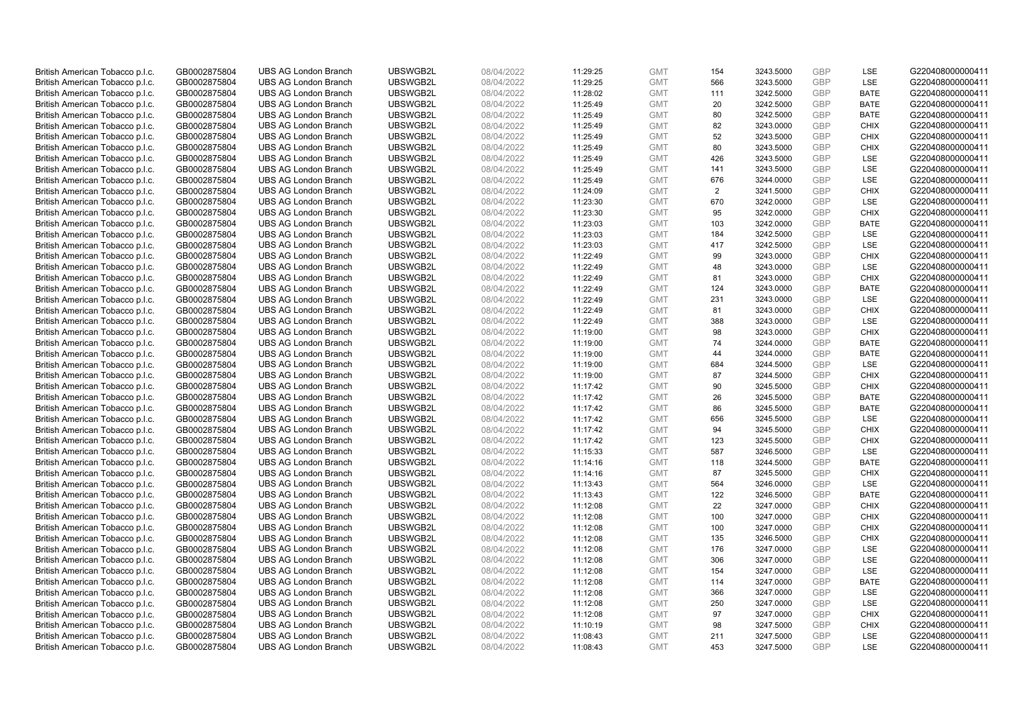| | | | | | | | | | | | |
|---|---|---|---|---|---|---|---|---|---|---|---|
| British American Tobacco p.l.c. | GB0002875804 | UBS AG London Branch | UBSWGB2L | 08/04/2022 | 11:29:25 | GMT | 154 | 3243.5000 | GBP | LSE | G220408000000411 |
| British American Tobacco p.l.c. | GB0002875804 | UBS AG London Branch | UBSWGB2L | 08/04/2022 | 11:29:25 | GMT | 566 | 3243.5000 | GBP | LSE | G220408000000411 |
| British American Tobacco p.l.c. | GB0002875804 | UBS AG London Branch | UBSWGB2L | 08/04/2022 | 11:28:02 | GMT | 111 | 3242.5000 | GBP | BATE | G220408000000411 |
| British American Tobacco p.l.c. | GB0002875804 | UBS AG London Branch | UBSWGB2L | 08/04/2022 | 11:25:49 | GMT | 20 | 3242.5000 | GBP | BATE | G220408000000411 |
| British American Tobacco p.l.c. | GB0002875804 | UBS AG London Branch | UBSWGB2L | 08/04/2022 | 11:25:49 | GMT | 80 | 3242.5000 | GBP | BATE | G220408000000411 |
| British American Tobacco p.l.c. | GB0002875804 | UBS AG London Branch | UBSWGB2L | 08/04/2022 | 11:25:49 | GMT | 82 | 3243.0000 | GBP | CHIX | G220408000000411 |
| British American Tobacco p.l.c. | GB0002875804 | UBS AG London Branch | UBSWGB2L | 08/04/2022 | 11:25:49 | GMT | 52 | 3243.5000 | GBP | CHIX | G220408000000411 |
| British American Tobacco p.l.c. | GB0002875804 | UBS AG London Branch | UBSWGB2L | 08/04/2022 | 11:25:49 | GMT | 80 | 3243.5000 | GBP | CHIX | G220408000000411 |
| British American Tobacco p.l.c. | GB0002875804 | UBS AG London Branch | UBSWGB2L | 08/04/2022 | 11:25:49 | GMT | 426 | 3243.5000 | GBP | LSE | G220408000000411 |
| British American Tobacco p.l.c. | GB0002875804 | UBS AG London Branch | UBSWGB2L | 08/04/2022 | 11:25:49 | GMT | 141 | 3243.5000 | GBP | LSE | G220408000000411 |
| British American Tobacco p.l.c. | GB0002875804 | UBS AG London Branch | UBSWGB2L | 08/04/2022 | 11:25:49 | GMT | 676 | 3244.0000 | GBP | LSE | G220408000000411 |
| British American Tobacco p.l.c. | GB0002875804 | UBS AG London Branch | UBSWGB2L | 08/04/2022 | 11:24:09 | GMT | 2 | 3241.5000 | GBP | CHIX | G220408000000411 |
| British American Tobacco p.l.c. | GB0002875804 | UBS AG London Branch | UBSWGB2L | 08/04/2022 | 11:23:30 | GMT | 670 | 3242.0000 | GBP | LSE | G220408000000411 |
| British American Tobacco p.l.c. | GB0002875804 | UBS AG London Branch | UBSWGB2L | 08/04/2022 | 11:23:30 | GMT | 95 | 3242.0000 | GBP | CHIX | G220408000000411 |
| British American Tobacco p.l.c. | GB0002875804 | UBS AG London Branch | UBSWGB2L | 08/04/2022 | 11:23:03 | GMT | 103 | 3242.0000 | GBP | BATE | G220408000000411 |
| British American Tobacco p.l.c. | GB0002875804 | UBS AG London Branch | UBSWGB2L | 08/04/2022 | 11:23:03 | GMT | 184 | 3242.5000 | GBP | LSE | G220408000000411 |
| British American Tobacco p.l.c. | GB0002875804 | UBS AG London Branch | UBSWGB2L | 08/04/2022 | 11:23:03 | GMT | 417 | 3242.5000 | GBP | LSE | G220408000000411 |
| British American Tobacco p.l.c. | GB0002875804 | UBS AG London Branch | UBSWGB2L | 08/04/2022 | 11:22:49 | GMT | 99 | 3243.0000 | GBP | CHIX | G220408000000411 |
| British American Tobacco p.l.c. | GB0002875804 | UBS AG London Branch | UBSWGB2L | 08/04/2022 | 11:22:49 | GMT | 48 | 3243.0000 | GBP | LSE | G220408000000411 |
| British American Tobacco p.l.c. | GB0002875804 | UBS AG London Branch | UBSWGB2L | 08/04/2022 | 11:22:49 | GMT | 81 | 3243.0000 | GBP | CHIX | G220408000000411 |
| British American Tobacco p.l.c. | GB0002875804 | UBS AG London Branch | UBSWGB2L | 08/04/2022 | 11:22:49 | GMT | 124 | 3243.0000 | GBP | BATE | G220408000000411 |
| British American Tobacco p.l.c. | GB0002875804 | UBS AG London Branch | UBSWGB2L | 08/04/2022 | 11:22:49 | GMT | 231 | 3243.0000 | GBP | LSE | G220408000000411 |
| British American Tobacco p.l.c. | GB0002875804 | UBS AG London Branch | UBSWGB2L | 08/04/2022 | 11:22:49 | GMT | 81 | 3243.0000 | GBP | CHIX | G220408000000411 |
| British American Tobacco p.l.c. | GB0002875804 | UBS AG London Branch | UBSWGB2L | 08/04/2022 | 11:22:49 | GMT | 388 | 3243.0000 | GBP | LSE | G220408000000411 |
| British American Tobacco p.l.c. | GB0002875804 | UBS AG London Branch | UBSWGB2L | 08/04/2022 | 11:19:00 | GMT | 98 | 3243.0000 | GBP | CHIX | G220408000000411 |
| British American Tobacco p.l.c. | GB0002875804 | UBS AG London Branch | UBSWGB2L | 08/04/2022 | 11:19:00 | GMT | 74 | 3244.0000 | GBP | BATE | G220408000000411 |
| British American Tobacco p.l.c. | GB0002875804 | UBS AG London Branch | UBSWGB2L | 08/04/2022 | 11:19:00 | GMT | 44 | 3244.0000 | GBP | BATE | G220408000000411 |
| British American Tobacco p.l.c. | GB0002875804 | UBS AG London Branch | UBSWGB2L | 08/04/2022 | 11:19:00 | GMT | 684 | 3244.5000 | GBP | LSE | G220408000000411 |
| British American Tobacco p.l.c. | GB0002875804 | UBS AG London Branch | UBSWGB2L | 08/04/2022 | 11:19:00 | GMT | 87 | 3244.5000 | GBP | CHIX | G220408000000411 |
| British American Tobacco p.l.c. | GB0002875804 | UBS AG London Branch | UBSWGB2L | 08/04/2022 | 11:17:42 | GMT | 90 | 3245.5000 | GBP | CHIX | G220408000000411 |
| British American Tobacco p.l.c. | GB0002875804 | UBS AG London Branch | UBSWGB2L | 08/04/2022 | 11:17:42 | GMT | 26 | 3245.5000 | GBP | BATE | G220408000000411 |
| British American Tobacco p.l.c. | GB0002875804 | UBS AG London Branch | UBSWGB2L | 08/04/2022 | 11:17:42 | GMT | 86 | 3245.5000 | GBP | BATE | G220408000000411 |
| British American Tobacco p.l.c. | GB0002875804 | UBS AG London Branch | UBSWGB2L | 08/04/2022 | 11:17:42 | GMT | 656 | 3245.5000 | GBP | LSE | G220408000000411 |
| British American Tobacco p.l.c. | GB0002875804 | UBS AG London Branch | UBSWGB2L | 08/04/2022 | 11:17:42 | GMT | 94 | 3245.5000 | GBP | CHIX | G220408000000411 |
| British American Tobacco p.l.c. | GB0002875804 | UBS AG London Branch | UBSWGB2L | 08/04/2022 | 11:17:42 | GMT | 123 | 3245.5000 | GBP | CHIX | G220408000000411 |
| British American Tobacco p.l.c. | GB0002875804 | UBS AG London Branch | UBSWGB2L | 08/04/2022 | 11:15:33 | GMT | 587 | 3246.5000 | GBP | LSE | G220408000000411 |
| British American Tobacco p.l.c. | GB0002875804 | UBS AG London Branch | UBSWGB2L | 08/04/2022 | 11:14:16 | GMT | 118 | 3244.5000 | GBP | BATE | G220408000000411 |
| British American Tobacco p.l.c. | GB0002875804 | UBS AG London Branch | UBSWGB2L | 08/04/2022 | 11:14:16 | GMT | 87 | 3245.5000 | GBP | CHIX | G220408000000411 |
| British American Tobacco p.l.c. | GB0002875804 | UBS AG London Branch | UBSWGB2L | 08/04/2022 | 11:13:43 | GMT | 564 | 3246.0000 | GBP | LSE | G220408000000411 |
| British American Tobacco p.l.c. | GB0002875804 | UBS AG London Branch | UBSWGB2L | 08/04/2022 | 11:13:43 | GMT | 122 | 3246.5000 | GBP | BATE | G220408000000411 |
| British American Tobacco p.l.c. | GB0002875804 | UBS AG London Branch | UBSWGB2L | 08/04/2022 | 11:12:08 | GMT | 22 | 3247.0000 | GBP | CHIX | G220408000000411 |
| British American Tobacco p.l.c. | GB0002875804 | UBS AG London Branch | UBSWGB2L | 08/04/2022 | 11:12:08 | GMT | 100 | 3247.0000 | GBP | CHIX | G220408000000411 |
| British American Tobacco p.l.c. | GB0002875804 | UBS AG London Branch | UBSWGB2L | 08/04/2022 | 11:12:08 | GMT | 100 | 3247.0000 | GBP | CHIX | G220408000000411 |
| British American Tobacco p.l.c. | GB0002875804 | UBS AG London Branch | UBSWGB2L | 08/04/2022 | 11:12:08 | GMT | 135 | 3246.5000 | GBP | CHIX | G220408000000411 |
| British American Tobacco p.l.c. | GB0002875804 | UBS AG London Branch | UBSWGB2L | 08/04/2022 | 11:12:08 | GMT | 176 | 3247.0000 | GBP | LSE | G220408000000411 |
| British American Tobacco p.l.c. | GB0002875804 | UBS AG London Branch | UBSWGB2L | 08/04/2022 | 11:12:08 | GMT | 306 | 3247.0000 | GBP | LSE | G220408000000411 |
| British American Tobacco p.l.c. | GB0002875804 | UBS AG London Branch | UBSWGB2L | 08/04/2022 | 11:12:08 | GMT | 154 | 3247.0000 | GBP | LSE | G220408000000411 |
| British American Tobacco p.l.c. | GB0002875804 | UBS AG London Branch | UBSWGB2L | 08/04/2022 | 11:12:08 | GMT | 114 | 3247.0000 | GBP | BATE | G220408000000411 |
| British American Tobacco p.l.c. | GB0002875804 | UBS AG London Branch | UBSWGB2L | 08/04/2022 | 11:12:08 | GMT | 366 | 3247.0000 | GBP | LSE | G220408000000411 |
| British American Tobacco p.l.c. | GB0002875804 | UBS AG London Branch | UBSWGB2L | 08/04/2022 | 11:12:08 | GMT | 250 | 3247.0000 | GBP | LSE | G220408000000411 |
| British American Tobacco p.l.c. | GB0002875804 | UBS AG London Branch | UBSWGB2L | 08/04/2022 | 11:12:08 | GMT | 97 | 3247.0000 | GBP | CHIX | G220408000000411 |
| British American Tobacco p.l.c. | GB0002875804 | UBS AG London Branch | UBSWGB2L | 08/04/2022 | 11:10:19 | GMT | 98 | 3247.5000 | GBP | CHIX | G220408000000411 |
| British American Tobacco p.l.c. | GB0002875804 | UBS AG London Branch | UBSWGB2L | 08/04/2022 | 11:08:43 | GMT | 211 | 3247.5000 | GBP | LSE | G220408000000411 |
| British American Tobacco p.l.c. | GB0002875804 | UBS AG London Branch | UBSWGB2L | 08/04/2022 | 11:08:43 | GMT | 453 | 3247.5000 | GBP | LSE | G220408000000411 |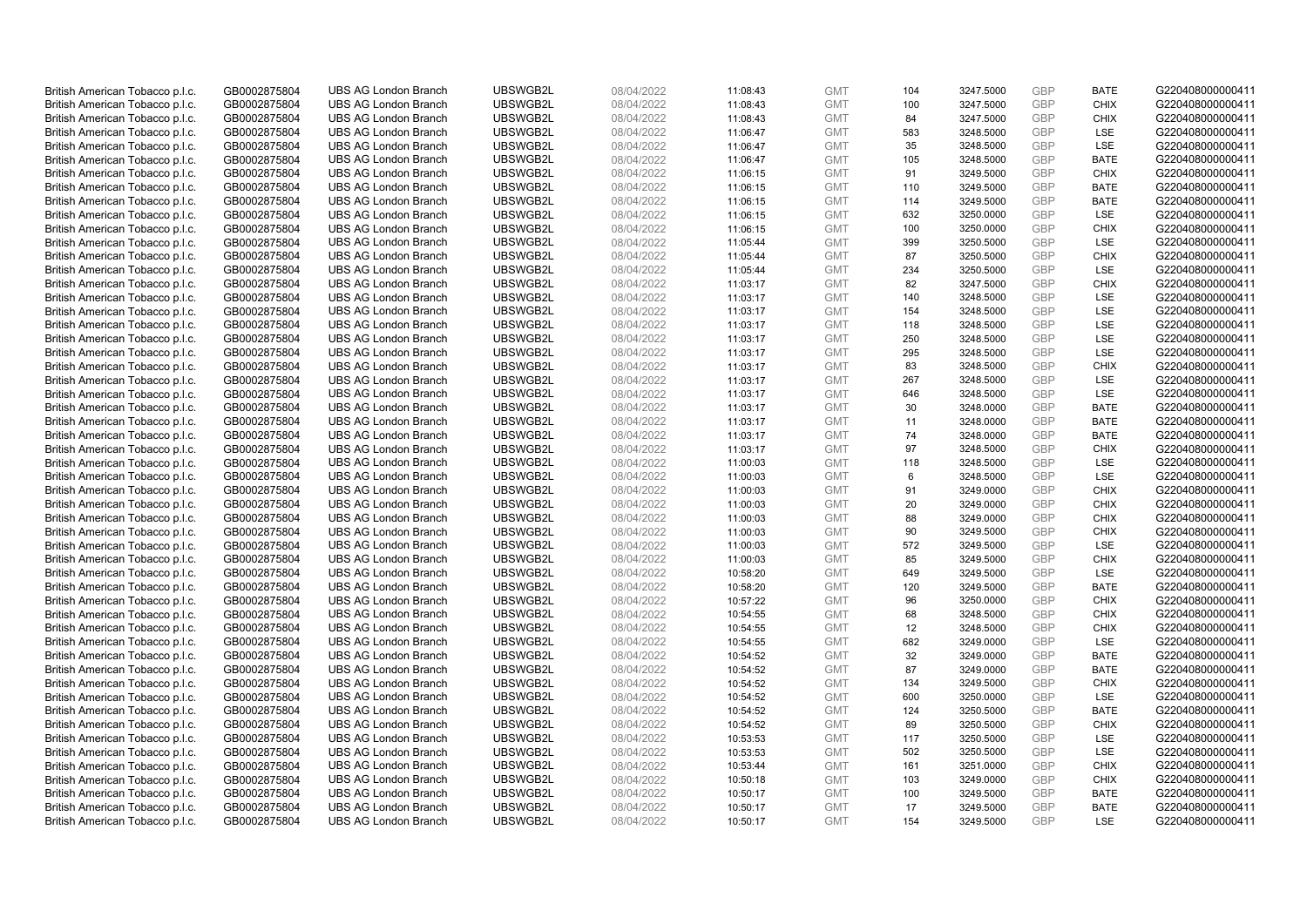| | | | | | | | | | | | |
|---|---|---|---|---|---|---|---|---|---|---|---|
| British American Tobacco p.l.c. | GB0002875804 | UBS AG London Branch | UBSWGB2L | 08/04/2022 | 11:08:43 | GMT | 104 | 3247.5000 | GBP | BATE | G220408000000411 |
| British American Tobacco p.l.c. | GB0002875804 | UBS AG London Branch | UBSWGB2L | 08/04/2022 | 11:08:43 | GMT | 100 | 3247.5000 | GBP | CHIX | G220408000000411 |
| British American Tobacco p.l.c. | GB0002875804 | UBS AG London Branch | UBSWGB2L | 08/04/2022 | 11:08:43 | GMT | 84 | 3247.5000 | GBP | CHIX | G220408000000411 |
| British American Tobacco p.l.c. | GB0002875804 | UBS AG London Branch | UBSWGB2L | 08/04/2022 | 11:06:47 | GMT | 583 | 3248.5000 | GBP | LSE | G220408000000411 |
| British American Tobacco p.l.c. | GB0002875804 | UBS AG London Branch | UBSWGB2L | 08/04/2022 | 11:06:47 | GMT | 35 | 3248.5000 | GBP | LSE | G220408000000411 |
| British American Tobacco p.l.c. | GB0002875804 | UBS AG London Branch | UBSWGB2L | 08/04/2022 | 11:06:47 | GMT | 105 | 3248.5000 | GBP | BATE | G220408000000411 |
| British American Tobacco p.l.c. | GB0002875804 | UBS AG London Branch | UBSWGB2L | 08/04/2022 | 11:06:15 | GMT | 91 | 3249.5000 | GBP | CHIX | G220408000000411 |
| British American Tobacco p.l.c. | GB0002875804 | UBS AG London Branch | UBSWGB2L | 08/04/2022 | 11:06:15 | GMT | 110 | 3249.5000 | GBP | BATE | G220408000000411 |
| British American Tobacco p.l.c. | GB0002875804 | UBS AG London Branch | UBSWGB2L | 08/04/2022 | 11:06:15 | GMT | 114 | 3249.5000 | GBP | BATE | G220408000000411 |
| British American Tobacco p.l.c. | GB0002875804 | UBS AG London Branch | UBSWGB2L | 08/04/2022 | 11:06:15 | GMT | 632 | 3250.0000 | GBP | LSE | G220408000000411 |
| British American Tobacco p.l.c. | GB0002875804 | UBS AG London Branch | UBSWGB2L | 08/04/2022 | 11:06:15 | GMT | 100 | 3250.0000 | GBP | CHIX | G220408000000411 |
| British American Tobacco p.l.c. | GB0002875804 | UBS AG London Branch | UBSWGB2L | 08/04/2022 | 11:05:44 | GMT | 399 | 3250.5000 | GBP | LSE | G220408000000411 |
| British American Tobacco p.l.c. | GB0002875804 | UBS AG London Branch | UBSWGB2L | 08/04/2022 | 11:05:44 | GMT | 87 | 3250.5000 | GBP | CHIX | G220408000000411 |
| British American Tobacco p.l.c. | GB0002875804 | UBS AG London Branch | UBSWGB2L | 08/04/2022 | 11:05:44 | GMT | 234 | 3250.5000 | GBP | LSE | G220408000000411 |
| British American Tobacco p.l.c. | GB0002875804 | UBS AG London Branch | UBSWGB2L | 08/04/2022 | 11:03:17 | GMT | 82 | 3247.5000 | GBP | CHIX | G220408000000411 |
| British American Tobacco p.l.c. | GB0002875804 | UBS AG London Branch | UBSWGB2L | 08/04/2022 | 11:03:17 | GMT | 140 | 3248.5000 | GBP | LSE | G220408000000411 |
| British American Tobacco p.l.c. | GB0002875804 | UBS AG London Branch | UBSWGB2L | 08/04/2022 | 11:03:17 | GMT | 154 | 3248.5000 | GBP | LSE | G220408000000411 |
| British American Tobacco p.l.c. | GB0002875804 | UBS AG London Branch | UBSWGB2L | 08/04/2022 | 11:03:17 | GMT | 118 | 3248.5000 | GBP | LSE | G220408000000411 |
| British American Tobacco p.l.c. | GB0002875804 | UBS AG London Branch | UBSWGB2L | 08/04/2022 | 11:03:17 | GMT | 250 | 3248.5000 | GBP | LSE | G220408000000411 |
| British American Tobacco p.l.c. | GB0002875804 | UBS AG London Branch | UBSWGB2L | 08/04/2022 | 11:03:17 | GMT | 295 | 3248.5000 | GBP | LSE | G220408000000411 |
| British American Tobacco p.l.c. | GB0002875804 | UBS AG London Branch | UBSWGB2L | 08/04/2022 | 11:03:17 | GMT | 83 | 3248.5000 | GBP | CHIX | G220408000000411 |
| British American Tobacco p.l.c. | GB0002875804 | UBS AG London Branch | UBSWGB2L | 08/04/2022 | 11:03:17 | GMT | 267 | 3248.5000 | GBP | LSE | G220408000000411 |
| British American Tobacco p.l.c. | GB0002875804 | UBS AG London Branch | UBSWGB2L | 08/04/2022 | 11:03:17 | GMT | 646 | 3248.5000 | GBP | LSE | G220408000000411 |
| British American Tobacco p.l.c. | GB0002875804 | UBS AG London Branch | UBSWGB2L | 08/04/2022 | 11:03:17 | GMT | 30 | 3248.0000 | GBP | BATE | G220408000000411 |
| British American Tobacco p.l.c. | GB0002875804 | UBS AG London Branch | UBSWGB2L | 08/04/2022 | 11:03:17 | GMT | 11 | 3248.0000 | GBP | BATE | G220408000000411 |
| British American Tobacco p.l.c. | GB0002875804 | UBS AG London Branch | UBSWGB2L | 08/04/2022 | 11:03:17 | GMT | 74 | 3248.0000 | GBP | BATE | G220408000000411 |
| British American Tobacco p.l.c. | GB0002875804 | UBS AG London Branch | UBSWGB2L | 08/04/2022 | 11:03:17 | GMT | 97 | 3248.5000 | GBP | CHIX | G220408000000411 |
| British American Tobacco p.l.c. | GB0002875804 | UBS AG London Branch | UBSWGB2L | 08/04/2022 | 11:00:03 | GMT | 118 | 3248.5000 | GBP | LSE | G220408000000411 |
| British American Tobacco p.l.c. | GB0002875804 | UBS AG London Branch | UBSWGB2L | 08/04/2022 | 11:00:03 | GMT | 6 | 3248.5000 | GBP | LSE | G220408000000411 |
| British American Tobacco p.l.c. | GB0002875804 | UBS AG London Branch | UBSWGB2L | 08/04/2022 | 11:00:03 | GMT | 91 | 3249.0000 | GBP | CHIX | G220408000000411 |
| British American Tobacco p.l.c. | GB0002875804 | UBS AG London Branch | UBSWGB2L | 08/04/2022 | 11:00:03 | GMT | 20 | 3249.0000 | GBP | CHIX | G220408000000411 |
| British American Tobacco p.l.c. | GB0002875804 | UBS AG London Branch | UBSWGB2L | 08/04/2022 | 11:00:03 | GMT | 88 | 3249.0000 | GBP | CHIX | G220408000000411 |
| British American Tobacco p.l.c. | GB0002875804 | UBS AG London Branch | UBSWGB2L | 08/04/2022 | 11:00:03 | GMT | 90 | 3249.5000 | GBP | CHIX | G220408000000411 |
| British American Tobacco p.l.c. | GB0002875804 | UBS AG London Branch | UBSWGB2L | 08/04/2022 | 11:00:03 | GMT | 572 | 3249.5000 | GBP | LSE | G220408000000411 |
| British American Tobacco p.l.c. | GB0002875804 | UBS AG London Branch | UBSWGB2L | 08/04/2022 | 11:00:03 | GMT | 85 | 3249.5000 | GBP | CHIX | G220408000000411 |
| British American Tobacco p.l.c. | GB0002875804 | UBS AG London Branch | UBSWGB2L | 08/04/2022 | 10:58:20 | GMT | 649 | 3249.5000 | GBP | LSE | G220408000000411 |
| British American Tobacco p.l.c. | GB0002875804 | UBS AG London Branch | UBSWGB2L | 08/04/2022 | 10:58:20 | GMT | 120 | 3249.5000 | GBP | BATE | G220408000000411 |
| British American Tobacco p.l.c. | GB0002875804 | UBS AG London Branch | UBSWGB2L | 08/04/2022 | 10:57:22 | GMT | 96 | 3250.0000 | GBP | CHIX | G220408000000411 |
| British American Tobacco p.l.c. | GB0002875804 | UBS AG London Branch | UBSWGB2L | 08/04/2022 | 10:54:55 | GMT | 68 | 3248.5000 | GBP | CHIX | G220408000000411 |
| British American Tobacco p.l.c. | GB0002875804 | UBS AG London Branch | UBSWGB2L | 08/04/2022 | 10:54:55 | GMT | 12 | 3248.5000 | GBP | CHIX | G220408000000411 |
| British American Tobacco p.l.c. | GB0002875804 | UBS AG London Branch | UBSWGB2L | 08/04/2022 | 10:54:55 | GMT | 682 | 3249.0000 | GBP | LSE | G220408000000411 |
| British American Tobacco p.l.c. | GB0002875804 | UBS AG London Branch | UBSWGB2L | 08/04/2022 | 10:54:52 | GMT | 32 | 3249.0000 | GBP | BATE | G220408000000411 |
| British American Tobacco p.l.c. | GB0002875804 | UBS AG London Branch | UBSWGB2L | 08/04/2022 | 10:54:52 | GMT | 87 | 3249.0000 | GBP | BATE | G220408000000411 |
| British American Tobacco p.l.c. | GB0002875804 | UBS AG London Branch | UBSWGB2L | 08/04/2022 | 10:54:52 | GMT | 134 | 3249.5000 | GBP | CHIX | G220408000000411 |
| British American Tobacco p.l.c. | GB0002875804 | UBS AG London Branch | UBSWGB2L | 08/04/2022 | 10:54:52 | GMT | 600 | 3250.0000 | GBP | LSE | G220408000000411 |
| British American Tobacco p.l.c. | GB0002875804 | UBS AG London Branch | UBSWGB2L | 08/04/2022 | 10:54:52 | GMT | 124 | 3250.5000 | GBP | BATE | G220408000000411 |
| British American Tobacco p.l.c. | GB0002875804 | UBS AG London Branch | UBSWGB2L | 08/04/2022 | 10:54:52 | GMT | 89 | 3250.5000 | GBP | CHIX | G220408000000411 |
| British American Tobacco p.l.c. | GB0002875804 | UBS AG London Branch | UBSWGB2L | 08/04/2022 | 10:53:53 | GMT | 117 | 3250.5000 | GBP | LSE | G220408000000411 |
| British American Tobacco p.l.c. | GB0002875804 | UBS AG London Branch | UBSWGB2L | 08/04/2022 | 10:53:53 | GMT | 502 | 3250.5000 | GBP | LSE | G220408000000411 |
| British American Tobacco p.l.c. | GB0002875804 | UBS AG London Branch | UBSWGB2L | 08/04/2022 | 10:53:44 | GMT | 161 | 3251.0000 | GBP | CHIX | G220408000000411 |
| British American Tobacco p.l.c. | GB0002875804 | UBS AG London Branch | UBSWGB2L | 08/04/2022 | 10:50:18 | GMT | 103 | 3249.0000 | GBP | CHIX | G220408000000411 |
| British American Tobacco p.l.c. | GB0002875804 | UBS AG London Branch | UBSWGB2L | 08/04/2022 | 10:50:17 | GMT | 100 | 3249.5000 | GBP | BATE | G220408000000411 |
| British American Tobacco p.l.c. | GB0002875804 | UBS AG London Branch | UBSWGB2L | 08/04/2022 | 10:50:17 | GMT | 17 | 3249.5000 | GBP | BATE | G220408000000411 |
| British American Tobacco p.l.c. | GB0002875804 | UBS AG London Branch | UBSWGB2L | 08/04/2022 | 10:50:17 | GMT | 154 | 3249.5000 | GBP | LSE | G220408000000411 |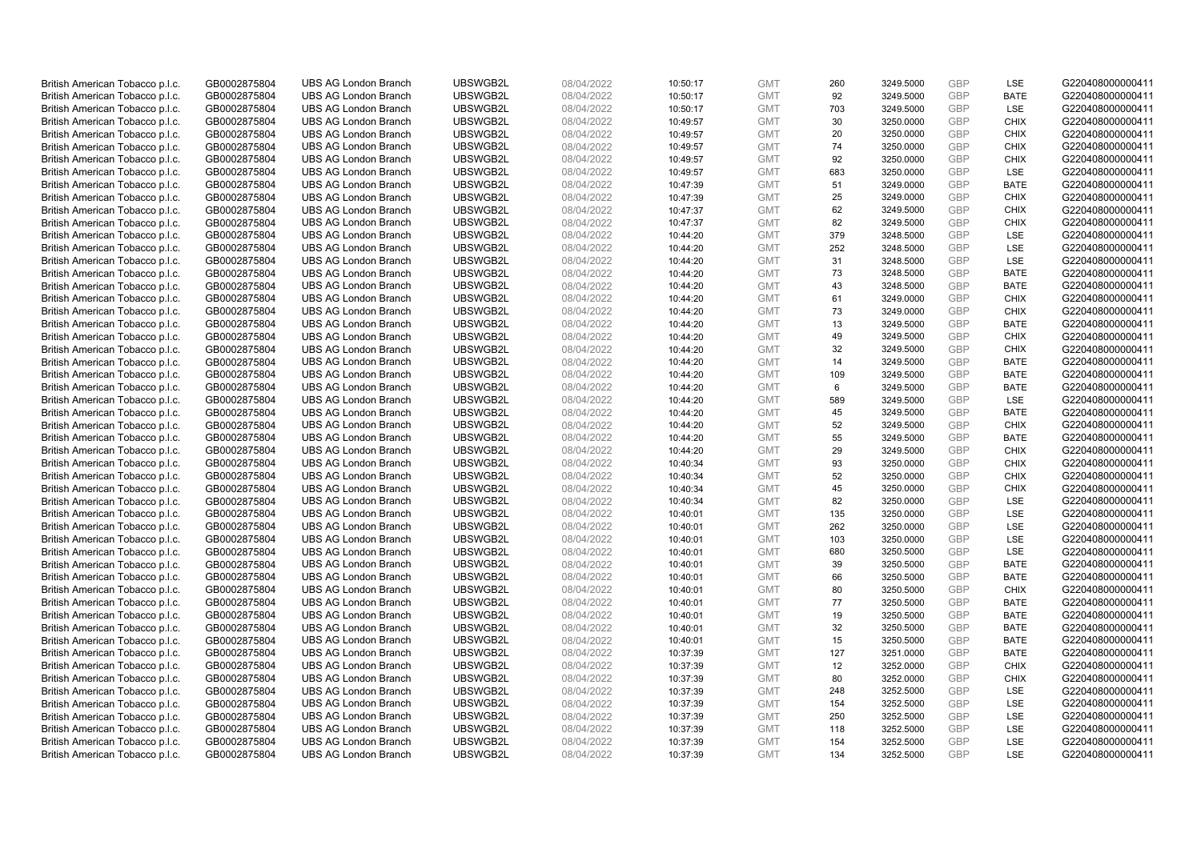| British American Tobacco p.l.c. | GB0002875804 | UBS AG London Branch | UBSWGB2L | 08/04/2022 | 10:50:17 | GMT | 260 | 3249.5000 | GBP | LSE | G220408000000411 |
|---|---|---|---|---|---|---|---|---|---|---|---|
| British American Tobacco p.l.c. | GB0002875804 | UBS AG London Branch | UBSWGB2L | 08/04/2022 | 10:50:17 | GMT | 92 | 3249.5000 | GBP | BATE | G220408000000411 |
| British American Tobacco p.l.c. | GB0002875804 | UBS AG London Branch | UBSWGB2L | 08/04/2022 | 10:50:17 | GMT | 703 | 3249.5000 | GBP | LSE | G220408000000411 |
| British American Tobacco p.l.c. | GB0002875804 | UBS AG London Branch | UBSWGB2L | 08/04/2022 | 10:49:57 | GMT | 30 | 3250.0000 | GBP | CHIX | G220408000000411 |
| British American Tobacco p.l.c. | GB0002875804 | UBS AG London Branch | UBSWGB2L | 08/04/2022 | 10:49:57 | GMT | 20 | 3250.0000 | GBP | CHIX | G220408000000411 |
| British American Tobacco p.l.c. | GB0002875804 | UBS AG London Branch | UBSWGB2L | 08/04/2022 | 10:49:57 | GMT | 74 | 3250.0000 | GBP | CHIX | G220408000000411 |
| British American Tobacco p.l.c. | GB0002875804 | UBS AG London Branch | UBSWGB2L | 08/04/2022 | 10:49:57 | GMT | 92 | 3250.0000 | GBP | CHIX | G220408000000411 |
| British American Tobacco p.l.c. | GB0002875804 | UBS AG London Branch | UBSWGB2L | 08/04/2022 | 10:49:57 | GMT | 683 | 3250.0000 | GBP | LSE | G220408000000411 |
| British American Tobacco p.l.c. | GB0002875804 | UBS AG London Branch | UBSWGB2L | 08/04/2022 | 10:47:39 | GMT | 51 | 3249.0000 | GBP | BATE | G220408000000411 |
| British American Tobacco p.l.c. | GB0002875804 | UBS AG London Branch | UBSWGB2L | 08/04/2022 | 10:47:39 | GMT | 25 | 3249.0000 | GBP | CHIX | G220408000000411 |
| British American Tobacco p.l.c. | GB0002875804 | UBS AG London Branch | UBSWGB2L | 08/04/2022 | 10:47:37 | GMT | 62 | 3249.5000 | GBP | CHIX | G220408000000411 |
| British American Tobacco p.l.c. | GB0002875804 | UBS AG London Branch | UBSWGB2L | 08/04/2022 | 10:47:37 | GMT | 82 | 3249.5000 | GBP | CHIX | G220408000000411 |
| British American Tobacco p.l.c. | GB0002875804 | UBS AG London Branch | UBSWGB2L | 08/04/2022 | 10:44:20 | GMT | 379 | 3248.5000 | GBP | LSE | G220408000000411 |
| British American Tobacco p.l.c. | GB0002875804 | UBS AG London Branch | UBSWGB2L | 08/04/2022 | 10:44:20 | GMT | 252 | 3248.5000 | GBP | LSE | G220408000000411 |
| British American Tobacco p.l.c. | GB0002875804 | UBS AG London Branch | UBSWGB2L | 08/04/2022 | 10:44:20 | GMT | 31 | 3248.5000 | GBP | LSE | G220408000000411 |
| British American Tobacco p.l.c. | GB0002875804 | UBS AG London Branch | UBSWGB2L | 08/04/2022 | 10:44:20 | GMT | 73 | 3248.5000 | GBP | BATE | G220408000000411 |
| British American Tobacco p.l.c. | GB0002875804 | UBS AG London Branch | UBSWGB2L | 08/04/2022 | 10:44:20 | GMT | 43 | 3248.5000 | GBP | BATE | G220408000000411 |
| British American Tobacco p.l.c. | GB0002875804 | UBS AG London Branch | UBSWGB2L | 08/04/2022 | 10:44:20 | GMT | 61 | 3249.0000 | GBP | CHIX | G220408000000411 |
| British American Tobacco p.l.c. | GB0002875804 | UBS AG London Branch | UBSWGB2L | 08/04/2022 | 10:44:20 | GMT | 73 | 3249.0000 | GBP | CHIX | G220408000000411 |
| British American Tobacco p.l.c. | GB0002875804 | UBS AG London Branch | UBSWGB2L | 08/04/2022 | 10:44:20 | GMT | 13 | 3249.5000 | GBP | BATE | G220408000000411 |
| British American Tobacco p.l.c. | GB0002875804 | UBS AG London Branch | UBSWGB2L | 08/04/2022 | 10:44:20 | GMT | 49 | 3249.5000 | GBP | CHIX | G220408000000411 |
| British American Tobacco p.l.c. | GB0002875804 | UBS AG London Branch | UBSWGB2L | 08/04/2022 | 10:44:20 | GMT | 32 | 3249.5000 | GBP | CHIX | G220408000000411 |
| British American Tobacco p.l.c. | GB0002875804 | UBS AG London Branch | UBSWGB2L | 08/04/2022 | 10:44:20 | GMT | 14 | 3249.5000 | GBP | BATE | G220408000000411 |
| British American Tobacco p.l.c. | GB0002875804 | UBS AG London Branch | UBSWGB2L | 08/04/2022 | 10:44:20 | GMT | 109 | 3249.5000 | GBP | BATE | G220408000000411 |
| British American Tobacco p.l.c. | GB0002875804 | UBS AG London Branch | UBSWGB2L | 08/04/2022 | 10:44:20 | GMT | 6 | 3249.5000 | GBP | BATE | G220408000000411 |
| British American Tobacco p.l.c. | GB0002875804 | UBS AG London Branch | UBSWGB2L | 08/04/2022 | 10:44:20 | GMT | 589 | 3249.5000 | GBP | LSE | G220408000000411 |
| British American Tobacco p.l.c. | GB0002875804 | UBS AG London Branch | UBSWGB2L | 08/04/2022 | 10:44:20 | GMT | 45 | 3249.5000 | GBP | BATE | G220408000000411 |
| British American Tobacco p.l.c. | GB0002875804 | UBS AG London Branch | UBSWGB2L | 08/04/2022 | 10:44:20 | GMT | 52 | 3249.5000 | GBP | CHIX | G220408000000411 |
| British American Tobacco p.l.c. | GB0002875804 | UBS AG London Branch | UBSWGB2L | 08/04/2022 | 10:44:20 | GMT | 55 | 3249.5000 | GBP | BATE | G220408000000411 |
| British American Tobacco p.l.c. | GB0002875804 | UBS AG London Branch | UBSWGB2L | 08/04/2022 | 10:44:20 | GMT | 29 | 3249.5000 | GBP | CHIX | G220408000000411 |
| British American Tobacco p.l.c. | GB0002875804 | UBS AG London Branch | UBSWGB2L | 08/04/2022 | 10:40:34 | GMT | 93 | 3250.0000 | GBP | CHIX | G220408000000411 |
| British American Tobacco p.l.c. | GB0002875804 | UBS AG London Branch | UBSWGB2L | 08/04/2022 | 10:40:34 | GMT | 52 | 3250.0000 | GBP | CHIX | G220408000000411 |
| British American Tobacco p.l.c. | GB0002875804 | UBS AG London Branch | UBSWGB2L | 08/04/2022 | 10:40:34 | GMT | 45 | 3250.0000 | GBP | CHIX | G220408000000411 |
| British American Tobacco p.l.c. | GB0002875804 | UBS AG London Branch | UBSWGB2L | 08/04/2022 | 10:40:34 | GMT | 82 | 3250.0000 | GBP | LSE | G220408000000411 |
| British American Tobacco p.l.c. | GB0002875804 | UBS AG London Branch | UBSWGB2L | 08/04/2022 | 10:40:01 | GMT | 135 | 3250.0000 | GBP | LSE | G220408000000411 |
| British American Tobacco p.l.c. | GB0002875804 | UBS AG London Branch | UBSWGB2L | 08/04/2022 | 10:40:01 | GMT | 262 | 3250.0000 | GBP | LSE | G220408000000411 |
| British American Tobacco p.l.c. | GB0002875804 | UBS AG London Branch | UBSWGB2L | 08/04/2022 | 10:40:01 | GMT | 103 | 3250.0000 | GBP | LSE | G220408000000411 |
| British American Tobacco p.l.c. | GB0002875804 | UBS AG London Branch | UBSWGB2L | 08/04/2022 | 10:40:01 | GMT | 680 | 3250.5000 | GBP | LSE | G220408000000411 |
| British American Tobacco p.l.c. | GB0002875804 | UBS AG London Branch | UBSWGB2L | 08/04/2022 | 10:40:01 | GMT | 39 | 3250.5000 | GBP | BATE | G220408000000411 |
| British American Tobacco p.l.c. | GB0002875804 | UBS AG London Branch | UBSWGB2L | 08/04/2022 | 10:40:01 | GMT | 66 | 3250.5000 | GBP | BATE | G220408000000411 |
| British American Tobacco p.l.c. | GB0002875804 | UBS AG London Branch | UBSWGB2L | 08/04/2022 | 10:40:01 | GMT | 80 | 3250.5000 | GBP | CHIX | G220408000000411 |
| British American Tobacco p.l.c. | GB0002875804 | UBS AG London Branch | UBSWGB2L | 08/04/2022 | 10:40:01 | GMT | 77 | 3250.5000 | GBP | BATE | G220408000000411 |
| British American Tobacco p.l.c. | GB0002875804 | UBS AG London Branch | UBSWGB2L | 08/04/2022 | 10:40:01 | GMT | 19 | 3250.5000 | GBP | BATE | G220408000000411 |
| British American Tobacco p.l.c. | GB0002875804 | UBS AG London Branch | UBSWGB2L | 08/04/2022 | 10:40:01 | GMT | 32 | 3250.5000 | GBP | BATE | G220408000000411 |
| British American Tobacco p.l.c. | GB0002875804 | UBS AG London Branch | UBSWGB2L | 08/04/2022 | 10:40:01 | GMT | 15 | 3250.5000 | GBP | BATE | G220408000000411 |
| British American Tobacco p.l.c. | GB0002875804 | UBS AG London Branch | UBSWGB2L | 08/04/2022 | 10:37:39 | GMT | 127 | 3251.0000 | GBP | BATE | G220408000000411 |
| British American Tobacco p.l.c. | GB0002875804 | UBS AG London Branch | UBSWGB2L | 08/04/2022 | 10:37:39 | GMT | 12 | 3252.0000 | GBP | CHIX | G220408000000411 |
| British American Tobacco p.l.c. | GB0002875804 | UBS AG London Branch | UBSWGB2L | 08/04/2022 | 10:37:39 | GMT | 80 | 3252.0000 | GBP | CHIX | G220408000000411 |
| British American Tobacco p.l.c. | GB0002875804 | UBS AG London Branch | UBSWGB2L | 08/04/2022 | 10:37:39 | GMT | 248 | 3252.5000 | GBP | LSE | G220408000000411 |
| British American Tobacco p.l.c. | GB0002875804 | UBS AG London Branch | UBSWGB2L | 08/04/2022 | 10:37:39 | GMT | 154 | 3252.5000 | GBP | LSE | G220408000000411 |
| British American Tobacco p.l.c. | GB0002875804 | UBS AG London Branch | UBSWGB2L | 08/04/2022 | 10:37:39 | GMT | 250 | 3252.5000 | GBP | LSE | G220408000000411 |
| British American Tobacco p.l.c. | GB0002875804 | UBS AG London Branch | UBSWGB2L | 08/04/2022 | 10:37:39 | GMT | 118 | 3252.5000 | GBP | LSE | G220408000000411 |
| British American Tobacco p.l.c. | GB0002875804 | UBS AG London Branch | UBSWGB2L | 08/04/2022 | 10:37:39 | GMT | 154 | 3252.5000 | GBP | LSE | G220408000000411 |
| British American Tobacco p.l.c. | GB0002875804 | UBS AG London Branch | UBSWGB2L | 08/04/2022 | 10:37:39 | GMT | 134 | 3252.5000 | GBP | LSE | G220408000000411 |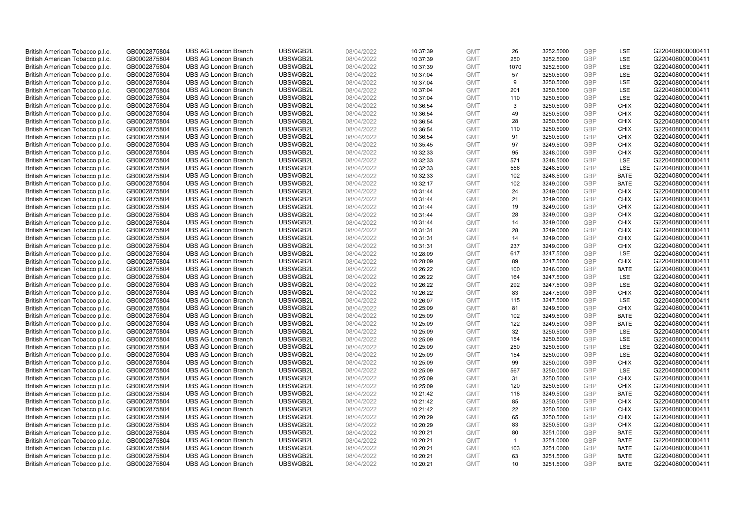| | | | | | | | | | | | |
|---|---|---|---|---|---|---|---|---|---|---|---|
| British American Tobacco p.l.c. | GB0002875804 | UBS AG London Branch | UBSWGB2L | 08/04/2022 | 10:37:39 | GMT | 26 | 3252.5000 | GBP | LSE | G220408000000411 |
| British American Tobacco p.l.c. | GB0002875804 | UBS AG London Branch | UBSWGB2L | 08/04/2022 | 10:37:39 | GMT | 250 | 3252.5000 | GBP | LSE | G220408000000411 |
| British American Tobacco p.l.c. | GB0002875804 | UBS AG London Branch | UBSWGB2L | 08/04/2022 | 10:37:39 | GMT | 1070 | 3252.5000 | GBP | LSE | G220408000000411 |
| British American Tobacco p.l.c. | GB0002875804 | UBS AG London Branch | UBSWGB2L | 08/04/2022 | 10:37:04 | GMT | 57 | 3250.5000 | GBP | LSE | G220408000000411 |
| British American Tobacco p.l.c. | GB0002875804 | UBS AG London Branch | UBSWGB2L | 08/04/2022 | 10:37:04 | GMT | 9 | 3250.5000 | GBP | LSE | G220408000000411 |
| British American Tobacco p.l.c. | GB0002875804 | UBS AG London Branch | UBSWGB2L | 08/04/2022 | 10:37:04 | GMT | 201 | 3250.5000 | GBP | LSE | G220408000000411 |
| British American Tobacco p.l.c. | GB0002875804 | UBS AG London Branch | UBSWGB2L | 08/04/2022 | 10:37:04 | GMT | 110 | 3250.5000 | GBP | LSE | G220408000000411 |
| British American Tobacco p.l.c. | GB0002875804 | UBS AG London Branch | UBSWGB2L | 08/04/2022 | 10:36:54 | GMT | 3 | 3250.5000 | GBP | CHIX | G220408000000411 |
| British American Tobacco p.l.c. | GB0002875804 | UBS AG London Branch | UBSWGB2L | 08/04/2022 | 10:36:54 | GMT | 49 | 3250.5000 | GBP | CHIX | G220408000000411 |
| British American Tobacco p.l.c. | GB0002875804 | UBS AG London Branch | UBSWGB2L | 08/04/2022 | 10:36:54 | GMT | 28 | 3250.5000 | GBP | CHIX | G220408000000411 |
| British American Tobacco p.l.c. | GB0002875804 | UBS AG London Branch | UBSWGB2L | 08/04/2022 | 10:36:54 | GMT | 110 | 3250.5000 | GBP | CHIX | G220408000000411 |
| British American Tobacco p.l.c. | GB0002875804 | UBS AG London Branch | UBSWGB2L | 08/04/2022 | 10:36:54 | GMT | 91 | 3250.5000 | GBP | CHIX | G220408000000411 |
| British American Tobacco p.l.c. | GB0002875804 | UBS AG London Branch | UBSWGB2L | 08/04/2022 | 10:35:45 | GMT | 97 | 3249.5000 | GBP | CHIX | G220408000000411 |
| British American Tobacco p.l.c. | GB0002875804 | UBS AG London Branch | UBSWGB2L | 08/04/2022 | 10:32:33 | GMT | 95 | 3248.0000 | GBP | CHIX | G220408000000411 |
| British American Tobacco p.l.c. | GB0002875804 | UBS AG London Branch | UBSWGB2L | 08/04/2022 | 10:32:33 | GMT | 571 | 3248.5000 | GBP | LSE | G220408000000411 |
| British American Tobacco p.l.c. | GB0002875804 | UBS AG London Branch | UBSWGB2L | 08/04/2022 | 10:32:33 | GMT | 556 | 3248.5000 | GBP | LSE | G220408000000411 |
| British American Tobacco p.l.c. | GB0002875804 | UBS AG London Branch | UBSWGB2L | 08/04/2022 | 10:32:33 | GMT | 102 | 3248.5000 | GBP | BATE | G220408000000411 |
| British American Tobacco p.l.c. | GB0002875804 | UBS AG London Branch | UBSWGB2L | 08/04/2022 | 10:32:17 | GMT | 102 | 3249.0000 | GBP | BATE | G220408000000411 |
| British American Tobacco p.l.c. | GB0002875804 | UBS AG London Branch | UBSWGB2L | 08/04/2022 | 10:31:44 | GMT | 24 | 3249.0000 | GBP | CHIX | G220408000000411 |
| British American Tobacco p.l.c. | GB0002875804 | UBS AG London Branch | UBSWGB2L | 08/04/2022 | 10:31:44 | GMT | 21 | 3249.0000 | GBP | CHIX | G220408000000411 |
| British American Tobacco p.l.c. | GB0002875804 | UBS AG London Branch | UBSWGB2L | 08/04/2022 | 10:31:44 | GMT | 19 | 3249.0000 | GBP | CHIX | G220408000000411 |
| British American Tobacco p.l.c. | GB0002875804 | UBS AG London Branch | UBSWGB2L | 08/04/2022 | 10:31:44 | GMT | 28 | 3249.0000 | GBP | CHIX | G220408000000411 |
| British American Tobacco p.l.c. | GB0002875804 | UBS AG London Branch | UBSWGB2L | 08/04/2022 | 10:31:44 | GMT | 14 | 3249.0000 | GBP | CHIX | G220408000000411 |
| British American Tobacco p.l.c. | GB0002875804 | UBS AG London Branch | UBSWGB2L | 08/04/2022 | 10:31:31 | GMT | 28 | 3249.0000 | GBP | CHIX | G220408000000411 |
| British American Tobacco p.l.c. | GB0002875804 | UBS AG London Branch | UBSWGB2L | 08/04/2022 | 10:31:31 | GMT | 14 | 3249.0000 | GBP | CHIX | G220408000000411 |
| British American Tobacco p.l.c. | GB0002875804 | UBS AG London Branch | UBSWGB2L | 08/04/2022 | 10:31:31 | GMT | 237 | 3249.0000 | GBP | CHIX | G220408000000411 |
| British American Tobacco p.l.c. | GB0002875804 | UBS AG London Branch | UBSWGB2L | 08/04/2022 | 10:28:09 | GMT | 617 | 3247.5000 | GBP | LSE | G220408000000411 |
| British American Tobacco p.l.c. | GB0002875804 | UBS AG London Branch | UBSWGB2L | 08/04/2022 | 10:28:09 | GMT | 89 | 3247.5000 | GBP | CHIX | G220408000000411 |
| British American Tobacco p.l.c. | GB0002875804 | UBS AG London Branch | UBSWGB2L | 08/04/2022 | 10:26:22 | GMT | 100 | 3246.0000 | GBP | BATE | G220408000000411 |
| British American Tobacco p.l.c. | GB0002875804 | UBS AG London Branch | UBSWGB2L | 08/04/2022 | 10:26:22 | GMT | 164 | 3247.5000 | GBP | LSE | G220408000000411 |
| British American Tobacco p.l.c. | GB0002875804 | UBS AG London Branch | UBSWGB2L | 08/04/2022 | 10:26:22 | GMT | 292 | 3247.5000 | GBP | LSE | G220408000000411 |
| British American Tobacco p.l.c. | GB0002875804 | UBS AG London Branch | UBSWGB2L | 08/04/2022 | 10:26:22 | GMT | 83 | 3247.5000 | GBP | CHIX | G220408000000411 |
| British American Tobacco p.l.c. | GB0002875804 | UBS AG London Branch | UBSWGB2L | 08/04/2022 | 10:26:07 | GMT | 115 | 3247.5000 | GBP | LSE | G220408000000411 |
| British American Tobacco p.l.c. | GB0002875804 | UBS AG London Branch | UBSWGB2L | 08/04/2022 | 10:25:09 | GMT | 81 | 3249.5000 | GBP | CHIX | G220408000000411 |
| British American Tobacco p.l.c. | GB0002875804 | UBS AG London Branch | UBSWGB2L | 08/04/2022 | 10:25:09 | GMT | 102 | 3249.5000 | GBP | BATE | G220408000000411 |
| British American Tobacco p.l.c. | GB0002875804 | UBS AG London Branch | UBSWGB2L | 08/04/2022 | 10:25:09 | GMT | 122 | 3249.5000 | GBP | BATE | G220408000000411 |
| British American Tobacco p.l.c. | GB0002875804 | UBS AG London Branch | UBSWGB2L | 08/04/2022 | 10:25:09 | GMT | 32 | 3250.5000 | GBP | LSE | G220408000000411 |
| British American Tobacco p.l.c. | GB0002875804 | UBS AG London Branch | UBSWGB2L | 08/04/2022 | 10:25:09 | GMT | 154 | 3250.5000 | GBP | LSE | G220408000000411 |
| British American Tobacco p.l.c. | GB0002875804 | UBS AG London Branch | UBSWGB2L | 08/04/2022 | 10:25:09 | GMT | 250 | 3250.5000 | GBP | LSE | G220408000000411 |
| British American Tobacco p.l.c. | GB0002875804 | UBS AG London Branch | UBSWGB2L | 08/04/2022 | 10:25:09 | GMT | 154 | 3250.0000 | GBP | LSE | G220408000000411 |
| British American Tobacco p.l.c. | GB0002875804 | UBS AG London Branch | UBSWGB2L | 08/04/2022 | 10:25:09 | GMT | 99 | 3250.0000 | GBP | CHIX | G220408000000411 |
| British American Tobacco p.l.c. | GB0002875804 | UBS AG London Branch | UBSWGB2L | 08/04/2022 | 10:25:09 | GMT | 567 | 3250.0000 | GBP | LSE | G220408000000411 |
| British American Tobacco p.l.c. | GB0002875804 | UBS AG London Branch | UBSWGB2L | 08/04/2022 | 10:25:09 | GMT | 31 | 3250.5000 | GBP | CHIX | G220408000000411 |
| British American Tobacco p.l.c. | GB0002875804 | UBS AG London Branch | UBSWGB2L | 08/04/2022 | 10:25:09 | GMT | 120 | 3250.5000 | GBP | CHIX | G220408000000411 |
| British American Tobacco p.l.c. | GB0002875804 | UBS AG London Branch | UBSWGB2L | 08/04/2022 | 10:21:42 | GMT | 118 | 3249.5000 | GBP | BATE | G220408000000411 |
| British American Tobacco p.l.c. | GB0002875804 | UBS AG London Branch | UBSWGB2L | 08/04/2022 | 10:21:42 | GMT | 85 | 3250.5000 | GBP | CHIX | G220408000000411 |
| British American Tobacco p.l.c. | GB0002875804 | UBS AG London Branch | UBSWGB2L | 08/04/2022 | 10:21:42 | GMT | 22 | 3250.5000 | GBP | CHIX | G220408000000411 |
| British American Tobacco p.l.c. | GB0002875804 | UBS AG London Branch | UBSWGB2L | 08/04/2022 | 10:20:29 | GMT | 65 | 3250.5000 | GBP | CHIX | G220408000000411 |
| British American Tobacco p.l.c. | GB0002875804 | UBS AG London Branch | UBSWGB2L | 08/04/2022 | 10:20:29 | GMT | 83 | 3250.5000 | GBP | CHIX | G220408000000411 |
| British American Tobacco p.l.c. | GB0002875804 | UBS AG London Branch | UBSWGB2L | 08/04/2022 | 10:20:21 | GMT | 80 | 3251.0000 | GBP | BATE | G220408000000411 |
| British American Tobacco p.l.c. | GB0002875804 | UBS AG London Branch | UBSWGB2L | 08/04/2022 | 10:20:21 | GMT | 1 | 3251.0000 | GBP | BATE | G220408000000411 |
| British American Tobacco p.l.c. | GB0002875804 | UBS AG London Branch | UBSWGB2L | 08/04/2022 | 10:20:21 | GMT | 103 | 3251.0000 | GBP | BATE | G220408000000411 |
| British American Tobacco p.l.c. | GB0002875804 | UBS AG London Branch | UBSWGB2L | 08/04/2022 | 10:20:21 | GMT | 63 | 3251.5000 | GBP | BATE | G220408000000411 |
| British American Tobacco p.l.c. | GB0002875804 | UBS AG London Branch | UBSWGB2L | 08/04/2022 | 10:20:21 | GMT | 10 | 3251.5000 | GBP | BATE | G220408000000411 |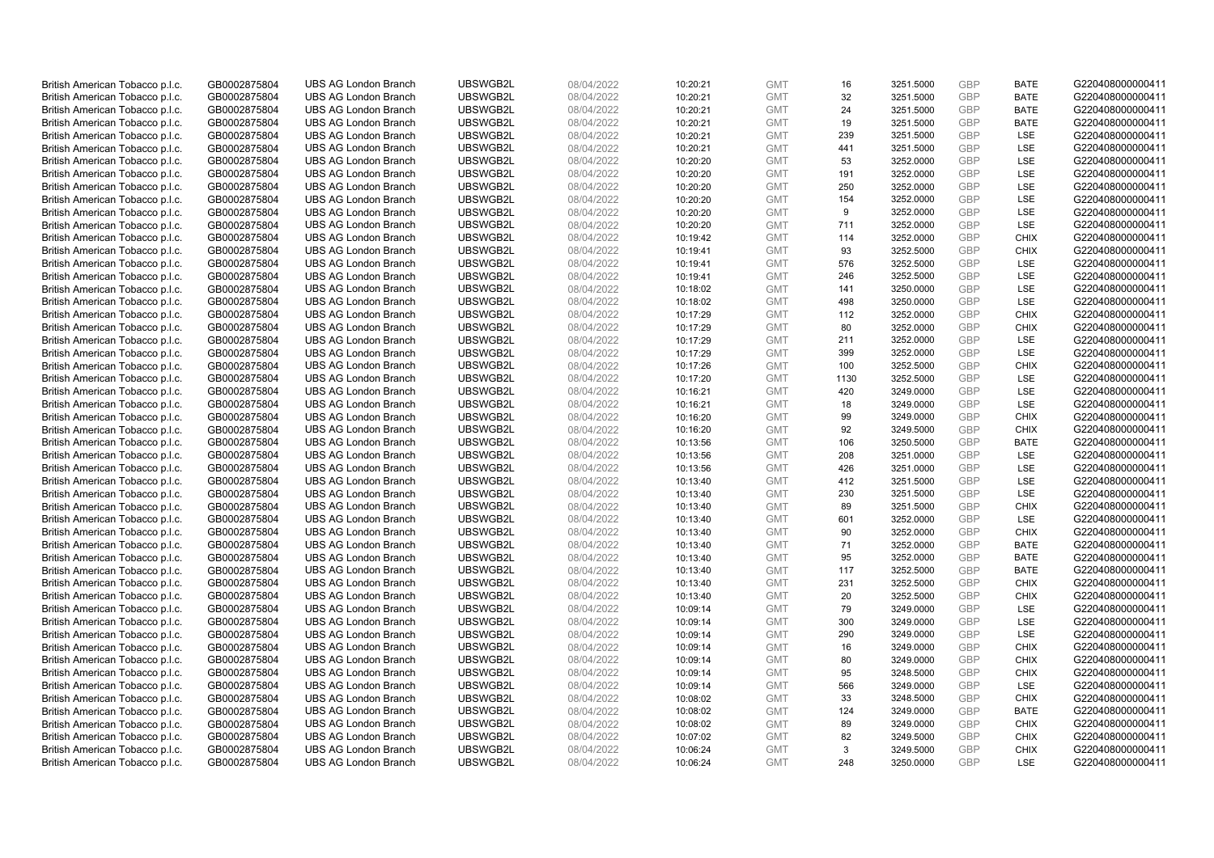| | | | | | | | | | | | |
|---|---|---|---|---|---|---|---|---|---|---|---|
| British American Tobacco p.l.c. | GB0002875804 | UBS AG London Branch | UBSWGB2L | 08/04/2022 | 10:20:21 | GMT | 16 | 3251.5000 | GBP | BATE | G220408000000411 |
| British American Tobacco p.l.c. | GB0002875804 | UBS AG London Branch | UBSWGB2L | 08/04/2022 | 10:20:21 | GMT | 32 | 3251.5000 | GBP | BATE | G220408000000411 |
| British American Tobacco p.l.c. | GB0002875804 | UBS AG London Branch | UBSWGB2L | 08/04/2022 | 10:20:21 | GMT | 24 | 3251.5000 | GBP | BATE | G220408000000411 |
| British American Tobacco p.l.c. | GB0002875804 | UBS AG London Branch | UBSWGB2L | 08/04/2022 | 10:20:21 | GMT | 19 | 3251.5000 | GBP | BATE | G220408000000411 |
| British American Tobacco p.l.c. | GB0002875804 | UBS AG London Branch | UBSWGB2L | 08/04/2022 | 10:20:21 | GMT | 239 | 3251.5000 | GBP | LSE | G220408000000411 |
| British American Tobacco p.l.c. | GB0002875804 | UBS AG London Branch | UBSWGB2L | 08/04/2022 | 10:20:21 | GMT | 441 | 3251.5000 | GBP | LSE | G220408000000411 |
| British American Tobacco p.l.c. | GB0002875804 | UBS AG London Branch | UBSWGB2L | 08/04/2022 | 10:20:20 | GMT | 53 | 3252.0000 | GBP | LSE | G220408000000411 |
| British American Tobacco p.l.c. | GB0002875804 | UBS AG London Branch | UBSWGB2L | 08/04/2022 | 10:20:20 | GMT | 191 | 3252.0000 | GBP | LSE | G220408000000411 |
| British American Tobacco p.l.c. | GB0002875804 | UBS AG London Branch | UBSWGB2L | 08/04/2022 | 10:20:20 | GMT | 250 | 3252.0000 | GBP | LSE | G220408000000411 |
| British American Tobacco p.l.c. | GB0002875804 | UBS AG London Branch | UBSWGB2L | 08/04/2022 | 10:20:20 | GMT | 154 | 3252.0000 | GBP | LSE | G220408000000411 |
| British American Tobacco p.l.c. | GB0002875804 | UBS AG London Branch | UBSWGB2L | 08/04/2022 | 10:20:20 | GMT | 9 | 3252.0000 | GBP | LSE | G220408000000411 |
| British American Tobacco p.l.c. | GB0002875804 | UBS AG London Branch | UBSWGB2L | 08/04/2022 | 10:20:20 | GMT | 711 | 3252.0000 | GBP | LSE | G220408000000411 |
| British American Tobacco p.l.c. | GB0002875804 | UBS AG London Branch | UBSWGB2L | 08/04/2022 | 10:19:42 | GMT | 114 | 3252.0000 | GBP | CHIX | G220408000000411 |
| British American Tobacco p.l.c. | GB0002875804 | UBS AG London Branch | UBSWGB2L | 08/04/2022 | 10:19:41 | GMT | 93 | 3252.5000 | GBP | CHIX | G220408000000411 |
| British American Tobacco p.l.c. | GB0002875804 | UBS AG London Branch | UBSWGB2L | 08/04/2022 | 10:19:41 | GMT | 576 | 3252.5000 | GBP | LSE | G220408000000411 |
| British American Tobacco p.l.c. | GB0002875804 | UBS AG London Branch | UBSWGB2L | 08/04/2022 | 10:19:41 | GMT | 246 | 3252.5000 | GBP | LSE | G220408000000411 |
| British American Tobacco p.l.c. | GB0002875804 | UBS AG London Branch | UBSWGB2L | 08/04/2022 | 10:18:02 | GMT | 141 | 3250.0000 | GBP | LSE | G220408000000411 |
| British American Tobacco p.l.c. | GB0002875804 | UBS AG London Branch | UBSWGB2L | 08/04/2022 | 10:18:02 | GMT | 498 | 3250.0000 | GBP | LSE | G220408000000411 |
| British American Tobacco p.l.c. | GB0002875804 | UBS AG London Branch | UBSWGB2L | 08/04/2022 | 10:17:29 | GMT | 112 | 3252.0000 | GBP | CHIX | G220408000000411 |
| British American Tobacco p.l.c. | GB0002875804 | UBS AG London Branch | UBSWGB2L | 08/04/2022 | 10:17:29 | GMT | 80 | 3252.0000 | GBP | CHIX | G220408000000411 |
| British American Tobacco p.l.c. | GB0002875804 | UBS AG London Branch | UBSWGB2L | 08/04/2022 | 10:17:29 | GMT | 211 | 3252.0000 | GBP | LSE | G220408000000411 |
| British American Tobacco p.l.c. | GB0002875804 | UBS AG London Branch | UBSWGB2L | 08/04/2022 | 10:17:29 | GMT | 399 | 3252.0000 | GBP | LSE | G220408000000411 |
| British American Tobacco p.l.c. | GB0002875804 | UBS AG London Branch | UBSWGB2L | 08/04/2022 | 10:17:26 | GMT | 100 | 3252.5000 | GBP | CHIX | G220408000000411 |
| British American Tobacco p.l.c. | GB0002875804 | UBS AG London Branch | UBSWGB2L | 08/04/2022 | 10:17:20 | GMT | 1130 | 3252.5000 | GBP | LSE | G220408000000411 |
| British American Tobacco p.l.c. | GB0002875804 | UBS AG London Branch | UBSWGB2L | 08/04/2022 | 10:16:21 | GMT | 420 | 3249.0000 | GBP | LSE | G220408000000411 |
| British American Tobacco p.l.c. | GB0002875804 | UBS AG London Branch | UBSWGB2L | 08/04/2022 | 10:16:21 | GMT | 18 | 3249.0000 | GBP | LSE | G220408000000411 |
| British American Tobacco p.l.c. | GB0002875804 | UBS AG London Branch | UBSWGB2L | 08/04/2022 | 10:16:20 | GMT | 99 | 3249.0000 | GBP | CHIX | G220408000000411 |
| British American Tobacco p.l.c. | GB0002875804 | UBS AG London Branch | UBSWGB2L | 08/04/2022 | 10:16:20 | GMT | 92 | 3249.5000 | GBP | CHIX | G220408000000411 |
| British American Tobacco p.l.c. | GB0002875804 | UBS AG London Branch | UBSWGB2L | 08/04/2022 | 10:13:56 | GMT | 106 | 3250.5000 | GBP | BATE | G220408000000411 |
| British American Tobacco p.l.c. | GB0002875804 | UBS AG London Branch | UBSWGB2L | 08/04/2022 | 10:13:56 | GMT | 208 | 3251.0000 | GBP | LSE | G220408000000411 |
| British American Tobacco p.l.c. | GB0002875804 | UBS AG London Branch | UBSWGB2L | 08/04/2022 | 10:13:56 | GMT | 426 | 3251.0000 | GBP | LSE | G220408000000411 |
| British American Tobacco p.l.c. | GB0002875804 | UBS AG London Branch | UBSWGB2L | 08/04/2022 | 10:13:40 | GMT | 412 | 3251.5000 | GBP | LSE | G220408000000411 |
| British American Tobacco p.l.c. | GB0002875804 | UBS AG London Branch | UBSWGB2L | 08/04/2022 | 10:13:40 | GMT | 230 | 3251.5000 | GBP | LSE | G220408000000411 |
| British American Tobacco p.l.c. | GB0002875804 | UBS AG London Branch | UBSWGB2L | 08/04/2022 | 10:13:40 | GMT | 89 | 3251.5000 | GBP | CHIX | G220408000000411 |
| British American Tobacco p.l.c. | GB0002875804 | UBS AG London Branch | UBSWGB2L | 08/04/2022 | 10:13:40 | GMT | 601 | 3252.0000 | GBP | LSE | G220408000000411 |
| British American Tobacco p.l.c. | GB0002875804 | UBS AG London Branch | UBSWGB2L | 08/04/2022 | 10:13:40 | GMT | 90 | 3252.0000 | GBP | CHIX | G220408000000411 |
| British American Tobacco p.l.c. | GB0002875804 | UBS AG London Branch | UBSWGB2L | 08/04/2022 | 10:13:40 | GMT | 71 | 3252.0000 | GBP | BATE | G220408000000411 |
| British American Tobacco p.l.c. | GB0002875804 | UBS AG London Branch | UBSWGB2L | 08/04/2022 | 10:13:40 | GMT | 95 | 3252.0000 | GBP | BATE | G220408000000411 |
| British American Tobacco p.l.c. | GB0002875804 | UBS AG London Branch | UBSWGB2L | 08/04/2022 | 10:13:40 | GMT | 117 | 3252.5000 | GBP | BATE | G220408000000411 |
| British American Tobacco p.l.c. | GB0002875804 | UBS AG London Branch | UBSWGB2L | 08/04/2022 | 10:13:40 | GMT | 231 | 3252.5000 | GBP | CHIX | G220408000000411 |
| British American Tobacco p.l.c. | GB0002875804 | UBS AG London Branch | UBSWGB2L | 08/04/2022 | 10:13:40 | GMT | 20 | 3252.5000 | GBP | CHIX | G220408000000411 |
| British American Tobacco p.l.c. | GB0002875804 | UBS AG London Branch | UBSWGB2L | 08/04/2022 | 10:09:14 | GMT | 79 | 3249.0000 | GBP | LSE | G220408000000411 |
| British American Tobacco p.l.c. | GB0002875804 | UBS AG London Branch | UBSWGB2L | 08/04/2022 | 10:09:14 | GMT | 300 | 3249.0000 | GBP | LSE | G220408000000411 |
| British American Tobacco p.l.c. | GB0002875804 | UBS AG London Branch | UBSWGB2L | 08/04/2022 | 10:09:14 | GMT | 290 | 3249.0000 | GBP | LSE | G220408000000411 |
| British American Tobacco p.l.c. | GB0002875804 | UBS AG London Branch | UBSWGB2L | 08/04/2022 | 10:09:14 | GMT | 16 | 3249.0000 | GBP | CHIX | G220408000000411 |
| British American Tobacco p.l.c. | GB0002875804 | UBS AG London Branch | UBSWGB2L | 08/04/2022 | 10:09:14 | GMT | 80 | 3249.0000 | GBP | CHIX | G220408000000411 |
| British American Tobacco p.l.c. | GB0002875804 | UBS AG London Branch | UBSWGB2L | 08/04/2022 | 10:09:14 | GMT | 95 | 3248.5000 | GBP | CHIX | G220408000000411 |
| British American Tobacco p.l.c. | GB0002875804 | UBS AG London Branch | UBSWGB2L | 08/04/2022 | 10:09:14 | GMT | 566 | 3249.0000 | GBP | LSE | G220408000000411 |
| British American Tobacco p.l.c. | GB0002875804 | UBS AG London Branch | UBSWGB2L | 08/04/2022 | 10:08:02 | GMT | 33 | 3248.5000 | GBP | CHIX | G220408000000411 |
| British American Tobacco p.l.c. | GB0002875804 | UBS AG London Branch | UBSWGB2L | 08/04/2022 | 10:08:02 | GMT | 124 | 3249.0000 | GBP | BATE | G220408000000411 |
| British American Tobacco p.l.c. | GB0002875804 | UBS AG London Branch | UBSWGB2L | 08/04/2022 | 10:08:02 | GMT | 89 | 3249.0000 | GBP | CHIX | G220408000000411 |
| British American Tobacco p.l.c. | GB0002875804 | UBS AG London Branch | UBSWGB2L | 08/04/2022 | 10:07:02 | GMT | 82 | 3249.5000 | GBP | CHIX | G220408000000411 |
| British American Tobacco p.l.c. | GB0002875804 | UBS AG London Branch | UBSWGB2L | 08/04/2022 | 10:06:24 | GMT | 3 | 3249.5000 | GBP | CHIX | G220408000000411 |
| British American Tobacco p.l.c. | GB0002875804 | UBS AG London Branch | UBSWGB2L | 08/04/2022 | 10:06:24 | GMT | 248 | 3250.0000 | GBP | LSE | G220408000000411 |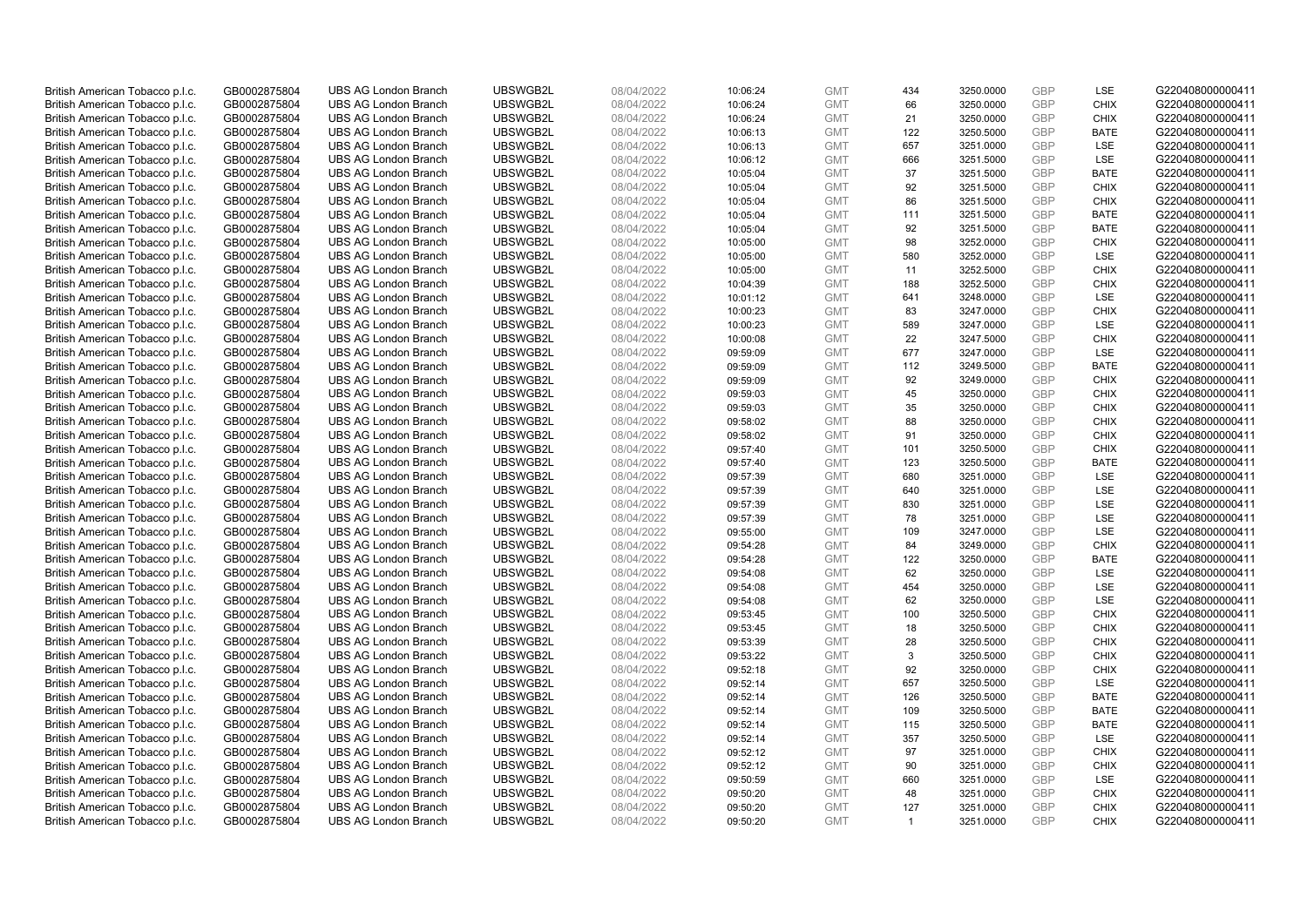| British American Tobacco p.l.c. | GB0002875804 | UBS AG London Branch | UBSWGB2L | 08/04/2022 | 10:06:24 | GMT | 434 | 3250.0000 | GBP | LSE | G220408000000411 |
|---|---|---|---|---|---|---|---|---|---|---|---|
| British American Tobacco p.l.c. | GB0002875804 | UBS AG London Branch | UBSWGB2L | 08/04/2022 | 10:06:24 | GMT | 66 | 3250.0000 | GBP | CHIX | G220408000000411 |
| British American Tobacco p.l.c. | GB0002875804 | UBS AG London Branch | UBSWGB2L | 08/04/2022 | 10:06:24 | GMT | 21 | 3250.0000 | GBP | CHIX | G220408000000411 |
| British American Tobacco p.l.c. | GB0002875804 | UBS AG London Branch | UBSWGB2L | 08/04/2022 | 10:06:13 | GMT | 122 | 3250.5000 | GBP | BATE | G220408000000411 |
| British American Tobacco p.l.c. | GB0002875804 | UBS AG London Branch | UBSWGB2L | 08/04/2022 | 10:06:13 | GMT | 657 | 3251.0000 | GBP | LSE | G220408000000411 |
| British American Tobacco p.l.c. | GB0002875804 | UBS AG London Branch | UBSWGB2L | 08/04/2022 | 10:06:12 | GMT | 666 | 3251.5000 | GBP | LSE | G220408000000411 |
| British American Tobacco p.l.c. | GB0002875804 | UBS AG London Branch | UBSWGB2L | 08/04/2022 | 10:05:04 | GMT | 37 | 3251.5000 | GBP | BATE | G220408000000411 |
| British American Tobacco p.l.c. | GB0002875804 | UBS AG London Branch | UBSWGB2L | 08/04/2022 | 10:05:04 | GMT | 92 | 3251.5000 | GBP | CHIX | G220408000000411 |
| British American Tobacco p.l.c. | GB0002875804 | UBS AG London Branch | UBSWGB2L | 08/04/2022 | 10:05:04 | GMT | 86 | 3251.5000 | GBP | CHIX | G220408000000411 |
| British American Tobacco p.l.c. | GB0002875804 | UBS AG London Branch | UBSWGB2L | 08/04/2022 | 10:05:04 | GMT | 111 | 3251.5000 | GBP | BATE | G220408000000411 |
| British American Tobacco p.l.c. | GB0002875804 | UBS AG London Branch | UBSWGB2L | 08/04/2022 | 10:05:04 | GMT | 92 | 3251.5000 | GBP | BATE | G220408000000411 |
| British American Tobacco p.l.c. | GB0002875804 | UBS AG London Branch | UBSWGB2L | 08/04/2022 | 10:05:00 | GMT | 98 | 3252.0000 | GBP | CHIX | G220408000000411 |
| British American Tobacco p.l.c. | GB0002875804 | UBS AG London Branch | UBSWGB2L | 08/04/2022 | 10:05:00 | GMT | 580 | 3252.0000 | GBP | LSE | G220408000000411 |
| British American Tobacco p.l.c. | GB0002875804 | UBS AG London Branch | UBSWGB2L | 08/04/2022 | 10:05:00 | GMT | 11 | 3252.5000 | GBP | CHIX | G220408000000411 |
| British American Tobacco p.l.c. | GB0002875804 | UBS AG London Branch | UBSWGB2L | 08/04/2022 | 10:04:39 | GMT | 188 | 3252.5000 | GBP | CHIX | G220408000000411 |
| British American Tobacco p.l.c. | GB0002875804 | UBS AG London Branch | UBSWGB2L | 08/04/2022 | 10:01:12 | GMT | 641 | 3248.0000 | GBP | LSE | G220408000000411 |
| British American Tobacco p.l.c. | GB0002875804 | UBS AG London Branch | UBSWGB2L | 08/04/2022 | 10:00:23 | GMT | 83 | 3247.0000 | GBP | CHIX | G220408000000411 |
| British American Tobacco p.l.c. | GB0002875804 | UBS AG London Branch | UBSWGB2L | 08/04/2022 | 10:00:23 | GMT | 589 | 3247.0000 | GBP | LSE | G220408000000411 |
| British American Tobacco p.l.c. | GB0002875804 | UBS AG London Branch | UBSWGB2L | 08/04/2022 | 10:00:08 | GMT | 22 | 3247.5000 | GBP | CHIX | G220408000000411 |
| British American Tobacco p.l.c. | GB0002875804 | UBS AG London Branch | UBSWGB2L | 08/04/2022 | 09:59:09 | GMT | 677 | 3247.0000 | GBP | LSE | G220408000000411 |
| British American Tobacco p.l.c. | GB0002875804 | UBS AG London Branch | UBSWGB2L | 08/04/2022 | 09:59:09 | GMT | 112 | 3249.5000 | GBP | BATE | G220408000000411 |
| British American Tobacco p.l.c. | GB0002875804 | UBS AG London Branch | UBSWGB2L | 08/04/2022 | 09:59:09 | GMT | 92 | 3249.0000 | GBP | CHIX | G220408000000411 |
| British American Tobacco p.l.c. | GB0002875804 | UBS AG London Branch | UBSWGB2L | 08/04/2022 | 09:59:03 | GMT | 45 | 3250.0000 | GBP | CHIX | G220408000000411 |
| British American Tobacco p.l.c. | GB0002875804 | UBS AG London Branch | UBSWGB2L | 08/04/2022 | 09:59:03 | GMT | 35 | 3250.0000 | GBP | CHIX | G220408000000411 |
| British American Tobacco p.l.c. | GB0002875804 | UBS AG London Branch | UBSWGB2L | 08/04/2022 | 09:58:02 | GMT | 88 | 3250.0000 | GBP | CHIX | G220408000000411 |
| British American Tobacco p.l.c. | GB0002875804 | UBS AG London Branch | UBSWGB2L | 08/04/2022 | 09:58:02 | GMT | 91 | 3250.0000 | GBP | CHIX | G220408000000411 |
| British American Tobacco p.l.c. | GB0002875804 | UBS AG London Branch | UBSWGB2L | 08/04/2022 | 09:57:40 | GMT | 101 | 3250.5000 | GBP | CHIX | G220408000000411 |
| British American Tobacco p.l.c. | GB0002875804 | UBS AG London Branch | UBSWGB2L | 08/04/2022 | 09:57:40 | GMT | 123 | 3250.5000 | GBP | BATE | G220408000000411 |
| British American Tobacco p.l.c. | GB0002875804 | UBS AG London Branch | UBSWGB2L | 08/04/2022 | 09:57:39 | GMT | 680 | 3251.0000 | GBP | LSE | G220408000000411 |
| British American Tobacco p.l.c. | GB0002875804 | UBS AG London Branch | UBSWGB2L | 08/04/2022 | 09:57:39 | GMT | 640 | 3251.0000 | GBP | LSE | G220408000000411 |
| British American Tobacco p.l.c. | GB0002875804 | UBS AG London Branch | UBSWGB2L | 08/04/2022 | 09:57:39 | GMT | 830 | 3251.0000 | GBP | LSE | G220408000000411 |
| British American Tobacco p.l.c. | GB0002875804 | UBS AG London Branch | UBSWGB2L | 08/04/2022 | 09:57:39 | GMT | 78 | 3251.0000 | GBP | LSE | G220408000000411 |
| British American Tobacco p.l.c. | GB0002875804 | UBS AG London Branch | UBSWGB2L | 08/04/2022 | 09:55:00 | GMT | 109 | 3247.0000 | GBP | LSE | G220408000000411 |
| British American Tobacco p.l.c. | GB0002875804 | UBS AG London Branch | UBSWGB2L | 08/04/2022 | 09:54:28 | GMT | 84 | 3249.0000 | GBP | CHIX | G220408000000411 |
| British American Tobacco p.l.c. | GB0002875804 | UBS AG London Branch | UBSWGB2L | 08/04/2022 | 09:54:28 | GMT | 122 | 3250.0000 | GBP | BATE | G220408000000411 |
| British American Tobacco p.l.c. | GB0002875804 | UBS AG London Branch | UBSWGB2L | 08/04/2022 | 09:54:08 | GMT | 62 | 3250.0000 | GBP | LSE | G220408000000411 |
| British American Tobacco p.l.c. | GB0002875804 | UBS AG London Branch | UBSWGB2L | 08/04/2022 | 09:54:08 | GMT | 454 | 3250.0000 | GBP | LSE | G220408000000411 |
| British American Tobacco p.l.c. | GB0002875804 | UBS AG London Branch | UBSWGB2L | 08/04/2022 | 09:54:08 | GMT | 62 | 3250.0000 | GBP | LSE | G220408000000411 |
| British American Tobacco p.l.c. | GB0002875804 | UBS AG London Branch | UBSWGB2L | 08/04/2022 | 09:53:45 | GMT | 100 | 3250.5000 | GBP | CHIX | G220408000000411 |
| British American Tobacco p.l.c. | GB0002875804 | UBS AG London Branch | UBSWGB2L | 08/04/2022 | 09:53:45 | GMT | 18 | 3250.5000 | GBP | CHIX | G220408000000411 |
| British American Tobacco p.l.c. | GB0002875804 | UBS AG London Branch | UBSWGB2L | 08/04/2022 | 09:53:39 | GMT | 28 | 3250.5000 | GBP | CHIX | G220408000000411 |
| British American Tobacco p.l.c. | GB0002875804 | UBS AG London Branch | UBSWGB2L | 08/04/2022 | 09:53:22 | GMT | 3 | 3250.5000 | GBP | CHIX | G220408000000411 |
| British American Tobacco p.l.c. | GB0002875804 | UBS AG London Branch | UBSWGB2L | 08/04/2022 | 09:52:18 | GMT | 92 | 3250.0000 | GBP | CHIX | G220408000000411 |
| British American Tobacco p.l.c. | GB0002875804 | UBS AG London Branch | UBSWGB2L | 08/04/2022 | 09:52:14 | GMT | 657 | 3250.5000 | GBP | LSE | G220408000000411 |
| British American Tobacco p.l.c. | GB0002875804 | UBS AG London Branch | UBSWGB2L | 08/04/2022 | 09:52:14 | GMT | 126 | 3250.5000 | GBP | BATE | G220408000000411 |
| British American Tobacco p.l.c. | GB0002875804 | UBS AG London Branch | UBSWGB2L | 08/04/2022 | 09:52:14 | GMT | 109 | 3250.5000 | GBP | BATE | G220408000000411 |
| British American Tobacco p.l.c. | GB0002875804 | UBS AG London Branch | UBSWGB2L | 08/04/2022 | 09:52:14 | GMT | 115 | 3250.5000 | GBP | BATE | G220408000000411 |
| British American Tobacco p.l.c. | GB0002875804 | UBS AG London Branch | UBSWGB2L | 08/04/2022 | 09:52:14 | GMT | 357 | 3250.5000 | GBP | LSE | G220408000000411 |
| British American Tobacco p.l.c. | GB0002875804 | UBS AG London Branch | UBSWGB2L | 08/04/2022 | 09:52:12 | GMT | 97 | 3251.0000 | GBP | CHIX | G220408000000411 |
| British American Tobacco p.l.c. | GB0002875804 | UBS AG London Branch | UBSWGB2L | 08/04/2022 | 09:52:12 | GMT | 90 | 3251.0000 | GBP | CHIX | G220408000000411 |
| British American Tobacco p.l.c. | GB0002875804 | UBS AG London Branch | UBSWGB2L | 08/04/2022 | 09:50:59 | GMT | 660 | 3251.0000 | GBP | LSE | G220408000000411 |
| British American Tobacco p.l.c. | GB0002875804 | UBS AG London Branch | UBSWGB2L | 08/04/2022 | 09:50:20 | GMT | 48 | 3251.0000 | GBP | CHIX | G220408000000411 |
| British American Tobacco p.l.c. | GB0002875804 | UBS AG London Branch | UBSWGB2L | 08/04/2022 | 09:50:20 | GMT | 127 | 3251.0000 | GBP | CHIX | G220408000000411 |
| British American Tobacco p.l.c. | GB0002875804 | UBS AG London Branch | UBSWGB2L | 08/04/2022 | 09:50:20 | GMT | 1 | 3251.0000 | GBP | CHIX | G220408000000411 |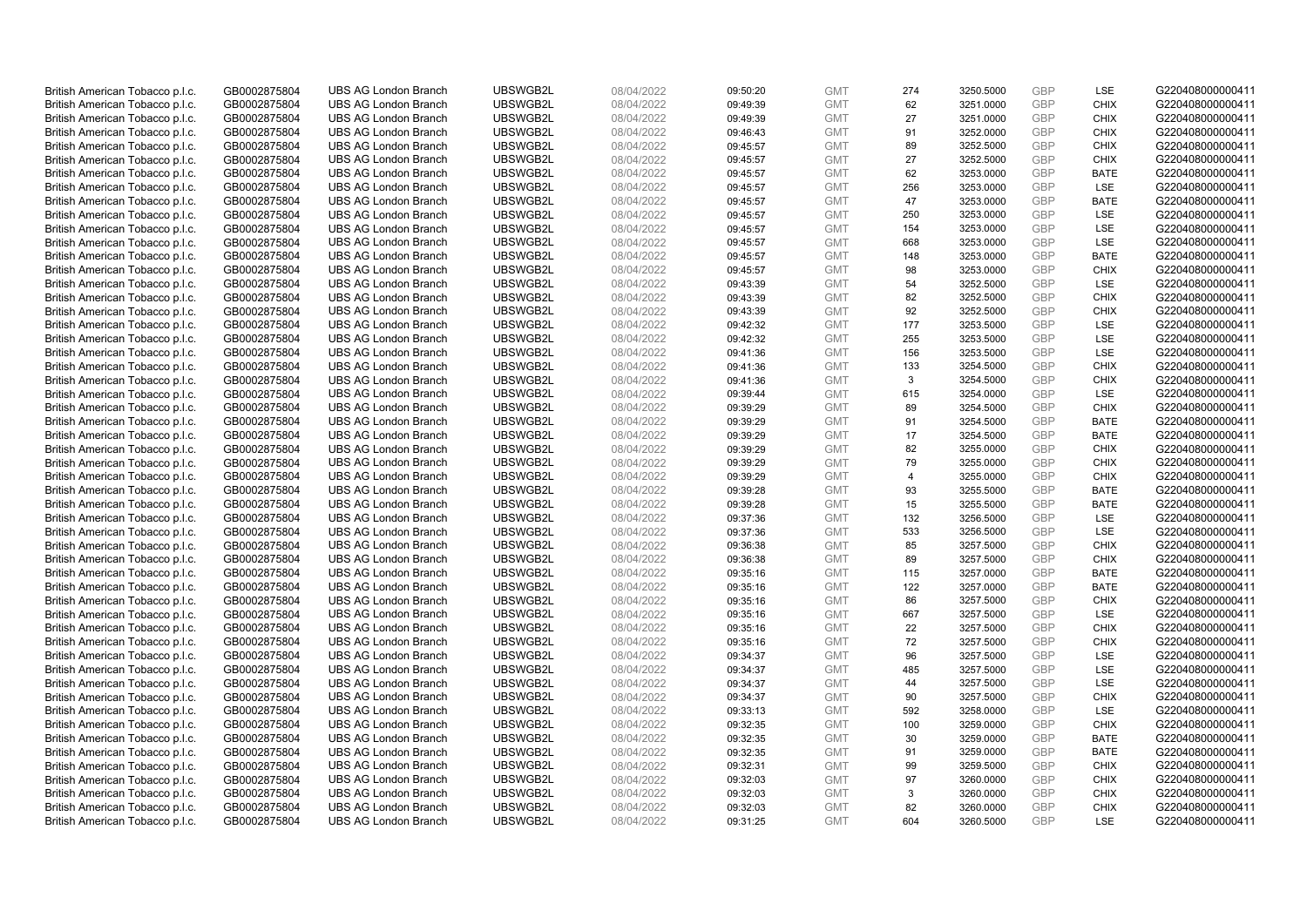| | | | | | | | | | | | |
|---|---|---|---|---|---|---|---|---|---|---|---|
| British American Tobacco p.l.c. | GB0002875804 | UBS AG London Branch | UBSWGB2L | 08/04/2022 | 09:50:20 | GMT | 274 | 3250.5000 | GBP | LSE | G220408000000411 |
| British American Tobacco p.l.c. | GB0002875804 | UBS AG London Branch | UBSWGB2L | 08/04/2022 | 09:49:39 | GMT | 62 | 3251.0000 | GBP | CHIX | G220408000000411 |
| British American Tobacco p.l.c. | GB0002875804 | UBS AG London Branch | UBSWGB2L | 08/04/2022 | 09:49:39 | GMT | 27 | 3251.0000 | GBP | CHIX | G220408000000411 |
| British American Tobacco p.l.c. | GB0002875804 | UBS AG London Branch | UBSWGB2L | 08/04/2022 | 09:46:43 | GMT | 91 | 3252.0000 | GBP | CHIX | G220408000000411 |
| British American Tobacco p.l.c. | GB0002875804 | UBS AG London Branch | UBSWGB2L | 08/04/2022 | 09:45:57 | GMT | 89 | 3252.5000 | GBP | CHIX | G220408000000411 |
| British American Tobacco p.l.c. | GB0002875804 | UBS AG London Branch | UBSWGB2L | 08/04/2022 | 09:45:57 | GMT | 27 | 3252.5000 | GBP | CHIX | G220408000000411 |
| British American Tobacco p.l.c. | GB0002875804 | UBS AG London Branch | UBSWGB2L | 08/04/2022 | 09:45:57 | GMT | 62 | 3253.0000 | GBP | BATE | G220408000000411 |
| British American Tobacco p.l.c. | GB0002875804 | UBS AG London Branch | UBSWGB2L | 08/04/2022 | 09:45:57 | GMT | 256 | 3253.0000 | GBP | LSE | G220408000000411 |
| British American Tobacco p.l.c. | GB0002875804 | UBS AG London Branch | UBSWGB2L | 08/04/2022 | 09:45:57 | GMT | 47 | 3253.0000 | GBP | BATE | G220408000000411 |
| British American Tobacco p.l.c. | GB0002875804 | UBS AG London Branch | UBSWGB2L | 08/04/2022 | 09:45:57 | GMT | 250 | 3253.0000 | GBP | LSE | G220408000000411 |
| British American Tobacco p.l.c. | GB0002875804 | UBS AG London Branch | UBSWGB2L | 08/04/2022 | 09:45:57 | GMT | 154 | 3253.0000 | GBP | LSE | G220408000000411 |
| British American Tobacco p.l.c. | GB0002875804 | UBS AG London Branch | UBSWGB2L | 08/04/2022 | 09:45:57 | GMT | 668 | 3253.0000 | GBP | LSE | G220408000000411 |
| British American Tobacco p.l.c. | GB0002875804 | UBS AG London Branch | UBSWGB2L | 08/04/2022 | 09:45:57 | GMT | 148 | 3253.0000 | GBP | BATE | G220408000000411 |
| British American Tobacco p.l.c. | GB0002875804 | UBS AG London Branch | UBSWGB2L | 08/04/2022 | 09:45:57 | GMT | 98 | 3253.0000 | GBP | CHIX | G220408000000411 |
| British American Tobacco p.l.c. | GB0002875804 | UBS AG London Branch | UBSWGB2L | 08/04/2022 | 09:43:39 | GMT | 54 | 3252.5000 | GBP | LSE | G220408000000411 |
| British American Tobacco p.l.c. | GB0002875804 | UBS AG London Branch | UBSWGB2L | 08/04/2022 | 09:43:39 | GMT | 82 | 3252.5000 | GBP | CHIX | G220408000000411 |
| British American Tobacco p.l.c. | GB0002875804 | UBS AG London Branch | UBSWGB2L | 08/04/2022 | 09:43:39 | GMT | 92 | 3252.5000 | GBP | CHIX | G220408000000411 |
| British American Tobacco p.l.c. | GB0002875804 | UBS AG London Branch | UBSWGB2L | 08/04/2022 | 09:42:32 | GMT | 177 | 3253.5000 | GBP | LSE | G220408000000411 |
| British American Tobacco p.l.c. | GB0002875804 | UBS AG London Branch | UBSWGB2L | 08/04/2022 | 09:42:32 | GMT | 255 | 3253.5000 | GBP | LSE | G220408000000411 |
| British American Tobacco p.l.c. | GB0002875804 | UBS AG London Branch | UBSWGB2L | 08/04/2022 | 09:41:36 | GMT | 156 | 3253.5000 | GBP | LSE | G220408000000411 |
| British American Tobacco p.l.c. | GB0002875804 | UBS AG London Branch | UBSWGB2L | 08/04/2022 | 09:41:36 | GMT | 133 | 3254.5000 | GBP | CHIX | G220408000000411 |
| British American Tobacco p.l.c. | GB0002875804 | UBS AG London Branch | UBSWGB2L | 08/04/2022 | 09:41:36 | GMT | 3 | 3254.5000 | GBP | CHIX | G220408000000411 |
| British American Tobacco p.l.c. | GB0002875804 | UBS AG London Branch | UBSWGB2L | 08/04/2022 | 09:39:44 | GMT | 615 | 3254.0000 | GBP | LSE | G220408000000411 |
| British American Tobacco p.l.c. | GB0002875804 | UBS AG London Branch | UBSWGB2L | 08/04/2022 | 09:39:29 | GMT | 89 | 3254.5000 | GBP | CHIX | G220408000000411 |
| British American Tobacco p.l.c. | GB0002875804 | UBS AG London Branch | UBSWGB2L | 08/04/2022 | 09:39:29 | GMT | 91 | 3254.5000 | GBP | BATE | G220408000000411 |
| British American Tobacco p.l.c. | GB0002875804 | UBS AG London Branch | UBSWGB2L | 08/04/2022 | 09:39:29 | GMT | 17 | 3254.5000 | GBP | BATE | G220408000000411 |
| British American Tobacco p.l.c. | GB0002875804 | UBS AG London Branch | UBSWGB2L | 08/04/2022 | 09:39:29 | GMT | 82 | 3255.0000 | GBP | CHIX | G220408000000411 |
| British American Tobacco p.l.c. | GB0002875804 | UBS AG London Branch | UBSWGB2L | 08/04/2022 | 09:39:29 | GMT | 79 | 3255.0000 | GBP | CHIX | G220408000000411 |
| British American Tobacco p.l.c. | GB0002875804 | UBS AG London Branch | UBSWGB2L | 08/04/2022 | 09:39:29 | GMT | 4 | 3255.0000 | GBP | CHIX | G220408000000411 |
| British American Tobacco p.l.c. | GB0002875804 | UBS AG London Branch | UBSWGB2L | 08/04/2022 | 09:39:28 | GMT | 93 | 3255.5000 | GBP | BATE | G220408000000411 |
| British American Tobacco p.l.c. | GB0002875804 | UBS AG London Branch | UBSWGB2L | 08/04/2022 | 09:39:28 | GMT | 15 | 3255.5000 | GBP | BATE | G220408000000411 |
| British American Tobacco p.l.c. | GB0002875804 | UBS AG London Branch | UBSWGB2L | 08/04/2022 | 09:37:36 | GMT | 132 | 3256.5000 | GBP | LSE | G220408000000411 |
| British American Tobacco p.l.c. | GB0002875804 | UBS AG London Branch | UBSWGB2L | 08/04/2022 | 09:37:36 | GMT | 533 | 3256.5000 | GBP | LSE | G220408000000411 |
| British American Tobacco p.l.c. | GB0002875804 | UBS AG London Branch | UBSWGB2L | 08/04/2022 | 09:36:38 | GMT | 85 | 3257.5000 | GBP | CHIX | G220408000000411 |
| British American Tobacco p.l.c. | GB0002875804 | UBS AG London Branch | UBSWGB2L | 08/04/2022 | 09:36:38 | GMT | 89 | 3257.5000 | GBP | CHIX | G220408000000411 |
| British American Tobacco p.l.c. | GB0002875804 | UBS AG London Branch | UBSWGB2L | 08/04/2022 | 09:35:16 | GMT | 115 | 3257.0000 | GBP | BATE | G220408000000411 |
| British American Tobacco p.l.c. | GB0002875804 | UBS AG London Branch | UBSWGB2L | 08/04/2022 | 09:35:16 | GMT | 122 | 3257.0000 | GBP | BATE | G220408000000411 |
| British American Tobacco p.l.c. | GB0002875804 | UBS AG London Branch | UBSWGB2L | 08/04/2022 | 09:35:16 | GMT | 86 | 3257.5000 | GBP | CHIX | G220408000000411 |
| British American Tobacco p.l.c. | GB0002875804 | UBS AG London Branch | UBSWGB2L | 08/04/2022 | 09:35:16 | GMT | 667 | 3257.5000 | GBP | LSE | G220408000000411 |
| British American Tobacco p.l.c. | GB0002875804 | UBS AG London Branch | UBSWGB2L | 08/04/2022 | 09:35:16 | GMT | 22 | 3257.5000 | GBP | CHIX | G220408000000411 |
| British American Tobacco p.l.c. | GB0002875804 | UBS AG London Branch | UBSWGB2L | 08/04/2022 | 09:35:16 | GMT | 72 | 3257.5000 | GBP | CHIX | G220408000000411 |
| British American Tobacco p.l.c. | GB0002875804 | UBS AG London Branch | UBSWGB2L | 08/04/2022 | 09:34:37 | GMT | 96 | 3257.5000 | GBP | LSE | G220408000000411 |
| British American Tobacco p.l.c. | GB0002875804 | UBS AG London Branch | UBSWGB2L | 08/04/2022 | 09:34:37 | GMT | 485 | 3257.5000 | GBP | LSE | G220408000000411 |
| British American Tobacco p.l.c. | GB0002875804 | UBS AG London Branch | UBSWGB2L | 08/04/2022 | 09:34:37 | GMT | 44 | 3257.5000 | GBP | LSE | G220408000000411 |
| British American Tobacco p.l.c. | GB0002875804 | UBS AG London Branch | UBSWGB2L | 08/04/2022 | 09:34:37 | GMT | 90 | 3257.5000 | GBP | CHIX | G220408000000411 |
| British American Tobacco p.l.c. | GB0002875804 | UBS AG London Branch | UBSWGB2L | 08/04/2022 | 09:33:13 | GMT | 592 | 3258.0000 | GBP | LSE | G220408000000411 |
| British American Tobacco p.l.c. | GB0002875804 | UBS AG London Branch | UBSWGB2L | 08/04/2022 | 09:32:35 | GMT | 100 | 3259.0000 | GBP | CHIX | G220408000000411 |
| British American Tobacco p.l.c. | GB0002875804 | UBS AG London Branch | UBSWGB2L | 08/04/2022 | 09:32:35 | GMT | 30 | 3259.0000 | GBP | BATE | G220408000000411 |
| British American Tobacco p.l.c. | GB0002875804 | UBS AG London Branch | UBSWGB2L | 08/04/2022 | 09:32:35 | GMT | 91 | 3259.0000 | GBP | BATE | G220408000000411 |
| British American Tobacco p.l.c. | GB0002875804 | UBS AG London Branch | UBSWGB2L | 08/04/2022 | 09:32:31 | GMT | 99 | 3259.5000 | GBP | CHIX | G220408000000411 |
| British American Tobacco p.l.c. | GB0002875804 | UBS AG London Branch | UBSWGB2L | 08/04/2022 | 09:32:03 | GMT | 97 | 3260.0000 | GBP | CHIX | G220408000000411 |
| British American Tobacco p.l.c. | GB0002875804 | UBS AG London Branch | UBSWGB2L | 08/04/2022 | 09:32:03 | GMT | 3 | 3260.0000 | GBP | CHIX | G220408000000411 |
| British American Tobacco p.l.c. | GB0002875804 | UBS AG London Branch | UBSWGB2L | 08/04/2022 | 09:32:03 | GMT | 82 | 3260.0000 | GBP | CHIX | G220408000000411 |
| British American Tobacco p.l.c. | GB0002875804 | UBS AG London Branch | UBSWGB2L | 08/04/2022 | 09:31:25 | GMT | 604 | 3260.5000 | GBP | LSE | G220408000000411 |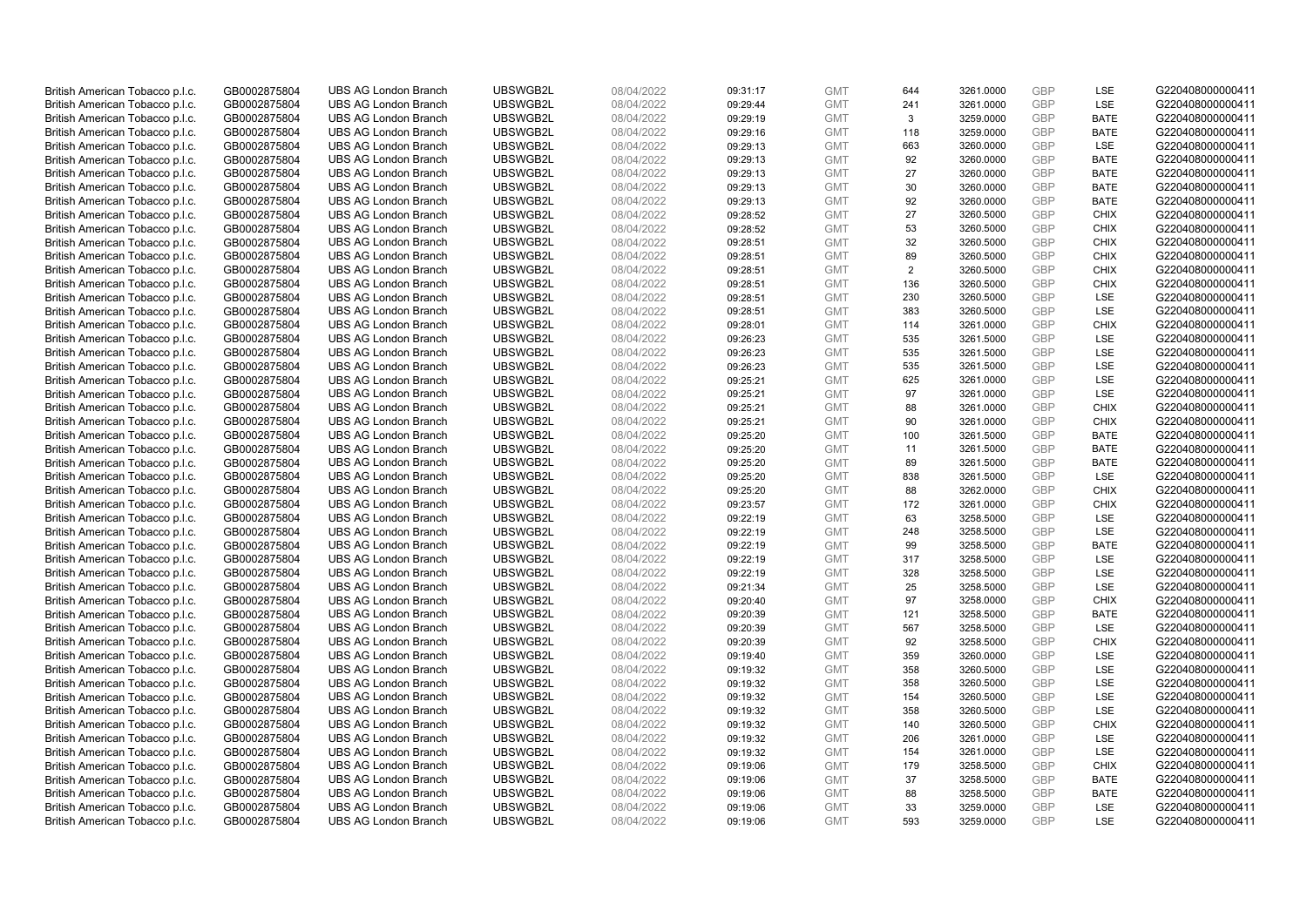| British American Tobacco p.l.c. | GB0002875804 | UBS AG London Branch | UBSWGB2L | 08/04/2022 | 09:31:17 | GMT | 644 | 3261.0000 | GBP | LSE | G220408000000411 |
|---|---|---|---|---|---|---|---|---|---|---|---|
| British American Tobacco p.l.c. | GB0002875804 | UBS AG London Branch | UBSWGB2L | 08/04/2022 | 09:29:44 | GMT | 241 | 3261.0000 | GBP | LSE | G220408000000411 |
| British American Tobacco p.l.c. | GB0002875804 | UBS AG London Branch | UBSWGB2L | 08/04/2022 | 09:29:19 | GMT | 3 | 3259.0000 | GBP | BATE | G220408000000411 |
| British American Tobacco p.l.c. | GB0002875804 | UBS AG London Branch | UBSWGB2L | 08/04/2022 | 09:29:16 | GMT | 118 | 3259.0000 | GBP | BATE | G220408000000411 |
| British American Tobacco p.l.c. | GB0002875804 | UBS AG London Branch | UBSWGB2L | 08/04/2022 | 09:29:13 | GMT | 663 | 3260.0000 | GBP | LSE | G220408000000411 |
| British American Tobacco p.l.c. | GB0002875804 | UBS AG London Branch | UBSWGB2L | 08/04/2022 | 09:29:13 | GMT | 92 | 3260.0000 | GBP | BATE | G220408000000411 |
| British American Tobacco p.l.c. | GB0002875804 | UBS AG London Branch | UBSWGB2L | 08/04/2022 | 09:29:13 | GMT | 27 | 3260.0000 | GBP | BATE | G220408000000411 |
| British American Tobacco p.l.c. | GB0002875804 | UBS AG London Branch | UBSWGB2L | 08/04/2022 | 09:29:13 | GMT | 30 | 3260.0000 | GBP | BATE | G220408000000411 |
| British American Tobacco p.l.c. | GB0002875804 | UBS AG London Branch | UBSWGB2L | 08/04/2022 | 09:29:13 | GMT | 92 | 3260.0000 | GBP | BATE | G220408000000411 |
| British American Tobacco p.l.c. | GB0002875804 | UBS AG London Branch | UBSWGB2L | 08/04/2022 | 09:28:52 | GMT | 27 | 3260.5000 | GBP | CHIX | G220408000000411 |
| British American Tobacco p.l.c. | GB0002875804 | UBS AG London Branch | UBSWGB2L | 08/04/2022 | 09:28:52 | GMT | 53 | 3260.5000 | GBP | CHIX | G220408000000411 |
| British American Tobacco p.l.c. | GB0002875804 | UBS AG London Branch | UBSWGB2L | 08/04/2022 | 09:28:51 | GMT | 32 | 3260.5000 | GBP | CHIX | G220408000000411 |
| British American Tobacco p.l.c. | GB0002875804 | UBS AG London Branch | UBSWGB2L | 08/04/2022 | 09:28:51 | GMT | 89 | 3260.5000 | GBP | CHIX | G220408000000411 |
| British American Tobacco p.l.c. | GB0002875804 | UBS AG London Branch | UBSWGB2L | 08/04/2022 | 09:28:51 | GMT | 2 | 3260.5000 | GBP | CHIX | G220408000000411 |
| British American Tobacco p.l.c. | GB0002875804 | UBS AG London Branch | UBSWGB2L | 08/04/2022 | 09:28:51 | GMT | 136 | 3260.5000 | GBP | CHIX | G220408000000411 |
| British American Tobacco p.l.c. | GB0002875804 | UBS AG London Branch | UBSWGB2L | 08/04/2022 | 09:28:51 | GMT | 230 | 3260.5000 | GBP | LSE | G220408000000411 |
| British American Tobacco p.l.c. | GB0002875804 | UBS AG London Branch | UBSWGB2L | 08/04/2022 | 09:28:51 | GMT | 383 | 3260.5000 | GBP | LSE | G220408000000411 |
| British American Tobacco p.l.c. | GB0002875804 | UBS AG London Branch | UBSWGB2L | 08/04/2022 | 09:28:01 | GMT | 114 | 3261.0000 | GBP | CHIX | G220408000000411 |
| British American Tobacco p.l.c. | GB0002875804 | UBS AG London Branch | UBSWGB2L | 08/04/2022 | 09:26:23 | GMT | 535 | 3261.5000 | GBP | LSE | G220408000000411 |
| British American Tobacco p.l.c. | GB0002875804 | UBS AG London Branch | UBSWGB2L | 08/04/2022 | 09:26:23 | GMT | 535 | 3261.5000 | GBP | LSE | G220408000000411 |
| British American Tobacco p.l.c. | GB0002875804 | UBS AG London Branch | UBSWGB2L | 08/04/2022 | 09:26:23 | GMT | 535 | 3261.5000 | GBP | LSE | G220408000000411 |
| British American Tobacco p.l.c. | GB0002875804 | UBS AG London Branch | UBSWGB2L | 08/04/2022 | 09:25:21 | GMT | 625 | 3261.0000 | GBP | LSE | G220408000000411 |
| British American Tobacco p.l.c. | GB0002875804 | UBS AG London Branch | UBSWGB2L | 08/04/2022 | 09:25:21 | GMT | 97 | 3261.0000 | GBP | LSE | G220408000000411 |
| British American Tobacco p.l.c. | GB0002875804 | UBS AG London Branch | UBSWGB2L | 08/04/2022 | 09:25:21 | GMT | 88 | 3261.0000 | GBP | CHIX | G220408000000411 |
| British American Tobacco p.l.c. | GB0002875804 | UBS AG London Branch | UBSWGB2L | 08/04/2022 | 09:25:21 | GMT | 90 | 3261.0000 | GBP | CHIX | G220408000000411 |
| British American Tobacco p.l.c. | GB0002875804 | UBS AG London Branch | UBSWGB2L | 08/04/2022 | 09:25:20 | GMT | 100 | 3261.5000 | GBP | BATE | G220408000000411 |
| British American Tobacco p.l.c. | GB0002875804 | UBS AG London Branch | UBSWGB2L | 08/04/2022 | 09:25:20 | GMT | 11 | 3261.5000 | GBP | BATE | G220408000000411 |
| British American Tobacco p.l.c. | GB0002875804 | UBS AG London Branch | UBSWGB2L | 08/04/2022 | 09:25:20 | GMT | 89 | 3261.5000 | GBP | BATE | G220408000000411 |
| British American Tobacco p.l.c. | GB0002875804 | UBS AG London Branch | UBSWGB2L | 08/04/2022 | 09:25:20 | GMT | 838 | 3261.5000 | GBP | LSE | G220408000000411 |
| British American Tobacco p.l.c. | GB0002875804 | UBS AG London Branch | UBSWGB2L | 08/04/2022 | 09:25:20 | GMT | 88 | 3262.0000 | GBP | CHIX | G220408000000411 |
| British American Tobacco p.l.c. | GB0002875804 | UBS AG London Branch | UBSWGB2L | 08/04/2022 | 09:23:57 | GMT | 172 | 3261.0000 | GBP | CHIX | G220408000000411 |
| British American Tobacco p.l.c. | GB0002875804 | UBS AG London Branch | UBSWGB2L | 08/04/2022 | 09:22:19 | GMT | 63 | 3258.5000 | GBP | LSE | G220408000000411 |
| British American Tobacco p.l.c. | GB0002875804 | UBS AG London Branch | UBSWGB2L | 08/04/2022 | 09:22:19 | GMT | 248 | 3258.5000 | GBP | LSE | G220408000000411 |
| British American Tobacco p.l.c. | GB0002875804 | UBS AG London Branch | UBSWGB2L | 08/04/2022 | 09:22:19 | GMT | 99 | 3258.5000 | GBP | BATE | G220408000000411 |
| British American Tobacco p.l.c. | GB0002875804 | UBS AG London Branch | UBSWGB2L | 08/04/2022 | 09:22:19 | GMT | 317 | 3258.5000 | GBP | LSE | G220408000000411 |
| British American Tobacco p.l.c. | GB0002875804 | UBS AG London Branch | UBSWGB2L | 08/04/2022 | 09:22:19 | GMT | 328 | 3258.5000 | GBP | LSE | G220408000000411 |
| British American Tobacco p.l.c. | GB0002875804 | UBS AG London Branch | UBSWGB2L | 08/04/2022 | 09:21:34 | GMT | 25 | 3258.5000 | GBP | LSE | G220408000000411 |
| British American Tobacco p.l.c. | GB0002875804 | UBS AG London Branch | UBSWGB2L | 08/04/2022 | 09:20:40 | GMT | 97 | 3258.0000 | GBP | CHIX | G220408000000411 |
| British American Tobacco p.l.c. | GB0002875804 | UBS AG London Branch | UBSWGB2L | 08/04/2022 | 09:20:39 | GMT | 121 | 3258.5000 | GBP | BATE | G220408000000411 |
| British American Tobacco p.l.c. | GB0002875804 | UBS AG London Branch | UBSWGB2L | 08/04/2022 | 09:20:39 | GMT | 567 | 3258.5000 | GBP | LSE | G220408000000411 |
| British American Tobacco p.l.c. | GB0002875804 | UBS AG London Branch | UBSWGB2L | 08/04/2022 | 09:20:39 | GMT | 92 | 3258.5000 | GBP | CHIX | G220408000000411 |
| British American Tobacco p.l.c. | GB0002875804 | UBS AG London Branch | UBSWGB2L | 08/04/2022 | 09:19:40 | GMT | 359 | 3260.0000 | GBP | LSE | G220408000000411 |
| British American Tobacco p.l.c. | GB0002875804 | UBS AG London Branch | UBSWGB2L | 08/04/2022 | 09:19:32 | GMT | 358 | 3260.5000 | GBP | LSE | G220408000000411 |
| British American Tobacco p.l.c. | GB0002875804 | UBS AG London Branch | UBSWGB2L | 08/04/2022 | 09:19:32 | GMT | 358 | 3260.5000 | GBP | LSE | G220408000000411 |
| British American Tobacco p.l.c. | GB0002875804 | UBS AG London Branch | UBSWGB2L | 08/04/2022 | 09:19:32 | GMT | 154 | 3260.5000 | GBP | LSE | G220408000000411 |
| British American Tobacco p.l.c. | GB0002875804 | UBS AG London Branch | UBSWGB2L | 08/04/2022 | 09:19:32 | GMT | 358 | 3260.5000 | GBP | LSE | G220408000000411 |
| British American Tobacco p.l.c. | GB0002875804 | UBS AG London Branch | UBSWGB2L | 08/04/2022 | 09:19:32 | GMT | 140 | 3260.5000 | GBP | CHIX | G220408000000411 |
| British American Tobacco p.l.c. | GB0002875804 | UBS AG London Branch | UBSWGB2L | 08/04/2022 | 09:19:32 | GMT | 206 | 3261.0000 | GBP | LSE | G220408000000411 |
| British American Tobacco p.l.c. | GB0002875804 | UBS AG London Branch | UBSWGB2L | 08/04/2022 | 09:19:32 | GMT | 154 | 3261.0000 | GBP | LSE | G220408000000411 |
| British American Tobacco p.l.c. | GB0002875804 | UBS AG London Branch | UBSWGB2L | 08/04/2022 | 09:19:06 | GMT | 179 | 3258.5000 | GBP | CHIX | G220408000000411 |
| British American Tobacco p.l.c. | GB0002875804 | UBS AG London Branch | UBSWGB2L | 08/04/2022 | 09:19:06 | GMT | 37 | 3258.5000 | GBP | BATE | G220408000000411 |
| British American Tobacco p.l.c. | GB0002875804 | UBS AG London Branch | UBSWGB2L | 08/04/2022 | 09:19:06 | GMT | 88 | 3258.5000 | GBP | BATE | G220408000000411 |
| British American Tobacco p.l.c. | GB0002875804 | UBS AG London Branch | UBSWGB2L | 08/04/2022 | 09:19:06 | GMT | 33 | 3259.0000 | GBP | LSE | G220408000000411 |
| British American Tobacco p.l.c. | GB0002875804 | UBS AG London Branch | UBSWGB2L | 08/04/2022 | 09:19:06 | GMT | 593 | 3259.0000 | GBP | LSE | G220408000000411 |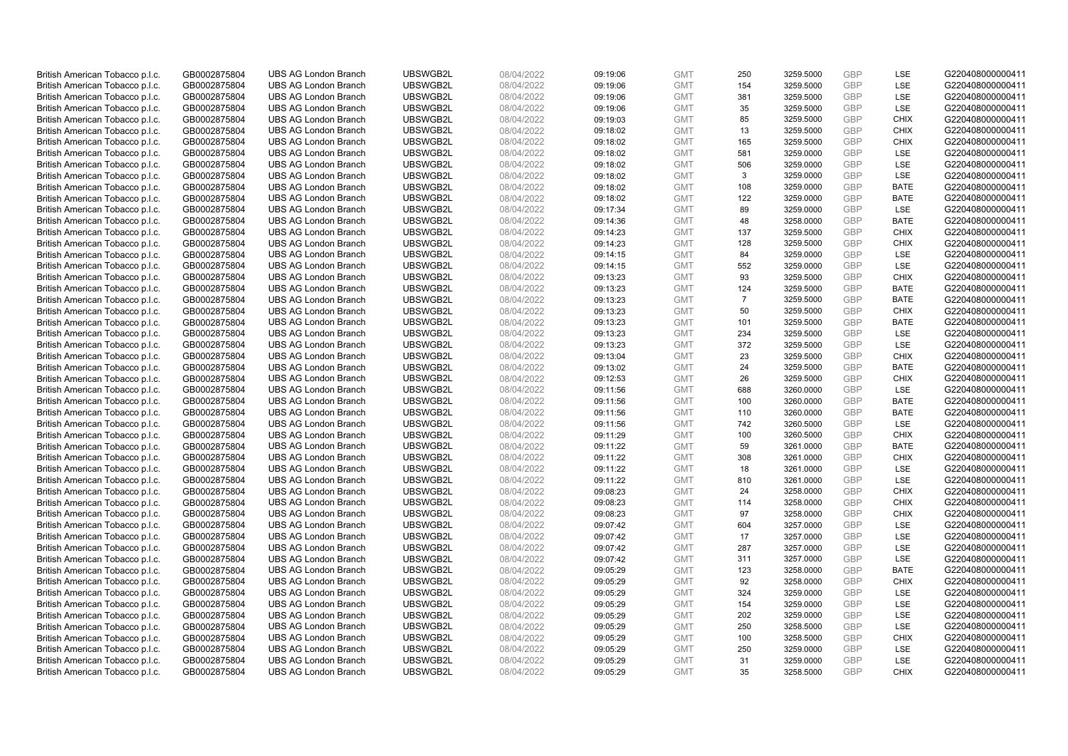| | | | | | | | | | | | |
|---|---|---|---|---|---|---|---|---|---|---|---|
| British American Tobacco p.l.c. | GB0002875804 | UBS AG London Branch | UBSWGB2L | 08/04/2022 | 09:19:06 | GMT | 250 | 3259.5000 | GBP | LSE | G220408000000411 |
| British American Tobacco p.l.c. | GB0002875804 | UBS AG London Branch | UBSWGB2L | 08/04/2022 | 09:19:06 | GMT | 154 | 3259.5000 | GBP | LSE | G220408000000411 |
| British American Tobacco p.l.c. | GB0002875804 | UBS AG London Branch | UBSWGB2L | 08/04/2022 | 09:19:06 | GMT | 381 | 3259.5000 | GBP | LSE | G220408000000411 |
| British American Tobacco p.l.c. | GB0002875804 | UBS AG London Branch | UBSWGB2L | 08/04/2022 | 09:19:06 | GMT | 35 | 3259.5000 | GBP | LSE | G220408000000411 |
| British American Tobacco p.l.c. | GB0002875804 | UBS AG London Branch | UBSWGB2L | 08/04/2022 | 09:19:03 | GMT | 85 | 3259.5000 | GBP | CHIX | G220408000000411 |
| British American Tobacco p.l.c. | GB0002875804 | UBS AG London Branch | UBSWGB2L | 08/04/2022 | 09:18:02 | GMT | 13 | 3259.5000 | GBP | CHIX | G220408000000411 |
| British American Tobacco p.l.c. | GB0002875804 | UBS AG London Branch | UBSWGB2L | 08/04/2022 | 09:18:02 | GMT | 165 | 3259.5000 | GBP | CHIX | G220408000000411 |
| British American Tobacco p.l.c. | GB0002875804 | UBS AG London Branch | UBSWGB2L | 08/04/2022 | 09:18:02 | GMT | 581 | 3259.0000 | GBP | LSE | G220408000000411 |
| British American Tobacco p.l.c. | GB0002875804 | UBS AG London Branch | UBSWGB2L | 08/04/2022 | 09:18:02 | GMT | 506 | 3259.0000 | GBP | LSE | G220408000000411 |
| British American Tobacco p.l.c. | GB0002875804 | UBS AG London Branch | UBSWGB2L | 08/04/2022 | 09:18:02 | GMT | 3 | 3259.0000 | GBP | LSE | G220408000000411 |
| British American Tobacco p.l.c. | GB0002875804 | UBS AG London Branch | UBSWGB2L | 08/04/2022 | 09:18:02 | GMT | 108 | 3259.0000 | GBP | BATE | G220408000000411 |
| British American Tobacco p.l.c. | GB0002875804 | UBS AG London Branch | UBSWGB2L | 08/04/2022 | 09:18:02 | GMT | 122 | 3259.0000 | GBP | BATE | G220408000000411 |
| British American Tobacco p.l.c. | GB0002875804 | UBS AG London Branch | UBSWGB2L | 08/04/2022 | 09:17:34 | GMT | 89 | 3259.0000 | GBP | LSE | G220408000000411 |
| British American Tobacco p.l.c. | GB0002875804 | UBS AG London Branch | UBSWGB2L | 08/04/2022 | 09:14:36 | GMT | 48 | 3258.0000 | GBP | BATE | G220408000000411 |
| British American Tobacco p.l.c. | GB0002875804 | UBS AG London Branch | UBSWGB2L | 08/04/2022 | 09:14:23 | GMT | 137 | 3259.5000 | GBP | CHIX | G220408000000411 |
| British American Tobacco p.l.c. | GB0002875804 | UBS AG London Branch | UBSWGB2L | 08/04/2022 | 09:14:23 | GMT | 128 | 3259.5000 | GBP | CHIX | G220408000000411 |
| British American Tobacco p.l.c. | GB0002875804 | UBS AG London Branch | UBSWGB2L | 08/04/2022 | 09:14:15 | GMT | 84 | 3259.0000 | GBP | LSE | G220408000000411 |
| British American Tobacco p.l.c. | GB0002875804 | UBS AG London Branch | UBSWGB2L | 08/04/2022 | 09:14:15 | GMT | 552 | 3259.0000 | GBP | LSE | G220408000000411 |
| British American Tobacco p.l.c. | GB0002875804 | UBS AG London Branch | UBSWGB2L | 08/04/2022 | 09:13:23 | GMT | 93 | 3259.5000 | GBP | CHIX | G220408000000411 |
| British American Tobacco p.l.c. | GB0002875804 | UBS AG London Branch | UBSWGB2L | 08/04/2022 | 09:13:23 | GMT | 124 | 3259.5000 | GBP | BATE | G220408000000411 |
| British American Tobacco p.l.c. | GB0002875804 | UBS AG London Branch | UBSWGB2L | 08/04/2022 | 09:13:23 | GMT | 7 | 3259.5000 | GBP | BATE | G220408000000411 |
| British American Tobacco p.l.c. | GB0002875804 | UBS AG London Branch | UBSWGB2L | 08/04/2022 | 09:13:23 | GMT | 50 | 3259.5000 | GBP | CHIX | G220408000000411 |
| British American Tobacco p.l.c. | GB0002875804 | UBS AG London Branch | UBSWGB2L | 08/04/2022 | 09:13:23 | GMT | 101 | 3259.5000 | GBP | BATE | G220408000000411 |
| British American Tobacco p.l.c. | GB0002875804 | UBS AG London Branch | UBSWGB2L | 08/04/2022 | 09:13:23 | GMT | 234 | 3259.5000 | GBP | LSE | G220408000000411 |
| British American Tobacco p.l.c. | GB0002875804 | UBS AG London Branch | UBSWGB2L | 08/04/2022 | 09:13:23 | GMT | 372 | 3259.5000 | GBP | LSE | G220408000000411 |
| British American Tobacco p.l.c. | GB0002875804 | UBS AG London Branch | UBSWGB2L | 08/04/2022 | 09:13:04 | GMT | 23 | 3259.5000 | GBP | CHIX | G220408000000411 |
| British American Tobacco p.l.c. | GB0002875804 | UBS AG London Branch | UBSWGB2L | 08/04/2022 | 09:13:02 | GMT | 24 | 3259.5000 | GBP | BATE | G220408000000411 |
| British American Tobacco p.l.c. | GB0002875804 | UBS AG London Branch | UBSWGB2L | 08/04/2022 | 09:12:53 | GMT | 26 | 3259.5000 | GBP | CHIX | G220408000000411 |
| British American Tobacco p.l.c. | GB0002875804 | UBS AG London Branch | UBSWGB2L | 08/04/2022 | 09:11:56 | GMT | 688 | 3260.0000 | GBP | LSE | G220408000000411 |
| British American Tobacco p.l.c. | GB0002875804 | UBS AG London Branch | UBSWGB2L | 08/04/2022 | 09:11:56 | GMT | 100 | 3260.0000 | GBP | BATE | G220408000000411 |
| British American Tobacco p.l.c. | GB0002875804 | UBS AG London Branch | UBSWGB2L | 08/04/2022 | 09:11:56 | GMT | 110 | 3260.0000 | GBP | BATE | G220408000000411 |
| British American Tobacco p.l.c. | GB0002875804 | UBS AG London Branch | UBSWGB2L | 08/04/2022 | 09:11:56 | GMT | 742 | 3260.5000 | GBP | LSE | G220408000000411 |
| British American Tobacco p.l.c. | GB0002875804 | UBS AG London Branch | UBSWGB2L | 08/04/2022 | 09:11:29 | GMT | 100 | 3260.5000 | GBP | CHIX | G220408000000411 |
| British American Tobacco p.l.c. | GB0002875804 | UBS AG London Branch | UBSWGB2L | 08/04/2022 | 09:11:22 | GMT | 59 | 3261.0000 | GBP | BATE | G220408000000411 |
| British American Tobacco p.l.c. | GB0002875804 | UBS AG London Branch | UBSWGB2L | 08/04/2022 | 09:11:22 | GMT | 308 | 3261.0000 | GBP | CHIX | G220408000000411 |
| British American Tobacco p.l.c. | GB0002875804 | UBS AG London Branch | UBSWGB2L | 08/04/2022 | 09:11:22 | GMT | 18 | 3261.0000 | GBP | LSE | G220408000000411 |
| British American Tobacco p.l.c. | GB0002875804 | UBS AG London Branch | UBSWGB2L | 08/04/2022 | 09:11:22 | GMT | 810 | 3261.0000 | GBP | LSE | G220408000000411 |
| British American Tobacco p.l.c. | GB0002875804 | UBS AG London Branch | UBSWGB2L | 08/04/2022 | 09:08:23 | GMT | 24 | 3258.0000 | GBP | CHIX | G220408000000411 |
| British American Tobacco p.l.c. | GB0002875804 | UBS AG London Branch | UBSWGB2L | 08/04/2022 | 09:08:23 | GMT | 114 | 3258.0000 | GBP | CHIX | G220408000000411 |
| British American Tobacco p.l.c. | GB0002875804 | UBS AG London Branch | UBSWGB2L | 08/04/2022 | 09:08:23 | GMT | 97 | 3258.0000 | GBP | CHIX | G220408000000411 |
| British American Tobacco p.l.c. | GB0002875804 | UBS AG London Branch | UBSWGB2L | 08/04/2022 | 09:07:42 | GMT | 604 | 3257.0000 | GBP | LSE | G220408000000411 |
| British American Tobacco p.l.c. | GB0002875804 | UBS AG London Branch | UBSWGB2L | 08/04/2022 | 09:07:42 | GMT | 17 | 3257.0000 | GBP | LSE | G220408000000411 |
| British American Tobacco p.l.c. | GB0002875804 | UBS AG London Branch | UBSWGB2L | 08/04/2022 | 09:07:42 | GMT | 287 | 3257.0000 | GBP | LSE | G220408000000411 |
| British American Tobacco p.l.c. | GB0002875804 | UBS AG London Branch | UBSWGB2L | 08/04/2022 | 09:07:42 | GMT | 311 | 3257.0000 | GBP | LSE | G220408000000411 |
| British American Tobacco p.l.c. | GB0002875804 | UBS AG London Branch | UBSWGB2L | 08/04/2022 | 09:05:29 | GMT | 123 | 3258.0000 | GBP | BATE | G220408000000411 |
| British American Tobacco p.l.c. | GB0002875804 | UBS AG London Branch | UBSWGB2L | 08/04/2022 | 09:05:29 | GMT | 92 | 3258.0000 | GBP | CHIX | G220408000000411 |
| British American Tobacco p.l.c. | GB0002875804 | UBS AG London Branch | UBSWGB2L | 08/04/2022 | 09:05:29 | GMT | 324 | 3259.0000 | GBP | LSE | G220408000000411 |
| British American Tobacco p.l.c. | GB0002875804 | UBS AG London Branch | UBSWGB2L | 08/04/2022 | 09:05:29 | GMT | 154 | 3259.0000 | GBP | LSE | G220408000000411 |
| British American Tobacco p.l.c. | GB0002875804 | UBS AG London Branch | UBSWGB2L | 08/04/2022 | 09:05:29 | GMT | 202 | 3259.0000 | GBP | LSE | G220408000000411 |
| British American Tobacco p.l.c. | GB0002875804 | UBS AG London Branch | UBSWGB2L | 08/04/2022 | 09:05:29 | GMT | 250 | 3258.5000 | GBP | LSE | G220408000000411 |
| British American Tobacco p.l.c. | GB0002875804 | UBS AG London Branch | UBSWGB2L | 08/04/2022 | 09:05:29 | GMT | 100 | 3258.5000 | GBP | CHIX | G220408000000411 |
| British American Tobacco p.l.c. | GB0002875804 | UBS AG London Branch | UBSWGB2L | 08/04/2022 | 09:05:29 | GMT | 250 | 3259.0000 | GBP | LSE | G220408000000411 |
| British American Tobacco p.l.c. | GB0002875804 | UBS AG London Branch | UBSWGB2L | 08/04/2022 | 09:05:29 | GMT | 31 | 3259.0000 | GBP | LSE | G220408000000411 |
| British American Tobacco p.l.c. | GB0002875804 | UBS AG London Branch | UBSWGB2L | 08/04/2022 | 09:05:29 | GMT | 35 | 3258.5000 | GBP | CHIX | G220408000000411 |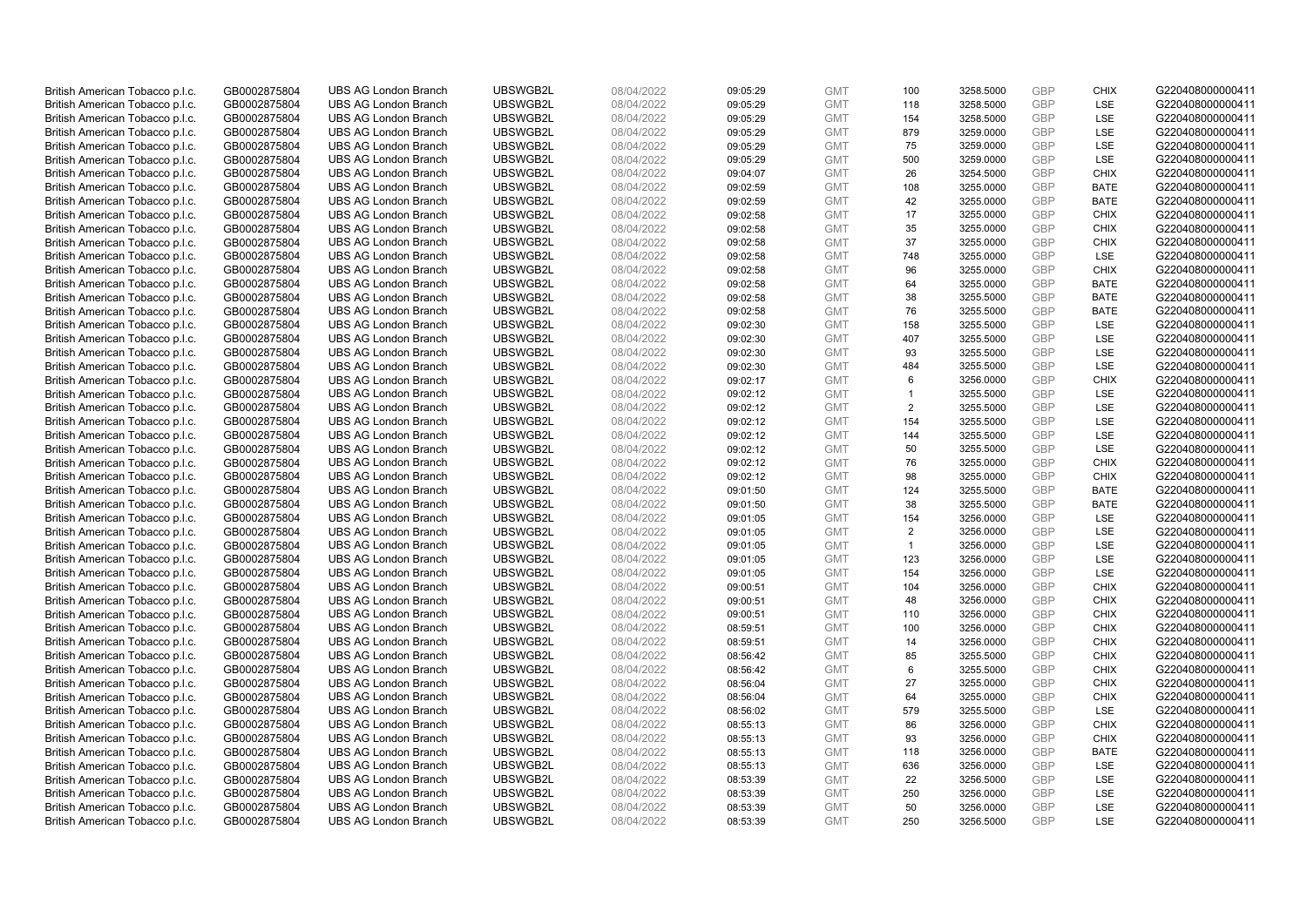| | | | | | | | | | | | |
|---|---|---|---|---|---|---|---|---|---|---|---|
| British American Tobacco p.l.c. | GB0002875804 | UBS AG London Branch | UBSWGB2L | 08/04/2022 | 09:05:29 | GMT | 100 | 3258.5000 | GBP | CHIX | G220408000000411 |
| British American Tobacco p.l.c. | GB0002875804 | UBS AG London Branch | UBSWGB2L | 08/04/2022 | 09:05:29 | GMT | 118 | 3258.5000 | GBP | LSE | G220408000000411 |
| British American Tobacco p.l.c. | GB0002875804 | UBS AG London Branch | UBSWGB2L | 08/04/2022 | 09:05:29 | GMT | 154 | 3258.5000 | GBP | LSE | G220408000000411 |
| British American Tobacco p.l.c. | GB0002875804 | UBS AG London Branch | UBSWGB2L | 08/04/2022 | 09:05:29 | GMT | 879 | 3259.0000 | GBP | LSE | G220408000000411 |
| British American Tobacco p.l.c. | GB0002875804 | UBS AG London Branch | UBSWGB2L | 08/04/2022 | 09:05:29 | GMT | 75 | 3259.0000 | GBP | LSE | G220408000000411 |
| British American Tobacco p.l.c. | GB0002875804 | UBS AG London Branch | UBSWGB2L | 08/04/2022 | 09:05:29 | GMT | 500 | 3259.0000 | GBP | LSE | G220408000000411 |
| British American Tobacco p.l.c. | GB0002875804 | UBS AG London Branch | UBSWGB2L | 08/04/2022 | 09:04:07 | GMT | 26 | 3254.5000 | GBP | CHIX | G220408000000411 |
| British American Tobacco p.l.c. | GB0002875804 | UBS AG London Branch | UBSWGB2L | 08/04/2022 | 09:02:59 | GMT | 108 | 3255.0000 | GBP | BATE | G220408000000411 |
| British American Tobacco p.l.c. | GB0002875804 | UBS AG London Branch | UBSWGB2L | 08/04/2022 | 09:02:59 | GMT | 42 | 3255.0000 | GBP | BATE | G220408000000411 |
| British American Tobacco p.l.c. | GB0002875804 | UBS AG London Branch | UBSWGB2L | 08/04/2022 | 09:02:58 | GMT | 17 | 3255.0000 | GBP | CHIX | G220408000000411 |
| British American Tobacco p.l.c. | GB0002875804 | UBS AG London Branch | UBSWGB2L | 08/04/2022 | 09:02:58 | GMT | 35 | 3255.0000 | GBP | CHIX | G220408000000411 |
| British American Tobacco p.l.c. | GB0002875804 | UBS AG London Branch | UBSWGB2L | 08/04/2022 | 09:02:58 | GMT | 37 | 3255.0000 | GBP | CHIX | G220408000000411 |
| British American Tobacco p.l.c. | GB0002875804 | UBS AG London Branch | UBSWGB2L | 08/04/2022 | 09:02:58 | GMT | 748 | 3255.0000 | GBP | LSE | G220408000000411 |
| British American Tobacco p.l.c. | GB0002875804 | UBS AG London Branch | UBSWGB2L | 08/04/2022 | 09:02:58 | GMT | 96 | 3255.0000 | GBP | CHIX | G220408000000411 |
| British American Tobacco p.l.c. | GB0002875804 | UBS AG London Branch | UBSWGB2L | 08/04/2022 | 09:02:58 | GMT | 64 | 3255.0000 | GBP | BATE | G220408000000411 |
| British American Tobacco p.l.c. | GB0002875804 | UBS AG London Branch | UBSWGB2L | 08/04/2022 | 09:02:58 | GMT | 38 | 3255.5000 | GBP | BATE | G220408000000411 |
| British American Tobacco p.l.c. | GB0002875804 | UBS AG London Branch | UBSWGB2L | 08/04/2022 | 09:02:58 | GMT | 76 | 3255.5000 | GBP | BATE | G220408000000411 |
| British American Tobacco p.l.c. | GB0002875804 | UBS AG London Branch | UBSWGB2L | 08/04/2022 | 09:02:30 | GMT | 158 | 3255.5000 | GBP | LSE | G220408000000411 |
| British American Tobacco p.l.c. | GB0002875804 | UBS AG London Branch | UBSWGB2L | 08/04/2022 | 09:02:30 | GMT | 407 | 3255.5000 | GBP | LSE | G220408000000411 |
| British American Tobacco p.l.c. | GB0002875804 | UBS AG London Branch | UBSWGB2L | 08/04/2022 | 09:02:30 | GMT | 93 | 3255.5000 | GBP | LSE | G220408000000411 |
| British American Tobacco p.l.c. | GB0002875804 | UBS AG London Branch | UBSWGB2L | 08/04/2022 | 09:02:30 | GMT | 484 | 3255.5000 | GBP | LSE | G220408000000411 |
| British American Tobacco p.l.c. | GB0002875804 | UBS AG London Branch | UBSWGB2L | 08/04/2022 | 09:02:17 | GMT | 6 | 3256.0000 | GBP | CHIX | G220408000000411 |
| British American Tobacco p.l.c. | GB0002875804 | UBS AG London Branch | UBSWGB2L | 08/04/2022 | 09:02:12 | GMT | 1 | 3255.5000 | GBP | LSE | G220408000000411 |
| British American Tobacco p.l.c. | GB0002875804 | UBS AG London Branch | UBSWGB2L | 08/04/2022 | 09:02:12 | GMT | 2 | 3255.5000 | GBP | LSE | G220408000000411 |
| British American Tobacco p.l.c. | GB0002875804 | UBS AG London Branch | UBSWGB2L | 08/04/2022 | 09:02:12 | GMT | 154 | 3255.5000 | GBP | LSE | G220408000000411 |
| British American Tobacco p.l.c. | GB0002875804 | UBS AG London Branch | UBSWGB2L | 08/04/2022 | 09:02:12 | GMT | 144 | 3255.5000 | GBP | LSE | G220408000000411 |
| British American Tobacco p.l.c. | GB0002875804 | UBS AG London Branch | UBSWGB2L | 08/04/2022 | 09:02:12 | GMT | 50 | 3255.5000 | GBP | LSE | G220408000000411 |
| British American Tobacco p.l.c. | GB0002875804 | UBS AG London Branch | UBSWGB2L | 08/04/2022 | 09:02:12 | GMT | 76 | 3255.0000 | GBP | CHIX | G220408000000411 |
| British American Tobacco p.l.c. | GB0002875804 | UBS AG London Branch | UBSWGB2L | 08/04/2022 | 09:02:12 | GMT | 98 | 3255.0000 | GBP | CHIX | G220408000000411 |
| British American Tobacco p.l.c. | GB0002875804 | UBS AG London Branch | UBSWGB2L | 08/04/2022 | 09:01:50 | GMT | 124 | 3255.5000 | GBP | BATE | G220408000000411 |
| British American Tobacco p.l.c. | GB0002875804 | UBS AG London Branch | UBSWGB2L | 08/04/2022 | 09:01:50 | GMT | 38 | 3255.5000 | GBP | BATE | G220408000000411 |
| British American Tobacco p.l.c. | GB0002875804 | UBS AG London Branch | UBSWGB2L | 08/04/2022 | 09:01:05 | GMT | 154 | 3256.0000 | GBP | LSE | G220408000000411 |
| British American Tobacco p.l.c. | GB0002875804 | UBS AG London Branch | UBSWGB2L | 08/04/2022 | 09:01:05 | GMT | 2 | 3256.0000 | GBP | LSE | G220408000000411 |
| British American Tobacco p.l.c. | GB0002875804 | UBS AG London Branch | UBSWGB2L | 08/04/2022 | 09:01:05 | GMT | 1 | 3256.0000 | GBP | LSE | G220408000000411 |
| British American Tobacco p.l.c. | GB0002875804 | UBS AG London Branch | UBSWGB2L | 08/04/2022 | 09:01:05 | GMT | 123 | 3256.0000 | GBP | LSE | G220408000000411 |
| British American Tobacco p.l.c. | GB0002875804 | UBS AG London Branch | UBSWGB2L | 08/04/2022 | 09:01:05 | GMT | 154 | 3256.0000 | GBP | LSE | G220408000000411 |
| British American Tobacco p.l.c. | GB0002875804 | UBS AG London Branch | UBSWGB2L | 08/04/2022 | 09:00:51 | GMT | 104 | 3256.0000 | GBP | CHIX | G220408000000411 |
| British American Tobacco p.l.c. | GB0002875804 | UBS AG London Branch | UBSWGB2L | 08/04/2022 | 09:00:51 | GMT | 48 | 3256.0000 | GBP | CHIX | G220408000000411 |
| British American Tobacco p.l.c. | GB0002875804 | UBS AG London Branch | UBSWGB2L | 08/04/2022 | 09:00:51 | GMT | 110 | 3256.0000 | GBP | CHIX | G220408000000411 |
| British American Tobacco p.l.c. | GB0002875804 | UBS AG London Branch | UBSWGB2L | 08/04/2022 | 08:59:51 | GMT | 100 | 3256.0000 | GBP | CHIX | G220408000000411 |
| British American Tobacco p.l.c. | GB0002875804 | UBS AG London Branch | UBSWGB2L | 08/04/2022 | 08:59:51 | GMT | 14 | 3256.0000 | GBP | CHIX | G220408000000411 |
| British American Tobacco p.l.c. | GB0002875804 | UBS AG London Branch | UBSWGB2L | 08/04/2022 | 08:56:42 | GMT | 85 | 3255.5000 | GBP | CHIX | G220408000000411 |
| British American Tobacco p.l.c. | GB0002875804 | UBS AG London Branch | UBSWGB2L | 08/04/2022 | 08:56:42 | GMT | 6 | 3255.5000 | GBP | CHIX | G220408000000411 |
| British American Tobacco p.l.c. | GB0002875804 | UBS AG London Branch | UBSWGB2L | 08/04/2022 | 08:56:04 | GMT | 27 | 3255.0000 | GBP | CHIX | G220408000000411 |
| British American Tobacco p.l.c. | GB0002875804 | UBS AG London Branch | UBSWGB2L | 08/04/2022 | 08:56:04 | GMT | 64 | 3255.0000 | GBP | CHIX | G220408000000411 |
| British American Tobacco p.l.c. | GB0002875804 | UBS AG London Branch | UBSWGB2L | 08/04/2022 | 08:56:02 | GMT | 579 | 3255.5000 | GBP | LSE | G220408000000411 |
| British American Tobacco p.l.c. | GB0002875804 | UBS AG London Branch | UBSWGB2L | 08/04/2022 | 08:55:13 | GMT | 86 | 3256.0000 | GBP | CHIX | G220408000000411 |
| British American Tobacco p.l.c. | GB0002875804 | UBS AG London Branch | UBSWGB2L | 08/04/2022 | 08:55:13 | GMT | 93 | 3256.0000 | GBP | CHIX | G220408000000411 |
| British American Tobacco p.l.c. | GB0002875804 | UBS AG London Branch | UBSWGB2L | 08/04/2022 | 08:55:13 | GMT | 118 | 3256.0000 | GBP | BATE | G220408000000411 |
| British American Tobacco p.l.c. | GB0002875804 | UBS AG London Branch | UBSWGB2L | 08/04/2022 | 08:55:13 | GMT | 636 | 3256.0000 | GBP | LSE | G220408000000411 |
| British American Tobacco p.l.c. | GB0002875804 | UBS AG London Branch | UBSWGB2L | 08/04/2022 | 08:53:39 | GMT | 22 | 3256.5000 | GBP | LSE | G220408000000411 |
| British American Tobacco p.l.c. | GB0002875804 | UBS AG London Branch | UBSWGB2L | 08/04/2022 | 08:53:39 | GMT | 250 | 3256.0000 | GBP | LSE | G220408000000411 |
| British American Tobacco p.l.c. | GB0002875804 | UBS AG London Branch | UBSWGB2L | 08/04/2022 | 08:53:39 | GMT | 50 | 3256.0000 | GBP | LSE | G220408000000411 |
| British American Tobacco p.l.c. | GB0002875804 | UBS AG London Branch | UBSWGB2L | 08/04/2022 | 08:53:39 | GMT | 250 | 3256.5000 | GBP | LSE | G220408000000411 |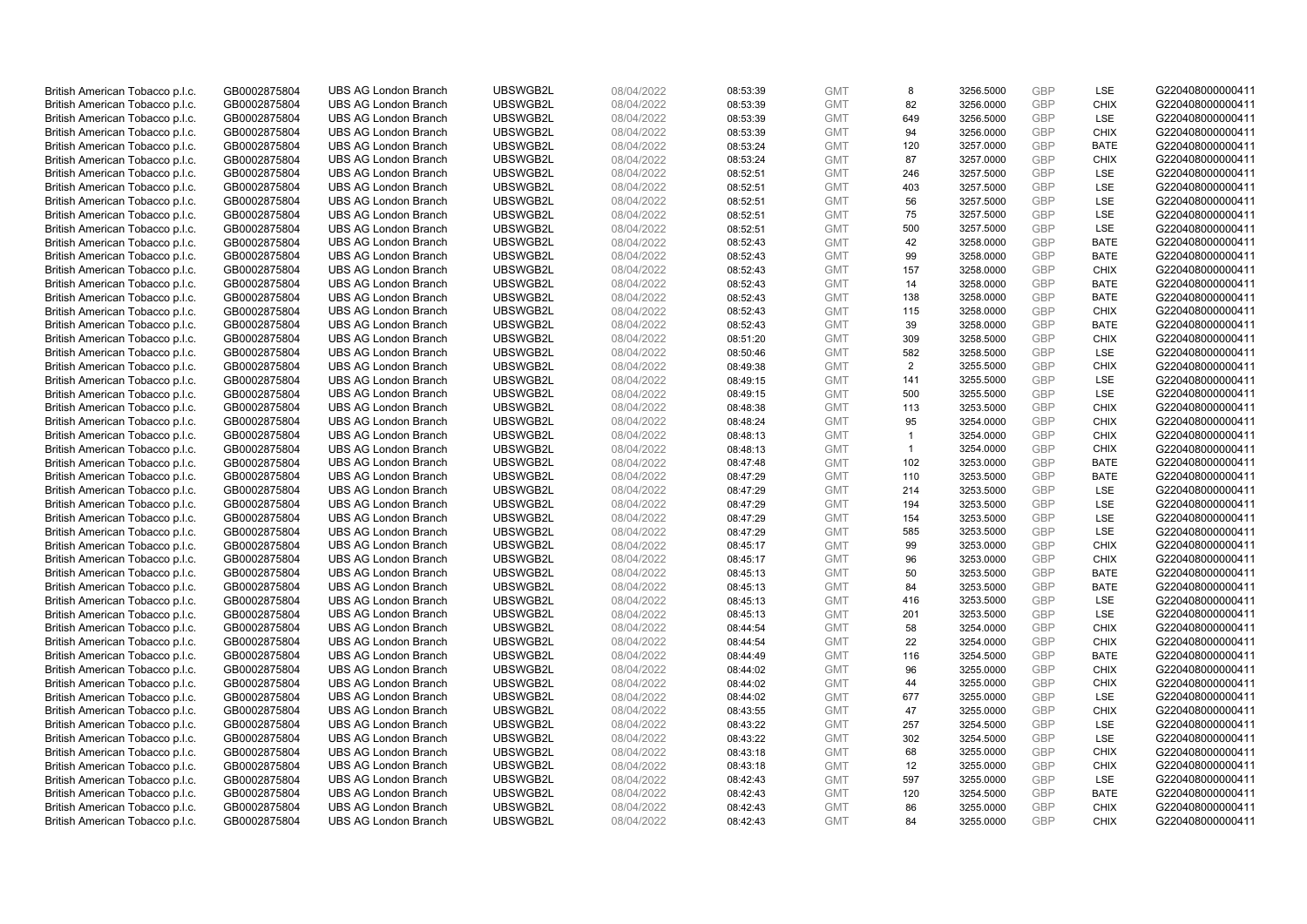| | | | | | | | | | | | |
|---|---|---|---|---|---|---|---|---|---|---|---|
| British American Tobacco p.l.c. | GB0002875804 | UBS AG London Branch | UBSWGB2L | 08/04/2022 | 08:53:39 | GMT | 8 | 3256.5000 | GBP | LSE | G220408000000411 |
| British American Tobacco p.l.c. | GB0002875804 | UBS AG London Branch | UBSWGB2L | 08/04/2022 | 08:53:39 | GMT | 82 | 3256.0000 | GBP | CHIX | G220408000000411 |
| British American Tobacco p.l.c. | GB0002875804 | UBS AG London Branch | UBSWGB2L | 08/04/2022 | 08:53:39 | GMT | 649 | 3256.5000 | GBP | LSE | G220408000000411 |
| British American Tobacco p.l.c. | GB0002875804 | UBS AG London Branch | UBSWGB2L | 08/04/2022 | 08:53:39 | GMT | 94 | 3256.0000 | GBP | CHIX | G220408000000411 |
| British American Tobacco p.l.c. | GB0002875804 | UBS AG London Branch | UBSWGB2L | 08/04/2022 | 08:53:24 | GMT | 120 | 3257.0000 | GBP | BATE | G220408000000411 |
| British American Tobacco p.l.c. | GB0002875804 | UBS AG London Branch | UBSWGB2L | 08/04/2022 | 08:53:24 | GMT | 87 | 3257.0000 | GBP | CHIX | G220408000000411 |
| British American Tobacco p.l.c. | GB0002875804 | UBS AG London Branch | UBSWGB2L | 08/04/2022 | 08:52:51 | GMT | 246 | 3257.5000 | GBP | LSE | G220408000000411 |
| British American Tobacco p.l.c. | GB0002875804 | UBS AG London Branch | UBSWGB2L | 08/04/2022 | 08:52:51 | GMT | 403 | 3257.5000 | GBP | LSE | G220408000000411 |
| British American Tobacco p.l.c. | GB0002875804 | UBS AG London Branch | UBSWGB2L | 08/04/2022 | 08:52:51 | GMT | 56 | 3257.5000 | GBP | LSE | G220408000000411 |
| British American Tobacco p.l.c. | GB0002875804 | UBS AG London Branch | UBSWGB2L | 08/04/2022 | 08:52:51 | GMT | 75 | 3257.5000 | GBP | LSE | G220408000000411 |
| British American Tobacco p.l.c. | GB0002875804 | UBS AG London Branch | UBSWGB2L | 08/04/2022 | 08:52:51 | GMT | 500 | 3257.5000 | GBP | LSE | G220408000000411 |
| British American Tobacco p.l.c. | GB0002875804 | UBS AG London Branch | UBSWGB2L | 08/04/2022 | 08:52:43 | GMT | 42 | 3258.0000 | GBP | BATE | G220408000000411 |
| British American Tobacco p.l.c. | GB0002875804 | UBS AG London Branch | UBSWGB2L | 08/04/2022 | 08:52:43 | GMT | 99 | 3258.0000 | GBP | BATE | G220408000000411 |
| British American Tobacco p.l.c. | GB0002875804 | UBS AG London Branch | UBSWGB2L | 08/04/2022 | 08:52:43 | GMT | 157 | 3258.0000 | GBP | CHIX | G220408000000411 |
| British American Tobacco p.l.c. | GB0002875804 | UBS AG London Branch | UBSWGB2L | 08/04/2022 | 08:52:43 | GMT | 14 | 3258.0000 | GBP | BATE | G220408000000411 |
| British American Tobacco p.l.c. | GB0002875804 | UBS AG London Branch | UBSWGB2L | 08/04/2022 | 08:52:43 | GMT | 138 | 3258.0000 | GBP | BATE | G220408000000411 |
| British American Tobacco p.l.c. | GB0002875804 | UBS AG London Branch | UBSWGB2L | 08/04/2022 | 08:52:43 | GMT | 115 | 3258.0000 | GBP | CHIX | G220408000000411 |
| British American Tobacco p.l.c. | GB0002875804 | UBS AG London Branch | UBSWGB2L | 08/04/2022 | 08:52:43 | GMT | 39 | 3258.0000 | GBP | BATE | G220408000000411 |
| British American Tobacco p.l.c. | GB0002875804 | UBS AG London Branch | UBSWGB2L | 08/04/2022 | 08:51:20 | GMT | 309 | 3258.5000 | GBP | CHIX | G220408000000411 |
| British American Tobacco p.l.c. | GB0002875804 | UBS AG London Branch | UBSWGB2L | 08/04/2022 | 08:50:46 | GMT | 582 | 3258.5000 | GBP | LSE | G220408000000411 |
| British American Tobacco p.l.c. | GB0002875804 | UBS AG London Branch | UBSWGB2L | 08/04/2022 | 08:49:38 | GMT | 2 | 3255.5000 | GBP | CHIX | G220408000000411 |
| British American Tobacco p.l.c. | GB0002875804 | UBS AG London Branch | UBSWGB2L | 08/04/2022 | 08:49:15 | GMT | 141 | 3255.5000 | GBP | LSE | G220408000000411 |
| British American Tobacco p.l.c. | GB0002875804 | UBS AG London Branch | UBSWGB2L | 08/04/2022 | 08:49:15 | GMT | 500 | 3255.5000 | GBP | LSE | G220408000000411 |
| British American Tobacco p.l.c. | GB0002875804 | UBS AG London Branch | UBSWGB2L | 08/04/2022 | 08:48:38 | GMT | 113 | 3253.5000 | GBP | CHIX | G220408000000411 |
| British American Tobacco p.l.c. | GB0002875804 | UBS AG London Branch | UBSWGB2L | 08/04/2022 | 08:48:24 | GMT | 95 | 3254.0000 | GBP | CHIX | G220408000000411 |
| British American Tobacco p.l.c. | GB0002875804 | UBS AG London Branch | UBSWGB2L | 08/04/2022 | 08:48:13 | GMT | 1 | 3254.0000 | GBP | CHIX | G220408000000411 |
| British American Tobacco p.l.c. | GB0002875804 | UBS AG London Branch | UBSWGB2L | 08/04/2022 | 08:48:13 | GMT | 1 | 3254.0000 | GBP | CHIX | G220408000000411 |
| British American Tobacco p.l.c. | GB0002875804 | UBS AG London Branch | UBSWGB2L | 08/04/2022 | 08:47:48 | GMT | 102 | 3253.0000 | GBP | BATE | G220408000000411 |
| British American Tobacco p.l.c. | GB0002875804 | UBS AG London Branch | UBSWGB2L | 08/04/2022 | 08:47:29 | GMT | 110 | 3253.5000 | GBP | BATE | G220408000000411 |
| British American Tobacco p.l.c. | GB0002875804 | UBS AG London Branch | UBSWGB2L | 08/04/2022 | 08:47:29 | GMT | 214 | 3253.5000 | GBP | LSE | G220408000000411 |
| British American Tobacco p.l.c. | GB0002875804 | UBS AG London Branch | UBSWGB2L | 08/04/2022 | 08:47:29 | GMT | 194 | 3253.5000 | GBP | LSE | G220408000000411 |
| British American Tobacco p.l.c. | GB0002875804 | UBS AG London Branch | UBSWGB2L | 08/04/2022 | 08:47:29 | GMT | 154 | 3253.5000 | GBP | LSE | G220408000000411 |
| British American Tobacco p.l.c. | GB0002875804 | UBS AG London Branch | UBSWGB2L | 08/04/2022 | 08:47:29 | GMT | 585 | 3253.5000 | GBP | LSE | G220408000000411 |
| British American Tobacco p.l.c. | GB0002875804 | UBS AG London Branch | UBSWGB2L | 08/04/2022 | 08:45:17 | GMT | 99 | 3253.0000 | GBP | CHIX | G220408000000411 |
| British American Tobacco p.l.c. | GB0002875804 | UBS AG London Branch | UBSWGB2L | 08/04/2022 | 08:45:17 | GMT | 96 | 3253.0000 | GBP | CHIX | G220408000000411 |
| British American Tobacco p.l.c. | GB0002875804 | UBS AG London Branch | UBSWGB2L | 08/04/2022 | 08:45:13 | GMT | 50 | 3253.5000 | GBP | BATE | G220408000000411 |
| British American Tobacco p.l.c. | GB0002875804 | UBS AG London Branch | UBSWGB2L | 08/04/2022 | 08:45:13 | GMT | 84 | 3253.5000 | GBP | BATE | G220408000000411 |
| British American Tobacco p.l.c. | GB0002875804 | UBS AG London Branch | UBSWGB2L | 08/04/2022 | 08:45:13 | GMT | 416 | 3253.5000 | GBP | LSE | G220408000000411 |
| British American Tobacco p.l.c. | GB0002875804 | UBS AG London Branch | UBSWGB2L | 08/04/2022 | 08:45:13 | GMT | 201 | 3253.5000 | GBP | LSE | G220408000000411 |
| British American Tobacco p.l.c. | GB0002875804 | UBS AG London Branch | UBSWGB2L | 08/04/2022 | 08:44:54 | GMT | 58 | 3254.0000 | GBP | CHIX | G220408000000411 |
| British American Tobacco p.l.c. | GB0002875804 | UBS AG London Branch | UBSWGB2L | 08/04/2022 | 08:44:54 | GMT | 22 | 3254.0000 | GBP | CHIX | G220408000000411 |
| British American Tobacco p.l.c. | GB0002875804 | UBS AG London Branch | UBSWGB2L | 08/04/2022 | 08:44:49 | GMT | 116 | 3254.5000 | GBP | BATE | G220408000000411 |
| British American Tobacco p.l.c. | GB0002875804 | UBS AG London Branch | UBSWGB2L | 08/04/2022 | 08:44:02 | GMT | 96 | 3255.0000 | GBP | CHIX | G220408000000411 |
| British American Tobacco p.l.c. | GB0002875804 | UBS AG London Branch | UBSWGB2L | 08/04/2022 | 08:44:02 | GMT | 44 | 3255.0000 | GBP | CHIX | G220408000000411 |
| British American Tobacco p.l.c. | GB0002875804 | UBS AG London Branch | UBSWGB2L | 08/04/2022 | 08:44:02 | GMT | 677 | 3255.0000 | GBP | LSE | G220408000000411 |
| British American Tobacco p.l.c. | GB0002875804 | UBS AG London Branch | UBSWGB2L | 08/04/2022 | 08:43:55 | GMT | 47 | 3255.0000 | GBP | CHIX | G220408000000411 |
| British American Tobacco p.l.c. | GB0002875804 | UBS AG London Branch | UBSWGB2L | 08/04/2022 | 08:43:22 | GMT | 257 | 3254.5000 | GBP | LSE | G220408000000411 |
| British American Tobacco p.l.c. | GB0002875804 | UBS AG London Branch | UBSWGB2L | 08/04/2022 | 08:43:22 | GMT | 302 | 3254.5000 | GBP | LSE | G220408000000411 |
| British American Tobacco p.l.c. | GB0002875804 | UBS AG London Branch | UBSWGB2L | 08/04/2022 | 08:43:18 | GMT | 68 | 3255.0000 | GBP | CHIX | G220408000000411 |
| British American Tobacco p.l.c. | GB0002875804 | UBS AG London Branch | UBSWGB2L | 08/04/2022 | 08:43:18 | GMT | 12 | 3255.0000 | GBP | CHIX | G220408000000411 |
| British American Tobacco p.l.c. | GB0002875804 | UBS AG London Branch | UBSWGB2L | 08/04/2022 | 08:42:43 | GMT | 597 | 3255.0000 | GBP | LSE | G220408000000411 |
| British American Tobacco p.l.c. | GB0002875804 | UBS AG London Branch | UBSWGB2L | 08/04/2022 | 08:42:43 | GMT | 120 | 3254.5000 | GBP | BATE | G220408000000411 |
| British American Tobacco p.l.c. | GB0002875804 | UBS AG London Branch | UBSWGB2L | 08/04/2022 | 08:42:43 | GMT | 86 | 3255.0000 | GBP | CHIX | G220408000000411 |
| British American Tobacco p.l.c. | GB0002875804 | UBS AG London Branch | UBSWGB2L | 08/04/2022 | 08:42:43 | GMT | 84 | 3255.0000 | GBP | CHIX | G220408000000411 |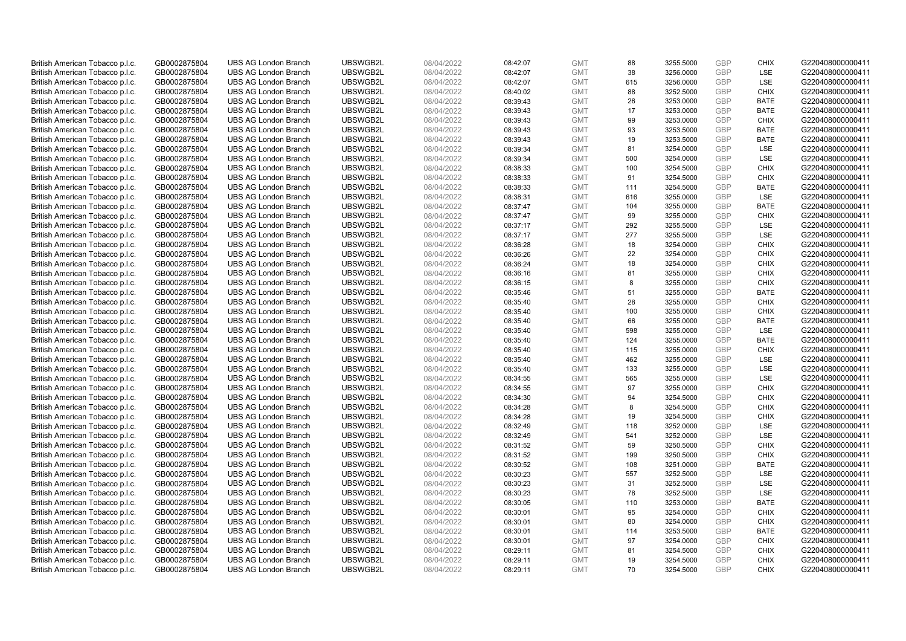| | | | | | | | | | | | |
|---|---|---|---|---|---|---|---|---|---|---|---|
| British American Tobacco p.l.c. | GB0002875804 | UBS AG London Branch | UBSWGB2L | 08/04/2022 | 08:42:07 | GMT | 88 | 3255.5000 | GBP | CHIX | G220408000000411 |
| British American Tobacco p.l.c. | GB0002875804 | UBS AG London Branch | UBSWGB2L | 08/04/2022 | 08:42:07 | GMT | 38 | 3256.0000 | GBP | LSE | G220408000000411 |
| British American Tobacco p.l.c. | GB0002875804 | UBS AG London Branch | UBSWGB2L | 08/04/2022 | 08:42:07 | GMT | 615 | 3256.0000 | GBP | LSE | G220408000000411 |
| British American Tobacco p.l.c. | GB0002875804 | UBS AG London Branch | UBSWGB2L | 08/04/2022 | 08:40:02 | GMT | 88 | 3252.5000 | GBP | CHIX | G220408000000411 |
| British American Tobacco p.l.c. | GB0002875804 | UBS AG London Branch | UBSWGB2L | 08/04/2022 | 08:39:43 | GMT | 26 | 3253.0000 | GBP | BATE | G220408000000411 |
| British American Tobacco p.l.c. | GB0002875804 | UBS AG London Branch | UBSWGB2L | 08/04/2022 | 08:39:43 | GMT | 17 | 3253.0000 | GBP | BATE | G220408000000411 |
| British American Tobacco p.l.c. | GB0002875804 | UBS AG London Branch | UBSWGB2L | 08/04/2022 | 08:39:43 | GMT | 99 | 3253.0000 | GBP | CHIX | G220408000000411 |
| British American Tobacco p.l.c. | GB0002875804 | UBS AG London Branch | UBSWGB2L | 08/04/2022 | 08:39:43 | GMT | 93 | 3253.5000 | GBP | BATE | G220408000000411 |
| British American Tobacco p.l.c. | GB0002875804 | UBS AG London Branch | UBSWGB2L | 08/04/2022 | 08:39:43 | GMT | 19 | 3253.5000 | GBP | BATE | G220408000000411 |
| British American Tobacco p.l.c. | GB0002875804 | UBS AG London Branch | UBSWGB2L | 08/04/2022 | 08:39:34 | GMT | 81 | 3254.0000 | GBP | LSE | G220408000000411 |
| British American Tobacco p.l.c. | GB0002875804 | UBS AG London Branch | UBSWGB2L | 08/04/2022 | 08:39:34 | GMT | 500 | 3254.0000 | GBP | LSE | G220408000000411 |
| British American Tobacco p.l.c. | GB0002875804 | UBS AG London Branch | UBSWGB2L | 08/04/2022 | 08:38:33 | GMT | 100 | 3254.5000 | GBP | CHIX | G220408000000411 |
| British American Tobacco p.l.c. | GB0002875804 | UBS AG London Branch | UBSWGB2L | 08/04/2022 | 08:38:33 | GMT | 91 | 3254.5000 | GBP | CHIX | G220408000000411 |
| British American Tobacco p.l.c. | GB0002875804 | UBS AG London Branch | UBSWGB2L | 08/04/2022 | 08:38:33 | GMT | 111 | 3254.5000 | GBP | BATE | G220408000000411 |
| British American Tobacco p.l.c. | GB0002875804 | UBS AG London Branch | UBSWGB2L | 08/04/2022 | 08:38:31 | GMT | 616 | 3255.0000 | GBP | LSE | G220408000000411 |
| British American Tobacco p.l.c. | GB0002875804 | UBS AG London Branch | UBSWGB2L | 08/04/2022 | 08:37:47 | GMT | 104 | 3255.0000 | GBP | BATE | G220408000000411 |
| British American Tobacco p.l.c. | GB0002875804 | UBS AG London Branch | UBSWGB2L | 08/04/2022 | 08:37:47 | GMT | 99 | 3255.0000 | GBP | CHIX | G220408000000411 |
| British American Tobacco p.l.c. | GB0002875804 | UBS AG London Branch | UBSWGB2L | 08/04/2022 | 08:37:17 | GMT | 292 | 3255.5000 | GBP | LSE | G220408000000411 |
| British American Tobacco p.l.c. | GB0002875804 | UBS AG London Branch | UBSWGB2L | 08/04/2022 | 08:37:17 | GMT | 277 | 3255.5000 | GBP | LSE | G220408000000411 |
| British American Tobacco p.l.c. | GB0002875804 | UBS AG London Branch | UBSWGB2L | 08/04/2022 | 08:36:28 | GMT | 18 | 3254.0000 | GBP | CHIX | G220408000000411 |
| British American Tobacco p.l.c. | GB0002875804 | UBS AG London Branch | UBSWGB2L | 08/04/2022 | 08:36:26 | GMT | 22 | 3254.0000 | GBP | CHIX | G220408000000411 |
| British American Tobacco p.l.c. | GB0002875804 | UBS AG London Branch | UBSWGB2L | 08/04/2022 | 08:36:24 | GMT | 18 | 3254.0000 | GBP | CHIX | G220408000000411 |
| British American Tobacco p.l.c. | GB0002875804 | UBS AG London Branch | UBSWGB2L | 08/04/2022 | 08:36:16 | GMT | 81 | 3255.0000 | GBP | CHIX | G220408000000411 |
| British American Tobacco p.l.c. | GB0002875804 | UBS AG London Branch | UBSWGB2L | 08/04/2022 | 08:36:15 | GMT | 8 | 3255.0000 | GBP | CHIX | G220408000000411 |
| British American Tobacco p.l.c. | GB0002875804 | UBS AG London Branch | UBSWGB2L | 08/04/2022 | 08:35:46 | GMT | 51 | 3255.0000 | GBP | BATE | G220408000000411 |
| British American Tobacco p.l.c. | GB0002875804 | UBS AG London Branch | UBSWGB2L | 08/04/2022 | 08:35:40 | GMT | 28 | 3255.0000 | GBP | CHIX | G220408000000411 |
| British American Tobacco p.l.c. | GB0002875804 | UBS AG London Branch | UBSWGB2L | 08/04/2022 | 08:35:40 | GMT | 100 | 3255.0000 | GBP | CHIX | G220408000000411 |
| British American Tobacco p.l.c. | GB0002875804 | UBS AG London Branch | UBSWGB2L | 08/04/2022 | 08:35:40 | GMT | 66 | 3255.0000 | GBP | BATE | G220408000000411 |
| British American Tobacco p.l.c. | GB0002875804 | UBS AG London Branch | UBSWGB2L | 08/04/2022 | 08:35:40 | GMT | 598 | 3255.0000 | GBP | LSE | G220408000000411 |
| British American Tobacco p.l.c. | GB0002875804 | UBS AG London Branch | UBSWGB2L | 08/04/2022 | 08:35:40 | GMT | 124 | 3255.0000 | GBP | BATE | G220408000000411 |
| British American Tobacco p.l.c. | GB0002875804 | UBS AG London Branch | UBSWGB2L | 08/04/2022 | 08:35:40 | GMT | 115 | 3255.0000 | GBP | CHIX | G220408000000411 |
| British American Tobacco p.l.c. | GB0002875804 | UBS AG London Branch | UBSWGB2L | 08/04/2022 | 08:35:40 | GMT | 462 | 3255.0000 | GBP | LSE | G220408000000411 |
| British American Tobacco p.l.c. | GB0002875804 | UBS AG London Branch | UBSWGB2L | 08/04/2022 | 08:35:40 | GMT | 133 | 3255.0000 | GBP | LSE | G220408000000411 |
| British American Tobacco p.l.c. | GB0002875804 | UBS AG London Branch | UBSWGB2L | 08/04/2022 | 08:34:55 | GMT | 565 | 3255.0000 | GBP | LSE | G220408000000411 |
| British American Tobacco p.l.c. | GB0002875804 | UBS AG London Branch | UBSWGB2L | 08/04/2022 | 08:34:55 | GMT | 97 | 3255.0000 | GBP | CHIX | G220408000000411 |
| British American Tobacco p.l.c. | GB0002875804 | UBS AG London Branch | UBSWGB2L | 08/04/2022 | 08:34:30 | GMT | 94 | 3254.5000 | GBP | CHIX | G220408000000411 |
| British American Tobacco p.l.c. | GB0002875804 | UBS AG London Branch | UBSWGB2L | 08/04/2022 | 08:34:28 | GMT | 8 | 3254.5000 | GBP | CHIX | G220408000000411 |
| British American Tobacco p.l.c. | GB0002875804 | UBS AG London Branch | UBSWGB2L | 08/04/2022 | 08:34:28 | GMT | 19 | 3254.5000 | GBP | CHIX | G220408000000411 |
| British American Tobacco p.l.c. | GB0002875804 | UBS AG London Branch | UBSWGB2L | 08/04/2022 | 08:32:49 | GMT | 118 | 3252.0000 | GBP | LSE | G220408000000411 |
| British American Tobacco p.l.c. | GB0002875804 | UBS AG London Branch | UBSWGB2L | 08/04/2022 | 08:32:49 | GMT | 541 | 3252.0000 | GBP | LSE | G220408000000411 |
| British American Tobacco p.l.c. | GB0002875804 | UBS AG London Branch | UBSWGB2L | 08/04/2022 | 08:31:52 | GMT | 59 | 3250.5000 | GBP | CHIX | G220408000000411 |
| British American Tobacco p.l.c. | GB0002875804 | UBS AG London Branch | UBSWGB2L | 08/04/2022 | 08:31:52 | GMT | 199 | 3250.5000 | GBP | CHIX | G220408000000411 |
| British American Tobacco p.l.c. | GB0002875804 | UBS AG London Branch | UBSWGB2L | 08/04/2022 | 08:30:52 | GMT | 108 | 3251.0000 | GBP | BATE | G220408000000411 |
| British American Tobacco p.l.c. | GB0002875804 | UBS AG London Branch | UBSWGB2L | 08/04/2022 | 08:30:23 | GMT | 557 | 3252.5000 | GBP | LSE | G220408000000411 |
| British American Tobacco p.l.c. | GB0002875804 | UBS AG London Branch | UBSWGB2L | 08/04/2022 | 08:30:23 | GMT | 31 | 3252.5000 | GBP | LSE | G220408000000411 |
| British American Tobacco p.l.c. | GB0002875804 | UBS AG London Branch | UBSWGB2L | 08/04/2022 | 08:30:23 | GMT | 78 | 3252.5000 | GBP | LSE | G220408000000411 |
| British American Tobacco p.l.c. | GB0002875804 | UBS AG London Branch | UBSWGB2L | 08/04/2022 | 08:30:05 | GMT | 110 | 3253.0000 | GBP | BATE | G220408000000411 |
| British American Tobacco p.l.c. | GB0002875804 | UBS AG London Branch | UBSWGB2L | 08/04/2022 | 08:30:01 | GMT | 95 | 3254.0000 | GBP | CHIX | G220408000000411 |
| British American Tobacco p.l.c. | GB0002875804 | UBS AG London Branch | UBSWGB2L | 08/04/2022 | 08:30:01 | GMT | 80 | 3254.0000 | GBP | CHIX | G220408000000411 |
| British American Tobacco p.l.c. | GB0002875804 | UBS AG London Branch | UBSWGB2L | 08/04/2022 | 08:30:01 | GMT | 114 | 3253.5000 | GBP | BATE | G220408000000411 |
| British American Tobacco p.l.c. | GB0002875804 | UBS AG London Branch | UBSWGB2L | 08/04/2022 | 08:30:01 | GMT | 97 | 3254.0000 | GBP | CHIX | G220408000000411 |
| British American Tobacco p.l.c. | GB0002875804 | UBS AG London Branch | UBSWGB2L | 08/04/2022 | 08:29:11 | GMT | 81 | 3254.5000 | GBP | CHIX | G220408000000411 |
| British American Tobacco p.l.c. | GB0002875804 | UBS AG London Branch | UBSWGB2L | 08/04/2022 | 08:29:11 | GMT | 19 | 3254.5000 | GBP | CHIX | G220408000000411 |
| British American Tobacco p.l.c. | GB0002875804 | UBS AG London Branch | UBSWGB2L | 08/04/2022 | 08:29:11 | GMT | 70 | 3254.5000 | GBP | CHIX | G220408000000411 |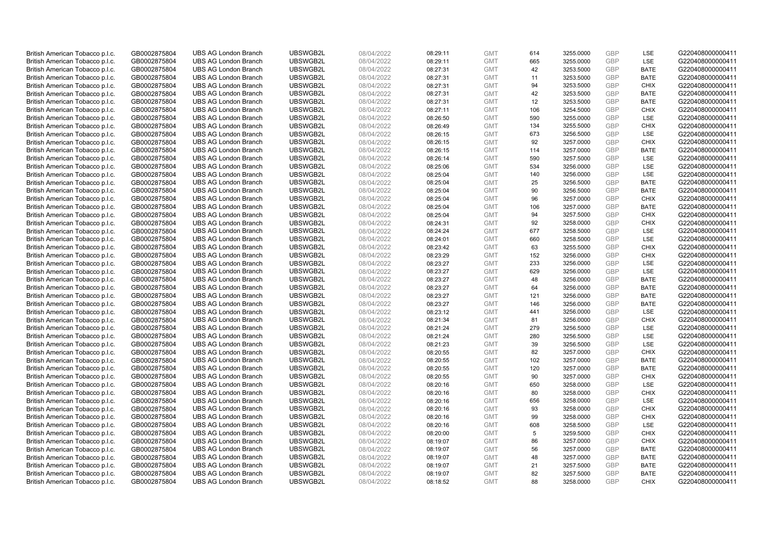| British American Tobacco p.l.c. | GB0002875804 | UBS AG London Branch | UBSWGB2L | 08/04/2022 | 08:29:11 | GMT | 614 | 3255.0000 | GBP | LSE | G220408000000411 |
|---|---|---|---|---|---|---|---|---|---|---|---|
| British American Tobacco p.l.c. | GB0002875804 | UBS AG London Branch | UBSWGB2L | 08/04/2022 | 08:29:11 | GMT | 665 | 3255.0000 | GBP | LSE | G220408000000411 |
| British American Tobacco p.l.c. | GB0002875804 | UBS AG London Branch | UBSWGB2L | 08/04/2022 | 08:27:31 | GMT | 42 | 3253.5000 | GBP | BATE | G220408000000411 |
| British American Tobacco p.l.c. | GB0002875804 | UBS AG London Branch | UBSWGB2L | 08/04/2022 | 08:27:31 | GMT | 11 | 3253.5000 | GBP | BATE | G220408000000411 |
| British American Tobacco p.l.c. | GB0002875804 | UBS AG London Branch | UBSWGB2L | 08/04/2022 | 08:27:31 | GMT | 94 | 3253.5000 | GBP | CHIX | G220408000000411 |
| British American Tobacco p.l.c. | GB0002875804 | UBS AG London Branch | UBSWGB2L | 08/04/2022 | 08:27:31 | GMT | 42 | 3253.5000 | GBP | BATE | G220408000000411 |
| British American Tobacco p.l.c. | GB0002875804 | UBS AG London Branch | UBSWGB2L | 08/04/2022 | 08:27:31 | GMT | 12 | 3253.5000 | GBP | BATE | G220408000000411 |
| British American Tobacco p.l.c. | GB0002875804 | UBS AG London Branch | UBSWGB2L | 08/04/2022 | 08:27:11 | GMT | 106 | 3254.5000 | GBP | CHIX | G220408000000411 |
| British American Tobacco p.l.c. | GB0002875804 | UBS AG London Branch | UBSWGB2L | 08/04/2022 | 08:26:50 | GMT | 590 | 3255.0000 | GBP | LSE | G220408000000411 |
| British American Tobacco p.l.c. | GB0002875804 | UBS AG London Branch | UBSWGB2L | 08/04/2022 | 08:26:49 | GMT | 134 | 3255.5000 | GBP | CHIX | G220408000000411 |
| British American Tobacco p.l.c. | GB0002875804 | UBS AG London Branch | UBSWGB2L | 08/04/2022 | 08:26:15 | GMT | 673 | 3256.5000 | GBP | LSE | G220408000000411 |
| British American Tobacco p.l.c. | GB0002875804 | UBS AG London Branch | UBSWGB2L | 08/04/2022 | 08:26:15 | GMT | 92 | 3257.0000 | GBP | CHIX | G220408000000411 |
| British American Tobacco p.l.c. | GB0002875804 | UBS AG London Branch | UBSWGB2L | 08/04/2022 | 08:26:15 | GMT | 114 | 3257.0000 | GBP | BATE | G220408000000411 |
| British American Tobacco p.l.c. | GB0002875804 | UBS AG London Branch | UBSWGB2L | 08/04/2022 | 08:26:14 | GMT | 590 | 3257.5000 | GBP | LSE | G220408000000411 |
| British American Tobacco p.l.c. | GB0002875804 | UBS AG London Branch | UBSWGB2L | 08/04/2022 | 08:25:06 | GMT | 534 | 3256.0000 | GBP | LSE | G220408000000411 |
| British American Tobacco p.l.c. | GB0002875804 | UBS AG London Branch | UBSWGB2L | 08/04/2022 | 08:25:04 | GMT | 140 | 3256.0000 | GBP | LSE | G220408000000411 |
| British American Tobacco p.l.c. | GB0002875804 | UBS AG London Branch | UBSWGB2L | 08/04/2022 | 08:25:04 | GMT | 25 | 3256.5000 | GBP | BATE | G220408000000411 |
| British American Tobacco p.l.c. | GB0002875804 | UBS AG London Branch | UBSWGB2L | 08/04/2022 | 08:25:04 | GMT | 90 | 3256.5000 | GBP | BATE | G220408000000411 |
| British American Tobacco p.l.c. | GB0002875804 | UBS AG London Branch | UBSWGB2L | 08/04/2022 | 08:25:04 | GMT | 96 | 3257.0000 | GBP | CHIX | G220408000000411 |
| British American Tobacco p.l.c. | GB0002875804 | UBS AG London Branch | UBSWGB2L | 08/04/2022 | 08:25:04 | GMT | 106 | 3257.0000 | GBP | BATE | G220408000000411 |
| British American Tobacco p.l.c. | GB0002875804 | UBS AG London Branch | UBSWGB2L | 08/04/2022 | 08:25:04 | GMT | 94 | 3257.5000 | GBP | CHIX | G220408000000411 |
| British American Tobacco p.l.c. | GB0002875804 | UBS AG London Branch | UBSWGB2L | 08/04/2022 | 08:24:31 | GMT | 92 | 3258.0000 | GBP | CHIX | G220408000000411 |
| British American Tobacco p.l.c. | GB0002875804 | UBS AG London Branch | UBSWGB2L | 08/04/2022 | 08:24:24 | GMT | 677 | 3258.5000 | GBP | LSE | G220408000000411 |
| British American Tobacco p.l.c. | GB0002875804 | UBS AG London Branch | UBSWGB2L | 08/04/2022 | 08:24:01 | GMT | 660 | 3258.5000 | GBP | LSE | G220408000000411 |
| British American Tobacco p.l.c. | GB0002875804 | UBS AG London Branch | UBSWGB2L | 08/04/2022 | 08:23:42 | GMT | 63 | 3255.5000 | GBP | CHIX | G220408000000411 |
| British American Tobacco p.l.c. | GB0002875804 | UBS AG London Branch | UBSWGB2L | 08/04/2022 | 08:23:29 | GMT | 152 | 3256.0000 | GBP | CHIX | G220408000000411 |
| British American Tobacco p.l.c. | GB0002875804 | UBS AG London Branch | UBSWGB2L | 08/04/2022 | 08:23:27 | GMT | 233 | 3256.0000 | GBP | LSE | G220408000000411 |
| British American Tobacco p.l.c. | GB0002875804 | UBS AG London Branch | UBSWGB2L | 08/04/2022 | 08:23:27 | GMT | 629 | 3256.0000 | GBP | LSE | G220408000000411 |
| British American Tobacco p.l.c. | GB0002875804 | UBS AG London Branch | UBSWGB2L | 08/04/2022 | 08:23:27 | GMT | 48 | 3256.0000 | GBP | BATE | G220408000000411 |
| British American Tobacco p.l.c. | GB0002875804 | UBS AG London Branch | UBSWGB2L | 08/04/2022 | 08:23:27 | GMT | 64 | 3256.0000 | GBP | BATE | G220408000000411 |
| British American Tobacco p.l.c. | GB0002875804 | UBS AG London Branch | UBSWGB2L | 08/04/2022 | 08:23:27 | GMT | 121 | 3256.0000 | GBP | BATE | G220408000000411 |
| British American Tobacco p.l.c. | GB0002875804 | UBS AG London Branch | UBSWGB2L | 08/04/2022 | 08:23:27 | GMT | 146 | 3256.0000 | GBP | BATE | G220408000000411 |
| British American Tobacco p.l.c. | GB0002875804 | UBS AG London Branch | UBSWGB2L | 08/04/2022 | 08:23:12 | GMT | 441 | 3256.0000 | GBP | LSE | G220408000000411 |
| British American Tobacco p.l.c. | GB0002875804 | UBS AG London Branch | UBSWGB2L | 08/04/2022 | 08:21:34 | GMT | 81 | 3256.0000 | GBP | CHIX | G220408000000411 |
| British American Tobacco p.l.c. | GB0002875804 | UBS AG London Branch | UBSWGB2L | 08/04/2022 | 08:21:24 | GMT | 279 | 3256.5000 | GBP | LSE | G220408000000411 |
| British American Tobacco p.l.c. | GB0002875804 | UBS AG London Branch | UBSWGB2L | 08/04/2022 | 08:21:24 | GMT | 280 | 3256.5000 | GBP | LSE | G220408000000411 |
| British American Tobacco p.l.c. | GB0002875804 | UBS AG London Branch | UBSWGB2L | 08/04/2022 | 08:21:23 | GMT | 39 | 3256.5000 | GBP | LSE | G220408000000411 |
| British American Tobacco p.l.c. | GB0002875804 | UBS AG London Branch | UBSWGB2L | 08/04/2022 | 08:20:55 | GMT | 82 | 3257.0000 | GBP | CHIX | G220408000000411 |
| British American Tobacco p.l.c. | GB0002875804 | UBS AG London Branch | UBSWGB2L | 08/04/2022 | 08:20:55 | GMT | 102 | 3257.0000 | GBP | BATE | G220408000000411 |
| British American Tobacco p.l.c. | GB0002875804 | UBS AG London Branch | UBSWGB2L | 08/04/2022 | 08:20:55 | GMT | 120 | 3257.0000 | GBP | BATE | G220408000000411 |
| British American Tobacco p.l.c. | GB0002875804 | UBS AG London Branch | UBSWGB2L | 08/04/2022 | 08:20:55 | GMT | 90 | 3257.0000 | GBP | CHIX | G220408000000411 |
| British American Tobacco p.l.c. | GB0002875804 | UBS AG London Branch | UBSWGB2L | 08/04/2022 | 08:20:16 | GMT | 650 | 3258.0000 | GBP | LSE | G220408000000411 |
| British American Tobacco p.l.c. | GB0002875804 | UBS AG London Branch | UBSWGB2L | 08/04/2022 | 08:20:16 | GMT | 80 | 3258.0000 | GBP | CHIX | G220408000000411 |
| British American Tobacco p.l.c. | GB0002875804 | UBS AG London Branch | UBSWGB2L | 08/04/2022 | 08:20:16 | GMT | 656 | 3258.0000 | GBP | LSE | G220408000000411 |
| British American Tobacco p.l.c. | GB0002875804 | UBS AG London Branch | UBSWGB2L | 08/04/2022 | 08:20:16 | GMT | 93 | 3258.0000 | GBP | CHIX | G220408000000411 |
| British American Tobacco p.l.c. | GB0002875804 | UBS AG London Branch | UBSWGB2L | 08/04/2022 | 08:20:16 | GMT | 99 | 3258.0000 | GBP | CHIX | G220408000000411 |
| British American Tobacco p.l.c. | GB0002875804 | UBS AG London Branch | UBSWGB2L | 08/04/2022 | 08:20:16 | GMT | 608 | 3258.5000 | GBP | LSE | G220408000000411 |
| British American Tobacco p.l.c. | GB0002875804 | UBS AG London Branch | UBSWGB2L | 08/04/2022 | 08:20:00 | GMT | 5 | 3259.5000 | GBP | CHIX | G220408000000411 |
| British American Tobacco p.l.c. | GB0002875804 | UBS AG London Branch | UBSWGB2L | 08/04/2022 | 08:19:07 | GMT | 86 | 3257.0000 | GBP | CHIX | G220408000000411 |
| British American Tobacco p.l.c. | GB0002875804 | UBS AG London Branch | UBSWGB2L | 08/04/2022 | 08:19:07 | GMT | 56 | 3257.0000 | GBP | BATE | G220408000000411 |
| British American Tobacco p.l.c. | GB0002875804 | UBS AG London Branch | UBSWGB2L | 08/04/2022 | 08:19:07 | GMT | 48 | 3257.0000 | GBP | BATE | G220408000000411 |
| British American Tobacco p.l.c. | GB0002875804 | UBS AG London Branch | UBSWGB2L | 08/04/2022 | 08:19:07 | GMT | 21 | 3257.5000 | GBP | BATE | G220408000000411 |
| British American Tobacco p.l.c. | GB0002875804 | UBS AG London Branch | UBSWGB2L | 08/04/2022 | 08:19:07 | GMT | 82 | 3257.5000 | GBP | BATE | G220408000000411 |
| British American Tobacco p.l.c. | GB0002875804 | UBS AG London Branch | UBSWGB2L | 08/04/2022 | 08:18:52 | GMT | 88 | 3258.0000 | GBP | CHIX | G220408000000411 |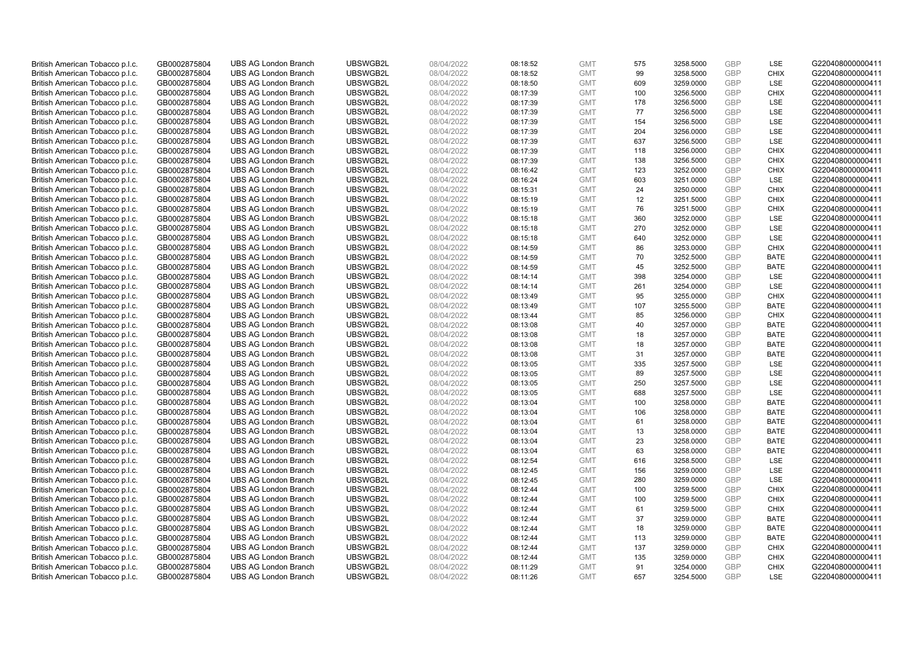| | | | | | | | | | | | |
|---|---|---|---|---|---|---|---|---|---|---|---|
| British American Tobacco p.l.c. | GB0002875804 | UBS AG London Branch | UBSWGB2L | 08/04/2022 | 08:18:52 | GMT | 575 | 3258.5000 | GBP | LSE | G220408000000411 |
| British American Tobacco p.l.c. | GB0002875804 | UBS AG London Branch | UBSWGB2L | 08/04/2022 | 08:18:52 | GMT | 99 | 3258.5000 | GBP | CHIX | G220408000000411 |
| British American Tobacco p.l.c. | GB0002875804 | UBS AG London Branch | UBSWGB2L | 08/04/2022 | 08:18:50 | GMT | 609 | 3259.0000 | GBP | LSE | G220408000000411 |
| British American Tobacco p.l.c. | GB0002875804 | UBS AG London Branch | UBSWGB2L | 08/04/2022 | 08:17:39 | GMT | 100 | 3256.5000 | GBP | CHIX | G220408000000411 |
| British American Tobacco p.l.c. | GB0002875804 | UBS AG London Branch | UBSWGB2L | 08/04/2022 | 08:17:39 | GMT | 178 | 3256.5000 | GBP | LSE | G220408000000411 |
| British American Tobacco p.l.c. | GB0002875804 | UBS AG London Branch | UBSWGB2L | 08/04/2022 | 08:17:39 | GMT | 77 | 3256.5000 | GBP | LSE | G220408000000411 |
| British American Tobacco p.l.c. | GB0002875804 | UBS AG London Branch | UBSWGB2L | 08/04/2022 | 08:17:39 | GMT | 154 | 3256.5000 | GBP | LSE | G220408000000411 |
| British American Tobacco p.l.c. | GB0002875804 | UBS AG London Branch | UBSWGB2L | 08/04/2022 | 08:17:39 | GMT | 204 | 3256.0000 | GBP | LSE | G220408000000411 |
| British American Tobacco p.l.c. | GB0002875804 | UBS AG London Branch | UBSWGB2L | 08/04/2022 | 08:17:39 | GMT | 637 | 3256.5000 | GBP | LSE | G220408000000411 |
| British American Tobacco p.l.c. | GB0002875804 | UBS AG London Branch | UBSWGB2L | 08/04/2022 | 08:17:39 | GMT | 118 | 3256.0000 | GBP | CHIX | G220408000000411 |
| British American Tobacco p.l.c. | GB0002875804 | UBS AG London Branch | UBSWGB2L | 08/04/2022 | 08:17:39 | GMT | 138 | 3256.5000 | GBP | CHIX | G220408000000411 |
| British American Tobacco p.l.c. | GB0002875804 | UBS AG London Branch | UBSWGB2L | 08/04/2022 | 08:16:42 | GMT | 123 | 3252.0000 | GBP | CHIX | G220408000000411 |
| British American Tobacco p.l.c. | GB0002875804 | UBS AG London Branch | UBSWGB2L | 08/04/2022 | 08:16:24 | GMT | 603 | 3251.0000 | GBP | LSE | G220408000000411 |
| British American Tobacco p.l.c. | GB0002875804 | UBS AG London Branch | UBSWGB2L | 08/04/2022 | 08:15:31 | GMT | 24 | 3250.0000 | GBP | CHIX | G220408000000411 |
| British American Tobacco p.l.c. | GB0002875804 | UBS AG London Branch | UBSWGB2L | 08/04/2022 | 08:15:19 | GMT | 12 | 3251.5000 | GBP | CHIX | G220408000000411 |
| British American Tobacco p.l.c. | GB0002875804 | UBS AG London Branch | UBSWGB2L | 08/04/2022 | 08:15:19 | GMT | 76 | 3251.5000 | GBP | CHIX | G220408000000411 |
| British American Tobacco p.l.c. | GB0002875804 | UBS AG London Branch | UBSWGB2L | 08/04/2022 | 08:15:18 | GMT | 360 | 3252.0000 | GBP | LSE | G220408000000411 |
| British American Tobacco p.l.c. | GB0002875804 | UBS AG London Branch | UBSWGB2L | 08/04/2022 | 08:15:18 | GMT | 270 | 3252.0000 | GBP | LSE | G220408000000411 |
| British American Tobacco p.l.c. | GB0002875804 | UBS AG London Branch | UBSWGB2L | 08/04/2022 | 08:15:18 | GMT | 640 | 3252.0000 | GBP | LSE | G220408000000411 |
| British American Tobacco p.l.c. | GB0002875804 | UBS AG London Branch | UBSWGB2L | 08/04/2022 | 08:14:59 | GMT | 86 | 3253.0000 | GBP | CHIX | G220408000000411 |
| British American Tobacco p.l.c. | GB0002875804 | UBS AG London Branch | UBSWGB2L | 08/04/2022 | 08:14:59 | GMT | 70 | 3252.5000 | GBP | BATE | G220408000000411 |
| British American Tobacco p.l.c. | GB0002875804 | UBS AG London Branch | UBSWGB2L | 08/04/2022 | 08:14:59 | GMT | 45 | 3252.5000 | GBP | BATE | G220408000000411 |
| British American Tobacco p.l.c. | GB0002875804 | UBS AG London Branch | UBSWGB2L | 08/04/2022 | 08:14:14 | GMT | 398 | 3254.0000 | GBP | LSE | G220408000000411 |
| British American Tobacco p.l.c. | GB0002875804 | UBS AG London Branch | UBSWGB2L | 08/04/2022 | 08:14:14 | GMT | 261 | 3254.0000 | GBP | LSE | G220408000000411 |
| British American Tobacco p.l.c. | GB0002875804 | UBS AG London Branch | UBSWGB2L | 08/04/2022 | 08:13:49 | GMT | 95 | 3255.0000 | GBP | CHIX | G220408000000411 |
| British American Tobacco p.l.c. | GB0002875804 | UBS AG London Branch | UBSWGB2L | 08/04/2022 | 08:13:49 | GMT | 107 | 3255.5000 | GBP | BATE | G220408000000411 |
| British American Tobacco p.l.c. | GB0002875804 | UBS AG London Branch | UBSWGB2L | 08/04/2022 | 08:13:44 | GMT | 85 | 3256.0000 | GBP | CHIX | G220408000000411 |
| British American Tobacco p.l.c. | GB0002875804 | UBS AG London Branch | UBSWGB2L | 08/04/2022 | 08:13:08 | GMT | 40 | 3257.0000 | GBP | BATE | G220408000000411 |
| British American Tobacco p.l.c. | GB0002875804 | UBS AG London Branch | UBSWGB2L | 08/04/2022 | 08:13:08 | GMT | 18 | 3257.0000 | GBP | BATE | G220408000000411 |
| British American Tobacco p.l.c. | GB0002875804 | UBS AG London Branch | UBSWGB2L | 08/04/2022 | 08:13:08 | GMT | 18 | 3257.0000 | GBP | BATE | G220408000000411 |
| British American Tobacco p.l.c. | GB0002875804 | UBS AG London Branch | UBSWGB2L | 08/04/2022 | 08:13:08 | GMT | 31 | 3257.0000 | GBP | BATE | G220408000000411 |
| British American Tobacco p.l.c. | GB0002875804 | UBS AG London Branch | UBSWGB2L | 08/04/2022 | 08:13:05 | GMT | 335 | 3257.5000 | GBP | LSE | G220408000000411 |
| British American Tobacco p.l.c. | GB0002875804 | UBS AG London Branch | UBSWGB2L | 08/04/2022 | 08:13:05 | GMT | 89 | 3257.5000 | GBP | LSE | G220408000000411 |
| British American Tobacco p.l.c. | GB0002875804 | UBS AG London Branch | UBSWGB2L | 08/04/2022 | 08:13:05 | GMT | 250 | 3257.5000 | GBP | LSE | G220408000000411 |
| British American Tobacco p.l.c. | GB0002875804 | UBS AG London Branch | UBSWGB2L | 08/04/2022 | 08:13:05 | GMT | 688 | 3257.5000 | GBP | LSE | G220408000000411 |
| British American Tobacco p.l.c. | GB0002875804 | UBS AG London Branch | UBSWGB2L | 08/04/2022 | 08:13:04 | GMT | 100 | 3258.0000 | GBP | BATE | G220408000000411 |
| British American Tobacco p.l.c. | GB0002875804 | UBS AG London Branch | UBSWGB2L | 08/04/2022 | 08:13:04 | GMT | 106 | 3258.0000 | GBP | BATE | G220408000000411 |
| British American Tobacco p.l.c. | GB0002875804 | UBS AG London Branch | UBSWGB2L | 08/04/2022 | 08:13:04 | GMT | 61 | 3258.0000 | GBP | BATE | G220408000000411 |
| British American Tobacco p.l.c. | GB0002875804 | UBS AG London Branch | UBSWGB2L | 08/04/2022 | 08:13:04 | GMT | 13 | 3258.0000 | GBP | BATE | G220408000000411 |
| British American Tobacco p.l.c. | GB0002875804 | UBS AG London Branch | UBSWGB2L | 08/04/2022 | 08:13:04 | GMT | 23 | 3258.0000 | GBP | BATE | G220408000000411 |
| British American Tobacco p.l.c. | GB0002875804 | UBS AG London Branch | UBSWGB2L | 08/04/2022 | 08:13:04 | GMT | 63 | 3258.0000 | GBP | BATE | G220408000000411 |
| British American Tobacco p.l.c. | GB0002875804 | UBS AG London Branch | UBSWGB2L | 08/04/2022 | 08:12:54 | GMT | 616 | 3258.5000 | GBP | LSE | G220408000000411 |
| British American Tobacco p.l.c. | GB0002875804 | UBS AG London Branch | UBSWGB2L | 08/04/2022 | 08:12:45 | GMT | 156 | 3259.0000 | GBP | LSE | G220408000000411 |
| British American Tobacco p.l.c. | GB0002875804 | UBS AG London Branch | UBSWGB2L | 08/04/2022 | 08:12:45 | GMT | 280 | 3259.0000 | GBP | LSE | G220408000000411 |
| British American Tobacco p.l.c. | GB0002875804 | UBS AG London Branch | UBSWGB2L | 08/04/2022 | 08:12:44 | GMT | 100 | 3259.5000 | GBP | CHIX | G220408000000411 |
| British American Tobacco p.l.c. | GB0002875804 | UBS AG London Branch | UBSWGB2L | 08/04/2022 | 08:12:44 | GMT | 100 | 3259.5000 | GBP | CHIX | G220408000000411 |
| British American Tobacco p.l.c. | GB0002875804 | UBS AG London Branch | UBSWGB2L | 08/04/2022 | 08:12:44 | GMT | 61 | 3259.5000 | GBP | CHIX | G220408000000411 |
| British American Tobacco p.l.c. | GB0002875804 | UBS AG London Branch | UBSWGB2L | 08/04/2022 | 08:12:44 | GMT | 37 | 3259.0000 | GBP | BATE | G220408000000411 |
| British American Tobacco p.l.c. | GB0002875804 | UBS AG London Branch | UBSWGB2L | 08/04/2022 | 08:12:44 | GMT | 18 | 3259.0000 | GBP | BATE | G220408000000411 |
| British American Tobacco p.l.c. | GB0002875804 | UBS AG London Branch | UBSWGB2L | 08/04/2022 | 08:12:44 | GMT | 113 | 3259.0000 | GBP | BATE | G220408000000411 |
| British American Tobacco p.l.c. | GB0002875804 | UBS AG London Branch | UBSWGB2L | 08/04/2022 | 08:12:44 | GMT | 137 | 3259.0000 | GBP | CHIX | G220408000000411 |
| British American Tobacco p.l.c. | GB0002875804 | UBS AG London Branch | UBSWGB2L | 08/04/2022 | 08:12:44 | GMT | 135 | 3259.0000 | GBP | CHIX | G220408000000411 |
| British American Tobacco p.l.c. | GB0002875804 | UBS AG London Branch | UBSWGB2L | 08/04/2022 | 08:11:29 | GMT | 91 | 3254.0000 | GBP | CHIX | G220408000000411 |
| British American Tobacco p.l.c. | GB0002875804 | UBS AG London Branch | UBSWGB2L | 08/04/2022 | 08:11:26 | GMT | 657 | 3254.5000 | GBP | LSE | G220408000000411 |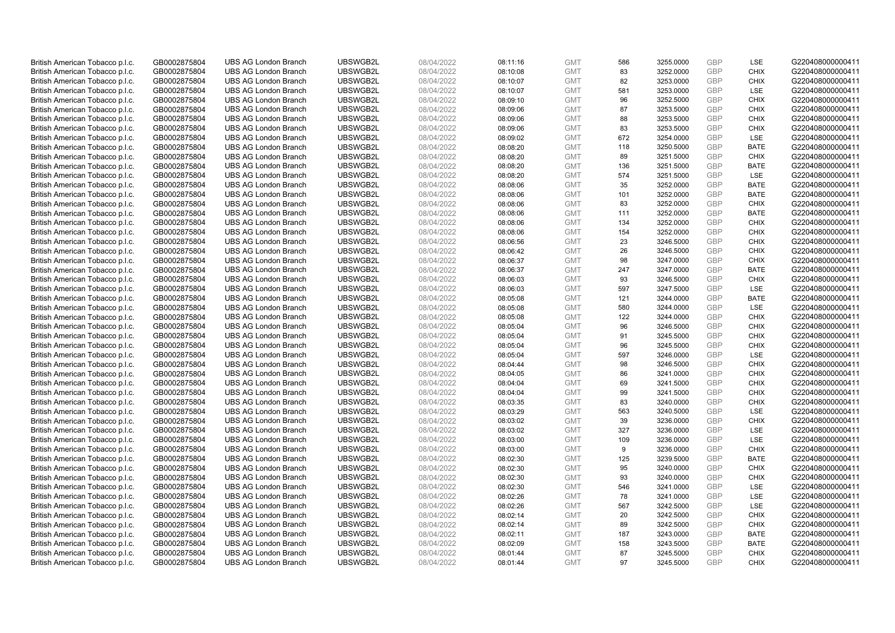| British American Tobacco p.l.c. | GB0002875804 | UBS AG London Branch | UBSWGB2L | 08/04/2022 | 08:11:16 | GMT | 586 | 3255.0000 | GBP | LSE | G220408000000411 |
|---|---|---|---|---|---|---|---|---|---|---|---|
| British American Tobacco p.l.c. | GB0002875804 | UBS AG London Branch | UBSWGB2L | 08/04/2022 | 08:10:08 | GMT | 83 | 3252.0000 | GBP | CHIX | G220408000000411 |
| British American Tobacco p.l.c. | GB0002875804 | UBS AG London Branch | UBSWGB2L | 08/04/2022 | 08:10:07 | GMT | 82 | 3253.0000 | GBP | CHIX | G220408000000411 |
| British American Tobacco p.l.c. | GB0002875804 | UBS AG London Branch | UBSWGB2L | 08/04/2022 | 08:10:07 | GMT | 581 | 3253.0000 | GBP | LSE | G220408000000411 |
| British American Tobacco p.l.c. | GB0002875804 | UBS AG London Branch | UBSWGB2L | 08/04/2022 | 08:09:10 | GMT | 96 | 3252.5000 | GBP | CHIX | G220408000000411 |
| British American Tobacco p.l.c. | GB0002875804 | UBS AG London Branch | UBSWGB2L | 08/04/2022 | 08:09:06 | GMT | 87 | 3253.5000 | GBP | CHIX | G220408000000411 |
| British American Tobacco p.l.c. | GB0002875804 | UBS AG London Branch | UBSWGB2L | 08/04/2022 | 08:09:06 | GMT | 88 | 3253.5000 | GBP | CHIX | G220408000000411 |
| British American Tobacco p.l.c. | GB0002875804 | UBS AG London Branch | UBSWGB2L | 08/04/2022 | 08:09:06 | GMT | 83 | 3253.5000 | GBP | CHIX | G220408000000411 |
| British American Tobacco p.l.c. | GB0002875804 | UBS AG London Branch | UBSWGB2L | 08/04/2022 | 08:09:02 | GMT | 672 | 3254.0000 | GBP | LSE | G220408000000411 |
| British American Tobacco p.l.c. | GB0002875804 | UBS AG London Branch | UBSWGB2L | 08/04/2022 | 08:08:20 | GMT | 118 | 3250.5000 | GBP | BATE | G220408000000411 |
| British American Tobacco p.l.c. | GB0002875804 | UBS AG London Branch | UBSWGB2L | 08/04/2022 | 08:08:20 | GMT | 89 | 3251.5000 | GBP | CHIX | G220408000000411 |
| British American Tobacco p.l.c. | GB0002875804 | UBS AG London Branch | UBSWGB2L | 08/04/2022 | 08:08:20 | GMT | 136 | 3251.5000 | GBP | BATE | G220408000000411 |
| British American Tobacco p.l.c. | GB0002875804 | UBS AG London Branch | UBSWGB2L | 08/04/2022 | 08:08:20 | GMT | 574 | 3251.5000 | GBP | LSE | G220408000000411 |
| British American Tobacco p.l.c. | GB0002875804 | UBS AG London Branch | UBSWGB2L | 08/04/2022 | 08:08:06 | GMT | 35 | 3252.0000 | GBP | BATE | G220408000000411 |
| British American Tobacco p.l.c. | GB0002875804 | UBS AG London Branch | UBSWGB2L | 08/04/2022 | 08:08:06 | GMT | 101 | 3252.0000 | GBP | BATE | G220408000000411 |
| British American Tobacco p.l.c. | GB0002875804 | UBS AG London Branch | UBSWGB2L | 08/04/2022 | 08:08:06 | GMT | 83 | 3252.0000 | GBP | CHIX | G220408000000411 |
| British American Tobacco p.l.c. | GB0002875804 | UBS AG London Branch | UBSWGB2L | 08/04/2022 | 08:08:06 | GMT | 111 | 3252.0000 | GBP | BATE | G220408000000411 |
| British American Tobacco p.l.c. | GB0002875804 | UBS AG London Branch | UBSWGB2L | 08/04/2022 | 08:08:06 | GMT | 134 | 3252.0000 | GBP | CHIX | G220408000000411 |
| British American Tobacco p.l.c. | GB0002875804 | UBS AG London Branch | UBSWGB2L | 08/04/2022 | 08:08:06 | GMT | 154 | 3252.0000 | GBP | CHIX | G220408000000411 |
| British American Tobacco p.l.c. | GB0002875804 | UBS AG London Branch | UBSWGB2L | 08/04/2022 | 08:06:56 | GMT | 23 | 3246.5000 | GBP | CHIX | G220408000000411 |
| British American Tobacco p.l.c. | GB0002875804 | UBS AG London Branch | UBSWGB2L | 08/04/2022 | 08:06:42 | GMT | 26 | 3246.5000 | GBP | CHIX | G220408000000411 |
| British American Tobacco p.l.c. | GB0002875804 | UBS AG London Branch | UBSWGB2L | 08/04/2022 | 08:06:37 | GMT | 98 | 3247.0000 | GBP | CHIX | G220408000000411 |
| British American Tobacco p.l.c. | GB0002875804 | UBS AG London Branch | UBSWGB2L | 08/04/2022 | 08:06:37 | GMT | 247 | 3247.0000 | GBP | BATE | G220408000000411 |
| British American Tobacco p.l.c. | GB0002875804 | UBS AG London Branch | UBSWGB2L | 08/04/2022 | 08:06:03 | GMT | 93 | 3246.5000 | GBP | CHIX | G220408000000411 |
| British American Tobacco p.l.c. | GB0002875804 | UBS AG London Branch | UBSWGB2L | 08/04/2022 | 08:06:03 | GMT | 597 | 3247.5000 | GBP | LSE | G220408000000411 |
| British American Tobacco p.l.c. | GB0002875804 | UBS AG London Branch | UBSWGB2L | 08/04/2022 | 08:05:08 | GMT | 121 | 3244.0000 | GBP | BATE | G220408000000411 |
| British American Tobacco p.l.c. | GB0002875804 | UBS AG London Branch | UBSWGB2L | 08/04/2022 | 08:05:08 | GMT | 580 | 3244.0000 | GBP | LSE | G220408000000411 |
| British American Tobacco p.l.c. | GB0002875804 | UBS AG London Branch | UBSWGB2L | 08/04/2022 | 08:05:08 | GMT | 122 | 3244.0000 | GBP | CHIX | G220408000000411 |
| British American Tobacco p.l.c. | GB0002875804 | UBS AG London Branch | UBSWGB2L | 08/04/2022 | 08:05:04 | GMT | 96 | 3246.5000 | GBP | CHIX | G220408000000411 |
| British American Tobacco p.l.c. | GB0002875804 | UBS AG London Branch | UBSWGB2L | 08/04/2022 | 08:05:04 | GMT | 91 | 3245.5000 | GBP | CHIX | G220408000000411 |
| British American Tobacco p.l.c. | GB0002875804 | UBS AG London Branch | UBSWGB2L | 08/04/2022 | 08:05:04 | GMT | 96 | 3245.5000 | GBP | CHIX | G220408000000411 |
| British American Tobacco p.l.c. | GB0002875804 | UBS AG London Branch | UBSWGB2L | 08/04/2022 | 08:05:04 | GMT | 597 | 3246.0000 | GBP | LSE | G220408000000411 |
| British American Tobacco p.l.c. | GB0002875804 | UBS AG London Branch | UBSWGB2L | 08/04/2022 | 08:04:44 | GMT | 98 | 3246.5000 | GBP | CHIX | G220408000000411 |
| British American Tobacco p.l.c. | GB0002875804 | UBS AG London Branch | UBSWGB2L | 08/04/2022 | 08:04:05 | GMT | 86 | 3241.0000 | GBP | CHIX | G220408000000411 |
| British American Tobacco p.l.c. | GB0002875804 | UBS AG London Branch | UBSWGB2L | 08/04/2022 | 08:04:04 | GMT | 69 | 3241.5000 | GBP | CHIX | G220408000000411 |
| British American Tobacco p.l.c. | GB0002875804 | UBS AG London Branch | UBSWGB2L | 08/04/2022 | 08:04:04 | GMT | 99 | 3241.5000 | GBP | CHIX | G220408000000411 |
| British American Tobacco p.l.c. | GB0002875804 | UBS AG London Branch | UBSWGB2L | 08/04/2022 | 08:03:35 | GMT | 83 | 3240.0000 | GBP | CHIX | G220408000000411 |
| British American Tobacco p.l.c. | GB0002875804 | UBS AG London Branch | UBSWGB2L | 08/04/2022 | 08:03:29 | GMT | 563 | 3240.5000 | GBP | LSE | G220408000000411 |
| British American Tobacco p.l.c. | GB0002875804 | UBS AG London Branch | UBSWGB2L | 08/04/2022 | 08:03:02 | GMT | 39 | 3236.0000 | GBP | CHIX | G220408000000411 |
| British American Tobacco p.l.c. | GB0002875804 | UBS AG London Branch | UBSWGB2L | 08/04/2022 | 08:03:02 | GMT | 327 | 3236.0000 | GBP | LSE | G220408000000411 |
| British American Tobacco p.l.c. | GB0002875804 | UBS AG London Branch | UBSWGB2L | 08/04/2022 | 08:03:00 | GMT | 109 | 3236.0000 | GBP | LSE | G220408000000411 |
| British American Tobacco p.l.c. | GB0002875804 | UBS AG London Branch | UBSWGB2L | 08/04/2022 | 08:03:00 | GMT | 9 | 3236.0000 | GBP | CHIX | G220408000000411 |
| British American Tobacco p.l.c. | GB0002875804 | UBS AG London Branch | UBSWGB2L | 08/04/2022 | 08:02:30 | GMT | 125 | 3239.5000 | GBP | BATE | G220408000000411 |
| British American Tobacco p.l.c. | GB0002875804 | UBS AG London Branch | UBSWGB2L | 08/04/2022 | 08:02:30 | GMT | 95 | 3240.0000 | GBP | CHIX | G220408000000411 |
| British American Tobacco p.l.c. | GB0002875804 | UBS AG London Branch | UBSWGB2L | 08/04/2022 | 08:02:30 | GMT | 93 | 3240.0000 | GBP | CHIX | G220408000000411 |
| British American Tobacco p.l.c. | GB0002875804 | UBS AG London Branch | UBSWGB2L | 08/04/2022 | 08:02:30 | GMT | 546 | 3241.0000 | GBP | LSE | G220408000000411 |
| British American Tobacco p.l.c. | GB0002875804 | UBS AG London Branch | UBSWGB2L | 08/04/2022 | 08:02:26 | GMT | 78 | 3241.0000 | GBP | LSE | G220408000000411 |
| British American Tobacco p.l.c. | GB0002875804 | UBS AG London Branch | UBSWGB2L | 08/04/2022 | 08:02:26 | GMT | 567 | 3242.5000 | GBP | LSE | G220408000000411 |
| British American Tobacco p.l.c. | GB0002875804 | UBS AG London Branch | UBSWGB2L | 08/04/2022 | 08:02:14 | GMT | 20 | 3242.5000 | GBP | CHIX | G220408000000411 |
| British American Tobacco p.l.c. | GB0002875804 | UBS AG London Branch | UBSWGB2L | 08/04/2022 | 08:02:14 | GMT | 89 | 3242.5000 | GBP | CHIX | G220408000000411 |
| British American Tobacco p.l.c. | GB0002875804 | UBS AG London Branch | UBSWGB2L | 08/04/2022 | 08:02:11 | GMT | 187 | 3243.0000 | GBP | BATE | G220408000000411 |
| British American Tobacco p.l.c. | GB0002875804 | UBS AG London Branch | UBSWGB2L | 08/04/2022 | 08:02:09 | GMT | 158 | 3243.5000 | GBP | BATE | G220408000000411 |
| British American Tobacco p.l.c. | GB0002875804 | UBS AG London Branch | UBSWGB2L | 08/04/2022 | 08:01:44 | GMT | 87 | 3245.5000 | GBP | CHIX | G220408000000411 |
| British American Tobacco p.l.c. | GB0002875804 | UBS AG London Branch | UBSWGB2L | 08/04/2022 | 08:01:44 | GMT | 97 | 3245.5000 | GBP | CHIX | G220408000000411 |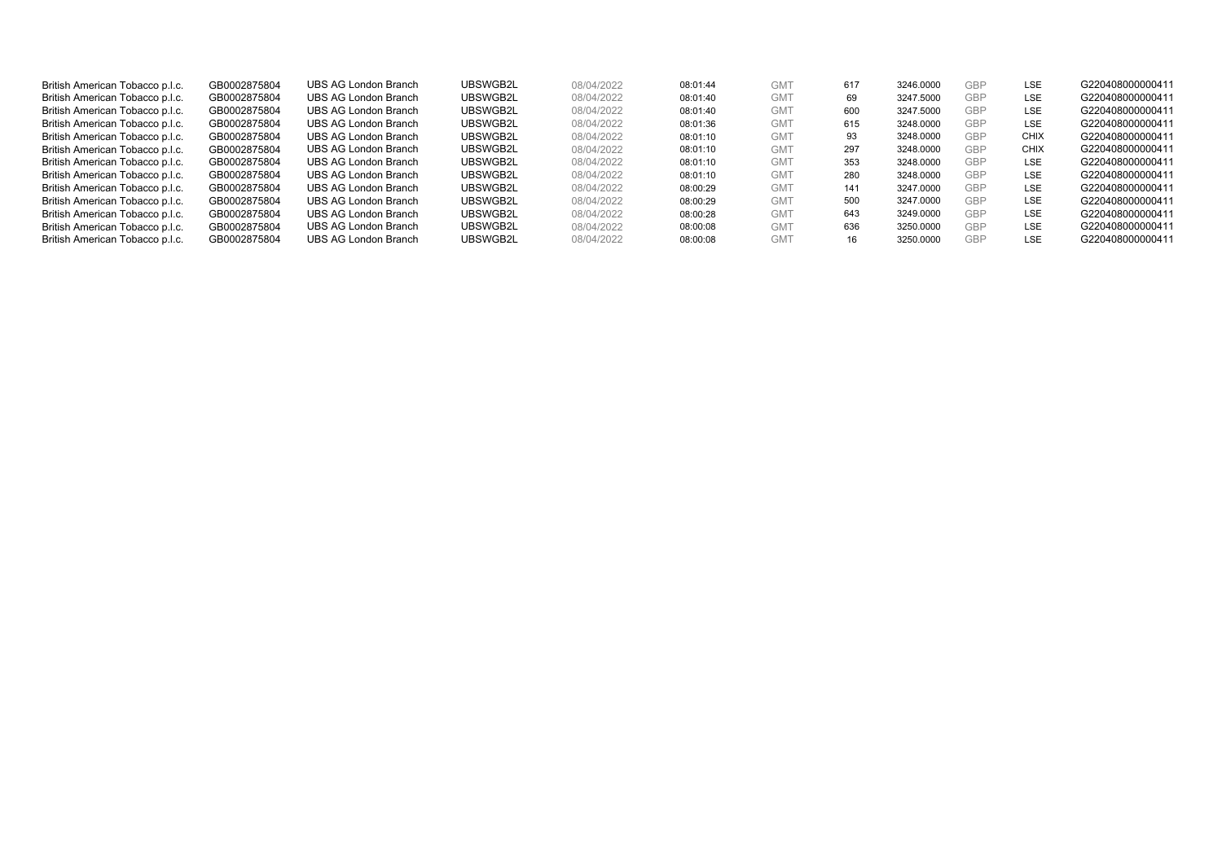| | | | | | | | | | | | |
|---|---|---|---|---|---|---|---|---|---|---|---|
| British American Tobacco p.l.c. | GB0002875804 | UBS AG London Branch | UBSWGB2L | 08/04/2022 | 08:01:44 | GMT | 617 | 3246.0000 | GBP | LSE | G220408000000411 |
| British American Tobacco p.l.c. | GB0002875804 | UBS AG London Branch | UBSWGB2L | 08/04/2022 | 08:01:40 | GMT | 69 | 3247.5000 | GBP | LSE | G220408000000411 |
| British American Tobacco p.l.c. | GB0002875804 | UBS AG London Branch | UBSWGB2L | 08/04/2022 | 08:01:40 | GMT | 600 | 3247.5000 | GBP | LSE | G220408000000411 |
| British American Tobacco p.l.c. | GB0002875804 | UBS AG London Branch | UBSWGB2L | 08/04/2022 | 08:01:36 | GMT | 615 | 3248.0000 | GBP | LSE | G220408000000411 |
| British American Tobacco p.l.c. | GB0002875804 | UBS AG London Branch | UBSWGB2L | 08/04/2022 | 08:01:10 | GMT | 93 | 3248.0000 | GBP | CHIX | G220408000000411 |
| British American Tobacco p.l.c. | GB0002875804 | UBS AG London Branch | UBSWGB2L | 08/04/2022 | 08:01:10 | GMT | 297 | 3248.0000 | GBP | CHIX | G220408000000411 |
| British American Tobacco p.l.c. | GB0002875804 | UBS AG London Branch | UBSWGB2L | 08/04/2022 | 08:01:10 | GMT | 353 | 3248.0000 | GBP | LSE | G220408000000411 |
| British American Tobacco p.l.c. | GB0002875804 | UBS AG London Branch | UBSWGB2L | 08/04/2022 | 08:01:10 | GMT | 280 | 3248.0000 | GBP | LSE | G220408000000411 |
| British American Tobacco p.l.c. | GB0002875804 | UBS AG London Branch | UBSWGB2L | 08/04/2022 | 08:00:29 | GMT | 141 | 3247.0000 | GBP | LSE | G220408000000411 |
| British American Tobacco p.l.c. | GB0002875804 | UBS AG London Branch | UBSWGB2L | 08/04/2022 | 08:00:29 | GMT | 500 | 3247.0000 | GBP | LSE | G220408000000411 |
| British American Tobacco p.l.c. | GB0002875804 | UBS AG London Branch | UBSWGB2L | 08/04/2022 | 08:00:28 | GMT | 643 | 3249.0000 | GBP | LSE | G220408000000411 |
| British American Tobacco p.l.c. | GB0002875804 | UBS AG London Branch | UBSWGB2L | 08/04/2022 | 08:00:08 | GMT | 636 | 3250.0000 | GBP | LSE | G220408000000411 |
| British American Tobacco p.l.c. | GB0002875804 | UBS AG London Branch | UBSWGB2L | 08/04/2022 | 08:00:08 | GMT | 16 | 3250.0000 | GBP | LSE | G220408000000411 |